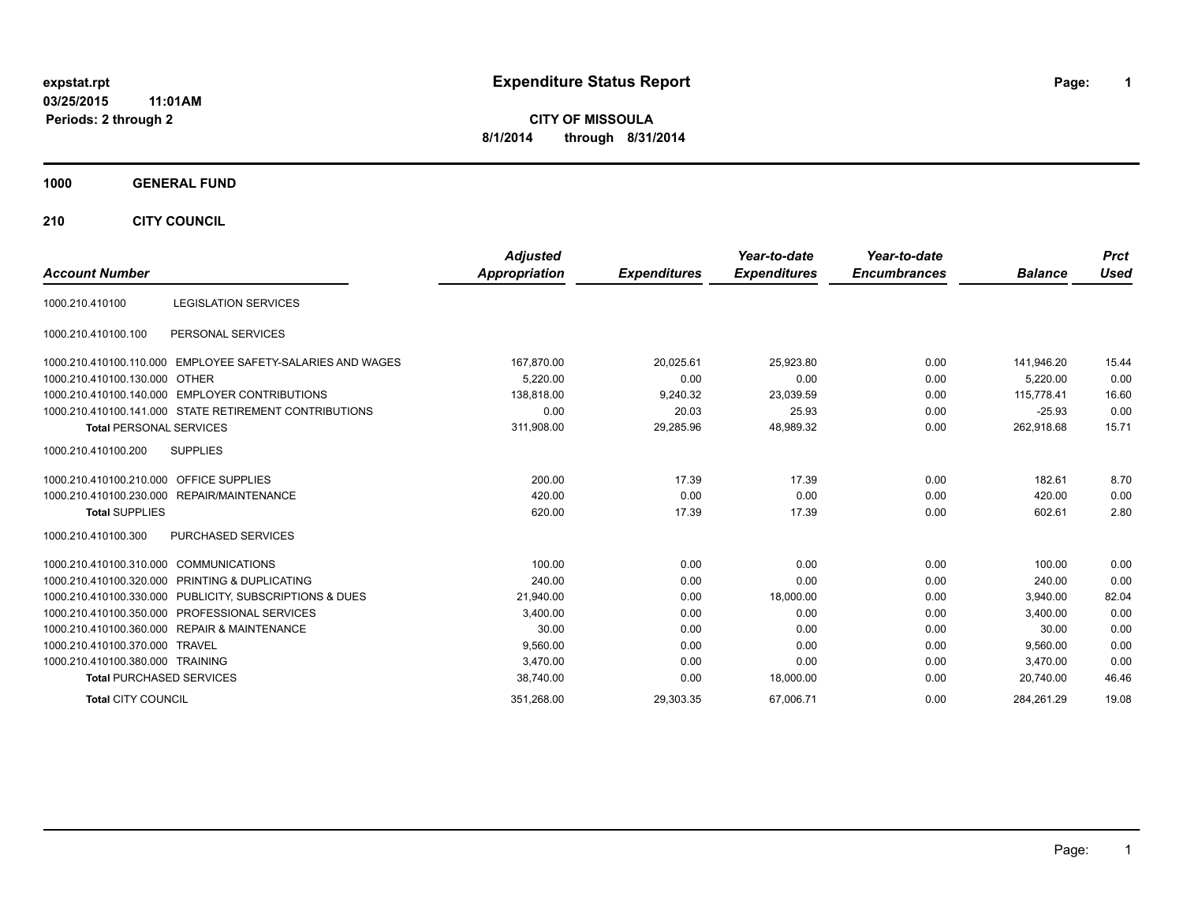expstat.rpt
03/25/2015 11:01AM
Periods: 2 through 2

# Expenditure Status Report

**CITY OF MISSOULA**
**8/1/2014 through 8/31/2014**

## 1000 GENERAL FUND

### 210 CITY COUNCIL

| Account Number | | Adjusted Appropriation | Expenditures | Year-to-date Expenditures | Year-to-date Encumbrances | Balance | Prct Used |
|---|---|---|---|---|---|---|---|
| 1000.210.410100 | LEGISLATION SERVICES | | | | | | |
| 1000.210.410100.100 | PERSONAL SERVICES | | | | | | |
| 1000.210.410100.110.000 | EMPLOYEE SAFETY-SALARIES AND WAGES | 167,870.00 | 20,025.61 | 25,923.80 | 0.00 | 141,946.20 | 15.44 |
| 1000.210.410100.130.000 | OTHER | 5,220.00 | 0.00 | 0.00 | 0.00 | 5,220.00 | 0.00 |
| 1000.210.410100.140.000 | EMPLOYER CONTRIBUTIONS | 138,818.00 | 9,240.32 | 23,039.59 | 0.00 | 115,778.41 | 16.60 |
| 1000.210.410100.141.000 | STATE RETIREMENT CONTRIBUTIONS | 0.00 | 20.03 | 25.93 | 0.00 | -25.93 | 0.00 |
| **Total** PERSONAL SERVICES | | 311,908.00 | 29,285.96 | 48,989.32 | 0.00 | 262,918.68 | 15.71 |
| 1000.210.410100.200 | SUPPLIES | | | | | | |
| 1000.210.410100.210.000 | OFFICE SUPPLIES | 200.00 | 17.39 | 17.39 | 0.00 | 182.61 | 8.70 |
| 1000.210.410100.230.000 | REPAIR/MAINTENANCE | 420.00 | 0.00 | 0.00 | 0.00 | 420.00 | 0.00 |
| **Total** SUPPLIES | | 620.00 | 17.39 | 17.39 | 0.00 | 602.61 | 2.80 |
| 1000.210.410100.300 | PURCHASED SERVICES | | | | | | |
| 1000.210.410100.310.000 | COMMUNICATIONS | 100.00 | 0.00 | 0.00 | 0.00 | 100.00 | 0.00 |
| 1000.210.410100.320.000 | PRINTING & DUPLICATING | 240.00 | 0.00 | 0.00 | 0.00 | 240.00 | 0.00 |
| 1000.210.410100.330.000 | PUBLICITY, SUBSCRIPTIONS & DUES | 21,940.00 | 0.00 | 18,000.00 | 0.00 | 3,940.00 | 82.04 |
| 1000.210.410100.350.000 | PROFESSIONAL SERVICES | 3,400.00 | 0.00 | 0.00 | 0.00 | 3,400.00 | 0.00 |
| 1000.210.410100.360.000 | REPAIR & MAINTENANCE | 30.00 | 0.00 | 0.00 | 0.00 | 30.00 | 0.00 |
| 1000.210.410100.370.000 | TRAVEL | 9,560.00 | 0.00 | 0.00 | 0.00 | 9,560.00 | 0.00 |
| 1000.210.410100.380.000 | TRAINING | 3,470.00 | 0.00 | 0.00 | 0.00 | 3,470.00 | 0.00 |
| **Total** PURCHASED SERVICES | | 38,740.00 | 0.00 | 18,000.00 | 0.00 | 20,740.00 | 46.46 |
| **Total** CITY COUNCIL | | 351,268.00 | 29,303.35 | 67,006.71 | 0.00 | 284,261.29 | 19.08 |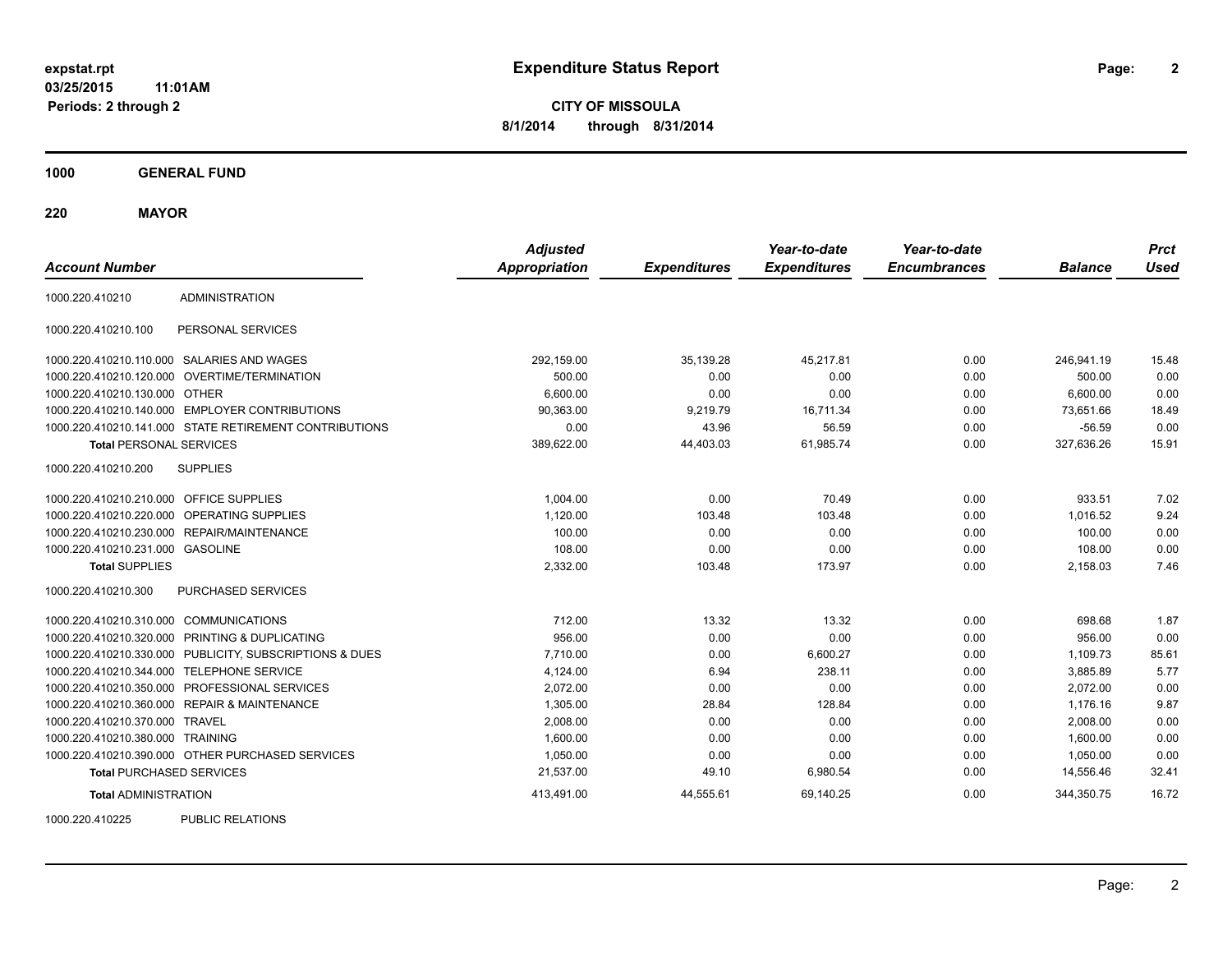# Expenditure Status Report

expstat.rpt
03/25/2015 11:01AM
Periods: 2 through 2

**CITY OF MISSOULA**
**8/1/2014 through 8/31/2014**

**1000 GENERAL FUND**

**220 MAYOR**

| Account Number | | Adjusted Appropriation | Expenditures | Year-to-date Expenditures | Year-to-date Encumbrances | Balance | Prct Used |
|---|---|---|---|---|---|---|---|
| 1000.220.410210 | ADMINISTRATION | | | | | | |
| 1000.220.410210.100 | PERSONAL SERVICES | | | | | | |
| 1000.220.410210.110.000 | SALARIES AND WAGES | 292,159.00 | 35,139.28 | 45,217.81 | 0.00 | 246,941.19 | 15.48 |
| 1000.220.410210.120.000 | OVERTIME/TERMINATION | 500.00 | 0.00 | 0.00 | 0.00 | 500.00 | 0.00 |
| 1000.220.410210.130.000 | OTHER | 6,600.00 | 0.00 | 0.00 | 0.00 | 6,600.00 | 0.00 |
| 1000.220.410210.140.000 | EMPLOYER CONTRIBUTIONS | 90,363.00 | 9,219.79 | 16,711.34 | 0.00 | 73,651.66 | 18.49 |
| 1000.220.410210.141.000 | STATE RETIREMENT CONTRIBUTIONS | 0.00 | 43.96 | 56.59 | 0.00 | -56.59 | 0.00 |
| **Total** PERSONAL SERVICES | | 389,622.00 | 44,403.03 | 61,985.74 | 0.00 | 327,636.26 | 15.91 |
| 1000.220.410210.200 | SUPPLIES | | | | | | |
| 1000.220.410210.210.000 | OFFICE SUPPLIES | 1,004.00 | 0.00 | 70.49 | 0.00 | 933.51 | 7.02 |
| 1000.220.410210.220.000 | OPERATING SUPPLIES | 1,120.00 | 103.48 | 103.48 | 0.00 | 1,016.52 | 9.24 |
| 1000.220.410210.230.000 | REPAIR/MAINTENANCE | 100.00 | 0.00 | 0.00 | 0.00 | 100.00 | 0.00 |
| 1000.220.410210.231.000 | GASOLINE | 108.00 | 0.00 | 0.00 | 0.00 | 108.00 | 0.00 |
| **Total** SUPPLIES | | 2,332.00 | 103.48 | 173.97 | 0.00 | 2,158.03 | 7.46 |
| 1000.220.410210.300 | PURCHASED SERVICES | | | | | | |
| 1000.220.410210.310.000 | COMMUNICATIONS | 712.00 | 13.32 | 13.32 | 0.00 | 698.68 | 1.87 |
| 1000.220.410210.320.000 | PRINTING & DUPLICATING | 956.00 | 0.00 | 0.00 | 0.00 | 956.00 | 0.00 |
| 1000.220.410210.330.000 | PUBLICITY, SUBSCRIPTIONS & DUES | 7,710.00 | 0.00 | 6,600.27 | 0.00 | 1,109.73 | 85.61 |
| 1000.220.410210.344.000 | TELEPHONE SERVICE | 4,124.00 | 6.94 | 238.11 | 0.00 | 3,885.89 | 5.77 |
| 1000.220.410210.350.000 | PROFESSIONAL SERVICES | 2,072.00 | 0.00 | 0.00 | 0.00 | 2,072.00 | 0.00 |
| 1000.220.410210.360.000 | REPAIR & MAINTENANCE | 1,305.00 | 28.84 | 128.84 | 0.00 | 1,176.16 | 9.87 |
| 1000.220.410210.370.000 | TRAVEL | 2,008.00 | 0.00 | 0.00 | 0.00 | 2,008.00 | 0.00 |
| 1000.220.410210.380.000 | TRAINING | 1,600.00 | 0.00 | 0.00 | 0.00 | 1,600.00 | 0.00 |
| 1000.220.410210.390.000 | OTHER PURCHASED SERVICES | 1,050.00 | 0.00 | 0.00 | 0.00 | 1,050.00 | 0.00 |
| **Total** PURCHASED SERVICES | | 21,537.00 | 49.10 | 6,980.54 | 0.00 | 14,556.46 | 32.41 |
| **Total** ADMINISTRATION | | 413,491.00 | 44,555.61 | 69,140.25 | 0.00 | 344,350.75 | 16.72 |
| 1000.220.410225 | PUBLIC RELATIONS | | | | | | |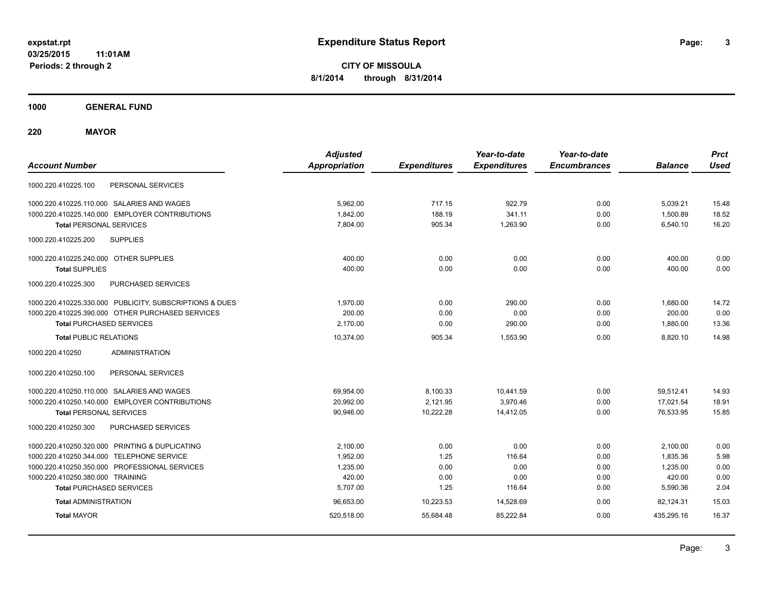**expstat.rpt**
**03/25/2015 11:01AM**
**Periods: 2 through 2**

# Expenditure Status Report

**CITY OF MISSOULA**
**8/1/2014 through 8/31/2014**

## 1000 GENERAL FUND

## 220 MAYOR

| Account Number | | Adjusted Appropriation | Expenditures | Year-to-date Expenditures | Year-to-date Encumbrances | Balance | Prct Used |
|---|---|---|---|---|---|---|---|
| 1000.220.410225.100 | PERSONAL SERVICES | | | | | | |
| 1000.220.410225.110.000 | SALARIES AND WAGES | 5,962.00 | 717.15 | 922.79 | 0.00 | 5,039.21 | 15.48 |
| 1000.220.410225.140.000 | EMPLOYER CONTRIBUTIONS | 1,842.00 | 188.19 | 341.11 | 0.00 | 1,500.89 | 18.52 |
| **Total** PERSONAL SERVICES | | 7,804.00 | 905.34 | 1,263.90 | 0.00 | 6,540.10 | 16.20 |
| 1000.220.410225.200 | SUPPLIES | | | | | | |
| 1000.220.410225.240.000 | OTHER SUPPLIES | 400.00 | 0.00 | 0.00 | 0.00 | 400.00 | 0.00 |
| **Total** SUPPLIES | | 400.00 | 0.00 | 0.00 | 0.00 | 400.00 | 0.00 |
| 1000.220.410225.300 | PURCHASED SERVICES | | | | | | |
| 1000.220.410225.330.000 | PUBLICITY, SUBSCRIPTIONS & DUES | 1,970.00 | 0.00 | 290.00 | 0.00 | 1,680.00 | 14.72 |
| 1000.220.410225.390.000 | OTHER PURCHASED SERVICES | 200.00 | 0.00 | 0.00 | 0.00 | 200.00 | 0.00 |
| **Total** PURCHASED SERVICES | | 2,170.00 | 0.00 | 290.00 | 0.00 | 1,880.00 | 13.36 |
| **Total** PUBLIC RELATIONS | | 10,374.00 | 905.34 | 1,553.90 | 0.00 | 8,820.10 | 14.98 |
| 1000.220.410250 | ADMINISTRATION | | | | | | |
| 1000.220.410250.100 | PERSONAL SERVICES | | | | | | |
| 1000.220.410250.110.000 | SALARIES AND WAGES | 69,954.00 | 8,100.33 | 10,441.59 | 0.00 | 59,512.41 | 14.93 |
| 1000.220.410250.140.000 | EMPLOYER CONTRIBUTIONS | 20,992.00 | 2,121.95 | 3,970.46 | 0.00 | 17,021.54 | 18.91 |
| **Total** PERSONAL SERVICES | | 90,946.00 | 10,222.28 | 14,412.05 | 0.00 | 76,533.95 | 15.85 |
| 1000.220.410250.300 | PURCHASED SERVICES | | | | | | |
| 1000.220.410250.320.000 | PRINTING & DUPLICATING | 2,100.00 | 0.00 | 0.00 | 0.00 | 2,100.00 | 0.00 |
| 1000.220.410250.344.000 | TELEPHONE SERVICE | 1,952.00 | 1.25 | 116.64 | 0.00 | 1,835.36 | 5.98 |
| 1000.220.410250.350.000 | PROFESSIONAL SERVICES | 1,235.00 | 0.00 | 0.00 | 0.00 | 1,235.00 | 0.00 |
| 1000.220.410250.380.000 | TRAINING | 420.00 | 0.00 | 0.00 | 0.00 | 420.00 | 0.00 |
| **Total** PURCHASED SERVICES | | 5,707.00 | 1.25 | 116.64 | 0.00 | 5,590.36 | 2.04 |
| **Total** ADMINISTRATION | | 96,653.00 | 10,223.53 | 14,528.69 | 0.00 | 82,124.31 | 15.03 |
| **Total** MAYOR | | 520,518.00 | 55,684.48 | 85,222.84 | 0.00 | 435,295.16 | 16.37 |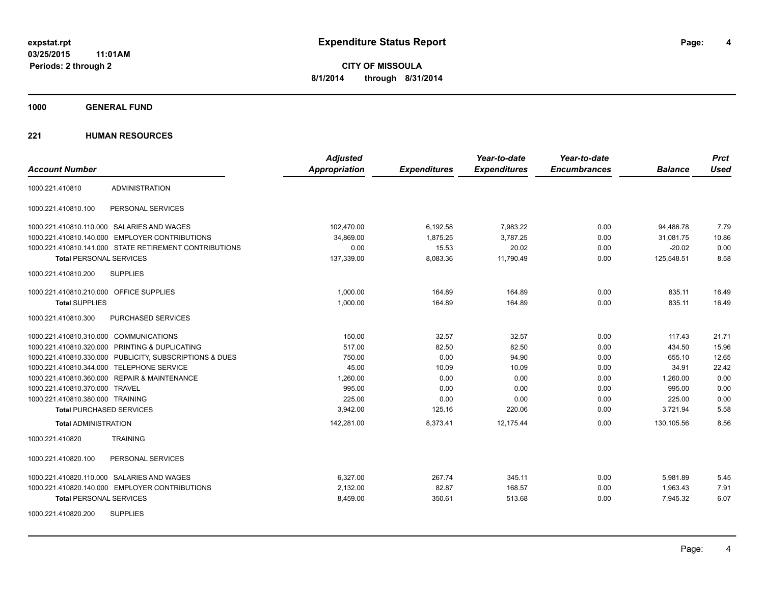**expstat.rpt**
**03/25/2015 11:01AM**
**Periods: 2 through 2**

# Expenditure Status Report

**CITY OF MISSOULA**
**8/1/2014 through 8/31/2014**

## 1000 GENERAL FUND

### 221 HUMAN RESOURCES

| Account Number | | Adjusted Appropriation | Expenditures | Year-to-date Expenditures | Year-to-date Encumbrances | Balance | Prct Used |
|---|---|---|---|---|---|---|---|
| 1000.221.410810 | ADMINISTRATION | | | | | | |
| 1000.221.410810.100 | PERSONAL SERVICES | | | | | | |
| 1000.221.410810.110.000 | SALARIES AND WAGES | 102,470.00 | 6,192.58 | 7,983.22 | 0.00 | 94,486.78 | 7.79 |
| 1000.221.410810.140.000 | EMPLOYER CONTRIBUTIONS | 34,869.00 | 1,875.25 | 3,787.25 | 0.00 | 31,081.75 | 10.86 |
| 1000.221.410810.141.000 | STATE RETIREMENT CONTRIBUTIONS | 0.00 | 15.53 | 20.02 | 0.00 | -20.02 | 0.00 |
| **Total** PERSONAL SERVICES | | 137,339.00 | 8,083.36 | 11,790.49 | 0.00 | 125,548.51 | 8.58 |
| 1000.221.410810.200 | SUPPLIES | | | | | | |
| 1000.221.410810.210.000 | OFFICE SUPPLIES | 1,000.00 | 164.89 | 164.89 | 0.00 | 835.11 | 16.49 |
| **Total** SUPPLIES | | 1,000.00 | 164.89 | 164.89 | 0.00 | 835.11 | 16.49 |
| 1000.221.410810.300 | PURCHASED SERVICES | | | | | | |
| 1000.221.410810.310.000 | COMMUNICATIONS | 150.00 | 32.57 | 32.57 | 0.00 | 117.43 | 21.71 |
| 1000.221.410810.320.000 | PRINTING & DUPLICATING | 517.00 | 82.50 | 82.50 | 0.00 | 434.50 | 15.96 |
| 1000.221.410810.330.000 | PUBLICITY, SUBSCRIPTIONS & DUES | 750.00 | 0.00 | 94.90 | 0.00 | 655.10 | 12.65 |
| 1000.221.410810.344.000 | TELEPHONE SERVICE | 45.00 | 10.09 | 10.09 | 0.00 | 34.91 | 22.42 |
| 1000.221.410810.360.000 | REPAIR & MAINTENANCE | 1,260.00 | 0.00 | 0.00 | 0.00 | 1,260.00 | 0.00 |
| 1000.221.410810.370.000 | TRAVEL | 995.00 | 0.00 | 0.00 | 0.00 | 995.00 | 0.00 |
| 1000.221.410810.380.000 | TRAINING | 225.00 | 0.00 | 0.00 | 0.00 | 225.00 | 0.00 |
| **Total** PURCHASED SERVICES | | 3,942.00 | 125.16 | 220.06 | 0.00 | 3,721.94 | 5.58 |
| **Total** ADMINISTRATION | | 142,281.00 | 8,373.41 | 12,175.44 | 0.00 | 130,105.56 | 8.56 |
| 1000.221.410820 | TRAINING | | | | | | |
| 1000.221.410820.100 | PERSONAL SERVICES | | | | | | |
| 1000.221.410820.110.000 | SALARIES AND WAGES | 6,327.00 | 267.74 | 345.11 | 0.00 | 5,981.89 | 5.45 |
| 1000.221.410820.140.000 | EMPLOYER CONTRIBUTIONS | 2,132.00 | 82.87 | 168.57 | 0.00 | 1,963.43 | 7.91 |
| **Total** PERSONAL SERVICES | | 8,459.00 | 350.61 | 513.68 | 0.00 | 7,945.32 | 6.07 |
| 1000.221.410820.200 | SUPPLIES | | | | | | |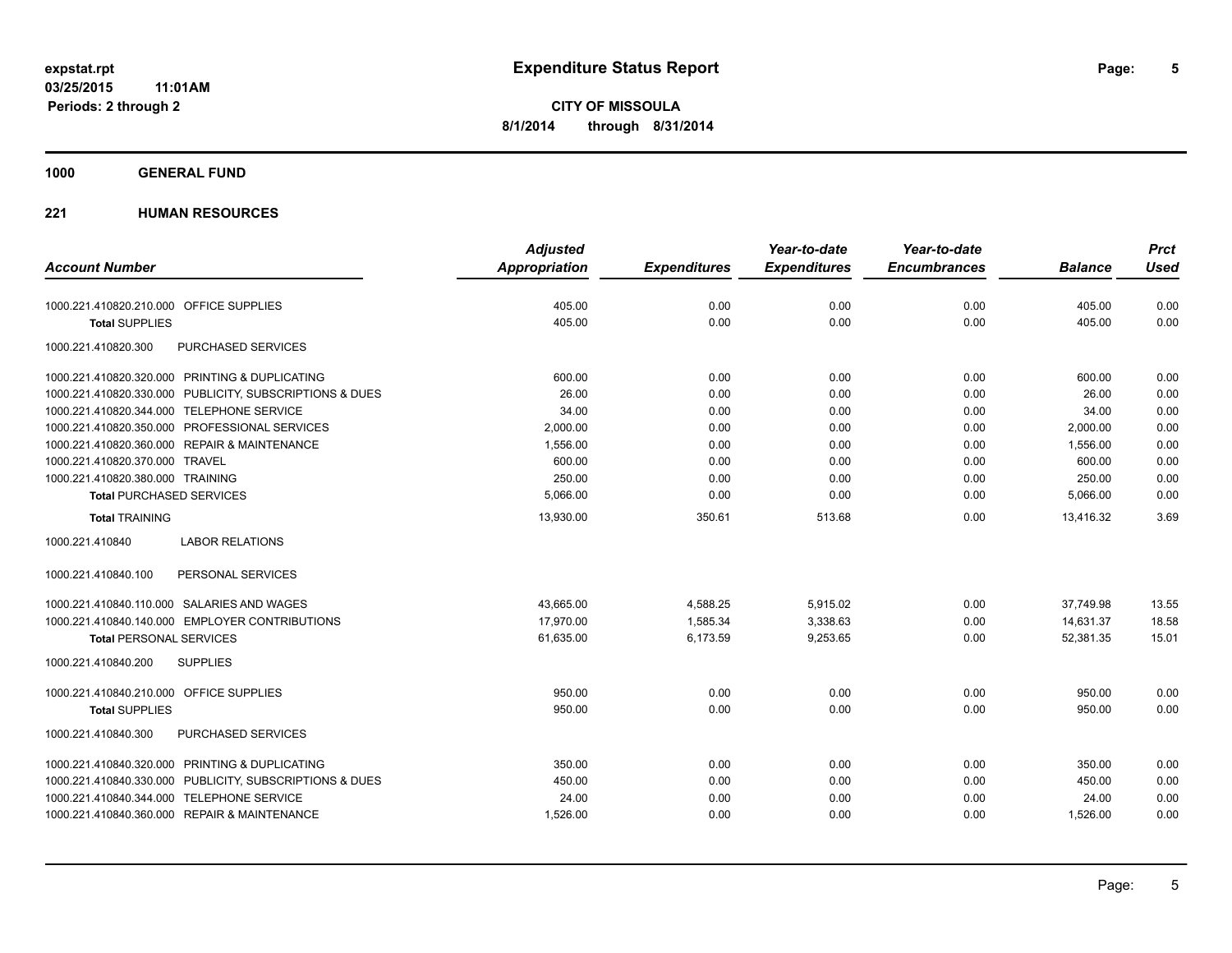**expstat.rpt**
**03/25/2015 11:01AM**
**Periods: 2 through 2**

# Expenditure Status Report

**CITY OF MISSOULA**
**8/1/2014 through 8/31/2014**

## 1000 GENERAL FUND

### 221 HUMAN RESOURCES

| Account Number | Adjusted Appropriation | Expenditures | Year-to-date Expenditures | Year-to-date Encumbrances | Balance | Prct Used |
|---|---|---|---|---|---|---|
| 1000.221.410820.210.000 OFFICE SUPPLIES | 405.00 | 0.00 | 0.00 | 0.00 | 405.00 | 0.00 |
| **Total** SUPPLIES | 405.00 | 0.00 | 0.00 | 0.00 | 405.00 | 0.00 |
| 1000.221.410820.300 PURCHASED SERVICES | | | | | | |
| 1000.221.410820.320.000 PRINTING & DUPLICATING | 600.00 | 0.00 | 0.00 | 0.00 | 600.00 | 0.00 |
| 1000.221.410820.330.000 PUBLICITY, SUBSCRIPTIONS & DUES | 26.00 | 0.00 | 0.00 | 0.00 | 26.00 | 0.00 |
| 1000.221.410820.344.000 TELEPHONE SERVICE | 34.00 | 0.00 | 0.00 | 0.00 | 34.00 | 0.00 |
| 1000.221.410820.350.000 PROFESSIONAL SERVICES | 2,000.00 | 0.00 | 0.00 | 0.00 | 2,000.00 | 0.00 |
| 1000.221.410820.360.000 REPAIR & MAINTENANCE | 1,556.00 | 0.00 | 0.00 | 0.00 | 1,556.00 | 0.00 |
| 1000.221.410820.370.000 TRAVEL | 600.00 | 0.00 | 0.00 | 0.00 | 600.00 | 0.00 |
| 1000.221.410820.380.000 TRAINING | 250.00 | 0.00 | 0.00 | 0.00 | 250.00 | 0.00 |
| **Total** PURCHASED SERVICES | 5,066.00 | 0.00 | 0.00 | 0.00 | 5,066.00 | 0.00 |
| **Total** TRAINING | 13,930.00 | 350.61 | 513.68 | 0.00 | 13,416.32 | 3.69 |
| 1000.221.410840 LABOR RELATIONS | | | | | | |
| 1000.221.410840.100 PERSONAL SERVICES | | | | | | |
| 1000.221.410840.110.000 SALARIES AND WAGES | 43,665.00 | 4,588.25 | 5,915.02 | 0.00 | 37,749.98 | 13.55 |
| 1000.221.410840.140.000 EMPLOYER CONTRIBUTIONS | 17,970.00 | 1,585.34 | 3,338.63 | 0.00 | 14,631.37 | 18.58 |
| **Total** PERSONAL SERVICES | 61,635.00 | 6,173.59 | 9,253.65 | 0.00 | 52,381.35 | 15.01 |
| 1000.221.410840.200 SUPPLIES | | | | | | |
| 1000.221.410840.210.000 OFFICE SUPPLIES | 950.00 | 0.00 | 0.00 | 0.00 | 950.00 | 0.00 |
| **Total** SUPPLIES | 950.00 | 0.00 | 0.00 | 0.00 | 950.00 | 0.00 |
| 1000.221.410840.300 PURCHASED SERVICES | | | | | | |
| 1000.221.410840.320.000 PRINTING & DUPLICATING | 350.00 | 0.00 | 0.00 | 0.00 | 350.00 | 0.00 |
| 1000.221.410840.330.000 PUBLICITY, SUBSCRIPTIONS & DUES | 450.00 | 0.00 | 0.00 | 0.00 | 450.00 | 0.00 |
| 1000.221.410840.344.000 TELEPHONE SERVICE | 24.00 | 0.00 | 0.00 | 0.00 | 24.00 | 0.00 |
| 1000.221.410840.360.000 REPAIR & MAINTENANCE | 1,526.00 | 0.00 | 0.00 | 0.00 | 1,526.00 | 0.00 |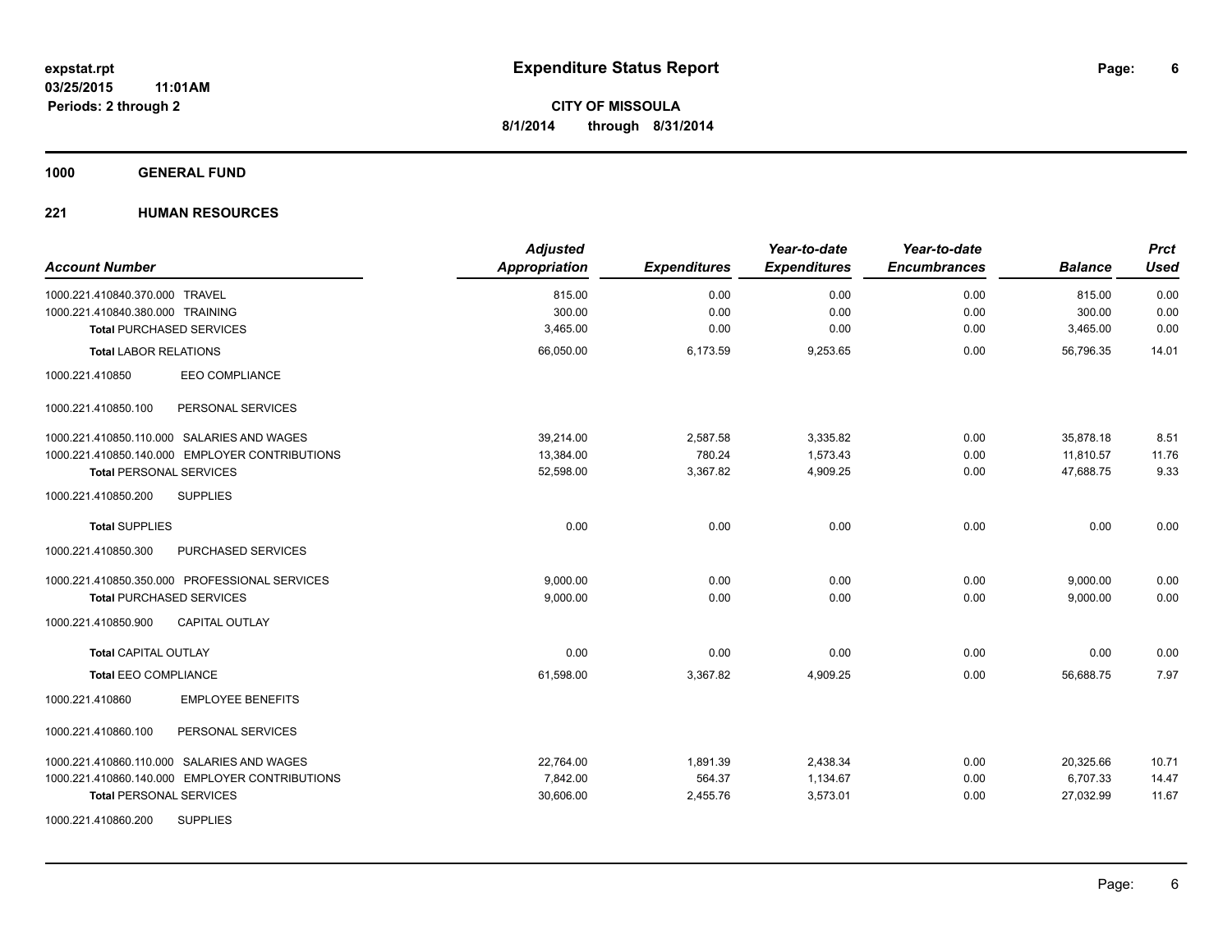**expstat.rpt**
**03/25/2015 11:01AM**
**Periods: 2 through 2**

# Expenditure Status Report

**CITY OF MISSOULA**
**8/1/2014 through 8/31/2014**

## 1000 GENERAL FUND

## 221 HUMAN RESOURCES

| Account Number | Adjusted Appropriation | Expenditures | Year-to-date Expenditures | Year-to-date Encumbrances | Balance | Prct Used |
|---|---|---|---|---|---|---|
| 1000.221.410840.370.000 TRAVEL | 815.00 | 0.00 | 0.00 | 0.00 | 815.00 | 0.00 |
| 1000.221.410840.380.000 TRAINING | 300.00 | 0.00 | 0.00 | 0.00 | 300.00 | 0.00 |
| **Total** PURCHASED SERVICES | 3,465.00 | 0.00 | 0.00 | 0.00 | 3,465.00 | 0.00 |
| **Total** LABOR RELATIONS | 66,050.00 | 6,173.59 | 9,253.65 | 0.00 | 56,796.35 | 14.01 |
| 1000.221.410850 EEO COMPLIANCE | | | | | | |
| 1000.221.410850.100 PERSONAL SERVICES | | | | | | |
| 1000.221.410850.110.000 SALARIES AND WAGES | 39,214.00 | 2,587.58 | 3,335.82 | 0.00 | 35,878.18 | 8.51 |
| 1000.221.410850.140.000 EMPLOYER CONTRIBUTIONS | 13,384.00 | 780.24 | 1,573.43 | 0.00 | 11,810.57 | 11.76 |
| **Total** PERSONAL SERVICES | 52,598.00 | 3,367.82 | 4,909.25 | 0.00 | 47,688.75 | 9.33 |
| 1000.221.410850.200 SUPPLIES | | | | | | |
| **Total** SUPPLIES | 0.00 | 0.00 | 0.00 | 0.00 | 0.00 | 0.00 |
| 1000.221.410850.300 PURCHASED SERVICES | | | | | | |
| 1000.221.410850.350.000 PROFESSIONAL SERVICES | 9,000.00 | 0.00 | 0.00 | 0.00 | 9,000.00 | 0.00 |
| **Total** PURCHASED SERVICES | 9,000.00 | 0.00 | 0.00 | 0.00 | 9,000.00 | 0.00 |
| 1000.221.410850.900 CAPITAL OUTLAY | | | | | | |
| **Total** CAPITAL OUTLAY | 0.00 | 0.00 | 0.00 | 0.00 | 0.00 | 0.00 |
| **Total** EEO COMPLIANCE | 61,598.00 | 3,367.82 | 4,909.25 | 0.00 | 56,688.75 | 7.97 |
| 1000.221.410860 EMPLOYEE BENEFITS | | | | | | |
| 1000.221.410860.100 PERSONAL SERVICES | | | | | | |
| 1000.221.410860.110.000 SALARIES AND WAGES | 22,764.00 | 1,891.39 | 2,438.34 | 0.00 | 20,325.66 | 10.71 |
| 1000.221.410860.140.000 EMPLOYER CONTRIBUTIONS | 7,842.00 | 564.37 | 1,134.67 | 0.00 | 6,707.33 | 14.47 |
| **Total** PERSONAL SERVICES | 30,606.00 | 2,455.76 | 3,573.01 | 0.00 | 27,032.99 | 11.67 |
| 1000.221.410860.200 SUPPLIES | | | | | | |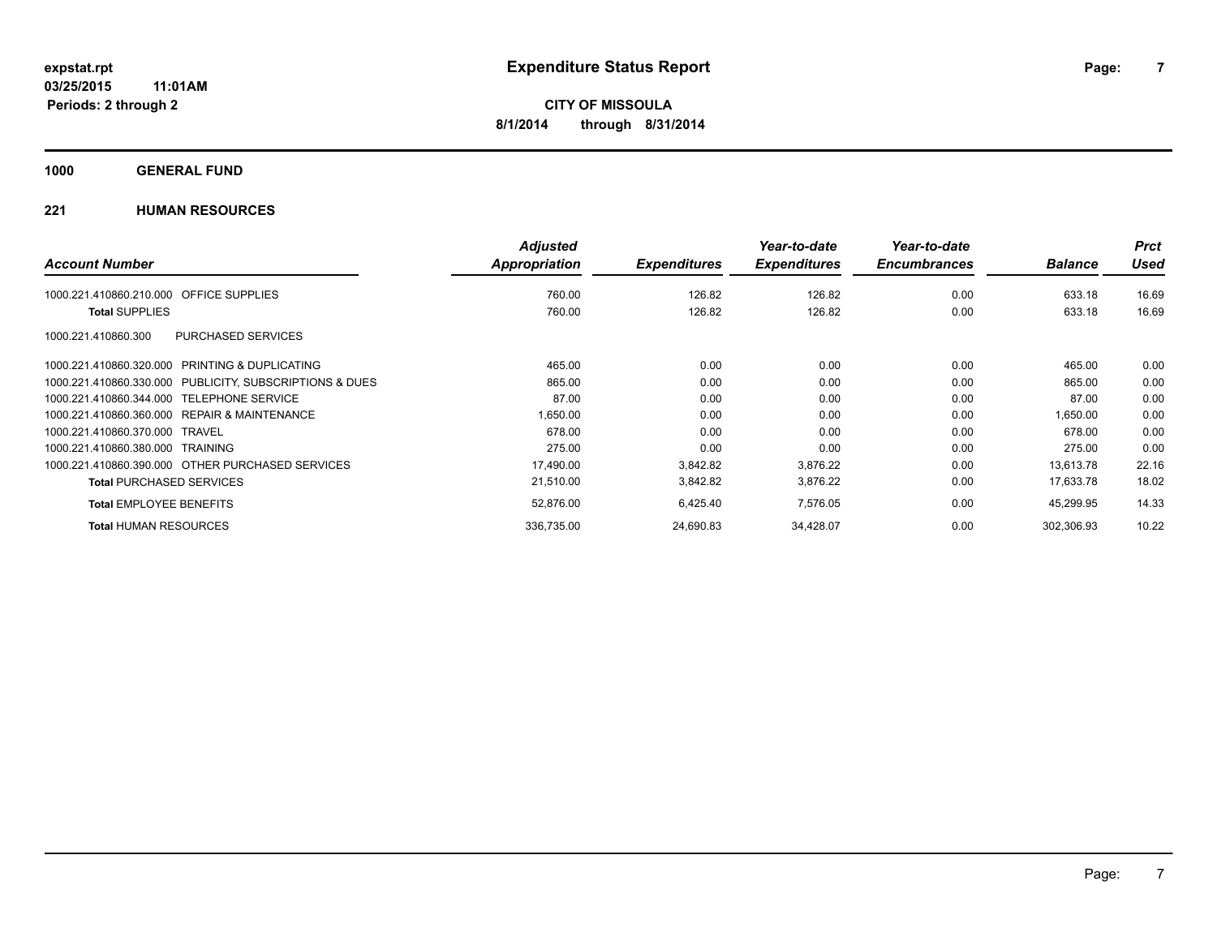expstat.rpt
03/25/2015 11:01AM
Periods: 2 through 2

# Expenditure Status Report

**CITY OF MISSOULA**
**8/1/2014 through 8/31/2014**

## 1000 GENERAL FUND

### 221 HUMAN RESOURCES

| Account Number | Adjusted Appropriation | Expenditures | Year-to-date Expenditures | Year-to-date Encumbrances | Balance | Prct Used |
|---|---|---|---|---|---|---|
| 1000.221.410860.210.000 OFFICE SUPPLIES | 760.00 | 126.82 | 126.82 | 0.00 | 633.18 | 16.69 |
| **Total** SUPPLIES | 760.00 | 126.82 | 126.82 | 0.00 | 633.18 | 16.69 |
| 1000.221.410860.300 PURCHASED SERVICES | | | | | | |
| 1000.221.410860.320.000 PRINTING & DUPLICATING | 465.00 | 0.00 | 0.00 | 0.00 | 465.00 | 0.00 |
| 1000.221.410860.330.000 PUBLICITY, SUBSCRIPTIONS & DUES | 865.00 | 0.00 | 0.00 | 0.00 | 865.00 | 0.00 |
| 1000.221.410860.344.000 TELEPHONE SERVICE | 87.00 | 0.00 | 0.00 | 0.00 | 87.00 | 0.00 |
| 1000.221.410860.360.000 REPAIR & MAINTENANCE | 1,650.00 | 0.00 | 0.00 | 0.00 | 1,650.00 | 0.00 |
| 1000.221.410860.370.000 TRAVEL | 678.00 | 0.00 | 0.00 | 0.00 | 678.00 | 0.00 |
| 1000.221.410860.380.000 TRAINING | 275.00 | 0.00 | 0.00 | 0.00 | 275.00 | 0.00 |
| 1000.221.410860.390.000 OTHER PURCHASED SERVICES | 17,490.00 | 3,842.82 | 3,876.22 | 0.00 | 13,613.78 | 22.16 |
| **Total** PURCHASED SERVICES | 21,510.00 | 3,842.82 | 3,876.22 | 0.00 | 17,633.78 | 18.02 |
| **Total** EMPLOYEE BENEFITS | 52,876.00 | 6,425.40 | 7,576.05 | 0.00 | 45,299.95 | 14.33 |
| **Total** HUMAN RESOURCES | 336,735.00 | 24,690.83 | 34,428.07 | 0.00 | 302,306.93 | 10.22 |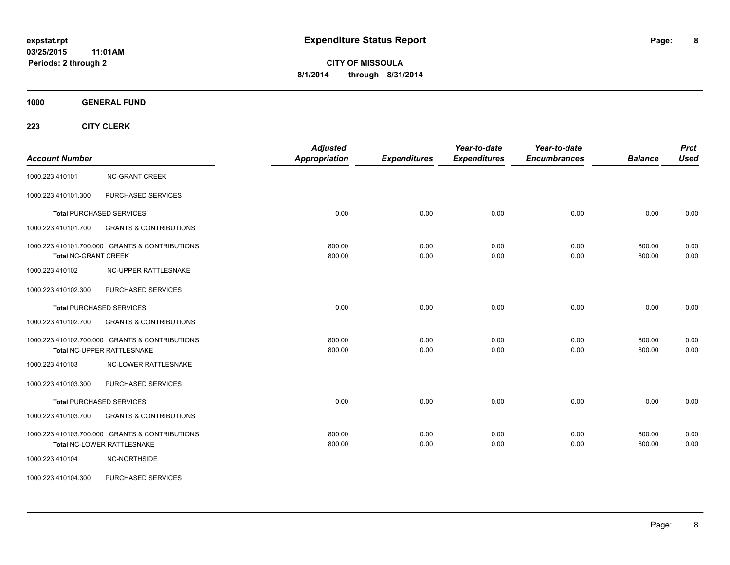**expstat.rpt**
**03/25/2015 11:01AM**
**Periods: 2 through 2**

# Expenditure Status Report

**CITY OF MISSOULA**
**8/1/2014 through 8/31/2014**

## 1000 GENERAL FUND

### 223 CITY CLERK

| Account Number | | Adjusted Appropriation | Expenditures | Year-to-date Expenditures | Year-to-date Encumbrances | Balance | Prct Used |
|---|---|---|---|---|---|---|---|
| 1000.223.410101 | NC-GRANT CREEK | | | | | | |
| 1000.223.410101.300 | PURCHASED SERVICES | | | | | | |
| **Total** PURCHASED SERVICES | | 0.00 | 0.00 | 0.00 | 0.00 | 0.00 | 0.00 |
| 1000.223.410101.700 | GRANTS & CONTRIBUTIONS | | | | | | |
| 1000.223.410101.700.000 | GRANTS & CONTRIBUTIONS | 800.00 | 0.00 | 0.00 | 0.00 | 800.00 | 0.00 |
| **Total** NC-GRANT CREEK | | 800.00 | 0.00 | 0.00 | 0.00 | 800.00 | 0.00 |
| 1000.223.410102 | NC-UPPER RATTLESNAKE | | | | | | |
| 1000.223.410102.300 | PURCHASED SERVICES | | | | | | |
| **Total** PURCHASED SERVICES | | 0.00 | 0.00 | 0.00 | 0.00 | 0.00 | 0.00 |
| 1000.223.410102.700 | GRANTS & CONTRIBUTIONS | | | | | | |
| 1000.223.410102.700.000 | GRANTS & CONTRIBUTIONS | 800.00 | 0.00 | 0.00 | 0.00 | 800.00 | 0.00 |
| **Total** NC-UPPER RATTLESNAKE | | 800.00 | 0.00 | 0.00 | 0.00 | 800.00 | 0.00 |
| 1000.223.410103 | NC-LOWER RATTLESNAKE | | | | | | |
| 1000.223.410103.300 | PURCHASED SERVICES | | | | | | |
| **Total** PURCHASED SERVICES | | 0.00 | 0.00 | 0.00 | 0.00 | 0.00 | 0.00 |
| 1000.223.410103.700 | GRANTS & CONTRIBUTIONS | | | | | | |
| 1000.223.410103.700.000 | GRANTS & CONTRIBUTIONS | 800.00 | 0.00 | 0.00 | 0.00 | 800.00 | 0.00 |
| **Total** NC-LOWER RATTLESNAKE | | 800.00 | 0.00 | 0.00 | 0.00 | 800.00 | 0.00 |
| 1000.223.410104 | NC-NORTHSIDE | | | | | | |
| 1000.223.410104.300 | PURCHASED SERVICES | | | | | | |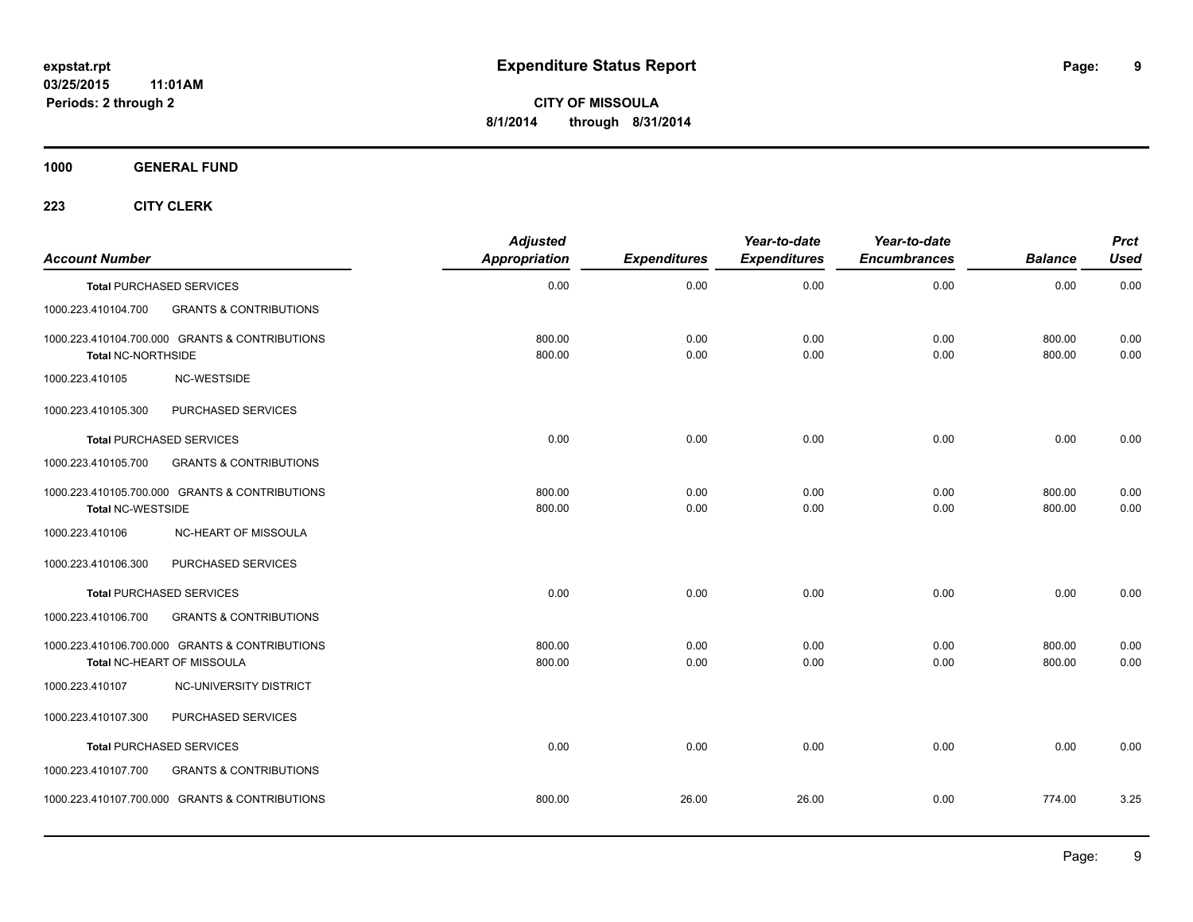# Expenditure Status Report

**CITY OF MISSOULA**

**8/1/2014 through 8/31/2014**

expstat.rpt
03/25/2015 11:01AM
Periods: 2 through 2

**1000 GENERAL FUND**

**223 CITY CLERK**

| Account Number | | Adjusted Appropriation | Expenditures | Year-to-date Expenditures | Year-to-date Encumbrances | Balance | Prct Used |
|---|---|---|---|---|---|---|---|
| **Total** PURCHASED SERVICES | | 0.00 | 0.00 | 0.00 | 0.00 | 0.00 | 0.00 |
| 1000.223.410104.700 | GRANTS & CONTRIBUTIONS | | | | | | |
| 1000.223.410104.700.000 GRANTS & CONTRIBUTIONS | | 800.00 | 0.00 | 0.00 | 0.00 | 800.00 | 0.00 |
| **Total** NC-NORTHSIDE | | 800.00 | 0.00 | 0.00 | 0.00 | 800.00 | 0.00 |
| 1000.223.410105 | NC-WESTSIDE | | | | | | |
| 1000.223.410105.300 | PURCHASED SERVICES | | | | | | |
| **Total** PURCHASED SERVICES | | 0.00 | 0.00 | 0.00 | 0.00 | 0.00 | 0.00 |
| 1000.223.410105.700 | GRANTS & CONTRIBUTIONS | | | | | | |
| 1000.223.410105.700.000 GRANTS & CONTRIBUTIONS | | 800.00 | 0.00 | 0.00 | 0.00 | 800.00 | 0.00 |
| **Total** NC-WESTSIDE | | 800.00 | 0.00 | 0.00 | 0.00 | 800.00 | 0.00 |
| 1000.223.410106 | NC-HEART OF MISSOULA | | | | | | |
| 1000.223.410106.300 | PURCHASED SERVICES | | | | | | |
| **Total** PURCHASED SERVICES | | 0.00 | 0.00 | 0.00 | 0.00 | 0.00 | 0.00 |
| 1000.223.410106.700 | GRANTS & CONTRIBUTIONS | | | | | | |
| 1000.223.410106.700.000 GRANTS & CONTRIBUTIONS | | 800.00 | 0.00 | 0.00 | 0.00 | 800.00 | 0.00 |
| **Total** NC-HEART OF MISSOULA | | 800.00 | 0.00 | 0.00 | 0.00 | 800.00 | 0.00 |
| 1000.223.410107 | NC-UNIVERSITY DISTRICT | | | | | | |
| 1000.223.410107.300 | PURCHASED SERVICES | | | | | | |
| **Total** PURCHASED SERVICES | | 0.00 | 0.00 | 0.00 | 0.00 | 0.00 | 0.00 |
| 1000.223.410107.700 | GRANTS & CONTRIBUTIONS | | | | | | |
| 1000.223.410107.700.000 GRANTS & CONTRIBUTIONS | | 800.00 | 26.00 | 26.00 | 0.00 | 774.00 | 3.25 |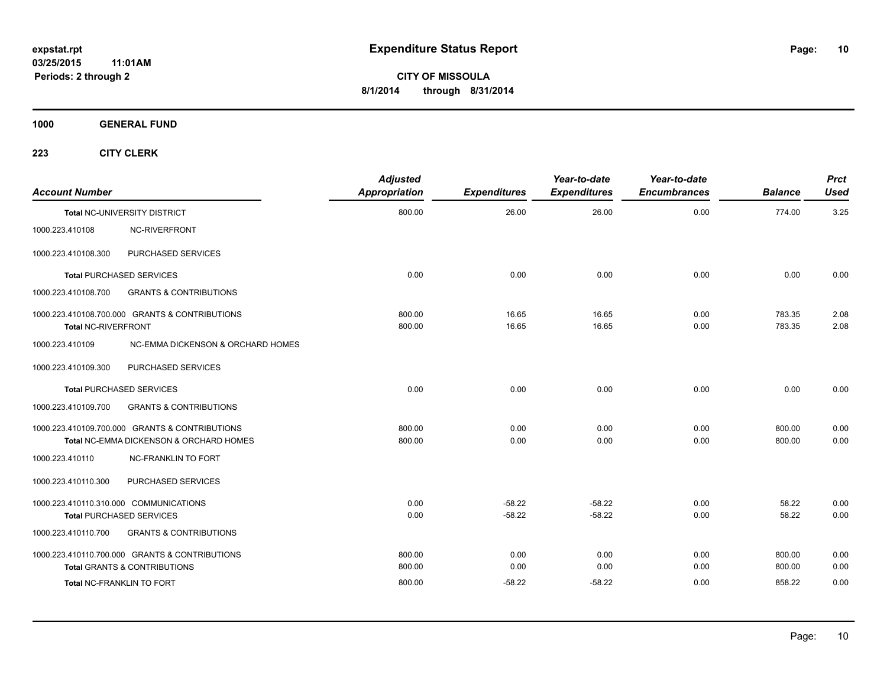# Expenditure Status Report

**CITY OF MISSOULA**
**8/1/2014 through 8/31/2014**

expstat.rpt
03/25/2015 11:01AM
Periods: 2 through 2

**1000 GENERAL FUND**

**223 CITY CLERK**

| Account Number | | Adjusted Appropriation | Expenditures | Year-to-date Expenditures | Year-to-date Encumbrances | Balance | Prct Used |
|---|---|---|---|---|---|---|---|
| **Total** NC-UNIVERSITY DISTRICT | | 800.00 | 26.00 | 26.00 | 0.00 | 774.00 | 3.25 |
| 1000.223.410108 | NC-RIVERFRONT | | | | | | |
| 1000.223.410108.300 | PURCHASED SERVICES | | | | | | |
| **Total** PURCHASED SERVICES | | 0.00 | 0.00 | 0.00 | 0.00 | 0.00 | 0.00 |
| 1000.223.410108.700 | GRANTS & CONTRIBUTIONS | | | | | | |
| 1000.223.410108.700.000 | GRANTS & CONTRIBUTIONS | 800.00 | 16.65 | 16.65 | 0.00 | 783.35 | 2.08 |
| **Total** NC-RIVERFRONT | | 800.00 | 16.65 | 16.65 | 0.00 | 783.35 | 2.08 |
| 1000.223.410109 | NC-EMMA DICKENSON & ORCHARD HOMES | | | | | | |
| 1000.223.410109.300 | PURCHASED SERVICES | | | | | | |
| **Total** PURCHASED SERVICES | | 0.00 | 0.00 | 0.00 | 0.00 | 0.00 | 0.00 |
| 1000.223.410109.700 | GRANTS & CONTRIBUTIONS | | | | | | |
| 1000.223.410109.700.000 | GRANTS & CONTRIBUTIONS | 800.00 | 0.00 | 0.00 | 0.00 | 800.00 | 0.00 |
| **Total** NC-EMMA DICKENSON & ORCHARD HOMES | | 800.00 | 0.00 | 0.00 | 0.00 | 800.00 | 0.00 |
| 1000.223.410110 | NC-FRANKLIN TO FORT | | | | | | |
| 1000.223.410110.300 | PURCHASED SERVICES | | | | | | |
| 1000.223.410110.310.000 | COMMUNICATIONS | 0.00 | -58.22 | -58.22 | 0.00 | 58.22 | 0.00 |
| **Total** PURCHASED SERVICES | | 0.00 | -58.22 | -58.22 | 0.00 | 58.22 | 0.00 |
| 1000.223.410110.700 | GRANTS & CONTRIBUTIONS | | | | | | |
| 1000.223.410110.700.000 | GRANTS & CONTRIBUTIONS | 800.00 | 0.00 | 0.00 | 0.00 | 800.00 | 0.00 |
| **Total** GRANTS & CONTRIBUTIONS | | 800.00 | 0.00 | 0.00 | 0.00 | 800.00 | 0.00 |
| **Total** NC-FRANKLIN TO FORT | | 800.00 | -58.22 | -58.22 | 0.00 | 858.22 | 0.00 |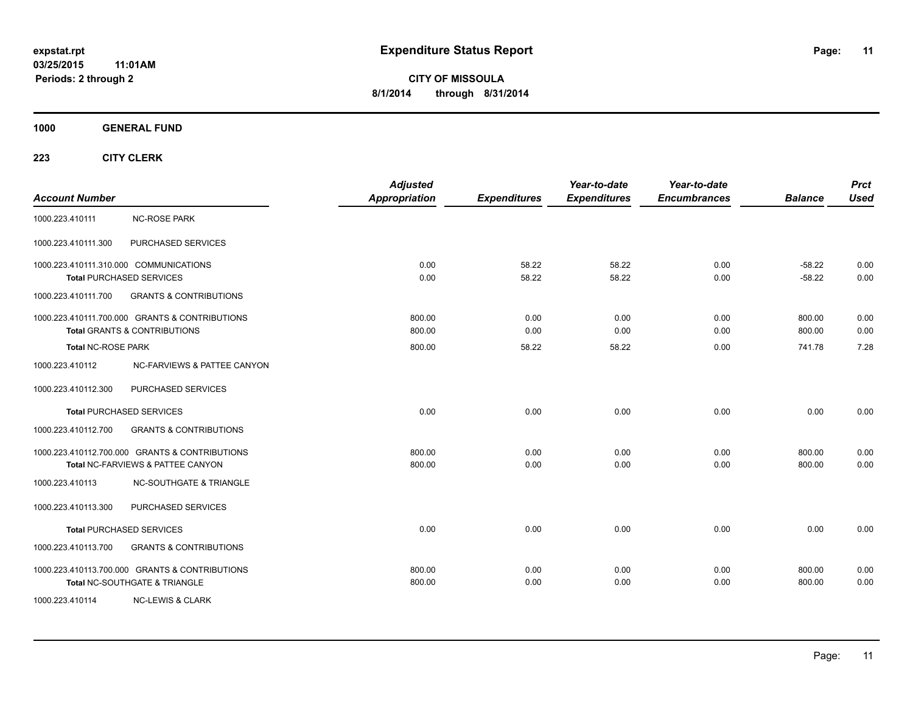**expstat.rpt**
**03/25/2015 11:01AM**
**Periods: 2 through 2**

# Expenditure Status Report

**CITY OF MISSOULA**
**8/1/2014 through 8/31/2014**

## 1000 GENERAL FUND

### 223 CITY CLERK

| Account Number | | Adjusted Appropriation | Expenditures | Year-to-date Expenditures | Year-to-date Encumbrances | Balance | Prct Used |
|---|---|---|---|---|---|---|---|
| 1000.223.410111 | NC-ROSE PARK | | | | | | |
| 1000.223.410111.300 | PURCHASED SERVICES | | | | | | |
| 1000.223.410111.310.000 COMMUNICATIONS | | 0.00 | 58.22 | 58.22 | 0.00 | -58.22 | 0.00 |
| **Total** PURCHASED SERVICES | | 0.00 | 58.22 | 58.22 | 0.00 | -58.22 | 0.00 |
| 1000.223.410111.700 | GRANTS & CONTRIBUTIONS | | | | | | |
| 1000.223.410111.700.000 GRANTS & CONTRIBUTIONS | | 800.00 | 0.00 | 0.00 | 0.00 | 800.00 | 0.00 |
| **Total** GRANTS & CONTRIBUTIONS | | 800.00 | 0.00 | 0.00 | 0.00 | 800.00 | 0.00 |
| **Total** NC-ROSE PARK | | 800.00 | 58.22 | 58.22 | 0.00 | 741.78 | 7.28 |
| 1000.223.410112 | NC-FARVIEWS & PATTEE CANYON | | | | | | |
| 1000.223.410112.300 | PURCHASED SERVICES | | | | | | |
| **Total** PURCHASED SERVICES | | 0.00 | 0.00 | 0.00 | 0.00 | 0.00 | 0.00 |
| 1000.223.410112.700 | GRANTS & CONTRIBUTIONS | | | | | | |
| 1000.223.410112.700.000 GRANTS & CONTRIBUTIONS | | 800.00 | 0.00 | 0.00 | 0.00 | 800.00 | 0.00 |
| **Total** NC-FARVIEWS & PATTEE CANYON | | 800.00 | 0.00 | 0.00 | 0.00 | 800.00 | 0.00 |
| 1000.223.410113 | NC-SOUTHGATE & TRIANGLE | | | | | | |
| 1000.223.410113.300 | PURCHASED SERVICES | | | | | | |
| **Total** PURCHASED SERVICES | | 0.00 | 0.00 | 0.00 | 0.00 | 0.00 | 0.00 |
| 1000.223.410113.700 | GRANTS & CONTRIBUTIONS | | | | | | |
| 1000.223.410113.700.000 GRANTS & CONTRIBUTIONS | | 800.00 | 0.00 | 0.00 | 0.00 | 800.00 | 0.00 |
| **Total** NC-SOUTHGATE & TRIANGLE | | 800.00 | 0.00 | 0.00 | 0.00 | 800.00 | 0.00 |
| 1000.223.410114 | NC-LEWIS & CLARK | | | | | | |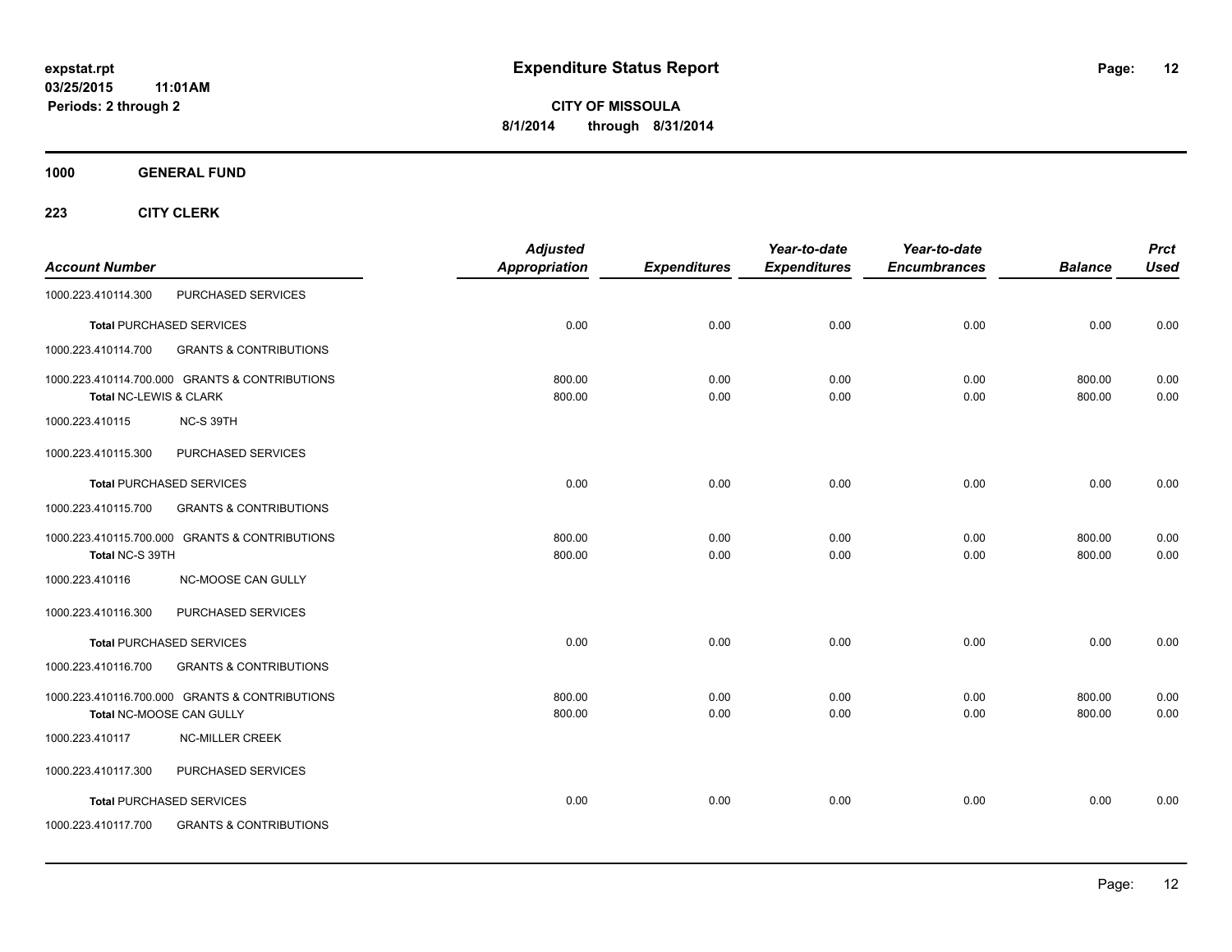# Expenditure Status Report

**CITY OF MISSOULA**
**8/1/2014 through 8/31/2014**

**expstat.rpt**
**03/25/2015 11:01AM**
**Periods: 2 through 2**

**1000 GENERAL FUND**

**223 CITY CLERK**

| Account Number | | Adjusted Appropriation | Expenditures | Year-to-date Expenditures | Year-to-date Encumbrances | Balance | Prct Used |
|---|---|---|---|---|---|---|---|
| 1000.223.410114.300 | PURCHASED SERVICES | | | | | | |
| **Total** PURCHASED SERVICES | | 0.00 | 0.00 | 0.00 | 0.00 | 0.00 | 0.00 |
| 1000.223.410114.700 | GRANTS & CONTRIBUTIONS | | | | | | |
| 1000.223.410114.700.000 | GRANTS & CONTRIBUTIONS | 800.00 | 0.00 | 0.00 | 0.00 | 800.00 | 0.00 |
| **Total NC-LEWIS & CLARK** | | 800.00 | 0.00 | 0.00 | 0.00 | 800.00 | 0.00 |
| 1000.223.410115 | NC-S 39TH | | | | | | |
| 1000.223.410115.300 | PURCHASED SERVICES | | | | | | |
| **Total** PURCHASED SERVICES | | 0.00 | 0.00 | 0.00 | 0.00 | 0.00 | 0.00 |
| 1000.223.410115.700 | GRANTS & CONTRIBUTIONS | | | | | | |
| 1000.223.410115.700.000 | GRANTS & CONTRIBUTIONS | 800.00 | 0.00 | 0.00 | 0.00 | 800.00 | 0.00 |
| **Total** NC-S 39TH | | 800.00 | 0.00 | 0.00 | 0.00 | 800.00 | 0.00 |
| 1000.223.410116 | NC-MOOSE CAN GULLY | | | | | | |
| 1000.223.410116.300 | PURCHASED SERVICES | | | | | | |
| **Total** PURCHASED SERVICES | | 0.00 | 0.00 | 0.00 | 0.00 | 0.00 | 0.00 |
| 1000.223.410116.700 | GRANTS & CONTRIBUTIONS | | | | | | |
| 1000.223.410116.700.000 | GRANTS & CONTRIBUTIONS | 800.00 | 0.00 | 0.00 | 0.00 | 800.00 | 0.00 |
| **Total** NC-MOOSE CAN GULLY | | 800.00 | 0.00 | 0.00 | 0.00 | 800.00 | 0.00 |
| 1000.223.410117 | NC-MILLER CREEK | | | | | | |
| 1000.223.410117.300 | PURCHASED SERVICES | | | | | | |
| **Total** PURCHASED SERVICES | | 0.00 | 0.00 | 0.00 | 0.00 | 0.00 | 0.00 |
| 1000.223.410117.700 | GRANTS & CONTRIBUTIONS | | | | | | |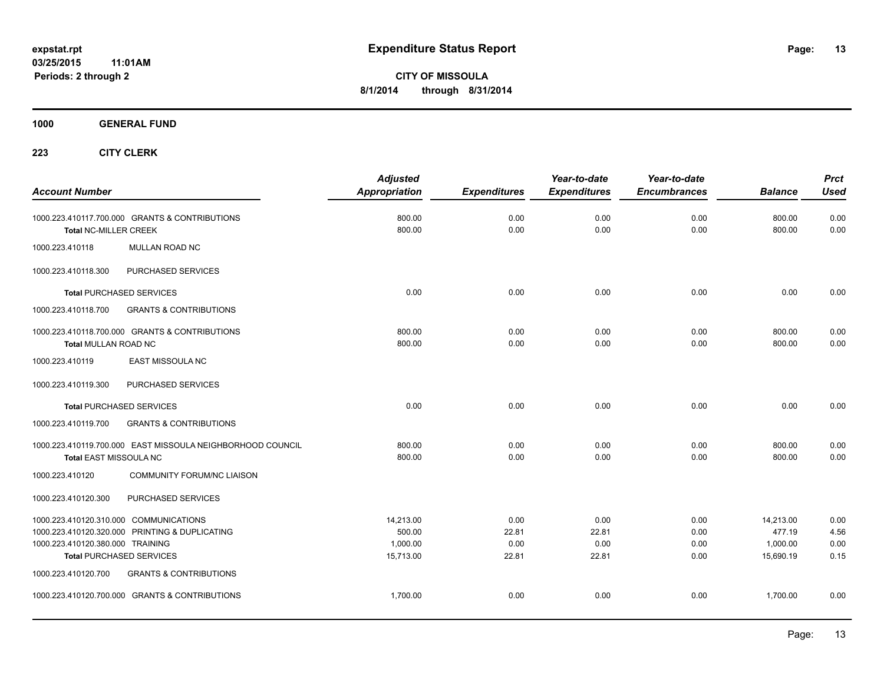**expstat.rpt**
**03/25/2015 11:01AM**
**Periods: 2 through 2**

# Expenditure Status Report

**CITY OF MISSOULA**
**8/1/2014 through 8/31/2014**

## 1000 GENERAL FUND

### 223 CITY CLERK

| Account Number | Adjusted Appropriation | Expenditures | Year-to-date Expenditures | Year-to-date Encumbrances | Balance | Prct Used |
|---|---|---|---|---|---|---|
| 1000.223.410117.700.000 GRANTS & CONTRIBUTIONS | 800.00 | 0.00 | 0.00 | 0.00 | 800.00 | 0.00 |
| **Total** NC-MILLER CREEK | 800.00 | 0.00 | 0.00 | 0.00 | 800.00 | 0.00 |
| 1000.223.410118 MULLAN ROAD NC | | | | | | |
| 1000.223.410118.300 PURCHASED SERVICES | | | | | | |
| **Total** PURCHASED SERVICES | 0.00 | 0.00 | 0.00 | 0.00 | 0.00 | 0.00 |
| 1000.223.410118.700 GRANTS & CONTRIBUTIONS | | | | | | |
| 1000.223.410118.700.000 GRANTS & CONTRIBUTIONS | 800.00 | 0.00 | 0.00 | 0.00 | 800.00 | 0.00 |
| **Total** MULLAN ROAD NC | 800.00 | 0.00 | 0.00 | 0.00 | 800.00 | 0.00 |
| 1000.223.410119 EAST MISSOULA NC | | | | | | |
| 1000.223.410119.300 PURCHASED SERVICES | | | | | | |
| **Total** PURCHASED SERVICES | 0.00 | 0.00 | 0.00 | 0.00 | 0.00 | 0.00 |
| 1000.223.410119.700 GRANTS & CONTRIBUTIONS | | | | | | |
| 1000.223.410119.700.000 EAST MISSOULA NEIGHBORHOOD COUNCIL | 800.00 | 0.00 | 0.00 | 0.00 | 800.00 | 0.00 |
| **Total** EAST MISSOULA NC | 800.00 | 0.00 | 0.00 | 0.00 | 800.00 | 0.00 |
| 1000.223.410120 COMMUNITY FORUM/NC LIAISON | | | | | | |
| 1000.223.410120.300 PURCHASED SERVICES | | | | | | |
| 1000.223.410120.310.000 COMMUNICATIONS | 14,213.00 | 0.00 | 0.00 | 0.00 | 14,213.00 | 0.00 |
| 1000.223.410120.320.000 PRINTING & DUPLICATING | 500.00 | 22.81 | 22.81 | 0.00 | 477.19 | 4.56 |
| 1000.223.410120.380.000 TRAINING | 1,000.00 | 0.00 | 0.00 | 0.00 | 1,000.00 | 0.00 |
| **Total** PURCHASED SERVICES | 15,713.00 | 22.81 | 22.81 | 0.00 | 15,690.19 | 0.15 |
| 1000.223.410120.700 GRANTS & CONTRIBUTIONS | | | | | | |
| 1000.223.410120.700.000 GRANTS & CONTRIBUTIONS | 1,700.00 | 0.00 | 0.00 | 0.00 | 1,700.00 | 0.00 |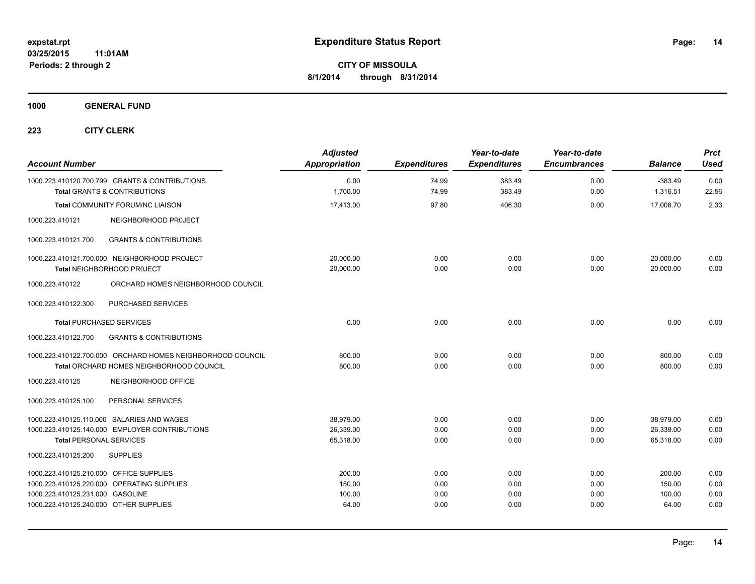**Expenditure Status Report**

expstat.rpt
03/25/2015 11:01AM
Periods: 2 through 2

**CITY OF MISSOULA**
**8/1/2014 through 8/31/2014**

## 1000 GENERAL FUND

### 223 CITY CLERK

| Account Number | Adjusted Appropriation | Expenditures | Year-to-date Expenditures | Year-to-date Encumbrances | Balance | Prct Used |
|---|---|---|---|---|---|---|
| 1000.223.410120.700.799 GRANTS & CONTRIBUTIONS | 0.00 | 74.99 | 383.49 | 0.00 | -383.49 | 0.00 |
| **Total** GRANTS & CONTRIBUTIONS | 1,700.00 | 74.99 | 383.49 | 0.00 | 1,316.51 | 22.56 |
| **Total** COMMUNITY FORUM/NC LIAISON | 17,413.00 | 97.80 | 406.30 | 0.00 | 17,006.70 | 2.33 |
| 1000.223.410121 NEIGHBORHOOD PR0JECT | | | | | | |
| 1000.223.410121.700 GRANTS & CONTRIBUTIONS | | | | | | |
| 1000.223.410121.700.000 NEIGHBORHOOD PROJECT | 20,000.00 | 0.00 | 0.00 | 0.00 | 20,000.00 | 0.00 |
| **Total** NEIGHBORHOOD PR0JECT | 20,000.00 | 0.00 | 0.00 | 0.00 | 20,000.00 | 0.00 |
| 1000.223.410122 ORCHARD HOMES NEIGHBORHOOD COUNCIL | | | | | | |
| 1000.223.410122.300 PURCHASED SERVICES | | | | | | |
| **Total** PURCHASED SERVICES | 0.00 | 0.00 | 0.00 | 0.00 | 0.00 | 0.00 |
| 1000.223.410122.700 GRANTS & CONTRIBUTIONS | | | | | | |
| 1000.223.410122.700.000 ORCHARD HOMES NEIGHBORHOOD COUNCIL | 800.00 | 0.00 | 0.00 | 0.00 | 800.00 | 0.00 |
| **Total** ORCHARD HOMES NEIGHBORHOOD COUNCIL | 800.00 | 0.00 | 0.00 | 0.00 | 800.00 | 0.00 |
| 1000.223.410125 NEIGHBORHOOD OFFICE | | | | | | |
| 1000.223.410125.100 PERSONAL SERVICES | | | | | | |
| 1000.223.410125.110.000 SALARIES AND WAGES | 38,979.00 | 0.00 | 0.00 | 0.00 | 38,979.00 | 0.00 |
| 1000.223.410125.140.000 EMPLOYER CONTRIBUTIONS | 26,339.00 | 0.00 | 0.00 | 0.00 | 26,339.00 | 0.00 |
| **Total** PERSONAL SERVICES | 65,318.00 | 0.00 | 0.00 | 0.00 | 65,318.00 | 0.00 |
| 1000.223.410125.200 SUPPLIES | | | | | | |
| 1000.223.410125.210.000 OFFICE SUPPLIES | 200.00 | 0.00 | 0.00 | 0.00 | 200.00 | 0.00 |
| 1000.223.410125.220.000 OPERATING SUPPLIES | 150.00 | 0.00 | 0.00 | 0.00 | 150.00 | 0.00 |
| 1000.223.410125.231.000 GASOLINE | 100.00 | 0.00 | 0.00 | 0.00 | 100.00 | 0.00 |
| 1000.223.410125.240.000 OTHER SUPPLIES | 64.00 | 0.00 | 0.00 | 0.00 | 64.00 | 0.00 |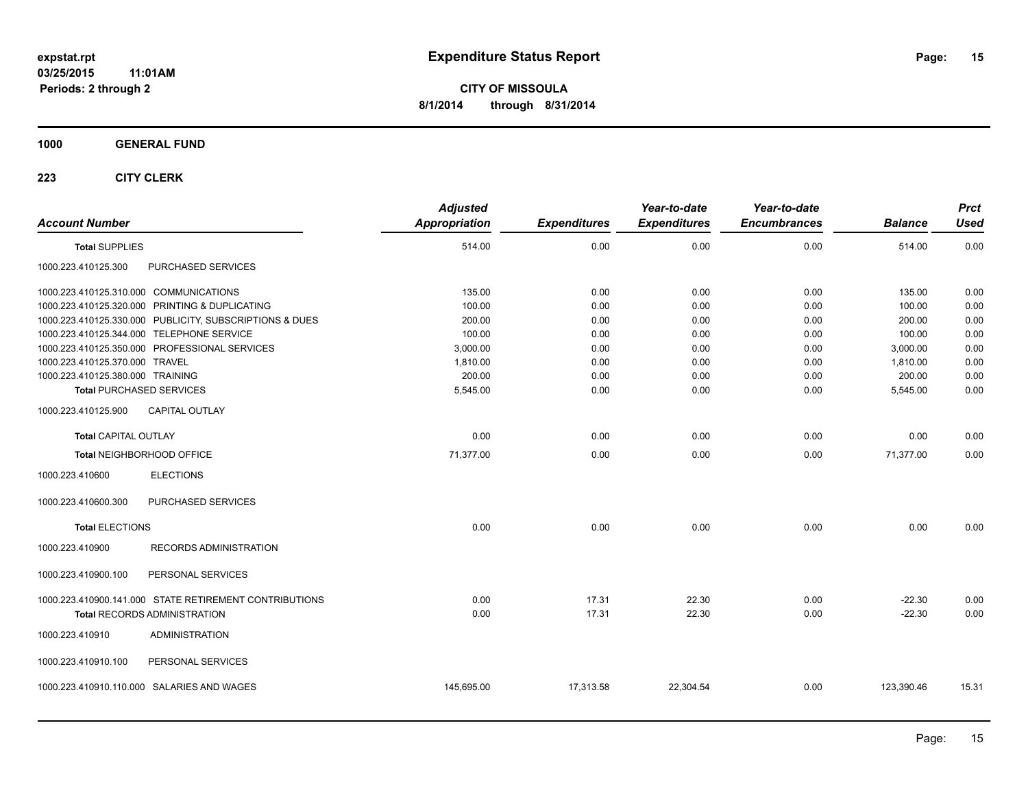**expstat.rpt**
**03/25/2015 11:01AM**
**Periods: 2 through 2**

# Expenditure Status Report

**CITY OF MISSOULA**
**8/1/2014 through 8/31/2014**

## 1000 GENERAL FUND

### 223 CITY CLERK

| Account Number | | *Adjusted Appropriation* | *Expenditures* | *Year-to-date Expenditures* | *Year-to-date Encumbrances* | *Balance* | *Prct Used* |
|---|---|---|---|---|---|---|---|
| **Total** SUPPLIES | | 514.00 | 0.00 | 0.00 | 0.00 | 514.00 | 0.00 |
| 1000.223.410125.300 | PURCHASED SERVICES | | | | | | |
| 1000.223.410125.310.000 | COMMUNICATIONS | 135.00 | 0.00 | 0.00 | 0.00 | 135.00 | 0.00 |
| 1000.223.410125.320.000 | PRINTING & DUPLICATING | 100.00 | 0.00 | 0.00 | 0.00 | 100.00 | 0.00 |
| 1000.223.410125.330.000 | PUBLICITY, SUBSCRIPTIONS & DUES | 200.00 | 0.00 | 0.00 | 0.00 | 200.00 | 0.00 |
| 1000.223.410125.344.000 | TELEPHONE SERVICE | 100.00 | 0.00 | 0.00 | 0.00 | 100.00 | 0.00 |
| 1000.223.410125.350.000 | PROFESSIONAL SERVICES | 3,000.00 | 0.00 | 0.00 | 0.00 | 3,000.00 | 0.00 |
| 1000.223.410125.370.000 | TRAVEL | 1,810.00 | 0.00 | 0.00 | 0.00 | 1,810.00 | 0.00 |
| 1000.223.410125.380.000 | TRAINING | 200.00 | 0.00 | 0.00 | 0.00 | 200.00 | 0.00 |
| **Total** PURCHASED SERVICES | | 5,545.00 | 0.00 | 0.00 | 0.00 | 5,545.00 | 0.00 |
| 1000.223.410125.900 | CAPITAL OUTLAY | | | | | | |
| **Total** CAPITAL OUTLAY | | 0.00 | 0.00 | 0.00 | 0.00 | 0.00 | 0.00 |
| **Total** NEIGHBORHOOD OFFICE | | 71,377.00 | 0.00 | 0.00 | 0.00 | 71,377.00 | 0.00 |
| 1000.223.410600 | ELECTIONS | | | | | | |
| 1000.223.410600.300 | PURCHASED SERVICES | | | | | | |
| **Total** ELECTIONS | | 0.00 | 0.00 | 0.00 | 0.00 | 0.00 | 0.00 |
| 1000.223.410900 | RECORDS ADMINISTRATION | | | | | | |
| 1000.223.410900.100 | PERSONAL SERVICES | | | | | | |
| 1000.223.410900.141.000 | STATE RETIREMENT CONTRIBUTIONS | 0.00 | 17.31 | 22.30 | 0.00 | -22.30 | 0.00 |
| **Total** RECORDS ADMINISTRATION | | 0.00 | 17.31 | 22.30 | 0.00 | -22.30 | 0.00 |
| 1000.223.410910 | ADMINISTRATION | | | | | | |
| 1000.223.410910.100 | PERSONAL SERVICES | | | | | | |
| 1000.223.410910.110.000 | SALARIES AND WAGES | 145,695.00 | 17,313.58 | 22,304.54 | 0.00 | 123,390.46 | 15.31 |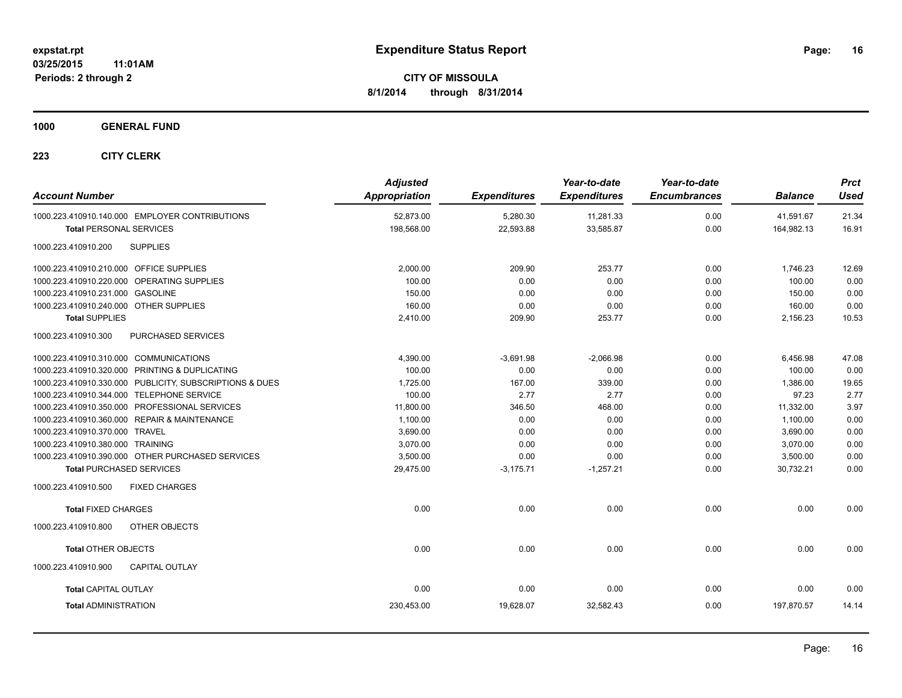**Expenditure Status Report**

**CITY OF MISSOULA**

**8/1/2014 through 8/31/2014**

expstat.rpt
03/25/2015 11:01AM
Periods: 2 through 2

## 1000 GENERAL FUND

## 223 CITY CLERK

| Account Number | Adjusted Appropriation | Expenditures | Year-to-date Expenditures | Year-to-date Encumbrances | Balance | Prct Used |
|---|---|---|---|---|---|---|
| 1000.223.410910.140.000 EMPLOYER CONTRIBUTIONS | 52,873.00 | 5,280.30 | 11,281.33 | 0.00 | 41,591.67 | 21.34 |
| **Total** PERSONAL SERVICES | 198,568.00 | 22,593.88 | 33,585.87 | 0.00 | 164,982.13 | 16.91 |
| 1000.223.410910.200 SUPPLIES | | | | | | |
| 1000.223.410910.210.000 OFFICE SUPPLIES | 2,000.00 | 209.90 | 253.77 | 0.00 | 1,746.23 | 12.69 |
| 1000.223.410910.220.000 OPERATING SUPPLIES | 100.00 | 0.00 | 0.00 | 0.00 | 100.00 | 0.00 |
| 1000.223.410910.231.000 GASOLINE | 150.00 | 0.00 | 0.00 | 0.00 | 150.00 | 0.00 |
| 1000.223.410910.240.000 OTHER SUPPLIES | 160.00 | 0.00 | 0.00 | 0.00 | 160.00 | 0.00 |
| **Total** SUPPLIES | 2,410.00 | 209.90 | 253.77 | 0.00 | 2,156.23 | 10.53 |
| 1000.223.410910.300 PURCHASED SERVICES | | | | | | |
| 1000.223.410910.310.000 COMMUNICATIONS | 4,390.00 | -3,691.98 | -2,066.98 | 0.00 | 6,456.98 | 47.08 |
| 1000.223.410910.320.000 PRINTING & DUPLICATING | 100.00 | 0.00 | 0.00 | 0.00 | 100.00 | 0.00 |
| 1000.223.410910.330.000 PUBLICITY, SUBSCRIPTIONS & DUES | 1,725.00 | 167.00 | 339.00 | 0.00 | 1,386.00 | 19.65 |
| 1000.223.410910.344.000 TELEPHONE SERVICE | 100.00 | 2.77 | 2.77 | 0.00 | 97.23 | 2.77 |
| 1000.223.410910.350.000 PROFESSIONAL SERVICES | 11,800.00 | 346.50 | 468.00 | 0.00 | 11,332.00 | 3.97 |
| 1000.223.410910.360.000 REPAIR & MAINTENANCE | 1,100.00 | 0.00 | 0.00 | 0.00 | 1,100.00 | 0.00 |
| 1000.223.410910.370.000 TRAVEL | 3,690.00 | 0.00 | 0.00 | 0.00 | 3,690.00 | 0.00 |
| 1000.223.410910.380.000 TRAINING | 3,070.00 | 0.00 | 0.00 | 0.00 | 3,070.00 | 0.00 |
| 1000.223.410910.390.000 OTHER PURCHASED SERVICES | 3,500.00 | 0.00 | 0.00 | 0.00 | 3,500.00 | 0.00 |
| **Total** PURCHASED SERVICES | 29,475.00 | -3,175.71 | -1,257.21 | 0.00 | 30,732.21 | 0.00 |
| 1000.223.410910.500 FIXED CHARGES | | | | | | |
| **Total** FIXED CHARGES | 0.00 | 0.00 | 0.00 | 0.00 | 0.00 | 0.00 |
| 1000.223.410910.800 OTHER OBJECTS | | | | | | |
| **Total** OTHER OBJECTS | 0.00 | 0.00 | 0.00 | 0.00 | 0.00 | 0.00 |
| 1000.223.410910.900 CAPITAL OUTLAY | | | | | | |
| **Total** CAPITAL OUTLAY | 0.00 | 0.00 | 0.00 | 0.00 | 0.00 | 0.00 |
| **Total** ADMINISTRATION | 230,453.00 | 19,628.07 | 32,582.43 | 0.00 | 197,870.57 | 14.14 |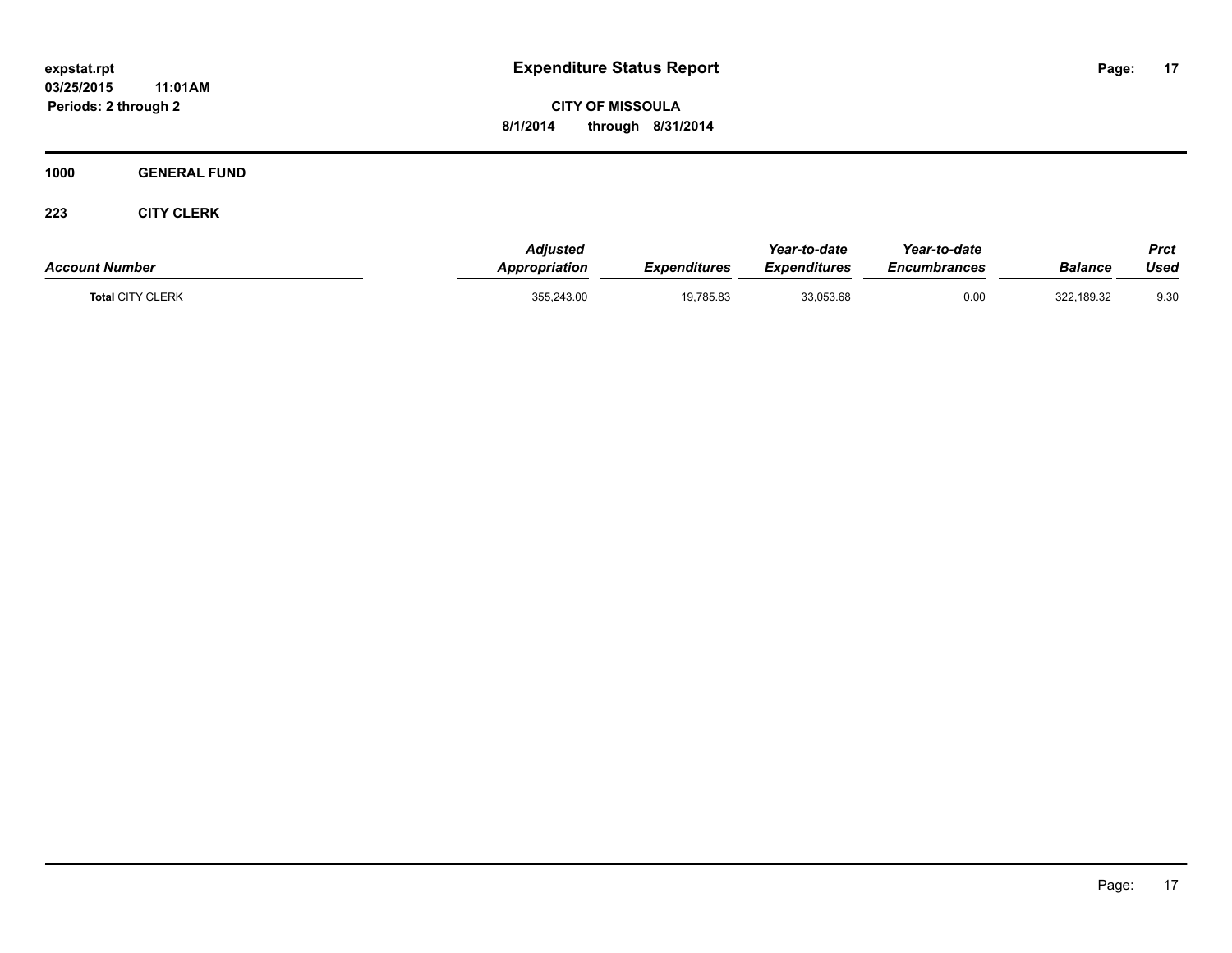# Expenditure Status Report

expstat.rpt
03/25/2015 11:01AM
Periods: 2 through 2

**CITY OF MISSOULA**
**8/1/2014 through 8/31/2014**

**1000 GENERAL FUND**

**223 CITY CLERK**

| Account Number | Adjusted Appropriation | Expenditures | Year-to-date Expenditures | Year-to-date Encumbrances | Balance | Prct Used |
|---|---|---|---|---|---|---|
| **Total** CITY CLERK | 355,243.00 | 19,785.83 | 33,053.68 | 0.00 | 322,189.32 | 9.30 |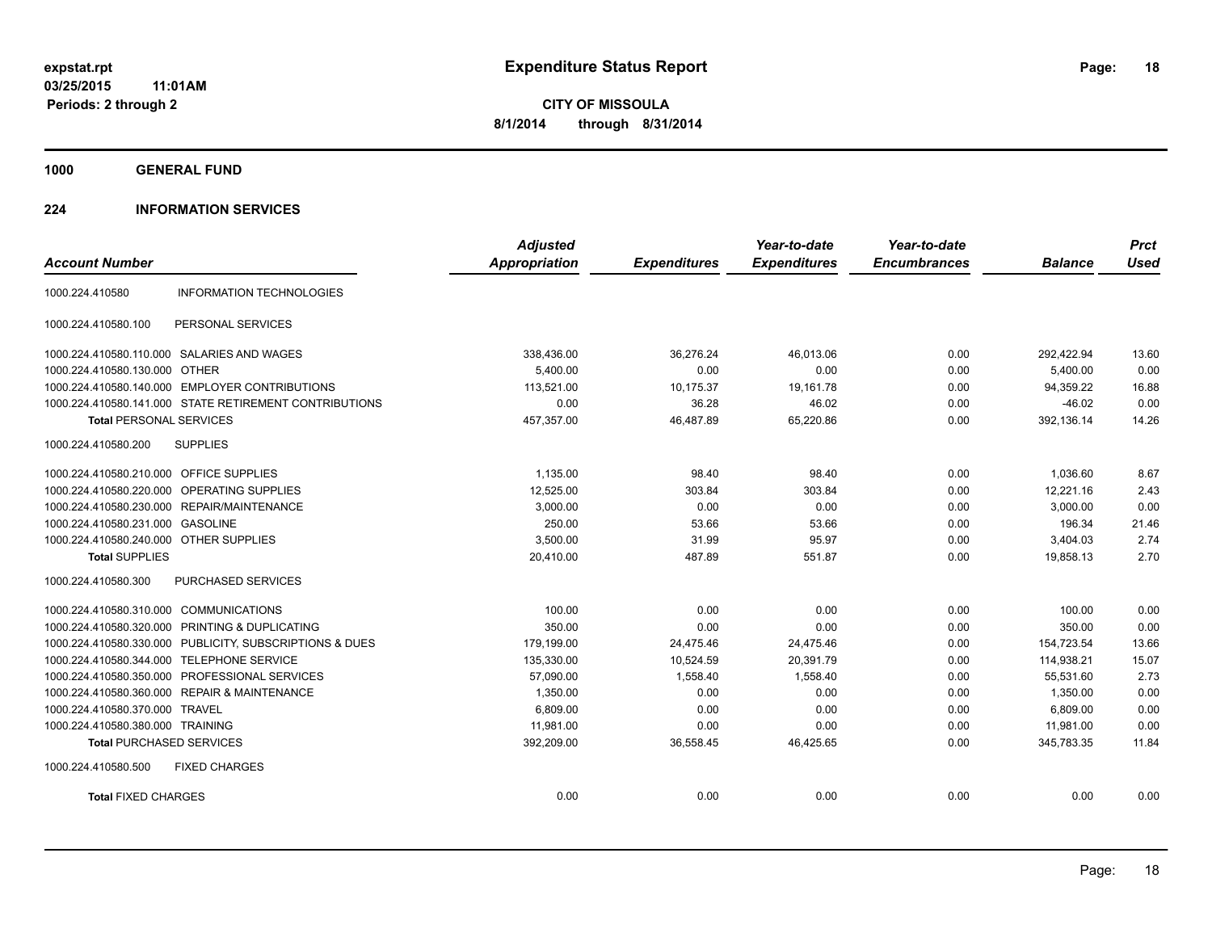# Expenditure Status Report

expstat.rpt
03/25/2015 11:01AM
Periods: 2 through 2

**CITY OF MISSOULA**
**8/1/2014 through 8/31/2014**

## 1000 GENERAL FUND

## 224 INFORMATION SERVICES

| Account Number | | Adjusted Appropriation | Expenditures | Year-to-date Expenditures | Year-to-date Encumbrances | Balance | Prct Used |
|---|---|---|---|---|---|---|---|
| 1000.224.410580 | INFORMATION TECHNOLOGIES | | | | | | |
| 1000.224.410580.100 | PERSONAL SERVICES | | | | | | |
| 1000.224.410580.110.000 | SALARIES AND WAGES | 338,436.00 | 36,276.24 | 46,013.06 | 0.00 | 292,422.94 | 13.60 |
| 1000.224.410580.130.000 | OTHER | 5,400.00 | 0.00 | 0.00 | 0.00 | 5,400.00 | 0.00 |
| 1000.224.410580.140.000 | EMPLOYER CONTRIBUTIONS | 113,521.00 | 10,175.37 | 19,161.78 | 0.00 | 94,359.22 | 16.88 |
| 1000.224.410580.141.000 | STATE RETIREMENT CONTRIBUTIONS | 0.00 | 36.28 | 46.02 | 0.00 | -46.02 | 0.00 |
| **Total** PERSONAL SERVICES | | 457,357.00 | 46,487.89 | 65,220.86 | 0.00 | 392,136.14 | 14.26 |
| 1000.224.410580.200 | SUPPLIES | | | | | | |
| 1000.224.410580.210.000 | OFFICE SUPPLIES | 1,135.00 | 98.40 | 98.40 | 0.00 | 1,036.60 | 8.67 |
| 1000.224.410580.220.000 | OPERATING SUPPLIES | 12,525.00 | 303.84 | 303.84 | 0.00 | 12,221.16 | 2.43 |
| 1000.224.410580.230.000 | REPAIR/MAINTENANCE | 3,000.00 | 0.00 | 0.00 | 0.00 | 3,000.00 | 0.00 |
| 1000.224.410580.231.000 | GASOLINE | 250.00 | 53.66 | 53.66 | 0.00 | 196.34 | 21.46 |
| 1000.224.410580.240.000 | OTHER SUPPLIES | 3,500.00 | 31.99 | 95.97 | 0.00 | 3,404.03 | 2.74 |
| **Total** SUPPLIES | | 20,410.00 | 487.89 | 551.87 | 0.00 | 19,858.13 | 2.70 |
| 1000.224.410580.300 | PURCHASED SERVICES | | | | | | |
| 1000.224.410580.310.000 | COMMUNICATIONS | 100.00 | 0.00 | 0.00 | 0.00 | 100.00 | 0.00 |
| 1000.224.410580.320.000 | PRINTING & DUPLICATING | 350.00 | 0.00 | 0.00 | 0.00 | 350.00 | 0.00 |
| 1000.224.410580.330.000 | PUBLICITY, SUBSCRIPTIONS & DUES | 179,199.00 | 24,475.46 | 24,475.46 | 0.00 | 154,723.54 | 13.66 |
| 1000.224.410580.344.000 | TELEPHONE SERVICE | 135,330.00 | 10,524.59 | 20,391.79 | 0.00 | 114,938.21 | 15.07 |
| 1000.224.410580.350.000 | PROFESSIONAL SERVICES | 57,090.00 | 1,558.40 | 1,558.40 | 0.00 | 55,531.60 | 2.73 |
| 1000.224.410580.360.000 | REPAIR & MAINTENANCE | 1,350.00 | 0.00 | 0.00 | 0.00 | 1,350.00 | 0.00 |
| 1000.224.410580.370.000 | TRAVEL | 6,809.00 | 0.00 | 0.00 | 0.00 | 6,809.00 | 0.00 |
| 1000.224.410580.380.000 | TRAINING | 11,981.00 | 0.00 | 0.00 | 0.00 | 11,981.00 | 0.00 |
| **Total** PURCHASED SERVICES | | 392,209.00 | 36,558.45 | 46,425.65 | 0.00 | 345,783.35 | 11.84 |
| 1000.224.410580.500 | FIXED CHARGES | | | | | | |
| **Total** FIXED CHARGES | | 0.00 | 0.00 | 0.00 | 0.00 | 0.00 | 0.00 |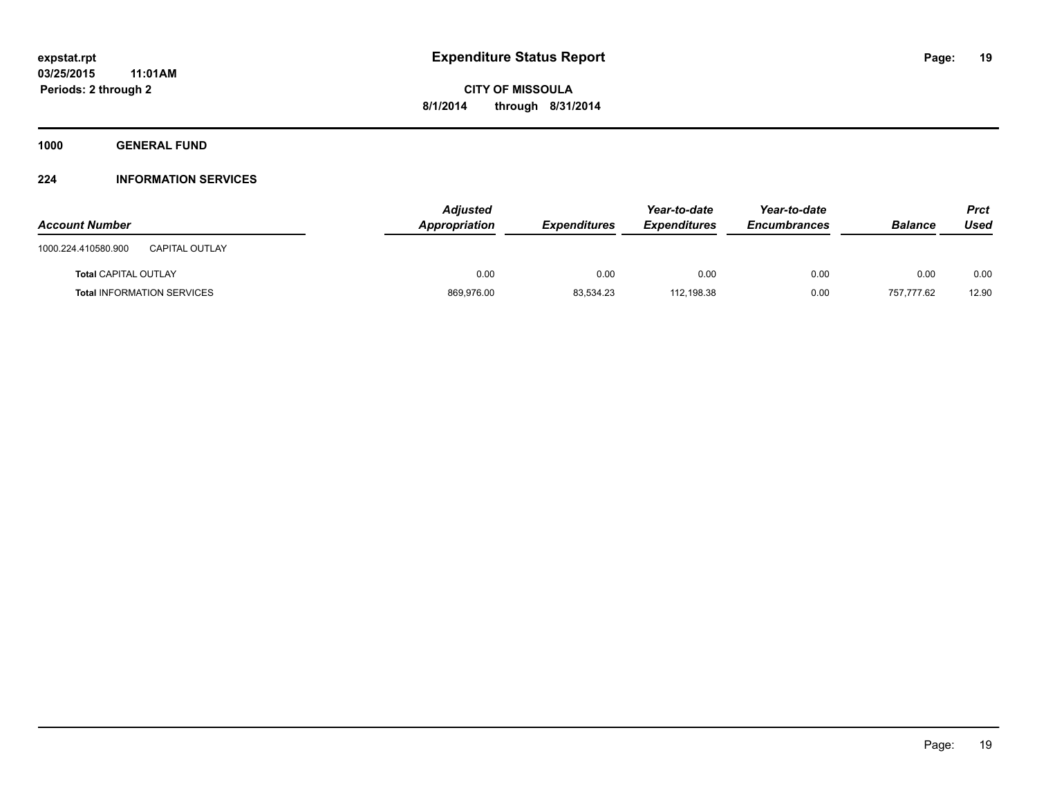# Expenditure Status Report

expstat.rpt
03/25/2015 11:01AM
Periods: 2 through 2

**CITY OF MISSOULA**
**8/1/2014 through 8/31/2014**

**1000 GENERAL FUND**

**224 INFORMATION SERVICES**

| Account Number | | Adjusted Appropriation | Expenditures | Year-to-date Expenditures | Year-to-date Encumbrances | Balance | Prct Used |
|---|---|---|---|---|---|---|---|
| 1000.224.410580.900 | CAPITAL OUTLAY | | | | | | |
| **Total** CAPITAL OUTLAY | | 0.00 | 0.00 | 0.00 | 0.00 | 0.00 | 0.00 |
| **Total** INFORMATION SERVICES | | 869,976.00 | 83,534.23 | 112,198.38 | 0.00 | 757,777.62 | 12.90 |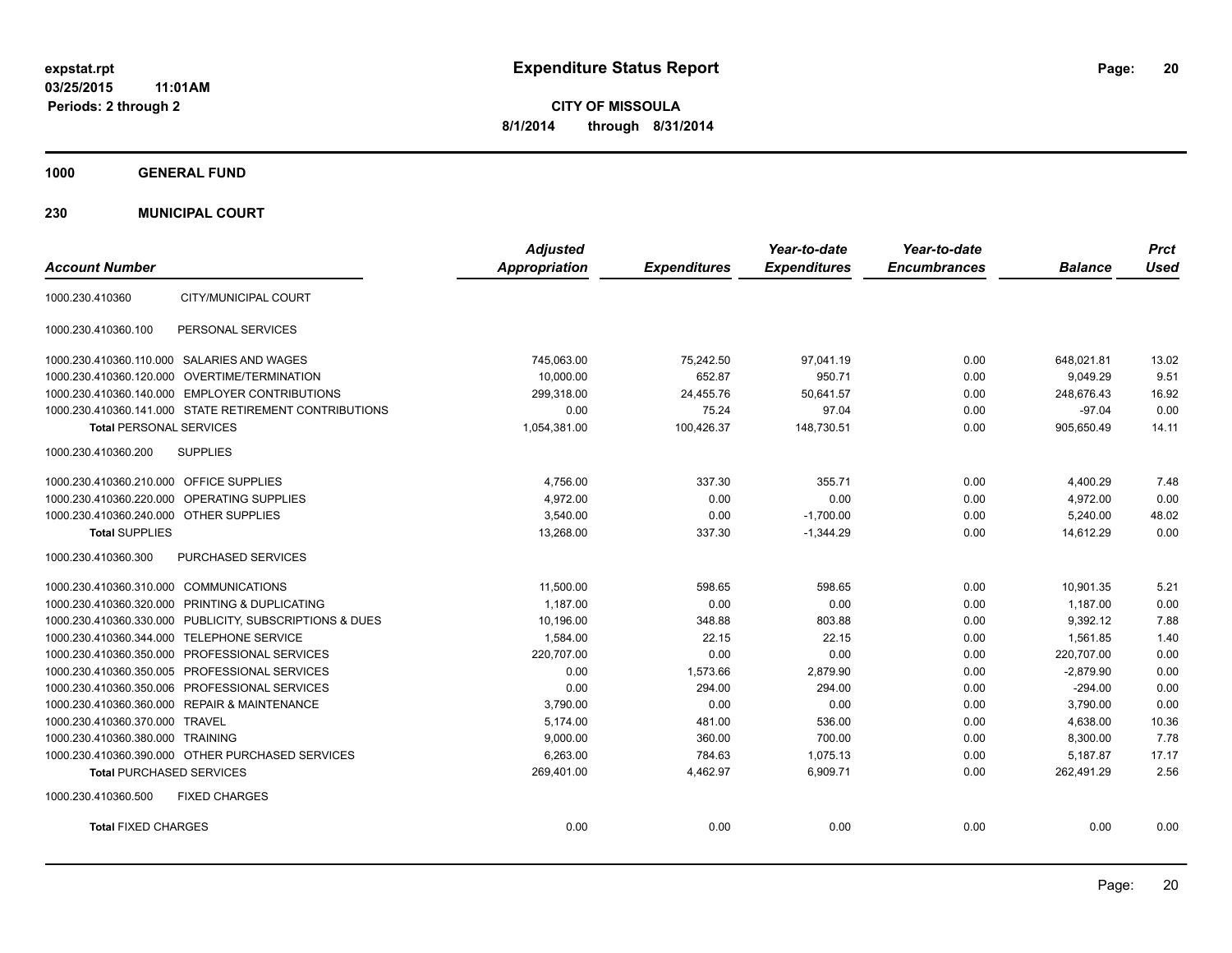expstat.rpt
03/25/2015 11:01AM
Periods: 2 through 2

# Expenditure Status Report

**CITY OF MISSOULA**
**8/1/2014 through 8/31/2014**

## 1000 GENERAL FUND

### 230 MUNICIPAL COURT

| Account Number | | Adjusted Appropriation | Expenditures | Year-to-date Expenditures | Year-to-date Encumbrances | Balance | Prct Used |
|---|---|---|---|---|---|---|---|
| 1000.230.410360 | CITY/MUNICIPAL COURT | | | | | | |
| 1000.230.410360.100 | PERSONAL SERVICES | | | | | | |
| 1000.230.410360.110.000 | SALARIES AND WAGES | 745,063.00 | 75,242.50 | 97,041.19 | 0.00 | 648,021.81 | 13.02 |
| 1000.230.410360.120.000 | OVERTIME/TERMINATION | 10,000.00 | 652.87 | 950.71 | 0.00 | 9,049.29 | 9.51 |
| 1000.230.410360.140.000 | EMPLOYER CONTRIBUTIONS | 299,318.00 | 24,455.76 | 50,641.57 | 0.00 | 248,676.43 | 16.92 |
| 1000.230.410360.141.000 | STATE RETIREMENT CONTRIBUTIONS | 0.00 | 75.24 | 97.04 | 0.00 | -97.04 | 0.00 |
| **Total** PERSONAL SERVICES | | 1,054,381.00 | 100,426.37 | 148,730.51 | 0.00 | 905,650.49 | 14.11 |
| 1000.230.410360.200 | SUPPLIES | | | | | | |
| 1000.230.410360.210.000 | OFFICE SUPPLIES | 4,756.00 | 337.30 | 355.71 | 0.00 | 4,400.29 | 7.48 |
| 1000.230.410360.220.000 | OPERATING SUPPLIES | 4,972.00 | 0.00 | 0.00 | 0.00 | 4,972.00 | 0.00 |
| 1000.230.410360.240.000 | OTHER SUPPLIES | 3,540.00 | 0.00 | -1,700.00 | 0.00 | 5,240.00 | 48.02 |
| **Total** SUPPLIES | | 13,268.00 | 337.30 | -1,344.29 | 0.00 | 14,612.29 | 0.00 |
| 1000.230.410360.300 | PURCHASED SERVICES | | | | | | |
| 1000.230.410360.310.000 | COMMUNICATIONS | 11,500.00 | 598.65 | 598.65 | 0.00 | 10,901.35 | 5.21 |
| 1000.230.410360.320.000 | PRINTING & DUPLICATING | 1,187.00 | 0.00 | 0.00 | 0.00 | 1,187.00 | 0.00 |
| 1000.230.410360.330.000 | PUBLICITY, SUBSCRIPTIONS & DUES | 10,196.00 | 348.88 | 803.88 | 0.00 | 9,392.12 | 7.88 |
| 1000.230.410360.344.000 | TELEPHONE SERVICE | 1,584.00 | 22.15 | 22.15 | 0.00 | 1,561.85 | 1.40 |
| 1000.230.410360.350.000 | PROFESSIONAL SERVICES | 220,707.00 | 0.00 | 0.00 | 0.00 | 220,707.00 | 0.00 |
| 1000.230.410360.350.005 | PROFESSIONAL SERVICES | 0.00 | 1,573.66 | 2,879.90 | 0.00 | -2,879.90 | 0.00 |
| 1000.230.410360.350.006 | PROFESSIONAL SERVICES | 0.00 | 294.00 | 294.00 | 0.00 | -294.00 | 0.00 |
| 1000.230.410360.360.000 | REPAIR & MAINTENANCE | 3,790.00 | 0.00 | 0.00 | 0.00 | 3,790.00 | 0.00 |
| 1000.230.410360.370.000 | TRAVEL | 5,174.00 | 481.00 | 536.00 | 0.00 | 4,638.00 | 10.36 |
| 1000.230.410360.380.000 | TRAINING | 9,000.00 | 360.00 | 700.00 | 0.00 | 8,300.00 | 7.78 |
| 1000.230.410360.390.000 | OTHER PURCHASED SERVICES | 6,263.00 | 784.63 | 1,075.13 | 0.00 | 5,187.87 | 17.17 |
| **Total** PURCHASED SERVICES | | 269,401.00 | 4,462.97 | 6,909.71 | 0.00 | 262,491.29 | 2.56 |
| 1000.230.410360.500 | FIXED CHARGES | | | | | | |
| **Total** FIXED CHARGES | | 0.00 | 0.00 | 0.00 | 0.00 | 0.00 | 0.00 |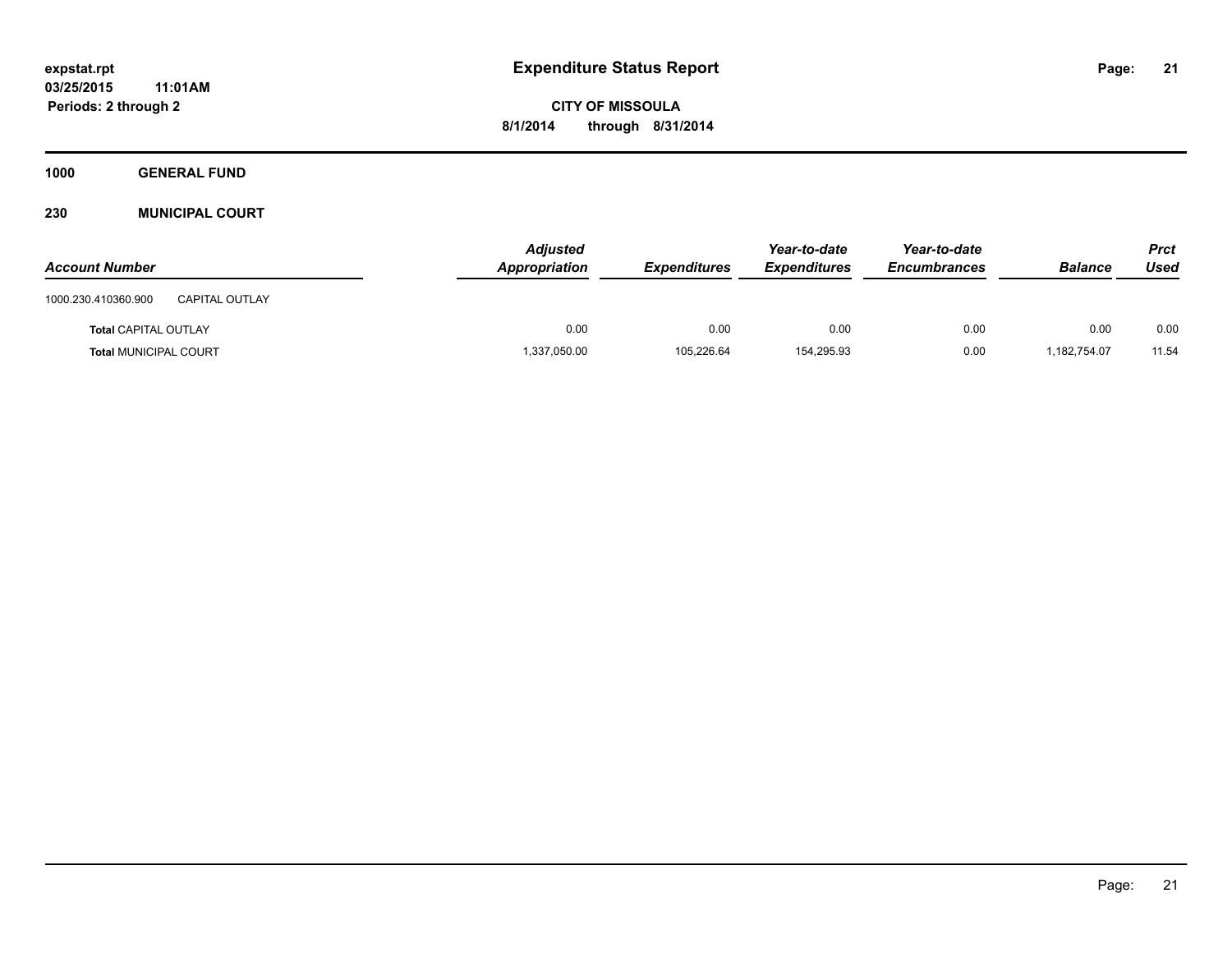expstat.rpt
03/25/2015 11:01AM
Periods: 2 through 2

# Expenditure Status Report

**CITY OF MISSOULA**
**8/1/2014 through 8/31/2014**

**1000 GENERAL FUND**

**230 MUNICIPAL COURT**

| Account Number | Adjusted Appropriation | Expenditures | Year-to-date Expenditures | Year-to-date Encumbrances | Balance | Prct Used |
|---|---|---|---|---|---|---|
| 1000.230.410360.900 CAPITAL OUTLAY | | | | | | |
| **Total** CAPITAL OUTLAY | 0.00 | 0.00 | 0.00 | 0.00 | 0.00 | 0.00 |
| **Total** MUNICIPAL COURT | 1,337,050.00 | 105,226.64 | 154,295.93 | 0.00 | 1,182,754.07 | 11.54 |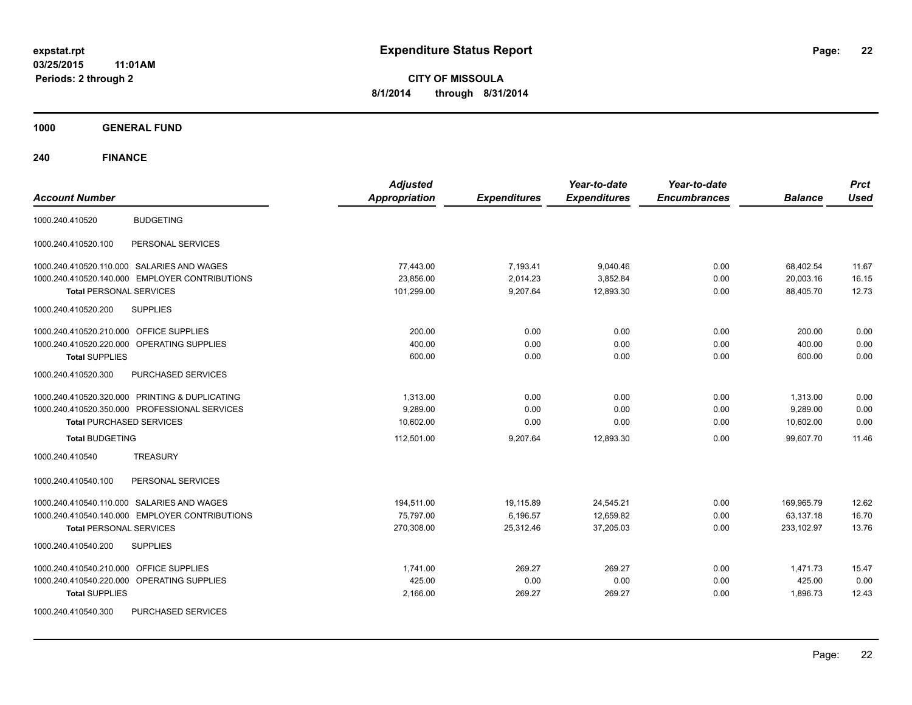# Expenditure Status Report

expstat.rpt
03/25/2015 11:01AM
Periods: 2 through 2

**CITY OF MISSOULA**
**8/1/2014 through 8/31/2014**

## 1000 GENERAL FUND

### 240 FINANCE

| Account Number | | Adjusted Appropriation | Expenditures | Year-to-date Expenditures | Year-to-date Encumbrances | Balance | Prct Used |
|---|---|---|---|---|---|---|---|
| 1000.240.410520 | BUDGETING | | | | | | |
| 1000.240.410520.100 | PERSONAL SERVICES | | | | | | |
| 1000.240.410520.110.000 | SALARIES AND WAGES | 77,443.00 | 7,193.41 | 9,040.46 | 0.00 | 68,402.54 | 11.67 |
| 1000.240.410520.140.000 | EMPLOYER CONTRIBUTIONS | 23,856.00 | 2,014.23 | 3,852.84 | 0.00 | 20,003.16 | 16.15 |
| **Total** PERSONAL SERVICES | | 101,299.00 | 9,207.64 | 12,893.30 | 0.00 | 88,405.70 | 12.73 |
| 1000.240.410520.200 | SUPPLIES | | | | | | |
| 1000.240.410520.210.000 | OFFICE SUPPLIES | 200.00 | 0.00 | 0.00 | 0.00 | 200.00 | 0.00 |
| 1000.240.410520.220.000 | OPERATING SUPPLIES | 400.00 | 0.00 | 0.00 | 0.00 | 400.00 | 0.00 |
| **Total** SUPPLIES | | 600.00 | 0.00 | 0.00 | 0.00 | 600.00 | 0.00 |
| 1000.240.410520.300 | PURCHASED SERVICES | | | | | | |
| 1000.240.410520.320.000 | PRINTING & DUPLICATING | 1,313.00 | 0.00 | 0.00 | 0.00 | 1,313.00 | 0.00 |
| 1000.240.410520.350.000 | PROFESSIONAL SERVICES | 9,289.00 | 0.00 | 0.00 | 0.00 | 9,289.00 | 0.00 |
| **Total** PURCHASED SERVICES | | 10,602.00 | 0.00 | 0.00 | 0.00 | 10,602.00 | 0.00 |
| **Total** BUDGETING | | 112,501.00 | 9,207.64 | 12,893.30 | 0.00 | 99,607.70 | 11.46 |
| 1000.240.410540 | TREASURY | | | | | | |
| 1000.240.410540.100 | PERSONAL SERVICES | | | | | | |
| 1000.240.410540.110.000 | SALARIES AND WAGES | 194,511.00 | 19,115.89 | 24,545.21 | 0.00 | 169,965.79 | 12.62 |
| 1000.240.410540.140.000 | EMPLOYER CONTRIBUTIONS | 75,797.00 | 6,196.57 | 12,659.82 | 0.00 | 63,137.18 | 16.70 |
| **Total** PERSONAL SERVICES | | 270,308.00 | 25,312.46 | 37,205.03 | 0.00 | 233,102.97 | 13.76 |
| 1000.240.410540.200 | SUPPLIES | | | | | | |
| 1000.240.410540.210.000 | OFFICE SUPPLIES | 1,741.00 | 269.27 | 269.27 | 0.00 | 1,471.73 | 15.47 |
| 1000.240.410540.220.000 | OPERATING SUPPLIES | 425.00 | 0.00 | 0.00 | 0.00 | 425.00 | 0.00 |
| **Total** SUPPLIES | | 2,166.00 | 269.27 | 269.27 | 0.00 | 1,896.73 | 12.43 |
| 1000.240.410540.300 | PURCHASED SERVICES | | | | | | |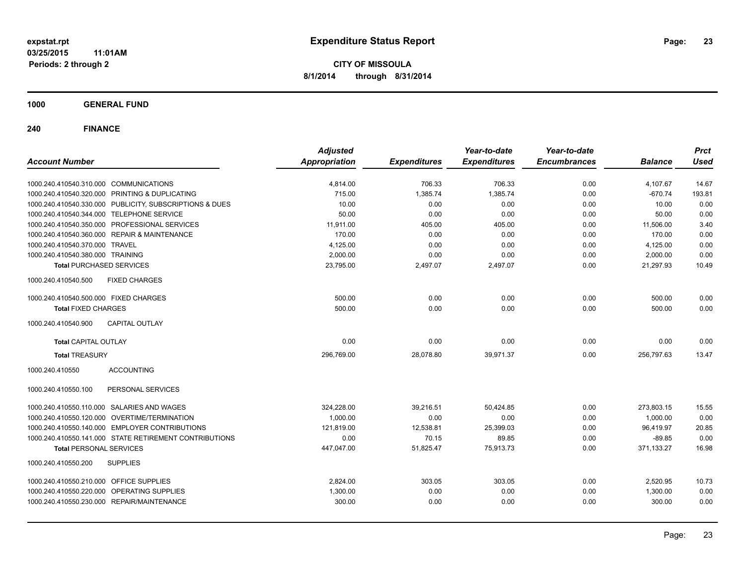**expstat.rpt**
**03/25/2015 11:01AM**
**Periods: 2 through 2**

# Expenditure Status Report

**CITY OF MISSOULA**
**8/1/2014 through 8/31/2014**

## 1000 GENERAL FUND

## 240 FINANCE

| Account Number | Adjusted Appropriation | Expenditures | Year-to-date Expenditures | Year-to-date Encumbrances | Balance | Prct Used |
|---|---|---|---|---|---|---|
| 1000.240.410540.310.000 COMMUNICATIONS | 4,814.00 | 706.33 | 706.33 | 0.00 | 4,107.67 | 14.67 |
| 1000.240.410540.320.000 PRINTING & DUPLICATING | 715.00 | 1,385.74 | 1,385.74 | 0.00 | -670.74 | 193.81 |
| 1000.240.410540.330.000 PUBLICITY, SUBSCRIPTIONS & DUES | 10.00 | 0.00 | 0.00 | 0.00 | 10.00 | 0.00 |
| 1000.240.410540.344.000 TELEPHONE SERVICE | 50.00 | 0.00 | 0.00 | 0.00 | 50.00 | 0.00 |
| 1000.240.410540.350.000 PROFESSIONAL SERVICES | 11,911.00 | 405.00 | 405.00 | 0.00 | 11,506.00 | 3.40 |
| 1000.240.410540.360.000 REPAIR & MAINTENANCE | 170.00 | 0.00 | 0.00 | 0.00 | 170.00 | 0.00 |
| 1000.240.410540.370.000 TRAVEL | 4,125.00 | 0.00 | 0.00 | 0.00 | 4,125.00 | 0.00 |
| 1000.240.410540.380.000 TRAINING | 2,000.00 | 0.00 | 0.00 | 0.00 | 2,000.00 | 0.00 |
| **Total** PURCHASED SERVICES | 23,795.00 | 2,497.07 | 2,497.07 | 0.00 | 21,297.93 | 10.49 |
| 1000.240.410540.500 FIXED CHARGES | | | | | | |
| 1000.240.410540.500.000 FIXED CHARGES | 500.00 | 0.00 | 0.00 | 0.00 | 500.00 | 0.00 |
| **Total** FIXED CHARGES | 500.00 | 0.00 | 0.00 | 0.00 | 500.00 | 0.00 |
| 1000.240.410540.900 CAPITAL OUTLAY | | | | | | |
| **Total** CAPITAL OUTLAY | 0.00 | 0.00 | 0.00 | 0.00 | 0.00 | 0.00 |
| **Total** TREASURY | 296,769.00 | 28,078.80 | 39,971.37 | 0.00 | 256,797.63 | 13.47 |
| 1000.240.410550 ACCOUNTING | | | | | | |
| 1000.240.410550.100 PERSONAL SERVICES | | | | | | |
| 1000.240.410550.110.000 SALARIES AND WAGES | 324,228.00 | 39,216.51 | 50,424.85 | 0.00 | 273,803.15 | 15.55 |
| 1000.240.410550.120.000 OVERTIME/TERMINATION | 1,000.00 | 0.00 | 0.00 | 0.00 | 1,000.00 | 0.00 |
| 1000.240.410550.140.000 EMPLOYER CONTRIBUTIONS | 121,819.00 | 12,538.81 | 25,399.03 | 0.00 | 96,419.97 | 20.85 |
| 1000.240.410550.141.000 STATE RETIREMENT CONTRIBUTIONS | 0.00 | 70.15 | 89.85 | 0.00 | -89.85 | 0.00 |
| **Total** PERSONAL SERVICES | 447,047.00 | 51,825.47 | 75,913.73 | 0.00 | 371,133.27 | 16.98 |
| 1000.240.410550.200 SUPPLIES | | | | | | |
| 1000.240.410550.210.000 OFFICE SUPPLIES | 2,824.00 | 303.05 | 303.05 | 0.00 | 2,520.95 | 10.73 |
| 1000.240.410550.220.000 OPERATING SUPPLIES | 1,300.00 | 0.00 | 0.00 | 0.00 | 1,300.00 | 0.00 |
| 1000.240.410550.230.000 REPAIR/MAINTENANCE | 300.00 | 0.00 | 0.00 | 0.00 | 300.00 | 0.00 |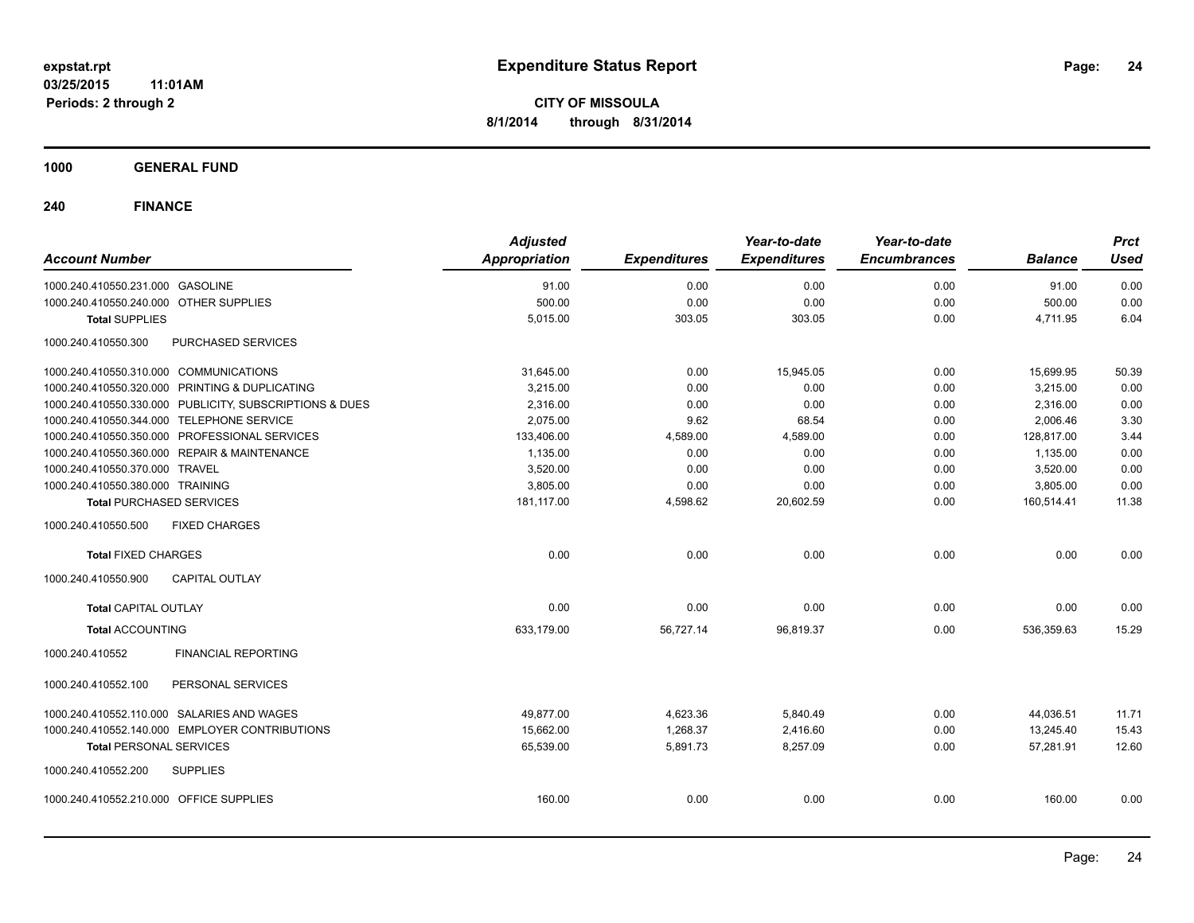# Expenditure Status Report

expstat.rpt
03/25/2015 11:01AM
Periods: 2 through 2

**CITY OF MISSOULA**
**8/1/2014 through 8/31/2014**

## 1000 GENERAL FUND

## 240 FINANCE

| Account Number | | Adjusted Appropriation | Expenditures | Year-to-date Expenditures | Year-to-date Encumbrances | Balance | Prct Used |
|---|---|---|---|---|---|---|---|
| 1000.240.410550.231.000 | GASOLINE | 91.00 | 0.00 | 0.00 | 0.00 | 91.00 | 0.00 |
| 1000.240.410550.240.000 | OTHER SUPPLIES | 500.00 | 0.00 | 0.00 | 0.00 | 500.00 | 0.00 |
| **Total** SUPPLIES | | 5,015.00 | 303.05 | 303.05 | 0.00 | 4,711.95 | 6.04 |
| 1000.240.410550.300 | PURCHASED SERVICES | | | | | | |
| 1000.240.410550.310.000 | COMMUNICATIONS | 31,645.00 | 0.00 | 15,945.05 | 0.00 | 15,699.95 | 50.39 |
| 1000.240.410550.320.000 | PRINTING & DUPLICATING | 3,215.00 | 0.00 | 0.00 | 0.00 | 3,215.00 | 0.00 |
| 1000.240.410550.330.000 | PUBLICITY, SUBSCRIPTIONS & DUES | 2,316.00 | 0.00 | 0.00 | 0.00 | 2,316.00 | 0.00 |
| 1000.240.410550.344.000 | TELEPHONE SERVICE | 2,075.00 | 9.62 | 68.54 | 0.00 | 2,006.46 | 3.30 |
| 1000.240.410550.350.000 | PROFESSIONAL SERVICES | 133,406.00 | 4,589.00 | 4,589.00 | 0.00 | 128,817.00 | 3.44 |
| 1000.240.410550.360.000 | REPAIR & MAINTENANCE | 1,135.00 | 0.00 | 0.00 | 0.00 | 1,135.00 | 0.00 |
| 1000.240.410550.370.000 | TRAVEL | 3,520.00 | 0.00 | 0.00 | 0.00 | 3,520.00 | 0.00 |
| 1000.240.410550.380.000 | TRAINING | 3,805.00 | 0.00 | 0.00 | 0.00 | 3,805.00 | 0.00 |
| **Total** PURCHASED SERVICES | | 181,117.00 | 4,598.62 | 20,602.59 | 0.00 | 160,514.41 | 11.38 |
| 1000.240.410550.500 | FIXED CHARGES | | | | | | |
| **Total** FIXED CHARGES | | 0.00 | 0.00 | 0.00 | 0.00 | 0.00 | 0.00 |
| 1000.240.410550.900 | CAPITAL OUTLAY | | | | | | |
| **Total** CAPITAL OUTLAY | | 0.00 | 0.00 | 0.00 | 0.00 | 0.00 | 0.00 |
| **Total** ACCOUNTING | | 633,179.00 | 56,727.14 | 96,819.37 | 0.00 | 536,359.63 | 15.29 |
| 1000.240.410552 | FINANCIAL REPORTING | | | | | | |
| 1000.240.410552.100 | PERSONAL SERVICES | | | | | | |
| 1000.240.410552.110.000 | SALARIES AND WAGES | 49,877.00 | 4,623.36 | 5,840.49 | 0.00 | 44,036.51 | 11.71 |
| 1000.240.410552.140.000 | EMPLOYER CONTRIBUTIONS | 15,662.00 | 1,268.37 | 2,416.60 | 0.00 | 13,245.40 | 15.43 |
| **Total** PERSONAL SERVICES | | 65,539.00 | 5,891.73 | 8,257.09 | 0.00 | 57,281.91 | 12.60 |
| 1000.240.410552.200 | SUPPLIES | | | | | | |
| 1000.240.410552.210.000 | OFFICE SUPPLIES | 160.00 | 0.00 | 0.00 | 0.00 | 160.00 | 0.00 |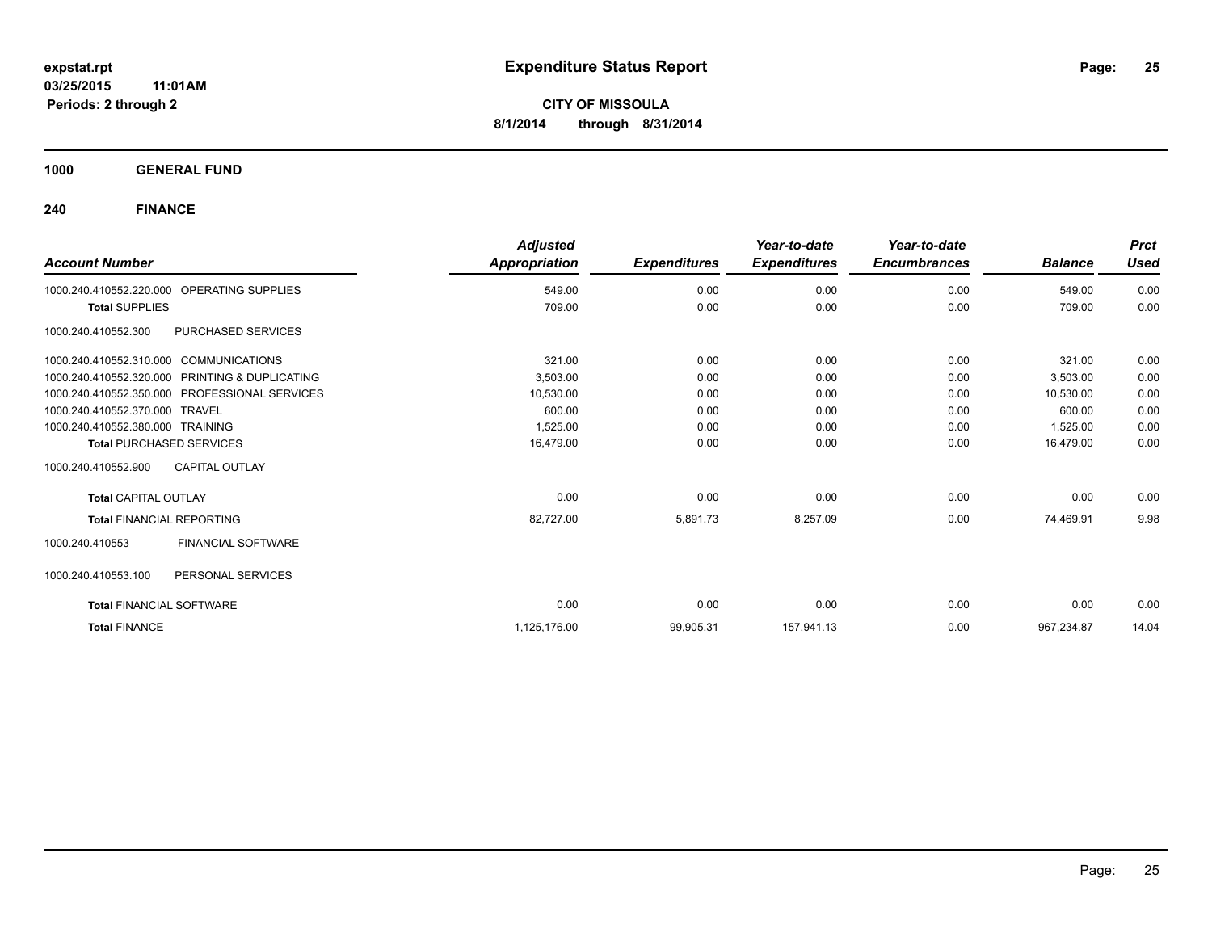**expstat.rpt**
**03/25/2015 11:01AM**
**Periods: 2 through 2**

# Expenditure Status Report

**CITY OF MISSOULA**
**8/1/2014 through 8/31/2014**

## 1000 GENERAL FUND

## 240 FINANCE

| Account Number | | Adjusted Appropriation | Expenditures | Year-to-date Expenditures | Year-to-date Encumbrances | Balance | Prct Used |
|---|---|---|---|---|---|---|---|
| 1000.240.410552.220.000 | OPERATING SUPPLIES | 549.00 | 0.00 | 0.00 | 0.00 | 549.00 | 0.00 |
| **Total** SUPPLIES | | 709.00 | 0.00 | 0.00 | 0.00 | 709.00 | 0.00 |
| 1000.240.410552.300 | PURCHASED SERVICES | | | | | | |
| 1000.240.410552.310.000 | COMMUNICATIONS | 321.00 | 0.00 | 0.00 | 0.00 | 321.00 | 0.00 |
| 1000.240.410552.320.000 | PRINTING & DUPLICATING | 3,503.00 | 0.00 | 0.00 | 0.00 | 3,503.00 | 0.00 |
| 1000.240.410552.350.000 | PROFESSIONAL SERVICES | 10,530.00 | 0.00 | 0.00 | 0.00 | 10,530.00 | 0.00 |
| 1000.240.410552.370.000 | TRAVEL | 600.00 | 0.00 | 0.00 | 0.00 | 600.00 | 0.00 |
| 1000.240.410552.380.000 | TRAINING | 1,525.00 | 0.00 | 0.00 | 0.00 | 1,525.00 | 0.00 |
| **Total** PURCHASED SERVICES | | 16,479.00 | 0.00 | 0.00 | 0.00 | 16,479.00 | 0.00 |
| 1000.240.410552.900 | CAPITAL OUTLAY | | | | | | |
| **Total** CAPITAL OUTLAY | | 0.00 | 0.00 | 0.00 | 0.00 | 0.00 | 0.00 |
| **Total** FINANCIAL REPORTING | | 82,727.00 | 5,891.73 | 8,257.09 | 0.00 | 74,469.91 | 9.98 |
| 1000.240.410553 | FINANCIAL SOFTWARE | | | | | | |
| 1000.240.410553.100 | PERSONAL SERVICES | | | | | | |
| **Total** FINANCIAL SOFTWARE | | 0.00 | 0.00 | 0.00 | 0.00 | 0.00 | 0.00 |
| **Total** FINANCE | | 1,125,176.00 | 99,905.31 | 157,941.13 | 0.00 | 967,234.87 | 14.04 |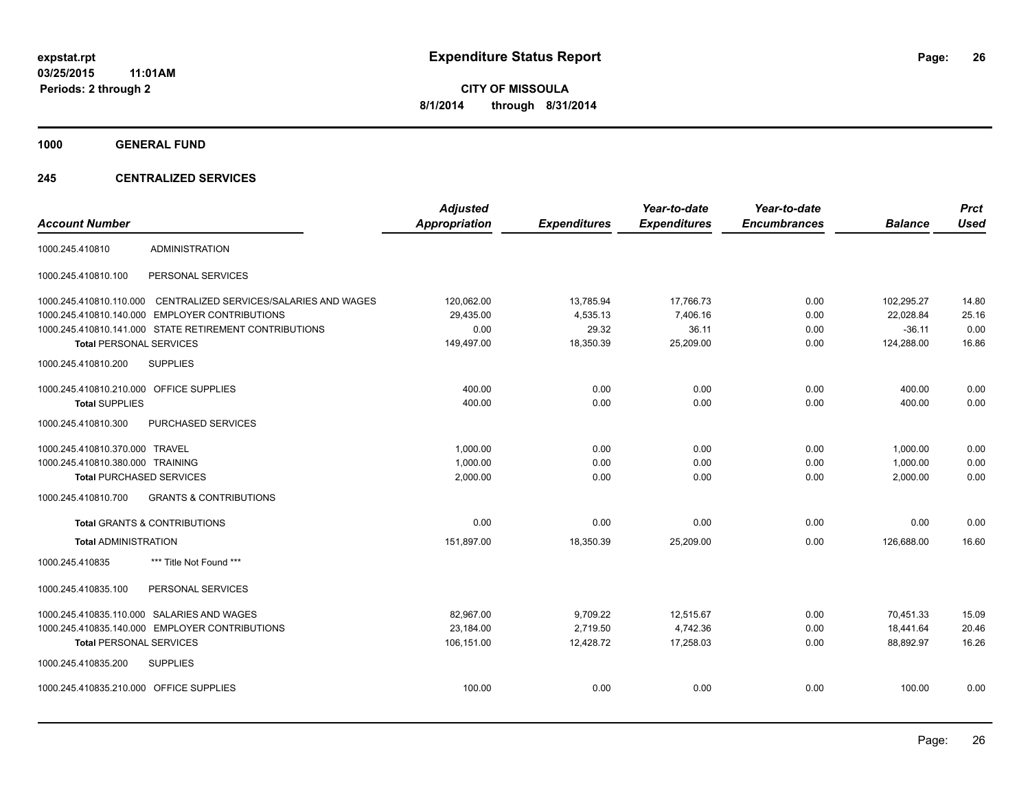**expstat.rpt**
**03/25/2015 11:01AM**
**Periods: 2 through 2**

# Expenditure Status Report

**CITY OF MISSOULA**
**8/1/2014 through 8/31/2014**

## 1000 GENERAL FUND

### 245 CENTRALIZED SERVICES

| Account Number | | Adjusted Appropriation | Expenditures | Year-to-date Expenditures | Year-to-date Encumbrances | Balance | Prct Used |
|---|---|---|---|---|---|---|---|
| 1000.245.410810 | ADMINISTRATION | | | | | | |
| 1000.245.410810.100 | PERSONAL SERVICES | | | | | | |
| 1000.245.410810.110.000 | CENTRALIZED SERVICES/SALARIES AND WAGES | 120,062.00 | 13,785.94 | 17,766.73 | 0.00 | 102,295.27 | 14.80 |
| 1000.245.410810.140.000 | EMPLOYER CONTRIBUTIONS | 29,435.00 | 4,535.13 | 7,406.16 | 0.00 | 22,028.84 | 25.16 |
| 1000.245.410810.141.000 | STATE RETIREMENT CONTRIBUTIONS | 0.00 | 29.32 | 36.11 | 0.00 | -36.11 | 0.00 |
| **Total** PERSONAL SERVICES | | 149,497.00 | 18,350.39 | 25,209.00 | 0.00 | 124,288.00 | 16.86 |
| 1000.245.410810.200 | SUPPLIES | | | | | | |
| 1000.245.410810.210.000 | OFFICE SUPPLIES | 400.00 | 0.00 | 0.00 | 0.00 | 400.00 | 0.00 |
| **Total** SUPPLIES | | 400.00 | 0.00 | 0.00 | 0.00 | 400.00 | 0.00 |
| 1000.245.410810.300 | PURCHASED SERVICES | | | | | | |
| 1000.245.410810.370.000 | TRAVEL | 1,000.00 | 0.00 | 0.00 | 0.00 | 1,000.00 | 0.00 |
| 1000.245.410810.380.000 | TRAINING | 1,000.00 | 0.00 | 0.00 | 0.00 | 1,000.00 | 0.00 |
| **Total** PURCHASED SERVICES | | 2,000.00 | 0.00 | 0.00 | 0.00 | 2,000.00 | 0.00 |
| 1000.245.410810.700 | GRANTS & CONTRIBUTIONS | | | | | | |
| **Total** GRANTS & CONTRIBUTIONS | | 0.00 | 0.00 | 0.00 | 0.00 | 0.00 | 0.00 |
| **Total** ADMINISTRATION | | 151,897.00 | 18,350.39 | 25,209.00 | 0.00 | 126,688.00 | 16.60 |
| 1000.245.410835 | *** Title Not Found *** | | | | | | |
| 1000.245.410835.100 | PERSONAL SERVICES | | | | | | |
| 1000.245.410835.110.000 | SALARIES AND WAGES | 82,967.00 | 9,709.22 | 12,515.67 | 0.00 | 70,451.33 | 15.09 |
| 1000.245.410835.140.000 | EMPLOYER CONTRIBUTIONS | 23,184.00 | 2,719.50 | 4,742.36 | 0.00 | 18,441.64 | 20.46 |
| **Total** PERSONAL SERVICES | | 106,151.00 | 12,428.72 | 17,258.03 | 0.00 | 88,892.97 | 16.26 |
| 1000.245.410835.200 | SUPPLIES | | | | | | |
| 1000.245.410835.210.000 | OFFICE SUPPLIES | 100.00 | 0.00 | 0.00 | 0.00 | 100.00 | 0.00 |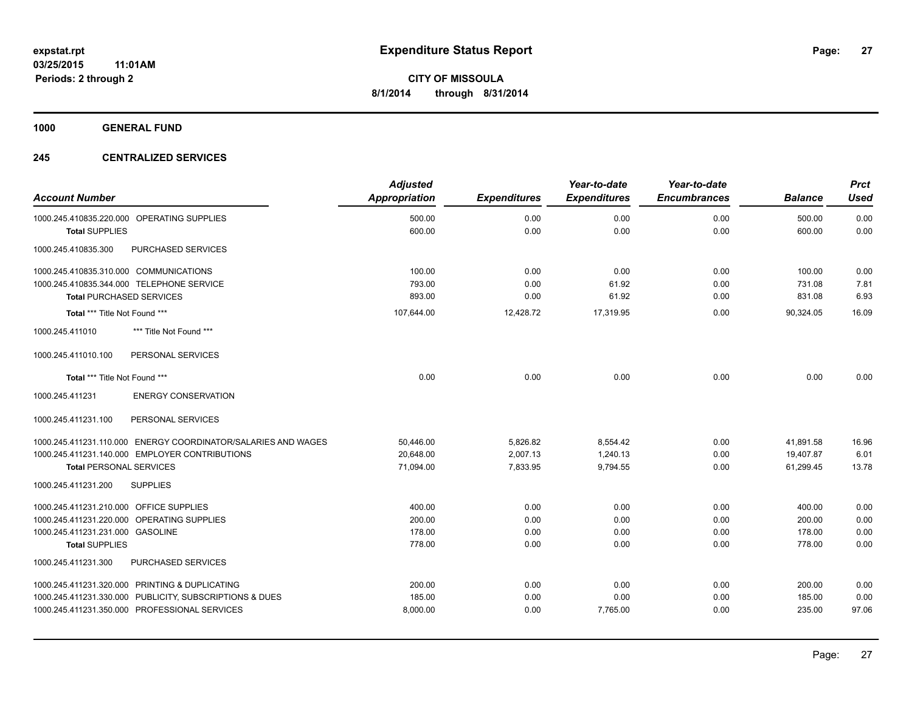**Expenditure Status Report**

**CITY OF MISSOULA**

**8/1/2014 through 8/31/2014**

expstat.rpt
03/25/2015 11:01AM
Periods: 2 through 2

## 1000 GENERAL FUND

### 245 CENTRALIZED SERVICES

| Account Number | Adjusted Appropriation | Expenditures | Year-to-date Expenditures | Year-to-date Encumbrances | Balance | Prct Used |
|---|---|---|---|---|---|---|
| 1000.245.410835.220.000 OPERATING SUPPLIES | 500.00 | 0.00 | 0.00 | 0.00 | 500.00 | 0.00 |
| **Total** SUPPLIES | 600.00 | 0.00 | 0.00 | 0.00 | 600.00 | 0.00 |
| 1000.245.410835.300 PURCHASED SERVICES | | | | | | |
| 1000.245.410835.310.000 COMMUNICATIONS | 100.00 | 0.00 | 0.00 | 0.00 | 100.00 | 0.00 |
| 1000.245.410835.344.000 TELEPHONE SERVICE | 793.00 | 0.00 | 61.92 | 0.00 | 731.08 | 7.81 |
| **Total** PURCHASED SERVICES | 893.00 | 0.00 | 61.92 | 0.00 | 831.08 | 6.93 |
| **Total** *** Title Not Found *** | 107,644.00 | 12,428.72 | 17,319.95 | 0.00 | 90,324.05 | 16.09 |
| 1000.245.411010 *** Title Not Found *** | | | | | | |
| 1000.245.411010.100 PERSONAL SERVICES | | | | | | |
| **Total** *** Title Not Found *** | 0.00 | 0.00 | 0.00 | 0.00 | 0.00 | 0.00 |
| 1000.245.411231 ENERGY CONSERVATION | | | | | | |
| 1000.245.411231.100 PERSONAL SERVICES | | | | | | |
| 1000.245.411231.110.000 ENERGY COORDINATOR/SALARIES AND WAGES | 50,446.00 | 5,826.82 | 8,554.42 | 0.00 | 41,891.58 | 16.96 |
| 1000.245.411231.140.000 EMPLOYER CONTRIBUTIONS | 20,648.00 | 2,007.13 | 1,240.13 | 0.00 | 19,407.87 | 6.01 |
| **Total** PERSONAL SERVICES | 71,094.00 | 7,833.95 | 9,794.55 | 0.00 | 61,299.45 | 13.78 |
| 1000.245.411231.200 SUPPLIES | | | | | | |
| 1000.245.411231.210.000 OFFICE SUPPLIES | 400.00 | 0.00 | 0.00 | 0.00 | 400.00 | 0.00 |
| 1000.245.411231.220.000 OPERATING SUPPLIES | 200.00 | 0.00 | 0.00 | 0.00 | 200.00 | 0.00 |
| 1000.245.411231.231.000 GASOLINE | 178.00 | 0.00 | 0.00 | 0.00 | 178.00 | 0.00 |
| **Total** SUPPLIES | 778.00 | 0.00 | 0.00 | 0.00 | 778.00 | 0.00 |
| 1000.245.411231.300 PURCHASED SERVICES | | | | | | |
| 1000.245.411231.320.000 PRINTING & DUPLICATING | 200.00 | 0.00 | 0.00 | 0.00 | 200.00 | 0.00 |
| 1000.245.411231.330.000 PUBLICITY, SUBSCRIPTIONS & DUES | 185.00 | 0.00 | 0.00 | 0.00 | 185.00 | 0.00 |
| 1000.245.411231.350.000 PROFESSIONAL SERVICES | 8,000.00 | 0.00 | 7,765.00 | 0.00 | 235.00 | 97.06 |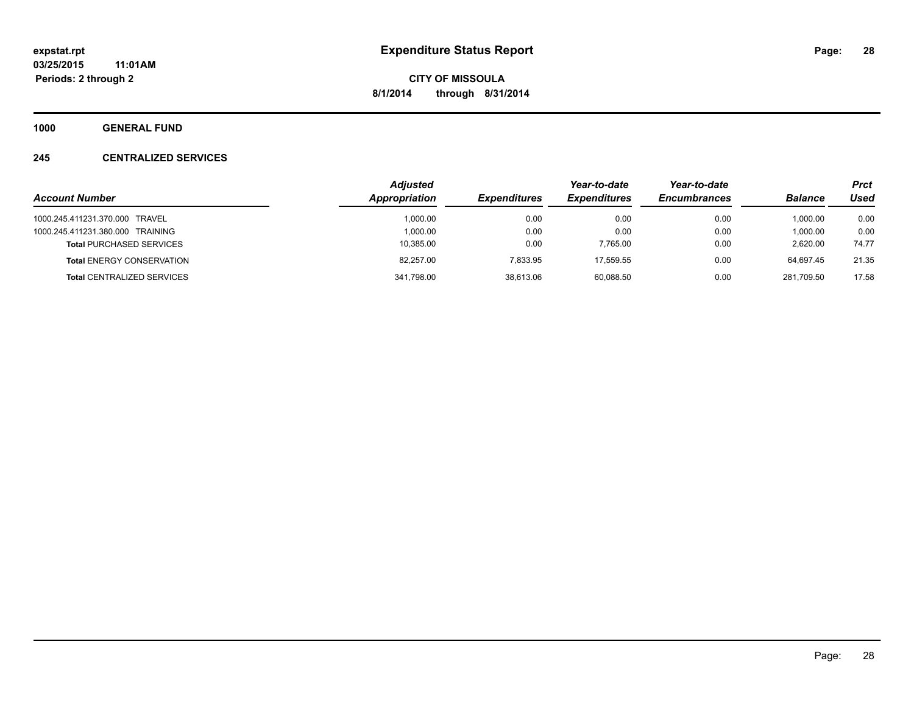**expstat.rpt**
**03/25/2015 11:01AM**
**Periods: 2 through 2**

# Expenditure Status Report

**CITY OF MISSOULA**
**8/1/2014 through 8/31/2014**

## 1000 GENERAL FUND

### 245 CENTRALIZED SERVICES

| *Account Number* | *Adjusted Appropriation* | *Expenditures* | *Year-to-date Expenditures* | *Year-to-date Encumbrances* | *Balance* | *Prct Used* |
|---|---|---|---|---|---|---|
| 1000.245.411231.370.000 TRAVEL | 1,000.00 | 0.00 | 0.00 | 0.00 | 1,000.00 | 0.00 |
| 1000.245.411231.380.000 TRAINING | 1,000.00 | 0.00 | 0.00 | 0.00 | 1,000.00 | 0.00 |
| **Total** PURCHASED SERVICES | 10,385.00 | 0.00 | 7,765.00 | 0.00 | 2,620.00 | 74.77 |
| **Total** ENERGY CONSERVATION | 82,257.00 | 7,833.95 | 17,559.55 | 0.00 | 64,697.45 | 21.35 |
| **Total** CENTRALIZED SERVICES | 341,798.00 | 38,613.06 | 60,088.50 | 0.00 | 281,709.50 | 17.58 |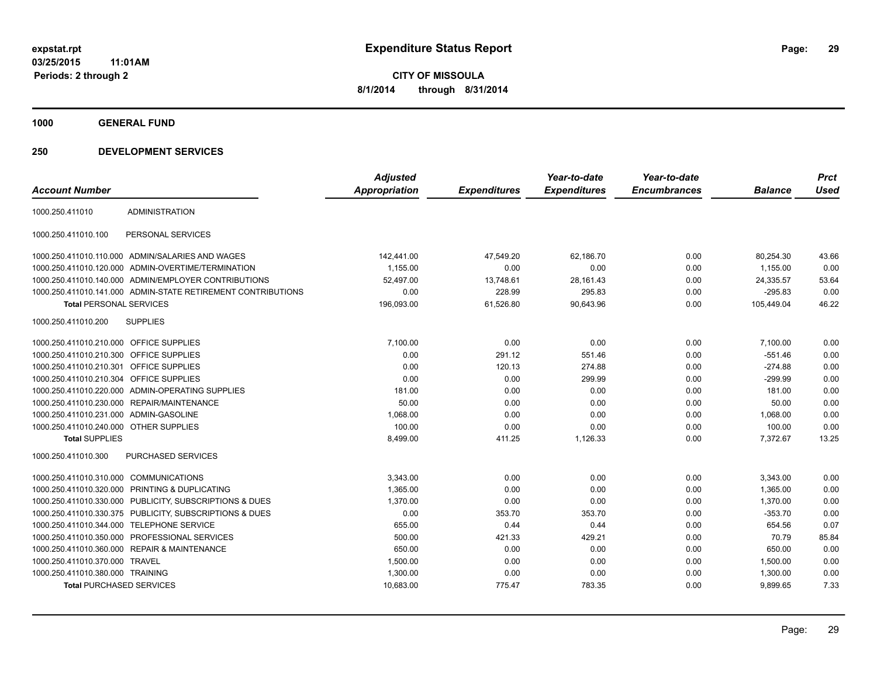# Expenditure Status Report

**CITY OF MISSOULA**
**8/1/2014 through 8/31/2014**

expstat.rpt
03/25/2015 11:01AM
Periods: 2 through 2

## 1000 GENERAL FUND

### 250 DEVELOPMENT SERVICES

| Account Number | | Adjusted Appropriation | Expenditures | Year-to-date Expenditures | Year-to-date Encumbrances | Balance | Prct Used |
|---|---|---|---|---|---|---|---|
| 1000.250.411010 | ADMINISTRATION | | | | | | |
| 1000.250.411010.100 | PERSONAL SERVICES | | | | | | |
| 1000.250.411010.110.000 | ADMIN/SALARIES AND WAGES | 142,441.00 | 47,549.20 | 62,186.70 | 0.00 | 80,254.30 | 43.66 |
| 1000.250.411010.120.000 | ADMIN-OVERTIME/TERMINATION | 1,155.00 | 0.00 | 0.00 | 0.00 | 1,155.00 | 0.00 |
| 1000.250.411010.140.000 | ADMIN/EMPLOYER CONTRIBUTIONS | 52,497.00 | 13,748.61 | 28,161.43 | 0.00 | 24,335.57 | 53.64 |
| 1000.250.411010.141.000 | ADMIN-STATE RETIREMENT CONTRIBUTIONS | 0.00 | 228.99 | 295.83 | 0.00 | -295.83 | 0.00 |
| **Total** PERSONAL SERVICES | | 196,093.00 | 61,526.80 | 90,643.96 | 0.00 | 105,449.04 | 46.22 |
| 1000.250.411010.200 | SUPPLIES | | | | | | |
| 1000.250.411010.210.000 | OFFICE SUPPLIES | 7,100.00 | 0.00 | 0.00 | 0.00 | 7,100.00 | 0.00 |
| 1000.250.411010.210.300 | OFFICE SUPPLIES | 0.00 | 291.12 | 551.46 | 0.00 | -551.46 | 0.00 |
| 1000.250.411010.210.301 | OFFICE SUPPLIES | 0.00 | 120.13 | 274.88 | 0.00 | -274.88 | 0.00 |
| 1000.250.411010.210.304 | OFFICE SUPPLIES | 0.00 | 0.00 | 299.99 | 0.00 | -299.99 | 0.00 |
| 1000.250.411010.220.000 | ADMIN-OPERATING SUPPLIES | 181.00 | 0.00 | 0.00 | 0.00 | 181.00 | 0.00 |
| 1000.250.411010.230.000 | REPAIR/MAINTENANCE | 50.00 | 0.00 | 0.00 | 0.00 | 50.00 | 0.00 |
| 1000.250.411010.231.000 | ADMIN-GASOLINE | 1,068.00 | 0.00 | 0.00 | 0.00 | 1,068.00 | 0.00 |
| 1000.250.411010.240.000 | OTHER SUPPLIES | 100.00 | 0.00 | 0.00 | 0.00 | 100.00 | 0.00 |
| **Total** SUPPLIES | | 8,499.00 | 411.25 | 1,126.33 | 0.00 | 7,372.67 | 13.25 |
| 1000.250.411010.300 | PURCHASED SERVICES | | | | | | |
| 1000.250.411010.310.000 | COMMUNICATIONS | 3,343.00 | 0.00 | 0.00 | 0.00 | 3,343.00 | 0.00 |
| 1000.250.411010.320.000 | PRINTING & DUPLICATING | 1,365.00 | 0.00 | 0.00 | 0.00 | 1,365.00 | 0.00 |
| 1000.250.411010.330.000 | PUBLICITY, SUBSCRIPTIONS & DUES | 1,370.00 | 0.00 | 0.00 | 0.00 | 1,370.00 | 0.00 |
| 1000.250.411010.330.375 | PUBLICITY, SUBSCRIPTIONS & DUES | 0.00 | 353.70 | 353.70 | 0.00 | -353.70 | 0.00 |
| 1000.250.411010.344.000 | TELEPHONE SERVICE | 655.00 | 0.44 | 0.44 | 0.00 | 654.56 | 0.07 |
| 1000.250.411010.350.000 | PROFESSIONAL SERVICES | 500.00 | 421.33 | 429.21 | 0.00 | 70.79 | 85.84 |
| 1000.250.411010.360.000 | REPAIR & MAINTENANCE | 650.00 | 0.00 | 0.00 | 0.00 | 650.00 | 0.00 |
| 1000.250.411010.370.000 | TRAVEL | 1,500.00 | 0.00 | 0.00 | 0.00 | 1,500.00 | 0.00 |
| 1000.250.411010.380.000 | TRAINING | 1,300.00 | 0.00 | 0.00 | 0.00 | 1,300.00 | 0.00 |
| **Total** PURCHASED SERVICES | | 10,683.00 | 775.47 | 783.35 | 0.00 | 9,899.65 | 7.33 |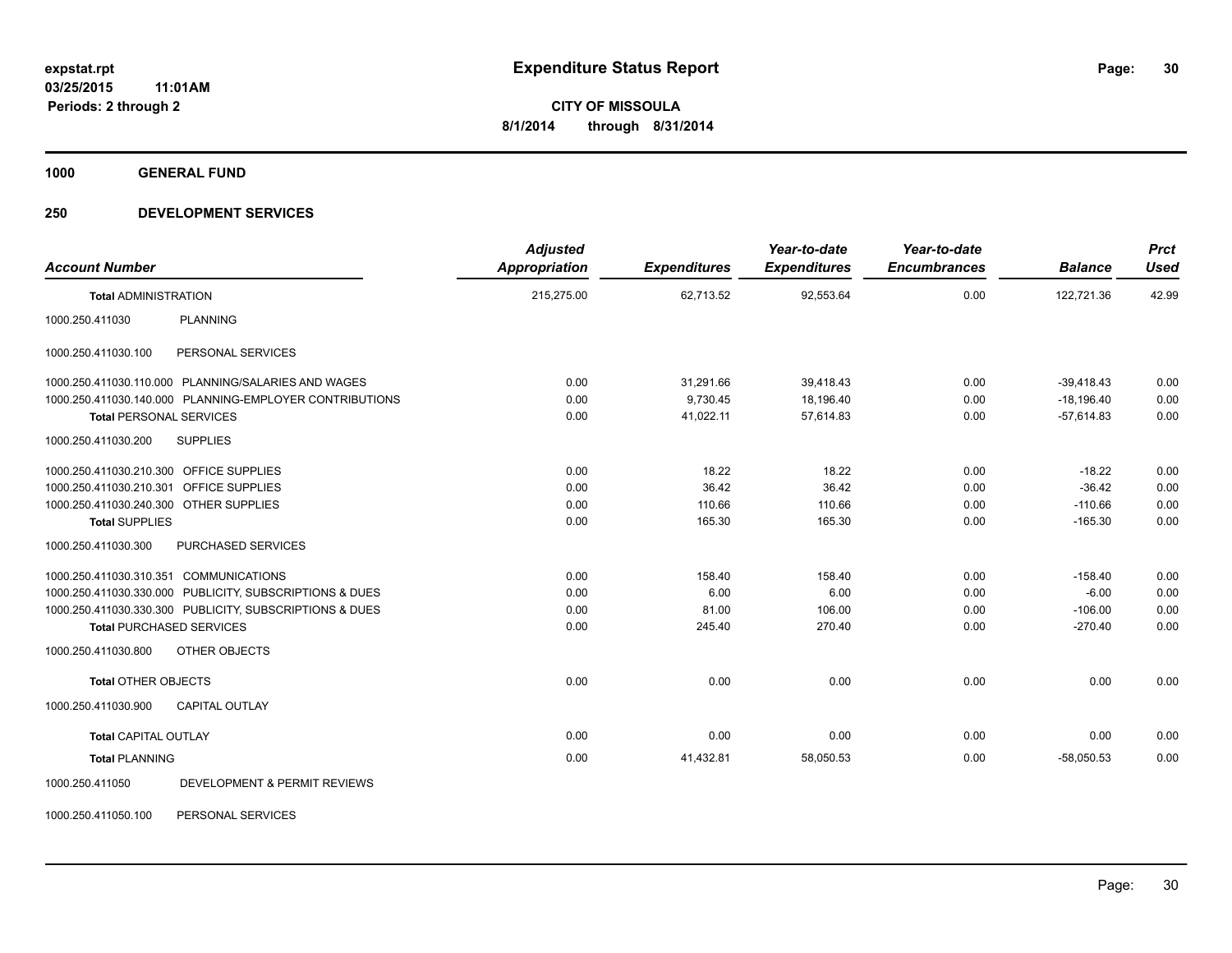**expstat.rpt**
**03/25/2015 11:01AM**
**Periods: 2 through 2**

# Expenditure Status Report

**CITY OF MISSOULA**
**8/1/2014 through 8/31/2014**

## 1000 GENERAL FUND

## 250 DEVELOPMENT SERVICES

| Account Number | | Adjusted Appropriation | Expenditures | Year-to-date Expenditures | Year-to-date Encumbrances | Balance | Prct Used |
|---|---|---|---|---|---|---|---|
| **Total** ADMINISTRATION | | 215,275.00 | 62,713.52 | 92,553.64 | 0.00 | 122,721.36 | 42.99 |
| 1000.250.411030 | PLANNING | | | | | | |
| 1000.250.411030.100 | PERSONAL SERVICES | | | | | | |
| 1000.250.411030.110.000 | PLANNING/SALARIES AND WAGES | 0.00 | 31,291.66 | 39,418.43 | 0.00 | -39,418.43 | 0.00 |
| 1000.250.411030.140.000 | PLANNING-EMPLOYER CONTRIBUTIONS | 0.00 | 9,730.45 | 18,196.40 | 0.00 | -18,196.40 | 0.00 |
| **Total** PERSONAL SERVICES | | 0.00 | 41,022.11 | 57,614.83 | 0.00 | -57,614.83 | 0.00 |
| 1000.250.411030.200 | SUPPLIES | | | | | | |
| 1000.250.411030.210.300 | OFFICE SUPPLIES | 0.00 | 18.22 | 18.22 | 0.00 | -18.22 | 0.00 |
| 1000.250.411030.210.301 | OFFICE SUPPLIES | 0.00 | 36.42 | 36.42 | 0.00 | -36.42 | 0.00 |
| 1000.250.411030.240.300 | OTHER SUPPLIES | 0.00 | 110.66 | 110.66 | 0.00 | -110.66 | 0.00 |
| **Total** SUPPLIES | | 0.00 | 165.30 | 165.30 | 0.00 | -165.30 | 0.00 |
| 1000.250.411030.300 | PURCHASED SERVICES | | | | | | |
| 1000.250.411030.310.351 | COMMUNICATIONS | 0.00 | 158.40 | 158.40 | 0.00 | -158.40 | 0.00 |
| 1000.250.411030.330.000 | PUBLICITY, SUBSCRIPTIONS & DUES | 0.00 | 6.00 | 6.00 | 0.00 | -6.00 | 0.00 |
| 1000.250.411030.330.300 | PUBLICITY, SUBSCRIPTIONS & DUES | 0.00 | 81.00 | 106.00 | 0.00 | -106.00 | 0.00 |
| **Total** PURCHASED SERVICES | | 0.00 | 245.40 | 270.40 | 0.00 | -270.40 | 0.00 |
| 1000.250.411030.800 | OTHER OBJECTS | | | | | | |
| **Total** OTHER OBJECTS | | 0.00 | 0.00 | 0.00 | 0.00 | 0.00 | 0.00 |
| 1000.250.411030.900 | CAPITAL OUTLAY | | | | | | |
| **Total** CAPITAL OUTLAY | | 0.00 | 0.00 | 0.00 | 0.00 | 0.00 | 0.00 |
| **Total** PLANNING | | 0.00 | 41,432.81 | 58,050.53 | 0.00 | -58,050.53 | 0.00 |
| 1000.250.411050 | DEVELOPMENT & PERMIT REVIEWS | | | | | | |
| 1000.250.411050.100 | PERSONAL SERVICES | | | | | | |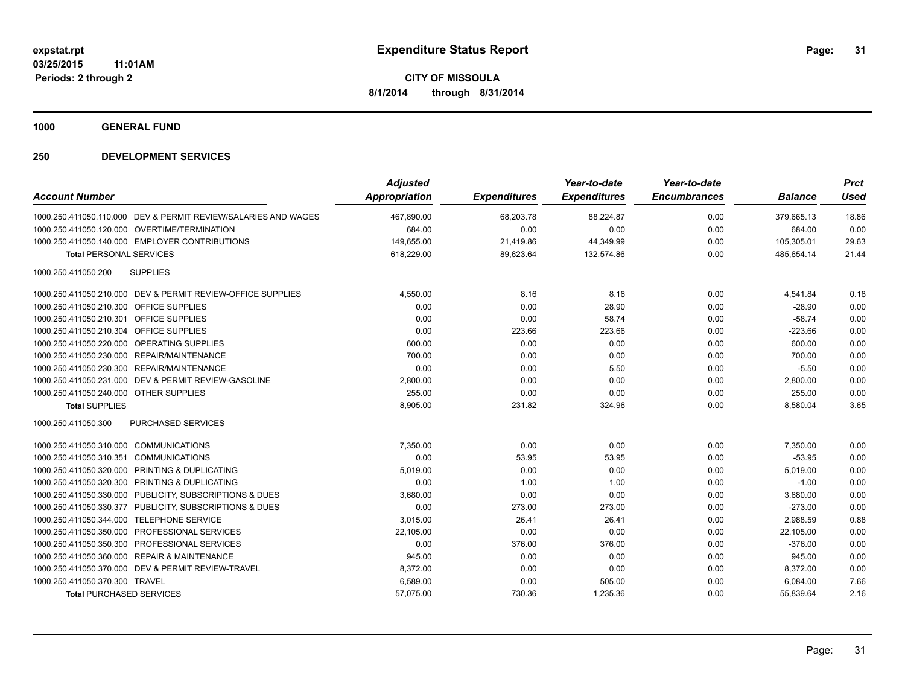**expstat.rpt**
**03/25/2015 11:01AM**
**Periods: 2 through 2**

# Expenditure Status Report

**CITY OF MISSOULA**
**8/1/2014 through 8/31/2014**

## 1000 GENERAL FUND

### 250 DEVELOPMENT SERVICES

| Account Number | | Adjusted Appropriation | Expenditures | Year-to-date Expenditures | Year-to-date Encumbrances | Balance | Prct Used |
|---|---|---|---|---|---|---|---|
| 1000.250.411050.110.000 | DEV & PERMIT REVIEW/SALARIES AND WAGES | 467,890.00 | 68,203.78 | 88,224.87 | 0.00 | 379,665.13 | 18.86 |
| 1000.250.411050.120.000 | OVERTIME/TERMINATION | 684.00 | 0.00 | 0.00 | 0.00 | 684.00 | 0.00 |
| 1000.250.411050.140.000 | EMPLOYER CONTRIBUTIONS | 149,655.00 | 21,419.86 | 44,349.99 | 0.00 | 105,305.01 | 29.63 |
| **Total** PERSONAL SERVICES | | 618,229.00 | 89,623.64 | 132,574.86 | 0.00 | 485,654.14 | 21.44 |
| 1000.250.411050.200 | SUPPLIES | | | | | | |
| 1000.250.411050.210.000 | DEV & PERMIT REVIEW-OFFICE SUPPLIES | 4,550.00 | 8.16 | 8.16 | 0.00 | 4,541.84 | 0.18 |
| 1000.250.411050.210.300 | OFFICE SUPPLIES | 0.00 | 0.00 | 28.90 | 0.00 | -28.90 | 0.00 |
| 1000.250.411050.210.301 | OFFICE SUPPLIES | 0.00 | 0.00 | 58.74 | 0.00 | -58.74 | 0.00 |
| 1000.250.411050.210.304 | OFFICE SUPPLIES | 0.00 | 223.66 | 223.66 | 0.00 | -223.66 | 0.00 |
| 1000.250.411050.220.000 | OPERATING SUPPLIES | 600.00 | 0.00 | 0.00 | 0.00 | 600.00 | 0.00 |
| 1000.250.411050.230.000 | REPAIR/MAINTENANCE | 700.00 | 0.00 | 0.00 | 0.00 | 700.00 | 0.00 |
| 1000.250.411050.230.300 | REPAIR/MAINTENANCE | 0.00 | 0.00 | 5.50 | 0.00 | -5.50 | 0.00 |
| 1000.250.411050.231.000 | DEV & PERMIT REVIEW-GASOLINE | 2,800.00 | 0.00 | 0.00 | 0.00 | 2,800.00 | 0.00 |
| 1000.250.411050.240.000 | OTHER SUPPLIES | 255.00 | 0.00 | 0.00 | 0.00 | 255.00 | 0.00 |
| **Total** SUPPLIES | | 8,905.00 | 231.82 | 324.96 | 0.00 | 8,580.04 | 3.65 |
| 1000.250.411050.300 | PURCHASED SERVICES | | | | | | |
| 1000.250.411050.310.000 | COMMUNICATIONS | 7,350.00 | 0.00 | 0.00 | 0.00 | 7,350.00 | 0.00 |
| 1000.250.411050.310.351 | COMMUNICATIONS | 0.00 | 53.95 | 53.95 | 0.00 | -53.95 | 0.00 |
| 1000.250.411050.320.000 | PRINTING & DUPLICATING | 5,019.00 | 0.00 | 0.00 | 0.00 | 5,019.00 | 0.00 |
| 1000.250.411050.320.300 | PRINTING & DUPLICATING | 0.00 | 1.00 | 1.00 | 0.00 | -1.00 | 0.00 |
| 1000.250.411050.330.000 | PUBLICITY, SUBSCRIPTIONS & DUES | 3,680.00 | 0.00 | 0.00 | 0.00 | 3,680.00 | 0.00 |
| 1000.250.411050.330.377 | PUBLICITY, SUBSCRIPTIONS & DUES | 0.00 | 273.00 | 273.00 | 0.00 | -273.00 | 0.00 |
| 1000.250.411050.344.000 | TELEPHONE SERVICE | 3,015.00 | 26.41 | 26.41 | 0.00 | 2,988.59 | 0.88 |
| 1000.250.411050.350.000 | PROFESSIONAL SERVICES | 22,105.00 | 0.00 | 0.00 | 0.00 | 22,105.00 | 0.00 |
| 1000.250.411050.350.300 | PROFESSIONAL SERVICES | 0.00 | 376.00 | 376.00 | 0.00 | -376.00 | 0.00 |
| 1000.250.411050.360.000 | REPAIR & MAINTENANCE | 945.00 | 0.00 | 0.00 | 0.00 | 945.00 | 0.00 |
| 1000.250.411050.370.000 | DEV & PERMIT REVIEW-TRAVEL | 8,372.00 | 0.00 | 0.00 | 0.00 | 8,372.00 | 0.00 |
| 1000.250.411050.370.300 | TRAVEL | 6,589.00 | 0.00 | 505.00 | 0.00 | 6,084.00 | 7.66 |
| **Total** PURCHASED SERVICES | | 57,075.00 | 730.36 | 1,235.36 | 0.00 | 55,839.64 | 2.16 |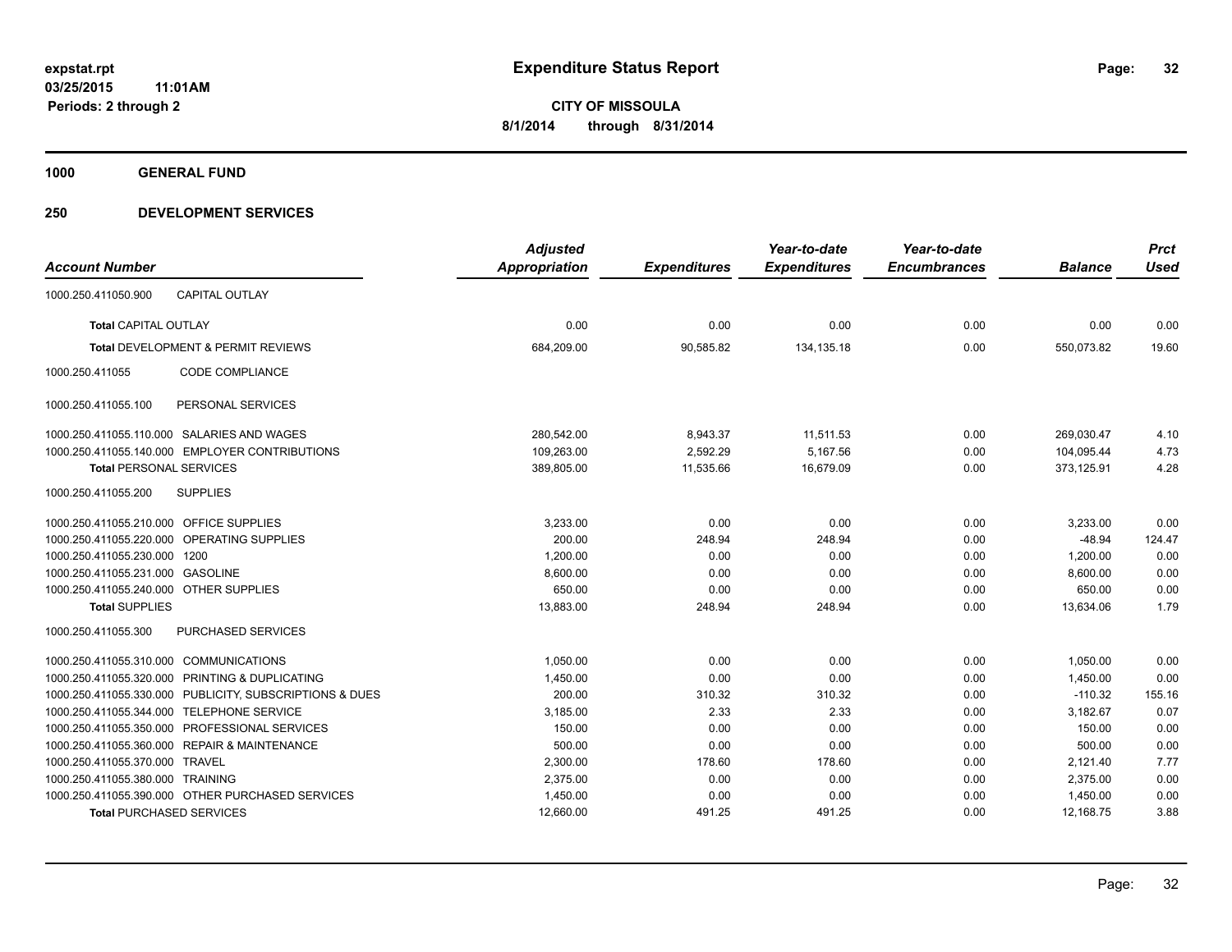**expstat.rpt**
**03/25/2015 11:01AM**
**Periods: 2 through 2**

# Expenditure Status Report

**CITY OF MISSOULA**
**8/1/2014 through 8/31/2014**

## 1000 GENERAL FUND

## 250 DEVELOPMENT SERVICES

| Account Number | | Adjusted Appropriation | Expenditures | Year-to-date Expenditures | Year-to-date Encumbrances | Balance | Prct Used |
|---|---|---|---|---|---|---|---|
| 1000.250.411050.900 | CAPITAL OUTLAY | | | | | | |
| **Total** CAPITAL OUTLAY | | 0.00 | 0.00 | 0.00 | 0.00 | 0.00 | 0.00 |
| **Total** DEVELOPMENT & PERMIT REVIEWS | | 684,209.00 | 90,585.82 | 134,135.18 | 0.00 | 550,073.82 | 19.60 |
| 1000.250.411055 | CODE COMPLIANCE | | | | | | |
| 1000.250.411055.100 | PERSONAL SERVICES | | | | | | |
| 1000.250.411055.110.000 | SALARIES AND WAGES | 280,542.00 | 8,943.37 | 11,511.53 | 0.00 | 269,030.47 | 4.10 |
| 1000.250.411055.140.000 | EMPLOYER CONTRIBUTIONS | 109,263.00 | 2,592.29 | 5,167.56 | 0.00 | 104,095.44 | 4.73 |
| **Total** PERSONAL SERVICES | | 389,805.00 | 11,535.66 | 16,679.09 | 0.00 | 373,125.91 | 4.28 |
| 1000.250.411055.200 | SUPPLIES | | | | | | |
| 1000.250.411055.210.000 | OFFICE SUPPLIES | 3,233.00 | 0.00 | 0.00 | 0.00 | 3,233.00 | 0.00 |
| 1000.250.411055.220.000 | OPERATING SUPPLIES | 200.00 | 248.94 | 248.94 | 0.00 | -48.94 | 124.47 |
| 1000.250.411055.230.000 | 1200 | 1,200.00 | 0.00 | 0.00 | 0.00 | 1,200.00 | 0.00 |
| 1000.250.411055.231.000 | GASOLINE | 8,600.00 | 0.00 | 0.00 | 0.00 | 8,600.00 | 0.00 |
| 1000.250.411055.240.000 | OTHER SUPPLIES | 650.00 | 0.00 | 0.00 | 0.00 | 650.00 | 0.00 |
| **Total** SUPPLIES | | 13,883.00 | 248.94 | 248.94 | 0.00 | 13,634.06 | 1.79 |
| 1000.250.411055.300 | PURCHASED SERVICES | | | | | | |
| 1000.250.411055.310.000 | COMMUNICATIONS | 1,050.00 | 0.00 | 0.00 | 0.00 | 1,050.00 | 0.00 |
| 1000.250.411055.320.000 | PRINTING & DUPLICATING | 1,450.00 | 0.00 | 0.00 | 0.00 | 1,450.00 | 0.00 |
| 1000.250.411055.330.000 | PUBLICITY, SUBSCRIPTIONS & DUES | 200.00 | 310.32 | 310.32 | 0.00 | -110.32 | 155.16 |
| 1000.250.411055.344.000 | TELEPHONE SERVICE | 3,185.00 | 2.33 | 2.33 | 0.00 | 3,182.67 | 0.07 |
| 1000.250.411055.350.000 | PROFESSIONAL SERVICES | 150.00 | 0.00 | 0.00 | 0.00 | 150.00 | 0.00 |
| 1000.250.411055.360.000 | REPAIR & MAINTENANCE | 500.00 | 0.00 | 0.00 | 0.00 | 500.00 | 0.00 |
| 1000.250.411055.370.000 | TRAVEL | 2,300.00 | 178.60 | 178.60 | 0.00 | 2,121.40 | 7.77 |
| 1000.250.411055.380.000 | TRAINING | 2,375.00 | 0.00 | 0.00 | 0.00 | 2,375.00 | 0.00 |
| 1000.250.411055.390.000 | OTHER PURCHASED SERVICES | 1,450.00 | 0.00 | 0.00 | 0.00 | 1,450.00 | 0.00 |
| **Total** PURCHASED SERVICES | | 12,660.00 | 491.25 | 491.25 | 0.00 | 12,168.75 | 3.88 |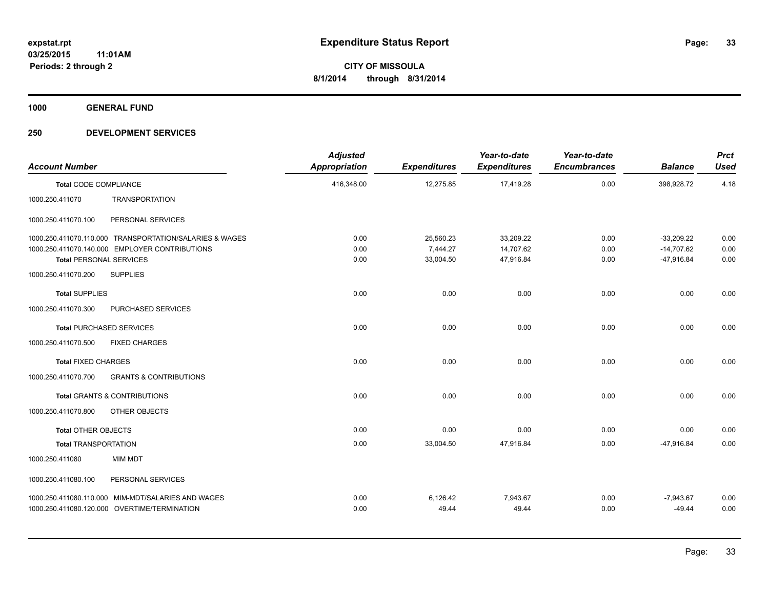**expstat.rpt**
**03/25/2015 11:01AM**
**Periods: 2 through 2**

# Expenditure Status Report

**CITY OF MISSOULA**
**8/1/2014 through 8/31/2014**

## 1000 GENERAL FUND

## 250 DEVELOPMENT SERVICES

| Account Number | Adjusted Appropriation | Expenditures | Year-to-date Expenditures | Year-to-date Encumbrances | Balance | Prct Used |
|---|---|---|---|---|---|---|
| **Total** CODE COMPLIANCE | 416,348.00 | 12,275.85 | 17,419.28 | 0.00 | 398,928.72 | 4.18 |
| 1000.250.411070 TRANSPORTATION | | | | | | |
| 1000.250.411070.100 PERSONAL SERVICES | | | | | | |
| 1000.250.411070.110.000 TRANSPORTATION/SALARIES & WAGES | 0.00 | 25,560.23 | 33,209.22 | 0.00 | -33,209.22 | 0.00 |
| 1000.250.411070.140.000 EMPLOYER CONTRIBUTIONS | 0.00 | 7,444.27 | 14,707.62 | 0.00 | -14,707.62 | 0.00 |
| **Total** PERSONAL SERVICES | 0.00 | 33,004.50 | 47,916.84 | 0.00 | -47,916.84 | 0.00 |
| 1000.250.411070.200 SUPPLIES | | | | | | |
| **Total** SUPPLIES | 0.00 | 0.00 | 0.00 | 0.00 | 0.00 | 0.00 |
| 1000.250.411070.300 PURCHASED SERVICES | | | | | | |
| **Total** PURCHASED SERVICES | 0.00 | 0.00 | 0.00 | 0.00 | 0.00 | 0.00 |
| 1000.250.411070.500 FIXED CHARGES | | | | | | |
| **Total** FIXED CHARGES | 0.00 | 0.00 | 0.00 | 0.00 | 0.00 | 0.00 |
| 1000.250.411070.700 GRANTS & CONTRIBUTIONS | | | | | | |
| **Total** GRANTS & CONTRIBUTIONS | 0.00 | 0.00 | 0.00 | 0.00 | 0.00 | 0.00 |
| 1000.250.411070.800 OTHER OBJECTS | | | | | | |
| **Total** OTHER OBJECTS | 0.00 | 0.00 | 0.00 | 0.00 | 0.00 | 0.00 |
| **Total** TRANSPORTATION | 0.00 | 33,004.50 | 47,916.84 | 0.00 | -47,916.84 | 0.00 |
| 1000.250.411080 MIM MDT | | | | | | |
| 1000.250.411080.100 PERSONAL SERVICES | | | | | | |
| 1000.250.411080.110.000 MIM-MDT/SALARIES AND WAGES | 0.00 | 6,126.42 | 7,943.67 | 0.00 | -7,943.67 | 0.00 |
| 1000.250.411080.120.000 OVERTIME/TERMINATION | 0.00 | 49.44 | 49.44 | 0.00 | -49.44 | 0.00 |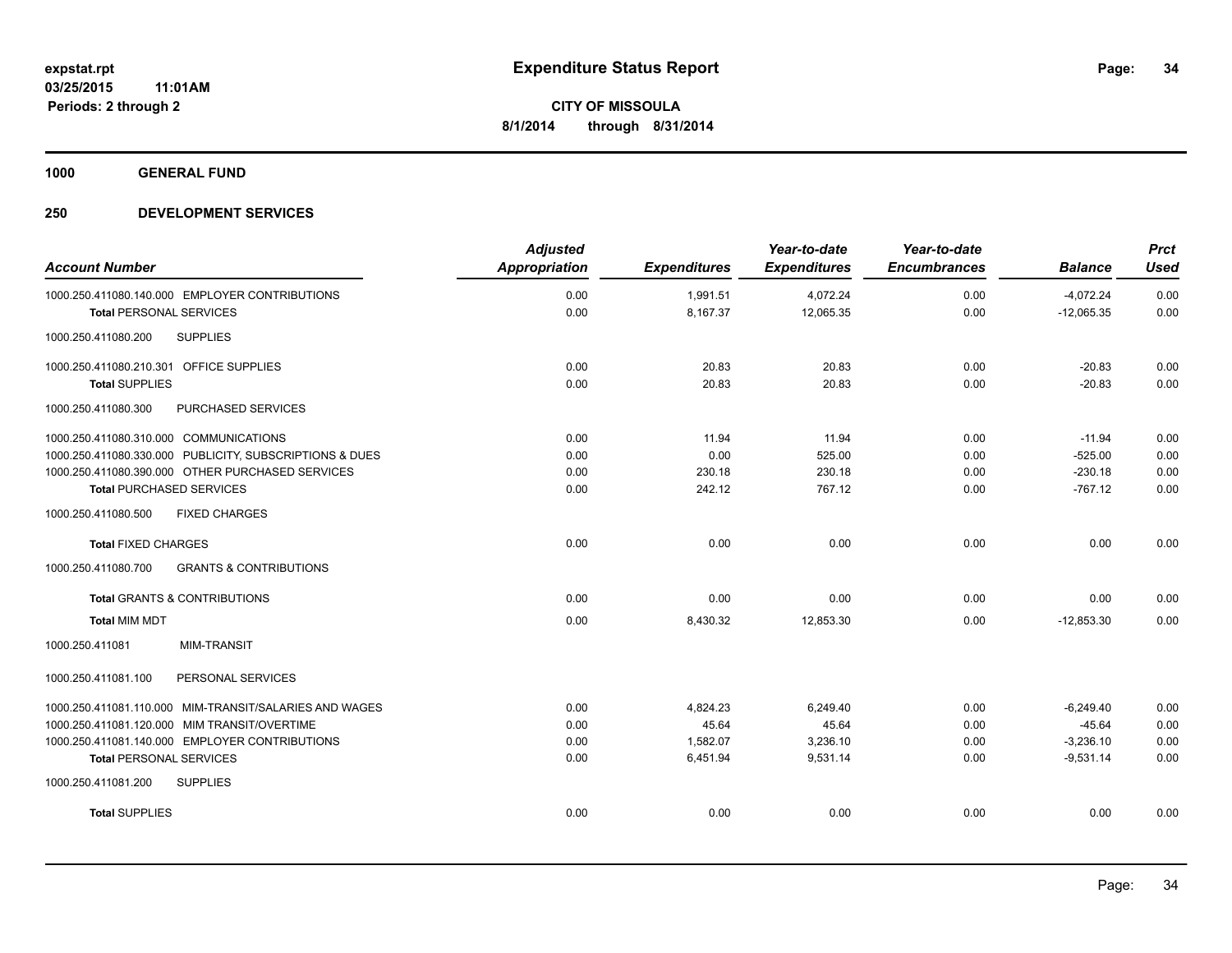**expstat.rpt**
**03/25/2015 11:01AM**
**Periods: 2 through 2**

# Expenditure Status Report

**CITY OF MISSOULA**
**8/1/2014 through 8/31/2014**

## 1000 GENERAL FUND

## 250 DEVELOPMENT SERVICES

| Account Number | Adjusted Appropriation | Expenditures | Year-to-date Expenditures | Year-to-date Encumbrances | Balance | Prct Used |
|---|---|---|---|---|---|---|
| 1000.250.411080.140.000 EMPLOYER CONTRIBUTIONS | 0.00 | 1,991.51 | 4,072.24 | 0.00 | -4,072.24 | 0.00 |
| **Total** PERSONAL SERVICES | 0.00 | 8,167.37 | 12,065.35 | 0.00 | -12,065.35 | 0.00 |
| 1000.250.411080.200 SUPPLIES | | | | | | |
| 1000.250.411080.210.301 OFFICE SUPPLIES | 0.00 | 20.83 | 20.83 | 0.00 | -20.83 | 0.00 |
| **Total** SUPPLIES | 0.00 | 20.83 | 20.83 | 0.00 | -20.83 | 0.00 |
| 1000.250.411080.300 PURCHASED SERVICES | | | | | | |
| 1000.250.411080.310.000 COMMUNICATIONS | 0.00 | 11.94 | 11.94 | 0.00 | -11.94 | 0.00 |
| 1000.250.411080.330.000 PUBLICITY, SUBSCRIPTIONS & DUES | 0.00 | 0.00 | 525.00 | 0.00 | -525.00 | 0.00 |
| 1000.250.411080.390.000 OTHER PURCHASED SERVICES | 0.00 | 230.18 | 230.18 | 0.00 | -230.18 | 0.00 |
| **Total** PURCHASED SERVICES | 0.00 | 242.12 | 767.12 | 0.00 | -767.12 | 0.00 |
| 1000.250.411080.500 FIXED CHARGES | | | | | | |
| **Total** FIXED CHARGES | 0.00 | 0.00 | 0.00 | 0.00 | 0.00 | 0.00 |
| 1000.250.411080.700 GRANTS & CONTRIBUTIONS | | | | | | |
| **Total** GRANTS & CONTRIBUTIONS | 0.00 | 0.00 | 0.00 | 0.00 | 0.00 | 0.00 |
| **Total MIM MDT** | 0.00 | 8,430.32 | 12,853.30 | 0.00 | -12,853.30 | 0.00 |
| 1000.250.411081 MIM-TRANSIT | | | | | | |
| 1000.250.411081.100 PERSONAL SERVICES | | | | | | |
| 1000.250.411081.110.000 MIM-TRANSIT/SALARIES AND WAGES | 0.00 | 4,824.23 | 6,249.40 | 0.00 | -6,249.40 | 0.00 |
| 1000.250.411081.120.000 MIM TRANSIT/OVERTIME | 0.00 | 45.64 | 45.64 | 0.00 | -45.64 | 0.00 |
| 1000.250.411081.140.000 EMPLOYER CONTRIBUTIONS | 0.00 | 1,582.07 | 3,236.10 | 0.00 | -3,236.10 | 0.00 |
| **Total** PERSONAL SERVICES | 0.00 | 6,451.94 | 9,531.14 | 0.00 | -9,531.14 | 0.00 |
| 1000.250.411081.200 SUPPLIES | | | | | | |
| **Total** SUPPLIES | 0.00 | 0.00 | 0.00 | 0.00 | 0.00 | 0.00 |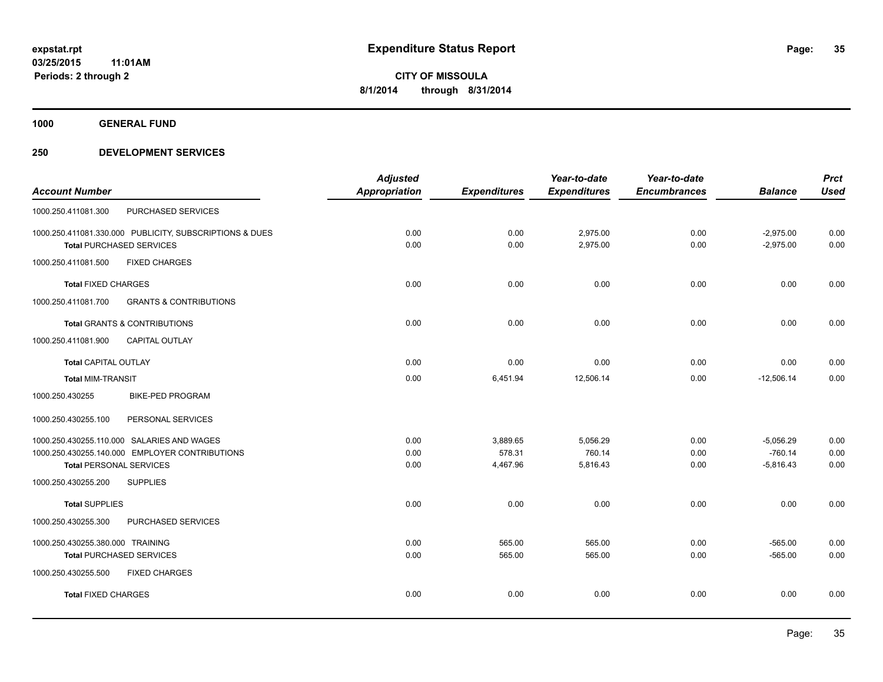**expstat.rpt**
**03/25/2015 11:01AM**
**Periods: 2 through 2**

# Expenditure Status Report

**CITY OF MISSOULA**
**8/1/2014 through 8/31/2014**

## 1000 GENERAL FUND

## 250 DEVELOPMENT SERVICES

| Account Number | Adjusted Appropriation | Expenditures | Year-to-date Expenditures | Year-to-date Encumbrances | Balance | Prct Used |
|---|---|---|---|---|---|---|
| 1000.250.411081.300 PURCHASED SERVICES | | | | | | |
| 1000.250.411081.330.000 PUBLICITY, SUBSCRIPTIONS & DUES | 0.00 | 0.00 | 2,975.00 | 0.00 | -2,975.00 | 0.00 |
| **Total** PURCHASED SERVICES | 0.00 | 0.00 | 2,975.00 | 0.00 | -2,975.00 | 0.00 |
| 1000.250.411081.500 FIXED CHARGES | | | | | | |
| **Total** FIXED CHARGES | 0.00 | 0.00 | 0.00 | 0.00 | 0.00 | 0.00 |
| 1000.250.411081.700 GRANTS & CONTRIBUTIONS | | | | | | |
| **Total** GRANTS & CONTRIBUTIONS | 0.00 | 0.00 | 0.00 | 0.00 | 0.00 | 0.00 |
| 1000.250.411081.900 CAPITAL OUTLAY | | | | | | |
| **Total** CAPITAL OUTLAY | 0.00 | 0.00 | 0.00 | 0.00 | 0.00 | 0.00 |
| **Total** MIM-TRANSIT | 0.00 | 6,451.94 | 12,506.14 | 0.00 | -12,506.14 | 0.00 |
| 1000.250.430255 BIKE-PED PROGRAM | | | | | | |
| 1000.250.430255.100 PERSONAL SERVICES | | | | | | |
| 1000.250.430255.110.000 SALARIES AND WAGES | 0.00 | 3,889.65 | 5,056.29 | 0.00 | -5,056.29 | 0.00 |
| 1000.250.430255.140.000 EMPLOYER CONTRIBUTIONS | 0.00 | 578.31 | 760.14 | 0.00 | -760.14 | 0.00 |
| **Total** PERSONAL SERVICES | 0.00 | 4,467.96 | 5,816.43 | 0.00 | -5,816.43 | 0.00 |
| 1000.250.430255.200 SUPPLIES | | | | | | |
| **Total** SUPPLIES | 0.00 | 0.00 | 0.00 | 0.00 | 0.00 | 0.00 |
| 1000.250.430255.300 PURCHASED SERVICES | | | | | | |
| 1000.250.430255.380.000 TRAINING | 0.00 | 565.00 | 565.00 | 0.00 | -565.00 | 0.00 |
| **Total** PURCHASED SERVICES | 0.00 | 565.00 | 565.00 | 0.00 | -565.00 | 0.00 |
| 1000.250.430255.500 FIXED CHARGES | | | | | | |
| **Total** FIXED CHARGES | 0.00 | 0.00 | 0.00 | 0.00 | 0.00 | 0.00 |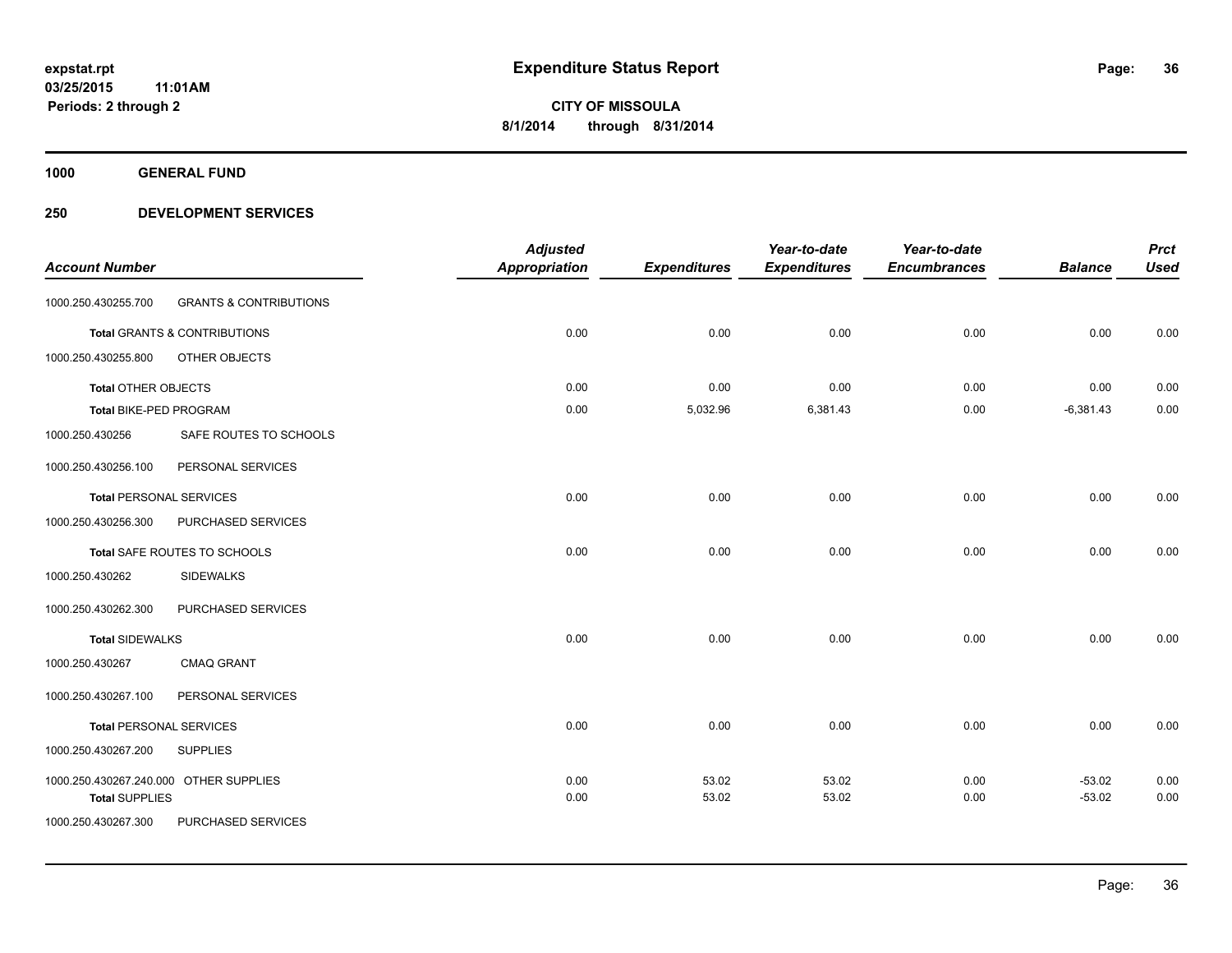**expstat.rpt**
**03/25/2015 11:01AM**
**Periods: 2 through 2**

# Expenditure Status Report

**CITY OF MISSOULA**
**8/1/2014 through 8/31/2014**

## 1000 GENERAL FUND

### 250 DEVELOPMENT SERVICES

| Account Number | | Adjusted Appropriation | Expenditures | Year-to-date Expenditures | Year-to-date Encumbrances | Balance | Prct Used |
|---|---|---|---|---|---|---|---|
| 1000.250.430255.700 | GRANTS & CONTRIBUTIONS | | | | | | |
| **Total** GRANTS & CONTRIBUTIONS | | 0.00 | 0.00 | 0.00 | 0.00 | 0.00 | 0.00 |
| 1000.250.430255.800 | OTHER OBJECTS | | | | | | |
| **Total** OTHER OBJECTS | | 0.00 | 0.00 | 0.00 | 0.00 | 0.00 | 0.00 |
| **Total** BIKE-PED PROGRAM | | 0.00 | 5,032.96 | 6,381.43 | 0.00 | -6,381.43 | 0.00 |
| 1000.250.430256 | SAFE ROUTES TO SCHOOLS | | | | | | |
| 1000.250.430256.100 | PERSONAL SERVICES | | | | | | |
| **Total** PERSONAL SERVICES | | 0.00 | 0.00 | 0.00 | 0.00 | 0.00 | 0.00 |
| 1000.250.430256.300 | PURCHASED SERVICES | | | | | | |
| **Total** SAFE ROUTES TO SCHOOLS | | 0.00 | 0.00 | 0.00 | 0.00 | 0.00 | 0.00 |
| 1000.250.430262 | SIDEWALKS | | | | | | |
| 1000.250.430262.300 | PURCHASED SERVICES | | | | | | |
| **Total** SIDEWALKS | | 0.00 | 0.00 | 0.00 | 0.00 | 0.00 | 0.00 |
| 1000.250.430267 | CMAQ GRANT | | | | | | |
| 1000.250.430267.100 | PERSONAL SERVICES | | | | | | |
| **Total** PERSONAL SERVICES | | 0.00 | 0.00 | 0.00 | 0.00 | 0.00 | 0.00 |
| 1000.250.430267.200 | SUPPLIES | | | | | | |
| 1000.250.430267.240.000 | OTHER SUPPLIES | 0.00 | 53.02 | 53.02 | 0.00 | -53.02 | 0.00 |
| **Total** SUPPLIES | | 0.00 | 53.02 | 53.02 | 0.00 | -53.02 | 0.00 |
| 1000.250.430267.300 | PURCHASED SERVICES | | | | | | |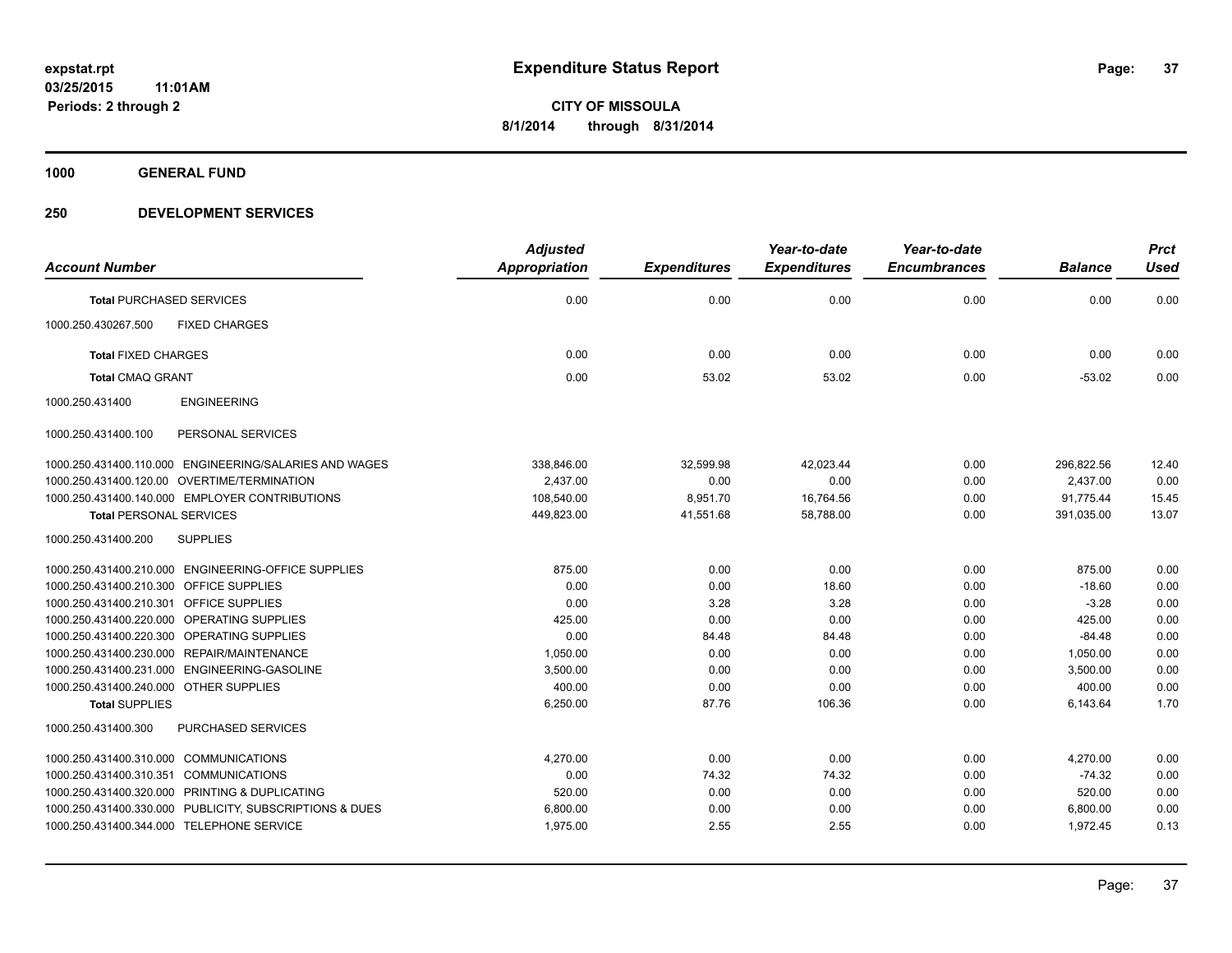**expstat.rpt**
**03/25/2015 11:01AM**
**Periods: 2 through 2**

# Expenditure Status Report

**CITY OF MISSOULA**
**8/1/2014 through 8/31/2014**

## 1000 GENERAL FUND

## 250 DEVELOPMENT SERVICES

| Account Number | | Adjusted Appropriation | Expenditures | Year-to-date Expenditures | Year-to-date Encumbrances | Balance | Prct Used |
|---|---|---|---|---|---|---|---|
| **Total** PURCHASED SERVICES | | 0.00 | 0.00 | 0.00 | 0.00 | 0.00 | 0.00 |
| 1000.250.430267.500 | FIXED CHARGES | | | | | | |
| **Total** FIXED CHARGES | | 0.00 | 0.00 | 0.00 | 0.00 | 0.00 | 0.00 |
| **Total** CMAQ GRANT | | 0.00 | 53.02 | 53.02 | 0.00 | -53.02 | 0.00 |
| 1000.250.431400 | ENGINEERING | | | | | | |
| 1000.250.431400.100 | PERSONAL SERVICES | | | | | | |
| 1000.250.431400.110.000 | ENGINEERING/SALARIES AND WAGES | 338,846.00 | 32,599.98 | 42,023.44 | 0.00 | 296,822.56 | 12.40 |
| 1000.250.431400.120.00 | OVERTIME/TERMINATION | 2,437.00 | 0.00 | 0.00 | 0.00 | 2,437.00 | 0.00 |
| 1000.250.431400.140.000 | EMPLOYER CONTRIBUTIONS | 108,540.00 | 8,951.70 | 16,764.56 | 0.00 | 91,775.44 | 15.45 |
| **Total** PERSONAL SERVICES | | 449,823.00 | 41,551.68 | 58,788.00 | 0.00 | 391,035.00 | 13.07 |
| 1000.250.431400.200 | SUPPLIES | | | | | | |
| 1000.250.431400.210.000 | ENGINEERING-OFFICE SUPPLIES | 875.00 | 0.00 | 0.00 | 0.00 | 875.00 | 0.00 |
| 1000.250.431400.210.300 | OFFICE SUPPLIES | 0.00 | 0.00 | 18.60 | 0.00 | -18.60 | 0.00 |
| 1000.250.431400.210.301 | OFFICE SUPPLIES | 0.00 | 3.28 | 3.28 | 0.00 | -3.28 | 0.00 |
| 1000.250.431400.220.000 | OPERATING SUPPLIES | 425.00 | 0.00 | 0.00 | 0.00 | 425.00 | 0.00 |
| 1000.250.431400.220.300 | OPERATING SUPPLIES | 0.00 | 84.48 | 84.48 | 0.00 | -84.48 | 0.00 |
| 1000.250.431400.230.000 | REPAIR/MAINTENANCE | 1,050.00 | 0.00 | 0.00 | 0.00 | 1,050.00 | 0.00 |
| 1000.250.431400.231.000 | ENGINEERING-GASOLINE | 3,500.00 | 0.00 | 0.00 | 0.00 | 3,500.00 | 0.00 |
| 1000.250.431400.240.000 | OTHER SUPPLIES | 400.00 | 0.00 | 0.00 | 0.00 | 400.00 | 0.00 |
| **Total** SUPPLIES | | 6,250.00 | 87.76 | 106.36 | 0.00 | 6,143.64 | 1.70 |
| 1000.250.431400.300 | PURCHASED SERVICES | | | | | | |
| 1000.250.431400.310.000 | COMMUNICATIONS | 4,270.00 | 0.00 | 0.00 | 0.00 | 4,270.00 | 0.00 |
| 1000.250.431400.310.351 | COMMUNICATIONS | 0.00 | 74.32 | 74.32 | 0.00 | -74.32 | 0.00 |
| 1000.250.431400.320.000 | PRINTING & DUPLICATING | 520.00 | 0.00 | 0.00 | 0.00 | 520.00 | 0.00 |
| 1000.250.431400.330.000 | PUBLICITY, SUBSCRIPTIONS & DUES | 6,800.00 | 0.00 | 0.00 | 0.00 | 6,800.00 | 0.00 |
| 1000.250.431400.344.000 | TELEPHONE SERVICE | 1,975.00 | 2.55 | 2.55 | 0.00 | 1,972.45 | 0.13 |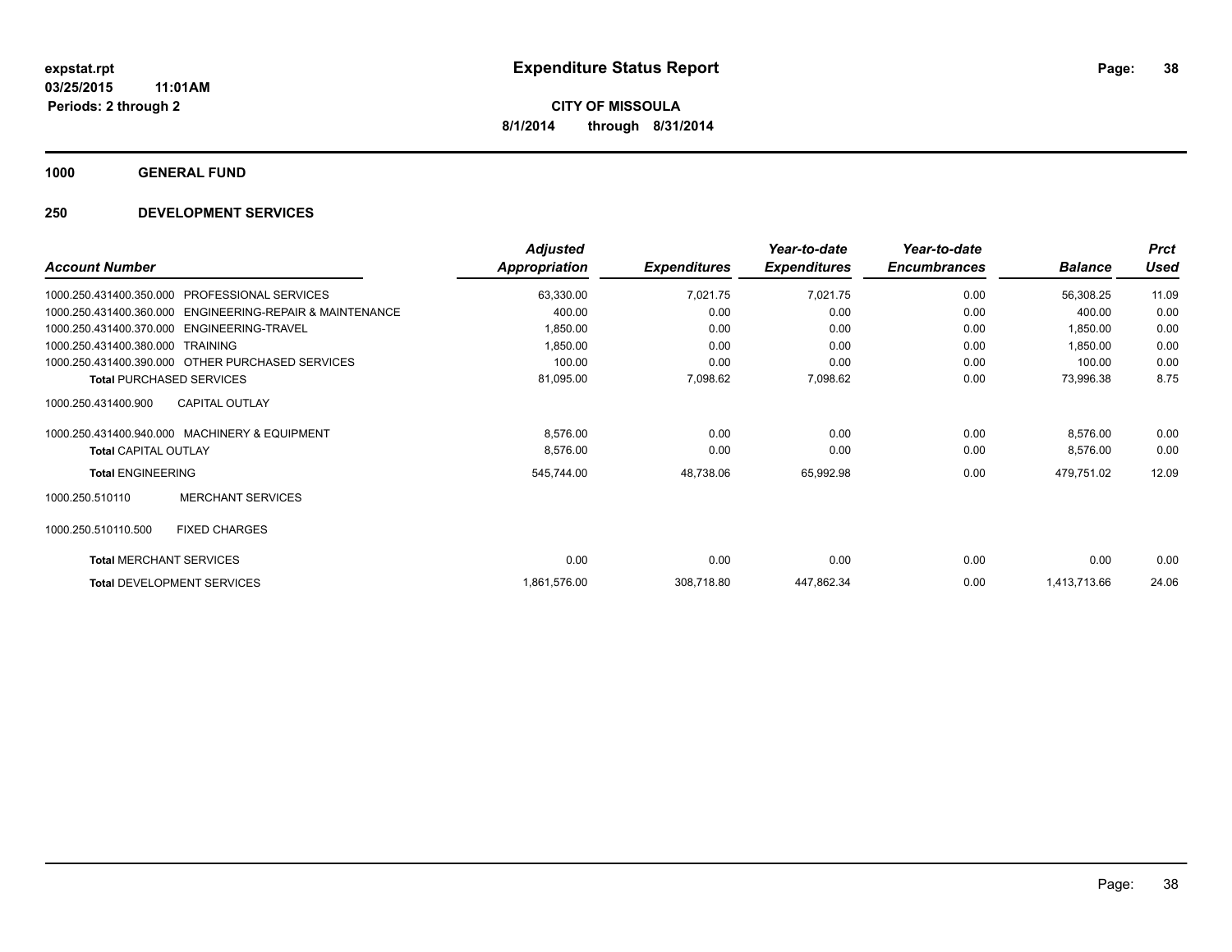# Expenditure Status Report

expstat.rpt
03/25/2015 11:01AM
Periods: 2 through 2

**CITY OF MISSOULA**
**8/1/2014 through 8/31/2014**

## 1000 GENERAL FUND

## 250 DEVELOPMENT SERVICES

| Account Number | | Adjusted Appropriation | Expenditures | Year-to-date Expenditures | Year-to-date Encumbrances | Balance | Prct Used |
|---|---|---|---|---|---|---|---|
| 1000.250.431400.350.000 | PROFESSIONAL SERVICES | 63,330.00 | 7,021.75 | 7,021.75 | 0.00 | 56,308.25 | 11.09 |
| 1000.250.431400.360.000 | ENGINEERING-REPAIR & MAINTENANCE | 400.00 | 0.00 | 0.00 | 0.00 | 400.00 | 0.00 |
| 1000.250.431400.370.000 | ENGINEERING-TRAVEL | 1,850.00 | 0.00 | 0.00 | 0.00 | 1,850.00 | 0.00 |
| 1000.250.431400.380.000 | TRAINING | 1,850.00 | 0.00 | 0.00 | 0.00 | 1,850.00 | 0.00 |
| 1000.250.431400.390.000 | OTHER PURCHASED SERVICES | 100.00 | 0.00 | 0.00 | 0.00 | 100.00 | 0.00 |
| **Total** PURCHASED SERVICES | | 81,095.00 | 7,098.62 | 7,098.62 | 0.00 | 73,996.38 | 8.75 |
| 1000.250.431400.900 | CAPITAL OUTLAY | | | | | | |
| 1000.250.431400.940.000 | MACHINERY & EQUIPMENT | 8,576.00 | 0.00 | 0.00 | 0.00 | 8,576.00 | 0.00 |
| **Total** CAPITAL OUTLAY | | 8,576.00 | 0.00 | 0.00 | 0.00 | 8,576.00 | 0.00 |
| **Total** ENGINEERING | | 545,744.00 | 48,738.06 | 65,992.98 | 0.00 | 479,751.02 | 12.09 |
| 1000.250.510110 | MERCHANT SERVICES | | | | | | |
| 1000.250.510110.500 | FIXED CHARGES | | | | | | |
| **Total** MERCHANT SERVICES | | 0.00 | 0.00 | 0.00 | 0.00 | 0.00 | 0.00 |
| **Total** DEVELOPMENT SERVICES | | 1,861,576.00 | 308,718.80 | 447,862.34 | 0.00 | 1,413,713.66 | 24.06 |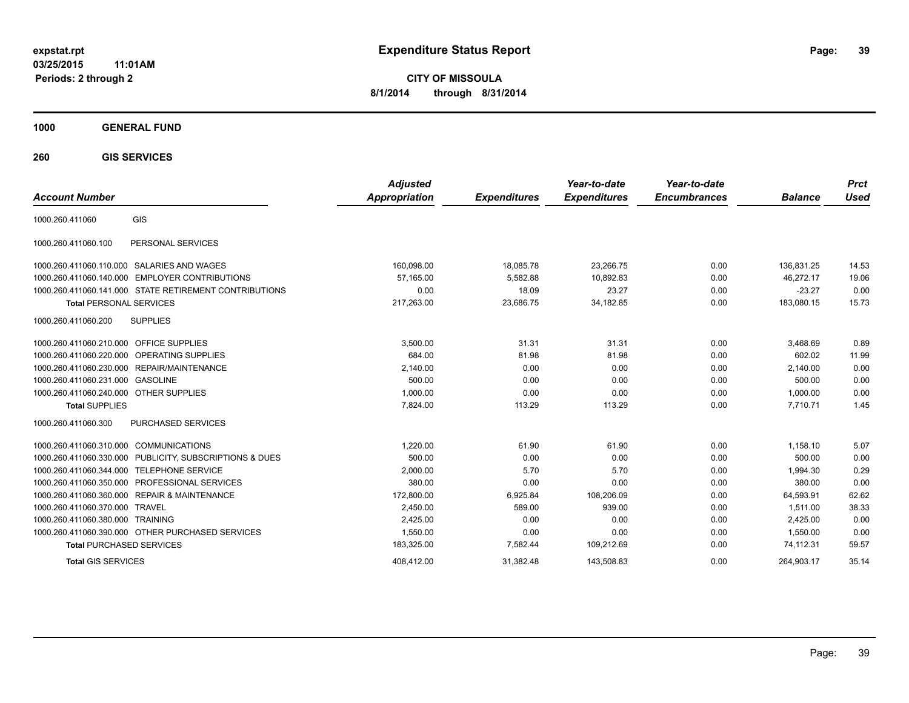**expstat.rpt**
**03/25/2015 11:01AM**
**Periods: 2 through 2**

# Expenditure Status Report

**CITY OF MISSOULA**
**8/1/2014 through 8/31/2014**

## 1000 GENERAL FUND

### 260 GIS SERVICES

| Account Number | | Adjusted Appropriation | Expenditures | Year-to-date Expenditures | Year-to-date Encumbrances | Balance | Prct Used |
|---|---|---|---|---|---|---|---|
| 1000.260.411060 | GIS | | | | | | |
| 1000.260.411060.100 | PERSONAL SERVICES | | | | | | |
| 1000.260.411060.110.000 | SALARIES AND WAGES | 160,098.00 | 18,085.78 | 23,266.75 | 0.00 | 136,831.25 | 14.53 |
| 1000.260.411060.140.000 | EMPLOYER CONTRIBUTIONS | 57,165.00 | 5,582.88 | 10,892.83 | 0.00 | 46,272.17 | 19.06 |
| 1000.260.411060.141.000 | STATE RETIREMENT CONTRIBUTIONS | 0.00 | 18.09 | 23.27 | 0.00 | -23.27 | 0.00 |
| **Total** PERSONAL SERVICES | | 217,263.00 | 23,686.75 | 34,182.85 | 0.00 | 183,080.15 | 15.73 |
| 1000.260.411060.200 | SUPPLIES | | | | | | |
| 1000.260.411060.210.000 | OFFICE SUPPLIES | 3,500.00 | 31.31 | 31.31 | 0.00 | 3,468.69 | 0.89 |
| 1000.260.411060.220.000 | OPERATING SUPPLIES | 684.00 | 81.98 | 81.98 | 0.00 | 602.02 | 11.99 |
| 1000.260.411060.230.000 | REPAIR/MAINTENANCE | 2,140.00 | 0.00 | 0.00 | 0.00 | 2,140.00 | 0.00 |
| 1000.260.411060.231.000 | GASOLINE | 500.00 | 0.00 | 0.00 | 0.00 | 500.00 | 0.00 |
| 1000.260.411060.240.000 | OTHER SUPPLIES | 1,000.00 | 0.00 | 0.00 | 0.00 | 1,000.00 | 0.00 |
| **Total** SUPPLIES | | 7,824.00 | 113.29 | 113.29 | 0.00 | 7,710.71 | 1.45 |
| 1000.260.411060.300 | PURCHASED SERVICES | | | | | | |
| 1000.260.411060.310.000 | COMMUNICATIONS | 1,220.00 | 61.90 | 61.90 | 0.00 | 1,158.10 | 5.07 |
| 1000.260.411060.330.000 | PUBLICITY, SUBSCRIPTIONS & DUES | 500.00 | 0.00 | 0.00 | 0.00 | 500.00 | 0.00 |
| 1000.260.411060.344.000 | TELEPHONE SERVICE | 2,000.00 | 5.70 | 5.70 | 0.00 | 1,994.30 | 0.29 |
| 1000.260.411060.350.000 | PROFESSIONAL SERVICES | 380.00 | 0.00 | 0.00 | 0.00 | 380.00 | 0.00 |
| 1000.260.411060.360.000 | REPAIR & MAINTENANCE | 172,800.00 | 6,925.84 | 108,206.09 | 0.00 | 64,593.91 | 62.62 |
| 1000.260.411060.370.000 | TRAVEL | 2,450.00 | 589.00 | 939.00 | 0.00 | 1,511.00 | 38.33 |
| 1000.260.411060.380.000 | TRAINING | 2,425.00 | 0.00 | 0.00 | 0.00 | 2,425.00 | 0.00 |
| 1000.260.411060.390.000 | OTHER PURCHASED SERVICES | 1,550.00 | 0.00 | 0.00 | 0.00 | 1,550.00 | 0.00 |
| **Total** PURCHASED SERVICES | | 183,325.00 | 7,582.44 | 109,212.69 | 0.00 | 74,112.31 | 59.57 |
| **Total** GIS SERVICES | | 408,412.00 | 31,382.48 | 143,508.83 | 0.00 | 264,903.17 | 35.14 |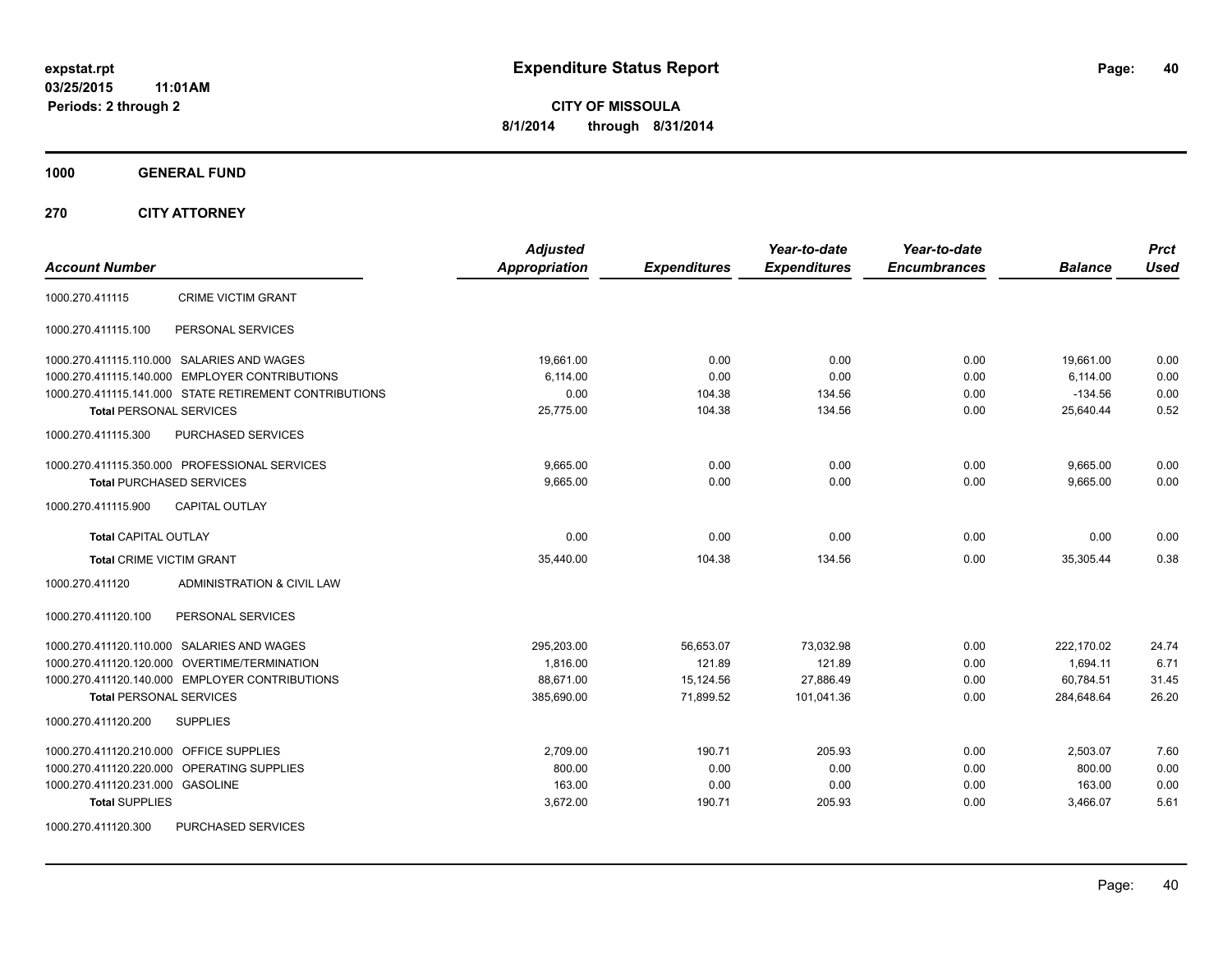**expstat.rpt**
**03/25/2015 11:01AM**
**Periods: 2 through 2**

# Expenditure Status Report

**CITY OF MISSOULA**
**8/1/2014 through 8/31/2014**

## 1000 GENERAL FUND

### 270 CITY ATTORNEY

| Account Number | | Adjusted Appropriation | Expenditures | Year-to-date Expenditures | Year-to-date Encumbrances | Balance | Prct Used |
|---|---|---|---|---|---|---|---|
| 1000.270.411115 | CRIME VICTIM GRANT | | | | | | |
| 1000.270.411115.100 | PERSONAL SERVICES | | | | | | |
| 1000.270.411115.110.000 | SALARIES AND WAGES | 19,661.00 | 0.00 | 0.00 | 0.00 | 19,661.00 | 0.00 |
| 1000.270.411115.140.000 | EMPLOYER CONTRIBUTIONS | 6,114.00 | 0.00 | 0.00 | 0.00 | 6,114.00 | 0.00 |
| 1000.270.411115.141.000 | STATE RETIREMENT CONTRIBUTIONS | 0.00 | 104.38 | 134.56 | 0.00 | -134.56 | 0.00 |
| **Total** PERSONAL SERVICES | | 25,775.00 | 104.38 | 134.56 | 0.00 | 25,640.44 | 0.52 |
| 1000.270.411115.300 | PURCHASED SERVICES | | | | | | |
| 1000.270.411115.350.000 | PROFESSIONAL SERVICES | 9,665.00 | 0.00 | 0.00 | 0.00 | 9,665.00 | 0.00 |
| **Total** PURCHASED SERVICES | | 9,665.00 | 0.00 | 0.00 | 0.00 | 9,665.00 | 0.00 |
| 1000.270.411115.900 | CAPITAL OUTLAY | | | | | | |
| **Total** CAPITAL OUTLAY | | 0.00 | 0.00 | 0.00 | 0.00 | 0.00 | 0.00 |
| **Total** CRIME VICTIM GRANT | | 35,440.00 | 104.38 | 134.56 | 0.00 | 35,305.44 | 0.38 |
| 1000.270.411120 | ADMINISTRATION & CIVIL LAW | | | | | | |
| 1000.270.411120.100 | PERSONAL SERVICES | | | | | | |
| 1000.270.411120.110.000 | SALARIES AND WAGES | 295,203.00 | 56,653.07 | 73,032.98 | 0.00 | 222,170.02 | 24.74 |
| 1000.270.411120.120.000 | OVERTIME/TERMINATION | 1,816.00 | 121.89 | 121.89 | 0.00 | 1,694.11 | 6.71 |
| 1000.270.411120.140.000 | EMPLOYER CONTRIBUTIONS | 88,671.00 | 15,124.56 | 27,886.49 | 0.00 | 60,784.51 | 31.45 |
| **Total** PERSONAL SERVICES | | 385,690.00 | 71,899.52 | 101,041.36 | 0.00 | 284,648.64 | 26.20 |
| 1000.270.411120.200 | SUPPLIES | | | | | | |
| 1000.270.411120.210.000 | OFFICE SUPPLIES | 2,709.00 | 190.71 | 205.93 | 0.00 | 2,503.07 | 7.60 |
| 1000.270.411120.220.000 | OPERATING SUPPLIES | 800.00 | 0.00 | 0.00 | 0.00 | 800.00 | 0.00 |
| 1000.270.411120.231.000 | GASOLINE | 163.00 | 0.00 | 0.00 | 0.00 | 163.00 | 0.00 |
| **Total** SUPPLIES | | 3,672.00 | 190.71 | 205.93 | 0.00 | 3,466.07 | 5.61 |
| 1000.270.411120.300 | PURCHASED SERVICES | | | | | | |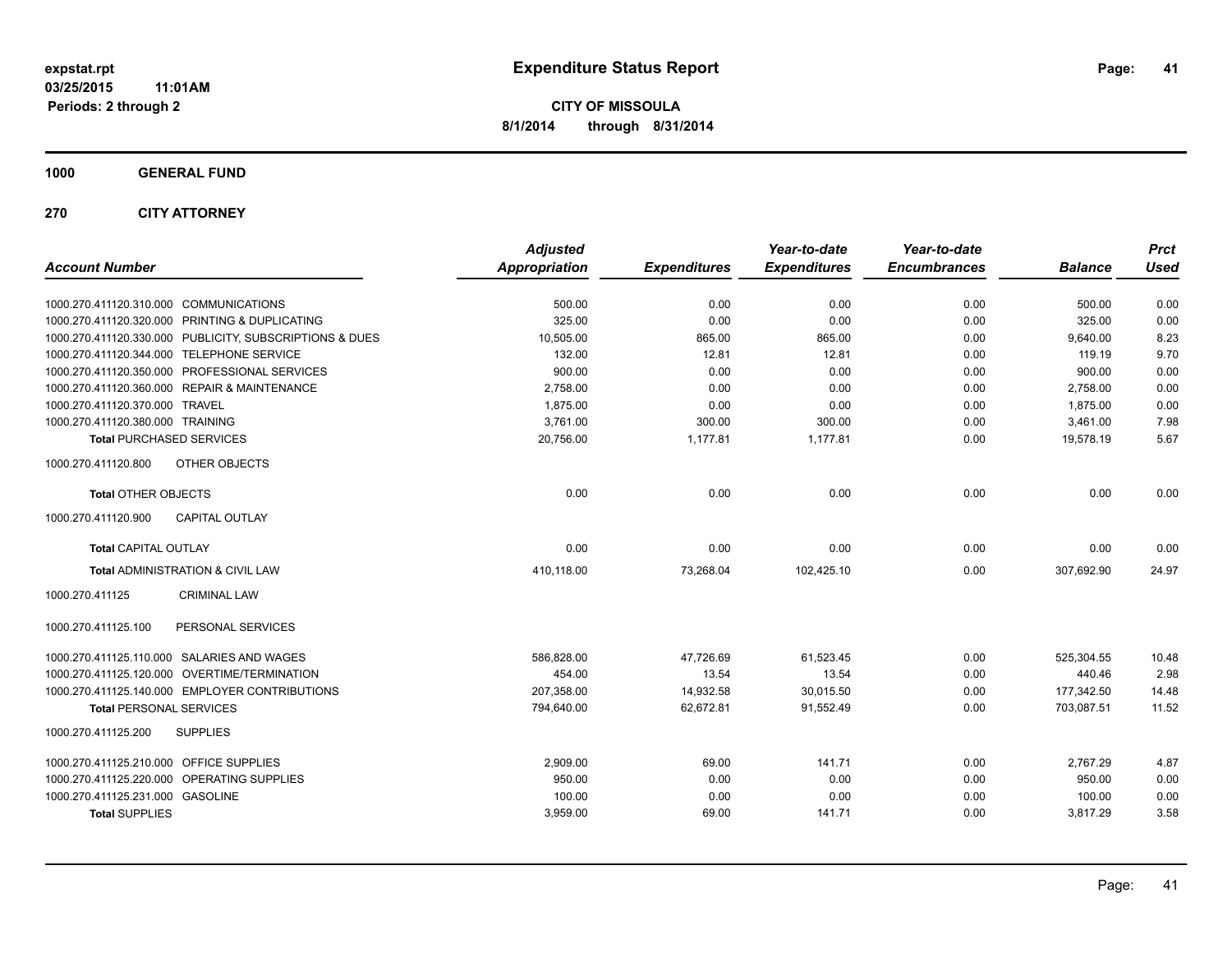**expstat.rpt**
**03/25/2015 11:01AM**
**Periods: 2 through 2**

# Expenditure Status Report

**CITY OF MISSOULA**
**8/1/2014 through 8/31/2014**

## 1000 GENERAL FUND

## 270 CITY ATTORNEY

| Account Number | | Adjusted Appropriation | Expenditures | Year-to-date Expenditures | Year-to-date Encumbrances | Balance | Prct Used |
|---|---|---|---|---|---|---|---|
| 1000.270.411120.310.000 | COMMUNICATIONS | 500.00 | 0.00 | 0.00 | 0.00 | 500.00 | 0.00 |
| 1000.270.411120.320.000 | PRINTING & DUPLICATING | 325.00 | 0.00 | 0.00 | 0.00 | 325.00 | 0.00 |
| 1000.270.411120.330.000 | PUBLICITY, SUBSCRIPTIONS & DUES | 10,505.00 | 865.00 | 865.00 | 0.00 | 9,640.00 | 8.23 |
| 1000.270.411120.344.000 | TELEPHONE SERVICE | 132.00 | 12.81 | 12.81 | 0.00 | 119.19 | 9.70 |
| 1000.270.411120.350.000 | PROFESSIONAL SERVICES | 900.00 | 0.00 | 0.00 | 0.00 | 900.00 | 0.00 |
| 1000.270.411120.360.000 | REPAIR & MAINTENANCE | 2,758.00 | 0.00 | 0.00 | 0.00 | 2,758.00 | 0.00 |
| 1000.270.411120.370.000 | TRAVEL | 1,875.00 | 0.00 | 0.00 | 0.00 | 1,875.00 | 0.00 |
| 1000.270.411120.380.000 | TRAINING | 3,761.00 | 300.00 | 300.00 | 0.00 | 3,461.00 | 7.98 |
| **Total** PURCHASED SERVICES | | 20,756.00 | 1,177.81 | 1,177.81 | 0.00 | 19,578.19 | 5.67 |
| 1000.270.411120.800 | OTHER OBJECTS | | | | | | |
| **Total** OTHER OBJECTS | | 0.00 | 0.00 | 0.00 | 0.00 | 0.00 | 0.00 |
| 1000.270.411120.900 | CAPITAL OUTLAY | | | | | | |
| **Total** CAPITAL OUTLAY | | 0.00 | 0.00 | 0.00 | 0.00 | 0.00 | 0.00 |
| **Total** ADMINISTRATION & CIVIL LAW | | 410,118.00 | 73,268.04 | 102,425.10 | 0.00 | 307,692.90 | 24.97 |
| 1000.270.411125 | CRIMINAL LAW | | | | | | |
| 1000.270.411125.100 | PERSONAL SERVICES | | | | | | |
| 1000.270.411125.110.000 | SALARIES AND WAGES | 586,828.00 | 47,726.69 | 61,523.45 | 0.00 | 525,304.55 | 10.48 |
| 1000.270.411125.120.000 | OVERTIME/TERMINATION | 454.00 | 13.54 | 13.54 | 0.00 | 440.46 | 2.98 |
| 1000.270.411125.140.000 | EMPLOYER CONTRIBUTIONS | 207,358.00 | 14,932.58 | 30,015.50 | 0.00 | 177,342.50 | 14.48 |
| **Total** PERSONAL SERVICES | | 794,640.00 | 62,672.81 | 91,552.49 | 0.00 | 703,087.51 | 11.52 |
| 1000.270.411125.200 | SUPPLIES | | | | | | |
| 1000.270.411125.210.000 | OFFICE SUPPLIES | 2,909.00 | 69.00 | 141.71 | 0.00 | 2,767.29 | 4.87 |
| 1000.270.411125.220.000 | OPERATING SUPPLIES | 950.00 | 0.00 | 0.00 | 0.00 | 950.00 | 0.00 |
| 1000.270.411125.231.000 | GASOLINE | 100.00 | 0.00 | 0.00 | 0.00 | 100.00 | 0.00 |
| **Total** SUPPLIES | | 3,959.00 | 69.00 | 141.71 | 0.00 | 3,817.29 | 3.58 |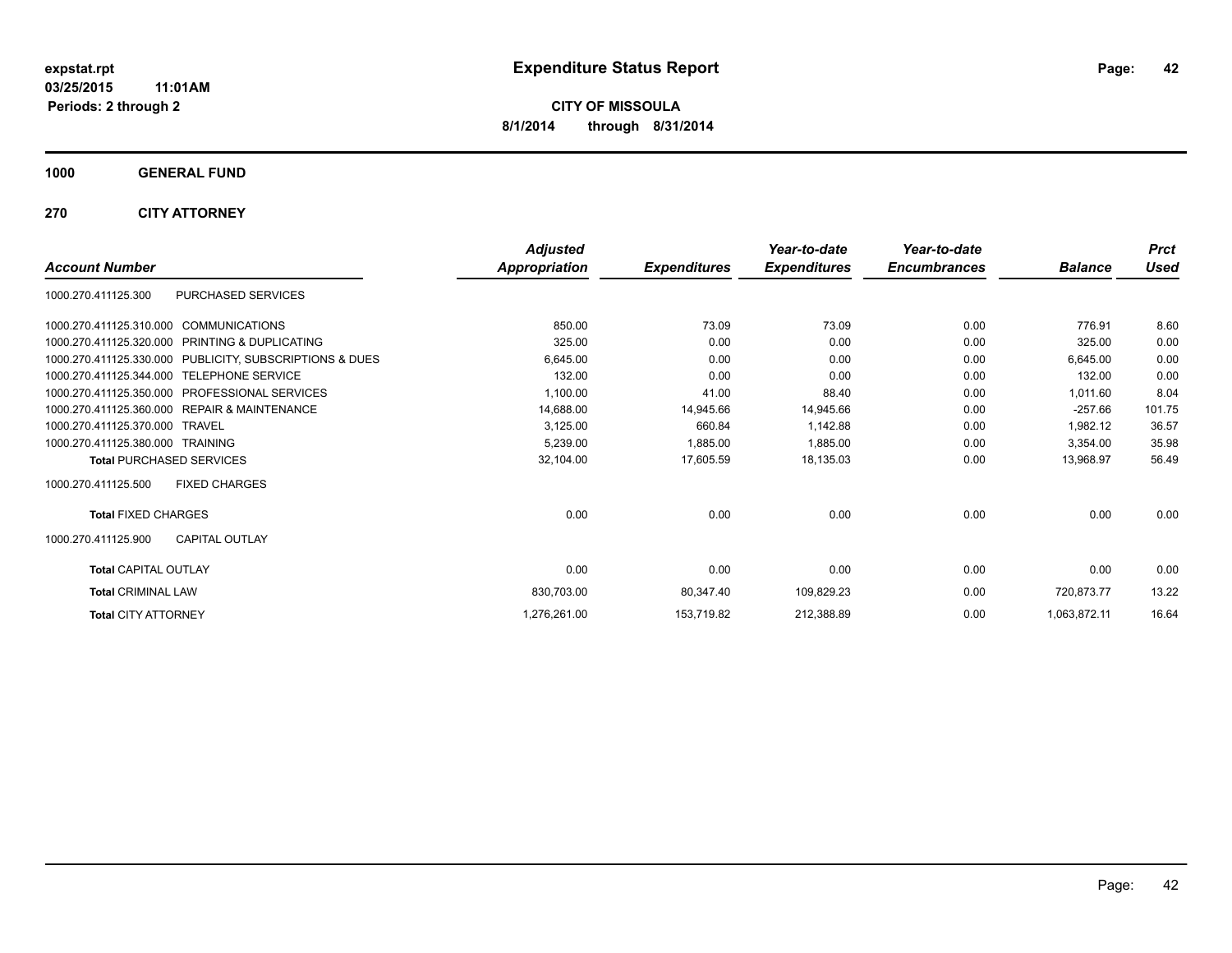# Expenditure Status Report

expstat.rpt
03/25/2015 11:01AM
Periods: 2 through 2

**CITY OF MISSOULA**
**8/1/2014 through 8/31/2014**

**1000 GENERAL FUND**

**270 CITY ATTORNEY**

| Account Number | | Adjusted Appropriation | Expenditures | Year-to-date Expenditures | Year-to-date Encumbrances | Balance | Prct Used |
|---|---|---|---|---|---|---|---|
| 1000.270.411125.300 | PURCHASED SERVICES | | | | | | |
| 1000.270.411125.310.000 | COMMUNICATIONS | 850.00 | 73.09 | 73.09 | 0.00 | 776.91 | 8.60 |
| 1000.270.411125.320.000 | PRINTING & DUPLICATING | 325.00 | 0.00 | 0.00 | 0.00 | 325.00 | 0.00 |
| 1000.270.411125.330.000 | PUBLICITY, SUBSCRIPTIONS & DUES | 6,645.00 | 0.00 | 0.00 | 0.00 | 6,645.00 | 0.00 |
| 1000.270.411125.344.000 | TELEPHONE SERVICE | 132.00 | 0.00 | 0.00 | 0.00 | 132.00 | 0.00 |
| 1000.270.411125.350.000 | PROFESSIONAL SERVICES | 1,100.00 | 41.00 | 88.40 | 0.00 | 1,011.60 | 8.04 |
| 1000.270.411125.360.000 | REPAIR & MAINTENANCE | 14,688.00 | 14,945.66 | 14,945.66 | 0.00 | -257.66 | 101.75 |
| 1000.270.411125.370.000 | TRAVEL | 3,125.00 | 660.84 | 1,142.88 | 0.00 | 1,982.12 | 36.57 |
| 1000.270.411125.380.000 | TRAINING | 5,239.00 | 1,885.00 | 1,885.00 | 0.00 | 3,354.00 | 35.98 |
| **Total** PURCHASED SERVICES | | 32,104.00 | 17,605.59 | 18,135.03 | 0.00 | 13,968.97 | 56.49 |
| 1000.270.411125.500 | FIXED CHARGES | | | | | | |
| **Total** FIXED CHARGES | | 0.00 | 0.00 | 0.00 | 0.00 | 0.00 | 0.00 |
| 1000.270.411125.900 | CAPITAL OUTLAY | | | | | | |
| **Total** CAPITAL OUTLAY | | 0.00 | 0.00 | 0.00 | 0.00 | 0.00 | 0.00 |
| **Total** CRIMINAL LAW | | 830,703.00 | 80,347.40 | 109,829.23 | 0.00 | 720,873.77 | 13.22 |
| **Total** CITY ATTORNEY | | 1,276,261.00 | 153,719.82 | 212,388.89 | 0.00 | 1,063,872.11 | 16.64 |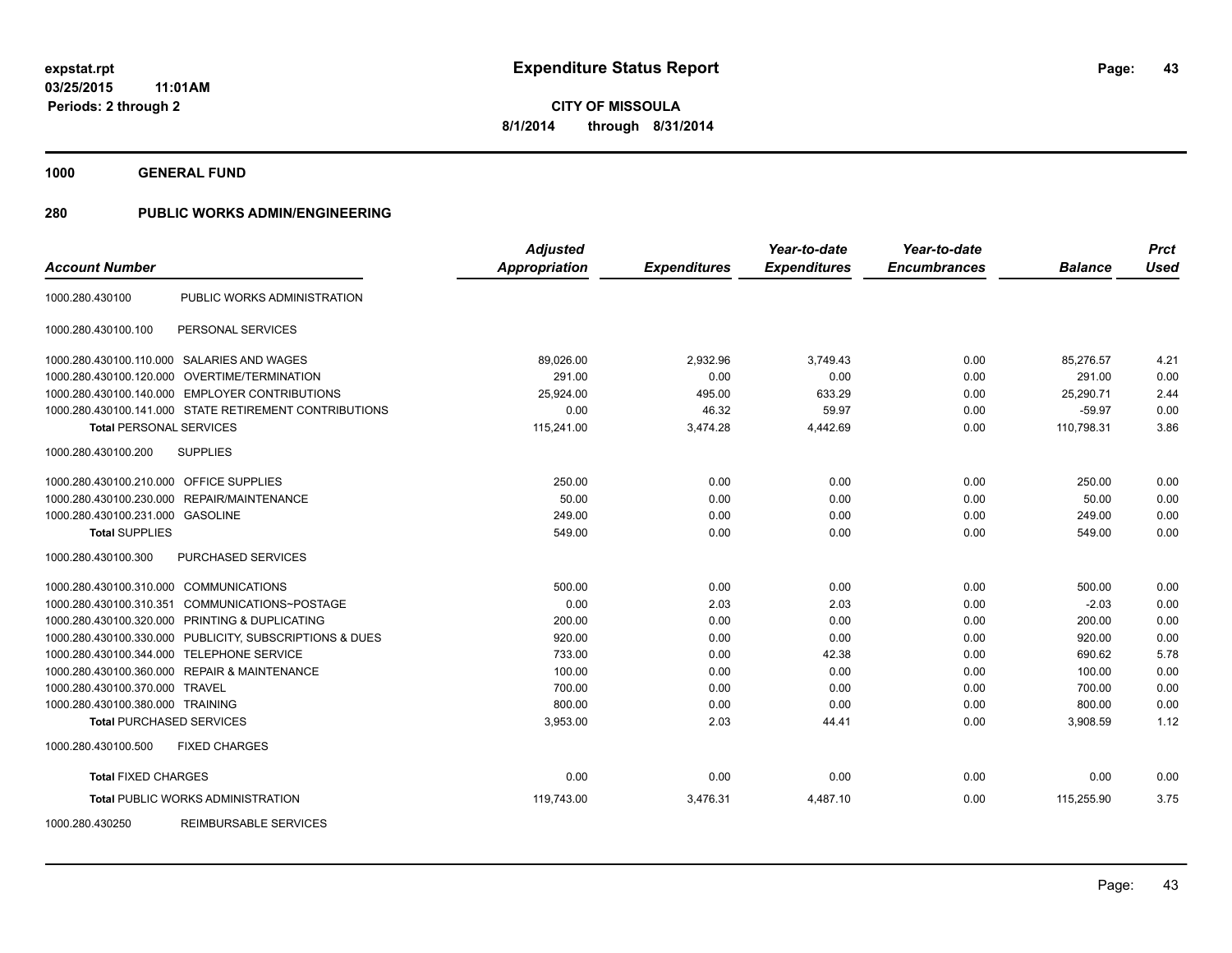**expstat.rpt**
**03/25/2015 11:01AM**
**Periods: 2 through 2**

# Expenditure Status Report

**CITY OF MISSOULA**
**8/1/2014 through 8/31/2014**

## 1000 GENERAL FUND

## 280 PUBLIC WORKS ADMIN/ENGINEERING

| Account Number | | Adjusted Appropriation | Expenditures | Year-to-date Expenditures | Year-to-date Encumbrances | Balance | Prct Used |
|---|---|---|---|---|---|---|---|
| 1000.280.430100 | PUBLIC WORKS ADMINISTRATION | | | | | | |
| 1000.280.430100.100 | PERSONAL SERVICES | | | | | | |
| 1000.280.430100.110.000 | SALARIES AND WAGES | 89,026.00 | 2,932.96 | 3,749.43 | 0.00 | 85,276.57 | 4.21 |
| 1000.280.430100.120.000 | OVERTIME/TERMINATION | 291.00 | 0.00 | 0.00 | 0.00 | 291.00 | 0.00 |
| 1000.280.430100.140.000 | EMPLOYER CONTRIBUTIONS | 25,924.00 | 495.00 | 633.29 | 0.00 | 25,290.71 | 2.44 |
| 1000.280.430100.141.000 | STATE RETIREMENT CONTRIBUTIONS | 0.00 | 46.32 | 59.97 | 0.00 | -59.97 | 0.00 |
| **Total** PERSONAL SERVICES | | 115,241.00 | 3,474.28 | 4,442.69 | 0.00 | 110,798.31 | 3.86 |
| 1000.280.430100.200 | SUPPLIES | | | | | | |
| 1000.280.430100.210.000 | OFFICE SUPPLIES | 250.00 | 0.00 | 0.00 | 0.00 | 250.00 | 0.00 |
| 1000.280.430100.230.000 | REPAIR/MAINTENANCE | 50.00 | 0.00 | 0.00 | 0.00 | 50.00 | 0.00 |
| 1000.280.430100.231.000 | GASOLINE | 249.00 | 0.00 | 0.00 | 0.00 | 249.00 | 0.00 |
| **Total** SUPPLIES | | 549.00 | 0.00 | 0.00 | 0.00 | 549.00 | 0.00 |
| 1000.280.430100.300 | PURCHASED SERVICES | | | | | | |
| 1000.280.430100.310.000 | COMMUNICATIONS | 500.00 | 0.00 | 0.00 | 0.00 | 500.00 | 0.00 |
| 1000.280.430100.310.351 | COMMUNICATIONS~POSTAGE | 0.00 | 2.03 | 2.03 | 0.00 | -2.03 | 0.00 |
| 1000.280.430100.320.000 | PRINTING & DUPLICATING | 200.00 | 0.00 | 0.00 | 0.00 | 200.00 | 0.00 |
| 1000.280.430100.330.000 | PUBLICITY, SUBSCRIPTIONS & DUES | 920.00 | 0.00 | 0.00 | 0.00 | 920.00 | 0.00 |
| 1000.280.430100.344.000 | TELEPHONE SERVICE | 733.00 | 0.00 | 42.38 | 0.00 | 690.62 | 5.78 |
| 1000.280.430100.360.000 | REPAIR & MAINTENANCE | 100.00 | 0.00 | 0.00 | 0.00 | 100.00 | 0.00 |
| 1000.280.430100.370.000 | TRAVEL | 700.00 | 0.00 | 0.00 | 0.00 | 700.00 | 0.00 |
| 1000.280.430100.380.000 | TRAINING | 800.00 | 0.00 | 0.00 | 0.00 | 800.00 | 0.00 |
| **Total** PURCHASED SERVICES | | 3,953.00 | 2.03 | 44.41 | 0.00 | 3,908.59 | 1.12 |
| 1000.280.430100.500 | FIXED CHARGES | | | | | | |
| **Total** FIXED CHARGES | | 0.00 | 0.00 | 0.00 | 0.00 | 0.00 | 0.00 |
| **Total** PUBLIC WORKS ADMINISTRATION | | 119,743.00 | 3,476.31 | 4,487.10 | 0.00 | 115,255.90 | 3.75 |
| 1000.280.430250 | REIMBURSABLE SERVICES | | | | | | |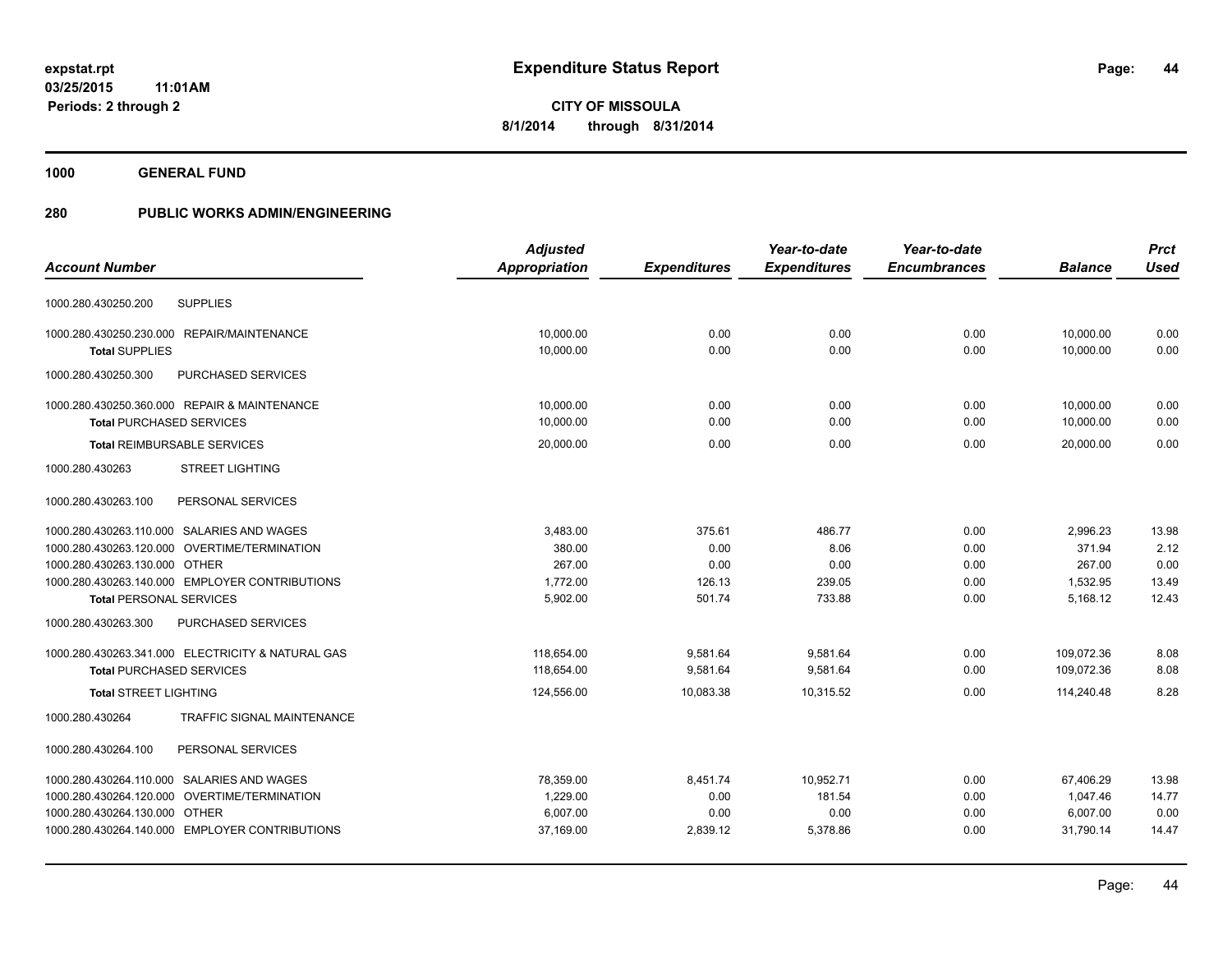**expstat.rpt**
**03/25/2015 11:01AM**
**Periods: 2 through 2**

# Expenditure Status Report

**CITY OF MISSOULA**
**8/1/2014 through 8/31/2014**

## 1000 GENERAL FUND

## 280 PUBLIC WORKS ADMIN/ENGINEERING

| Account Number | Adjusted Appropriation | Expenditures | Year-to-date Expenditures | Year-to-date Encumbrances | Balance | Prct Used |
|---|---|---|---|---|---|---|
| 1000.280.430250.200 SUPPLIES | | | | | | |
| 1000.280.430250.230.000 REPAIR/MAINTENANCE | 10,000.00 | 0.00 | 0.00 | 0.00 | 10,000.00 | 0.00 |
| **Total** SUPPLIES | 10,000.00 | 0.00 | 0.00 | 0.00 | 10,000.00 | 0.00 |
| 1000.280.430250.300 PURCHASED SERVICES | | | | | | |
| 1000.280.430250.360.000 REPAIR & MAINTENANCE | 10,000.00 | 0.00 | 0.00 | 0.00 | 10,000.00 | 0.00 |
| **Total** PURCHASED SERVICES | 10,000.00 | 0.00 | 0.00 | 0.00 | 10,000.00 | 0.00 |
| **Total** REIMBURSABLE SERVICES | 20,000.00 | 0.00 | 0.00 | 0.00 | 20,000.00 | 0.00 |
| 1000.280.430263 STREET LIGHTING | | | | | | |
| 1000.280.430263.100 PERSONAL SERVICES | | | | | | |
| 1000.280.430263.110.000 SALARIES AND WAGES | 3,483.00 | 375.61 | 486.77 | 0.00 | 2,996.23 | 13.98 |
| 1000.280.430263.120.000 OVERTIME/TERMINATION | 380.00 | 0.00 | 8.06 | 0.00 | 371.94 | 2.12 |
| 1000.280.430263.130.000 OTHER | 267.00 | 0.00 | 0.00 | 0.00 | 267.00 | 0.00 |
| 1000.280.430263.140.000 EMPLOYER CONTRIBUTIONS | 1,772.00 | 126.13 | 239.05 | 0.00 | 1,532.95 | 13.49 |
| **Total** PERSONAL SERVICES | 5,902.00 | 501.74 | 733.88 | 0.00 | 5,168.12 | 12.43 |
| 1000.280.430263.300 PURCHASED SERVICES | | | | | | |
| 1000.280.430263.341.000 ELECTRICITY & NATURAL GAS | 118,654.00 | 9,581.64 | 9,581.64 | 0.00 | 109,072.36 | 8.08 |
| **Total** PURCHASED SERVICES | 118,654.00 | 9,581.64 | 9,581.64 | 0.00 | 109,072.36 | 8.08 |
| **Total** STREET LIGHTING | 124,556.00 | 10,083.38 | 10,315.52 | 0.00 | 114,240.48 | 8.28 |
| 1000.280.430264 TRAFFIC SIGNAL MAINTENANCE | | | | | | |
| 1000.280.430264.100 PERSONAL SERVICES | | | | | | |
| 1000.280.430264.110.000 SALARIES AND WAGES | 78,359.00 | 8,451.74 | 10,952.71 | 0.00 | 67,406.29 | 13.98 |
| 1000.280.430264.120.000 OVERTIME/TERMINATION | 1,229.00 | 0.00 | 181.54 | 0.00 | 1,047.46 | 14.77 |
| 1000.280.430264.130.000 OTHER | 6,007.00 | 0.00 | 0.00 | 0.00 | 6,007.00 | 0.00 |
| 1000.280.430264.140.000 EMPLOYER CONTRIBUTIONS | 37,169.00 | 2,839.12 | 5,378.86 | 0.00 | 31,790.14 | 14.47 |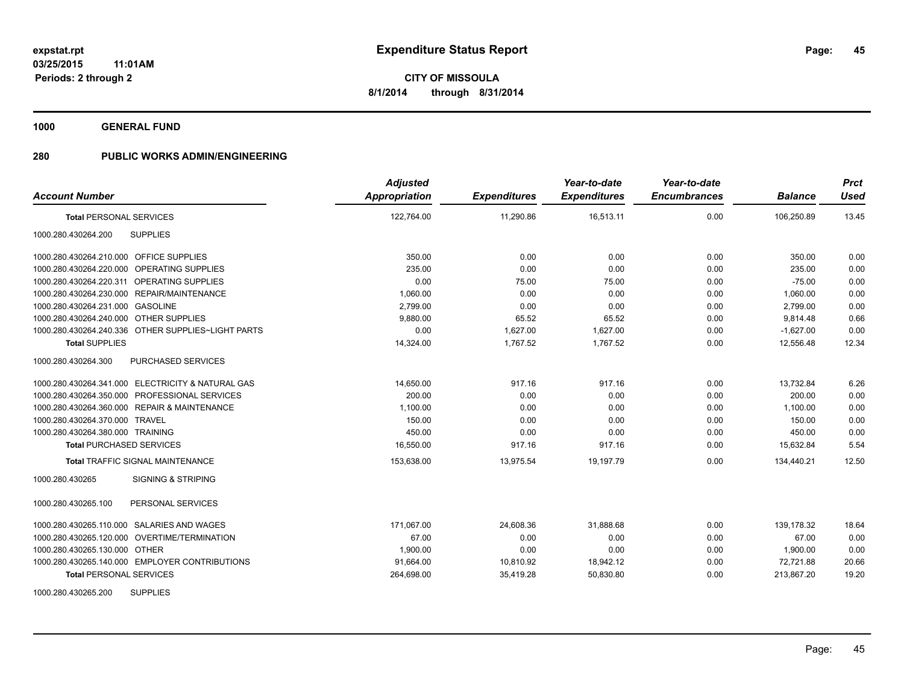**expstat.rpt**
**03/25/2015 11:01AM**
**Periods: 2 through 2**

# Expenditure Status Report

**CITY OF MISSOULA**
**8/1/2014 through 8/31/2014**

## 1000 GENERAL FUND

## 280 PUBLIC WORKS ADMIN/ENGINEERING

| Account Number | Adjusted Appropriation | Expenditures | Year-to-date Expenditures | Year-to-date Encumbrances | Balance | Prct Used |
|---|---|---|---|---|---|---|
| **Total** PERSONAL SERVICES | 122,764.00 | 11,290.86 | 16,513.11 | 0.00 | 106,250.89 | 13.45 |
| 1000.280.430264.200 SUPPLIES | | | | | | |
| 1000.280.430264.210.000 OFFICE SUPPLIES | 350.00 | 0.00 | 0.00 | 0.00 | 350.00 | 0.00 |
| 1000.280.430264.220.000 OPERATING SUPPLIES | 235.00 | 0.00 | 0.00 | 0.00 | 235.00 | 0.00 |
| 1000.280.430264.220.311 OPERATING SUPPLIES | 0.00 | 75.00 | 75.00 | 0.00 | -75.00 | 0.00 |
| 1000.280.430264.230.000 REPAIR/MAINTENANCE | 1,060.00 | 0.00 | 0.00 | 0.00 | 1,060.00 | 0.00 |
| 1000.280.430264.231.000 GASOLINE | 2,799.00 | 0.00 | 0.00 | 0.00 | 2,799.00 | 0.00 |
| 1000.280.430264.240.000 OTHER SUPPLIES | 9,880.00 | 65.52 | 65.52 | 0.00 | 9,814.48 | 0.66 |
| 1000.280.430264.240.336 OTHER SUPPLIES~LIGHT PARTS | 0.00 | 1,627.00 | 1,627.00 | 0.00 | -1,627.00 | 0.00 |
| **Total** SUPPLIES | 14,324.00 | 1,767.52 | 1,767.52 | 0.00 | 12,556.48 | 12.34 |
| 1000.280.430264.300 PURCHASED SERVICES | | | | | | |
| 1000.280.430264.341.000 ELECTRICITY & NATURAL GAS | 14,650.00 | 917.16 | 917.16 | 0.00 | 13,732.84 | 6.26 |
| 1000.280.430264.350.000 PROFESSIONAL SERVICES | 200.00 | 0.00 | 0.00 | 0.00 | 200.00 | 0.00 |
| 1000.280.430264.360.000 REPAIR & MAINTENANCE | 1,100.00 | 0.00 | 0.00 | 0.00 | 1,100.00 | 0.00 |
| 1000.280.430264.370.000 TRAVEL | 150.00 | 0.00 | 0.00 | 0.00 | 150.00 | 0.00 |
| 1000.280.430264.380.000 TRAINING | 450.00 | 0.00 | 0.00 | 0.00 | 450.00 | 0.00 |
| **Total** PURCHASED SERVICES | 16,550.00 | 917.16 | 917.16 | 0.00 | 15,632.84 | 5.54 |
| **Total** TRAFFIC SIGNAL MAINTENANCE | 153,638.00 | 13,975.54 | 19,197.79 | 0.00 | 134,440.21 | 12.50 |
| 1000.280.430265 SIGNING & STRIPING | | | | | | |
| 1000.280.430265.100 PERSONAL SERVICES | | | | | | |
| 1000.280.430265.110.000 SALARIES AND WAGES | 171,067.00 | 24,608.36 | 31,888.68 | 0.00 | 139,178.32 | 18.64 |
| 1000.280.430265.120.000 OVERTIME/TERMINATION | 67.00 | 0.00 | 0.00 | 0.00 | 67.00 | 0.00 |
| 1000.280.430265.130.000 OTHER | 1,900.00 | 0.00 | 0.00 | 0.00 | 1,900.00 | 0.00 |
| 1000.280.430265.140.000 EMPLOYER CONTRIBUTIONS | 91,664.00 | 10,810.92 | 18,942.12 | 0.00 | 72,721.88 | 20.66 |
| **Total** PERSONAL SERVICES | 264,698.00 | 35,419.28 | 50,830.80 | 0.00 | 213,867.20 | 19.20 |
| 1000.280.430265.200 SUPPLIES | | | | | | |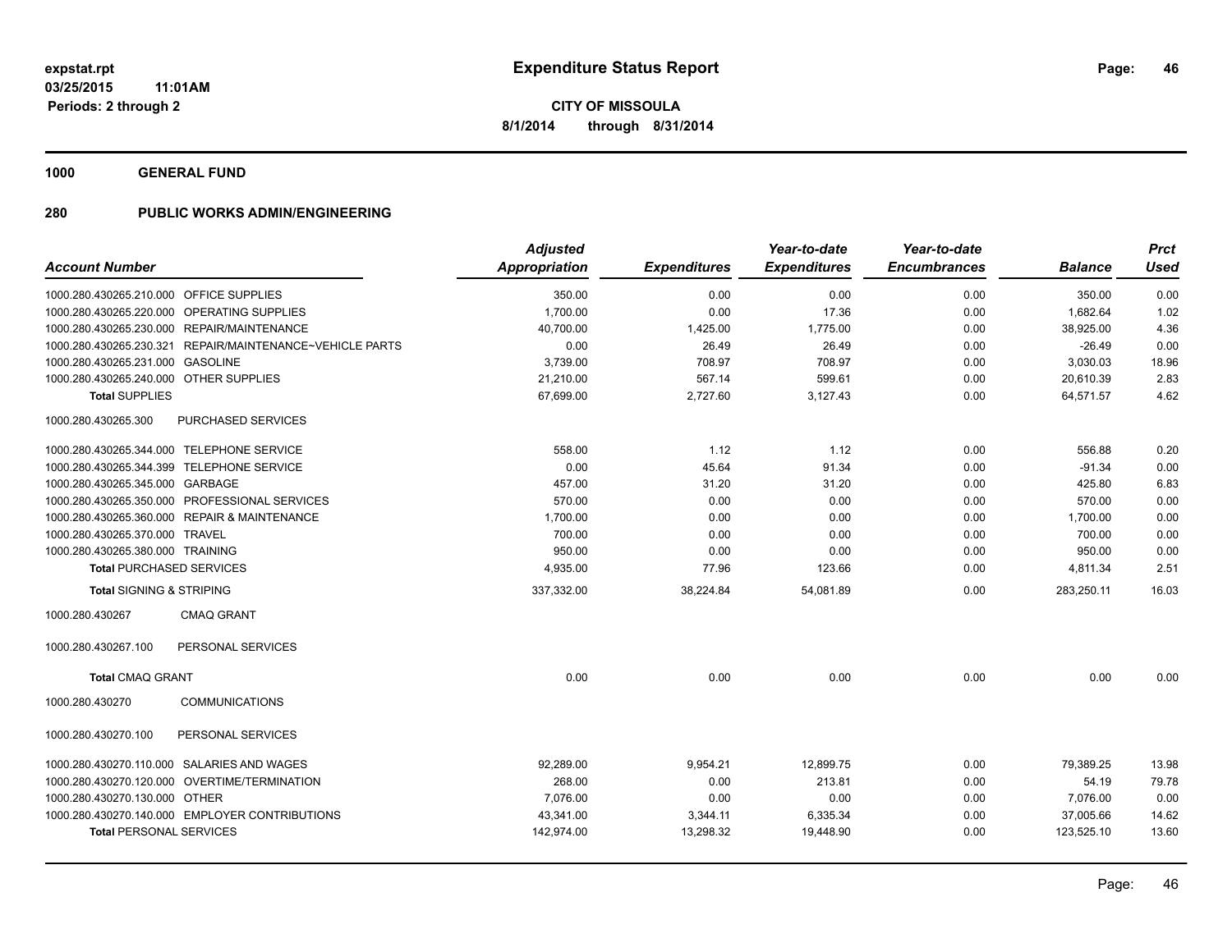**expstat.rpt**
**03/25/2015 11:01AM**
**Periods: 2 through 2**

# Expenditure Status Report

**CITY OF MISSOULA**
**8/1/2014 through 8/31/2014**

## 1000 GENERAL FUND

### 280 PUBLIC WORKS ADMIN/ENGINEERING

| Account Number | | Adjusted Appropriation | Expenditures | Year-to-date Expenditures | Year-to-date Encumbrances | Balance | Prct Used |
|---|---|---|---|---|---|---|---|
| 1000.280.430265.210.000 | OFFICE SUPPLIES | 350.00 | 0.00 | 0.00 | 0.00 | 350.00 | 0.00 |
| 1000.280.430265.220.000 | OPERATING SUPPLIES | 1,700.00 | 0.00 | 17.36 | 0.00 | 1,682.64 | 1.02 |
| 1000.280.430265.230.000 | REPAIR/MAINTENANCE | 40,700.00 | 1,425.00 | 1,775.00 | 0.00 | 38,925.00 | 4.36 |
| 1000.280.430265.230.321 | REPAIR/MAINTENANCE~VEHICLE PARTS | 0.00 | 26.49 | 26.49 | 0.00 | -26.49 | 0.00 |
| 1000.280.430265.231.000 | GASOLINE | 3,739.00 | 708.97 | 708.97 | 0.00 | 3,030.03 | 18.96 |
| 1000.280.430265.240.000 | OTHER SUPPLIES | 21,210.00 | 567.14 | 599.61 | 0.00 | 20,610.39 | 2.83 |
| **Total** SUPPLIES | | 67,699.00 | 2,727.60 | 3,127.43 | 0.00 | 64,571.57 | 4.62 |
| 1000.280.430265.300 | PURCHASED SERVICES | | | | | | |
| 1000.280.430265.344.000 | TELEPHONE SERVICE | 558.00 | 1.12 | 1.12 | 0.00 | 556.88 | 0.20 |
| 1000.280.430265.344.399 | TELEPHONE SERVICE | 0.00 | 45.64 | 91.34 | 0.00 | -91.34 | 0.00 |
| 1000.280.430265.345.000 | GARBAGE | 457.00 | 31.20 | 31.20 | 0.00 | 425.80 | 6.83 |
| 1000.280.430265.350.000 | PROFESSIONAL SERVICES | 570.00 | 0.00 | 0.00 | 0.00 | 570.00 | 0.00 |
| 1000.280.430265.360.000 | REPAIR & MAINTENANCE | 1,700.00 | 0.00 | 0.00 | 0.00 | 1,700.00 | 0.00 |
| 1000.280.430265.370.000 | TRAVEL | 700.00 | 0.00 | 0.00 | 0.00 | 700.00 | 0.00 |
| 1000.280.430265.380.000 | TRAINING | 950.00 | 0.00 | 0.00 | 0.00 | 950.00 | 0.00 |
| **Total** PURCHASED SERVICES | | 4,935.00 | 77.96 | 123.66 | 0.00 | 4,811.34 | 2.51 |
| **Total** SIGNING & STRIPING | | 337,332.00 | 38,224.84 | 54,081.89 | 0.00 | 283,250.11 | 16.03 |
| 1000.280.430267 | CMAQ GRANT | | | | | | |
| 1000.280.430267.100 | PERSONAL SERVICES | | | | | | |
| **Total** CMAQ GRANT | | 0.00 | 0.00 | 0.00 | 0.00 | 0.00 | 0.00 |
| 1000.280.430270 | COMMUNICATIONS | | | | | | |
| 1000.280.430270.100 | PERSONAL SERVICES | | | | | | |
| 1000.280.430270.110.000 | SALARIES AND WAGES | 92,289.00 | 9,954.21 | 12,899.75 | 0.00 | 79,389.25 | 13.98 |
| 1000.280.430270.120.000 | OVERTIME/TERMINATION | 268.00 | 0.00 | 213.81 | 0.00 | 54.19 | 79.78 |
| 1000.280.430270.130.000 | OTHER | 7,076.00 | 0.00 | 0.00 | 0.00 | 7,076.00 | 0.00 |
| 1000.280.430270.140.000 | EMPLOYER CONTRIBUTIONS | 43,341.00 | 3,344.11 | 6,335.34 | 0.00 | 37,005.66 | 14.62 |
| **Total** PERSONAL SERVICES | | 142,974.00 | 13,298.32 | 19,448.90 | 0.00 | 123,525.10 | 13.60 |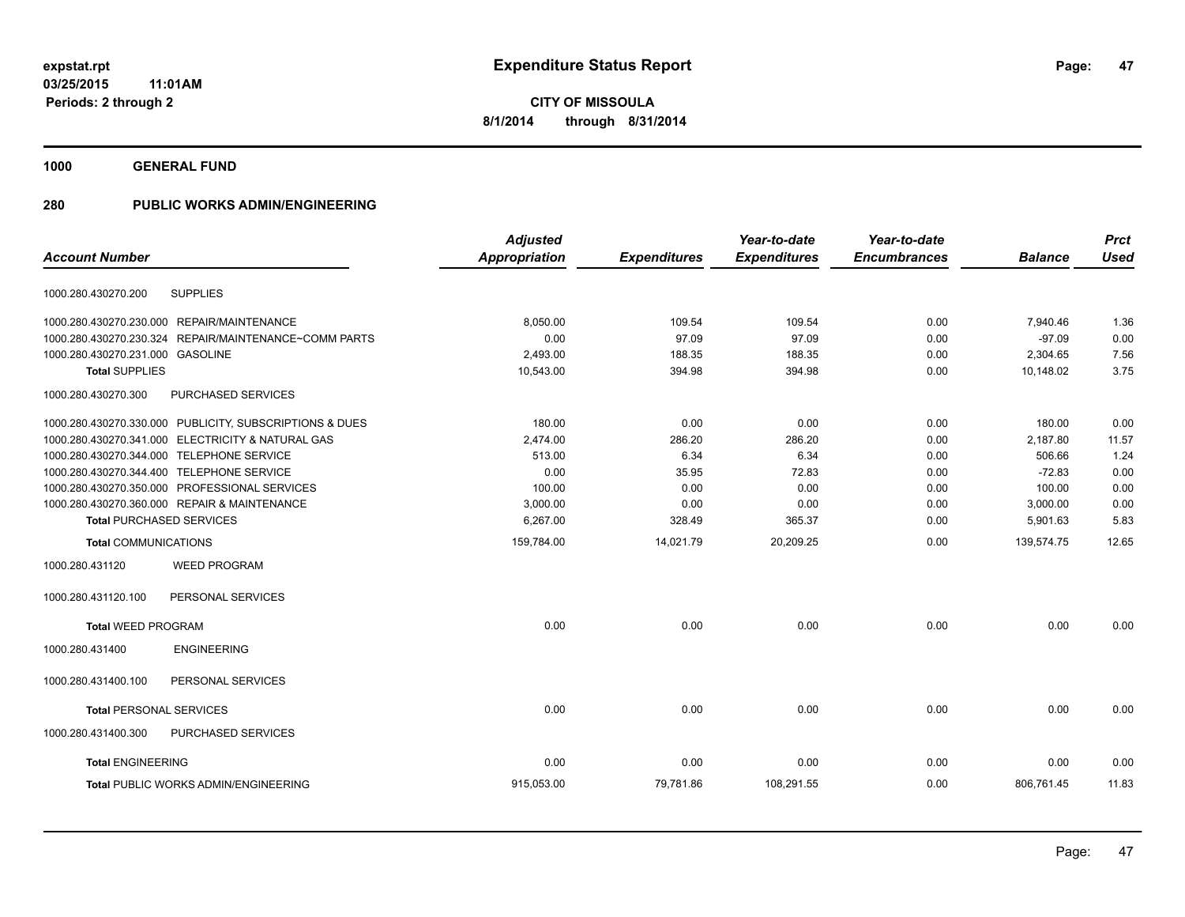# Expenditure Status Report

**CITY OF MISSOULA**
**8/1/2014 through 8/31/2014**

expstat.rpt
03/25/2015 11:01AM
Periods: 2 through 2

**1000 GENERAL FUND**

**280 PUBLIC WORKS ADMIN/ENGINEERING**

| Account Number | | Adjusted Appropriation | Expenditures | Year-to-date Expenditures | Year-to-date Encumbrances | Balance | Prct Used |
|---|---|---|---|---|---|---|---|
| 1000.280.430270.200 | SUPPLIES | | | | | | |
| 1000.280.430270.230.000 | REPAIR/MAINTENANCE | 8,050.00 | 109.54 | 109.54 | 0.00 | 7,940.46 | 1.36 |
| 1000.280.430270.230.324 | REPAIR/MAINTENANCE~COMM PARTS | 0.00 | 97.09 | 97.09 | 0.00 | -97.09 | 0.00 |
| 1000.280.430270.231.000 | GASOLINE | 2,493.00 | 188.35 | 188.35 | 0.00 | 2,304.65 | 7.56 |
| **Total** SUPPLIES | | 10,543.00 | 394.98 | 394.98 | 0.00 | 10,148.02 | 3.75 |
| 1000.280.430270.300 | PURCHASED SERVICES | | | | | | |
| 1000.280.430270.330.000 | PUBLICITY, SUBSCRIPTIONS & DUES | 180.00 | 0.00 | 0.00 | 0.00 | 180.00 | 0.00 |
| 1000.280.430270.341.000 | ELECTRICITY & NATURAL GAS | 2,474.00 | 286.20 | 286.20 | 0.00 | 2,187.80 | 11.57 |
| 1000.280.430270.344.000 | TELEPHONE SERVICE | 513.00 | 6.34 | 6.34 | 0.00 | 506.66 | 1.24 |
| 1000.280.430270.344.400 | TELEPHONE SERVICE | 0.00 | 35.95 | 72.83 | 0.00 | -72.83 | 0.00 |
| 1000.280.430270.350.000 | PROFESSIONAL SERVICES | 100.00 | 0.00 | 0.00 | 0.00 | 100.00 | 0.00 |
| 1000.280.430270.360.000 | REPAIR & MAINTENANCE | 3,000.00 | 0.00 | 0.00 | 0.00 | 3,000.00 | 0.00 |
| **Total** PURCHASED SERVICES | | 6,267.00 | 328.49 | 365.37 | 0.00 | 5,901.63 | 5.83 |
| **Total** COMMUNICATIONS | | 159,784.00 | 14,021.79 | 20,209.25 | 0.00 | 139,574.75 | 12.65 |
| 1000.280.431120 | WEED PROGRAM | | | | | | |
| 1000.280.431120.100 | PERSONAL SERVICES | | | | | | |
| **Total** WEED PROGRAM | | 0.00 | 0.00 | 0.00 | 0.00 | 0.00 | 0.00 |
| 1000.280.431400 | ENGINEERING | | | | | | |
| 1000.280.431400.100 | PERSONAL SERVICES | | | | | | |
| **Total** PERSONAL SERVICES | | 0.00 | 0.00 | 0.00 | 0.00 | 0.00 | 0.00 |
| 1000.280.431400.300 | PURCHASED SERVICES | | | | | | |
| **Total** ENGINEERING | | 0.00 | 0.00 | 0.00 | 0.00 | 0.00 | 0.00 |
| **Total** PUBLIC WORKS ADMIN/ENGINEERING | | 915,053.00 | 79,781.86 | 108,291.55 | 0.00 | 806,761.45 | 11.83 |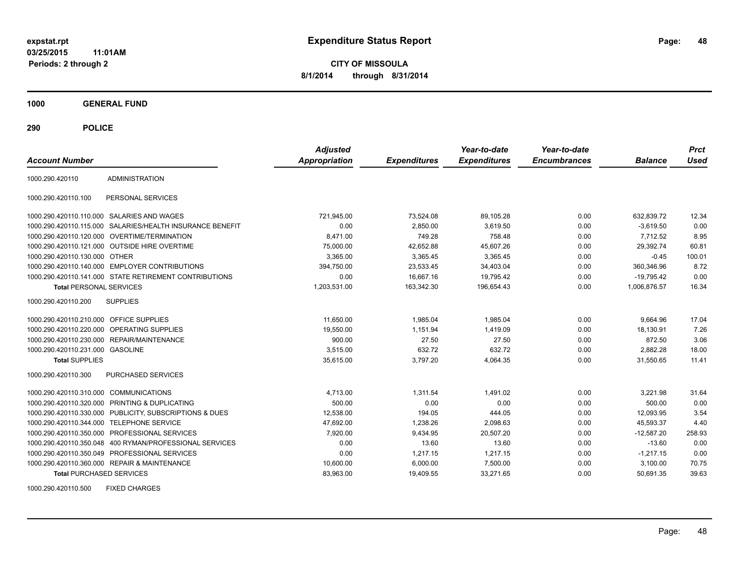expstat.rpt
03/25/2015 11:01AM
Periods: 2 through 2

# Expenditure Status Report

**CITY OF MISSOULA**
**8/1/2014 through 8/31/2014**

## 1000 GENERAL FUND

### 290 POLICE

| Account Number | | Adjusted Appropriation | Expenditures | Year-to-date Expenditures | Year-to-date Encumbrances | Balance | Prct Used |
|---|---|---|---|---|---|---|---|
| 1000.290.420110 | ADMINISTRATION | | | | | | |
| 1000.290.420110.100 | PERSONAL SERVICES | | | | | | |
| 1000.290.420110.110.000 | SALARIES AND WAGES | 721,945.00 | 73,524.08 | 89,105.28 | 0.00 | 632,839.72 | 12.34 |
| 1000.290.420110.115.000 | SALARIES/HEALTH INSURANCE BENEFIT | 0.00 | 2,850.00 | 3,619.50 | 0.00 | -3,619.50 | 0.00 |
| 1000.290.420110.120.000 | OVERTIME/TERMINATION | 8,471.00 | 749.28 | 758.48 | 0.00 | 7,712.52 | 8.95 |
| 1000.290.420110.121.000 | OUTSIDE HIRE OVERTIME | 75,000.00 | 42,652.88 | 45,607.26 | 0.00 | 29,392.74 | 60.81 |
| 1000.290.420110.130.000 | OTHER | 3,365.00 | 3,365.45 | 3,365.45 | 0.00 | -0.45 | 100.01 |
| 1000.290.420110.140.000 | EMPLOYER CONTRIBUTIONS | 394,750.00 | 23,533.45 | 34,403.04 | 0.00 | 360,346.96 | 8.72 |
| 1000.290.420110.141.000 | STATE RETIREMENT CONTRIBUTIONS | 0.00 | 16,667.16 | 19,795.42 | 0.00 | -19,795.42 | 0.00 |
| **Total** PERSONAL SERVICES | | 1,203,531.00 | 163,342.30 | 196,654.43 | 0.00 | 1,006,876.57 | 16.34 |
| 1000.290.420110.200 | SUPPLIES | | | | | | |
| 1000.290.420110.210.000 | OFFICE SUPPLIES | 11,650.00 | 1,985.04 | 1,985.04 | 0.00 | 9,664.96 | 17.04 |
| 1000.290.420110.220.000 | OPERATING SUPPLIES | 19,550.00 | 1,151.94 | 1,419.09 | 0.00 | 18,130.91 | 7.26 |
| 1000.290.420110.230.000 | REPAIR/MAINTENANCE | 900.00 | 27.50 | 27.50 | 0.00 | 872.50 | 3.06 |
| 1000.290.420110.231.000 | GASOLINE | 3,515.00 | 632.72 | 632.72 | 0.00 | 2,882.28 | 18.00 |
| **Total** SUPPLIES | | 35,615.00 | 3,797.20 | 4,064.35 | 0.00 | 31,550.65 | 11.41 |
| 1000.290.420110.300 | PURCHASED SERVICES | | | | | | |
| 1000.290.420110.310.000 | COMMUNICATIONS | 4,713.00 | 1,311.54 | 1,491.02 | 0.00 | 3,221.98 | 31.64 |
| 1000.290.420110.320.000 | PRINTING & DUPLICATING | 500.00 | 0.00 | 0.00 | 0.00 | 500.00 | 0.00 |
| 1000.290.420110.330.000 | PUBLICITY, SUBSCRIPTIONS & DUES | 12,538.00 | 194.05 | 444.05 | 0.00 | 12,093.95 | 3.54 |
| 1000.290.420110.344.000 | TELEPHONE SERVICE | 47,692.00 | 1,238.26 | 2,098.63 | 0.00 | 45,593.37 | 4.40 |
| 1000.290.420110.350.000 | PROFESSIONAL SERVICES | 7,920.00 | 9,434.95 | 20,507.20 | 0.00 | -12,587.20 | 258.93 |
| 1000.290.420110.350.048 | 400 RYMAN/PROFESSIONAL SERVICES | 0.00 | 13.60 | 13.60 | 0.00 | -13.60 | 0.00 |
| 1000.290.420110.350.049 | PROFESSIONAL SERVICES | 0.00 | 1,217.15 | 1,217.15 | 0.00 | -1,217.15 | 0.00 |
| 1000.290.420110.360.000 | REPAIR & MAINTENANCE | 10,600.00 | 6,000.00 | 7,500.00 | 0.00 | 3,100.00 | 70.75 |
| **Total** PURCHASED SERVICES | | 83,963.00 | 19,409.55 | 33,271.65 | 0.00 | 50,691.35 | 39.63 |
| 1000.290.420110.500 | FIXED CHARGES | | | | | | |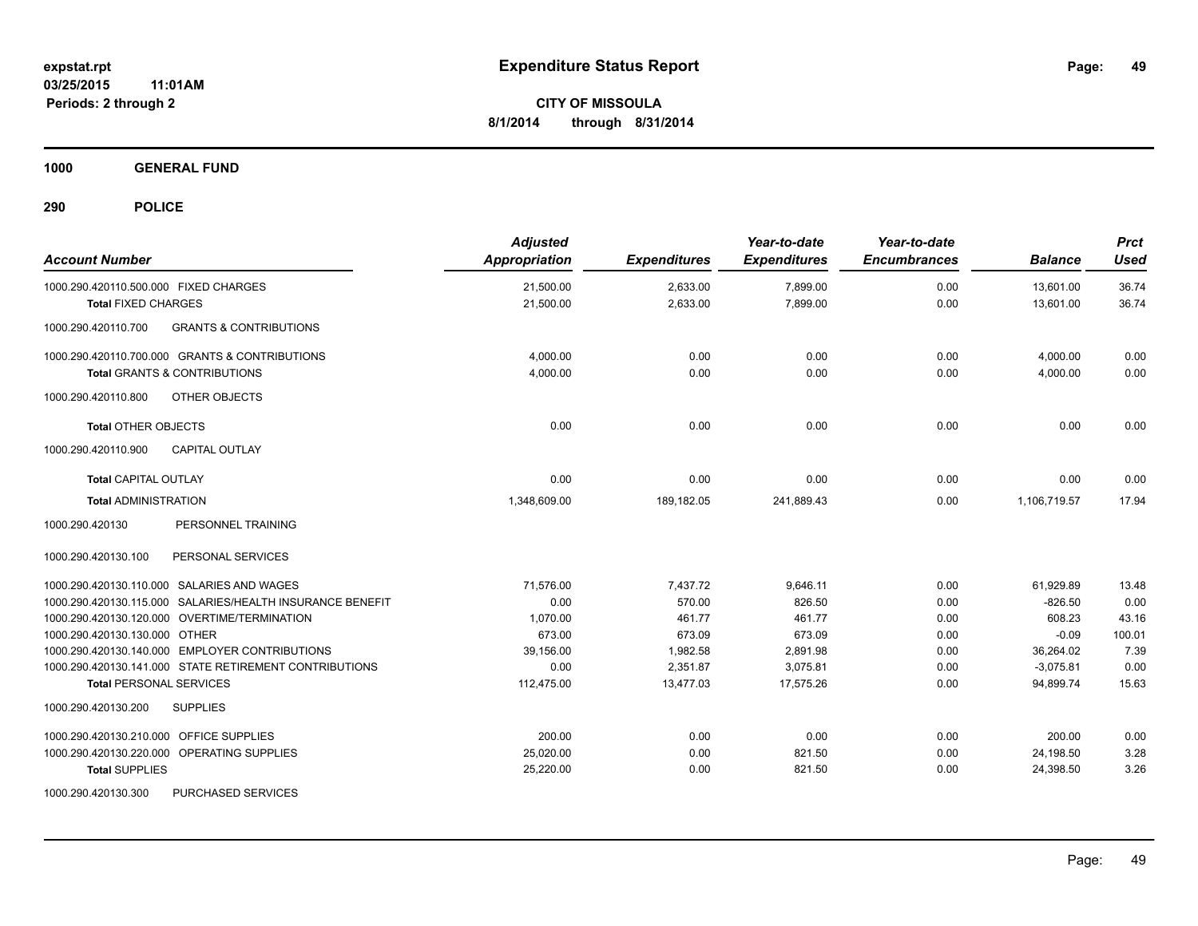# Expenditure Status Report

expstat.rpt
03/25/2015 11:01AM
Periods: 2 through 2

**CITY OF MISSOULA**
**8/1/2014 through 8/31/2014**

## 1000 GENERAL FUND

## 290 POLICE

| Account Number | Adjusted Appropriation | Expenditures | Year-to-date Expenditures | Year-to-date Encumbrances | Balance | Prct Used |
|---|---|---|---|---|---|---|
| 1000.290.420110.500.000 FIXED CHARGES | 21,500.00 | 2,633.00 | 7,899.00 | 0.00 | 13,601.00 | 36.74 |
| **Total** FIXED CHARGES | 21,500.00 | 2,633.00 | 7,899.00 | 0.00 | 13,601.00 | 36.74 |
| 1000.290.420110.700 GRANTS & CONTRIBUTIONS | | | | | | |
| 1000.290.420110.700.000 GRANTS & CONTRIBUTIONS | 4,000.00 | 0.00 | 0.00 | 0.00 | 4,000.00 | 0.00 |
| **Total** GRANTS & CONTRIBUTIONS | 4,000.00 | 0.00 | 0.00 | 0.00 | 4,000.00 | 0.00 |
| 1000.290.420110.800 OTHER OBJECTS | | | | | | |
| **Total** OTHER OBJECTS | 0.00 | 0.00 | 0.00 | 0.00 | 0.00 | 0.00 |
| 1000.290.420110.900 CAPITAL OUTLAY | | | | | | |
| **Total** CAPITAL OUTLAY | 0.00 | 0.00 | 0.00 | 0.00 | 0.00 | 0.00 |
| **Total** ADMINISTRATION | 1,348,609.00 | 189,182.05 | 241,889.43 | 0.00 | 1,106,719.57 | 17.94 |
| 1000.290.420130 PERSONNEL TRAINING | | | | | | |
| 1000.290.420130.100 PERSONAL SERVICES | | | | | | |
| 1000.290.420130.110.000 SALARIES AND WAGES | 71,576.00 | 7,437.72 | 9,646.11 | 0.00 | 61,929.89 | 13.48 |
| 1000.290.420130.115.000 SALARIES/HEALTH INSURANCE BENEFIT | 0.00 | 570.00 | 826.50 | 0.00 | -826.50 | 0.00 |
| 1000.290.420130.120.000 OVERTIME/TERMINATION | 1,070.00 | 461.77 | 461.77 | 0.00 | 608.23 | 43.16 |
| 1000.290.420130.130.000 OTHER | 673.00 | 673.09 | 673.09 | 0.00 | -0.09 | 100.01 |
| 1000.290.420130.140.000 EMPLOYER CONTRIBUTIONS | 39,156.00 | 1,982.58 | 2,891.98 | 0.00 | 36,264.02 | 7.39 |
| 1000.290.420130.141.000 STATE RETIREMENT CONTRIBUTIONS | 0.00 | 2,351.87 | 3,075.81 | 0.00 | -3,075.81 | 0.00 |
| **Total** PERSONAL SERVICES | 112,475.00 | 13,477.03 | 17,575.26 | 0.00 | 94,899.74 | 15.63 |
| 1000.290.420130.200 SUPPLIES | | | | | | |
| 1000.290.420130.210.000 OFFICE SUPPLIES | 200.00 | 0.00 | 0.00 | 0.00 | 200.00 | 0.00 |
| 1000.290.420130.220.000 OPERATING SUPPLIES | 25,020.00 | 0.00 | 821.50 | 0.00 | 24,198.50 | 3.28 |
| **Total** SUPPLIES | 25,220.00 | 0.00 | 821.50 | 0.00 | 24,398.50 | 3.26 |
| 1000.290.420130.300 PURCHASED SERVICES | | | | | | |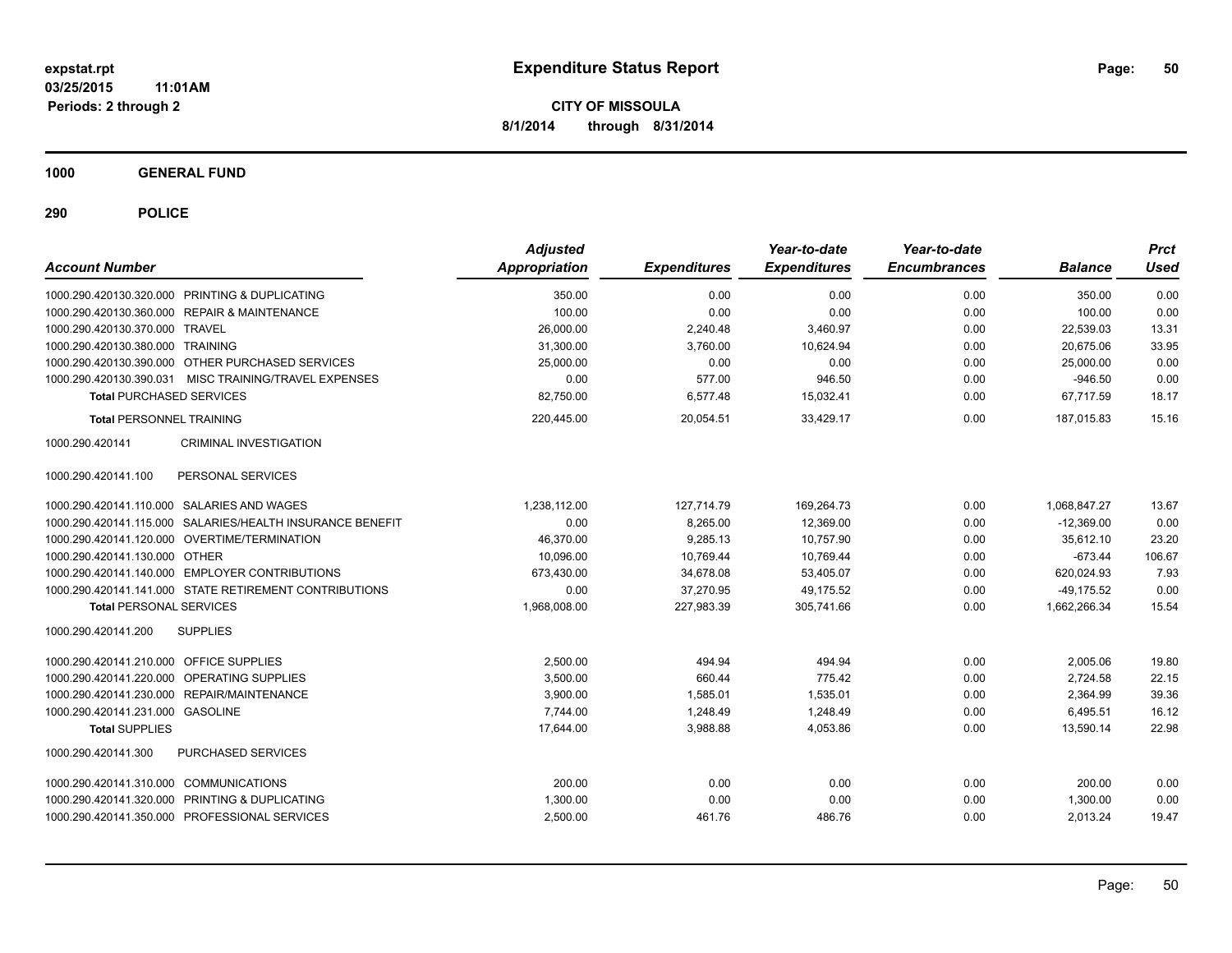expstat.rpt
03/25/2015 11:01AM
Periods: 2 through 2

# Expenditure Status Report

**CITY OF MISSOULA**
**8/1/2014 through 8/31/2014**

## 1000 GENERAL FUND

## 290 POLICE

| Account Number | | Adjusted Appropriation | Expenditures | Year-to-date Expenditures | Year-to-date Encumbrances | Balance | Prct Used |
|---|---|---|---|---|---|---|---|
| 1000.290.420130.320.000 | PRINTING & DUPLICATING | 350.00 | 0.00 | 0.00 | 0.00 | 350.00 | 0.00 |
| 1000.290.420130.360.000 | REPAIR & MAINTENANCE | 100.00 | 0.00 | 0.00 | 0.00 | 100.00 | 0.00 |
| 1000.290.420130.370.000 | TRAVEL | 26,000.00 | 2,240.48 | 3,460.97 | 0.00 | 22,539.03 | 13.31 |
| 1000.290.420130.380.000 | TRAINING | 31,300.00 | 3,760.00 | 10,624.94 | 0.00 | 20,675.06 | 33.95 |
| 1000.290.420130.390.000 | OTHER PURCHASED SERVICES | 25,000.00 | 0.00 | 0.00 | 0.00 | 25,000.00 | 0.00 |
| 1000.290.420130.390.031 | MISC TRAINING/TRAVEL EXPENSES | 0.00 | 577.00 | 946.50 | 0.00 | -946.50 | 0.00 |
| **Total** PURCHASED SERVICES | | 82,750.00 | 6,577.48 | 15,032.41 | 0.00 | 67,717.59 | 18.17 |
| **Total** PERSONNEL TRAINING | | 220,445.00 | 20,054.51 | 33,429.17 | 0.00 | 187,015.83 | 15.16 |
| 1000.290.420141 | CRIMINAL INVESTIGATION | | | | | | |
| 1000.290.420141.100 | PERSONAL SERVICES | | | | | | |
| 1000.290.420141.110.000 | SALARIES AND WAGES | 1,238,112.00 | 127,714.79 | 169,264.73 | 0.00 | 1,068,847.27 | 13.67 |
| 1000.290.420141.115.000 | SALARIES/HEALTH INSURANCE BENEFIT | 0.00 | 8,265.00 | 12,369.00 | 0.00 | -12,369.00 | 0.00 |
| 1000.290.420141.120.000 | OVERTIME/TERMINATION | 46,370.00 | 9,285.13 | 10,757.90 | 0.00 | 35,612.10 | 23.20 |
| 1000.290.420141.130.000 | OTHER | 10,096.00 | 10,769.44 | 10,769.44 | 0.00 | -673.44 | 106.67 |
| 1000.290.420141.140.000 | EMPLOYER CONTRIBUTIONS | 673,430.00 | 34,678.08 | 53,405.07 | 0.00 | 620,024.93 | 7.93 |
| 1000.290.420141.141.000 | STATE RETIREMENT CONTRIBUTIONS | 0.00 | 37,270.95 | 49,175.52 | 0.00 | -49,175.52 | 0.00 |
| **Total** PERSONAL SERVICES | | 1,968,008.00 | 227,983.39 | 305,741.66 | 0.00 | 1,662,266.34 | 15.54 |
| 1000.290.420141.200 | SUPPLIES | | | | | | |
| 1000.290.420141.210.000 | OFFICE SUPPLIES | 2,500.00 | 494.94 | 494.94 | 0.00 | 2,005.06 | 19.80 |
| 1000.290.420141.220.000 | OPERATING SUPPLIES | 3,500.00 | 660.44 | 775.42 | 0.00 | 2,724.58 | 22.15 |
| 1000.290.420141.230.000 | REPAIR/MAINTENANCE | 3,900.00 | 1,585.01 | 1,535.01 | 0.00 | 2,364.99 | 39.36 |
| 1000.290.420141.231.000 | GASOLINE | 7,744.00 | 1,248.49 | 1,248.49 | 0.00 | 6,495.51 | 16.12 |
| **Total** SUPPLIES | | 17,644.00 | 3,988.88 | 4,053.86 | 0.00 | 13,590.14 | 22.98 |
| 1000.290.420141.300 | PURCHASED SERVICES | | | | | | |
| 1000.290.420141.310.000 | COMMUNICATIONS | 200.00 | 0.00 | 0.00 | 0.00 | 200.00 | 0.00 |
| 1000.290.420141.320.000 | PRINTING & DUPLICATING | 1,300.00 | 0.00 | 0.00 | 0.00 | 1,300.00 | 0.00 |
| 1000.290.420141.350.000 | PROFESSIONAL SERVICES | 2,500.00 | 461.76 | 486.76 | 0.00 | 2,013.24 | 19.47 |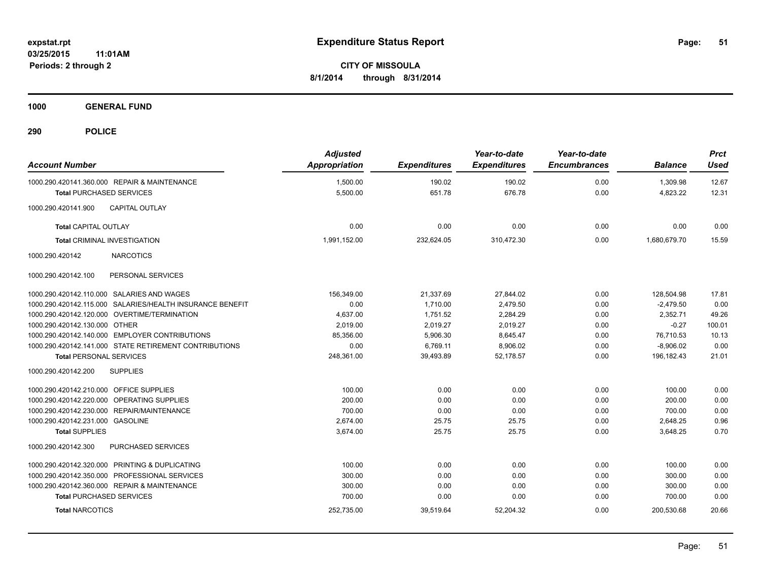**expstat.rpt**
**03/25/2015 11:01AM**
**Periods: 2 through 2**

# Expenditure Status Report

**CITY OF MISSOULA**
**8/1/2014 through 8/31/2014**

## 1000 GENERAL FUND

## 290 POLICE

| Account Number | Adjusted Appropriation | Expenditures | Year-to-date Expenditures | Year-to-date Encumbrances | Balance | Prct Used |
|---|---|---|---|---|---|---|
| 1000.290.420141.360.000 REPAIR & MAINTENANCE | 1,500.00 | 190.02 | 190.02 | 0.00 | 1,309.98 | 12.67 |
| **Total** PURCHASED SERVICES | 5,500.00 | 651.78 | 676.78 | 0.00 | 4,823.22 | 12.31 |
| 1000.290.420141.900 CAPITAL OUTLAY | | | | | | |
| **Total** CAPITAL OUTLAY | 0.00 | 0.00 | 0.00 | 0.00 | 0.00 | 0.00 |
| **Total** CRIMINAL INVESTIGATION | 1,991,152.00 | 232,624.05 | 310,472.30 | 0.00 | 1,680,679.70 | 15.59 |
| 1000.290.420142 NARCOTICS | | | | | | |
| 1000.290.420142.100 PERSONAL SERVICES | | | | | | |
| 1000.290.420142.110.000 SALARIES AND WAGES | 156,349.00 | 21,337.69 | 27,844.02 | 0.00 | 128,504.98 | 17.81 |
| 1000.290.420142.115.000 SALARIES/HEALTH INSURANCE BENEFIT | 0.00 | 1,710.00 | 2,479.50 | 0.00 | -2,479.50 | 0.00 |
| 1000.290.420142.120.000 OVERTIME/TERMINATION | 4,637.00 | 1,751.52 | 2,284.29 | 0.00 | 2,352.71 | 49.26 |
| 1000.290.420142.130.000 OTHER | 2,019.00 | 2,019.27 | 2,019.27 | 0.00 | -0.27 | 100.01 |
| 1000.290.420142.140.000 EMPLOYER CONTRIBUTIONS | 85,356.00 | 5,906.30 | 8,645.47 | 0.00 | 76,710.53 | 10.13 |
| 1000.290.420142.141.000 STATE RETIREMENT CONTRIBUTIONS | 0.00 | 6,769.11 | 8,906.02 | 0.00 | -8,906.02 | 0.00 |
| **Total** PERSONAL SERVICES | 248,361.00 | 39,493.89 | 52,178.57 | 0.00 | 196,182.43 | 21.01 |
| 1000.290.420142.200 SUPPLIES | | | | | | |
| 1000.290.420142.210.000 OFFICE SUPPLIES | 100.00 | 0.00 | 0.00 | 0.00 | 100.00 | 0.00 |
| 1000.290.420142.220.000 OPERATING SUPPLIES | 200.00 | 0.00 | 0.00 | 0.00 | 200.00 | 0.00 |
| 1000.290.420142.230.000 REPAIR/MAINTENANCE | 700.00 | 0.00 | 0.00 | 0.00 | 700.00 | 0.00 |
| 1000.290.420142.231.000 GASOLINE | 2,674.00 | 25.75 | 25.75 | 0.00 | 2,648.25 | 0.96 |
| **Total** SUPPLIES | 3,674.00 | 25.75 | 25.75 | 0.00 | 3,648.25 | 0.70 |
| 1000.290.420142.300 PURCHASED SERVICES | | | | | | |
| 1000.290.420142.320.000 PRINTING & DUPLICATING | 100.00 | 0.00 | 0.00 | 0.00 | 100.00 | 0.00 |
| 1000.290.420142.350.000 PROFESSIONAL SERVICES | 300.00 | 0.00 | 0.00 | 0.00 | 300.00 | 0.00 |
| 1000.290.420142.360.000 REPAIR & MAINTENANCE | 300.00 | 0.00 | 0.00 | 0.00 | 300.00 | 0.00 |
| **Total** PURCHASED SERVICES | 700.00 | 0.00 | 0.00 | 0.00 | 700.00 | 0.00 |
| **Total** NARCOTICS | 252,735.00 | 39,519.64 | 52,204.32 | 0.00 | 200,530.68 | 20.66 |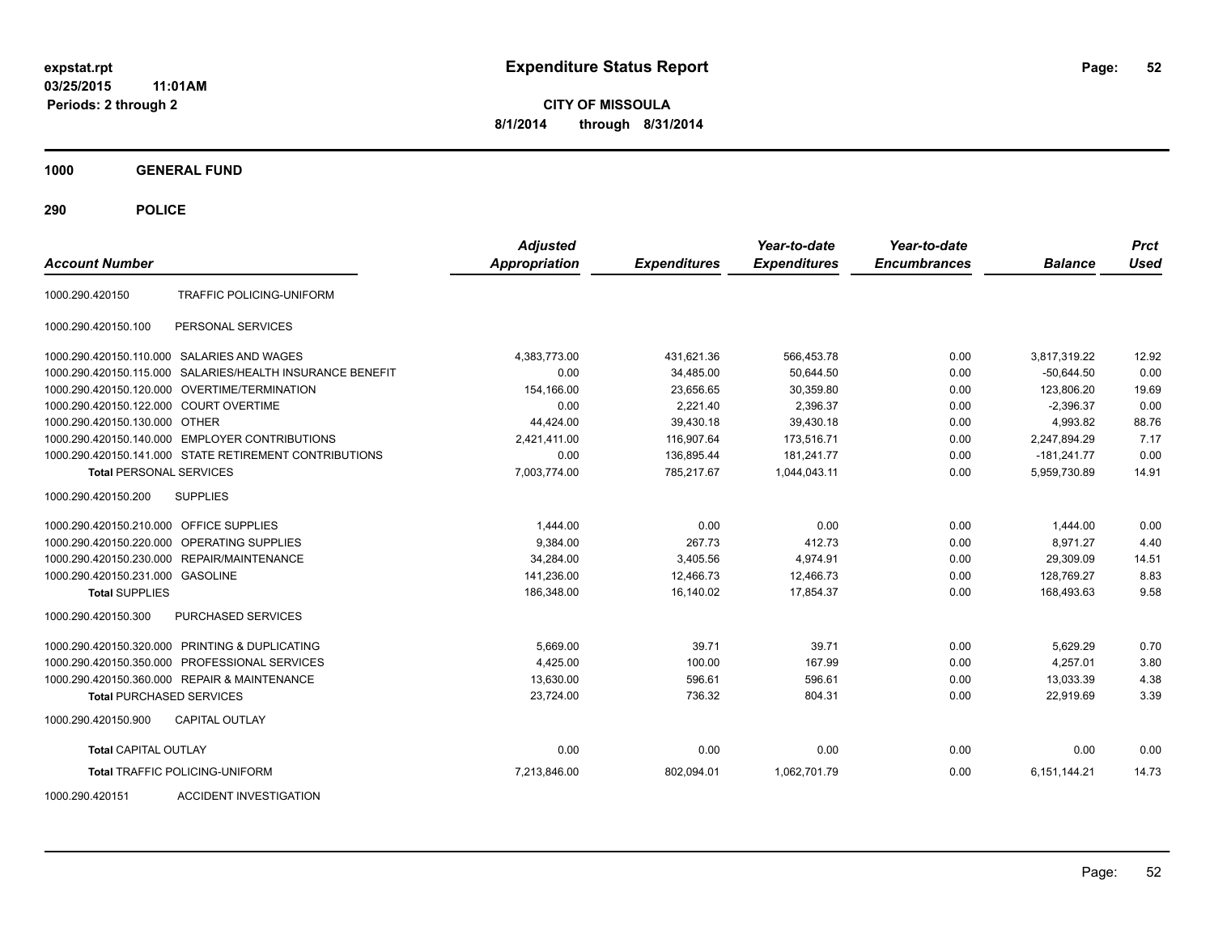**expstat.rpt**
**03/25/2015 11:01AM**
**Periods: 2 through 2**

# Expenditure Status Report

**CITY OF MISSOULA**
**8/1/2014 through 8/31/2014**

**1000 GENERAL FUND**

**290 POLICE**

| Account Number | | Adjusted Appropriation | Expenditures | Year-to-date Expenditures | Year-to-date Encumbrances | Balance | Prct Used |
|---|---|---|---|---|---|---|---|
| 1000.290.420150 | TRAFFIC POLICING-UNIFORM | | | | | | |
| 1000.290.420150.100 | PERSONAL SERVICES | | | | | | |
| 1000.290.420150.110.000 | SALARIES AND WAGES | 4,383,773.00 | 431,621.36 | 566,453.78 | 0.00 | 3,817,319.22 | 12.92 |
| 1000.290.420150.115.000 | SALARIES/HEALTH INSURANCE BENEFIT | 0.00 | 34,485.00 | 50,644.50 | 0.00 | -50,644.50 | 0.00 |
| 1000.290.420150.120.000 | OVERTIME/TERMINATION | 154,166.00 | 23,656.65 | 30,359.80 | 0.00 | 123,806.20 | 19.69 |
| 1000.290.420150.122.000 | COURT OVERTIME | 0.00 | 2,221.40 | 2,396.37 | 0.00 | -2,396.37 | 0.00 |
| 1000.290.420150.130.000 | OTHER | 44,424.00 | 39,430.18 | 39,430.18 | 0.00 | 4,993.82 | 88.76 |
| 1000.290.420150.140.000 | EMPLOYER CONTRIBUTIONS | 2,421,411.00 | 116,907.64 | 173,516.71 | 0.00 | 2,247,894.29 | 7.17 |
| 1000.290.420150.141.000 | STATE RETIREMENT CONTRIBUTIONS | 0.00 | 136,895.44 | 181,241.77 | 0.00 | -181,241.77 | 0.00 |
| **Total** PERSONAL SERVICES | | 7,003,774.00 | 785,217.67 | 1,044,043.11 | 0.00 | 5,959,730.89 | 14.91 |
| 1000.290.420150.200 | SUPPLIES | | | | | | |
| 1000.290.420150.210.000 | OFFICE SUPPLIES | 1,444.00 | 0.00 | 0.00 | 0.00 | 1,444.00 | 0.00 |
| 1000.290.420150.220.000 | OPERATING SUPPLIES | 9,384.00 | 267.73 | 412.73 | 0.00 | 8,971.27 | 4.40 |
| 1000.290.420150.230.000 | REPAIR/MAINTENANCE | 34,284.00 | 3,405.56 | 4,974.91 | 0.00 | 29,309.09 | 14.51 |
| 1000.290.420150.231.000 | GASOLINE | 141,236.00 | 12,466.73 | 12,466.73 | 0.00 | 128,769.27 | 8.83 |
| **Total** SUPPLIES | | 186,348.00 | 16,140.02 | 17,854.37 | 0.00 | 168,493.63 | 9.58 |
| 1000.290.420150.300 | PURCHASED SERVICES | | | | | | |
| 1000.290.420150.320.000 | PRINTING & DUPLICATING | 5,669.00 | 39.71 | 39.71 | 0.00 | 5,629.29 | 0.70 |
| 1000.290.420150.350.000 | PROFESSIONAL SERVICES | 4,425.00 | 100.00 | 167.99 | 0.00 | 4,257.01 | 3.80 |
| 1000.290.420150.360.000 | REPAIR & MAINTENANCE | 13,630.00 | 596.61 | 596.61 | 0.00 | 13,033.39 | 4.38 |
| **Total** PURCHASED SERVICES | | 23,724.00 | 736.32 | 804.31 | 0.00 | 22,919.69 | 3.39 |
| 1000.290.420150.900 | CAPITAL OUTLAY | | | | | | |
| **Total** CAPITAL OUTLAY | | 0.00 | 0.00 | 0.00 | 0.00 | 0.00 | 0.00 |
| **Total** TRAFFIC POLICING-UNIFORM | | 7,213,846.00 | 802,094.01 | 1,062,701.79 | 0.00 | 6,151,144.21 | 14.73 |
| 1000.290.420151 | ACCIDENT INVESTIGATION | | | | | | |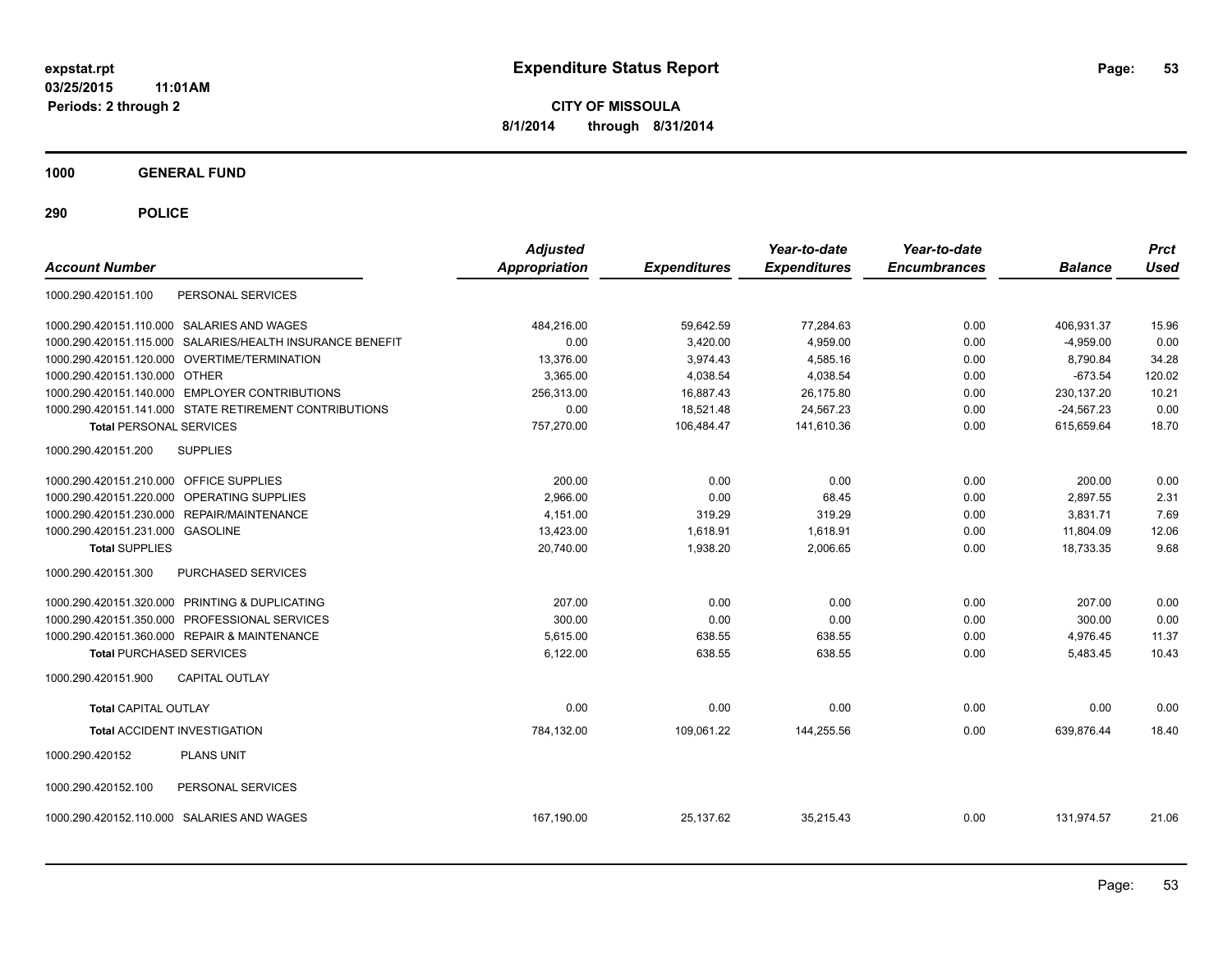# Expenditure Status Report

expstat.rpt
03/25/2015 11:01AM
Periods: 2 through 2

**CITY OF MISSOULA**
**8/1/2014 through 8/31/2014**

## 1000 GENERAL FUND

## 290 POLICE

| Account Number | | Adjusted Appropriation | Expenditures | Year-to-date Expenditures | Year-to-date Encumbrances | Balance | Prct Used |
|---|---|---|---|---|---|---|---|
| 1000.290.420151.100 | PERSONAL SERVICES | | | | | | |
| 1000.290.420151.110.000 | SALARIES AND WAGES | 484,216.00 | 59,642.59 | 77,284.63 | 0.00 | 406,931.37 | 15.96 |
| 1000.290.420151.115.000 | SALARIES/HEALTH INSURANCE BENEFIT | 0.00 | 3,420.00 | 4,959.00 | 0.00 | -4,959.00 | 0.00 |
| 1000.290.420151.120.000 | OVERTIME/TERMINATION | 13,376.00 | 3,974.43 | 4,585.16 | 0.00 | 8,790.84 | 34.28 |
| 1000.290.420151.130.000 | OTHER | 3,365.00 | 4,038.54 | 4,038.54 | 0.00 | -673.54 | 120.02 |
| 1000.290.420151.140.000 | EMPLOYER CONTRIBUTIONS | 256,313.00 | 16,887.43 | 26,175.80 | 0.00 | 230,137.20 | 10.21 |
| 1000.290.420151.141.000 | STATE RETIREMENT CONTRIBUTIONS | 0.00 | 18,521.48 | 24,567.23 | 0.00 | -24,567.23 | 0.00 |
| **Total** PERSONAL SERVICES | | 757,270.00 | 106,484.47 | 141,610.36 | 0.00 | 615,659.64 | 18.70 |
| 1000.290.420151.200 | SUPPLIES | | | | | | |
| 1000.290.420151.210.000 | OFFICE SUPPLIES | 200.00 | 0.00 | 0.00 | 0.00 | 200.00 | 0.00 |
| 1000.290.420151.220.000 | OPERATING SUPPLIES | 2,966.00 | 0.00 | 68.45 | 0.00 | 2,897.55 | 2.31 |
| 1000.290.420151.230.000 | REPAIR/MAINTENANCE | 4,151.00 | 319.29 | 319.29 | 0.00 | 3,831.71 | 7.69 |
| 1000.290.420151.231.000 | GASOLINE | 13,423.00 | 1,618.91 | 1,618.91 | 0.00 | 11,804.09 | 12.06 |
| **Total** SUPPLIES | | 20,740.00 | 1,938.20 | 2,006.65 | 0.00 | 18,733.35 | 9.68 |
| 1000.290.420151.300 | PURCHASED SERVICES | | | | | | |
| 1000.290.420151.320.000 | PRINTING & DUPLICATING | 207.00 | 0.00 | 0.00 | 0.00 | 207.00 | 0.00 |
| 1000.290.420151.350.000 | PROFESSIONAL SERVICES | 300.00 | 0.00 | 0.00 | 0.00 | 300.00 | 0.00 |
| 1000.290.420151.360.000 | REPAIR & MAINTENANCE | 5,615.00 | 638.55 | 638.55 | 0.00 | 4,976.45 | 11.37 |
| **Total** PURCHASED SERVICES | | 6,122.00 | 638.55 | 638.55 | 0.00 | 5,483.45 | 10.43 |
| 1000.290.420151.900 | CAPITAL OUTLAY | | | | | | |
| **Total** CAPITAL OUTLAY | | 0.00 | 0.00 | 0.00 | 0.00 | 0.00 | 0.00 |
| **Total** ACCIDENT INVESTIGATION | | 784,132.00 | 109,061.22 | 144,255.56 | 0.00 | 639,876.44 | 18.40 |
| 1000.290.420152 | PLANS UNIT | | | | | | |
| 1000.290.420152.100 | PERSONAL SERVICES | | | | | | |
| 1000.290.420152.110.000 | SALARIES AND WAGES | 167,190.00 | 25,137.62 | 35,215.43 | 0.00 | 131,974.57 | 21.06 |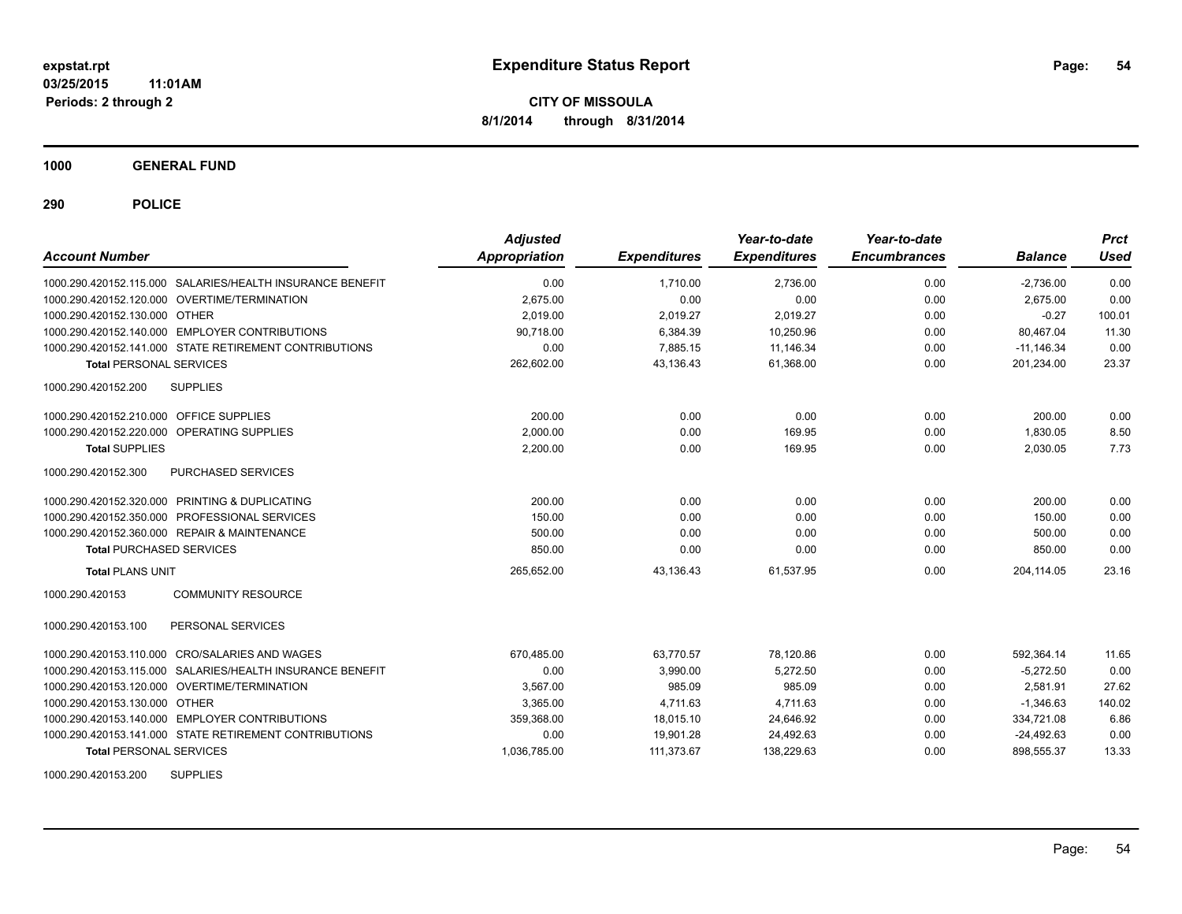expstat.rpt
03/25/2015 11:01AM
Periods: 2 through 2

# Expenditure Status Report

**CITY OF MISSOULA**
**8/1/2014 through 8/31/2014**

## 1000 GENERAL FUND

## 290 POLICE

| Account Number | Adjusted Appropriation | Expenditures | Year-to-date Expenditures | Year-to-date Encumbrances | Balance | Prct Used |
|---|---|---|---|---|---|---|
| 1000.290.420152.115.000 SALARIES/HEALTH INSURANCE BENEFIT | 0.00 | 1,710.00 | 2,736.00 | 0.00 | -2,736.00 | 0.00 |
| 1000.290.420152.120.000 OVERTIME/TERMINATION | 2,675.00 | 0.00 | 0.00 | 0.00 | 2,675.00 | 0.00 |
| 1000.290.420152.130.000 OTHER | 2,019.00 | 2,019.27 | 2,019.27 | 0.00 | -0.27 | 100.01 |
| 1000.290.420152.140.000 EMPLOYER CONTRIBUTIONS | 90,718.00 | 6,384.39 | 10,250.96 | 0.00 | 80,467.04 | 11.30 |
| 1000.290.420152.141.000 STATE RETIREMENT CONTRIBUTIONS | 0.00 | 7,885.15 | 11,146.34 | 0.00 | -11,146.34 | 0.00 |
| **Total** PERSONAL SERVICES | 262,602.00 | 43,136.43 | 61,368.00 | 0.00 | 201,234.00 | 23.37 |
| 1000.290.420152.200 SUPPLIES | | | | | | |
| 1000.290.420152.210.000 OFFICE SUPPLIES | 200.00 | 0.00 | 0.00 | 0.00 | 200.00 | 0.00 |
| 1000.290.420152.220.000 OPERATING SUPPLIES | 2,000.00 | 0.00 | 169.95 | 0.00 | 1,830.05 | 8.50 |
| **Total** SUPPLIES | 2,200.00 | 0.00 | 169.95 | 0.00 | 2,030.05 | 7.73 |
| 1000.290.420152.300 PURCHASED SERVICES | | | | | | |
| 1000.290.420152.320.000 PRINTING & DUPLICATING | 200.00 | 0.00 | 0.00 | 0.00 | 200.00 | 0.00 |
| 1000.290.420152.350.000 PROFESSIONAL SERVICES | 150.00 | 0.00 | 0.00 | 0.00 | 150.00 | 0.00 |
| 1000.290.420152.360.000 REPAIR & MAINTENANCE | 500.00 | 0.00 | 0.00 | 0.00 | 500.00 | 0.00 |
| **Total** PURCHASED SERVICES | 850.00 | 0.00 | 0.00 | 0.00 | 850.00 | 0.00 |
| **Total** PLANS UNIT | 265,652.00 | 43,136.43 | 61,537.95 | 0.00 | 204,114.05 | 23.16 |
| 1000.290.420153 COMMUNITY RESOURCE | | | | | | |
| 1000.290.420153.100 PERSONAL SERVICES | | | | | | |
| 1000.290.420153.110.000 CRO/SALARIES AND WAGES | 670,485.00 | 63,770.57 | 78,120.86 | 0.00 | 592,364.14 | 11.65 |
| 1000.290.420153.115.000 SALARIES/HEALTH INSURANCE BENEFIT | 0.00 | 3,990.00 | 5,272.50 | 0.00 | -5,272.50 | 0.00 |
| 1000.290.420153.120.000 OVERTIME/TERMINATION | 3,567.00 | 985.09 | 985.09 | 0.00 | 2,581.91 | 27.62 |
| 1000.290.420153.130.000 OTHER | 3,365.00 | 4,711.63 | 4,711.63 | 0.00 | -1,346.63 | 140.02 |
| 1000.290.420153.140.000 EMPLOYER CONTRIBUTIONS | 359,368.00 | 18,015.10 | 24,646.92 | 0.00 | 334,721.08 | 6.86 |
| 1000.290.420153.141.000 STATE RETIREMENT CONTRIBUTIONS | 0.00 | 19,901.28 | 24,492.63 | 0.00 | -24,492.63 | 0.00 |
| **Total** PERSONAL SERVICES | 1,036,785.00 | 111,373.67 | 138,229.63 | 0.00 | 898,555.37 | 13.33 |
| 1000.290.420153.200 SUPPLIES | | | | | | |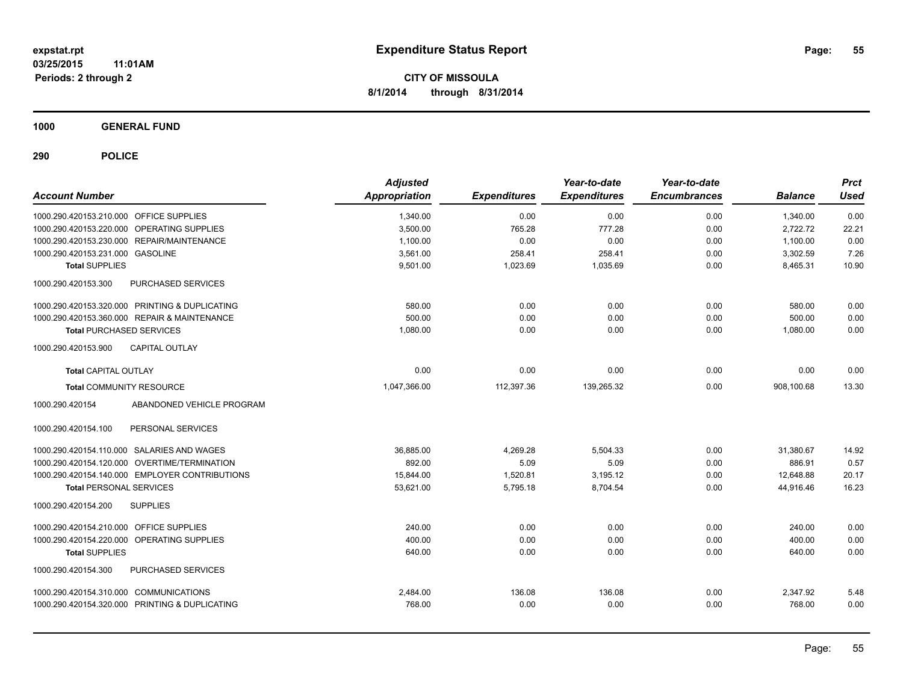# Expenditure Status Report

expstat.rpt
03/25/2015 11:01AM
Periods: 2 through 2

**CITY OF MISSOULA**
**8/1/2014 through 8/31/2014**

## 1000 GENERAL FUND

## 290 POLICE

| Account Number | | Adjusted Appropriation | Expenditures | Year-to-date Expenditures | Year-to-date Encumbrances | Balance | Prct Used |
|---|---|---|---|---|---|---|---|
| 1000.290.420153.210.000 | OFFICE SUPPLIES | 1,340.00 | 0.00 | 0.00 | 0.00 | 1,340.00 | 0.00 |
| 1000.290.420153.220.000 | OPERATING SUPPLIES | 3,500.00 | 765.28 | 777.28 | 0.00 | 2,722.72 | 22.21 |
| 1000.290.420153.230.000 | REPAIR/MAINTENANCE | 1,100.00 | 0.00 | 0.00 | 0.00 | 1,100.00 | 0.00 |
| 1000.290.420153.231.000 | GASOLINE | 3,561.00 | 258.41 | 258.41 | 0.00 | 3,302.59 | 7.26 |
| **Total SUPPLIES** | | 9,501.00 | 1,023.69 | 1,035.69 | 0.00 | 8,465.31 | 10.90 |
| 1000.290.420153.300 | PURCHASED SERVICES | | | | | | |
| 1000.290.420153.320.000 | PRINTING & DUPLICATING | 580.00 | 0.00 | 0.00 | 0.00 | 580.00 | 0.00 |
| 1000.290.420153.360.000 | REPAIR & MAINTENANCE | 500.00 | 0.00 | 0.00 | 0.00 | 500.00 | 0.00 |
| **Total PURCHASED SERVICES** | | 1,080.00 | 0.00 | 0.00 | 0.00 | 1,080.00 | 0.00 |
| 1000.290.420153.900 | CAPITAL OUTLAY | | | | | | |
| **Total CAPITAL OUTLAY** | | 0.00 | 0.00 | 0.00 | 0.00 | 0.00 | 0.00 |
| **Total COMMUNITY RESOURCE** | | 1,047,366.00 | 112,397.36 | 139,265.32 | 0.00 | 908,100.68 | 13.30 |
| 1000.290.420154 | ABANDONED VEHICLE PROGRAM | | | | | | |
| 1000.290.420154.100 | PERSONAL SERVICES | | | | | | |
| 1000.290.420154.110.000 | SALARIES AND WAGES | 36,885.00 | 4,269.28 | 5,504.33 | 0.00 | 31,380.67 | 14.92 |
| 1000.290.420154.120.000 | OVERTIME/TERMINATION | 892.00 | 5.09 | 5.09 | 0.00 | 886.91 | 0.57 |
| 1000.290.420154.140.000 | EMPLOYER CONTRIBUTIONS | 15,844.00 | 1,520.81 | 3,195.12 | 0.00 | 12,648.88 | 20.17 |
| **Total PERSONAL SERVICES** | | 53,621.00 | 5,795.18 | 8,704.54 | 0.00 | 44,916.46 | 16.23 |
| 1000.290.420154.200 | SUPPLIES | | | | | | |
| 1000.290.420154.210.000 | OFFICE SUPPLIES | 240.00 | 0.00 | 0.00 | 0.00 | 240.00 | 0.00 |
| 1000.290.420154.220.000 | OPERATING SUPPLIES | 400.00 | 0.00 | 0.00 | 0.00 | 400.00 | 0.00 |
| **Total SUPPLIES** | | 640.00 | 0.00 | 0.00 | 0.00 | 640.00 | 0.00 |
| 1000.290.420154.300 | PURCHASED SERVICES | | | | | | |
| 1000.290.420154.310.000 | COMMUNICATIONS | 2,484.00 | 136.08 | 136.08 | 0.00 | 2,347.92 | 5.48 |
| 1000.290.420154.320.000 | PRINTING & DUPLICATING | 768.00 | 0.00 | 0.00 | 0.00 | 768.00 | 0.00 |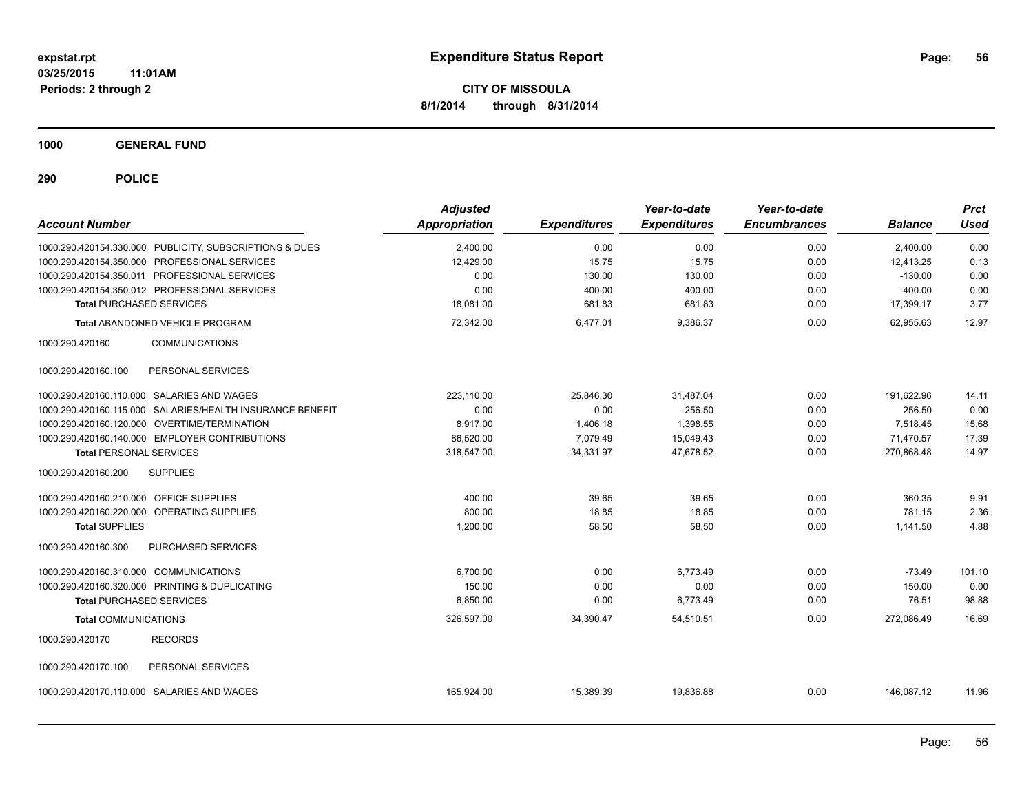**expstat.rpt**
**03/25/2015 11:01AM**
**Periods: 2 through 2**

# Expenditure Status Report

**CITY OF MISSOULA**
**8/1/2014 through 8/31/2014**

## 1000 GENERAL FUND

## 290 POLICE

| Account Number | Adjusted Appropriation | Expenditures | Year-to-date Expenditures | Year-to-date Encumbrances | Balance | Prct Used |
|---|---|---|---|---|---|---|
| 1000.290.420154.330.000 PUBLICITY, SUBSCRIPTIONS & DUES | 2,400.00 | 0.00 | 0.00 | 0.00 | 2,400.00 | 0.00 |
| 1000.290.420154.350.000 PROFESSIONAL SERVICES | 12,429.00 | 15.75 | 15.75 | 0.00 | 12,413.25 | 0.13 |
| 1000.290.420154.350.011 PROFESSIONAL SERVICES | 0.00 | 130.00 | 130.00 | 0.00 | -130.00 | 0.00 |
| 1000.290.420154.350.012 PROFESSIONAL SERVICES | 0.00 | 400.00 | 400.00 | 0.00 | -400.00 | 0.00 |
| **Total** PURCHASED SERVICES | 18,081.00 | 681.83 | 681.83 | 0.00 | 17,399.17 | 3.77 |
| **Total** ABANDONED VEHICLE PROGRAM | 72,342.00 | 6,477.01 | 9,386.37 | 0.00 | 62,955.63 | 12.97 |
| 1000.290.420160 COMMUNICATIONS | | | | | | |
| 1000.290.420160.100 PERSONAL SERVICES | | | | | | |
| 1000.290.420160.110.000 SALARIES AND WAGES | 223,110.00 | 25,846.30 | 31,487.04 | 0.00 | 191,622.96 | 14.11 |
| 1000.290.420160.115.000 SALARIES/HEALTH INSURANCE BENEFIT | 0.00 | 0.00 | -256.50 | 0.00 | 256.50 | 0.00 |
| 1000.290.420160.120.000 OVERTIME/TERMINATION | 8,917.00 | 1,406.18 | 1,398.55 | 0.00 | 7,518.45 | 15.68 |
| 1000.290.420160.140.000 EMPLOYER CONTRIBUTIONS | 86,520.00 | 7,079.49 | 15,049.43 | 0.00 | 71,470.57 | 17.39 |
| **Total** PERSONAL SERVICES | 318,547.00 | 34,331.97 | 47,678.52 | 0.00 | 270,868.48 | 14.97 |
| 1000.290.420160.200 SUPPLIES | | | | | | |
| 1000.290.420160.210.000 OFFICE SUPPLIES | 400.00 | 39.65 | 39.65 | 0.00 | 360.35 | 9.91 |
| 1000.290.420160.220.000 OPERATING SUPPLIES | 800.00 | 18.85 | 18.85 | 0.00 | 781.15 | 2.36 |
| **Total** SUPPLIES | 1,200.00 | 58.50 | 58.50 | 0.00 | 1,141.50 | 4.88 |
| 1000.290.420160.300 PURCHASED SERVICES | | | | | | |
| 1000.290.420160.310.000 COMMUNICATIONS | 6,700.00 | 0.00 | 6,773.49 | 0.00 | -73.49 | 101.10 |
| 1000.290.420160.320.000 PRINTING & DUPLICATING | 150.00 | 0.00 | 0.00 | 0.00 | 150.00 | 0.00 |
| **Total** PURCHASED SERVICES | 6,850.00 | 0.00 | 6,773.49 | 0.00 | 76.51 | 98.88 |
| **Total** COMMUNICATIONS | 326,597.00 | 34,390.47 | 54,510.51 | 0.00 | 272,086.49 | 16.69 |
| 1000.290.420170 RECORDS | | | | | | |
| 1000.290.420170.100 PERSONAL SERVICES | | | | | | |
| 1000.290.420170.110.000 SALARIES AND WAGES | 165,924.00 | 15,389.39 | 19,836.88 | 0.00 | 146,087.12 | 11.96 |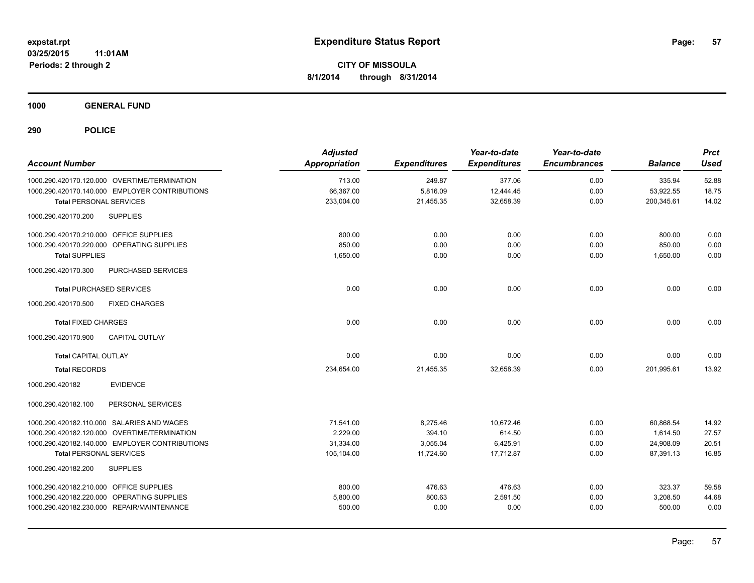**expstat.rpt**
**03/25/2015 11:01AM**
**Periods: 2 through 2**

# Expenditure Status Report

**CITY OF MISSOULA**
**8/1/2014 through 8/31/2014**

## 1000 GENERAL FUND

## 290 POLICE

| Account Number | Adjusted Appropriation | Expenditures | Year-to-date Expenditures | Year-to-date Encumbrances | Balance | Prct Used |
|---|---|---|---|---|---|---|
| 1000.290.420170.120.000 OVERTIME/TERMINATION | 713.00 | 249.87 | 377.06 | 0.00 | 335.94 | 52.88 |
| 1000.290.420170.140.000 EMPLOYER CONTRIBUTIONS | 66,367.00 | 5,816.09 | 12,444.45 | 0.00 | 53,922.55 | 18.75 |
| **Total** PERSONAL SERVICES | 233,004.00 | 21,455.35 | 32,658.39 | 0.00 | 200,345.61 | 14.02 |
| 1000.290.420170.200 SUPPLIES | | | | | | |
| 1000.290.420170.210.000 OFFICE SUPPLIES | 800.00 | 0.00 | 0.00 | 0.00 | 800.00 | 0.00 |
| 1000.290.420170.220.000 OPERATING SUPPLIES | 850.00 | 0.00 | 0.00 | 0.00 | 850.00 | 0.00 |
| **Total SUPPLIES** | 1,650.00 | 0.00 | 0.00 | 0.00 | 1,650.00 | 0.00 |
| 1000.290.420170.300 PURCHASED SERVICES | | | | | | |
| **Total** PURCHASED SERVICES | 0.00 | 0.00 | 0.00 | 0.00 | 0.00 | 0.00 |
| 1000.290.420170.500 FIXED CHARGES | | | | | | |
| **Total** FIXED CHARGES | 0.00 | 0.00 | 0.00 | 0.00 | 0.00 | 0.00 |
| 1000.290.420170.900 CAPITAL OUTLAY | | | | | | |
| **Total** CAPITAL OUTLAY | 0.00 | 0.00 | 0.00 | 0.00 | 0.00 | 0.00 |
| **Total** RECORDS | 234,654.00 | 21,455.35 | 32,658.39 | 0.00 | 201,995.61 | 13.92 |
| 1000.290.420182 EVIDENCE | | | | | | |
| 1000.290.420182.100 PERSONAL SERVICES | | | | | | |
| 1000.290.420182.110.000 SALARIES AND WAGES | 71,541.00 | 8,275.46 | 10,672.46 | 0.00 | 60,868.54 | 14.92 |
| 1000.290.420182.120.000 OVERTIME/TERMINATION | 2,229.00 | 394.10 | 614.50 | 0.00 | 1,614.50 | 27.57 |
| 1000.290.420182.140.000 EMPLOYER CONTRIBUTIONS | 31,334.00 | 3,055.04 | 6,425.91 | 0.00 | 24,908.09 | 20.51 |
| **Total** PERSONAL SERVICES | 105,104.00 | 11,724.60 | 17,712.87 | 0.00 | 87,391.13 | 16.85 |
| 1000.290.420182.200 SUPPLIES | | | | | | |
| 1000.290.420182.210.000 OFFICE SUPPLIES | 800.00 | 476.63 | 476.63 | 0.00 | 323.37 | 59.58 |
| 1000.290.420182.220.000 OPERATING SUPPLIES | 5,800.00 | 800.63 | 2,591.50 | 0.00 | 3,208.50 | 44.68 |
| 1000.290.420182.230.000 REPAIR/MAINTENANCE | 500.00 | 0.00 | 0.00 | 0.00 | 500.00 | 0.00 |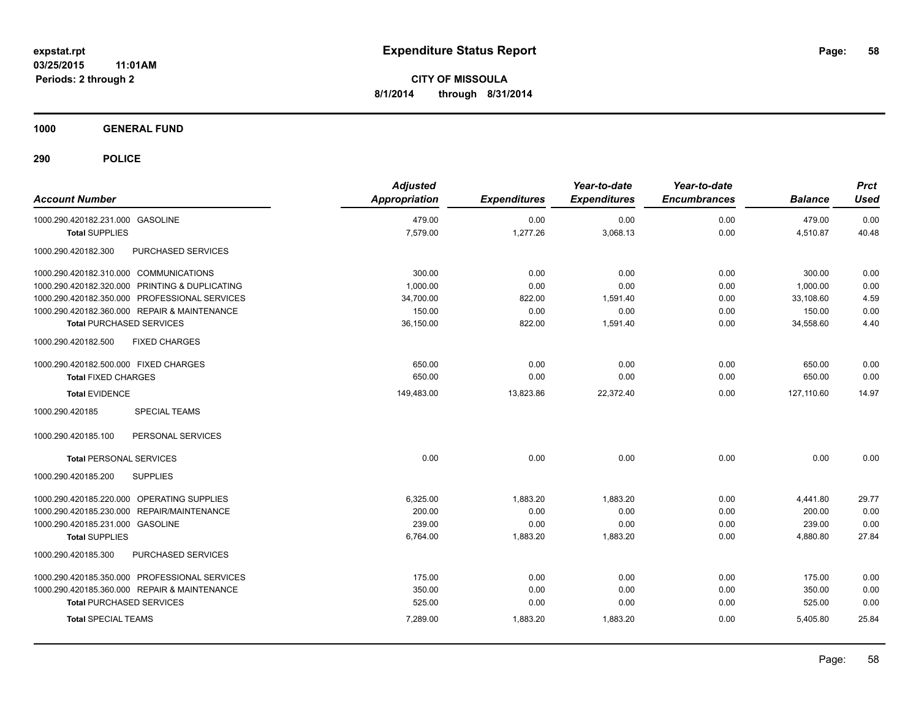# Expenditure Status Report

**CITY OF MISSOULA**

**8/1/2014 through 8/31/2014**

expstat.rpt
03/25/2015 11:01AM
Periods: 2 through 2

## 1000 GENERAL FUND

## 290 POLICE

| Account Number | Adjusted Appropriation | Expenditures | Year-to-date Expenditures | Year-to-date Encumbrances | Balance | Prct Used |
|---|---|---|---|---|---|---|
| 1000.290.420182.231.000 GASOLINE | 479.00 | 0.00 | 0.00 | 0.00 | 479.00 | 0.00 |
| **Total** SUPPLIES | 7,579.00 | 1,277.26 | 3,068.13 | 0.00 | 4,510.87 | 40.48 |
| 1000.290.420182.300 PURCHASED SERVICES | | | | | | |
| 1000.290.420182.310.000 COMMUNICATIONS | 300.00 | 0.00 | 0.00 | 0.00 | 300.00 | 0.00 |
| 1000.290.420182.320.000 PRINTING & DUPLICATING | 1,000.00 | 0.00 | 0.00 | 0.00 | 1,000.00 | 0.00 |
| 1000.290.420182.350.000 PROFESSIONAL SERVICES | 34,700.00 | 822.00 | 1,591.40 | 0.00 | 33,108.60 | 4.59 |
| 1000.290.420182.360.000 REPAIR & MAINTENANCE | 150.00 | 0.00 | 0.00 | 0.00 | 150.00 | 0.00 |
| **Total** PURCHASED SERVICES | 36,150.00 | 822.00 | 1,591.40 | 0.00 | 34,558.60 | 4.40 |
| 1000.290.420182.500 FIXED CHARGES | | | | | | |
| 1000.290.420182.500.000 FIXED CHARGES | 650.00 | 0.00 | 0.00 | 0.00 | 650.00 | 0.00 |
| **Total** FIXED CHARGES | 650.00 | 0.00 | 0.00 | 0.00 | 650.00 | 0.00 |
| **Total** EVIDENCE | 149,483.00 | 13,823.86 | 22,372.40 | 0.00 | 127,110.60 | 14.97 |
| 1000.290.420185 SPECIAL TEAMS | | | | | | |
| 1000.290.420185.100 PERSONAL SERVICES | | | | | | |
| **Total** PERSONAL SERVICES | 0.00 | 0.00 | 0.00 | 0.00 | 0.00 | 0.00 |
| 1000.290.420185.200 SUPPLIES | | | | | | |
| 1000.290.420185.220.000 OPERATING SUPPLIES | 6,325.00 | 1,883.20 | 1,883.20 | 0.00 | 4,441.80 | 29.77 |
| 1000.290.420185.230.000 REPAIR/MAINTENANCE | 200.00 | 0.00 | 0.00 | 0.00 | 200.00 | 0.00 |
| 1000.290.420185.231.000 GASOLINE | 239.00 | 0.00 | 0.00 | 0.00 | 239.00 | 0.00 |
| **Total** SUPPLIES | 6,764.00 | 1,883.20 | 1,883.20 | 0.00 | 4,880.80 | 27.84 |
| 1000.290.420185.300 PURCHASED SERVICES | | | | | | |
| 1000.290.420185.350.000 PROFESSIONAL SERVICES | 175.00 | 0.00 | 0.00 | 0.00 | 175.00 | 0.00 |
| 1000.290.420185.360.000 REPAIR & MAINTENANCE | 350.00 | 0.00 | 0.00 | 0.00 | 350.00 | 0.00 |
| **Total** PURCHASED SERVICES | 525.00 | 0.00 | 0.00 | 0.00 | 525.00 | 0.00 |
| **Total** SPECIAL TEAMS | 7,289.00 | 1,883.20 | 1,883.20 | 0.00 | 5,405.80 | 25.84 |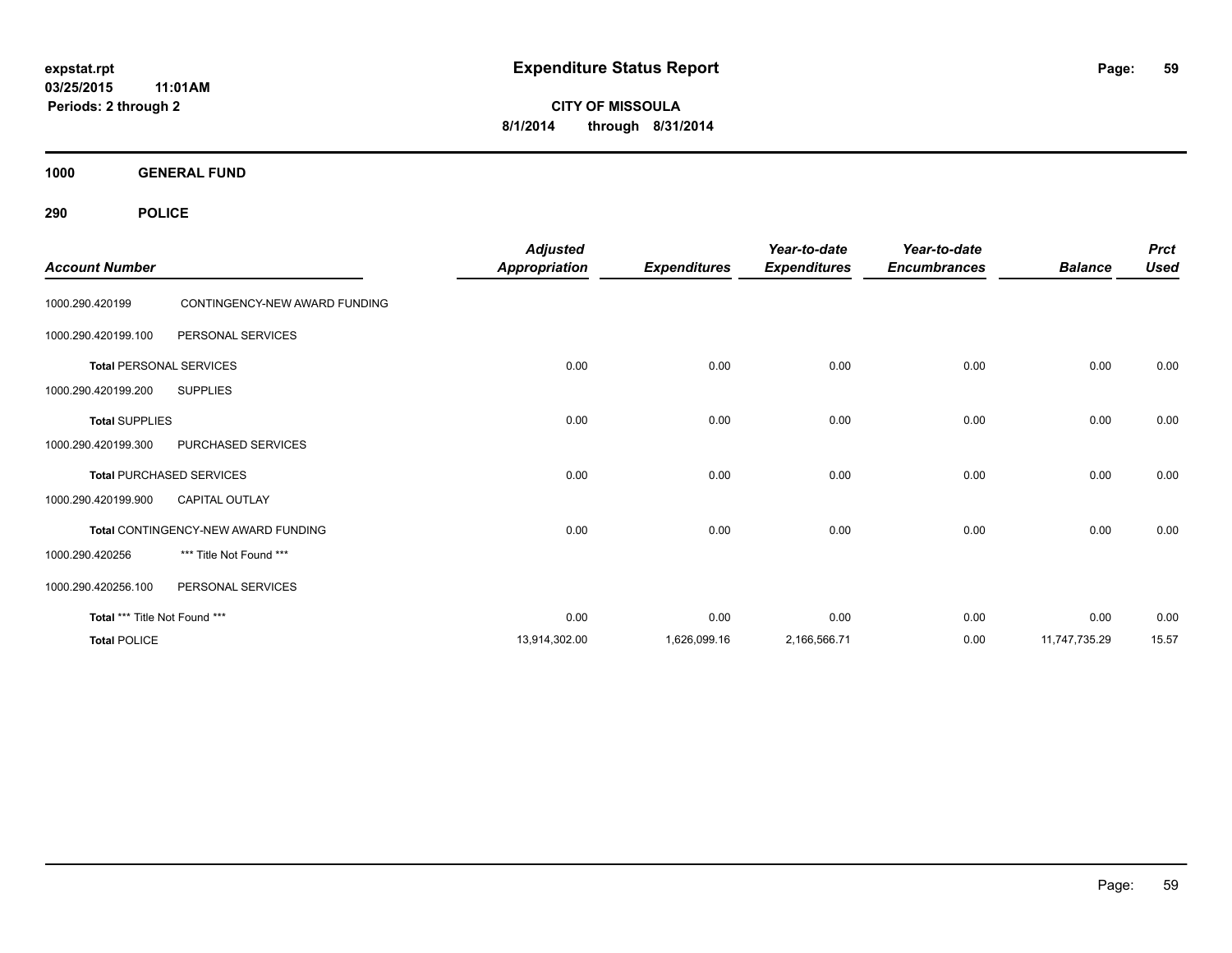# Expenditure Status Report

expstat.rpt
03/25/2015 11:01AM
Periods: 2 through 2

**CITY OF MISSOULA**
**8/1/2014 through 8/31/2014**

**1000 GENERAL FUND**

**290 POLICE**

| Account Number | | Adjusted Appropriation | Expenditures | Year-to-date Expenditures | Year-to-date Encumbrances | Balance | Prct Used |
|---|---|---|---|---|---|---|---|
| 1000.290.420199 | CONTINGENCY-NEW AWARD FUNDING | | | | | | |
| 1000.290.420199.100 | PERSONAL SERVICES | | | | | | |
| **Total** PERSONAL SERVICES | | 0.00 | 0.00 | 0.00 | 0.00 | 0.00 | 0.00 |
| 1000.290.420199.200 | SUPPLIES | | | | | | |
| **Total** SUPPLIES | | 0.00 | 0.00 | 0.00 | 0.00 | 0.00 | 0.00 |
| 1000.290.420199.300 | PURCHASED SERVICES | | | | | | |
| **Total** PURCHASED SERVICES | | 0.00 | 0.00 | 0.00 | 0.00 | 0.00 | 0.00 |
| 1000.290.420199.900 | CAPITAL OUTLAY | | | | | | |
| **Total** CONTINGENCY-NEW AWARD FUNDING | | 0.00 | 0.00 | 0.00 | 0.00 | 0.00 | 0.00 |
| 1000.290.420256 | *** Title Not Found *** | | | | | | |
| 1000.290.420256.100 | PERSONAL SERVICES | | | | | | |
| **Total** *** Title Not Found *** | | 0.00 | 0.00 | 0.00 | 0.00 | 0.00 | 0.00 |
| **Total** POLICE | | 13,914,302.00 | 1,626,099.16 | 2,166,566.71 | 0.00 | 11,747,735.29 | 15.57 |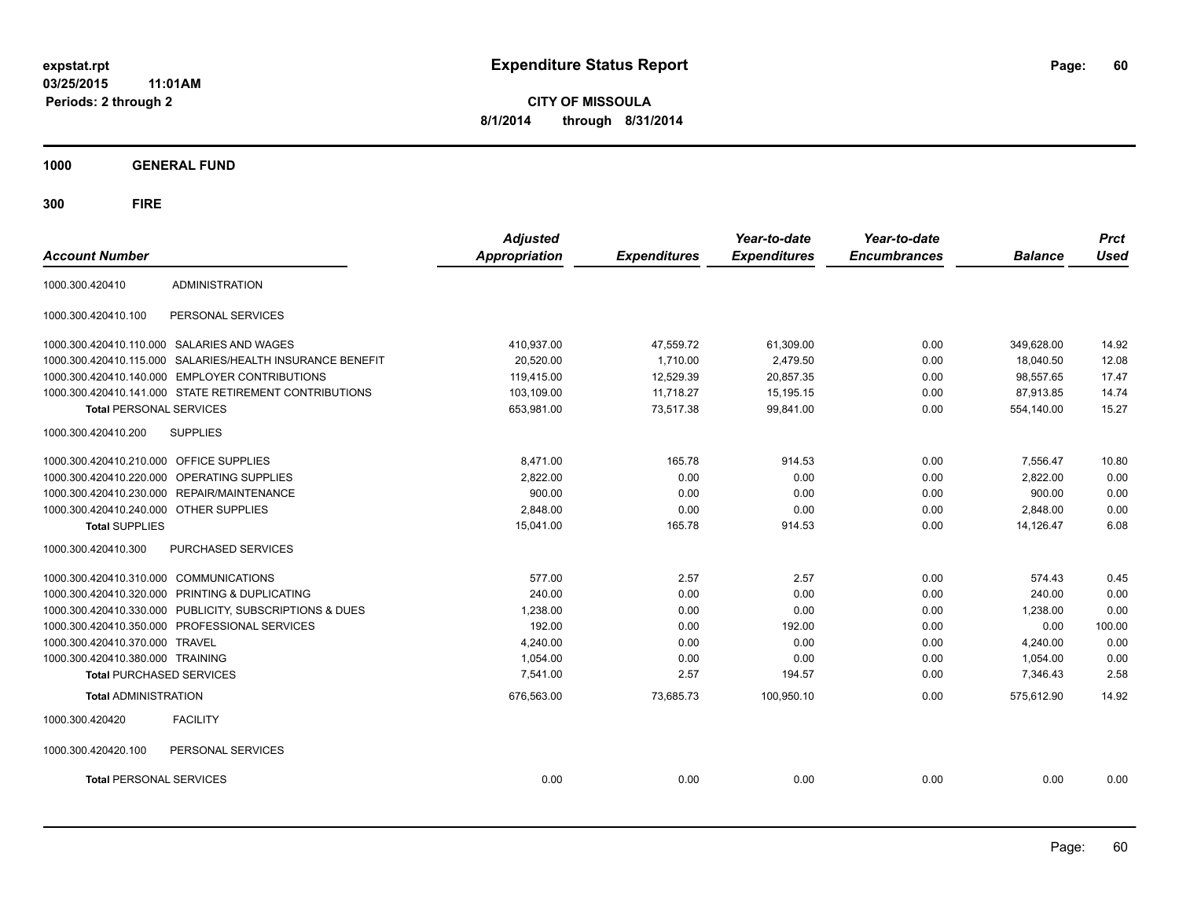**expstat.rpt**
**03/25/2015 11:01AM**
**Periods: 2 through 2**

# Expenditure Status Report

**CITY OF MISSOULA**
**8/1/2014 through 8/31/2014**

## 1000 GENERAL FUND

## 300 FIRE

| Account Number | | Adjusted Appropriation | Expenditures | Year-to-date Expenditures | Year-to-date Encumbrances | Balance | Prct Used |
|---|---|---|---|---|---|---|---|
| 1000.300.420410 | ADMINISTRATION | | | | | | |
| 1000.300.420410.100 | PERSONAL SERVICES | | | | | | |
| 1000.300.420410.110.000 | SALARIES AND WAGES | 410,937.00 | 47,559.72 | 61,309.00 | 0.00 | 349,628.00 | 14.92 |
| 1000.300.420410.115.000 | SALARIES/HEALTH INSURANCE BENEFIT | 20,520.00 | 1,710.00 | 2,479.50 | 0.00 | 18,040.50 | 12.08 |
| 1000.300.420410.140.000 | EMPLOYER CONTRIBUTIONS | 119,415.00 | 12,529.39 | 20,857.35 | 0.00 | 98,557.65 | 17.47 |
| 1000.300.420410.141.000 | STATE RETIREMENT CONTRIBUTIONS | 103,109.00 | 11,718.27 | 15,195.15 | 0.00 | 87,913.85 | 14.74 |
| **Total** PERSONAL SERVICES | | 653,981.00 | 73,517.38 | 99,841.00 | 0.00 | 554,140.00 | 15.27 |
| 1000.300.420410.200 | SUPPLIES | | | | | | |
| 1000.300.420410.210.000 | OFFICE SUPPLIES | 8,471.00 | 165.78 | 914.53 | 0.00 | 7,556.47 | 10.80 |
| 1000.300.420410.220.000 | OPERATING SUPPLIES | 2,822.00 | 0.00 | 0.00 | 0.00 | 2,822.00 | 0.00 |
| 1000.300.420410.230.000 | REPAIR/MAINTENANCE | 900.00 | 0.00 | 0.00 | 0.00 | 900.00 | 0.00 |
| 1000.300.420410.240.000 | OTHER SUPPLIES | 2,848.00 | 0.00 | 0.00 | 0.00 | 2,848.00 | 0.00 |
| **Total** SUPPLIES | | 15,041.00 | 165.78 | 914.53 | 0.00 | 14,126.47 | 6.08 |
| 1000.300.420410.300 | PURCHASED SERVICES | | | | | | |
| 1000.300.420410.310.000 | COMMUNICATIONS | 577.00 | 2.57 | 2.57 | 0.00 | 574.43 | 0.45 |
| 1000.300.420410.320.000 | PRINTING & DUPLICATING | 240.00 | 0.00 | 0.00 | 0.00 | 240.00 | 0.00 |
| 1000.300.420410.330.000 | PUBLICITY, SUBSCRIPTIONS & DUES | 1,238.00 | 0.00 | 0.00 | 0.00 | 1,238.00 | 0.00 |
| 1000.300.420410.350.000 | PROFESSIONAL SERVICES | 192.00 | 0.00 | 192.00 | 0.00 | 0.00 | 100.00 |
| 1000.300.420410.370.000 | TRAVEL | 4,240.00 | 0.00 | 0.00 | 0.00 | 4,240.00 | 0.00 |
| 1000.300.420410.380.000 | TRAINING | 1,054.00 | 0.00 | 0.00 | 0.00 | 1,054.00 | 0.00 |
| **Total** PURCHASED SERVICES | | 7,541.00 | 2.57 | 194.57 | 0.00 | 7,346.43 | 2.58 |
| **Total** ADMINISTRATION | | 676,563.00 | 73,685.73 | 100,950.10 | 0.00 | 575,612.90 | 14.92 |
| 1000.300.420420 | FACILITY | | | | | | |
| 1000.300.420420.100 | PERSONAL SERVICES | | | | | | |
| **Total** PERSONAL SERVICES | | 0.00 | 0.00 | 0.00 | 0.00 | 0.00 | 0.00 |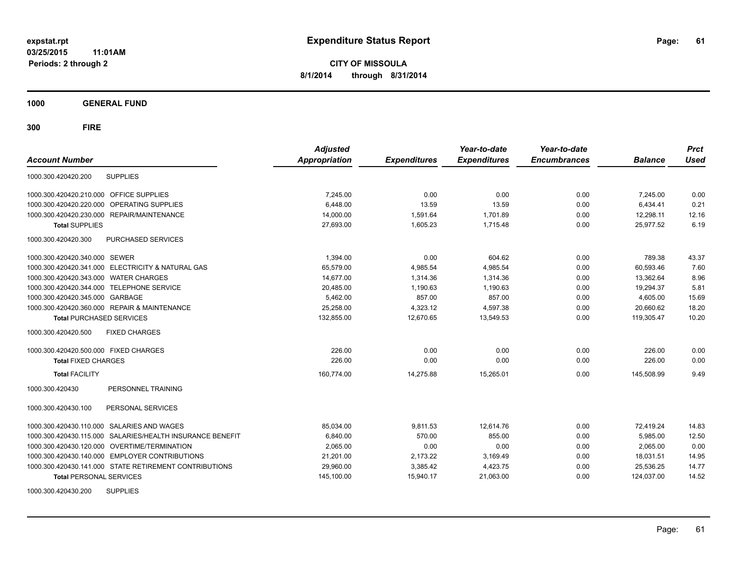# Expenditure Status Report

**CITY OF MISSOULA**

**8/1/2014 through 8/31/2014**

expstat.rpt
03/25/2015 11:01AM
Periods: 2 through 2

**1000 GENERAL FUND**

**300 FIRE**

| Account Number | | Adjusted Appropriation | Expenditures | Year-to-date Expenditures | Year-to-date Encumbrances | Balance | Prct Used |
|---|---|---|---|---|---|---|---|
| 1000.300.420420.200 | SUPPLIES | | | | | | |
| 1000.300.420420.210.000 | OFFICE SUPPLIES | 7,245.00 | 0.00 | 0.00 | 0.00 | 7,245.00 | 0.00 |
| 1000.300.420420.220.000 | OPERATING SUPPLIES | 6,448.00 | 13.59 | 13.59 | 0.00 | 6,434.41 | 0.21 |
| 1000.300.420420.230.000 | REPAIR/MAINTENANCE | 14,000.00 | 1,591.64 | 1,701.89 | 0.00 | 12,298.11 | 12.16 |
| **Total** SUPPLIES | | 27,693.00 | 1,605.23 | 1,715.48 | 0.00 | 25,977.52 | 6.19 |
| 1000.300.420420.300 | PURCHASED SERVICES | | | | | | |
| 1000.300.420420.340.000 | SEWER | 1,394.00 | 0.00 | 604.62 | 0.00 | 789.38 | 43.37 |
| 1000.300.420420.341.000 | ELECTRICITY & NATURAL GAS | 65,579.00 | 4,985.54 | 4,985.54 | 0.00 | 60,593.46 | 7.60 |
| 1000.300.420420.343.000 | WATER CHARGES | 14,677.00 | 1,314.36 | 1,314.36 | 0.00 | 13,362.64 | 8.96 |
| 1000.300.420420.344.000 | TELEPHONE SERVICE | 20,485.00 | 1,190.63 | 1,190.63 | 0.00 | 19,294.37 | 5.81 |
| 1000.300.420420.345.000 | GARBAGE | 5,462.00 | 857.00 | 857.00 | 0.00 | 4,605.00 | 15.69 |
| 1000.300.420420.360.000 | REPAIR & MAINTENANCE | 25,258.00 | 4,323.12 | 4,597.38 | 0.00 | 20,660.62 | 18.20 |
| **Total** PURCHASED SERVICES | | 132,855.00 | 12,670.65 | 13,549.53 | 0.00 | 119,305.47 | 10.20 |
| 1000.300.420420.500 | FIXED CHARGES | | | | | | |
| 1000.300.420420.500.000 | FIXED CHARGES | 226.00 | 0.00 | 0.00 | 0.00 | 226.00 | 0.00 |
| **Total** FIXED CHARGES | | 226.00 | 0.00 | 0.00 | 0.00 | 226.00 | 0.00 |
| **Total** FACILITY | | 160,774.00 | 14,275.88 | 15,265.01 | 0.00 | 145,508.99 | 9.49 |
| 1000.300.420430 | PERSONNEL TRAINING | | | | | | |
| 1000.300.420430.100 | PERSONAL SERVICES | | | | | | |
| 1000.300.420430.110.000 | SALARIES AND WAGES | 85,034.00 | 9,811.53 | 12,614.76 | 0.00 | 72,419.24 | 14.83 |
| 1000.300.420430.115.000 | SALARIES/HEALTH INSURANCE BENEFIT | 6,840.00 | 570.00 | 855.00 | 0.00 | 5,985.00 | 12.50 |
| 1000.300.420430.120.000 | OVERTIME/TERMINATION | 2,065.00 | 0.00 | 0.00 | 0.00 | 2,065.00 | 0.00 |
| 1000.300.420430.140.000 | EMPLOYER CONTRIBUTIONS | 21,201.00 | 2,173.22 | 3,169.49 | 0.00 | 18,031.51 | 14.95 |
| 1000.300.420430.141.000 | STATE RETIREMENT CONTRIBUTIONS | 29,960.00 | 3,385.42 | 4,423.75 | 0.00 | 25,536.25 | 14.77 |
| **Total** PERSONAL SERVICES | | 145,100.00 | 15,940.17 | 21,063.00 | 0.00 | 124,037.00 | 14.52 |
| 1000.300.420430.200 | SUPPLIES | | | | | | |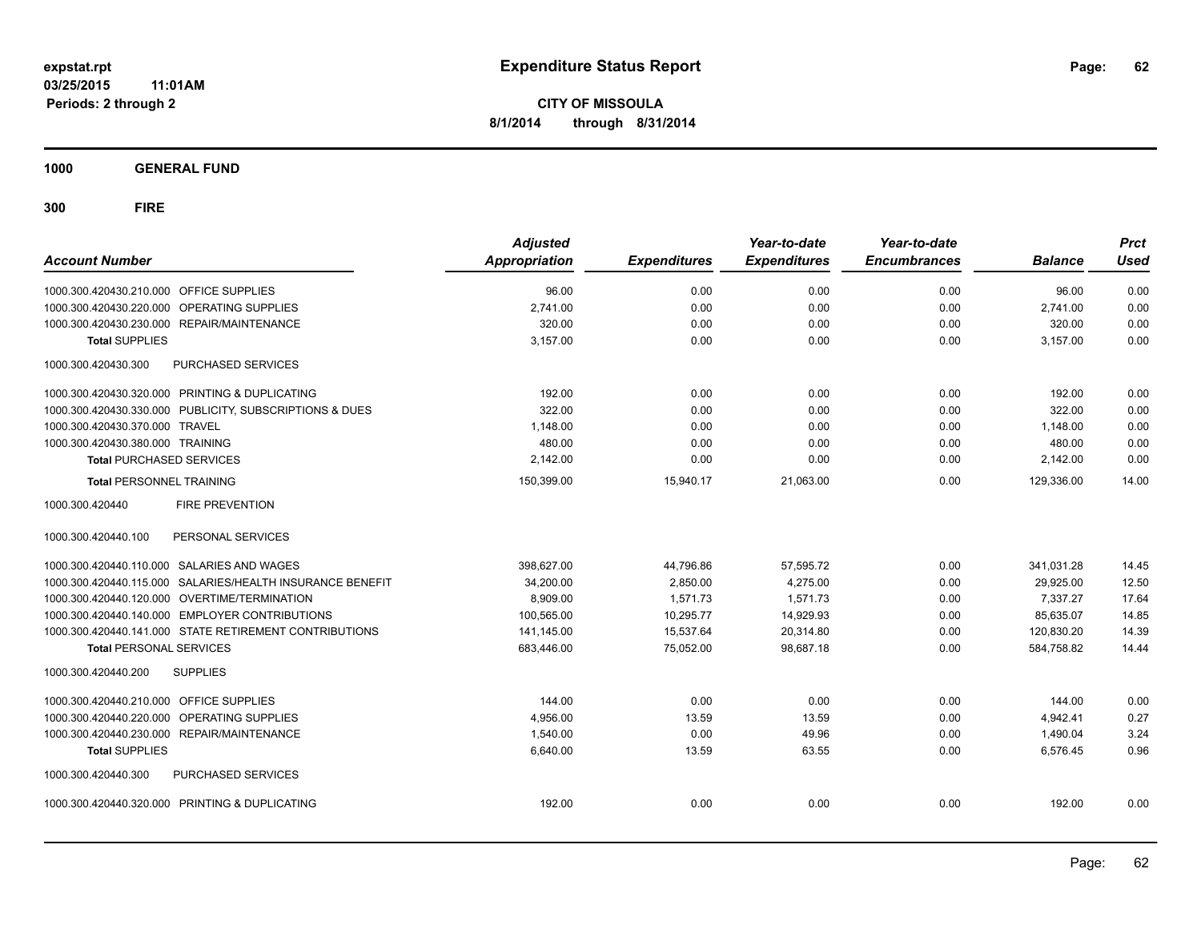# Expenditure Status Report

expstat.rpt
03/25/2015 11:01AM
Periods: 2 through 2

**CITY OF MISSOULA**
**8/1/2014 through 8/31/2014**

## 1000 GENERAL FUND

## 300 FIRE

| Account Number | Adjusted Appropriation | Expenditures | Year-to-date Expenditures | Year-to-date Encumbrances | Balance | Prct Used |
|---|---|---|---|---|---|---|
| 1000.300.420430.210.000 OFFICE SUPPLIES | 96.00 | 0.00 | 0.00 | 0.00 | 96.00 | 0.00 |
| 1000.300.420430.220.000 OPERATING SUPPLIES | 2,741.00 | 0.00 | 0.00 | 0.00 | 2,741.00 | 0.00 |
| 1000.300.420430.230.000 REPAIR/MAINTENANCE | 320.00 | 0.00 | 0.00 | 0.00 | 320.00 | 0.00 |
| **Total** SUPPLIES | 3,157.00 | 0.00 | 0.00 | 0.00 | 3,157.00 | 0.00 |
| 1000.300.420430.300 PURCHASED SERVICES | | | | | | |
| 1000.300.420430.320.000 PRINTING & DUPLICATING | 192.00 | 0.00 | 0.00 | 0.00 | 192.00 | 0.00 |
| 1000.300.420430.330.000 PUBLICITY, SUBSCRIPTIONS & DUES | 322.00 | 0.00 | 0.00 | 0.00 | 322.00 | 0.00 |
| 1000.300.420430.370.000 TRAVEL | 1,148.00 | 0.00 | 0.00 | 0.00 | 1,148.00 | 0.00 |
| 1000.300.420430.380.000 TRAINING | 480.00 | 0.00 | 0.00 | 0.00 | 480.00 | 0.00 |
| **Total** PURCHASED SERVICES | 2,142.00 | 0.00 | 0.00 | 0.00 | 2,142.00 | 0.00 |
| **Total** PERSONNEL TRAINING | 150,399.00 | 15,940.17 | 21,063.00 | 0.00 | 129,336.00 | 14.00 |
| 1000.300.420440 FIRE PREVENTION | | | | | | |
| 1000.300.420440.100 PERSONAL SERVICES | | | | | | |
| 1000.300.420440.110.000 SALARIES AND WAGES | 398,627.00 | 44,796.86 | 57,595.72 | 0.00 | 341,031.28 | 14.45 |
| 1000.300.420440.115.000 SALARIES/HEALTH INSURANCE BENEFIT | 34,200.00 | 2,850.00 | 4,275.00 | 0.00 | 29,925.00 | 12.50 |
| 1000.300.420440.120.000 OVERTIME/TERMINATION | 8,909.00 | 1,571.73 | 1,571.73 | 0.00 | 7,337.27 | 17.64 |
| 1000.300.420440.140.000 EMPLOYER CONTRIBUTIONS | 100,565.00 | 10,295.77 | 14,929.93 | 0.00 | 85,635.07 | 14.85 |
| 1000.300.420440.141.000 STATE RETIREMENT CONTRIBUTIONS | 141,145.00 | 15,537.64 | 20,314.80 | 0.00 | 120,830.20 | 14.39 |
| **Total** PERSONAL SERVICES | 683,446.00 | 75,052.00 | 98,687.18 | 0.00 | 584,758.82 | 14.44 |
| 1000.300.420440.200 SUPPLIES | | | | | | |
| 1000.300.420440.210.000 OFFICE SUPPLIES | 144.00 | 0.00 | 0.00 | 0.00 | 144.00 | 0.00 |
| 1000.300.420440.220.000 OPERATING SUPPLIES | 4,956.00 | 13.59 | 13.59 | 0.00 | 4,942.41 | 0.27 |
| 1000.300.420440.230.000 REPAIR/MAINTENANCE | 1,540.00 | 0.00 | 49.96 | 0.00 | 1,490.04 | 3.24 |
| **Total** SUPPLIES | 6,640.00 | 13.59 | 63.55 | 0.00 | 6,576.45 | 0.96 |
| 1000.300.420440.300 PURCHASED SERVICES | | | | | | |
| 1000.300.420440.320.000 PRINTING & DUPLICATING | 192.00 | 0.00 | 0.00 | 0.00 | 192.00 | 0.00 |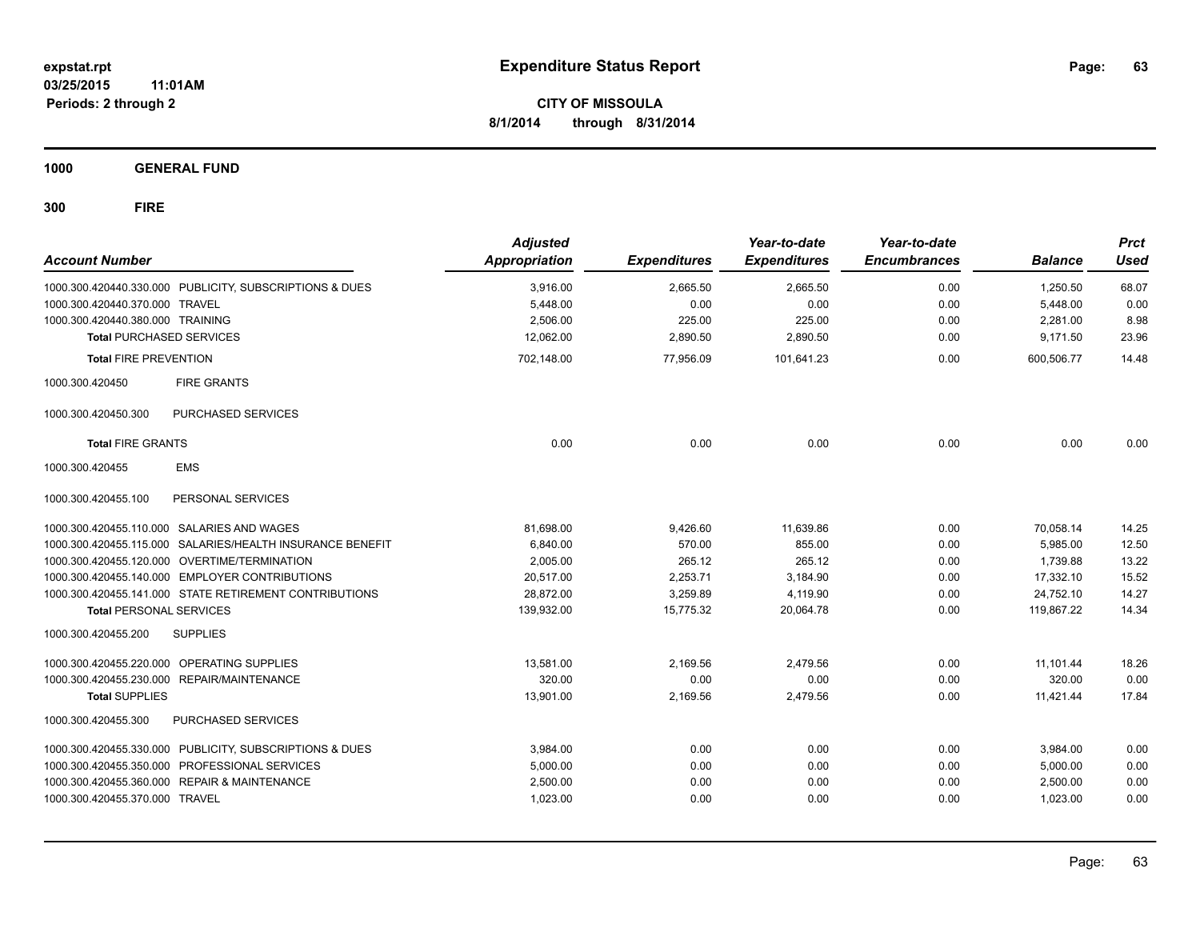# Expenditure Status Report

expstat.rpt
03/25/2015 11:01AM
Periods: 2 through 2

**CITY OF MISSOULA**
**8/1/2014 through 8/31/2014**

**1000 GENERAL FUND**

**300 FIRE**

| Account Number | Adjusted Appropriation | Expenditures | Year-to-date Expenditures | Year-to-date Encumbrances | Balance | Prct Used |
|---|---|---|---|---|---|---|
| 1000.300.420440.330.000 PUBLICITY, SUBSCRIPTIONS & DUES | 3,916.00 | 2,665.50 | 2,665.50 | 0.00 | 1,250.50 | 68.07 |
| 1000.300.420440.370.000 TRAVEL | 5,448.00 | 0.00 | 0.00 | 0.00 | 5,448.00 | 0.00 |
| 1000.300.420440.380.000 TRAINING | 2,506.00 | 225.00 | 225.00 | 0.00 | 2,281.00 | 8.98 |
| **Total** PURCHASED SERVICES | 12,062.00 | 2,890.50 | 2,890.50 | 0.00 | 9,171.50 | 23.96 |
| **Total** FIRE PREVENTION | 702,148.00 | 77,956.09 | 101,641.23 | 0.00 | 600,506.77 | 14.48 |
| 1000.300.420450 FIRE GRANTS | | | | | | |
| 1000.300.420450.300 PURCHASED SERVICES | | | | | | |
| **Total** FIRE GRANTS | 0.00 | 0.00 | 0.00 | 0.00 | 0.00 | 0.00 |
| 1000.300.420455 EMS | | | | | | |
| 1000.300.420455.100 PERSONAL SERVICES | | | | | | |
| 1000.300.420455.110.000 SALARIES AND WAGES | 81,698.00 | 9,426.60 | 11,639.86 | 0.00 | 70,058.14 | 14.25 |
| 1000.300.420455.115.000 SALARIES/HEALTH INSURANCE BENEFIT | 6,840.00 | 570.00 | 855.00 | 0.00 | 5,985.00 | 12.50 |
| 1000.300.420455.120.000 OVERTIME/TERMINATION | 2,005.00 | 265.12 | 265.12 | 0.00 | 1,739.88 | 13.22 |
| 1000.300.420455.140.000 EMPLOYER CONTRIBUTIONS | 20,517.00 | 2,253.71 | 3,184.90 | 0.00 | 17,332.10 | 15.52 |
| 1000.300.420455.141.000 STATE RETIREMENT CONTRIBUTIONS | 28,872.00 | 3,259.89 | 4,119.90 | 0.00 | 24,752.10 | 14.27 |
| **Total** PERSONAL SERVICES | 139,932.00 | 15,775.32 | 20,064.78 | 0.00 | 119,867.22 | 14.34 |
| 1000.300.420455.200 SUPPLIES | | | | | | |
| 1000.300.420455.220.000 OPERATING SUPPLIES | 13,581.00 | 2,169.56 | 2,479.56 | 0.00 | 11,101.44 | 18.26 |
| 1000.300.420455.230.000 REPAIR/MAINTENANCE | 320.00 | 0.00 | 0.00 | 0.00 | 320.00 | 0.00 |
| **Total** SUPPLIES | 13,901.00 | 2,169.56 | 2,479.56 | 0.00 | 11,421.44 | 17.84 |
| 1000.300.420455.300 PURCHASED SERVICES | | | | | | |
| 1000.300.420455.330.000 PUBLICITY, SUBSCRIPTIONS & DUES | 3,984.00 | 0.00 | 0.00 | 0.00 | 3,984.00 | 0.00 |
| 1000.300.420455.350.000 PROFESSIONAL SERVICES | 5,000.00 | 0.00 | 0.00 | 0.00 | 5,000.00 | 0.00 |
| 1000.300.420455.360.000 REPAIR & MAINTENANCE | 2,500.00 | 0.00 | 0.00 | 0.00 | 2,500.00 | 0.00 |
| 1000.300.420455.370.000 TRAVEL | 1,023.00 | 0.00 | 0.00 | 0.00 | 1,023.00 | 0.00 |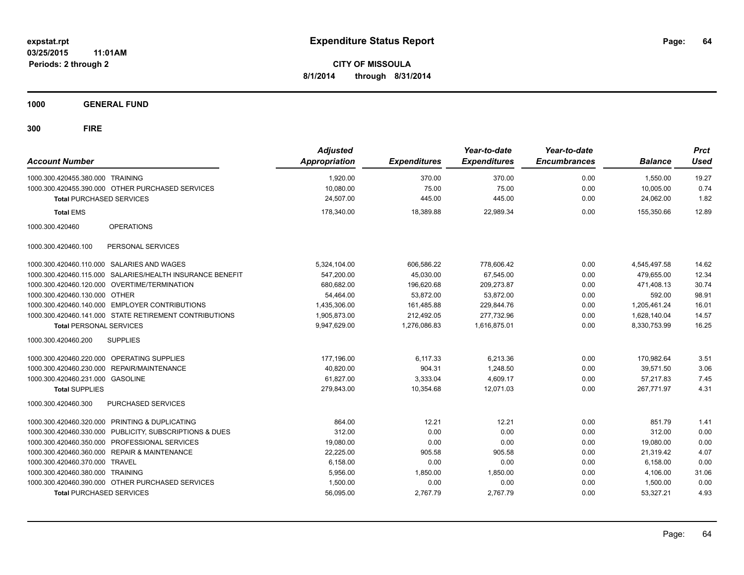# Expenditure Status Report

**CITY OF MISSOULA**

**8/1/2014 through 8/31/2014**

expstat.rpt
03/25/2015 11:01AM
Periods: 2 through 2

**1000 GENERAL FUND**

**300 FIRE**

| Account Number | Adjusted Appropriation | Expenditures | Year-to-date Expenditures | Year-to-date Encumbrances | Balance | Prct Used |
|---|---|---|---|---|---|---|
| 1000.300.420455.380.000 TRAINING | 1,920.00 | 370.00 | 370.00 | 0.00 | 1,550.00 | 19.27 |
| 1000.300.420455.390.000 OTHER PURCHASED SERVICES | 10,080.00 | 75.00 | 75.00 | 0.00 | 10,005.00 | 0.74 |
| **Total** PURCHASED SERVICES | 24,507.00 | 445.00 | 445.00 | 0.00 | 24,062.00 | 1.82 |
| **Total** EMS | 178,340.00 | 18,389.88 | 22,989.34 | 0.00 | 155,350.66 | 12.89 |
| 1000.300.420460 OPERATIONS | | | | | | |
| 1000.300.420460.100 PERSONAL SERVICES | | | | | | |
| 1000.300.420460.110.000 SALARIES AND WAGES | 5,324,104.00 | 606,586.22 | 778,606.42 | 0.00 | 4,545,497.58 | 14.62 |
| 1000.300.420460.115.000 SALARIES/HEALTH INSURANCE BENEFIT | 547,200.00 | 45,030.00 | 67,545.00 | 0.00 | 479,655.00 | 12.34 |
| 1000.300.420460.120.000 OVERTIME/TERMINATION | 680,682.00 | 196,620.68 | 209,273.87 | 0.00 | 471,408.13 | 30.74 |
| 1000.300.420460.130.000 OTHER | 54,464.00 | 53,872.00 | 53,872.00 | 0.00 | 592.00 | 98.91 |
| 1000.300.420460.140.000 EMPLOYER CONTRIBUTIONS | 1,435,306.00 | 161,485.88 | 229,844.76 | 0.00 | 1,205,461.24 | 16.01 |
| 1000.300.420460.141.000 STATE RETIREMENT CONTRIBUTIONS | 1,905,873.00 | 212,492.05 | 277,732.96 | 0.00 | 1,628,140.04 | 14.57 |
| **Total** PERSONAL SERVICES | 9,947,629.00 | 1,276,086.83 | 1,616,875.01 | 0.00 | 8,330,753.99 | 16.25 |
| 1000.300.420460.200 SUPPLIES | | | | | | |
| 1000.300.420460.220.000 OPERATING SUPPLIES | 177,196.00 | 6,117.33 | 6,213.36 | 0.00 | 170,982.64 | 3.51 |
| 1000.300.420460.230.000 REPAIR/MAINTENANCE | 40,820.00 | 904.31 | 1,248.50 | 0.00 | 39,571.50 | 3.06 |
| 1000.300.420460.231.000 GASOLINE | 61,827.00 | 3,333.04 | 4,609.17 | 0.00 | 57,217.83 | 7.45 |
| **Total** SUPPLIES | 279,843.00 | 10,354.68 | 12,071.03 | 0.00 | 267,771.97 | 4.31 |
| 1000.300.420460.300 PURCHASED SERVICES | | | | | | |
| 1000.300.420460.320.000 PRINTING & DUPLICATING | 864.00 | 12.21 | 12.21 | 0.00 | 851.79 | 1.41 |
| 1000.300.420460.330.000 PUBLICITY, SUBSCRIPTIONS & DUES | 312.00 | 0.00 | 0.00 | 0.00 | 312.00 | 0.00 |
| 1000.300.420460.350.000 PROFESSIONAL SERVICES | 19,080.00 | 0.00 | 0.00 | 0.00 | 19,080.00 | 0.00 |
| 1000.300.420460.360.000 REPAIR & MAINTENANCE | 22,225.00 | 905.58 | 905.58 | 0.00 | 21,319.42 | 4.07 |
| 1000.300.420460.370.000 TRAVEL | 6,158.00 | 0.00 | 0.00 | 0.00 | 6,158.00 | 0.00 |
| 1000.300.420460.380.000 TRAINING | 5,956.00 | 1,850.00 | 1,850.00 | 0.00 | 4,106.00 | 31.06 |
| 1000.300.420460.390.000 OTHER PURCHASED SERVICES | 1,500.00 | 0.00 | 0.00 | 0.00 | 1,500.00 | 0.00 |
| **Total** PURCHASED SERVICES | 56,095.00 | 2,767.79 | 2,767.79 | 0.00 | 53,327.21 | 4.93 |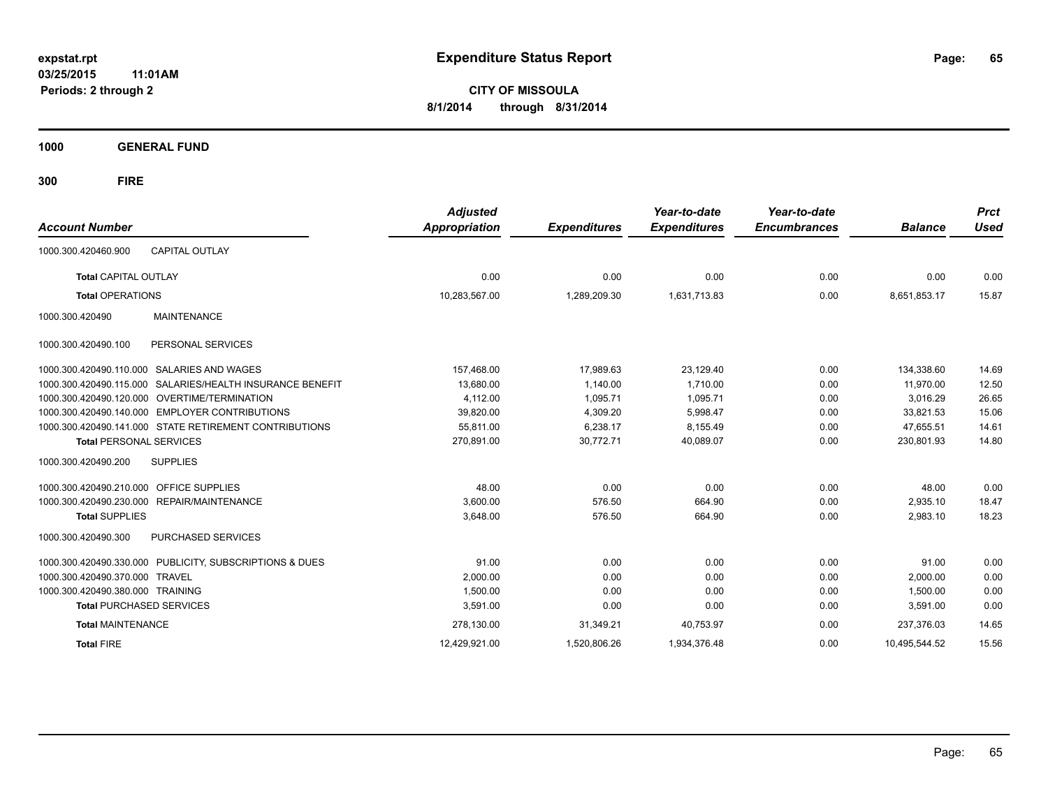expstat.rpt
03/25/2015 11:01AM
Periods: 2 through 2

# Expenditure Status Report

**CITY OF MISSOULA**
**8/1/2014 through 8/31/2014**

**1000 GENERAL FUND**

**300 FIRE**

| Account Number | | Adjusted Appropriation | Expenditures | Year-to-date Expenditures | Year-to-date Encumbrances | Balance | Prct Used |
|---|---|---|---|---|---|---|---|
| 1000.300.420460.900 | CAPITAL OUTLAY | | | | | | |
| Total CAPITAL OUTLAY | | 0.00 | 0.00 | 0.00 | 0.00 | 0.00 | 0.00 |
| Total OPERATIONS | | 10,283,567.00 | 1,289,209.30 | 1,631,713.83 | 0.00 | 8,651,853.17 | 15.87 |
| 1000.300.420490 | MAINTENANCE | | | | | | |
| 1000.300.420490.100 | PERSONAL SERVICES | | | | | | |
| 1000.300.420490.110.000 | SALARIES AND WAGES | 157,468.00 | 17,989.63 | 23,129.40 | 0.00 | 134,338.60 | 14.69 |
| 1000.300.420490.115.000 | SALARIES/HEALTH INSURANCE BENEFIT | 13,680.00 | 1,140.00 | 1,710.00 | 0.00 | 11,970.00 | 12.50 |
| 1000.300.420490.120.000 | OVERTIME/TERMINATION | 4,112.00 | 1,095.71 | 1,095.71 | 0.00 | 3,016.29 | 26.65 |
| 1000.300.420490.140.000 | EMPLOYER CONTRIBUTIONS | 39,820.00 | 4,309.20 | 5,998.47 | 0.00 | 33,821.53 | 15.06 |
| 1000.300.420490.141.000 | STATE RETIREMENT CONTRIBUTIONS | 55,811.00 | 6,238.17 | 8,155.49 | 0.00 | 47,655.51 | 14.61 |
| Total PERSONAL SERVICES | | 270,891.00 | 30,772.71 | 40,089.07 | 0.00 | 230,801.93 | 14.80 |
| 1000.300.420490.200 | SUPPLIES | | | | | | |
| 1000.300.420490.210.000 | OFFICE SUPPLIES | 48.00 | 0.00 | 0.00 | 0.00 | 48.00 | 0.00 |
| 1000.300.420490.230.000 | REPAIR/MAINTENANCE | 3,600.00 | 576.50 | 664.90 | 0.00 | 2,935.10 | 18.47 |
| Total SUPPLIES | | 3,648.00 | 576.50 | 664.90 | 0.00 | 2,983.10 | 18.23 |
| 1000.300.420490.300 | PURCHASED SERVICES | | | | | | |
| 1000.300.420490.330.000 | PUBLICITY, SUBSCRIPTIONS & DUES | 91.00 | 0.00 | 0.00 | 0.00 | 91.00 | 0.00 |
| 1000.300.420490.370.000 | TRAVEL | 2,000.00 | 0.00 | 0.00 | 0.00 | 2,000.00 | 0.00 |
| 1000.300.420490.380.000 | TRAINING | 1,500.00 | 0.00 | 0.00 | 0.00 | 1,500.00 | 0.00 |
| Total PURCHASED SERVICES | | 3,591.00 | 0.00 | 0.00 | 0.00 | 3,591.00 | 0.00 |
| Total MAINTENANCE | | 278,130.00 | 31,349.21 | 40,753.97 | 0.00 | 237,376.03 | 14.65 |
| Total FIRE | | 12,429,921.00 | 1,520,806.26 | 1,934,376.48 | 0.00 | 10,495,544.52 | 15.56 |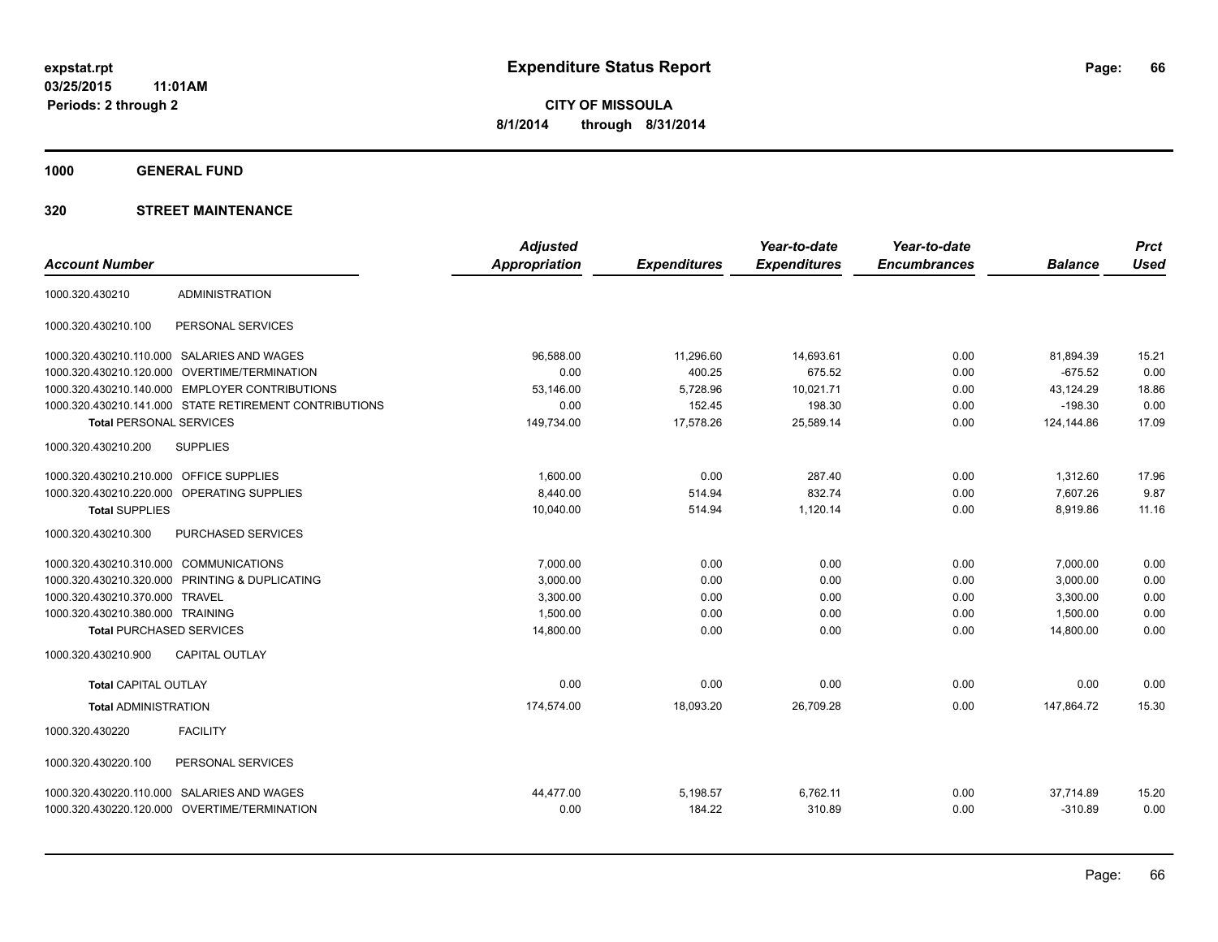# Expenditure Status Report

expstat.rpt
03/25/2015 11:01AM
Periods: 2 through 2

**CITY OF MISSOULA**
**8/1/2014 through 8/31/2014**

**1000 GENERAL FUND**

**320 STREET MAINTENANCE**

| Account Number | | Adjusted Appropriation | Expenditures | Year-to-date Expenditures | Year-to-date Encumbrances | Balance | Prct Used |
|---|---|---|---|---|---|---|---|
| 1000.320.430210 | ADMINISTRATION | | | | | | |
| 1000.320.430210.100 | PERSONAL SERVICES | | | | | | |
| 1000.320.430210.110.000 | SALARIES AND WAGES | 96,588.00 | 11,296.60 | 14,693.61 | 0.00 | 81,894.39 | 15.21 |
| 1000.320.430210.120.000 | OVERTIME/TERMINATION | 0.00 | 400.25 | 675.52 | 0.00 | -675.52 | 0.00 |
| 1000.320.430210.140.000 | EMPLOYER CONTRIBUTIONS | 53,146.00 | 5,728.96 | 10,021.71 | 0.00 | 43,124.29 | 18.86 |
| 1000.320.430210.141.000 | STATE RETIREMENT CONTRIBUTIONS | 0.00 | 152.45 | 198.30 | 0.00 | -198.30 | 0.00 |
| **Total** PERSONAL SERVICES | | 149,734.00 | 17,578.26 | 25,589.14 | 0.00 | 124,144.86 | 17.09 |
| 1000.320.430210.200 | SUPPLIES | | | | | | |
| 1000.320.430210.210.000 | OFFICE SUPPLIES | 1,600.00 | 0.00 | 287.40 | 0.00 | 1,312.60 | 17.96 |
| 1000.320.430210.220.000 | OPERATING SUPPLIES | 8,440.00 | 514.94 | 832.74 | 0.00 | 7,607.26 | 9.87 |
| **Total** SUPPLIES | | 10,040.00 | 514.94 | 1,120.14 | 0.00 | 8,919.86 | 11.16 |
| 1000.320.430210.300 | PURCHASED SERVICES | | | | | | |
| 1000.320.430210.310.000 | COMMUNICATIONS | 7,000.00 | 0.00 | 0.00 | 0.00 | 7,000.00 | 0.00 |
| 1000.320.430210.320.000 | PRINTING & DUPLICATING | 3,000.00 | 0.00 | 0.00 | 0.00 | 3,000.00 | 0.00 |
| 1000.320.430210.370.000 | TRAVEL | 3,300.00 | 0.00 | 0.00 | 0.00 | 3,300.00 | 0.00 |
| 1000.320.430210.380.000 | TRAINING | 1,500.00 | 0.00 | 0.00 | 0.00 | 1,500.00 | 0.00 |
| **Total** PURCHASED SERVICES | | 14,800.00 | 0.00 | 0.00 | 0.00 | 14,800.00 | 0.00 |
| 1000.320.430210.900 | CAPITAL OUTLAY | | | | | | |
| **Total** CAPITAL OUTLAY | | 0.00 | 0.00 | 0.00 | 0.00 | 0.00 | 0.00 |
| **Total** ADMINISTRATION | | 174,574.00 | 18,093.20 | 26,709.28 | 0.00 | 147,864.72 | 15.30 |
| 1000.320.430220 | FACILITY | | | | | | |
| 1000.320.430220.100 | PERSONAL SERVICES | | | | | | |
| 1000.320.430220.110.000 | SALARIES AND WAGES | 44,477.00 | 5,198.57 | 6,762.11 | 0.00 | 37,714.89 | 15.20 |
| 1000.320.430220.120.000 | OVERTIME/TERMINATION | 0.00 | 184.22 | 310.89 | 0.00 | -310.89 | 0.00 |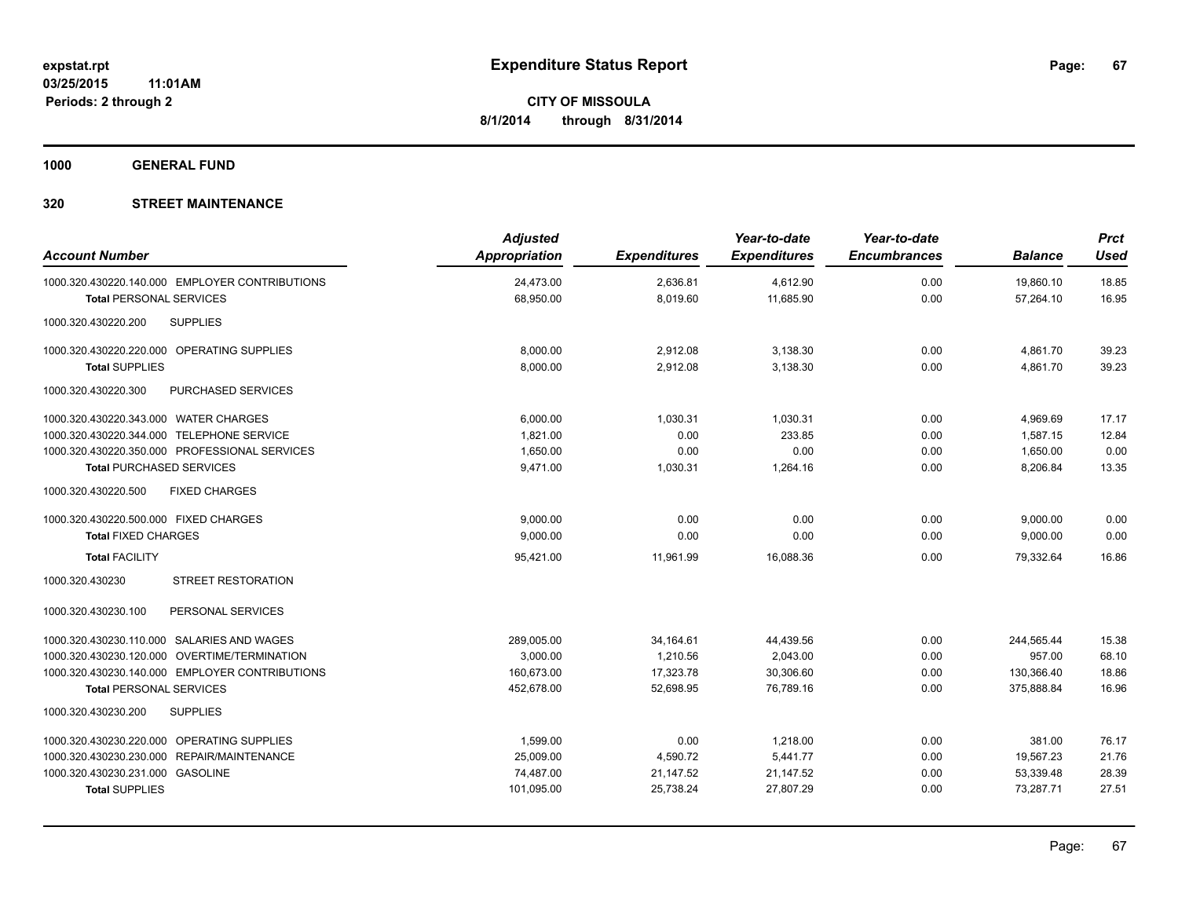**expstat.rpt**
**03/25/2015 11:01AM**
**Periods: 2 through 2**

# Expenditure Status Report

**CITY OF MISSOULA**
**8/1/2014 through 8/31/2014**

## 1000 GENERAL FUND

## 320 STREET MAINTENANCE

| Account Number | Adjusted Appropriation | Expenditures | Year-to-date Expenditures | Year-to-date Encumbrances | Balance | Prct Used |
|---|---|---|---|---|---|---|
| 1000.320.430220.140.000 EMPLOYER CONTRIBUTIONS | 24,473.00 | 2,636.81 | 4,612.90 | 0.00 | 19,860.10 | 18.85 |
| **Total** PERSONAL SERVICES | 68,950.00 | 8,019.60 | 11,685.90 | 0.00 | 57,264.10 | 16.95 |
| 1000.320.430220.200 SUPPLIES | | | | | | |
| 1000.320.430220.220.000 OPERATING SUPPLIES | 8,000.00 | 2,912.08 | 3,138.30 | 0.00 | 4,861.70 | 39.23 |
| **Total** SUPPLIES | 8,000.00 | 2,912.08 | 3,138.30 | 0.00 | 4,861.70 | 39.23 |
| 1000.320.430220.300 PURCHASED SERVICES | | | | | | |
| 1000.320.430220.343.000 WATER CHARGES | 6,000.00 | 1,030.31 | 1,030.31 | 0.00 | 4,969.69 | 17.17 |
| 1000.320.430220.344.000 TELEPHONE SERVICE | 1,821.00 | 0.00 | 233.85 | 0.00 | 1,587.15 | 12.84 |
| 1000.320.430220.350.000 PROFESSIONAL SERVICES | 1,650.00 | 0.00 | 0.00 | 0.00 | 1,650.00 | 0.00 |
| **Total** PURCHASED SERVICES | 9,471.00 | 1,030.31 | 1,264.16 | 0.00 | 8,206.84 | 13.35 |
| 1000.320.430220.500 FIXED CHARGES | | | | | | |
| 1000.320.430220.500.000 FIXED CHARGES | 9,000.00 | 0.00 | 0.00 | 0.00 | 9,000.00 | 0.00 |
| **Total** FIXED CHARGES | 9,000.00 | 0.00 | 0.00 | 0.00 | 9,000.00 | 0.00 |
| **Total** FACILITY | 95,421.00 | 11,961.99 | 16,088.36 | 0.00 | 79,332.64 | 16.86 |
| 1000.320.430230 STREET RESTORATION | | | | | | |
| 1000.320.430230.100 PERSONAL SERVICES | | | | | | |
| 1000.320.430230.110.000 SALARIES AND WAGES | 289,005.00 | 34,164.61 | 44,439.56 | 0.00 | 244,565.44 | 15.38 |
| 1000.320.430230.120.000 OVERTIME/TERMINATION | 3,000.00 | 1,210.56 | 2,043.00 | 0.00 | 957.00 | 68.10 |
| 1000.320.430230.140.000 EMPLOYER CONTRIBUTIONS | 160,673.00 | 17,323.78 | 30,306.60 | 0.00 | 130,366.40 | 18.86 |
| **Total** PERSONAL SERVICES | 452,678.00 | 52,698.95 | 76,789.16 | 0.00 | 375,888.84 | 16.96 |
| 1000.320.430230.200 SUPPLIES | | | | | | |
| 1000.320.430230.220.000 OPERATING SUPPLIES | 1,599.00 | 0.00 | 1,218.00 | 0.00 | 381.00 | 76.17 |
| 1000.320.430230.230.000 REPAIR/MAINTENANCE | 25,009.00 | 4,590.72 | 5,441.77 | 0.00 | 19,567.23 | 21.76 |
| 1000.320.430230.231.000 GASOLINE | 74,487.00 | 21,147.52 | 21,147.52 | 0.00 | 53,339.48 | 28.39 |
| **Total** SUPPLIES | 101,095.00 | 25,738.24 | 27,807.29 | 0.00 | 73,287.71 | 27.51 |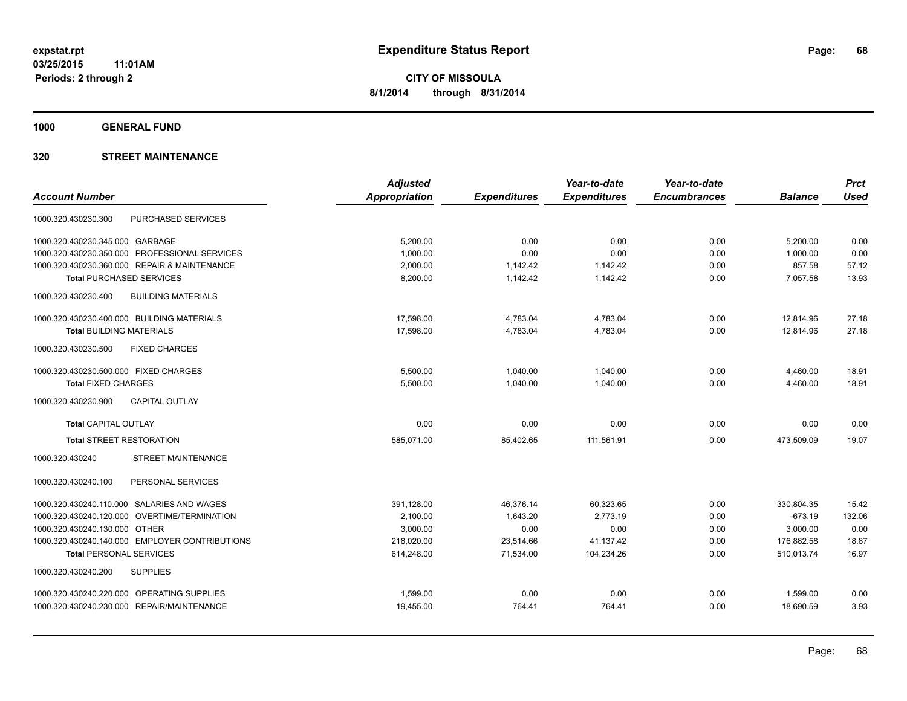# Expenditure Status Report

expstat.rpt
03/25/2015 11:01AM
Periods: 2 through 2

**CITY OF MISSOULA**
**8/1/2014 through 8/31/2014**

## 1000 GENERAL FUND

## 320 STREET MAINTENANCE

| Account Number | | Adjusted Appropriation | Expenditures | Year-to-date Expenditures | Year-to-date Encumbrances | Balance | Prct Used |
|---|---|---|---|---|---|---|---|
| 1000.320.430230.300 | PURCHASED SERVICES | | | | | | |
| 1000.320.430230.345.000 | GARBAGE | 5,200.00 | 0.00 | 0.00 | 0.00 | 5,200.00 | 0.00 |
| 1000.320.430230.350.000 | PROFESSIONAL SERVICES | 1,000.00 | 0.00 | 0.00 | 0.00 | 1,000.00 | 0.00 |
| 1000.320.430230.360.000 | REPAIR & MAINTENANCE | 2,000.00 | 1,142.42 | 1,142.42 | 0.00 | 857.58 | 57.12 |
| **Total** PURCHASED SERVICES | | 8,200.00 | 1,142.42 | 1,142.42 | 0.00 | 7,057.58 | 13.93 |
| 1000.320.430230.400 | BUILDING MATERIALS | | | | | | |
| 1000.320.430230.400.000 | BUILDING MATERIALS | 17,598.00 | 4,783.04 | 4,783.04 | 0.00 | 12,814.96 | 27.18 |
| **Total** BUILDING MATERIALS | | 17,598.00 | 4,783.04 | 4,783.04 | 0.00 | 12,814.96 | 27.18 |
| 1000.320.430230.500 | FIXED CHARGES | | | | | | |
| 1000.320.430230.500.000 | FIXED CHARGES | 5,500.00 | 1,040.00 | 1,040.00 | 0.00 | 4,460.00 | 18.91 |
| **Total** FIXED CHARGES | | 5,500.00 | 1,040.00 | 1,040.00 | 0.00 | 4,460.00 | 18.91 |
| 1000.320.430230.900 | CAPITAL OUTLAY | | | | | | |
| **Total** CAPITAL OUTLAY | | 0.00 | 0.00 | 0.00 | 0.00 | 0.00 | 0.00 |
| **Total** STREET RESTORATION | | 585,071.00 | 85,402.65 | 111,561.91 | 0.00 | 473,509.09 | 19.07 |
| 1000.320.430240 | STREET MAINTENANCE | | | | | | |
| 1000.320.430240.100 | PERSONAL SERVICES | | | | | | |
| 1000.320.430240.110.000 | SALARIES AND WAGES | 391,128.00 | 46,376.14 | 60,323.65 | 0.00 | 330,804.35 | 15.42 |
| 1000.320.430240.120.000 | OVERTIME/TERMINATION | 2,100.00 | 1,643.20 | 2,773.19 | 0.00 | -673.19 | 132.06 |
| 1000.320.430240.130.000 | OTHER | 3,000.00 | 0.00 | 0.00 | 0.00 | 3,000.00 | 0.00 |
| 1000.320.430240.140.000 | EMPLOYER CONTRIBUTIONS | 218,020.00 | 23,514.66 | 41,137.42 | 0.00 | 176,882.58 | 18.87 |
| **Total** PERSONAL SERVICES | | 614,248.00 | 71,534.00 | 104,234.26 | 0.00 | 510,013.74 | 16.97 |
| 1000.320.430240.200 | SUPPLIES | | | | | | |
| 1000.320.430240.220.000 | OPERATING SUPPLIES | 1,599.00 | 0.00 | 0.00 | 0.00 | 1,599.00 | 0.00 |
| 1000.320.430240.230.000 | REPAIR/MAINTENANCE | 19,455.00 | 764.41 | 764.41 | 0.00 | 18,690.59 | 3.93 |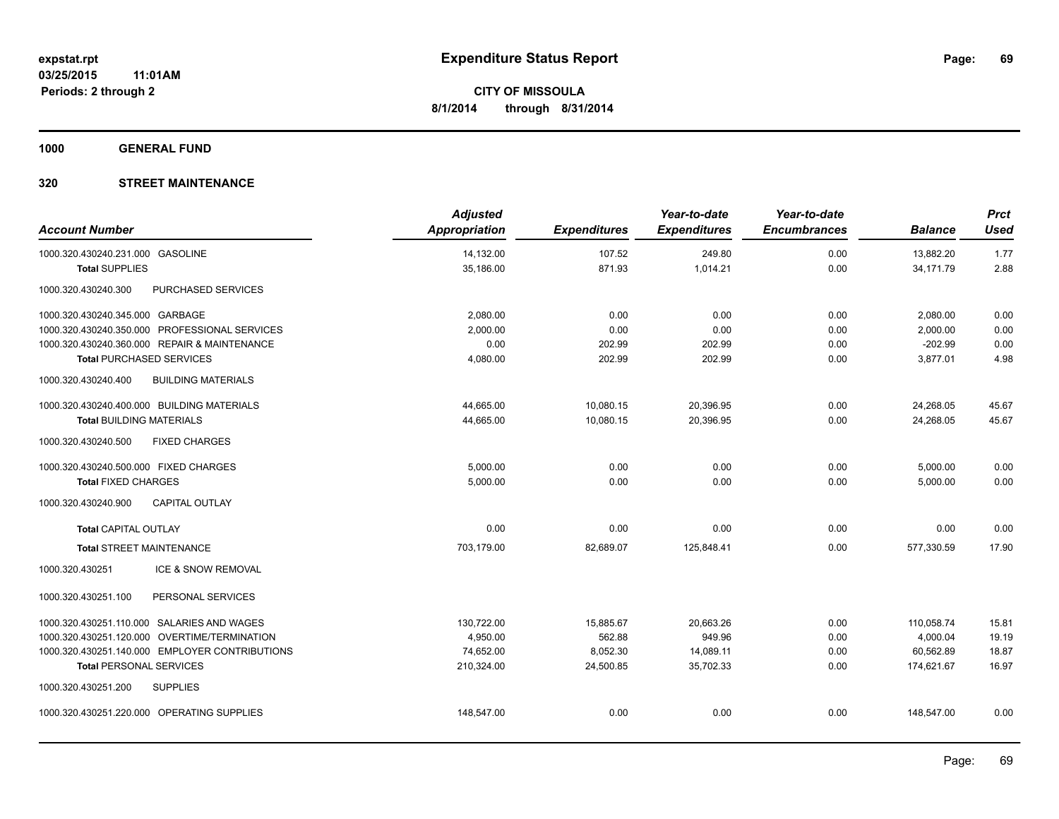**expstat.rpt**
**03/25/2015 11:01AM**
**Periods: 2 through 2**

# Expenditure Status Report

**CITY OF MISSOULA**
**8/1/2014 through 8/31/2014**

## 1000 GENERAL FUND

## 320 STREET MAINTENANCE

| Account Number | | Adjusted Appropriation | Expenditures | Year-to-date Expenditures | Year-to-date Encumbrances | Balance | Prct Used |
|---|---|---|---|---|---|---|---|
| 1000.320.430240.231.000 | GASOLINE | 14,132.00 | 107.52 | 249.80 | 0.00 | 13,882.20 | 1.77 |
| **Total** SUPPLIES | | 35,186.00 | 871.93 | 1,014.21 | 0.00 | 34,171.79 | 2.88 |
| 1000.320.430240.300 | PURCHASED SERVICES | | | | | | |
| 1000.320.430240.345.000 | GARBAGE | 2,080.00 | 0.00 | 0.00 | 0.00 | 2,080.00 | 0.00 |
| 1000.320.430240.350.000 | PROFESSIONAL SERVICES | 2,000.00 | 0.00 | 0.00 | 0.00 | 2,000.00 | 0.00 |
| 1000.320.430240.360.000 | REPAIR & MAINTENANCE | 0.00 | 202.99 | 202.99 | 0.00 | -202.99 | 0.00 |
| **Total** PURCHASED SERVICES | | 4,080.00 | 202.99 | 202.99 | 0.00 | 3,877.01 | 4.98 |
| 1000.320.430240.400 | BUILDING MATERIALS | | | | | | |
| 1000.320.430240.400.000 | BUILDING MATERIALS | 44,665.00 | 10,080.15 | 20,396.95 | 0.00 | 24,268.05 | 45.67 |
| **Total** BUILDING MATERIALS | | 44,665.00 | 10,080.15 | 20,396.95 | 0.00 | 24,268.05 | 45.67 |
| 1000.320.430240.500 | FIXED CHARGES | | | | | | |
| 1000.320.430240.500.000 | FIXED CHARGES | 5,000.00 | 0.00 | 0.00 | 0.00 | 5,000.00 | 0.00 |
| **Total** FIXED CHARGES | | 5,000.00 | 0.00 | 0.00 | 0.00 | 5,000.00 | 0.00 |
| 1000.320.430240.900 | CAPITAL OUTLAY | | | | | | |
| **Total** CAPITAL OUTLAY | | 0.00 | 0.00 | 0.00 | 0.00 | 0.00 | 0.00 |
| **Total** STREET MAINTENANCE | | 703,179.00 | 82,689.07 | 125,848.41 | 0.00 | 577,330.59 | 17.90 |
| 1000.320.430251 | ICE & SNOW REMOVAL | | | | | | |
| 1000.320.430251.100 | PERSONAL SERVICES | | | | | | |
| 1000.320.430251.110.000 | SALARIES AND WAGES | 130,722.00 | 15,885.67 | 20,663.26 | 0.00 | 110,058.74 | 15.81 |
| 1000.320.430251.120.000 | OVERTIME/TERMINATION | 4,950.00 | 562.88 | 949.96 | 0.00 | 4,000.04 | 19.19 |
| 1000.320.430251.140.000 | EMPLOYER CONTRIBUTIONS | 74,652.00 | 8,052.30 | 14,089.11 | 0.00 | 60,562.89 | 18.87 |
| **Total** PERSONAL SERVICES | | 210,324.00 | 24,500.85 | 35,702.33 | 0.00 | 174,621.67 | 16.97 |
| 1000.320.430251.200 | SUPPLIES | | | | | | |
| 1000.320.430251.220.000 | OPERATING SUPPLIES | 148,547.00 | 0.00 | 0.00 | 0.00 | 148,547.00 | 0.00 |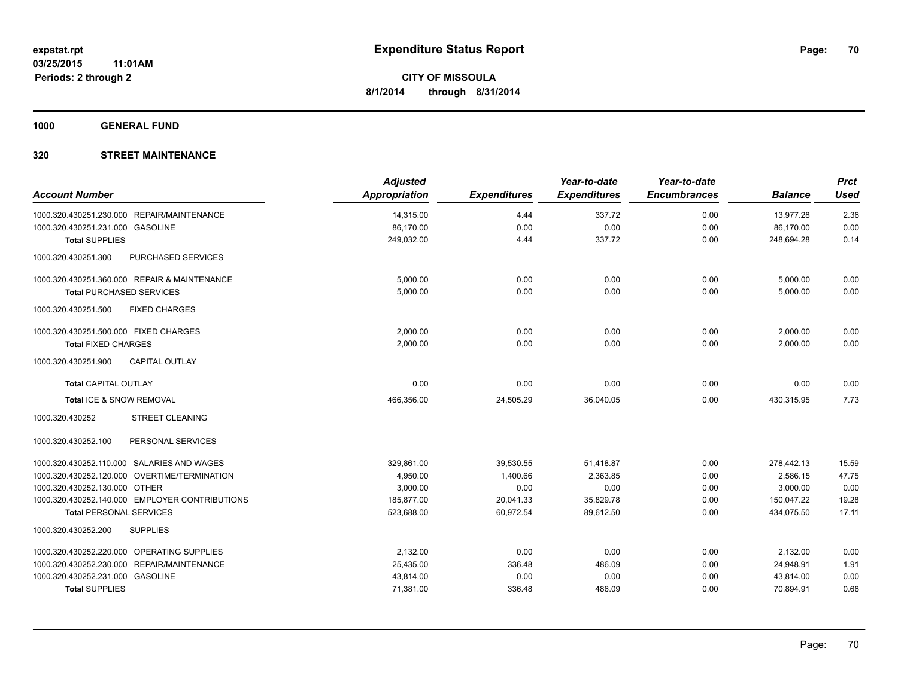# Expenditure Status Report

**CITY OF MISSOULA**
**8/1/2014 through 8/31/2014**

expstat.rpt
03/25/2015 11:01AM
Periods: 2 through 2

**1000 GENERAL FUND**

**320 STREET MAINTENANCE**

| Account Number | Adjusted Appropriation | Expenditures | Year-to-date Expenditures | Year-to-date Encumbrances | Balance | Prct Used |
|---|---|---|---|---|---|---|
| 1000.320.430251.230.000 REPAIR/MAINTENANCE | 14,315.00 | 4.44 | 337.72 | 0.00 | 13,977.28 | 2.36 |
| 1000.320.430251.231.000 GASOLINE | 86,170.00 | 0.00 | 0.00 | 0.00 | 86,170.00 | 0.00 |
| **Total** SUPPLIES | 249,032.00 | 4.44 | 337.72 | 0.00 | 248,694.28 | 0.14 |
| 1000.320.430251.300 PURCHASED SERVICES | | | | | | |
| 1000.320.430251.360.000 REPAIR & MAINTENANCE | 5,000.00 | 0.00 | 0.00 | 0.00 | 5,000.00 | 0.00 |
| **Total** PURCHASED SERVICES | 5,000.00 | 0.00 | 0.00 | 0.00 | 5,000.00 | 0.00 |
| 1000.320.430251.500 FIXED CHARGES | | | | | | |
| 1000.320.430251.500.000 FIXED CHARGES | 2,000.00 | 0.00 | 0.00 | 0.00 | 2,000.00 | 0.00 |
| **Total** FIXED CHARGES | 2,000.00 | 0.00 | 0.00 | 0.00 | 2,000.00 | 0.00 |
| 1000.320.430251.900 CAPITAL OUTLAY | | | | | | |
| **Total** CAPITAL OUTLAY | 0.00 | 0.00 | 0.00 | 0.00 | 0.00 | 0.00 |
| **Total** ICE & SNOW REMOVAL | 466,356.00 | 24,505.29 | 36,040.05 | 0.00 | 430,315.95 | 7.73 |
| 1000.320.430252 STREET CLEANING | | | | | | |
| 1000.320.430252.100 PERSONAL SERVICES | | | | | | |
| 1000.320.430252.110.000 SALARIES AND WAGES | 329,861.00 | 39,530.55 | 51,418.87 | 0.00 | 278,442.13 | 15.59 |
| 1000.320.430252.120.000 OVERTIME/TERMINATION | 4,950.00 | 1,400.66 | 2,363.85 | 0.00 | 2,586.15 | 47.75 |
| 1000.320.430252.130.000 OTHER | 3,000.00 | 0.00 | 0.00 | 0.00 | 3,000.00 | 0.00 |
| 1000.320.430252.140.000 EMPLOYER CONTRIBUTIONS | 185,877.00 | 20,041.33 | 35,829.78 | 0.00 | 150,047.22 | 19.28 |
| **Total** PERSONAL SERVICES | 523,688.00 | 60,972.54 | 89,612.50 | 0.00 | 434,075.50 | 17.11 |
| 1000.320.430252.200 SUPPLIES | | | | | | |
| 1000.320.430252.220.000 OPERATING SUPPLIES | 2,132.00 | 0.00 | 0.00 | 0.00 | 2,132.00 | 0.00 |
| 1000.320.430252.230.000 REPAIR/MAINTENANCE | 25,435.00 | 336.48 | 486.09 | 0.00 | 24,948.91 | 1.91 |
| 1000.320.430252.231.000 GASOLINE | 43,814.00 | 0.00 | 0.00 | 0.00 | 43,814.00 | 0.00 |
| **Total** SUPPLIES | 71,381.00 | 336.48 | 486.09 | 0.00 | 70,894.91 | 0.68 |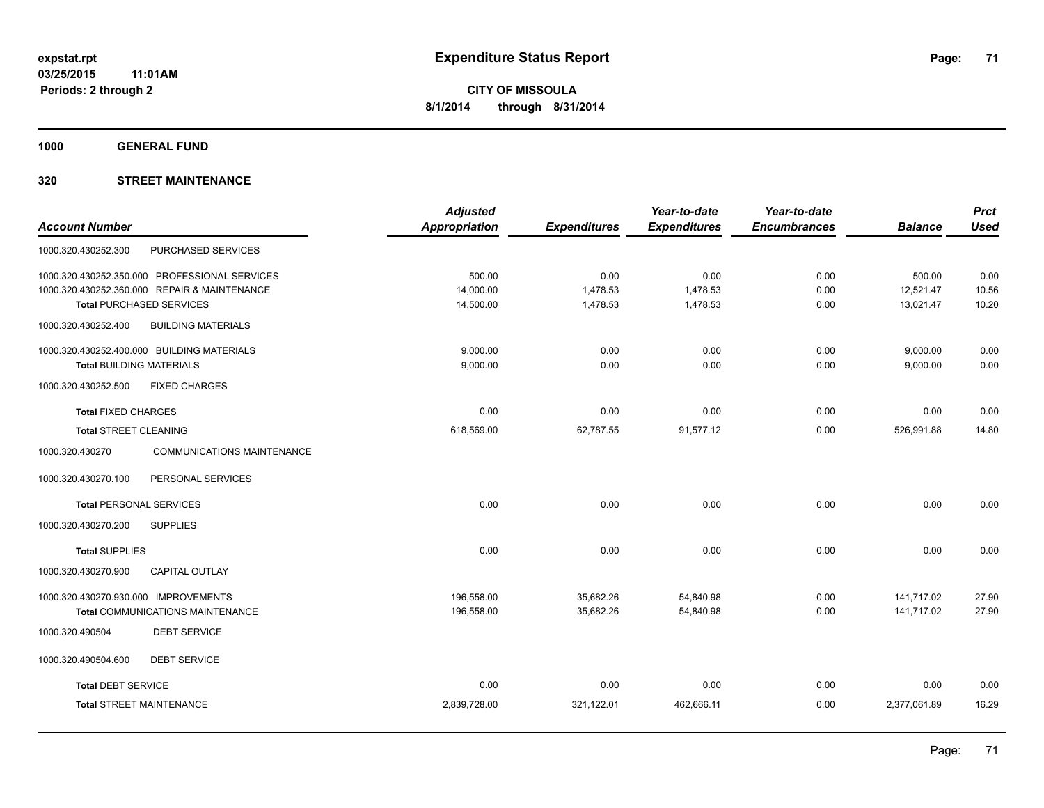**expstat.rpt**
**03/25/2015 11:01AM**
**Periods: 2 through 2**

# Expenditure Status Report

**CITY OF MISSOULA**
**8/1/2014 through 8/31/2014**

## 1000 GENERAL FUND

### 320 STREET MAINTENANCE

| Account Number | | Adjusted Appropriation | Expenditures | Year-to-date Expenditures | Year-to-date Encumbrances | Balance | Prct Used |
|---|---|---|---|---|---|---|---|
| 1000.320.430252.300 | PURCHASED SERVICES | | | | | | |
| 1000.320.430252.350.000 | PROFESSIONAL SERVICES | 500.00 | 0.00 | 0.00 | 0.00 | 500.00 | 0.00 |
| 1000.320.430252.360.000 | REPAIR & MAINTENANCE | 14,000.00 | 1,478.53 | 1,478.53 | 0.00 | 12,521.47 | 10.56 |
| **Total** PURCHASED SERVICES | | 14,500.00 | 1,478.53 | 1,478.53 | 0.00 | 13,021.47 | 10.20 |
| 1000.320.430252.400 | BUILDING MATERIALS | | | | | | |
| 1000.320.430252.400.000 | BUILDING MATERIALS | 9,000.00 | 0.00 | 0.00 | 0.00 | 9,000.00 | 0.00 |
| **Total** BUILDING MATERIALS | | 9,000.00 | 0.00 | 0.00 | 0.00 | 9,000.00 | 0.00 |
| 1000.320.430252.500 | FIXED CHARGES | | | | | | |
| **Total** FIXED CHARGES | | 0.00 | 0.00 | 0.00 | 0.00 | 0.00 | 0.00 |
| **Total** STREET CLEANING | | 618,569.00 | 62,787.55 | 91,577.12 | 0.00 | 526,991.88 | 14.80 |
| 1000.320.430270 | COMMUNICATIONS MAINTENANCE | | | | | | |
| 1000.320.430270.100 | PERSONAL SERVICES | | | | | | |
| **Total** PERSONAL SERVICES | | 0.00 | 0.00 | 0.00 | 0.00 | 0.00 | 0.00 |
| 1000.320.430270.200 | SUPPLIES | | | | | | |
| **Total** SUPPLIES | | 0.00 | 0.00 | 0.00 | 0.00 | 0.00 | 0.00 |
| 1000.320.430270.900 | CAPITAL OUTLAY | | | | | | |
| 1000.320.430270.930.000 | IMPROVEMENTS | 196,558.00 | 35,682.26 | 54,840.98 | 0.00 | 141,717.02 | 27.90 |
| **Total** COMMUNICATIONS MAINTENANCE | | 196,558.00 | 35,682.26 | 54,840.98 | 0.00 | 141,717.02 | 27.90 |
| 1000.320.490504 | DEBT SERVICE | | | | | | |
| 1000.320.490504.600 | DEBT SERVICE | | | | | | |
| **Total** DEBT SERVICE | | 0.00 | 0.00 | 0.00 | 0.00 | 0.00 | 0.00 |
| **Total** STREET MAINTENANCE | | 2,839,728.00 | 321,122.01 | 462,666.11 | 0.00 | 2,377,061.89 | 16.29 |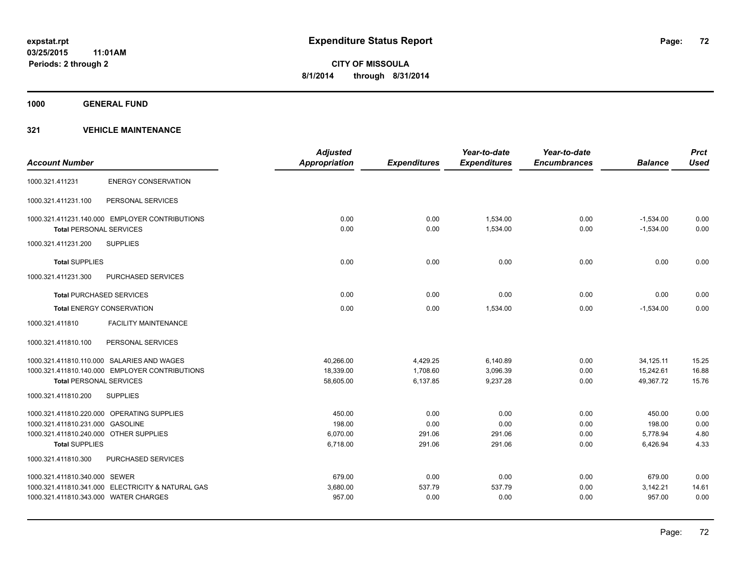# Expenditure Status Report

expstat.rpt
03/25/2015 11:01AM
Periods: 2 through 2

**CITY OF MISSOULA**
**8/1/2014 through 8/31/2014**

## 1000 GENERAL FUND

### 321 VEHICLE MAINTENANCE

| Account Number | | Adjusted Appropriation | Expenditures | Year-to-date Expenditures | Year-to-date Encumbrances | Balance | Prct Used |
|---|---|---|---|---|---|---|---|
| 1000.321.411231 | ENERGY CONSERVATION | | | | | | |
| 1000.321.411231.100 | PERSONAL SERVICES | | | | | | |
| 1000.321.411231.140.000 | EMPLOYER CONTRIBUTIONS | 0.00 | 0.00 | 1,534.00 | 0.00 | -1,534.00 | 0.00 |
| **Total** PERSONAL SERVICES | | 0.00 | 0.00 | 1,534.00 | 0.00 | -1,534.00 | 0.00 |
| 1000.321.411231.200 | SUPPLIES | | | | | | |
| **Total** SUPPLIES | | 0.00 | 0.00 | 0.00 | 0.00 | 0.00 | 0.00 |
| 1000.321.411231.300 | PURCHASED SERVICES | | | | | | |
| **Total** PURCHASED SERVICES | | 0.00 | 0.00 | 0.00 | 0.00 | 0.00 | 0.00 |
| **Total** ENERGY CONSERVATION | | 0.00 | 0.00 | 1,534.00 | 0.00 | -1,534.00 | 0.00 |
| 1000.321.411810 | FACILITY MAINTENANCE | | | | | | |
| 1000.321.411810.100 | PERSONAL SERVICES | | | | | | |
| 1000.321.411810.110.000 | SALARIES AND WAGES | 40,266.00 | 4,429.25 | 6,140.89 | 0.00 | 34,125.11 | 15.25 |
| 1000.321.411810.140.000 | EMPLOYER CONTRIBUTIONS | 18,339.00 | 1,708.60 | 3,096.39 | 0.00 | 15,242.61 | 16.88 |
| **Total** PERSONAL SERVICES | | 58,605.00 | 6,137.85 | 9,237.28 | 0.00 | 49,367.72 | 15.76 |
| 1000.321.411810.200 | SUPPLIES | | | | | | |
| 1000.321.411810.220.000 | OPERATING SUPPLIES | 450.00 | 0.00 | 0.00 | 0.00 | 450.00 | 0.00 |
| 1000.321.411810.231.000 | GASOLINE | 198.00 | 0.00 | 0.00 | 0.00 | 198.00 | 0.00 |
| 1000.321.411810.240.000 | OTHER SUPPLIES | 6,070.00 | 291.06 | 291.06 | 0.00 | 5,778.94 | 4.80 |
| **Total** SUPPLIES | | 6,718.00 | 291.06 | 291.06 | 0.00 | 6,426.94 | 4.33 |
| 1000.321.411810.300 | PURCHASED SERVICES | | | | | | |
| 1000.321.411810.340.000 | SEWER | 679.00 | 0.00 | 0.00 | 0.00 | 679.00 | 0.00 |
| 1000.321.411810.341.000 | ELECTRICITY & NATURAL GAS | 3,680.00 | 537.79 | 537.79 | 0.00 | 3,142.21 | 14.61 |
| 1000.321.411810.343.000 | WATER CHARGES | 957.00 | 0.00 | 0.00 | 0.00 | 957.00 | 0.00 |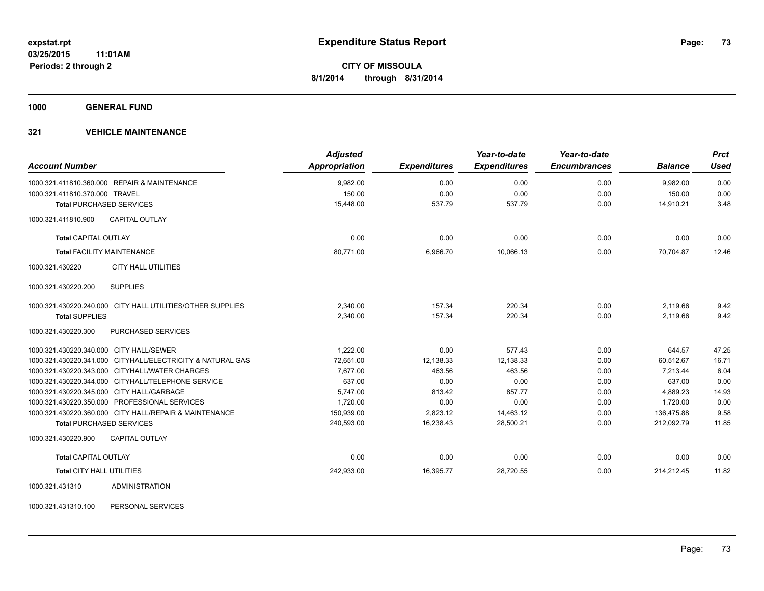# Expenditure Status Report

**CITY OF MISSOULA**

**8/1/2014 through 8/31/2014**

expstat.rpt
03/25/2015 11:01AM
Periods: 2 through 2

## 1000 GENERAL FUND

### 321 VEHICLE MAINTENANCE

| Account Number | | Adjusted Appropriation | Expenditures | Year-to-date Expenditures | Year-to-date Encumbrances | Balance | Prct Used |
|---|---|---|---|---|---|---|---|
| 1000.321.411810.360.000 | REPAIR & MAINTENANCE | 9,982.00 | 0.00 | 0.00 | 0.00 | 9,982.00 | 0.00 |
| 1000.321.411810.370.000 | TRAVEL | 150.00 | 0.00 | 0.00 | 0.00 | 150.00 | 0.00 |
| **Total** PURCHASED SERVICES | | 15,448.00 | 537.79 | 537.79 | 0.00 | 14,910.21 | 3.48 |
| 1000.321.411810.900 | CAPITAL OUTLAY | | | | | | |
| **Total** CAPITAL OUTLAY | | 0.00 | 0.00 | 0.00 | 0.00 | 0.00 | 0.00 |
| **Total** FACILITY MAINTENANCE | | 80,771.00 | 6,966.70 | 10,066.13 | 0.00 | 70,704.87 | 12.46 |
| 1000.321.430220 | CITY HALL UTILITIES | | | | | | |
| 1000.321.430220.200 | SUPPLIES | | | | | | |
| 1000.321.430220.240.000 | CITY HALL UTILITIES/OTHER SUPPLIES | 2,340.00 | 157.34 | 220.34 | 0.00 | 2,119.66 | 9.42 |
| **Total** SUPPLIES | | 2,340.00 | 157.34 | 220.34 | 0.00 | 2,119.66 | 9.42 |
| 1000.321.430220.300 | PURCHASED SERVICES | | | | | | |
| 1000.321.430220.340.000 | CITY HALL/SEWER | 1,222.00 | 0.00 | 577.43 | 0.00 | 644.57 | 47.25 |
| 1000.321.430220.341.000 | CITYHALL/ELECTRICITY & NATURAL GAS | 72,651.00 | 12,138.33 | 12,138.33 | 0.00 | 60,512.67 | 16.71 |
| 1000.321.430220.343.000 | CITYHALL/WATER CHARGES | 7,677.00 | 463.56 | 463.56 | 0.00 | 7,213.44 | 6.04 |
| 1000.321.430220.344.000 | CITYHALL/TELEPHONE SERVICE | 637.00 | 0.00 | 0.00 | 0.00 | 637.00 | 0.00 |
| 1000.321.430220.345.000 | CITY HALL/GARBAGE | 5,747.00 | 813.42 | 857.77 | 0.00 | 4,889.23 | 14.93 |
| 1000.321.430220.350.000 | PROFESSIONAL SERVICES | 1,720.00 | 0.00 | 0.00 | 0.00 | 1,720.00 | 0.00 |
| 1000.321.430220.360.000 | CITY HALL/REPAIR & MAINTENANCE | 150,939.00 | 2,823.12 | 14,463.12 | 0.00 | 136,475.88 | 9.58 |
| **Total** PURCHASED SERVICES | | 240,593.00 | 16,238.43 | 28,500.21 | 0.00 | 212,092.79 | 11.85 |
| 1000.321.430220.900 | CAPITAL OUTLAY | | | | | | |
| **Total** CAPITAL OUTLAY | | 0.00 | 0.00 | 0.00 | 0.00 | 0.00 | 0.00 |
| **Total** CITY HALL UTILITIES | | 242,933.00 | 16,395.77 | 28,720.55 | 0.00 | 214,212.45 | 11.82 |
| 1000.321.431310 | ADMINISTRATION | | | | | | |
| 1000.321.431310.100 | PERSONAL SERVICES | | | | | | |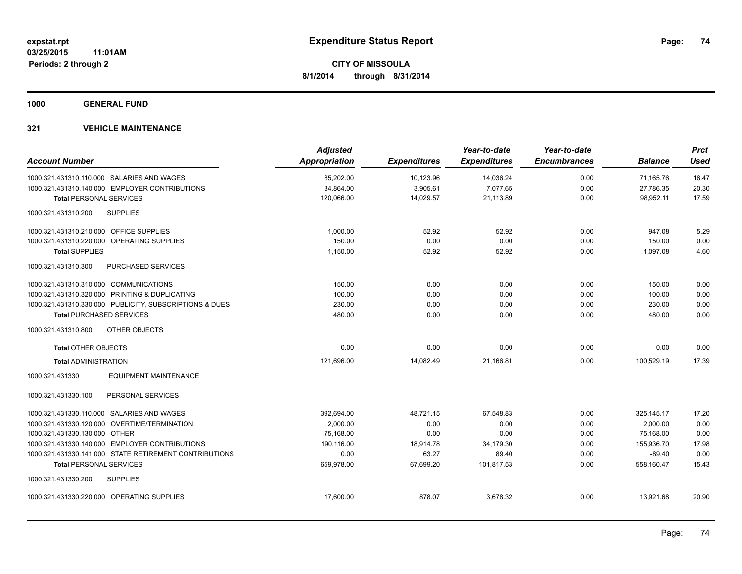# Expenditure Status Report

expstat.rpt
03/25/2015 11:01AM
Periods: 2 through 2

**CITY OF MISSOULA**
**8/1/2014 through 8/31/2014**

## 1000 GENERAL FUND

### 321 VEHICLE MAINTENANCE

| Account Number | Adjusted Appropriation | Expenditures | Year-to-date Expenditures | Year-to-date Encumbrances | Balance | Prct Used |
|---|---|---|---|---|---|---|
| 1000.321.431310.110.000 SALARIES AND WAGES | 85,202.00 | 10,123.96 | 14,036.24 | 0.00 | 71,165.76 | 16.47 |
| 1000.321.431310.140.000 EMPLOYER CONTRIBUTIONS | 34,864.00 | 3,905.61 | 7,077.65 | 0.00 | 27,786.35 | 20.30 |
| **Total** PERSONAL SERVICES | 120,066.00 | 14,029.57 | 21,113.89 | 0.00 | 98,952.11 | 17.59 |
| 1000.321.431310.200 SUPPLIES | | | | | | |
| 1000.321.431310.210.000 OFFICE SUPPLIES | 1,000.00 | 52.92 | 52.92 | 0.00 | 947.08 | 5.29 |
| 1000.321.431310.220.000 OPERATING SUPPLIES | 150.00 | 0.00 | 0.00 | 0.00 | 150.00 | 0.00 |
| **Total SUPPLIES** | 1,150.00 | 52.92 | 52.92 | 0.00 | 1,097.08 | 4.60 |
| 1000.321.431310.300 PURCHASED SERVICES | | | | | | |
| 1000.321.431310.310.000 COMMUNICATIONS | 150.00 | 0.00 | 0.00 | 0.00 | 150.00 | 0.00 |
| 1000.321.431310.320.000 PRINTING & DUPLICATING | 100.00 | 0.00 | 0.00 | 0.00 | 100.00 | 0.00 |
| 1000.321.431310.330.000 PUBLICITY, SUBSCRIPTIONS & DUES | 230.00 | 0.00 | 0.00 | 0.00 | 230.00 | 0.00 |
| **Total** PURCHASED SERVICES | 480.00 | 0.00 | 0.00 | 0.00 | 480.00 | 0.00 |
| 1000.321.431310.800 OTHER OBJECTS | | | | | | |
| **Total** OTHER OBJECTS | 0.00 | 0.00 | 0.00 | 0.00 | 0.00 | 0.00 |
| **Total** ADMINISTRATION | 121,696.00 | 14,082.49 | 21,166.81 | 0.00 | 100,529.19 | 17.39 |
| 1000.321.431330 EQUIPMENT MAINTENANCE | | | | | | |
| 1000.321.431330.100 PERSONAL SERVICES | | | | | | |
| 1000.321.431330.110.000 SALARIES AND WAGES | 392,694.00 | 48,721.15 | 67,548.83 | 0.00 | 325,145.17 | 17.20 |
| 1000.321.431330.120.000 OVERTIME/TERMINATION | 2,000.00 | 0.00 | 0.00 | 0.00 | 2,000.00 | 0.00 |
| 1000.321.431330.130.000 OTHER | 75,168.00 | 0.00 | 0.00 | 0.00 | 75,168.00 | 0.00 |
| 1000.321.431330.140.000 EMPLOYER CONTRIBUTIONS | 190,116.00 | 18,914.78 | 34,179.30 | 0.00 | 155,936.70 | 17.98 |
| 1000.321.431330.141.000 STATE RETIREMENT CONTRIBUTIONS | 0.00 | 63.27 | 89.40 | 0.00 | -89.40 | 0.00 |
| **Total** PERSONAL SERVICES | 659,978.00 | 67,699.20 | 101,817.53 | 0.00 | 558,160.47 | 15.43 |
| 1000.321.431330.200 SUPPLIES | | | | | | |
| 1000.321.431330.220.000 OPERATING SUPPLIES | 17,600.00 | 878.07 | 3,678.32 | 0.00 | 13,921.68 | 20.90 |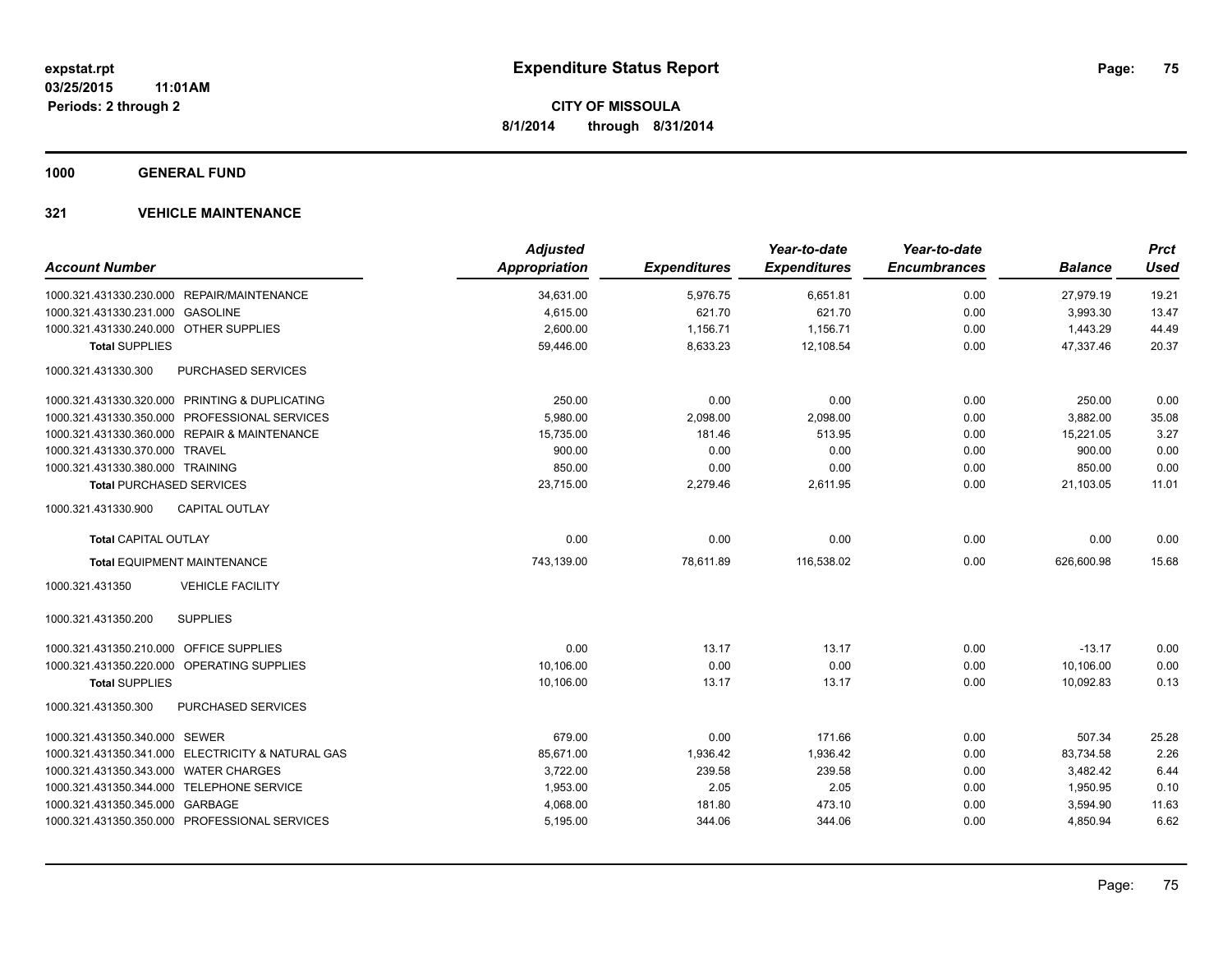**expstat.rpt**
**03/25/2015 11:01AM**
**Periods: 2 through 2**

# Expenditure Status Report

**CITY OF MISSOULA**
**8/1/2014 through 8/31/2014**

## 1000 GENERAL FUND

### 321 VEHICLE MAINTENANCE

| Account Number | | Adjusted Appropriation | Expenditures | Year-to-date Expenditures | Year-to-date Encumbrances | Balance | Prct Used |
|---|---|---|---|---|---|---|---|
| 1000.321.431330.230.000 | REPAIR/MAINTENANCE | 34,631.00 | 5,976.75 | 6,651.81 | 0.00 | 27,979.19 | 19.21 |
| 1000.321.431330.231.000 | GASOLINE | 4,615.00 | 621.70 | 621.70 | 0.00 | 3,993.30 | 13.47 |
| 1000.321.431330.240.000 | OTHER SUPPLIES | 2,600.00 | 1,156.71 | 1,156.71 | 0.00 | 1,443.29 | 44.49 |
| **Total SUPPLIES** | | 59,446.00 | 8,633.23 | 12,108.54 | 0.00 | 47,337.46 | 20.37 |
| 1000.321.431330.300 | PURCHASED SERVICES | | | | | | |
| 1000.321.431330.320.000 | PRINTING & DUPLICATING | 250.00 | 0.00 | 0.00 | 0.00 | 250.00 | 0.00 |
| 1000.321.431330.350.000 | PROFESSIONAL SERVICES | 5,980.00 | 2,098.00 | 2,098.00 | 0.00 | 3,882.00 | 35.08 |
| 1000.321.431330.360.000 | REPAIR & MAINTENANCE | 15,735.00 | 181.46 | 513.95 | 0.00 | 15,221.05 | 3.27 |
| 1000.321.431330.370.000 | TRAVEL | 900.00 | 0.00 | 0.00 | 0.00 | 900.00 | 0.00 |
| 1000.321.431330.380.000 | TRAINING | 850.00 | 0.00 | 0.00 | 0.00 | 850.00 | 0.00 |
| **Total PURCHASED SERVICES** | | 23,715.00 | 2,279.46 | 2,611.95 | 0.00 | 21,103.05 | 11.01 |
| 1000.321.431330.900 | CAPITAL OUTLAY | | | | | | |
| **Total CAPITAL OUTLAY** | | 0.00 | 0.00 | 0.00 | 0.00 | 0.00 | 0.00 |
| **Total EQUIPMENT MAINTENANCE** | | 743,139.00 | 78,611.89 | 116,538.02 | 0.00 | 626,600.98 | 15.68 |
| 1000.321.431350 | VEHICLE FACILITY | | | | | | |
| 1000.321.431350.200 | SUPPLIES | | | | | | |
| 1000.321.431350.210.000 | OFFICE SUPPLIES | 0.00 | 13.17 | 13.17 | 0.00 | -13.17 | 0.00 |
| 1000.321.431350.220.000 | OPERATING SUPPLIES | 10,106.00 | 0.00 | 0.00 | 0.00 | 10,106.00 | 0.00 |
| **Total SUPPLIES** | | 10,106.00 | 13.17 | 13.17 | 0.00 | 10,092.83 | 0.13 |
| 1000.321.431350.300 | PURCHASED SERVICES | | | | | | |
| 1000.321.431350.340.000 | SEWER | 679.00 | 0.00 | 171.66 | 0.00 | 507.34 | 25.28 |
| 1000.321.431350.341.000 | ELECTRICITY & NATURAL GAS | 85,671.00 | 1,936.42 | 1,936.42 | 0.00 | 83,734.58 | 2.26 |
| 1000.321.431350.343.000 | WATER CHARGES | 3,722.00 | 239.58 | 239.58 | 0.00 | 3,482.42 | 6.44 |
| 1000.321.431350.344.000 | TELEPHONE SERVICE | 1,953.00 | 2.05 | 2.05 | 0.00 | 1,950.95 | 0.10 |
| 1000.321.431350.345.000 | GARBAGE | 4,068.00 | 181.80 | 473.10 | 0.00 | 3,594.90 | 11.63 |
| 1000.321.431350.350.000 | PROFESSIONAL SERVICES | 5,195.00 | 344.06 | 344.06 | 0.00 | 4,850.94 | 6.62 |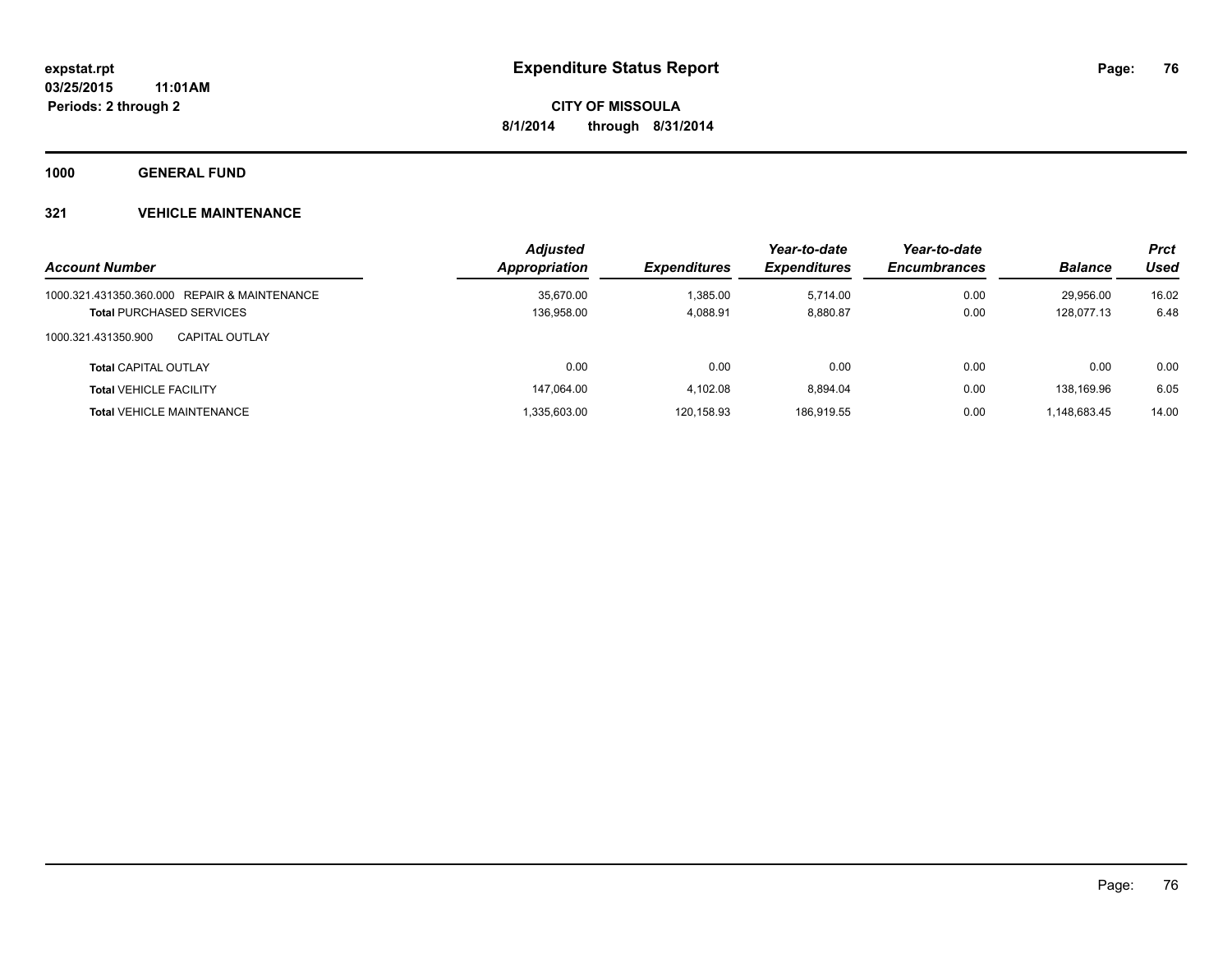**expstat.rpt**
**03/25/2015 11:01AM**
**Periods: 2 through 2**

# Expenditure Status Report

**CITY OF MISSOULA**
**8/1/2014 through 8/31/2014**

## 1000 GENERAL FUND

### 321 VEHICLE MAINTENANCE

| Account Number | Adjusted Appropriation | Expenditures | Year-to-date Expenditures | Year-to-date Encumbrances | Balance | Prct Used |
|---|---|---|---|---|---|---|
| 1000.321.431350.360.000 REPAIR & MAINTENANCE | 35,670.00 | 1,385.00 | 5,714.00 | 0.00 | 29,956.00 | 16.02 |
| **Total** PURCHASED SERVICES | 136,958.00 | 4,088.91 | 8,880.87 | 0.00 | 128,077.13 | 6.48 |
| 1000.321.431350.900 CAPITAL OUTLAY | | | | | | |
| **Total** CAPITAL OUTLAY | 0.00 | 0.00 | 0.00 | 0.00 | 0.00 | 0.00 |
| **Total** VEHICLE FACILITY | 147,064.00 | 4,102.08 | 8,894.04 | 0.00 | 138,169.96 | 6.05 |
| **Total** VEHICLE MAINTENANCE | 1,335,603.00 | 120,158.93 | 186,919.55 | 0.00 | 1,148,683.45 | 14.00 |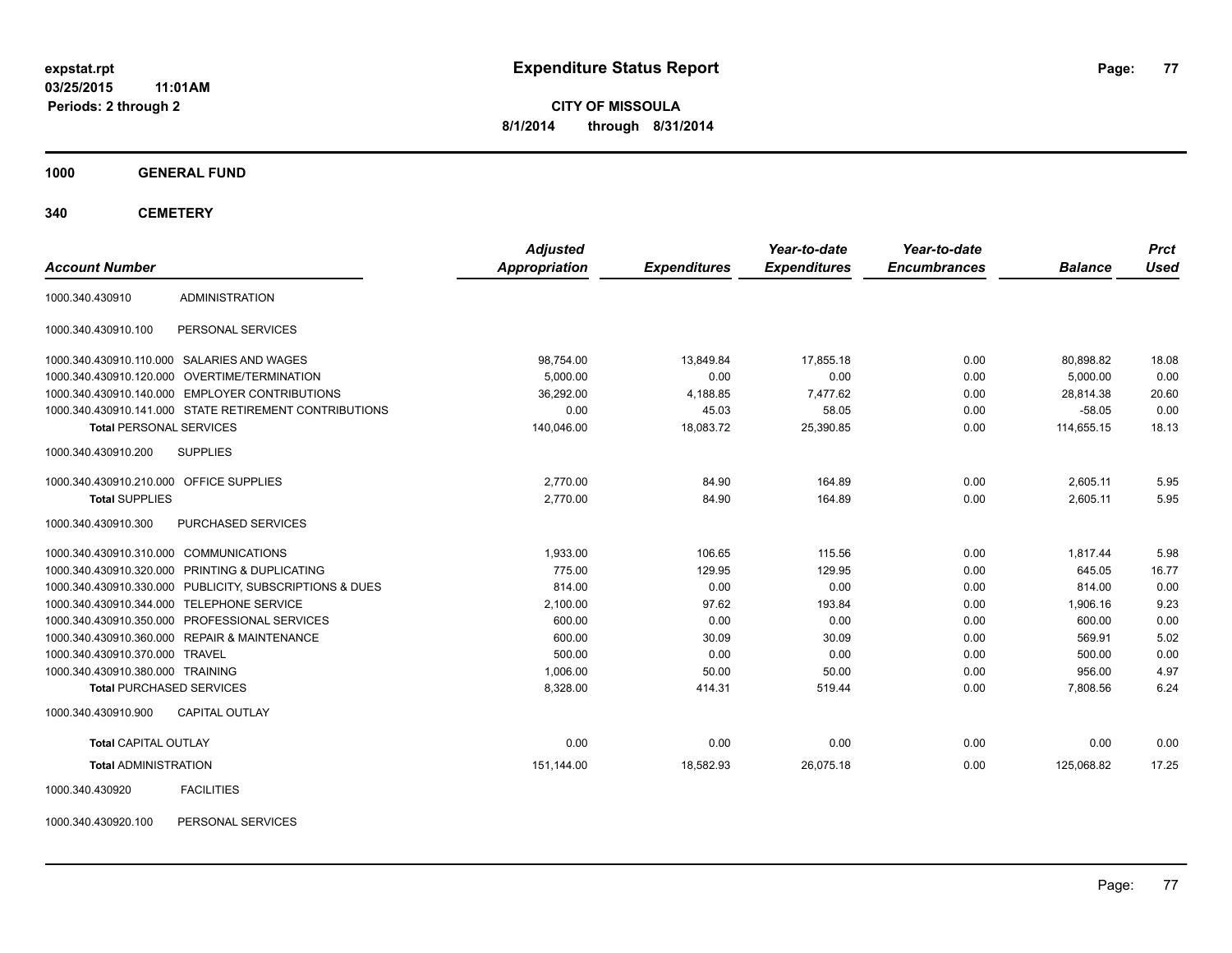**expstat.rpt**
**03/25/2015 11:01AM**
**Periods: 2 through 2**

# Expenditure Status Report

**CITY OF MISSOULA**
**8/1/2014 through 8/31/2014**

## 1000 GENERAL FUND

## 340 CEMETERY

| Account Number | | Adjusted Appropriation | Expenditures | Year-to-date Expenditures | Year-to-date Encumbrances | Balance | Prct Used |
|---|---|---|---|---|---|---|---|
| 1000.340.430910 | ADMINISTRATION | | | | | | |
| 1000.340.430910.100 | PERSONAL SERVICES | | | | | | |
| 1000.340.430910.110.000 | SALARIES AND WAGES | 98,754.00 | 13,849.84 | 17,855.18 | 0.00 | 80,898.82 | 18.08 |
| 1000.340.430910.120.000 | OVERTIME/TERMINATION | 5,000.00 | 0.00 | 0.00 | 0.00 | 5,000.00 | 0.00 |
| 1000.340.430910.140.000 | EMPLOYER CONTRIBUTIONS | 36,292.00 | 4,188.85 | 7,477.62 | 0.00 | 28,814.38 | 20.60 |
| 1000.340.430910.141.000 | STATE RETIREMENT CONTRIBUTIONS | 0.00 | 45.03 | 58.05 | 0.00 | -58.05 | 0.00 |
| **Total** PERSONAL SERVICES | | 140,046.00 | 18,083.72 | 25,390.85 | 0.00 | 114,655.15 | 18.13 |
| 1000.340.430910.200 | SUPPLIES | | | | | | |
| 1000.340.430910.210.000 | OFFICE SUPPLIES | 2,770.00 | 84.90 | 164.89 | 0.00 | 2,605.11 | 5.95 |
| **Total** SUPPLIES | | 2,770.00 | 84.90 | 164.89 | 0.00 | 2,605.11 | 5.95 |
| 1000.340.430910.300 | PURCHASED SERVICES | | | | | | |
| 1000.340.430910.310.000 | COMMUNICATIONS | 1,933.00 | 106.65 | 115.56 | 0.00 | 1,817.44 | 5.98 |
| 1000.340.430910.320.000 | PRINTING & DUPLICATING | 775.00 | 129.95 | 129.95 | 0.00 | 645.05 | 16.77 |
| 1000.340.430910.330.000 | PUBLICITY, SUBSCRIPTIONS & DUES | 814.00 | 0.00 | 0.00 | 0.00 | 814.00 | 0.00 |
| 1000.340.430910.344.000 | TELEPHONE SERVICE | 2,100.00 | 97.62 | 193.84 | 0.00 | 1,906.16 | 9.23 |
| 1000.340.430910.350.000 | PROFESSIONAL SERVICES | 600.00 | 0.00 | 0.00 | 0.00 | 600.00 | 0.00 |
| 1000.340.430910.360.000 | REPAIR & MAINTENANCE | 600.00 | 30.09 | 30.09 | 0.00 | 569.91 | 5.02 |
| 1000.340.430910.370.000 | TRAVEL | 500.00 | 0.00 | 0.00 | 0.00 | 500.00 | 0.00 |
| 1000.340.430910.380.000 | TRAINING | 1,006.00 | 50.00 | 50.00 | 0.00 | 956.00 | 4.97 |
| **Total** PURCHASED SERVICES | | 8,328.00 | 414.31 | 519.44 | 0.00 | 7,808.56 | 6.24 |
| 1000.340.430910.900 | CAPITAL OUTLAY | | | | | | |
| **Total** CAPITAL OUTLAY | | 0.00 | 0.00 | 0.00 | 0.00 | 0.00 | 0.00 |
| **Total** ADMINISTRATION | | 151,144.00 | 18,582.93 | 26,075.18 | 0.00 | 125,068.82 | 17.25 |
| 1000.340.430920 | FACILITIES | | | | | | |
| 1000.340.430920.100 | PERSONAL SERVICES | | | | | | |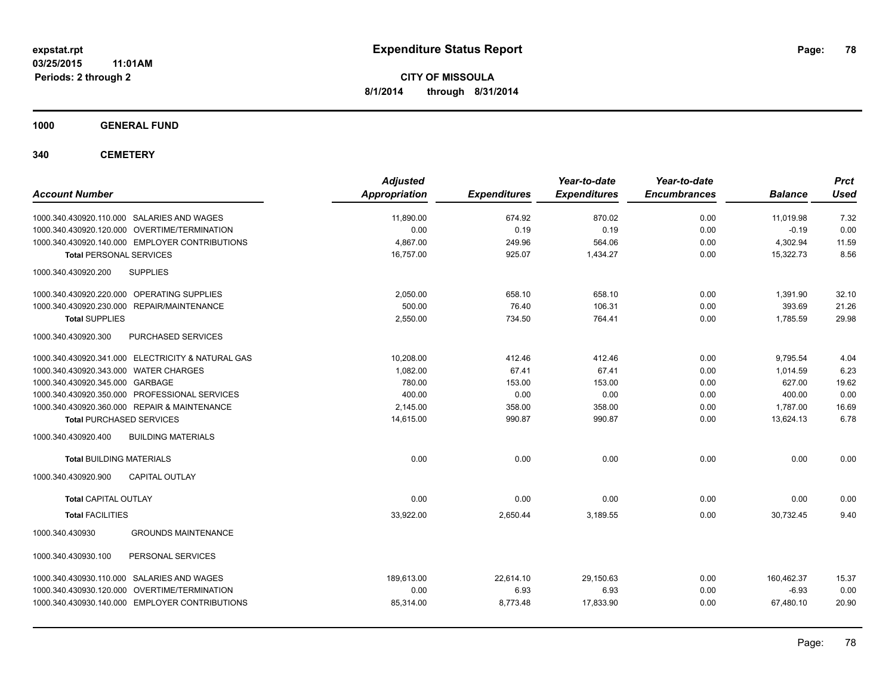# Expenditure Status Report

expstat.rpt
03/25/2015 11:01AM
Periods: 2 through 2

**CITY OF MISSOULA**
**8/1/2014 through 8/31/2014**

**1000 GENERAL FUND**

**340 CEMETERY**

| Account Number | Adjusted Appropriation | Expenditures | Year-to-date Expenditures | Year-to-date Encumbrances | Balance | Prct Used |
|---|---|---|---|---|---|---|
| 1000.340.430920.110.000 SALARIES AND WAGES | 11,890.00 | 674.92 | 870.02 | 0.00 | 11,019.98 | 7.32 |
| 1000.340.430920.120.000 OVERTIME/TERMINATION | 0.00 | 0.19 | 0.19 | 0.00 | -0.19 | 0.00 |
| 1000.340.430920.140.000 EMPLOYER CONTRIBUTIONS | 4,867.00 | 249.96 | 564.06 | 0.00 | 4,302.94 | 11.59 |
| **Total** PERSONAL SERVICES | 16,757.00 | 925.07 | 1,434.27 | 0.00 | 15,322.73 | 8.56 |
| 1000.340.430920.200 SUPPLIES | | | | | | |
| 1000.340.430920.220.000 OPERATING SUPPLIES | 2,050.00 | 658.10 | 658.10 | 0.00 | 1,391.90 | 32.10 |
| 1000.340.430920.230.000 REPAIR/MAINTENANCE | 500.00 | 76.40 | 106.31 | 0.00 | 393.69 | 21.26 |
| **Total** SUPPLIES | 2,550.00 | 734.50 | 764.41 | 0.00 | 1,785.59 | 29.98 |
| 1000.340.430920.300 PURCHASED SERVICES | | | | | | |
| 1000.340.430920.341.000 ELECTRICITY & NATURAL GAS | 10,208.00 | 412.46 | 412.46 | 0.00 | 9,795.54 | 4.04 |
| 1000.340.430920.343.000 WATER CHARGES | 1,082.00 | 67.41 | 67.41 | 0.00 | 1,014.59 | 6.23 |
| 1000.340.430920.345.000 GARBAGE | 780.00 | 153.00 | 153.00 | 0.00 | 627.00 | 19.62 |
| 1000.340.430920.350.000 PROFESSIONAL SERVICES | 400.00 | 0.00 | 0.00 | 0.00 | 400.00 | 0.00 |
| 1000.340.430920.360.000 REPAIR & MAINTENANCE | 2,145.00 | 358.00 | 358.00 | 0.00 | 1,787.00 | 16.69 |
| **Total** PURCHASED SERVICES | 14,615.00 | 990.87 | 990.87 | 0.00 | 13,624.13 | 6.78 |
| 1000.340.430920.400 BUILDING MATERIALS | | | | | | |
| **Total** BUILDING MATERIALS | 0.00 | 0.00 | 0.00 | 0.00 | 0.00 | 0.00 |
| 1000.340.430920.900 CAPITAL OUTLAY | | | | | | |
| **Total** CAPITAL OUTLAY | 0.00 | 0.00 | 0.00 | 0.00 | 0.00 | 0.00 |
| **Total** FACILITIES | 33,922.00 | 2,650.44 | 3,189.55 | 0.00 | 30,732.45 | 9.40 |
| 1000.340.430930 GROUNDS MAINTENANCE | | | | | | |
| 1000.340.430930.100 PERSONAL SERVICES | | | | | | |
| 1000.340.430930.110.000 SALARIES AND WAGES | 189,613.00 | 22,614.10 | 29,150.63 | 0.00 | 160,462.37 | 15.37 |
| 1000.340.430930.120.000 OVERTIME/TERMINATION | 0.00 | 6.93 | 6.93 | 0.00 | -6.93 | 0.00 |
| 1000.340.430930.140.000 EMPLOYER CONTRIBUTIONS | 85,314.00 | 8,773.48 | 17,833.90 | 0.00 | 67,480.10 | 20.90 |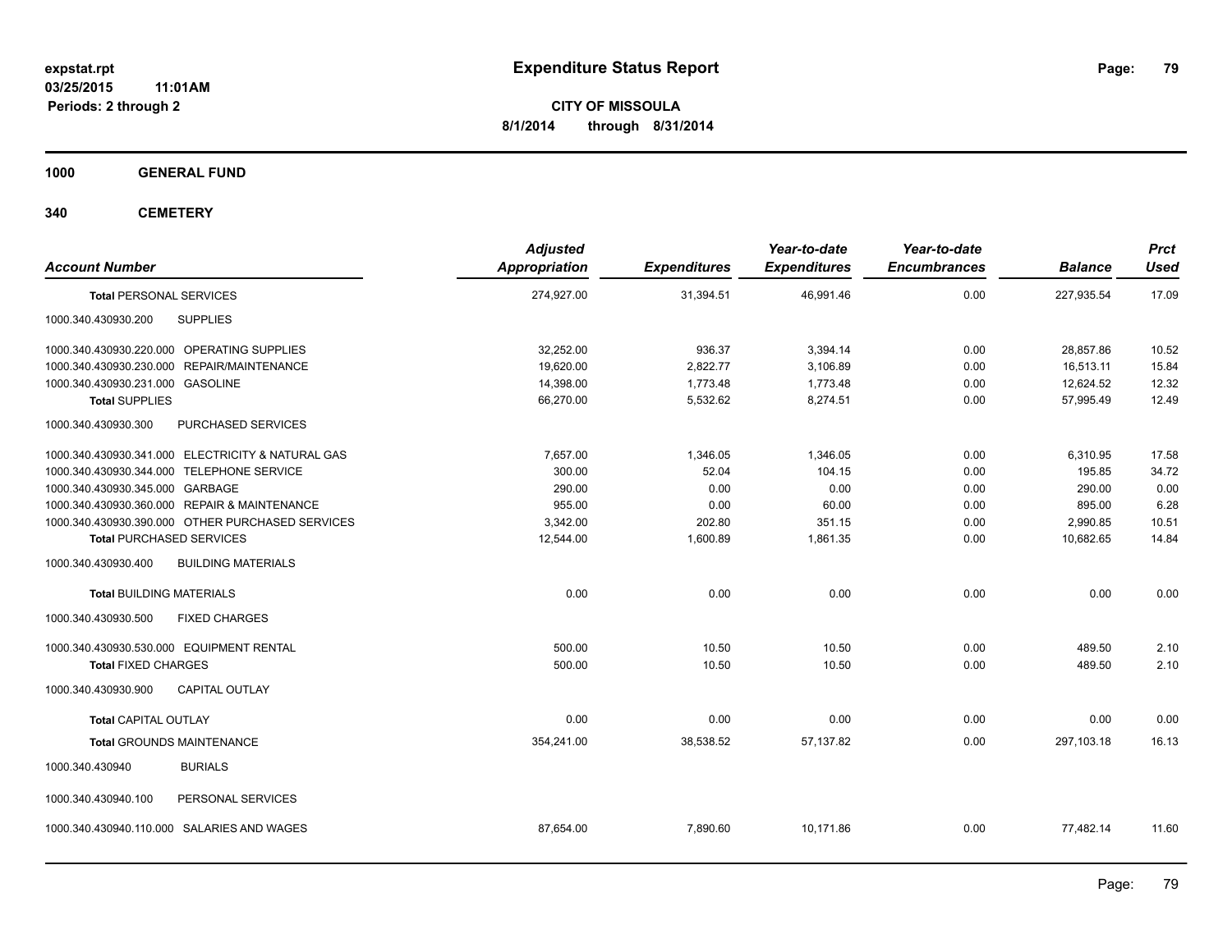# Expenditure Status Report

**CITY OF MISSOULA**
**8/1/2014 through 8/31/2014**

expstat.rpt
03/25/2015 11:01AM
Periods: 2 through 2

## 1000 GENERAL FUND

## 340 CEMETERY

| Account Number | Adjusted Appropriation | Expenditures | Year-to-date Expenditures | Year-to-date Encumbrances | Balance | Prct Used |
|---|---|---|---|---|---|---|
| **Total** PERSONAL SERVICES | 274,927.00 | 31,394.51 | 46,991.46 | 0.00 | 227,935.54 | 17.09 |
| 1000.340.430930.200 SUPPLIES | | | | | | |
| 1000.340.430930.220.000 OPERATING SUPPLIES | 32,252.00 | 936.37 | 3,394.14 | 0.00 | 28,857.86 | 10.52 |
| 1000.340.430930.230.000 REPAIR/MAINTENANCE | 19,620.00 | 2,822.77 | 3,106.89 | 0.00 | 16,513.11 | 15.84 |
| 1000.340.430930.231.000 GASOLINE | 14,398.00 | 1,773.48 | 1,773.48 | 0.00 | 12,624.52 | 12.32 |
| **Total** SUPPLIES | 66,270.00 | 5,532.62 | 8,274.51 | 0.00 | 57,995.49 | 12.49 |
| 1000.340.430930.300 PURCHASED SERVICES | | | | | | |
| 1000.340.430930.341.000 ELECTRICITY & NATURAL GAS | 7,657.00 | 1,346.05 | 1,346.05 | 0.00 | 6,310.95 | 17.58 |
| 1000.340.430930.344.000 TELEPHONE SERVICE | 300.00 | 52.04 | 104.15 | 0.00 | 195.85 | 34.72 |
| 1000.340.430930.345.000 GARBAGE | 290.00 | 0.00 | 0.00 | 0.00 | 290.00 | 0.00 |
| 1000.340.430930.360.000 REPAIR & MAINTENANCE | 955.00 | 0.00 | 60.00 | 0.00 | 895.00 | 6.28 |
| 1000.340.430930.390.000 OTHER PURCHASED SERVICES | 3,342.00 | 202.80 | 351.15 | 0.00 | 2,990.85 | 10.51 |
| **Total** PURCHASED SERVICES | 12,544.00 | 1,600.89 | 1,861.35 | 0.00 | 10,682.65 | 14.84 |
| 1000.340.430930.400 BUILDING MATERIALS | | | | | | |
| **Total** BUILDING MATERIALS | 0.00 | 0.00 | 0.00 | 0.00 | 0.00 | 0.00 |
| 1000.340.430930.500 FIXED CHARGES | | | | | | |
| 1000.340.430930.530.000 EQUIPMENT RENTAL | 500.00 | 10.50 | 10.50 | 0.00 | 489.50 | 2.10 |
| **Total** FIXED CHARGES | 500.00 | 10.50 | 10.50 | 0.00 | 489.50 | 2.10 |
| 1000.340.430930.900 CAPITAL OUTLAY | | | | | | |
| **Total** CAPITAL OUTLAY | 0.00 | 0.00 | 0.00 | 0.00 | 0.00 | 0.00 |
| **Total** GROUNDS MAINTENANCE | 354,241.00 | 38,538.52 | 57,137.82 | 0.00 | 297,103.18 | 16.13 |
| 1000.340.430940 BURIALS | | | | | | |
| 1000.340.430940.100 PERSONAL SERVICES | | | | | | |
| 1000.340.430940.110.000 SALARIES AND WAGES | 87,654.00 | 7,890.60 | 10,171.86 | 0.00 | 77,482.14 | 11.60 |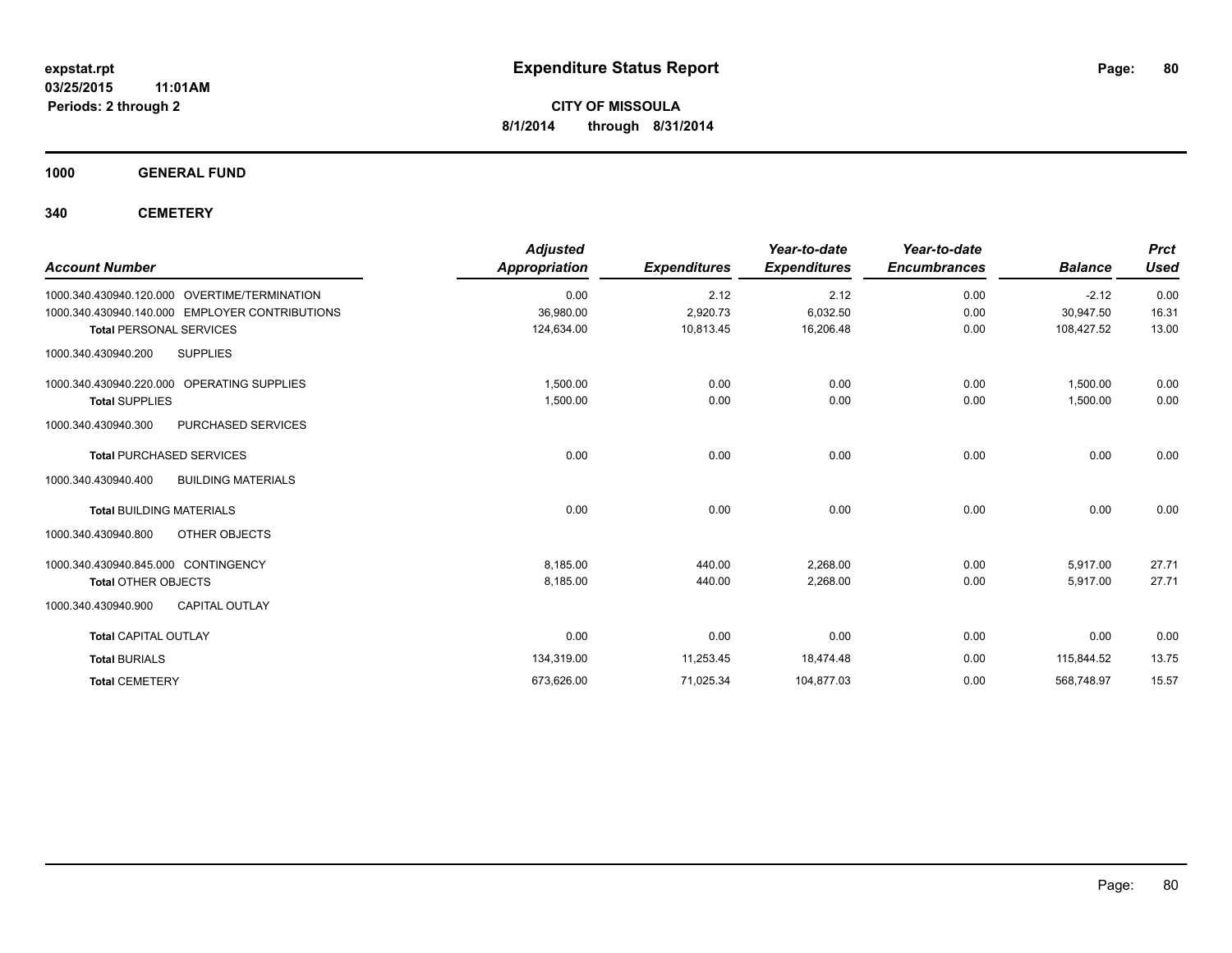# Expenditure Status Report

**CITY OF MISSOULA**
**8/1/2014 through 8/31/2014**

expstat.rpt
03/25/2015 11:01AM
Periods: 2 through 2

**1000 GENERAL FUND**

**340 CEMETERY**

| Account Number | Adjusted Appropriation | Expenditures | Year-to-date Expenditures | Year-to-date Encumbrances | Balance | Prct Used |
|---|---|---|---|---|---|---|
| 1000.340.430940.120.000 OVERTIME/TERMINATION | 0.00 | 2.12 | 2.12 | 0.00 | -2.12 | 0.00 |
| 1000.340.430940.140.000 EMPLOYER CONTRIBUTIONS | 36,980.00 | 2,920.73 | 6,032.50 | 0.00 | 30,947.50 | 16.31 |
| **Total** PERSONAL SERVICES | 124,634.00 | 10,813.45 | 16,206.48 | 0.00 | 108,427.52 | 13.00 |
| 1000.340.430940.200 SUPPLIES | | | | | | |
| 1000.340.430940.220.000 OPERATING SUPPLIES | 1,500.00 | 0.00 | 0.00 | 0.00 | 1,500.00 | 0.00 |
| **Total** SUPPLIES | 1,500.00 | 0.00 | 0.00 | 0.00 | 1,500.00 | 0.00 |
| 1000.340.430940.300 PURCHASED SERVICES | | | | | | |
| **Total** PURCHASED SERVICES | 0.00 | 0.00 | 0.00 | 0.00 | 0.00 | 0.00 |
| 1000.340.430940.400 BUILDING MATERIALS | | | | | | |
| **Total** BUILDING MATERIALS | 0.00 | 0.00 | 0.00 | 0.00 | 0.00 | 0.00 |
| 1000.340.430940.800 OTHER OBJECTS | | | | | | |
| 1000.340.430940.845.000 CONTINGENCY | 8,185.00 | 440.00 | 2,268.00 | 0.00 | 5,917.00 | 27.71 |
| **Total** OTHER OBJECTS | 8,185.00 | 440.00 | 2,268.00 | 0.00 | 5,917.00 | 27.71 |
| 1000.340.430940.900 CAPITAL OUTLAY | | | | | | |
| **Total** CAPITAL OUTLAY | 0.00 | 0.00 | 0.00 | 0.00 | 0.00 | 0.00 |
| **Total** BURIALS | 134,319.00 | 11,253.45 | 18,474.48 | 0.00 | 115,844.52 | 13.75 |
| **Total** CEMETERY | 673,626.00 | 71,025.34 | 104,877.03 | 0.00 | 568,748.97 | 15.57 |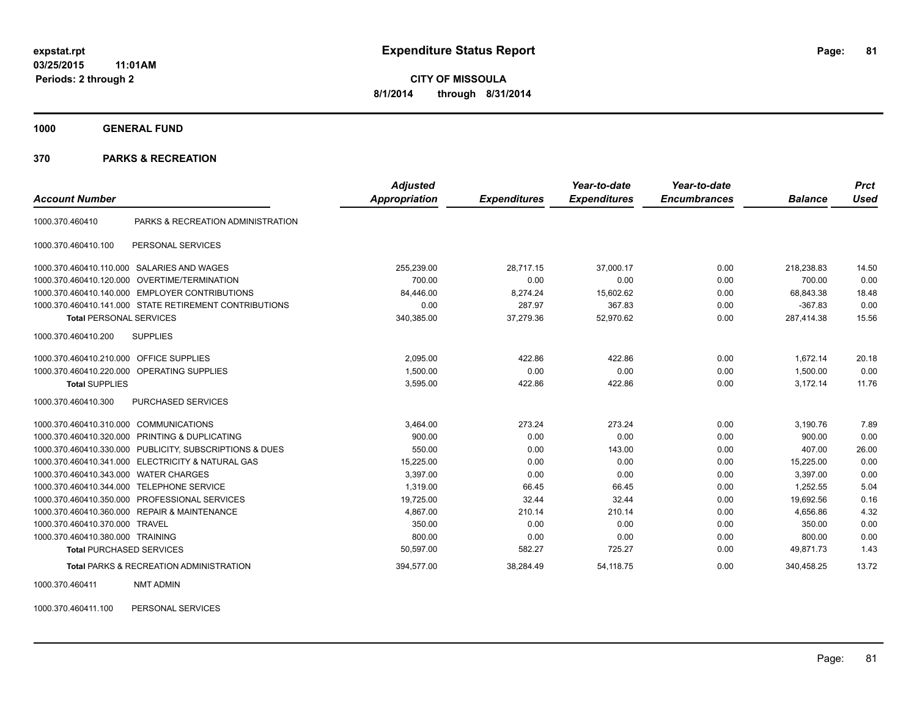**expstat.rpt**
**03/25/2015 11:01AM**
**Periods: 2 through 2**

# Expenditure Status Report

**CITY OF MISSOULA**
**8/1/2014 through 8/31/2014**

## 1000 GENERAL FUND

## 370 PARKS & RECREATION

| Account Number | | Adjusted Appropriation | Expenditures | Year-to-date Expenditures | Year-to-date Encumbrances | Balance | Prct Used |
|---|---|---|---|---|---|---|---|
| 1000.370.460410 | PARKS & RECREATION ADMINISTRATION | | | | | | |
| 1000.370.460410.100 | PERSONAL SERVICES | | | | | | |
| 1000.370.460410.110.000 | SALARIES AND WAGES | 255,239.00 | 28,717.15 | 37,000.17 | 0.00 | 218,238.83 | 14.50 |
| 1000.370.460410.120.000 | OVERTIME/TERMINATION | 700.00 | 0.00 | 0.00 | 0.00 | 700.00 | 0.00 |
| 1000.370.460410.140.000 | EMPLOYER CONTRIBUTIONS | 84,446.00 | 8,274.24 | 15,602.62 | 0.00 | 68,843.38 | 18.48 |
| 1000.370.460410.141.000 | STATE RETIREMENT CONTRIBUTIONS | 0.00 | 287.97 | 367.83 | 0.00 | -367.83 | 0.00 |
| **Total** PERSONAL SERVICES | | 340,385.00 | 37,279.36 | 52,970.62 | 0.00 | 287,414.38 | 15.56 |
| 1000.370.460410.200 | SUPPLIES | | | | | | |
| 1000.370.460410.210.000 | OFFICE SUPPLIES | 2,095.00 | 422.86 | 422.86 | 0.00 | 1,672.14 | 20.18 |
| 1000.370.460410.220.000 | OPERATING SUPPLIES | 1,500.00 | 0.00 | 0.00 | 0.00 | 1,500.00 | 0.00 |
| **Total** SUPPLIES | | 3,595.00 | 422.86 | 422.86 | 0.00 | 3,172.14 | 11.76 |
| 1000.370.460410.300 | PURCHASED SERVICES | | | | | | |
| 1000.370.460410.310.000 | COMMUNICATIONS | 3,464.00 | 273.24 | 273.24 | 0.00 | 3,190.76 | 7.89 |
| 1000.370.460410.320.000 | PRINTING & DUPLICATING | 900.00 | 0.00 | 0.00 | 0.00 | 900.00 | 0.00 |
| 1000.370.460410.330.000 | PUBLICITY, SUBSCRIPTIONS & DUES | 550.00 | 0.00 | 143.00 | 0.00 | 407.00 | 26.00 |
| 1000.370.460410.341.000 | ELECTRICITY & NATURAL GAS | 15,225.00 | 0.00 | 0.00 | 0.00 | 15,225.00 | 0.00 |
| 1000.370.460410.343.000 | WATER CHARGES | 3,397.00 | 0.00 | 0.00 | 0.00 | 3,397.00 | 0.00 |
| 1000.370.460410.344.000 | TELEPHONE SERVICE | 1,319.00 | 66.45 | 66.45 | 0.00 | 1,252.55 | 5.04 |
| 1000.370.460410.350.000 | PROFESSIONAL SERVICES | 19,725.00 | 32.44 | 32.44 | 0.00 | 19,692.56 | 0.16 |
| 1000.370.460410.360.000 | REPAIR & MAINTENANCE | 4,867.00 | 210.14 | 210.14 | 0.00 | 4,656.86 | 4.32 |
| 1000.370.460410.370.000 | TRAVEL | 350.00 | 0.00 | 0.00 | 0.00 | 350.00 | 0.00 |
| 1000.370.460410.380.000 | TRAINING | 800.00 | 0.00 | 0.00 | 0.00 | 800.00 | 0.00 |
| **Total** PURCHASED SERVICES | | 50,597.00 | 582.27 | 725.27 | 0.00 | 49,871.73 | 1.43 |
| **Total** PARKS & RECREATION ADMINISTRATION | | 394,577.00 | 38,284.49 | 54,118.75 | 0.00 | 340,458.25 | 13.72 |
| 1000.370.460411 | NMT ADMIN | | | | | | |
| 1000.370.460411.100 | PERSONAL SERVICES | | | | | | |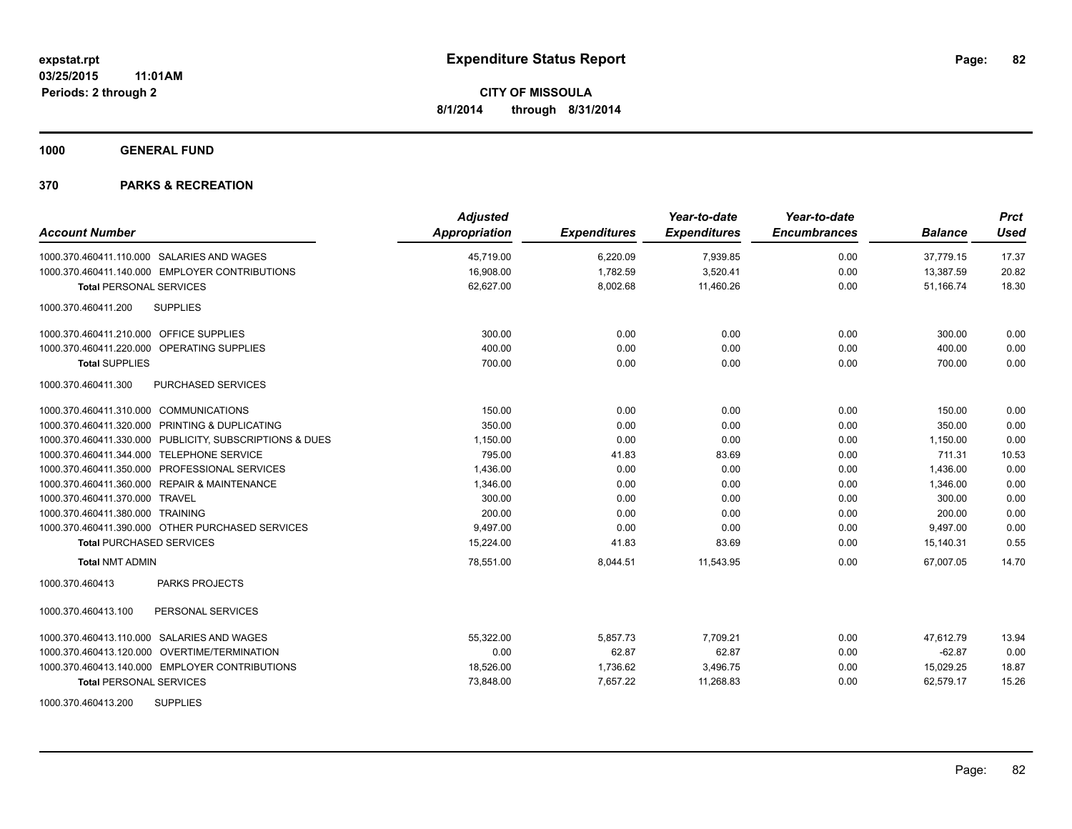**expstat.rpt**
**03/25/2015 11:01AM**
**Periods: 2 through 2**

# Expenditure Status Report

**CITY OF MISSOULA**
**8/1/2014 through 8/31/2014**

## 1000 GENERAL FUND

## 370 PARKS & RECREATION

| Account Number | Adjusted Appropriation | Expenditures | Year-to-date Expenditures | Year-to-date Encumbrances | Balance | Prct Used |
|---|---|---|---|---|---|---|
| 1000.370.460411.110.000 SALARIES AND WAGES | 45,719.00 | 6,220.09 | 7,939.85 | 0.00 | 37,779.15 | 17.37 |
| 1000.370.460411.140.000 EMPLOYER CONTRIBUTIONS | 16,908.00 | 1,782.59 | 3,520.41 | 0.00 | 13,387.59 | 20.82 |
| **Total** PERSONAL SERVICES | 62,627.00 | 8,002.68 | 11,460.26 | 0.00 | 51,166.74 | 18.30 |
| 1000.370.460411.200 SUPPLIES | | | | | | |
| 1000.370.460411.210.000 OFFICE SUPPLIES | 300.00 | 0.00 | 0.00 | 0.00 | 300.00 | 0.00 |
| 1000.370.460411.220.000 OPERATING SUPPLIES | 400.00 | 0.00 | 0.00 | 0.00 | 400.00 | 0.00 |
| **Total** SUPPLIES | 700.00 | 0.00 | 0.00 | 0.00 | 700.00 | 0.00 |
| 1000.370.460411.300 PURCHASED SERVICES | | | | | | |
| 1000.370.460411.310.000 COMMUNICATIONS | 150.00 | 0.00 | 0.00 | 0.00 | 150.00 | 0.00 |
| 1000.370.460411.320.000 PRINTING & DUPLICATING | 350.00 | 0.00 | 0.00 | 0.00 | 350.00 | 0.00 |
| 1000.370.460411.330.000 PUBLICITY, SUBSCRIPTIONS & DUES | 1,150.00 | 0.00 | 0.00 | 0.00 | 1,150.00 | 0.00 |
| 1000.370.460411.344.000 TELEPHONE SERVICE | 795.00 | 41.83 | 83.69 | 0.00 | 711.31 | 10.53 |
| 1000.370.460411.350.000 PROFESSIONAL SERVICES | 1,436.00 | 0.00 | 0.00 | 0.00 | 1,436.00 | 0.00 |
| 1000.370.460411.360.000 REPAIR & MAINTENANCE | 1,346.00 | 0.00 | 0.00 | 0.00 | 1,346.00 | 0.00 |
| 1000.370.460411.370.000 TRAVEL | 300.00 | 0.00 | 0.00 | 0.00 | 300.00 | 0.00 |
| 1000.370.460411.380.000 TRAINING | 200.00 | 0.00 | 0.00 | 0.00 | 200.00 | 0.00 |
| 1000.370.460411.390.000 OTHER PURCHASED SERVICES | 9,497.00 | 0.00 | 0.00 | 0.00 | 9,497.00 | 0.00 |
| **Total** PURCHASED SERVICES | 15,224.00 | 41.83 | 83.69 | 0.00 | 15,140.31 | 0.55 |
| **Total** NMT ADMIN | 78,551.00 | 8,044.51 | 11,543.95 | 0.00 | 67,007.05 | 14.70 |
| 1000.370.460413 PARKS PROJECTS | | | | | | |
| 1000.370.460413.100 PERSONAL SERVICES | | | | | | |
| 1000.370.460413.110.000 SALARIES AND WAGES | 55,322.00 | 5,857.73 | 7,709.21 | 0.00 | 47,612.79 | 13.94 |
| 1000.370.460413.120.000 OVERTIME/TERMINATION | 0.00 | 62.87 | 62.87 | 0.00 | -62.87 | 0.00 |
| 1000.370.460413.140.000 EMPLOYER CONTRIBUTIONS | 18,526.00 | 1,736.62 | 3,496.75 | 0.00 | 15,029.25 | 18.87 |
| **Total** PERSONAL SERVICES | 73,848.00 | 7,657.22 | 11,268.83 | 0.00 | 62,579.17 | 15.26 |
| 1000.370.460413.200 SUPPLIES | | | | | | |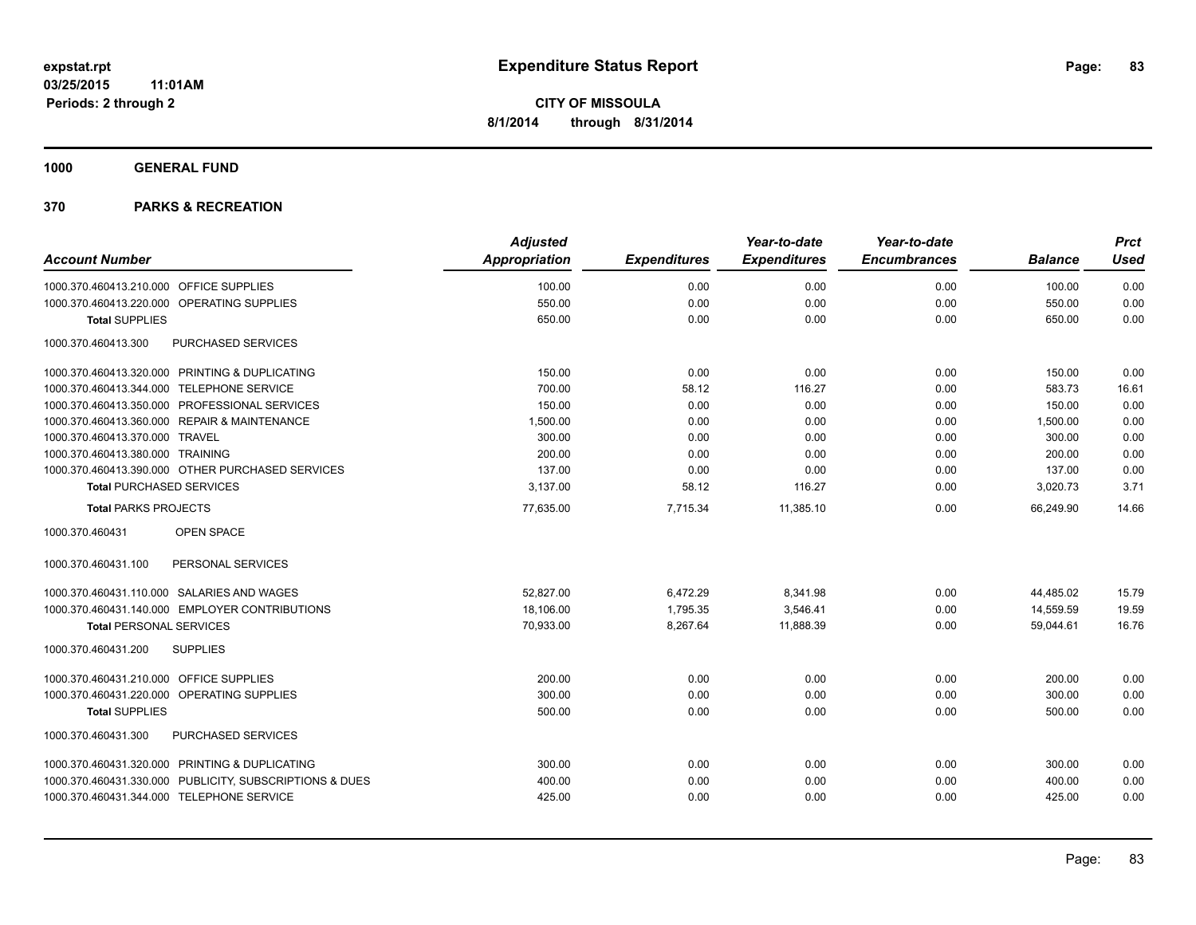expstat.rpt
03/25/2015 11:01AM
Periods: 2 through 2

# Expenditure Status Report

**CITY OF MISSOULA**
**8/1/2014 through 8/31/2014**

## 1000 GENERAL FUND

## 370 PARKS & RECREATION

| Account Number | Adjusted Appropriation | Expenditures | Year-to-date Expenditures | Year-to-date Encumbrances | Balance | Prct Used |
|---|---|---|---|---|---|---|
| 1000.370.460413.210.000 OFFICE SUPPLIES | 100.00 | 0.00 | 0.00 | 0.00 | 100.00 | 0.00 |
| 1000.370.460413.220.000 OPERATING SUPPLIES | 550.00 | 0.00 | 0.00 | 0.00 | 550.00 | 0.00 |
| **Total** SUPPLIES | 650.00 | 0.00 | 0.00 | 0.00 | 650.00 | 0.00 |
| 1000.370.460413.300 PURCHASED SERVICES | | | | | | |
| 1000.370.460413.320.000 PRINTING & DUPLICATING | 150.00 | 0.00 | 0.00 | 0.00 | 150.00 | 0.00 |
| 1000.370.460413.344.000 TELEPHONE SERVICE | 700.00 | 58.12 | 116.27 | 0.00 | 583.73 | 16.61 |
| 1000.370.460413.350.000 PROFESSIONAL SERVICES | 150.00 | 0.00 | 0.00 | 0.00 | 150.00 | 0.00 |
| 1000.370.460413.360.000 REPAIR & MAINTENANCE | 1,500.00 | 0.00 | 0.00 | 0.00 | 1,500.00 | 0.00 |
| 1000.370.460413.370.000 TRAVEL | 300.00 | 0.00 | 0.00 | 0.00 | 300.00 | 0.00 |
| 1000.370.460413.380.000 TRAINING | 200.00 | 0.00 | 0.00 | 0.00 | 200.00 | 0.00 |
| 1000.370.460413.390.000 OTHER PURCHASED SERVICES | 137.00 | 0.00 | 0.00 | 0.00 | 137.00 | 0.00 |
| **Total** PURCHASED SERVICES | 3,137.00 | 58.12 | 116.27 | 0.00 | 3,020.73 | 3.71 |
| **Total** PARKS PROJECTS | 77,635.00 | 7,715.34 | 11,385.10 | 0.00 | 66,249.90 | 14.66 |
| 1000.370.460431 OPEN SPACE | | | | | | |
| 1000.370.460431.100 PERSONAL SERVICES | | | | | | |
| 1000.370.460431.110.000 SALARIES AND WAGES | 52,827.00 | 6,472.29 | 8,341.98 | 0.00 | 44,485.02 | 15.79 |
| 1000.370.460431.140.000 EMPLOYER CONTRIBUTIONS | 18,106.00 | 1,795.35 | 3,546.41 | 0.00 | 14,559.59 | 19.59 |
| **Total** PERSONAL SERVICES | 70,933.00 | 8,267.64 | 11,888.39 | 0.00 | 59,044.61 | 16.76 |
| 1000.370.460431.200 SUPPLIES | | | | | | |
| 1000.370.460431.210.000 OFFICE SUPPLIES | 200.00 | 0.00 | 0.00 | 0.00 | 200.00 | 0.00 |
| 1000.370.460431.220.000 OPERATING SUPPLIES | 300.00 | 0.00 | 0.00 | 0.00 | 300.00 | 0.00 |
| **Total** SUPPLIES | 500.00 | 0.00 | 0.00 | 0.00 | 500.00 | 0.00 |
| 1000.370.460431.300 PURCHASED SERVICES | | | | | | |
| 1000.370.460431.320.000 PRINTING & DUPLICATING | 300.00 | 0.00 | 0.00 | 0.00 | 300.00 | 0.00 |
| 1000.370.460431.330.000 PUBLICITY, SUBSCRIPTIONS & DUES | 400.00 | 0.00 | 0.00 | 0.00 | 400.00 | 0.00 |
| 1000.370.460431.344.000 TELEPHONE SERVICE | 425.00 | 0.00 | 0.00 | 0.00 | 425.00 | 0.00 |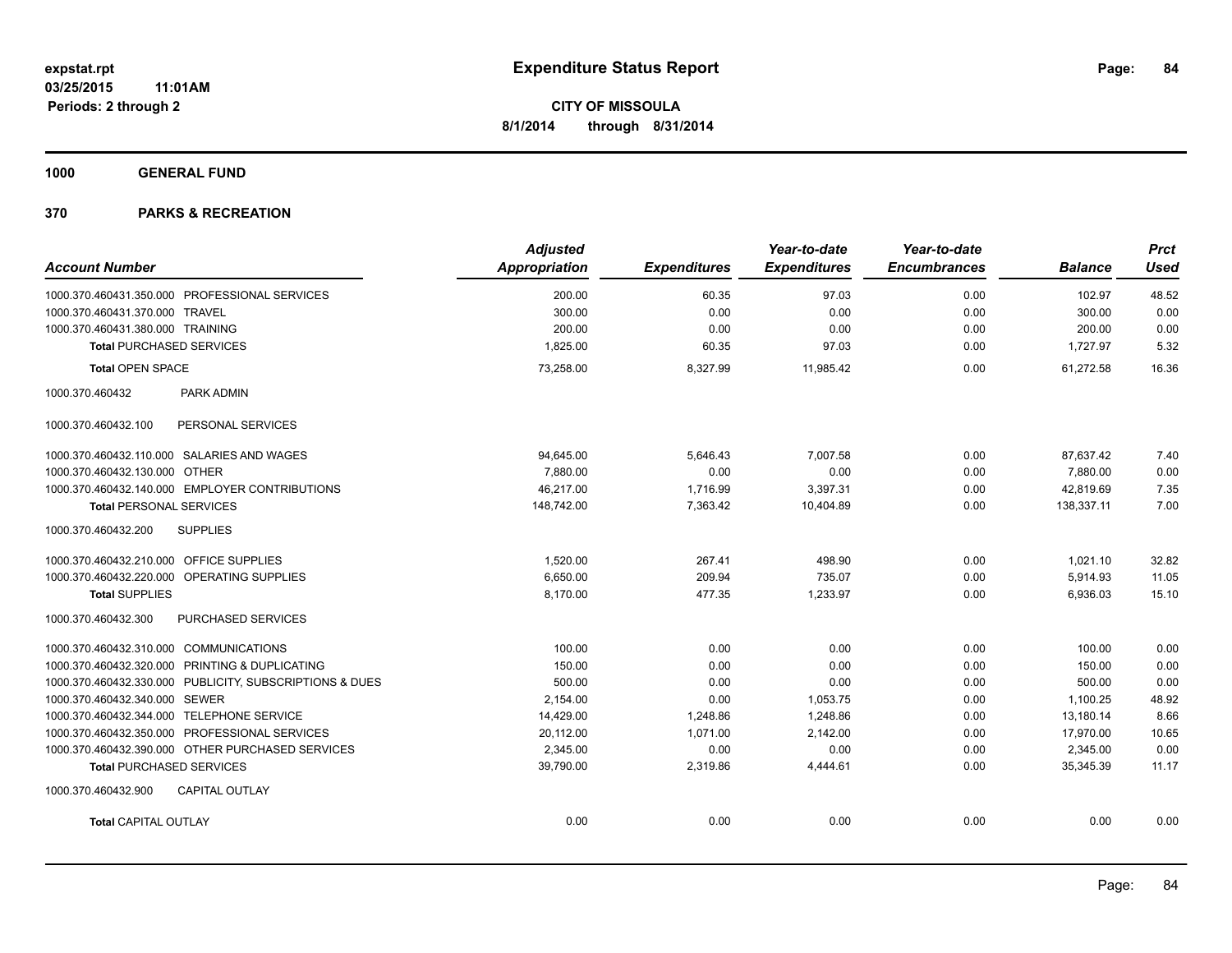**expstat.rpt**
**03/25/2015 11:01AM**
**Periods: 2 through 2**

# Expenditure Status Report

**CITY OF MISSOULA**
**8/1/2014 through 8/31/2014**

## 1000 GENERAL FUND

## 370 PARKS & RECREATION

| Account Number | Adjusted Appropriation | Expenditures | Year-to-date Expenditures | Year-to-date Encumbrances | Balance | Prct Used |
|---|---|---|---|---|---|---|
| 1000.370.460431.350.000 PROFESSIONAL SERVICES | 200.00 | 60.35 | 97.03 | 0.00 | 102.97 | 48.52 |
| 1000.370.460431.370.000 TRAVEL | 300.00 | 0.00 | 0.00 | 0.00 | 300.00 | 0.00 |
| 1000.370.460431.380.000 TRAINING | 200.00 | 0.00 | 0.00 | 0.00 | 200.00 | 0.00 |
| **Total** PURCHASED SERVICES | 1,825.00 | 60.35 | 97.03 | 0.00 | 1,727.97 | 5.32 |
| **Total** OPEN SPACE | 73,258.00 | 8,327.99 | 11,985.42 | 0.00 | 61,272.58 | 16.36 |
| 1000.370.460432 PARK ADMIN | | | | | | |
| 1000.370.460432.100 PERSONAL SERVICES | | | | | | |
| 1000.370.460432.110.000 SALARIES AND WAGES | 94,645.00 | 5,646.43 | 7,007.58 | 0.00 | 87,637.42 | 7.40 |
| 1000.370.460432.130.000 OTHER | 7,880.00 | 0.00 | 0.00 | 0.00 | 7,880.00 | 0.00 |
| 1000.370.460432.140.000 EMPLOYER CONTRIBUTIONS | 46,217.00 | 1,716.99 | 3,397.31 | 0.00 | 42,819.69 | 7.35 |
| **Total** PERSONAL SERVICES | 148,742.00 | 7,363.42 | 10,404.89 | 0.00 | 138,337.11 | 7.00 |
| 1000.370.460432.200 SUPPLIES | | | | | | |
| 1000.370.460432.210.000 OFFICE SUPPLIES | 1,520.00 | 267.41 | 498.90 | 0.00 | 1,021.10 | 32.82 |
| 1000.370.460432.220.000 OPERATING SUPPLIES | 6,650.00 | 209.94 | 735.07 | 0.00 | 5,914.93 | 11.05 |
| **Total** SUPPLIES | 8,170.00 | 477.35 | 1,233.97 | 0.00 | 6,936.03 | 15.10 |
| 1000.370.460432.300 PURCHASED SERVICES | | | | | | |
| 1000.370.460432.310.000 COMMUNICATIONS | 100.00 | 0.00 | 0.00 | 0.00 | 100.00 | 0.00 |
| 1000.370.460432.320.000 PRINTING & DUPLICATING | 150.00 | 0.00 | 0.00 | 0.00 | 150.00 | 0.00 |
| 1000.370.460432.330.000 PUBLICITY, SUBSCRIPTIONS & DUES | 500.00 | 0.00 | 0.00 | 0.00 | 500.00 | 0.00 |
| 1000.370.460432.340.000 SEWER | 2,154.00 | 0.00 | 1,053.75 | 0.00 | 1,100.25 | 48.92 |
| 1000.370.460432.344.000 TELEPHONE SERVICE | 14,429.00 | 1,248.86 | 1,248.86 | 0.00 | 13,180.14 | 8.66 |
| 1000.370.460432.350.000 PROFESSIONAL SERVICES | 20,112.00 | 1,071.00 | 2,142.00 | 0.00 | 17,970.00 | 10.65 |
| 1000.370.460432.390.000 OTHER PURCHASED SERVICES | 2,345.00 | 0.00 | 0.00 | 0.00 | 2,345.00 | 0.00 |
| **Total** PURCHASED SERVICES | 39,790.00 | 2,319.86 | 4,444.61 | 0.00 | 35,345.39 | 11.17 |
| 1000.370.460432.900 CAPITAL OUTLAY | | | | | | |
| **Total** CAPITAL OUTLAY | 0.00 | 0.00 | 0.00 | 0.00 | 0.00 | 0.00 |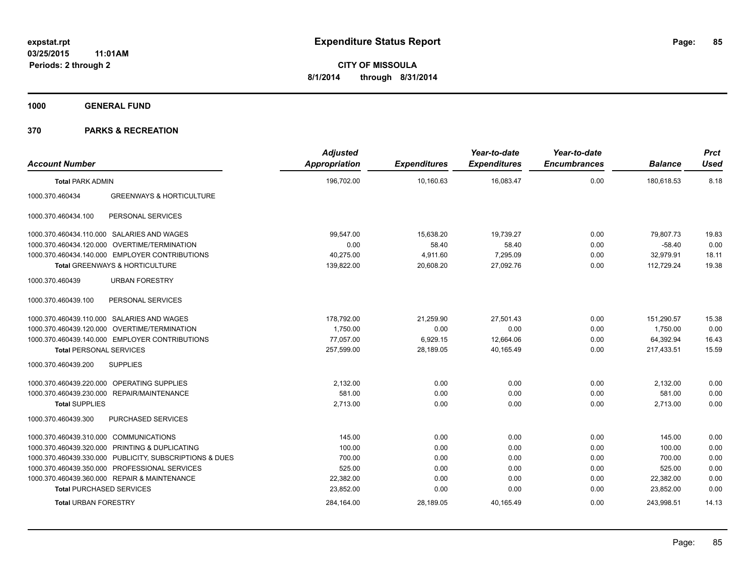# Expenditure Status Report

**CITY OF MISSOULA**
**8/1/2014 through 8/31/2014**

expstat.rpt
03/25/2015 11:01AM
Periods: 2 through 2

## 1000 GENERAL FUND

## 370 PARKS & RECREATION

| Account Number | | Adjusted Appropriation | Expenditures | Year-to-date Expenditures | Year-to-date Encumbrances | Balance | Prct Used |
|---|---|---|---|---|---|---|---|
| **Total** PARK ADMIN | | 196,702.00 | 10,160.63 | 16,083.47 | 0.00 | 180,618.53 | 8.18 |
| 1000.370.460434 | GREENWAYS & HORTICULTURE | | | | | | |
| 1000.370.460434.100 | PERSONAL SERVICES | | | | | | |
| 1000.370.460434.110.000 | SALARIES AND WAGES | 99,547.00 | 15,638.20 | 19,739.27 | 0.00 | 79,807.73 | 19.83 |
| 1000.370.460434.120.000 | OVERTIME/TERMINATION | 0.00 | 58.40 | 58.40 | 0.00 | -58.40 | 0.00 |
| 1000.370.460434.140.000 | EMPLOYER CONTRIBUTIONS | 40,275.00 | 4,911.60 | 7,295.09 | 0.00 | 32,979.91 | 18.11 |
| **Total** GREENWAYS & HORTICULTURE | | 139,822.00 | 20,608.20 | 27,092.76 | 0.00 | 112,729.24 | 19.38 |
| 1000.370.460439 | URBAN FORESTRY | | | | | | |
| 1000.370.460439.100 | PERSONAL SERVICES | | | | | | |
| 1000.370.460439.110.000 | SALARIES AND WAGES | 178,792.00 | 21,259.90 | 27,501.43 | 0.00 | 151,290.57 | 15.38 |
| 1000.370.460439.120.000 | OVERTIME/TERMINATION | 1,750.00 | 0.00 | 0.00 | 0.00 | 1,750.00 | 0.00 |
| 1000.370.460439.140.000 | EMPLOYER CONTRIBUTIONS | 77,057.00 | 6,929.15 | 12,664.06 | 0.00 | 64,392.94 | 16.43 |
| **Total** PERSONAL SERVICES | | 257,599.00 | 28,189.05 | 40,165.49 | 0.00 | 217,433.51 | 15.59 |
| 1000.370.460439.200 | SUPPLIES | | | | | | |
| 1000.370.460439.220.000 | OPERATING SUPPLIES | 2,132.00 | 0.00 | 0.00 | 0.00 | 2,132.00 | 0.00 |
| 1000.370.460439.230.000 | REPAIR/MAINTENANCE | 581.00 | 0.00 | 0.00 | 0.00 | 581.00 | 0.00 |
| **Total** SUPPLIES | | 2,713.00 | 0.00 | 0.00 | 0.00 | 2,713.00 | 0.00 |
| 1000.370.460439.300 | PURCHASED SERVICES | | | | | | |
| 1000.370.460439.310.000 | COMMUNICATIONS | 145.00 | 0.00 | 0.00 | 0.00 | 145.00 | 0.00 |
| 1000.370.460439.320.000 | PRINTING & DUPLICATING | 100.00 | 0.00 | 0.00 | 0.00 | 100.00 | 0.00 |
| 1000.370.460439.330.000 | PUBLICITY, SUBSCRIPTIONS & DUES | 700.00 | 0.00 | 0.00 | 0.00 | 700.00 | 0.00 |
| 1000.370.460439.350.000 | PROFESSIONAL SERVICES | 525.00 | 0.00 | 0.00 | 0.00 | 525.00 | 0.00 |
| 1000.370.460439.360.000 | REPAIR & MAINTENANCE | 22,382.00 | 0.00 | 0.00 | 0.00 | 22,382.00 | 0.00 |
| **Total** PURCHASED SERVICES | | 23,852.00 | 0.00 | 0.00 | 0.00 | 23,852.00 | 0.00 |
| **Total** URBAN FORESTRY | | 284,164.00 | 28,189.05 | 40,165.49 | 0.00 | 243,998.51 | 14.13 |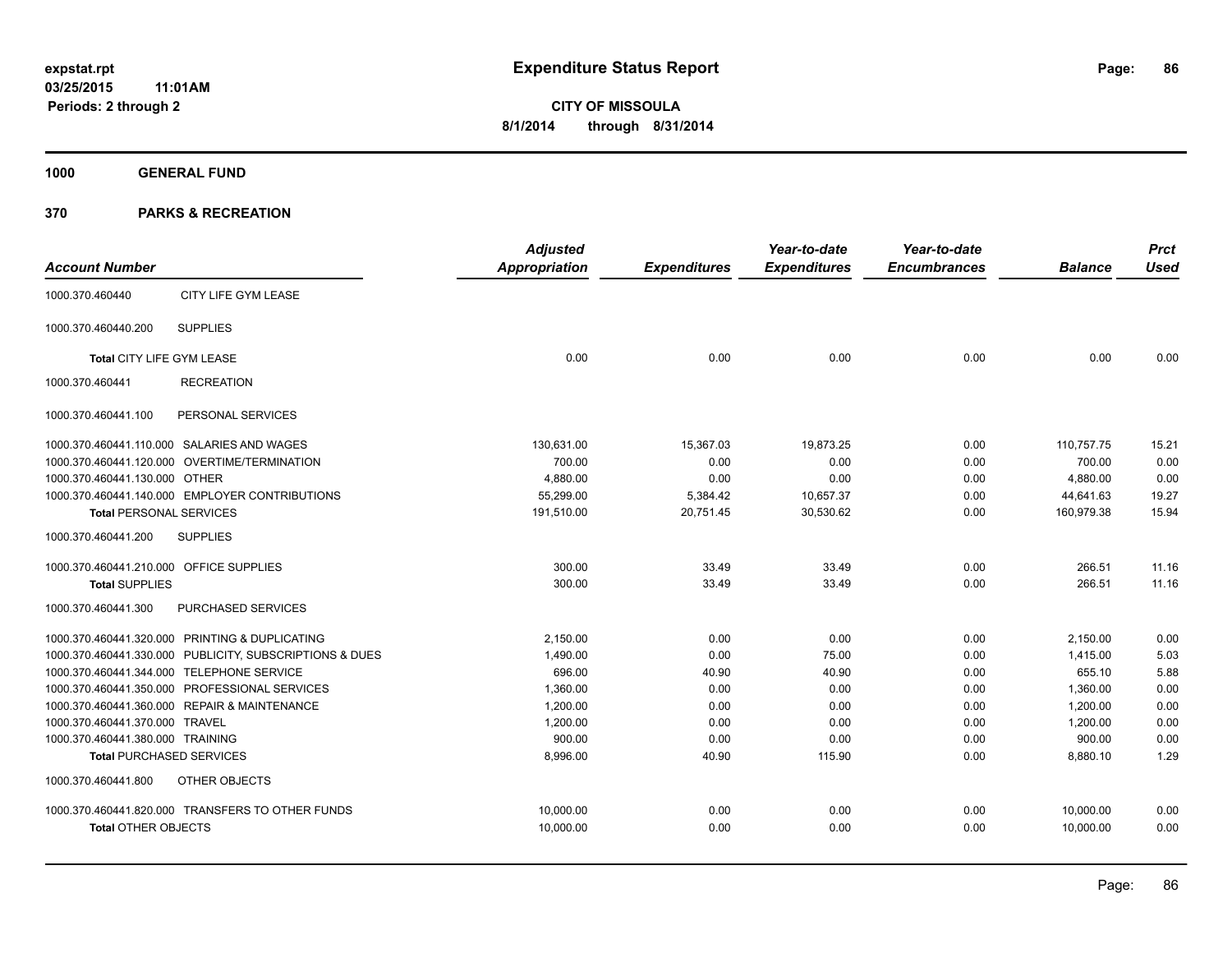# Expenditure Status Report

expstat.rpt
03/25/2015 11:01AM
Periods: 2 through 2

**CITY OF MISSOULA**
**8/1/2014 through 8/31/2014**

## 1000 GENERAL FUND

## 370 PARKS & RECREATION

| Account Number | | Adjusted Appropriation | Expenditures | Year-to-date Expenditures | Year-to-date Encumbrances | Balance | Prct Used |
|---|---|---|---|---|---|---|---|
| 1000.370.460440 | CITY LIFE GYM LEASE | | | | | | |
| 1000.370.460440.200 | SUPPLIES | | | | | | |
| **Total** CITY LIFE GYM LEASE | | 0.00 | 0.00 | 0.00 | 0.00 | 0.00 | 0.00 |
| 1000.370.460441 | RECREATION | | | | | | |
| 1000.370.460441.100 | PERSONAL SERVICES | | | | | | |
| 1000.370.460441.110.000 | SALARIES AND WAGES | 130,631.00 | 15,367.03 | 19,873.25 | 0.00 | 110,757.75 | 15.21 |
| 1000.370.460441.120.000 | OVERTIME/TERMINATION | 700.00 | 0.00 | 0.00 | 0.00 | 700.00 | 0.00 |
| 1000.370.460441.130.000 | OTHER | 4,880.00 | 0.00 | 0.00 | 0.00 | 4,880.00 | 0.00 |
| 1000.370.460441.140.000 | EMPLOYER CONTRIBUTIONS | 55,299.00 | 5,384.42 | 10,657.37 | 0.00 | 44,641.63 | 19.27 |
| **Total** PERSONAL SERVICES | | 191,510.00 | 20,751.45 | 30,530.62 | 0.00 | 160,979.38 | 15.94 |
| 1000.370.460441.200 | SUPPLIES | | | | | | |
| 1000.370.460441.210.000 | OFFICE SUPPLIES | 300.00 | 33.49 | 33.49 | 0.00 | 266.51 | 11.16 |
| **Total** SUPPLIES | | 300.00 | 33.49 | 33.49 | 0.00 | 266.51 | 11.16 |
| 1000.370.460441.300 | PURCHASED SERVICES | | | | | | |
| 1000.370.460441.320.000 | PRINTING & DUPLICATING | 2,150.00 | 0.00 | 0.00 | 0.00 | 2,150.00 | 0.00 |
| 1000.370.460441.330.000 | PUBLICITY, SUBSCRIPTIONS & DUES | 1,490.00 | 0.00 | 75.00 | 0.00 | 1,415.00 | 5.03 |
| 1000.370.460441.344.000 | TELEPHONE SERVICE | 696.00 | 40.90 | 40.90 | 0.00 | 655.10 | 5.88 |
| 1000.370.460441.350.000 | PROFESSIONAL SERVICES | 1,360.00 | 0.00 | 0.00 | 0.00 | 1,360.00 | 0.00 |
| 1000.370.460441.360.000 | REPAIR & MAINTENANCE | 1,200.00 | 0.00 | 0.00 | 0.00 | 1,200.00 | 0.00 |
| 1000.370.460441.370.000 | TRAVEL | 1,200.00 | 0.00 | 0.00 | 0.00 | 1,200.00 | 0.00 |
| 1000.370.460441.380.000 | TRAINING | 900.00 | 0.00 | 0.00 | 0.00 | 900.00 | 0.00 |
| **Total** PURCHASED SERVICES | | 8,996.00 | 40.90 | 115.90 | 0.00 | 8,880.10 | 1.29 |
| 1000.370.460441.800 | OTHER OBJECTS | | | | | | |
| 1000.370.460441.820.000 | TRANSFERS TO OTHER FUNDS | 10,000.00 | 0.00 | 0.00 | 0.00 | 10,000.00 | 0.00 |
| **Total** OTHER OBJECTS | | 10,000.00 | 0.00 | 0.00 | 0.00 | 10,000.00 | 0.00 |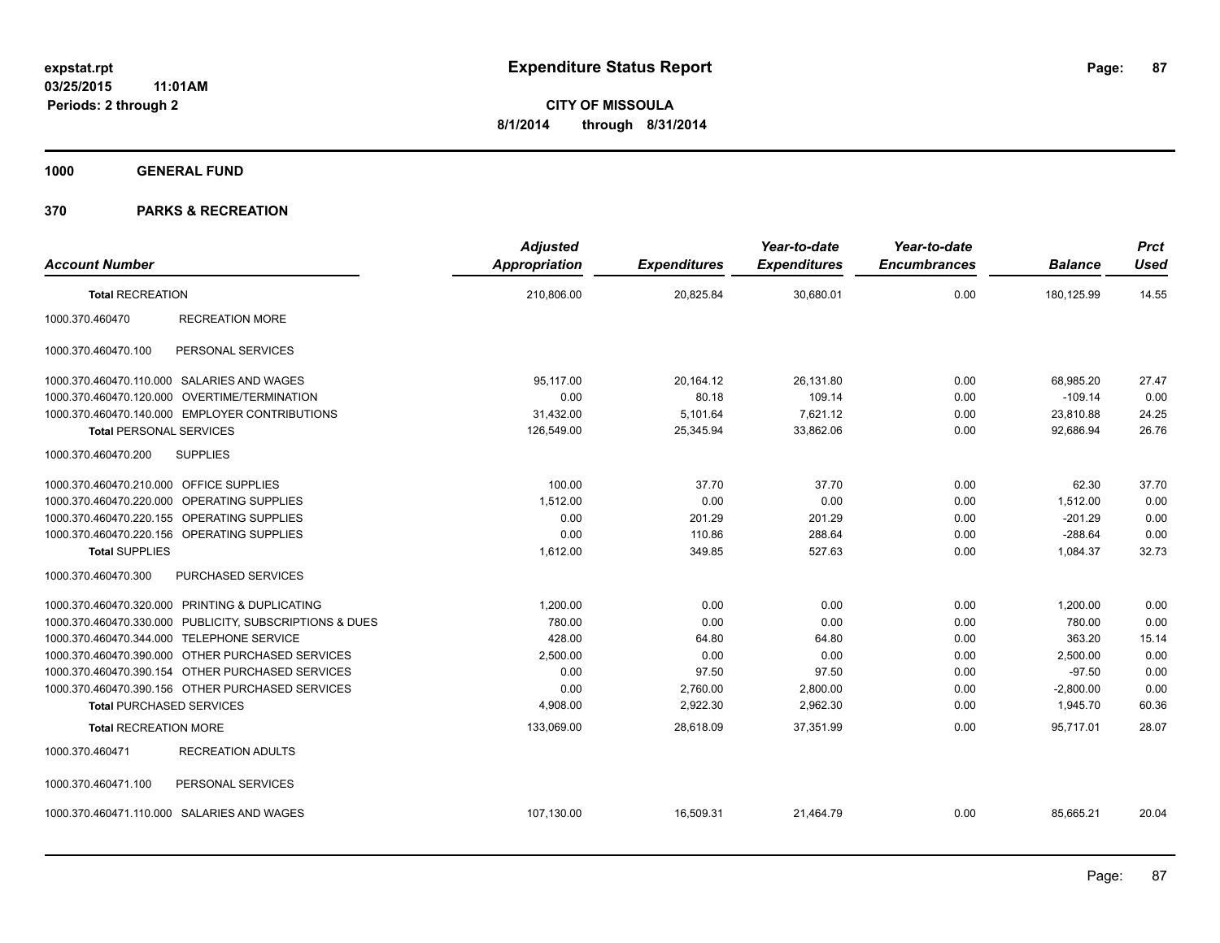**expstat.rpt**
**03/25/2015 11:01AM**
**Periods: 2 through 2**

# Expenditure Status Report

**CITY OF MISSOULA**
**8/1/2014 through 8/31/2014**

## 1000 GENERAL FUND

## 370 PARKS & RECREATION

| Account Number | | Adjusted Appropriation | Expenditures | Year-to-date Expenditures | Year-to-date Encumbrances | Balance | Prct Used |
|---|---|---|---|---|---|---|---|
| **Total RECREATION** | | 210,806.00 | 20,825.84 | 30,680.01 | 0.00 | 180,125.99 | 14.55 |
| 1000.370.460470 | RECREATION MORE | | | | | | |
| 1000.370.460470.100 | PERSONAL SERVICES | | | | | | |
| 1000.370.460470.110.000 | SALARIES AND WAGES | 95,117.00 | 20,164.12 | 26,131.80 | 0.00 | 68,985.20 | 27.47 |
| 1000.370.460470.120.000 | OVERTIME/TERMINATION | 0.00 | 80.18 | 109.14 | 0.00 | -109.14 | 0.00 |
| 1000.370.460470.140.000 | EMPLOYER CONTRIBUTIONS | 31,432.00 | 5,101.64 | 7,621.12 | 0.00 | 23,810.88 | 24.25 |
| **Total PERSONAL SERVICES** | | 126,549.00 | 25,345.94 | 33,862.06 | 0.00 | 92,686.94 | 26.76 |
| 1000.370.460470.200 | SUPPLIES | | | | | | |
| 1000.370.460470.210.000 | OFFICE SUPPLIES | 100.00 | 37.70 | 37.70 | 0.00 | 62.30 | 37.70 |
| 1000.370.460470.220.000 | OPERATING SUPPLIES | 1,512.00 | 0.00 | 0.00 | 0.00 | 1,512.00 | 0.00 |
| 1000.370.460470.220.155 | OPERATING SUPPLIES | 0.00 | 201.29 | 201.29 | 0.00 | -201.29 | 0.00 |
| 1000.370.460470.220.156 | OPERATING SUPPLIES | 0.00 | 110.86 | 288.64 | 0.00 | -288.64 | 0.00 |
| **Total SUPPLIES** | | 1,612.00 | 349.85 | 527.63 | 0.00 | 1,084.37 | 32.73 |
| 1000.370.460470.300 | PURCHASED SERVICES | | | | | | |
| 1000.370.460470.320.000 | PRINTING & DUPLICATING | 1,200.00 | 0.00 | 0.00 | 0.00 | 1,200.00 | 0.00 |
| 1000.370.460470.330.000 | PUBLICITY, SUBSCRIPTIONS & DUES | 780.00 | 0.00 | 0.00 | 0.00 | 780.00 | 0.00 |
| 1000.370.460470.344.000 | TELEPHONE SERVICE | 428.00 | 64.80 | 64.80 | 0.00 | 363.20 | 15.14 |
| 1000.370.460470.390.000 | OTHER PURCHASED SERVICES | 2,500.00 | 0.00 | 0.00 | 0.00 | 2,500.00 | 0.00 |
| 1000.370.460470.390.154 | OTHER PURCHASED SERVICES | 0.00 | 97.50 | 97.50 | 0.00 | -97.50 | 0.00 |
| 1000.370.460470.390.156 | OTHER PURCHASED SERVICES | 0.00 | 2,760.00 | 2,800.00 | 0.00 | -2,800.00 | 0.00 |
| **Total PURCHASED SERVICES** | | 4,908.00 | 2,922.30 | 2,962.30 | 0.00 | 1,945.70 | 60.36 |
| **Total RECREATION MORE** | | 133,069.00 | 28,618.09 | 37,351.99 | 0.00 | 95,717.01 | 28.07 |
| 1000.370.460471 | RECREATION ADULTS | | | | | | |
| 1000.370.460471.100 | PERSONAL SERVICES | | | | | | |
| 1000.370.460471.110.000 | SALARIES AND WAGES | 107,130.00 | 16,509.31 | 21,464.79 | 0.00 | 85,665.21 | 20.04 |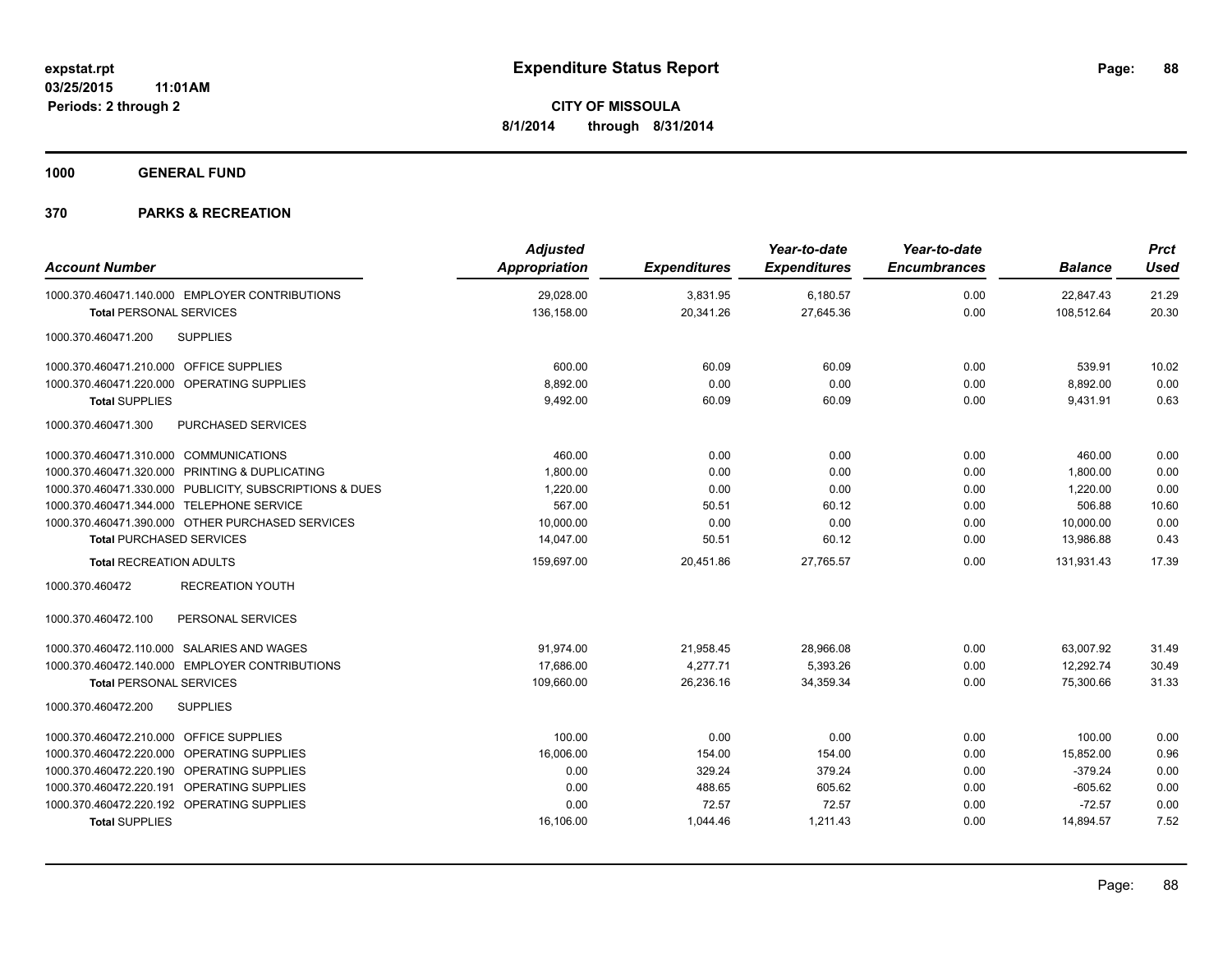# Expenditure Status Report

**CITY OF MISSOULA**

**8/1/2014 through 8/31/2014**

expstat.rpt
03/25/2015 11:01AM
Periods: 2 through 2

**1000 GENERAL FUND**

**370 PARKS & RECREATION**

| Account Number | Adjusted Appropriation | Expenditures | Year-to-date Expenditures | Year-to-date Encumbrances | Balance | Prct Used |
|---|---|---|---|---|---|---|
| 1000.370.460471.140.000 EMPLOYER CONTRIBUTIONS | 29,028.00 | 3,831.95 | 6,180.57 | 0.00 | 22,847.43 | 21.29 |
| **Total** PERSONAL SERVICES | 136,158.00 | 20,341.26 | 27,645.36 | 0.00 | 108,512.64 | 20.30 |
| 1000.370.460471.200 SUPPLIES | | | | | | |
| 1000.370.460471.210.000 OFFICE SUPPLIES | 600.00 | 60.09 | 60.09 | 0.00 | 539.91 | 10.02 |
| 1000.370.460471.220.000 OPERATING SUPPLIES | 8,892.00 | 0.00 | 0.00 | 0.00 | 8,892.00 | 0.00 |
| **Total** SUPPLIES | 9,492.00 | 60.09 | 60.09 | 0.00 | 9,431.91 | 0.63 |
| 1000.370.460471.300 PURCHASED SERVICES | | | | | | |
| 1000.370.460471.310.000 COMMUNICATIONS | 460.00 | 0.00 | 0.00 | 0.00 | 460.00 | 0.00 |
| 1000.370.460471.320.000 PRINTING & DUPLICATING | 1,800.00 | 0.00 | 0.00 | 0.00 | 1,800.00 | 0.00 |
| 1000.370.460471.330.000 PUBLICITY, SUBSCRIPTIONS & DUES | 1,220.00 | 0.00 | 0.00 | 0.00 | 1,220.00 | 0.00 |
| 1000.370.460471.344.000 TELEPHONE SERVICE | 567.00 | 50.51 | 60.12 | 0.00 | 506.88 | 10.60 |
| 1000.370.460471.390.000 OTHER PURCHASED SERVICES | 10,000.00 | 0.00 | 0.00 | 0.00 | 10,000.00 | 0.00 |
| **Total** PURCHASED SERVICES | 14,047.00 | 50.51 | 60.12 | 0.00 | 13,986.88 | 0.43 |
| **Total** RECREATION ADULTS | 159,697.00 | 20,451.86 | 27,765.57 | 0.00 | 131,931.43 | 17.39 |
| 1000.370.460472 RECREATION YOUTH | | | | | | |
| 1000.370.460472.100 PERSONAL SERVICES | | | | | | |
| 1000.370.460472.110.000 SALARIES AND WAGES | 91,974.00 | 21,958.45 | 28,966.08 | 0.00 | 63,007.92 | 31.49 |
| 1000.370.460472.140.000 EMPLOYER CONTRIBUTIONS | 17,686.00 | 4,277.71 | 5,393.26 | 0.00 | 12,292.74 | 30.49 |
| **Total** PERSONAL SERVICES | 109,660.00 | 26,236.16 | 34,359.34 | 0.00 | 75,300.66 | 31.33 |
| 1000.370.460472.200 SUPPLIES | | | | | | |
| 1000.370.460472.210.000 OFFICE SUPPLIES | 100.00 | 0.00 | 0.00 | 0.00 | 100.00 | 0.00 |
| 1000.370.460472.220.000 OPERATING SUPPLIES | 16,006.00 | 154.00 | 154.00 | 0.00 | 15,852.00 | 0.96 |
| 1000.370.460472.220.190 OPERATING SUPPLIES | 0.00 | 329.24 | 379.24 | 0.00 | -379.24 | 0.00 |
| 1000.370.460472.220.191 OPERATING SUPPLIES | 0.00 | 488.65 | 605.62 | 0.00 | -605.62 | 0.00 |
| 1000.370.460472.220.192 OPERATING SUPPLIES | 0.00 | 72.57 | 72.57 | 0.00 | -72.57 | 0.00 |
| **Total** SUPPLIES | 16,106.00 | 1,044.46 | 1,211.43 | 0.00 | 14,894.57 | 7.52 |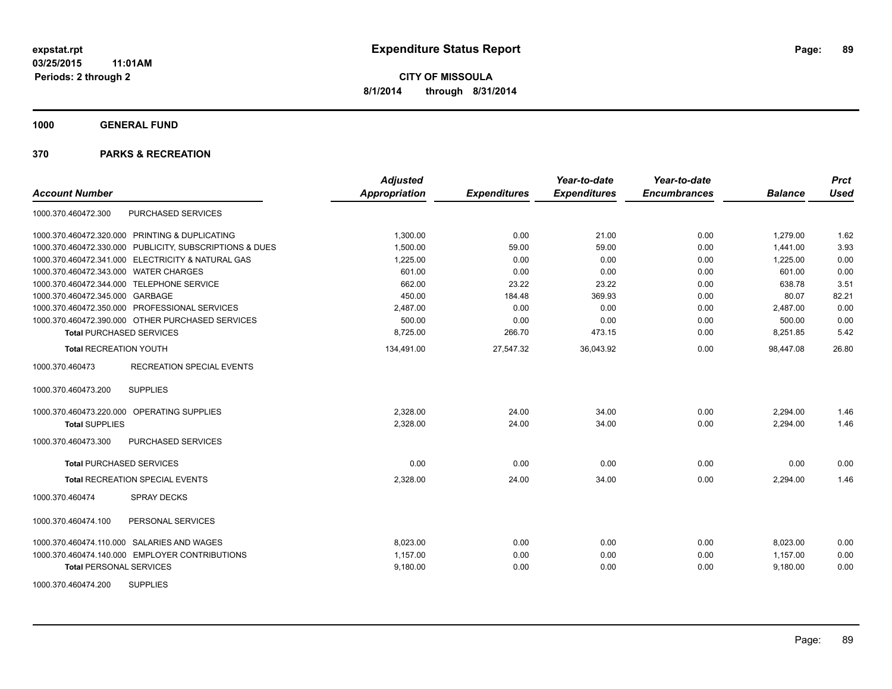**expstat.rpt**
**03/25/2015 11:01AM**
**Periods: 2 through 2**

# Expenditure Status Report

**CITY OF MISSOULA**
**8/1/2014 through 8/31/2014**

## 1000 GENERAL FUND

## 370 PARKS & RECREATION

| Account Number | | Adjusted Appropriation | Expenditures | Year-to-date Expenditures | Year-to-date Encumbrances | Balance | Prct Used |
|---|---|---|---|---|---|---|---|
| 1000.370.460472.300 | PURCHASED SERVICES | | | | | | |
| 1000.370.460472.320.000 | PRINTING & DUPLICATING | 1,300.00 | 0.00 | 21.00 | 0.00 | 1,279.00 | 1.62 |
| 1000.370.460472.330.000 | PUBLICITY, SUBSCRIPTIONS & DUES | 1,500.00 | 59.00 | 59.00 | 0.00 | 1,441.00 | 3.93 |
| 1000.370.460472.341.000 | ELECTRICITY & NATURAL GAS | 1,225.00 | 0.00 | 0.00 | 0.00 | 1,225.00 | 0.00 |
| 1000.370.460472.343.000 | WATER CHARGES | 601.00 | 0.00 | 0.00 | 0.00 | 601.00 | 0.00 |
| 1000.370.460472.344.000 | TELEPHONE SERVICE | 662.00 | 23.22 | 23.22 | 0.00 | 638.78 | 3.51 |
| 1000.370.460472.345.000 | GARBAGE | 450.00 | 184.48 | 369.93 | 0.00 | 80.07 | 82.21 |
| 1000.370.460472.350.000 | PROFESSIONAL SERVICES | 2,487.00 | 0.00 | 0.00 | 0.00 | 2,487.00 | 0.00 |
| 1000.370.460472.390.000 | OTHER PURCHASED SERVICES | 500.00 | 0.00 | 0.00 | 0.00 | 500.00 | 0.00 |
| **Total** PURCHASED SERVICES | | 8,725.00 | 266.70 | 473.15 | 0.00 | 8,251.85 | 5.42 |
| **Total** RECREATION YOUTH | | 134,491.00 | 27,547.32 | 36,043.92 | 0.00 | 98,447.08 | 26.80 |
| 1000.370.460473 | RECREATION SPECIAL EVENTS | | | | | | |
| 1000.370.460473.200 | SUPPLIES | | | | | | |
| 1000.370.460473.220.000 | OPERATING SUPPLIES | 2,328.00 | 24.00 | 34.00 | 0.00 | 2,294.00 | 1.46 |
| **Total** SUPPLIES | | 2,328.00 | 24.00 | 34.00 | 0.00 | 2,294.00 | 1.46 |
| 1000.370.460473.300 | PURCHASED SERVICES | | | | | | |
| **Total** PURCHASED SERVICES | | 0.00 | 0.00 | 0.00 | 0.00 | 0.00 | 0.00 |
| **Total** RECREATION SPECIAL EVENTS | | 2,328.00 | 24.00 | 34.00 | 0.00 | 2,294.00 | 1.46 |
| 1000.370.460474 | SPRAY DECKS | | | | | | |
| 1000.370.460474.100 | PERSONAL SERVICES | | | | | | |
| 1000.370.460474.110.000 | SALARIES AND WAGES | 8,023.00 | 0.00 | 0.00 | 0.00 | 8,023.00 | 0.00 |
| 1000.370.460474.140.000 | EMPLOYER CONTRIBUTIONS | 1,157.00 | 0.00 | 0.00 | 0.00 | 1,157.00 | 0.00 |
| **Total** PERSONAL SERVICES | | 9,180.00 | 0.00 | 0.00 | 0.00 | 9,180.00 | 0.00 |
| 1000.370.460474.200 | SUPPLIES | | | | | | |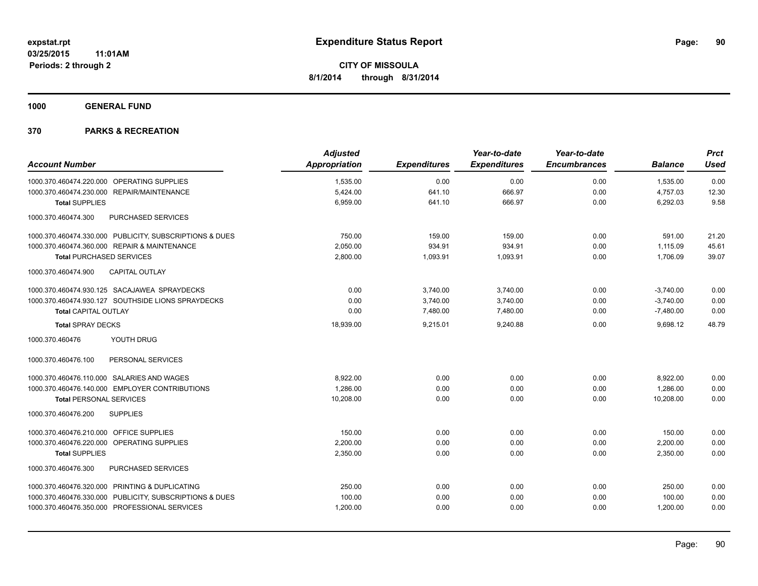**expstat.rpt**
**03/25/2015 11:01AM**
**Periods: 2 through 2**

# Expenditure Status Report

**CITY OF MISSOULA**
**8/1/2014 through 8/31/2014**

## 1000 GENERAL FUND

## 370 PARKS & RECREATION

| Account Number | Adjusted Appropriation | Expenditures | Year-to-date Expenditures | Year-to-date Encumbrances | Balance | Prct Used |
|---|---|---|---|---|---|---|
| 1000.370.460474.220.000 OPERATING SUPPLIES | 1,535.00 | 0.00 | 0.00 | 0.00 | 1,535.00 | 0.00 |
| 1000.370.460474.230.000 REPAIR/MAINTENANCE | 5,424.00 | 641.10 | 666.97 | 0.00 | 4,757.03 | 12.30 |
| **Total** SUPPLIES | 6,959.00 | 641.10 | 666.97 | 0.00 | 6,292.03 | 9.58 |
| 1000.370.460474.300 PURCHASED SERVICES | | | | | | |
| 1000.370.460474.330.000 PUBLICITY, SUBSCRIPTIONS & DUES | 750.00 | 159.00 | 159.00 | 0.00 | 591.00 | 21.20 |
| 1000.370.460474.360.000 REPAIR & MAINTENANCE | 2,050.00 | 934.91 | 934.91 | 0.00 | 1,115.09 | 45.61 |
| **Total** PURCHASED SERVICES | 2,800.00 | 1,093.91 | 1,093.91 | 0.00 | 1,706.09 | 39.07 |
| 1000.370.460474.900 CAPITAL OUTLAY | | | | | | |
| 1000.370.460474.930.125 SACAJAWEA SPRAYDECKS | 0.00 | 3,740.00 | 3,740.00 | 0.00 | -3,740.00 | 0.00 |
| 1000.370.460474.930.127 SOUTHSIDE LIONS SPRAYDECKS | 0.00 | 3,740.00 | 3,740.00 | 0.00 | -3,740.00 | 0.00 |
| **Total** CAPITAL OUTLAY | 0.00 | 7,480.00 | 7,480.00 | 0.00 | -7,480.00 | 0.00 |
| **Total** SPRAY DECKS | 18,939.00 | 9,215.01 | 9,240.88 | 0.00 | 9,698.12 | 48.79 |
| 1000.370.460476 YOUTH DRUG | | | | | | |
| 1000.370.460476.100 PERSONAL SERVICES | | | | | | |
| 1000.370.460476.110.000 SALARIES AND WAGES | 8,922.00 | 0.00 | 0.00 | 0.00 | 8,922.00 | 0.00 |
| 1000.370.460476.140.000 EMPLOYER CONTRIBUTIONS | 1,286.00 | 0.00 | 0.00 | 0.00 | 1,286.00 | 0.00 |
| **Total** PERSONAL SERVICES | 10,208.00 | 0.00 | 0.00 | 0.00 | 10,208.00 | 0.00 |
| 1000.370.460476.200 SUPPLIES | | | | | | |
| 1000.370.460476.210.000 OFFICE SUPPLIES | 150.00 | 0.00 | 0.00 | 0.00 | 150.00 | 0.00 |
| 1000.370.460476.220.000 OPERATING SUPPLIES | 2,200.00 | 0.00 | 0.00 | 0.00 | 2,200.00 | 0.00 |
| **Total** SUPPLIES | 2,350.00 | 0.00 | 0.00 | 0.00 | 2,350.00 | 0.00 |
| 1000.370.460476.300 PURCHASED SERVICES | | | | | | |
| 1000.370.460476.320.000 PRINTING & DUPLICATING | 250.00 | 0.00 | 0.00 | 0.00 | 250.00 | 0.00 |
| 1000.370.460476.330.000 PUBLICITY, SUBSCRIPTIONS & DUES | 100.00 | 0.00 | 0.00 | 0.00 | 100.00 | 0.00 |
| 1000.370.460476.350.000 PROFESSIONAL SERVICES | 1,200.00 | 0.00 | 0.00 | 0.00 | 1,200.00 | 0.00 |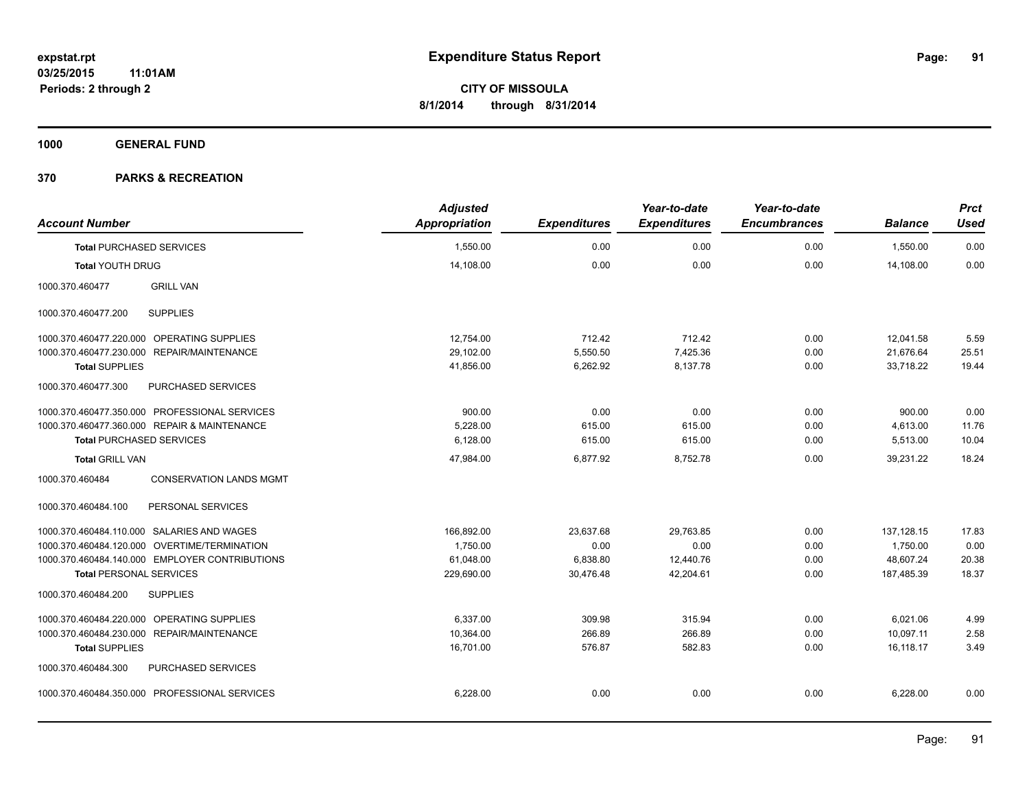**expstat.rpt**
**03/25/2015 11:01AM**
**Periods: 2 through 2**

# Expenditure Status Report

**CITY OF MISSOULA**
**8/1/2014 through 8/31/2014**

## 1000 GENERAL FUND

## 370 PARKS & RECREATION

| Account Number | Adjusted Appropriation | Expenditures | Year-to-date Expenditures | Year-to-date Encumbrances | Balance | Prct Used |
|---|---|---|---|---|---|---|
| **Total** PURCHASED SERVICES | 1,550.00 | 0.00 | 0.00 | 0.00 | 1,550.00 | 0.00 |
| **Total** YOUTH DRUG | 14,108.00 | 0.00 | 0.00 | 0.00 | 14,108.00 | 0.00 |
| 1000.370.460477 GRILL VAN | | | | | | |
| 1000.370.460477.200 SUPPLIES | | | | | | |
| 1000.370.460477.220.000 OPERATING SUPPLIES | 12,754.00 | 712.42 | 712.42 | 0.00 | 12,041.58 | 5.59 |
| 1000.370.460477.230.000 REPAIR/MAINTENANCE | 29,102.00 | 5,550.50 | 7,425.36 | 0.00 | 21,676.64 | 25.51 |
| **Total** SUPPLIES | 41,856.00 | 6,262.92 | 8,137.78 | 0.00 | 33,718.22 | 19.44 |
| 1000.370.460477.300 PURCHASED SERVICES | | | | | | |
| 1000.370.460477.350.000 PROFESSIONAL SERVICES | 900.00 | 0.00 | 0.00 | 0.00 | 900.00 | 0.00 |
| 1000.370.460477.360.000 REPAIR & MAINTENANCE | 5,228.00 | 615.00 | 615.00 | 0.00 | 4,613.00 | 11.76 |
| **Total** PURCHASED SERVICES | 6,128.00 | 615.00 | 615.00 | 0.00 | 5,513.00 | 10.04 |
| **Total** GRILL VAN | 47,984.00 | 6,877.92 | 8,752.78 | 0.00 | 39,231.22 | 18.24 |
| 1000.370.460484 CONSERVATION LANDS MGMT | | | | | | |
| 1000.370.460484.100 PERSONAL SERVICES | | | | | | |
| 1000.370.460484.110.000 SALARIES AND WAGES | 166,892.00 | 23,637.68 | 29,763.85 | 0.00 | 137,128.15 | 17.83 |
| 1000.370.460484.120.000 OVERTIME/TERMINATION | 1,750.00 | 0.00 | 0.00 | 0.00 | 1,750.00 | 0.00 |
| 1000.370.460484.140.000 EMPLOYER CONTRIBUTIONS | 61,048.00 | 6,838.80 | 12,440.76 | 0.00 | 48,607.24 | 20.38 |
| **Total** PERSONAL SERVICES | 229,690.00 | 30,476.48 | 42,204.61 | 0.00 | 187,485.39 | 18.37 |
| 1000.370.460484.200 SUPPLIES | | | | | | |
| 1000.370.460484.220.000 OPERATING SUPPLIES | 6,337.00 | 309.98 | 315.94 | 0.00 | 6,021.06 | 4.99 |
| 1000.370.460484.230.000 REPAIR/MAINTENANCE | 10,364.00 | 266.89 | 266.89 | 0.00 | 10,097.11 | 2.58 |
| **Total** SUPPLIES | 16,701.00 | 576.87 | 582.83 | 0.00 | 16,118.17 | 3.49 |
| 1000.370.460484.300 PURCHASED SERVICES | | | | | | |
| 1000.370.460484.350.000 PROFESSIONAL SERVICES | 6,228.00 | 0.00 | 0.00 | 0.00 | 6,228.00 | 0.00 |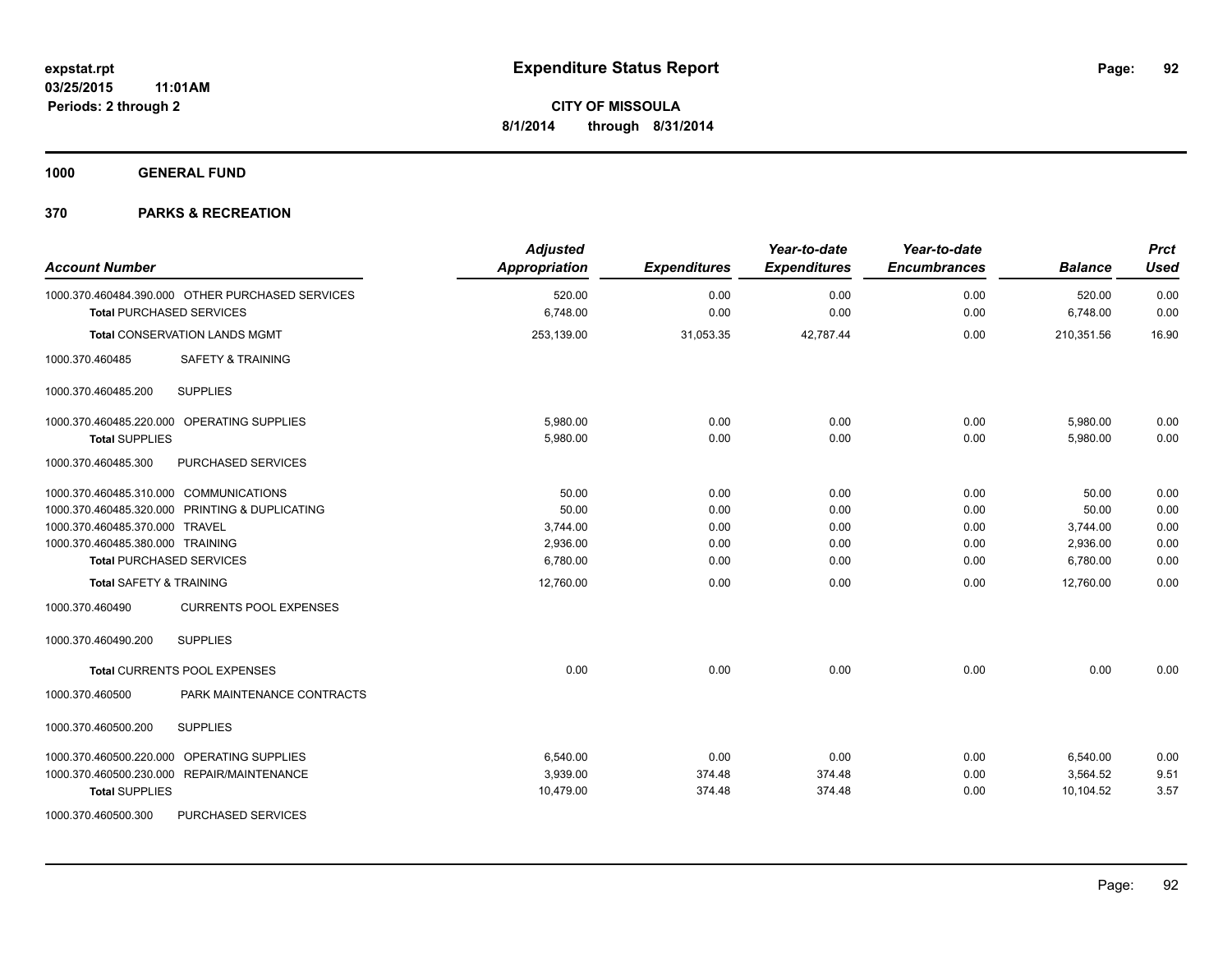**expstat.rpt**
**03/25/2015 11:01AM**
**Periods: 2 through 2**

# Expenditure Status Report

**CITY OF MISSOULA**
**8/1/2014 through 8/31/2014**

## 1000 GENERAL FUND

## 370 PARKS & RECREATION

| Account Number | Adjusted Appropriation | Expenditures | Year-to-date Expenditures | Year-to-date Encumbrances | Balance | Prct Used |
|---|---|---|---|---|---|---|
| 1000.370.460484.390.000 OTHER PURCHASED SERVICES | 520.00 | 0.00 | 0.00 | 0.00 | 520.00 | 0.00 |
| **Total** PURCHASED SERVICES | 6,748.00 | 0.00 | 0.00 | 0.00 | 6,748.00 | 0.00 |
| **Total** CONSERVATION LANDS MGMT | 253,139.00 | 31,053.35 | 42,787.44 | 0.00 | 210,351.56 | 16.90 |
| 1000.370.460485 SAFETY & TRAINING | | | | | | |
| 1000.370.460485.200 SUPPLIES | | | | | | |
| 1000.370.460485.220.000 OPERATING SUPPLIES | 5,980.00 | 0.00 | 0.00 | 0.00 | 5,980.00 | 0.00 |
| **Total** SUPPLIES | 5,980.00 | 0.00 | 0.00 | 0.00 | 5,980.00 | 0.00 |
| 1000.370.460485.300 PURCHASED SERVICES | | | | | | |
| 1000.370.460485.310.000 COMMUNICATIONS | 50.00 | 0.00 | 0.00 | 0.00 | 50.00 | 0.00 |
| 1000.370.460485.320.000 PRINTING & DUPLICATING | 50.00 | 0.00 | 0.00 | 0.00 | 50.00 | 0.00 |
| 1000.370.460485.370.000 TRAVEL | 3,744.00 | 0.00 | 0.00 | 0.00 | 3,744.00 | 0.00 |
| 1000.370.460485.380.000 TRAINING | 2,936.00 | 0.00 | 0.00 | 0.00 | 2,936.00 | 0.00 |
| **Total** PURCHASED SERVICES | 6,780.00 | 0.00 | 0.00 | 0.00 | 6,780.00 | 0.00 |
| **Total** SAFETY & TRAINING | 12,760.00 | 0.00 | 0.00 | 0.00 | 12,760.00 | 0.00 |
| 1000.370.460490 CURRENTS POOL EXPENSES | | | | | | |
| 1000.370.460490.200 SUPPLIES | | | | | | |
| **Total** CURRENTS POOL EXPENSES | 0.00 | 0.00 | 0.00 | 0.00 | 0.00 | 0.00 |
| 1000.370.460500 PARK MAINTENANCE CONTRACTS | | | | | | |
| 1000.370.460500.200 SUPPLIES | | | | | | |
| 1000.370.460500.220.000 OPERATING SUPPLIES | 6,540.00 | 0.00 | 0.00 | 0.00 | 6,540.00 | 0.00 |
| 1000.370.460500.230.000 REPAIR/MAINTENANCE | 3,939.00 | 374.48 | 374.48 | 0.00 | 3,564.52 | 9.51 |
| **Total** SUPPLIES | 10,479.00 | 374.48 | 374.48 | 0.00 | 10,104.52 | 3.57 |
| 1000.370.460500.300 PURCHASED SERVICES | | | | | | |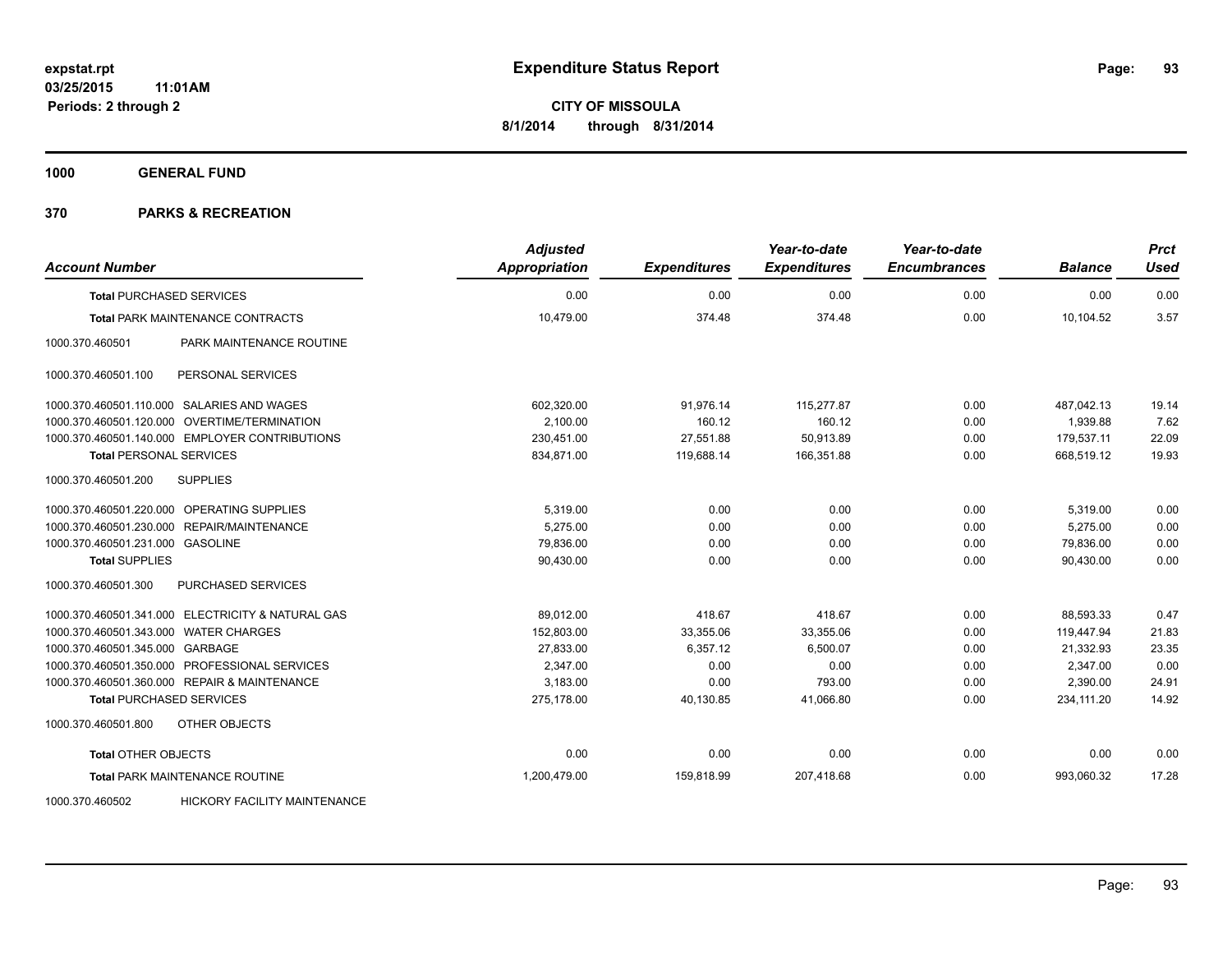**expstat.rpt**
**03/25/2015 11:01AM**
**Periods: 2 through 2**

# Expenditure Status Report

**CITY OF MISSOULA**
**8/1/2014 through 8/31/2014**

## 1000 GENERAL FUND

## 370 PARKS & RECREATION

| Account Number | | Adjusted Appropriation | Expenditures | Year-to-date Expenditures | Year-to-date Encumbrances | Balance | Prct Used |
|---|---|---|---|---|---|---|---|
| **Total** PURCHASED SERVICES | | 0.00 | 0.00 | 0.00 | 0.00 | 0.00 | 0.00 |
| **Total** PARK MAINTENANCE CONTRACTS | | 10,479.00 | 374.48 | 374.48 | 0.00 | 10,104.52 | 3.57 |
| 1000.370.460501 | PARK MAINTENANCE ROUTINE | | | | | | |
| 1000.370.460501.100 | PERSONAL SERVICES | | | | | | |
| 1000.370.460501.110.000 | SALARIES AND WAGES | 602,320.00 | 91,976.14 | 115,277.87 | 0.00 | 487,042.13 | 19.14 |
| 1000.370.460501.120.000 | OVERTIME/TERMINATION | 2,100.00 | 160.12 | 160.12 | 0.00 | 1,939.88 | 7.62 |
| 1000.370.460501.140.000 | EMPLOYER CONTRIBUTIONS | 230,451.00 | 27,551.88 | 50,913.89 | 0.00 | 179,537.11 | 22.09 |
| **Total** PERSONAL SERVICES | | 834,871.00 | 119,688.14 | 166,351.88 | 0.00 | 668,519.12 | 19.93 |
| 1000.370.460501.200 | SUPPLIES | | | | | | |
| 1000.370.460501.220.000 | OPERATING SUPPLIES | 5,319.00 | 0.00 | 0.00 | 0.00 | 5,319.00 | 0.00 |
| 1000.370.460501.230.000 | REPAIR/MAINTENANCE | 5,275.00 | 0.00 | 0.00 | 0.00 | 5,275.00 | 0.00 |
| 1000.370.460501.231.000 | GASOLINE | 79,836.00 | 0.00 | 0.00 | 0.00 | 79,836.00 | 0.00 |
| **Total** SUPPLIES | | 90,430.00 | 0.00 | 0.00 | 0.00 | 90,430.00 | 0.00 |
| 1000.370.460501.300 | PURCHASED SERVICES | | | | | | |
| 1000.370.460501.341.000 | ELECTRICITY & NATURAL GAS | 89,012.00 | 418.67 | 418.67 | 0.00 | 88,593.33 | 0.47 |
| 1000.370.460501.343.000 | WATER CHARGES | 152,803.00 | 33,355.06 | 33,355.06 | 0.00 | 119,447.94 | 21.83 |
| 1000.370.460501.345.000 | GARBAGE | 27,833.00 | 6,357.12 | 6,500.07 | 0.00 | 21,332.93 | 23.35 |
| 1000.370.460501.350.000 | PROFESSIONAL SERVICES | 2,347.00 | 0.00 | 0.00 | 0.00 | 2,347.00 | 0.00 |
| 1000.370.460501.360.000 | REPAIR & MAINTENANCE | 3,183.00 | 0.00 | 793.00 | 0.00 | 2,390.00 | 24.91 |
| **Total** PURCHASED SERVICES | | 275,178.00 | 40,130.85 | 41,066.80 | 0.00 | 234,111.20 | 14.92 |
| 1000.370.460501.800 | OTHER OBJECTS | | | | | | |
| **Total** OTHER OBJECTS | | 0.00 | 0.00 | 0.00 | 0.00 | 0.00 | 0.00 |
| **Total** PARK MAINTENANCE ROUTINE | | 1,200,479.00 | 159,818.99 | 207,418.68 | 0.00 | 993,060.32 | 17.28 |
| 1000.370.460502 | HICKORY FACILITY MAINTENANCE | | | | | | |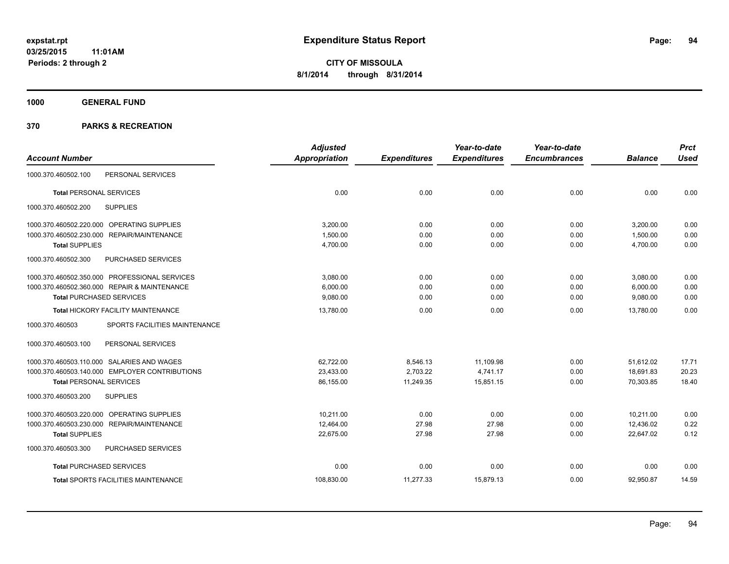**expstat.rpt**
**03/25/2015 11:01AM**
**Periods: 2 through 2**

# Expenditure Status Report

**CITY OF MISSOULA**
**8/1/2014 through 8/31/2014**

## 1000 GENERAL FUND

## 370 PARKS & RECREATION

| Account Number | | Adjusted Appropriation | Expenditures | Year-to-date Expenditures | Year-to-date Encumbrances | Balance | Prct Used |
|---|---|---|---|---|---|---|---|
| 1000.370.460502.100 | PERSONAL SERVICES | | | | | | |
| **Total** PERSONAL SERVICES | | 0.00 | 0.00 | 0.00 | 0.00 | 0.00 | 0.00 |
| 1000.370.460502.200 | SUPPLIES | | | | | | |
| 1000.370.460502.220.000 | OPERATING SUPPLIES | 3,200.00 | 0.00 | 0.00 | 0.00 | 3,200.00 | 0.00 |
| 1000.370.460502.230.000 | REPAIR/MAINTENANCE | 1,500.00 | 0.00 | 0.00 | 0.00 | 1,500.00 | 0.00 |
| **Total** SUPPLIES | | 4,700.00 | 0.00 | 0.00 | 0.00 | 4,700.00 | 0.00 |
| 1000.370.460502.300 | PURCHASED SERVICES | | | | | | |
| 1000.370.460502.350.000 | PROFESSIONAL SERVICES | 3,080.00 | 0.00 | 0.00 | 0.00 | 3,080.00 | 0.00 |
| 1000.370.460502.360.000 | REPAIR & MAINTENANCE | 6,000.00 | 0.00 | 0.00 | 0.00 | 6,000.00 | 0.00 |
| **Total** PURCHASED SERVICES | | 9,080.00 | 0.00 | 0.00 | 0.00 | 9,080.00 | 0.00 |
| **Total** HICKORY FACILITY MAINTENANCE | | 13,780.00 | 0.00 | 0.00 | 0.00 | 13,780.00 | 0.00 |
| 1000.370.460503 | SPORTS FACILITIES MAINTENANCE | | | | | | |
| 1000.370.460503.100 | PERSONAL SERVICES | | | | | | |
| 1000.370.460503.110.000 | SALARIES AND WAGES | 62,722.00 | 8,546.13 | 11,109.98 | 0.00 | 51,612.02 | 17.71 |
| 1000.370.460503.140.000 | EMPLOYER CONTRIBUTIONS | 23,433.00 | 2,703.22 | 4,741.17 | 0.00 | 18,691.83 | 20.23 |
| **Total** PERSONAL SERVICES | | 86,155.00 | 11,249.35 | 15,851.15 | 0.00 | 70,303.85 | 18.40 |
| 1000.370.460503.200 | SUPPLIES | | | | | | |
| 1000.370.460503.220.000 | OPERATING SUPPLIES | 10,211.00 | 0.00 | 0.00 | 0.00 | 10,211.00 | 0.00 |
| 1000.370.460503.230.000 | REPAIR/MAINTENANCE | 12,464.00 | 27.98 | 27.98 | 0.00 | 12,436.02 | 0.22 |
| **Total** SUPPLIES | | 22,675.00 | 27.98 | 27.98 | 0.00 | 22,647.02 | 0.12 |
| 1000.370.460503.300 | PURCHASED SERVICES | | | | | | |
| **Total** PURCHASED SERVICES | | 0.00 | 0.00 | 0.00 | 0.00 | 0.00 | 0.00 |
| **Total** SPORTS FACILITIES MAINTENANCE | | 108,830.00 | 11,277.33 | 15,879.13 | 0.00 | 92,950.87 | 14.59 |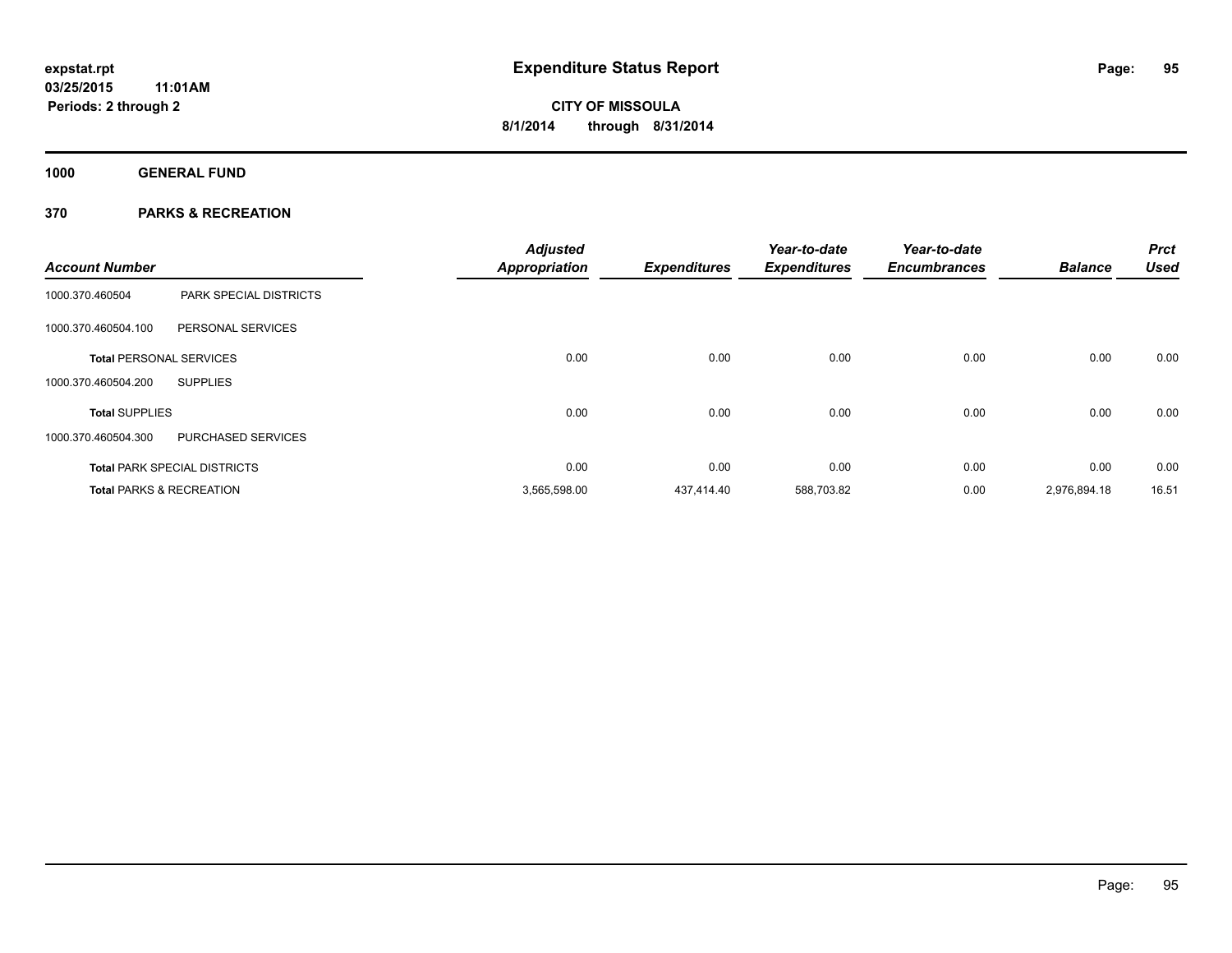**expstat.rpt**
**03/25/2015 11:01AM**
**Periods: 2 through 2**

# Expenditure Status Report

**CITY OF MISSOULA**
**8/1/2014 through 8/31/2014**

## 1000 GENERAL FUND

## 370 PARKS & RECREATION

| Account Number | | Adjusted Appropriation | Expenditures | Year-to-date Expenditures | Year-to-date Encumbrances | Balance | Prct Used |
|---|---|---|---|---|---|---|---|
| 1000.370.460504 | PARK SPECIAL DISTRICTS | | | | | | |
| 1000.370.460504.100 | PERSONAL SERVICES | | | | | | |
| **Total** PERSONAL SERVICES | | 0.00 | 0.00 | 0.00 | 0.00 | 0.00 | 0.00 |
| 1000.370.460504.200 | SUPPLIES | | | | | | |
| **Total** SUPPLIES | | 0.00 | 0.00 | 0.00 | 0.00 | 0.00 | 0.00 |
| 1000.370.460504.300 | PURCHASED SERVICES | | | | | | |
| **Total** PARK SPECIAL DISTRICTS | | 0.00 | 0.00 | 0.00 | 0.00 | 0.00 | 0.00 |
| **Total** PARKS & RECREATION | | 3,565,598.00 | 437,414.40 | 588,703.82 | 0.00 | 2,976,894.18 | 16.51 |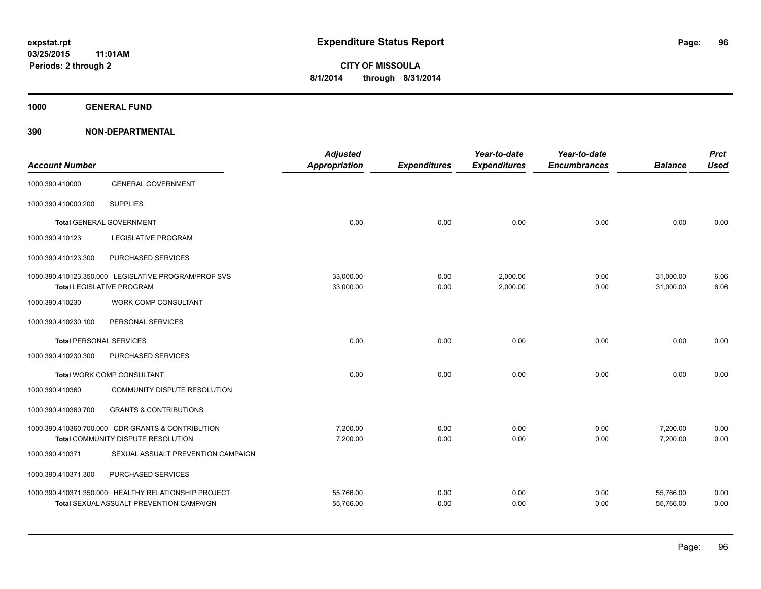# Expenditure Status Report

expstat.rpt
03/25/2015 11:01AM
Periods: 2 through 2

**CITY OF MISSOULA**
**8/1/2014 through 8/31/2014**

**1000 GENERAL FUND**

**390 NON-DEPARTMENTAL**

| Account Number | | Adjusted Appropriation | Expenditures | Year-to-date Expenditures | Year-to-date Encumbrances | Balance | Prct Used |
|---|---|---|---|---|---|---|---|
| 1000.390.410000 | GENERAL GOVERNMENT | | | | | | |
| 1000.390.410000.200 | SUPPLIES | | | | | | |
| **Total** GENERAL GOVERNMENT | | 0.00 | 0.00 | 0.00 | 0.00 | 0.00 | 0.00 |
| 1000.390.410123 | LEGISLATIVE PROGRAM | | | | | | |
| 1000.390.410123.300 | PURCHASED SERVICES | | | | | | |
| 1000.390.410123.350.000 | LEGISLATIVE PROGRAM/PROF SVS | 33,000.00 | 0.00 | 2,000.00 | 0.00 | 31,000.00 | 6.06 |
| **Total** LEGISLATIVE PROGRAM | | 33,000.00 | 0.00 | 2,000.00 | 0.00 | 31,000.00 | 6.06 |
| 1000.390.410230 | WORK COMP CONSULTANT | | | | | | |
| 1000.390.410230.100 | PERSONAL SERVICES | | | | | | |
| **Total** PERSONAL SERVICES | | 0.00 | 0.00 | 0.00 | 0.00 | 0.00 | 0.00 |
| 1000.390.410230.300 | PURCHASED SERVICES | | | | | | |
| **Total** WORK COMP CONSULTANT | | 0.00 | 0.00 | 0.00 | 0.00 | 0.00 | 0.00 |
| 1000.390.410360 | COMMUNITY DISPUTE RESOLUTION | | | | | | |
| 1000.390.410360.700 | GRANTS & CONTRIBUTIONS | | | | | | |
| 1000.390.410360.700.000 | CDR GRANTS & CONTRIBUTION | 7,200.00 | 0.00 | 0.00 | 0.00 | 7,200.00 | 0.00 |
| **Total** COMMUNITY DISPUTE RESOLUTION | | 7,200.00 | 0.00 | 0.00 | 0.00 | 7,200.00 | 0.00 |
| 1000.390.410371 | SEXUAL ASSUALT PREVENTION CAMPAIGN | | | | | | |
| 1000.390.410371.300 | PURCHASED SERVICES | | | | | | |
| 1000.390.410371.350.000 | HEALTHY RELATIONSHIP PROJECT | 55,766.00 | 0.00 | 0.00 | 0.00 | 55,766.00 | 0.00 |
| **Total** SEXUAL ASSUALT PREVENTION CAMPAIGN | | 55,766.00 | 0.00 | 0.00 | 0.00 | 55,766.00 | 0.00 |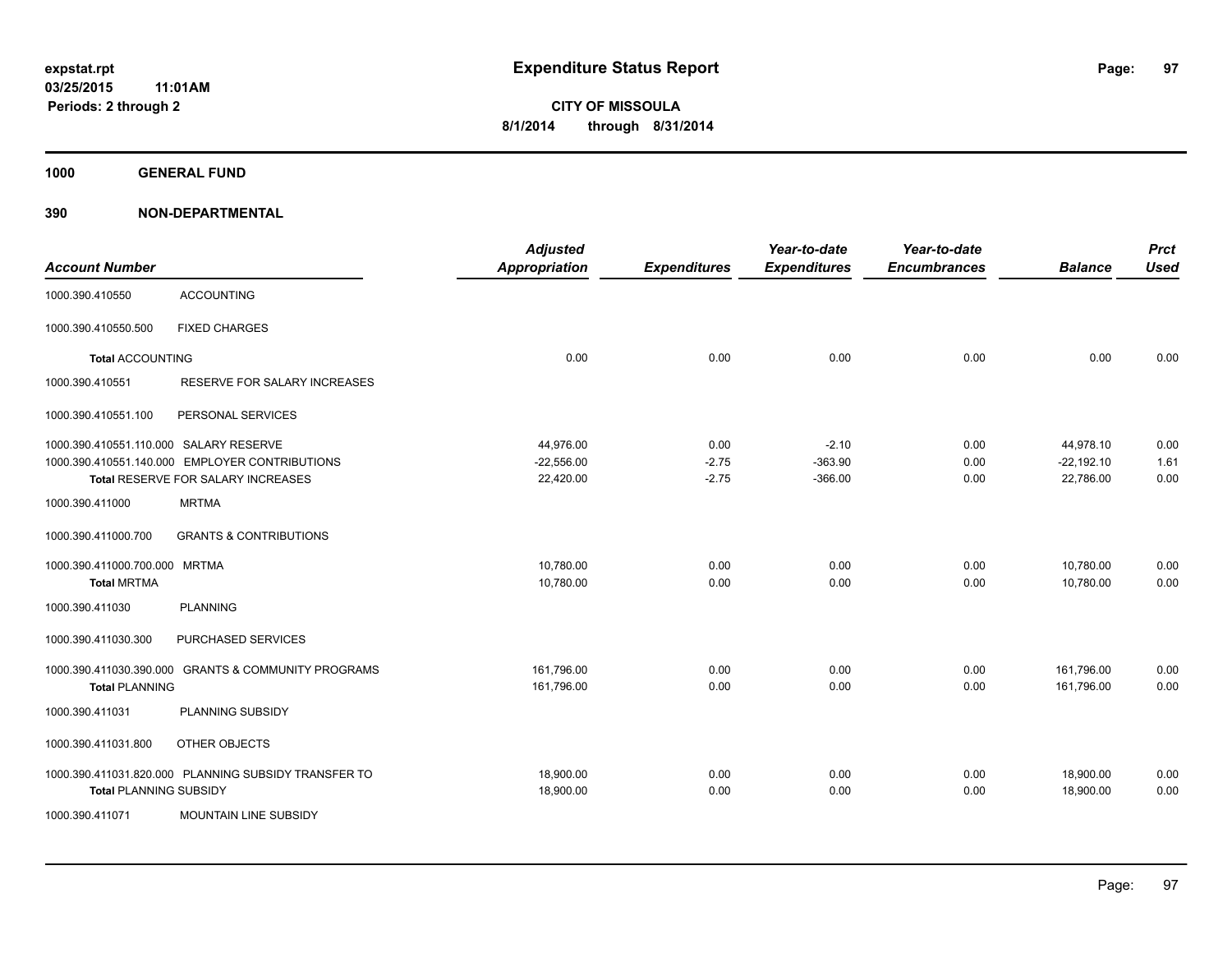**Expenditure Status Report**

**CITY OF MISSOULA**
**8/1/2014 through 8/31/2014**

expstat.rpt
03/25/2015 11:01AM
Periods: 2 through 2

## 1000 GENERAL FUND

## 390 NON-DEPARTMENTAL

| Account Number | | Adjusted Appropriation | Expenditures | Year-to-date Expenditures | Year-to-date Encumbrances | Balance | Prct Used |
|---|---|---|---|---|---|---|---|
| 1000.390.410550 | ACCOUNTING | | | | | | |
| 1000.390.410550.500 | FIXED CHARGES | | | | | | |
| **Total** ACCOUNTING | | 0.00 | 0.00 | 0.00 | 0.00 | 0.00 | 0.00 |
| 1000.390.410551 | RESERVE FOR SALARY INCREASES | | | | | | |
| 1000.390.410551.100 | PERSONAL SERVICES | | | | | | |
| 1000.390.410551.110.000 | SALARY RESERVE | 44,976.00 | 0.00 | -2.10 | 0.00 | 44,978.10 | 0.00 |
| 1000.390.410551.140.000 | EMPLOYER CONTRIBUTIONS | -22,556.00 | -2.75 | -363.90 | 0.00 | -22,192.10 | 1.61 |
| **Total** RESERVE FOR SALARY INCREASES | | 22,420.00 | -2.75 | -366.00 | 0.00 | 22,786.00 | 0.00 |
| 1000.390.411000 | MRTMA | | | | | | |
| 1000.390.411000.700 | GRANTS & CONTRIBUTIONS | | | | | | |
| 1000.390.411000.700.000 | MRTMA | 10,780.00 | 0.00 | 0.00 | 0.00 | 10,780.00 | 0.00 |
| **Total** MRTMA | | 10,780.00 | 0.00 | 0.00 | 0.00 | 10,780.00 | 0.00 |
| 1000.390.411030 | PLANNING | | | | | | |
| 1000.390.411030.300 | PURCHASED SERVICES | | | | | | |
| 1000.390.411030.390.000 | GRANTS & COMMUNITY PROGRAMS | 161,796.00 | 0.00 | 0.00 | 0.00 | 161,796.00 | 0.00 |
| **Total** PLANNING | | 161,796.00 | 0.00 | 0.00 | 0.00 | 161,796.00 | 0.00 |
| 1000.390.411031 | PLANNING SUBSIDY | | | | | | |
| 1000.390.411031.800 | OTHER OBJECTS | | | | | | |
| 1000.390.411031.820.000 | PLANNING SUBSIDY TRANSFER TO | 18,900.00 | 0.00 | 0.00 | 0.00 | 18,900.00 | 0.00 |
| **Total** PLANNING SUBSIDY | | 18,900.00 | 0.00 | 0.00 | 0.00 | 18,900.00 | 0.00 |
| 1000.390.411071 | MOUNTAIN LINE SUBSIDY | | | | | | |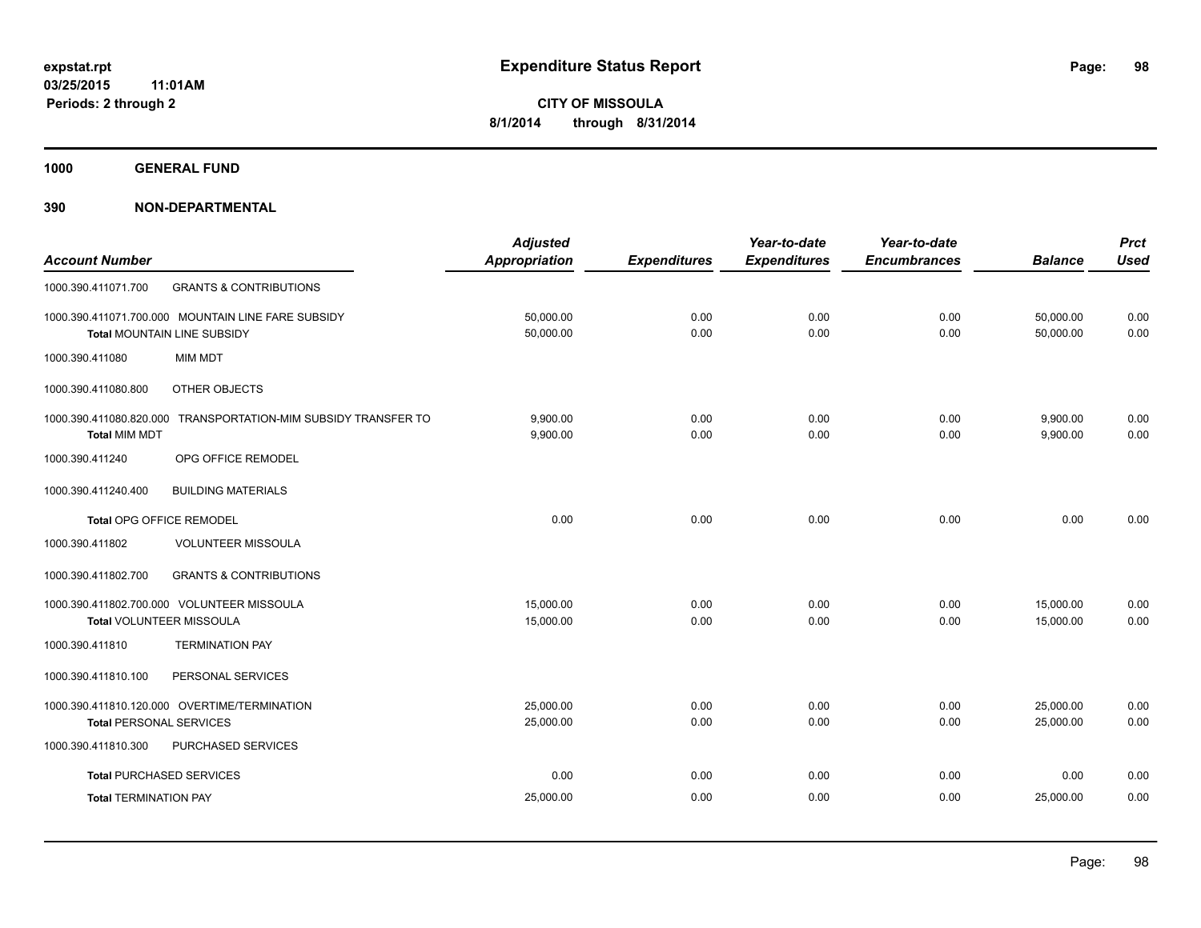# Expenditure Status Report

**CITY OF MISSOULA**
**8/1/2014 through 8/31/2014**

expstat.rpt
03/25/2015 11:01AM
Periods: 2 through 2

**1000 GENERAL FUND**

**390 NON-DEPARTMENTAL**

| Account Number | | Adjusted Appropriation | Expenditures | Year-to-date Expenditures | Year-to-date Encumbrances | Balance | Prct Used |
|---|---|---|---|---|---|---|---|
| 1000.390.411071.700 | GRANTS & CONTRIBUTIONS | | | | | | |
| 1000.390.411071.700.000 | MOUNTAIN LINE FARE SUBSIDY | 50,000.00 | 0.00 | 0.00 | 0.00 | 50,000.00 | 0.00 |
| Total MOUNTAIN LINE SUBSIDY | | 50,000.00 | 0.00 | 0.00 | 0.00 | 50,000.00 | 0.00 |
| 1000.390.411080 | MIM MDT | | | | | | |
| 1000.390.411080.800 | OTHER OBJECTS | | | | | | |
| 1000.390.411080.820.000 | TRANSPORTATION-MIM SUBSIDY TRANSFER TO | 9,900.00 | 0.00 | 0.00 | 0.00 | 9,900.00 | 0.00 |
| Total MIM MDT | | 9,900.00 | 0.00 | 0.00 | 0.00 | 9,900.00 | 0.00 |
| 1000.390.411240 | OPG OFFICE REMODEL | | | | | | |
| 1000.390.411240.400 | BUILDING MATERIALS | | | | | | |
| Total OPG OFFICE REMODEL | | 0.00 | 0.00 | 0.00 | 0.00 | 0.00 | 0.00 |
| 1000.390.411802 | VOLUNTEER MISSOULA | | | | | | |
| 1000.390.411802.700 | GRANTS & CONTRIBUTIONS | | | | | | |
| 1000.390.411802.700.000 | VOLUNTEER MISSOULA | 15,000.00 | 0.00 | 0.00 | 0.00 | 15,000.00 | 0.00 |
| Total VOLUNTEER MISSOULA | | 15,000.00 | 0.00 | 0.00 | 0.00 | 15,000.00 | 0.00 |
| 1000.390.411810 | TERMINATION PAY | | | | | | |
| 1000.390.411810.100 | PERSONAL SERVICES | | | | | | |
| 1000.390.411810.120.000 | OVERTIME/TERMINATION | 25,000.00 | 0.00 | 0.00 | 0.00 | 25,000.00 | 0.00 |
| Total PERSONAL SERVICES | | 25,000.00 | 0.00 | 0.00 | 0.00 | 25,000.00 | 0.00 |
| 1000.390.411810.300 | PURCHASED SERVICES | | | | | | |
| Total PURCHASED SERVICES | | 0.00 | 0.00 | 0.00 | 0.00 | 0.00 | 0.00 |
| Total TERMINATION PAY | | 25,000.00 | 0.00 | 0.00 | 0.00 | 25,000.00 | 0.00 |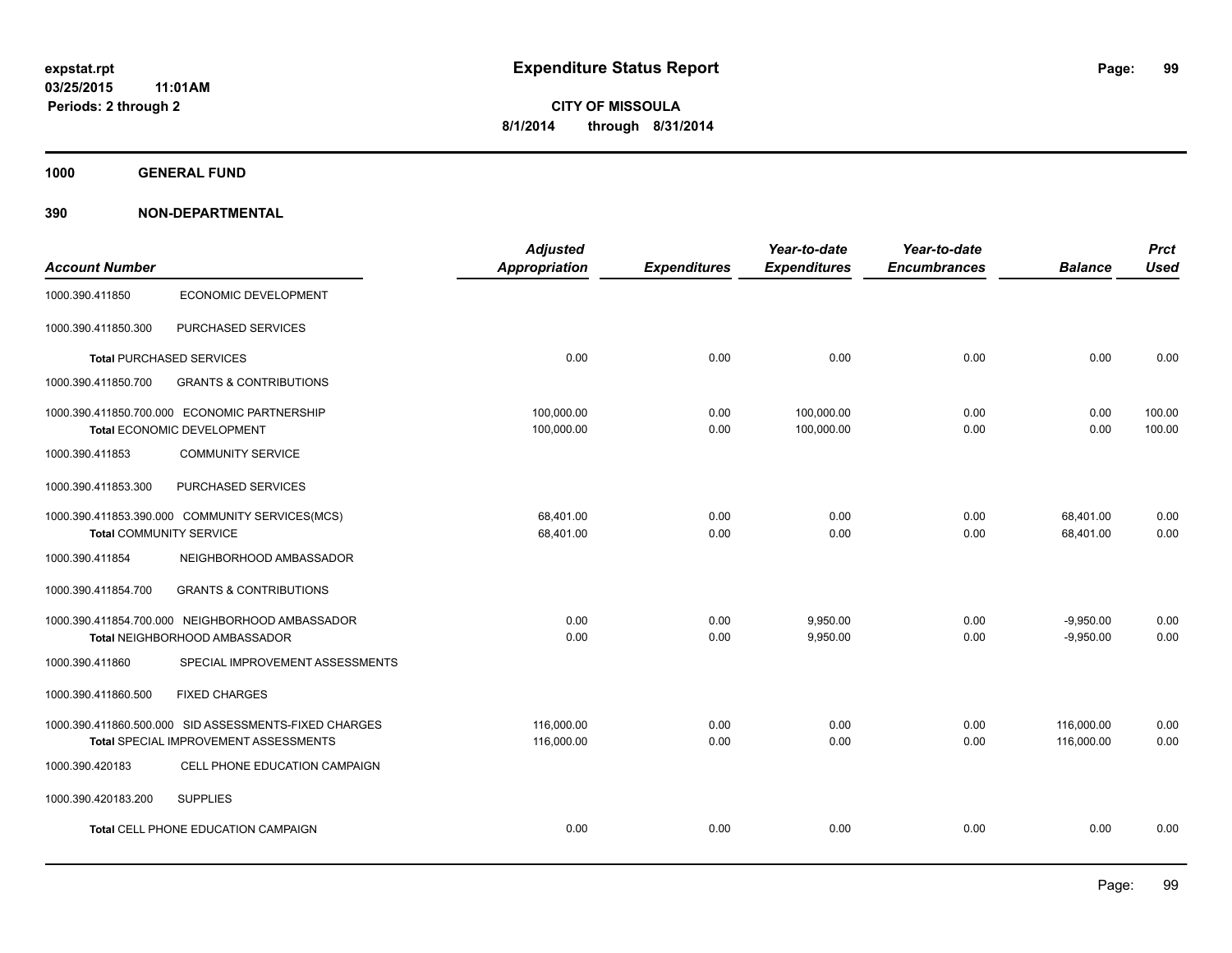# Expenditure Status Report

**CITY OF MISSOULA**

**8/1/2014 through 8/31/2014**

expstat.rpt
03/25/2015 11:01AM
Periods: 2 through 2

## 1000 GENERAL FUND

## 390 NON-DEPARTMENTAL

| Account Number | | Adjusted Appropriation | Expenditures | Year-to-date Expenditures | Year-to-date Encumbrances | Balance | Prct Used |
|---|---|---|---|---|---|---|---|
| 1000.390.411850 | ECONOMIC DEVELOPMENT | | | | | | |
| 1000.390.411850.300 | PURCHASED SERVICES | | | | | | |
| **Total** PURCHASED SERVICES | | 0.00 | 0.00 | 0.00 | 0.00 | 0.00 | 0.00 |
| 1000.390.411850.700 | GRANTS & CONTRIBUTIONS | | | | | | |
| 1000.390.411850.700.000 | ECONOMIC PARTNERSHIP | 100,000.00 | 0.00 | 100,000.00 | 0.00 | 0.00 | 100.00 |
| **Total** ECONOMIC DEVELOPMENT | | 100,000.00 | 0.00 | 100,000.00 | 0.00 | 0.00 | 100.00 |
| 1000.390.411853 | COMMUNITY SERVICE | | | | | | |
| 1000.390.411853.300 | PURCHASED SERVICES | | | | | | |
| 1000.390.411853.390.000 | COMMUNITY SERVICES(MCS) | 68,401.00 | 0.00 | 0.00 | 0.00 | 68,401.00 | 0.00 |
| **Total** COMMUNITY SERVICE | | 68,401.00 | 0.00 | 0.00 | 0.00 | 68,401.00 | 0.00 |
| 1000.390.411854 | NEIGHBORHOOD AMBASSADOR | | | | | | |
| 1000.390.411854.700 | GRANTS & CONTRIBUTIONS | | | | | | |
| 1000.390.411854.700.000 | NEIGHBORHOOD AMBASSADOR | 0.00 | 0.00 | 9,950.00 | 0.00 | -9,950.00 | 0.00 |
| **Total** NEIGHBORHOOD AMBASSADOR | | 0.00 | 0.00 | 9,950.00 | 0.00 | -9,950.00 | 0.00 |
| 1000.390.411860 | SPECIAL IMPROVEMENT ASSESSMENTS | | | | | | |
| 1000.390.411860.500 | FIXED CHARGES | | | | | | |
| 1000.390.411860.500.000 | SID ASSESSMENTS-FIXED CHARGES | 116,000.00 | 0.00 | 0.00 | 0.00 | 116,000.00 | 0.00 |
| **Total** SPECIAL IMPROVEMENT ASSESSMENTS | | 116,000.00 | 0.00 | 0.00 | 0.00 | 116,000.00 | 0.00 |
| 1000.390.420183 | CELL PHONE EDUCATION CAMPAIGN | | | | | | |
| 1000.390.420183.200 | SUPPLIES | | | | | | |
| **Total** CELL PHONE EDUCATION CAMPAIGN | | 0.00 | 0.00 | 0.00 | 0.00 | 0.00 | 0.00 |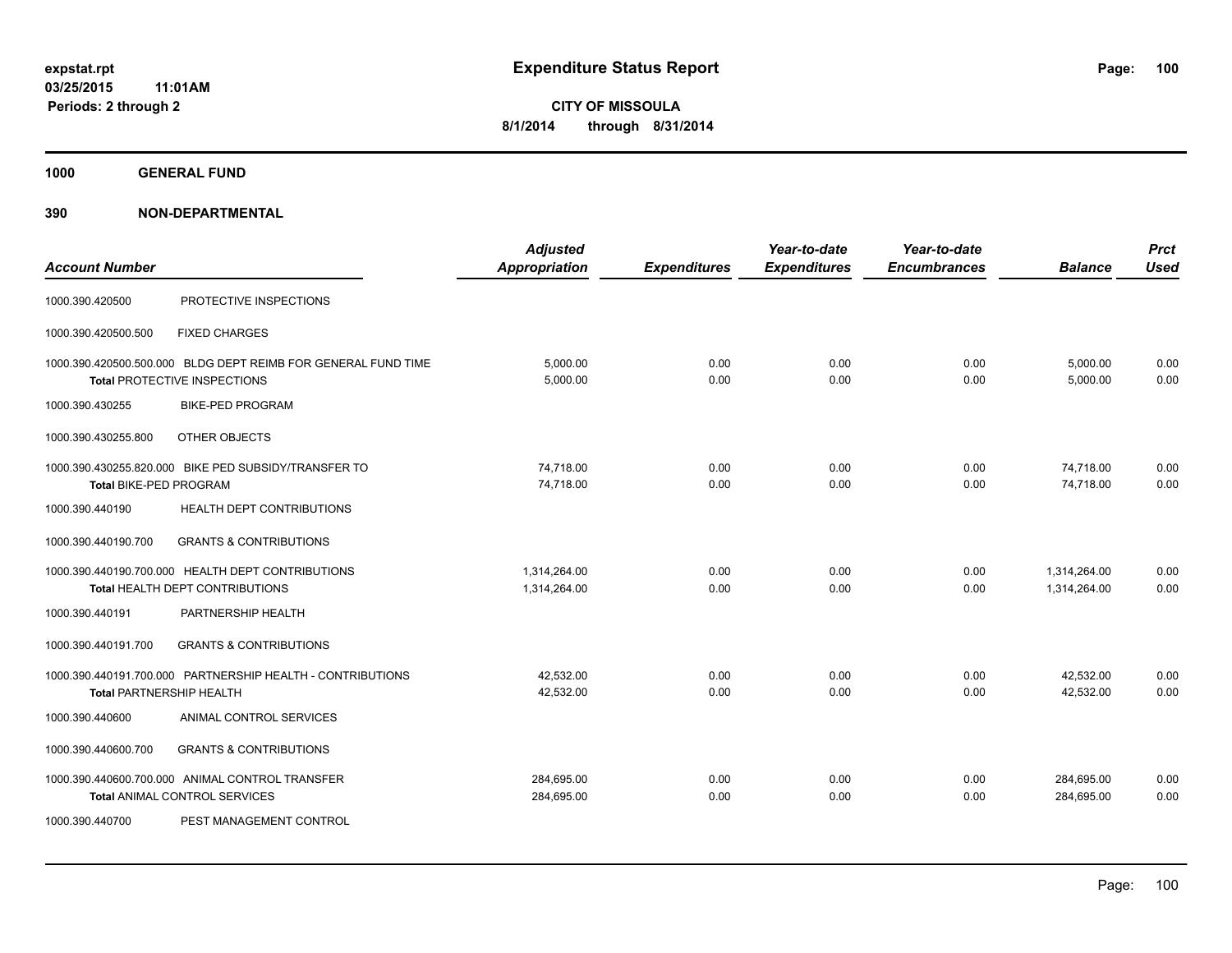# Expenditure Status Report

expstat.rpt
03/25/2015 11:01AM
Periods: 2 through 2

**CITY OF MISSOULA**
**8/1/2014 through 8/31/2014**

## 1000 GENERAL FUND

## 390 NON-DEPARTMENTAL

| Account Number | | Adjusted Appropriation | Expenditures | Year-to-date Expenditures | Year-to-date Encumbrances | Balance | Prct Used |
|---|---|---|---|---|---|---|---|
| 1000.390.420500 | PROTECTIVE INSPECTIONS | | | | | | |
| 1000.390.420500.500 | FIXED CHARGES | | | | | | |
| 1000.390.420500.500.000 | BLDG DEPT REIMB FOR GENERAL FUND TIME | 5,000.00 | 0.00 | 0.00 | 0.00 | 5,000.00 | 0.00 |
| **Total** PROTECTIVE INSPECTIONS | | 5,000.00 | 0.00 | 0.00 | 0.00 | 5,000.00 | 0.00 |
| 1000.390.430255 | BIKE-PED PROGRAM | | | | | | |
| 1000.390.430255.800 | OTHER OBJECTS | | | | | | |
| 1000.390.430255.820.000 | BIKE PED SUBSIDY/TRANSFER TO | 74,718.00 | 0.00 | 0.00 | 0.00 | 74,718.00 | 0.00 |
| **Total** BIKE-PED PROGRAM | | 74,718.00 | 0.00 | 0.00 | 0.00 | 74,718.00 | 0.00 |
| 1000.390.440190 | HEALTH DEPT CONTRIBUTIONS | | | | | | |
| 1000.390.440190.700 | GRANTS & CONTRIBUTIONS | | | | | | |
| 1000.390.440190.700.000 | HEALTH DEPT CONTRIBUTIONS | 1,314,264.00 | 0.00 | 0.00 | 0.00 | 1,314,264.00 | 0.00 |
| **Total** HEALTH DEPT CONTRIBUTIONS | | 1,314,264.00 | 0.00 | 0.00 | 0.00 | 1,314,264.00 | 0.00 |
| 1000.390.440191 | PARTNERSHIP HEALTH | | | | | | |
| 1000.390.440191.700 | GRANTS & CONTRIBUTIONS | | | | | | |
| 1000.390.440191.700.000 | PARTNERSHIP HEALTH - CONTRIBUTIONS | 42,532.00 | 0.00 | 0.00 | 0.00 | 42,532.00 | 0.00 |
| **Total** PARTNERSHIP HEALTH | | 42,532.00 | 0.00 | 0.00 | 0.00 | 42,532.00 | 0.00 |
| 1000.390.440600 | ANIMAL CONTROL SERVICES | | | | | | |
| 1000.390.440600.700 | GRANTS & CONTRIBUTIONS | | | | | | |
| 1000.390.440600.700.000 | ANIMAL CONTROL TRANSFER | 284,695.00 | 0.00 | 0.00 | 0.00 | 284,695.00 | 0.00 |
| **Total** ANIMAL CONTROL SERVICES | | 284,695.00 | 0.00 | 0.00 | 0.00 | 284,695.00 | 0.00 |
| 1000.390.440700 | PEST MANAGEMENT CONTROL | | | | | | |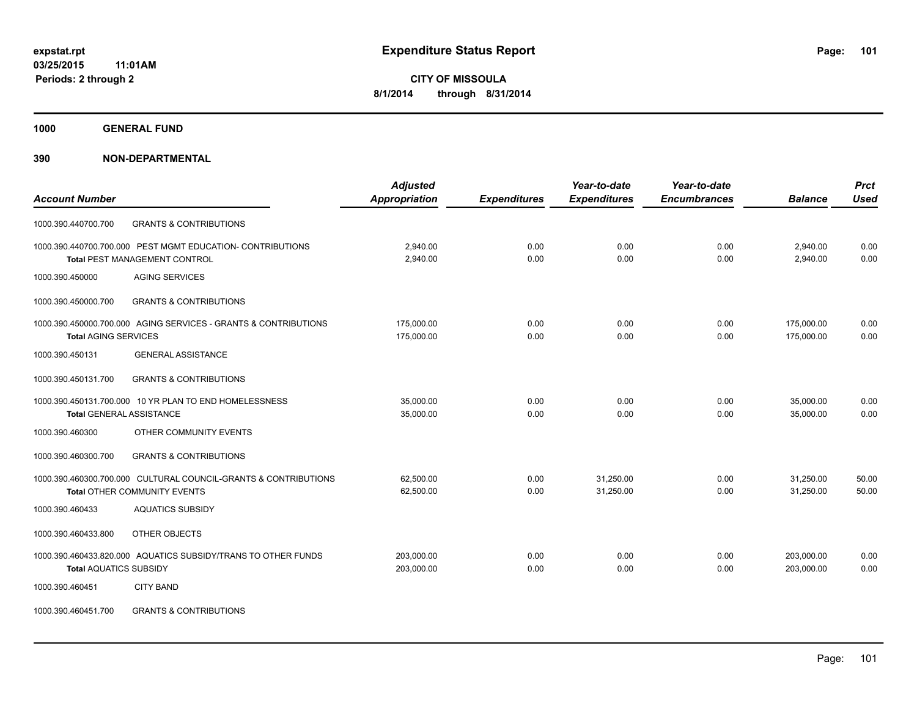**expstat.rpt**
**03/25/2015 11:01AM**
**Periods: 2 through 2**

# Expenditure Status Report

**CITY OF MISSOULA**
**8/1/2014 through 8/31/2014**

## 1000 GENERAL FUND

## 390 NON-DEPARTMENTAL

| Account Number | | Adjusted Appropriation | Expenditures | Year-to-date Expenditures | Year-to-date Encumbrances | Balance | Prct Used |
|---|---|---|---|---|---|---|---|
| 1000.390.440700.700 | GRANTS & CONTRIBUTIONS | | | | | | |
| 1000.390.440700.700.000 | PEST MGMT EDUCATION- CONTRIBUTIONS | 2,940.00 | 0.00 | 0.00 | 0.00 | 2,940.00 | 0.00 |
| **Total** PEST MANAGEMENT CONTROL | | 2,940.00 | 0.00 | 0.00 | 0.00 | 2,940.00 | 0.00 |
| 1000.390.450000 | AGING SERVICES | | | | | | |
| 1000.390.450000.700 | GRANTS & CONTRIBUTIONS | | | | | | |
| 1000.390.450000.700.000 | AGING SERVICES - GRANTS & CONTRIBUTIONS | 175,000.00 | 0.00 | 0.00 | 0.00 | 175,000.00 | 0.00 |
| **Total** AGING SERVICES | | 175,000.00 | 0.00 | 0.00 | 0.00 | 175,000.00 | 0.00 |
| 1000.390.450131 | GENERAL ASSISTANCE | | | | | | |
| 1000.390.450131.700 | GRANTS & CONTRIBUTIONS | | | | | | |
| 1000.390.450131.700.000 | 10 YR PLAN TO END HOMELESSNESS | 35,000.00 | 0.00 | 0.00 | 0.00 | 35,000.00 | 0.00 |
| **Total** GENERAL ASSISTANCE | | 35,000.00 | 0.00 | 0.00 | 0.00 | 35,000.00 | 0.00 |
| 1000.390.460300 | OTHER COMMUNITY EVENTS | | | | | | |
| 1000.390.460300.700 | GRANTS & CONTRIBUTIONS | | | | | | |
| 1000.390.460300.700.000 | CULTURAL COUNCIL-GRANTS & CONTRIBUTIONS | 62,500.00 | 0.00 | 31,250.00 | 0.00 | 31,250.00 | 50.00 |
| **Total** OTHER COMMUNITY EVENTS | | 62,500.00 | 0.00 | 31,250.00 | 0.00 | 31,250.00 | 50.00 |
| 1000.390.460433 | AQUATICS SUBSIDY | | | | | | |
| 1000.390.460433.800 | OTHER OBJECTS | | | | | | |
| 1000.390.460433.820.000 | AQUATICS SUBSIDY/TRANS TO OTHER FUNDS | 203,000.00 | 0.00 | 0.00 | 0.00 | 203,000.00 | 0.00 |
| **Total** AQUATICS SUBSIDY | | 203,000.00 | 0.00 | 0.00 | 0.00 | 203,000.00 | 0.00 |
| 1000.390.460451 | CITY BAND | | | | | | |
| 1000.390.460451.700 | GRANTS & CONTRIBUTIONS | | | | | | |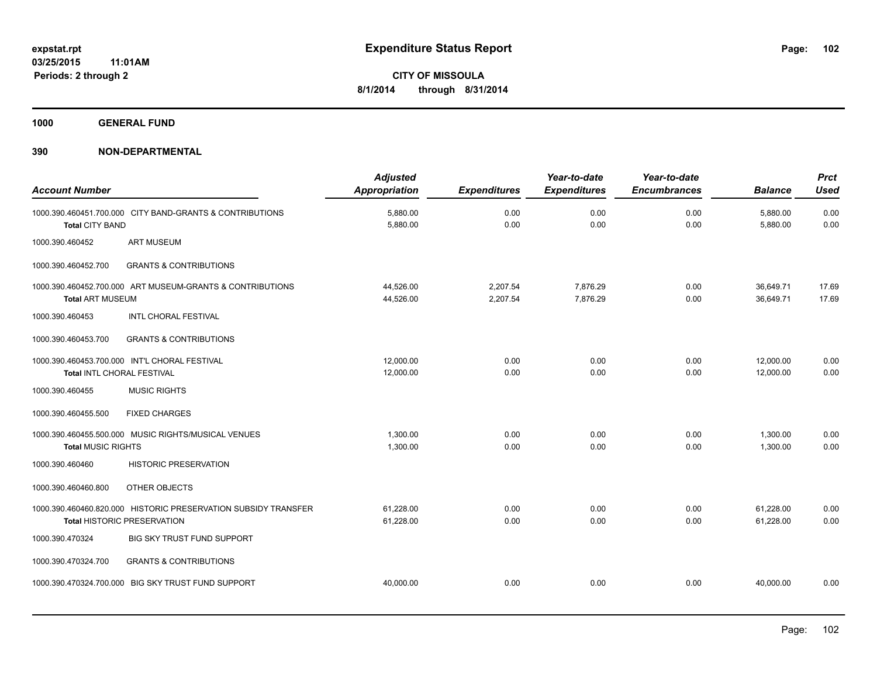**expstat.rpt**
**03/25/2015 11:01AM**
**Periods: 2 through 2**

# Expenditure Status Report

**CITY OF MISSOULA**
**8/1/2014 through 8/31/2014**

## 1000 GENERAL FUND

## 390 NON-DEPARTMENTAL

| Account Number | | Adjusted Appropriation | Expenditures | Year-to-date Expenditures | Year-to-date Encumbrances | Balance | Prct Used |
|---|---|---|---|---|---|---|---|
| 1000.390.460451.700.000 | CITY BAND-GRANTS & CONTRIBUTIONS | 5,880.00 | 0.00 | 0.00 | 0.00 | 5,880.00 | 0.00 |
| **Total** CITY BAND | | 5,880.00 | 0.00 | 0.00 | 0.00 | 5,880.00 | 0.00 |
| 1000.390.460452 | ART MUSEUM | | | | | | |
| 1000.390.460452.700 | GRANTS & CONTRIBUTIONS | | | | | | |
| 1000.390.460452.700.000 | ART MUSEUM-GRANTS & CONTRIBUTIONS | 44,526.00 | 2,207.54 | 7,876.29 | 0.00 | 36,649.71 | 17.69 |
| **Total** ART MUSEUM | | 44,526.00 | 2,207.54 | 7,876.29 | 0.00 | 36,649.71 | 17.69 |
| 1000.390.460453 | INTL CHORAL FESTIVAL | | | | | | |
| 1000.390.460453.700 | GRANTS & CONTRIBUTIONS | | | | | | |
| 1000.390.460453.700.000 | INT'L CHORAL FESTIVAL | 12,000.00 | 0.00 | 0.00 | 0.00 | 12,000.00 | 0.00 |
| **Total** INTL CHORAL FESTIVAL | | 12,000.00 | 0.00 | 0.00 | 0.00 | 12,000.00 | 0.00 |
| 1000.390.460455 | MUSIC RIGHTS | | | | | | |
| 1000.390.460455.500 | FIXED CHARGES | | | | | | |
| 1000.390.460455.500.000 | MUSIC RIGHTS/MUSICAL VENUES | 1,300.00 | 0.00 | 0.00 | 0.00 | 1,300.00 | 0.00 |
| **Total** MUSIC RIGHTS | | 1,300.00 | 0.00 | 0.00 | 0.00 | 1,300.00 | 0.00 |
| 1000.390.460460 | HISTORIC PRESERVATION | | | | | | |
| 1000.390.460460.800 | OTHER OBJECTS | | | | | | |
| 1000.390.460460.820.000 | HISTORIC PRESERVATION SUBSIDY TRANSFER | 61,228.00 | 0.00 | 0.00 | 0.00 | 61,228.00 | 0.00 |
| **Total** HISTORIC PRESERVATION | | 61,228.00 | 0.00 | 0.00 | 0.00 | 61,228.00 | 0.00 |
| 1000.390.470324 | BIG SKY TRUST FUND SUPPORT | | | | | | |
| 1000.390.470324.700 | GRANTS & CONTRIBUTIONS | | | | | | |
| 1000.390.470324.700.000 | BIG SKY TRUST FUND SUPPORT | 40,000.00 | 0.00 | 0.00 | 0.00 | 40,000.00 | 0.00 |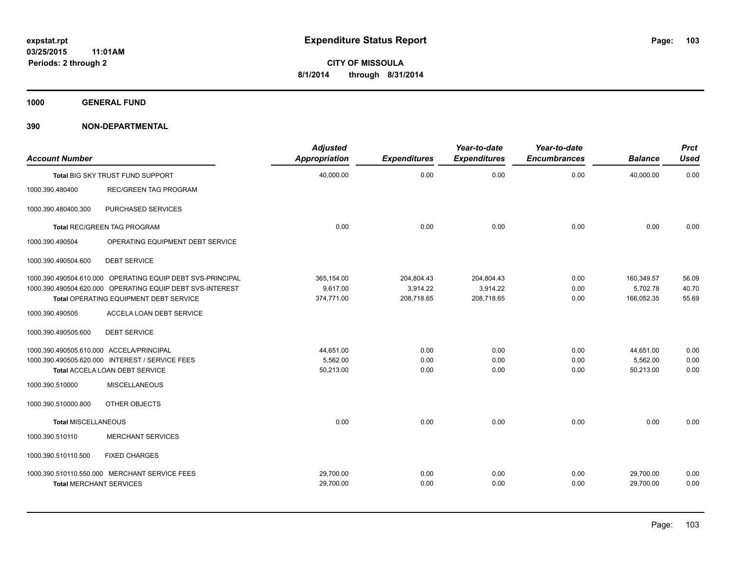# Expenditure Status Report

expstat.rpt
03/25/2015 11:01AM
Periods: 2 through 2

**CITY OF MISSOULA**
**8/1/2014 through 8/31/2014**

## 1000 GENERAL FUND

### 390 NON-DEPARTMENTAL

| Account Number | | Adjusted Appropriation | Expenditures | Year-to-date Expenditures | Year-to-date Encumbrances | Balance | Prct Used |
|---|---|---|---|---|---|---|---|
| Total BIG SKY TRUST FUND SUPPORT | | 40,000.00 | 0.00 | 0.00 | 0.00 | 40,000.00 | 0.00 |
| 1000.390.480400 | REC/GREEN TAG PROGRAM | | | | | | |
| 1000.390.480400.300 | PURCHASED SERVICES | | | | | | |
| Total REC/GREEN TAG PROGRAM | | 0.00 | 0.00 | 0.00 | 0.00 | 0.00 | 0.00 |
| 1000.390.490504 | OPERATING EQUIPMENT DEBT SERVICE | | | | | | |
| 1000.390.490504.600 | DEBT SERVICE | | | | | | |
| 1000.390.490504.610.000 | OPERATING EQUIP DEBT SVS-PRINCIPAL | 365,154.00 | 204,804.43 | 204,804.43 | 0.00 | 160,349.57 | 56.09 |
| 1000.390.490504.620.000 | OPERATING EQUIP DEBT SVS-INTEREST | 9,617.00 | 3,914.22 | 3,914.22 | 0.00 | 5,702.78 | 40.70 |
| Total OPERATING EQUIPMENT DEBT SERVICE | | 374,771.00 | 208,718.65 | 208,718.65 | 0.00 | 166,052.35 | 55.69 |
| 1000.390.490505 | ACCELA LOAN DEBT SERVICE | | | | | | |
| 1000.390.490505.600 | DEBT SERVICE | | | | | | |
| 1000.390.490505.610.000 | ACCELA/PRINCIPAL | 44,651.00 | 0.00 | 0.00 | 0.00 | 44,651.00 | 0.00 |
| 1000.390.490505.620.000 | INTEREST / SERVICE FEES | 5,562.00 | 0.00 | 0.00 | 0.00 | 5,562.00 | 0.00 |
| Total ACCELA LOAN DEBT SERVICE | | 50,213.00 | 0.00 | 0.00 | 0.00 | 50,213.00 | 0.00 |
| 1000.390.510000 | MISCELLANEOUS | | | | | | |
| 1000.390.510000.800 | OTHER OBJECTS | | | | | | |
| Total MISCELLANEOUS | | 0.00 | 0.00 | 0.00 | 0.00 | 0.00 | 0.00 |
| 1000.390.510110 | MERCHANT SERVICES | | | | | | |
| 1000.390.510110.500 | FIXED CHARGES | | | | | | |
| 1000.390.510110.550.000 | MERCHANT SERVICE FEES | 29,700.00 | 0.00 | 0.00 | 0.00 | 29,700.00 | 0.00 |
| Total MERCHANT SERVICES | | 29,700.00 | 0.00 | 0.00 | 0.00 | 29,700.00 | 0.00 |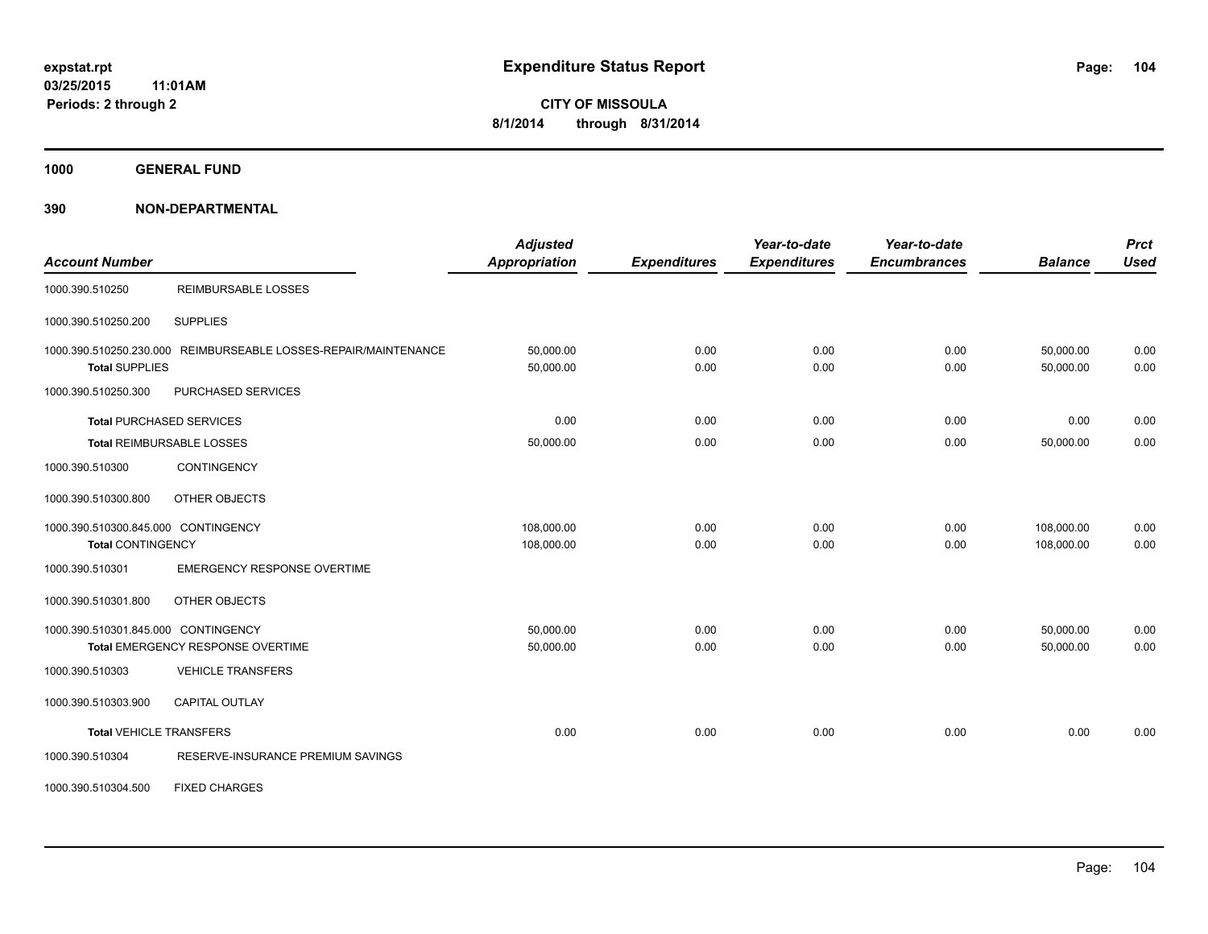expstat.rpt
03/25/2015 11:01AM
Periods: 2 through 2

# Expenditure Status Report

CITY OF MISSOULA
8/1/2014 through 8/31/2014

**1000 GENERAL FUND**

**390 NON-DEPARTMENTAL**

| Account Number | | Adjusted Appropriation | Expenditures | Year-to-date Expenditures | Year-to-date Encumbrances | Balance | Prct Used |
|---|---|---|---|---|---|---|---|
| 1000.390.510250 | REIMBURSABLE LOSSES | | | | | | |
| 1000.390.510250.200 | SUPPLIES | | | | | | |
| 1000.390.510250.230.000 | REIMBURSEABLE LOSSES-REPAIR/MAINTENANCE | 50,000.00 | 0.00 | 0.00 | 0.00 | 50,000.00 | 0.00 |
| **Total** SUPPLIES | | 50,000.00 | 0.00 | 0.00 | 0.00 | 50,000.00 | 0.00 |
| 1000.390.510250.300 | PURCHASED SERVICES | | | | | | |
| **Total** PURCHASED SERVICES | | 0.00 | 0.00 | 0.00 | 0.00 | 0.00 | 0.00 |
| **Total** REIMBURSABLE LOSSES | | 50,000.00 | 0.00 | 0.00 | 0.00 | 50,000.00 | 0.00 |
| 1000.390.510300 | CONTINGENCY | | | | | | |
| 1000.390.510300.800 | OTHER OBJECTS | | | | | | |
| 1000.390.510300.845.000 | CONTINGENCY | 108,000.00 | 0.00 | 0.00 | 0.00 | 108,000.00 | 0.00 |
| **Total** CONTINGENCY | | 108,000.00 | 0.00 | 0.00 | 0.00 | 108,000.00 | 0.00 |
| 1000.390.510301 | EMERGENCY RESPONSE OVERTIME | | | | | | |
| 1000.390.510301.800 | OTHER OBJECTS | | | | | | |
| 1000.390.510301.845.000 | CONTINGENCY | 50,000.00 | 0.00 | 0.00 | 0.00 | 50,000.00 | 0.00 |
| **Total** EMERGENCY RESPONSE OVERTIME | | 50,000.00 | 0.00 | 0.00 | 0.00 | 50,000.00 | 0.00 |
| 1000.390.510303 | VEHICLE TRANSFERS | | | | | | |
| 1000.390.510303.900 | CAPITAL OUTLAY | | | | | | |
| **Total** VEHICLE TRANSFERS | | 0.00 | 0.00 | 0.00 | 0.00 | 0.00 | 0.00 |
| 1000.390.510304 | RESERVE-INSURANCE PREMIUM SAVINGS | | | | | | |
| 1000.390.510304.500 | FIXED CHARGES | | | | | | |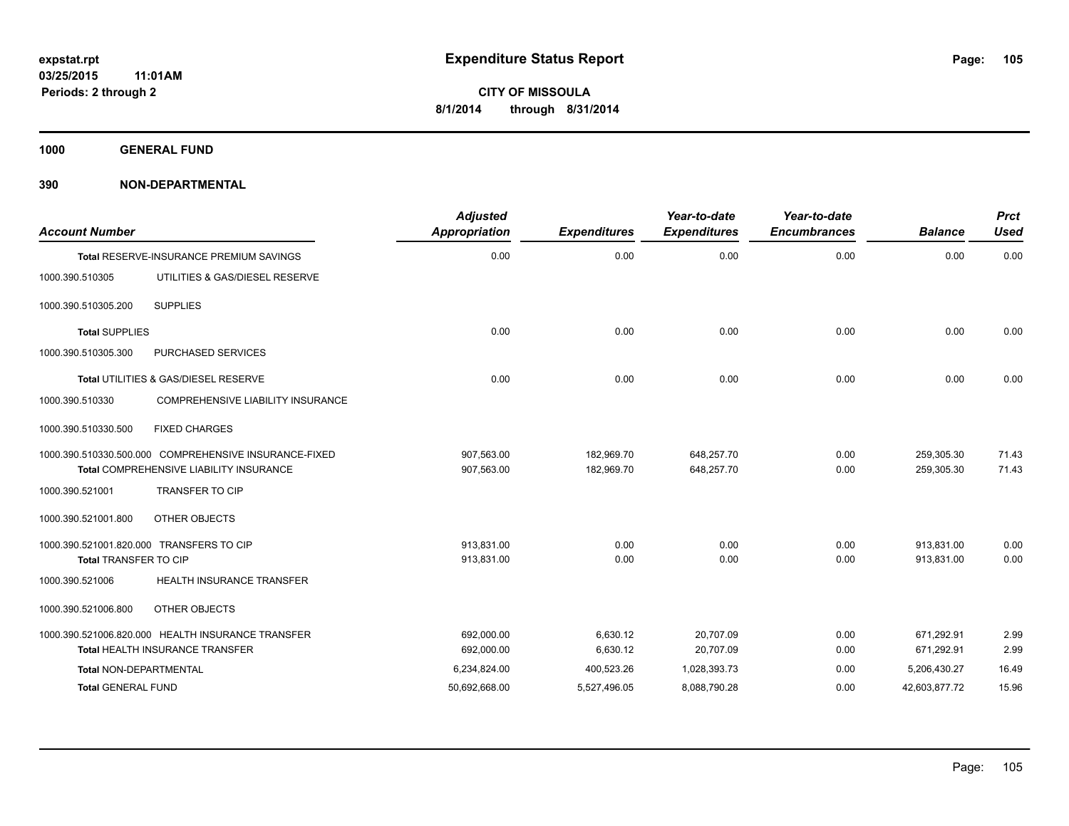# Expenditure Status Report

expstat.rpt
03/25/2015 11:01AM
Periods: 2 through 2

**CITY OF MISSOULA**
**8/1/2014 through 8/31/2014**

**1000 GENERAL FUND**

**390 NON-DEPARTMENTAL**

| Account Number | | Adjusted Appropriation | Expenditures | Year-to-date Expenditures | Year-to-date Encumbrances | Balance | Prct Used |
|---|---|---|---|---|---|---|---|
| Total RESERVE-INSURANCE PREMIUM SAVINGS | | 0.00 | 0.00 | 0.00 | 0.00 | 0.00 | 0.00 |
| 1000.390.510305 | UTILITIES & GAS/DIESEL RESERVE | | | | | | |
| 1000.390.510305.200 | SUPPLIES | | | | | | |
| **Total SUPPLIES** | | 0.00 | 0.00 | 0.00 | 0.00 | 0.00 | 0.00 |
| 1000.390.510305.300 | PURCHASED SERVICES | | | | | | |
| Total UTILITIES & GAS/DIESEL RESERVE | | 0.00 | 0.00 | 0.00 | 0.00 | 0.00 | 0.00 |
| 1000.390.510330 | COMPREHENSIVE LIABILITY INSURANCE | | | | | | |
| 1000.390.510330.500 | FIXED CHARGES | | | | | | |
| 1000.390.510330.500.000 | COMPREHENSIVE INSURANCE-FIXED | 907,563.00 | 182,969.70 | 648,257.70 | 0.00 | 259,305.30 | 71.43 |
| Total COMPREHENSIVE LIABILITY INSURANCE | | 907,563.00 | 182,969.70 | 648,257.70 | 0.00 | 259,305.30 | 71.43 |
| 1000.390.521001 | TRANSFER TO CIP | | | | | | |
| 1000.390.521001.800 | OTHER OBJECTS | | | | | | |
| 1000.390.521001.820.000 | TRANSFERS TO CIP | 913,831.00 | 0.00 | 0.00 | 0.00 | 913,831.00 | 0.00 |
| Total TRANSFER TO CIP | | 913,831.00 | 0.00 | 0.00 | 0.00 | 913,831.00 | 0.00 |
| 1000.390.521006 | HEALTH INSURANCE TRANSFER | | | | | | |
| 1000.390.521006.800 | OTHER OBJECTS | | | | | | |
| 1000.390.521006.820.000 | HEALTH INSURANCE TRANSFER | 692,000.00 | 6,630.12 | 20,707.09 | 0.00 | 671,292.91 | 2.99 |
| Total HEALTH INSURANCE TRANSFER | | 692,000.00 | 6,630.12 | 20,707.09 | 0.00 | 671,292.91 | 2.99 |
| **Total NON-DEPARTMENTAL** | | 6,234,824.00 | 400,523.26 | 1,028,393.73 | 0.00 | 5,206,430.27 | 16.49 |
| **Total GENERAL FUND** | | 50,692,668.00 | 5,527,496.05 | 8,088,790.28 | 0.00 | 42,603,877.72 | 15.96 |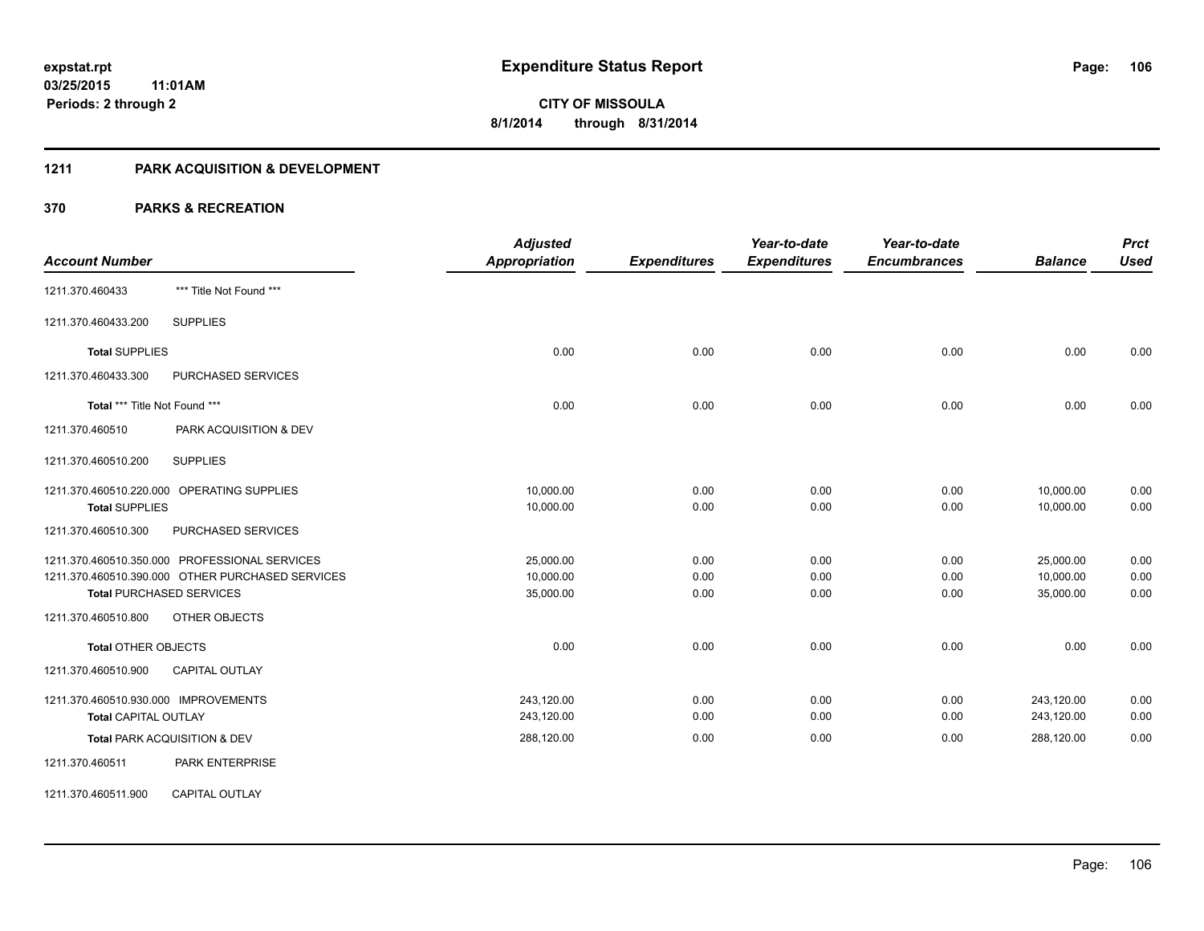**expstat.rpt**
**03/25/2015 11:01AM**
**Periods: 2 through 2**

# Expenditure Status Report

**CITY OF MISSOULA**
**8/1/2014 through 8/31/2014**

## 1211 PARK ACQUISITION & DEVELOPMENT

## 370 PARKS & RECREATION

| Account Number | | Adjusted Appropriation | Expenditures | Year-to-date Expenditures | Year-to-date Encumbrances | Balance | Prct Used |
|---|---|---|---|---|---|---|---|
| 1211.370.460433 | *** Title Not Found *** | | | | | | |
| 1211.370.460433.200 | SUPPLIES | | | | | | |
| **Total** SUPPLIES | | 0.00 | 0.00 | 0.00 | 0.00 | 0.00 | 0.00 |
| 1211.370.460433.300 | PURCHASED SERVICES | | | | | | |
| Total *** Title Not Found *** | | 0.00 | 0.00 | 0.00 | 0.00 | 0.00 | 0.00 |
| 1211.370.460510 | PARK ACQUISITION & DEV | | | | | | |
| 1211.370.460510.200 | SUPPLIES | | | | | | |
| 1211.370.460510.220.000 | OPERATING SUPPLIES | 10,000.00 | 0.00 | 0.00 | 0.00 | 10,000.00 | 0.00 |
| **Total** SUPPLIES | | 10,000.00 | 0.00 | 0.00 | 0.00 | 10,000.00 | 0.00 |
| 1211.370.460510.300 | PURCHASED SERVICES | | | | | | |
| 1211.370.460510.350.000 | PROFESSIONAL SERVICES | 25,000.00 | 0.00 | 0.00 | 0.00 | 25,000.00 | 0.00 |
| 1211.370.460510.390.000 | OTHER PURCHASED SERVICES | 10,000.00 | 0.00 | 0.00 | 0.00 | 10,000.00 | 0.00 |
| **Total** PURCHASED SERVICES | | 35,000.00 | 0.00 | 0.00 | 0.00 | 35,000.00 | 0.00 |
| 1211.370.460510.800 | OTHER OBJECTS | | | | | | |
| **Total** OTHER OBJECTS | | 0.00 | 0.00 | 0.00 | 0.00 | 0.00 | 0.00 |
| 1211.370.460510.900 | CAPITAL OUTLAY | | | | | | |
| 1211.370.460510.930.000 | IMPROVEMENTS | 243,120.00 | 0.00 | 0.00 | 0.00 | 243,120.00 | 0.00 |
| **Total** CAPITAL OUTLAY | | 243,120.00 | 0.00 | 0.00 | 0.00 | 243,120.00 | 0.00 |
| **Total** PARK ACQUISITION & DEV | | 288,120.00 | 0.00 | 0.00 | 0.00 | 288,120.00 | 0.00 |
| 1211.370.460511 | PARK ENTERPRISE | | | | | | |
| 1211.370.460511.900 | CAPITAL OUTLAY | | | | | | |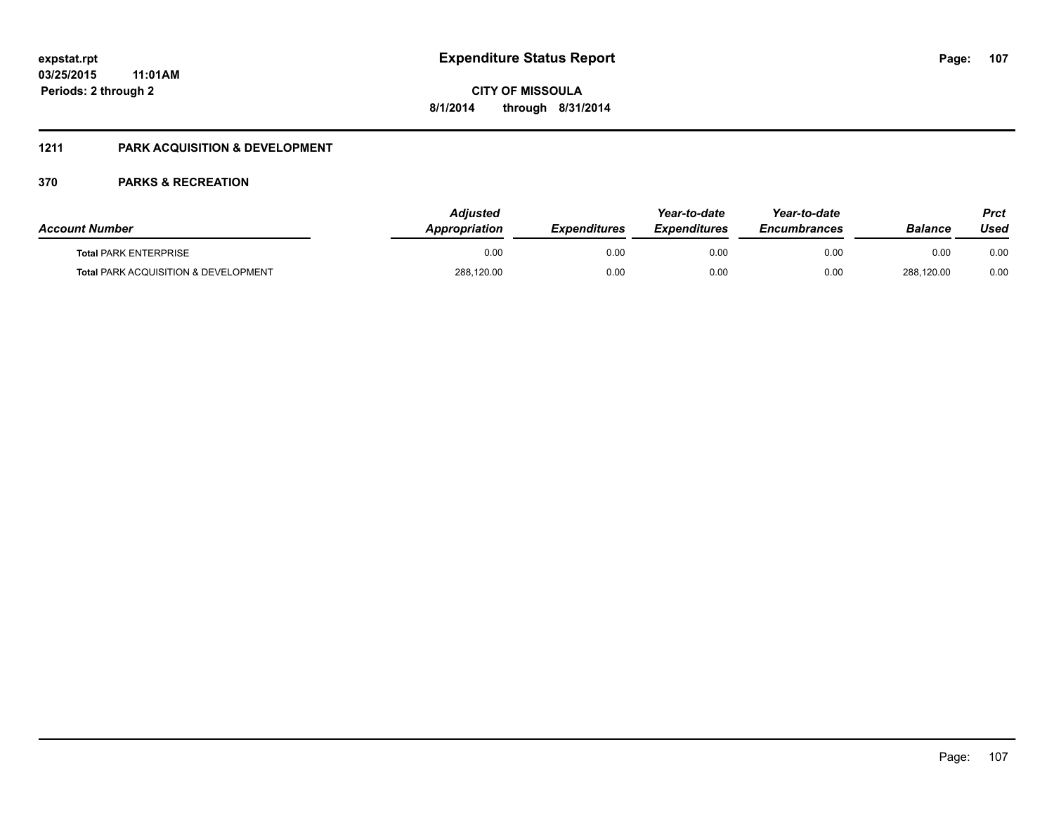## 1211 PARK ACQUISITION & DEVELOPMENT

### 370 PARKS & RECREATION

| Account Number | Adjusted Appropriation | Expenditures | Year-to-date Expenditures | Year-to-date Encumbrances | Balance | Prct Used |
|---|---|---|---|---|---|---|
| **Total** PARK ENTERPRISE | 0.00 | 0.00 | 0.00 | 0.00 | 0.00 | 0.00 |
| **Total** PARK ACQUISITION & DEVELOPMENT | 288,120.00 | 0.00 | 0.00 | 0.00 | 288,120.00 | 0.00 |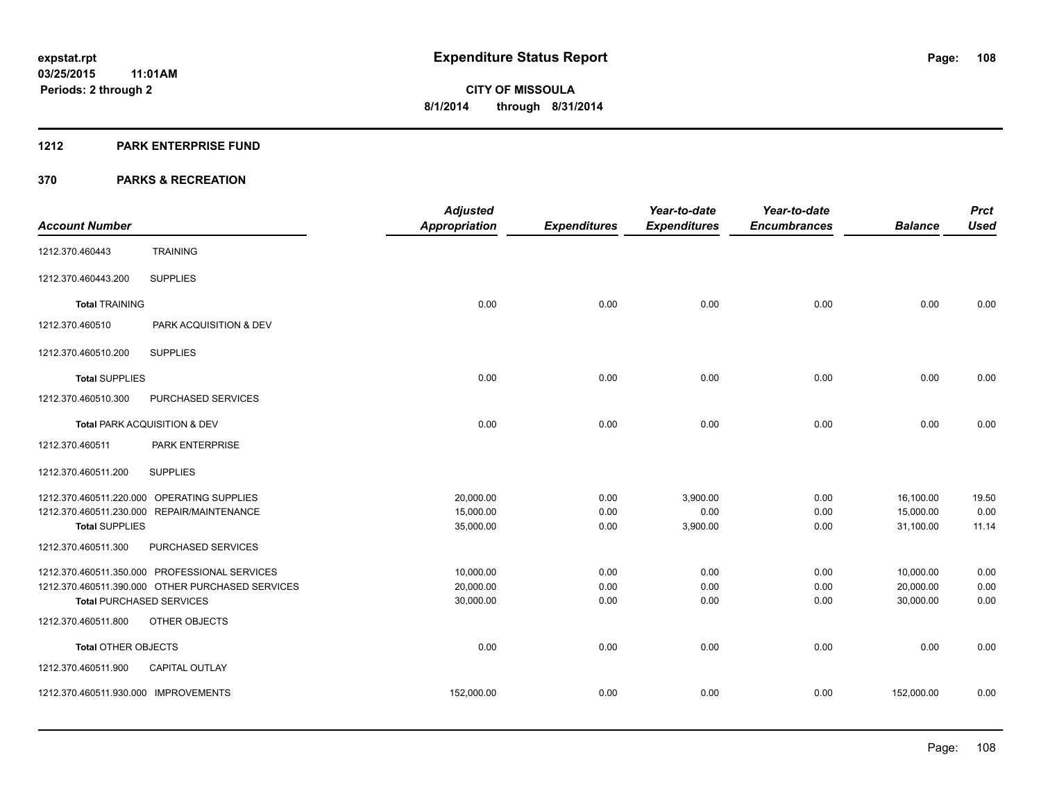**expstat.rpt**
**03/25/2015 11:01AM**
**Periods: 2 through 2**

# Expenditure Status Report

**CITY OF MISSOULA**
**8/1/2014 through 8/31/2014**

## 1212 PARK ENTERPRISE FUND

## 370 PARKS & RECREATION

| Account Number | | Adjusted Appropriation | Expenditures | Year-to-date Expenditures | Year-to-date Encumbrances | Balance | Prct Used |
|---|---|---|---|---|---|---|---|
| 1212.370.460443 | TRAINING | | | | | | |
| 1212.370.460443.200 | SUPPLIES | | | | | | |
| **Total** TRAINING | | 0.00 | 0.00 | 0.00 | 0.00 | 0.00 | 0.00 |
| 1212.370.460510 | PARK ACQUISITION & DEV | | | | | | |
| 1212.370.460510.200 | SUPPLIES | | | | | | |
| **Total** SUPPLIES | | 0.00 | 0.00 | 0.00 | 0.00 | 0.00 | 0.00 |
| 1212.370.460510.300 | PURCHASED SERVICES | | | | | | |
| **Total** PARK ACQUISITION & DEV | | 0.00 | 0.00 | 0.00 | 0.00 | 0.00 | 0.00 |
| 1212.370.460511 | PARK ENTERPRISE | | | | | | |
| 1212.370.460511.200 | SUPPLIES | | | | | | |
| 1212.370.460511.220.000 | OPERATING SUPPLIES | 20,000.00 | 0.00 | 3,900.00 | 0.00 | 16,100.00 | 19.50 |
| 1212.370.460511.230.000 | REPAIR/MAINTENANCE | 15,000.00 | 0.00 | 0.00 | 0.00 | 15,000.00 | 0.00 |
| **Total** SUPPLIES | | 35,000.00 | 0.00 | 3,900.00 | 0.00 | 31,100.00 | 11.14 |
| 1212.370.460511.300 | PURCHASED SERVICES | | | | | | |
| 1212.370.460511.350.000 | PROFESSIONAL SERVICES | 10,000.00 | 0.00 | 0.00 | 0.00 | 10,000.00 | 0.00 |
| 1212.370.460511.390.000 | OTHER PURCHASED SERVICES | 20,000.00 | 0.00 | 0.00 | 0.00 | 20,000.00 | 0.00 |
| **Total** PURCHASED SERVICES | | 30,000.00 | 0.00 | 0.00 | 0.00 | 30,000.00 | 0.00 |
| 1212.370.460511.800 | OTHER OBJECTS | | | | | | |
| **Total** OTHER OBJECTS | | 0.00 | 0.00 | 0.00 | 0.00 | 0.00 | 0.00 |
| 1212.370.460511.900 | CAPITAL OUTLAY | | | | | | |
| 1212.370.460511.930.000 | IMPROVEMENTS | 152,000.00 | 0.00 | 0.00 | 0.00 | 152,000.00 | 0.00 |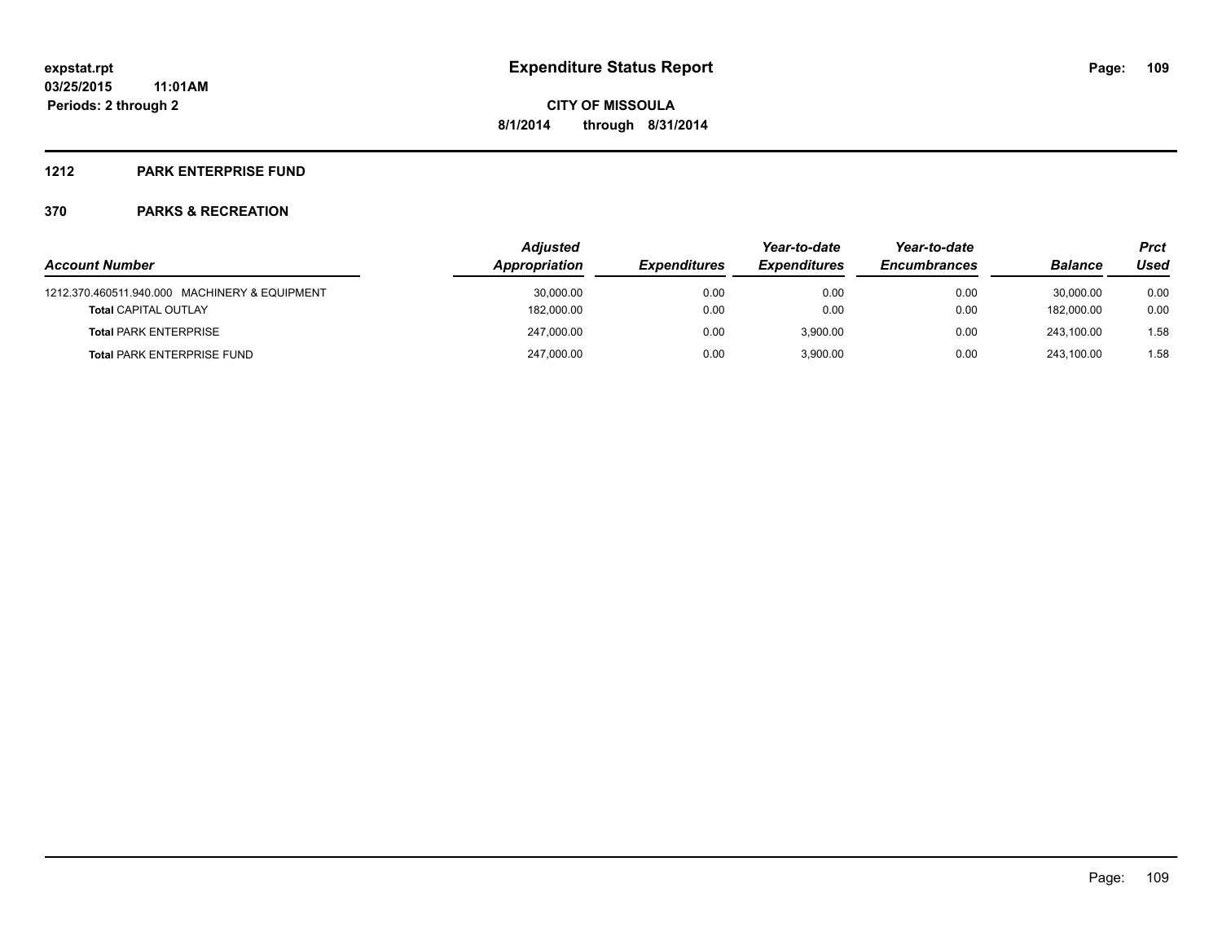# Expenditure Status Report

**CITY OF MISSOULA**

**8/1/2014 through 8/31/2014**

expstat.rpt
03/25/2015 11:01AM
Periods: 2 through 2

## 1212 PARK ENTERPRISE FUND

## 370 PARKS & RECREATION

| Account Number | Adjusted Appropriation | Expenditures | Year-to-date Expenditures | Year-to-date Encumbrances | Balance | Prct Used |
|---|---|---|---|---|---|---|
| 1212.370.460511.940.000 MACHINERY & EQUIPMENT | 30,000.00 | 0.00 | 0.00 | 0.00 | 30,000.00 | 0.00 |
| **Total** CAPITAL OUTLAY | 182,000.00 | 0.00 | 0.00 | 0.00 | 182,000.00 | 0.00 |
| **Total** PARK ENTERPRISE | 247,000.00 | 0.00 | 3,900.00 | 0.00 | 243,100.00 | 1.58 |
| **Total** PARK ENTERPRISE FUND | 247,000.00 | 0.00 | 3,900.00 | 0.00 | 243,100.00 | 1.58 |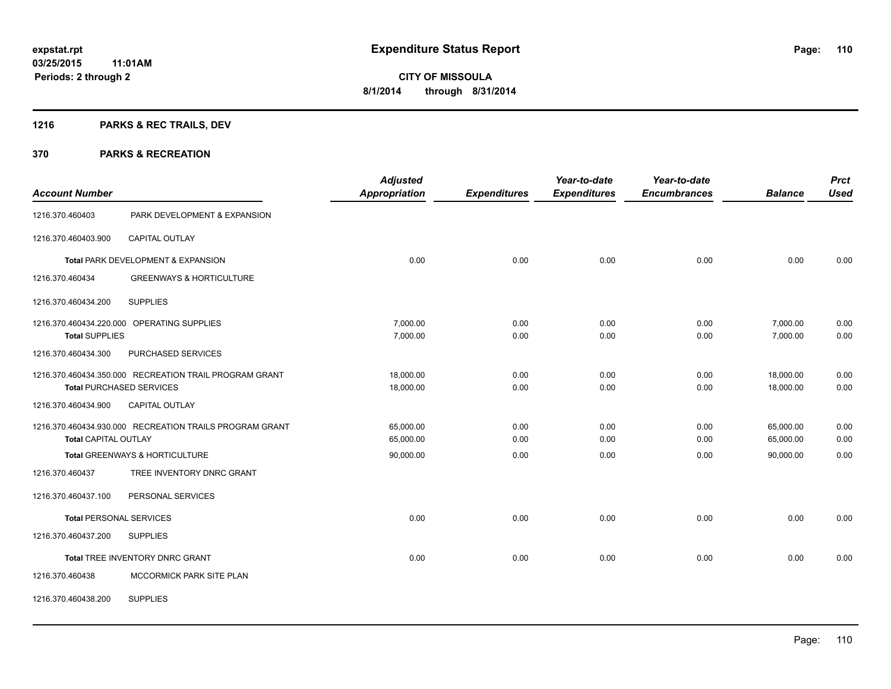**expstat.rpt**
**03/25/2015 11:01AM**
**Periods: 2 through 2**

# Expenditure Status Report

**CITY OF MISSOULA**
**8/1/2014 through 8/31/2014**

## 1216 PARKS & REC TRAILS, DEV

## 370 PARKS & RECREATION

| Account Number | | Adjusted Appropriation | Expenditures | Year-to-date Expenditures | Year-to-date Encumbrances | Balance | Prct Used |
|---|---|---|---|---|---|---|---|
| 1216.370.460403 | PARK DEVELOPMENT & EXPANSION | | | | | | |
| 1216.370.460403.900 | CAPITAL OUTLAY | | | | | | |
| Total PARK DEVELOPMENT & EXPANSION | | 0.00 | 0.00 | 0.00 | 0.00 | 0.00 | 0.00 |
| 1216.370.460434 | GREENWAYS & HORTICULTURE | | | | | | |
| 1216.370.460434.200 | SUPPLIES | | | | | | |
| 1216.370.460434.220.000 | OPERATING SUPPLIES | 7,000.00 | 0.00 | 0.00 | 0.00 | 7,000.00 | 0.00 |
| Total SUPPLIES | | 7,000.00 | 0.00 | 0.00 | 0.00 | 7,000.00 | 0.00 |
| 1216.370.460434.300 | PURCHASED SERVICES | | | | | | |
| 1216.370.460434.350.000 | RECREATION TRAIL PROGRAM GRANT | 18,000.00 | 0.00 | 0.00 | 0.00 | 18,000.00 | 0.00 |
| Total PURCHASED SERVICES | | 18,000.00 | 0.00 | 0.00 | 0.00 | 18,000.00 | 0.00 |
| 1216.370.460434.900 | CAPITAL OUTLAY | | | | | | |
| 1216.370.460434.930.000 | RECREATION TRAILS PROGRAM GRANT | 65,000.00 | 0.00 | 0.00 | 0.00 | 65,000.00 | 0.00 |
| Total CAPITAL OUTLAY | | 65,000.00 | 0.00 | 0.00 | 0.00 | 65,000.00 | 0.00 |
| Total GREENWAYS & HORTICULTURE | | 90,000.00 | 0.00 | 0.00 | 0.00 | 90,000.00 | 0.00 |
| 1216.370.460437 | TREE INVENTORY DNRC GRANT | | | | | | |
| 1216.370.460437.100 | PERSONAL SERVICES | | | | | | |
| Total PERSONAL SERVICES | | 0.00 | 0.00 | 0.00 | 0.00 | 0.00 | 0.00 |
| 1216.370.460437.200 | SUPPLIES | | | | | | |
| Total TREE INVENTORY DNRC GRANT | | 0.00 | 0.00 | 0.00 | 0.00 | 0.00 | 0.00 |
| 1216.370.460438 | MCCORMICK PARK SITE PLAN | | | | | | |
| 1216.370.460438.200 | SUPPLIES | | | | | | |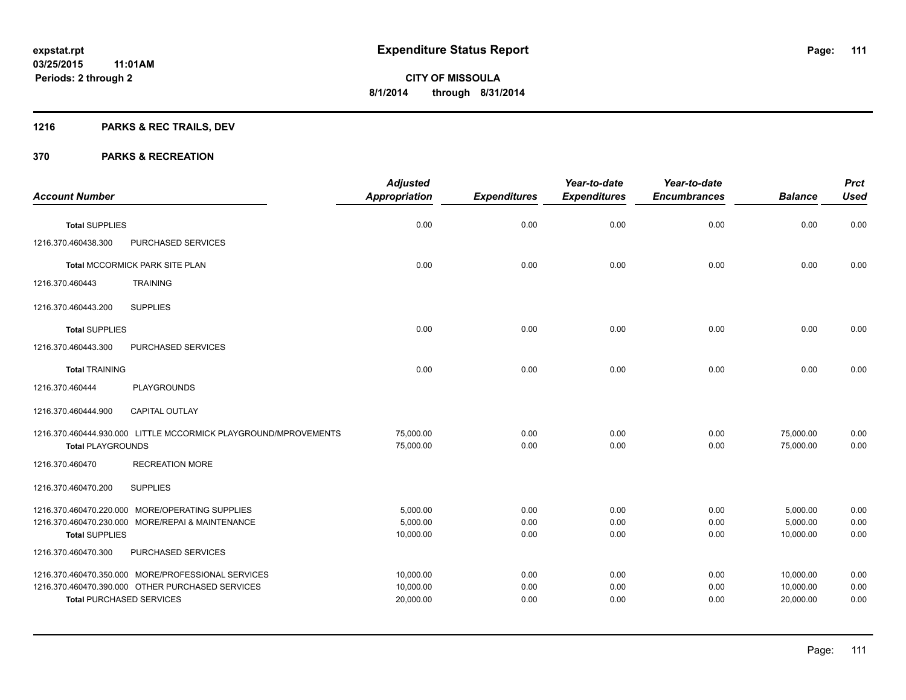# Expenditure Status Report

**CITY OF MISSOULA**
**8/1/2014 through 8/31/2014**

expstat.rpt
03/25/2015 11:01AM
Periods: 2 through 2

## 1216 PARKS & REC TRAILS, DEV

### 370 PARKS & RECREATION

| Account Number | | Adjusted Appropriation | Expenditures | Year-to-date Expenditures | Year-to-date Encumbrances | Balance | Prct Used |
|---|---|---|---|---|---|---|---|
| **Total** SUPPLIES | | 0.00 | 0.00 | 0.00 | 0.00 | 0.00 | 0.00 |
| 1216.370.460438.300 | PURCHASED SERVICES | | | | | | |
| **Total** MCCORMICK PARK SITE PLAN | | 0.00 | 0.00 | 0.00 | 0.00 | 0.00 | 0.00 |
| 1216.370.460443 | TRAINING | | | | | | |
| 1216.370.460443.200 | SUPPLIES | | | | | | |
| **Total** SUPPLIES | | 0.00 | 0.00 | 0.00 | 0.00 | 0.00 | 0.00 |
| 1216.370.460443.300 | PURCHASED SERVICES | | | | | | |
| **Total** TRAINING | | 0.00 | 0.00 | 0.00 | 0.00 | 0.00 | 0.00 |
| 1216.370.460444 | PLAYGROUNDS | | | | | | |
| 1216.370.460444.900 | CAPITAL OUTLAY | | | | | | |
| 1216.370.460444.930.000 | LITTLE MCCORMICK PLAYGROUND/MPROVEMENTS | 75,000.00 | 0.00 | 0.00 | 0.00 | 75,000.00 | 0.00 |
| **Total** PLAYGROUNDS | | 75,000.00 | 0.00 | 0.00 | 0.00 | 75,000.00 | 0.00 |
| 1216.370.460470 | RECREATION MORE | | | | | | |
| 1216.370.460470.200 | SUPPLIES | | | | | | |
| 1216.370.460470.220.000 | MORE/OPERATING SUPPLIES | 5,000.00 | 0.00 | 0.00 | 0.00 | 5,000.00 | 0.00 |
| 1216.370.460470.230.000 | MORE/REPAI & MAINTENANCE | 5,000.00 | 0.00 | 0.00 | 0.00 | 5,000.00 | 0.00 |
| **Total** SUPPLIES | | 10,000.00 | 0.00 | 0.00 | 0.00 | 10,000.00 | 0.00 |
| 1216.370.460470.300 | PURCHASED SERVICES | | | | | | |
| 1216.370.460470.350.000 | MORE/PROFESSIONAL SERVICES | 10,000.00 | 0.00 | 0.00 | 0.00 | 10,000.00 | 0.00 |
| 1216.370.460470.390.000 | OTHER PURCHASED SERVICES | 10,000.00 | 0.00 | 0.00 | 0.00 | 10,000.00 | 0.00 |
| **Total** PURCHASED SERVICES | | 20,000.00 | 0.00 | 0.00 | 0.00 | 20,000.00 | 0.00 |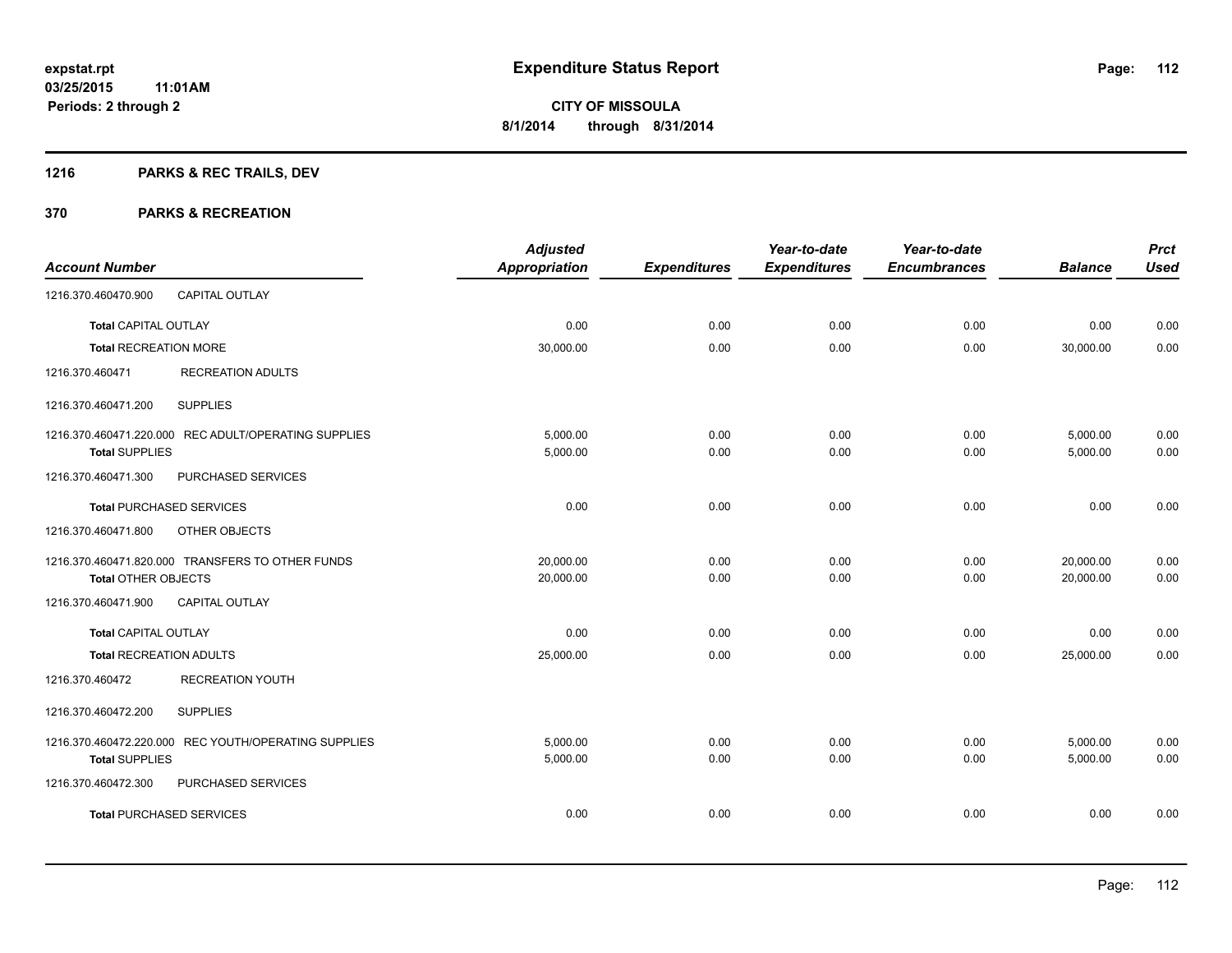**Expenditure Status Report**

expstat.rpt
03/25/2015 11:01AM
Periods: 2 through 2

CITY OF MISSOULA
8/1/2014 through 8/31/2014

## 1216 PARKS & REC TRAILS, DEV

## 370 PARKS & RECREATION

| Account Number | | Adjusted Appropriation | Expenditures | Year-to-date Expenditures | Year-to-date Encumbrances | Balance | Prct Used |
|---|---|---|---|---|---|---|---|
| 1216.370.460470.900 | CAPITAL OUTLAY | | | | | | |
| Total CAPITAL OUTLAY | | 0.00 | 0.00 | 0.00 | 0.00 | 0.00 | 0.00 |
| Total RECREATION MORE | | 30,000.00 | 0.00 | 0.00 | 0.00 | 30,000.00 | 0.00 |
| 1216.370.460471 | RECREATION ADULTS | | | | | | |
| 1216.370.460471.200 | SUPPLIES | | | | | | |
| 1216.370.460471.220.000 | REC ADULT/OPERATING SUPPLIES | 5,000.00 | 0.00 | 0.00 | 0.00 | 5,000.00 | 0.00 |
| Total SUPPLIES | | 5,000.00 | 0.00 | 0.00 | 0.00 | 5,000.00 | 0.00 |
| 1216.370.460471.300 | PURCHASED SERVICES | | | | | | |
| Total PURCHASED SERVICES | | 0.00 | 0.00 | 0.00 | 0.00 | 0.00 | 0.00 |
| 1216.370.460471.800 | OTHER OBJECTS | | | | | | |
| 1216.370.460471.820.000 | TRANSFERS TO OTHER FUNDS | 20,000.00 | 0.00 | 0.00 | 0.00 | 20,000.00 | 0.00 |
| Total OTHER OBJECTS | | 20,000.00 | 0.00 | 0.00 | 0.00 | 20,000.00 | 0.00 |
| 1216.370.460471.900 | CAPITAL OUTLAY | | | | | | |
| Total CAPITAL OUTLAY | | 0.00 | 0.00 | 0.00 | 0.00 | 0.00 | 0.00 |
| Total RECREATION ADULTS | | 25,000.00 | 0.00 | 0.00 | 0.00 | 25,000.00 | 0.00 |
| 1216.370.460472 | RECREATION YOUTH | | | | | | |
| 1216.370.460472.200 | SUPPLIES | | | | | | |
| 1216.370.460472.220.000 | REC YOUTH/OPERATING SUPPLIES | 5,000.00 | 0.00 | 0.00 | 0.00 | 5,000.00 | 0.00 |
| Total SUPPLIES | | 5,000.00 | 0.00 | 0.00 | 0.00 | 5,000.00 | 0.00 |
| 1216.370.460472.300 | PURCHASED SERVICES | | | | | | |
| Total PURCHASED SERVICES | | 0.00 | 0.00 | 0.00 | 0.00 | 0.00 | 0.00 |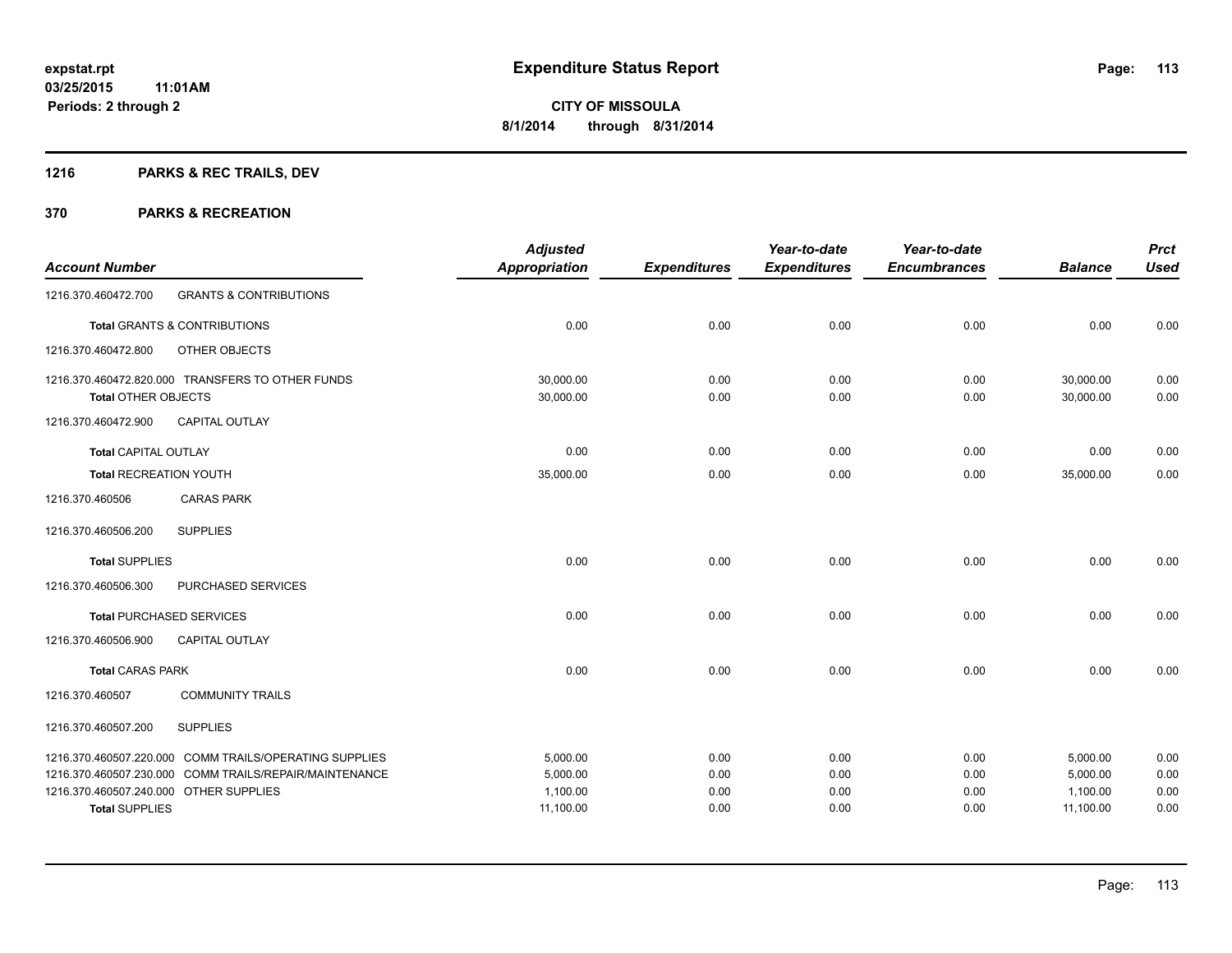expstat.rpt
03/25/2015 11:01AM
Periods: 2 through 2

# Expenditure Status Report

**CITY OF MISSOULA**
**8/1/2014 through 8/31/2014**

## 1216 PARKS & REC TRAILS, DEV

## 370 PARKS & RECREATION

| Account Number | | Adjusted Appropriation | Expenditures | Year-to-date Expenditures | Year-to-date Encumbrances | Balance | Prct Used |
|---|---|---|---|---|---|---|---|
| 1216.370.460472.700 | GRANTS & CONTRIBUTIONS | | | | | | |
| **Total** GRANTS & CONTRIBUTIONS | | 0.00 | 0.00 | 0.00 | 0.00 | 0.00 | 0.00 |
| 1216.370.460472.800 | OTHER OBJECTS | | | | | | |
| 1216.370.460472.820.000 | TRANSFERS TO OTHER FUNDS | 30,000.00 | 0.00 | 0.00 | 0.00 | 30,000.00 | 0.00 |
| **Total** OTHER OBJECTS | | 30,000.00 | 0.00 | 0.00 | 0.00 | 30,000.00 | 0.00 |
| 1216.370.460472.900 | CAPITAL OUTLAY | | | | | | |
| **Total** CAPITAL OUTLAY | | 0.00 | 0.00 | 0.00 | 0.00 | 0.00 | 0.00 |
| **Total** RECREATION YOUTH | | 35,000.00 | 0.00 | 0.00 | 0.00 | 35,000.00 | 0.00 |
| 1216.370.460506 | CARAS PARK | | | | | | |
| 1216.370.460506.200 | SUPPLIES | | | | | | |
| **Total** SUPPLIES | | 0.00 | 0.00 | 0.00 | 0.00 | 0.00 | 0.00 |
| 1216.370.460506.300 | PURCHASED SERVICES | | | | | | |
| **Total** PURCHASED SERVICES | | 0.00 | 0.00 | 0.00 | 0.00 | 0.00 | 0.00 |
| 1216.370.460506.900 | CAPITAL OUTLAY | | | | | | |
| **Total** CARAS PARK | | 0.00 | 0.00 | 0.00 | 0.00 | 0.00 | 0.00 |
| 1216.370.460507 | COMMUNITY TRAILS | | | | | | |
| 1216.370.460507.200 | SUPPLIES | | | | | | |
| 1216.370.460507.220.000 | COMM TRAILS/OPERATING SUPPLIES | 5,000.00 | 0.00 | 0.00 | 0.00 | 5,000.00 | 0.00 |
| 1216.370.460507.230.000 | COMM TRAILS/REPAIR/MAINTENANCE | 5,000.00 | 0.00 | 0.00 | 0.00 | 5,000.00 | 0.00 |
| 1216.370.460507.240.000 | OTHER SUPPLIES | 1,100.00 | 0.00 | 0.00 | 0.00 | 1,100.00 | 0.00 |
| **Total** SUPPLIES | | 11,100.00 | 0.00 | 0.00 | 0.00 | 11,100.00 | 0.00 |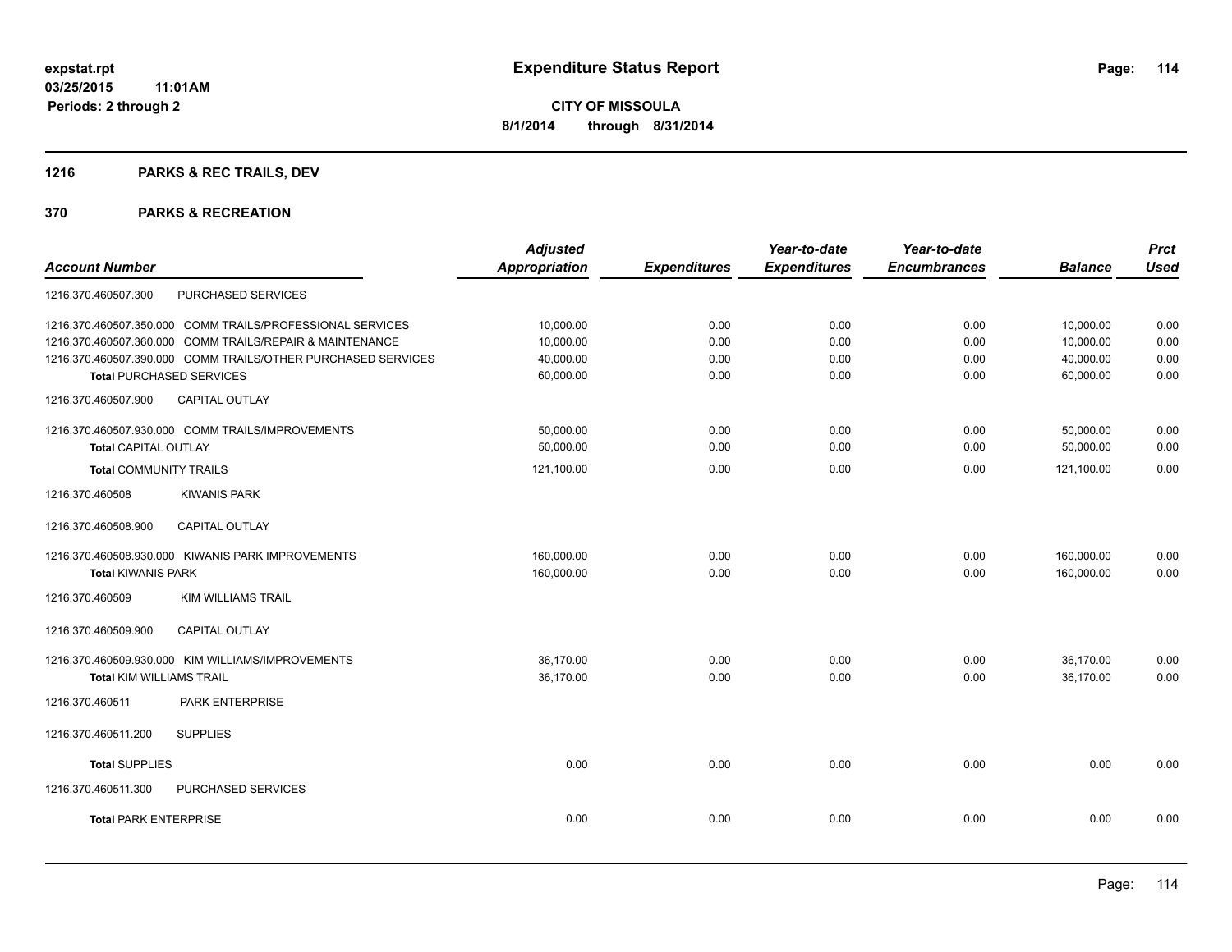**expstat.rpt**
**03/25/2015 11:01AM**
**Periods: 2 through 2**

# Expenditure Status Report

**CITY OF MISSOULA**
**8/1/2014 through 8/31/2014**

## 1216 PARKS & REC TRAILS, DEV

## 370 PARKS & RECREATION

| Account Number | | Adjusted Appropriation | Expenditures | Year-to-date Expenditures | Year-to-date Encumbrances | Balance | Prct Used |
|---|---|---|---|---|---|---|---|
| 1216.370.460507.300 | PURCHASED SERVICES | | | | | | |
| 1216.370.460507.350.000 | COMM TRAILS/PROFESSIONAL SERVICES | 10,000.00 | 0.00 | 0.00 | 0.00 | 10,000.00 | 0.00 |
| 1216.370.460507.360.000 | COMM TRAILS/REPAIR & MAINTENANCE | 10,000.00 | 0.00 | 0.00 | 0.00 | 10,000.00 | 0.00 |
| 1216.370.460507.390.000 | COMM TRAILS/OTHER PURCHASED SERVICES | 40,000.00 | 0.00 | 0.00 | 0.00 | 40,000.00 | 0.00 |
| **Total** PURCHASED SERVICES | | 60,000.00 | 0.00 | 0.00 | 0.00 | 60,000.00 | 0.00 |
| 1216.370.460507.900 | CAPITAL OUTLAY | | | | | | |
| 1216.370.460507.930.000 | COMM TRAILS/IMPROVEMENTS | 50,000.00 | 0.00 | 0.00 | 0.00 | 50,000.00 | 0.00 |
| **Total** CAPITAL OUTLAY | | 50,000.00 | 0.00 | 0.00 | 0.00 | 50,000.00 | 0.00 |
| **Total** COMMUNITY TRAILS | | 121,100.00 | 0.00 | 0.00 | 0.00 | 121,100.00 | 0.00 |
| 1216.370.460508 | KIWANIS PARK | | | | | | |
| 1216.370.460508.900 | CAPITAL OUTLAY | | | | | | |
| 1216.370.460508.930.000 | KIWANIS PARK IMPROVEMENTS | 160,000.00 | 0.00 | 0.00 | 0.00 | 160,000.00 | 0.00 |
| **Total** KIWANIS PARK | | 160,000.00 | 0.00 | 0.00 | 0.00 | 160,000.00 | 0.00 |
| 1216.370.460509 | KIM WILLIAMS TRAIL | | | | | | |
| 1216.370.460509.900 | CAPITAL OUTLAY | | | | | | |
| 1216.370.460509.930.000 | KIM WILLIAMS/IMPROVEMENTS | 36,170.00 | 0.00 | 0.00 | 0.00 | 36,170.00 | 0.00 |
| **Total** KIM WILLIAMS TRAIL | | 36,170.00 | 0.00 | 0.00 | 0.00 | 36,170.00 | 0.00 |
| 1216.370.460511 | PARK ENTERPRISE | | | | | | |
| 1216.370.460511.200 | SUPPLIES | | | | | | |
| **Total** SUPPLIES | | 0.00 | 0.00 | 0.00 | 0.00 | 0.00 | 0.00 |
| 1216.370.460511.300 | PURCHASED SERVICES | | | | | | |
| **Total** PARK ENTERPRISE | | 0.00 | 0.00 | 0.00 | 0.00 | 0.00 | 0.00 |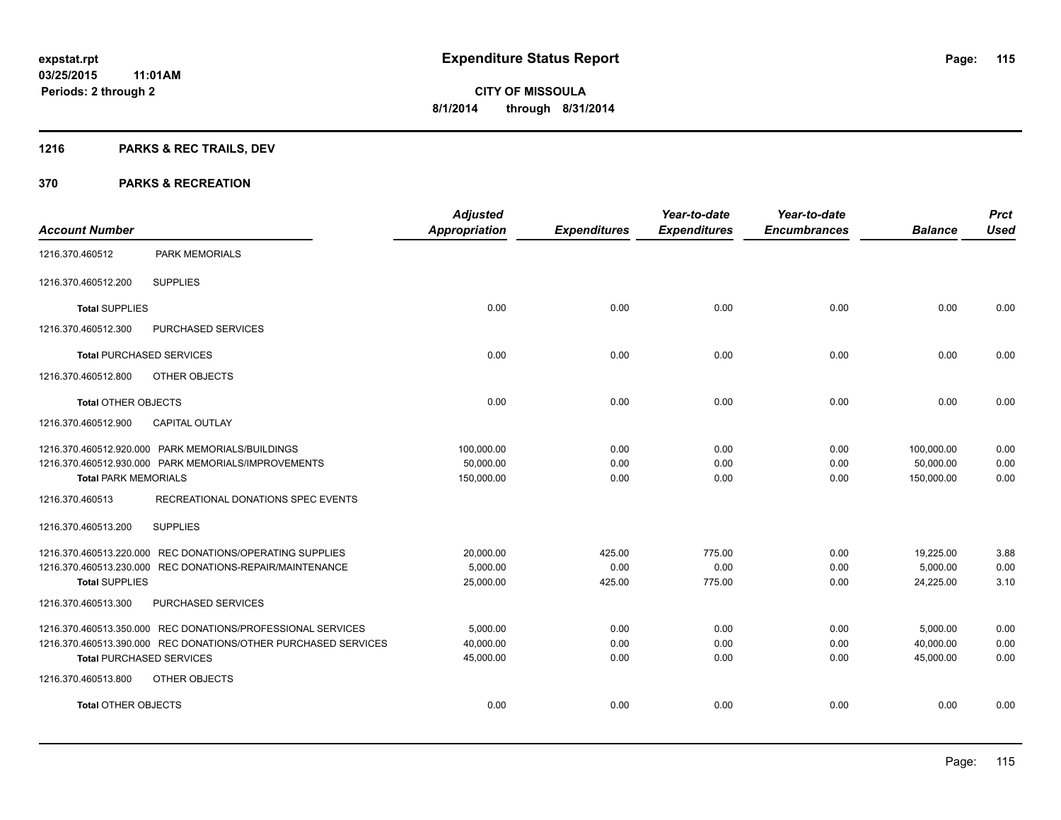# Expenditure Status Report

expstat.rpt
03/25/2015 11:01AM
Periods: 2 through 2

**CITY OF MISSOULA**
**8/1/2014 through 8/31/2014**

## 1216 PARKS & REC TRAILS, DEV

## 370 PARKS & RECREATION

| Account Number | | Adjusted Appropriation | Expenditures | Year-to-date Expenditures | Year-to-date Encumbrances | Balance | Prct Used |
|---|---|---|---|---|---|---|---|
| 1216.370.460512 | PARK MEMORIALS | | | | | | |
| 1216.370.460512.200 | SUPPLIES | | | | | | |
| **Total** SUPPLIES | | 0.00 | 0.00 | 0.00 | 0.00 | 0.00 | 0.00 |
| 1216.370.460512.300 | PURCHASED SERVICES | | | | | | |
| **Total** PURCHASED SERVICES | | 0.00 | 0.00 | 0.00 | 0.00 | 0.00 | 0.00 |
| 1216.370.460512.800 | OTHER OBJECTS | | | | | | |
| **Total** OTHER OBJECTS | | 0.00 | 0.00 | 0.00 | 0.00 | 0.00 | 0.00 |
| 1216.370.460512.900 | CAPITAL OUTLAY | | | | | | |
| 1216.370.460512.920.000 | PARK MEMORIALS/BUILDINGS | 100,000.00 | 0.00 | 0.00 | 0.00 | 100,000.00 | 0.00 |
| 1216.370.460512.930.000 | PARK MEMORIALS/IMPROVEMENTS | 50,000.00 | 0.00 | 0.00 | 0.00 | 50,000.00 | 0.00 |
| **Total** PARK MEMORIALS | | 150,000.00 | 0.00 | 0.00 | 0.00 | 150,000.00 | 0.00 |
| 1216.370.460513 | RECREATIONAL DONATIONS SPEC EVENTS | | | | | | |
| 1216.370.460513.200 | SUPPLIES | | | | | | |
| 1216.370.460513.220.000 | REC DONATIONS/OPERATING SUPPLIES | 20,000.00 | 425.00 | 775.00 | 0.00 | 19,225.00 | 3.88 |
| 1216.370.460513.230.000 | REC DONATIONS-REPAIR/MAINTENANCE | 5,000.00 | 0.00 | 0.00 | 0.00 | 5,000.00 | 0.00 |
| **Total** SUPPLIES | | 25,000.00 | 425.00 | 775.00 | 0.00 | 24,225.00 | 3.10 |
| 1216.370.460513.300 | PURCHASED SERVICES | | | | | | |
| 1216.370.460513.350.000 | REC DONATIONS/PROFESSIONAL SERVICES | 5,000.00 | 0.00 | 0.00 | 0.00 | 5,000.00 | 0.00 |
| 1216.370.460513.390.000 | REC DONATIONS/OTHER PURCHASED SERVICES | 40,000.00 | 0.00 | 0.00 | 0.00 | 40,000.00 | 0.00 |
| **Total** PURCHASED SERVICES | | 45,000.00 | 0.00 | 0.00 | 0.00 | 45,000.00 | 0.00 |
| 1216.370.460513.800 | OTHER OBJECTS | | | | | | |
| **Total** OTHER OBJECTS | | 0.00 | 0.00 | 0.00 | 0.00 | 0.00 | 0.00 |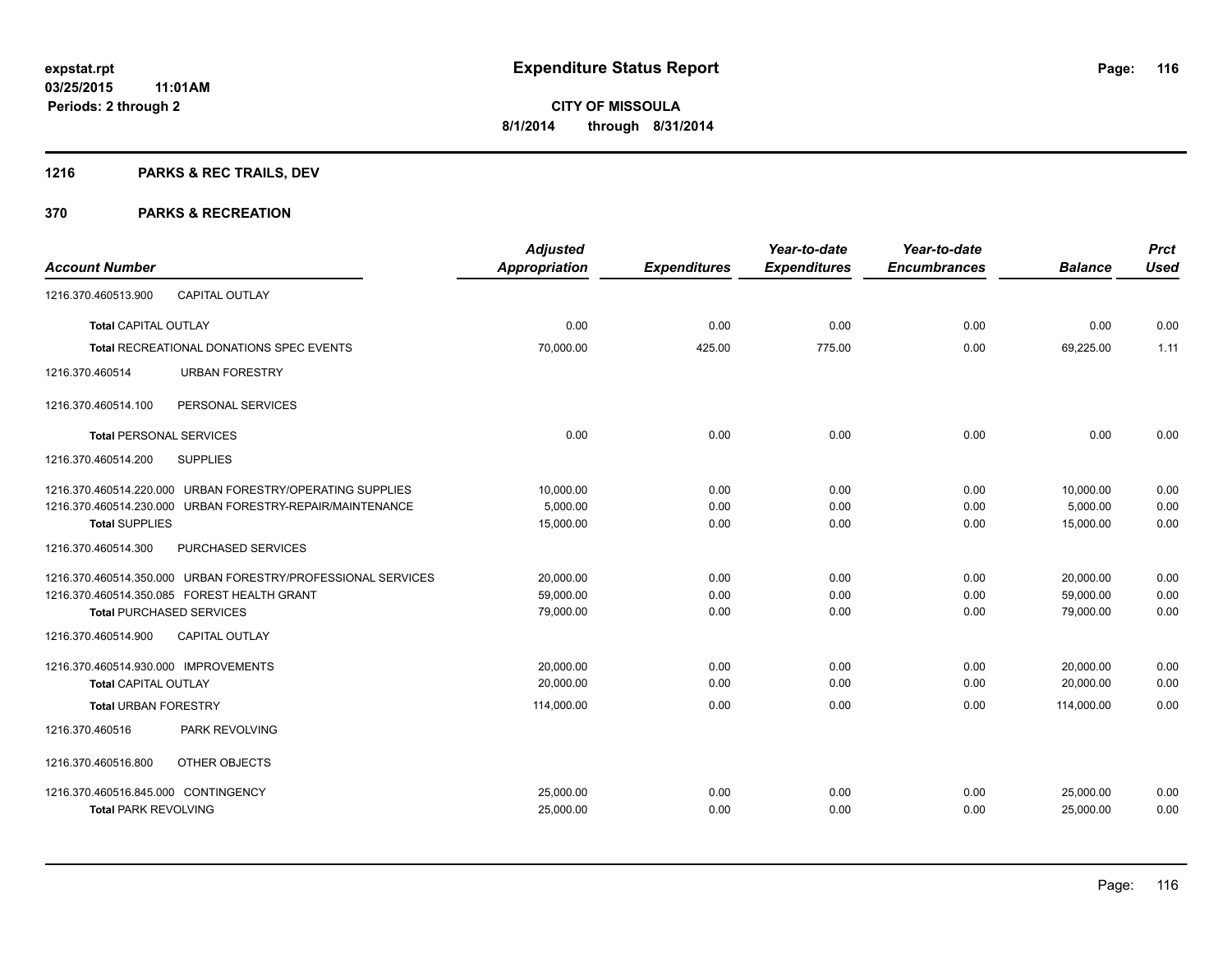**expstat.rpt**
**03/25/2015 11:01AM**
**Periods: 2 through 2**

# Expenditure Status Report

**CITY OF MISSOULA**
**8/1/2014 through 8/31/2014**

## 1216 PARKS & REC TRAILS, DEV

## 370 PARKS & RECREATION

| Account Number | | Adjusted Appropriation | Expenditures | Year-to-date Expenditures | Year-to-date Encumbrances | Balance | Prct Used |
|---|---|---|---|---|---|---|---|
| 1216.370.460513.900 | CAPITAL OUTLAY | | | | | | |
| **Total** CAPITAL OUTLAY | | 0.00 | 0.00 | 0.00 | 0.00 | 0.00 | 0.00 |
| **Total** RECREATIONAL DONATIONS SPEC EVENTS | | 70,000.00 | 425.00 | 775.00 | 0.00 | 69,225.00 | 1.11 |
| 1216.370.460514 | URBAN FORESTRY | | | | | | |
| 1216.370.460514.100 | PERSONAL SERVICES | | | | | | |
| **Total** PERSONAL SERVICES | | 0.00 | 0.00 | 0.00 | 0.00 | 0.00 | 0.00 |
| 1216.370.460514.200 | SUPPLIES | | | | | | |
| 1216.370.460514.220.000 | URBAN FORESTRY/OPERATING SUPPLIES | 10,000.00 | 0.00 | 0.00 | 0.00 | 10,000.00 | 0.00 |
| 1216.370.460514.230.000 | URBAN FORESTRY-REPAIR/MAINTENANCE | 5,000.00 | 0.00 | 0.00 | 0.00 | 5,000.00 | 0.00 |
| **Total** SUPPLIES | | 15,000.00 | 0.00 | 0.00 | 0.00 | 15,000.00 | 0.00 |
| 1216.370.460514.300 | PURCHASED SERVICES | | | | | | |
| 1216.370.460514.350.000 | URBAN FORESTRY/PROFESSIONAL SERVICES | 20,000.00 | 0.00 | 0.00 | 0.00 | 20,000.00 | 0.00 |
| 1216.370.460514.350.085 | FOREST HEALTH GRANT | 59,000.00 | 0.00 | 0.00 | 0.00 | 59,000.00 | 0.00 |
| **Total** PURCHASED SERVICES | | 79,000.00 | 0.00 | 0.00 | 0.00 | 79,000.00 | 0.00 |
| 1216.370.460514.900 | CAPITAL OUTLAY | | | | | | |
| 1216.370.460514.930.000 | IMPROVEMENTS | 20,000.00 | 0.00 | 0.00 | 0.00 | 20,000.00 | 0.00 |
| **Total** CAPITAL OUTLAY | | 20,000.00 | 0.00 | 0.00 | 0.00 | 20,000.00 | 0.00 |
| **Total** URBAN FORESTRY | | 114,000.00 | 0.00 | 0.00 | 0.00 | 114,000.00 | 0.00 |
| 1216.370.460516 | PARK REVOLVING | | | | | | |
| 1216.370.460516.800 | OTHER OBJECTS | | | | | | |
| 1216.370.460516.845.000 | CONTINGENCY | 25,000.00 | 0.00 | 0.00 | 0.00 | 25,000.00 | 0.00 |
| **Total** PARK REVOLVING | | 25,000.00 | 0.00 | 0.00 | 0.00 | 25,000.00 | 0.00 |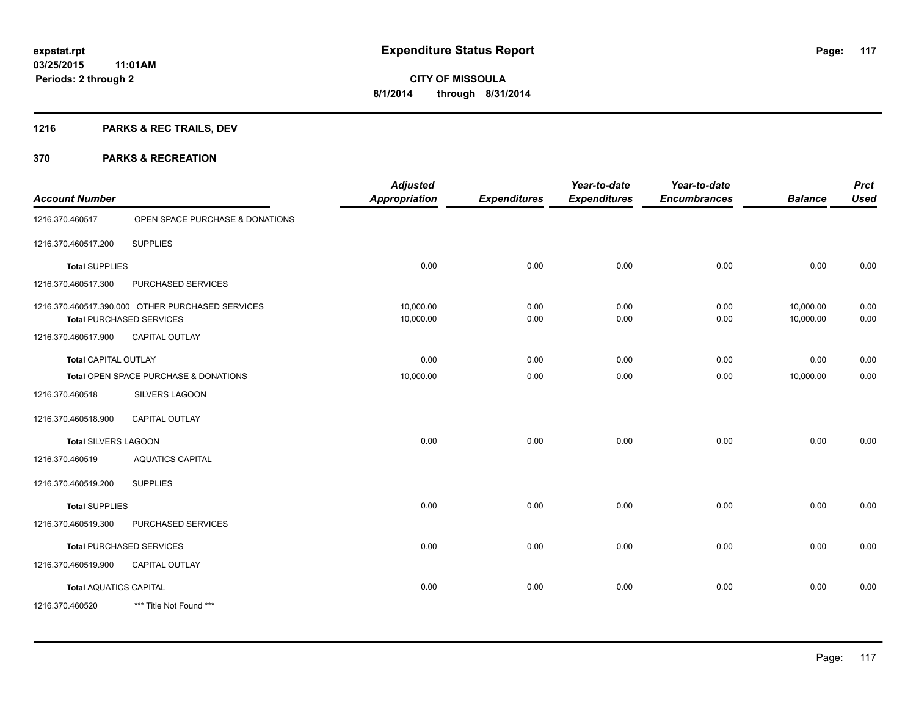**expstat.rpt**
**03/25/2015 11:01AM**
**Periods: 2 through 2**

# Expenditure Status Report

**CITY OF MISSOULA**
**8/1/2014 through 8/31/2014**

## 1216 PARKS & REC TRAILS, DEV

## 370 PARKS & RECREATION

| Account Number | | Adjusted Appropriation | Expenditures | Year-to-date Expenditures | Year-to-date Encumbrances | Balance | Prct Used |
|---|---|---|---|---|---|---|---|
| 1216.370.460517 | OPEN SPACE PURCHASE & DONATIONS | | | | | | |
| 1216.370.460517.200 | SUPPLIES | | | | | | |
| **Total** SUPPLIES | | 0.00 | 0.00 | 0.00 | 0.00 | 0.00 | 0.00 |
| 1216.370.460517.300 | PURCHASED SERVICES | | | | | | |
| 1216.370.460517.390.000 | OTHER PURCHASED SERVICES | 10,000.00 | 0.00 | 0.00 | 0.00 | 10,000.00 | 0.00 |
| **Total** PURCHASED SERVICES | | 10,000.00 | 0.00 | 0.00 | 0.00 | 10,000.00 | 0.00 |
| 1216.370.460517.900 | CAPITAL OUTLAY | | | | | | |
| **Total** CAPITAL OUTLAY | | 0.00 | 0.00 | 0.00 | 0.00 | 0.00 | 0.00 |
| **Total** OPEN SPACE PURCHASE & DONATIONS | | 10,000.00 | 0.00 | 0.00 | 0.00 | 10,000.00 | 0.00 |
| 1216.370.460518 | SILVERS LAGOON | | | | | | |
| 1216.370.460518.900 | CAPITAL OUTLAY | | | | | | |
| **Total** SILVERS LAGOON | | 0.00 | 0.00 | 0.00 | 0.00 | 0.00 | 0.00 |
| 1216.370.460519 | AQUATICS CAPITAL | | | | | | |
| 1216.370.460519.200 | SUPPLIES | | | | | | |
| **Total** SUPPLIES | | 0.00 | 0.00 | 0.00 | 0.00 | 0.00 | 0.00 |
| 1216.370.460519.300 | PURCHASED SERVICES | | | | | | |
| **Total** PURCHASED SERVICES | | 0.00 | 0.00 | 0.00 | 0.00 | 0.00 | 0.00 |
| 1216.370.460519.900 | CAPITAL OUTLAY | | | | | | |
| **Total** AQUATICS CAPITAL | | 0.00 | 0.00 | 0.00 | 0.00 | 0.00 | 0.00 |
| 1216.370.460520 | *** Title Not Found *** | | | | | | |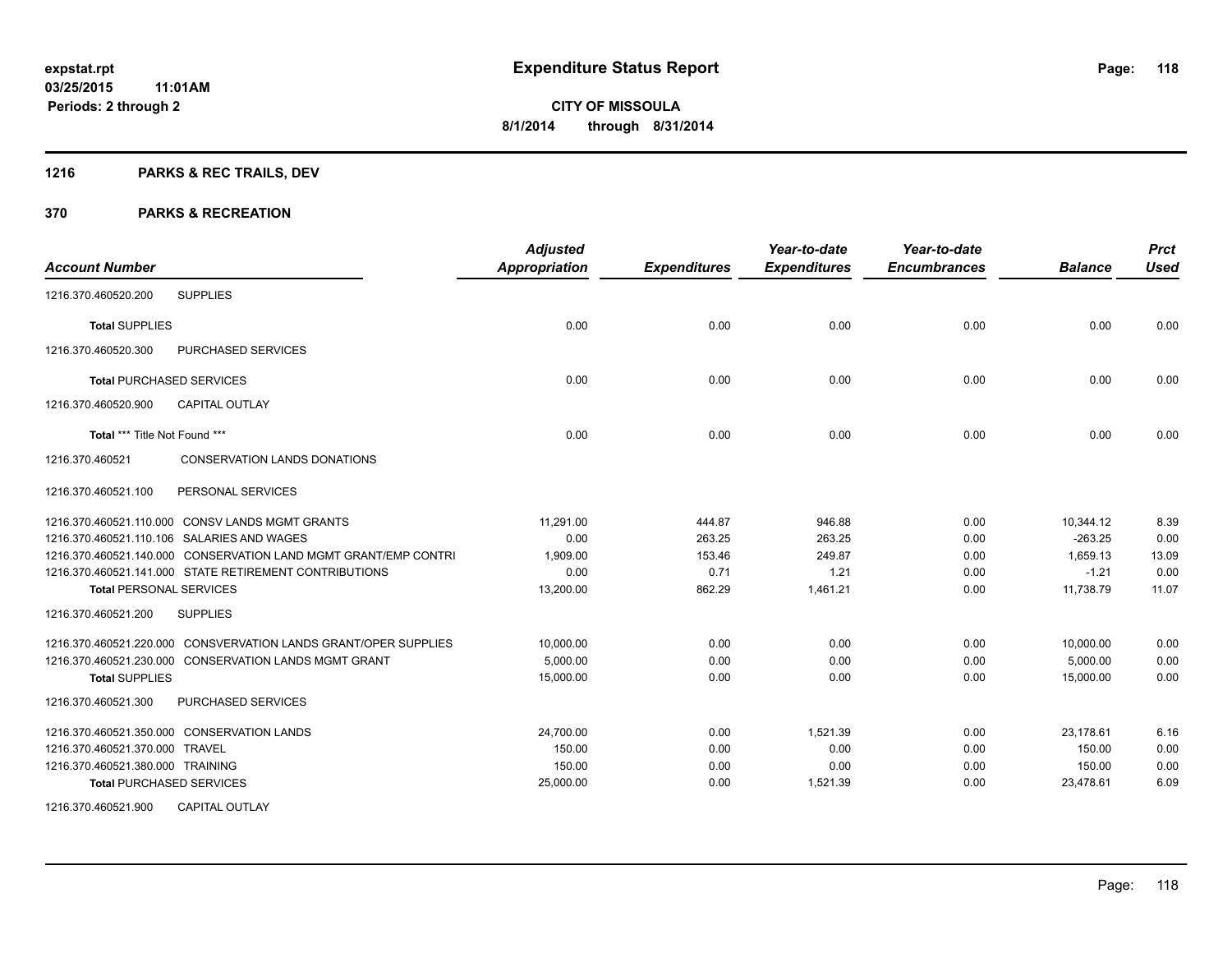# Expenditure Status Report

expstat.rpt
03/25/2015 11:01AM
Periods: 2 through 2

**CITY OF MISSOULA**
**8/1/2014 through 8/31/2014**

## 1216 PARKS & REC TRAILS, DEV

## 370 PARKS & RECREATION

| Account Number | | Adjusted Appropriation | Expenditures | Year-to-date Expenditures | Year-to-date Encumbrances | Balance | Prct Used |
|---|---|---|---|---|---|---|---|
| 1216.370.460520.200 | SUPPLIES | | | | | | |
| **Total** SUPPLIES | | 0.00 | 0.00 | 0.00 | 0.00 | 0.00 | 0.00 |
| 1216.370.460520.300 | PURCHASED SERVICES | | | | | | |
| **Total** PURCHASED SERVICES | | 0.00 | 0.00 | 0.00 | 0.00 | 0.00 | 0.00 |
| 1216.370.460520.900 | CAPITAL OUTLAY | | | | | | |
| **Total** *** Title Not Found *** | | 0.00 | 0.00 | 0.00 | 0.00 | 0.00 | 0.00 |
| 1216.370.460521 | CONSERVATION LANDS DONATIONS | | | | | | |
| 1216.370.460521.100 | PERSONAL SERVICES | | | | | | |
| 1216.370.460521.110.000 | CONSV LANDS MGMT GRANTS | 11,291.00 | 444.87 | 946.88 | 0.00 | 10,344.12 | 8.39 |
| 1216.370.460521.110.106 | SALARIES AND WAGES | 0.00 | 263.25 | 263.25 | 0.00 | -263.25 | 0.00 |
| 1216.370.460521.140.000 | CONSERVATION LAND MGMT GRANT/EMP CONTRI | 1,909.00 | 153.46 | 249.87 | 0.00 | 1,659.13 | 13.09 |
| 1216.370.460521.141.000 | STATE RETIREMENT CONTRIBUTIONS | 0.00 | 0.71 | 1.21 | 0.00 | -1.21 | 0.00 |
| **Total** PERSONAL SERVICES | | 13,200.00 | 862.29 | 1,461.21 | 0.00 | 11,738.79 | 11.07 |
| 1216.370.460521.200 | SUPPLIES | | | | | | |
| 1216.370.460521.220.000 | CONSVERVATION LANDS GRANT/OPER SUPPLIES | 10,000.00 | 0.00 | 0.00 | 0.00 | 10,000.00 | 0.00 |
| 1216.370.460521.230.000 | CONSERVATION LANDS MGMT GRANT | 5,000.00 | 0.00 | 0.00 | 0.00 | 5,000.00 | 0.00 |
| **Total** SUPPLIES | | 15,000.00 | 0.00 | 0.00 | 0.00 | 15,000.00 | 0.00 |
| 1216.370.460521.300 | PURCHASED SERVICES | | | | | | |
| 1216.370.460521.350.000 | CONSERVATION LANDS | 24,700.00 | 0.00 | 1,521.39 | 0.00 | 23,178.61 | 6.16 |
| 1216.370.460521.370.000 | TRAVEL | 150.00 | 0.00 | 0.00 | 0.00 | 150.00 | 0.00 |
| 1216.370.460521.380.000 | TRAINING | 150.00 | 0.00 | 0.00 | 0.00 | 150.00 | 0.00 |
| **Total** PURCHASED SERVICES | | 25,000.00 | 0.00 | 1,521.39 | 0.00 | 23,478.61 | 6.09 |
| 1216.370.460521.900 | CAPITAL OUTLAY | | | | | | |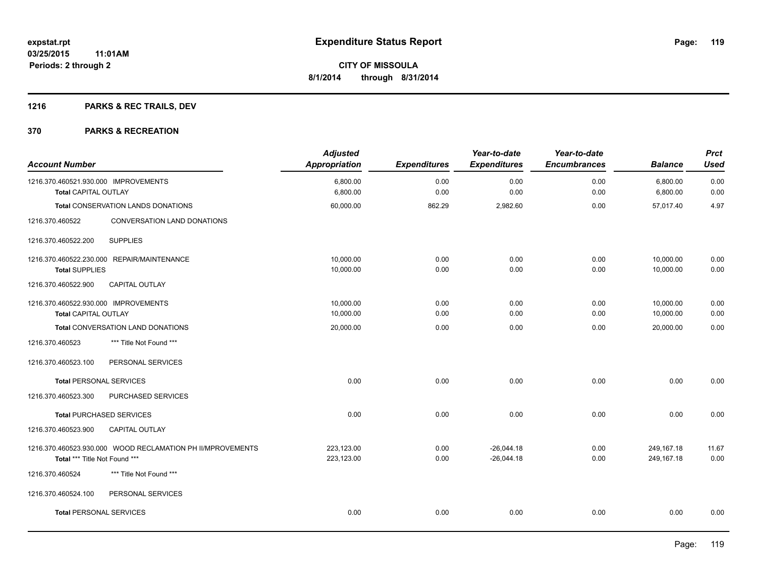**expstat.rpt**
**03/25/2015 11:01AM**
**Periods: 2 through 2**

# Expenditure Status Report

**CITY OF MISSOULA**
**8/1/2014 through 8/31/2014**

## 1216 PARKS & REC TRAILS, DEV

## 370 PARKS & RECREATION

| Account Number | Adjusted Appropriation | Expenditures | Year-to-date Expenditures | Year-to-date Encumbrances | Balance | Prct Used |
|---|---|---|---|---|---|---|
| 1216.370.460521.930.000 IMPROVEMENTS | 6,800.00 | 0.00 | 0.00 | 0.00 | 6,800.00 | 0.00 |
| **Total** CAPITAL OUTLAY | 6,800.00 | 0.00 | 0.00 | 0.00 | 6,800.00 | 0.00 |
| **Total** CONSERVATION LANDS DONATIONS | 60,000.00 | 862.29 | 2,982.60 | 0.00 | 57,017.40 | 4.97 |
| 1216.370.460522 CONVERSATION LAND DONATIONS | | | | | | |
| 1216.370.460522.200 SUPPLIES | | | | | | |
| 1216.370.460522.230.000 REPAIR/MAINTENANCE | 10,000.00 | 0.00 | 0.00 | 0.00 | 10,000.00 | 0.00 |
| **Total** SUPPLIES | 10,000.00 | 0.00 | 0.00 | 0.00 | 10,000.00 | 0.00 |
| 1216.370.460522.900 CAPITAL OUTLAY | | | | | | |
| 1216.370.460522.930.000 IMPROVEMENTS | 10,000.00 | 0.00 | 0.00 | 0.00 | 10,000.00 | 0.00 |
| **Total** CAPITAL OUTLAY | 10,000.00 | 0.00 | 0.00 | 0.00 | 10,000.00 | 0.00 |
| **Total** CONVERSATION LAND DONATIONS | 20,000.00 | 0.00 | 0.00 | 0.00 | 20,000.00 | 0.00 |
| 1216.370.460523 *** Title Not Found *** | | | | | | |
| 1216.370.460523.100 PERSONAL SERVICES | | | | | | |
| **Total** PERSONAL SERVICES | 0.00 | 0.00 | 0.00 | 0.00 | 0.00 | 0.00 |
| 1216.370.460523.300 PURCHASED SERVICES | | | | | | |
| **Total** PURCHASED SERVICES | 0.00 | 0.00 | 0.00 | 0.00 | 0.00 | 0.00 |
| 1216.370.460523.900 CAPITAL OUTLAY | | | | | | |
| 1216.370.460523.930.000 WOOD RECLAMATION PH II/MPROVEMENTS | 223,123.00 | 0.00 | -26,044.18 | 0.00 | 249,167.18 | 11.67 |
| **Total** *** Title Not Found *** | 223,123.00 | 0.00 | -26,044.18 | 0.00 | 249,167.18 | 0.00 |
| 1216.370.460524 *** Title Not Found *** | | | | | | |
| 1216.370.460524.100 PERSONAL SERVICES | | | | | | |
| **Total** PERSONAL SERVICES | 0.00 | 0.00 | 0.00 | 0.00 | 0.00 | 0.00 |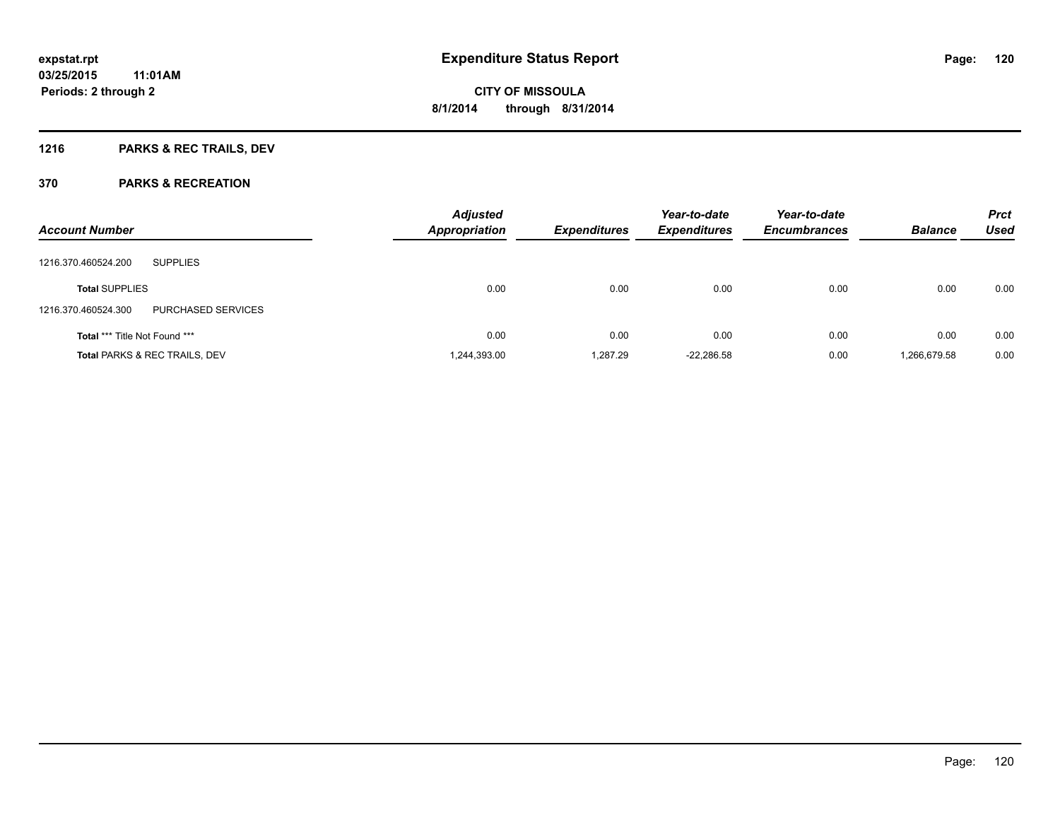# Expenditure Status Report

expstat.rpt
03/25/2015 11:01AM
Periods: 2 through 2

CITY OF MISSOULA
8/1/2014 through 8/31/2014

## 1216 PARKS & REC TRAILS, DEV

### 370 PARKS & RECREATION

| Account Number | | Adjusted Appropriation | Expenditures | Year-to-date Expenditures | Year-to-date Encumbrances | Balance | Prct Used |
|---|---|---|---|---|---|---|---|
| 1216.370.460524.200 | SUPPLIES | | | | | | |
| **Total** SUPPLIES | | 0.00 | 0.00 | 0.00 | 0.00 | 0.00 | 0.00 |
| 1216.370.460524.300 | PURCHASED SERVICES | | | | | | |
| **Total** *** Title Not Found *** | | 0.00 | 0.00 | 0.00 | 0.00 | 0.00 | 0.00 |
| **Total** PARKS & REC TRAILS, DEV | | 1,244,393.00 | 1,287.29 | -22,286.58 | 0.00 | 1,266,679.58 | 0.00 |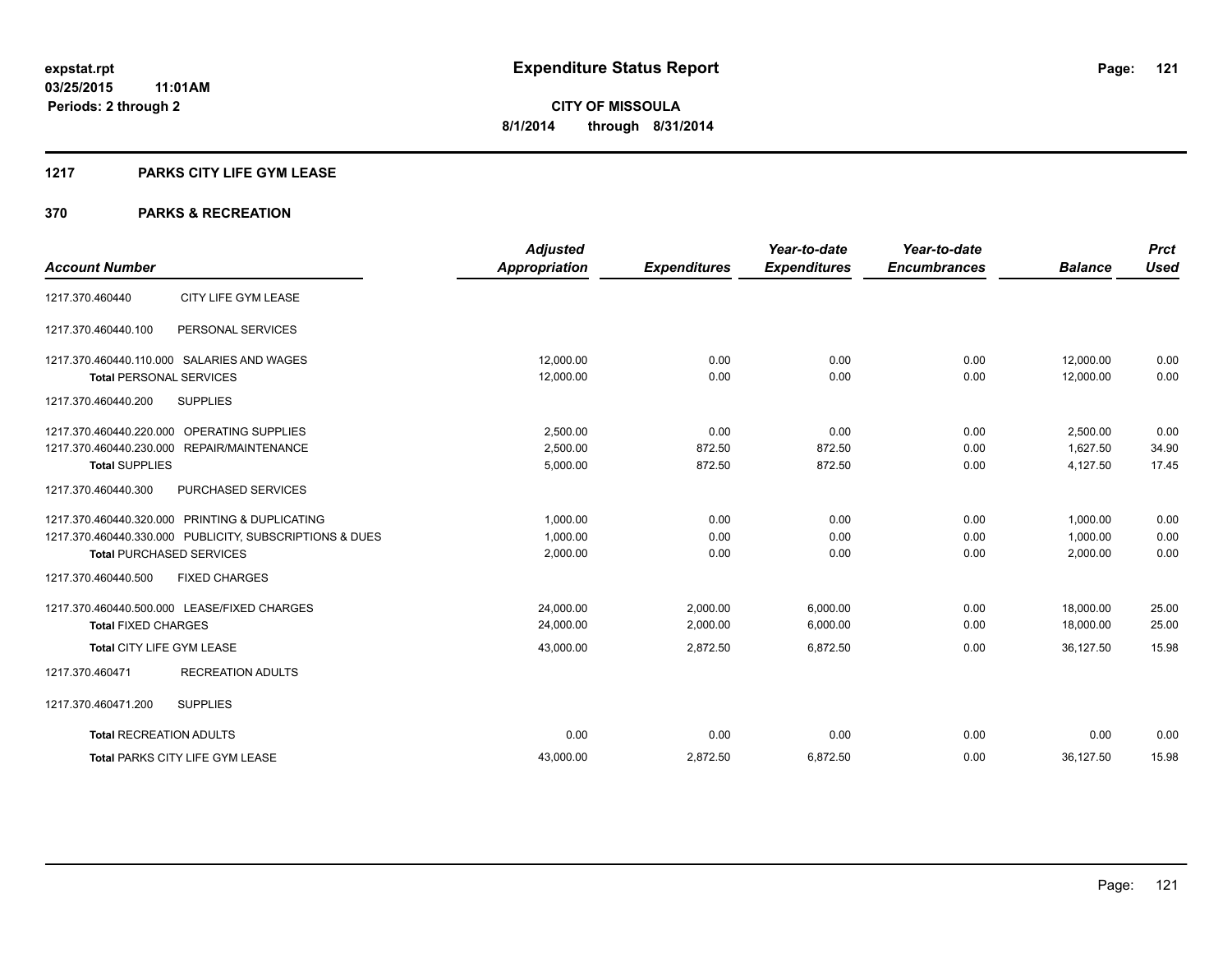**expstat.rpt**
**03/25/2015 11:01AM**
**Periods: 2 through 2**

# Expenditure Status Report

**CITY OF MISSOULA**
**8/1/2014 through 8/31/2014**

## 1217 PARKS CITY LIFE GYM LEASE

## 370 PARKS & RECREATION

| Account Number | | Adjusted Appropriation | Expenditures | Year-to-date Expenditures | Year-to-date Encumbrances | Balance | Prct Used |
|---|---|---|---|---|---|---|---|
| 1217.370.460440 | CITY LIFE GYM LEASE | | | | | | |
| 1217.370.460440.100 | PERSONAL SERVICES | | | | | | |
| 1217.370.460440.110.000 | SALARIES AND WAGES | 12,000.00 | 0.00 | 0.00 | 0.00 | 12,000.00 | 0.00 |
| **Total** PERSONAL SERVICES | | 12,000.00 | 0.00 | 0.00 | 0.00 | 12,000.00 | 0.00 |
| 1217.370.460440.200 | SUPPLIES | | | | | | |
| 1217.370.460440.220.000 | OPERATING SUPPLIES | 2,500.00 | 0.00 | 0.00 | 0.00 | 2,500.00 | 0.00 |
| 1217.370.460440.230.000 | REPAIR/MAINTENANCE | 2,500.00 | 872.50 | 872.50 | 0.00 | 1,627.50 | 34.90 |
| **Total SUPPLIES** | | 5,000.00 | 872.50 | 872.50 | 0.00 | 4,127.50 | 17.45 |
| 1217.370.460440.300 | PURCHASED SERVICES | | | | | | |
| 1217.370.460440.320.000 | PRINTING & DUPLICATING | 1,000.00 | 0.00 | 0.00 | 0.00 | 1,000.00 | 0.00 |
| 1217.370.460440.330.000 | PUBLICITY, SUBSCRIPTIONS & DUES | 1,000.00 | 0.00 | 0.00 | 0.00 | 1,000.00 | 0.00 |
| **Total** PURCHASED SERVICES | | 2,000.00 | 0.00 | 0.00 | 0.00 | 2,000.00 | 0.00 |
| 1217.370.460440.500 | FIXED CHARGES | | | | | | |
| 1217.370.460440.500.000 | LEASE/FIXED CHARGES | 24,000.00 | 2,000.00 | 6,000.00 | 0.00 | 18,000.00 | 25.00 |
| **Total FIXED CHARGES** | | 24,000.00 | 2,000.00 | 6,000.00 | 0.00 | 18,000.00 | 25.00 |
| **Total** CITY LIFE GYM LEASE | | 43,000.00 | 2,872.50 | 6,872.50 | 0.00 | 36,127.50 | 15.98 |
| 1217.370.460471 | RECREATION ADULTS | | | | | | |
| 1217.370.460471.200 | SUPPLIES | | | | | | |
| **Total** RECREATION ADULTS | | 0.00 | 0.00 | 0.00 | 0.00 | 0.00 | 0.00 |
| **Total** PARKS CITY LIFE GYM LEASE | | 43,000.00 | 2,872.50 | 6,872.50 | 0.00 | 36,127.50 | 15.98 |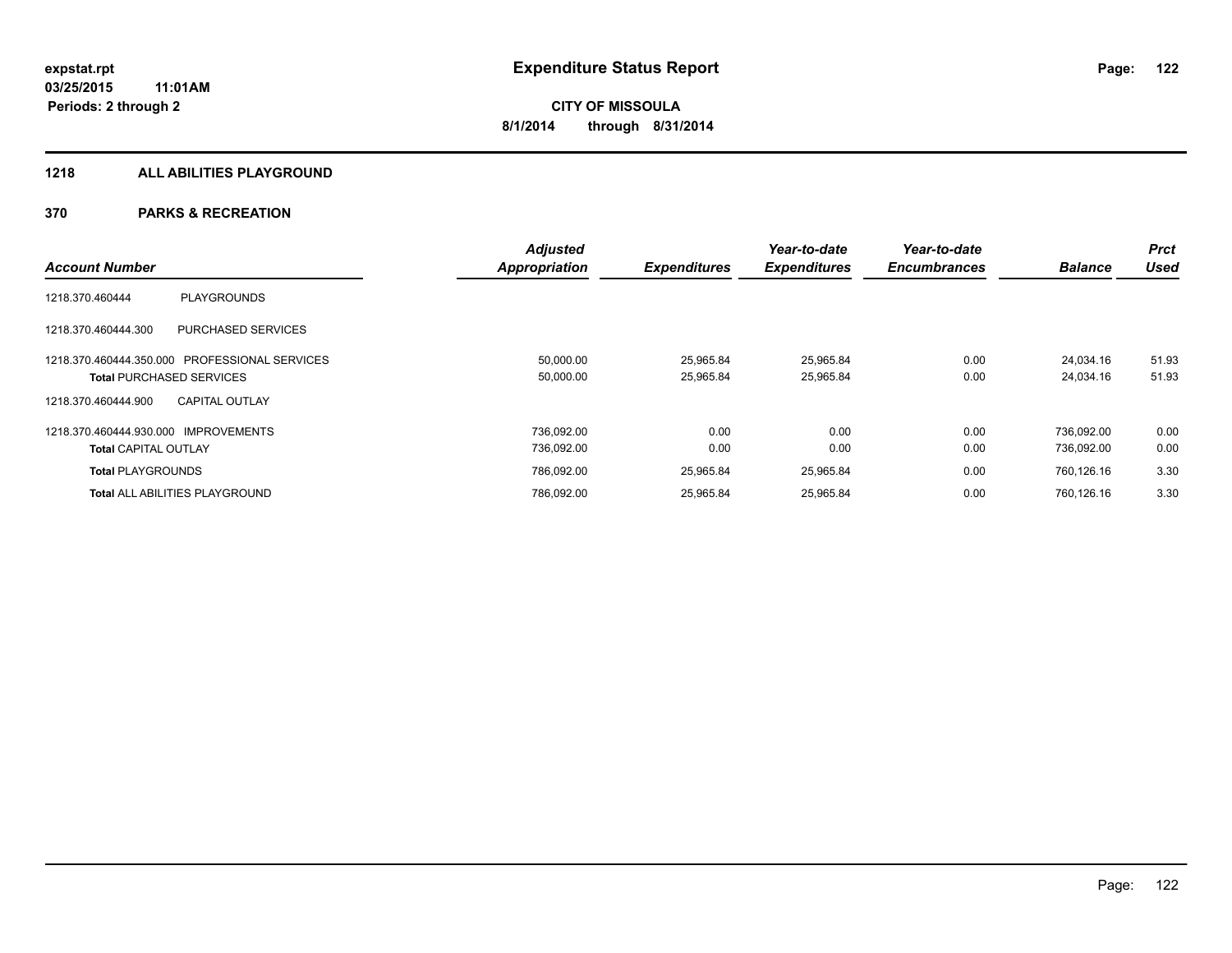# Expenditure Status Report

**CITY OF MISSOULA**

**8/1/2014 through 8/31/2014**

expstat.rpt
03/25/2015 11:01AM
Periods: 2 through 2

## 1218 ALL ABILITIES PLAYGROUND

### 370 PARKS & RECREATION

| Account Number | | Adjusted Appropriation | Expenditures | Year-to-date Expenditures | Year-to-date Encumbrances | Balance | Prct Used |
|---|---|---|---|---|---|---|---|
| 1218.370.460444 | PLAYGROUNDS | | | | | | |
| 1218.370.460444.300 | PURCHASED SERVICES | | | | | | |
| 1218.370.460444.350.000 | PROFESSIONAL SERVICES | 50,000.00 | 25,965.84 | 25,965.84 | 0.00 | 24,034.16 | 51.93 |
| **Total** PURCHASED SERVICES | | 50,000.00 | 25,965.84 | 25,965.84 | 0.00 | 24,034.16 | 51.93 |
| 1218.370.460444.900 | CAPITAL OUTLAY | | | | | | |
| 1218.370.460444.930.000 | IMPROVEMENTS | 736,092.00 | 0.00 | 0.00 | 0.00 | 736,092.00 | 0.00 |
| **Total** CAPITAL OUTLAY | | 736,092.00 | 0.00 | 0.00 | 0.00 | 736,092.00 | 0.00 |
| **Total** PLAYGROUNDS | | 786,092.00 | 25,965.84 | 25,965.84 | 0.00 | 760,126.16 | 3.30 |
| **Total** ALL ABILITIES PLAYGROUND | | 786,092.00 | 25,965.84 | 25,965.84 | 0.00 | 760,126.16 | 3.30 |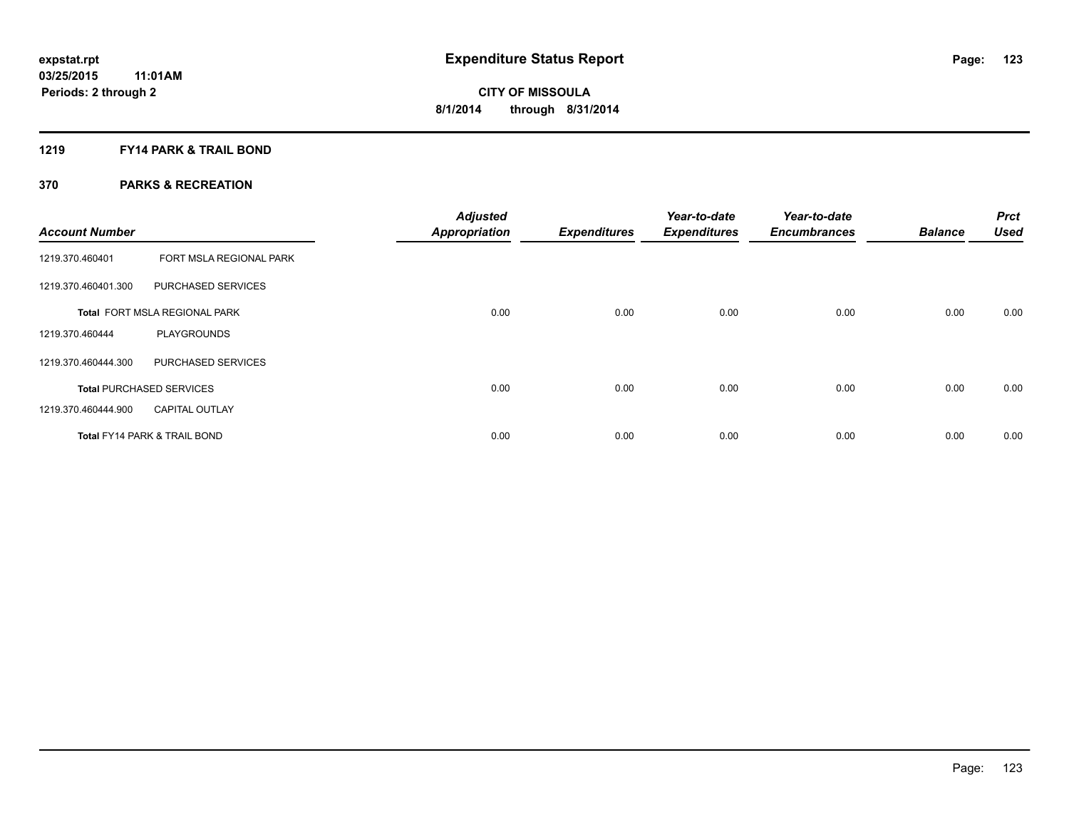**expstat.rpt**
**03/25/2015 11:01AM**
**Periods: 2 through 2**

# Expenditure Status Report

**CITY OF MISSOULA**
**8/1/2014 through 8/31/2014**

## 1219 FY14 PARK & TRAIL BOND

## 370 PARKS & RECREATION

| Account Number | | Adjusted Appropriation | Expenditures | Year-to-date Expenditures | Year-to-date Encumbrances | Balance | Prct Used |
|---|---|---|---|---|---|---|---|
| 1219.370.460401 | FORT MSLA REGIONAL PARK | | | | | | |
| 1219.370.460401.300 | PURCHASED SERVICES | | | | | | |
| **Total** FORT MSLA REGIONAL PARK | | 0.00 | 0.00 | 0.00 | 0.00 | 0.00 | 0.00 |
| 1219.370.460444 | PLAYGROUNDS | | | | | | |
| 1219.370.460444.300 | PURCHASED SERVICES | | | | | | |
| **Total** PURCHASED SERVICES | | 0.00 | 0.00 | 0.00 | 0.00 | 0.00 | 0.00 |
| 1219.370.460444.900 | CAPITAL OUTLAY | | | | | | |
| **Total** FY14 PARK & TRAIL BOND | | 0.00 | 0.00 | 0.00 | 0.00 | 0.00 | 0.00 |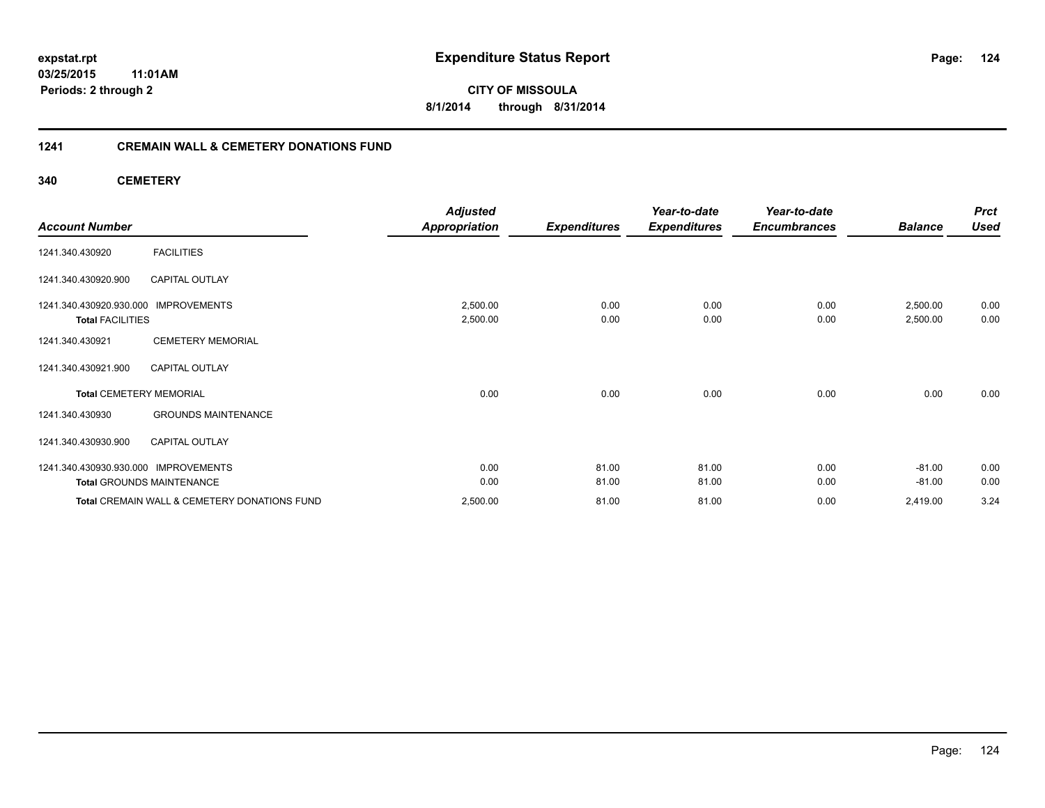**expstat.rpt**
**03/25/2015 11:01AM**
**Periods: 2 through 2**

# Expenditure Status Report

**CITY OF MISSOULA**
**8/1/2014 through 8/31/2014**

## 1241 CREMAIN WALL & CEMETERY DONATIONS FUND

### 340 CEMETERY

| Account Number | | Adjusted Appropriation | Expenditures | Year-to-date Expenditures | Year-to-date Encumbrances | Balance | Prct Used |
|---|---|---|---|---|---|---|---|
| 1241.340.430920 | FACILITIES | | | | | | |
| 1241.340.430920.900 | CAPITAL OUTLAY | | | | | | |
| 1241.340.430920.930.000 | IMPROVEMENTS | 2,500.00 | 0.00 | 0.00 | 0.00 | 2,500.00 | 0.00 |
| **Total** FACILITIES | | 2,500.00 | 0.00 | 0.00 | 0.00 | 2,500.00 | 0.00 |
| 1241.340.430921 | CEMETERY MEMORIAL | | | | | | |
| 1241.340.430921.900 | CAPITAL OUTLAY | | | | | | |
| **Total** CEMETERY MEMORIAL | | 0.00 | 0.00 | 0.00 | 0.00 | 0.00 | 0.00 |
| 1241.340.430930 | GROUNDS MAINTENANCE | | | | | | |
| 1241.340.430930.900 | CAPITAL OUTLAY | | | | | | |
| 1241.340.430930.930.000 | IMPROVEMENTS | 0.00 | 81.00 | 81.00 | 0.00 | -81.00 | 0.00 |
| **Total** GROUNDS MAINTENANCE | | 0.00 | 81.00 | 81.00 | 0.00 | -81.00 | 0.00 |
| **Total** CREMAIN WALL & CEMETERY DONATIONS FUND | | 2,500.00 | 81.00 | 81.00 | 0.00 | 2,419.00 | 3.24 |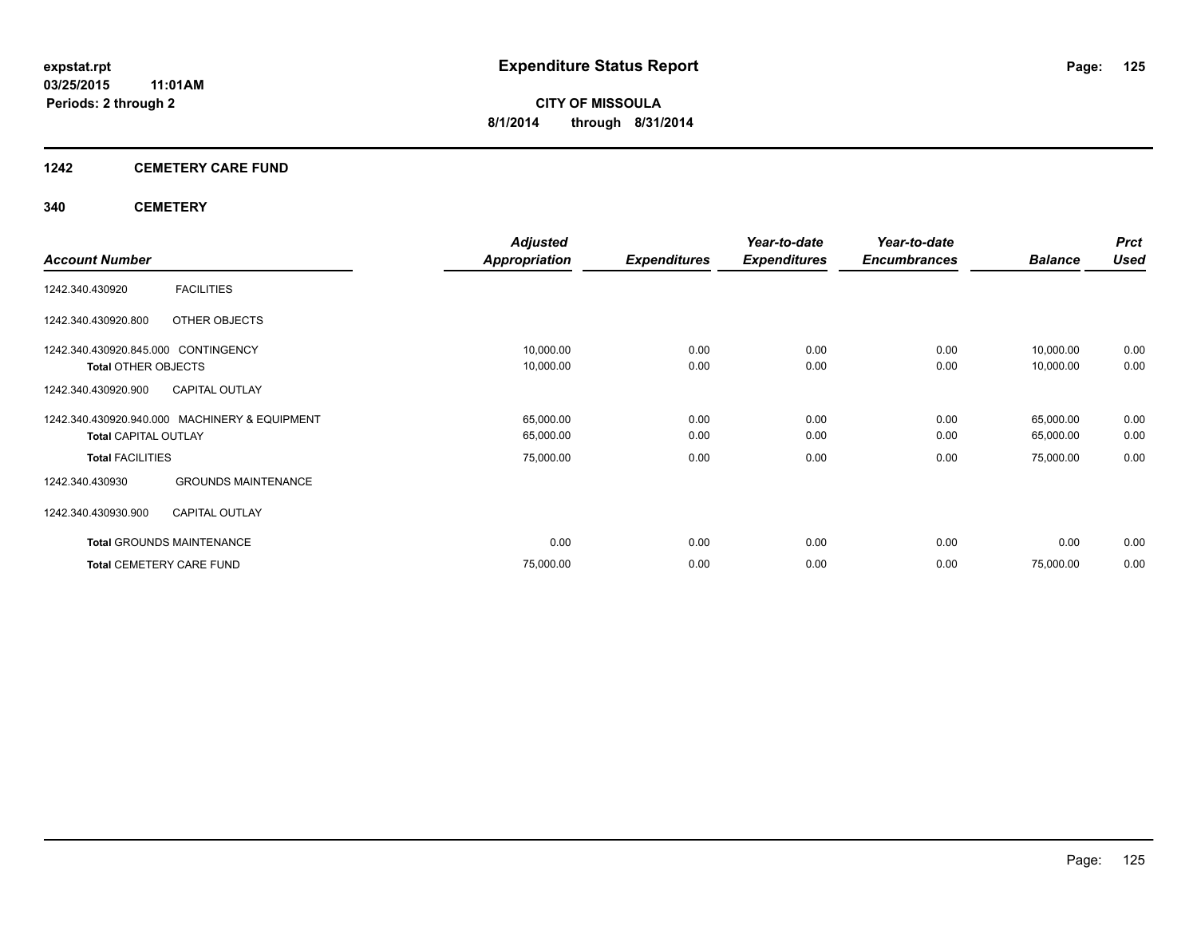**expstat.rpt**
**03/25/2015 11:01AM**
**Periods: 2 through 2**

# Expenditure Status Report

**CITY OF MISSOULA**
**8/1/2014 through 8/31/2014**

## 1242 CEMETERY CARE FUND

### 340 CEMETERY

| Account Number | | Adjusted Appropriation | Expenditures | Year-to-date Expenditures | Year-to-date Encumbrances | Balance | Prct Used |
|---|---|---|---|---|---|---|---|
| 1242.340.430920 | FACILITIES | | | | | | |
| 1242.340.430920.800 | OTHER OBJECTS | | | | | | |
| 1242.340.430920.845.000 | CONTINGENCY | 10,000.00 | 0.00 | 0.00 | 0.00 | 10,000.00 | 0.00 |
| **Total** OTHER OBJECTS | | 10,000.00 | 0.00 | 0.00 | 0.00 | 10,000.00 | 0.00 |
| 1242.340.430920.900 | CAPITAL OUTLAY | | | | | | |
| 1242.340.430920.940.000 | MACHINERY & EQUIPMENT | 65,000.00 | 0.00 | 0.00 | 0.00 | 65,000.00 | 0.00 |
| **Total** CAPITAL OUTLAY | | 65,000.00 | 0.00 | 0.00 | 0.00 | 65,000.00 | 0.00 |
| **Total** FACILITIES | | 75,000.00 | 0.00 | 0.00 | 0.00 | 75,000.00 | 0.00 |
| 1242.340.430930 | GROUNDS MAINTENANCE | | | | | | |
| 1242.340.430930.900 | CAPITAL OUTLAY | | | | | | |
| **Total** GROUNDS MAINTENANCE | | 0.00 | 0.00 | 0.00 | 0.00 | 0.00 | 0.00 |
| **Total** CEMETERY CARE FUND | | 75,000.00 | 0.00 | 0.00 | 0.00 | 75,000.00 | 0.00 |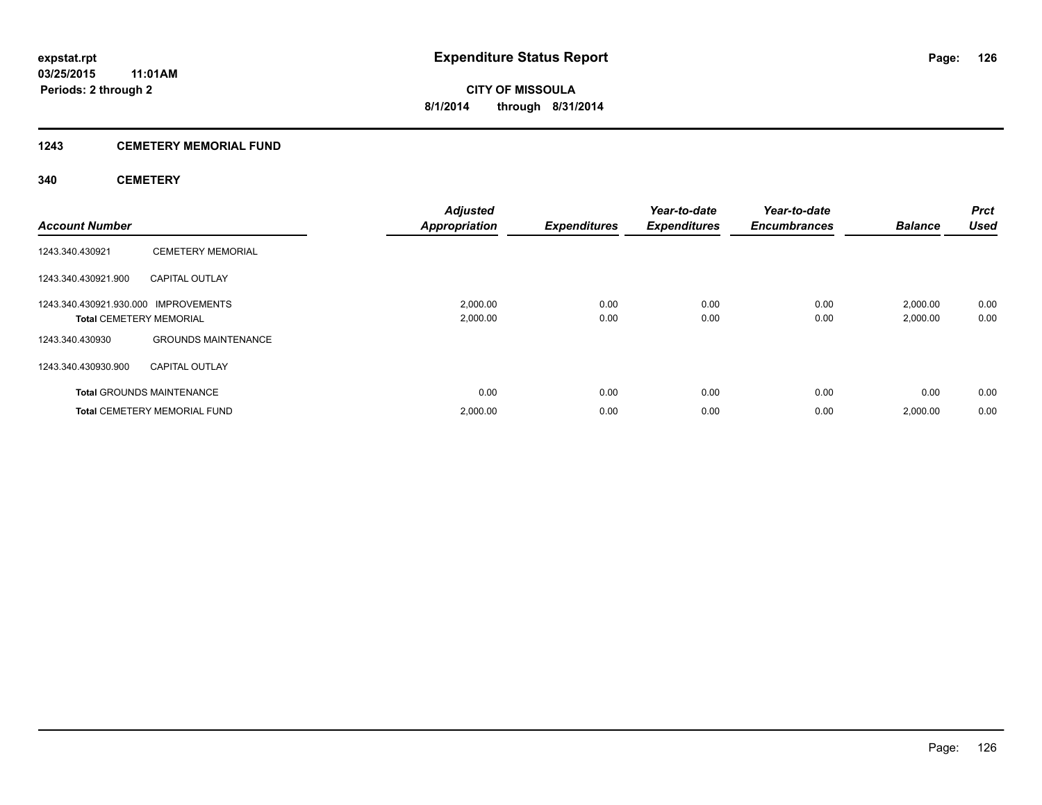**expstat.rpt**
**03/25/2015 11:01AM**
**Periods: 2 through 2**

# Expenditure Status Report

**CITY OF MISSOULA**
**8/1/2014 through 8/31/2014**

## 1243 CEMETERY MEMORIAL FUND

### 340 CEMETERY

| Account Number | | Adjusted Appropriation | Expenditures | Year-to-date Expenditures | Year-to-date Encumbrances | Balance | Prct Used |
|---|---|---|---|---|---|---|---|
| 1243.340.430921 | CEMETERY MEMORIAL | | | | | | |
| 1243.340.430921.900 | CAPITAL OUTLAY | | | | | | |
| 1243.340.430921.930.000 | IMPROVEMENTS | 2,000.00 | 0.00 | 0.00 | 0.00 | 2,000.00 | 0.00 |
| **Total** CEMETERY MEMORIAL | | 2,000.00 | 0.00 | 0.00 | 0.00 | 2,000.00 | 0.00 |
| 1243.340.430930 | GROUNDS MAINTENANCE | | | | | | |
| 1243.340.430930.900 | CAPITAL OUTLAY | | | | | | |
| **Total** GROUNDS MAINTENANCE | | 0.00 | 0.00 | 0.00 | 0.00 | 0.00 | 0.00 |
| **Total** CEMETERY MEMORIAL FUND | | 2,000.00 | 0.00 | 0.00 | 0.00 | 2,000.00 | 0.00 |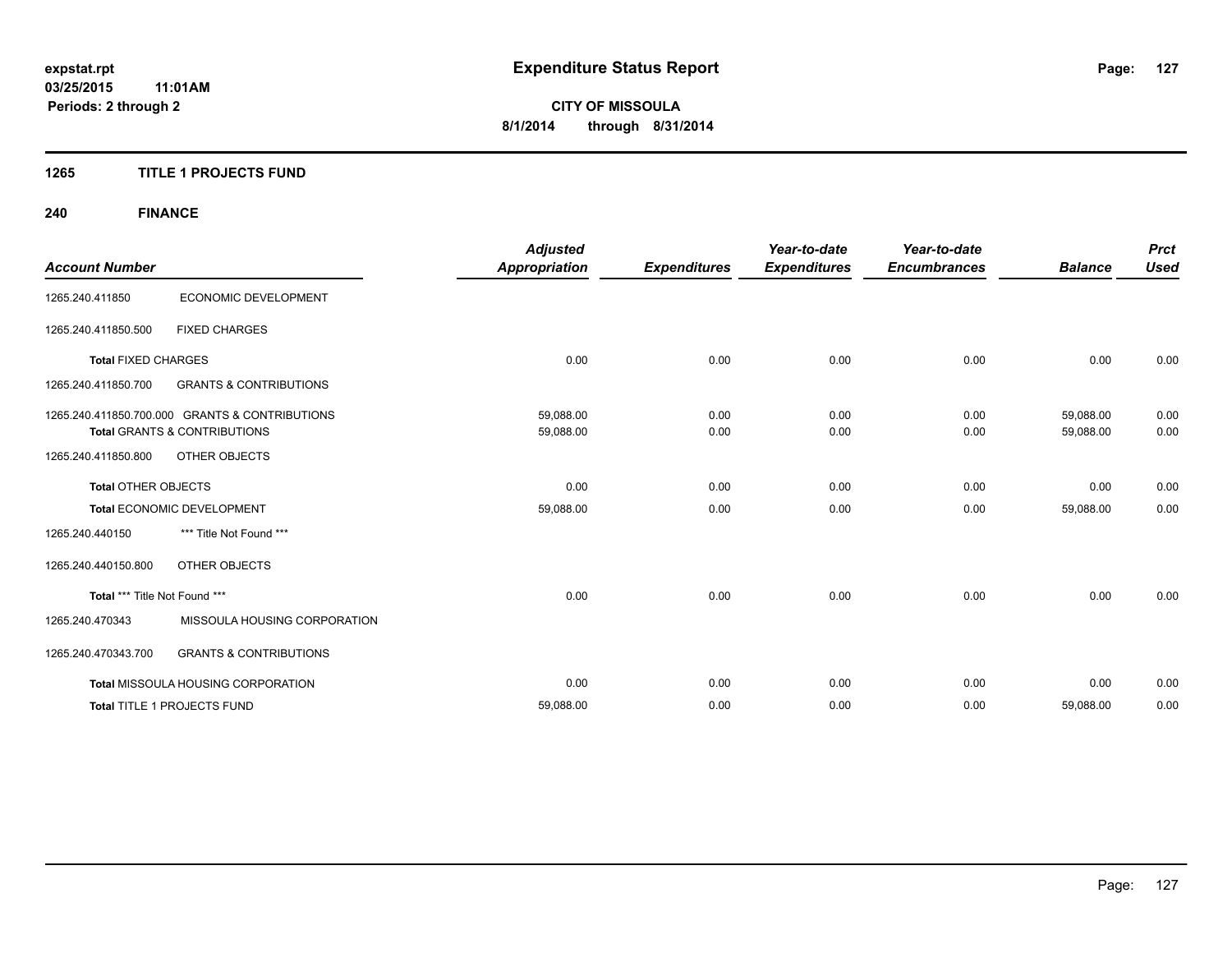# Expenditure Status Report

expstat.rpt
03/25/2015 11:01AM
Periods: 2 through 2

**CITY OF MISSOULA**
**8/1/2014 through 8/31/2014**

## 1265 TITLE 1 PROJECTS FUND

### 240 FINANCE

| Account Number | | Adjusted Appropriation | Expenditures | Year-to-date Expenditures | Year-to-date Encumbrances | Balance | Prct Used |
|---|---|---|---|---|---|---|---|
| 1265.240.411850 | ECONOMIC DEVELOPMENT | | | | | | |
| 1265.240.411850.500 | FIXED CHARGES | | | | | | |
| **Total** FIXED CHARGES | | 0.00 | 0.00 | 0.00 | 0.00 | 0.00 | 0.00 |
| 1265.240.411850.700 | GRANTS & CONTRIBUTIONS | | | | | | |
| 1265.240.411850.700.000 | GRANTS & CONTRIBUTIONS | 59,088.00 | 0.00 | 0.00 | 0.00 | 59,088.00 | 0.00 |
| **Total** GRANTS & CONTRIBUTIONS | | 59,088.00 | 0.00 | 0.00 | 0.00 | 59,088.00 | 0.00 |
| 1265.240.411850.800 | OTHER OBJECTS | | | | | | |
| **Total** OTHER OBJECTS | | 0.00 | 0.00 | 0.00 | 0.00 | 0.00 | 0.00 |
| **Total** ECONOMIC DEVELOPMENT | | 59,088.00 | 0.00 | 0.00 | 0.00 | 59,088.00 | 0.00 |
| 1265.240.440150 | *** Title Not Found *** | | | | | | |
| 1265.240.440150.800 | OTHER OBJECTS | | | | | | |
| **Total** *** Title Not Found *** | | 0.00 | 0.00 | 0.00 | 0.00 | 0.00 | 0.00 |
| 1265.240.470343 | MISSOULA HOUSING CORPORATION | | | | | | |
| 1265.240.470343.700 | GRANTS & CONTRIBUTIONS | | | | | | |
| **Total** MISSOULA HOUSING CORPORATION | | 0.00 | 0.00 | 0.00 | 0.00 | 0.00 | 0.00 |
| **Total** TITLE 1 PROJECTS FUND | | 59,088.00 | 0.00 | 0.00 | 0.00 | 59,088.00 | 0.00 |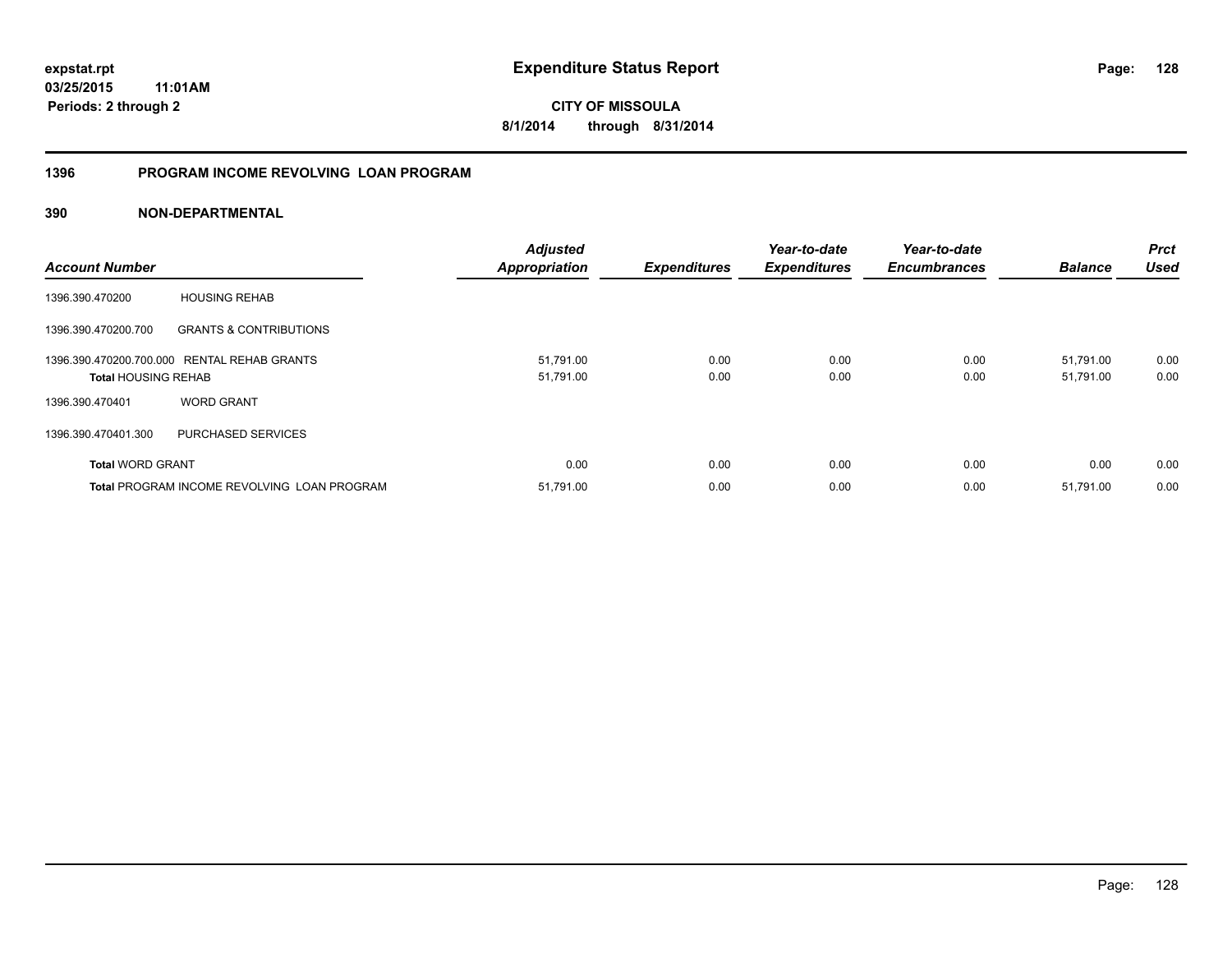# Expenditure Status Report

expstat.rpt
03/25/2015 11:01AM
Periods: 2 through 2

**CITY OF MISSOULA**
**8/1/2014 through 8/31/2014**

## 1396 PROGRAM INCOME REVOLVING LOAN PROGRAM

### 390 NON-DEPARTMENTAL

| Account Number | | Adjusted Appropriation | Expenditures | Year-to-date Expenditures | Year-to-date Encumbrances | Balance | Prct Used |
|---|---|---|---|---|---|---|---|
| 1396.390.470200 | HOUSING REHAB | | | | | | |
| 1396.390.470200.700 | GRANTS & CONTRIBUTIONS | | | | | | |
| 1396.390.470200.700.000 | RENTAL REHAB GRANTS | 51,791.00 | 0.00 | 0.00 | 0.00 | 51,791.00 | 0.00 |
| **Total** HOUSING REHAB | | 51,791.00 | 0.00 | 0.00 | 0.00 | 51,791.00 | 0.00 |
| 1396.390.470401 | WORD GRANT | | | | | | |
| 1396.390.470401.300 | PURCHASED SERVICES | | | | | | |
| **Total** WORD GRANT | | 0.00 | 0.00 | 0.00 | 0.00 | 0.00 | 0.00 |
| **Total** PROGRAM INCOME REVOLVING LOAN PROGRAM | | 51,791.00 | 0.00 | 0.00 | 0.00 | 51,791.00 | 0.00 |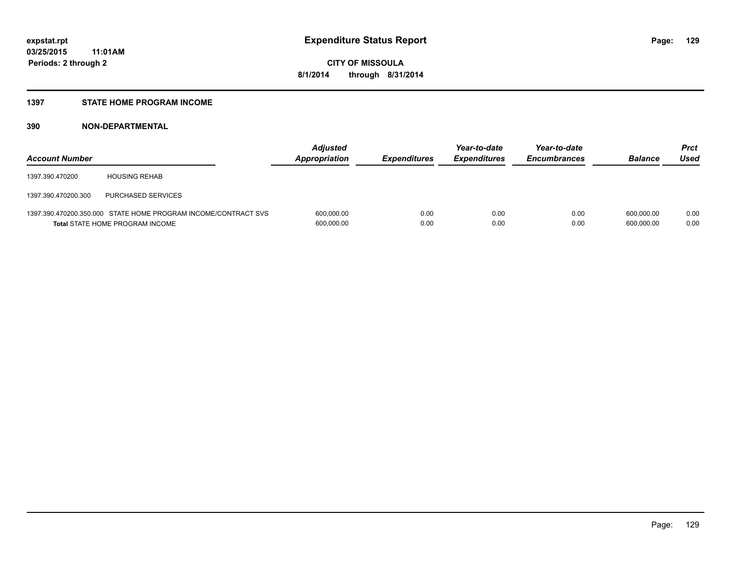# Expenditure Status Report

expstat.rpt
03/25/2015 11:01AM
Periods: 2 through 2

CITY OF MISSOULA
8/1/2014 through 8/31/2014

## 1397 STATE HOME PROGRAM INCOME

## 390 NON-DEPARTMENTAL

| Account Number | | Adjusted Appropriation | Expenditures | Year-to-date Expenditures | Year-to-date Encumbrances | Balance | Prct Used |
|---|---|---|---|---|---|---|---|
| 1397.390.470200 | HOUSING REHAB | | | | | | |
| 1397.390.470200.300 | PURCHASED SERVICES | | | | | | |
| 1397.390.470200.350.000 | STATE HOME PROGRAM INCOME/CONTRACT SVS | 600,000.00 | 0.00 | 0.00 | 0.00 | 600,000.00 | 0.00 |
| **Total** STATE HOME PROGRAM INCOME | | 600,000.00 | 0.00 | 0.00 | 0.00 | 600,000.00 | 0.00 |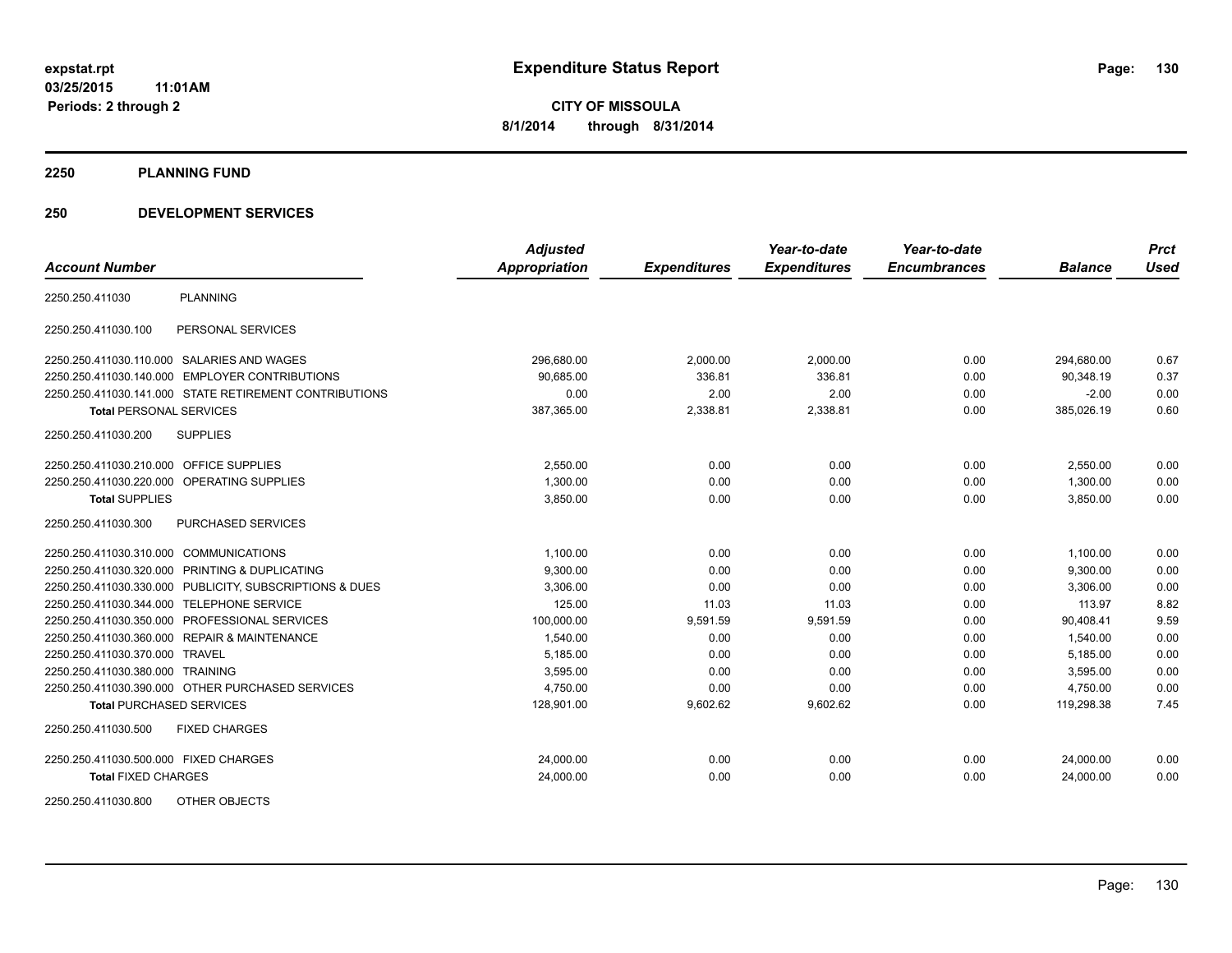# Expenditure Status Report

expstat.rpt
03/25/2015 11:01AM
Periods: 2 through 2

**CITY OF MISSOULA**
**8/1/2014 through 8/31/2014**

## 2250 PLANNING FUND

## 250 DEVELOPMENT SERVICES

| Account Number | | Adjusted Appropriation | Expenditures | Year-to-date Expenditures | Year-to-date Encumbrances | Balance | Prct Used |
|---|---|---|---|---|---|---|---|
| 2250.250.411030 | PLANNING | | | | | | |
| 2250.250.411030.100 | PERSONAL SERVICES | | | | | | |
| 2250.250.411030.110.000 | SALARIES AND WAGES | 296,680.00 | 2,000.00 | 2,000.00 | 0.00 | 294,680.00 | 0.67 |
| 2250.250.411030.140.000 | EMPLOYER CONTRIBUTIONS | 90,685.00 | 336.81 | 336.81 | 0.00 | 90,348.19 | 0.37 |
| 2250.250.411030.141.000 | STATE RETIREMENT CONTRIBUTIONS | 0.00 | 2.00 | 2.00 | 0.00 | -2.00 | 0.00 |
| **Total** PERSONAL SERVICES | | 387,365.00 | 2,338.81 | 2,338.81 | 0.00 | 385,026.19 | 0.60 |
| 2250.250.411030.200 | SUPPLIES | | | | | | |
| 2250.250.411030.210.000 | OFFICE SUPPLIES | 2,550.00 | 0.00 | 0.00 | 0.00 | 2,550.00 | 0.00 |
| 2250.250.411030.220.000 | OPERATING SUPPLIES | 1,300.00 | 0.00 | 0.00 | 0.00 | 1,300.00 | 0.00 |
| **Total** SUPPLIES | | 3,850.00 | 0.00 | 0.00 | 0.00 | 3,850.00 | 0.00 |
| 2250.250.411030.300 | PURCHASED SERVICES | | | | | | |
| 2250.250.411030.310.000 | COMMUNICATIONS | 1,100.00 | 0.00 | 0.00 | 0.00 | 1,100.00 | 0.00 |
| 2250.250.411030.320.000 | PRINTING & DUPLICATING | 9,300.00 | 0.00 | 0.00 | 0.00 | 9,300.00 | 0.00 |
| 2250.250.411030.330.000 | PUBLICITY, SUBSCRIPTIONS & DUES | 3,306.00 | 0.00 | 0.00 | 0.00 | 3,306.00 | 0.00 |
| 2250.250.411030.344.000 | TELEPHONE SERVICE | 125.00 | 11.03 | 11.03 | 0.00 | 113.97 | 8.82 |
| 2250.250.411030.350.000 | PROFESSIONAL SERVICES | 100,000.00 | 9,591.59 | 9,591.59 | 0.00 | 90,408.41 | 9.59 |
| 2250.250.411030.360.000 | REPAIR & MAINTENANCE | 1,540.00 | 0.00 | 0.00 | 0.00 | 1,540.00 | 0.00 |
| 2250.250.411030.370.000 | TRAVEL | 5,185.00 | 0.00 | 0.00 | 0.00 | 5,185.00 | 0.00 |
| 2250.250.411030.380.000 | TRAINING | 3,595.00 | 0.00 | 0.00 | 0.00 | 3,595.00 | 0.00 |
| 2250.250.411030.390.000 | OTHER PURCHASED SERVICES | 4,750.00 | 0.00 | 0.00 | 0.00 | 4,750.00 | 0.00 |
| **Total** PURCHASED SERVICES | | 128,901.00 | 9,602.62 | 9,602.62 | 0.00 | 119,298.38 | 7.45 |
| 2250.250.411030.500 | FIXED CHARGES | | | | | | |
| 2250.250.411030.500.000 | FIXED CHARGES | 24,000.00 | 0.00 | 0.00 | 0.00 | 24,000.00 | 0.00 |
| **Total** FIXED CHARGES | | 24,000.00 | 0.00 | 0.00 | 0.00 | 24,000.00 | 0.00 |
| 2250.250.411030.800 | OTHER OBJECTS | | | | | | |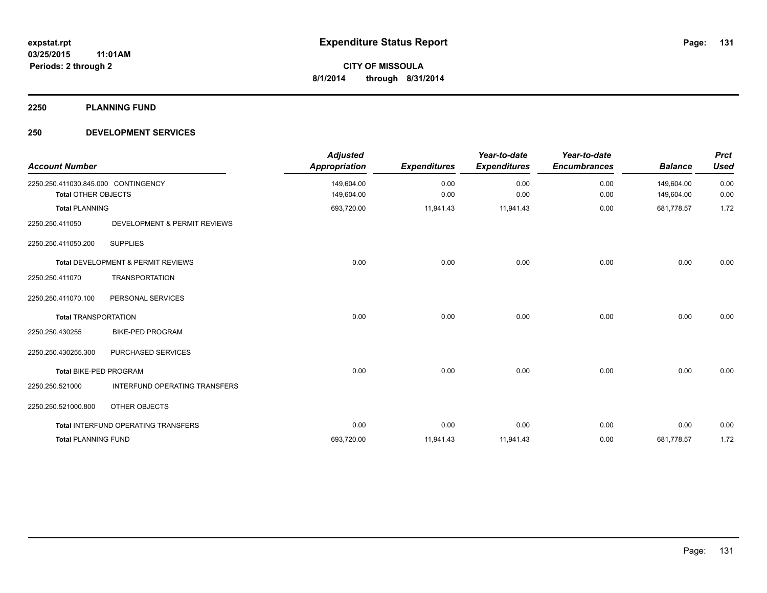**expstat.rpt**
**03/25/2015 11:01AM**
**Periods: 2 through 2**

# Expenditure Status Report

**CITY OF MISSOULA**
**8/1/2014 through 8/31/2014**

## 2250 PLANNING FUND

## 250 DEVELOPMENT SERVICES

| Account Number | | Adjusted Appropriation | Expenditures | Year-to-date Expenditures | Year-to-date Encumbrances | Balance | Prct Used |
|---|---|---|---|---|---|---|---|
| 2250.250.411030.845.000 | CONTINGENCY | 149,604.00 | 0.00 | 0.00 | 0.00 | 149,604.00 | 0.00 |
| **Total** OTHER OBJECTS | | 149,604.00 | 0.00 | 0.00 | 0.00 | 149,604.00 | 0.00 |
| **Total** PLANNING | | 693,720.00 | 11,941.43 | 11,941.43 | 0.00 | 681,778.57 | 1.72 |
| 2250.250.411050 | DEVELOPMENT & PERMIT REVIEWS | | | | | | |
| 2250.250.411050.200 | SUPPLIES | | | | | | |
| **Total** DEVELOPMENT & PERMIT REVIEWS | | 0.00 | 0.00 | 0.00 | 0.00 | 0.00 | 0.00 |
| 2250.250.411070 | TRANSPORTATION | | | | | | |
| 2250.250.411070.100 | PERSONAL SERVICES | | | | | | |
| **Total** TRANSPORTATION | | 0.00 | 0.00 | 0.00 | 0.00 | 0.00 | 0.00 |
| 2250.250.430255 | BIKE-PED PROGRAM | | | | | | |
| 2250.250.430255.300 | PURCHASED SERVICES | | | | | | |
| **Total** BIKE-PED PROGRAM | | 0.00 | 0.00 | 0.00 | 0.00 | 0.00 | 0.00 |
| 2250.250.521000 | INTERFUND OPERATING TRANSFERS | | | | | | |
| 2250.250.521000.800 | OTHER OBJECTS | | | | | | |
| **Total** INTERFUND OPERATING TRANSFERS | | 0.00 | 0.00 | 0.00 | 0.00 | 0.00 | 0.00 |
| **Total** PLANNING FUND | | 693,720.00 | 11,941.43 | 11,941.43 | 0.00 | 681,778.57 | 1.72 |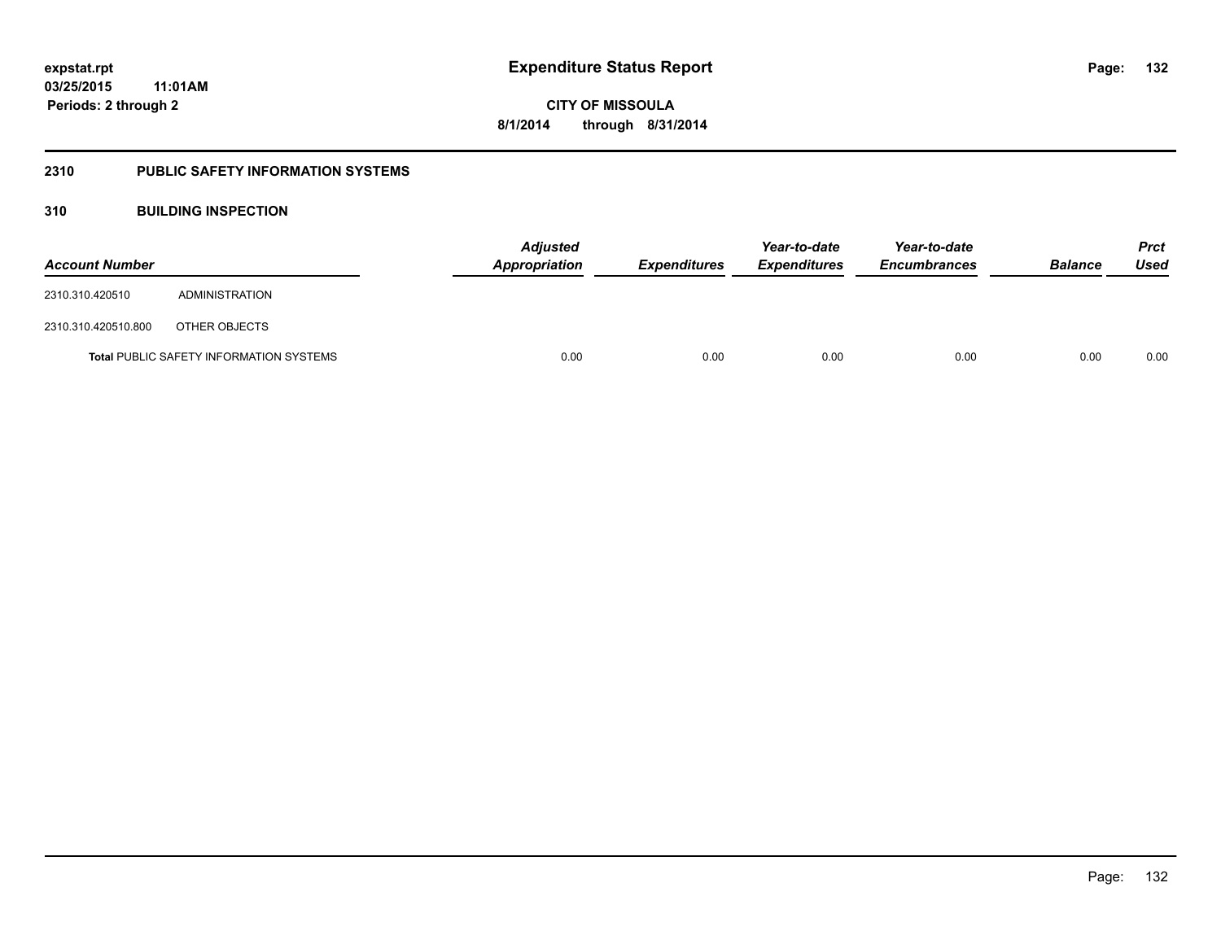# Expenditure Status Report

expstat.rpt
03/25/2015 11:01AM
Periods: 2 through 2

CITY OF MISSOULA
8/1/2014 through 8/31/2014

## 2310 PUBLIC SAFETY INFORMATION SYSTEMS

### 310 BUILDING INSPECTION

| Account Number | | Adjusted Appropriation | Expenditures | Year-to-date Expenditures | Year-to-date Encumbrances | Balance | Prct Used |
|---|---|---|---|---|---|---|---|
| 2310.310.420510 | ADMINISTRATION | | | | | | |
| 2310.310.420510.800 | OTHER OBJECTS | | | | | | |
| **Total** PUBLIC SAFETY INFORMATION SYSTEMS | | 0.00 | 0.00 | 0.00 | 0.00 | 0.00 | 0.00 |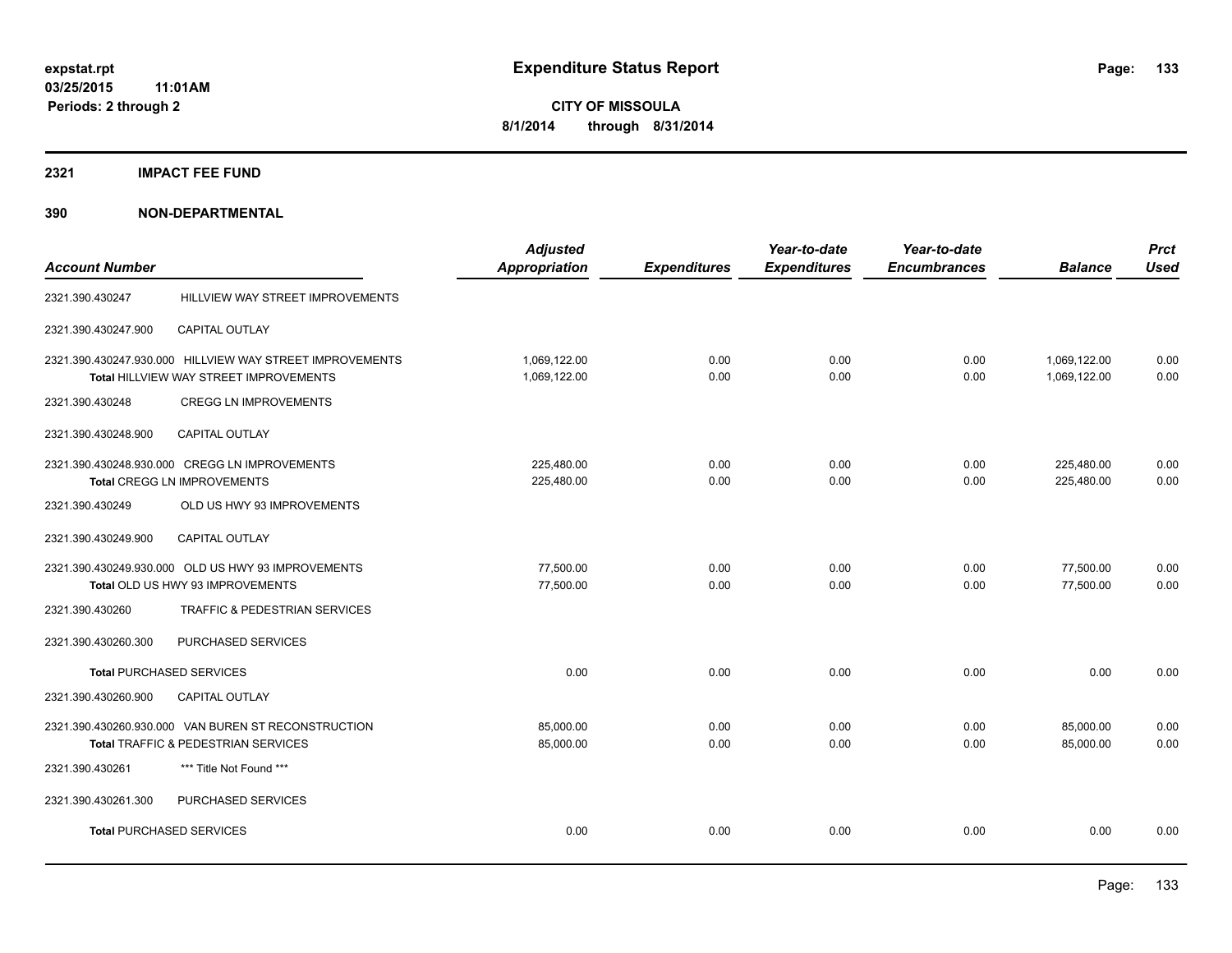**expstat.rpt**
**03/25/2015 11:01AM**
**Periods: 2 through 2**

# Expenditure Status Report

**CITY OF MISSOULA**
**8/1/2014 through 8/31/2014**

## 2321 IMPACT FEE FUND

## 390 NON-DEPARTMENTAL

| Account Number | | Adjusted Appropriation | Expenditures | Year-to-date Expenditures | Year-to-date Encumbrances | Balance | Prct Used |
|---|---|---|---|---|---|---|---|
| 2321.390.430247 | HILLVIEW WAY STREET IMPROVEMENTS | | | | | | |
| 2321.390.430247.900 | CAPITAL OUTLAY | | | | | | |
| 2321.390.430247.930.000 | HILLVIEW WAY STREET IMPROVEMENTS | 1,069,122.00 | 0.00 | 0.00 | 0.00 | 1,069,122.00 | 0.00 |
| | Total HILLVIEW WAY STREET IMPROVEMENTS | 1,069,122.00 | 0.00 | 0.00 | 0.00 | 1,069,122.00 | 0.00 |
| 2321.390.430248 | CREGG LN IMPROVEMENTS | | | | | | |
| 2321.390.430248.900 | CAPITAL OUTLAY | | | | | | |
| 2321.390.430248.930.000 | CREGG LN IMPROVEMENTS | 225,480.00 | 0.00 | 0.00 | 0.00 | 225,480.00 | 0.00 |
| | Total CREGG LN IMPROVEMENTS | 225,480.00 | 0.00 | 0.00 | 0.00 | 225,480.00 | 0.00 |
| 2321.390.430249 | OLD US HWY 93 IMPROVEMENTS | | | | | | |
| 2321.390.430249.900 | CAPITAL OUTLAY | | | | | | |
| 2321.390.430249.930.000 | OLD US HWY 93 IMPROVEMENTS | 77,500.00 | 0.00 | 0.00 | 0.00 | 77,500.00 | 0.00 |
| | Total OLD US HWY 93 IMPROVEMENTS | 77,500.00 | 0.00 | 0.00 | 0.00 | 77,500.00 | 0.00 |
| 2321.390.430260 | TRAFFIC & PEDESTRIAN SERVICES | | | | | | |
| 2321.390.430260.300 | PURCHASED SERVICES | | | | | | |
| | Total PURCHASED SERVICES | 0.00 | 0.00 | 0.00 | 0.00 | 0.00 | 0.00 |
| 2321.390.430260.900 | CAPITAL OUTLAY | | | | | | |
| 2321.390.430260.930.000 | VAN BUREN ST RECONSTRUCTION | 85,000.00 | 0.00 | 0.00 | 0.00 | 85,000.00 | 0.00 |
| | Total TRAFFIC & PEDESTRIAN SERVICES | 85,000.00 | 0.00 | 0.00 | 0.00 | 85,000.00 | 0.00 |
| 2321.390.430261 | *** Title Not Found *** | | | | | | |
| 2321.390.430261.300 | PURCHASED SERVICES | | | | | | |
| | Total PURCHASED SERVICES | 0.00 | 0.00 | 0.00 | 0.00 | 0.00 | 0.00 |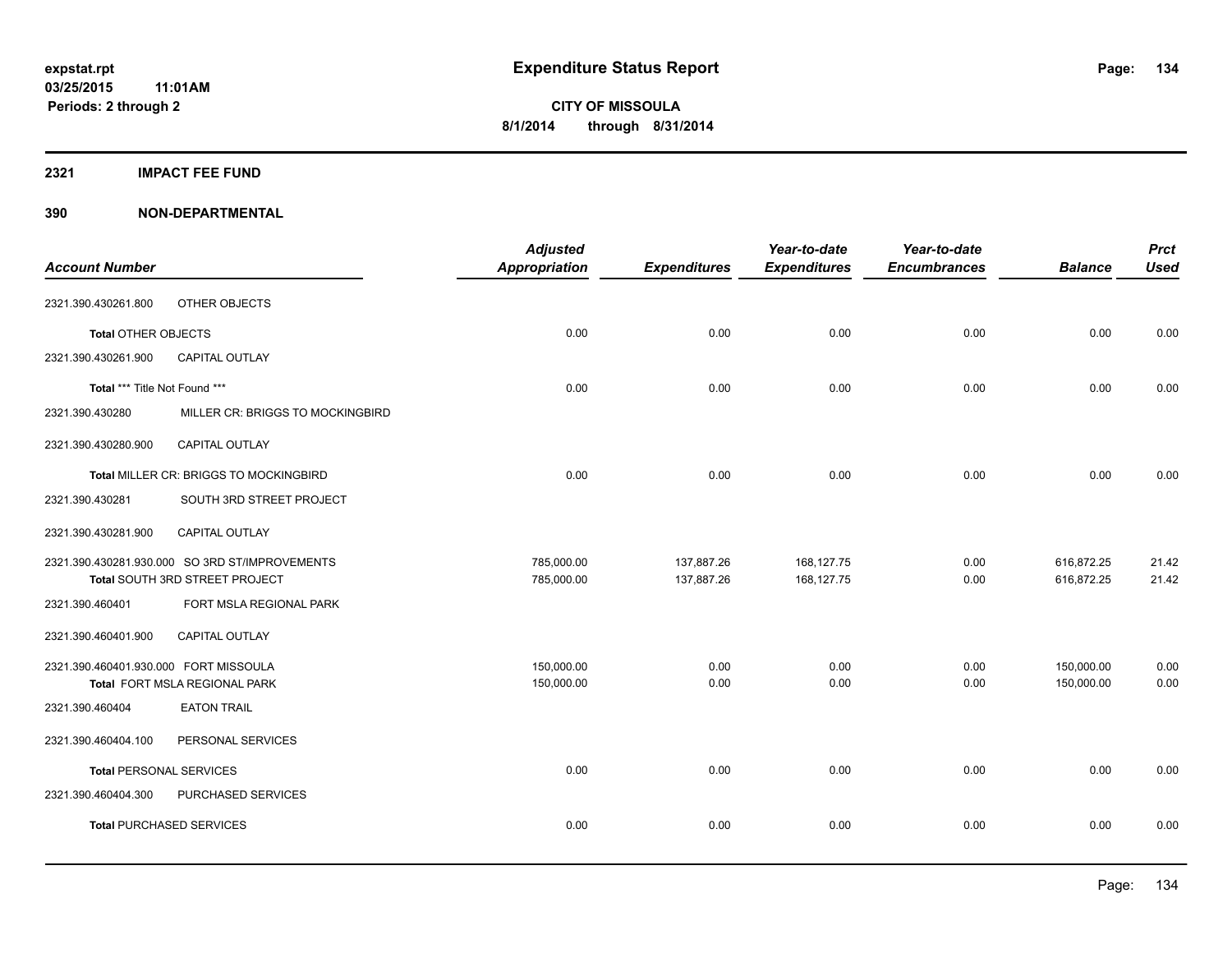# Expenditure Status Report

expstat.rpt
03/25/2015 11:01AM
Periods: 2 through 2

**CITY OF MISSOULA**
**8/1/2014 through 8/31/2014**

## 2321 IMPACT FEE FUND

## 390 NON-DEPARTMENTAL

| Account Number | | Adjusted Appropriation | Expenditures | Year-to-date Expenditures | Year-to-date Encumbrances | Balance | Prct Used |
|---|---|---|---|---|---|---|---|
| 2321.390.430261.800 | OTHER OBJECTS | | | | | | |
| **Total** OTHER OBJECTS | | 0.00 | 0.00 | 0.00 | 0.00 | 0.00 | 0.00 |
| 2321.390.430261.900 | CAPITAL OUTLAY | | | | | | |
| **Total** *** Title Not Found *** | | 0.00 | 0.00 | 0.00 | 0.00 | 0.00 | 0.00 |
| 2321.390.430280 | MILLER CR: BRIGGS TO MOCKINGBIRD | | | | | | |
| 2321.390.430280.900 | CAPITAL OUTLAY | | | | | | |
| **Total** MILLER CR: BRIGGS TO MOCKINGBIRD | | 0.00 | 0.00 | 0.00 | 0.00 | 0.00 | 0.00 |
| 2321.390.430281 | SOUTH 3RD STREET PROJECT | | | | | | |
| 2321.390.430281.900 | CAPITAL OUTLAY | | | | | | |
| 2321.390.430281.930.000 | SO 3RD ST/IMPROVEMENTS | 785,000.00 | 137,887.26 | 168,127.75 | 0.00 | 616,872.25 | 21.42 |
| **Total** SOUTH 3RD STREET PROJECT | | 785,000.00 | 137,887.26 | 168,127.75 | 0.00 | 616,872.25 | 21.42 |
| 2321.390.460401 | FORT MSLA REGIONAL PARK | | | | | | |
| 2321.390.460401.900 | CAPITAL OUTLAY | | | | | | |
| 2321.390.460401.930.000 | FORT MISSOULA | 150,000.00 | 0.00 | 0.00 | 0.00 | 150,000.00 | 0.00 |
| **Total** FORT MSLA REGIONAL PARK | | 150,000.00 | 0.00 | 0.00 | 0.00 | 150,000.00 | 0.00 |
| 2321.390.460404 | EATON TRAIL | | | | | | |
| 2321.390.460404.100 | PERSONAL SERVICES | | | | | | |
| **Total** PERSONAL SERVICES | | 0.00 | 0.00 | 0.00 | 0.00 | 0.00 | 0.00 |
| 2321.390.460404.300 | PURCHASED SERVICES | | | | | | |
| **Total** PURCHASED SERVICES | | 0.00 | 0.00 | 0.00 | 0.00 | 0.00 | 0.00 |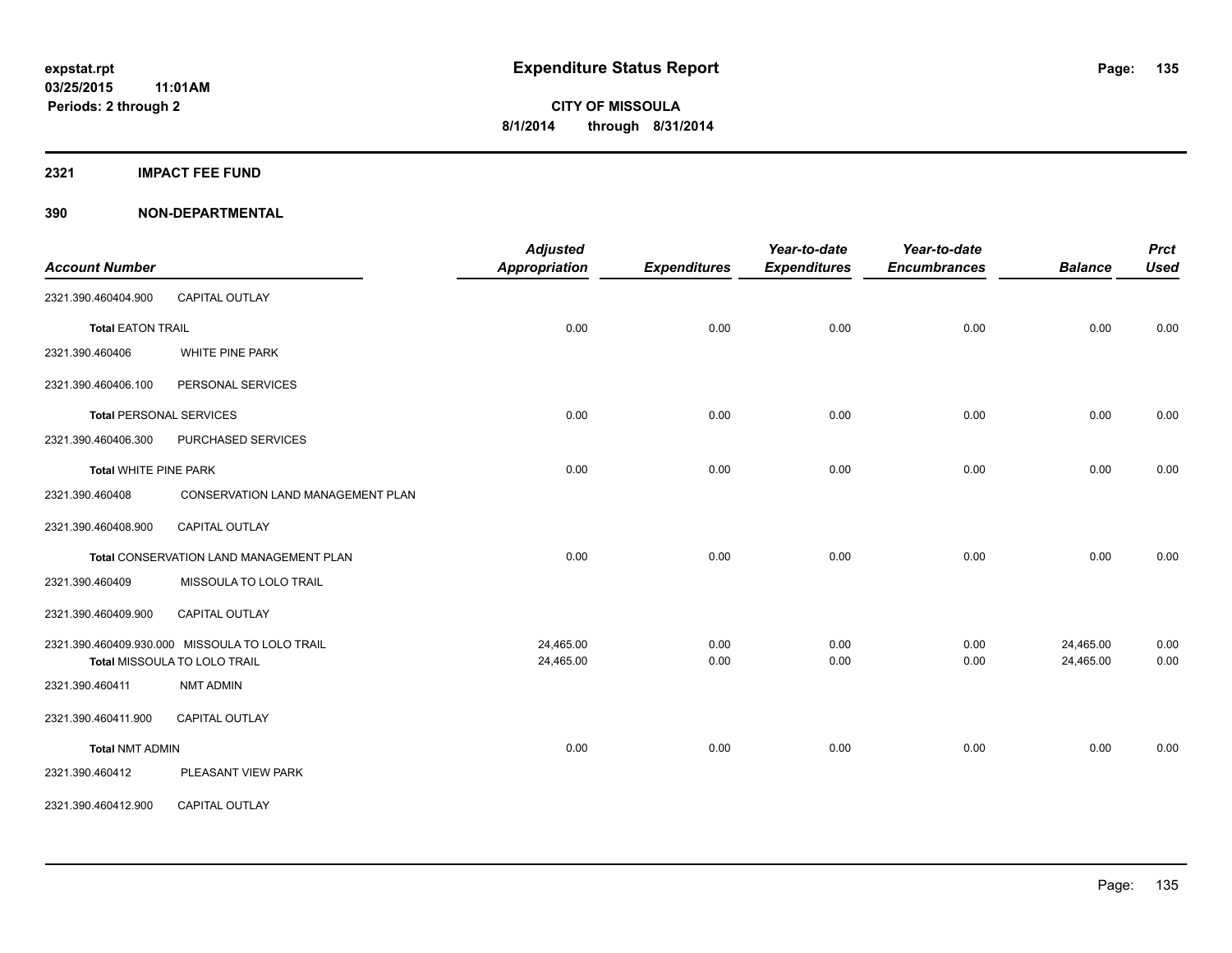# Expenditure Status Report

expstat.rpt
03/25/2015 11:01AM
Periods: 2 through 2

**CITY OF MISSOULA**
**8/1/2014 through 8/31/2014**

## 2321 IMPACT FEE FUND

### 390 NON-DEPARTMENTAL

| Account Number | | Adjusted Appropriation | Expenditures | Year-to-date Expenditures | Year-to-date Encumbrances | Balance | Prct Used |
|---|---|---|---|---|---|---|---|
| 2321.390.460404.900 | CAPITAL OUTLAY | | | | | | |
| **Total** EATON TRAIL | | 0.00 | 0.00 | 0.00 | 0.00 | 0.00 | 0.00 |
| 2321.390.460406 | WHITE PINE PARK | | | | | | |
| 2321.390.460406.100 | PERSONAL SERVICES | | | | | | |
| **Total** PERSONAL SERVICES | | 0.00 | 0.00 | 0.00 | 0.00 | 0.00 | 0.00 |
| 2321.390.460406.300 | PURCHASED SERVICES | | | | | | |
| **Total** WHITE PINE PARK | | 0.00 | 0.00 | 0.00 | 0.00 | 0.00 | 0.00 |
| 2321.390.460408 | CONSERVATION LAND MANAGEMENT PLAN | | | | | | |
| 2321.390.460408.900 | CAPITAL OUTLAY | | | | | | |
| **Total** CONSERVATION LAND MANAGEMENT PLAN | | 0.00 | 0.00 | 0.00 | 0.00 | 0.00 | 0.00 |
| 2321.390.460409 | MISSOULA TO LOLO TRAIL | | | | | | |
| 2321.390.460409.900 | CAPITAL OUTLAY | | | | | | |
| 2321.390.460409.930.000 | MISSOULA TO LOLO TRAIL | 24,465.00 | 0.00 | 0.00 | 0.00 | 24,465.00 | 0.00 |
| **Total** MISSOULA TO LOLO TRAIL | | 24,465.00 | 0.00 | 0.00 | 0.00 | 24,465.00 | 0.00 |
| 2321.390.460411 | NMT ADMIN | | | | | | |
| 2321.390.460411.900 | CAPITAL OUTLAY | | | | | | |
| **Total** NMT ADMIN | | 0.00 | 0.00 | 0.00 | 0.00 | 0.00 | 0.00 |
| 2321.390.460412 | PLEASANT VIEW PARK | | | | | | |
| 2321.390.460412.900 | CAPITAL OUTLAY | | | | | | |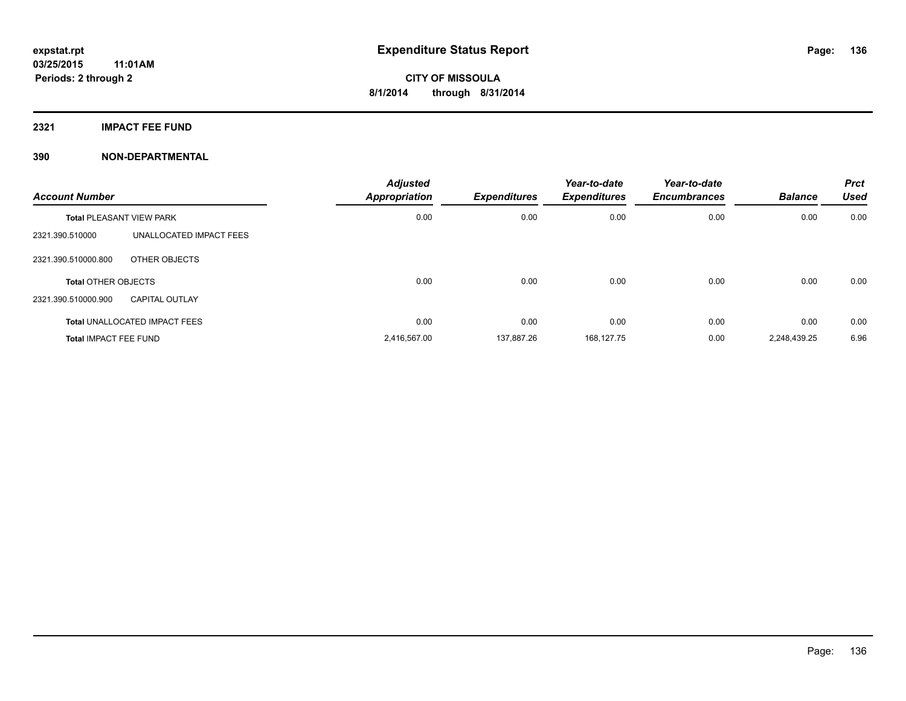**expstat.rpt**
**03/25/2015 11:01AM**
**Periods: 2 through 2**

# Expenditure Status Report

**CITY OF MISSOULA**
**8/1/2014 through 8/31/2014**

## 2321 IMPACT FEE FUND

## 390 NON-DEPARTMENTAL

| Account Number | | Adjusted Appropriation | Expenditures | Year-to-date Expenditures | Year-to-date Encumbrances | Balance | Prct Used |
|---|---|---|---|---|---|---|---|
| **Total** PLEASANT VIEW PARK | | 0.00 | 0.00 | 0.00 | 0.00 | 0.00 | 0.00 |
| 2321.390.510000 | UNALLOCATED IMPACT FEES | | | | | | |
| 2321.390.510000.800 | OTHER OBJECTS | | | | | | |
| **Total** OTHER OBJECTS | | 0.00 | 0.00 | 0.00 | 0.00 | 0.00 | 0.00 |
| 2321.390.510000.900 | CAPITAL OUTLAY | | | | | | |
| **Total** UNALLOCATED IMPACT FEES | | 0.00 | 0.00 | 0.00 | 0.00 | 0.00 | 0.00 |
| **Total** IMPACT FEE FUND | | 2,416,567.00 | 137,887.26 | 168,127.75 | 0.00 | 2,248,439.25 | 6.96 |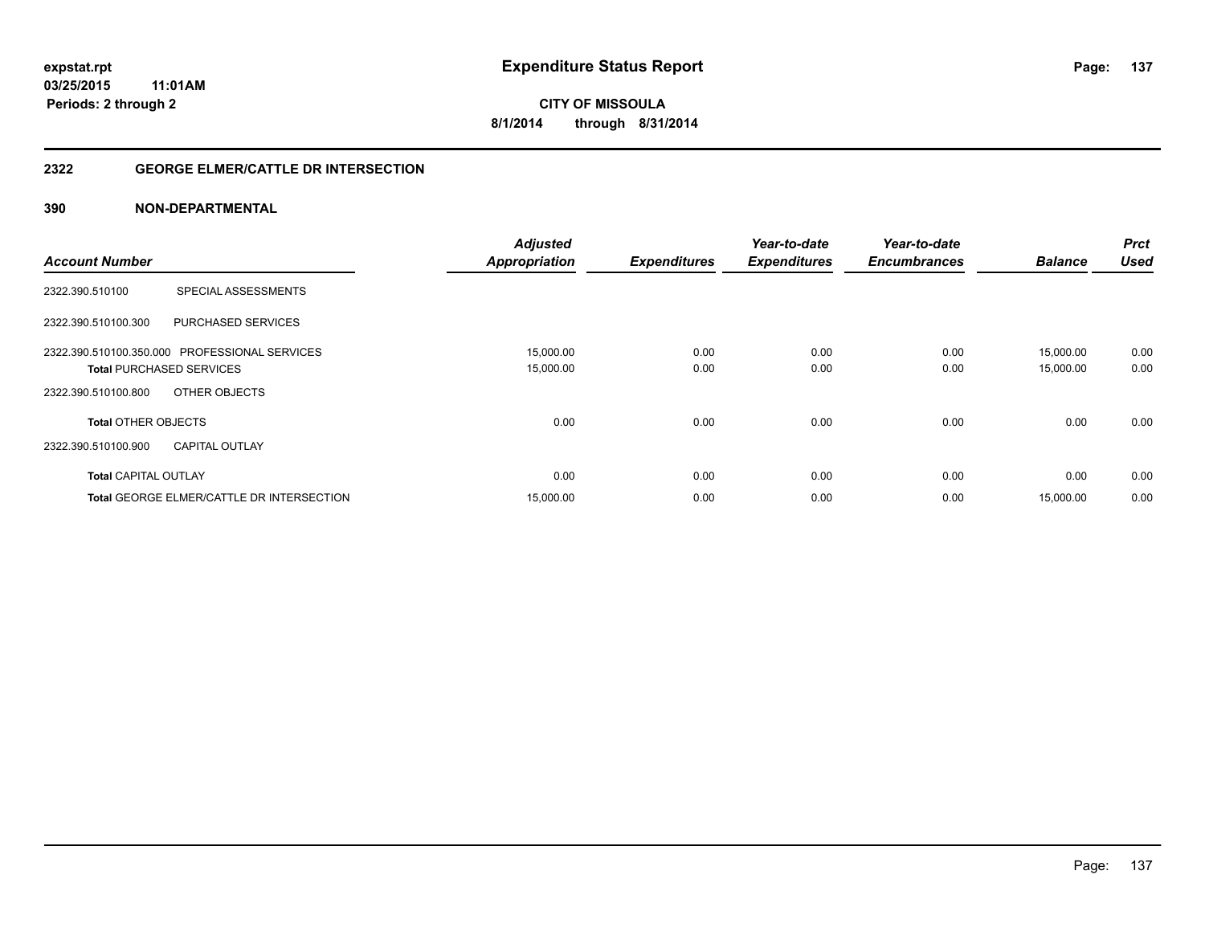# Expenditure Status Report

expstat.rpt
03/25/2015 11:01AM
Periods: 2 through 2

**CITY OF MISSOULA**
**8/1/2014 through 8/31/2014**

## 2322 GEORGE ELMER/CATTLE DR INTERSECTION

### 390 NON-DEPARTMENTAL

| Account Number | | Adjusted Appropriation | Expenditures | Year-to-date Expenditures | Year-to-date Encumbrances | Balance | Prct Used |
|---|---|---|---|---|---|---|---|
| 2322.390.510100 | SPECIAL ASSESSMENTS | | | | | | |
| 2322.390.510100.300 | PURCHASED SERVICES | | | | | | |
| 2322.390.510100.350.000 | PROFESSIONAL SERVICES | 15,000.00 | 0.00 | 0.00 | 0.00 | 15,000.00 | 0.00 |
| **Total** PURCHASED SERVICES | | 15,000.00 | 0.00 | 0.00 | 0.00 | 15,000.00 | 0.00 |
| 2322.390.510100.800 | OTHER OBJECTS | | | | | | |
| **Total** OTHER OBJECTS | | 0.00 | 0.00 | 0.00 | 0.00 | 0.00 | 0.00 |
| 2322.390.510100.900 | CAPITAL OUTLAY | | | | | | |
| **Total** CAPITAL OUTLAY | | 0.00 | 0.00 | 0.00 | 0.00 | 0.00 | 0.00 |
| **Total** GEORGE ELMER/CATTLE DR INTERSECTION | | 15,000.00 | 0.00 | 0.00 | 0.00 | 15,000.00 | 0.00 |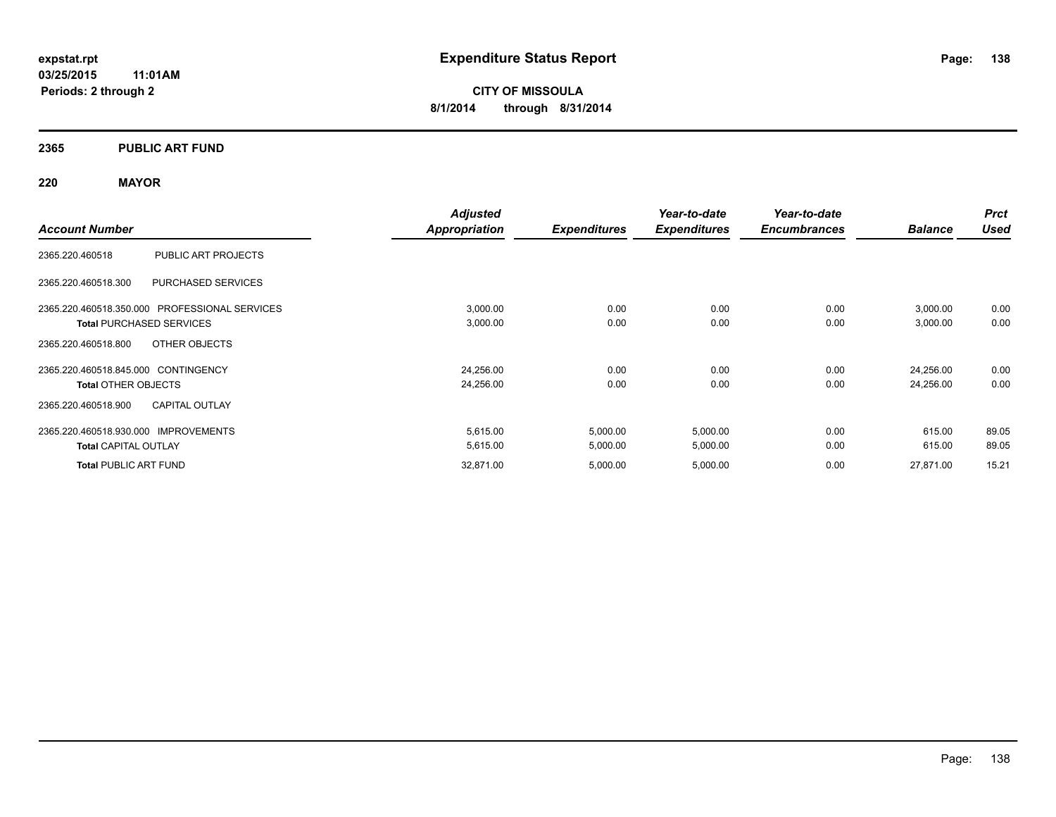**expstat.rpt**
**03/25/2015 11:01AM**
**Periods: 2 through 2**

# Expenditure Status Report

**CITY OF MISSOULA**
**8/1/2014 through 8/31/2014**

## 2365 PUBLIC ART FUND

## 220 MAYOR

| Account Number | | Adjusted Appropriation | Expenditures | Year-to-date Expenditures | Year-to-date Encumbrances | Balance | Prct Used |
|---|---|---|---|---|---|---|---|
| 2365.220.460518 | PUBLIC ART PROJECTS | | | | | | |
| 2365.220.460518.300 | PURCHASED SERVICES | | | | | | |
| 2365.220.460518.350.000 | PROFESSIONAL SERVICES | 3,000.00 | 0.00 | 0.00 | 0.00 | 3,000.00 | 0.00 |
| **Total** PURCHASED SERVICES | | 3,000.00 | 0.00 | 0.00 | 0.00 | 3,000.00 | 0.00 |
| 2365.220.460518.800 | OTHER OBJECTS | | | | | | |
| 2365.220.460518.845.000 | CONTINGENCY | 24,256.00 | 0.00 | 0.00 | 0.00 | 24,256.00 | 0.00 |
| **Total** OTHER OBJECTS | | 24,256.00 | 0.00 | 0.00 | 0.00 | 24,256.00 | 0.00 |
| 2365.220.460518.900 | CAPITAL OUTLAY | | | | | | |
| 2365.220.460518.930.000 | IMPROVEMENTS | 5,615.00 | 5,000.00 | 5,000.00 | 0.00 | 615.00 | 89.05 |
| **Total** CAPITAL OUTLAY | | 5,615.00 | 5,000.00 | 5,000.00 | 0.00 | 615.00 | 89.05 |
| **Total** PUBLIC ART FUND | | 32,871.00 | 5,000.00 | 5,000.00 | 0.00 | 27,871.00 | 15.21 |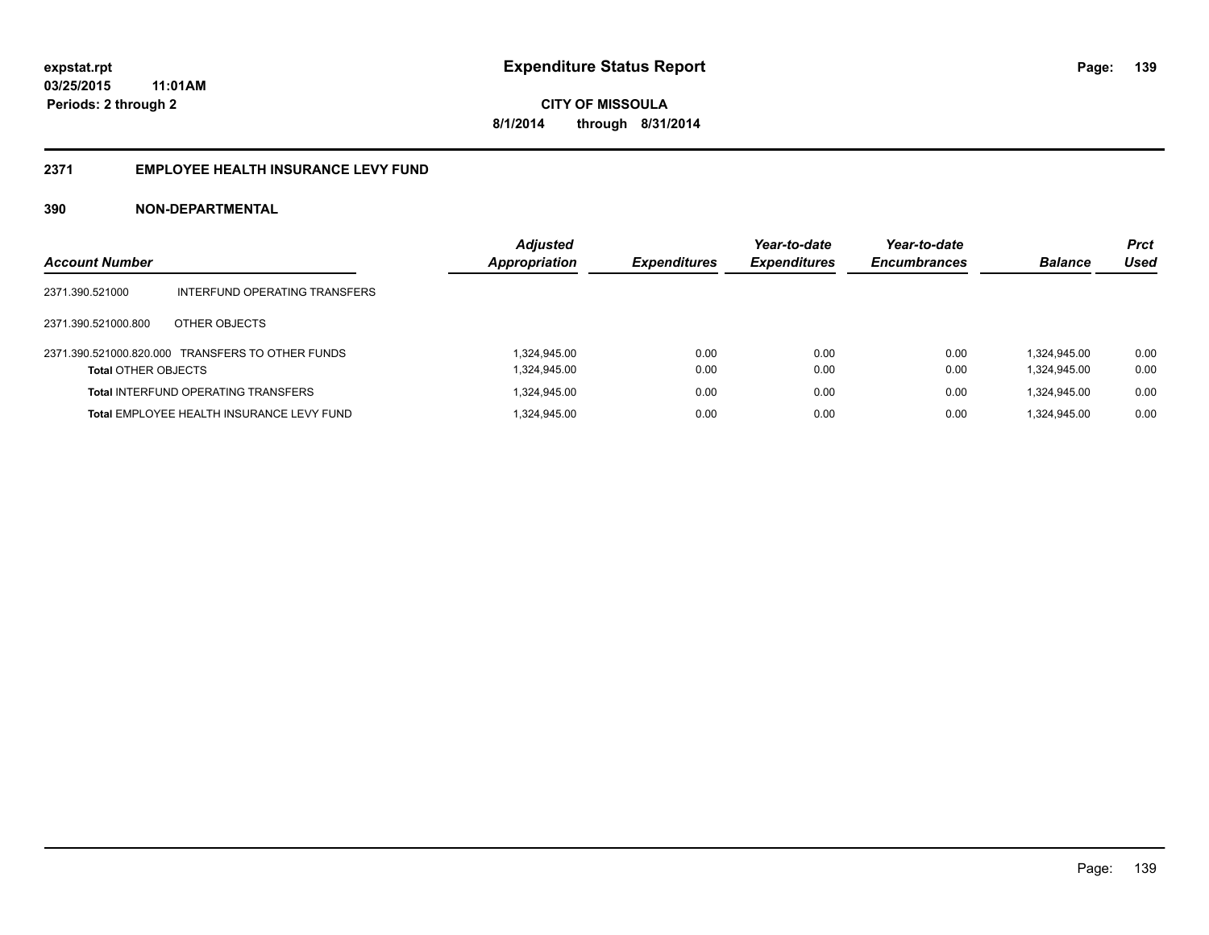# Expenditure Status Report

expstat.rpt
03/25/2015 11:01AM
Periods: 2 through 2

**CITY OF MISSOULA**
**8/1/2014 through 8/31/2014**

## 2371 EMPLOYEE HEALTH INSURANCE LEVY FUND

### 390 NON-DEPARTMENTAL

| Account Number | | Adjusted Appropriation | Expenditures | Year-to-date Expenditures | Year-to-date Encumbrances | Balance | Prct Used |
|---|---|---|---|---|---|---|---|
| 2371.390.521000 | INTERFUND OPERATING TRANSFERS | | | | | | |
| 2371.390.521000.800 | OTHER OBJECTS | | | | | | |
| 2371.390.521000.820.000 | TRANSFERS TO OTHER FUNDS | 1,324,945.00 | 0.00 | 0.00 | 0.00 | 1,324,945.00 | 0.00 |
| **Total** OTHER OBJECTS | | 1,324,945.00 | 0.00 | 0.00 | 0.00 | 1,324,945.00 | 0.00 |
| **Total** INTERFUND OPERATING TRANSFERS | | 1,324,945.00 | 0.00 | 0.00 | 0.00 | 1,324,945.00 | 0.00 |
| **Total** EMPLOYEE HEALTH INSURANCE LEVY FUND | | 1,324,945.00 | 0.00 | 0.00 | 0.00 | 1,324,945.00 | 0.00 |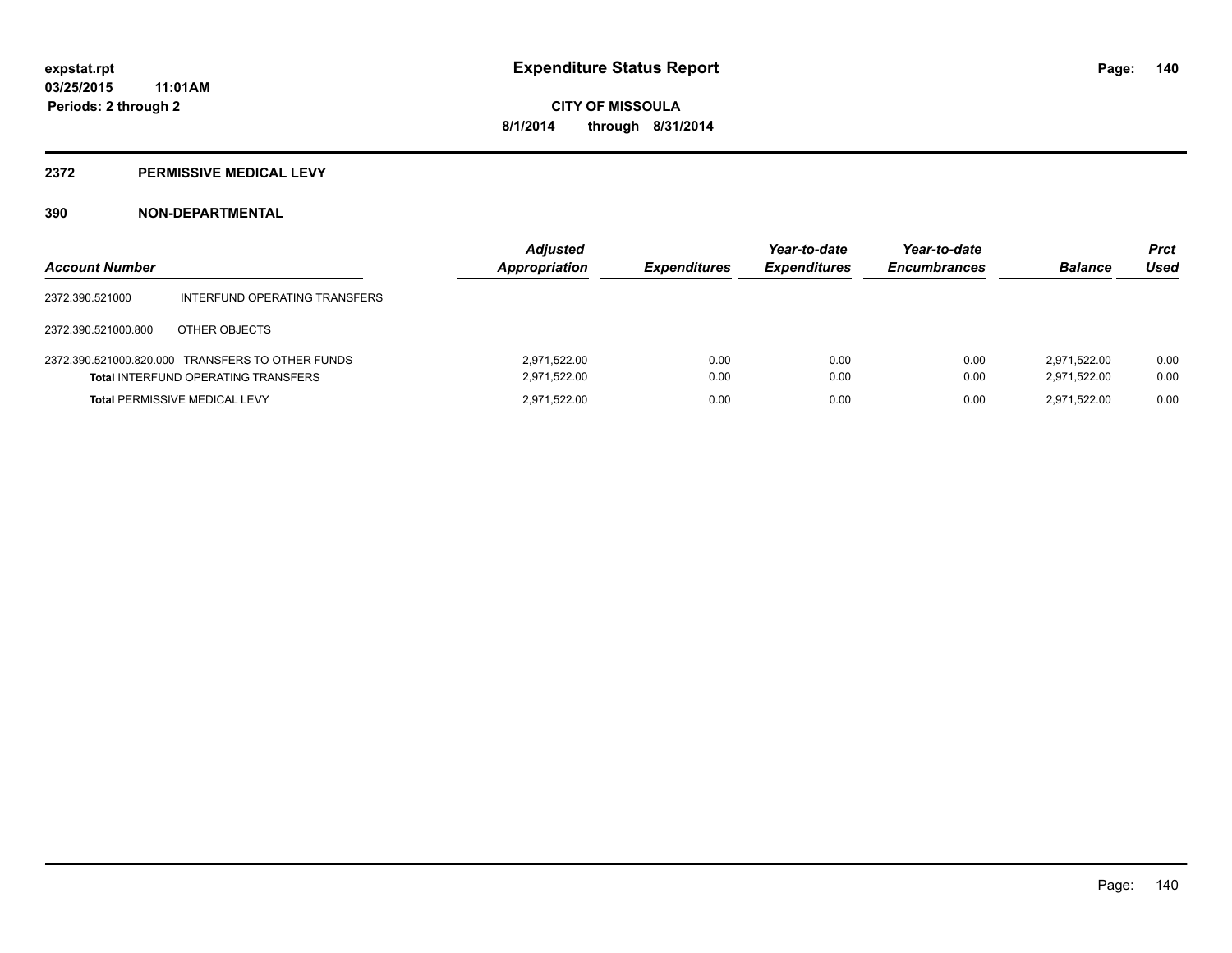expstat.rpt
03/25/2015 11:01AM
Periods: 2 through 2

# Expenditure Status Report

CITY OF MISSOULA
8/1/2014 through 8/31/2014

## 2372 PERMISSIVE MEDICAL LEVY

## 390 NON-DEPARTMENTAL

| Account Number | | Adjusted Appropriation | Expenditures | Year-to-date Expenditures | Year-to-date Encumbrances | Balance | Prct Used |
|---|---|---|---|---|---|---|---|
| 2372.390.521000 | INTERFUND OPERATING TRANSFERS | | | | | | |
| 2372.390.521000.800 | OTHER OBJECTS | | | | | | |
| 2372.390.521000.820.000 | TRANSFERS TO OTHER FUNDS | 2,971,522.00 | 0.00 | 0.00 | 0.00 | 2,971,522.00 | 0.00 |
| **Total** INTERFUND OPERATING TRANSFERS | | 2,971,522.00 | 0.00 | 0.00 | 0.00 | 2,971,522.00 | 0.00 |
| **Total** PERMISSIVE MEDICAL LEVY | | 2,971,522.00 | 0.00 | 0.00 | 0.00 | 2,971,522.00 | 0.00 |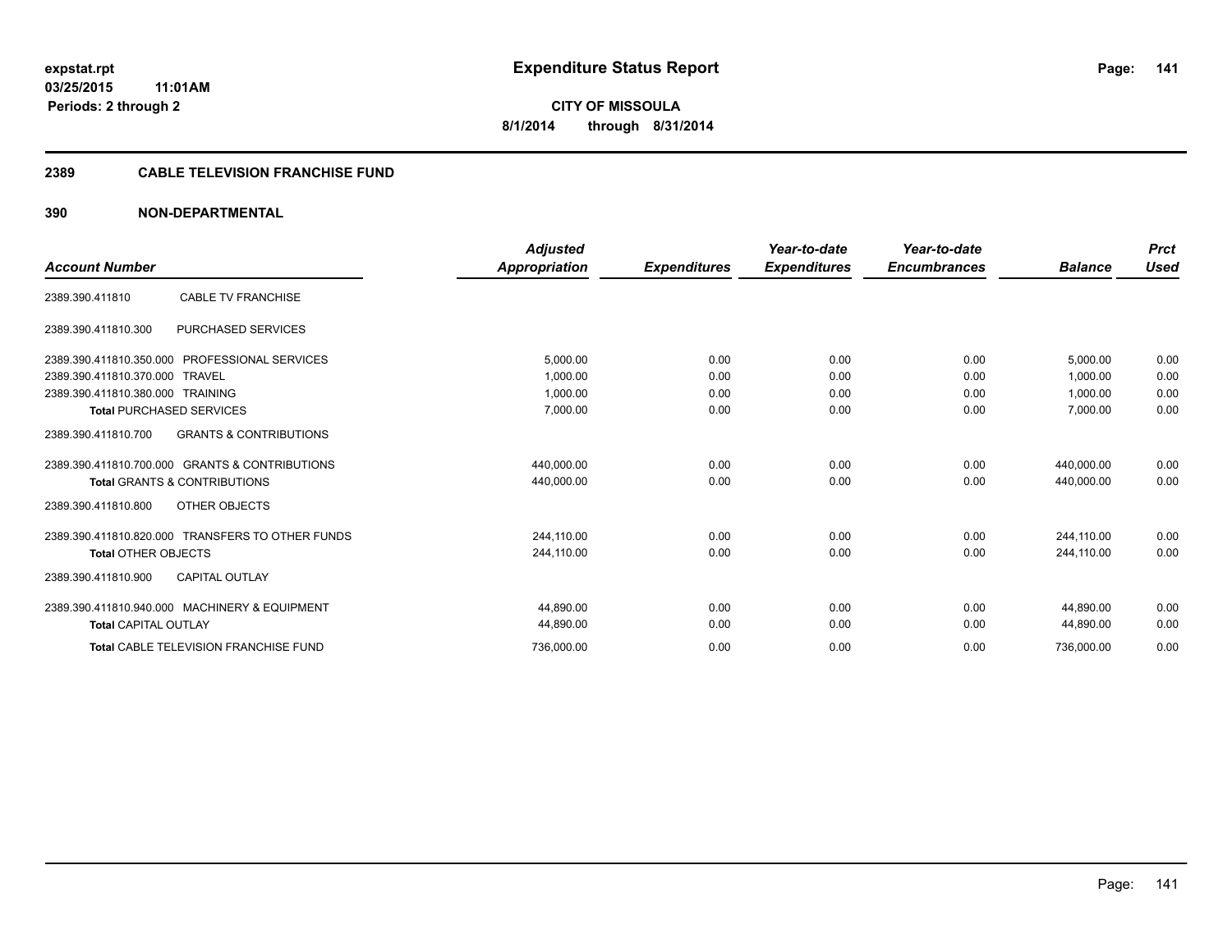**expstat.rpt**
**03/25/2015 11:01AM**
**Periods: 2 through 2**

# Expenditure Status Report

**CITY OF MISSOULA**
**8/1/2014 through 8/31/2014**

## 2389 CABLE TELEVISION FRANCHISE FUND

## 390 NON-DEPARTMENTAL

| Account Number | | Adjusted Appropriation | Expenditures | Year-to-date Expenditures | Year-to-date Encumbrances | Balance | Prct Used |
|---|---|---|---|---|---|---|---|
| 2389.390.411810 | CABLE TV FRANCHISE | | | | | | |
| 2389.390.411810.300 | PURCHASED SERVICES | | | | | | |
| 2389.390.411810.350.000 | PROFESSIONAL SERVICES | 5,000.00 | 0.00 | 0.00 | 0.00 | 5,000.00 | 0.00 |
| 2389.390.411810.370.000 | TRAVEL | 1,000.00 | 0.00 | 0.00 | 0.00 | 1,000.00 | 0.00 |
| 2389.390.411810.380.000 | TRAINING | 1,000.00 | 0.00 | 0.00 | 0.00 | 1,000.00 | 0.00 |
| **Total** PURCHASED SERVICES | | 7,000.00 | 0.00 | 0.00 | 0.00 | 7,000.00 | 0.00 |
| 2389.390.411810.700 | GRANTS & CONTRIBUTIONS | | | | | | |
| 2389.390.411810.700.000 | GRANTS & CONTRIBUTIONS | 440,000.00 | 0.00 | 0.00 | 0.00 | 440,000.00 | 0.00 |
| **Total** GRANTS & CONTRIBUTIONS | | 440,000.00 | 0.00 | 0.00 | 0.00 | 440,000.00 | 0.00 |
| 2389.390.411810.800 | OTHER OBJECTS | | | | | | |
| 2389.390.411810.820.000 | TRANSFERS TO OTHER FUNDS | 244,110.00 | 0.00 | 0.00 | 0.00 | 244,110.00 | 0.00 |
| **Total** OTHER OBJECTS | | 244,110.00 | 0.00 | 0.00 | 0.00 | 244,110.00 | 0.00 |
| 2389.390.411810.900 | CAPITAL OUTLAY | | | | | | |
| 2389.390.411810.940.000 | MACHINERY & EQUIPMENT | 44,890.00 | 0.00 | 0.00 | 0.00 | 44,890.00 | 0.00 |
| **Total** CAPITAL OUTLAY | | 44,890.00 | 0.00 | 0.00 | 0.00 | 44,890.00 | 0.00 |
| **Total** CABLE TELEVISION FRANCHISE FUND | | 736,000.00 | 0.00 | 0.00 | 0.00 | 736,000.00 | 0.00 |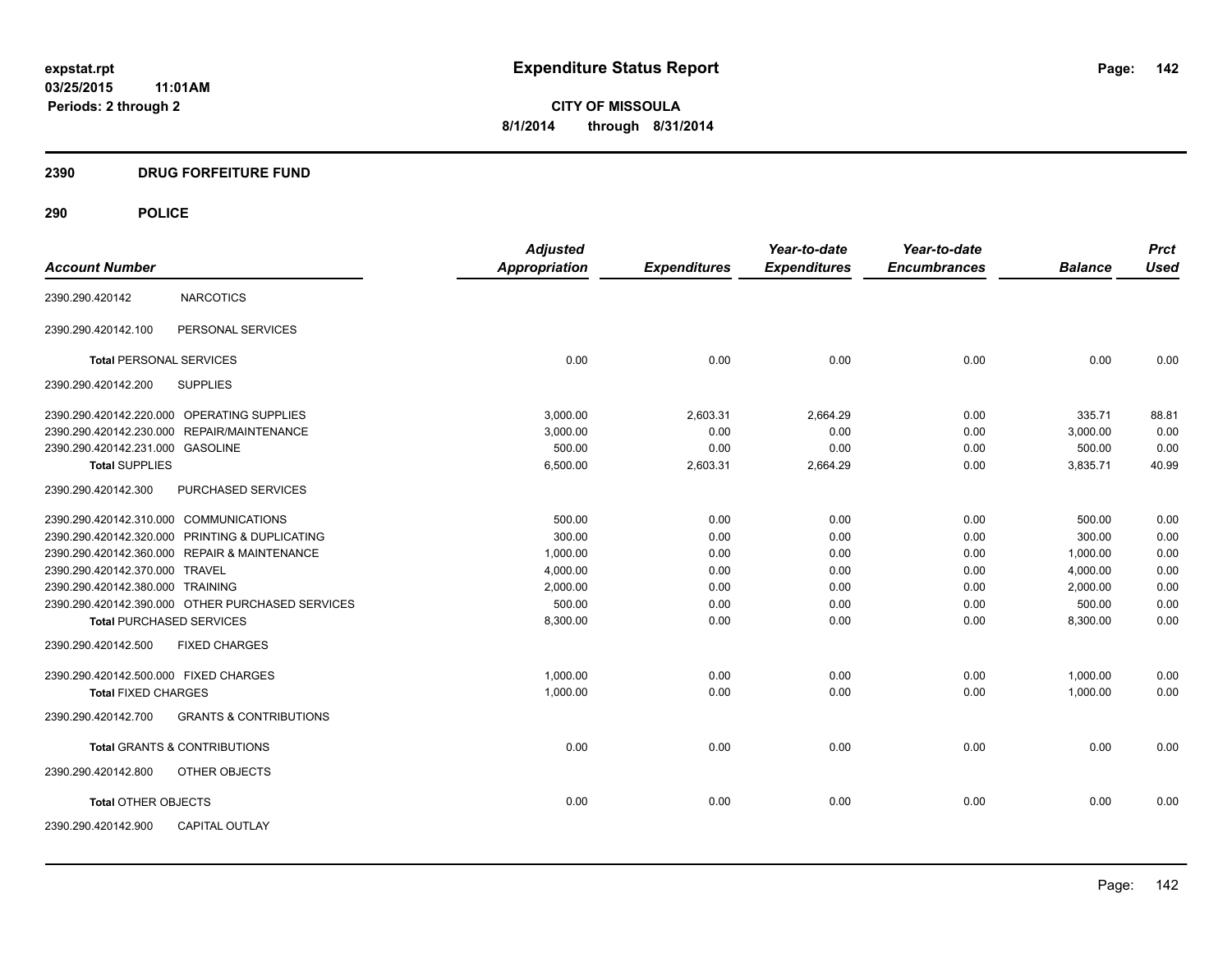**expstat.rpt**
**03/25/2015 11:01AM**
**Periods: 2 through 2**

# Expenditure Status Report

**CITY OF MISSOULA**
**8/1/2014 through 8/31/2014**

## 2390 DRUG FORFEITURE FUND

## 290 POLICE

| Account Number | | Adjusted Appropriation | Expenditures | Year-to-date Expenditures | Year-to-date Encumbrances | Balance | Prct Used |
|---|---|---|---|---|---|---|---|
| 2390.290.420142 | NARCOTICS | | | | | | |
| 2390.290.420142.100 | PERSONAL SERVICES | | | | | | |
| **Total** PERSONAL SERVICES | | 0.00 | 0.00 | 0.00 | 0.00 | 0.00 | 0.00 |
| 2390.290.420142.200 | SUPPLIES | | | | | | |
| 2390.290.420142.220.000 | OPERATING SUPPLIES | 3,000.00 | 2,603.31 | 2,664.29 | 0.00 | 335.71 | 88.81 |
| 2390.290.420142.230.000 | REPAIR/MAINTENANCE | 3,000.00 | 0.00 | 0.00 | 0.00 | 3,000.00 | 0.00 |
| 2390.290.420142.231.000 | GASOLINE | 500.00 | 0.00 | 0.00 | 0.00 | 500.00 | 0.00 |
| **Total SUPPLIES** | | 6,500.00 | 2,603.31 | 2,664.29 | 0.00 | 3,835.71 | 40.99 |
| 2390.290.420142.300 | PURCHASED SERVICES | | | | | | |
| 2390.290.420142.310.000 | COMMUNICATIONS | 500.00 | 0.00 | 0.00 | 0.00 | 500.00 | 0.00 |
| 2390.290.420142.320.000 | PRINTING & DUPLICATING | 300.00 | 0.00 | 0.00 | 0.00 | 300.00 | 0.00 |
| 2390.290.420142.360.000 | REPAIR & MAINTENANCE | 1,000.00 | 0.00 | 0.00 | 0.00 | 1,000.00 | 0.00 |
| 2390.290.420142.370.000 | TRAVEL | 4,000.00 | 0.00 | 0.00 | 0.00 | 4,000.00 | 0.00 |
| 2390.290.420142.380.000 | TRAINING | 2,000.00 | 0.00 | 0.00 | 0.00 | 2,000.00 | 0.00 |
| 2390.290.420142.390.000 | OTHER PURCHASED SERVICES | 500.00 | 0.00 | 0.00 | 0.00 | 500.00 | 0.00 |
| **Total PURCHASED SERVICES** | | 8,300.00 | 0.00 | 0.00 | 0.00 | 8,300.00 | 0.00 |
| 2390.290.420142.500 | FIXED CHARGES | | | | | | |
| 2390.290.420142.500.000 | FIXED CHARGES | 1,000.00 | 0.00 | 0.00 | 0.00 | 1,000.00 | 0.00 |
| **Total FIXED CHARGES** | | 1,000.00 | 0.00 | 0.00 | 0.00 | 1,000.00 | 0.00 |
| 2390.290.420142.700 | GRANTS & CONTRIBUTIONS | | | | | | |
| **Total** GRANTS & CONTRIBUTIONS | | 0.00 | 0.00 | 0.00 | 0.00 | 0.00 | 0.00 |
| 2390.290.420142.800 | OTHER OBJECTS | | | | | | |
| **Total** OTHER OBJECTS | | 0.00 | 0.00 | 0.00 | 0.00 | 0.00 | 0.00 |
| 2390.290.420142.900 | CAPITAL OUTLAY | | | | | | |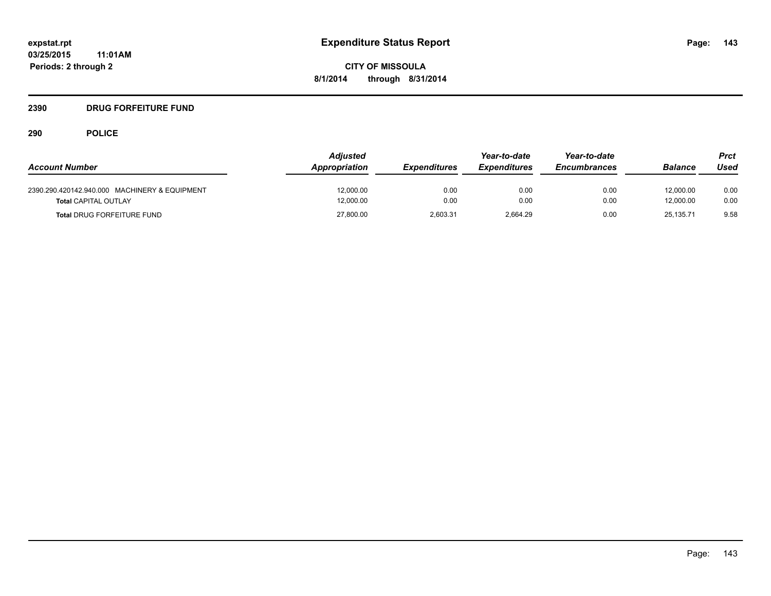# Expenditure Status Report

**CITY OF MISSOULA**

**8/1/2014 through 8/31/2014**

expstat.rpt
03/25/2015 11:01AM
Periods: 2 through 2

## 2390 DRUG FORFEITURE FUND

### 290 POLICE

| Account Number | Adjusted Appropriation | Expenditures | Year-to-date Expenditures | Year-to-date Encumbrances | Balance | Prct Used |
|---|---|---|---|---|---|---|
| 2390.290.420142.940.000 MACHINERY & EQUIPMENT | 12,000.00 | 0.00 | 0.00 | 0.00 | 12,000.00 | 0.00 |
| **Total** CAPITAL OUTLAY | 12,000.00 | 0.00 | 0.00 | 0.00 | 12,000.00 | 0.00 |
| **Total** DRUG FORFEITURE FUND | 27,800.00 | 2,603.31 | 2,664.29 | 0.00 | 25,135.71 | 9.58 |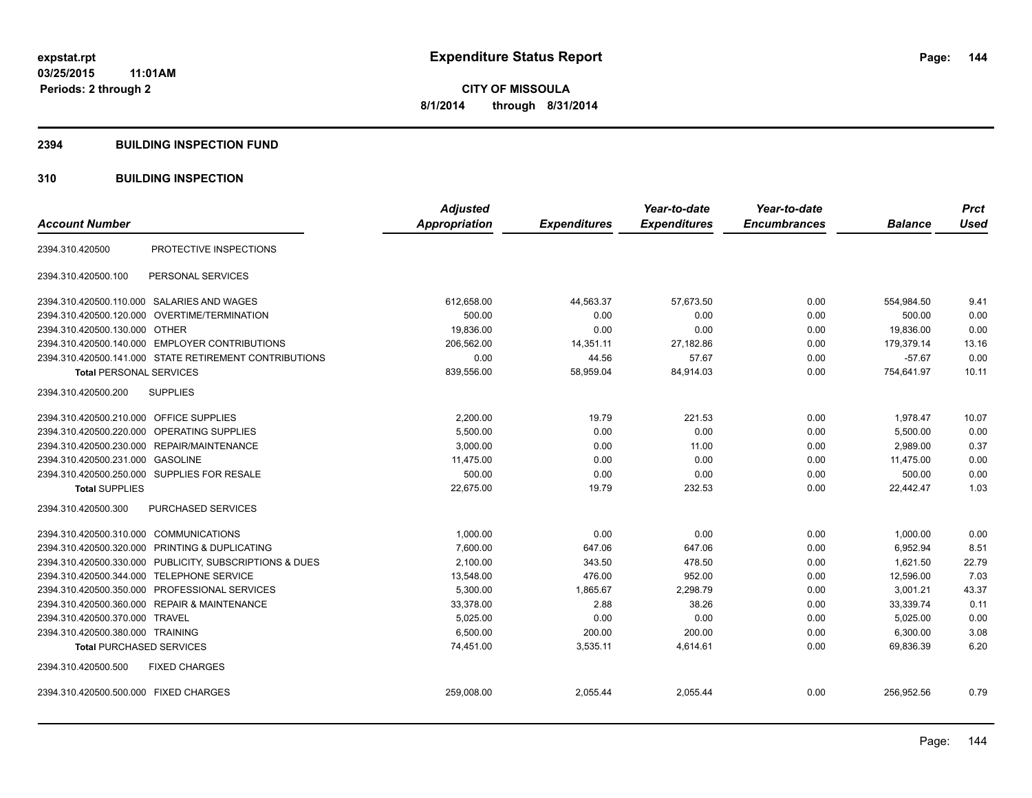**expstat.rpt**
**03/25/2015 11:01AM**
**Periods: 2 through 2**

# Expenditure Status Report

**CITY OF MISSOULA**
**8/1/2014 through 8/31/2014**

## 2394 BUILDING INSPECTION FUND

## 310 BUILDING INSPECTION

| Account Number | | Adjusted Appropriation | Expenditures | Year-to-date Expenditures | Year-to-date Encumbrances | Balance | Prct Used |
|---|---|---|---|---|---|---|---|
| 2394.310.420500 | PROTECTIVE INSPECTIONS | | | | | | |
| 2394.310.420500.100 | PERSONAL SERVICES | | | | | | |
| 2394.310.420500.110.000 | SALARIES AND WAGES | 612,658.00 | 44,563.37 | 57,673.50 | 0.00 | 554,984.50 | 9.41 |
| 2394.310.420500.120.000 | OVERTIME/TERMINATION | 500.00 | 0.00 | 0.00 | 0.00 | 500.00 | 0.00 |
| 2394.310.420500.130.000 | OTHER | 19,836.00 | 0.00 | 0.00 | 0.00 | 19,836.00 | 0.00 |
| 2394.310.420500.140.000 | EMPLOYER CONTRIBUTIONS | 206,562.00 | 14,351.11 | 27,182.86 | 0.00 | 179,379.14 | 13.16 |
| 2394.310.420500.141.000 | STATE RETIREMENT CONTRIBUTIONS | 0.00 | 44.56 | 57.67 | 0.00 | -57.67 | 0.00 |
| **Total** PERSONAL SERVICES | | 839,556.00 | 58,959.04 | 84,914.03 | 0.00 | 754,641.97 | 10.11 |
| 2394.310.420500.200 | SUPPLIES | | | | | | |
| 2394.310.420500.210.000 | OFFICE SUPPLIES | 2,200.00 | 19.79 | 221.53 | 0.00 | 1,978.47 | 10.07 |
| 2394.310.420500.220.000 | OPERATING SUPPLIES | 5,500.00 | 0.00 | 0.00 | 0.00 | 5,500.00 | 0.00 |
| 2394.310.420500.230.000 | REPAIR/MAINTENANCE | 3,000.00 | 0.00 | 11.00 | 0.00 | 2,989.00 | 0.37 |
| 2394.310.420500.231.000 | GASOLINE | 11,475.00 | 0.00 | 0.00 | 0.00 | 11,475.00 | 0.00 |
| 2394.310.420500.250.000 | SUPPLIES FOR RESALE | 500.00 | 0.00 | 0.00 | 0.00 | 500.00 | 0.00 |
| **Total** SUPPLIES | | 22,675.00 | 19.79 | 232.53 | 0.00 | 22,442.47 | 1.03 |
| 2394.310.420500.300 | PURCHASED SERVICES | | | | | | |
| 2394.310.420500.310.000 | COMMUNICATIONS | 1,000.00 | 0.00 | 0.00 | 0.00 | 1,000.00 | 0.00 |
| 2394.310.420500.320.000 | PRINTING & DUPLICATING | 7,600.00 | 647.06 | 647.06 | 0.00 | 6,952.94 | 8.51 |
| 2394.310.420500.330.000 | PUBLICITY, SUBSCRIPTIONS & DUES | 2,100.00 | 343.50 | 478.50 | 0.00 | 1,621.50 | 22.79 |
| 2394.310.420500.344.000 | TELEPHONE SERVICE | 13,548.00 | 476.00 | 952.00 | 0.00 | 12,596.00 | 7.03 |
| 2394.310.420500.350.000 | PROFESSIONAL SERVICES | 5,300.00 | 1,865.67 | 2,298.79 | 0.00 | 3,001.21 | 43.37 |
| 2394.310.420500.360.000 | REPAIR & MAINTENANCE | 33,378.00 | 2.88 | 38.26 | 0.00 | 33,339.74 | 0.11 |
| 2394.310.420500.370.000 | TRAVEL | 5,025.00 | 0.00 | 0.00 | 0.00 | 5,025.00 | 0.00 |
| 2394.310.420500.380.000 | TRAINING | 6,500.00 | 200.00 | 200.00 | 0.00 | 6,300.00 | 3.08 |
| **Total** PURCHASED SERVICES | | 74,451.00 | 3,535.11 | 4,614.61 | 0.00 | 69,836.39 | 6.20 |
| 2394.310.420500.500 | FIXED CHARGES | | | | | | |
| 2394.310.420500.500.000 | FIXED CHARGES | 259,008.00 | 2,055.44 | 2,055.44 | 0.00 | 256,952.56 | 0.79 |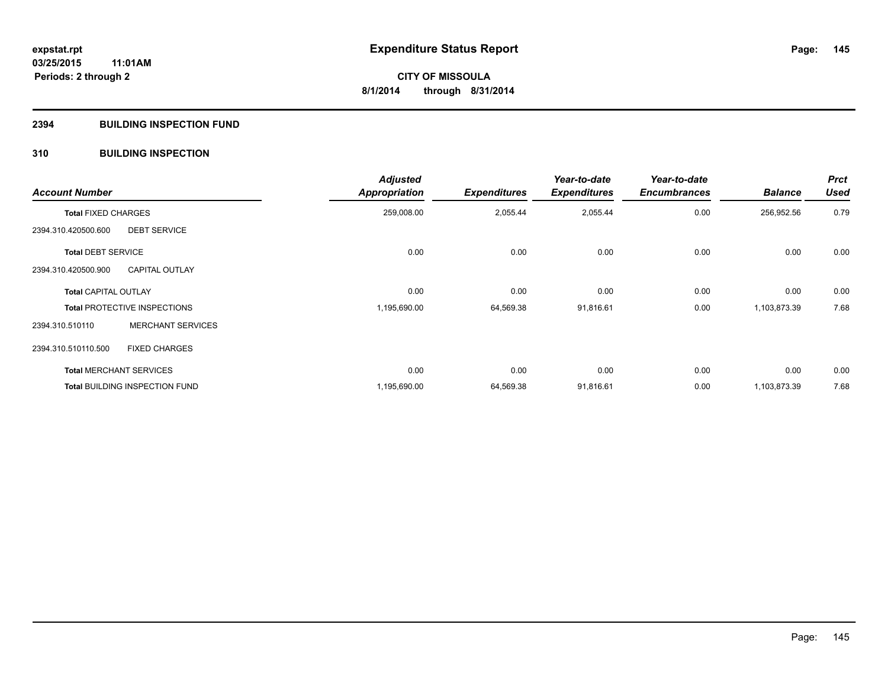# Expenditure Status Report

**CITY OF MISSOULA**

**8/1/2014 through 8/31/2014**

expstat.rpt
03/25/2015 11:01AM
Periods: 2 through 2

## 2394 BUILDING INSPECTION FUND

## 310 BUILDING INSPECTION

| Account Number | | Adjusted Appropriation | Expenditures | Year-to-date Expenditures | Year-to-date Encumbrances | Balance | Prct Used |
|---|---|---|---|---|---|---|---|
| **Total** FIXED CHARGES | | 259,008.00 | 2,055.44 | 2,055.44 | 0.00 | 256,952.56 | 0.79 |
| 2394.310.420500.600 | DEBT SERVICE | | | | | | |
| **Total** DEBT SERVICE | | 0.00 | 0.00 | 0.00 | 0.00 | 0.00 | 0.00 |
| 2394.310.420500.900 | CAPITAL OUTLAY | | | | | | |
| **Total** CAPITAL OUTLAY | | 0.00 | 0.00 | 0.00 | 0.00 | 0.00 | 0.00 |
| **Total** PROTECTIVE INSPECTIONS | | 1,195,690.00 | 64,569.38 | 91,816.61 | 0.00 | 1,103,873.39 | 7.68 |
| 2394.310.510110 | MERCHANT SERVICES | | | | | | |
| 2394.310.510110.500 | FIXED CHARGES | | | | | | |
| **Total** MERCHANT SERVICES | | 0.00 | 0.00 | 0.00 | 0.00 | 0.00 | 0.00 |
| **Total** BUILDING INSPECTION FUND | | 1,195,690.00 | 64,569.38 | 91,816.61 | 0.00 | 1,103,873.39 | 7.68 |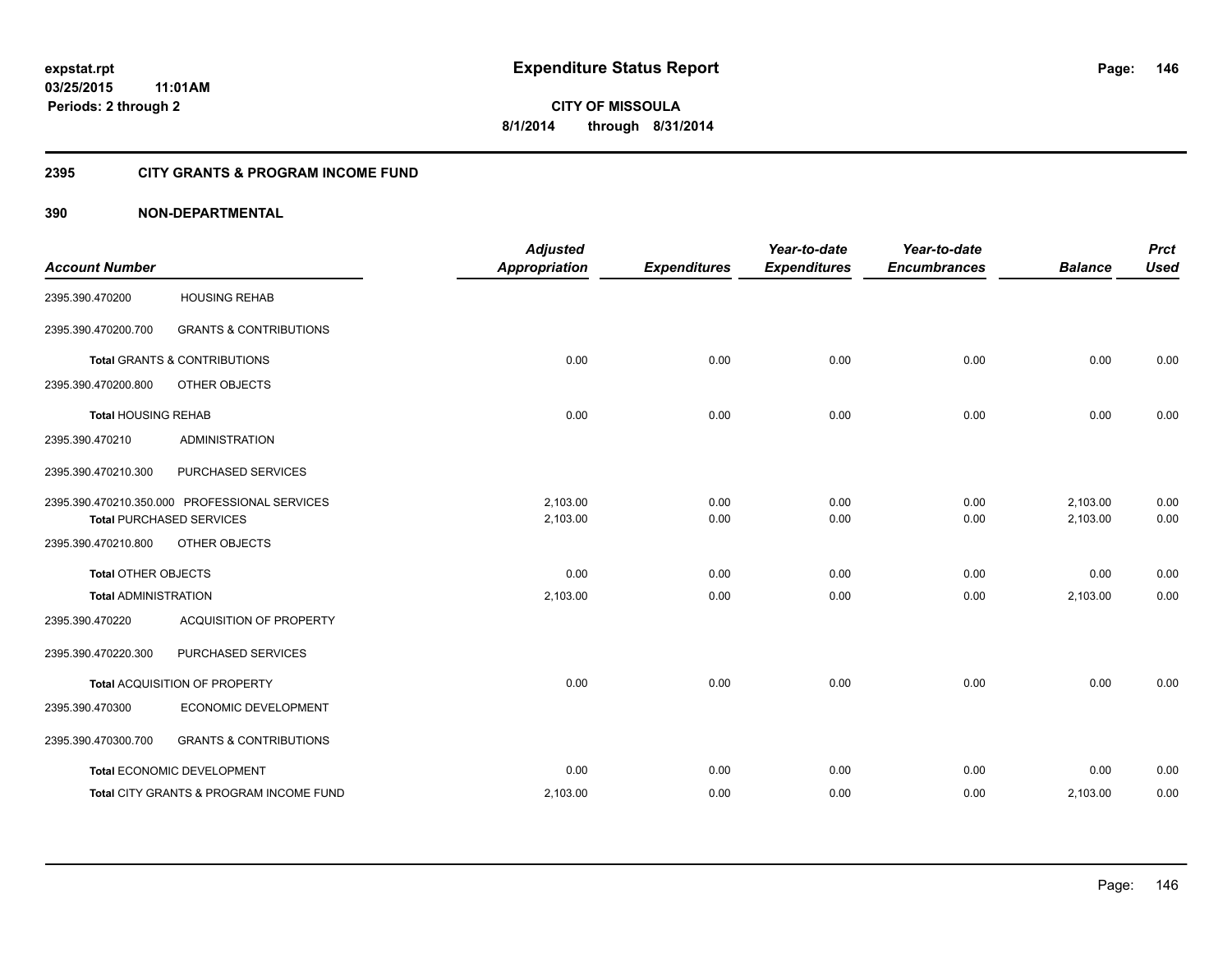expstat.rpt
03/25/2015 11:01AM
Periods: 2 through 2

# Expenditure Status Report

**CITY OF MISSOULA**
**8/1/2014 through 8/31/2014**

## 2395 CITY GRANTS & PROGRAM INCOME FUND

## 390 NON-DEPARTMENTAL

| Account Number | | Adjusted Appropriation | Expenditures | Year-to-date Expenditures | Year-to-date Encumbrances | Balance | Prct Used |
|---|---|---|---|---|---|---|---|
| 2395.390.470200 | HOUSING REHAB | | | | | | |
| 2395.390.470200.700 | GRANTS & CONTRIBUTIONS | | | | | | |
| **Total** GRANTS & CONTRIBUTIONS | | 0.00 | 0.00 | 0.00 | 0.00 | 0.00 | 0.00 |
| 2395.390.470200.800 | OTHER OBJECTS | | | | | | |
| **Total** HOUSING REHAB | | 0.00 | 0.00 | 0.00 | 0.00 | 0.00 | 0.00 |
| 2395.390.470210 | ADMINISTRATION | | | | | | |
| 2395.390.470210.300 | PURCHASED SERVICES | | | | | | |
| 2395.390.470210.350.000 | PROFESSIONAL SERVICES | 2,103.00 | 0.00 | 0.00 | 0.00 | 2,103.00 | 0.00 |
| **Total** PURCHASED SERVICES | | 2,103.00 | 0.00 | 0.00 | 0.00 | 2,103.00 | 0.00 |
| 2395.390.470210.800 | OTHER OBJECTS | | | | | | |
| **Total** OTHER OBJECTS | | 0.00 | 0.00 | 0.00 | 0.00 | 0.00 | 0.00 |
| **Total** ADMINISTRATION | | 2,103.00 | 0.00 | 0.00 | 0.00 | 2,103.00 | 0.00 |
| 2395.390.470220 | ACQUISITION OF PROPERTY | | | | | | |
| 2395.390.470220.300 | PURCHASED SERVICES | | | | | | |
| **Total** ACQUISITION OF PROPERTY | | 0.00 | 0.00 | 0.00 | 0.00 | 0.00 | 0.00 |
| 2395.390.470300 | ECONOMIC DEVELOPMENT | | | | | | |
| 2395.390.470300.700 | GRANTS & CONTRIBUTIONS | | | | | | |
| **Total** ECONOMIC DEVELOPMENT | | 0.00 | 0.00 | 0.00 | 0.00 | 0.00 | 0.00 |
| **Total** CITY GRANTS & PROGRAM INCOME FUND | | 2,103.00 | 0.00 | 0.00 | 0.00 | 2,103.00 | 0.00 |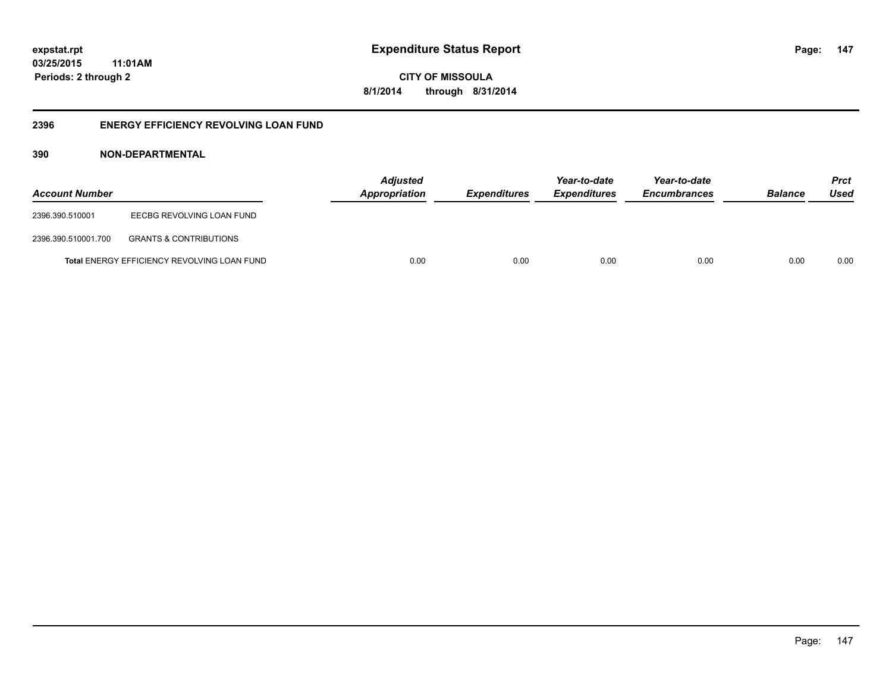# Expenditure Status Report

**CITY OF MISSOULA**

**8/1/2014 through 8/31/2014**

expstat.rpt
03/25/2015 11:01AM
Periods: 2 through 2

## 2396 ENERGY EFFICIENCY REVOLVING LOAN FUND

### 390 NON-DEPARTMENTAL

| Account Number | | Adjusted Appropriation | Expenditures | Year-to-date Expenditures | Year-to-date Encumbrances | Balance | Prct Used |
|---|---|---|---|---|---|---|---|
| 2396.390.510001 | EECBG REVOLVING LOAN FUND | | | | | | |
| 2396.390.510001.700 | GRANTS & CONTRIBUTIONS | | | | | | |
| **Total** ENERGY EFFICIENCY REVOLVING LOAN FUND | | 0.00 | 0.00 | 0.00 | 0.00 | 0.00 | 0.00 |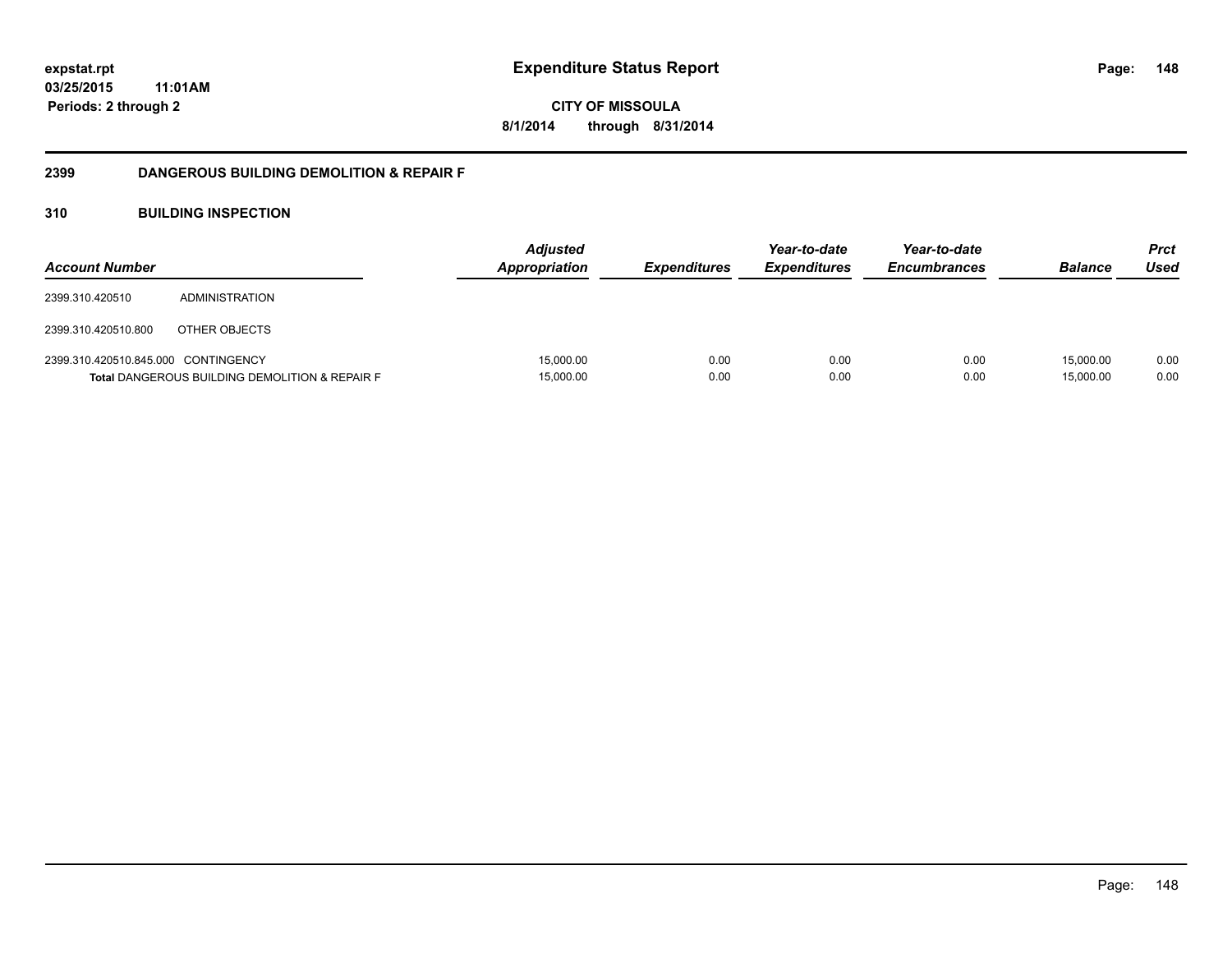**expstat.rpt**
**03/25/2015 11:01AM**
**Periods: 2 through 2**

# Expenditure Status Report

**CITY OF MISSOULA**
**8/1/2014 through 8/31/2014**

## 2399 DANGEROUS BUILDING DEMOLITION & REPAIR F

### 310 BUILDING INSPECTION

| Account Number | | Adjusted Appropriation | Expenditures | Year-to-date Expenditures | Year-to-date Encumbrances | Balance | Prct Used |
|---|---|---|---|---|---|---|---|
| 2399.310.420510 | ADMINISTRATION | | | | | | |
| 2399.310.420510.800 | OTHER OBJECTS | | | | | | |
| 2399.310.420510.845.000 | CONTINGENCY | 15,000.00 | 0.00 | 0.00 | 0.00 | 15,000.00 | 0.00 |
| **Total** DANGEROUS BUILDING DEMOLITION & REPAIR F | | 15,000.00 | 0.00 | 0.00 | 0.00 | 15,000.00 | 0.00 |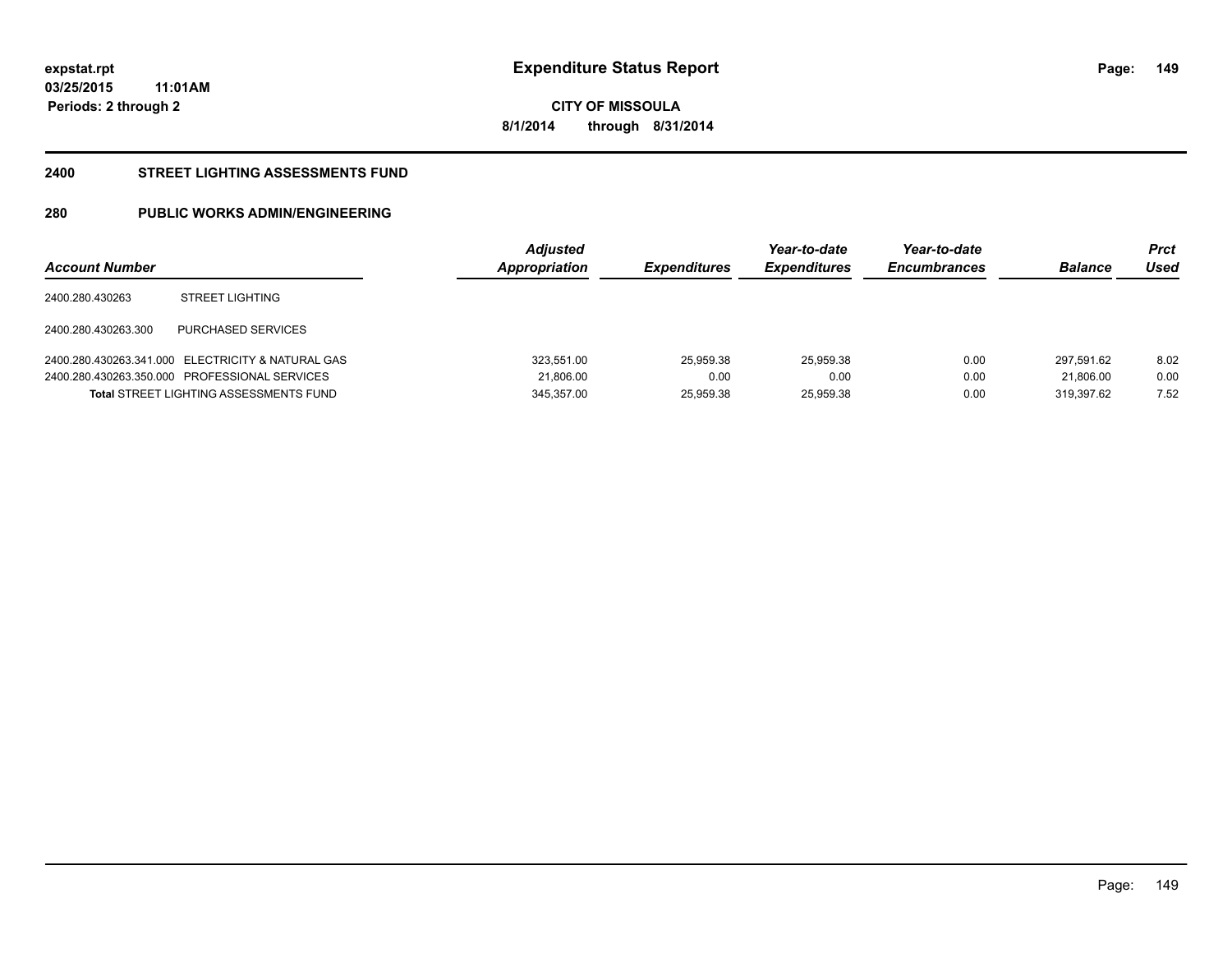**Expenditure Status Report**

**CITY OF MISSOULA**
**8/1/2014 through 8/31/2014**

expstat.rpt
03/25/2015 11:01AM
Periods: 2 through 2

## 2400 STREET LIGHTING ASSESSMENTS FUND

### 280 PUBLIC WORKS ADMIN/ENGINEERING

| Account Number | | Adjusted Appropriation | Expenditures | Year-to-date Expenditures | Year-to-date Encumbrances | Balance | Prct Used |
|---|---|---|---|---|---|---|---|
| 2400.280.430263 | STREET LIGHTING | | | | | | |
| 2400.280.430263.300 | PURCHASED SERVICES | | | | | | |
| 2400.280.430263.341.000 | ELECTRICITY & NATURAL GAS | 323,551.00 | 25,959.38 | 25,959.38 | 0.00 | 297,591.62 | 8.02 |
| 2400.280.430263.350.000 | PROFESSIONAL SERVICES | 21,806.00 | 0.00 | 0.00 | 0.00 | 21,806.00 | 0.00 |
| **Total** STREET LIGHTING ASSESSMENTS FUND | | 345,357.00 | 25,959.38 | 25,959.38 | 0.00 | 319,397.62 | 7.52 |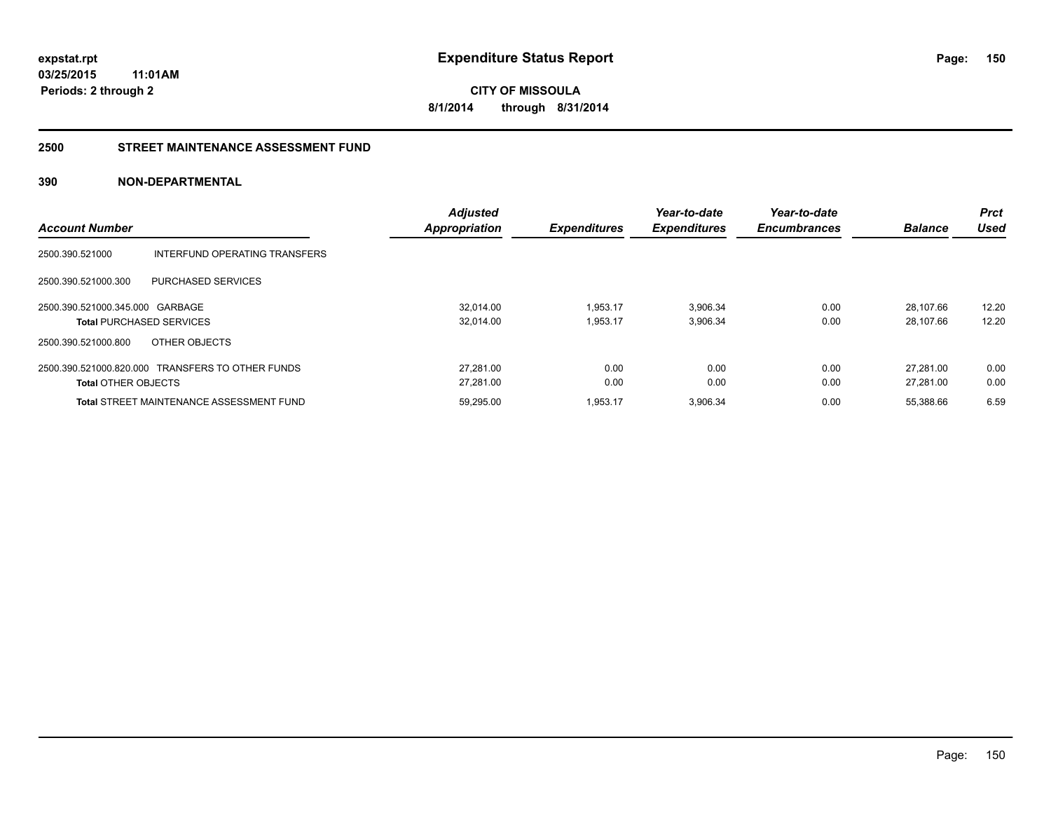**expstat.rpt**
**03/25/2015 11:01AM**
**Periods: 2 through 2**

# Expenditure Status Report

**CITY OF MISSOULA**
**8/1/2014 through 8/31/2014**

## 2500 STREET MAINTENANCE ASSESSMENT FUND

### 390 NON-DEPARTMENTAL

| Account Number | | Adjusted Appropriation | Expenditures | Year-to-date Expenditures | Year-to-date Encumbrances | Balance | Prct Used |
|---|---|---|---|---|---|---|---|
| 2500.390.521000 | INTERFUND OPERATING TRANSFERS | | | | | | |
| 2500.390.521000.300 | PURCHASED SERVICES | | | | | | |
| 2500.390.521000.345.000 | GARBAGE | 32,014.00 | 1,953.17 | 3,906.34 | 0.00 | 28,107.66 | 12.20 |
| **Total** PURCHASED SERVICES | | 32,014.00 | 1,953.17 | 3,906.34 | 0.00 | 28,107.66 | 12.20 |
| 2500.390.521000.800 | OTHER OBJECTS | | | | | | |
| 2500.390.521000.820.000 | TRANSFERS TO OTHER FUNDS | 27,281.00 | 0.00 | 0.00 | 0.00 | 27,281.00 | 0.00 |
| **Total** OTHER OBJECTS | | 27,281.00 | 0.00 | 0.00 | 0.00 | 27,281.00 | 0.00 |
| **Total** STREET MAINTENANCE ASSESSMENT FUND | | 59,295.00 | 1,953.17 | 3,906.34 | 0.00 | 55,388.66 | 6.59 |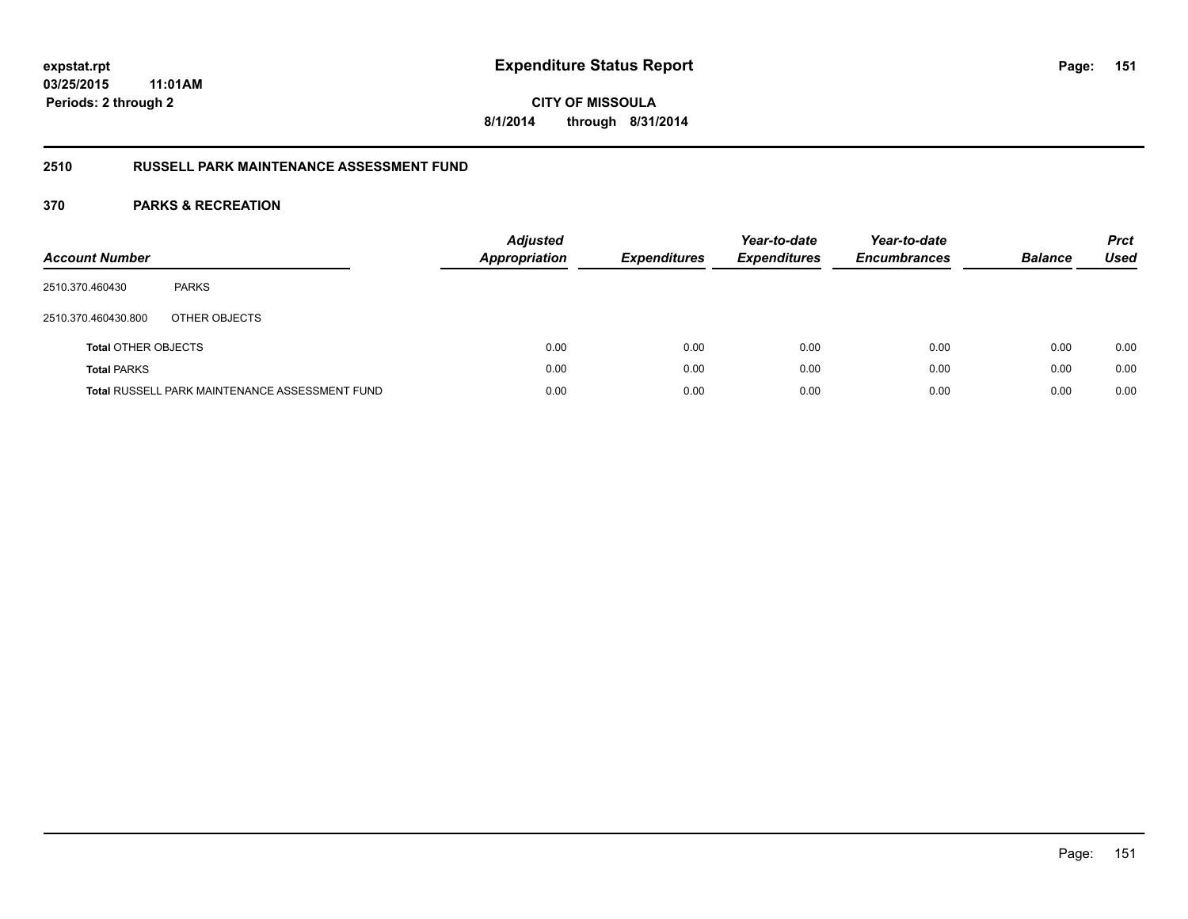expstat.rpt
03/25/2015 11:01AM
Periods: 2 through 2

# Expenditure Status Report

CITY OF MISSOULA
8/1/2014 through 8/31/2014

## 2510 RUSSELL PARK MAINTENANCE ASSESSMENT FUND

### 370 PARKS & RECREATION

| Account Number | | Adjusted Appropriation | Expenditures | Year-to-date Expenditures | Year-to-date Encumbrances | Balance | Prct Used |
|---|---|---|---|---|---|---|---|
| 2510.370.460430 | PARKS | | | | | | |
| 2510.370.460430.800 | OTHER OBJECTS | | | | | | |
| **Total** OTHER OBJECTS | | 0.00 | 0.00 | 0.00 | 0.00 | 0.00 | 0.00 |
| **Total** PARKS | | 0.00 | 0.00 | 0.00 | 0.00 | 0.00 | 0.00 |
| **Total** RUSSELL PARK MAINTENANCE ASSESSMENT FUND | | 0.00 | 0.00 | 0.00 | 0.00 | 0.00 | 0.00 |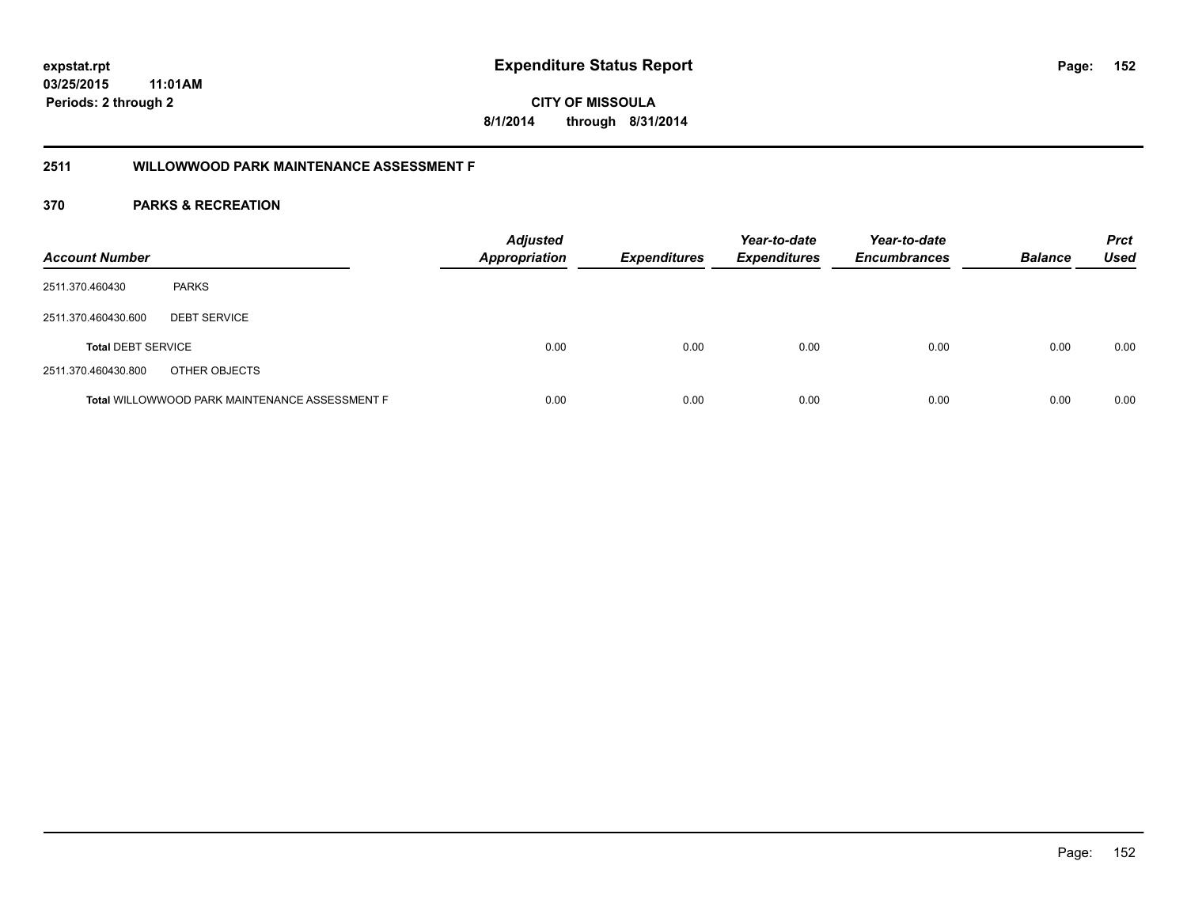**expstat.rpt**
**03/25/2015 11:01AM**
**Periods: 2 through 2**

# Expenditure Status Report

**CITY OF MISSOULA**
**8/1/2014 through 8/31/2014**

## 2511 WILLOWWOOD PARK MAINTENANCE ASSESSMENT F

## 370 PARKS & RECREATION

| Account Number | | Adjusted Appropriation | Expenditures | Year-to-date Expenditures | Year-to-date Encumbrances | Balance | Prct Used |
|---|---|---|---|---|---|---|---|
| 2511.370.460430 | PARKS | | | | | | |
| 2511.370.460430.600 | DEBT SERVICE | | | | | | |
| **Total** DEBT SERVICE | | 0.00 | 0.00 | 0.00 | 0.00 | 0.00 | 0.00 |
| 2511.370.460430.800 | OTHER OBJECTS | | | | | | |
| **Total** WILLOWWOOD PARK MAINTENANCE ASSESSMENT F | | 0.00 | 0.00 | 0.00 | 0.00 | 0.00 | 0.00 |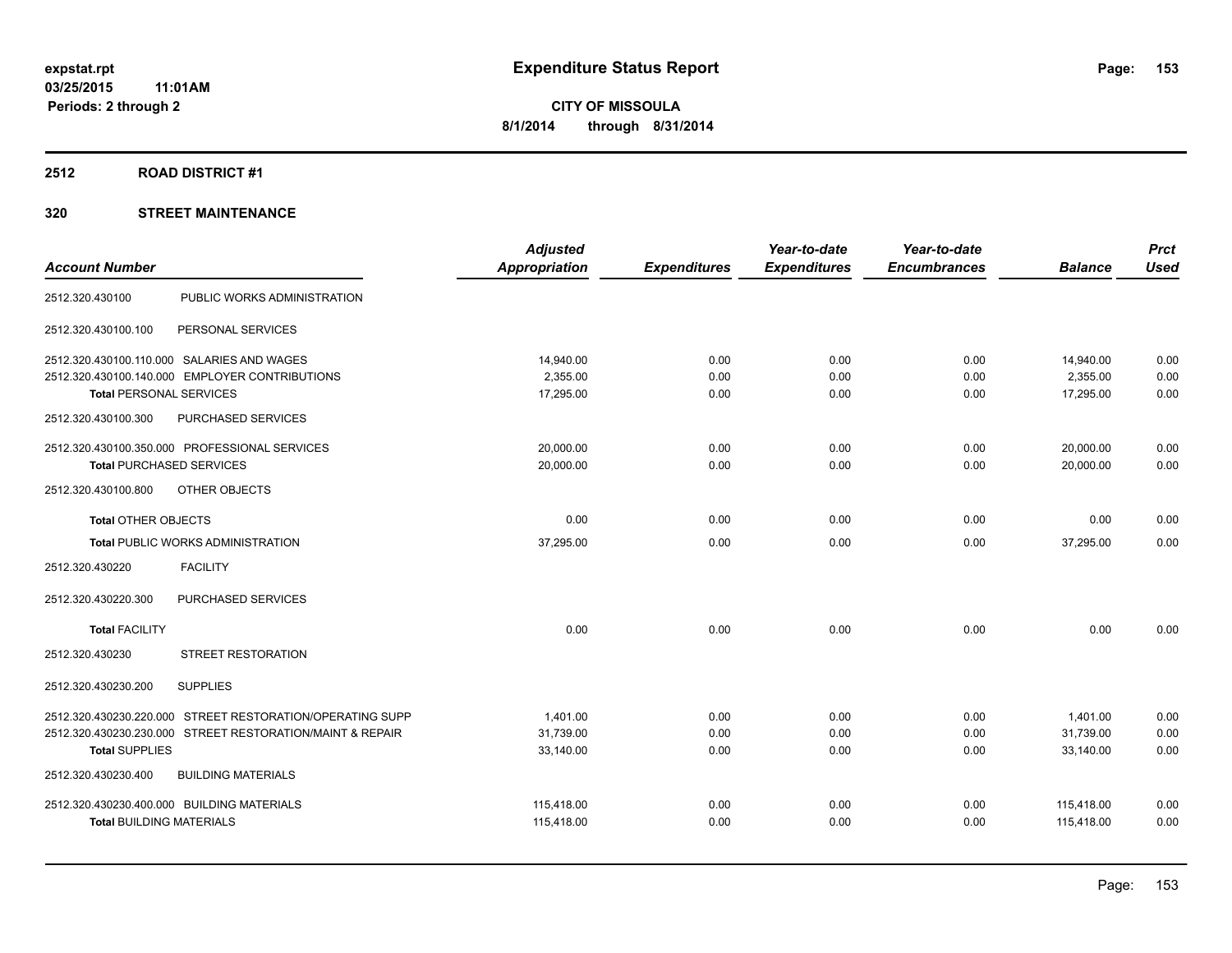expstat.rpt
03/25/2015 11:01AM
Periods: 2 through 2

# Expenditure Status Report

**CITY OF MISSOULA**
**8/1/2014 through 8/31/2014**

## 2512 ROAD DISTRICT #1

## 320 STREET MAINTENANCE

| Account Number | | Adjusted Appropriation | Expenditures | Year-to-date Expenditures | Year-to-date Encumbrances | Balance | Prct Used |
|---|---|---|---|---|---|---|---|
| 2512.320.430100 | PUBLIC WORKS ADMINISTRATION | | | | | | |
| 2512.320.430100.100 | PERSONAL SERVICES | | | | | | |
| 2512.320.430100.110.000 | SALARIES AND WAGES | 14,940.00 | 0.00 | 0.00 | 0.00 | 14,940.00 | 0.00 |
| 2512.320.430100.140.000 | EMPLOYER CONTRIBUTIONS | 2,355.00 | 0.00 | 0.00 | 0.00 | 2,355.00 | 0.00 |
| **Total** PERSONAL SERVICES | | 17,295.00 | 0.00 | 0.00 | 0.00 | 17,295.00 | 0.00 |
| 2512.320.430100.300 | PURCHASED SERVICES | | | | | | |
| 2512.320.430100.350.000 | PROFESSIONAL SERVICES | 20,000.00 | 0.00 | 0.00 | 0.00 | 20,000.00 | 0.00 |
| **Total** PURCHASED SERVICES | | 20,000.00 | 0.00 | 0.00 | 0.00 | 20,000.00 | 0.00 |
| 2512.320.430100.800 | OTHER OBJECTS | | | | | | |
| **Total** OTHER OBJECTS | | 0.00 | 0.00 | 0.00 | 0.00 | 0.00 | 0.00 |
| **Total** PUBLIC WORKS ADMINISTRATION | | 37,295.00 | 0.00 | 0.00 | 0.00 | 37,295.00 | 0.00 |
| 2512.320.430220 | FACILITY | | | | | | |
| 2512.320.430220.300 | PURCHASED SERVICES | | | | | | |
| **Total** FACILITY | | 0.00 | 0.00 | 0.00 | 0.00 | 0.00 | 0.00 |
| 2512.320.430230 | STREET RESTORATION | | | | | | |
| 2512.320.430230.200 | SUPPLIES | | | | | | |
| 2512.320.430230.220.000 | STREET RESTORATION/OPERATING SUPP | 1,401.00 | 0.00 | 0.00 | 0.00 | 1,401.00 | 0.00 |
| 2512.320.430230.230.000 | STREET RESTORATION/MAINT & REPAIR | 31,739.00 | 0.00 | 0.00 | 0.00 | 31,739.00 | 0.00 |
| **Total** SUPPLIES | | 33,140.00 | 0.00 | 0.00 | 0.00 | 33,140.00 | 0.00 |
| 2512.320.430230.400 | BUILDING MATERIALS | | | | | | |
| 2512.320.430230.400.000 | BUILDING MATERIALS | 115,418.00 | 0.00 | 0.00 | 0.00 | 115,418.00 | 0.00 |
| **Total** BUILDING MATERIALS | | 115,418.00 | 0.00 | 0.00 | 0.00 | 115,418.00 | 0.00 |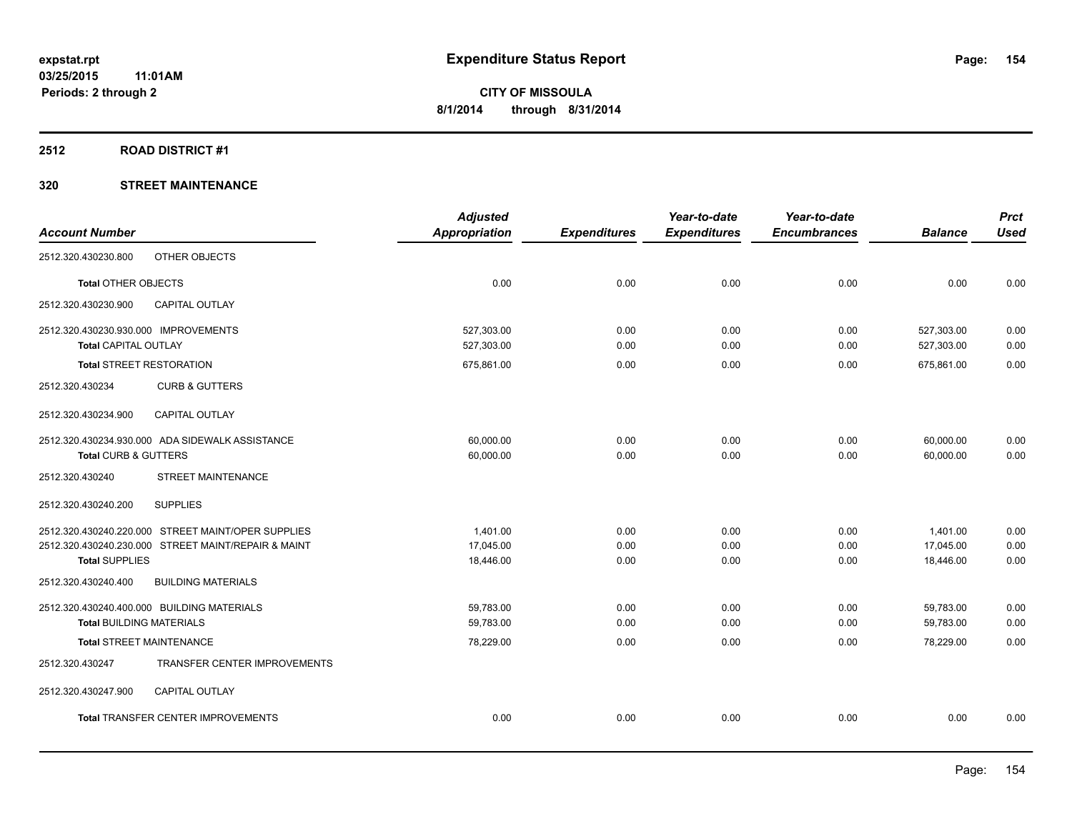**expstat.rpt**
**03/25/2015 11:01AM**
**Periods: 2 through 2**

# Expenditure Status Report

**CITY OF MISSOULA**
**8/1/2014 through 8/31/2014**

## 2512 ROAD DISTRICT #1

## 320 STREET MAINTENANCE

| Account Number | | Adjusted Appropriation | Expenditures | Year-to-date Expenditures | Year-to-date Encumbrances | Balance | Prct Used |
|---|---|---|---|---|---|---|---|
| 2512.320.430230.800 | OTHER OBJECTS | | | | | | |
| **Total** OTHER OBJECTS | | 0.00 | 0.00 | 0.00 | 0.00 | 0.00 | 0.00 |
| 2512.320.430230.900 | CAPITAL OUTLAY | | | | | | |
| 2512.320.430230.930.000 | IMPROVEMENTS | 527,303.00 | 0.00 | 0.00 | 0.00 | 527,303.00 | 0.00 |
| **Total** CAPITAL OUTLAY | | 527,303.00 | 0.00 | 0.00 | 0.00 | 527,303.00 | 0.00 |
| **Total** STREET RESTORATION | | 675,861.00 | 0.00 | 0.00 | 0.00 | 675,861.00 | 0.00 |
| 2512.320.430234 | CURB & GUTTERS | | | | | | |
| 2512.320.430234.900 | CAPITAL OUTLAY | | | | | | |
| 2512.320.430234.930.000 | ADA SIDEWALK ASSISTANCE | 60,000.00 | 0.00 | 0.00 | 0.00 | 60,000.00 | 0.00 |
| **Total** CURB & GUTTERS | | 60,000.00 | 0.00 | 0.00 | 0.00 | 60,000.00 | 0.00 |
| 2512.320.430240 | STREET MAINTENANCE | | | | | | |
| 2512.320.430240.200 | SUPPLIES | | | | | | |
| 2512.320.430240.220.000 | STREET MAINT/OPER SUPPLIES | 1,401.00 | 0.00 | 0.00 | 0.00 | 1,401.00 | 0.00 |
| 2512.320.430240.230.000 | STREET MAINT/REPAIR & MAINT | 17,045.00 | 0.00 | 0.00 | 0.00 | 17,045.00 | 0.00 |
| **Total** SUPPLIES | | 18,446.00 | 0.00 | 0.00 | 0.00 | 18,446.00 | 0.00 |
| 2512.320.430240.400 | BUILDING MATERIALS | | | | | | |
| 2512.320.430240.400.000 | BUILDING MATERIALS | 59,783.00 | 0.00 | 0.00 | 0.00 | 59,783.00 | 0.00 |
| **Total** BUILDING MATERIALS | | 59,783.00 | 0.00 | 0.00 | 0.00 | 59,783.00 | 0.00 |
| **Total** STREET MAINTENANCE | | 78,229.00 | 0.00 | 0.00 | 0.00 | 78,229.00 | 0.00 |
| 2512.320.430247 | TRANSFER CENTER IMPROVEMENTS | | | | | | |
| 2512.320.430247.900 | CAPITAL OUTLAY | | | | | | |
| **Total** TRANSFER CENTER IMPROVEMENTS | | 0.00 | 0.00 | 0.00 | 0.00 | 0.00 | 0.00 |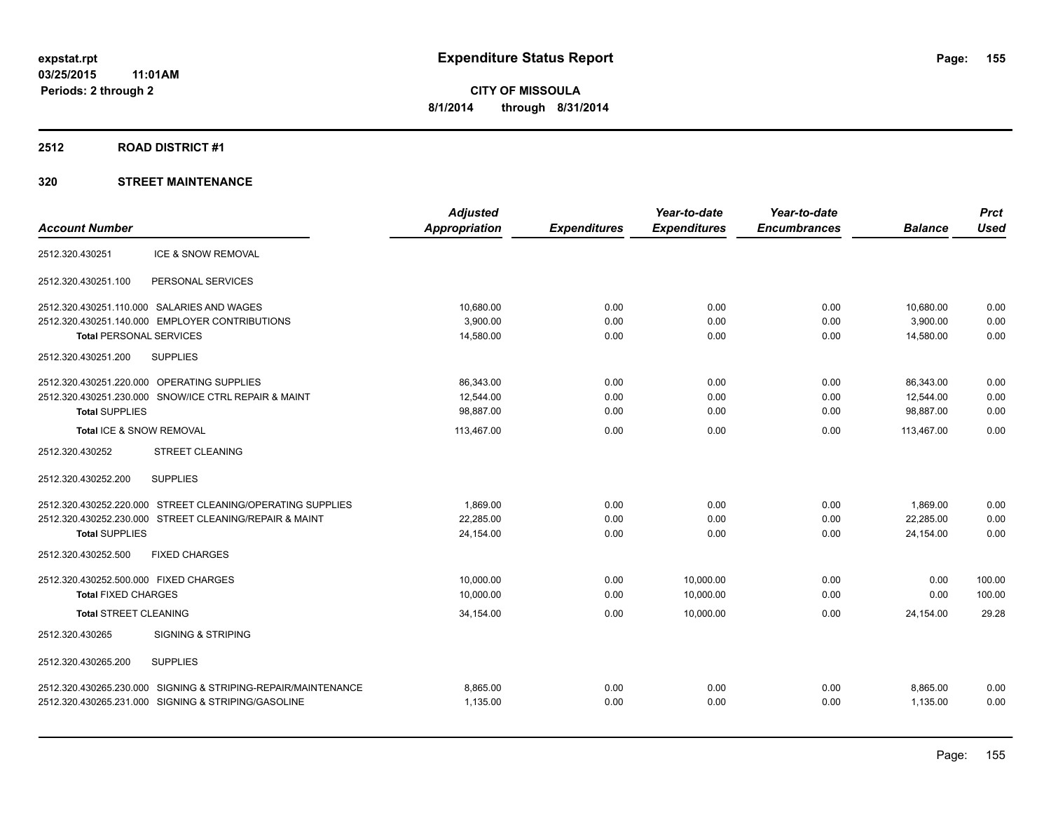**expstat.rpt**
**03/25/2015 11:01AM**
**Periods: 2 through 2**

# Expenditure Status Report

**CITY OF MISSOULA**
**8/1/2014 through 8/31/2014**

## 2512 ROAD DISTRICT #1

## 320 STREET MAINTENANCE

| Account Number | | Adjusted Appropriation | Expenditures | Year-to-date Expenditures | Year-to-date Encumbrances | Balance | Prct Used |
|---|---|---|---|---|---|---|---|
| 2512.320.430251 | ICE & SNOW REMOVAL | | | | | | |
| 2512.320.430251.100 | PERSONAL SERVICES | | | | | | |
| 2512.320.430251.110.000 | SALARIES AND WAGES | 10,680.00 | 0.00 | 0.00 | 0.00 | 10,680.00 | 0.00 |
| 2512.320.430251.140.000 | EMPLOYER CONTRIBUTIONS | 3,900.00 | 0.00 | 0.00 | 0.00 | 3,900.00 | 0.00 |
| **Total** PERSONAL SERVICES | | 14,580.00 | 0.00 | 0.00 | 0.00 | 14,580.00 | 0.00 |
| 2512.320.430251.200 | SUPPLIES | | | | | | |
| 2512.320.430251.220.000 | OPERATING SUPPLIES | 86,343.00 | 0.00 | 0.00 | 0.00 | 86,343.00 | 0.00 |
| 2512.320.430251.230.000 | SNOW/ICE CTRL REPAIR & MAINT | 12,544.00 | 0.00 | 0.00 | 0.00 | 12,544.00 | 0.00 |
| **Total** SUPPLIES | | 98,887.00 | 0.00 | 0.00 | 0.00 | 98,887.00 | 0.00 |
| **Total** ICE & SNOW REMOVAL | | 113,467.00 | 0.00 | 0.00 | 0.00 | 113,467.00 | 0.00 |
| 2512.320.430252 | STREET CLEANING | | | | | | |
| 2512.320.430252.200 | SUPPLIES | | | | | | |
| 2512.320.430252.220.000 | STREET CLEANING/OPERATING SUPPLIES | 1,869.00 | 0.00 | 0.00 | 0.00 | 1,869.00 | 0.00 |
| 2512.320.430252.230.000 | STREET CLEANING/REPAIR & MAINT | 22,285.00 | 0.00 | 0.00 | 0.00 | 22,285.00 | 0.00 |
| **Total** SUPPLIES | | 24,154.00 | 0.00 | 0.00 | 0.00 | 24,154.00 | 0.00 |
| 2512.320.430252.500 | FIXED CHARGES | | | | | | |
| 2512.320.430252.500.000 | FIXED CHARGES | 10,000.00 | 0.00 | 10,000.00 | 0.00 | 0.00 | 100.00 |
| **Total** FIXED CHARGES | | 10,000.00 | 0.00 | 10,000.00 | 0.00 | 0.00 | 100.00 |
| **Total** STREET CLEANING | | 34,154.00 | 0.00 | 10,000.00 | 0.00 | 24,154.00 | 29.28 |
| 2512.320.430265 | SIGNING & STRIPING | | | | | | |
| 2512.320.430265.200 | SUPPLIES | | | | | | |
| 2512.320.430265.230.000 | SIGNING & STRIPING-REPAIR/MAINTENANCE | 8,865.00 | 0.00 | 0.00 | 0.00 | 8,865.00 | 0.00 |
| 2512.320.430265.231.000 | SIGNING & STRIPING/GASOLINE | 1,135.00 | 0.00 | 0.00 | 0.00 | 1,135.00 | 0.00 |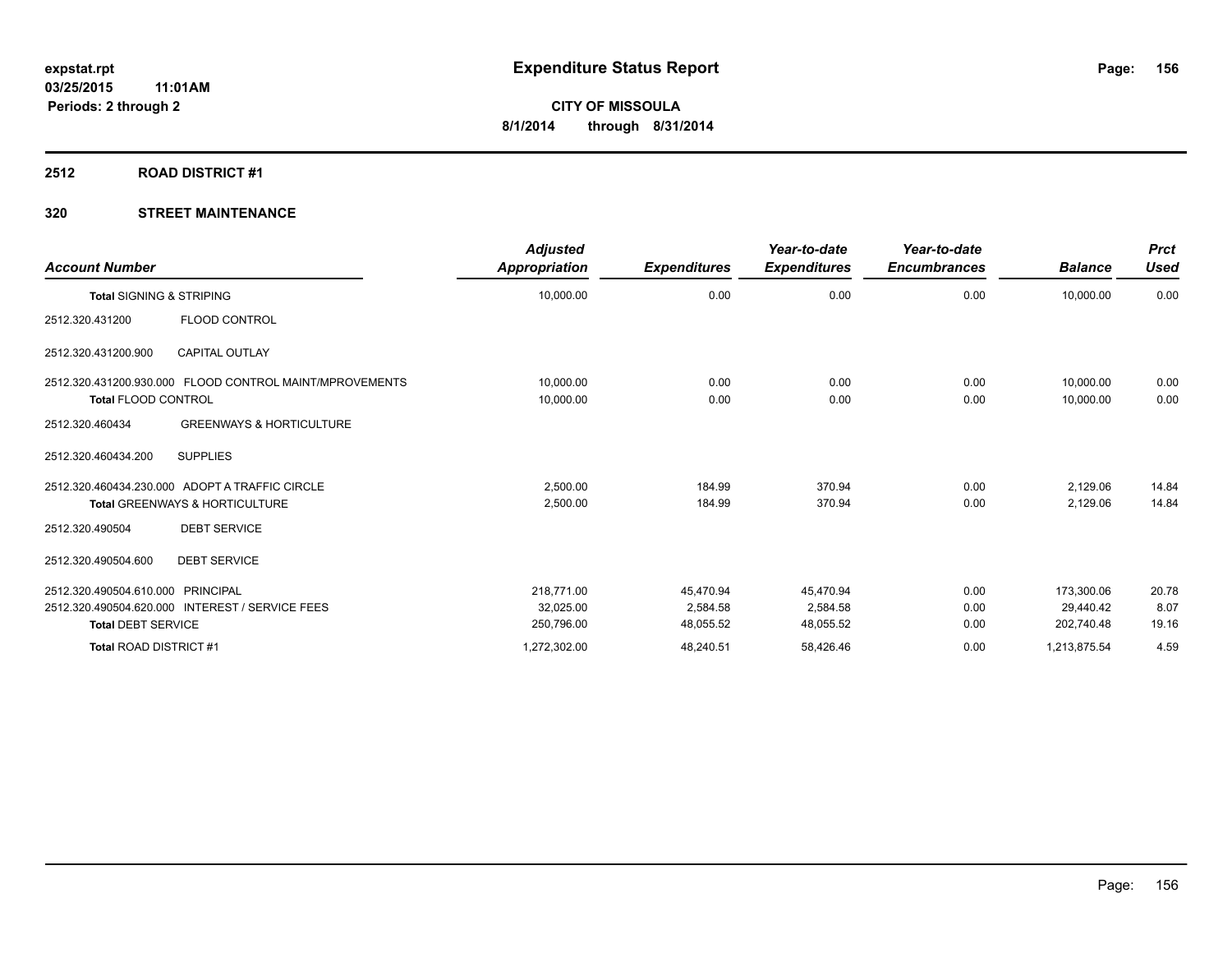**expstat.rpt**
**03/25/2015 11:01AM**
**Periods: 2 through 2**

# Expenditure Status Report

**CITY OF MISSOULA**
**8/1/2014 through 8/31/2014**

## 2512 ROAD DISTRICT #1

### 320 STREET MAINTENANCE

| Account Number | | Adjusted Appropriation | Expenditures | Year-to-date Expenditures | Year-to-date Encumbrances | Balance | Prct Used |
|---|---|---|---|---|---|---|---|
| **Total** SIGNING & STRIPING | | 10,000.00 | 0.00 | 0.00 | 0.00 | 10,000.00 | 0.00 |
| 2512.320.431200 | FLOOD CONTROL | | | | | | |
| 2512.320.431200.900 | CAPITAL OUTLAY | | | | | | |
| 2512.320.431200.930.000 | FLOOD CONTROL MAINT/MPROVEMENTS | 10,000.00 | 0.00 | 0.00 | 0.00 | 10,000.00 | 0.00 |
| **Total** FLOOD CONTROL | | 10,000.00 | 0.00 | 0.00 | 0.00 | 10,000.00 | 0.00 |
| 2512.320.460434 | GREENWAYS & HORTICULTURE | | | | | | |
| 2512.320.460434.200 | SUPPLIES | | | | | | |
| 2512.320.460434.230.000 | ADOPT A TRAFFIC CIRCLE | 2,500.00 | 184.99 | 370.94 | 0.00 | 2,129.06 | 14.84 |
| **Total** GREENWAYS & HORTICULTURE | | 2,500.00 | 184.99 | 370.94 | 0.00 | 2,129.06 | 14.84 |
| 2512.320.490504 | DEBT SERVICE | | | | | | |
| 2512.320.490504.600 | DEBT SERVICE | | | | | | |
| 2512.320.490504.610.000 | PRINCIPAL | 218,771.00 | 45,470.94 | 45,470.94 | 0.00 | 173,300.06 | 20.78 |
| 2512.320.490504.620.000 | INTEREST / SERVICE FEES | 32,025.00 | 2,584.58 | 2,584.58 | 0.00 | 29,440.42 | 8.07 |
| **Total** DEBT SERVICE | | 250,796.00 | 48,055.52 | 48,055.52 | 0.00 | 202,740.48 | 19.16 |
| **Total** ROAD DISTRICT #1 | | 1,272,302.00 | 48,240.51 | 58,426.46 | 0.00 | 1,213,875.54 | 4.59 |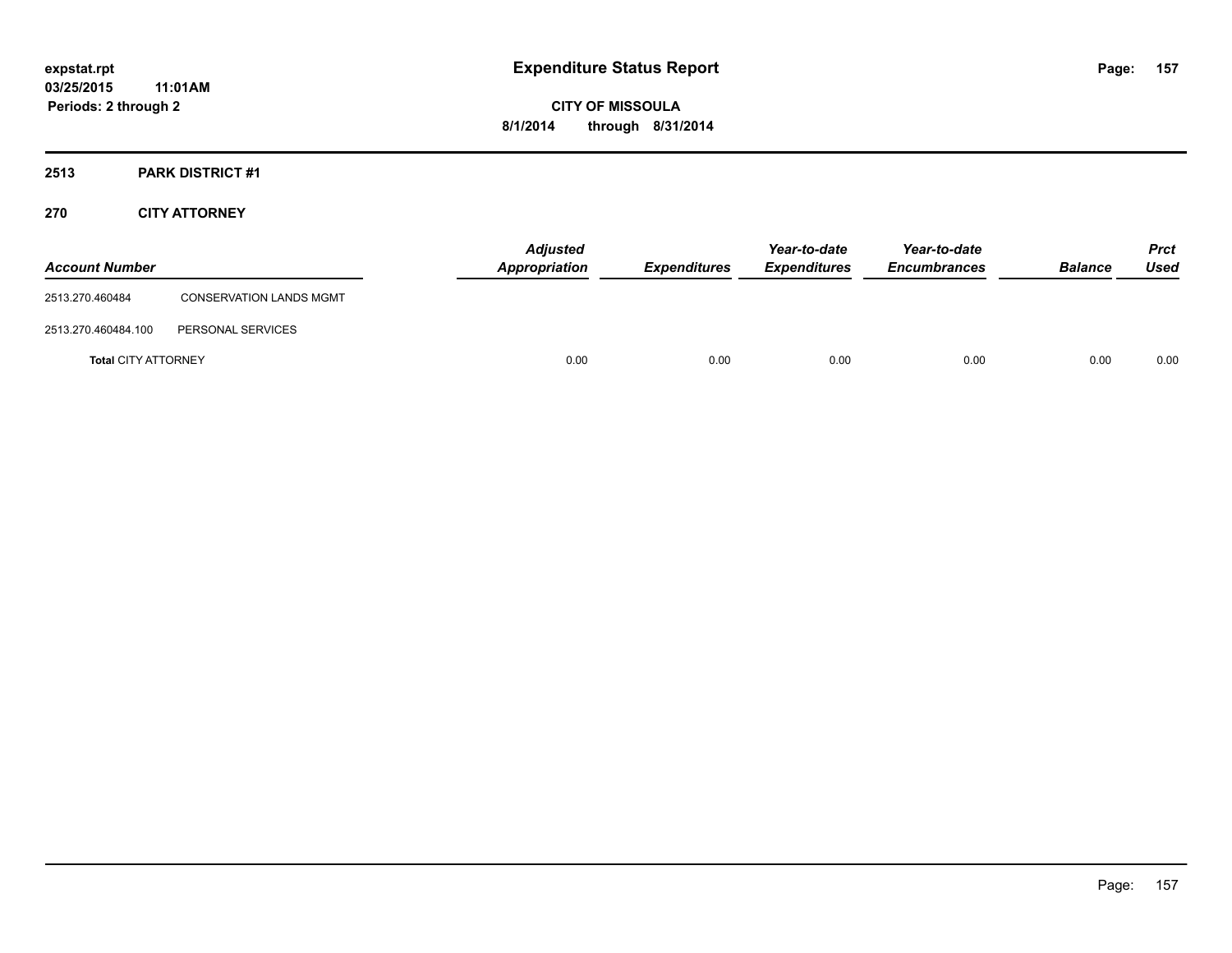# Expenditure Status Report

expstat.rpt
03/25/2015 11:01AM
Periods: 2 through 2

**CITY OF MISSOULA**
**8/1/2014 through 8/31/2014**

## 2513 PARK DISTRICT #1

## 270 CITY ATTORNEY

| Account Number | | Adjusted Appropriation | Expenditures | Year-to-date Expenditures | Year-to-date Encumbrances | Balance | Prct Used |
|---|---|---|---|---|---|---|---|
| 2513.270.460484 | CONSERVATION LANDS MGMT | | | | | | |
| 2513.270.460484.100 | PERSONAL SERVICES | | | | | | |
| **Total** CITY ATTORNEY | | 0.00 | 0.00 | 0.00 | 0.00 | 0.00 | 0.00 |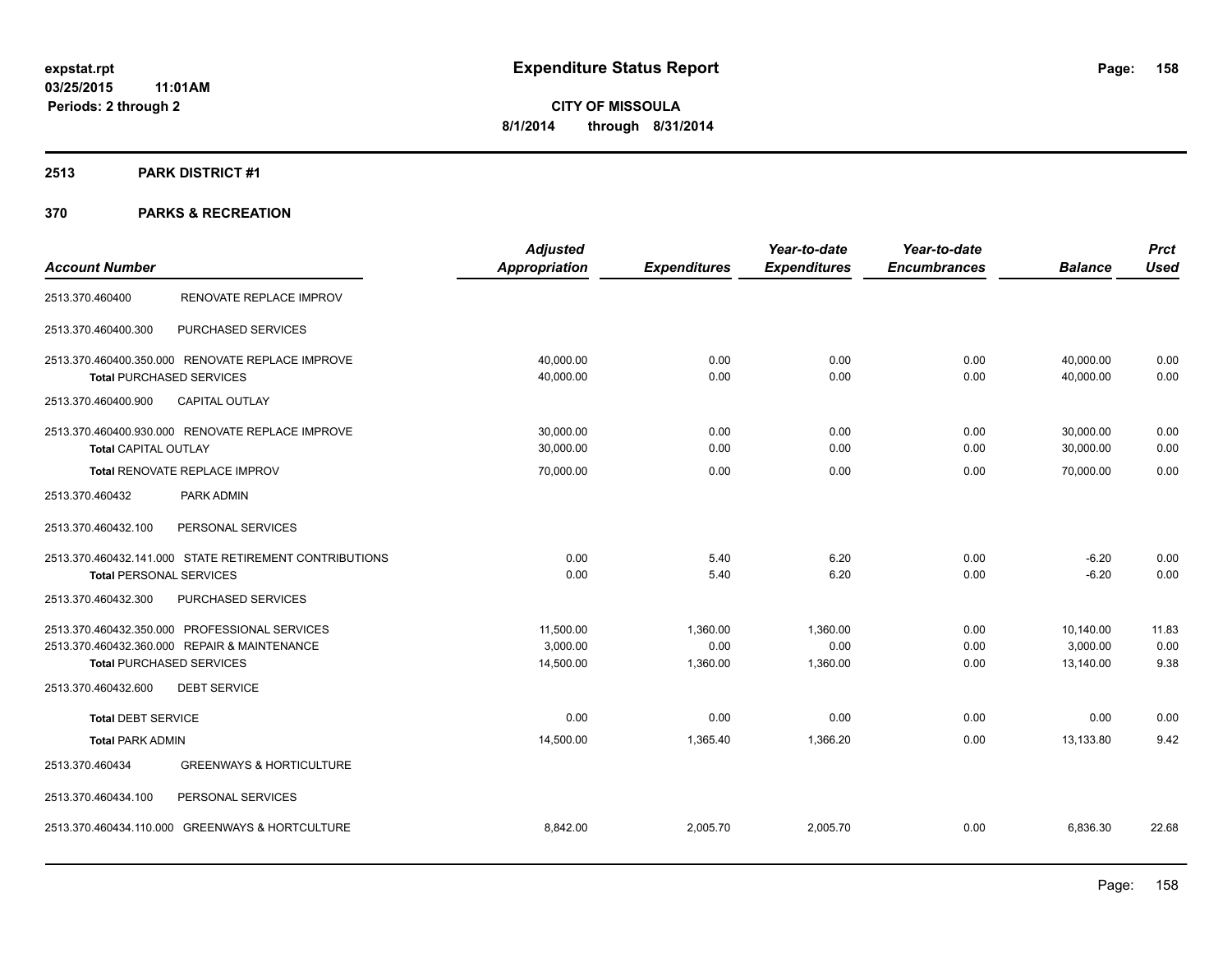**Expenditure Status Report**

**CITY OF MISSOULA**
**8/1/2014 through 8/31/2014**

expstat.rpt
03/25/2015 11:01AM
Periods: 2 through 2

## 2513 PARK DISTRICT #1

### 370 PARKS & RECREATION

| Account Number | | Adjusted Appropriation | Expenditures | Year-to-date Expenditures | Year-to-date Encumbrances | Balance | Prct Used |
|---|---|---|---|---|---|---|---|
| 2513.370.460400 | RENOVATE REPLACE IMPROV | | | | | | |
| 2513.370.460400.300 | PURCHASED SERVICES | | | | | | |
| 2513.370.460400.350.000 | RENOVATE REPLACE IMPROVE | 40,000.00 | 0.00 | 0.00 | 0.00 | 40,000.00 | 0.00 |
| **Total** PURCHASED SERVICES | | 40,000.00 | 0.00 | 0.00 | 0.00 | 40,000.00 | 0.00 |
| 2513.370.460400.900 | CAPITAL OUTLAY | | | | | | |
| 2513.370.460400.930.000 | RENOVATE REPLACE IMPROVE | 30,000.00 | 0.00 | 0.00 | 0.00 | 30,000.00 | 0.00 |
| **Total** CAPITAL OUTLAY | | 30,000.00 | 0.00 | 0.00 | 0.00 | 30,000.00 | 0.00 |
| **Total** RENOVATE REPLACE IMPROV | | 70,000.00 | 0.00 | 0.00 | 0.00 | 70,000.00 | 0.00 |
| 2513.370.460432 | PARK ADMIN | | | | | | |
| 2513.370.460432.100 | PERSONAL SERVICES | | | | | | |
| 2513.370.460432.141.000 | STATE RETIREMENT CONTRIBUTIONS | 0.00 | 5.40 | 6.20 | 0.00 | -6.20 | 0.00 |
| **Total** PERSONAL SERVICES | | 0.00 | 5.40 | 6.20 | 0.00 | -6.20 | 0.00 |
| 2513.370.460432.300 | PURCHASED SERVICES | | | | | | |
| 2513.370.460432.350.000 | PROFESSIONAL SERVICES | 11,500.00 | 1,360.00 | 1,360.00 | 0.00 | 10,140.00 | 11.83 |
| 2513.370.460432.360.000 | REPAIR & MAINTENANCE | 3,000.00 | 0.00 | 0.00 | 0.00 | 3,000.00 | 0.00 |
| **Total** PURCHASED SERVICES | | 14,500.00 | 1,360.00 | 1,360.00 | 0.00 | 13,140.00 | 9.38 |
| 2513.370.460432.600 | DEBT SERVICE | | | | | | |
| **Total** DEBT SERVICE | | 0.00 | 0.00 | 0.00 | 0.00 | 0.00 | 0.00 |
| **Total** PARK ADMIN | | 14,500.00 | 1,365.40 | 1,366.20 | 0.00 | 13,133.80 | 9.42 |
| 2513.370.460434 | GREENWAYS & HORTICULTURE | | | | | | |
| 2513.370.460434.100 | PERSONAL SERVICES | | | | | | |
| 2513.370.460434.110.000 | GREENWAYS & HORTCULTURE | 8,842.00 | 2,005.70 | 2,005.70 | 0.00 | 6,836.30 | 22.68 |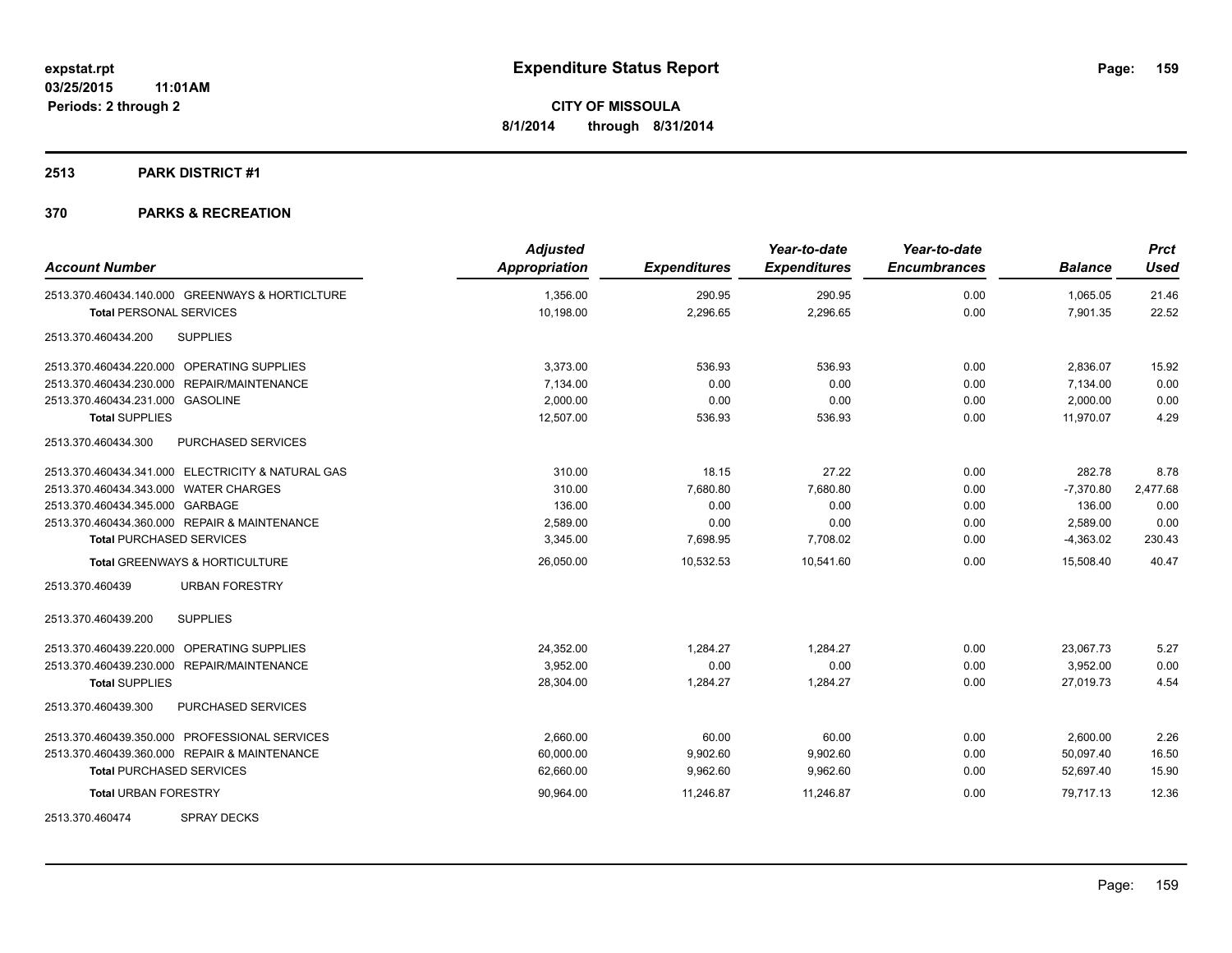# Expenditure Status Report

**CITY OF MISSOULA**
**8/1/2014 through 8/31/2014**

expstat.rpt
03/25/2015 11:01AM
Periods: 2 through 2

## 2513 PARK DISTRICT #1

## 370 PARKS & RECREATION

| Account Number | Adjusted Appropriation | Expenditures | Year-to-date Expenditures | Year-to-date Encumbrances | Balance | Prct Used |
|---|---|---|---|---|---|---|
| 2513.370.460434.140.000 GREENWAYS & HORTICLTURE | 1,356.00 | 290.95 | 290.95 | 0.00 | 1,065.05 | 21.46 |
| **Total** PERSONAL SERVICES | 10,198.00 | 2,296.65 | 2,296.65 | 0.00 | 7,901.35 | 22.52 |
| 2513.370.460434.200 SUPPLIES | | | | | | |
| 2513.370.460434.220.000 OPERATING SUPPLIES | 3,373.00 | 536.93 | 536.93 | 0.00 | 2,836.07 | 15.92 |
| 2513.370.460434.230.000 REPAIR/MAINTENANCE | 7,134.00 | 0.00 | 0.00 | 0.00 | 7,134.00 | 0.00 |
| 2513.370.460434.231.000 GASOLINE | 2,000.00 | 0.00 | 0.00 | 0.00 | 2,000.00 | 0.00 |
| **Total** SUPPLIES | 12,507.00 | 536.93 | 536.93 | 0.00 | 11,970.07 | 4.29 |
| 2513.370.460434.300 PURCHASED SERVICES | | | | | | |
| 2513.370.460434.341.000 ELECTRICITY & NATURAL GAS | 310.00 | 18.15 | 27.22 | 0.00 | 282.78 | 8.78 |
| 2513.370.460434.343.000 WATER CHARGES | 310.00 | 7,680.80 | 7,680.80 | 0.00 | -7,370.80 | 2,477.68 |
| 2513.370.460434.345.000 GARBAGE | 136.00 | 0.00 | 0.00 | 0.00 | 136.00 | 0.00 |
| 2513.370.460434.360.000 REPAIR & MAINTENANCE | 2,589.00 | 0.00 | 0.00 | 0.00 | 2,589.00 | 0.00 |
| **Total** PURCHASED SERVICES | 3,345.00 | 7,698.95 | 7,708.02 | 0.00 | -4,363.02 | 230.43 |
| **Total GREENWAYS & HORTICULTURE** | 26,050.00 | 10,532.53 | 10,541.60 | 0.00 | 15,508.40 | 40.47 |
| 2513.370.460439 URBAN FORESTRY | | | | | | |
| 2513.370.460439.200 SUPPLIES | | | | | | |
| 2513.370.460439.220.000 OPERATING SUPPLIES | 24,352.00 | 1,284.27 | 1,284.27 | 0.00 | 23,067.73 | 5.27 |
| 2513.370.460439.230.000 REPAIR/MAINTENANCE | 3,952.00 | 0.00 | 0.00 | 0.00 | 3,952.00 | 0.00 |
| **Total** SUPPLIES | 28,304.00 | 1,284.27 | 1,284.27 | 0.00 | 27,019.73 | 4.54 |
| 2513.370.460439.300 PURCHASED SERVICES | | | | | | |
| 2513.370.460439.350.000 PROFESSIONAL SERVICES | 2,660.00 | 60.00 | 60.00 | 0.00 | 2,600.00 | 2.26 |
| 2513.370.460439.360.000 REPAIR & MAINTENANCE | 60,000.00 | 9,902.60 | 9,902.60 | 0.00 | 50,097.40 | 16.50 |
| **Total** PURCHASED SERVICES | 62,660.00 | 9,962.60 | 9,962.60 | 0.00 | 52,697.40 | 15.90 |
| **Total URBAN FORESTRY** | 90,964.00 | 11,246.87 | 11,246.87 | 0.00 | 79,717.13 | 12.36 |
| 2513.370.460474 SPRAY DECKS | | | | | | |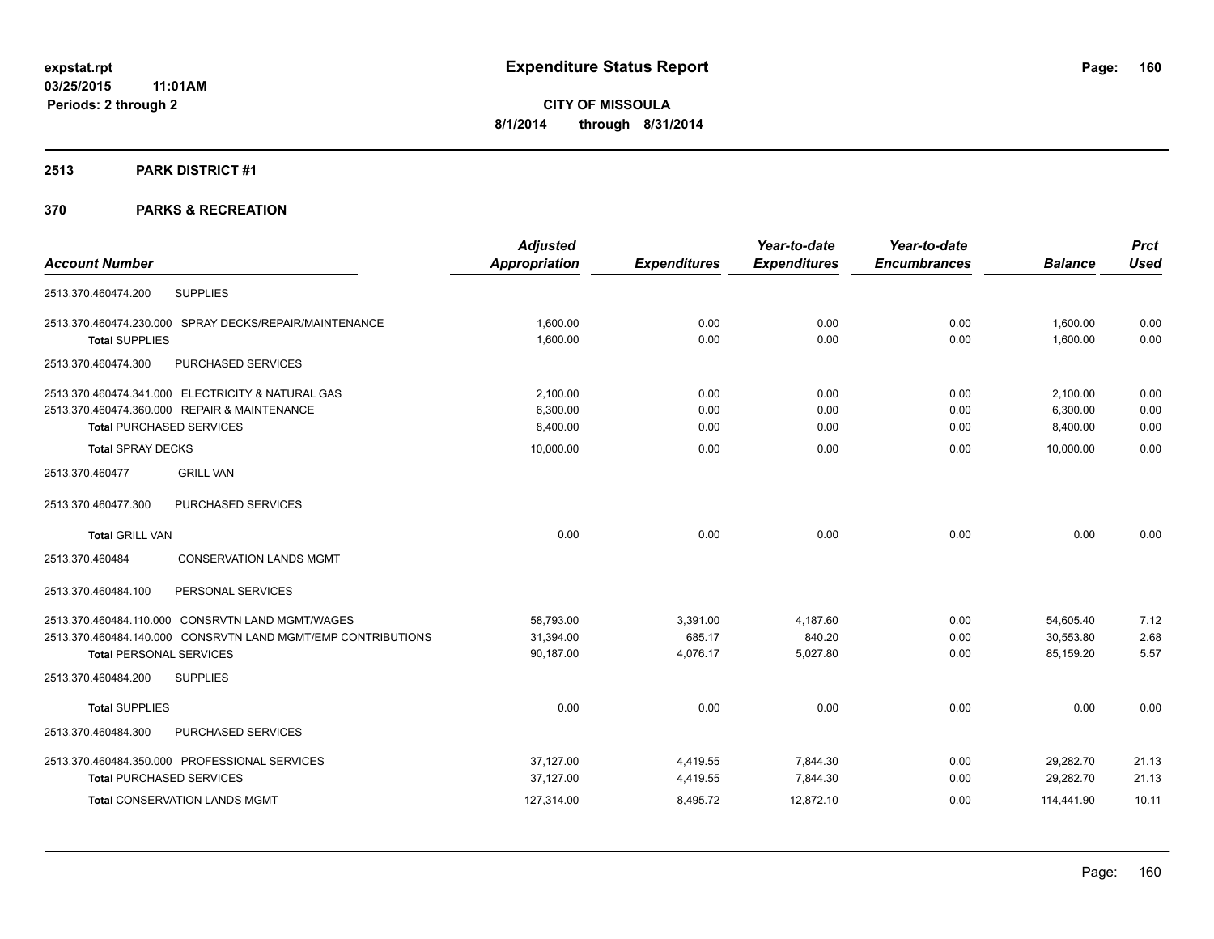**expstat.rpt**
**03/25/2015 11:01AM**
**Periods: 2 through 2**

# Expenditure Status Report

**CITY OF MISSOULA**
**8/1/2014 through 8/31/2014**

## 2513 PARK DISTRICT #1

## 370 PARKS & RECREATION

| Account Number | | Adjusted Appropriation | Expenditures | Year-to-date Expenditures | Year-to-date Encumbrances | Balance | Prct Used |
|---|---|---|---|---|---|---|---|
| 2513.370.460474.200 | SUPPLIES | | | | | | |
| 2513.370.460474.230.000 | SPRAY DECKS/REPAIR/MAINTENANCE | 1,600.00 | 0.00 | 0.00 | 0.00 | 1,600.00 | 0.00 |
| **Total** SUPPLIES | | 1,600.00 | 0.00 | 0.00 | 0.00 | 1,600.00 | 0.00 |
| 2513.370.460474.300 | PURCHASED SERVICES | | | | | | |
| 2513.370.460474.341.000 | ELECTRICITY & NATURAL GAS | 2,100.00 | 0.00 | 0.00 | 0.00 | 2,100.00 | 0.00 |
| 2513.370.460474.360.000 | REPAIR & MAINTENANCE | 6,300.00 | 0.00 | 0.00 | 0.00 | 6,300.00 | 0.00 |
| **Total** PURCHASED SERVICES | | 8,400.00 | 0.00 | 0.00 | 0.00 | 8,400.00 | 0.00 |
| **Total** SPRAY DECKS | | 10,000.00 | 0.00 | 0.00 | 0.00 | 10,000.00 | 0.00 |
| 2513.370.460477 | GRILL VAN | | | | | | |
| 2513.370.460477.300 | PURCHASED SERVICES | | | | | | |
| **Total** GRILL VAN | | 0.00 | 0.00 | 0.00 | 0.00 | 0.00 | 0.00 |
| 2513.370.460484 | CONSERVATION LANDS MGMT | | | | | | |
| 2513.370.460484.100 | PERSONAL SERVICES | | | | | | |
| 2513.370.460484.110.000 | CONSRVTN LAND MGMT/WAGES | 58,793.00 | 3,391.00 | 4,187.60 | 0.00 | 54,605.40 | 7.12 |
| 2513.370.460484.140.000 | CONSRVTN LAND MGMT/EMP CONTRIBUTIONS | 31,394.00 | 685.17 | 840.20 | 0.00 | 30,553.80 | 2.68 |
| **Total** PERSONAL SERVICES | | 90,187.00 | 4,076.17 | 5,027.80 | 0.00 | 85,159.20 | 5.57 |
| 2513.370.460484.200 | SUPPLIES | | | | | | |
| **Total** SUPPLIES | | 0.00 | 0.00 | 0.00 | 0.00 | 0.00 | 0.00 |
| 2513.370.460484.300 | PURCHASED SERVICES | | | | | | |
| 2513.370.460484.350.000 | PROFESSIONAL SERVICES | 37,127.00 | 4,419.55 | 7,844.30 | 0.00 | 29,282.70 | 21.13 |
| **Total** PURCHASED SERVICES | | 37,127.00 | 4,419.55 | 7,844.30 | 0.00 | 29,282.70 | 21.13 |
| **Total** CONSERVATION LANDS MGMT | | 127,314.00 | 8,495.72 | 12,872.10 | 0.00 | 114,441.90 | 10.11 |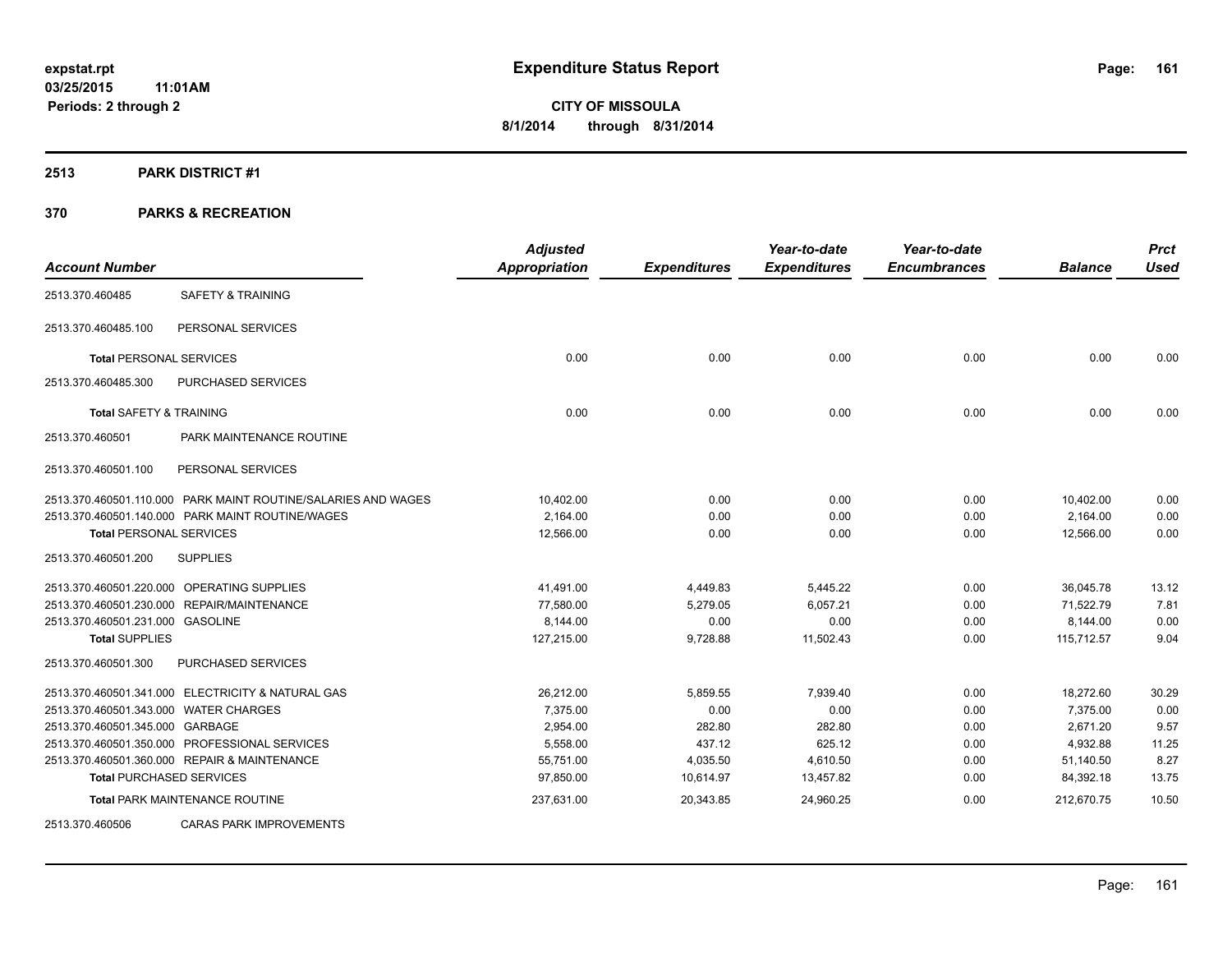**Expenditure Status Report**

expstat.rpt
03/25/2015 11:01AM
Periods: 2 through 2

**CITY OF MISSOULA**
**8/1/2014 through 8/31/2014**

## 2513 PARK DISTRICT #1

## 370 PARKS & RECREATION

| Account Number | | Adjusted Appropriation | Expenditures | Year-to-date Expenditures | Year-to-date Encumbrances | Balance | Prct Used |
|---|---|---|---|---|---|---|---|
| 2513.370.460485 | SAFETY & TRAINING | | | | | | |
| 2513.370.460485.100 | PERSONAL SERVICES | | | | | | |
| **Total** PERSONAL SERVICES | | 0.00 | 0.00 | 0.00 | 0.00 | 0.00 | 0.00 |
| 2513.370.460485.300 | PURCHASED SERVICES | | | | | | |
| **Total** SAFETY & TRAINING | | 0.00 | 0.00 | 0.00 | 0.00 | 0.00 | 0.00 |
| 2513.370.460501 | PARK MAINTENANCE ROUTINE | | | | | | |
| 2513.370.460501.100 | PERSONAL SERVICES | | | | | | |
| 2513.370.460501.110.000 | PARK MAINT ROUTINE/SALARIES AND WAGES | 10,402.00 | 0.00 | 0.00 | 0.00 | 10,402.00 | 0.00 |
| 2513.370.460501.140.000 | PARK MAINT ROUTINE/WAGES | 2,164.00 | 0.00 | 0.00 | 0.00 | 2,164.00 | 0.00 |
| **Total** PERSONAL SERVICES | | 12,566.00 | 0.00 | 0.00 | 0.00 | 12,566.00 | 0.00 |
| 2513.370.460501.200 | SUPPLIES | | | | | | |
| 2513.370.460501.220.000 | OPERATING SUPPLIES | 41,491.00 | 4,449.83 | 5,445.22 | 0.00 | 36,045.78 | 13.12 |
| 2513.370.460501.230.000 | REPAIR/MAINTENANCE | 77,580.00 | 5,279.05 | 6,057.21 | 0.00 | 71,522.79 | 7.81 |
| 2513.370.460501.231.000 | GASOLINE | 8,144.00 | 0.00 | 0.00 | 0.00 | 8,144.00 | 0.00 |
| **Total** SUPPLIES | | 127,215.00 | 9,728.88 | 11,502.43 | 0.00 | 115,712.57 | 9.04 |
| 2513.370.460501.300 | PURCHASED SERVICES | | | | | | |
| 2513.370.460501.341.000 | ELECTRICITY & NATURAL GAS | 26,212.00 | 5,859.55 | 7,939.40 | 0.00 | 18,272.60 | 30.29 |
| 2513.370.460501.343.000 | WATER CHARGES | 7,375.00 | 0.00 | 0.00 | 0.00 | 7,375.00 | 0.00 |
| 2513.370.460501.345.000 | GARBAGE | 2,954.00 | 282.80 | 282.80 | 0.00 | 2,671.20 | 9.57 |
| 2513.370.460501.350.000 | PROFESSIONAL SERVICES | 5,558.00 | 437.12 | 625.12 | 0.00 | 4,932.88 | 11.25 |
| 2513.370.460501.360.000 | REPAIR & MAINTENANCE | 55,751.00 | 4,035.50 | 4,610.50 | 0.00 | 51,140.50 | 8.27 |
| **Total** PURCHASED SERVICES | | 97,850.00 | 10,614.97 | 13,457.82 | 0.00 | 84,392.18 | 13.75 |
| **Total** PARK MAINTENANCE ROUTINE | | 237,631.00 | 20,343.85 | 24,960.25 | 0.00 | 212,670.75 | 10.50 |
| 2513.370.460506 | CARAS PARK IMPROVEMENTS | | | | | | |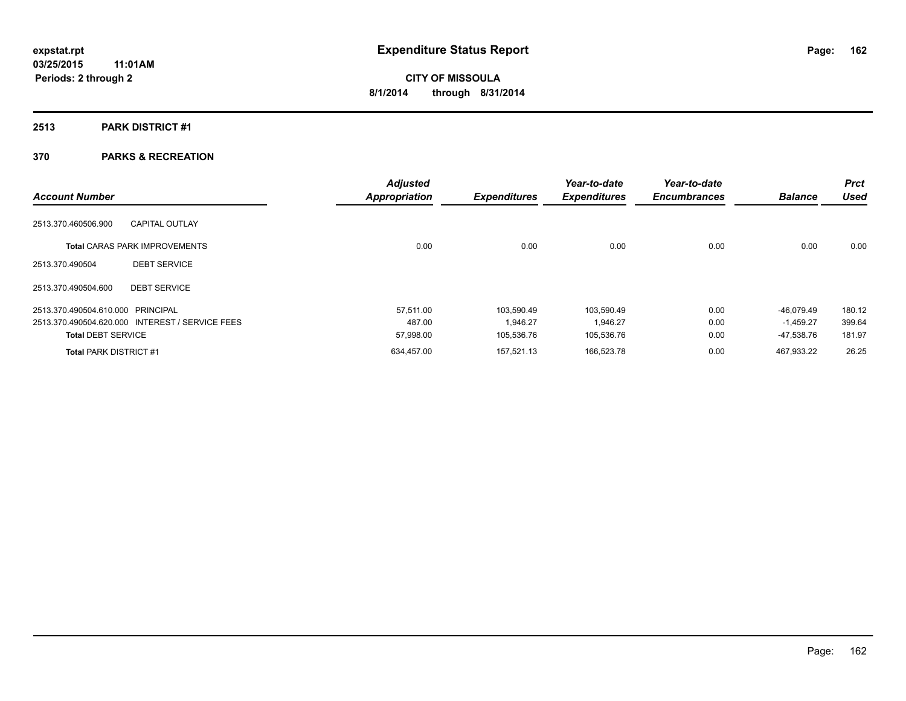**expstat.rpt**
**03/25/2015 11:01AM**
**Periods: 2 through 2**

# Expenditure Status Report

**CITY OF MISSOULA**
**8/1/2014 through 8/31/2014**

## 2513 PARK DISTRICT #1

## 370 PARKS & RECREATION

| Account Number | | Adjusted Appropriation | Expenditures | Year-to-date Expenditures | Year-to-date Encumbrances | Balance | Prct Used |
|---|---|---|---|---|---|---|---|
| 2513.370.460506.900 | CAPITAL OUTLAY | | | | | | |
| **Total** CARAS PARK IMPROVEMENTS | | 0.00 | 0.00 | 0.00 | 0.00 | 0.00 | 0.00 |
| 2513.370.490504 | DEBT SERVICE | | | | | | |
| 2513.370.490504.600 | DEBT SERVICE | | | | | | |
| 2513.370.490504.610.000 | PRINCIPAL | 57,511.00 | 103,590.49 | 103,590.49 | 0.00 | -46,079.49 | 180.12 |
| 2513.370.490504.620.000 | INTEREST / SERVICE FEES | 487.00 | 1,946.27 | 1,946.27 | 0.00 | -1,459.27 | 399.64 |
| **Total** DEBT SERVICE | | 57,998.00 | 105,536.76 | 105,536.76 | 0.00 | -47,538.76 | 181.97 |
| **Total** PARK DISTRICT #1 | | 634,457.00 | 157,521.13 | 166,523.78 | 0.00 | 467,933.22 | 26.25 |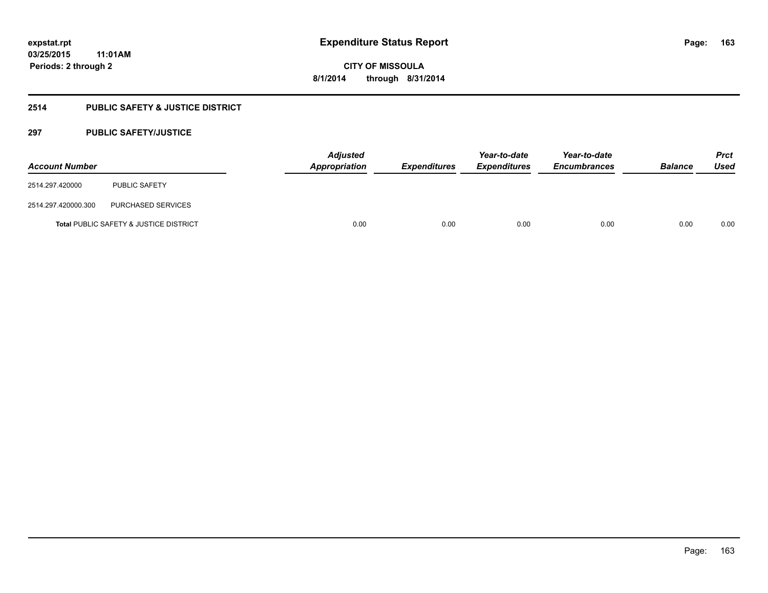# Expenditure Status Report

expstat.rpt
03/25/2015 11:01AM
Periods: 2 through 2

CITY OF MISSOULA
8/1/2014 through 8/31/2014

## 2514 PUBLIC SAFETY & JUSTICE DISTRICT

### 297 PUBLIC SAFETY/JUSTICE

| Account Number | | *Adjusted Appropriation* | *Expenditures* | *Year-to-date Expenditures* | *Year-to-date Encumbrances* | *Balance* | *Prct Used* |
|---|---|---|---|---|---|---|---|
| 2514.297.420000 | PUBLIC SAFETY | | | | | | |
| 2514.297.420000.300 | PURCHASED SERVICES | | | | | | |
| **Total** PUBLIC SAFETY & JUSTICE DISTRICT | | 0.00 | 0.00 | 0.00 | 0.00 | 0.00 | 0.00 |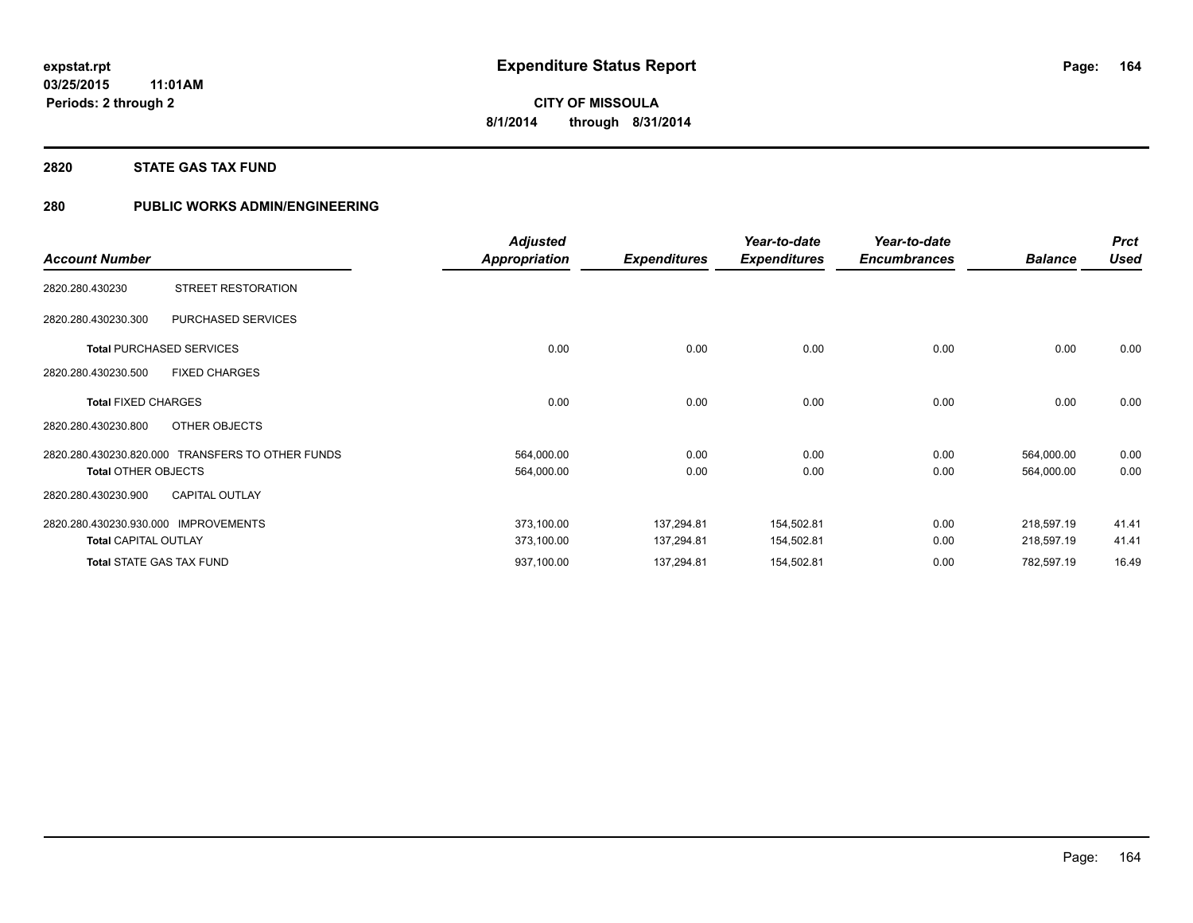# Expenditure Status Report

expstat.rpt
03/25/2015 11:01AM
Periods: 2 through 2

**CITY OF MISSOULA**
**8/1/2014 through 8/31/2014**

## 2820 STATE GAS TAX FUND

## 280 PUBLIC WORKS ADMIN/ENGINEERING

| Account Number | | Adjusted Appropriation | Expenditures | Year-to-date Expenditures | Year-to-date Encumbrances | Balance | Prct Used |
|---|---|---|---|---|---|---|---|
| 2820.280.430230 | STREET RESTORATION | | | | | | |
| 2820.280.430230.300 | PURCHASED SERVICES | | | | | | |
| **Total** PURCHASED SERVICES | | 0.00 | 0.00 | 0.00 | 0.00 | 0.00 | 0.00 |
| 2820.280.430230.500 | FIXED CHARGES | | | | | | |
| **Total** FIXED CHARGES | | 0.00 | 0.00 | 0.00 | 0.00 | 0.00 | 0.00 |
| 2820.280.430230.800 | OTHER OBJECTS | | | | | | |
| 2820.280.430230.820.000 | TRANSFERS TO OTHER FUNDS | 564,000.00 | 0.00 | 0.00 | 0.00 | 564,000.00 | 0.00 |
| **Total** OTHER OBJECTS | | 564,000.00 | 0.00 | 0.00 | 0.00 | 564,000.00 | 0.00 |
| 2820.280.430230.900 | CAPITAL OUTLAY | | | | | | |
| 2820.280.430230.930.000 | IMPROVEMENTS | 373,100.00 | 137,294.81 | 154,502.81 | 0.00 | 218,597.19 | 41.41 |
| **Total** CAPITAL OUTLAY | | 373,100.00 | 137,294.81 | 154,502.81 | 0.00 | 218,597.19 | 41.41 |
| **Total** STATE GAS TAX FUND | | 937,100.00 | 137,294.81 | 154,502.81 | 0.00 | 782,597.19 | 16.49 |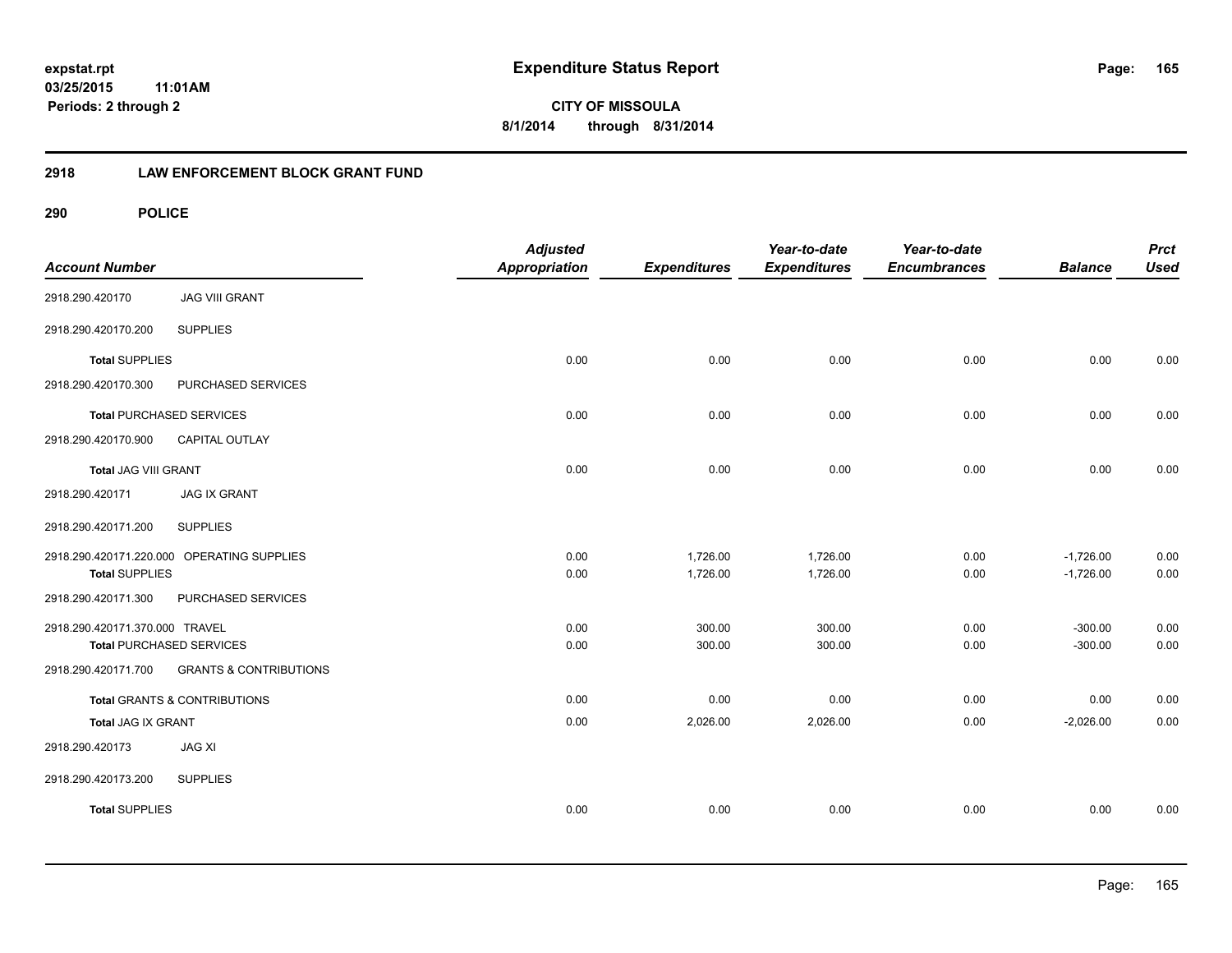# Expenditure Status Report

expstat.rpt
03/25/2015 11:01AM
Periods: 2 through 2

CITY OF MISSOULA
8/1/2014 through 8/31/2014

## 2918 LAW ENFORCEMENT BLOCK GRANT FUND

### 290 POLICE

| Account Number | | Adjusted Appropriation | Expenditures | Year-to-date Expenditures | Year-to-date Encumbrances | Balance | Prct Used |
|---|---|---|---|---|---|---|---|
| 2918.290.420170 | JAG VIII GRANT | | | | | | |
| 2918.290.420170.200 | SUPPLIES | | | | | | |
| **Total** SUPPLIES | | 0.00 | 0.00 | 0.00 | 0.00 | 0.00 | 0.00 |
| 2918.290.420170.300 | PURCHASED SERVICES | | | | | | |
| **Total** PURCHASED SERVICES | | 0.00 | 0.00 | 0.00 | 0.00 | 0.00 | 0.00 |
| 2918.290.420170.900 | CAPITAL OUTLAY | | | | | | |
| **Total** JAG VIII GRANT | | 0.00 | 0.00 | 0.00 | 0.00 | 0.00 | 0.00 |
| 2918.290.420171 | JAG IX GRANT | | | | | | |
| 2918.290.420171.200 | SUPPLIES | | | | | | |
| 2918.290.420171.220.000 | OPERATING SUPPLIES | 0.00 | 1,726.00 | 1,726.00 | 0.00 | -1,726.00 | 0.00 |
| **Total** SUPPLIES | | 0.00 | 1,726.00 | 1,726.00 | 0.00 | -1,726.00 | 0.00 |
| 2918.290.420171.300 | PURCHASED SERVICES | | | | | | |
| 2918.290.420171.370.000 | TRAVEL | 0.00 | 300.00 | 300.00 | 0.00 | -300.00 | 0.00 |
| **Total** PURCHASED SERVICES | | 0.00 | 300.00 | 300.00 | 0.00 | -300.00 | 0.00 |
| 2918.290.420171.700 | GRANTS & CONTRIBUTIONS | | | | | | |
| **Total** GRANTS & CONTRIBUTIONS | | 0.00 | 0.00 | 0.00 | 0.00 | 0.00 | 0.00 |
| **Total** JAG IX GRANT | | 0.00 | 2,026.00 | 2,026.00 | 0.00 | -2,026.00 | 0.00 |
| 2918.290.420173 | JAG XI | | | | | | |
| 2918.290.420173.200 | SUPPLIES | | | | | | |
| **Total** SUPPLIES | | 0.00 | 0.00 | 0.00 | 0.00 | 0.00 | 0.00 |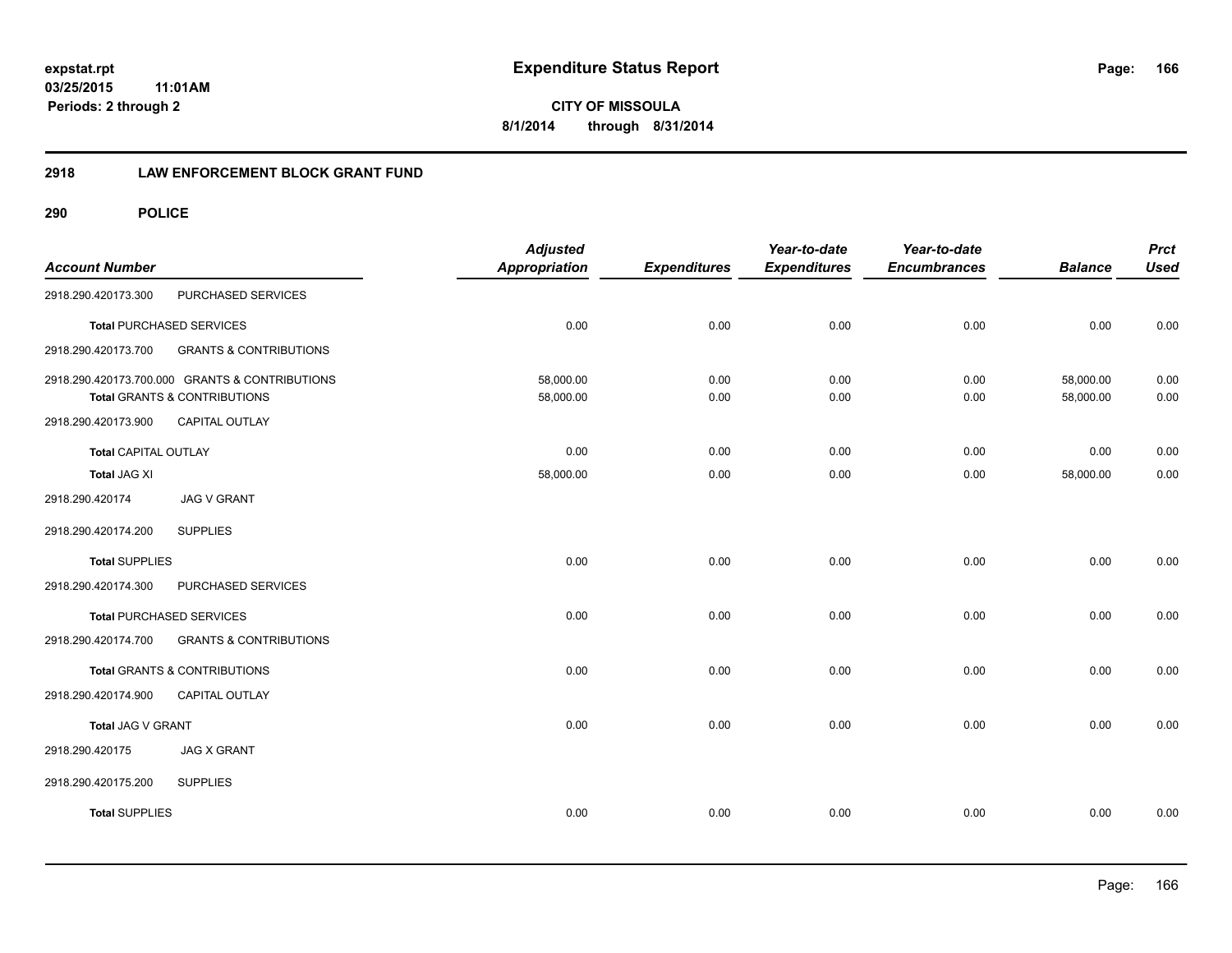**expstat.rpt**
**03/25/2015 11:01AM**
**Periods: 2 through 2**

# Expenditure Status Report

**CITY OF MISSOULA**
**8/1/2014 through 8/31/2014**

## 2918 LAW ENFORCEMENT BLOCK GRANT FUND

### 290 POLICE

| Account Number | | Adjusted Appropriation | Expenditures | Year-to-date Expenditures | Year-to-date Encumbrances | Balance | Prct Used |
|---|---|---|---|---|---|---|---|
| 2918.290.420173.300 | PURCHASED SERVICES | | | | | | |
| **Total** PURCHASED SERVICES | | 0.00 | 0.00 | 0.00 | 0.00 | 0.00 | 0.00 |
| 2918.290.420173.700 | GRANTS & CONTRIBUTIONS | | | | | | |
| 2918.290.420173.700.000 | GRANTS & CONTRIBUTIONS | 58,000.00 | 0.00 | 0.00 | 0.00 | 58,000.00 | 0.00 |
| **Total** GRANTS & CONTRIBUTIONS | | 58,000.00 | 0.00 | 0.00 | 0.00 | 58,000.00 | 0.00 |
| 2918.290.420173.900 | CAPITAL OUTLAY | | | | | | |
| **Total** CAPITAL OUTLAY | | 0.00 | 0.00 | 0.00 | 0.00 | 0.00 | 0.00 |
| **Total** JAG XI | | 58,000.00 | 0.00 | 0.00 | 0.00 | 58,000.00 | 0.00 |
| 2918.290.420174 | JAG V GRANT | | | | | | |
| 2918.290.420174.200 | SUPPLIES | | | | | | |
| **Total** SUPPLIES | | 0.00 | 0.00 | 0.00 | 0.00 | 0.00 | 0.00 |
| 2918.290.420174.300 | PURCHASED SERVICES | | | | | | |
| **Total** PURCHASED SERVICES | | 0.00 | 0.00 | 0.00 | 0.00 | 0.00 | 0.00 |
| 2918.290.420174.700 | GRANTS & CONTRIBUTIONS | | | | | | |
| **Total** GRANTS & CONTRIBUTIONS | | 0.00 | 0.00 | 0.00 | 0.00 | 0.00 | 0.00 |
| 2918.290.420174.900 | CAPITAL OUTLAY | | | | | | |
| **Total** JAG V GRANT | | 0.00 | 0.00 | 0.00 | 0.00 | 0.00 | 0.00 |
| 2918.290.420175 | JAG X GRANT | | | | | | |
| 2918.290.420175.200 | SUPPLIES | | | | | | |
| **Total** SUPPLIES | | 0.00 | 0.00 | 0.00 | 0.00 | 0.00 | 0.00 |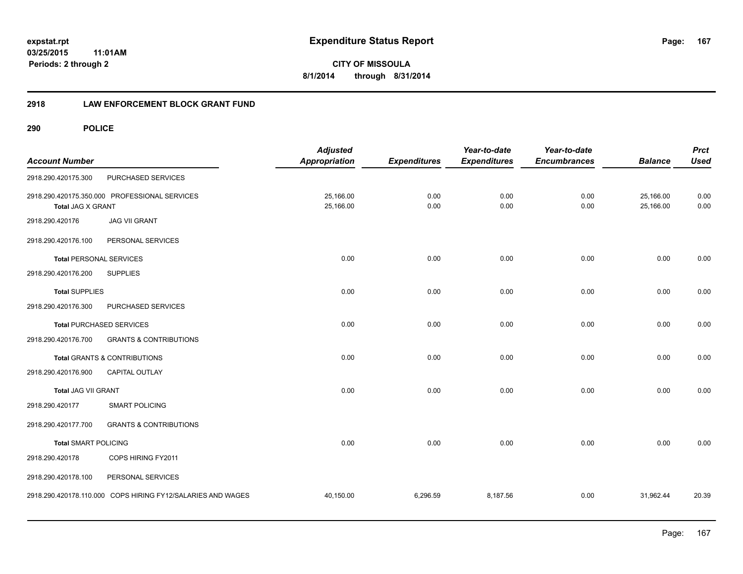**expstat.rpt**
**03/25/2015 11:01AM**
**Periods: 2 through 2**

# Expenditure Status Report

**CITY OF MISSOULA**
**8/1/2014 through 8/31/2014**

## 2918 LAW ENFORCEMENT BLOCK GRANT FUND

### 290 POLICE

| Account Number | | Adjusted Appropriation | Expenditures | Year-to-date Expenditures | Year-to-date Encumbrances | Balance | Prct Used |
|---|---|---|---|---|---|---|---|
| 2918.290.420175.300 | PURCHASED SERVICES | | | | | | |
| 2918.290.420175.350.000 | PROFESSIONAL SERVICES | 25,166.00 | 0.00 | 0.00 | 0.00 | 25,166.00 | 0.00 |
| **Total JAG X GRANT** | | 25,166.00 | 0.00 | 0.00 | 0.00 | 25,166.00 | 0.00 |
| 2918.290.420176 | JAG VII GRANT | | | | | | |
| 2918.290.420176.100 | PERSONAL SERVICES | | | | | | |
| **Total PERSONAL SERVICES** | | 0.00 | 0.00 | 0.00 | 0.00 | 0.00 | 0.00 |
| 2918.290.420176.200 | SUPPLIES | | | | | | |
| **Total SUPPLIES** | | 0.00 | 0.00 | 0.00 | 0.00 | 0.00 | 0.00 |
| 2918.290.420176.300 | PURCHASED SERVICES | | | | | | |
| **Total PURCHASED SERVICES** | | 0.00 | 0.00 | 0.00 | 0.00 | 0.00 | 0.00 |
| 2918.290.420176.700 | GRANTS & CONTRIBUTIONS | | | | | | |
| **Total GRANTS & CONTRIBUTIONS** | | 0.00 | 0.00 | 0.00 | 0.00 | 0.00 | 0.00 |
| 2918.290.420176.900 | CAPITAL OUTLAY | | | | | | |
| **Total JAG VII GRANT** | | 0.00 | 0.00 | 0.00 | 0.00 | 0.00 | 0.00 |
| 2918.290.420177 | SMART POLICING | | | | | | |
| 2918.290.420177.700 | GRANTS & CONTRIBUTIONS | | | | | | |
| **Total SMART POLICING** | | 0.00 | 0.00 | 0.00 | 0.00 | 0.00 | 0.00 |
| 2918.290.420178 | COPS HIRING FY2011 | | | | | | |
| 2918.290.420178.100 | PERSONAL SERVICES | | | | | | |
| 2918.290.420178.110.000 | COPS HIRING FY12/SALARIES AND WAGES | 40,150.00 | 6,296.59 | 8,187.56 | 0.00 | 31,962.44 | 20.39 |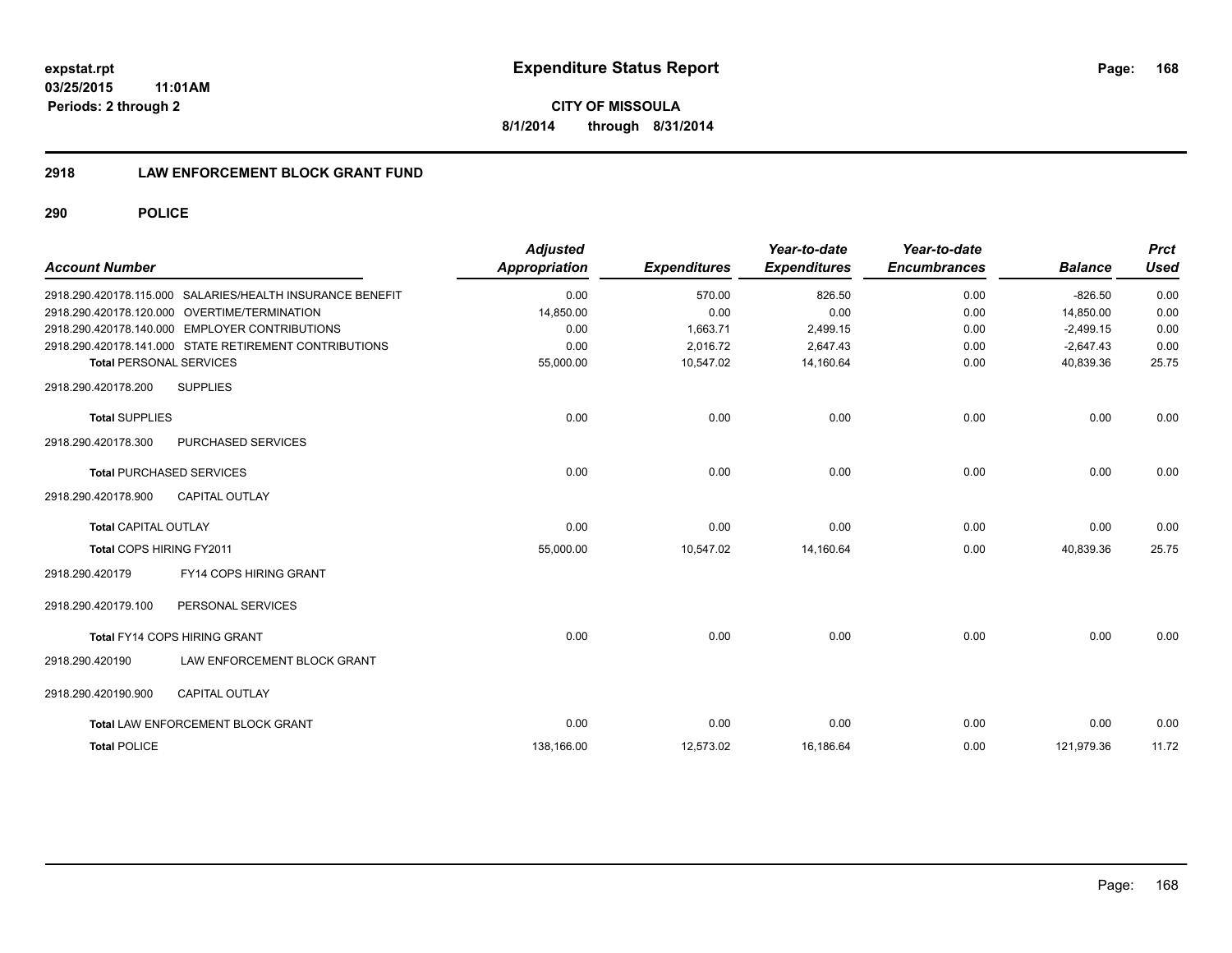# Expenditure Status Report

**CITY OF MISSOULA**
**8/1/2014 through 8/31/2014**

expstat.rpt
03/25/2015 11:01AM
Periods: 2 through 2

## 2918 LAW ENFORCEMENT BLOCK GRANT FUND

### 290 POLICE

| Account Number | | Adjusted Appropriation | Expenditures | Year-to-date Expenditures | Year-to-date Encumbrances | Balance | Prct Used |
|---|---|---|---|---|---|---|---|
| 2918.290.420178.115.000 | SALARIES/HEALTH INSURANCE BENEFIT | 0.00 | 570.00 | 826.50 | 0.00 | -826.50 | 0.00 |
| 2918.290.420178.120.000 | OVERTIME/TERMINATION | 14,850.00 | 0.00 | 0.00 | 0.00 | 14,850.00 | 0.00 |
| 2918.290.420178.140.000 | EMPLOYER CONTRIBUTIONS | 0.00 | 1,663.71 | 2,499.15 | 0.00 | -2,499.15 | 0.00 |
| 2918.290.420178.141.000 | STATE RETIREMENT CONTRIBUTIONS | 0.00 | 2,016.72 | 2,647.43 | 0.00 | -2,647.43 | 0.00 |
| Total PERSONAL SERVICES | | 55,000.00 | 10,547.02 | 14,160.64 | 0.00 | 40,839.36 | 25.75 |
| 2918.290.420178.200 | SUPPLIES | | | | | | |
| Total SUPPLIES | | 0.00 | 0.00 | 0.00 | 0.00 | 0.00 | 0.00 |
| 2918.290.420178.300 | PURCHASED SERVICES | | | | | | |
| Total PURCHASED SERVICES | | 0.00 | 0.00 | 0.00 | 0.00 | 0.00 | 0.00 |
| 2918.290.420178.900 | CAPITAL OUTLAY | | | | | | |
| Total CAPITAL OUTLAY | | 0.00 | 0.00 | 0.00 | 0.00 | 0.00 | 0.00 |
| Total COPS HIRING FY2011 | | 55,000.00 | 10,547.02 | 14,160.64 | 0.00 | 40,839.36 | 25.75 |
| 2918.290.420179 | FY14 COPS HIRING GRANT | | | | | | |
| 2918.290.420179.100 | PERSONAL SERVICES | | | | | | |
| Total FY14 COPS HIRING GRANT | | 0.00 | 0.00 | 0.00 | 0.00 | 0.00 | 0.00 |
| 2918.290.420190 | LAW ENFORCEMENT BLOCK GRANT | | | | | | |
| 2918.290.420190.900 | CAPITAL OUTLAY | | | | | | |
| Total LAW ENFORCEMENT BLOCK GRANT | | 0.00 | 0.00 | 0.00 | 0.00 | 0.00 | 0.00 |
| Total POLICE | | 138,166.00 | 12,573.02 | 16,186.64 | 0.00 | 121,979.36 | 11.72 |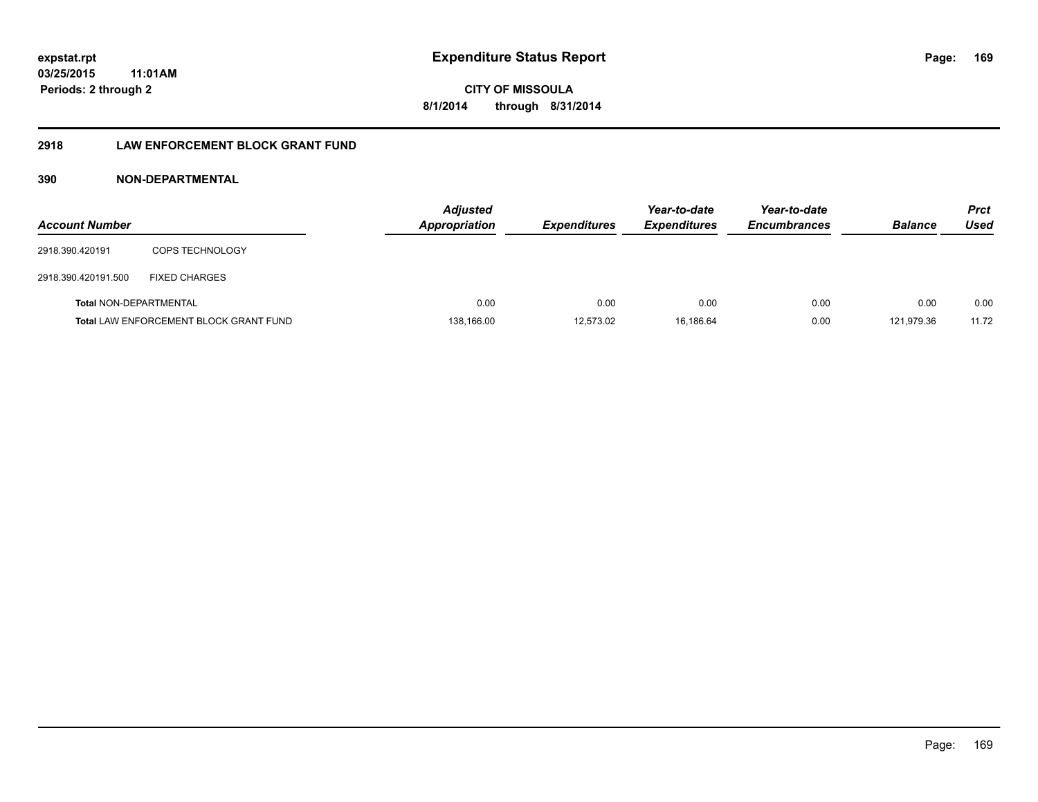**expstat.rpt**
**03/25/2015 11:01AM**
**Periods: 2 through 2**

# Expenditure Status Report

**CITY OF MISSOULA**
**8/1/2014 through 8/31/2014**

## 2918 LAW ENFORCEMENT BLOCK GRANT FUND

### 390 NON-DEPARTMENTAL

| Account Number | | Adjusted Appropriation | Expenditures | Year-to-date Expenditures | Year-to-date Encumbrances | Balance | Prct Used |
|---|---|---|---|---|---|---|---|
| 2918.390.420191 | COPS TECHNOLOGY | | | | | | |
| 2918.390.420191.500 | FIXED CHARGES | | | | | | |
| **Total** NON-DEPARTMENTAL | | 0.00 | 0.00 | 0.00 | 0.00 | 0.00 | 0.00 |
| **Total** LAW ENFORCEMENT BLOCK GRANT FUND | | 138,166.00 | 12,573.02 | 16,186.64 | 0.00 | 121,979.36 | 11.72 |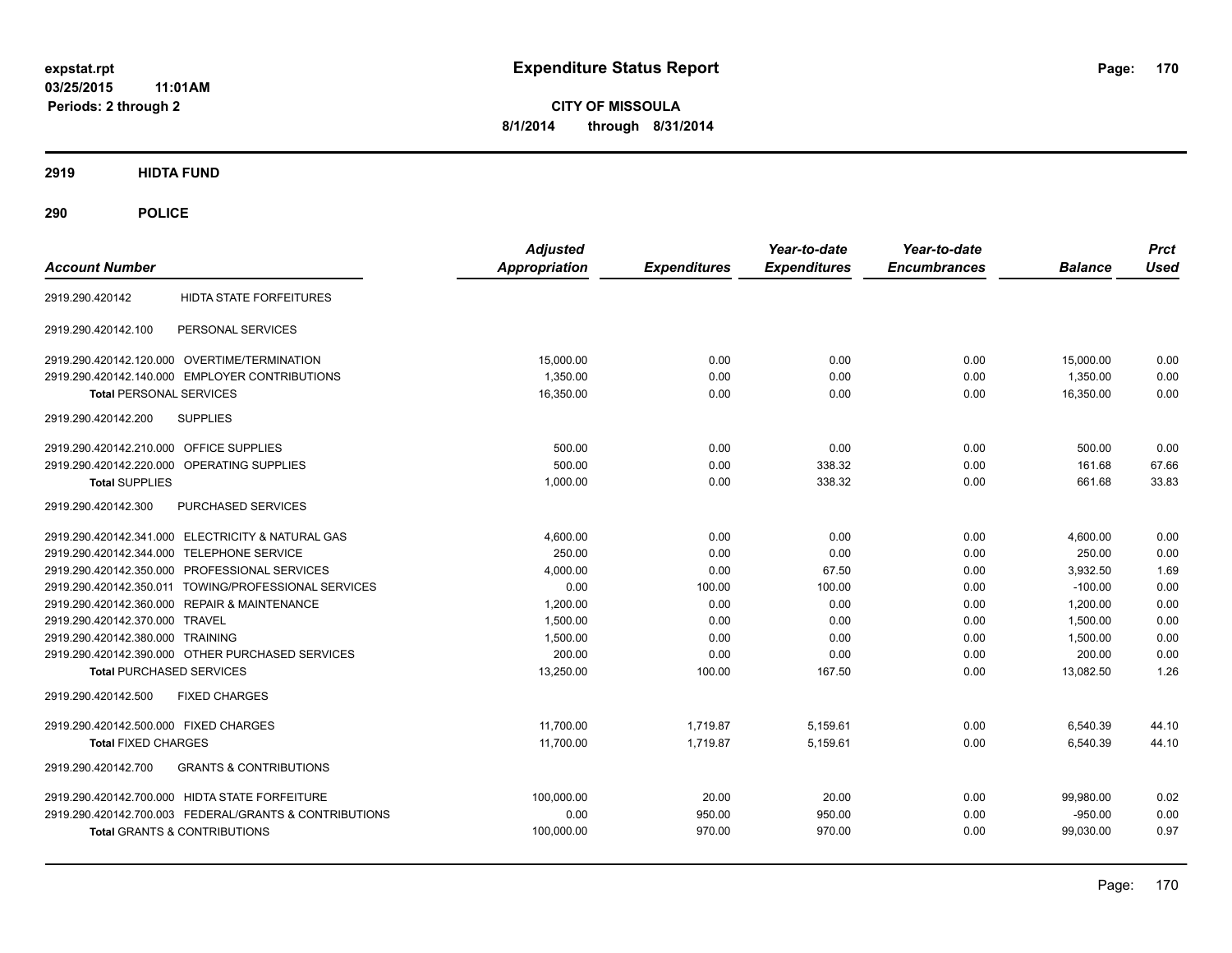**expstat.rpt**
**03/25/2015 11:01AM**
**Periods: 2 through 2**

# Expenditure Status Report

**CITY OF MISSOULA**
**8/1/2014 through 8/31/2014**

## 2919 HIDTA FUND

## 290 POLICE

| Account Number | | Adjusted Appropriation | Expenditures | Year-to-date Expenditures | Year-to-date Encumbrances | Balance | Prct Used |
|---|---|---|---|---|---|---|---|
| 2919.290.420142 | HIDTA STATE FORFEITURES | | | | | | |
| 2919.290.420142.100 | PERSONAL SERVICES | | | | | | |
| 2919.290.420142.120.000 | OVERTIME/TERMINATION | 15,000.00 | 0.00 | 0.00 | 0.00 | 15,000.00 | 0.00 |
| 2919.290.420142.140.000 | EMPLOYER CONTRIBUTIONS | 1,350.00 | 0.00 | 0.00 | 0.00 | 1,350.00 | 0.00 |
| **Total** PERSONAL SERVICES | | 16,350.00 | 0.00 | 0.00 | 0.00 | 16,350.00 | 0.00 |
| 2919.290.420142.200 | SUPPLIES | | | | | | |
| 2919.290.420142.210.000 | OFFICE SUPPLIES | 500.00 | 0.00 | 0.00 | 0.00 | 500.00 | 0.00 |
| 2919.290.420142.220.000 | OPERATING SUPPLIES | 500.00 | 0.00 | 338.32 | 0.00 | 161.68 | 67.66 |
| **Total** SUPPLIES | | 1,000.00 | 0.00 | 338.32 | 0.00 | 661.68 | 33.83 |
| 2919.290.420142.300 | PURCHASED SERVICES | | | | | | |
| 2919.290.420142.341.000 | ELECTRICITY & NATURAL GAS | 4,600.00 | 0.00 | 0.00 | 0.00 | 4,600.00 | 0.00 |
| 2919.290.420142.344.000 | TELEPHONE SERVICE | 250.00 | 0.00 | 0.00 | 0.00 | 250.00 | 0.00 |
| 2919.290.420142.350.000 | PROFESSIONAL SERVICES | 4,000.00 | 0.00 | 67.50 | 0.00 | 3,932.50 | 1.69 |
| 2919.290.420142.350.011 | TOWING/PROFESSIONAL SERVICES | 0.00 | 100.00 | 100.00 | 0.00 | -100.00 | 0.00 |
| 2919.290.420142.360.000 | REPAIR & MAINTENANCE | 1,200.00 | 0.00 | 0.00 | 0.00 | 1,200.00 | 0.00 |
| 2919.290.420142.370.000 | TRAVEL | 1,500.00 | 0.00 | 0.00 | 0.00 | 1,500.00 | 0.00 |
| 2919.290.420142.380.000 | TRAINING | 1,500.00 | 0.00 | 0.00 | 0.00 | 1,500.00 | 0.00 |
| 2919.290.420142.390.000 | OTHER PURCHASED SERVICES | 200.00 | 0.00 | 0.00 | 0.00 | 200.00 | 0.00 |
| **Total** PURCHASED SERVICES | | 13,250.00 | 100.00 | 167.50 | 0.00 | 13,082.50 | 1.26 |
| 2919.290.420142.500 | FIXED CHARGES | | | | | | |
| 2919.290.420142.500.000 | FIXED CHARGES | 11,700.00 | 1,719.87 | 5,159.61 | 0.00 | 6,540.39 | 44.10 |
| **Total** FIXED CHARGES | | 11,700.00 | 1,719.87 | 5,159.61 | 0.00 | 6,540.39 | 44.10 |
| 2919.290.420142.700 | GRANTS & CONTRIBUTIONS | | | | | | |
| 2919.290.420142.700.000 | HIDTA STATE FORFEITURE | 100,000.00 | 20.00 | 20.00 | 0.00 | 99,980.00 | 0.02 |
| 2919.290.420142.700.003 | FEDERAL/GRANTS & CONTRIBUTIONS | 0.00 | 950.00 | 950.00 | 0.00 | -950.00 | 0.00 |
| **Total** GRANTS & CONTRIBUTIONS | | 100,000.00 | 970.00 | 970.00 | 0.00 | 99,030.00 | 0.97 |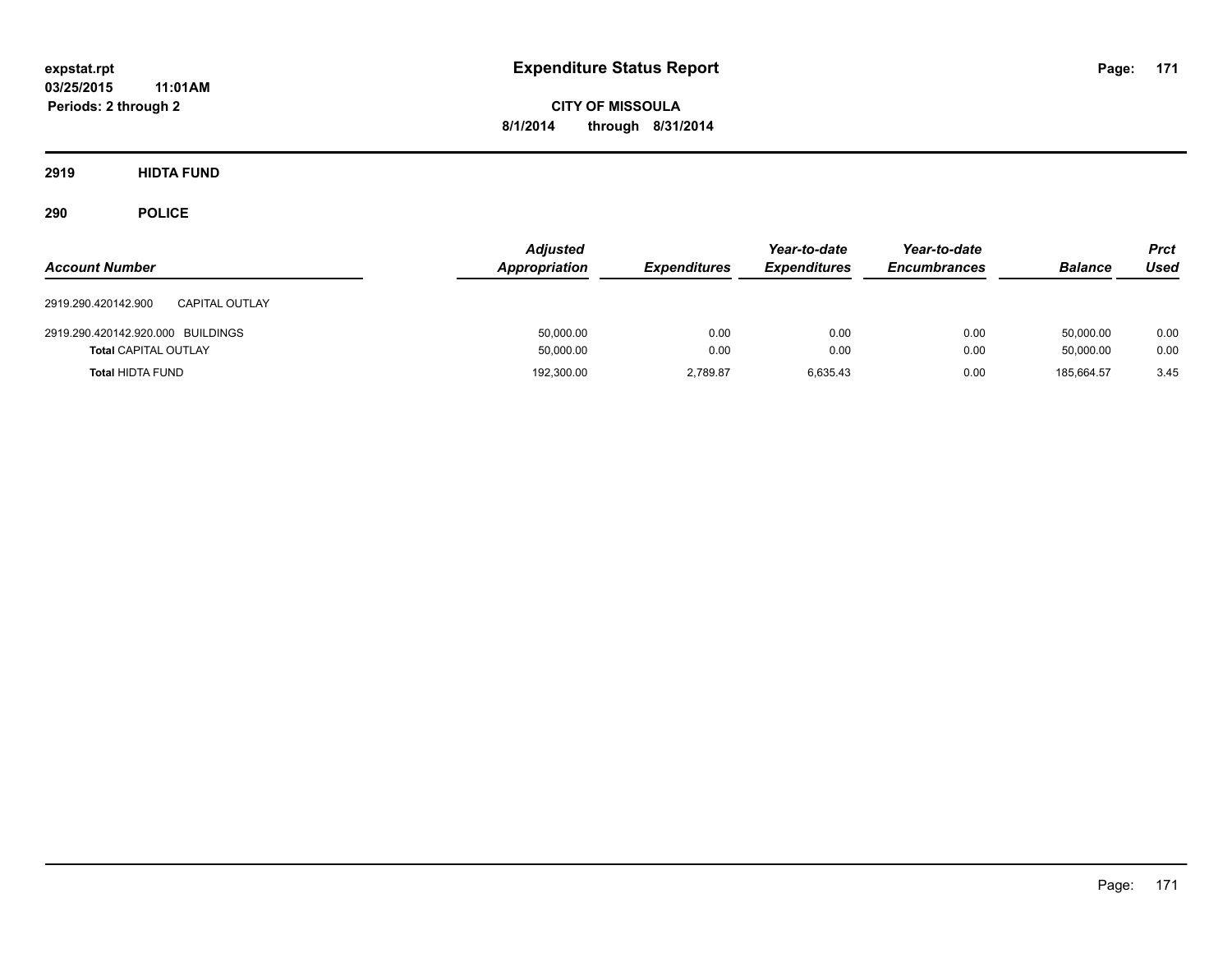**expstat.rpt**
**03/25/2015 11:01AM**
**Periods: 2 through 2**

# Expenditure Status Report

**CITY OF MISSOULA**
**8/1/2014 through 8/31/2014**

## 2919 HIDTA FUND

## 290 POLICE

| Account Number | | Adjusted Appropriation | Expenditures | Year-to-date Expenditures | Year-to-date Encumbrances | Balance | Prct Used |
|---|---|---|---|---|---|---|---|
| 2919.290.420142.900 | CAPITAL OUTLAY | | | | | | |
| 2919.290.420142.920.000 | BUILDINGS | 50,000.00 | 0.00 | 0.00 | 0.00 | 50,000.00 | 0.00 |
| **Total** CAPITAL OUTLAY | | 50,000.00 | 0.00 | 0.00 | 0.00 | 50,000.00 | 0.00 |
| **Total** HIDTA FUND | | 192,300.00 | 2,789.87 | 6,635.43 | 0.00 | 185,664.57 | 3.45 |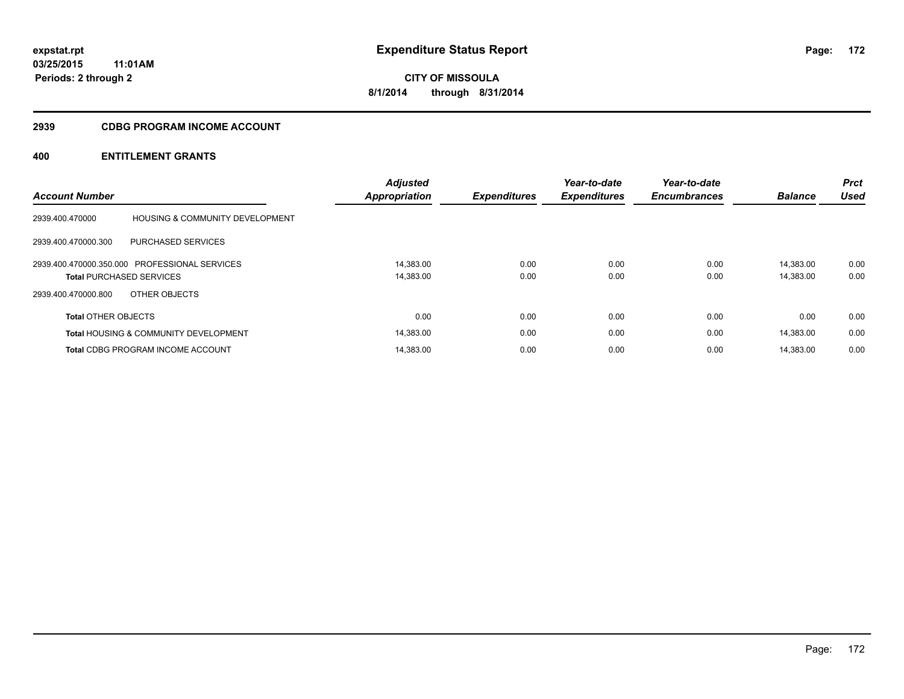# Expenditure Status Report

expstat.rpt
03/25/2015 11:01AM
Periods: 2 through 2

**CITY OF MISSOULA**
**8/1/2014 through 8/31/2014**

## 2939 CDBG PROGRAM INCOME ACCOUNT

### 400 ENTITLEMENT GRANTS

| Account Number | | Adjusted Appropriation | Expenditures | Year-to-date Expenditures | Year-to-date Encumbrances | Balance | Prct Used |
|---|---|---|---|---|---|---|---|
| 2939.400.470000 | HOUSING & COMMUNITY DEVELOPMENT | | | | | | |
| 2939.400.470000.300 | PURCHASED SERVICES | | | | | | |
| 2939.400.470000.350.000 | PROFESSIONAL SERVICES | 14,383.00 | 0.00 | 0.00 | 0.00 | 14,383.00 | 0.00 |
| **Total** PURCHASED SERVICES | | 14,383.00 | 0.00 | 0.00 | 0.00 | 14,383.00 | 0.00 |
| 2939.400.470000.800 | OTHER OBJECTS | | | | | | |
| **Total** OTHER OBJECTS | | 0.00 | 0.00 | 0.00 | 0.00 | 0.00 | 0.00 |
| **Total** HOUSING & COMMUNITY DEVELOPMENT | | 14,383.00 | 0.00 | 0.00 | 0.00 | 14,383.00 | 0.00 |
| **Total** CDBG PROGRAM INCOME ACCOUNT | | 14,383.00 | 0.00 | 0.00 | 0.00 | 14,383.00 | 0.00 |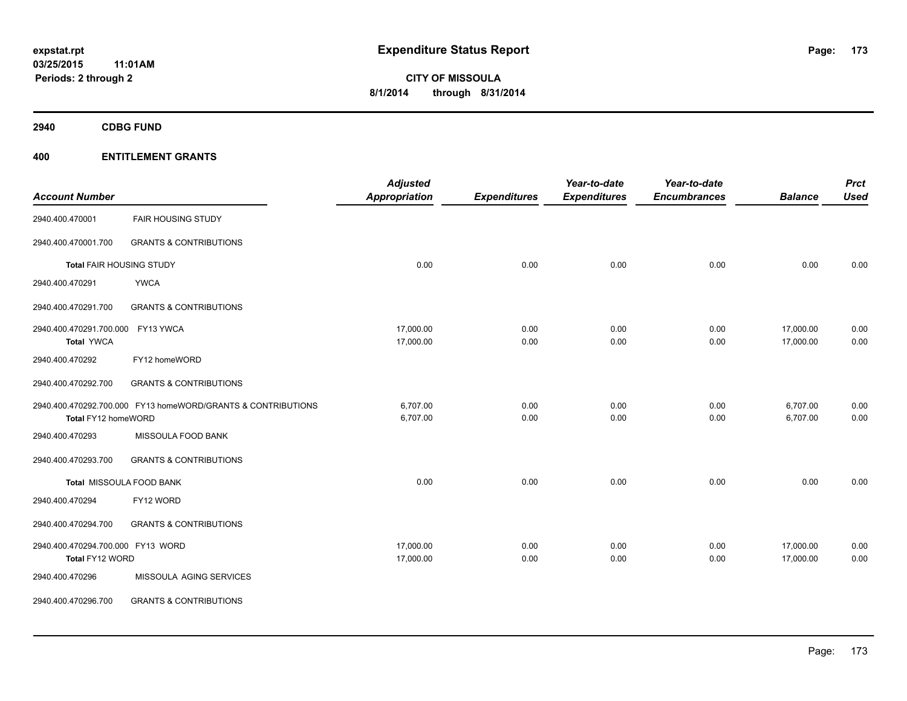**expstat.rpt**
**03/25/2015 11:01AM**
**Periods: 2 through 2**

# Expenditure Status Report

**CITY OF MISSOULA**
**8/1/2014 through 8/31/2014**

## 2940 CDBG FUND

## 400 ENTITLEMENT GRANTS

| Account Number | | Adjusted Appropriation | Expenditures | Year-to-date Expenditures | Year-to-date Encumbrances | Balance | Prct Used |
|---|---|---|---|---|---|---|---|
| 2940.400.470001 | FAIR HOUSING STUDY | | | | | | |
| 2940.400.470001.700 | GRANTS & CONTRIBUTIONS | | | | | | |
| **Total** FAIR HOUSING STUDY | | 0.00 | 0.00 | 0.00 | 0.00 | 0.00 | 0.00 |
| 2940.400.470291 | YWCA | | | | | | |
| 2940.400.470291.700 | GRANTS & CONTRIBUTIONS | | | | | | |
| 2940.400.470291.700.000 | FY13 YWCA | 17,000.00 | 0.00 | 0.00 | 0.00 | 17,000.00 | 0.00 |
| **Total** YWCA | | 17,000.00 | 0.00 | 0.00 | 0.00 | 17,000.00 | 0.00 |
| 2940.400.470292 | FY12 homeWORD | | | | | | |
| 2940.400.470292.700 | GRANTS & CONTRIBUTIONS | | | | | | |
| 2940.400.470292.700.000 | FY13 homeWORD/GRANTS & CONTRIBUTIONS | 6,707.00 | 0.00 | 0.00 | 0.00 | 6,707.00 | 0.00 |
| **Total** FY12 homeWORD | | 6,707.00 | 0.00 | 0.00 | 0.00 | 6,707.00 | 0.00 |
| 2940.400.470293 | MISSOULA FOOD BANK | | | | | | |
| 2940.400.470293.700 | GRANTS & CONTRIBUTIONS | | | | | | |
| **Total** MISSOULA FOOD BANK | | 0.00 | 0.00 | 0.00 | 0.00 | 0.00 | 0.00 |
| 2940.400.470294 | FY12 WORD | | | | | | |
| 2940.400.470294.700 | GRANTS & CONTRIBUTIONS | | | | | | |
| 2940.400.470294.700.000 | FY13 WORD | 17,000.00 | 0.00 | 0.00 | 0.00 | 17,000.00 | 0.00 |
| **Total** FY12 WORD | | 17,000.00 | 0.00 | 0.00 | 0.00 | 17,000.00 | 0.00 |
| 2940.400.470296 | MISSOULA AGING SERVICES | | | | | | |
| 2940.400.470296.700 | GRANTS & CONTRIBUTIONS | | | | | | |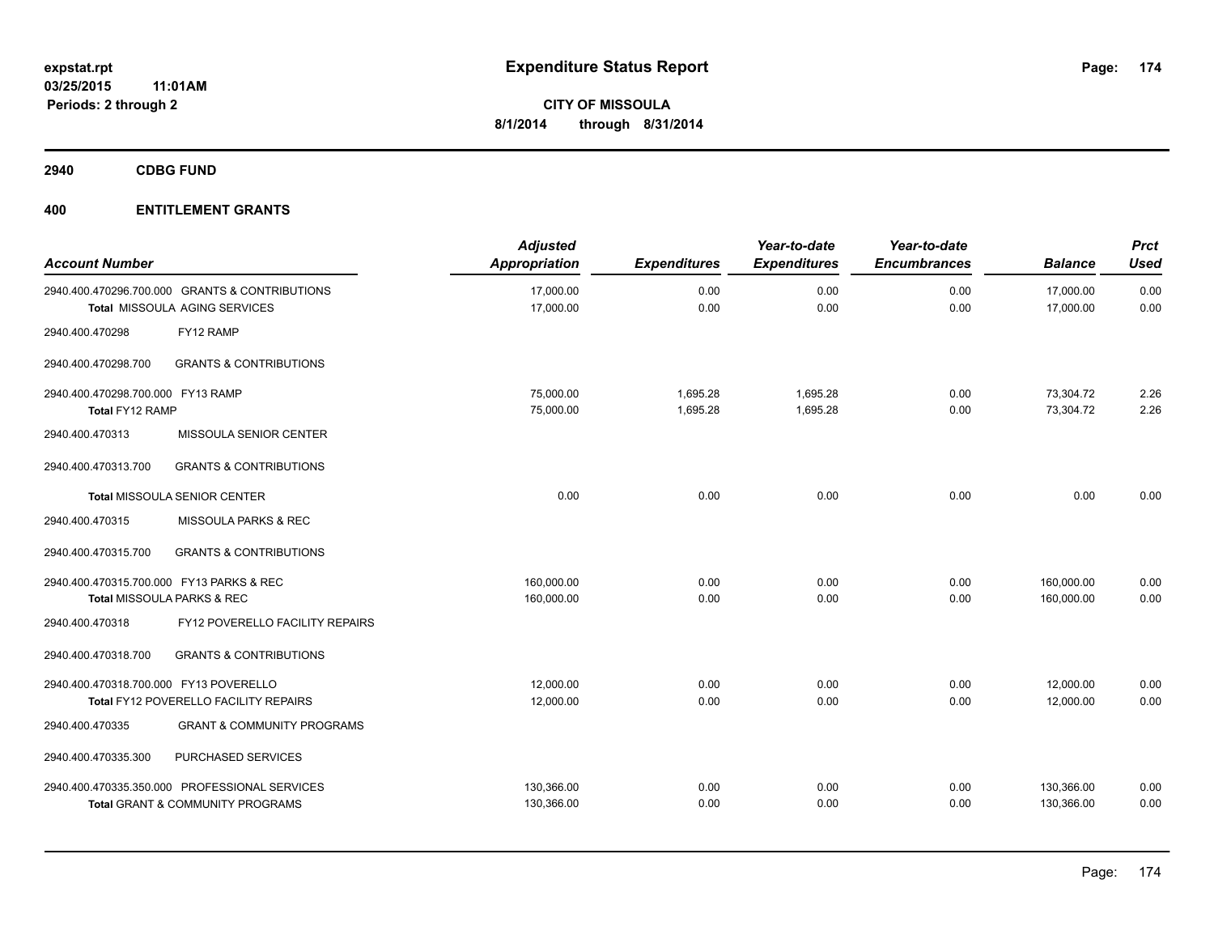**expstat.rpt**
**03/25/2015 11:01AM**
**Periods: 2 through 2**

# Expenditure Status Report

**CITY OF MISSOULA**
**8/1/2014 through 8/31/2014**

## 2940 CDBG FUND

## 400 ENTITLEMENT GRANTS

| Account Number | | Adjusted Appropriation | Expenditures | Year-to-date Expenditures | Year-to-date Encumbrances | Balance | Prct Used |
|---|---|---|---|---|---|---|---|
| 2940.400.470296.700.000 | GRANTS & CONTRIBUTIONS | 17,000.00 | 0.00 | 0.00 | 0.00 | 17,000.00 | 0.00 |
| **Total** MISSOULA AGING SERVICES | | 17,000.00 | 0.00 | 0.00 | 0.00 | 17,000.00 | 0.00 |
| 2940.400.470298 | FY12 RAMP | | | | | | |
| 2940.400.470298.700 | GRANTS & CONTRIBUTIONS | | | | | | |
| 2940.400.470298.700.000 | FY13 RAMP | 75,000.00 | 1,695.28 | 1,695.28 | 0.00 | 73,304.72 | 2.26 |
| **Total** FY12 RAMP | | 75,000.00 | 1,695.28 | 1,695.28 | 0.00 | 73,304.72 | 2.26 |
| 2940.400.470313 | MISSOULA SENIOR CENTER | | | | | | |
| 2940.400.470313.700 | GRANTS & CONTRIBUTIONS | | | | | | |
| **Total** MISSOULA SENIOR CENTER | | 0.00 | 0.00 | 0.00 | 0.00 | 0.00 | 0.00 |
| 2940.400.470315 | MISSOULA PARKS & REC | | | | | | |
| 2940.400.470315.700 | GRANTS & CONTRIBUTIONS | | | | | | |
| 2940.400.470315.700.000 | FY13 PARKS & REC | 160,000.00 | 0.00 | 0.00 | 0.00 | 160,000.00 | 0.00 |
| **Total** MISSOULA PARKS & REC | | 160,000.00 | 0.00 | 0.00 | 0.00 | 160,000.00 | 0.00 |
| 2940.400.470318 | FY12 POVERELLO FACILITY REPAIRS | | | | | | |
| 2940.400.470318.700 | GRANTS & CONTRIBUTIONS | | | | | | |
| 2940.400.470318.700.000 | FY13 POVERELLO | 12,000.00 | 0.00 | 0.00 | 0.00 | 12,000.00 | 0.00 |
| **Total** FY12 POVERELLO FACILITY REPAIRS | | 12,000.00 | 0.00 | 0.00 | 0.00 | 12,000.00 | 0.00 |
| 2940.400.470335 | GRANT & COMMUNITY PROGRAMS | | | | | | |
| 2940.400.470335.300 | PURCHASED SERVICES | | | | | | |
| 2940.400.470335.350.000 | PROFESSIONAL SERVICES | 130,366.00 | 0.00 | 0.00 | 0.00 | 130,366.00 | 0.00 |
| **Total** GRANT & COMMUNITY PROGRAMS | | 130,366.00 | 0.00 | 0.00 | 0.00 | 130,366.00 | 0.00 |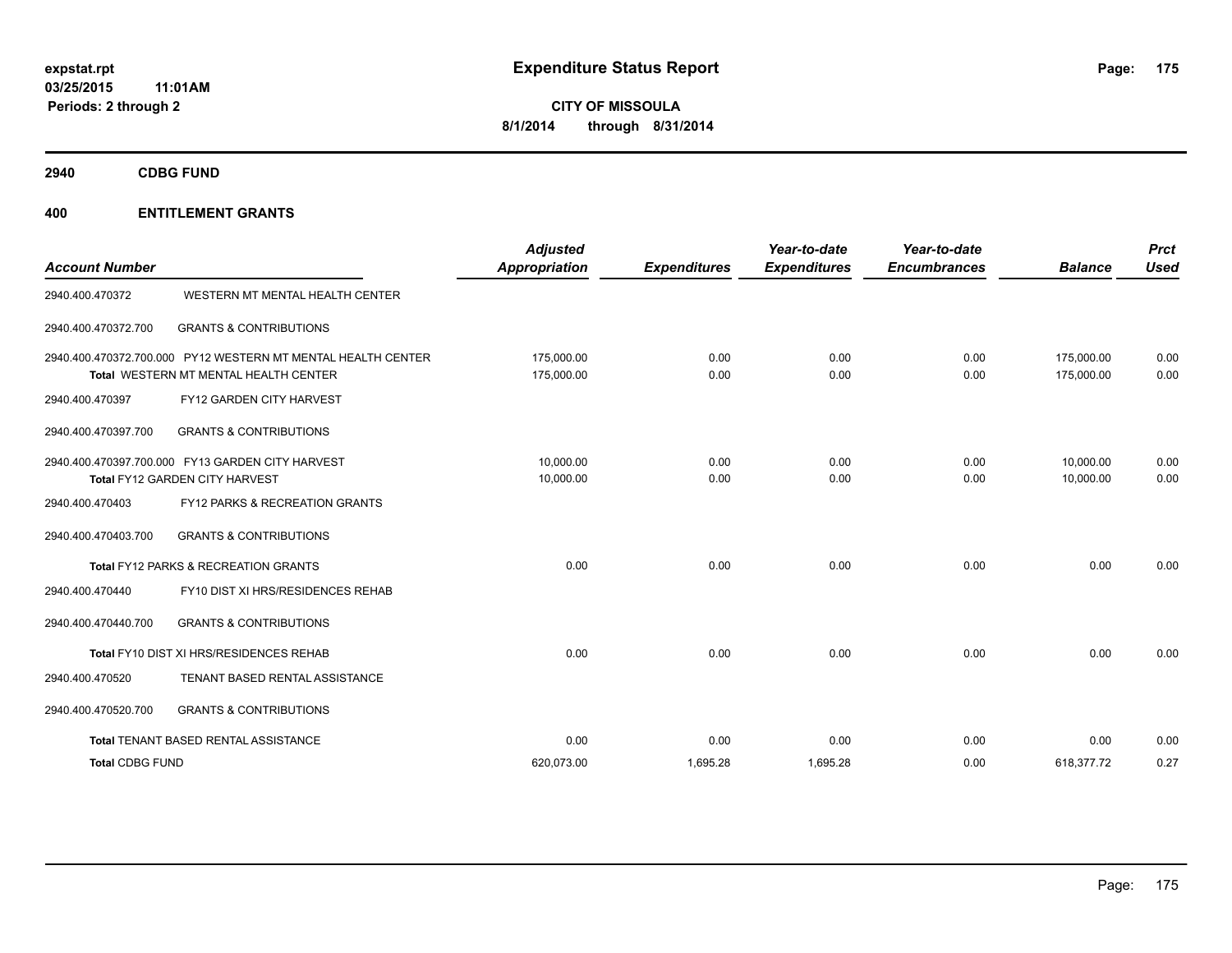**expstat.rpt**
**03/25/2015 11:01AM**
**Periods: 2 through 2**

# Expenditure Status Report

**CITY OF MISSOULA**
**8/1/2014 through 8/31/2014**

## 2940 CDBG FUND

## 400 ENTITLEMENT GRANTS

| Account Number | | Adjusted Appropriation | Expenditures | Year-to-date Expenditures | Year-to-date Encumbrances | Balance | Prct Used |
|---|---|---|---|---|---|---|---|
| 2940.400.470372 | WESTERN MT MENTAL HEALTH CENTER | | | | | | |
| 2940.400.470372.700 | GRANTS & CONTRIBUTIONS | | | | | | |
| 2940.400.470372.700.000 | PY12 WESTERN MT MENTAL HEALTH CENTER | 175,000.00 | 0.00 | 0.00 | 0.00 | 175,000.00 | 0.00 |
| Total WESTERN MT MENTAL HEALTH CENTER | | 175,000.00 | 0.00 | 0.00 | 0.00 | 175,000.00 | 0.00 |
| 2940.400.470397 | FY12 GARDEN CITY HARVEST | | | | | | |
| 2940.400.470397.700 | GRANTS & CONTRIBUTIONS | | | | | | |
| 2940.400.470397.700.000 | FY13 GARDEN CITY HARVEST | 10,000.00 | 0.00 | 0.00 | 0.00 | 10,000.00 | 0.00 |
| Total FY12 GARDEN CITY HARVEST | | 10,000.00 | 0.00 | 0.00 | 0.00 | 10,000.00 | 0.00 |
| 2940.400.470403 | FY12 PARKS & RECREATION GRANTS | | | | | | |
| 2940.400.470403.700 | GRANTS & CONTRIBUTIONS | | | | | | |
| Total FY12 PARKS & RECREATION GRANTS | | 0.00 | 0.00 | 0.00 | 0.00 | 0.00 | 0.00 |
| 2940.400.470440 | FY10 DIST XI HRS/RESIDENCES REHAB | | | | | | |
| 2940.400.470440.700 | GRANTS & CONTRIBUTIONS | | | | | | |
| Total FY10 DIST XI HRS/RESIDENCES REHAB | | 0.00 | 0.00 | 0.00 | 0.00 | 0.00 | 0.00 |
| 2940.400.470520 | TENANT BASED RENTAL ASSISTANCE | | | | | | |
| 2940.400.470520.700 | GRANTS & CONTRIBUTIONS | | | | | | |
| Total TENANT BASED RENTAL ASSISTANCE | | 0.00 | 0.00 | 0.00 | 0.00 | 0.00 | 0.00 |
| Total CDBG FUND | | 620,073.00 | 1,695.28 | 1,695.28 | 0.00 | 618,377.72 | 0.27 |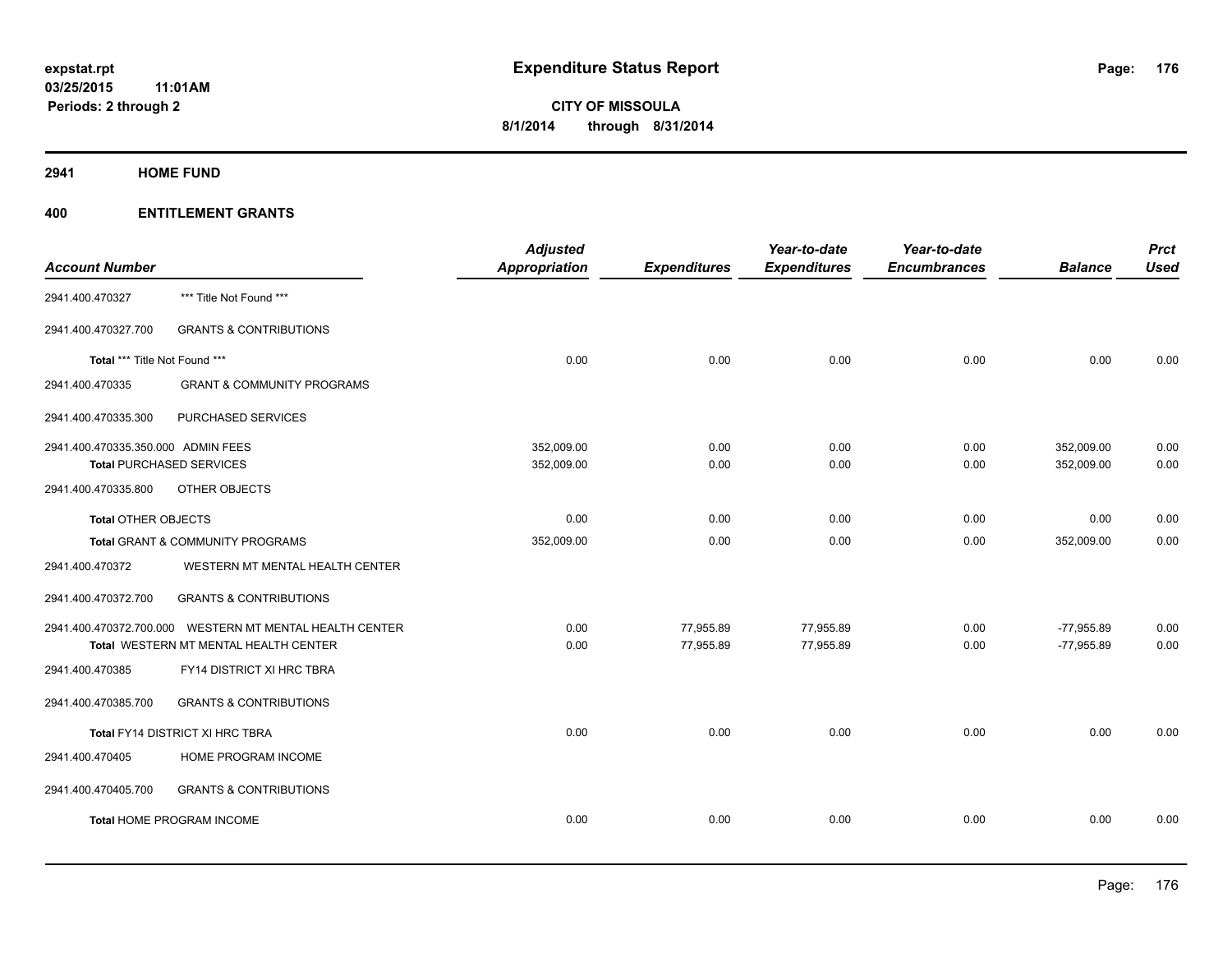# Expenditure Status Report

expstat.rpt
03/25/2015 11:01AM
Periods: 2 through 2

**CITY OF MISSOULA**
**8/1/2014 through 8/31/2014**

## 2941 HOME FUND

## 400 ENTITLEMENT GRANTS

| Account Number | | Adjusted Appropriation | Expenditures | Year-to-date Expenditures | Year-to-date Encumbrances | Balance | Prct Used |
|---|---|---|---|---|---|---|---|
| 2941.400.470327 | *** Title Not Found *** | | | | | | |
| 2941.400.470327.700 | GRANTS & CONTRIBUTIONS | | | | | | |
| Total *** Title Not Found *** | | 0.00 | 0.00 | 0.00 | 0.00 | 0.00 | 0.00 |
| 2941.400.470335 | GRANT & COMMUNITY PROGRAMS | | | | | | |
| 2941.400.470335.300 | PURCHASED SERVICES | | | | | | |
| 2941.400.470335.350.000 | ADMIN FEES | 352,009.00 | 0.00 | 0.00 | 0.00 | 352,009.00 | 0.00 |
| Total PURCHASED SERVICES | | 352,009.00 | 0.00 | 0.00 | 0.00 | 352,009.00 | 0.00 |
| 2941.400.470335.800 | OTHER OBJECTS | | | | | | |
| Total OTHER OBJECTS | | 0.00 | 0.00 | 0.00 | 0.00 | 0.00 | 0.00 |
| Total GRANT & COMMUNITY PROGRAMS | | 352,009.00 | 0.00 | 0.00 | 0.00 | 352,009.00 | 0.00 |
| 2941.400.470372 | WESTERN MT MENTAL HEALTH CENTER | | | | | | |
| 2941.400.470372.700 | GRANTS & CONTRIBUTIONS | | | | | | |
| 2941.400.470372.700.000 | WESTERN MT MENTAL HEALTH CENTER | 0.00 | 77,955.89 | 77,955.89 | 0.00 | -77,955.89 | 0.00 |
| Total WESTERN MT MENTAL HEALTH CENTER | | 0.00 | 77,955.89 | 77,955.89 | 0.00 | -77,955.89 | 0.00 |
| 2941.400.470385 | FY14 DISTRICT XI HRC TBRA | | | | | | |
| 2941.400.470385.700 | GRANTS & CONTRIBUTIONS | | | | | | |
| Total FY14 DISTRICT XI HRC TBRA | | 0.00 | 0.00 | 0.00 | 0.00 | 0.00 | 0.00 |
| 2941.400.470405 | HOME PROGRAM INCOME | | | | | | |
| 2941.400.470405.700 | GRANTS & CONTRIBUTIONS | | | | | | |
| Total HOME PROGRAM INCOME | | 0.00 | 0.00 | 0.00 | 0.00 | 0.00 | 0.00 |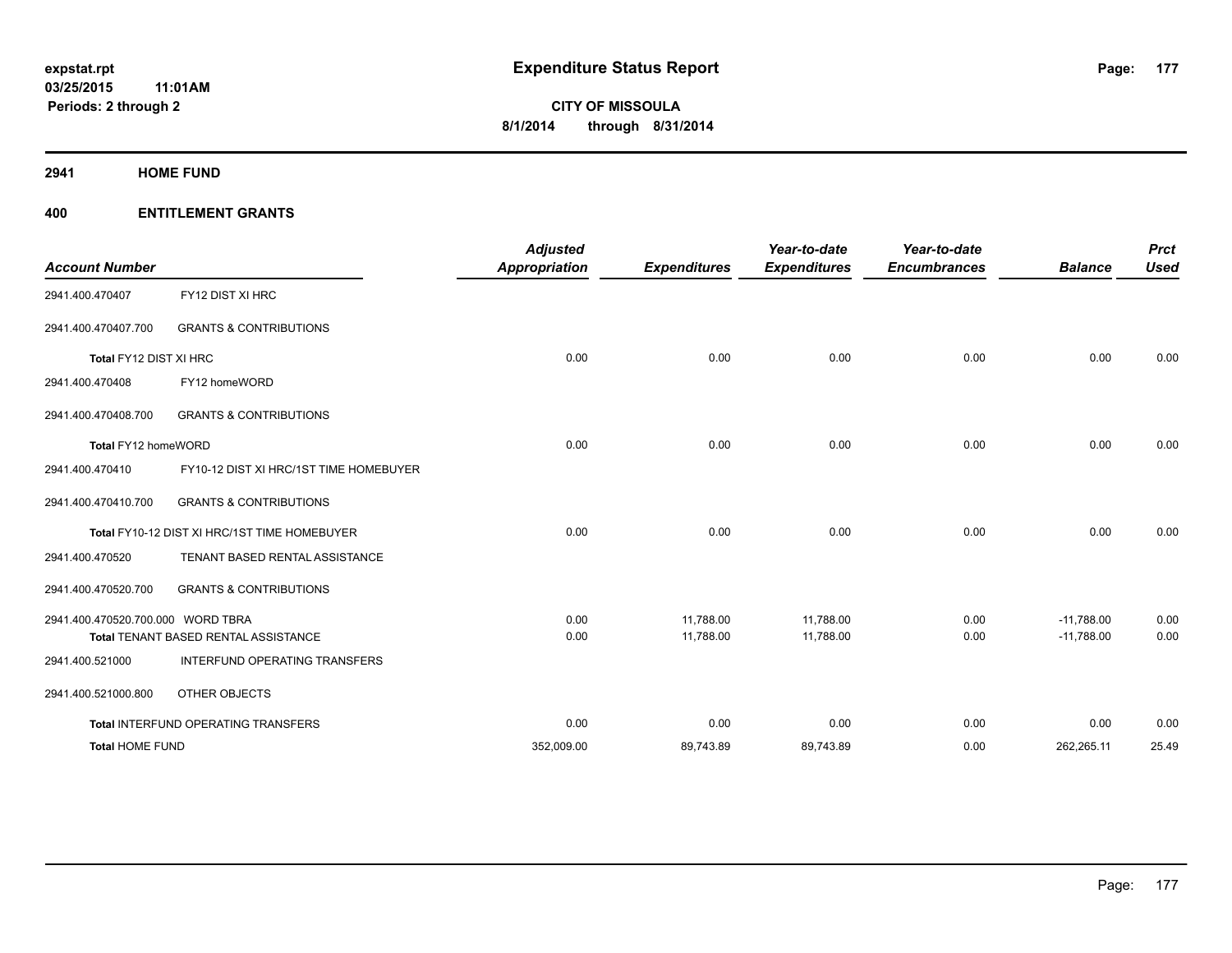**expstat.rpt**
**03/25/2015 11:01AM**
**Periods: 2 through 2**

# Expenditure Status Report

**CITY OF MISSOULA**
**8/1/2014 through 8/31/2014**

## 2941 HOME FUND

## 400 ENTITLEMENT GRANTS

| Account Number | | Adjusted Appropriation | Expenditures | Year-to-date Expenditures | Year-to-date Encumbrances | Balance | Prct Used |
|---|---|---|---|---|---|---|---|
| 2941.400.470407 | FY12 DIST XI HRC | | | | | | |
| 2941.400.470407.700 | GRANTS & CONTRIBUTIONS | | | | | | |
| Total FY12 DIST XI HRC | | 0.00 | 0.00 | 0.00 | 0.00 | 0.00 | 0.00 |
| 2941.400.470408 | FY12 homeWORD | | | | | | |
| 2941.400.470408.700 | GRANTS & CONTRIBUTIONS | | | | | | |
| Total FY12 homeWORD | | 0.00 | 0.00 | 0.00 | 0.00 | 0.00 | 0.00 |
| 2941.400.470410 | FY10-12 DIST XI HRC/1ST TIME HOMEBUYER | | | | | | |
| 2941.400.470410.700 | GRANTS & CONTRIBUTIONS | | | | | | |
| Total FY10-12 DIST XI HRC/1ST TIME HOMEBUYER | | 0.00 | 0.00 | 0.00 | 0.00 | 0.00 | 0.00 |
| 2941.400.470520 | TENANT BASED RENTAL ASSISTANCE | | | | | | |
| 2941.400.470520.700 | GRANTS & CONTRIBUTIONS | | | | | | |
| 2941.400.470520.700.000 | WORD TBRA | 0.00 | 11,788.00 | 11,788.00 | 0.00 | -11,788.00 | 0.00 |
| Total TENANT BASED RENTAL ASSISTANCE | | 0.00 | 11,788.00 | 11,788.00 | 0.00 | -11,788.00 | 0.00 |
| 2941.400.521000 | INTERFUND OPERATING TRANSFERS | | | | | | |
| 2941.400.521000.800 | OTHER OBJECTS | | | | | | |
| Total INTERFUND OPERATING TRANSFERS | | 0.00 | 0.00 | 0.00 | 0.00 | 0.00 | 0.00 |
| **Total HOME FUND** | | 352,009.00 | 89,743.89 | 89,743.89 | 0.00 | 262,265.11 | 25.49 |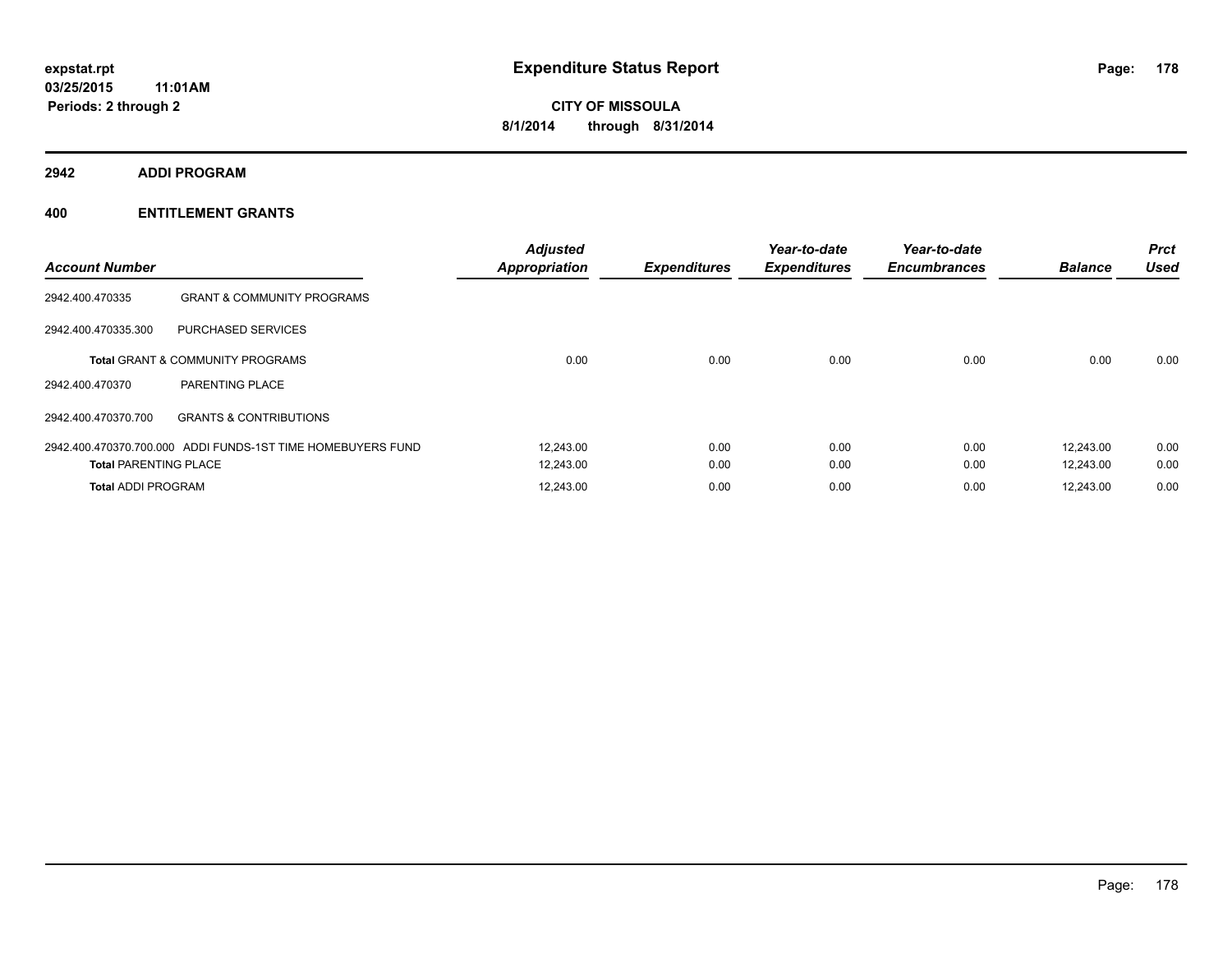# Expenditure Status Report

expstat.rpt
03/25/2015 11:01AM
Periods: 2 through 2

CITY OF MISSOULA
8/1/2014 through 8/31/2014

## 2942 ADDI PROGRAM

### 400 ENTITLEMENT GRANTS

| Account Number | | Adjusted Appropriation | Expenditures | Year-to-date Expenditures | Year-to-date Encumbrances | Balance | Prct Used |
|---|---|---|---|---|---|---|---|
| 2942.400.470335 | GRANT & COMMUNITY PROGRAMS | | | | | | |
| 2942.400.470335.300 | PURCHASED SERVICES | | | | | | |
| | **Total** GRANT & COMMUNITY PROGRAMS | 0.00 | 0.00 | 0.00 | 0.00 | 0.00 | 0.00 |
| 2942.400.470370 | PARENTING PLACE | | | | | | |
| 2942.400.470370.700 | GRANTS & CONTRIBUTIONS | | | | | | |
| 2942.400.470370.700.000 | ADDI FUNDS-1ST TIME HOMEBUYERS FUND | 12,243.00 | 0.00 | 0.00 | 0.00 | 12,243.00 | 0.00 |
| **Total** PARENTING PLACE | | 12,243.00 | 0.00 | 0.00 | 0.00 | 12,243.00 | 0.00 |
| **Total** ADDI PROGRAM | | 12,243.00 | 0.00 | 0.00 | 0.00 | 12,243.00 | 0.00 |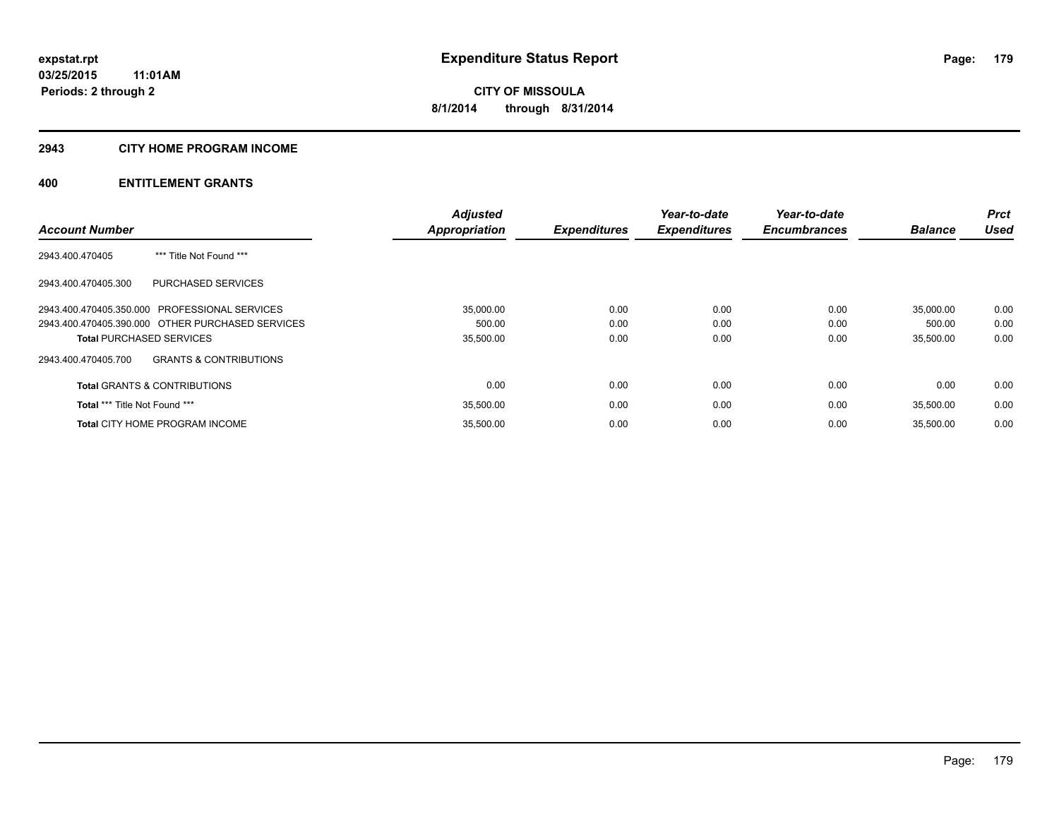**expstat.rpt**
**03/25/2015 11:01AM**
**Periods: 2 through 2**

# Expenditure Status Report

**CITY OF MISSOULA**
**8/1/2014 through 8/31/2014**

## 2943 CITY HOME PROGRAM INCOME

## 400 ENTITLEMENT GRANTS

| Account Number | | Adjusted Appropriation | Expenditures | Year-to-date Expenditures | Year-to-date Encumbrances | Balance | Prct Used |
|---|---|---|---|---|---|---|---|
| 2943.400.470405 | *** Title Not Found *** | | | | | | |
| 2943.400.470405.300 | PURCHASED SERVICES | | | | | | |
| 2943.400.470405.350.000 | PROFESSIONAL SERVICES | 35,000.00 | 0.00 | 0.00 | 0.00 | 35,000.00 | 0.00 |
| 2943.400.470405.390.000 | OTHER PURCHASED SERVICES | 500.00 | 0.00 | 0.00 | 0.00 | 500.00 | 0.00 |
| **Total** PURCHASED SERVICES | | 35,500.00 | 0.00 | 0.00 | 0.00 | 35,500.00 | 0.00 |
| 2943.400.470405.700 | GRANTS & CONTRIBUTIONS | | | | | | |
| **Total** GRANTS & CONTRIBUTIONS | | 0.00 | 0.00 | 0.00 | 0.00 | 0.00 | 0.00 |
| **Total** *** Title Not Found *** | | 35,500.00 | 0.00 | 0.00 | 0.00 | 35,500.00 | 0.00 |
| **Total** CITY HOME PROGRAM INCOME | | 35,500.00 | 0.00 | 0.00 | 0.00 | 35,500.00 | 0.00 |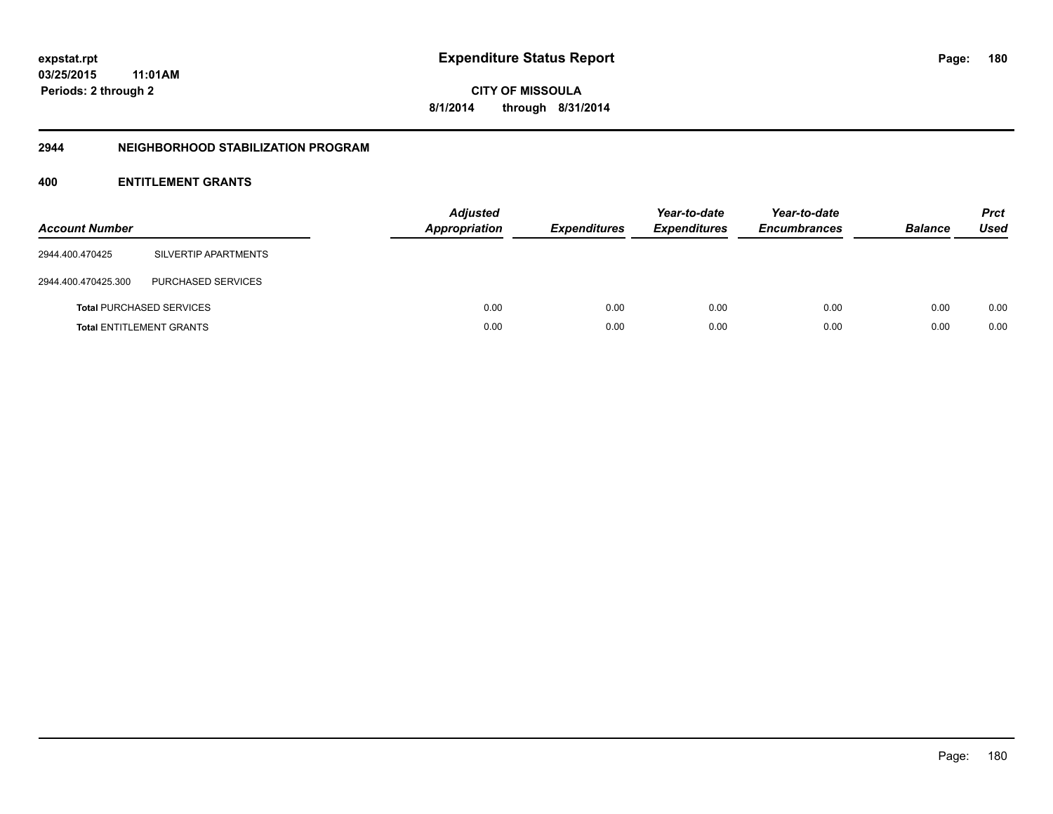**expstat.rpt**
**03/25/2015 11:01AM**
**Periods: 2 through 2**

# Expenditure Status Report

**CITY OF MISSOULA**
**8/1/2014 through 8/31/2014**

## 2944 NEIGHBORHOOD STABILIZATION PROGRAM

### 400 ENTITLEMENT GRANTS

| Account Number | | Adjusted Appropriation | Expenditures | Year-to-date Expenditures | Year-to-date Encumbrances | Balance | Prct Used |
|---|---|---|---|---|---|---|---|
| 2944.400.470425 | SILVERTIP APARTMENTS | | | | | | |
| 2944.400.470425.300 | PURCHASED SERVICES | | | | | | |
| **Total** PURCHASED SERVICES | | 0.00 | 0.00 | 0.00 | 0.00 | 0.00 | 0.00 |
| **Total** ENTITLEMENT GRANTS | | 0.00 | 0.00 | 0.00 | 0.00 | 0.00 | 0.00 |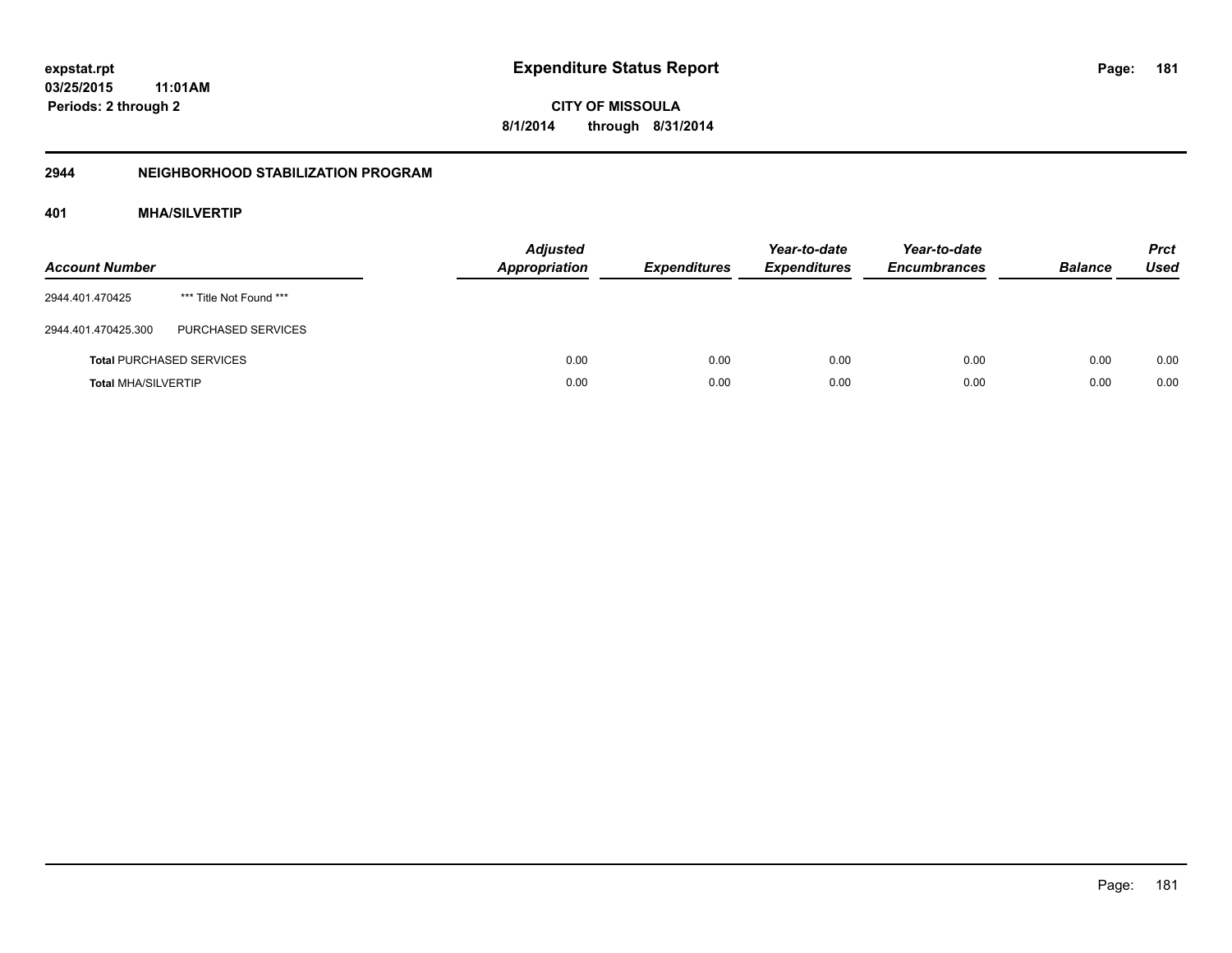# Expenditure Status Report

expstat.rpt
03/25/2015 11:01AM
Periods: 2 through 2

**CITY OF MISSOULA**
**8/1/2014 through 8/31/2014**

## 2944 NEIGHBORHOOD STABILIZATION PROGRAM

### 401 MHA/SILVERTIP

| Account Number | | Adjusted Appropriation | Expenditures | Year-to-date Expenditures | Year-to-date Encumbrances | Balance | Prct Used |
|---|---|---|---|---|---|---|---|
| 2944.401.470425 | *** Title Not Found *** | | | | | | |
| 2944.401.470425.300 | PURCHASED SERVICES | | | | | | |
| **Total** PURCHASED SERVICES | | 0.00 | 0.00 | 0.00 | 0.00 | 0.00 | 0.00 |
| **Total** MHA/SILVERTIP | | 0.00 | 0.00 | 0.00 | 0.00 | 0.00 | 0.00 |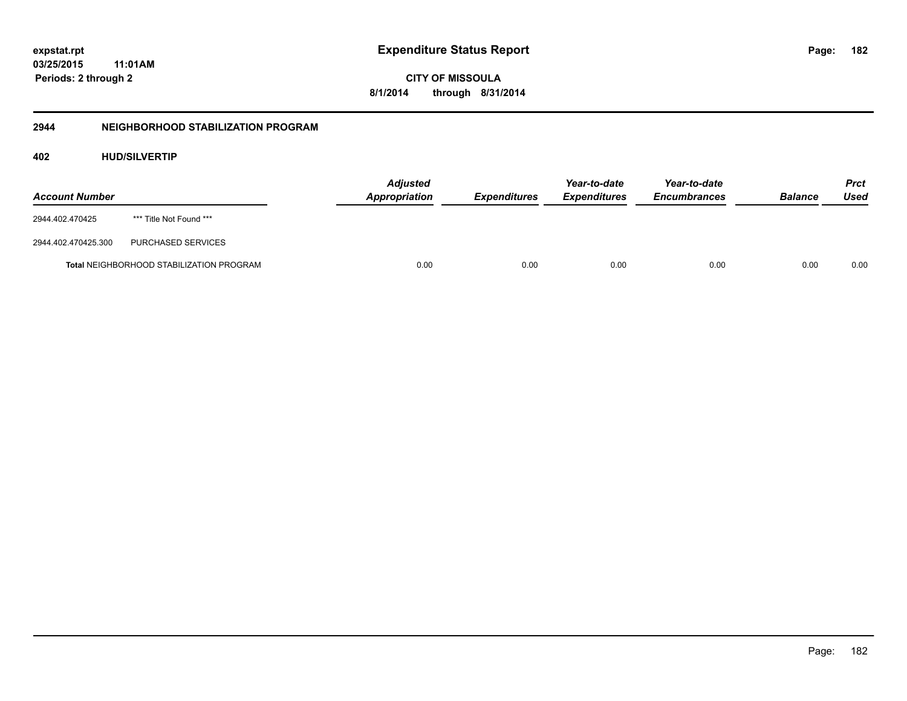**Expenditure Status Report**

**CITY OF MISSOULA**

**8/1/2014 through 8/31/2014**

expstat.rpt
03/25/2015 11:01AM
Periods: 2 through 2

## 2944 NEIGHBORHOOD STABILIZATION PROGRAM

### 402 HUD/SILVERTIP

| Account Number | | Adjusted Appropriation | Expenditures | Year-to-date Expenditures | Year-to-date Encumbrances | Balance | Prct Used |
|---|---|---|---|---|---|---|---|
| 2944.402.470425 | *** Title Not Found *** | | | | | | |
| 2944.402.470425.300 | PURCHASED SERVICES | | | | | | |
| **Total** NEIGHBORHOOD STABILIZATION PROGRAM | | 0.00 | 0.00 | 0.00 | 0.00 | 0.00 | 0.00 |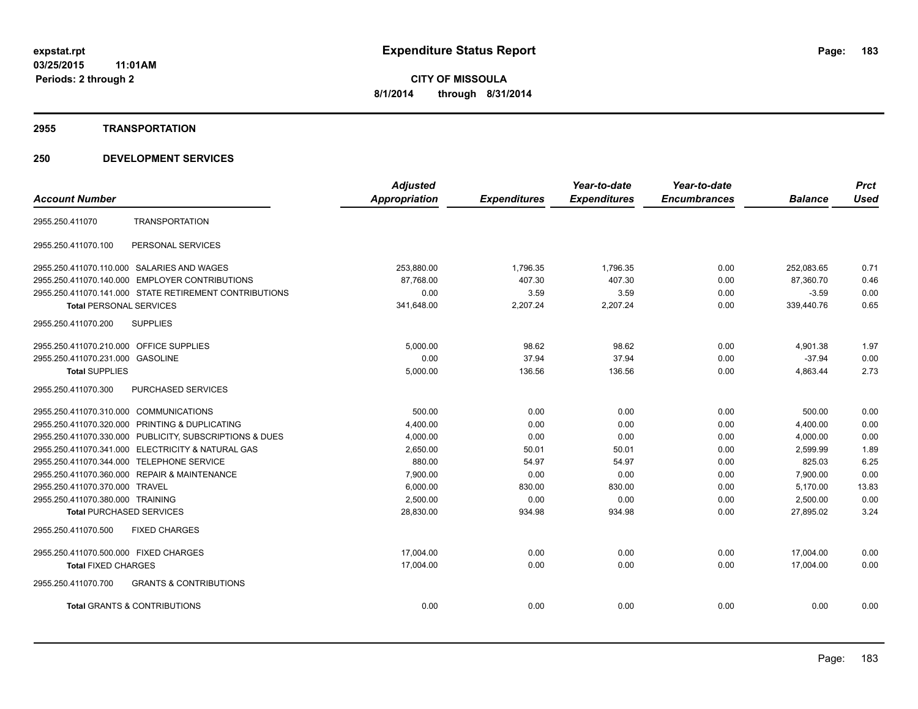**expstat.rpt**
**03/25/2015 11:01AM**
**Periods: 2 through 2**

# Expenditure Status Report

**CITY OF MISSOULA**
**8/1/2014 through 8/31/2014**

## 2955 TRANSPORTATION

## 250 DEVELOPMENT SERVICES

| Account Number | | Adjusted Appropriation | Expenditures | Year-to-date Expenditures | Year-to-date Encumbrances | Balance | Prct Used |
|---|---|---|---|---|---|---|---|
| 2955.250.411070 | TRANSPORTATION | | | | | | |
| 2955.250.411070.100 | PERSONAL SERVICES | | | | | | |
| 2955.250.411070.110.000 | SALARIES AND WAGES | 253,880.00 | 1,796.35 | 1,796.35 | 0.00 | 252,083.65 | 0.71 |
| 2955.250.411070.140.000 | EMPLOYER CONTRIBUTIONS | 87,768.00 | 407.30 | 407.30 | 0.00 | 87,360.70 | 0.46 |
| 2955.250.411070.141.000 | STATE RETIREMENT CONTRIBUTIONS | 0.00 | 3.59 | 3.59 | 0.00 | -3.59 | 0.00 |
| **Total** PERSONAL SERVICES | | 341,648.00 | 2,207.24 | 2,207.24 | 0.00 | 339,440.76 | 0.65 |
| 2955.250.411070.200 | SUPPLIES | | | | | | |
| 2955.250.411070.210.000 | OFFICE SUPPLIES | 5,000.00 | 98.62 | 98.62 | 0.00 | 4,901.38 | 1.97 |
| 2955.250.411070.231.000 | GASOLINE | 0.00 | 37.94 | 37.94 | 0.00 | -37.94 | 0.00 |
| **Total** SUPPLIES | | 5,000.00 | 136.56 | 136.56 | 0.00 | 4,863.44 | 2.73 |
| 2955.250.411070.300 | PURCHASED SERVICES | | | | | | |
| 2955.250.411070.310.000 | COMMUNICATIONS | 500.00 | 0.00 | 0.00 | 0.00 | 500.00 | 0.00 |
| 2955.250.411070.320.000 | PRINTING & DUPLICATING | 4,400.00 | 0.00 | 0.00 | 0.00 | 4,400.00 | 0.00 |
| 2955.250.411070.330.000 | PUBLICITY, SUBSCRIPTIONS & DUES | 4,000.00 | 0.00 | 0.00 | 0.00 | 4,000.00 | 0.00 |
| 2955.250.411070.341.000 | ELECTRICITY & NATURAL GAS | 2,650.00 | 50.01 | 50.01 | 0.00 | 2,599.99 | 1.89 |
| 2955.250.411070.344.000 | TELEPHONE SERVICE | 880.00 | 54.97 | 54.97 | 0.00 | 825.03 | 6.25 |
| 2955.250.411070.360.000 | REPAIR & MAINTENANCE | 7,900.00 | 0.00 | 0.00 | 0.00 | 7,900.00 | 0.00 |
| 2955.250.411070.370.000 | TRAVEL | 6,000.00 | 830.00 | 830.00 | 0.00 | 5,170.00 | 13.83 |
| 2955.250.411070.380.000 | TRAINING | 2,500.00 | 0.00 | 0.00 | 0.00 | 2,500.00 | 0.00 |
| **Total** PURCHASED SERVICES | | 28,830.00 | 934.98 | 934.98 | 0.00 | 27,895.02 | 3.24 |
| 2955.250.411070.500 | FIXED CHARGES | | | | | | |
| 2955.250.411070.500.000 | FIXED CHARGES | 17,004.00 | 0.00 | 0.00 | 0.00 | 17,004.00 | 0.00 |
| **Total** FIXED CHARGES | | 17,004.00 | 0.00 | 0.00 | 0.00 | 17,004.00 | 0.00 |
| 2955.250.411070.700 | GRANTS & CONTRIBUTIONS | | | | | | |
| **Total** GRANTS & CONTRIBUTIONS | | 0.00 | 0.00 | 0.00 | 0.00 | 0.00 | 0.00 |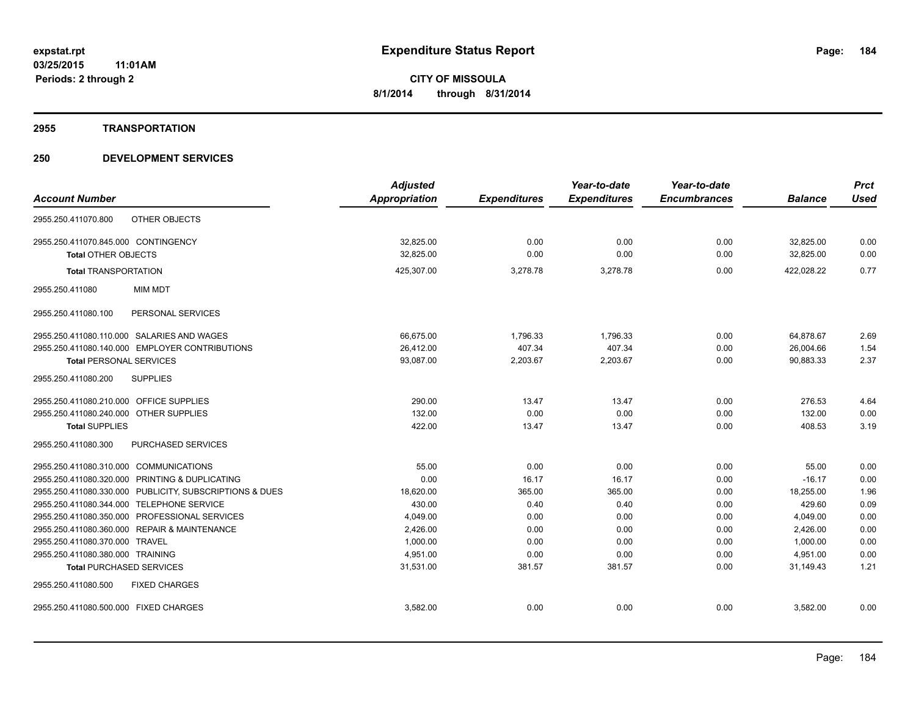**Expenditure Status Report**

**CITY OF MISSOULA**
**8/1/2014 through 8/31/2014**

expstat.rpt
03/25/2015 11:01AM
Periods: 2 through 2

## 2955 TRANSPORTATION

## 250 DEVELOPMENT SERVICES

| Account Number | | Adjusted Appropriation | Expenditures | Year-to-date Expenditures | Year-to-date Encumbrances | Balance | Prct Used |
|---|---|---|---|---|---|---|---|
| 2955.250.411070.800 | OTHER OBJECTS | | | | | | |
| 2955.250.411070.845.000 | CONTINGENCY | 32,825.00 | 0.00 | 0.00 | 0.00 | 32,825.00 | 0.00 |
| **Total** OTHER OBJECTS | | 32,825.00 | 0.00 | 0.00 | 0.00 | 32,825.00 | 0.00 |
| **Total** TRANSPORTATION | | 425,307.00 | 3,278.78 | 3,278.78 | 0.00 | 422,028.22 | 0.77 |
| 2955.250.411080 | MIM MDT | | | | | | |
| 2955.250.411080.100 | PERSONAL SERVICES | | | | | | |
| 2955.250.411080.110.000 | SALARIES AND WAGES | 66,675.00 | 1,796.33 | 1,796.33 | 0.00 | 64,878.67 | 2.69 |
| 2955.250.411080.140.000 | EMPLOYER CONTRIBUTIONS | 26,412.00 | 407.34 | 407.34 | 0.00 | 26,004.66 | 1.54 |
| **Total** PERSONAL SERVICES | | 93,087.00 | 2,203.67 | 2,203.67 | 0.00 | 90,883.33 | 2.37 |
| 2955.250.411080.200 | SUPPLIES | | | | | | |
| 2955.250.411080.210.000 | OFFICE SUPPLIES | 290.00 | 13.47 | 13.47 | 0.00 | 276.53 | 4.64 |
| 2955.250.411080.240.000 | OTHER SUPPLIES | 132.00 | 0.00 | 0.00 | 0.00 | 132.00 | 0.00 |
| **Total** SUPPLIES | | 422.00 | 13.47 | 13.47 | 0.00 | 408.53 | 3.19 |
| 2955.250.411080.300 | PURCHASED SERVICES | | | | | | |
| 2955.250.411080.310.000 | COMMUNICATIONS | 55.00 | 0.00 | 0.00 | 0.00 | 55.00 | 0.00 |
| 2955.250.411080.320.000 | PRINTING & DUPLICATING | 0.00 | 16.17 | 16.17 | 0.00 | -16.17 | 0.00 |
| 2955.250.411080.330.000 | PUBLICITY, SUBSCRIPTIONS & DUES | 18,620.00 | 365.00 | 365.00 | 0.00 | 18,255.00 | 1.96 |
| 2955.250.411080.344.000 | TELEPHONE SERVICE | 430.00 | 0.40 | 0.40 | 0.00 | 429.60 | 0.09 |
| 2955.250.411080.350.000 | PROFESSIONAL SERVICES | 4,049.00 | 0.00 | 0.00 | 0.00 | 4,049.00 | 0.00 |
| 2955.250.411080.360.000 | REPAIR & MAINTENANCE | 2,426.00 | 0.00 | 0.00 | 0.00 | 2,426.00 | 0.00 |
| 2955.250.411080.370.000 | TRAVEL | 1,000.00 | 0.00 | 0.00 | 0.00 | 1,000.00 | 0.00 |
| 2955.250.411080.380.000 | TRAINING | 4,951.00 | 0.00 | 0.00 | 0.00 | 4,951.00 | 0.00 |
| **Total** PURCHASED SERVICES | | 31,531.00 | 381.57 | 381.57 | 0.00 | 31,149.43 | 1.21 |
| 2955.250.411080.500 | FIXED CHARGES | | | | | | |
| 2955.250.411080.500.000 | FIXED CHARGES | 3,582.00 | 0.00 | 0.00 | 0.00 | 3,582.00 | 0.00 |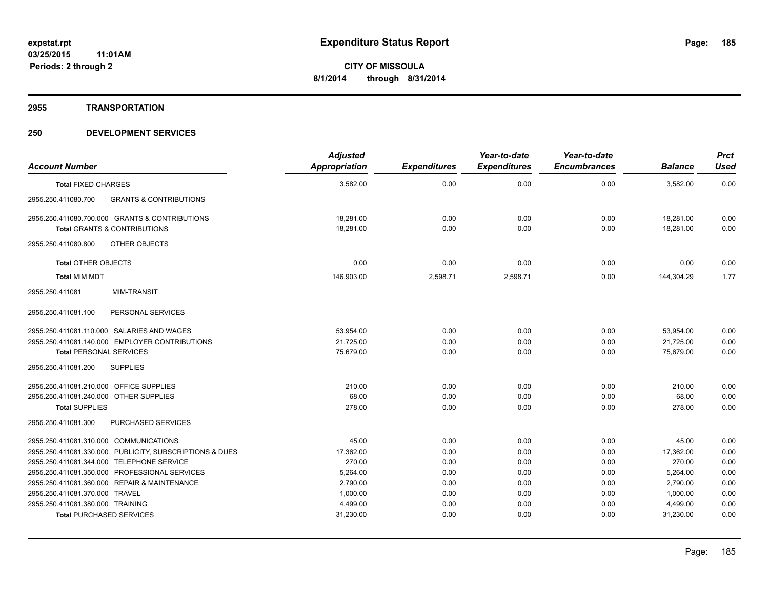# Expenditure Status Report

**CITY OF MISSOULA**

**8/1/2014 through 8/31/2014**

expstat.rpt
03/25/2015 11:01AM
Periods: 2 through 2

## 2955 TRANSPORTATION

## 250 DEVELOPMENT SERVICES

| Account Number | Adjusted Appropriation | Expenditures | Year-to-date Expenditures | Year-to-date Encumbrances | Balance | Prct Used |
|---|---|---|---|---|---|---|
| **Total** FIXED CHARGES | 3,582.00 | 0.00 | 0.00 | 0.00 | 3,582.00 | 0.00 |
| 2955.250.411080.700 GRANTS & CONTRIBUTIONS | | | | | | |
| 2955.250.411080.700.000 GRANTS & CONTRIBUTIONS | 18,281.00 | 0.00 | 0.00 | 0.00 | 18,281.00 | 0.00 |
| **Total** GRANTS & CONTRIBUTIONS | 18,281.00 | 0.00 | 0.00 | 0.00 | 18,281.00 | 0.00 |
| 2955.250.411080.800 OTHER OBJECTS | | | | | | |
| **Total** OTHER OBJECTS | 0.00 | 0.00 | 0.00 | 0.00 | 0.00 | 0.00 |
| **Total** MIM MDT | 146,903.00 | 2,598.71 | 2,598.71 | 0.00 | 144,304.29 | 1.77 |
| 2955.250.411081 MIM-TRANSIT | | | | | | |
| 2955.250.411081.100 PERSONAL SERVICES | | | | | | |
| 2955.250.411081.110.000 SALARIES AND WAGES | 53,954.00 | 0.00 | 0.00 | 0.00 | 53,954.00 | 0.00 |
| 2955.250.411081.140.000 EMPLOYER CONTRIBUTIONS | 21,725.00 | 0.00 | 0.00 | 0.00 | 21,725.00 | 0.00 |
| **Total** PERSONAL SERVICES | 75,679.00 | 0.00 | 0.00 | 0.00 | 75,679.00 | 0.00 |
| 2955.250.411081.200 SUPPLIES | | | | | | |
| 2955.250.411081.210.000 OFFICE SUPPLIES | 210.00 | 0.00 | 0.00 | 0.00 | 210.00 | 0.00 |
| 2955.250.411081.240.000 OTHER SUPPLIES | 68.00 | 0.00 | 0.00 | 0.00 | 68.00 | 0.00 |
| **Total** SUPPLIES | 278.00 | 0.00 | 0.00 | 0.00 | 278.00 | 0.00 |
| 2955.250.411081.300 PURCHASED SERVICES | | | | | | |
| 2955.250.411081.310.000 COMMUNICATIONS | 45.00 | 0.00 | 0.00 | 0.00 | 45.00 | 0.00 |
| 2955.250.411081.330.000 PUBLICITY, SUBSCRIPTIONS & DUES | 17,362.00 | 0.00 | 0.00 | 0.00 | 17,362.00 | 0.00 |
| 2955.250.411081.344.000 TELEPHONE SERVICE | 270.00 | 0.00 | 0.00 | 0.00 | 270.00 | 0.00 |
| 2955.250.411081.350.000 PROFESSIONAL SERVICES | 5,264.00 | 0.00 | 0.00 | 0.00 | 5,264.00 | 0.00 |
| 2955.250.411081.360.000 REPAIR & MAINTENANCE | 2,790.00 | 0.00 | 0.00 | 0.00 | 2,790.00 | 0.00 |
| 2955.250.411081.370.000 TRAVEL | 1,000.00 | 0.00 | 0.00 | 0.00 | 1,000.00 | 0.00 |
| 2955.250.411081.380.000 TRAINING | 4,499.00 | 0.00 | 0.00 | 0.00 | 4,499.00 | 0.00 |
| **Total** PURCHASED SERVICES | 31,230.00 | 0.00 | 0.00 | 0.00 | 31,230.00 | 0.00 |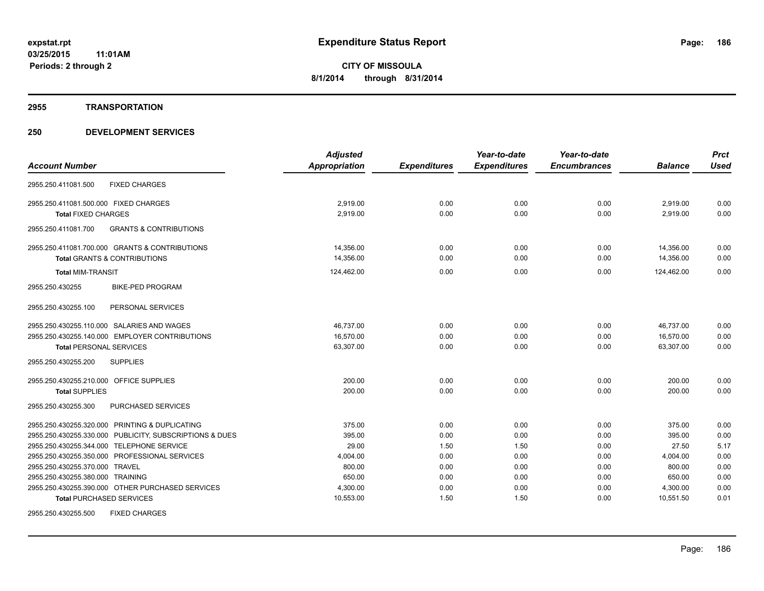**expstat.rpt**
**03/25/2015 11:01AM**
**Periods: 2 through 2**

# Expenditure Status Report

**CITY OF MISSOULA**
**8/1/2014 through 8/31/2014**

## 2955 TRANSPORTATION

## 250 DEVELOPMENT SERVICES

| Account Number | Adjusted Appropriation | Expenditures | Year-to-date Expenditures | Year-to-date Encumbrances | Balance | Prct Used |
|---|---|---|---|---|---|---|
| 2955.250.411081.500 FIXED CHARGES | | | | | | |
| 2955.250.411081.500.000 FIXED CHARGES | 2,919.00 | 0.00 | 0.00 | 0.00 | 2,919.00 | 0.00 |
| **Total** FIXED CHARGES | 2,919.00 | 0.00 | 0.00 | 0.00 | 2,919.00 | 0.00 |
| 2955.250.411081.700 GRANTS & CONTRIBUTIONS | | | | | | |
| 2955.250.411081.700.000 GRANTS & CONTRIBUTIONS | 14,356.00 | 0.00 | 0.00 | 0.00 | 14,356.00 | 0.00 |
| **Total** GRANTS & CONTRIBUTIONS | 14,356.00 | 0.00 | 0.00 | 0.00 | 14,356.00 | 0.00 |
| **Total** MIM-TRANSIT | 124,462.00 | 0.00 | 0.00 | 0.00 | 124,462.00 | 0.00 |
| 2955.250.430255 BIKE-PED PROGRAM | | | | | | |
| 2955.250.430255.100 PERSONAL SERVICES | | | | | | |
| 2955.250.430255.110.000 SALARIES AND WAGES | 46,737.00 | 0.00 | 0.00 | 0.00 | 46,737.00 | 0.00 |
| 2955.250.430255.140.000 EMPLOYER CONTRIBUTIONS | 16,570.00 | 0.00 | 0.00 | 0.00 | 16,570.00 | 0.00 |
| **Total** PERSONAL SERVICES | 63,307.00 | 0.00 | 0.00 | 0.00 | 63,307.00 | 0.00 |
| 2955.250.430255.200 SUPPLIES | | | | | | |
| 2955.250.430255.210.000 OFFICE SUPPLIES | 200.00 | 0.00 | 0.00 | 0.00 | 200.00 | 0.00 |
| **Total** SUPPLIES | 200.00 | 0.00 | 0.00 | 0.00 | 200.00 | 0.00 |
| 2955.250.430255.300 PURCHASED SERVICES | | | | | | |
| 2955.250.430255.320.000 PRINTING & DUPLICATING | 375.00 | 0.00 | 0.00 | 0.00 | 375.00 | 0.00 |
| 2955.250.430255.330.000 PUBLICITY, SUBSCRIPTIONS & DUES | 395.00 | 0.00 | 0.00 | 0.00 | 395.00 | 0.00 |
| 2955.250.430255.344.000 TELEPHONE SERVICE | 29.00 | 1.50 | 1.50 | 0.00 | 27.50 | 5.17 |
| 2955.250.430255.350.000 PROFESSIONAL SERVICES | 4,004.00 | 0.00 | 0.00 | 0.00 | 4,004.00 | 0.00 |
| 2955.250.430255.370.000 TRAVEL | 800.00 | 0.00 | 0.00 | 0.00 | 800.00 | 0.00 |
| 2955.250.430255.380.000 TRAINING | 650.00 | 0.00 | 0.00 | 0.00 | 650.00 | 0.00 |
| 2955.250.430255.390.000 OTHER PURCHASED SERVICES | 4,300.00 | 0.00 | 0.00 | 0.00 | 4,300.00 | 0.00 |
| **Total** PURCHASED SERVICES | 10,553.00 | 1.50 | 1.50 | 0.00 | 10,551.50 | 0.01 |
| 2955.250.430255.500 FIXED CHARGES | | | | | | |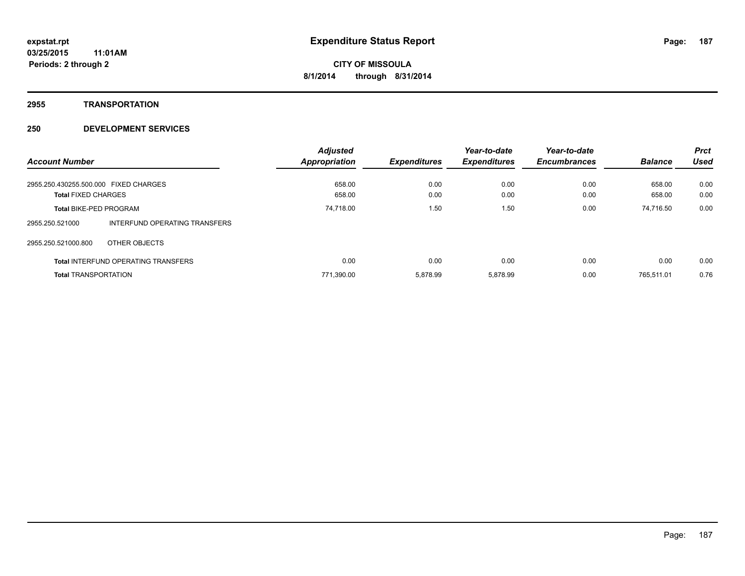# Expenditure Status Report

**CITY OF MISSOULA**
**8/1/2014 through 8/31/2014**

expstat.rpt
03/25/2015 11:01AM
Periods: 2 through 2

## 2955 TRANSPORTATION

## 250 DEVELOPMENT SERVICES

| Account Number | | Adjusted Appropriation | Expenditures | Year-to-date Expenditures | Year-to-date Encumbrances | Balance | Prct Used |
|---|---|---|---|---|---|---|---|
| 2955.250.430255.500.000 | FIXED CHARGES | 658.00 | 0.00 | 0.00 | 0.00 | 658.00 | 0.00 |
| **Total** FIXED CHARGES | | 658.00 | 0.00 | 0.00 | 0.00 | 658.00 | 0.00 |
| **Total** BIKE-PED PROGRAM | | 74,718.00 | 1.50 | 1.50 | 0.00 | 74,716.50 | 0.00 |
| 2955.250.521000 | INTERFUND OPERATING TRANSFERS | | | | | | |
| 2955.250.521000.800 | OTHER OBJECTS | | | | | | |
| **Total** INTERFUND OPERATING TRANSFERS | | 0.00 | 0.00 | 0.00 | 0.00 | 0.00 | 0.00 |
| **Total** TRANSPORTATION | | 771,390.00 | 5,878.99 | 5,878.99 | 0.00 | 765,511.01 | 0.76 |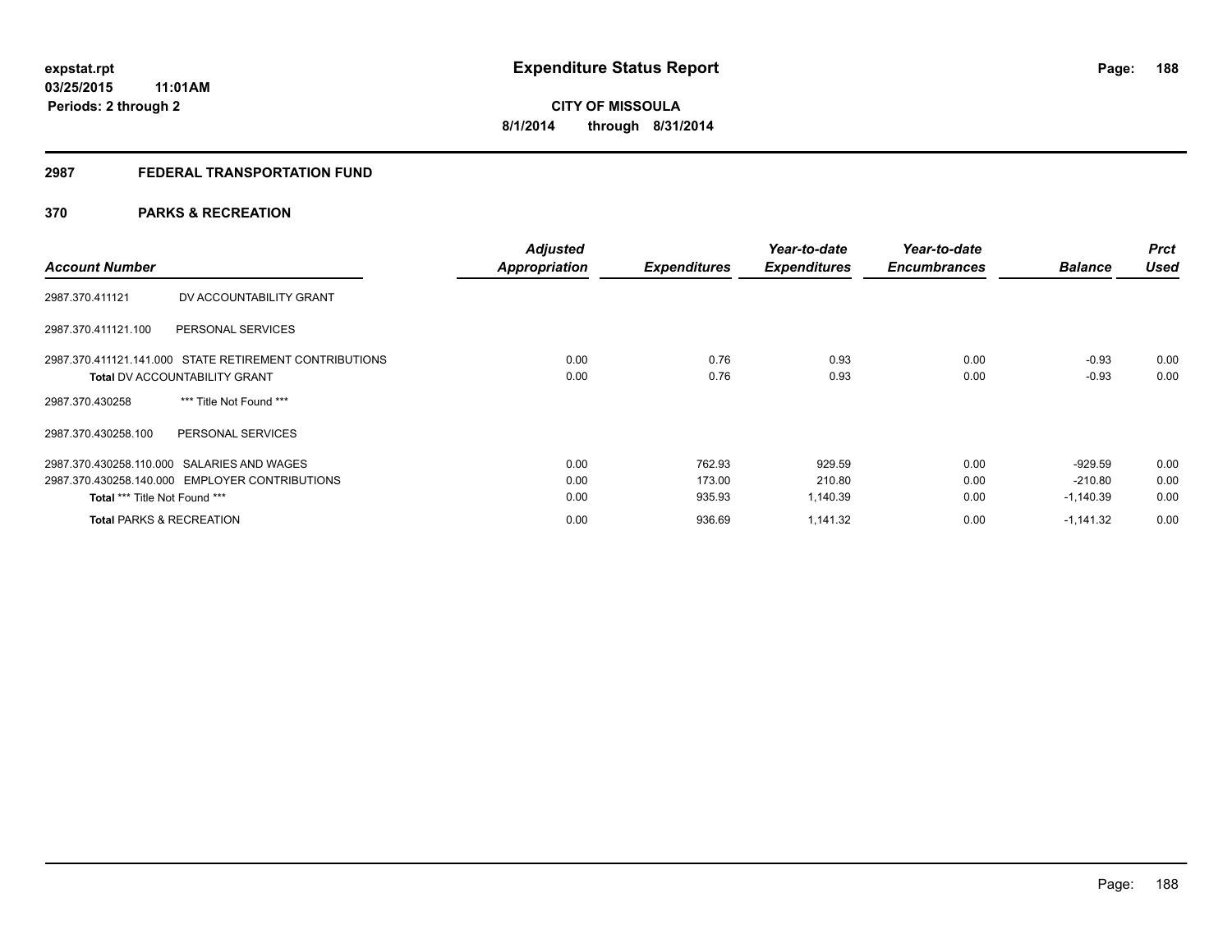**Expenditure Status Report**

**CITY OF MISSOULA**

**8/1/2014 through 8/31/2014**

expstat.rpt
03/25/2015 11:01AM
Periods: 2 through 2

## 2987 FEDERAL TRANSPORTATION FUND

## 370 PARKS & RECREATION

| Account Number | | Adjusted Appropriation | Expenditures | Year-to-date Expenditures | Year-to-date Encumbrances | Balance | Prct Used |
|---|---|---|---|---|---|---|---|
| 2987.370.411121 | DV ACCOUNTABILITY GRANT | | | | | | |
| 2987.370.411121.100 | PERSONAL SERVICES | | | | | | |
| 2987.370.411121.141.000 | STATE RETIREMENT CONTRIBUTIONS | 0.00 | 0.76 | 0.93 | 0.00 | -0.93 | 0.00 |
| **Total** DV ACCOUNTABILITY GRANT | | 0.00 | 0.76 | 0.93 | 0.00 | -0.93 | 0.00 |
| 2987.370.430258 | *** Title Not Found *** | | | | | | |
| 2987.370.430258.100 | PERSONAL SERVICES | | | | | | |
| 2987.370.430258.110.000 | SALARIES AND WAGES | 0.00 | 762.93 | 929.59 | 0.00 | -929.59 | 0.00 |
| 2987.370.430258.140.000 | EMPLOYER CONTRIBUTIONS | 0.00 | 173.00 | 210.80 | 0.00 | -210.80 | 0.00 |
| **Total** *** Title Not Found *** | | 0.00 | 935.93 | 1,140.39 | 0.00 | -1,140.39 | 0.00 |
| **Total** PARKS & RECREATION | | 0.00 | 936.69 | 1,141.32 | 0.00 | -1,141.32 | 0.00 |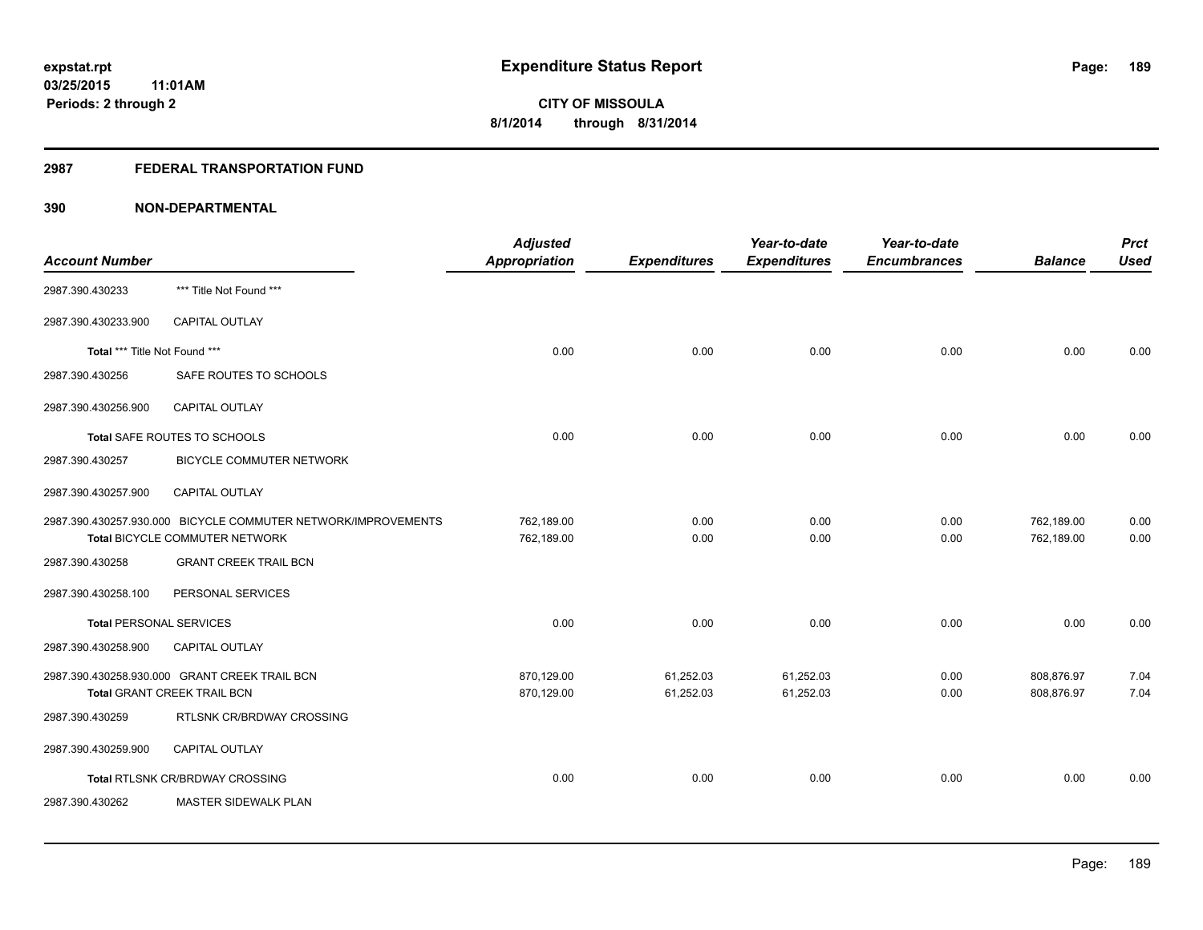expstat.rpt
03/25/2015 11:01AM
Periods: 2 through 2

# Expenditure Status Report

**CITY OF MISSOULA**
**8/1/2014 through 8/31/2014**

## 2987 FEDERAL TRANSPORTATION FUND

## 390 NON-DEPARTMENTAL

| Account Number | | Adjusted Appropriation | Expenditures | Year-to-date Expenditures | Year-to-date Encumbrances | Balance | Prct Used |
|---|---|---|---|---|---|---|---|
| 2987.390.430233 | *** Title Not Found *** | | | | | | |
| 2987.390.430233.900 | CAPITAL OUTLAY | | | | | | |
| Total *** Title Not Found *** | | 0.00 | 0.00 | 0.00 | 0.00 | 0.00 | 0.00 |
| 2987.390.430256 | SAFE ROUTES TO SCHOOLS | | | | | | |
| 2987.390.430256.900 | CAPITAL OUTLAY | | | | | | |
| Total SAFE ROUTES TO SCHOOLS | | 0.00 | 0.00 | 0.00 | 0.00 | 0.00 | 0.00 |
| 2987.390.430257 | BICYCLE COMMUTER NETWORK | | | | | | |
| 2987.390.430257.900 | CAPITAL OUTLAY | | | | | | |
| 2987.390.430257.930.000 | BICYCLE COMMUTER NETWORK/IMPROVEMENTS | 762,189.00 | 0.00 | 0.00 | 0.00 | 762,189.00 | 0.00 |
| Total BICYCLE COMMUTER NETWORK | | 762,189.00 | 0.00 | 0.00 | 0.00 | 762,189.00 | 0.00 |
| 2987.390.430258 | GRANT CREEK TRAIL BCN | | | | | | |
| 2987.390.430258.100 | PERSONAL SERVICES | | | | | | |
| Total PERSONAL SERVICES | | 0.00 | 0.00 | 0.00 | 0.00 | 0.00 | 0.00 |
| 2987.390.430258.900 | CAPITAL OUTLAY | | | | | | |
| 2987.390.430258.930.000 | GRANT CREEK TRAIL BCN | 870,129.00 | 61,252.03 | 61,252.03 | 0.00 | 808,876.97 | 7.04 |
| Total GRANT CREEK TRAIL BCN | | 870,129.00 | 61,252.03 | 61,252.03 | 0.00 | 808,876.97 | 7.04 |
| 2987.390.430259 | RTLSNK CR/BRDWAY CROSSING | | | | | | |
| 2987.390.430259.900 | CAPITAL OUTLAY | | | | | | |
| Total RTLSNK CR/BRDWAY CROSSING | | 0.00 | 0.00 | 0.00 | 0.00 | 0.00 | 0.00 |
| 2987.390.430262 | MASTER SIDEWALK PLAN | | | | | | |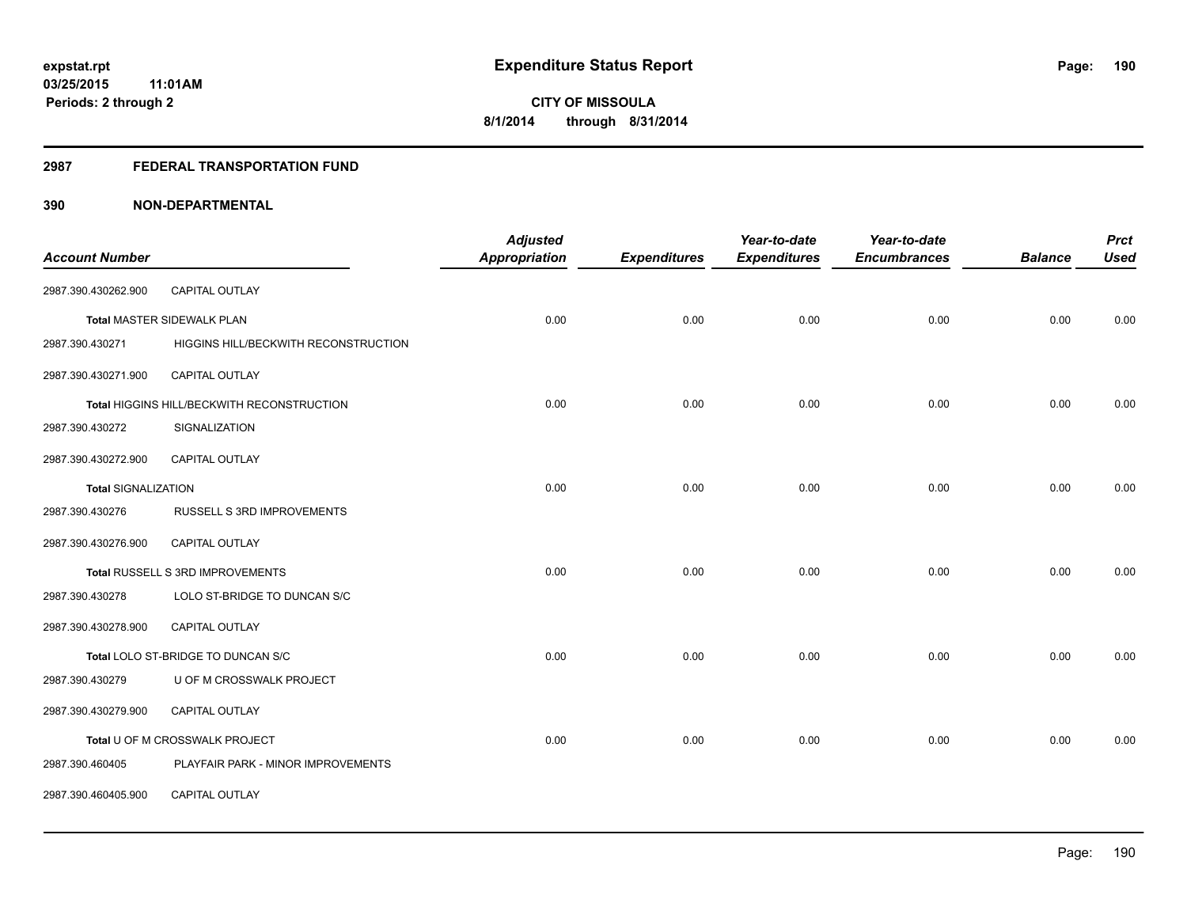**expstat.rpt**
**03/25/2015 11:01AM**
**Periods: 2 through 2**

# Expenditure Status Report

**CITY OF MISSOULA**
**8/1/2014 through 8/31/2014**

## 2987 FEDERAL TRANSPORTATION FUND

## 390 NON-DEPARTMENTAL

| Account Number | | Adjusted Appropriation | Expenditures | Year-to-date Expenditures | Year-to-date Encumbrances | Balance | Prct Used |
|---|---|---|---|---|---|---|---|
| 2987.390.430262.900 | CAPITAL OUTLAY | | | | | | |
| Total MASTER SIDEWALK PLAN | | 0.00 | 0.00 | 0.00 | 0.00 | 0.00 | 0.00 |
| 2987.390.430271 | HIGGINS HILL/BECKWITH RECONSTRUCTION | | | | | | |
| 2987.390.430271.900 | CAPITAL OUTLAY | | | | | | |
| Total HIGGINS HILL/BECKWITH RECONSTRUCTION | | 0.00 | 0.00 | 0.00 | 0.00 | 0.00 | 0.00 |
| 2987.390.430272 | SIGNALIZATION | | | | | | |
| 2987.390.430272.900 | CAPITAL OUTLAY | | | | | | |
| Total SIGNALIZATION | | 0.00 | 0.00 | 0.00 | 0.00 | 0.00 | 0.00 |
| 2987.390.430276 | RUSSELL S 3RD IMPROVEMENTS | | | | | | |
| 2987.390.430276.900 | CAPITAL OUTLAY | | | | | | |
| Total RUSSELL S 3RD IMPROVEMENTS | | 0.00 | 0.00 | 0.00 | 0.00 | 0.00 | 0.00 |
| 2987.390.430278 | LOLO ST-BRIDGE TO DUNCAN S/C | | | | | | |
| 2987.390.430278.900 | CAPITAL OUTLAY | | | | | | |
| Total LOLO ST-BRIDGE TO DUNCAN S/C | | 0.00 | 0.00 | 0.00 | 0.00 | 0.00 | 0.00 |
| 2987.390.430279 | U OF M CROSSWALK PROJECT | | | | | | |
| 2987.390.430279.900 | CAPITAL OUTLAY | | | | | | |
| Total U OF M CROSSWALK PROJECT | | 0.00 | 0.00 | 0.00 | 0.00 | 0.00 | 0.00 |
| 2987.390.460405 | PLAYFAIR PARK - MINOR IMPROVEMENTS | | | | | | |
| 2987.390.460405.900 | CAPITAL OUTLAY | | | | | | |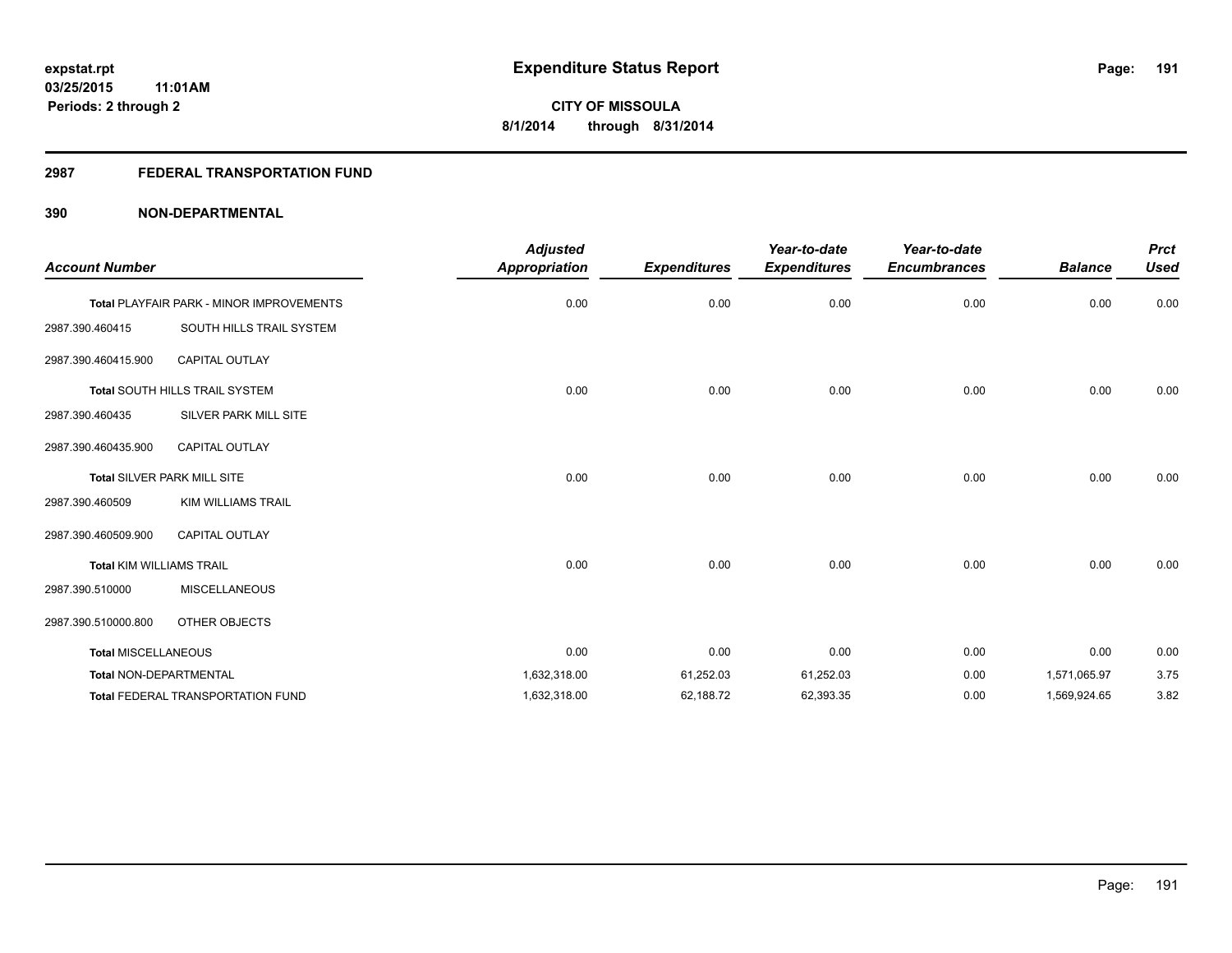**expstat.rpt**
**03/25/2015 11:01AM**
**Periods: 2 through 2**

# Expenditure Status Report

**CITY OF MISSOULA**
**8/1/2014 through 8/31/2014**

## 2987 FEDERAL TRANSPORTATION FUND

### 390 NON-DEPARTMENTAL

| Account Number | | Adjusted Appropriation | Expenditures | Year-to-date Expenditures | Year-to-date Encumbrances | Balance | Prct Used |
|---|---|---|---|---|---|---|---|
| **Total** PLAYFAIR PARK - MINOR IMPROVEMENTS | | 0.00 | 0.00 | 0.00 | 0.00 | 0.00 | 0.00 |
| 2987.390.460415 | SOUTH HILLS TRAIL SYSTEM | | | | | | |
| 2987.390.460415.900 | CAPITAL OUTLAY | | | | | | |
| **Total** SOUTH HILLS TRAIL SYSTEM | | 0.00 | 0.00 | 0.00 | 0.00 | 0.00 | 0.00 |
| 2987.390.460435 | SILVER PARK MILL SITE | | | | | | |
| 2987.390.460435.900 | CAPITAL OUTLAY | | | | | | |
| **Total** SILVER PARK MILL SITE | | 0.00 | 0.00 | 0.00 | 0.00 | 0.00 | 0.00 |
| 2987.390.460509 | KIM WILLIAMS TRAIL | | | | | | |
| 2987.390.460509.900 | CAPITAL OUTLAY | | | | | | |
| **Total** KIM WILLIAMS TRAIL | | 0.00 | 0.00 | 0.00 | 0.00 | 0.00 | 0.00 |
| 2987.390.510000 | MISCELLANEOUS | | | | | | |
| 2987.390.510000.800 | OTHER OBJECTS | | | | | | |
| **Total** MISCELLANEOUS | | 0.00 | 0.00 | 0.00 | 0.00 | 0.00 | 0.00 |
| **Total** NON-DEPARTMENTAL | | 1,632,318.00 | 61,252.03 | 61,252.03 | 0.00 | 1,571,065.97 | 3.75 |
| **Total** FEDERAL TRANSPORTATION FUND | | 1,632,318.00 | 62,188.72 | 62,393.35 | 0.00 | 1,569,924.65 | 3.82 |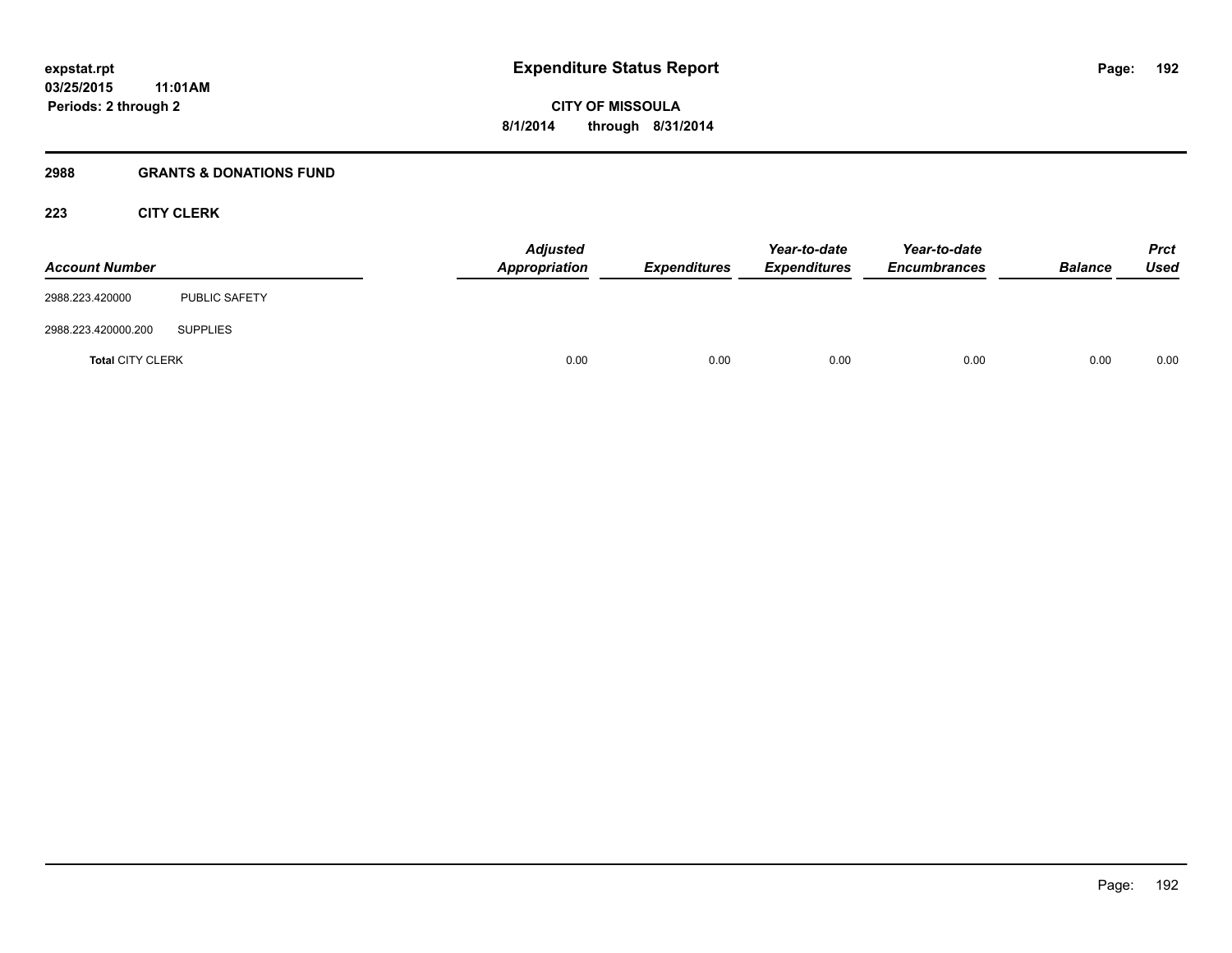# Expenditure Status Report

expstat.rpt
03/25/2015 11:01AM
Periods: 2 through 2

CITY OF MISSOULA
8/1/2014 through 8/31/2014

## 2988 GRANTS & DONATIONS FUND

### 223 CITY CLERK

| Account Number | | Adjusted Appropriation | Expenditures | Year-to-date Expenditures | Year-to-date Encumbrances | Balance | Prct Used |
|---|---|---|---|---|---|---|---|
| 2988.223.420000 | PUBLIC SAFETY | | | | | | |
| 2988.223.420000.200 | SUPPLIES | | | | | | |
| **Total** CITY CLERK | | 0.00 | 0.00 | 0.00 | 0.00 | 0.00 | 0.00 |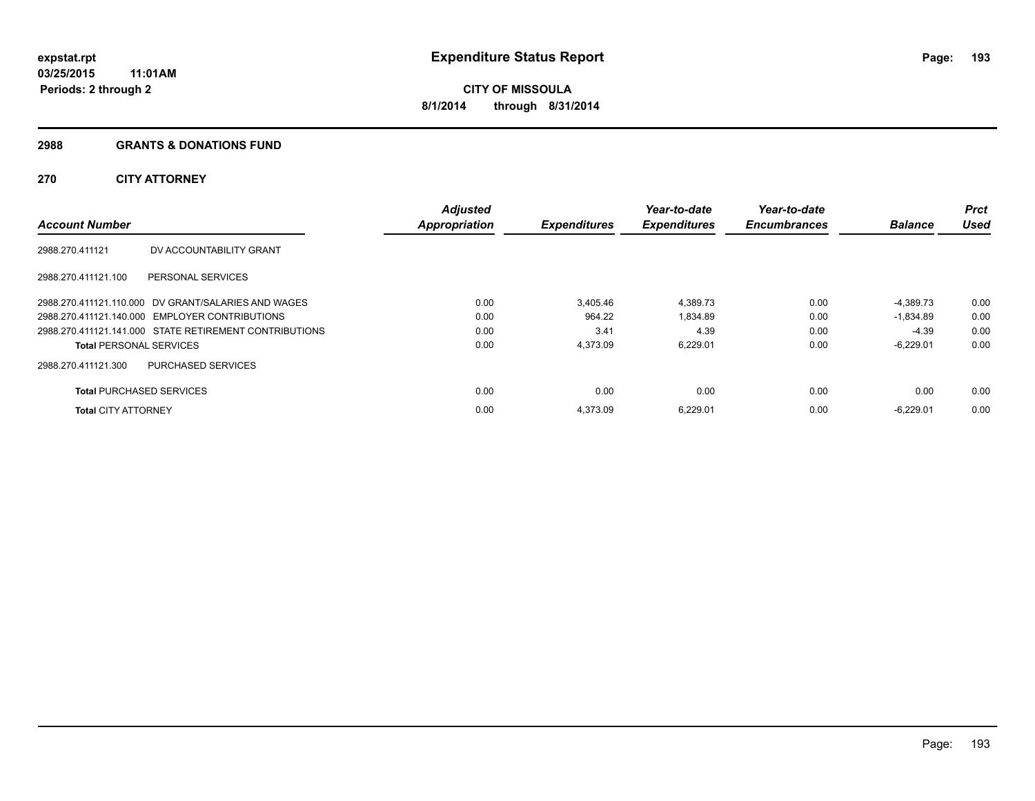# Expenditure Status Report

expstat.rpt
03/25/2015 11:01AM
Periods: 2 through 2

**CITY OF MISSOULA**
**8/1/2014 through 8/31/2014**

## 2988 GRANTS & DONATIONS FUND

### 270 CITY ATTORNEY

| Account Number | | Adjusted Appropriation | Expenditures | Year-to-date Expenditures | Year-to-date Encumbrances | Balance | Prct Used |
|---|---|---|---|---|---|---|---|
| 2988.270.411121 | DV ACCOUNTABILITY GRANT | | | | | | |
| 2988.270.411121.100 | PERSONAL SERVICES | | | | | | |
| 2988.270.411121.110.000 | DV GRANT/SALARIES AND WAGES | 0.00 | 3,405.46 | 4,389.73 | 0.00 | -4,389.73 | 0.00 |
| 2988.270.411121.140.000 | EMPLOYER CONTRIBUTIONS | 0.00 | 964.22 | 1,834.89 | 0.00 | -1,834.89 | 0.00 |
| 2988.270.411121.141.000 | STATE RETIREMENT CONTRIBUTIONS | 0.00 | 3.41 | 4.39 | 0.00 | -4.39 | 0.00 |
| **Total** PERSONAL SERVICES | | 0.00 | 4,373.09 | 6,229.01 | 0.00 | -6,229.01 | 0.00 |
| 2988.270.411121.300 | PURCHASED SERVICES | | | | | | |
| **Total** PURCHASED SERVICES | | 0.00 | 0.00 | 0.00 | 0.00 | 0.00 | 0.00 |
| **Total** CITY ATTORNEY | | 0.00 | 4,373.09 | 6,229.01 | 0.00 | -6,229.01 | 0.00 |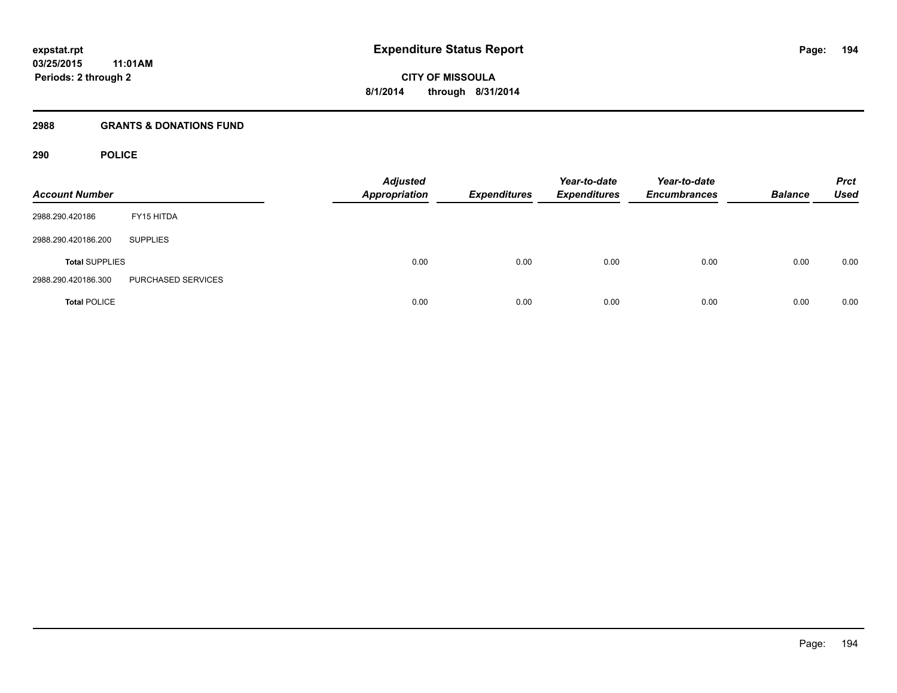# Expenditure Status Report

expstat.rpt
03/25/2015 11:01AM
Periods: 2 through 2

CITY OF MISSOULA
8/1/2014 through 8/31/2014

## 2988 GRANTS & DONATIONS FUND

### 290 POLICE

| Account Number | | Adjusted Appropriation | Expenditures | Year-to-date Expenditures | Year-to-date Encumbrances | Balance | Prct Used |
|---|---|---|---|---|---|---|---|
| 2988.290.420186 | FY15 HITDA | | | | | | |
| 2988.290.420186.200 | SUPPLIES | | | | | | |
| **Total** SUPPLIES | | 0.00 | 0.00 | 0.00 | 0.00 | 0.00 | 0.00 |
| 2988.290.420186.300 | PURCHASED SERVICES | | | | | | |
| **Total** POLICE | | 0.00 | 0.00 | 0.00 | 0.00 | 0.00 | 0.00 |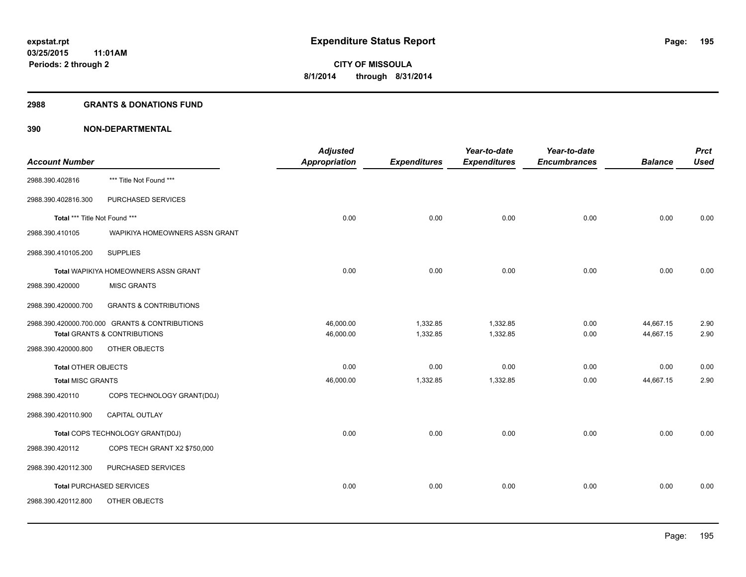# Expenditure Status Report

expstat.rpt
03/25/2015 11:01AM
Periods: 2 through 2

**CITY OF MISSOULA**
**8/1/2014 through 8/31/2014**

## 2988 GRANTS & DONATIONS FUND

## 390 NON-DEPARTMENTAL

| Account Number | | Adjusted Appropriation | Expenditures | Year-to-date Expenditures | Year-to-date Encumbrances | Balance | Prct Used |
|---|---|---|---|---|---|---|---|
| 2988.390.402816 | *** Title Not Found *** | | | | | | |
| 2988.390.402816.300 | PURCHASED SERVICES | | | | | | |
| **Total** *** Title Not Found *** | | 0.00 | 0.00 | 0.00 | 0.00 | 0.00 | 0.00 |
| 2988.390.410105 | WAPIKIYA HOMEOWNERS ASSN GRANT | | | | | | |
| 2988.390.410105.200 | SUPPLIES | | | | | | |
| **Total** WAPIKIYA HOMEOWNERS ASSN GRANT | | 0.00 | 0.00 | 0.00 | 0.00 | 0.00 | 0.00 |
| 2988.390.420000 | MISC GRANTS | | | | | | |
| 2988.390.420000.700 | GRANTS & CONTRIBUTIONS | | | | | | |
| 2988.390.420000.700.000 | GRANTS & CONTRIBUTIONS | 46,000.00 | 1,332.85 | 1,332.85 | 0.00 | 44,667.15 | 2.90 |
| **Total** GRANTS & CONTRIBUTIONS | | 46,000.00 | 1,332.85 | 1,332.85 | 0.00 | 44,667.15 | 2.90 |
| 2988.390.420000.800 | OTHER OBJECTS | | | | | | |
| **Total** OTHER OBJECTS | | 0.00 | 0.00 | 0.00 | 0.00 | 0.00 | 0.00 |
| **Total** MISC GRANTS | | 46,000.00 | 1,332.85 | 1,332.85 | 0.00 | 44,667.15 | 2.90 |
| 2988.390.420110 | COPS TECHNOLOGY GRANT(D0J) | | | | | | |
| 2988.390.420110.900 | CAPITAL OUTLAY | | | | | | |
| **Total** COPS TECHNOLOGY GRANT(D0J) | | 0.00 | 0.00 | 0.00 | 0.00 | 0.00 | 0.00 |
| 2988.390.420112 | COPS TECH GRANT X2 $750,000 | | | | | | |
| 2988.390.420112.300 | PURCHASED SERVICES | | | | | | |
| **Total** PURCHASED SERVICES | | 0.00 | 0.00 | 0.00 | 0.00 | 0.00 | 0.00 |
| 2988.390.420112.800 | OTHER OBJECTS | | | | | | |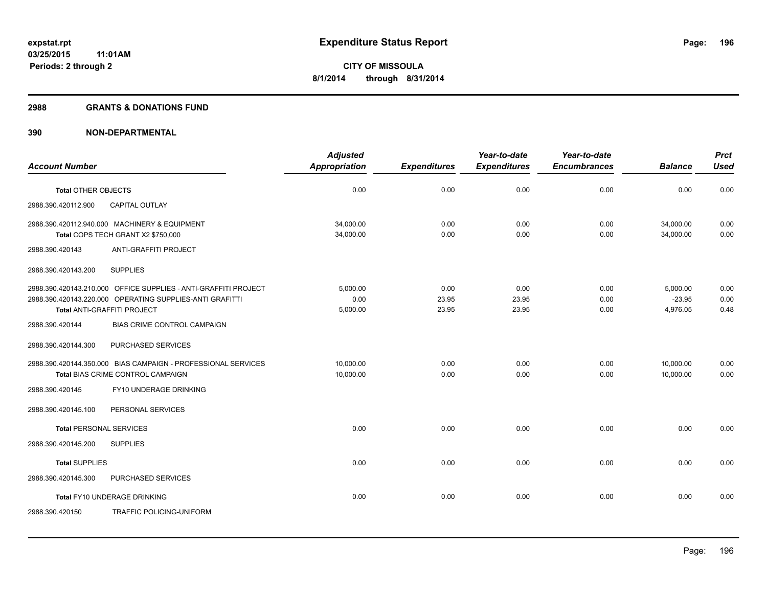# Expenditure Status Report

expstat.rpt
03/25/2015 11:01AM
Periods: 2 through 2

**CITY OF MISSOULA**
**8/1/2014 through 8/31/2014**

## 2988 GRANTS & DONATIONS FUND

### 390 NON-DEPARTMENTAL

| Account Number | Adjusted Appropriation | Expenditures | Year-to-date Expenditures | Year-to-date Encumbrances | Balance | Prct Used |
|---|---|---|---|---|---|---|
| **Total** OTHER OBJECTS | 0.00 | 0.00 | 0.00 | 0.00 | 0.00 | 0.00 |
| 2988.390.420112.900 CAPITAL OUTLAY | | | | | | |
| 2988.390.420112.940.000 MACHINERY & EQUIPMENT | 34,000.00 | 0.00 | 0.00 | 0.00 | 34,000.00 | 0.00 |
| **Total** COPS TECH GRANT X2 $750,000 | 34,000.00 | 0.00 | 0.00 | 0.00 | 34,000.00 | 0.00 |
| 2988.390.420143 ANTI-GRAFFITI PROJECT | | | | | | |
| 2988.390.420143.200 SUPPLIES | | | | | | |
| 2988.390.420143.210.000 OFFICE SUPPLIES - ANTI-GRAFFITI PROJECT | 5,000.00 | 0.00 | 0.00 | 0.00 | 5,000.00 | 0.00 |
| 2988.390.420143.220.000 OPERATING SUPPLIES-ANTI GRAFITTI | 0.00 | 23.95 | 23.95 | 0.00 | -23.95 | 0.00 |
| **Total** ANTI-GRAFFITI PROJECT | 5,000.00 | 23.95 | 23.95 | 0.00 | 4,976.05 | 0.48 |
| 2988.390.420144 BIAS CRIME CONTROL CAMPAIGN | | | | | | |
| 2988.390.420144.300 PURCHASED SERVICES | | | | | | |
| 2988.390.420144.350.000 BIAS CAMPAIGN - PROFESSIONAL SERVICES | 10,000.00 | 0.00 | 0.00 | 0.00 | 10,000.00 | 0.00 |
| **Total** BIAS CRIME CONTROL CAMPAIGN | 10,000.00 | 0.00 | 0.00 | 0.00 | 10,000.00 | 0.00 |
| 2988.390.420145 FY10 UNDERAGE DRINKING | | | | | | |
| 2988.390.420145.100 PERSONAL SERVICES | | | | | | |
| **Total** PERSONAL SERVICES | 0.00 | 0.00 | 0.00 | 0.00 | 0.00 | 0.00 |
| 2988.390.420145.200 SUPPLIES | | | | | | |
| **Total** SUPPLIES | 0.00 | 0.00 | 0.00 | 0.00 | 0.00 | 0.00 |
| 2988.390.420145.300 PURCHASED SERVICES | | | | | | |
| **Total** FY10 UNDERAGE DRINKING | 0.00 | 0.00 | 0.00 | 0.00 | 0.00 | 0.00 |
| 2988.390.420150 TRAFFIC POLICING-UNIFORM | | | | | | |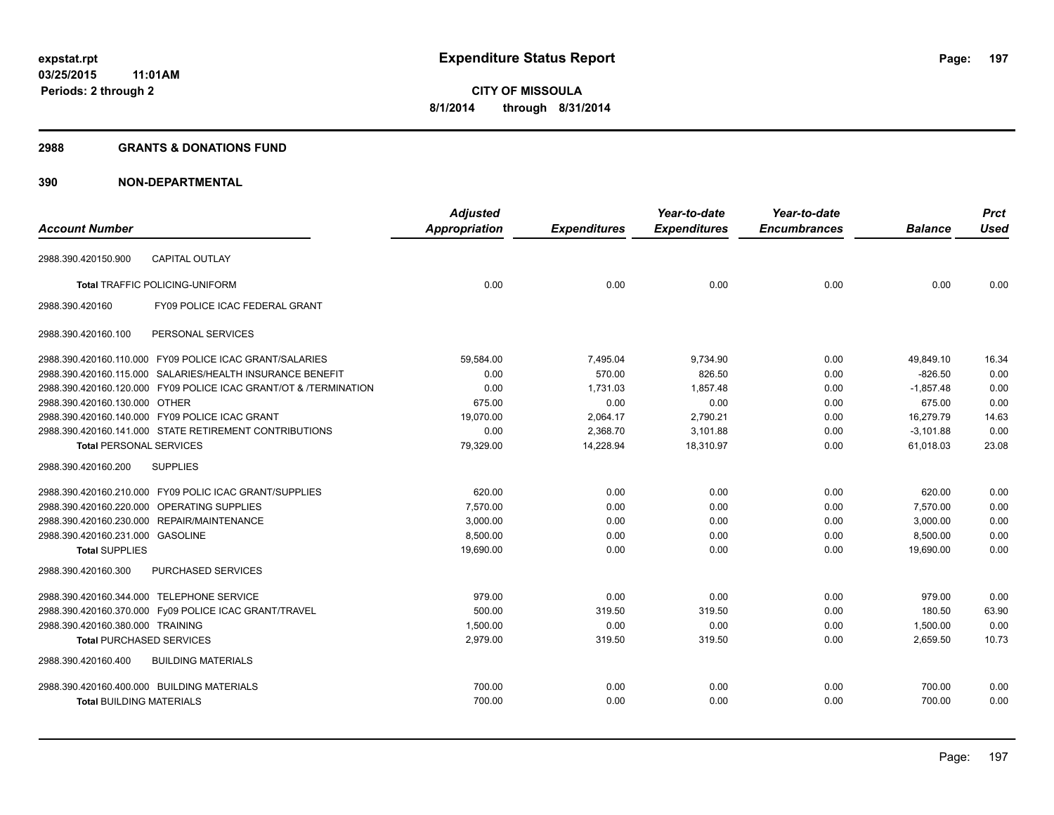# Expenditure Status Report

expstat.rpt
03/25/2015 11:01AM
Periods: 2 through 2

**CITY OF MISSOULA**
**8/1/2014 through 8/31/2014**

## 2988 GRANTS & DONATIONS FUND

## 390 NON-DEPARTMENTAL

| Account Number | Adjusted Appropriation | Expenditures | Year-to-date Expenditures | Year-to-date Encumbrances | Balance | Prct Used |
|---|---|---|---|---|---|---|
| 2988.390.420150.900 CAPITAL OUTLAY | | | | | | |
| **Total** TRAFFIC POLICING-UNIFORM | 0.00 | 0.00 | 0.00 | 0.00 | 0.00 | 0.00 |
| 2988.390.420160 FY09 POLICE ICAC FEDERAL GRANT | | | | | | |
| 2988.390.420160.100 PERSONAL SERVICES | | | | | | |
| 2988.390.420160.110.000 FY09 POLICE ICAC GRANT/SALARIES | 59,584.00 | 7,495.04 | 9,734.90 | 0.00 | 49,849.10 | 16.34 |
| 2988.390.420160.115.000 SALARIES/HEALTH INSURANCE BENEFIT | 0.00 | 570.00 | 826.50 | 0.00 | -826.50 | 0.00 |
| 2988.390.420160.120.000 FY09 POLICE ICAC GRANT/OT & /TERMINATION | 0.00 | 1,731.03 | 1,857.48 | 0.00 | -1,857.48 | 0.00 |
| 2988.390.420160.130.000 OTHER | 675.00 | 0.00 | 0.00 | 0.00 | 675.00 | 0.00 |
| 2988.390.420160.140.000 FY09 POLICE ICAC GRANT | 19,070.00 | 2,064.17 | 2,790.21 | 0.00 | 16,279.79 | 14.63 |
| 2988.390.420160.141.000 STATE RETIREMENT CONTRIBUTIONS | 0.00 | 2,368.70 | 3,101.88 | 0.00 | -3,101.88 | 0.00 |
| **Total** PERSONAL SERVICES | 79,329.00 | 14,228.94 | 18,310.97 | 0.00 | 61,018.03 | 23.08 |
| 2988.390.420160.200 SUPPLIES | | | | | | |
| 2988.390.420160.210.000 FY09 POLIC ICAC GRANT/SUPPLIES | 620.00 | 0.00 | 0.00 | 0.00 | 620.00 | 0.00 |
| 2988.390.420160.220.000 OPERATING SUPPLIES | 7,570.00 | 0.00 | 0.00 | 0.00 | 7,570.00 | 0.00 |
| 2988.390.420160.230.000 REPAIR/MAINTENANCE | 3,000.00 | 0.00 | 0.00 | 0.00 | 3,000.00 | 0.00 |
| 2988.390.420160.231.000 GASOLINE | 8,500.00 | 0.00 | 0.00 | 0.00 | 8,500.00 | 0.00 |
| **Total** SUPPLIES | 19,690.00 | 0.00 | 0.00 | 0.00 | 19,690.00 | 0.00 |
| 2988.390.420160.300 PURCHASED SERVICES | | | | | | |
| 2988.390.420160.344.000 TELEPHONE SERVICE | 979.00 | 0.00 | 0.00 | 0.00 | 979.00 | 0.00 |
| 2988.390.420160.370.000 Fy09 POLICE ICAC GRANT/TRAVEL | 500.00 | 319.50 | 319.50 | 0.00 | 180.50 | 63.90 |
| 2988.390.420160.380.000 TRAINING | 1,500.00 | 0.00 | 0.00 | 0.00 | 1,500.00 | 0.00 |
| **Total** PURCHASED SERVICES | 2,979.00 | 319.50 | 319.50 | 0.00 | 2,659.50 | 10.73 |
| 2988.390.420160.400 BUILDING MATERIALS | | | | | | |
| 2988.390.420160.400.000 BUILDING MATERIALS | 700.00 | 0.00 | 0.00 | 0.00 | 700.00 | 0.00 |
| **Total** BUILDING MATERIALS | 700.00 | 0.00 | 0.00 | 0.00 | 700.00 | 0.00 |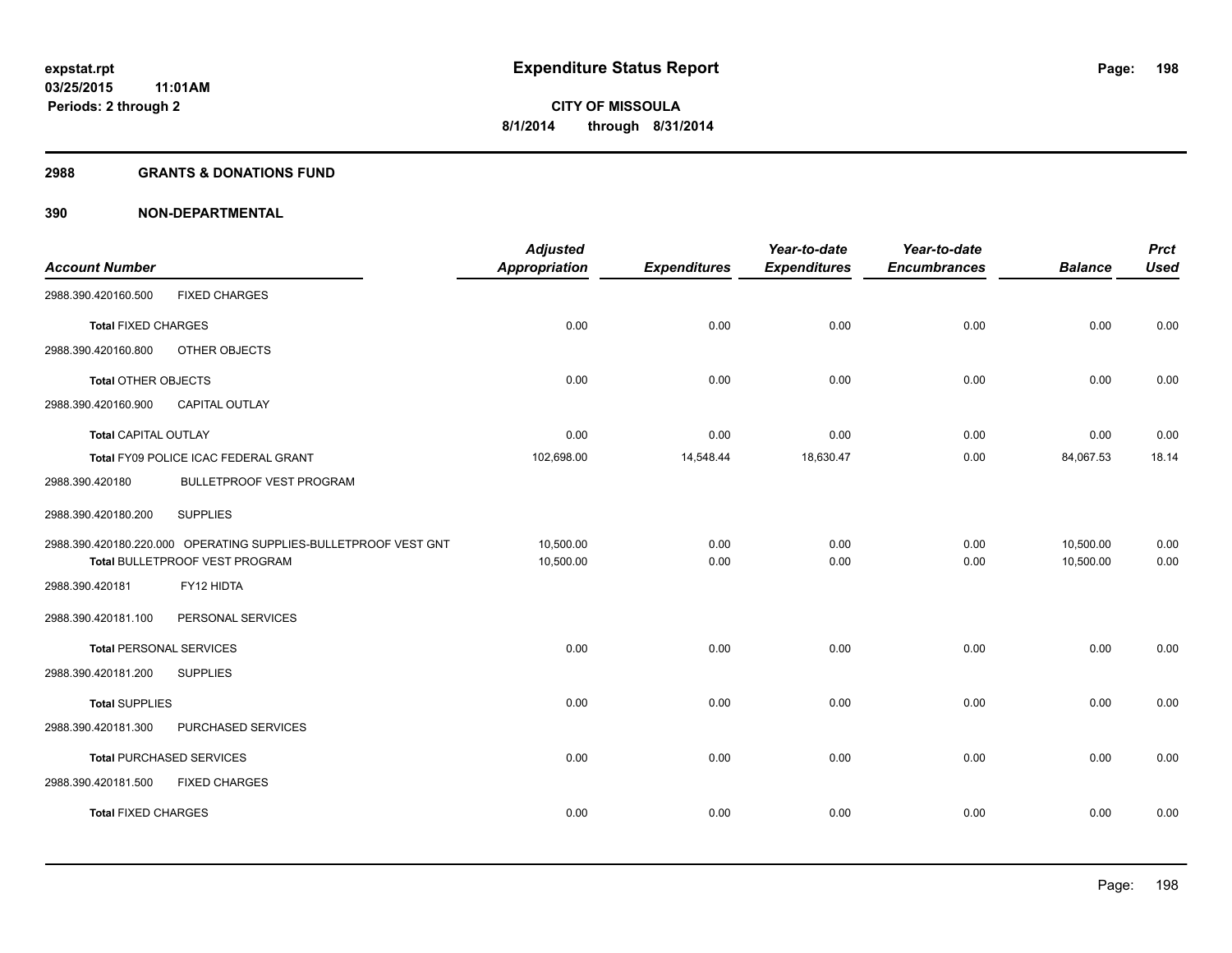# Expenditure Status Report

**CITY OF MISSOULA**
**8/1/2014 through 8/31/2014**

expstat.rpt
03/25/2015 11:01AM
Periods: 2 through 2

## 2988 GRANTS & DONATIONS FUND

## 390 NON-DEPARTMENTAL

| Account Number | | Adjusted Appropriation | Expenditures | Year-to-date Expenditures | Year-to-date Encumbrances | Balance | Prct Used |
|---|---|---|---|---|---|---|---|
| 2988.390.420160.500 | FIXED CHARGES | | | | | | |
| **Total** FIXED CHARGES | | 0.00 | 0.00 | 0.00 | 0.00 | 0.00 | 0.00 |
| 2988.390.420160.800 | OTHER OBJECTS | | | | | | |
| **Total** OTHER OBJECTS | | 0.00 | 0.00 | 0.00 | 0.00 | 0.00 | 0.00 |
| 2988.390.420160.900 | CAPITAL OUTLAY | | | | | | |
| **Total** CAPITAL OUTLAY | | 0.00 | 0.00 | 0.00 | 0.00 | 0.00 | 0.00 |
| **Total** FY09 POLICE ICAC FEDERAL GRANT | | 102,698.00 | 14,548.44 | 18,630.47 | 0.00 | 84,067.53 | 18.14 |
| 2988.390.420180 | BULLETPROOF VEST PROGRAM | | | | | | |
| 2988.390.420180.200 | SUPPLIES | | | | | | |
| 2988.390.420180.220.000 | OPERATING SUPPLIES-BULLETPROOF VEST GNT | 10,500.00 | 0.00 | 0.00 | 0.00 | 10,500.00 | 0.00 |
| **Total** BULLETPROOF VEST PROGRAM | | 10,500.00 | 0.00 | 0.00 | 0.00 | 10,500.00 | 0.00 |
| 2988.390.420181 | FY12 HIDTA | | | | | | |
| 2988.390.420181.100 | PERSONAL SERVICES | | | | | | |
| **Total** PERSONAL SERVICES | | 0.00 | 0.00 | 0.00 | 0.00 | 0.00 | 0.00 |
| 2988.390.420181.200 | SUPPLIES | | | | | | |
| **Total** SUPPLIES | | 0.00 | 0.00 | 0.00 | 0.00 | 0.00 | 0.00 |
| 2988.390.420181.300 | PURCHASED SERVICES | | | | | | |
| **Total** PURCHASED SERVICES | | 0.00 | 0.00 | 0.00 | 0.00 | 0.00 | 0.00 |
| 2988.390.420181.500 | FIXED CHARGES | | | | | | |
| **Total** FIXED CHARGES | | 0.00 | 0.00 | 0.00 | 0.00 | 0.00 | 0.00 |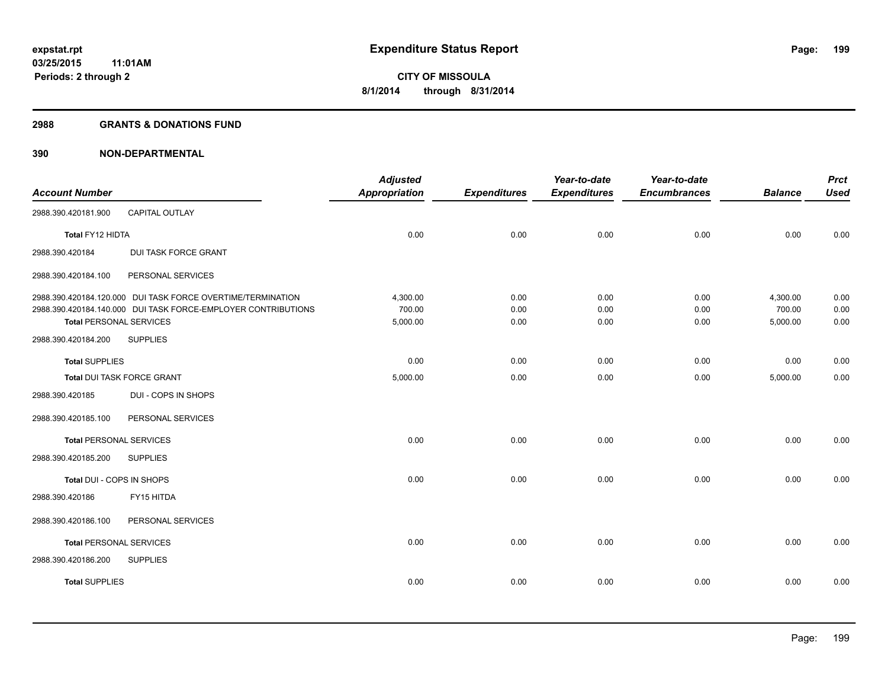**expstat.rpt**
**03/25/2015 11:01AM**
**Periods: 2 through 2**

# Expenditure Status Report

**CITY OF MISSOULA**
**8/1/2014 through 8/31/2014**

## 2988 GRANTS & DONATIONS FUND

## 390 NON-DEPARTMENTAL

| Account Number | | Adjusted Appropriation | Expenditures | Year-to-date Expenditures | Year-to-date Encumbrances | Balance | Prct Used |
|---|---|---|---|---|---|---|---|
| 2988.390.420181.900 | CAPITAL OUTLAY | | | | | | |
| **Total** FY12 HIDTA | | 0.00 | 0.00 | 0.00 | 0.00 | 0.00 | 0.00 |
| 2988.390.420184 | DUI TASK FORCE GRANT | | | | | | |
| 2988.390.420184.100 | PERSONAL SERVICES | | | | | | |
| 2988.390.420184.120.000 | DUI TASK FORCE OVERTIME/TERMINATION | 4,300.00 | 0.00 | 0.00 | 0.00 | 4,300.00 | 0.00 |
| 2988.390.420184.140.000 | DUI TASK FORCE-EMPLOYER CONTRIBUTIONS | 700.00 | 0.00 | 0.00 | 0.00 | 700.00 | 0.00 |
| **Total** PERSONAL SERVICES | | 5,000.00 | 0.00 | 0.00 | 0.00 | 5,000.00 | 0.00 |
| 2988.390.420184.200 | SUPPLIES | | | | | | |
| **Total** SUPPLIES | | 0.00 | 0.00 | 0.00 | 0.00 | 0.00 | 0.00 |
| **Total** DUI TASK FORCE GRANT | | 5,000.00 | 0.00 | 0.00 | 0.00 | 5,000.00 | 0.00 |
| 2988.390.420185 | DUI - COPS IN SHOPS | | | | | | |
| 2988.390.420185.100 | PERSONAL SERVICES | | | | | | |
| **Total** PERSONAL SERVICES | | 0.00 | 0.00 | 0.00 | 0.00 | 0.00 | 0.00 |
| 2988.390.420185.200 | SUPPLIES | | | | | | |
| **Total** DUI - COPS IN SHOPS | | 0.00 | 0.00 | 0.00 | 0.00 | 0.00 | 0.00 |
| 2988.390.420186 | FY15 HITDA | | | | | | |
| 2988.390.420186.100 | PERSONAL SERVICES | | | | | | |
| **Total** PERSONAL SERVICES | | 0.00 | 0.00 | 0.00 | 0.00 | 0.00 | 0.00 |
| 2988.390.420186.200 | SUPPLIES | | | | | | |
| **Total** SUPPLIES | | 0.00 | 0.00 | 0.00 | 0.00 | 0.00 | 0.00 |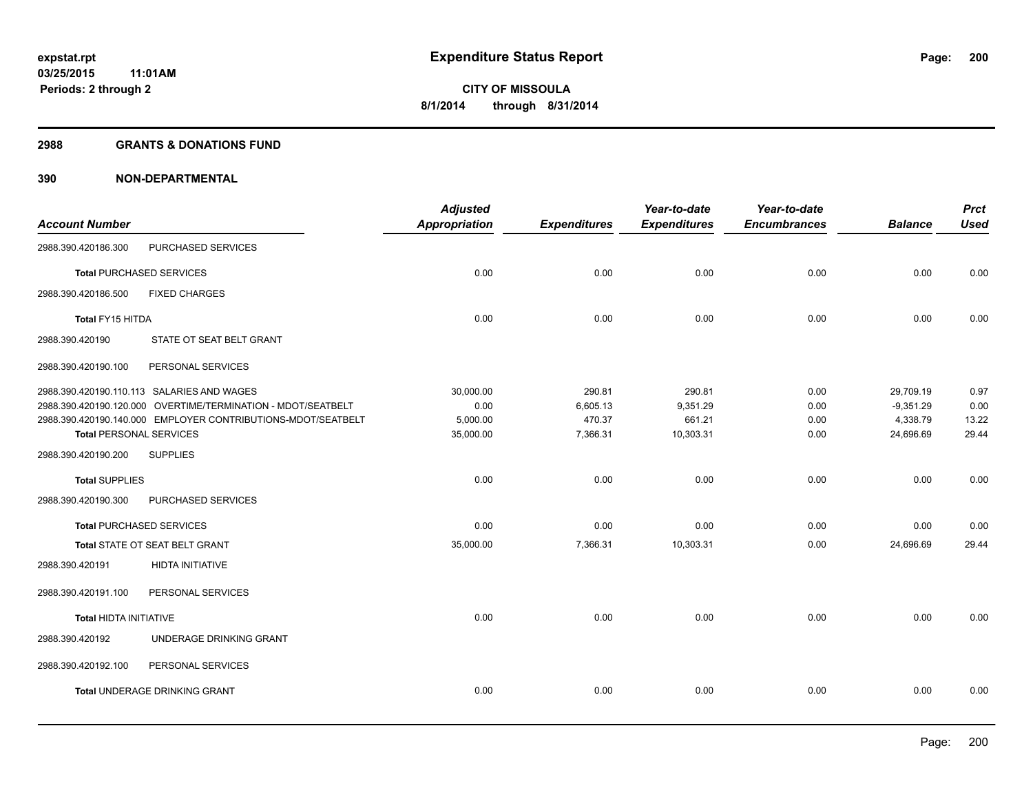**expstat.rpt**
**03/25/2015 11:01AM**
**Periods: 2 through 2**

# Expenditure Status Report

**CITY OF MISSOULA**
**8/1/2014 through 8/31/2014**

## 2988 GRANTS & DONATIONS FUND

## 390 NON-DEPARTMENTAL

| Account Number | | Adjusted Appropriation | Expenditures | Year-to-date Expenditures | Year-to-date Encumbrances | Balance | Prct Used |
|---|---|---|---|---|---|---|---|
| 2988.390.420186.300 | PURCHASED SERVICES | | | | | | |
| **Total** PURCHASED SERVICES | | 0.00 | 0.00 | 0.00 | 0.00 | 0.00 | 0.00 |
| 2988.390.420186.500 | FIXED CHARGES | | | | | | |
| **Total** FY15 HITDA | | 0.00 | 0.00 | 0.00 | 0.00 | 0.00 | 0.00 |
| 2988.390.420190 | STATE OT SEAT BELT GRANT | | | | | | |
| 2988.390.420190.100 | PERSONAL SERVICES | | | | | | |
| 2988.390.420190.110.113 | SALARIES AND WAGES | 30,000.00 | 290.81 | 290.81 | 0.00 | 29,709.19 | 0.97 |
| 2988.390.420190.120.000 | OVERTIME/TERMINATION - MDOT/SEATBELT | 0.00 | 6,605.13 | 9,351.29 | 0.00 | -9,351.29 | 0.00 |
| 2988.390.420190.140.000 | EMPLOYER CONTRIBUTIONS-MDOT/SEATBELT | 5,000.00 | 470.37 | 661.21 | 0.00 | 4,338.79 | 13.22 |
| **Total** PERSONAL SERVICES | | 35,000.00 | 7,366.31 | 10,303.31 | 0.00 | 24,696.69 | 29.44 |
| 2988.390.420190.200 | SUPPLIES | | | | | | |
| **Total** SUPPLIES | | 0.00 | 0.00 | 0.00 | 0.00 | 0.00 | 0.00 |
| 2988.390.420190.300 | PURCHASED SERVICES | | | | | | |
| **Total** PURCHASED SERVICES | | 0.00 | 0.00 | 0.00 | 0.00 | 0.00 | 0.00 |
| **Total** STATE OT SEAT BELT GRANT | | 35,000.00 | 7,366.31 | 10,303.31 | 0.00 | 24,696.69 | 29.44 |
| 2988.390.420191 | HIDTA INITIATIVE | | | | | | |
| 2988.390.420191.100 | PERSONAL SERVICES | | | | | | |
| **Total** HIDTA INITIATIVE | | 0.00 | 0.00 | 0.00 | 0.00 | 0.00 | 0.00 |
| 2988.390.420192 | UNDERAGE DRINKING GRANT | | | | | | |
| 2988.390.420192.100 | PERSONAL SERVICES | | | | | | |
| **Total** UNDERAGE DRINKING GRANT | | 0.00 | 0.00 | 0.00 | 0.00 | 0.00 | 0.00 |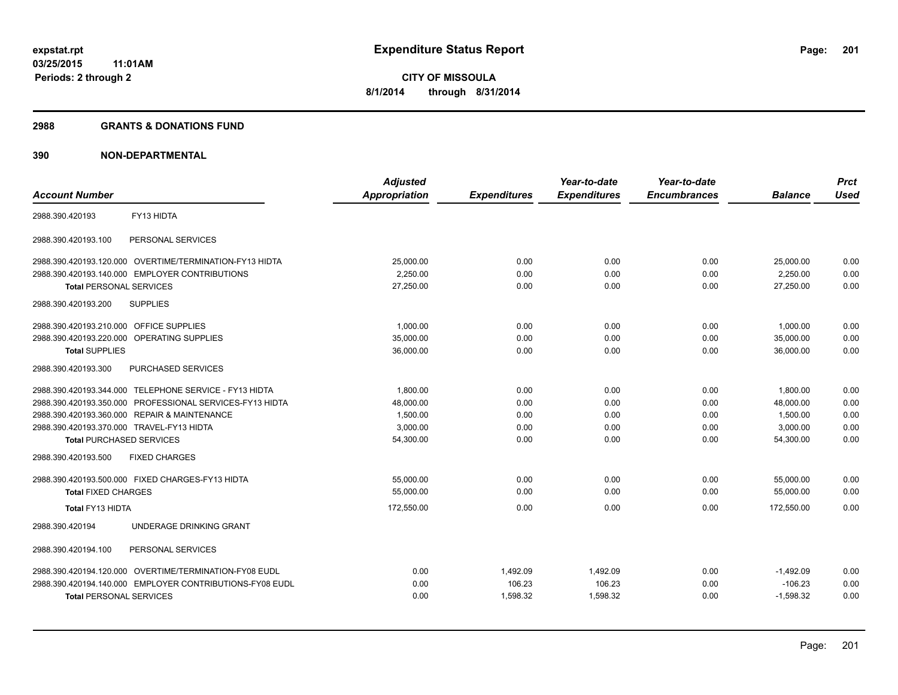**expstat.rpt**
**03/25/2015 11:01AM**
**Periods: 2 through 2**

# Expenditure Status Report

**CITY OF MISSOULA**
**8/1/2014 through 8/31/2014**

## 2988 GRANTS & DONATIONS FUND

## 390 NON-DEPARTMENTAL

| Account Number | | Adjusted Appropriation | Expenditures | Year-to-date Expenditures | Year-to-date Encumbrances | Balance | Prct Used |
|---|---|---|---|---|---|---|---|
| 2988.390.420193 | FY13 HIDTA | | | | | | |
| 2988.390.420193.100 | PERSONAL SERVICES | | | | | | |
| 2988.390.420193.120.000 | OVERTIME/TERMINATION-FY13 HIDTA | 25,000.00 | 0.00 | 0.00 | 0.00 | 25,000.00 | 0.00 |
| 2988.390.420193.140.000 | EMPLOYER CONTRIBUTIONS | 2,250.00 | 0.00 | 0.00 | 0.00 | 2,250.00 | 0.00 |
| **Total** PERSONAL SERVICES | | 27,250.00 | 0.00 | 0.00 | 0.00 | 27,250.00 | 0.00 |
| 2988.390.420193.200 | SUPPLIES | | | | | | |
| 2988.390.420193.210.000 | OFFICE SUPPLIES | 1,000.00 | 0.00 | 0.00 | 0.00 | 1,000.00 | 0.00 |
| 2988.390.420193.220.000 | OPERATING SUPPLIES | 35,000.00 | 0.00 | 0.00 | 0.00 | 35,000.00 | 0.00 |
| **Total** SUPPLIES | | 36,000.00 | 0.00 | 0.00 | 0.00 | 36,000.00 | 0.00 |
| 2988.390.420193.300 | PURCHASED SERVICES | | | | | | |
| 2988.390.420193.344.000 | TELEPHONE SERVICE - FY13 HIDTA | 1,800.00 | 0.00 | 0.00 | 0.00 | 1,800.00 | 0.00 |
| 2988.390.420193.350.000 | PROFESSIONAL SERVICES-FY13 HIDTA | 48,000.00 | 0.00 | 0.00 | 0.00 | 48,000.00 | 0.00 |
| 2988.390.420193.360.000 | REPAIR & MAINTENANCE | 1,500.00 | 0.00 | 0.00 | 0.00 | 1,500.00 | 0.00 |
| 2988.390.420193.370.000 | TRAVEL-FY13 HIDTA | 3,000.00 | 0.00 | 0.00 | 0.00 | 3,000.00 | 0.00 |
| **Total** PURCHASED SERVICES | | 54,300.00 | 0.00 | 0.00 | 0.00 | 54,300.00 | 0.00 |
| 2988.390.420193.500 | FIXED CHARGES | | | | | | |
| 2988.390.420193.500.000 | FIXED CHARGES-FY13 HIDTA | 55,000.00 | 0.00 | 0.00 | 0.00 | 55,000.00 | 0.00 |
| **Total** FIXED CHARGES | | 55,000.00 | 0.00 | 0.00 | 0.00 | 55,000.00 | 0.00 |
| **Total** FY13 HIDTA | | 172,550.00 | 0.00 | 0.00 | 0.00 | 172,550.00 | 0.00 |
| 2988.390.420194 | UNDERAGE DRINKING GRANT | | | | | | |
| 2988.390.420194.100 | PERSONAL SERVICES | | | | | | |
| 2988.390.420194.120.000 | OVERTIME/TERMINATION-FY08 EUDL | 0.00 | 1,492.09 | 1,492.09 | 0.00 | -1,492.09 | 0.00 |
| 2988.390.420194.140.000 | EMPLOYER CONTRIBUTIONS-FY08 EUDL | 0.00 | 106.23 | 106.23 | 0.00 | -106.23 | 0.00 |
| **Total** PERSONAL SERVICES | | 0.00 | 1,598.32 | 1,598.32 | 0.00 | -1,598.32 | 0.00 |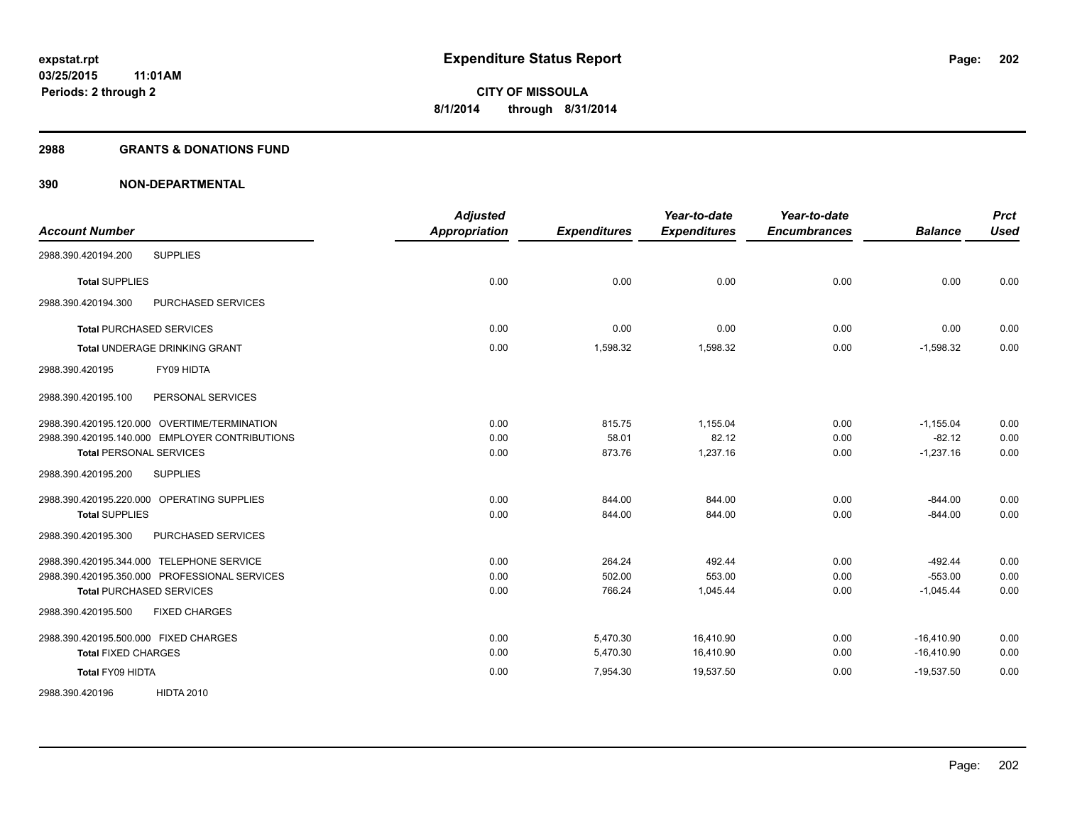# Expenditure Status Report

expstat.rpt
03/25/2015 11:01AM
Periods: 2 through 2

**CITY OF MISSOULA**
**8/1/2014 through 8/31/2014**

## 2988 GRANTS & DONATIONS FUND

### 390 NON-DEPARTMENTAL

| Account Number | | Adjusted Appropriation | Expenditures | Year-to-date Expenditures | Year-to-date Encumbrances | Balance | Prct Used |
|---|---|---|---|---|---|---|---|
| 2988.390.420194.200 | SUPPLIES | | | | | | |
| Total SUPPLIES | | 0.00 | 0.00 | 0.00 | 0.00 | 0.00 | 0.00 |
| 2988.390.420194.300 | PURCHASED SERVICES | | | | | | |
| Total PURCHASED SERVICES | | 0.00 | 0.00 | 0.00 | 0.00 | 0.00 | 0.00 |
| Total UNDERAGE DRINKING GRANT | | 0.00 | 1,598.32 | 1,598.32 | 0.00 | -1,598.32 | 0.00 |
| 2988.390.420195 | FY09 HIDTA | | | | | | |
| 2988.390.420195.100 | PERSONAL SERVICES | | | | | | |
| 2988.390.420195.120.000 | OVERTIME/TERMINATION | 0.00 | 815.75 | 1,155.04 | 0.00 | -1,155.04 | 0.00 |
| 2988.390.420195.140.000 | EMPLOYER CONTRIBUTIONS | 0.00 | 58.01 | 82.12 | 0.00 | -82.12 | 0.00 |
| Total PERSONAL SERVICES | | 0.00 | 873.76 | 1,237.16 | 0.00 | -1,237.16 | 0.00 |
| 2988.390.420195.200 | SUPPLIES | | | | | | |
| 2988.390.420195.220.000 | OPERATING SUPPLIES | 0.00 | 844.00 | 844.00 | 0.00 | -844.00 | 0.00 |
| Total SUPPLIES | | 0.00 | 844.00 | 844.00 | 0.00 | -844.00 | 0.00 |
| 2988.390.420195.300 | PURCHASED SERVICES | | | | | | |
| 2988.390.420195.344.000 | TELEPHONE SERVICE | 0.00 | 264.24 | 492.44 | 0.00 | -492.44 | 0.00 |
| 2988.390.420195.350.000 | PROFESSIONAL SERVICES | 0.00 | 502.00 | 553.00 | 0.00 | -553.00 | 0.00 |
| Total PURCHASED SERVICES | | 0.00 | 766.24 | 1,045.44 | 0.00 | -1,045.44 | 0.00 |
| 2988.390.420195.500 | FIXED CHARGES | | | | | | |
| 2988.390.420195.500.000 | FIXED CHARGES | 0.00 | 5,470.30 | 16,410.90 | 0.00 | -16,410.90 | 0.00 |
| Total FIXED CHARGES | | 0.00 | 5,470.30 | 16,410.90 | 0.00 | -16,410.90 | 0.00 |
| Total FY09 HIDTA | | 0.00 | 7,954.30 | 19,537.50 | 0.00 | -19,537.50 | 0.00 |
| 2988.390.420196 | HIDTA 2010 | | | | | | |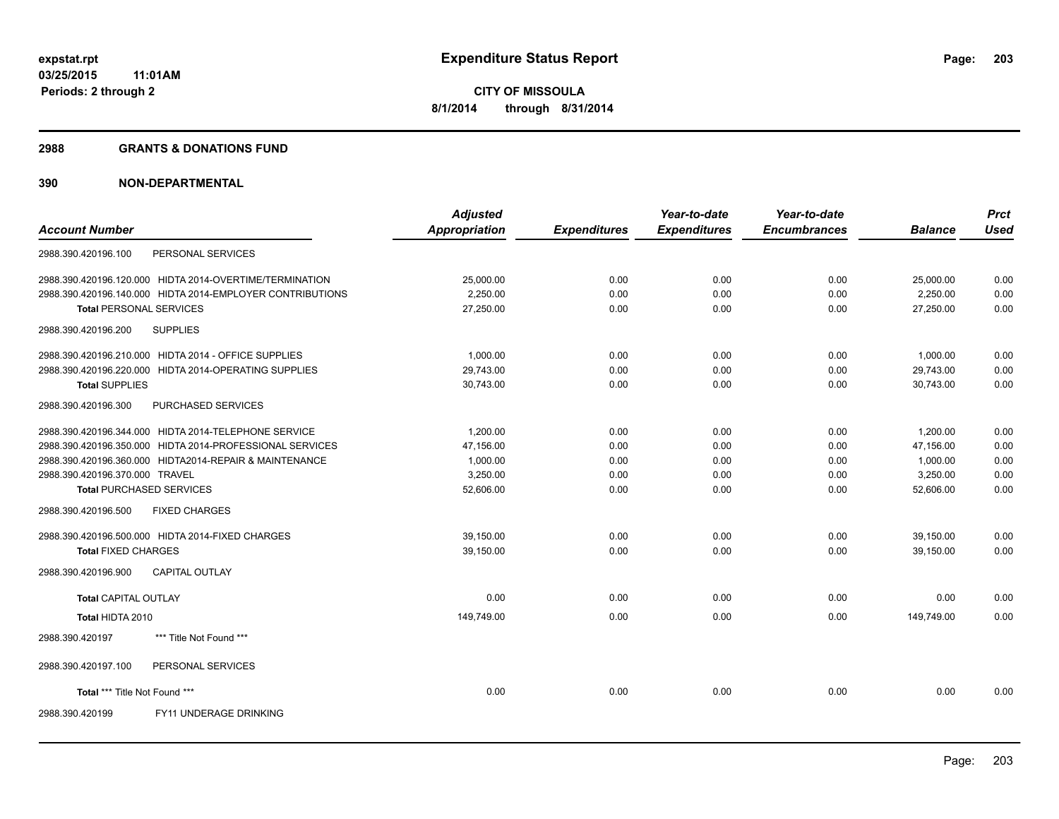# Expenditure Status Report

expstat.rpt
03/25/2015 11:01AM
Periods: 2 through 2

**CITY OF MISSOULA**
**8/1/2014 through 8/31/2014**

## 2988 GRANTS & DONATIONS FUND

## 390 NON-DEPARTMENTAL

| Account Number | Adjusted Appropriation | Expenditures | Year-to-date Expenditures | Year-to-date Encumbrances | Balance | Prct Used |
|---|---|---|---|---|---|---|
| 2988.390.420196.100 PERSONAL SERVICES | | | | | | |
| 2988.390.420196.120.000 HIDTA 2014-OVERTIME/TERMINATION | 25,000.00 | 0.00 | 0.00 | 0.00 | 25,000.00 | 0.00 |
| 2988.390.420196.140.000 HIDTA 2014-EMPLOYER CONTRIBUTIONS | 2,250.00 | 0.00 | 0.00 | 0.00 | 2,250.00 | 0.00 |
| **Total** PERSONAL SERVICES | 27,250.00 | 0.00 | 0.00 | 0.00 | 27,250.00 | 0.00 |
| 2988.390.420196.200 SUPPLIES | | | | | | |
| 2988.390.420196.210.000 HIDTA 2014 - OFFICE SUPPLIES | 1,000.00 | 0.00 | 0.00 | 0.00 | 1,000.00 | 0.00 |
| 2988.390.420196.220.000 HIDTA 2014-OPERATING SUPPLIES | 29,743.00 | 0.00 | 0.00 | 0.00 | 29,743.00 | 0.00 |
| **Total** SUPPLIES | 30,743.00 | 0.00 | 0.00 | 0.00 | 30,743.00 | 0.00 |
| 2988.390.420196.300 PURCHASED SERVICES | | | | | | |
| 2988.390.420196.344.000 HIDTA 2014-TELEPHONE SERVICE | 1,200.00 | 0.00 | 0.00 | 0.00 | 1,200.00 | 0.00 |
| 2988.390.420196.350.000 HIDTA 2014-PROFESSIONAL SERVICES | 47,156.00 | 0.00 | 0.00 | 0.00 | 47,156.00 | 0.00 |
| 2988.390.420196.360.000 HIDTA2014-REPAIR & MAINTENANCE | 1,000.00 | 0.00 | 0.00 | 0.00 | 1,000.00 | 0.00 |
| 2988.390.420196.370.000 TRAVEL | 3,250.00 | 0.00 | 0.00 | 0.00 | 3,250.00 | 0.00 |
| **Total** PURCHASED SERVICES | 52,606.00 | 0.00 | 0.00 | 0.00 | 52,606.00 | 0.00 |
| 2988.390.420196.500 FIXED CHARGES | | | | | | |
| 2988.390.420196.500.000 HIDTA 2014-FIXED CHARGES | 39,150.00 | 0.00 | 0.00 | 0.00 | 39,150.00 | 0.00 |
| **Total** FIXED CHARGES | 39,150.00 | 0.00 | 0.00 | 0.00 | 39,150.00 | 0.00 |
| 2988.390.420196.900 CAPITAL OUTLAY | | | | | | |
| **Total** CAPITAL OUTLAY | 0.00 | 0.00 | 0.00 | 0.00 | 0.00 | 0.00 |
| **Total HIDTA 2010** | 149,749.00 | 0.00 | 0.00 | 0.00 | 149,749.00 | 0.00 |
| 2988.390.420197 *** Title Not Found *** | | | | | | |
| 2988.390.420197.100 PERSONAL SERVICES | | | | | | |
| **Total** *** Title Not Found *** | 0.00 | 0.00 | 0.00 | 0.00 | 0.00 | 0.00 |
| 2988.390.420199 FY11 UNDERAGE DRINKING | | | | | | |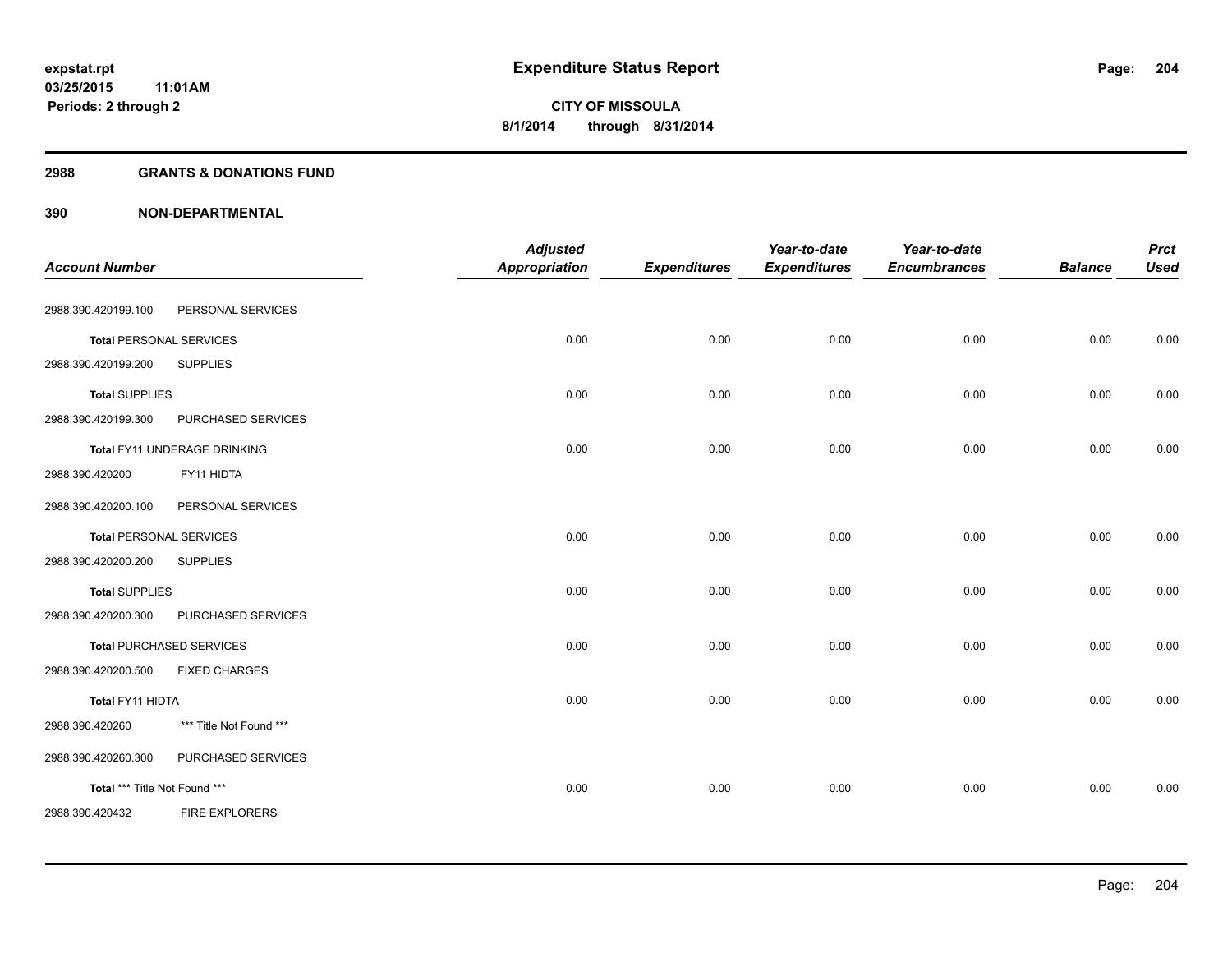**expstat.rpt**
**03/25/2015 11:01AM**
**Periods: 2 through 2**

# Expenditure Status Report

**CITY OF MISSOULA**
**8/1/2014 through 8/31/2014**

## 2988 GRANTS & DONATIONS FUND

## 390 NON-DEPARTMENTAL

| Account Number | | Adjusted Appropriation | Expenditures | Year-to-date Expenditures | Year-to-date Encumbrances | Balance | Prct Used |
|---|---|---|---|---|---|---|---|
| 2988.390.420199.100 | PERSONAL SERVICES | | | | | | |
| **Total** PERSONAL SERVICES | | 0.00 | 0.00 | 0.00 | 0.00 | 0.00 | 0.00 |
| 2988.390.420199.200 | SUPPLIES | | | | | | |
| **Total** SUPPLIES | | 0.00 | 0.00 | 0.00 | 0.00 | 0.00 | 0.00 |
| 2988.390.420199.300 | PURCHASED SERVICES | | | | | | |
| **Total FY11 UNDERAGE DRINKING** | | 0.00 | 0.00 | 0.00 | 0.00 | 0.00 | 0.00 |
| 2988.390.420200 | FY11 HIDTA | | | | | | |
| 2988.390.420200.100 | PERSONAL SERVICES | | | | | | |
| **Total** PERSONAL SERVICES | | 0.00 | 0.00 | 0.00 | 0.00 | 0.00 | 0.00 |
| 2988.390.420200.200 | SUPPLIES | | | | | | |
| **Total** SUPPLIES | | 0.00 | 0.00 | 0.00 | 0.00 | 0.00 | 0.00 |
| 2988.390.420200.300 | PURCHASED SERVICES | | | | | | |
| **Total** PURCHASED SERVICES | | 0.00 | 0.00 | 0.00 | 0.00 | 0.00 | 0.00 |
| 2988.390.420200.500 | FIXED CHARGES | | | | | | |
| **Total FY11 HIDTA** | | 0.00 | 0.00 | 0.00 | 0.00 | 0.00 | 0.00 |
| 2988.390.420260 | *** Title Not Found *** | | | | | | |
| 2988.390.420260.300 | PURCHASED SERVICES | | | | | | |
| **Total *** Title Not Found *** ** | | 0.00 | 0.00 | 0.00 | 0.00 | 0.00 | 0.00 |
| 2988.390.420432 | FIRE EXPLORERS | | | | | | |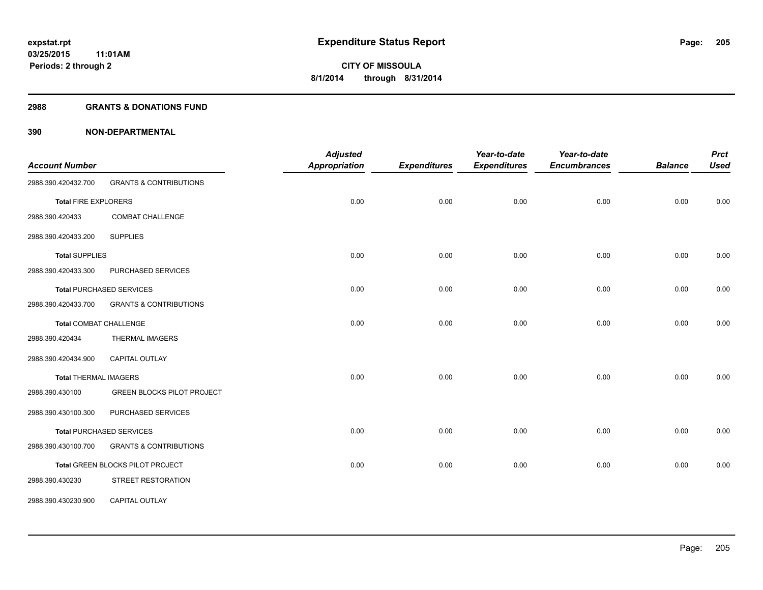# Expenditure Status Report

**CITY OF MISSOULA**

**8/1/2014 through 8/31/2014**

expstat.rpt
03/25/2015 11:01AM
Periods: 2 through 2

## 2988 GRANTS & DONATIONS FUND

## 390 NON-DEPARTMENTAL

| Account Number | | Adjusted Appropriation | Expenditures | Year-to-date Expenditures | Year-to-date Encumbrances | Balance | Prct Used |
|---|---|---|---|---|---|---|---|
| 2988.390.420432.700 | GRANTS & CONTRIBUTIONS | | | | | | |
| **Total** FIRE EXPLORERS | | 0.00 | 0.00 | 0.00 | 0.00 | 0.00 | 0.00 |
| 2988.390.420433 | COMBAT CHALLENGE | | | | | | |
| 2988.390.420433.200 | SUPPLIES | | | | | | |
| **Total** SUPPLIES | | 0.00 | 0.00 | 0.00 | 0.00 | 0.00 | 0.00 |
| 2988.390.420433.300 | PURCHASED SERVICES | | | | | | |
| **Total** PURCHASED SERVICES | | 0.00 | 0.00 | 0.00 | 0.00 | 0.00 | 0.00 |
| 2988.390.420433.700 | GRANTS & CONTRIBUTIONS | | | | | | |
| **Total** COMBAT CHALLENGE | | 0.00 | 0.00 | 0.00 | 0.00 | 0.00 | 0.00 |
| 2988.390.420434 | THERMAL IMAGERS | | | | | | |
| 2988.390.420434.900 | CAPITAL OUTLAY | | | | | | |
| **Total** THERMAL IMAGERS | | 0.00 | 0.00 | 0.00 | 0.00 | 0.00 | 0.00 |
| 2988.390.430100 | GREEN BLOCKS PILOT PROJECT | | | | | | |
| 2988.390.430100.300 | PURCHASED SERVICES | | | | | | |
| **Total** PURCHASED SERVICES | | 0.00 | 0.00 | 0.00 | 0.00 | 0.00 | 0.00 |
| 2988.390.430100.700 | GRANTS & CONTRIBUTIONS | | | | | | |
| **Total** GREEN BLOCKS PILOT PROJECT | | 0.00 | 0.00 | 0.00 | 0.00 | 0.00 | 0.00 |
| 2988.390.430230 | STREET RESTORATION | | | | | | |
| 2988.390.430230.900 | CAPITAL OUTLAY | | | | | | |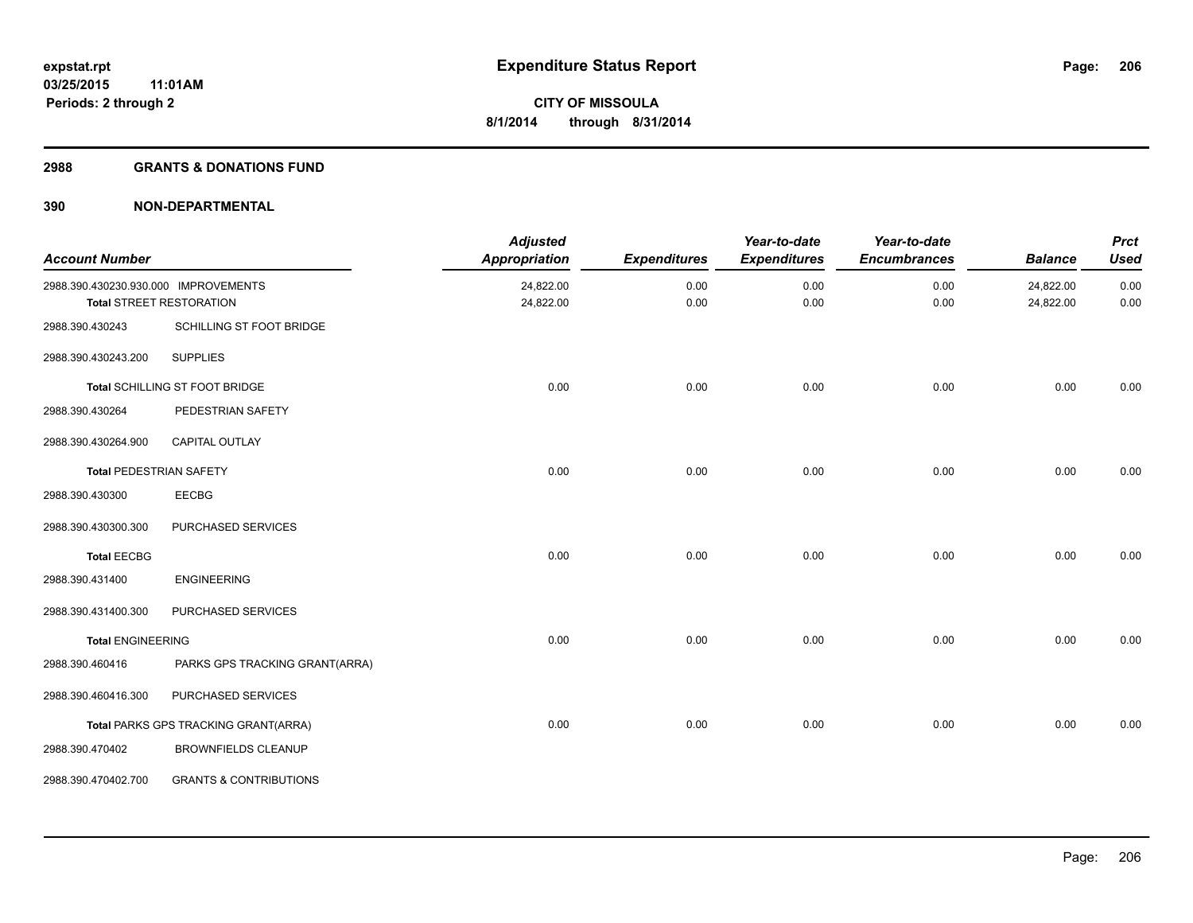**expstat.rpt**
**03/25/2015 11:01AM**
**Periods: 2 through 2**

# Expenditure Status Report

**CITY OF MISSOULA**
**8/1/2014 through 8/31/2014**

## 2988 GRANTS & DONATIONS FUND

## 390 NON-DEPARTMENTAL

| Account Number | | Adjusted Appropriation | Expenditures | Year-to-date Expenditures | Year-to-date Encumbrances | Balance | Prct Used |
|---|---|---|---|---|---|---|---|
| 2988.390.430230.930.000 | IMPROVEMENTS | 24,822.00 | 0.00 | 0.00 | 0.00 | 24,822.00 | 0.00 |
| **Total** STREET RESTORATION | | 24,822.00 | 0.00 | 0.00 | 0.00 | 24,822.00 | 0.00 |
| 2988.390.430243 | SCHILLING ST FOOT BRIDGE | | | | | | |
| 2988.390.430243.200 | SUPPLIES | | | | | | |
| **Total** SCHILLING ST FOOT BRIDGE | | 0.00 | 0.00 | 0.00 | 0.00 | 0.00 | 0.00 |
| 2988.390.430264 | PEDESTRIAN SAFETY | | | | | | |
| 2988.390.430264.900 | CAPITAL OUTLAY | | | | | | |
| **Total** PEDESTRIAN SAFETY | | 0.00 | 0.00 | 0.00 | 0.00 | 0.00 | 0.00 |
| 2988.390.430300 | EECBG | | | | | | |
| 2988.390.430300.300 | PURCHASED SERVICES | | | | | | |
| **Total** EECBG | | 0.00 | 0.00 | 0.00 | 0.00 | 0.00 | 0.00 |
| 2988.390.431400 | ENGINEERING | | | | | | |
| 2988.390.431400.300 | PURCHASED SERVICES | | | | | | |
| **Total** ENGINEERING | | 0.00 | 0.00 | 0.00 | 0.00 | 0.00 | 0.00 |
| 2988.390.460416 | PARKS GPS TRACKING GRANT(ARRA) | | | | | | |
| 2988.390.460416.300 | PURCHASED SERVICES | | | | | | |
| **Total** PARKS GPS TRACKING GRANT(ARRA) | | 0.00 | 0.00 | 0.00 | 0.00 | 0.00 | 0.00 |
| 2988.390.470402 | BROWNFIELDS CLEANUP | | | | | | |
| 2988.390.470402.700 | GRANTS & CONTRIBUTIONS | | | | | | |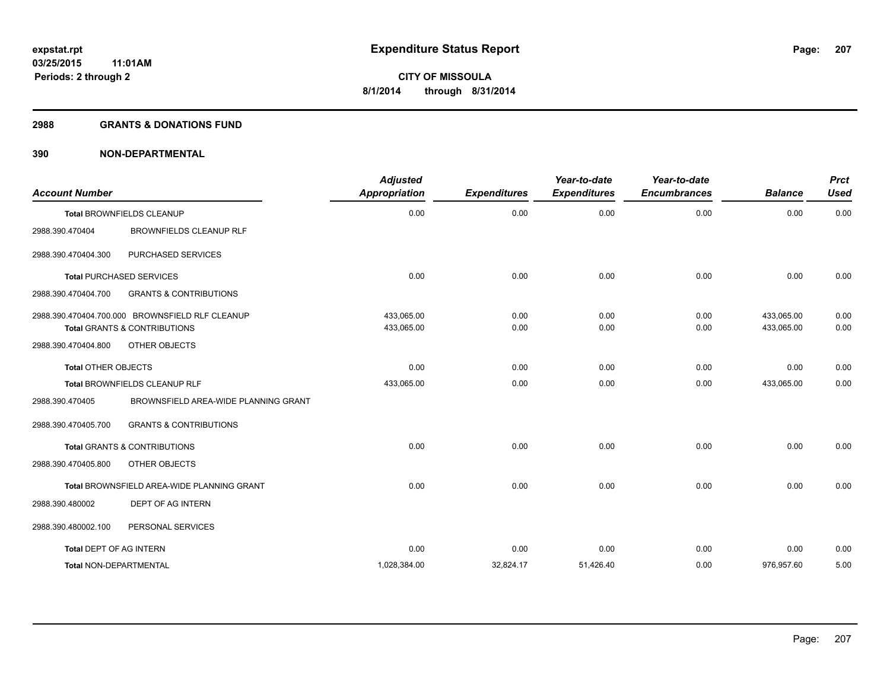# Expenditure Status Report

expstat.rpt
03/25/2015 11:01AM
Periods: 2 through 2

CITY OF MISSOULA
8/1/2014 through 8/31/2014

## 2988 GRANTS & DONATIONS FUND

## 390 NON-DEPARTMENTAL

| Account Number | | Adjusted Appropriation | Expenditures | Year-to-date Expenditures | Year-to-date Encumbrances | Balance | Prct Used |
|---|---|---|---|---|---|---|---|
| **Total** BROWNFIELDS CLEANUP | | 0.00 | 0.00 | 0.00 | 0.00 | 0.00 | 0.00 |
| 2988.390.470404 | BROWNFIELDS CLEANUP RLF | | | | | | |
| 2988.390.470404.300 | PURCHASED SERVICES | | | | | | |
| **Total** PURCHASED SERVICES | | 0.00 | 0.00 | 0.00 | 0.00 | 0.00 | 0.00 |
| 2988.390.470404.700 | GRANTS & CONTRIBUTIONS | | | | | | |
| 2988.390.470404.700.000 | BROWNSFIELD RLF CLEANUP | 433,065.00 | 0.00 | 0.00 | 0.00 | 433,065.00 | 0.00 |
| **Total** GRANTS & CONTRIBUTIONS | | 433,065.00 | 0.00 | 0.00 | 0.00 | 433,065.00 | 0.00 |
| 2988.390.470404.800 | OTHER OBJECTS | | | | | | |
| **Total** OTHER OBJECTS | | 0.00 | 0.00 | 0.00 | 0.00 | 0.00 | 0.00 |
| **Total** BROWNFIELDS CLEANUP RLF | | 433,065.00 | 0.00 | 0.00 | 0.00 | 433,065.00 | 0.00 |
| 2988.390.470405 | BROWNSFIELD AREA-WIDE PLANNING GRANT | | | | | | |
| 2988.390.470405.700 | GRANTS & CONTRIBUTIONS | | | | | | |
| **Total** GRANTS & CONTRIBUTIONS | | 0.00 | 0.00 | 0.00 | 0.00 | 0.00 | 0.00 |
| 2988.390.470405.800 | OTHER OBJECTS | | | | | | |
| **Total** BROWNSFIELD AREA-WIDE PLANNING GRANT | | 0.00 | 0.00 | 0.00 | 0.00 | 0.00 | 0.00 |
| 2988.390.480002 | DEPT OF AG INTERN | | | | | | |
| 2988.390.480002.100 | PERSONAL SERVICES | | | | | | |
| **Total** DEPT OF AG INTERN | | 0.00 | 0.00 | 0.00 | 0.00 | 0.00 | 0.00 |
| **Total** NON-DEPARTMENTAL | | 1,028,384.00 | 32,824.17 | 51,426.40 | 0.00 | 976,957.60 | 5.00 |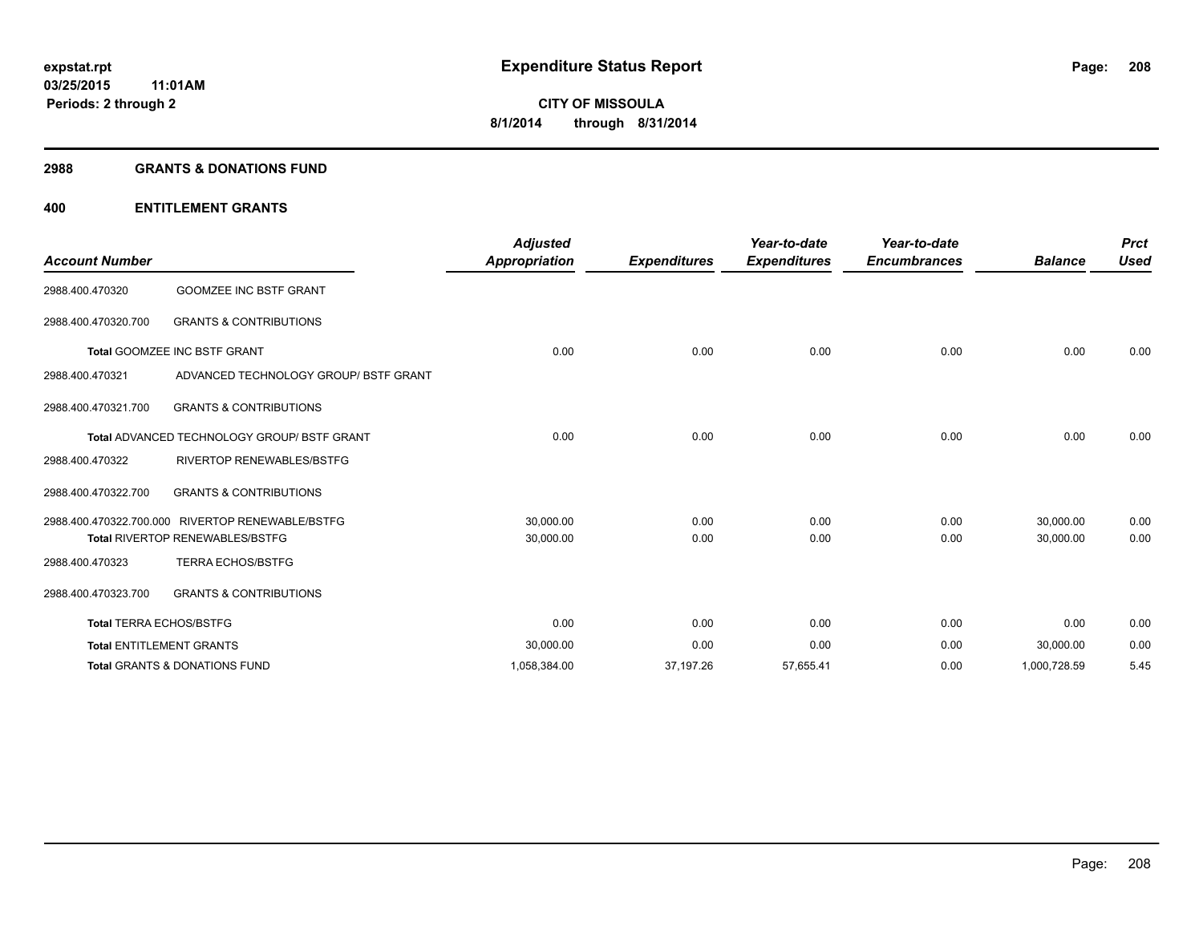# Expenditure Status Report

expstat.rpt
03/25/2015 11:01AM
Periods: 2 through 2

**CITY OF MISSOULA**
**8/1/2014 through 8/31/2014**

## 2988 GRANTS & DONATIONS FUND

### 400 ENTITLEMENT GRANTS

| Account Number | | Adjusted Appropriation | Expenditures | Year-to-date Expenditures | Year-to-date Encumbrances | Balance | Prct Used |
|---|---|---|---|---|---|---|---|
| 2988.400.470320 | GOOMZEE INC BSTF GRANT | | | | | | |
| 2988.400.470320.700 | GRANTS & CONTRIBUTIONS | | | | | | |
| **Total** GOOMZEE INC BSTF GRANT | | 0.00 | 0.00 | 0.00 | 0.00 | 0.00 | 0.00 |
| 2988.400.470321 | ADVANCED TECHNOLOGY GROUP/ BSTF GRANT | | | | | | |
| 2988.400.470321.700 | GRANTS & CONTRIBUTIONS | | | | | | |
| **Total** ADVANCED TECHNOLOGY GROUP/ BSTF GRANT | | 0.00 | 0.00 | 0.00 | 0.00 | 0.00 | 0.00 |
| 2988.400.470322 | RIVERTOP RENEWABLES/BSTFG | | | | | | |
| 2988.400.470322.700 | GRANTS & CONTRIBUTIONS | | | | | | |
| 2988.400.470322.700.000 | RIVERTOP RENEWABLE/BSTFG | 30,000.00 | 0.00 | 0.00 | 0.00 | 30,000.00 | 0.00 |
| **Total** RIVERTOP RENEWABLES/BSTFG | | 30,000.00 | 0.00 | 0.00 | 0.00 | 30,000.00 | 0.00 |
| 2988.400.470323 | TERRA ECHOS/BSTFG | | | | | | |
| 2988.400.470323.700 | GRANTS & CONTRIBUTIONS | | | | | | |
| **Total** TERRA ECHOS/BSTFG | | 0.00 | 0.00 | 0.00 | 0.00 | 0.00 | 0.00 |
| **Total** ENTITLEMENT GRANTS | | 30,000.00 | 0.00 | 0.00 | 0.00 | 30,000.00 | 0.00 |
| **Total** GRANTS & DONATIONS FUND | | 1,058,384.00 | 37,197.26 | 57,655.41 | 0.00 | 1,000,728.59 | 5.45 |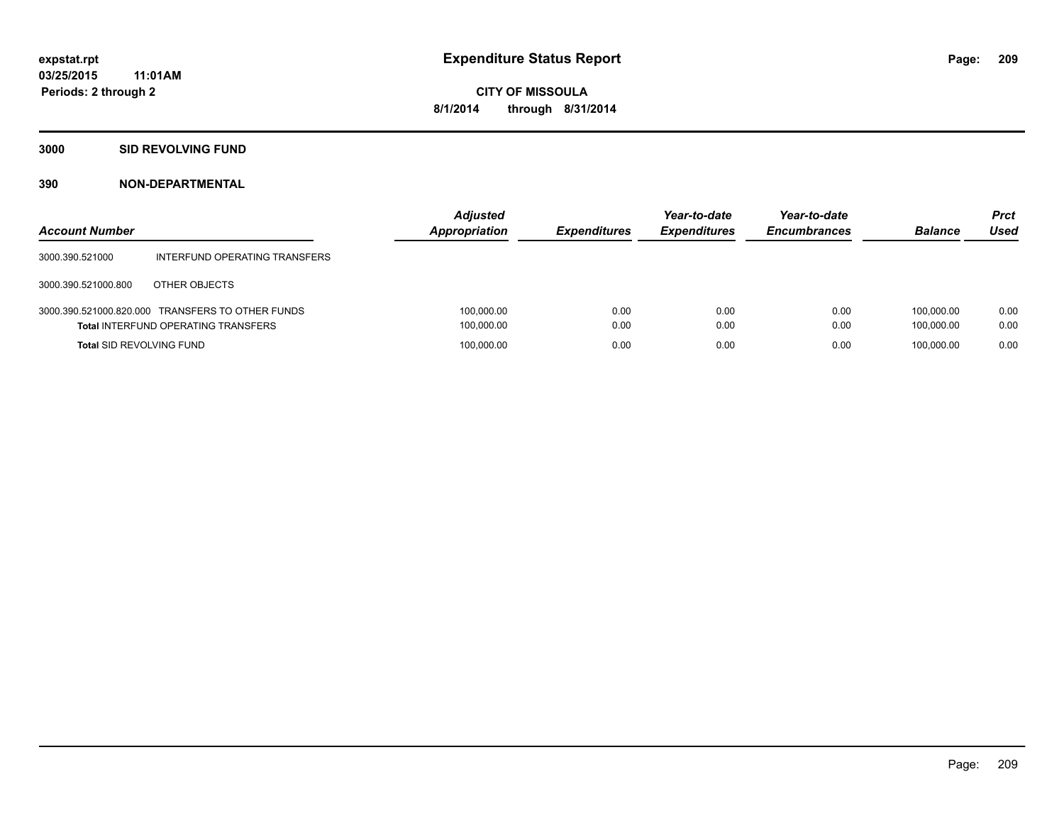**expstat.rpt**
**03/25/2015 11:01AM**
**Periods: 2 through 2**

# Expenditure Status Report

**CITY OF MISSOULA**
**8/1/2014 through 8/31/2014**

## 3000 SID REVOLVING FUND

### 390 NON-DEPARTMENTAL

| Account Number | | Adjusted Appropriation | Expenditures | Year-to-date Expenditures | Year-to-date Encumbrances | Balance | Prct Used |
|---|---|---|---|---|---|---|---|
| 3000.390.521000 | INTERFUND OPERATING TRANSFERS | | | | | | |
| 3000.390.521000.800 | OTHER OBJECTS | | | | | | |
| 3000.390.521000.820.000 | TRANSFERS TO OTHER FUNDS | 100,000.00 | 0.00 | 0.00 | 0.00 | 100,000.00 | 0.00 |
| **Total** INTERFUND OPERATING TRANSFERS | | 100,000.00 | 0.00 | 0.00 | 0.00 | 100,000.00 | 0.00 |
| **Total** SID REVOLVING FUND | | 100,000.00 | 0.00 | 0.00 | 0.00 | 100,000.00 | 0.00 |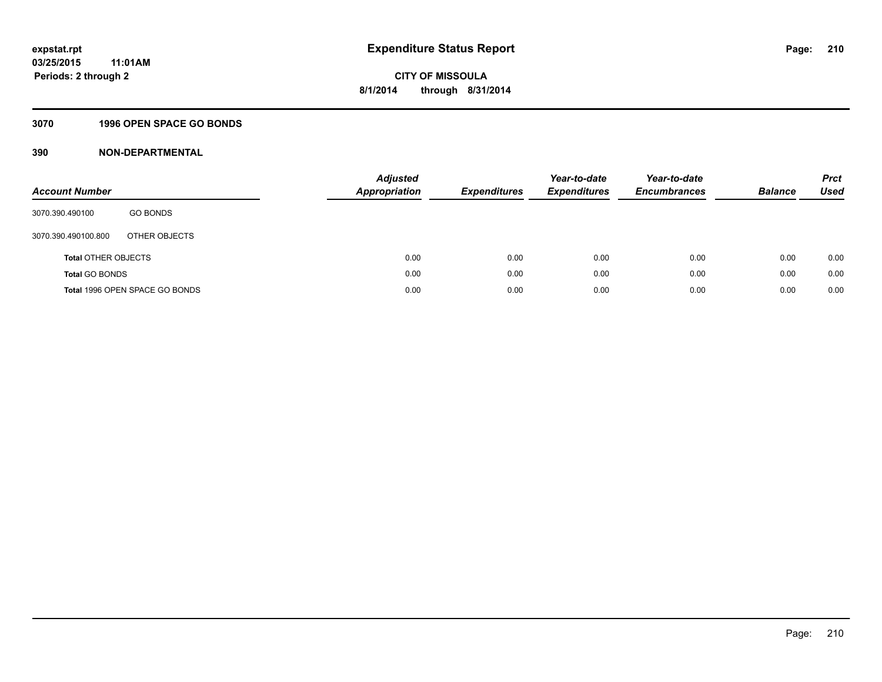**expstat.rpt**
**03/25/2015 11:01AM**
**Periods: 2 through 2**

# Expenditure Status Report

**CITY OF MISSOULA**
**8/1/2014 through 8/31/2014**

## 3070 1996 OPEN SPACE GO BONDS

## 390 NON-DEPARTMENTAL

| Account Number | | Adjusted Appropriation | Expenditures | Year-to-date Expenditures | Year-to-date Encumbrances | Balance | Prct Used |
|---|---|---|---|---|---|---|---|
| 3070.390.490100 | GO BONDS | | | | | | |
| 3070.390.490100.800 | OTHER OBJECTS | | | | | | |
| **Total** OTHER OBJECTS | | 0.00 | 0.00 | 0.00 | 0.00 | 0.00 | 0.00 |
| **Total** GO BONDS | | 0.00 | 0.00 | 0.00 | 0.00 | 0.00 | 0.00 |
| **Total** 1996 OPEN SPACE GO BONDS | | 0.00 | 0.00 | 0.00 | 0.00 | 0.00 | 0.00 |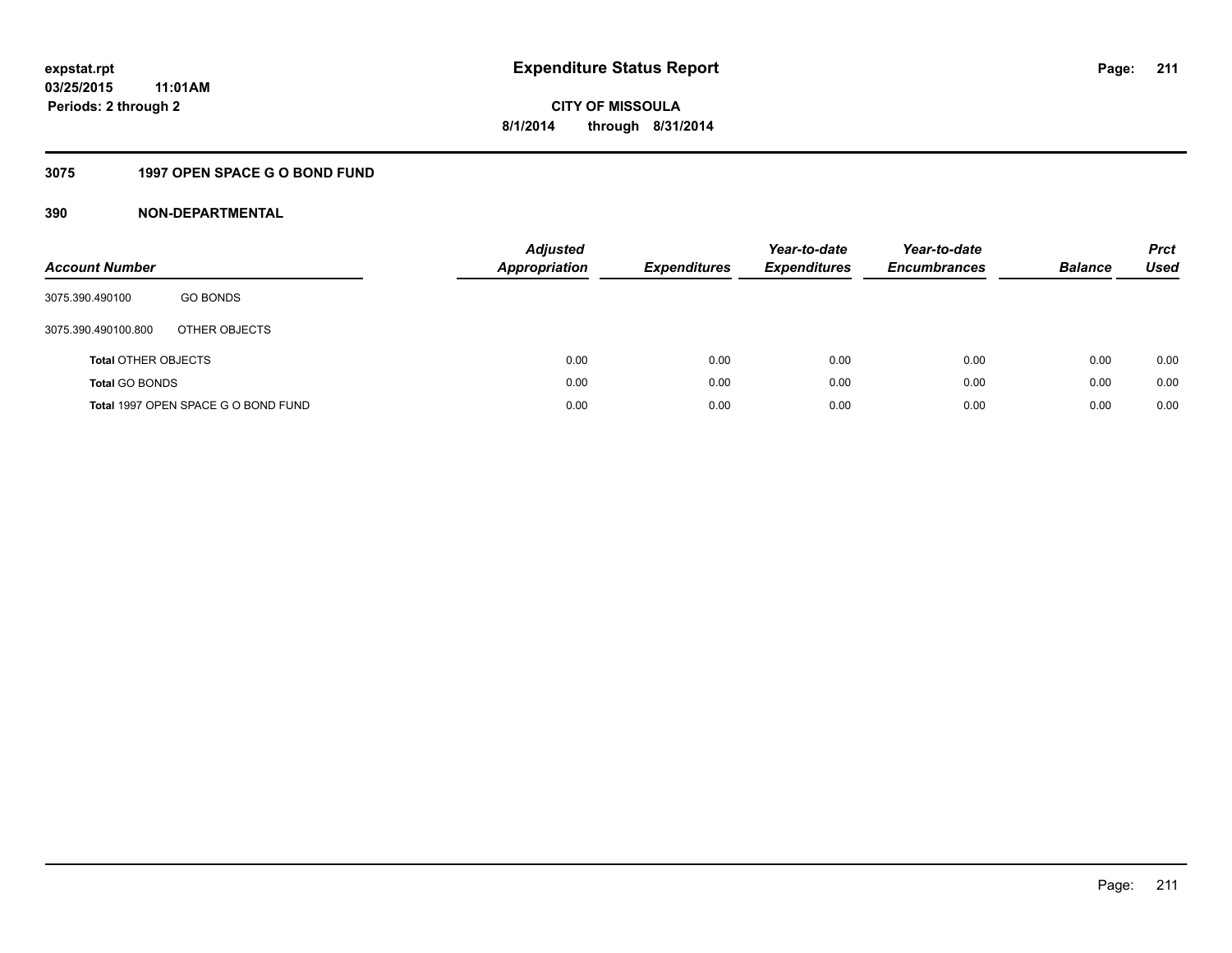# Expenditure Status Report

**CITY OF MISSOULA**

**8/1/2014 through 8/31/2014**

expstat.rpt
03/25/2015 11:01AM
Periods: 2 through 2

## 3075 1997 OPEN SPACE G O BOND FUND

## 390 NON-DEPARTMENTAL

| Account Number | | Adjusted Appropriation | Expenditures | Year-to-date Expenditures | Year-to-date Encumbrances | Balance | Prct Used |
|---|---|---|---|---|---|---|---|
| 3075.390.490100 | GO BONDS | | | | | | |
| 3075.390.490100.800 | OTHER OBJECTS | | | | | | |
| **Total** OTHER OBJECTS | | 0.00 | 0.00 | 0.00 | 0.00 | 0.00 | 0.00 |
| **Total** GO BONDS | | 0.00 | 0.00 | 0.00 | 0.00 | 0.00 | 0.00 |
| **Total** 1997 OPEN SPACE G O BOND FUND | | 0.00 | 0.00 | 0.00 | 0.00 | 0.00 | 0.00 |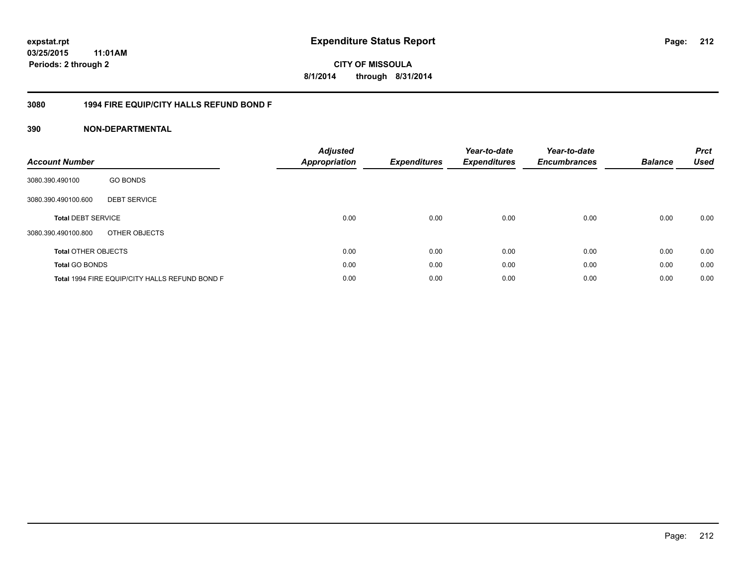**expstat.rpt**
**03/25/2015 11:01AM**
**Periods: 2 through 2**

# Expenditure Status Report

**CITY OF MISSOULA**
**8/1/2014 through 8/31/2014**

## 3080 1994 FIRE EQUIP/CITY HALLS REFUND BOND F

## 390 NON-DEPARTMENTAL

| Account Number | | Adjusted Appropriation | Expenditures | Year-to-date Expenditures | Year-to-date Encumbrances | Balance | Prct Used |
|---|---|---|---|---|---|---|---|
| 3080.390.490100 | GO BONDS | | | | | | |
| 3080.390.490100.600 | DEBT SERVICE | | | | | | |
| **Total** DEBT SERVICE | | 0.00 | 0.00 | 0.00 | 0.00 | 0.00 | 0.00 |
| 3080.390.490100.800 | OTHER OBJECTS | | | | | | |
| **Total** OTHER OBJECTS | | 0.00 | 0.00 | 0.00 | 0.00 | 0.00 | 0.00 |
| **Total** GO BONDS | | 0.00 | 0.00 | 0.00 | 0.00 | 0.00 | 0.00 |
| **Total** 1994 FIRE EQUIP/CITY HALLS REFUND BOND F | | 0.00 | 0.00 | 0.00 | 0.00 | 0.00 | 0.00 |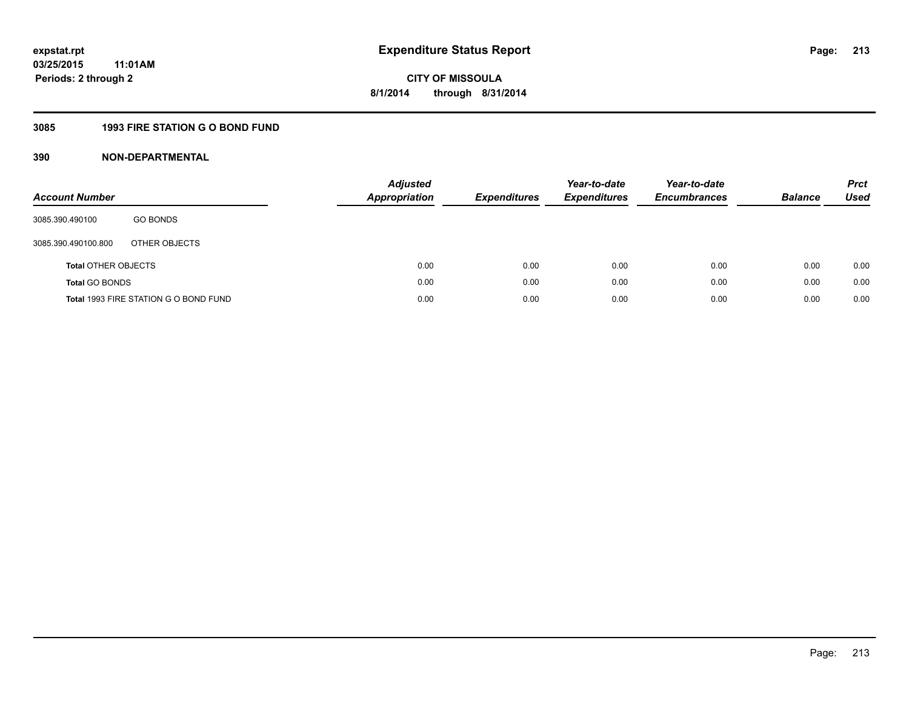# Expenditure Status Report

**CITY OF MISSOULA**

**8/1/2014 through 8/31/2014**

**expstat.rpt**
**03/25/2015 11:01AM**
**Periods: 2 through 2**

## 3085 1993 FIRE STATION G O BOND FUND

## 390 NON-DEPARTMENTAL

| Account Number | | Adjusted Appropriation | Expenditures | Year-to-date Expenditures | Year-to-date Encumbrances | Balance | Prct Used |
|---|---|---|---|---|---|---|---|
| 3085.390.490100 | GO BONDS | | | | | | |
| 3085.390.490100.800 | OTHER OBJECTS | | | | | | |
| **Total** OTHER OBJECTS | | 0.00 | 0.00 | 0.00 | 0.00 | 0.00 | 0.00 |
| **Total** GO BONDS | | 0.00 | 0.00 | 0.00 | 0.00 | 0.00 | 0.00 |
| **Total** 1993 FIRE STATION G O BOND FUND | | 0.00 | 0.00 | 0.00 | 0.00 | 0.00 | 0.00 |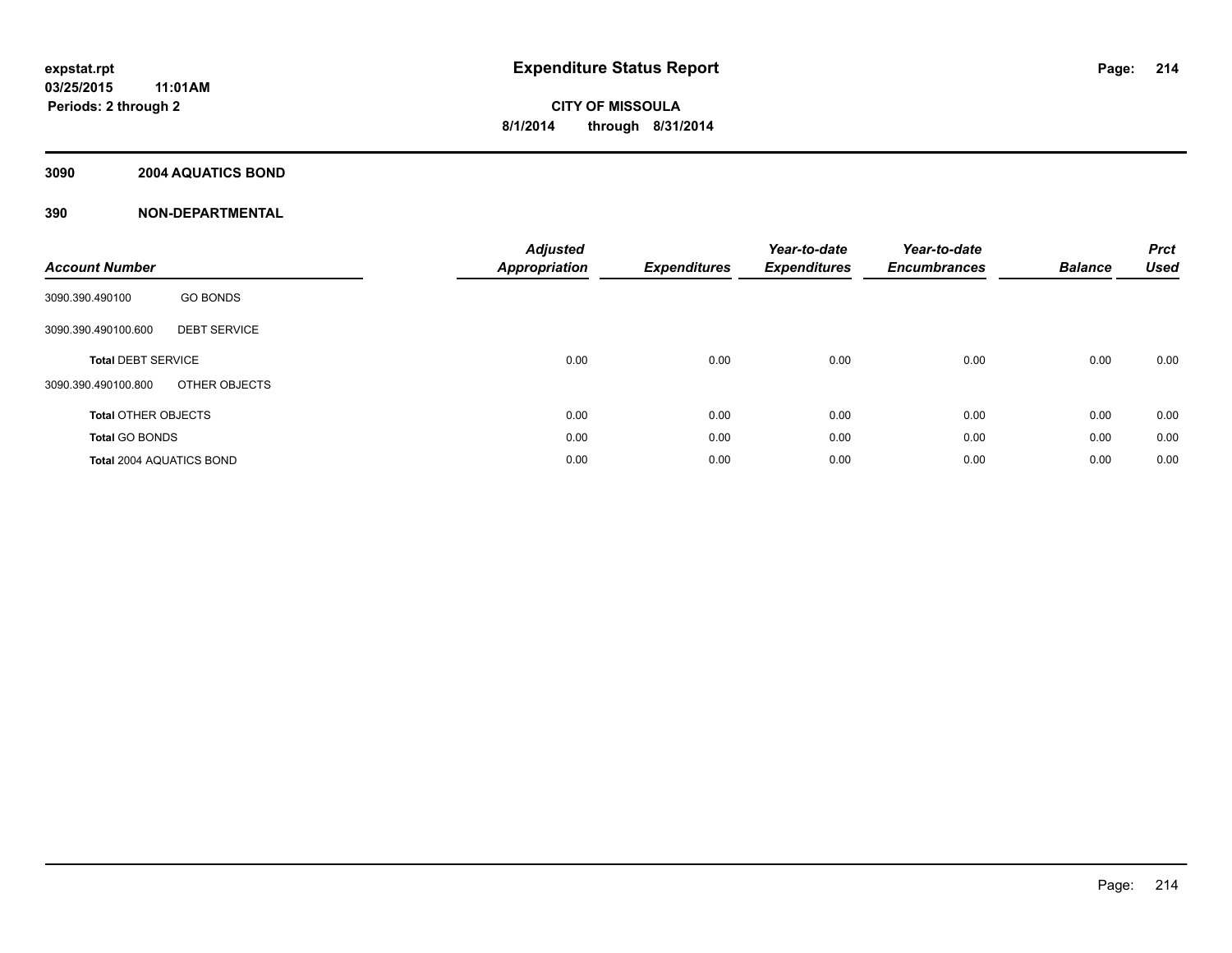**expstat.rpt**
**03/25/2015 11:01AM**
**Periods: 2 through 2**

# Expenditure Status Report

**CITY OF MISSOULA**
**8/1/2014 through 8/31/2014**

## 3090 2004 AQUATICS BOND

## 390 NON-DEPARTMENTAL

| Account Number | | Adjusted Appropriation | Expenditures | Year-to-date Expenditures | Year-to-date Encumbrances | Balance | Prct Used |
|---|---|---|---|---|---|---|---|
| 3090.390.490100 | GO BONDS | | | | | | |
| 3090.390.490100.600 | DEBT SERVICE | | | | | | |
| **Total** DEBT SERVICE | | 0.00 | 0.00 | 0.00 | 0.00 | 0.00 | 0.00 |
| 3090.390.490100.800 | OTHER OBJECTS | | | | | | |
| **Total** OTHER OBJECTS | | 0.00 | 0.00 | 0.00 | 0.00 | 0.00 | 0.00 |
| **Total** GO BONDS | | 0.00 | 0.00 | 0.00 | 0.00 | 0.00 | 0.00 |
| **Total** 2004 AQUATICS BOND | | 0.00 | 0.00 | 0.00 | 0.00 | 0.00 | 0.00 |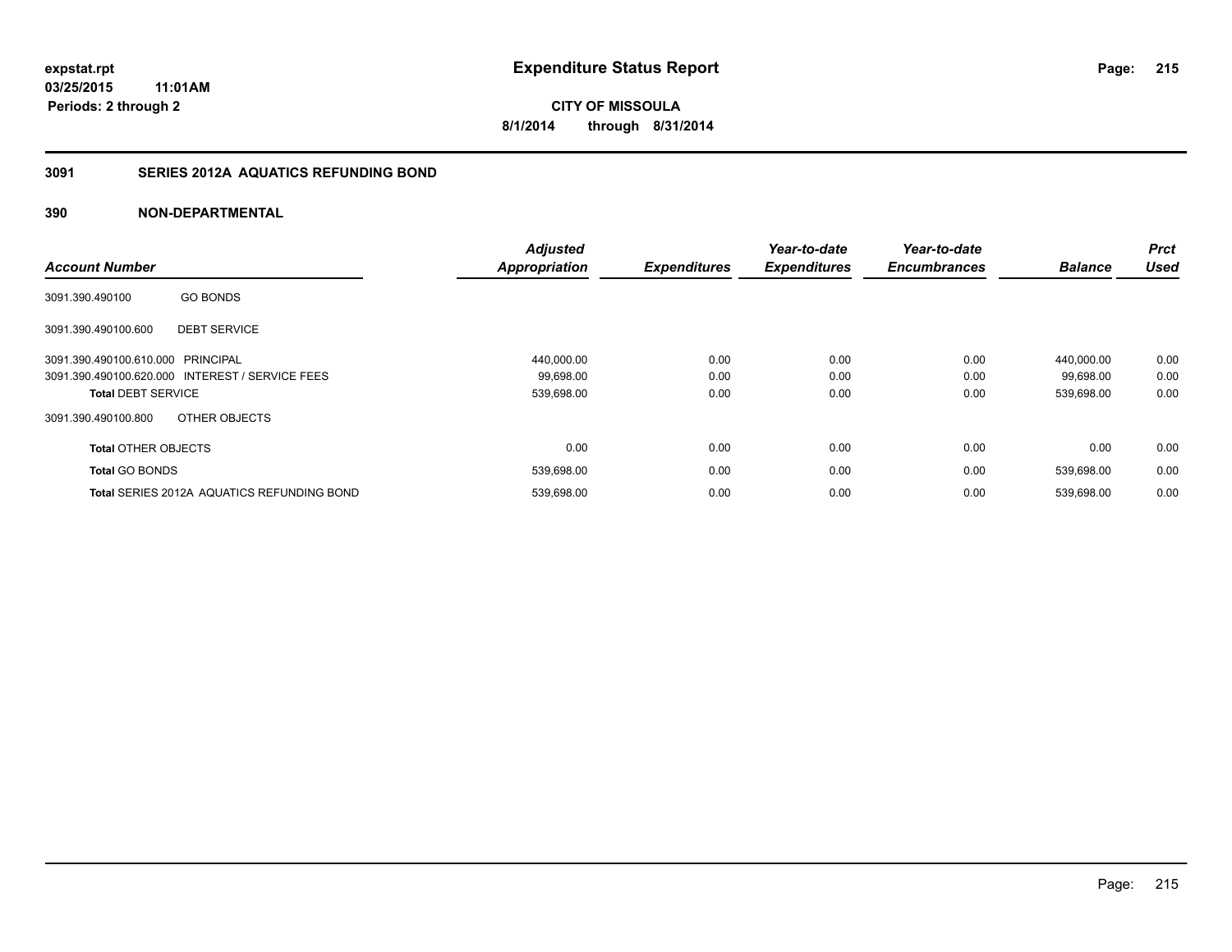# Expenditure Status Report

**CITY OF MISSOULA**

**8/1/2014 through 8/31/2014**

expstat.rpt
03/25/2015 11:01AM
Periods: 2 through 2

## 3091 SERIES 2012A AQUATICS REFUNDING BOND

### 390 NON-DEPARTMENTAL

| Account Number | | Adjusted Appropriation | Expenditures | Year-to-date Expenditures | Year-to-date Encumbrances | Balance | Prct Used |
|---|---|---|---|---|---|---|---|
| 3091.390.490100 | GO BONDS | | | | | | |
| 3091.390.490100.600 | DEBT SERVICE | | | | | | |
| 3091.390.490100.610.000 | PRINCIPAL | 440,000.00 | 0.00 | 0.00 | 0.00 | 440,000.00 | 0.00 |
| 3091.390.490100.620.000 | INTEREST / SERVICE FEES | 99,698.00 | 0.00 | 0.00 | 0.00 | 99,698.00 | 0.00 |
| **Total** DEBT SERVICE | | 539,698.00 | 0.00 | 0.00 | 0.00 | 539,698.00 | 0.00 |
| 3091.390.490100.800 | OTHER OBJECTS | | | | | | |
| **Total** OTHER OBJECTS | | 0.00 | 0.00 | 0.00 | 0.00 | 0.00 | 0.00 |
| **Total** GO BONDS | | 539,698.00 | 0.00 | 0.00 | 0.00 | 539,698.00 | 0.00 |
| **Total** SERIES 2012A AQUATICS REFUNDING BOND | | 539,698.00 | 0.00 | 0.00 | 0.00 | 539,698.00 | 0.00 |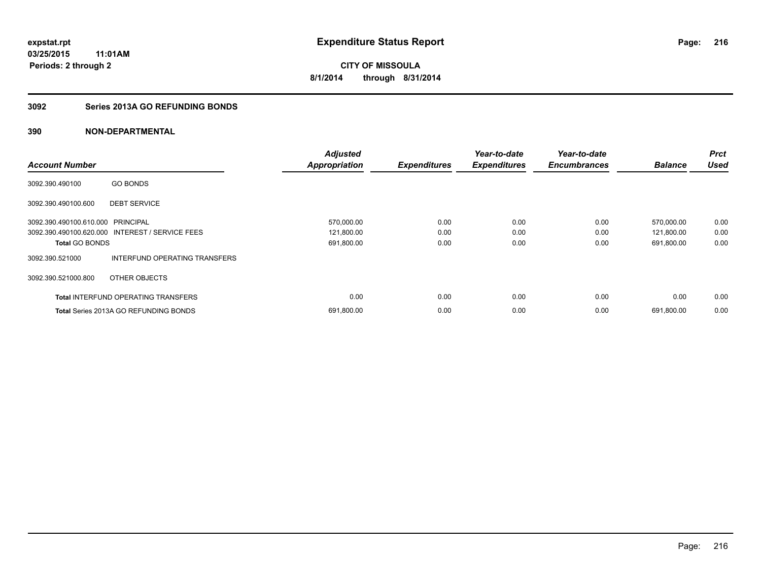**expstat.rpt**
**03/25/2015 11:01AM**
**Periods: 2 through 2**

# Expenditure Status Report

**CITY OF MISSOULA**
**8/1/2014 through 8/31/2014**

## 3092 Series 2013A GO REFUNDING BONDS

## 390 NON-DEPARTMENTAL

| Account Number | | Adjusted Appropriation | Expenditures | Year-to-date Expenditures | Year-to-date Encumbrances | Balance | Prct Used |
|---|---|---|---|---|---|---|---|
| 3092.390.490100 | GO BONDS | | | | | | |
| 3092.390.490100.600 | DEBT SERVICE | | | | | | |
| 3092.390.490100.610.000 | PRINCIPAL | 570,000.00 | 0.00 | 0.00 | 0.00 | 570,000.00 | 0.00 |
| 3092.390.490100.620.000 | INTEREST / SERVICE FEES | 121,800.00 | 0.00 | 0.00 | 0.00 | 121,800.00 | 0.00 |
| **Total** GO BONDS | | 691,800.00 | 0.00 | 0.00 | 0.00 | 691,800.00 | 0.00 |
| 3092.390.521000 | INTERFUND OPERATING TRANSFERS | | | | | | |
| 3092.390.521000.800 | OTHER OBJECTS | | | | | | |
| **Total** INTERFUND OPERATING TRANSFERS | | 0.00 | 0.00 | 0.00 | 0.00 | 0.00 | 0.00 |
| **Total** Series 2013A GO REFUNDING BONDS | | 691,800.00 | 0.00 | 0.00 | 0.00 | 691,800.00 | 0.00 |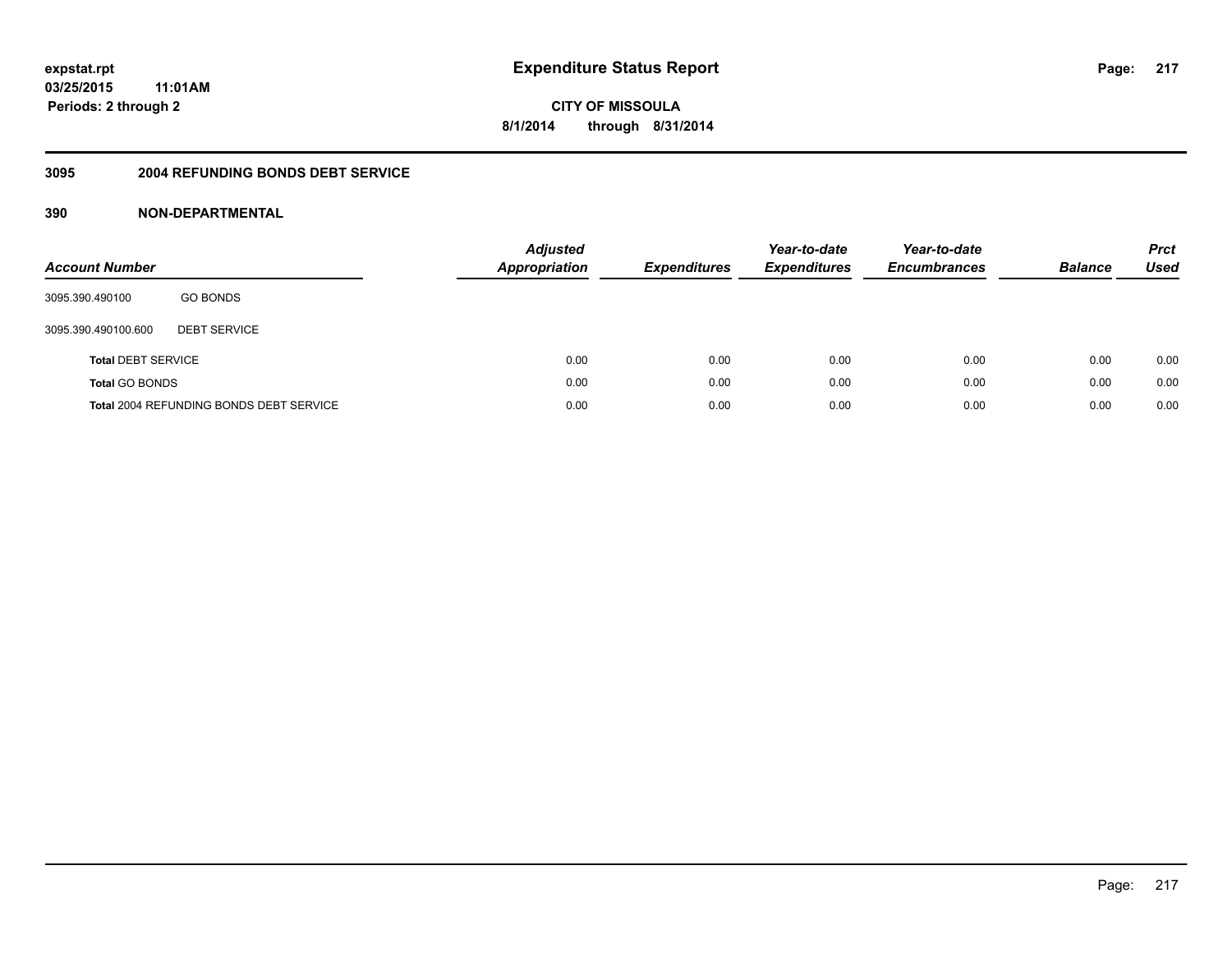# Expenditure Status Report

expstat.rpt
03/25/2015 11:01AM
Periods: 2 through 2

**CITY OF MISSOULA**
**8/1/2014 through 8/31/2014**

## 3095 2004 REFUNDING BONDS DEBT SERVICE

### 390 NON-DEPARTMENTAL

| Account Number | | Adjusted Appropriation | Expenditures | Year-to-date Expenditures | Year-to-date Encumbrances | Balance | Prct Used |
|---|---|---|---|---|---|---|---|
| 3095.390.490100 | GO BONDS | | | | | | |
| 3095.390.490100.600 | DEBT SERVICE | | | | | | |
| **Total** DEBT SERVICE | | 0.00 | 0.00 | 0.00 | 0.00 | 0.00 | 0.00 |
| **Total** GO BONDS | | 0.00 | 0.00 | 0.00 | 0.00 | 0.00 | 0.00 |
| **Total** 2004 REFUNDING BONDS DEBT SERVICE | | 0.00 | 0.00 | 0.00 | 0.00 | 0.00 | 0.00 |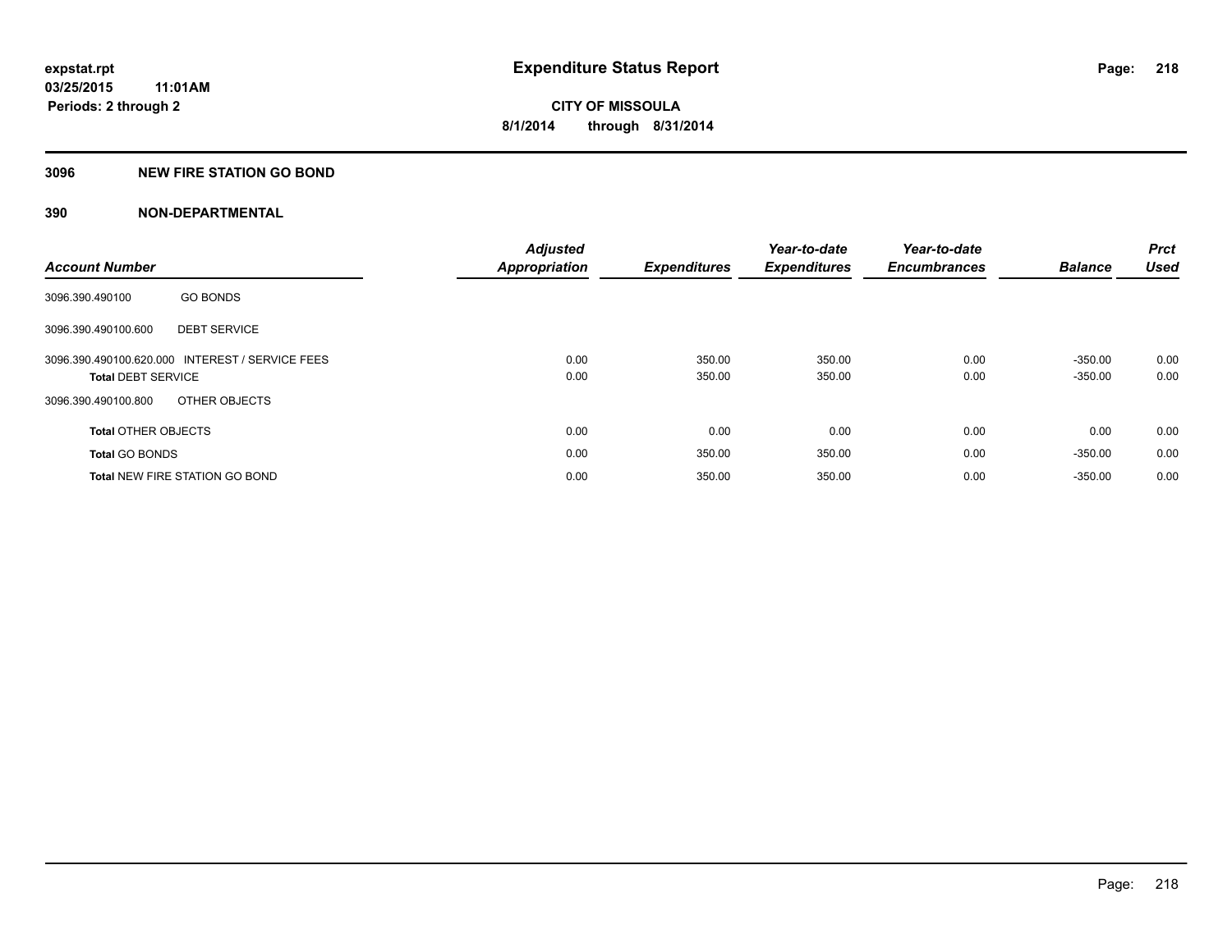# Expenditure Status Report

**expstat.rpt**
**03/25/2015 11:01AM**
**Periods: 2 through 2**

**CITY OF MISSOULA**
**8/1/2014 through 8/31/2014**

## 3096 NEW FIRE STATION GO BOND

## 390 NON-DEPARTMENTAL

| Account Number | | Adjusted Appropriation | Expenditures | Year-to-date Expenditures | Year-to-date Encumbrances | Balance | Prct Used |
|---|---|---|---|---|---|---|---|
| 3096.390.490100 | GO BONDS | | | | | | |
| 3096.390.490100.600 | DEBT SERVICE | | | | | | |
| 3096.390.490100.620.000 | INTEREST / SERVICE FEES | 0.00 | 350.00 | 350.00 | 0.00 | -350.00 | 0.00 |
| **Total** DEBT SERVICE | | 0.00 | 350.00 | 350.00 | 0.00 | -350.00 | 0.00 |
| 3096.390.490100.800 | OTHER OBJECTS | | | | | | |
| **Total** OTHER OBJECTS | | 0.00 | 0.00 | 0.00 | 0.00 | 0.00 | 0.00 |
| **Total** GO BONDS | | 0.00 | 350.00 | 350.00 | 0.00 | -350.00 | 0.00 |
| **Total** NEW FIRE STATION GO BOND | | 0.00 | 350.00 | 350.00 | 0.00 | -350.00 | 0.00 |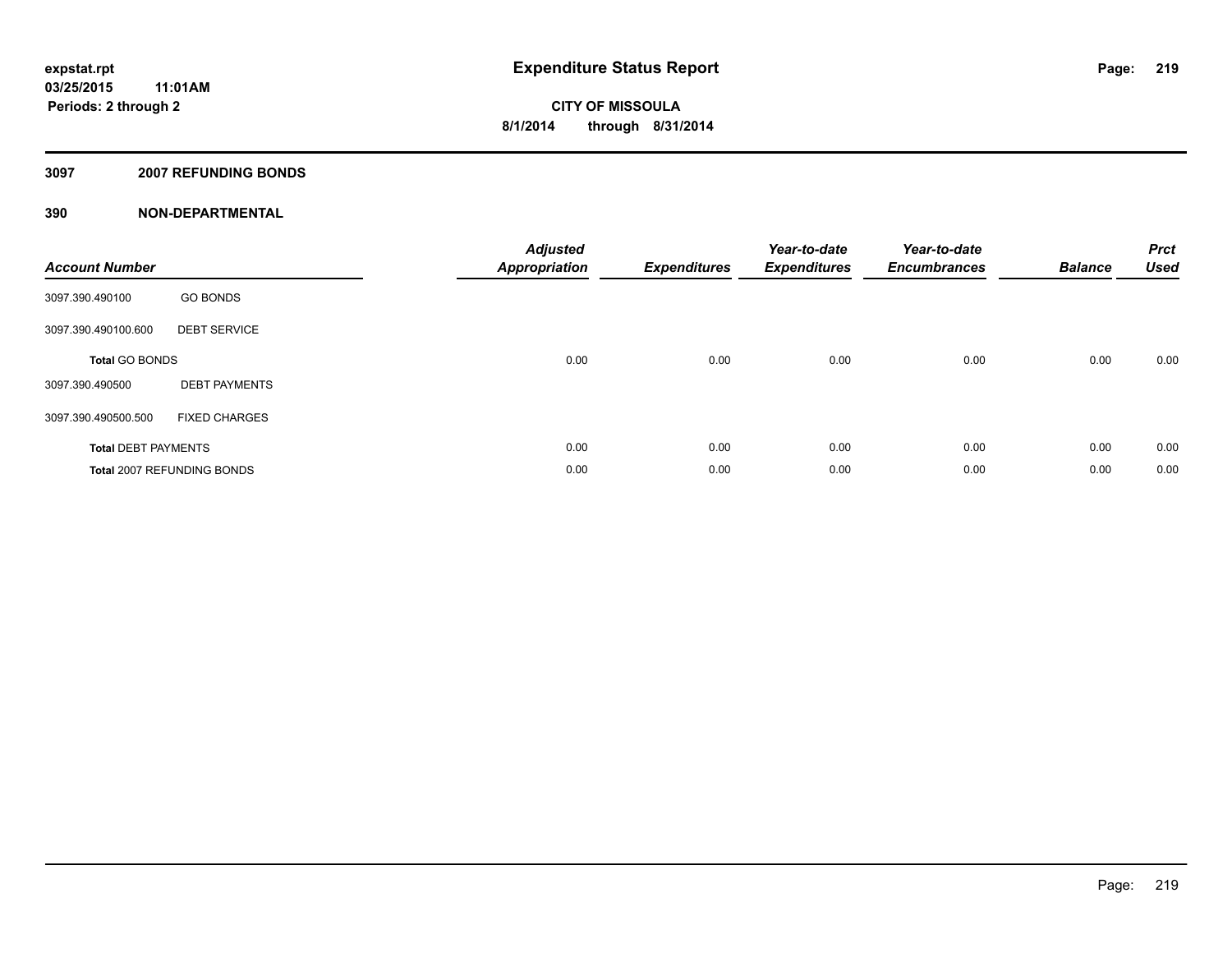# Expenditure Status Report

**CITY OF MISSOULA**

**8/1/2014 through 8/31/2014**

expstat.rpt
03/25/2015 11:01AM
Periods: 2 through 2

## 3097 2007 REFUNDING BONDS

## 390 NON-DEPARTMENTAL

| Account Number | | Adjusted Appropriation | Expenditures | Year-to-date Expenditures | Year-to-date Encumbrances | Balance | Prct Used |
|---|---|---|---|---|---|---|---|
| 3097.390.490100 | GO BONDS | | | | | | |
| 3097.390.490100.600 | DEBT SERVICE | | | | | | |
| **Total** GO BONDS | | 0.00 | 0.00 | 0.00 | 0.00 | 0.00 | 0.00 |
| 3097.390.490500 | DEBT PAYMENTS | | | | | | |
| 3097.390.490500.500 | FIXED CHARGES | | | | | | |
| **Total** DEBT PAYMENTS | | 0.00 | 0.00 | 0.00 | 0.00 | 0.00 | 0.00 |
| **Total** 2007 REFUNDING BONDS | | 0.00 | 0.00 | 0.00 | 0.00 | 0.00 | 0.00 |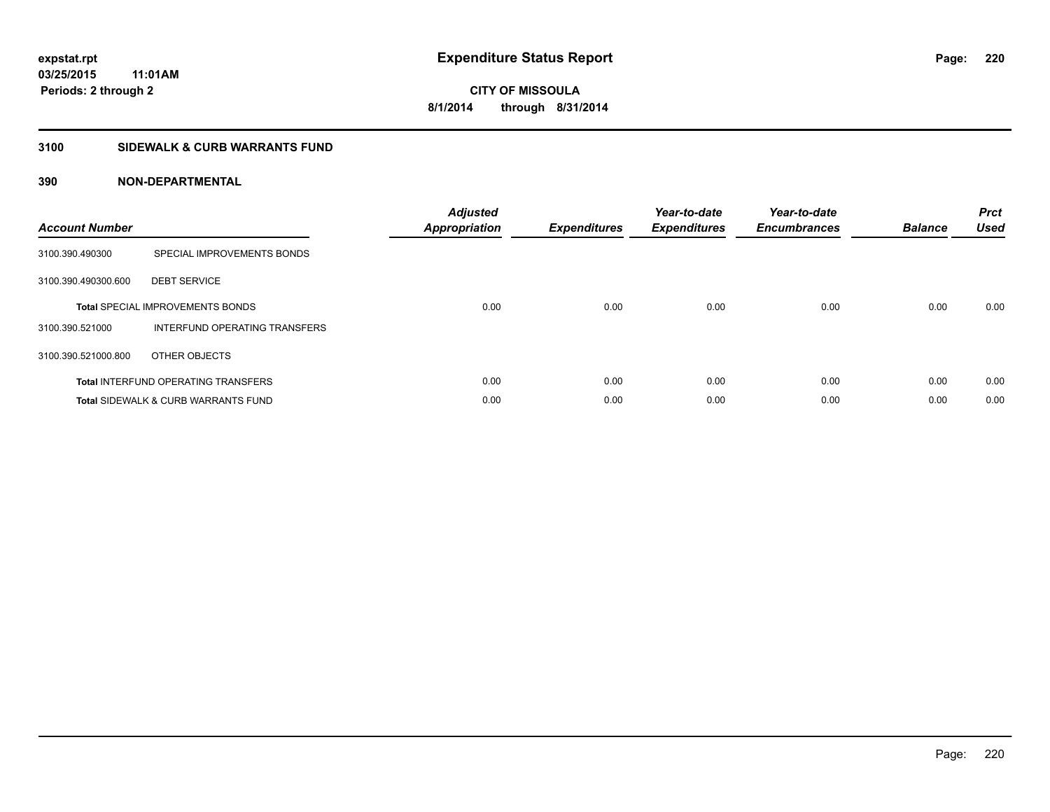# Expenditure Status Report

expstat.rpt
03/25/2015 11:01AM
Periods: 2 through 2

**CITY OF MISSOULA**
**8/1/2014 through 8/31/2014**

## 3100 SIDEWALK & CURB WARRANTS FUND

### 390 NON-DEPARTMENTAL

| Account Number | | Adjusted Appropriation | Expenditures | Year-to-date Expenditures | Year-to-date Encumbrances | Balance | Prct Used |
|---|---|---|---|---|---|---|---|
| 3100.390.490300 | SPECIAL IMPROVEMENTS BONDS | | | | | | |
| 3100.390.490300.600 | DEBT SERVICE | | | | | | |
| | **Total** SPECIAL IMPROVEMENTS BONDS | 0.00 | 0.00 | 0.00 | 0.00 | 0.00 | 0.00 |
| 3100.390.521000 | INTERFUND OPERATING TRANSFERS | | | | | | |
| 3100.390.521000.800 | OTHER OBJECTS | | | | | | |
| | **Total** INTERFUND OPERATING TRANSFERS | 0.00 | 0.00 | 0.00 | 0.00 | 0.00 | 0.00 |
| | **Total** SIDEWALK & CURB WARRANTS FUND | 0.00 | 0.00 | 0.00 | 0.00 | 0.00 | 0.00 |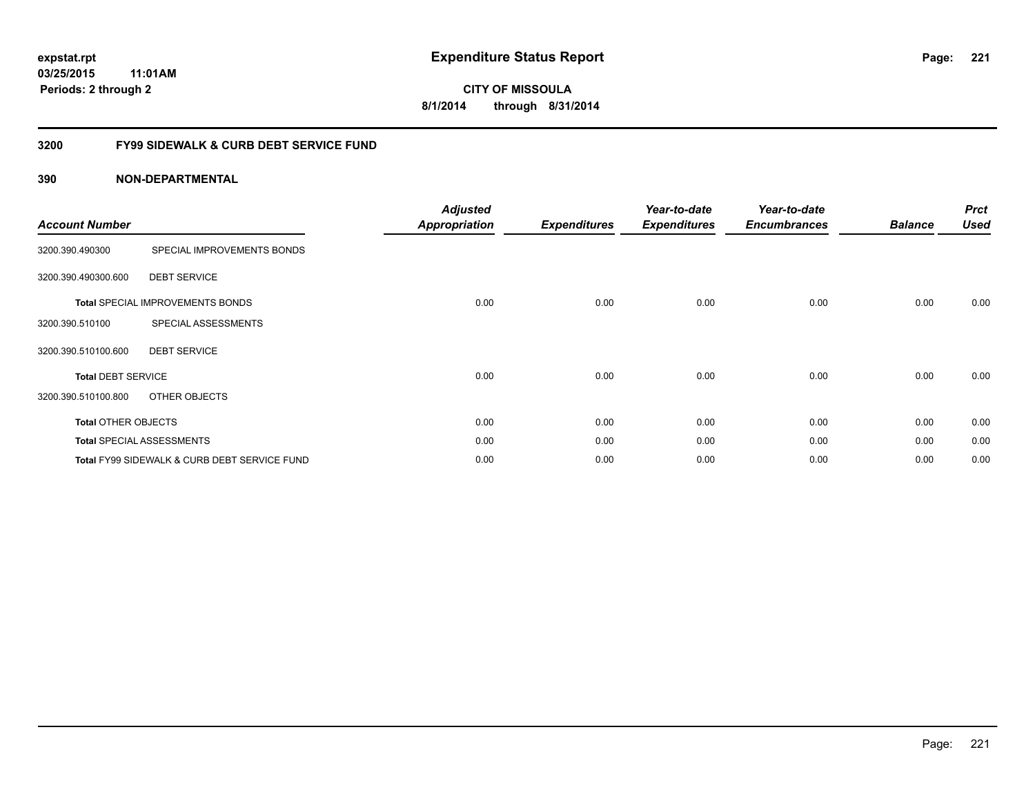# Expenditure Status Report

expstat.rpt
03/25/2015 11:01AM
Periods: 2 through 2

**CITY OF MISSOULA**
**8/1/2014 through 8/31/2014**

## 3200 FY99 SIDEWALK & CURB DEBT SERVICE FUND

### 390 NON-DEPARTMENTAL

| Account Number | | Adjusted Appropriation | Expenditures | Year-to-date Expenditures | Year-to-date Encumbrances | Balance | Prct Used |
|---|---|---|---|---|---|---|---|
| 3200.390.490300 | SPECIAL IMPROVEMENTS BONDS | | | | | | |
| 3200.390.490300.600 | DEBT SERVICE | | | | | | |
| **Total** SPECIAL IMPROVEMENTS BONDS | | 0.00 | 0.00 | 0.00 | 0.00 | 0.00 | 0.00 |
| 3200.390.510100 | SPECIAL ASSESSMENTS | | | | | | |
| 3200.390.510100.600 | DEBT SERVICE | | | | | | |
| **Total** DEBT SERVICE | | 0.00 | 0.00 | 0.00 | 0.00 | 0.00 | 0.00 |
| 3200.390.510100.800 | OTHER OBJECTS | | | | | | |
| **Total** OTHER OBJECTS | | 0.00 | 0.00 | 0.00 | 0.00 | 0.00 | 0.00 |
| **Total** SPECIAL ASSESSMENTS | | 0.00 | 0.00 | 0.00 | 0.00 | 0.00 | 0.00 |
| **Total** FY99 SIDEWALK & CURB DEBT SERVICE FUND | | 0.00 | 0.00 | 0.00 | 0.00 | 0.00 | 0.00 |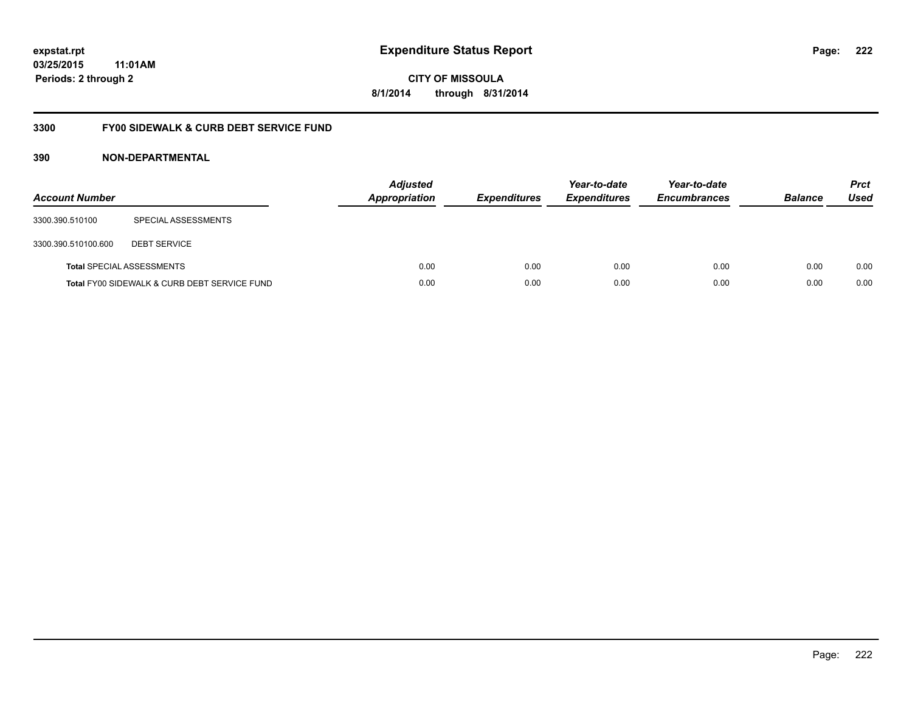**expstat.rpt**
**03/25/2015 11:01AM**
**Periods: 2 through 2**

# Expenditure Status Report

**CITY OF MISSOULA**
**8/1/2014 through 8/31/2014**

## 3300 FY00 SIDEWALK & CURB DEBT SERVICE FUND

### 390 NON-DEPARTMENTAL

| Account Number | | Adjusted Appropriation | Expenditures | Year-to-date Expenditures | Year-to-date Encumbrances | Balance | Prct Used |
|---|---|---|---|---|---|---|---|
| 3300.390.510100 | SPECIAL ASSESSMENTS | | | | | | |
| 3300.390.510100.600 | DEBT SERVICE | | | | | | |
| **Total** SPECIAL ASSESSMENTS | | 0.00 | 0.00 | 0.00 | 0.00 | 0.00 | 0.00 |
| **Total** FY00 SIDEWALK & CURB DEBT SERVICE FUND | | 0.00 | 0.00 | 0.00 | 0.00 | 0.00 | 0.00 |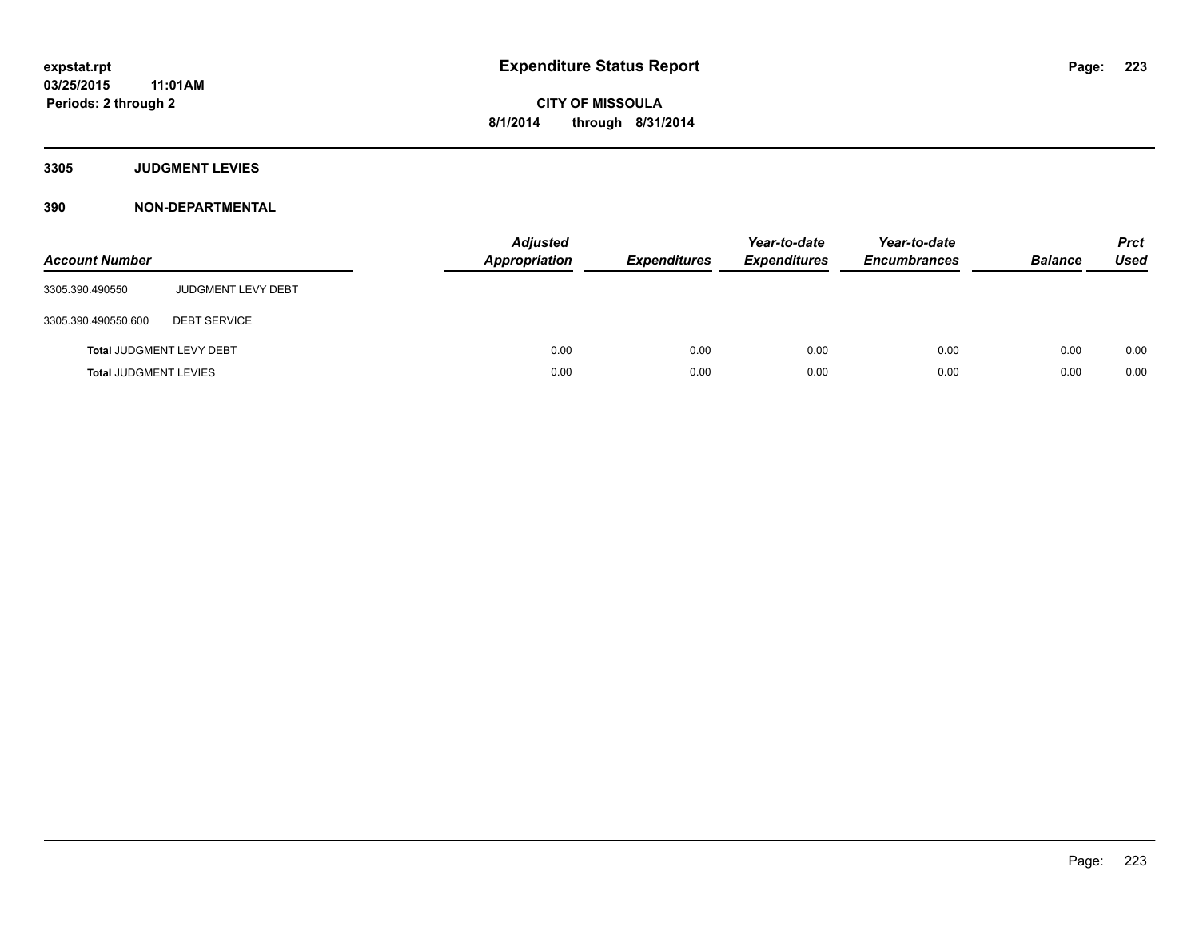# Expenditure Status Report

**expstat.rpt**
**03/25/2015 11:01AM**
**Periods: 2 through 2**

**CITY OF MISSOULA**
**8/1/2014 through 8/31/2014**

## 3305 JUDGMENT LEVIES

## 390 NON-DEPARTMENTAL

| Account Number | | Adjusted Appropriation | Expenditures | Year-to-date Expenditures | Year-to-date Encumbrances | Balance | Prct Used |
|---|---|---|---|---|---|---|---|
| 3305.390.490550 | JUDGMENT LEVY DEBT | | | | | | |
| 3305.390.490550.600 | DEBT SERVICE | | | | | | |
| **Total** JUDGMENT LEVY DEBT | | 0.00 | 0.00 | 0.00 | 0.00 | 0.00 | 0.00 |
| **Total** JUDGMENT LEVIES | | 0.00 | 0.00 | 0.00 | 0.00 | 0.00 | 0.00 |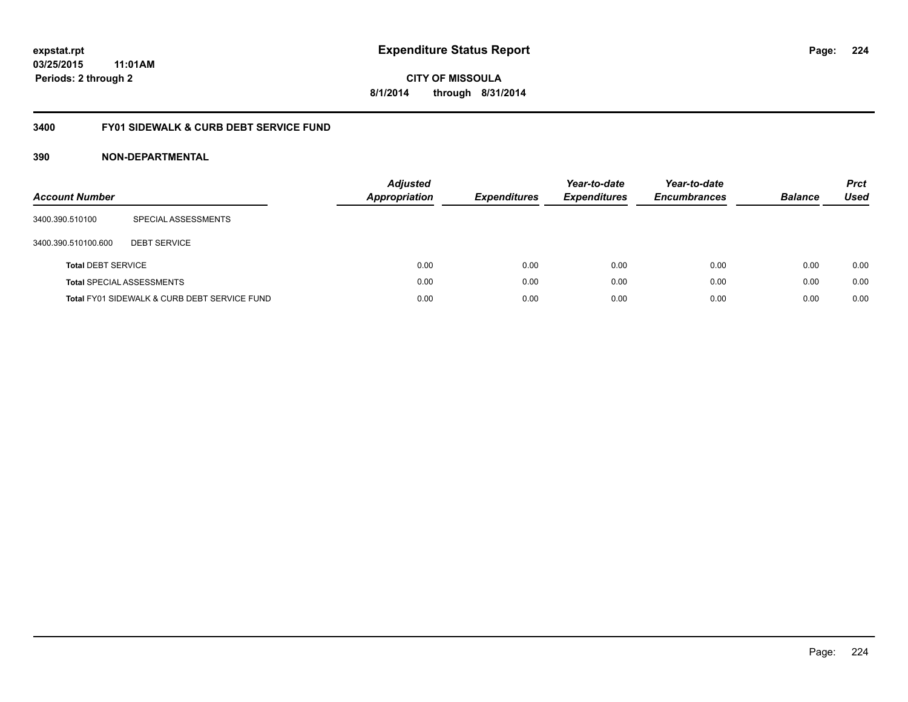# Expenditure Status Report

expstat.rpt
03/25/2015 11:01AM
Periods: 2 through 2

**CITY OF MISSOULA**
**8/1/2014 through 8/31/2014**

## 3400 FY01 SIDEWALK & CURB DEBT SERVICE FUND

### 390 NON-DEPARTMENTAL

| Account Number | | Adjusted Appropriation | Expenditures | Year-to-date Expenditures | Year-to-date Encumbrances | Balance | Prct Used |
|---|---|---|---|---|---|---|---|
| 3400.390.510100 | SPECIAL ASSESSMENTS | | | | | | |
| 3400.390.510100.600 | DEBT SERVICE | | | | | | |
| **Total** DEBT SERVICE | | 0.00 | 0.00 | 0.00 | 0.00 | 0.00 | 0.00 |
| **Total** SPECIAL ASSESSMENTS | | 0.00 | 0.00 | 0.00 | 0.00 | 0.00 | 0.00 |
| **Total** FY01 SIDEWALK & CURB DEBT SERVICE FUND | | 0.00 | 0.00 | 0.00 | 0.00 | 0.00 | 0.00 |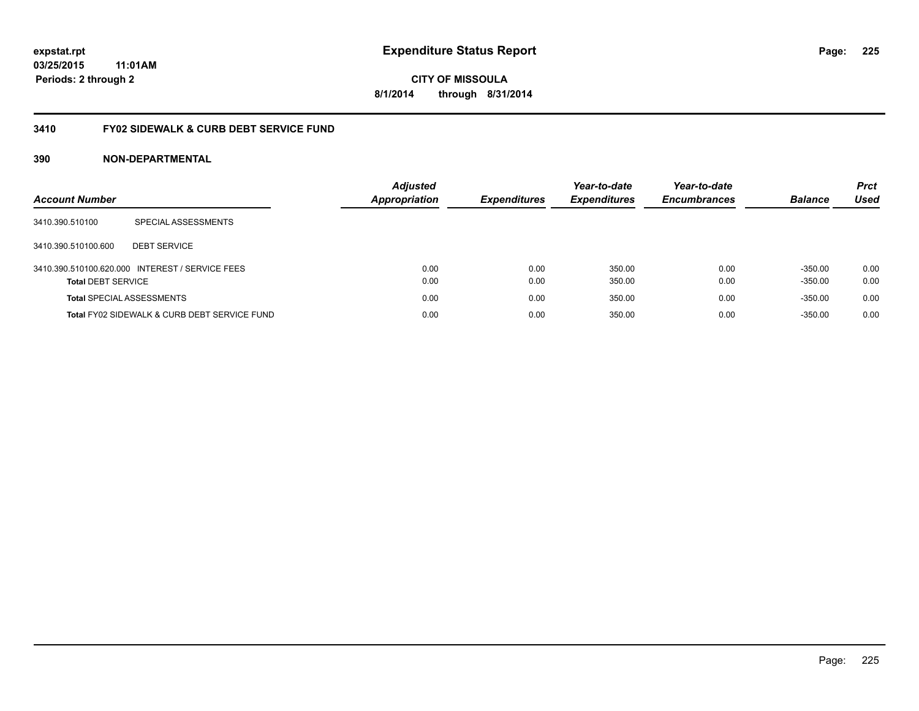expstat.rpt
03/25/2015 11:01AM
Periods: 2 through 2

# Expenditure Status Report

CITY OF MISSOULA
8/1/2014 through 8/31/2014

## 3410 FY02 SIDEWALK & CURB DEBT SERVICE FUND

### 390 NON-DEPARTMENTAL

| Account Number | | Adjusted Appropriation | Expenditures | Year-to-date Expenditures | Year-to-date Encumbrances | Balance | Prct Used |
|---|---|---|---|---|---|---|---|
| 3410.390.510100 | SPECIAL ASSESSMENTS | | | | | | |
| 3410.390.510100.600 | DEBT SERVICE | | | | | | |
| 3410.390.510100.620.000 | INTEREST / SERVICE FEES | 0.00 | 0.00 | 350.00 | 0.00 | -350.00 | 0.00 |
| **Total** DEBT SERVICE | | 0.00 | 0.00 | 350.00 | 0.00 | -350.00 | 0.00 |
| **Total** SPECIAL ASSESSMENTS | | 0.00 | 0.00 | 350.00 | 0.00 | -350.00 | 0.00 |
| **Total** FY02 SIDEWALK & CURB DEBT SERVICE FUND | | 0.00 | 0.00 | 350.00 | 0.00 | -350.00 | 0.00 |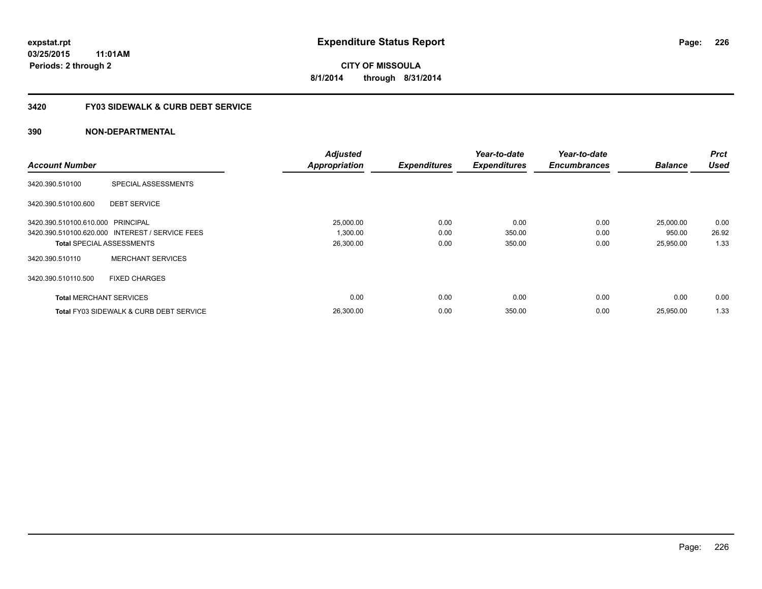# Expenditure Status Report

expstat.rpt
03/25/2015 11:01AM
Periods: 2 through 2

**CITY OF MISSOULA**
**8/1/2014 through 8/31/2014**

## 3420 FY03 SIDEWALK & CURB DEBT SERVICE

### 390 NON-DEPARTMENTAL

| Account Number | | Adjusted Appropriation | Expenditures | Year-to-date Expenditures | Year-to-date Encumbrances | Balance | Prct Used |
|---|---|---|---|---|---|---|---|
| 3420.390.510100 | SPECIAL ASSESSMENTS | | | | | | |
| 3420.390.510100.600 | DEBT SERVICE | | | | | | |
| 3420.390.510100.610.000 | PRINCIPAL | 25,000.00 | 0.00 | 0.00 | 0.00 | 25,000.00 | 0.00 |
| 3420.390.510100.620.000 | INTEREST / SERVICE FEES | 1,300.00 | 0.00 | 350.00 | 0.00 | 950.00 | 26.92 |
| **Total** SPECIAL ASSESSMENTS | | 26,300.00 | 0.00 | 350.00 | 0.00 | 25,950.00 | 1.33 |
| 3420.390.510110 | MERCHANT SERVICES | | | | | | |
| 3420.390.510110.500 | FIXED CHARGES | | | | | | |
| **Total** MERCHANT SERVICES | | 0.00 | 0.00 | 0.00 | 0.00 | 0.00 | 0.00 |
| **Total** FY03 SIDEWALK & CURB DEBT SERVICE | | 26,300.00 | 0.00 | 350.00 | 0.00 | 25,950.00 | 1.33 |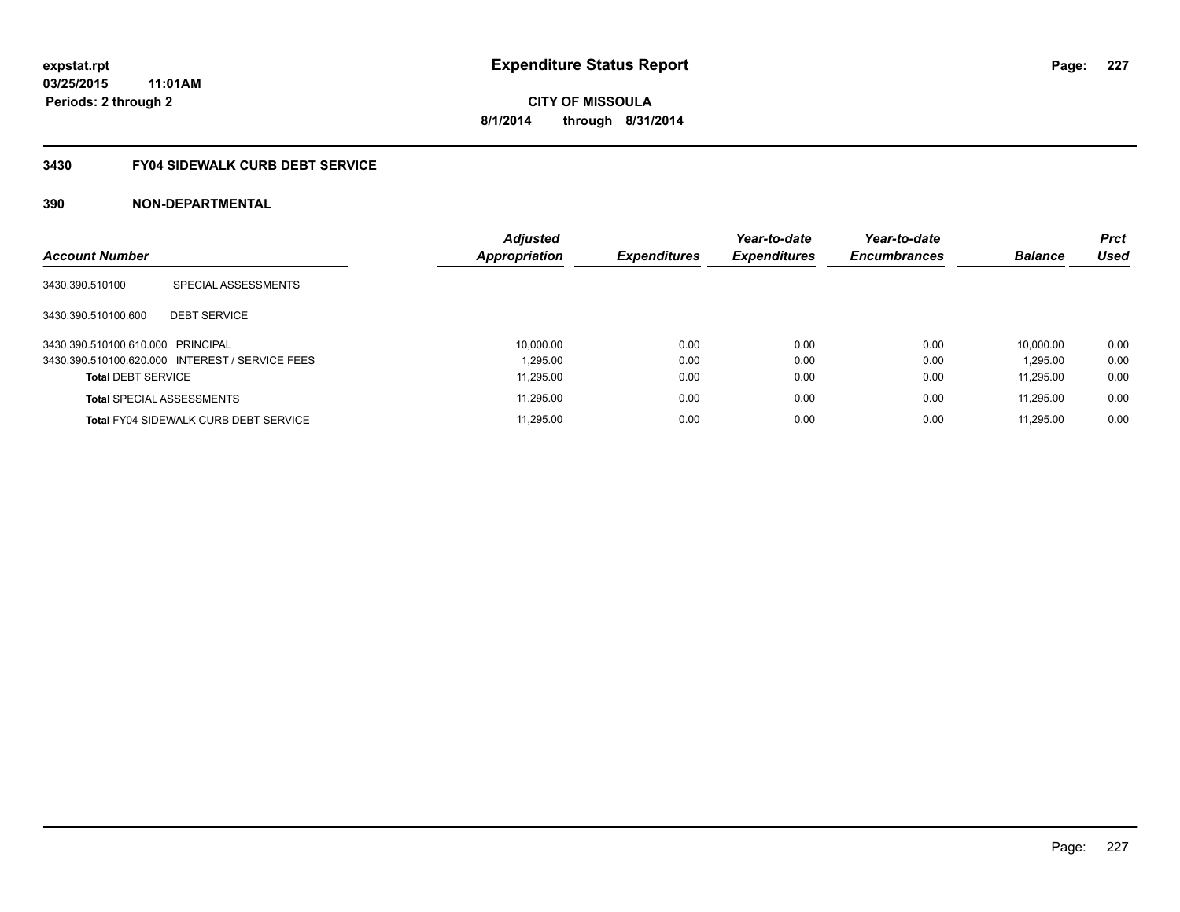**expstat.rpt**
**03/25/2015 11:01AM**
**Periods: 2 through 2**

# Expenditure Status Report

**CITY OF MISSOULA**
**8/1/2014 through 8/31/2014**

## 3430 FY04 SIDEWALK CURB DEBT SERVICE

### 390 NON-DEPARTMENTAL

| Account Number | | Adjusted Appropriation | Expenditures | Year-to-date Expenditures | Year-to-date Encumbrances | Balance | Prct Used |
|---|---|---|---|---|---|---|---|
| 3430.390.510100 | SPECIAL ASSESSMENTS | | | | | | |
| 3430.390.510100.600 | DEBT SERVICE | | | | | | |
| 3430.390.510100.610.000 | PRINCIPAL | 10,000.00 | 0.00 | 0.00 | 0.00 | 10,000.00 | 0.00 |
| 3430.390.510100.620.000 | INTEREST / SERVICE FEES | 1,295.00 | 0.00 | 0.00 | 0.00 | 1,295.00 | 0.00 |
| **Total** DEBT SERVICE | | 11,295.00 | 0.00 | 0.00 | 0.00 | 11,295.00 | 0.00 |
| **Total** SPECIAL ASSESSMENTS | | 11,295.00 | 0.00 | 0.00 | 0.00 | 11,295.00 | 0.00 |
| **Total** FY04 SIDEWALK CURB DEBT SERVICE | | 11,295.00 | 0.00 | 0.00 | 0.00 | 11,295.00 | 0.00 |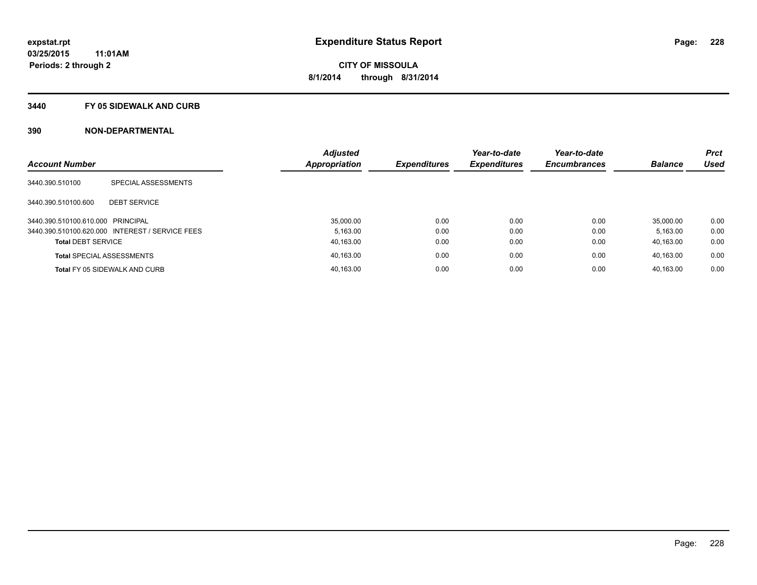# Expenditure Status Report

expstat.rpt
03/25/2015 11:01AM
Periods: 2 through 2

**CITY OF MISSOULA**
**8/1/2014 through 8/31/2014**

## 3440 FY 05 SIDEWALK AND CURB

### 390 NON-DEPARTMENTAL

| Account Number | | Adjusted Appropriation | Expenditures | Year-to-date Expenditures | Year-to-date Encumbrances | Balance | Prct Used |
|---|---|---|---|---|---|---|---|
| 3440.390.510100 | SPECIAL ASSESSMENTS | | | | | | |
| 3440.390.510100.600 | DEBT SERVICE | | | | | | |
| 3440.390.510100.610.000 | PRINCIPAL | 35,000.00 | 0.00 | 0.00 | 0.00 | 35,000.00 | 0.00 |
| 3440.390.510100.620.000 | INTEREST / SERVICE FEES | 5,163.00 | 0.00 | 0.00 | 0.00 | 5,163.00 | 0.00 |
| **Total** DEBT SERVICE | | 40,163.00 | 0.00 | 0.00 | 0.00 | 40,163.00 | 0.00 |
| **Total** SPECIAL ASSESSMENTS | | 40,163.00 | 0.00 | 0.00 | 0.00 | 40,163.00 | 0.00 |
| **Total** FY 05 SIDEWALK AND CURB | | 40,163.00 | 0.00 | 0.00 | 0.00 | 40,163.00 | 0.00 |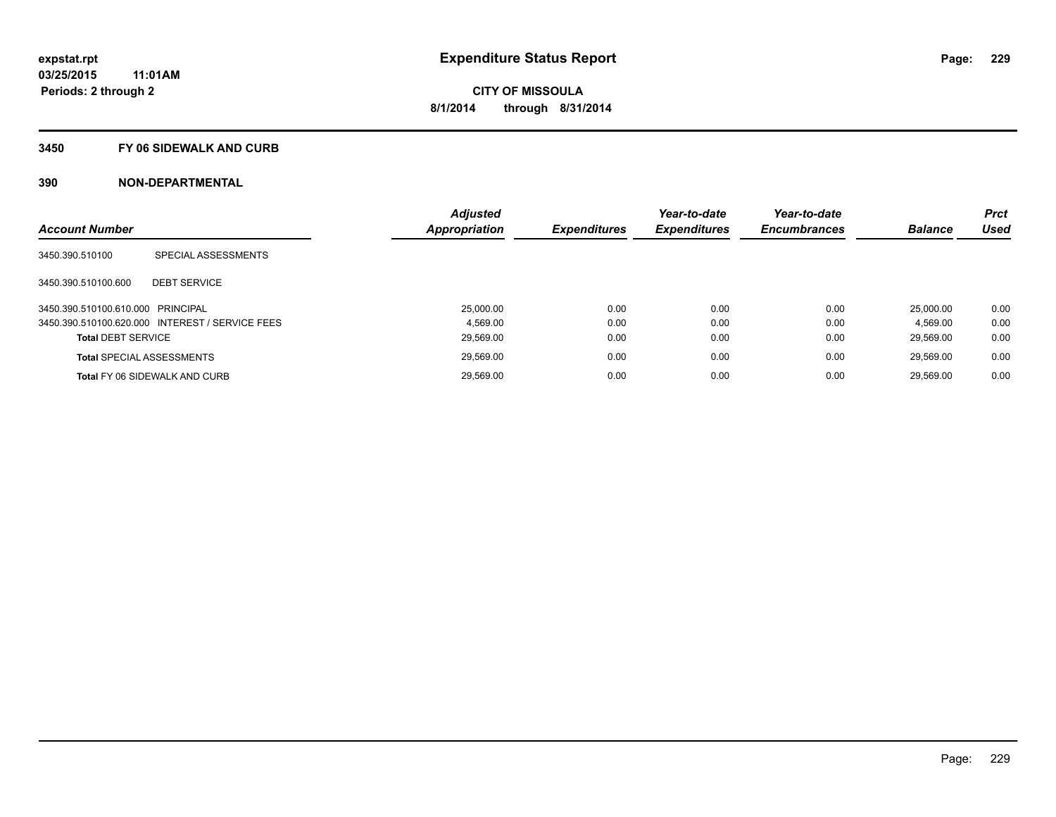**expstat.rpt**
**03/25/2015 11:01AM**
**Periods: 2 through 2**

# Expenditure Status Report

**CITY OF MISSOULA**
**8/1/2014 through 8/31/2014**

## 3450 FY 06 SIDEWALK AND CURB

## 390 NON-DEPARTMENTAL

| Account Number | | Adjusted Appropriation | Expenditures | Year-to-date Expenditures | Year-to-date Encumbrances | Balance | Prct Used |
|---|---|---|---|---|---|---|---|
| 3450.390.510100 | SPECIAL ASSESSMENTS | | | | | | |
| 3450.390.510100.600 | DEBT SERVICE | | | | | | |
| 3450.390.510100.610.000 | PRINCIPAL | 25,000.00 | 0.00 | 0.00 | 0.00 | 25,000.00 | 0.00 |
| 3450.390.510100.620.000 | INTEREST / SERVICE FEES | 4,569.00 | 0.00 | 0.00 | 0.00 | 4,569.00 | 0.00 |
| **Total** DEBT SERVICE | | 29,569.00 | 0.00 | 0.00 | 0.00 | 29,569.00 | 0.00 |
| **Total** SPECIAL ASSESSMENTS | | 29,569.00 | 0.00 | 0.00 | 0.00 | 29,569.00 | 0.00 |
| **Total** FY 06 SIDEWALK AND CURB | | 29,569.00 | 0.00 | 0.00 | 0.00 | 29,569.00 | 0.00 |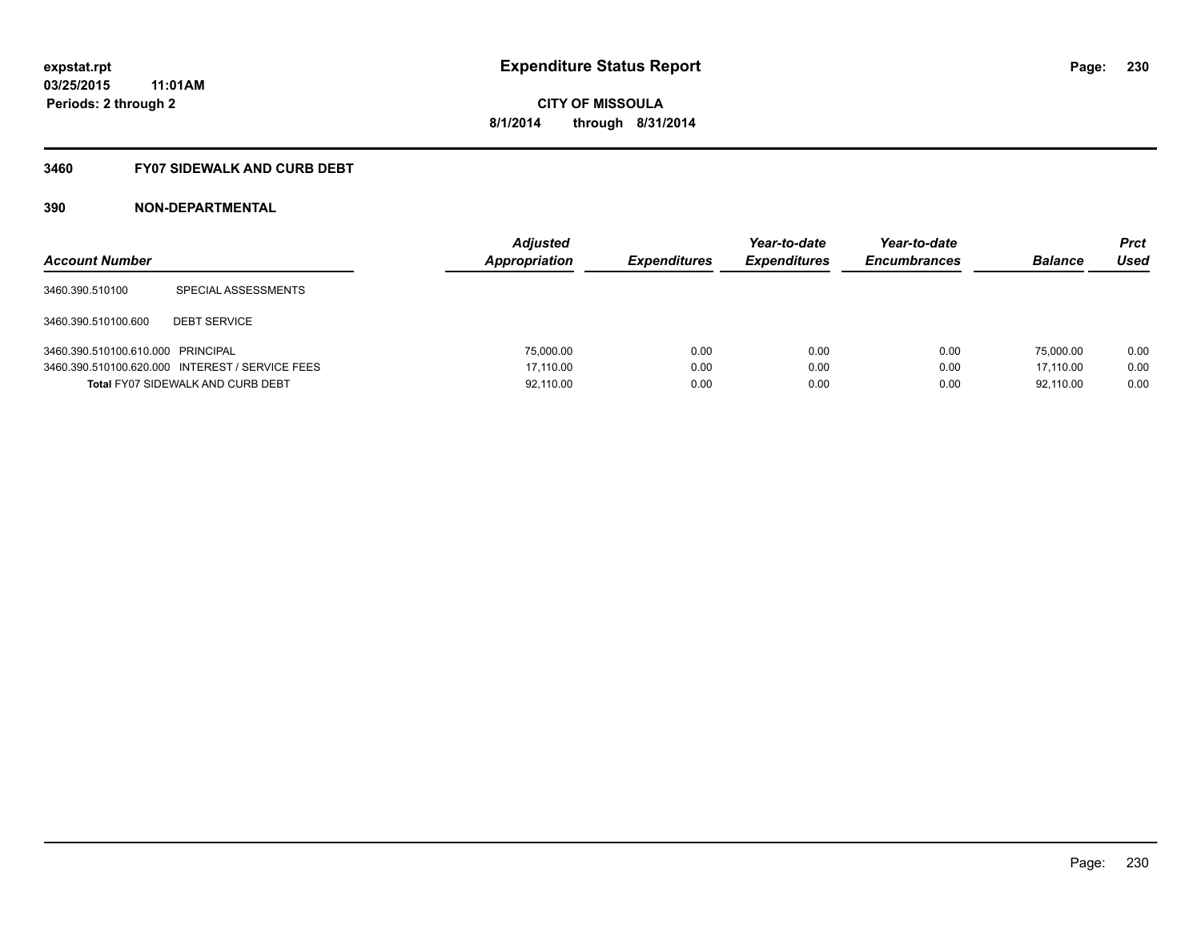# Expenditure Status Report

expstat.rpt
03/25/2015 11:01AM
Periods: 2 through 2

CITY OF MISSOULA
8/1/2014 through 8/31/2014

## 3460 FY07 SIDEWALK AND CURB DEBT

### 390 NON-DEPARTMENTAL

| Account Number | | Adjusted Appropriation | Expenditures | Year-to-date Expenditures | Year-to-date Encumbrances | Balance | Prct Used |
|---|---|---|---|---|---|---|---|
| 3460.390.510100 | SPECIAL ASSESSMENTS | | | | | | |
| 3460.390.510100.600 | DEBT SERVICE | | | | | | |
| 3460.390.510100.610.000 | PRINCIPAL | 75,000.00 | 0.00 | 0.00 | 0.00 | 75,000.00 | 0.00 |
| 3460.390.510100.620.000 | INTEREST / SERVICE FEES | 17,110.00 | 0.00 | 0.00 | 0.00 | 17,110.00 | 0.00 |
| **Total** FY07 SIDEWALK AND CURB DEBT | | 92,110.00 | 0.00 | 0.00 | 0.00 | 92,110.00 | 0.00 |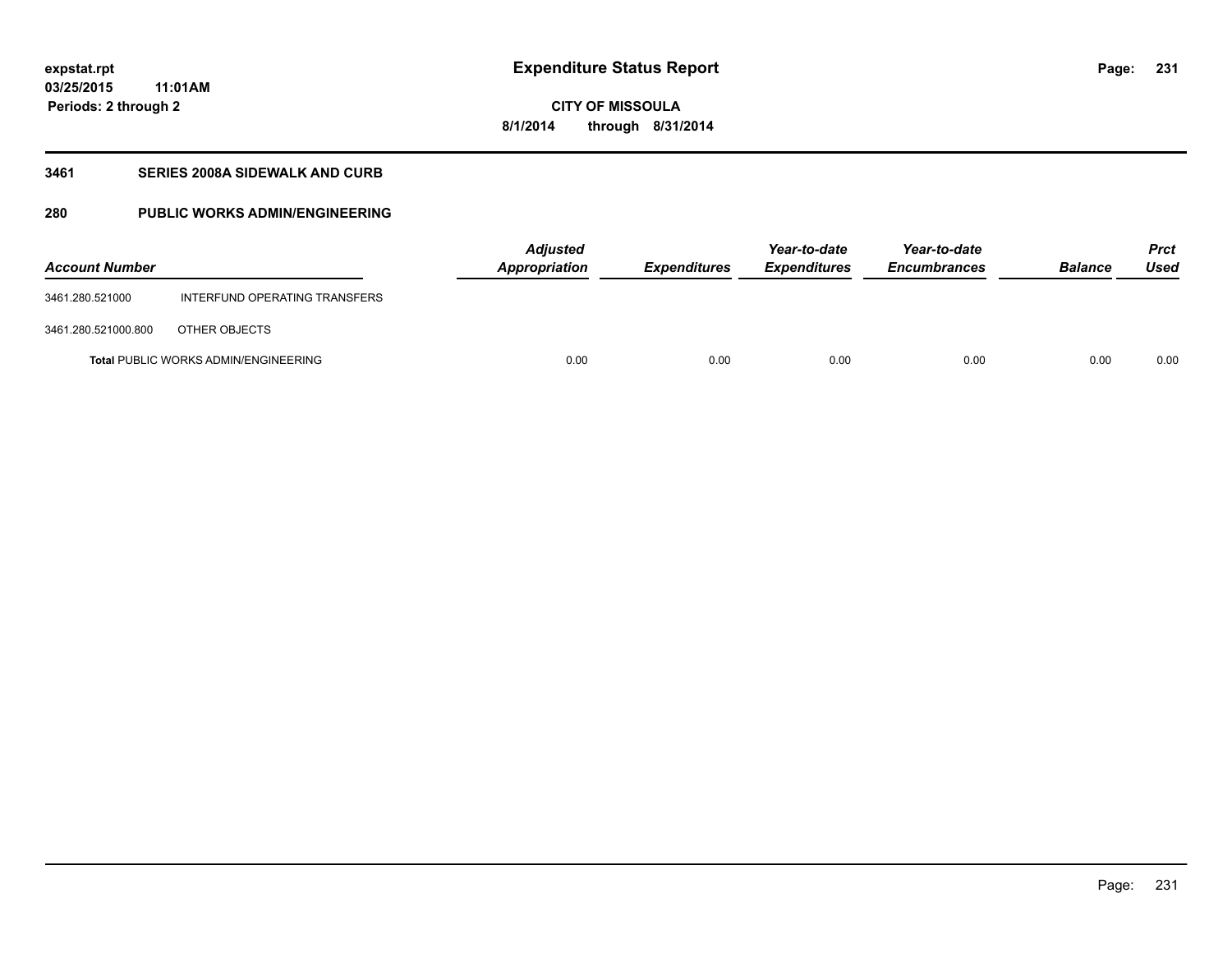# Expenditure Status Report

**expstat.rpt**
**03/25/2015 11:01AM**
**Periods: 2 through 2**

**CITY OF MISSOULA**
**8/1/2014 through 8/31/2014**

## 3461 SERIES 2008A SIDEWALK AND CURB

## 280 PUBLIC WORKS ADMIN/ENGINEERING

| Account Number | | Adjusted Appropriation | Expenditures | Year-to-date Expenditures | Year-to-date Encumbrances | Balance | Prct Used |
|---|---|---|---|---|---|---|---|
| 3461.280.521000 | INTERFUND OPERATING TRANSFERS | | | | | | |
| 3461.280.521000.800 | OTHER OBJECTS | | | | | | |
| **Total** PUBLIC WORKS ADMIN/ENGINEERING | | 0.00 | 0.00 | 0.00 | 0.00 | 0.00 | 0.00 |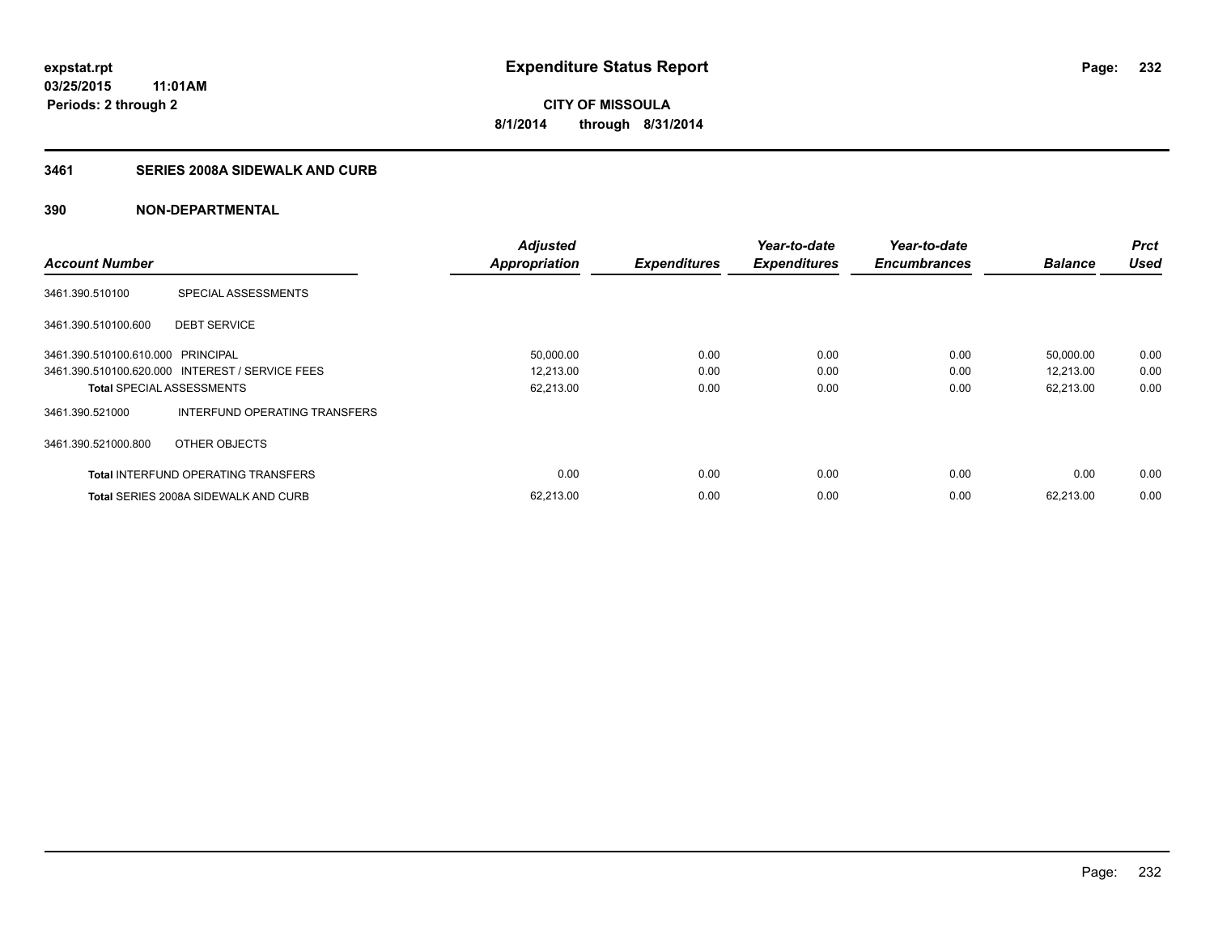**expstat.rpt**
**03/25/2015 11:01AM**
**Periods: 2 through 2**

# Expenditure Status Report

**CITY OF MISSOULA**
**8/1/2014 through 8/31/2014**

## 3461 SERIES 2008A SIDEWALK AND CURB

## 390 NON-DEPARTMENTAL

| Account Number | | Adjusted Appropriation | Expenditures | Year-to-date Expenditures | Year-to-date Encumbrances | Balance | Prct Used |
|---|---|---|---|---|---|---|---|
| 3461.390.510100 | SPECIAL ASSESSMENTS | | | | | | |
| 3461.390.510100.600 | DEBT SERVICE | | | | | | |
| 3461.390.510100.610.000 | PRINCIPAL | 50,000.00 | 0.00 | 0.00 | 0.00 | 50,000.00 | 0.00 |
| 3461.390.510100.620.000 | INTEREST / SERVICE FEES | 12,213.00 | 0.00 | 0.00 | 0.00 | 12,213.00 | 0.00 |
| **Total** SPECIAL ASSESSMENTS | | 62,213.00 | 0.00 | 0.00 | 0.00 | 62,213.00 | 0.00 |
| 3461.390.521000 | INTERFUND OPERATING TRANSFERS | | | | | | |
| 3461.390.521000.800 | OTHER OBJECTS | | | | | | |
| **Total** INTERFUND OPERATING TRANSFERS | | 0.00 | 0.00 | 0.00 | 0.00 | 0.00 | 0.00 |
| **Total** SERIES 2008A SIDEWALK AND CURB | | 62,213.00 | 0.00 | 0.00 | 0.00 | 62,213.00 | 0.00 |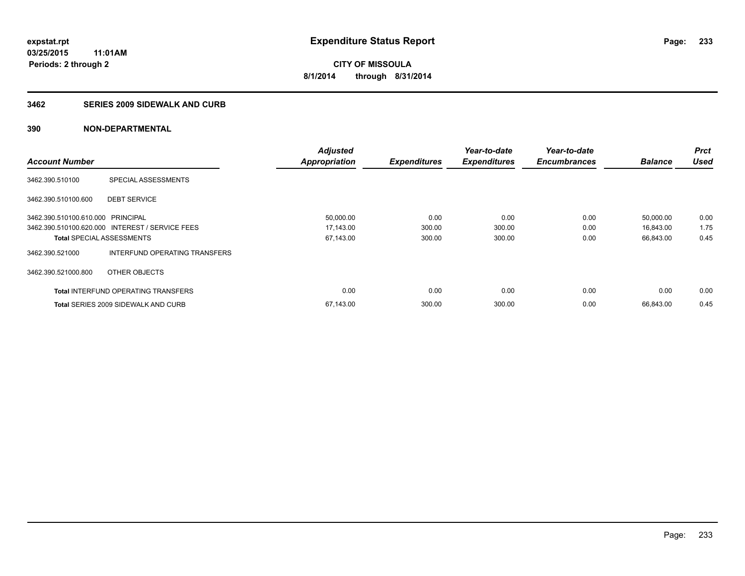**expstat.rpt**
**03/25/2015 11:01AM**
**Periods: 2 through 2**

# Expenditure Status Report

**CITY OF MISSOULA**
**8/1/2014 through 8/31/2014**

## 3462 SERIES 2009 SIDEWALK AND CURB

## 390 NON-DEPARTMENTAL

| Account Number | | Adjusted Appropriation | Expenditures | Year-to-date Expenditures | Year-to-date Encumbrances | Balance | Prct Used |
|---|---|---|---|---|---|---|---|
| 3462.390.510100 | SPECIAL ASSESSMENTS | | | | | | |
| 3462.390.510100.600 | DEBT SERVICE | | | | | | |
| 3462.390.510100.610.000 | PRINCIPAL | 50,000.00 | 0.00 | 0.00 | 0.00 | 50,000.00 | 0.00 |
| 3462.390.510100.620.000 | INTEREST / SERVICE FEES | 17,143.00 | 300.00 | 300.00 | 0.00 | 16,843.00 | 1.75 |
| **Total** SPECIAL ASSESSMENTS | | 67,143.00 | 300.00 | 300.00 | 0.00 | 66,843.00 | 0.45 |
| 3462.390.521000 | INTERFUND OPERATING TRANSFERS | | | | | | |
| 3462.390.521000.800 | OTHER OBJECTS | | | | | | |
| **Total** INTERFUND OPERATING TRANSFERS | | 0.00 | 0.00 | 0.00 | 0.00 | 0.00 | 0.00 |
| **Total** SERIES 2009 SIDEWALK AND CURB | | 67,143.00 | 300.00 | 300.00 | 0.00 | 66,843.00 | 0.45 |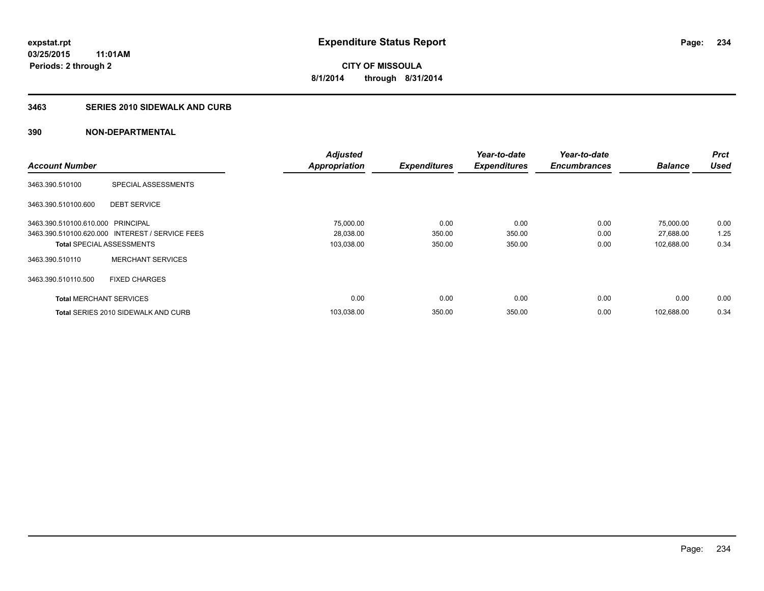# Expenditure Status Report

expstat.rpt
03/25/2015 11:01AM
Periods: 2 through 2

CITY OF MISSOULA
8/1/2014 through 8/31/2014

## 3463 SERIES 2010 SIDEWALK AND CURB

### 390 NON-DEPARTMENTAL

| Account Number | | Adjusted Appropriation | Expenditures | Year-to-date Expenditures | Year-to-date Encumbrances | Balance | Prct Used |
|---|---|---|---|---|---|---|---|
| 3463.390.510100 | SPECIAL ASSESSMENTS | | | | | | |
| 3463.390.510100.600 | DEBT SERVICE | | | | | | |
| 3463.390.510100.610.000 | PRINCIPAL | 75,000.00 | 0.00 | 0.00 | 0.00 | 75,000.00 | 0.00 |
| 3463.390.510100.620.000 | INTEREST / SERVICE FEES | 28,038.00 | 350.00 | 350.00 | 0.00 | 27,688.00 | 1.25 |
| **Total** SPECIAL ASSESSMENTS | | 103,038.00 | 350.00 | 350.00 | 0.00 | 102,688.00 | 0.34 |
| 3463.390.510110 | MERCHANT SERVICES | | | | | | |
| 3463.390.510110.500 | FIXED CHARGES | | | | | | |
| **Total** MERCHANT SERVICES | | 0.00 | 0.00 | 0.00 | 0.00 | 0.00 | 0.00 |
| **Total** SERIES 2010 SIDEWALK AND CURB | | 103,038.00 | 350.00 | 350.00 | 0.00 | 102,688.00 | 0.34 |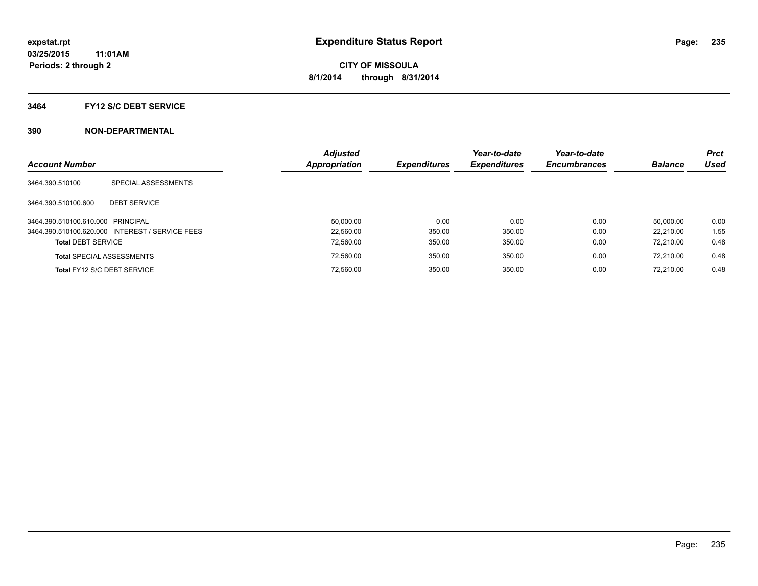**expstat.rpt**
**03/25/2015 11:01AM**
**Periods: 2 through 2**

# Expenditure Status Report

**CITY OF MISSOULA**
**8/1/2014 through 8/31/2014**

## 3464 FY12 S/C DEBT SERVICE

## 390 NON-DEPARTMENTAL

| Account Number | | Adjusted Appropriation | Expenditures | Year-to-date Expenditures | Year-to-date Encumbrances | Balance | Prct Used |
|---|---|---|---|---|---|---|---|
| 3464.390.510100 | SPECIAL ASSESSMENTS | | | | | | |
| 3464.390.510100.600 | DEBT SERVICE | | | | | | |
| 3464.390.510100.610.000 | PRINCIPAL | 50,000.00 | 0.00 | 0.00 | 0.00 | 50,000.00 | 0.00 |
| 3464.390.510100.620.000 | INTEREST / SERVICE FEES | 22,560.00 | 350.00 | 350.00 | 0.00 | 22,210.00 | 1.55 |
| **Total** DEBT SERVICE | | 72,560.00 | 350.00 | 350.00 | 0.00 | 72,210.00 | 0.48 |
| **Total** SPECIAL ASSESSMENTS | | 72,560.00 | 350.00 | 350.00 | 0.00 | 72,210.00 | 0.48 |
| **Total** FY12 S/C DEBT SERVICE | | 72,560.00 | 350.00 | 350.00 | 0.00 | 72,210.00 | 0.48 |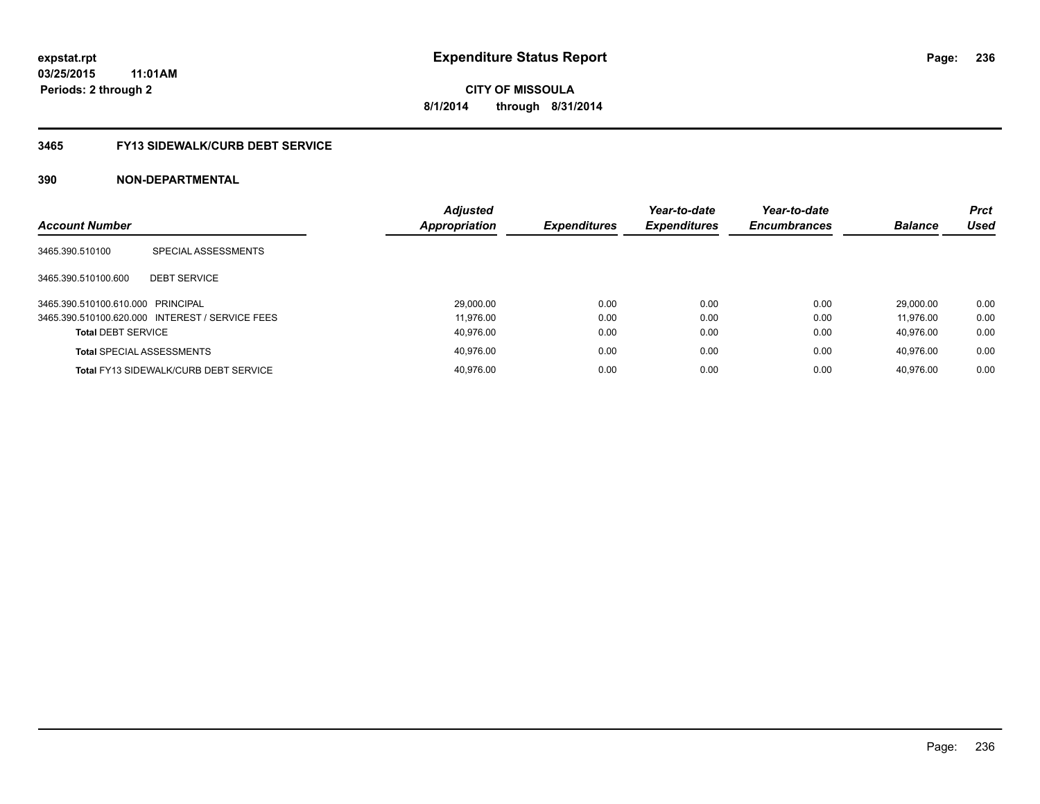# Expenditure Status Report

**expstat.rpt**
**03/25/2015 11:01AM**
**Periods: 2 through 2**

**CITY OF MISSOULA**
**8/1/2014 through 8/31/2014**

## 3465 FY13 SIDEWALK/CURB DEBT SERVICE

## 390 NON-DEPARTMENTAL

| Account Number | | Adjusted Appropriation | Expenditures | Year-to-date Expenditures | Year-to-date Encumbrances | Balance | Prct Used |
|---|---|---|---|---|---|---|---|
| 3465.390.510100 | SPECIAL ASSESSMENTS | | | | | | |
| 3465.390.510100.600 | DEBT SERVICE | | | | | | |
| 3465.390.510100.610.000 | PRINCIPAL | 29,000.00 | 0.00 | 0.00 | 0.00 | 29,000.00 | 0.00 |
| 3465.390.510100.620.000 | INTEREST / SERVICE FEES | 11,976.00 | 0.00 | 0.00 | 0.00 | 11,976.00 | 0.00 |
| **Total** DEBT SERVICE | | 40,976.00 | 0.00 | 0.00 | 0.00 | 40,976.00 | 0.00 |
| **Total** SPECIAL ASSESSMENTS | | 40,976.00 | 0.00 | 0.00 | 0.00 | 40,976.00 | 0.00 |
| **Total** FY13 SIDEWALK/CURB DEBT SERVICE | | 40,976.00 | 0.00 | 0.00 | 0.00 | 40,976.00 | 0.00 |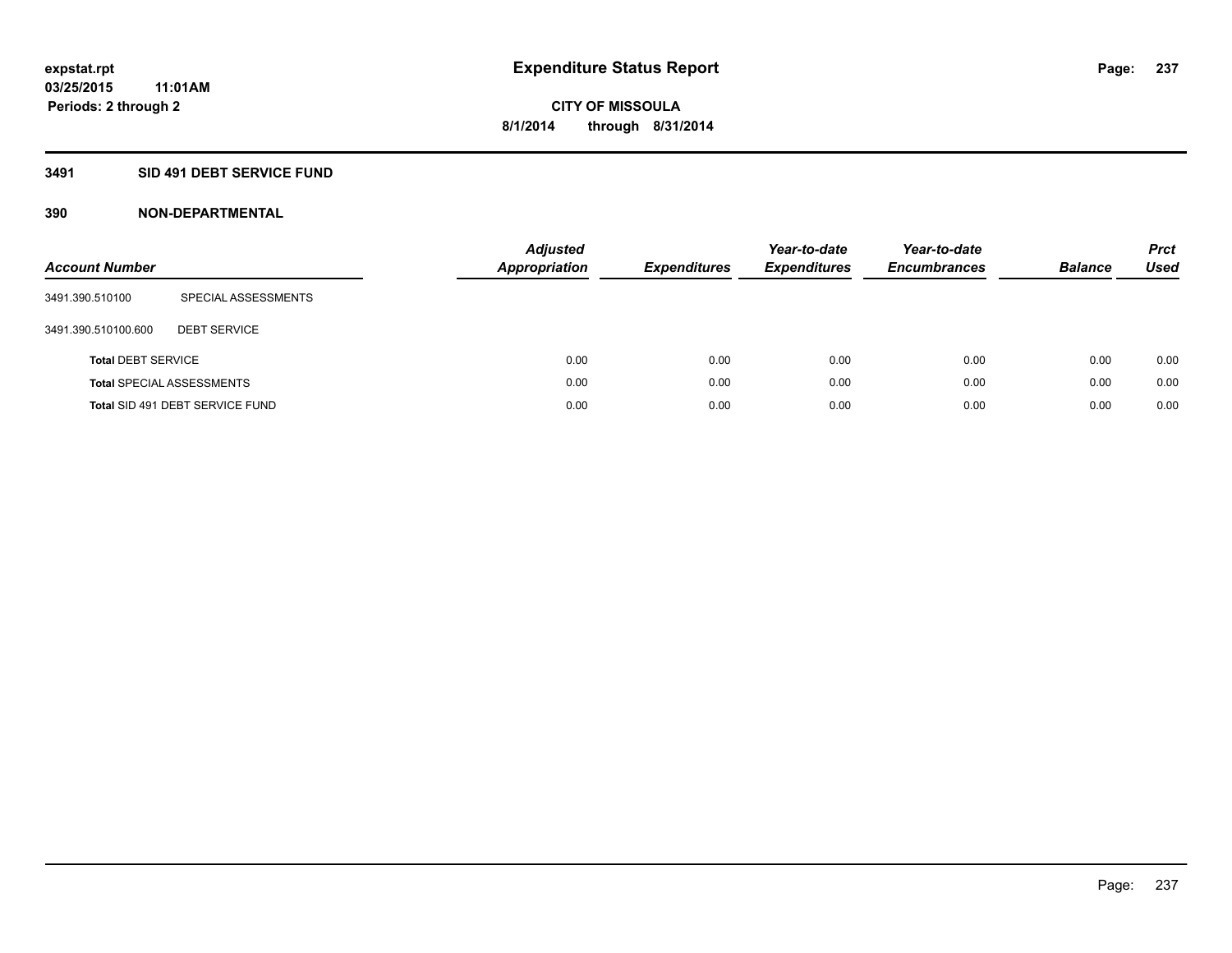# Expenditure Status Report

expstat.rpt
03/25/2015 11:01AM
Periods: 2 through 2

CITY OF MISSOULA
8/1/2014 through 8/31/2014

## 3491 SID 491 DEBT SERVICE FUND

### 390 NON-DEPARTMENTAL

| Account Number | | Adjusted Appropriation | Expenditures | Year-to-date Expenditures | Year-to-date Encumbrances | Balance | Prct Used |
|---|---|---|---|---|---|---|---|
| 3491.390.510100 | SPECIAL ASSESSMENTS | | | | | | |
| 3491.390.510100.600 | DEBT SERVICE | | | | | | |
| **Total** DEBT SERVICE | | 0.00 | 0.00 | 0.00 | 0.00 | 0.00 | 0.00 |
| **Total** SPECIAL ASSESSMENTS | | 0.00 | 0.00 | 0.00 | 0.00 | 0.00 | 0.00 |
| **Total** SID 491 DEBT SERVICE FUND | | 0.00 | 0.00 | 0.00 | 0.00 | 0.00 | 0.00 |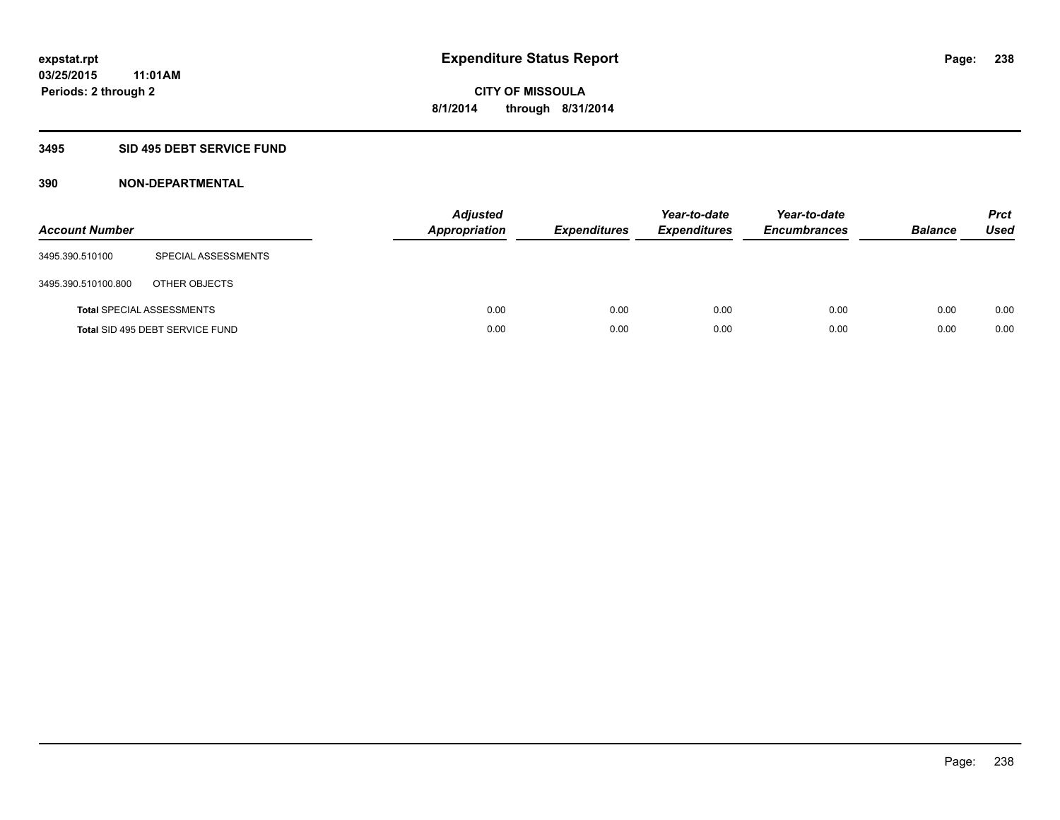# Expenditure Status Report

**expstat.rpt**
**03/25/2015 11:01AM**
**Periods: 2 through 2**

**CITY OF MISSOULA**
**8/1/2014 through 8/31/2014**

## 3495 SID 495 DEBT SERVICE FUND

### 390 NON-DEPARTMENTAL

| Account Number | | *Adjusted Appropriation* | *Expenditures* | *Year-to-date Expenditures* | *Year-to-date Encumbrances* | *Balance* | *Prct Used* |
|---|---|---|---|---|---|---|---|
| 3495.390.510100 | SPECIAL ASSESSMENTS | | | | | | |
| 3495.390.510100.800 | OTHER OBJECTS | | | | | | |
| **Total** SPECIAL ASSESSMENTS | | 0.00 | 0.00 | 0.00 | 0.00 | 0.00 | 0.00 |
| **Total** SID 495 DEBT SERVICE FUND | | 0.00 | 0.00 | 0.00 | 0.00 | 0.00 | 0.00 |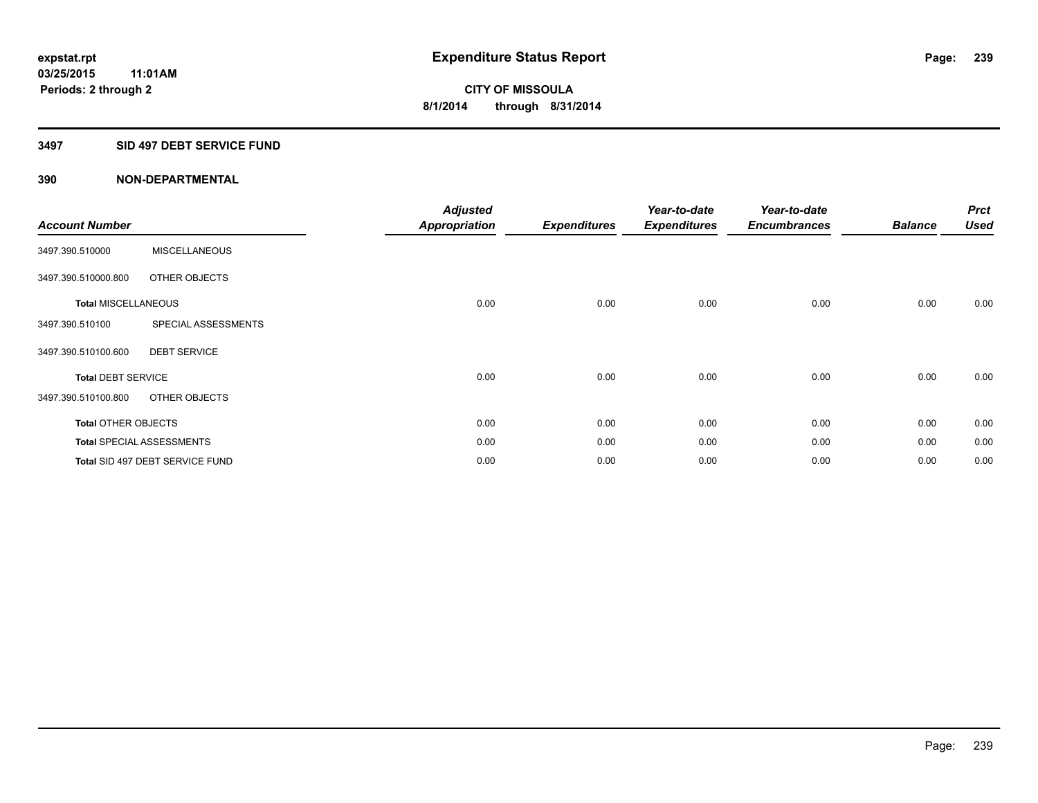# Expenditure Status Report

expstat.rpt
03/25/2015 11:01AM
Periods: 2 through 2

**CITY OF MISSOULA**
**8/1/2014 through 8/31/2014**

## 3497 SID 497 DEBT SERVICE FUND

### 390 NON-DEPARTMENTAL

| Account Number | | Adjusted Appropriation | Expenditures | Year-to-date Expenditures | Year-to-date Encumbrances | Balance | Prct Used |
|---|---|---|---|---|---|---|---|
| 3497.390.510000 | MISCELLANEOUS | | | | | | |
| 3497.390.510000.800 | OTHER OBJECTS | | | | | | |
| **Total** MISCELLANEOUS | | 0.00 | 0.00 | 0.00 | 0.00 | 0.00 | 0.00 |
| 3497.390.510100 | SPECIAL ASSESSMENTS | | | | | | |
| 3497.390.510100.600 | DEBT SERVICE | | | | | | |
| **Total** DEBT SERVICE | | 0.00 | 0.00 | 0.00 | 0.00 | 0.00 | 0.00 |
| 3497.390.510100.800 | OTHER OBJECTS | | | | | | |
| **Total** OTHER OBJECTS | | 0.00 | 0.00 | 0.00 | 0.00 | 0.00 | 0.00 |
| **Total** SPECIAL ASSESSMENTS | | 0.00 | 0.00 | 0.00 | 0.00 | 0.00 | 0.00 |
| **Total** SID 497 DEBT SERVICE FUND | | 0.00 | 0.00 | 0.00 | 0.00 | 0.00 | 0.00 |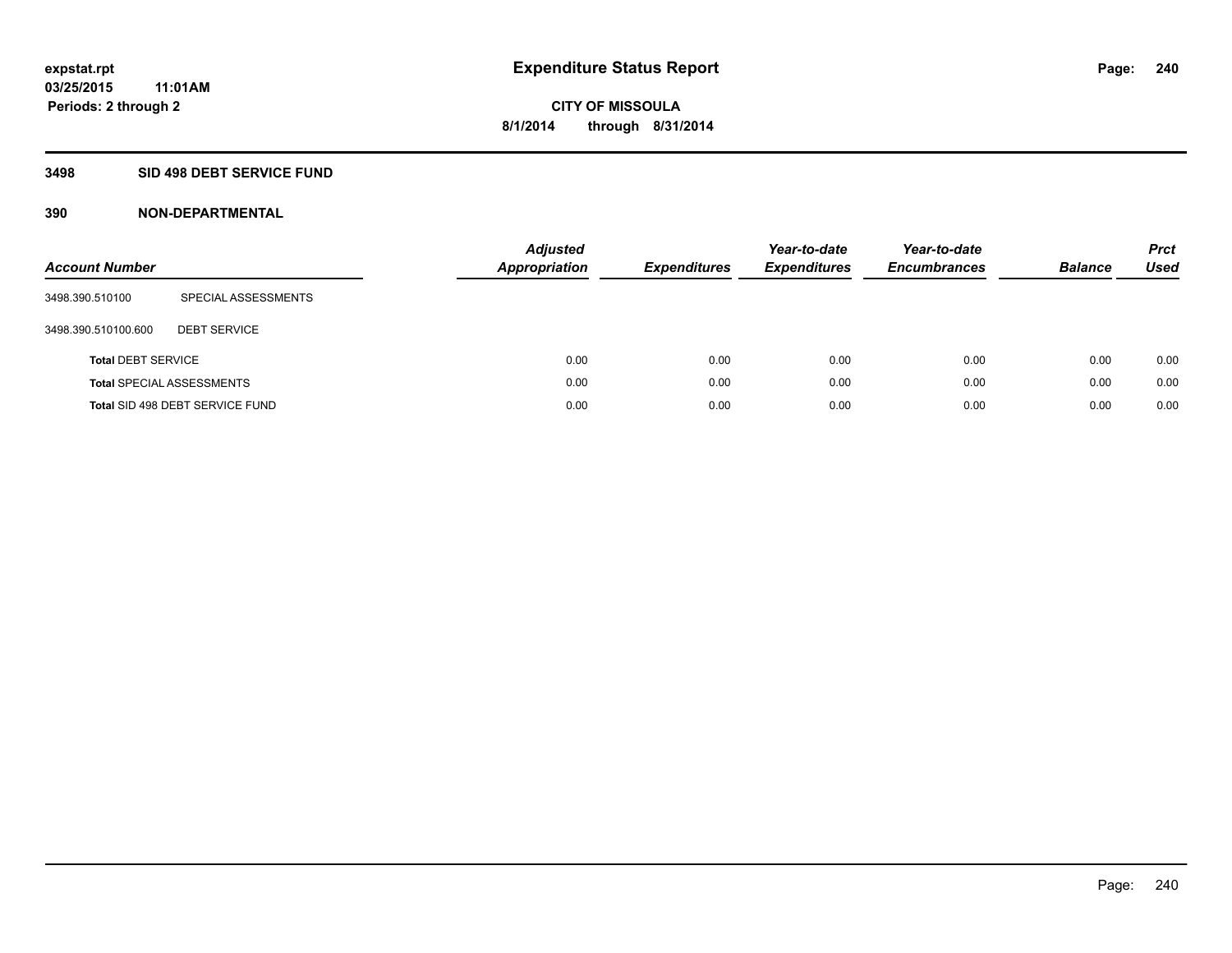# Expenditure Status Report

expstat.rpt
03/25/2015 11:01AM
Periods: 2 through 2

CITY OF MISSOULA
8/1/2014 through 8/31/2014

## 3498 SID 498 DEBT SERVICE FUND

### 390 NON-DEPARTMENTAL

| Account Number | | Adjusted Appropriation | Expenditures | Year-to-date Expenditures | Year-to-date Encumbrances | Balance | Prct Used |
|---|---|---|---|---|---|---|---|
| 3498.390.510100 | SPECIAL ASSESSMENTS | | | | | | |
| 3498.390.510100.600 | DEBT SERVICE | | | | | | |
| **Total** DEBT SERVICE | | 0.00 | 0.00 | 0.00 | 0.00 | 0.00 | 0.00 |
| **Total** SPECIAL ASSESSMENTS | | 0.00 | 0.00 | 0.00 | 0.00 | 0.00 | 0.00 |
| **Total** SID 498 DEBT SERVICE FUND | | 0.00 | 0.00 | 0.00 | 0.00 | 0.00 | 0.00 |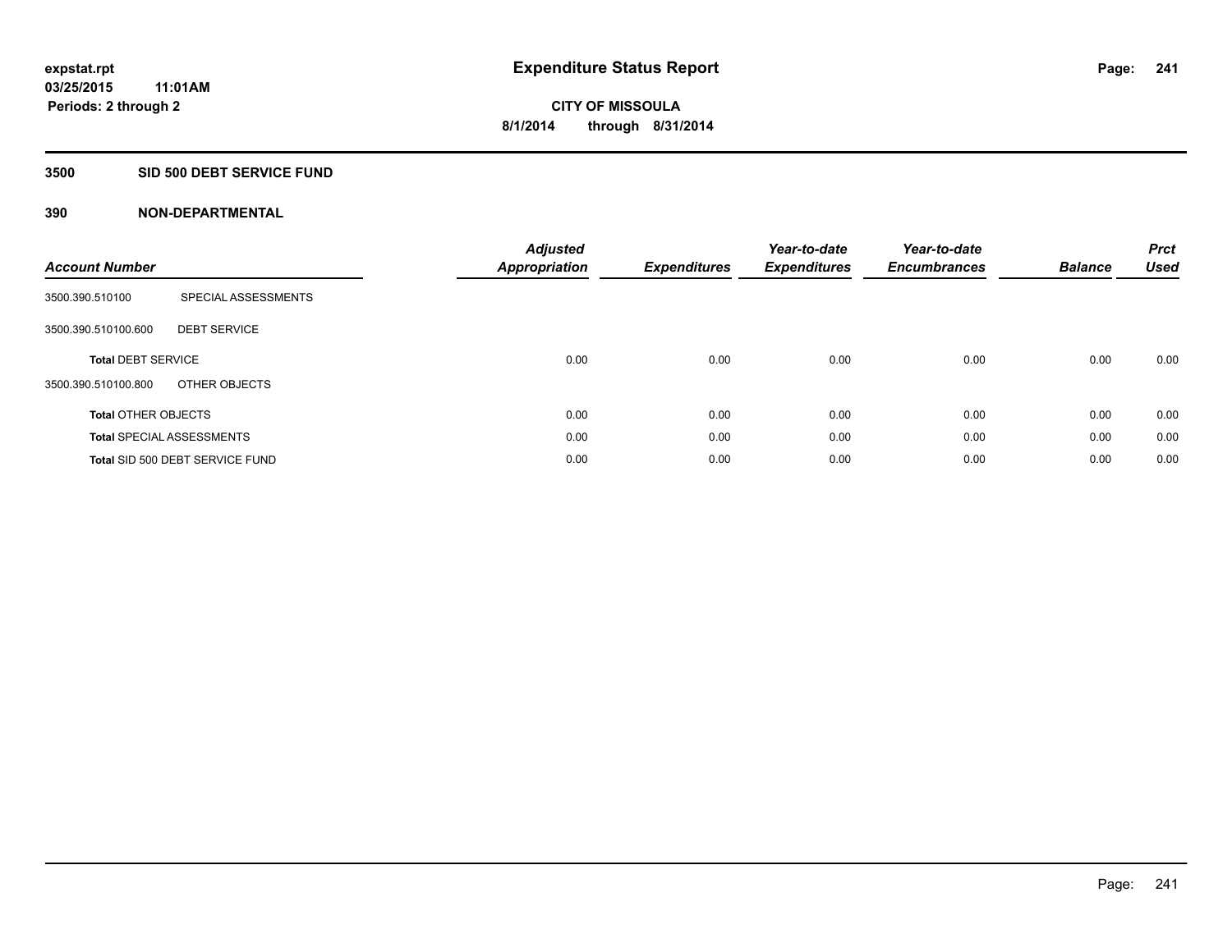**expstat.rpt**
**03/25/2015 11:01AM**
**Periods: 2 through 2**

# Expenditure Status Report

**CITY OF MISSOULA**
**8/1/2014 through 8/31/2014**

## 3500 SID 500 DEBT SERVICE FUND

### 390 NON-DEPARTMENTAL

| Account Number | | Adjusted Appropriation | Expenditures | Year-to-date Expenditures | Year-to-date Encumbrances | Balance | Prct Used |
|---|---|---|---|---|---|---|---|
| 3500.390.510100 | SPECIAL ASSESSMENTS | | | | | | |
| 3500.390.510100.600 | DEBT SERVICE | | | | | | |
| **Total** DEBT SERVICE | | 0.00 | 0.00 | 0.00 | 0.00 | 0.00 | 0.00 |
| 3500.390.510100.800 | OTHER OBJECTS | | | | | | |
| **Total** OTHER OBJECTS | | 0.00 | 0.00 | 0.00 | 0.00 | 0.00 | 0.00 |
| **Total** SPECIAL ASSESSMENTS | | 0.00 | 0.00 | 0.00 | 0.00 | 0.00 | 0.00 |
| **Total** SID 500 DEBT SERVICE FUND | | 0.00 | 0.00 | 0.00 | 0.00 | 0.00 | 0.00 |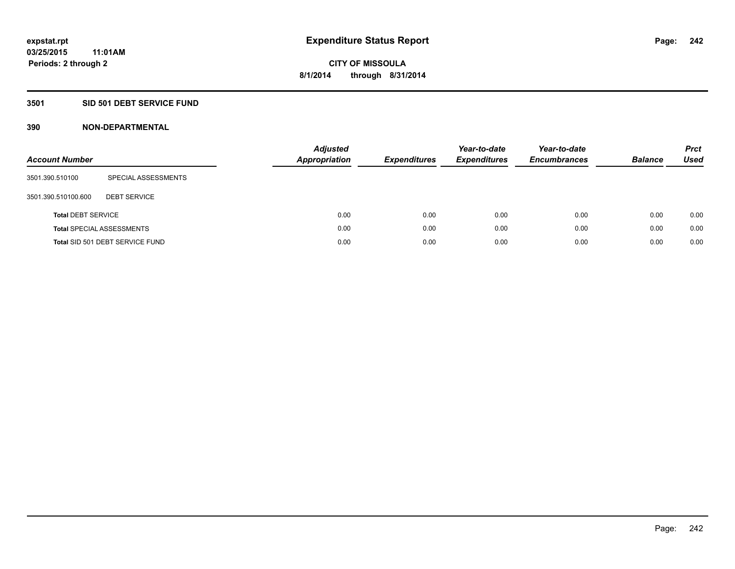# Expenditure Status Report

expstat.rpt
03/25/2015 11:01AM
Periods: 2 through 2

**CITY OF MISSOULA**
**8/1/2014 through 8/31/2014**

## 3501 SID 501 DEBT SERVICE FUND

### 390 NON-DEPARTMENTAL

| Account Number | | Adjusted Appropriation | Expenditures | Year-to-date Expenditures | Year-to-date Encumbrances | Balance | Prct Used |
|---|---|---|---|---|---|---|---|
| 3501.390.510100 | SPECIAL ASSESSMENTS | | | | | | |
| 3501.390.510100.600 | DEBT SERVICE | | | | | | |
| **Total** DEBT SERVICE | | 0.00 | 0.00 | 0.00 | 0.00 | 0.00 | 0.00 |
| **Total** SPECIAL ASSESSMENTS | | 0.00 | 0.00 | 0.00 | 0.00 | 0.00 | 0.00 |
| **Total** SID 501 DEBT SERVICE FUND | | 0.00 | 0.00 | 0.00 | 0.00 | 0.00 | 0.00 |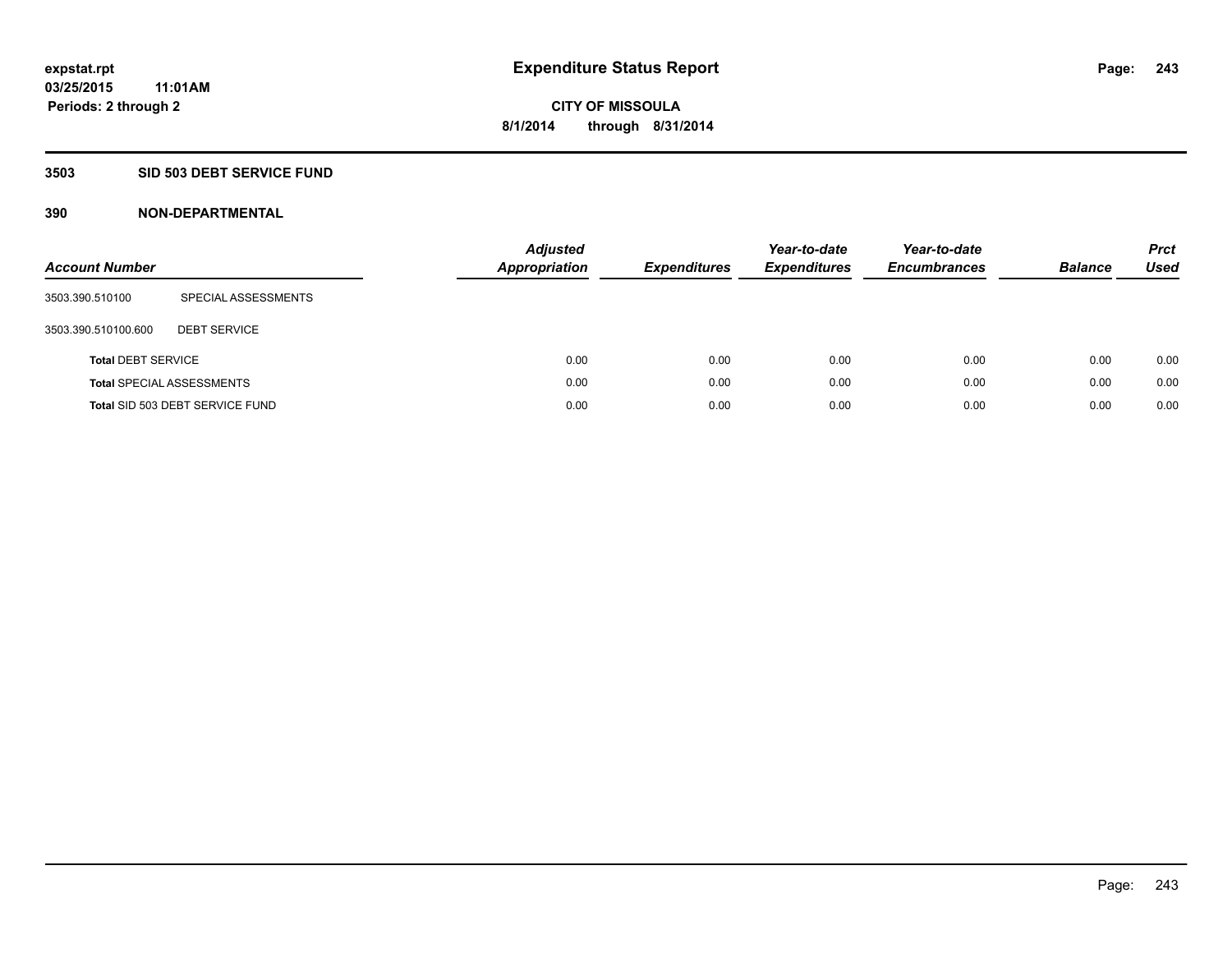# Expenditure Status Report

expstat.rpt
03/25/2015 11:01AM
Periods: 2 through 2

**CITY OF MISSOULA**
**8/1/2014 through 8/31/2014**

## 3503 SID 503 DEBT SERVICE FUND

### 390 NON-DEPARTMENTAL

| Account Number | | Adjusted Appropriation | Expenditures | Year-to-date Expenditures | Year-to-date Encumbrances | Balance | Prct Used |
|---|---|---|---|---|---|---|---|
| 3503.390.510100 | SPECIAL ASSESSMENTS | | | | | | |
| 3503.390.510100.600 | DEBT SERVICE | | | | | | |
| **Total** DEBT SERVICE | | 0.00 | 0.00 | 0.00 | 0.00 | 0.00 | 0.00 |
| **Total** SPECIAL ASSESSMENTS | | 0.00 | 0.00 | 0.00 | 0.00 | 0.00 | 0.00 |
| **Total** SID 503 DEBT SERVICE FUND | | 0.00 | 0.00 | 0.00 | 0.00 | 0.00 | 0.00 |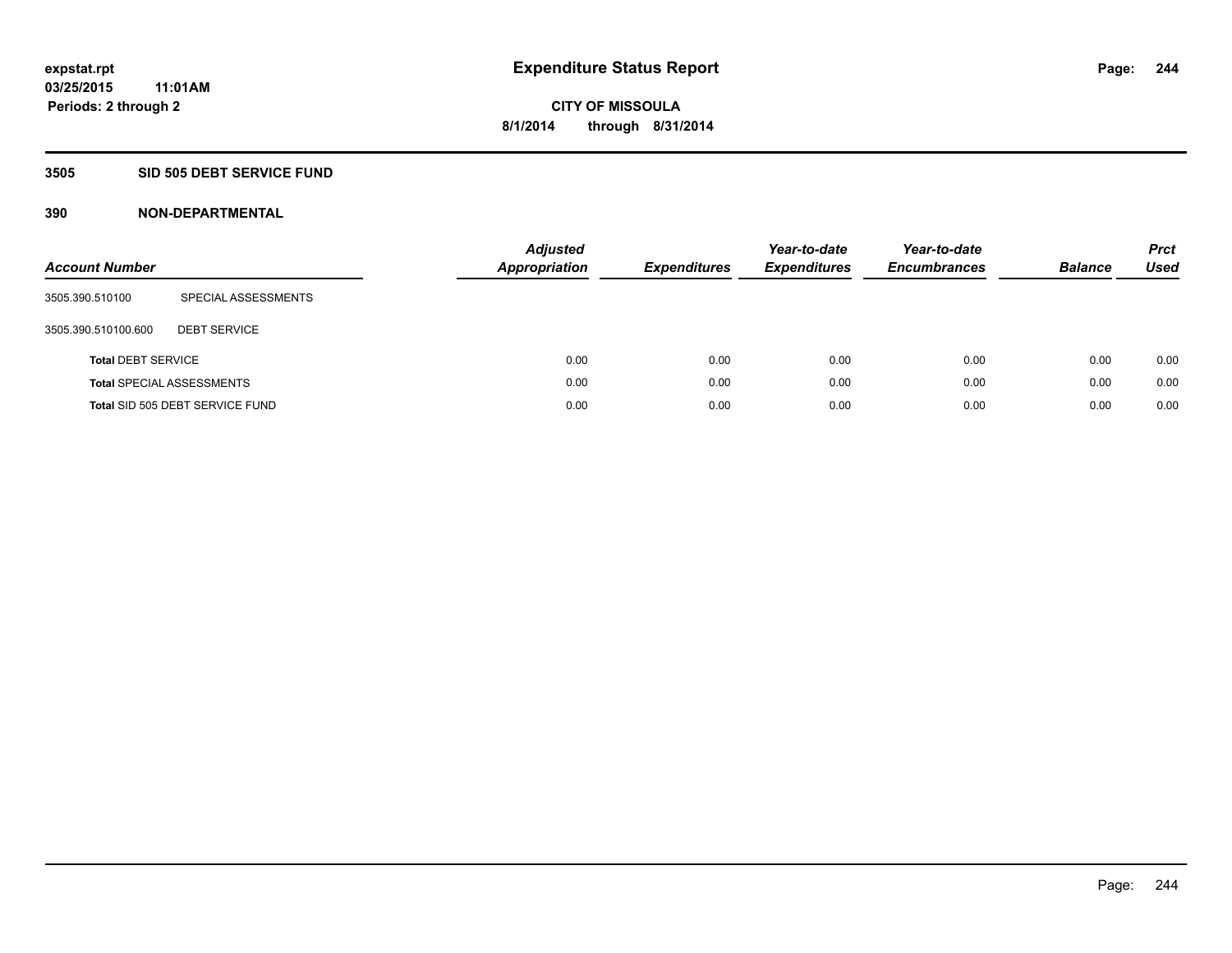# Expenditure Status Report

expstat.rpt
03/25/2015 11:01AM
Periods: 2 through 2

**CITY OF MISSOULA**
**8/1/2014 through 8/31/2014**

## 3505 SID 505 DEBT SERVICE FUND

### 390 NON-DEPARTMENTAL

| Account Number | | Adjusted Appropriation | Expenditures | Year-to-date Expenditures | Year-to-date Encumbrances | Balance | Prct Used |
|---|---|---|---|---|---|---|---|
| 3505.390.510100 | SPECIAL ASSESSMENTS | | | | | | |
| 3505.390.510100.600 | DEBT SERVICE | | | | | | |
| **Total** DEBT SERVICE | | 0.00 | 0.00 | 0.00 | 0.00 | 0.00 | 0.00 |
| **Total** SPECIAL ASSESSMENTS | | 0.00 | 0.00 | 0.00 | 0.00 | 0.00 | 0.00 |
| **Total** SID 505 DEBT SERVICE FUND | | 0.00 | 0.00 | 0.00 | 0.00 | 0.00 | 0.00 |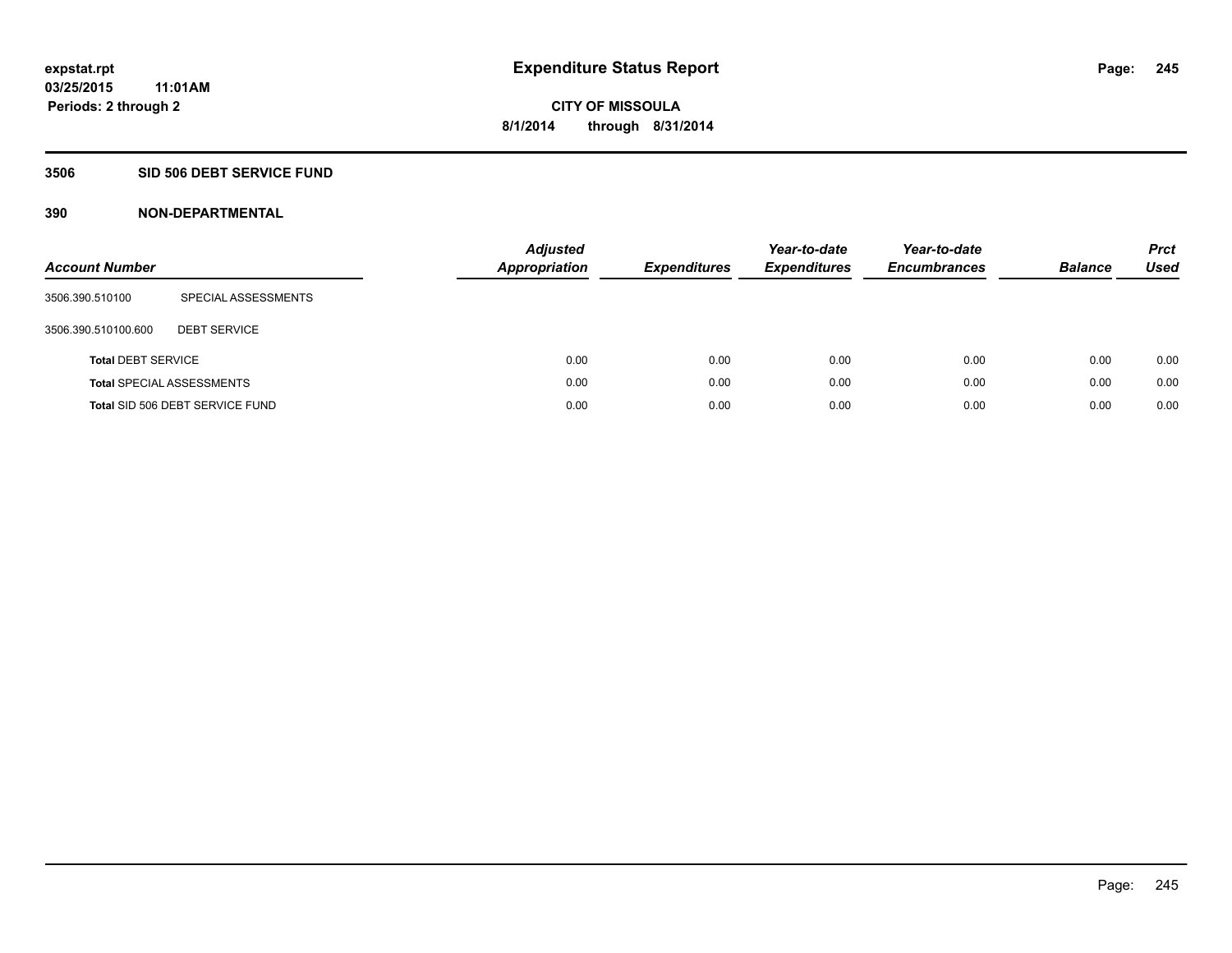# Expenditure Status Report

expstat.rpt
03/25/2015 11:01AM
Periods: 2 through 2

**CITY OF MISSOULA**
**8/1/2014 through 8/31/2014**

## 3506 SID 506 DEBT SERVICE FUND

### 390 NON-DEPARTMENTAL

| Account Number | | Adjusted Appropriation | Expenditures | Year-to-date Expenditures | Year-to-date Encumbrances | Balance | Prct Used |
|---|---|---|---|---|---|---|---|
| 3506.390.510100 | SPECIAL ASSESSMENTS | | | | | | |
| 3506.390.510100.600 | DEBT SERVICE | | | | | | |
| **Total** DEBT SERVICE | | 0.00 | 0.00 | 0.00 | 0.00 | 0.00 | 0.00 |
| **Total** SPECIAL ASSESSMENTS | | 0.00 | 0.00 | 0.00 | 0.00 | 0.00 | 0.00 |
| **Total** SID 506 DEBT SERVICE FUND | | 0.00 | 0.00 | 0.00 | 0.00 | 0.00 | 0.00 |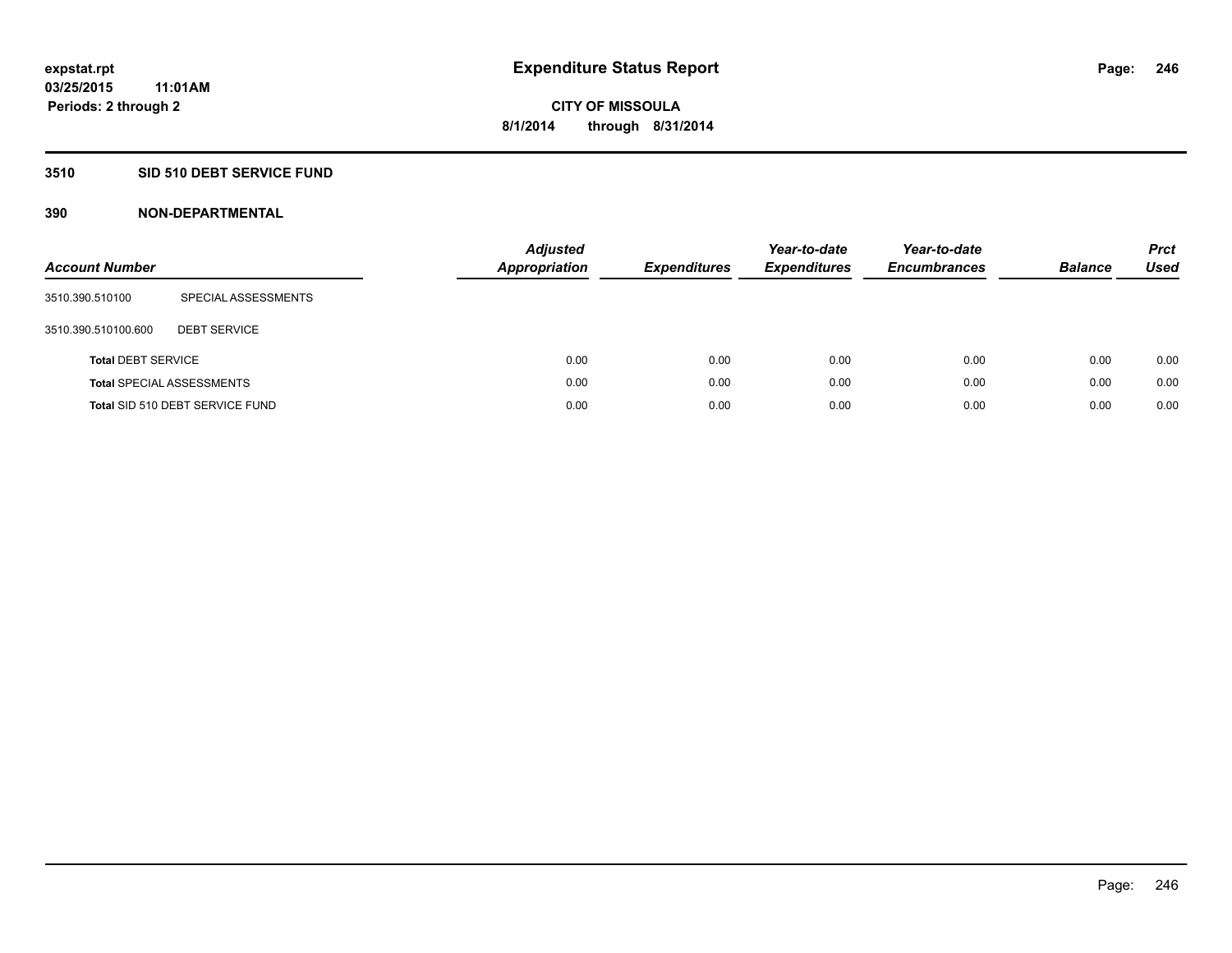expstat.rpt
03/25/2015 11:01AM
Periods: 2 through 2

# Expenditure Status Report

CITY OF MISSOULA
8/1/2014 through 8/31/2014

## 3510 SID 510 DEBT SERVICE FUND

### 390 NON-DEPARTMENTAL

| Account Number | | Adjusted Appropriation | Expenditures | Year-to-date Expenditures | Year-to-date Encumbrances | Balance | Prct Used |
|---|---|---|---|---|---|---|---|
| 3510.390.510100 | SPECIAL ASSESSMENTS | | | | | | |
| 3510.390.510100.600 | DEBT SERVICE | | | | | | |
| **Total** DEBT SERVICE | | 0.00 | 0.00 | 0.00 | 0.00 | 0.00 | 0.00 |
| **Total** SPECIAL ASSESSMENTS | | 0.00 | 0.00 | 0.00 | 0.00 | 0.00 | 0.00 |
| **Total** SID 510 DEBT SERVICE FUND | | 0.00 | 0.00 | 0.00 | 0.00 | 0.00 | 0.00 |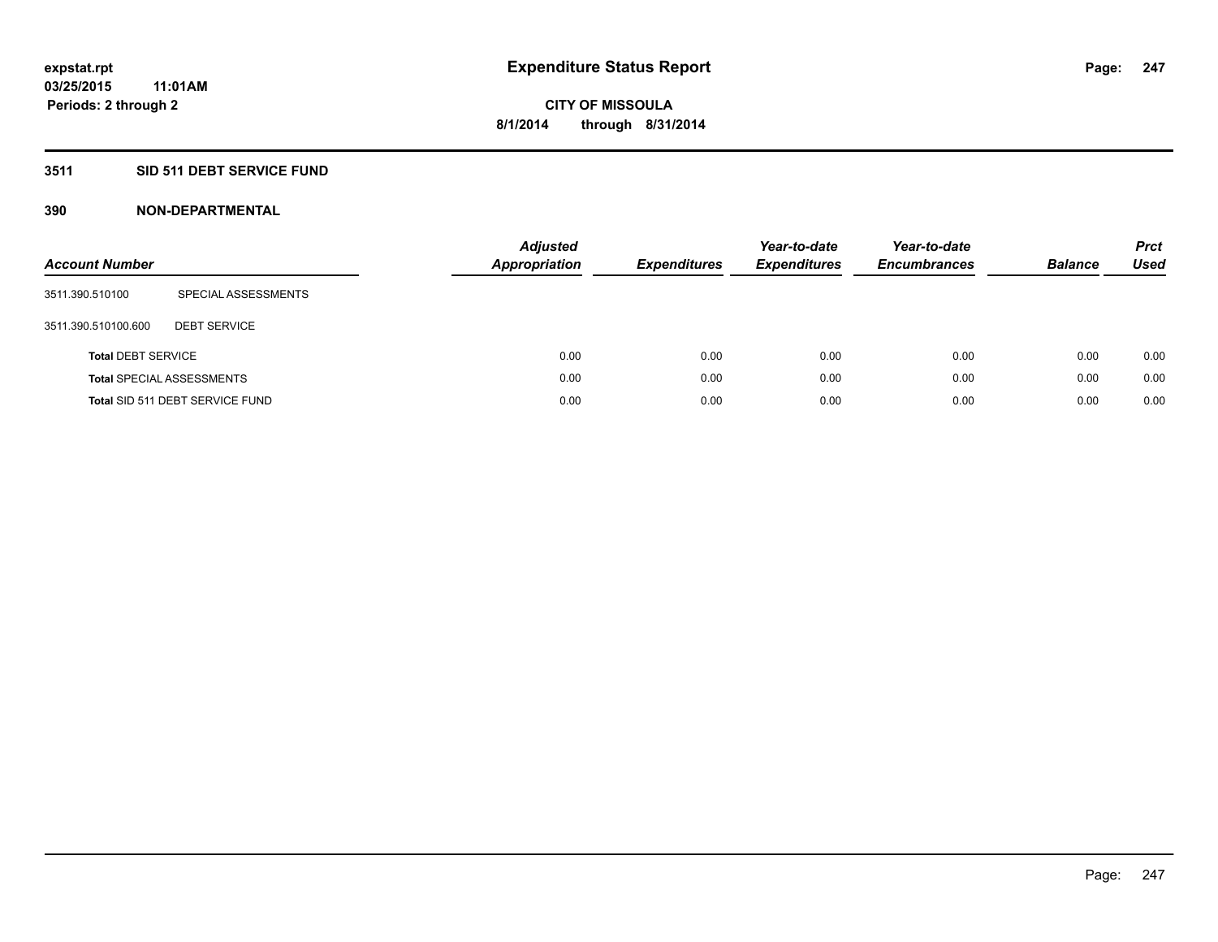# Expenditure Status Report

expstat.rpt
03/25/2015 11:01AM
Periods: 2 through 2

**CITY OF MISSOULA**
**8/1/2014 through 8/31/2014**

## 3511 SID 511 DEBT SERVICE FUND

### 390 NON-DEPARTMENTAL

| Account Number | | Adjusted Appropriation | Expenditures | Year-to-date Expenditures | Year-to-date Encumbrances | Balance | Prct Used |
|---|---|---|---|---|---|---|---|
| 3511.390.510100 | SPECIAL ASSESSMENTS | | | | | | |
| 3511.390.510100.600 | DEBT SERVICE | | | | | | |
| **Total** DEBT SERVICE | | 0.00 | 0.00 | 0.00 | 0.00 | 0.00 | 0.00 |
| **Total** SPECIAL ASSESSMENTS | | 0.00 | 0.00 | 0.00 | 0.00 | 0.00 | 0.00 |
| **Total** SID 511 DEBT SERVICE FUND | | 0.00 | 0.00 | 0.00 | 0.00 | 0.00 | 0.00 |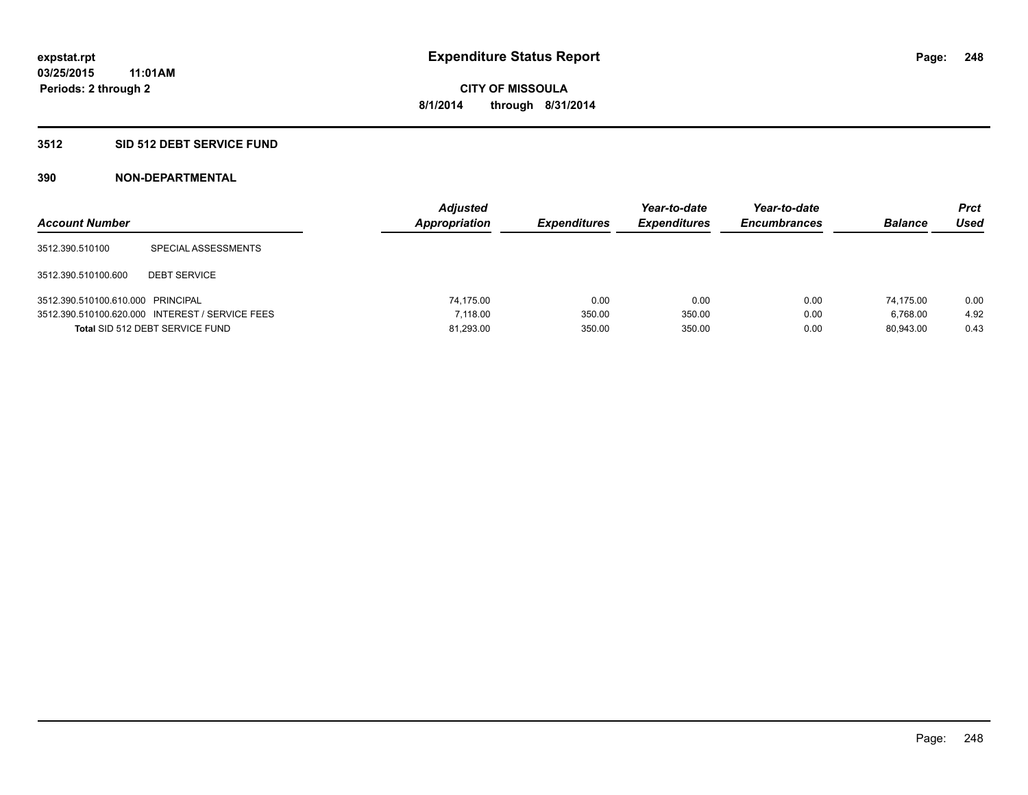**expstat.rpt**
**03/25/2015 11:01AM**
**Periods: 2 through 2**

# Expenditure Status Report

**CITY OF MISSOULA**
**8/1/2014 through 8/31/2014**

## 3512 SID 512 DEBT SERVICE FUND

### 390 NON-DEPARTMENTAL

| Account Number | | Adjusted Appropriation | Expenditures | Year-to-date Expenditures | Year-to-date Encumbrances | Balance | Prct Used |
|---|---|---|---|---|---|---|---|
| 3512.390.510100 | SPECIAL ASSESSMENTS | | | | | | |
| 3512.390.510100.600 | DEBT SERVICE | | | | | | |
| 3512.390.510100.610.000 | PRINCIPAL | 74,175.00 | 0.00 | 0.00 | 0.00 | 74,175.00 | 0.00 |
| 3512.390.510100.620.000 | INTEREST / SERVICE FEES | 7,118.00 | 350.00 | 350.00 | 0.00 | 6,768.00 | 4.92 |
| **Total** SID 512 DEBT SERVICE FUND | | 81,293.00 | 350.00 | 350.00 | 0.00 | 80,943.00 | 0.43 |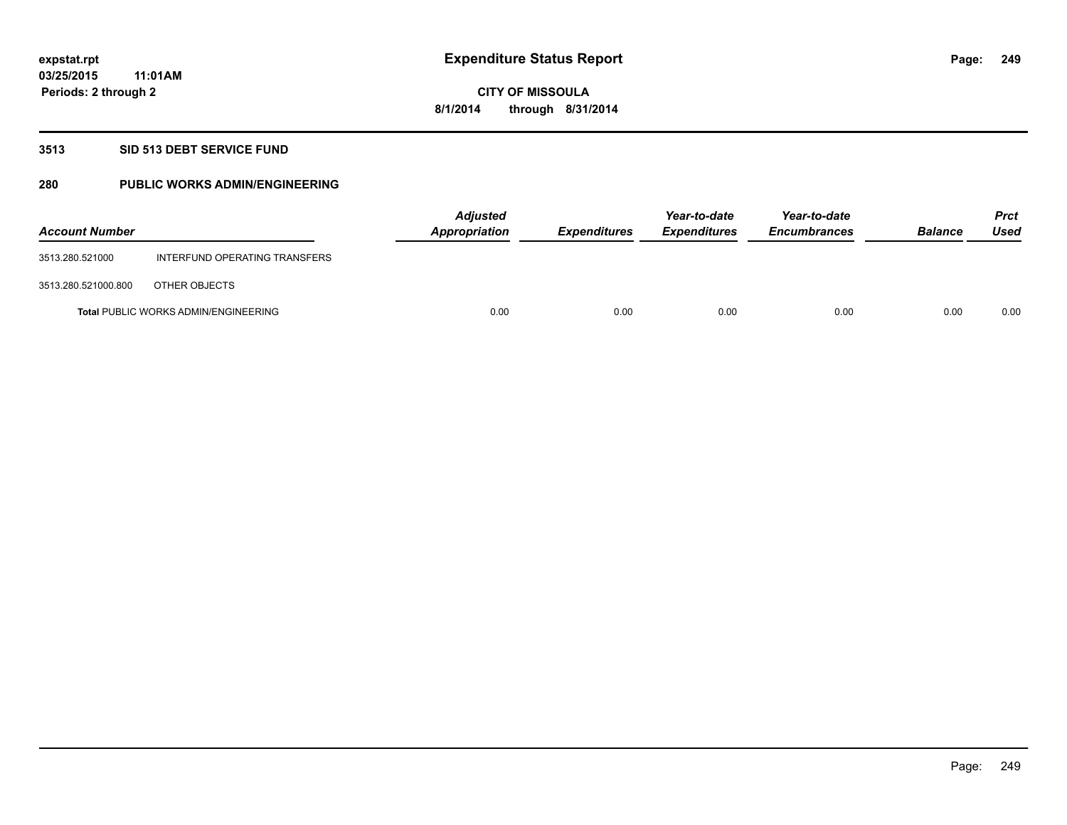expstat.rpt
03/25/2015 11:01AM
Periods: 2 through 2

# Expenditure Status Report

CITY OF MISSOULA
8/1/2014 through 8/31/2014

## 3513 SID 513 DEBT SERVICE FUND

## 280 PUBLIC WORKS ADMIN/ENGINEERING

| Account Number | | Adjusted Appropriation | Expenditures | Year-to-date Expenditures | Year-to-date Encumbrances | Balance | Prct Used |
|---|---|---|---|---|---|---|---|
| 3513.280.521000 | INTERFUND OPERATING TRANSFERS | | | | | | |
| 3513.280.521000.800 | OTHER OBJECTS | | | | | | |
| **Total** PUBLIC WORKS ADMIN/ENGINEERING | | 0.00 | 0.00 | 0.00 | 0.00 | 0.00 | 0.00 |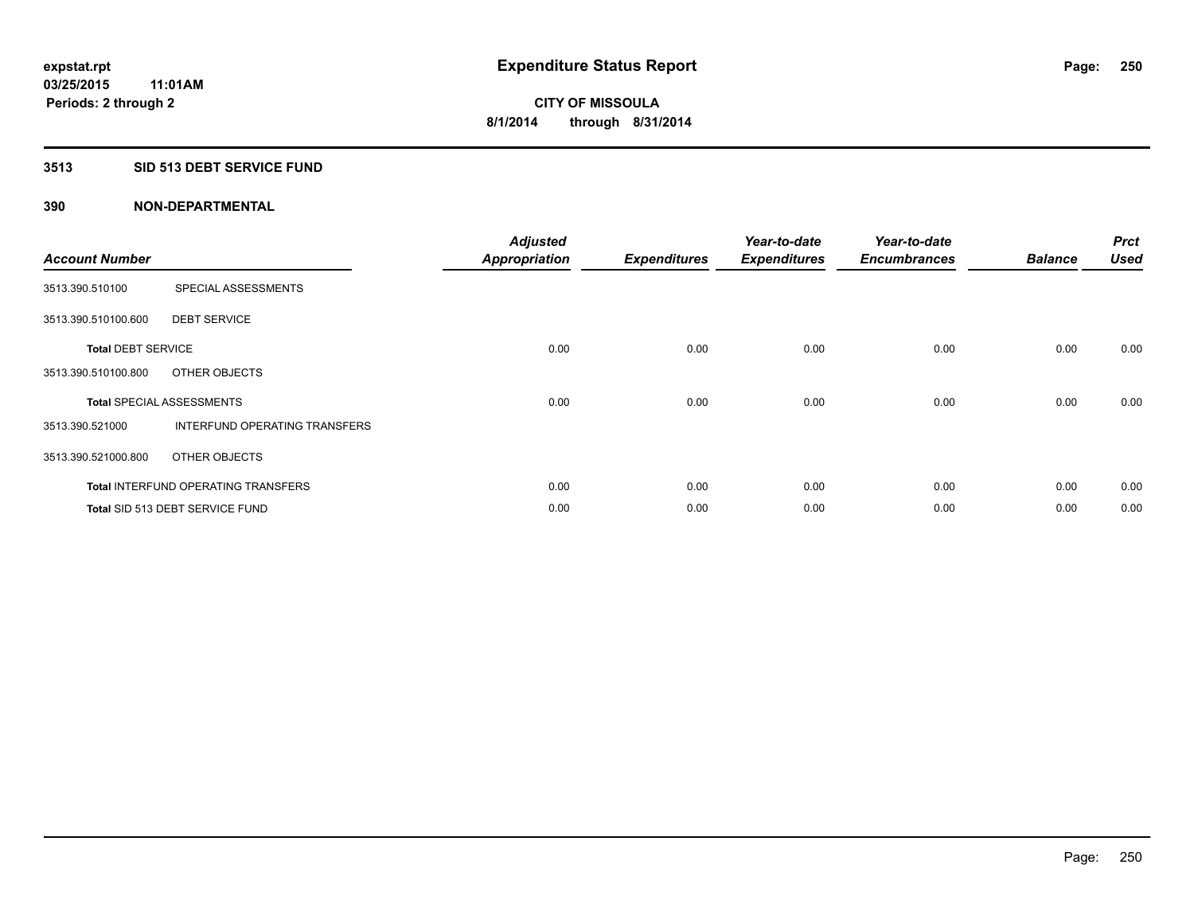# Expenditure Status Report

expstat.rpt
03/25/2015 11:01AM
Periods: 2 through 2

CITY OF MISSOULA
8/1/2014 through 8/31/2014

## 3513 SID 513 DEBT SERVICE FUND

### 390 NON-DEPARTMENTAL

| Account Number | | Adjusted Appropriation | Expenditures | Year-to-date Expenditures | Year-to-date Encumbrances | Balance | Prct Used |
|---|---|---|---|---|---|---|---|
| 3513.390.510100 | SPECIAL ASSESSMENTS | | | | | | |
| 3513.390.510100.600 | DEBT SERVICE | | | | | | |
| **Total** DEBT SERVICE | | 0.00 | 0.00 | 0.00 | 0.00 | 0.00 | 0.00 |
| 3513.390.510100.800 | OTHER OBJECTS | | | | | | |
| **Total** SPECIAL ASSESSMENTS | | 0.00 | 0.00 | 0.00 | 0.00 | 0.00 | 0.00 |
| 3513.390.521000 | INTERFUND OPERATING TRANSFERS | | | | | | |
| 3513.390.521000.800 | OTHER OBJECTS | | | | | | |
| **Total** INTERFUND OPERATING TRANSFERS | | 0.00 | 0.00 | 0.00 | 0.00 | 0.00 | 0.00 |
| **Total** SID 513 DEBT SERVICE FUND | | 0.00 | 0.00 | 0.00 | 0.00 | 0.00 | 0.00 |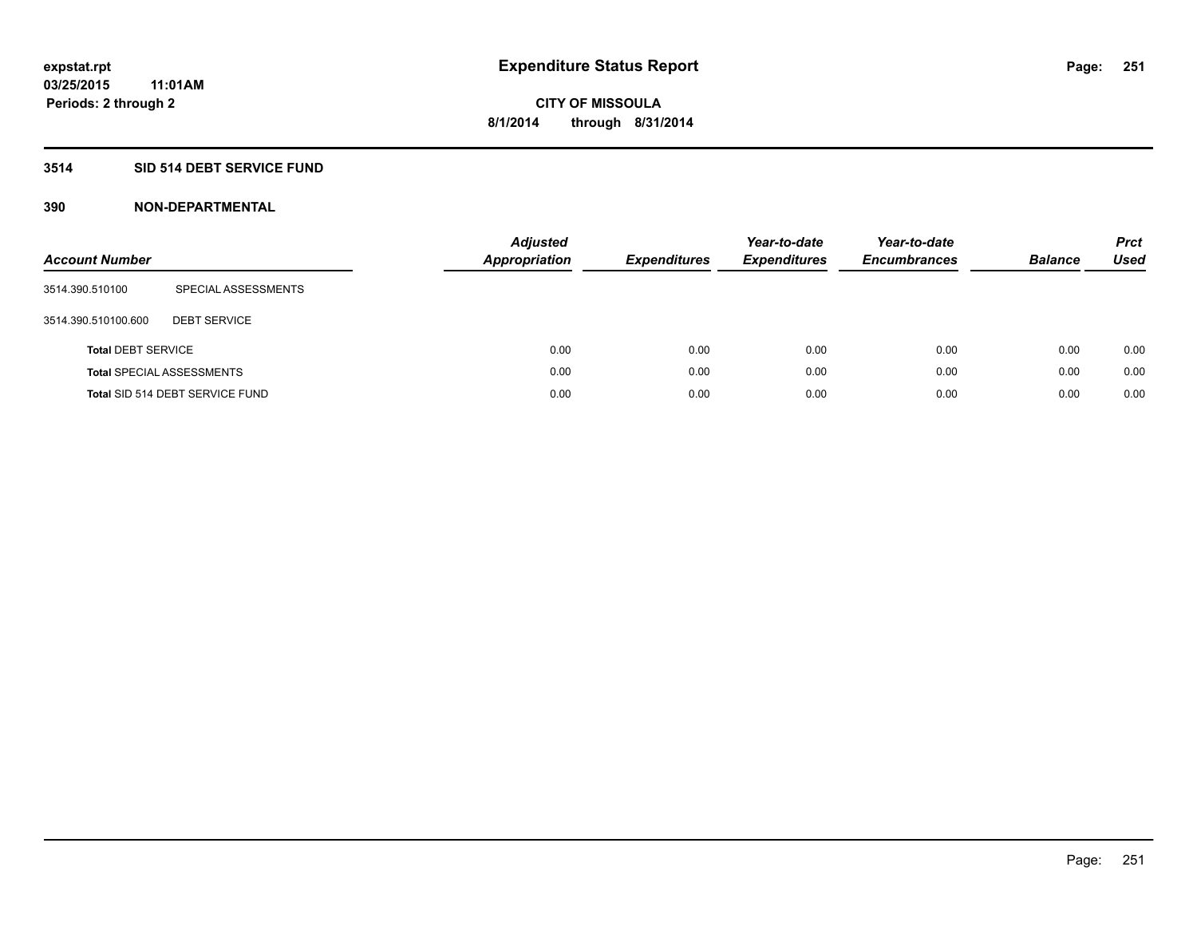# Expenditure Status Report

expstat.rpt
03/25/2015 11:01AM
Periods: 2 through 2

CITY OF MISSOULA
8/1/2014 through 8/31/2014

## 3514 SID 514 DEBT SERVICE FUND

### 390 NON-DEPARTMENTAL

| Account Number | | Adjusted Appropriation | Expenditures | Year-to-date Expenditures | Year-to-date Encumbrances | Balance | Prct Used |
|---|---|---|---|---|---|---|---|
| 3514.390.510100 | SPECIAL ASSESSMENTS | | | | | | |
| 3514.390.510100.600 | DEBT SERVICE | | | | | | |
| **Total** DEBT SERVICE | | 0.00 | 0.00 | 0.00 | 0.00 | 0.00 | 0.00 |
| **Total** SPECIAL ASSESSMENTS | | 0.00 | 0.00 | 0.00 | 0.00 | 0.00 | 0.00 |
| **Total** SID 514 DEBT SERVICE FUND | | 0.00 | 0.00 | 0.00 | 0.00 | 0.00 | 0.00 |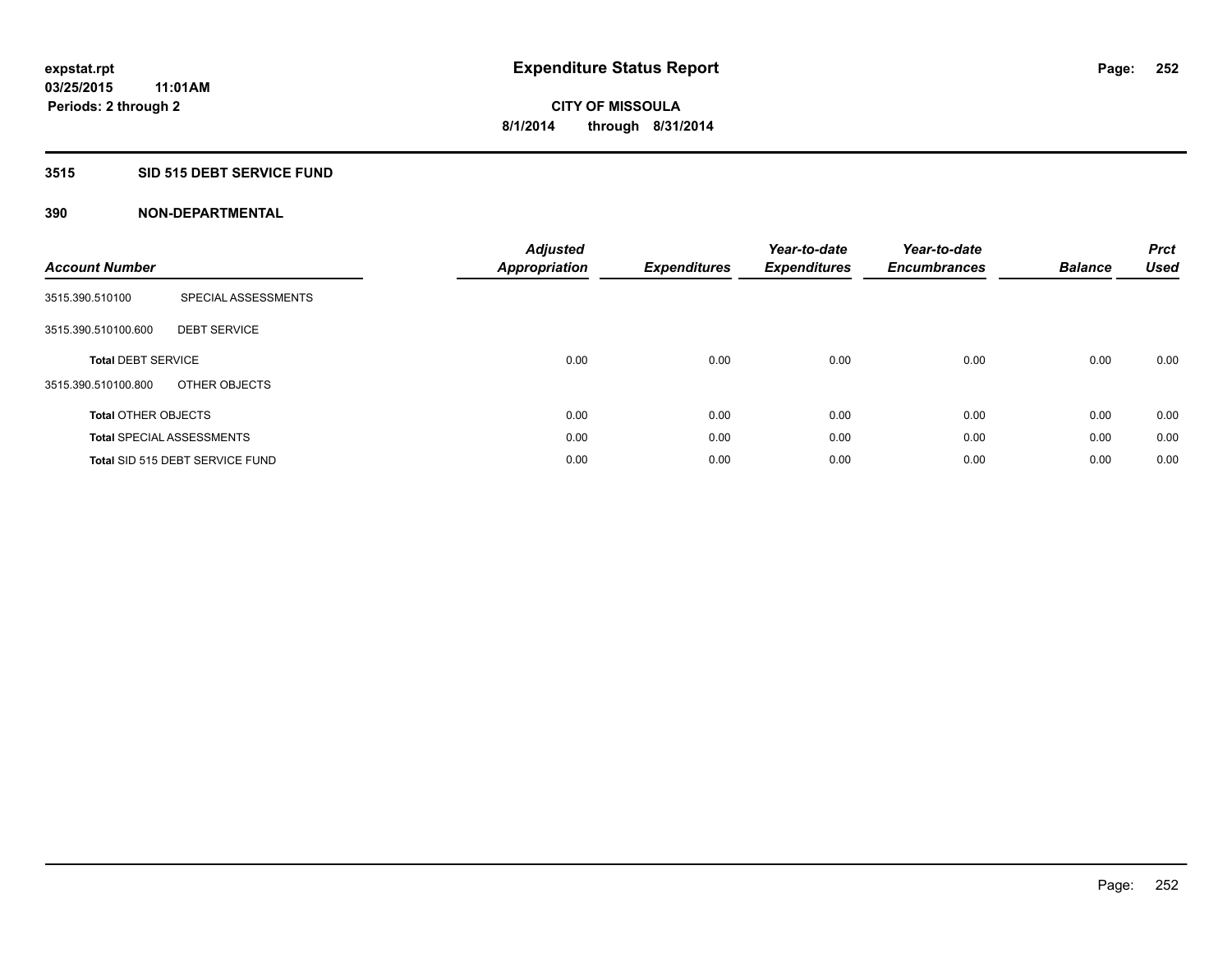# Expenditure Status Report

**CITY OF MISSOULA**
**8/1/2014 through 8/31/2014**

**expstat.rpt**
**03/25/2015 11:01AM**
**Periods: 2 through 2**

## 3515 SID 515 DEBT SERVICE FUND

## 390 NON-DEPARTMENTAL

| Account Number | | Adjusted Appropriation | Expenditures | Year-to-date Expenditures | Year-to-date Encumbrances | Balance | Prct Used |
|---|---|---|---|---|---|---|---|
| 3515.390.510100 | SPECIAL ASSESSMENTS | | | | | | |
| 3515.390.510100.600 | DEBT SERVICE | | | | | | |
| **Total** DEBT SERVICE | | 0.00 | 0.00 | 0.00 | 0.00 | 0.00 | 0.00 |
| 3515.390.510100.800 | OTHER OBJECTS | | | | | | |
| **Total** OTHER OBJECTS | | 0.00 | 0.00 | 0.00 | 0.00 | 0.00 | 0.00 |
| **Total** SPECIAL ASSESSMENTS | | 0.00 | 0.00 | 0.00 | 0.00 | 0.00 | 0.00 |
| **Total** SID 515 DEBT SERVICE FUND | | 0.00 | 0.00 | 0.00 | 0.00 | 0.00 | 0.00 |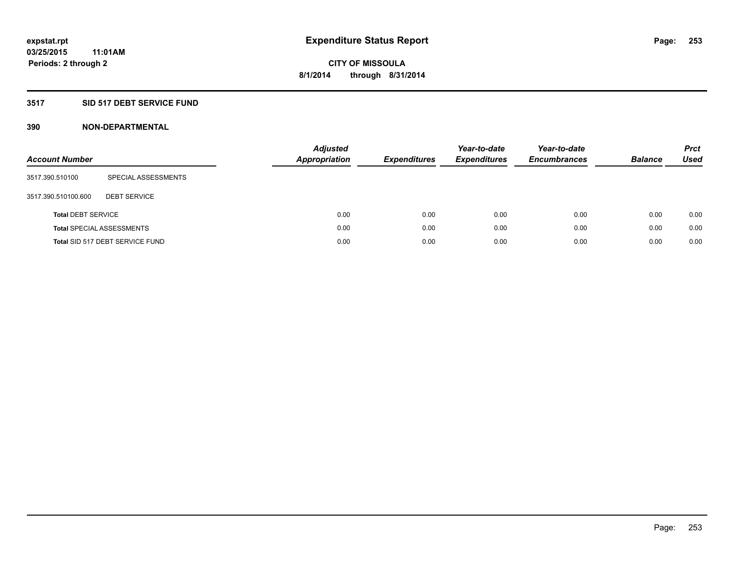# Expenditure Status Report

**expstat.rpt**
**03/25/2015 11:01AM**
**Periods: 2 through 2**

**CITY OF MISSOULA**
**8/1/2014 through 8/31/2014**

## 3517 SID 517 DEBT SERVICE FUND

### 390 NON-DEPARTMENTAL

| Account Number | | Adjusted Appropriation | Expenditures | Year-to-date Expenditures | Year-to-date Encumbrances | Balance | Prct Used |
|---|---|---|---|---|---|---|---|
| 3517.390.510100 | SPECIAL ASSESSMENTS | | | | | | |
| 3517.390.510100.600 | DEBT SERVICE | | | | | | |
| **Total** DEBT SERVICE | | 0.00 | 0.00 | 0.00 | 0.00 | 0.00 | 0.00 |
| **Total** SPECIAL ASSESSMENTS | | 0.00 | 0.00 | 0.00 | 0.00 | 0.00 | 0.00 |
| **Total** SID 517 DEBT SERVICE FUND | | 0.00 | 0.00 | 0.00 | 0.00 | 0.00 | 0.00 |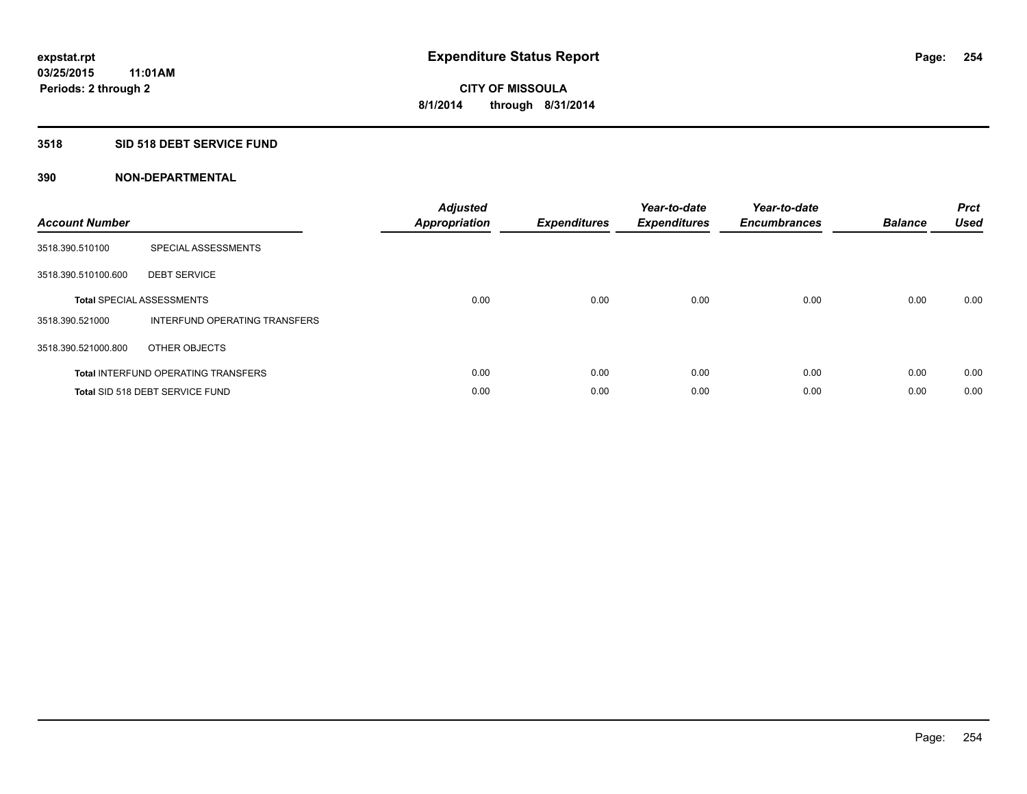# Expenditure Status Report

expstat.rpt
03/25/2015 11:01AM
Periods: 2 through 2

CITY OF MISSOULA
8/1/2014 through 8/31/2014

## 3518 SID 518 DEBT SERVICE FUND

### 390 NON-DEPARTMENTAL

| Account Number | | Adjusted Appropriation | Expenditures | Year-to-date Expenditures | Year-to-date Encumbrances | Balance | Prct Used |
|---|---|---|---|---|---|---|---|
| 3518.390.510100 | SPECIAL ASSESSMENTS | | | | | | |
| 3518.390.510100.600 | DEBT SERVICE | | | | | | |
| **Total** SPECIAL ASSESSMENTS | | 0.00 | 0.00 | 0.00 | 0.00 | 0.00 | 0.00 |
| 3518.390.521000 | INTERFUND OPERATING TRANSFERS | | | | | | |
| 3518.390.521000.800 | OTHER OBJECTS | | | | | | |
| **Total** INTERFUND OPERATING TRANSFERS | | 0.00 | 0.00 | 0.00 | 0.00 | 0.00 | 0.00 |
| **Total** SID 518 DEBT SERVICE FUND | | 0.00 | 0.00 | 0.00 | 0.00 | 0.00 | 0.00 |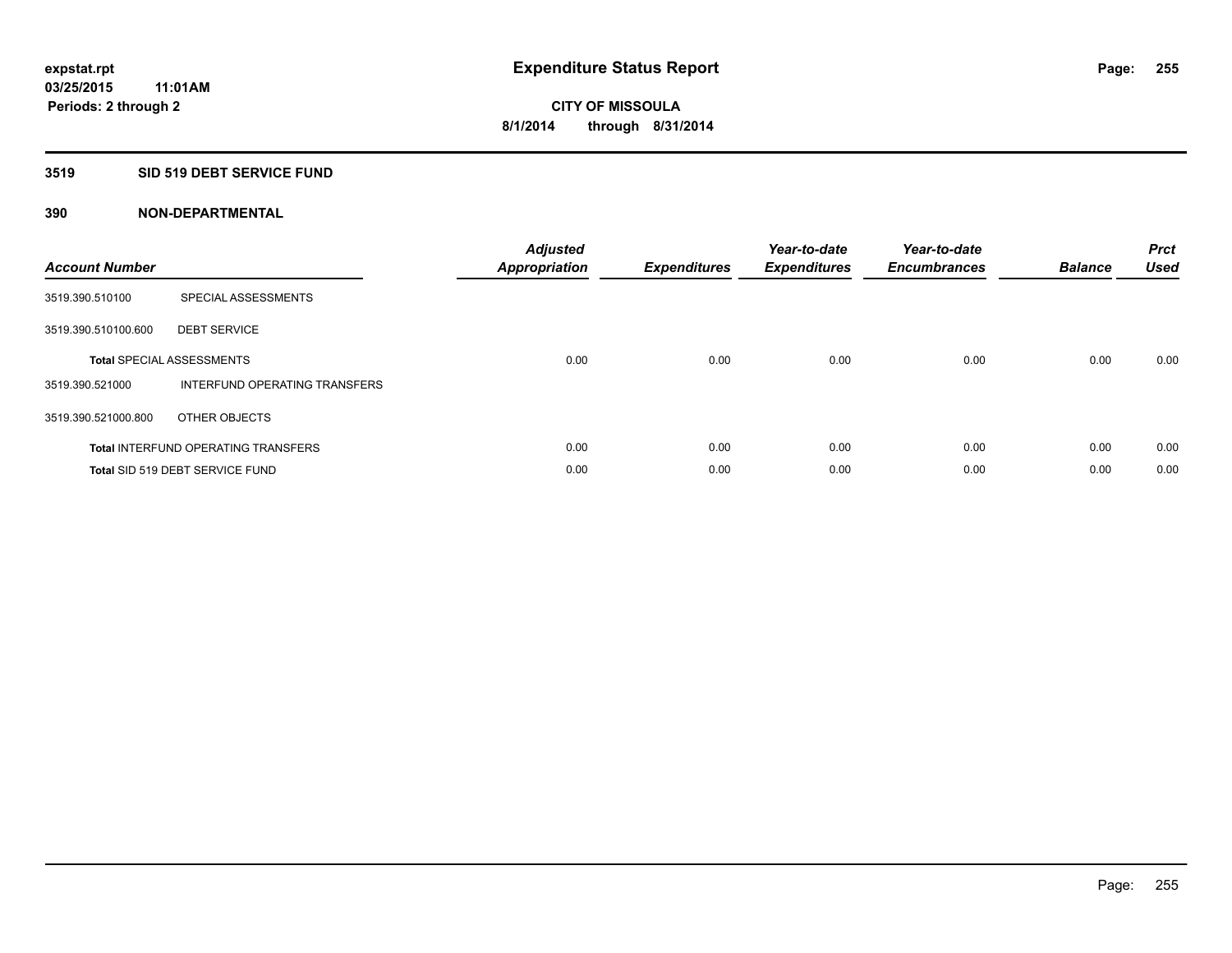# Expenditure Status Report

expstat.rpt
03/25/2015 11:01AM
Periods: 2 through 2

**CITY OF MISSOULA**
**8/1/2014 through 8/31/2014**

## 3519 SID 519 DEBT SERVICE FUND

### 390 NON-DEPARTMENTAL

| Account Number | | Adjusted Appropriation | Expenditures | Year-to-date Expenditures | Year-to-date Encumbrances | Balance | Prct Used |
|---|---|---|---|---|---|---|---|
| 3519.390.510100 | SPECIAL ASSESSMENTS | | | | | | |
| 3519.390.510100.600 | DEBT SERVICE | | | | | | |
| **Total** SPECIAL ASSESSMENTS | | 0.00 | 0.00 | 0.00 | 0.00 | 0.00 | 0.00 |
| 3519.390.521000 | INTERFUND OPERATING TRANSFERS | | | | | | |
| 3519.390.521000.800 | OTHER OBJECTS | | | | | | |
| **Total** INTERFUND OPERATING TRANSFERS | | 0.00 | 0.00 | 0.00 | 0.00 | 0.00 | 0.00 |
| **Total** SID 519 DEBT SERVICE FUND | | 0.00 | 0.00 | 0.00 | 0.00 | 0.00 | 0.00 |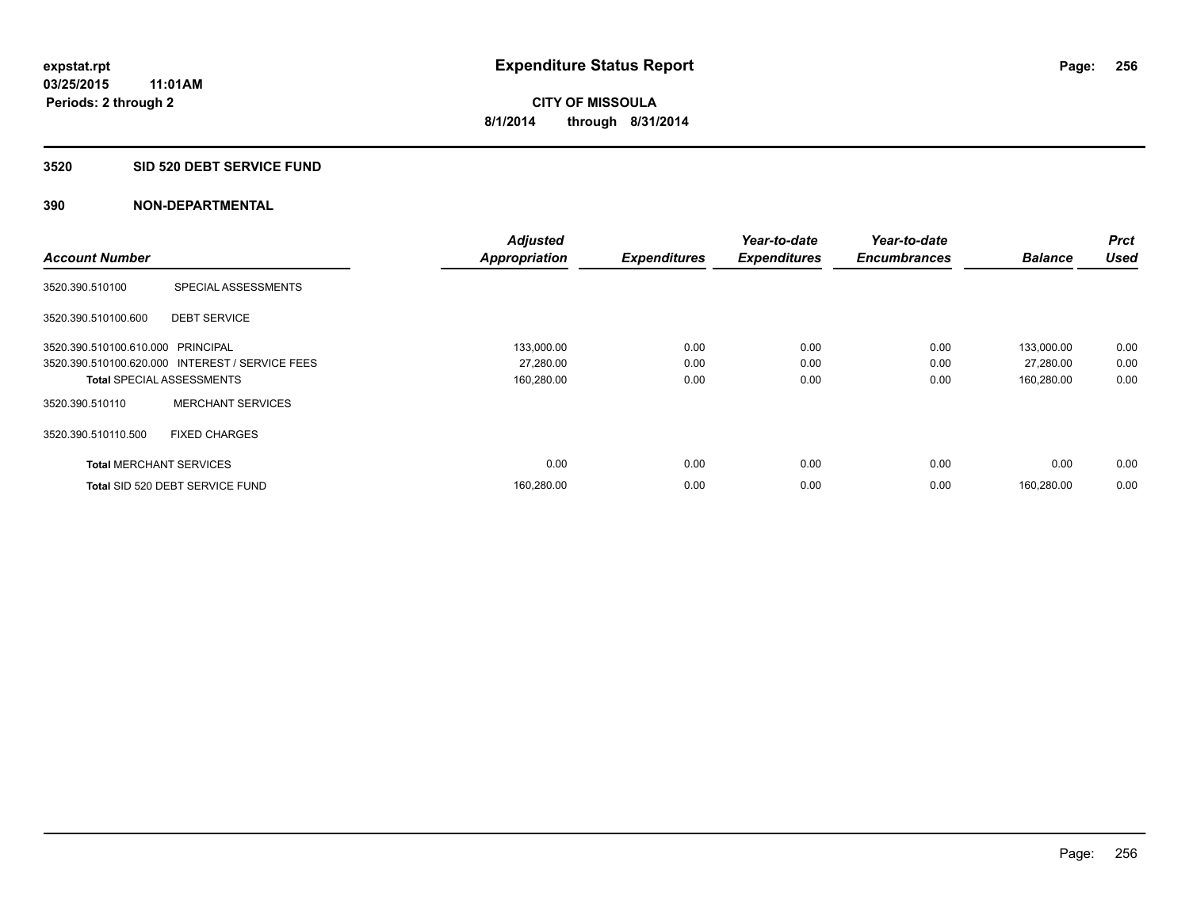**expstat.rpt**
**03/25/2015 11:01AM**
**Periods: 2 through 2**

# Expenditure Status Report

**CITY OF MISSOULA**
**8/1/2014 through 8/31/2014**

## 3520 SID 520 DEBT SERVICE FUND

## 390 NON-DEPARTMENTAL

| Account Number | | Adjusted Appropriation | Expenditures | Year-to-date Expenditures | Year-to-date Encumbrances | Balance | Prct Used |
|---|---|---|---|---|---|---|---|
| 3520.390.510100 | SPECIAL ASSESSMENTS | | | | | | |
| 3520.390.510100.600 | DEBT SERVICE | | | | | | |
| 3520.390.510100.610.000 | PRINCIPAL | 133,000.00 | 0.00 | 0.00 | 0.00 | 133,000.00 | 0.00 |
| 3520.390.510100.620.000 | INTEREST / SERVICE FEES | 27,280.00 | 0.00 | 0.00 | 0.00 | 27,280.00 | 0.00 |
| **Total** SPECIAL ASSESSMENTS | | 160,280.00 | 0.00 | 0.00 | 0.00 | 160,280.00 | 0.00 |
| 3520.390.510110 | MERCHANT SERVICES | | | | | | |
| 3520.390.510110.500 | FIXED CHARGES | | | | | | |
| **Total** MERCHANT SERVICES | | 0.00 | 0.00 | 0.00 | 0.00 | 0.00 | 0.00 |
| **Total** SID 520 DEBT SERVICE FUND | | 160,280.00 | 0.00 | 0.00 | 0.00 | 160,280.00 | 0.00 |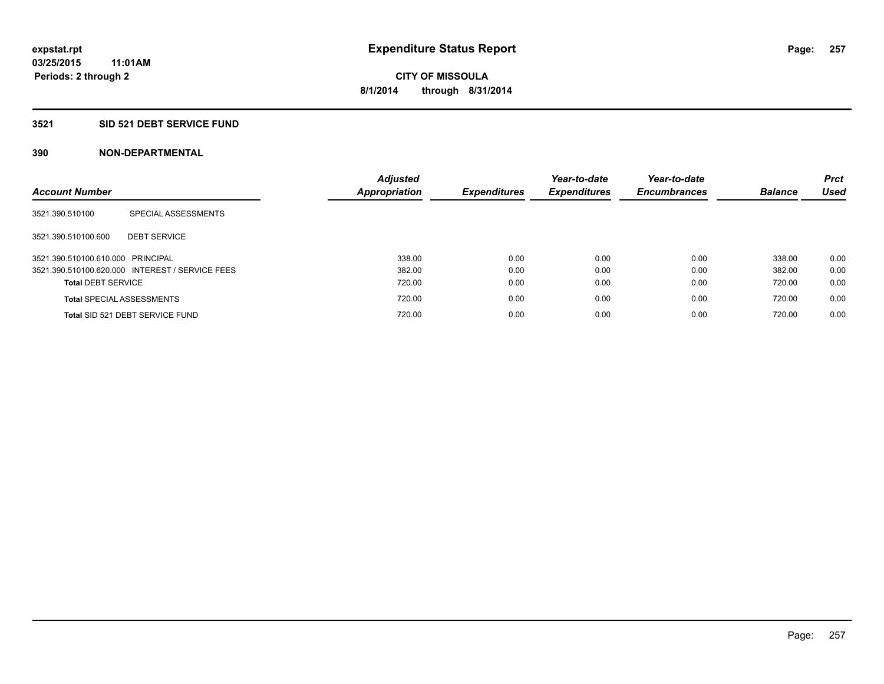**expstat.rpt**
**03/25/2015 11:01AM**
**Periods: 2 through 2**

# Expenditure Status Report

**CITY OF MISSOULA**
**8/1/2014 through 8/31/2014**

## 3521 SID 521 DEBT SERVICE FUND

## 390 NON-DEPARTMENTAL

| Account Number | | Adjusted Appropriation | Expenditures | Year-to-date Expenditures | Year-to-date Encumbrances | Balance | Prct Used |
|---|---|---|---|---|---|---|---|
| 3521.390.510100 | SPECIAL ASSESSMENTS | | | | | | |
| 3521.390.510100.600 | DEBT SERVICE | | | | | | |
| 3521.390.510100.610.000 | PRINCIPAL | 338.00 | 0.00 | 0.00 | 0.00 | 338.00 | 0.00 |
| 3521.390.510100.620.000 | INTEREST / SERVICE FEES | 382.00 | 0.00 | 0.00 | 0.00 | 382.00 | 0.00 |
| **Total** DEBT SERVICE | | 720.00 | 0.00 | 0.00 | 0.00 | 720.00 | 0.00 |
| **Total** SPECIAL ASSESSMENTS | | 720.00 | 0.00 | 0.00 | 0.00 | 720.00 | 0.00 |
| **Total** SID 521 DEBT SERVICE FUND | | 720.00 | 0.00 | 0.00 | 0.00 | 720.00 | 0.00 |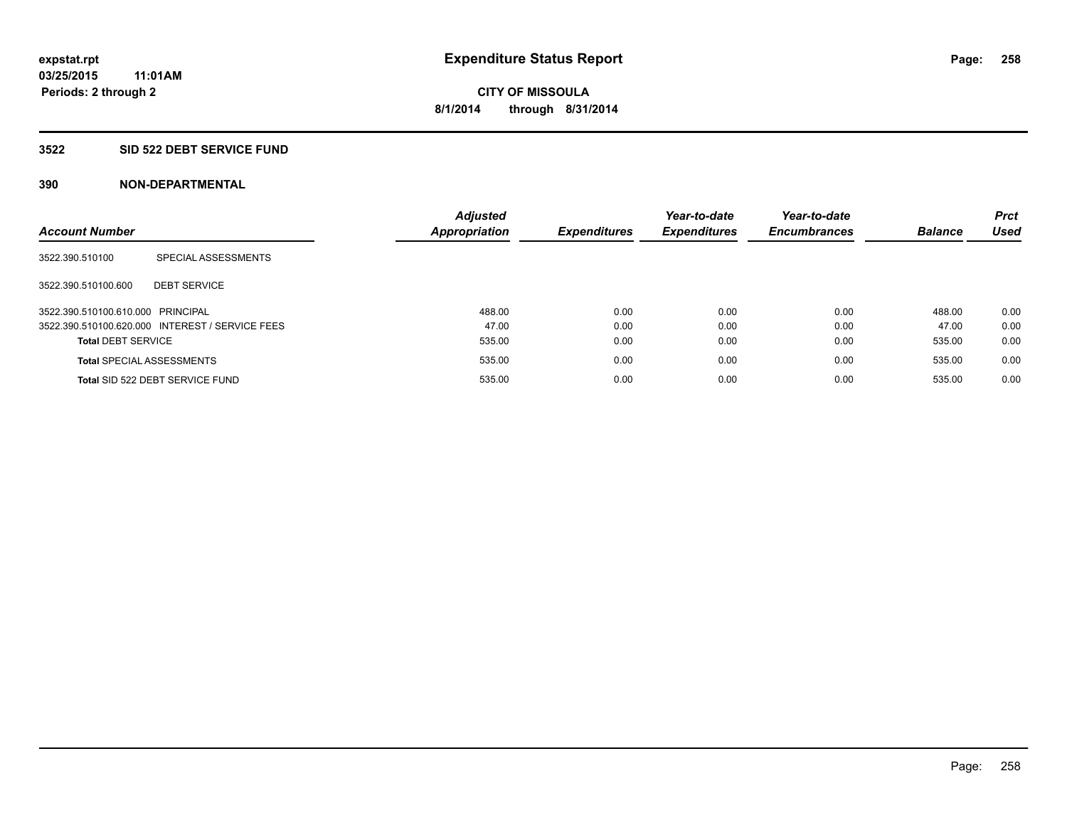**expstat.rpt**
**03/25/2015 11:01AM**
**Periods: 2 through 2**

# Expenditure Status Report

**CITY OF MISSOULA**
**8/1/2014 through 8/31/2014**

## 3522 SID 522 DEBT SERVICE FUND

## 390 NON-DEPARTMENTAL

| Account Number | | Adjusted Appropriation | Expenditures | Year-to-date Expenditures | Year-to-date Encumbrances | Balance | Prct Used |
|---|---|---|---|---|---|---|---|
| 3522.390.510100 | SPECIAL ASSESSMENTS | | | | | | |
| 3522.390.510100.600 | DEBT SERVICE | | | | | | |
| 3522.390.510100.610.000 | PRINCIPAL | 488.00 | 0.00 | 0.00 | 0.00 | 488.00 | 0.00 |
| 3522.390.510100.620.000 | INTEREST / SERVICE FEES | 47.00 | 0.00 | 0.00 | 0.00 | 47.00 | 0.00 |
| **Total** DEBT SERVICE | | 535.00 | 0.00 | 0.00 | 0.00 | 535.00 | 0.00 |
| **Total** SPECIAL ASSESSMENTS | | 535.00 | 0.00 | 0.00 | 0.00 | 535.00 | 0.00 |
| **Total** SID 522 DEBT SERVICE FUND | | 535.00 | 0.00 | 0.00 | 0.00 | 535.00 | 0.00 |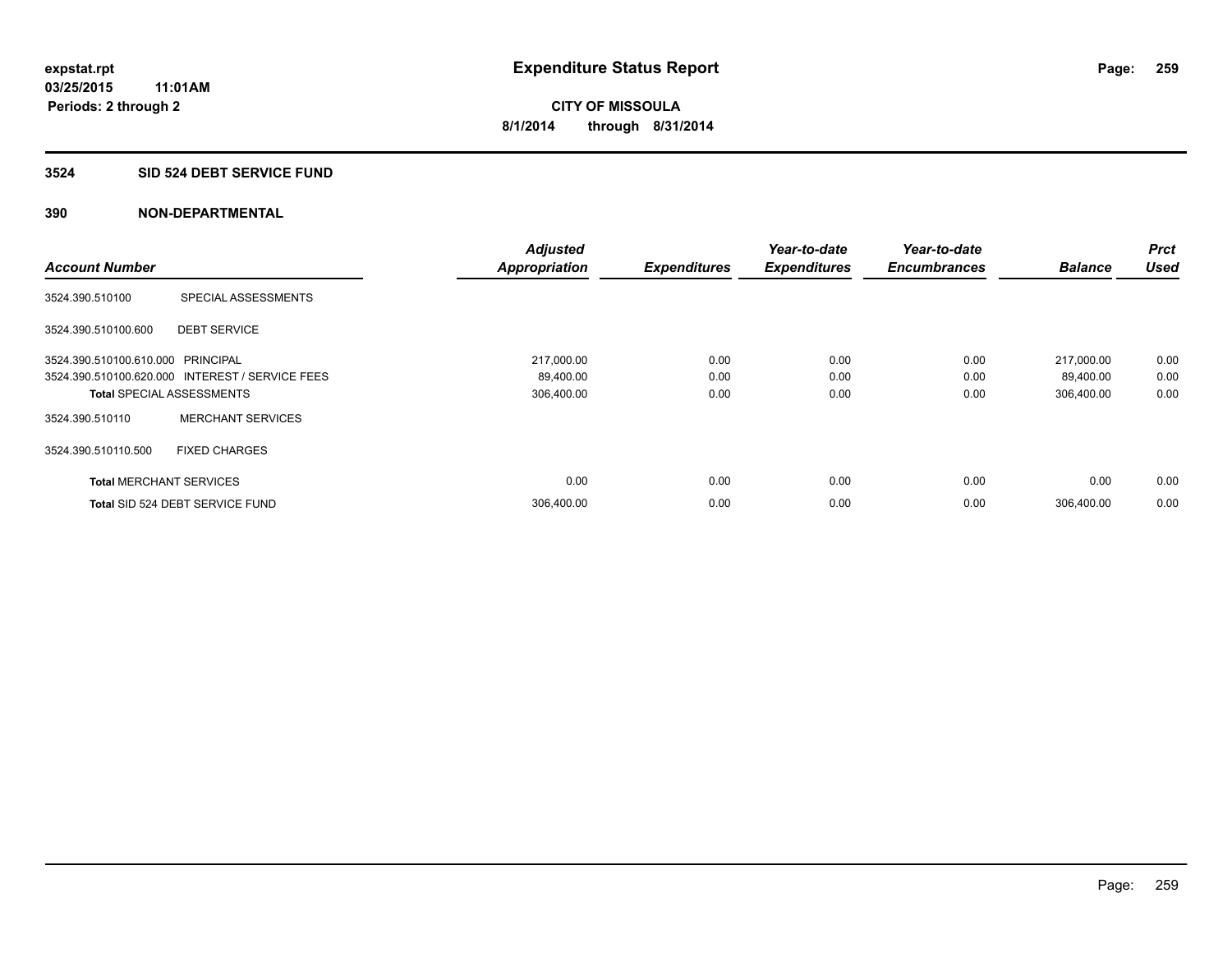**expstat.rpt**
**03/25/2015 11:01AM**
**Periods: 2 through 2**

# Expenditure Status Report

**CITY OF MISSOULA**
**8/1/2014 through 8/31/2014**

## 3524 SID 524 DEBT SERVICE FUND

### 390 NON-DEPARTMENTAL

| Account Number | | Adjusted Appropriation | Expenditures | Year-to-date Expenditures | Year-to-date Encumbrances | Balance | Prct Used |
|---|---|---|---|---|---|---|---|
| 3524.390.510100 | SPECIAL ASSESSMENTS | | | | | | |
| 3524.390.510100.600 | DEBT SERVICE | | | | | | |
| 3524.390.510100.610.000 | PRINCIPAL | 217,000.00 | 0.00 | 0.00 | 0.00 | 217,000.00 | 0.00 |
| 3524.390.510100.620.000 | INTEREST / SERVICE FEES | 89,400.00 | 0.00 | 0.00 | 0.00 | 89,400.00 | 0.00 |
| **Total** SPECIAL ASSESSMENTS | | 306,400.00 | 0.00 | 0.00 | 0.00 | 306,400.00 | 0.00 |
| 3524.390.510110 | MERCHANT SERVICES | | | | | | |
| 3524.390.510110.500 | FIXED CHARGES | | | | | | |
| **Total** MERCHANT SERVICES | | 0.00 | 0.00 | 0.00 | 0.00 | 0.00 | 0.00 |
| **Total** SID 524 DEBT SERVICE FUND | | 306,400.00 | 0.00 | 0.00 | 0.00 | 306,400.00 | 0.00 |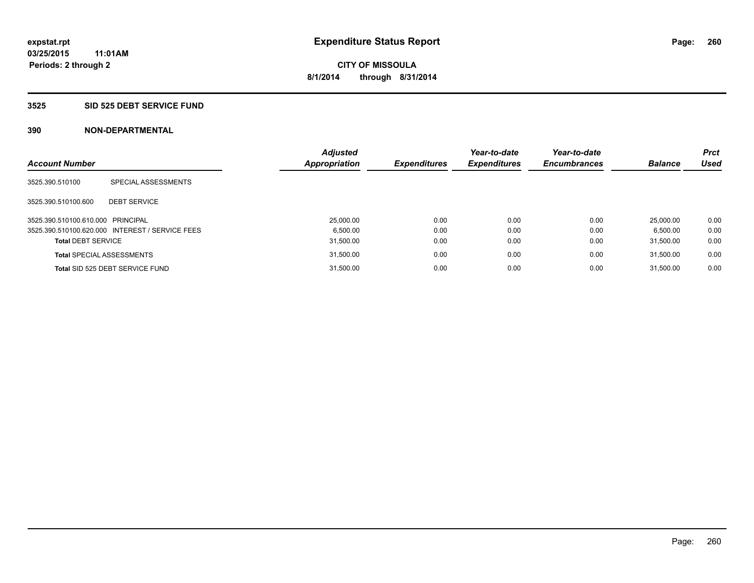**expstat.rpt**
**03/25/2015 11:01AM**
**Periods: 2 through 2**

# Expenditure Status Report

**CITY OF MISSOULA**
**8/1/2014 through 8/31/2014**

## 3525 SID 525 DEBT SERVICE FUND

### 390 NON-DEPARTMENTAL

| Account Number | | Adjusted Appropriation | Expenditures | Year-to-date Expenditures | Year-to-date Encumbrances | Balance | Prct Used |
|---|---|---|---|---|---|---|---|
| 3525.390.510100 | SPECIAL ASSESSMENTS | | | | | | |
| 3525.390.510100.600 | DEBT SERVICE | | | | | | |
| 3525.390.510100.610.000 | PRINCIPAL | 25,000.00 | 0.00 | 0.00 | 0.00 | 25,000.00 | 0.00 |
| 3525.390.510100.620.000 | INTEREST / SERVICE FEES | 6,500.00 | 0.00 | 0.00 | 0.00 | 6,500.00 | 0.00 |
| **Total** DEBT SERVICE | | 31,500.00 | 0.00 | 0.00 | 0.00 | 31,500.00 | 0.00 |
| **Total** SPECIAL ASSESSMENTS | | 31,500.00 | 0.00 | 0.00 | 0.00 | 31,500.00 | 0.00 |
| **Total** SID 525 DEBT SERVICE FUND | | 31,500.00 | 0.00 | 0.00 | 0.00 | 31,500.00 | 0.00 |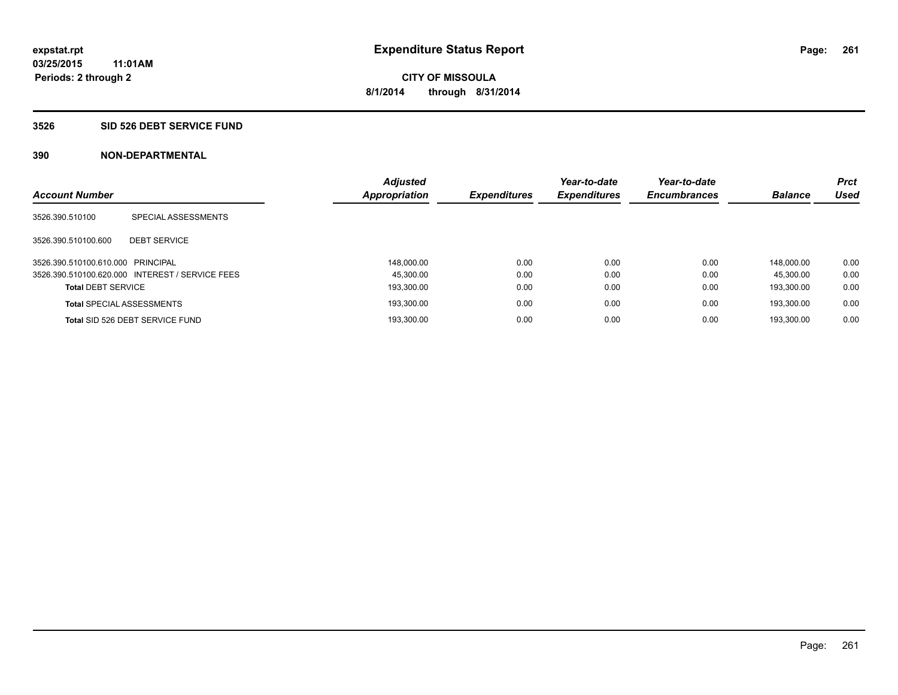# Expenditure Status Report

expstat.rpt
03/25/2015 11:01AM
Periods: 2 through 2

CITY OF MISSOULA
8/1/2014 through 8/31/2014

## 3526 SID 526 DEBT SERVICE FUND

### 390 NON-DEPARTMENTAL

| Account Number | | Adjusted Appropriation | Expenditures | Year-to-date Expenditures | Year-to-date Encumbrances | Balance | Prct Used |
|---|---|---|---|---|---|---|---|
| 3526.390.510100 | SPECIAL ASSESSMENTS | | | | | | |
| 3526.390.510100.600 | DEBT SERVICE | | | | | | |
| 3526.390.510100.610.000 | PRINCIPAL | 148,000.00 | 0.00 | 0.00 | 0.00 | 148,000.00 | 0.00 |
| 3526.390.510100.620.000 | INTEREST / SERVICE FEES | 45,300.00 | 0.00 | 0.00 | 0.00 | 45,300.00 | 0.00 |
| **Total** DEBT SERVICE | | 193,300.00 | 0.00 | 0.00 | 0.00 | 193,300.00 | 0.00 |
| **Total** SPECIAL ASSESSMENTS | | 193,300.00 | 0.00 | 0.00 | 0.00 | 193,300.00 | 0.00 |
| **Total** SID 526 DEBT SERVICE FUND | | 193,300.00 | 0.00 | 0.00 | 0.00 | 193,300.00 | 0.00 |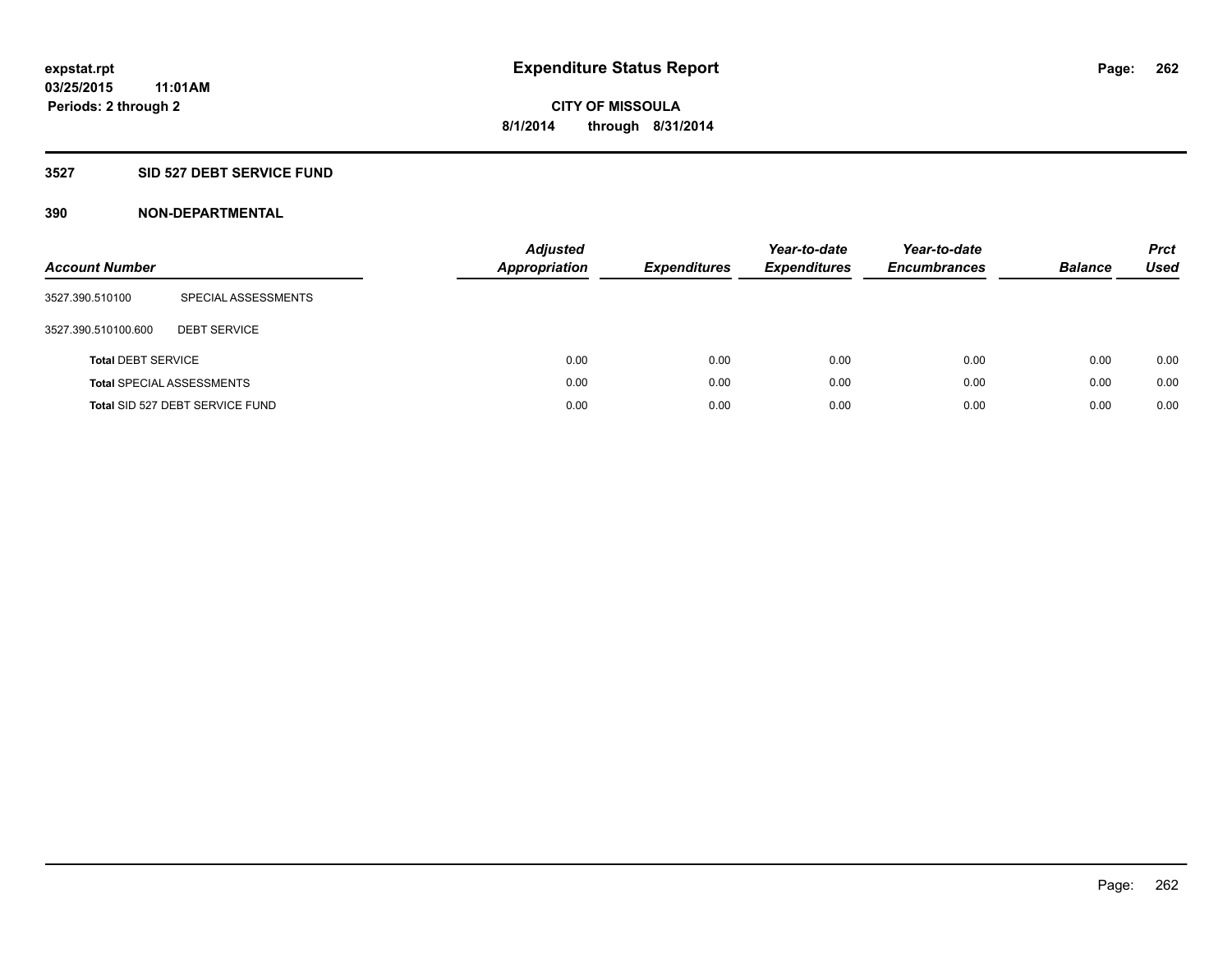expstat.rpt
03/25/2015 11:01AM
Periods: 2 through 2

# Expenditure Status Report

CITY OF MISSOULA
8/1/2014 through 8/31/2014

## 3527 SID 527 DEBT SERVICE FUND

## 390 NON-DEPARTMENTAL

| Account Number | | Adjusted Appropriation | Expenditures | Year-to-date Expenditures | Year-to-date Encumbrances | Balance | Prct Used |
|---|---|---|---|---|---|---|---|
| 3527.390.510100 | SPECIAL ASSESSMENTS | | | | | | |
| 3527.390.510100.600 | DEBT SERVICE | | | | | | |
| **Total** DEBT SERVICE | | 0.00 | 0.00 | 0.00 | 0.00 | 0.00 | 0.00 |
| **Total** SPECIAL ASSESSMENTS | | 0.00 | 0.00 | 0.00 | 0.00 | 0.00 | 0.00 |
| **Total** SID 527 DEBT SERVICE FUND | | 0.00 | 0.00 | 0.00 | 0.00 | 0.00 | 0.00 |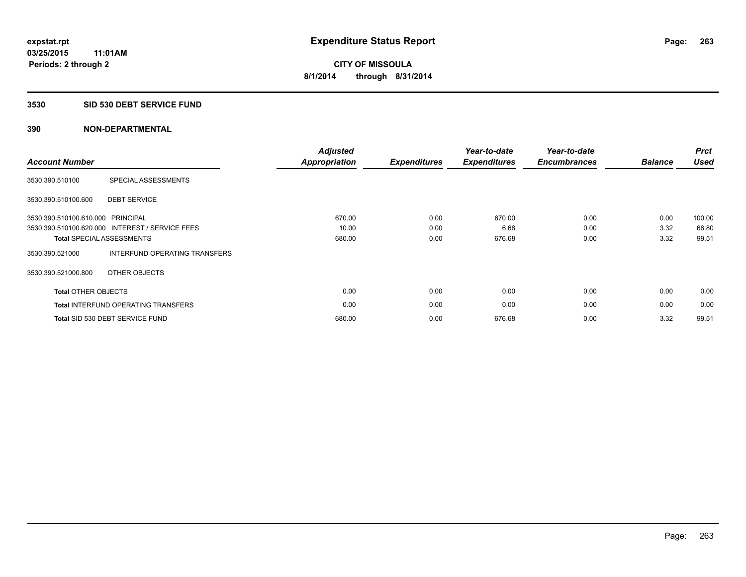# Expenditure Status Report

**expstat.rpt**
**03/25/2015 11:01AM**
**Periods: 2 through 2**

**CITY OF MISSOULA**
**8/1/2014 through 8/31/2014**

## 3530 SID 530 DEBT SERVICE FUND

### 390 NON-DEPARTMENTAL

| Account Number | | Adjusted Appropriation | Expenditures | Year-to-date Expenditures | Year-to-date Encumbrances | Balance | Prct Used |
|---|---|---|---|---|---|---|---|
| 3530.390.510100 | SPECIAL ASSESSMENTS | | | | | | |
| 3530.390.510100.600 | DEBT SERVICE | | | | | | |
| 3530.390.510100.610.000 | PRINCIPAL | 670.00 | 0.00 | 670.00 | 0.00 | 0.00 | 100.00 |
| 3530.390.510100.620.000 | INTEREST / SERVICE FEES | 10.00 | 0.00 | 6.68 | 0.00 | 3.32 | 66.80 |
| **Total** SPECIAL ASSESSMENTS | | 680.00 | 0.00 | 676.68 | 0.00 | 3.32 | 99.51 |
| 3530.390.521000 | INTERFUND OPERATING TRANSFERS | | | | | | |
| 3530.390.521000.800 | OTHER OBJECTS | | | | | | |
| **Total** OTHER OBJECTS | | 0.00 | 0.00 | 0.00 | 0.00 | 0.00 | 0.00 |
| **Total** INTERFUND OPERATING TRANSFERS | | 0.00 | 0.00 | 0.00 | 0.00 | 0.00 | 0.00 |
| **Total** SID 530 DEBT SERVICE FUND | | 680.00 | 0.00 | 676.68 | 0.00 | 3.32 | 99.51 |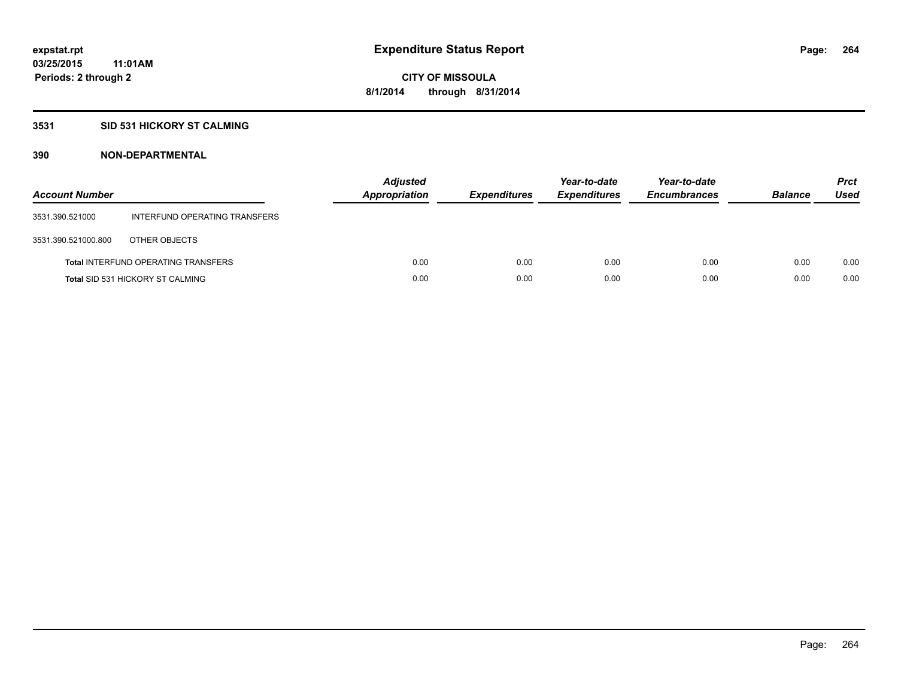**expstat.rpt**
**03/25/2015 11:01AM**
**Periods: 2 through 2**

# Expenditure Status Report

**CITY OF MISSOULA**
**8/1/2014 through 8/31/2014**

## 3531 SID 531 HICKORY ST CALMING

### 390 NON-DEPARTMENTAL

| Account Number | | Adjusted Appropriation | Expenditures | Year-to-date Expenditures | Year-to-date Encumbrances | Balance | Prct Used |
|---|---|---|---|---|---|---|---|
| 3531.390.521000 | INTERFUND OPERATING TRANSFERS | | | | | | |
| 3531.390.521000.800 | OTHER OBJECTS | | | | | | |
| **Total** INTERFUND OPERATING TRANSFERS | | 0.00 | 0.00 | 0.00 | 0.00 | 0.00 | 0.00 |
| **Total** SID 531 HICKORY ST CALMING | | 0.00 | 0.00 | 0.00 | 0.00 | 0.00 | 0.00 |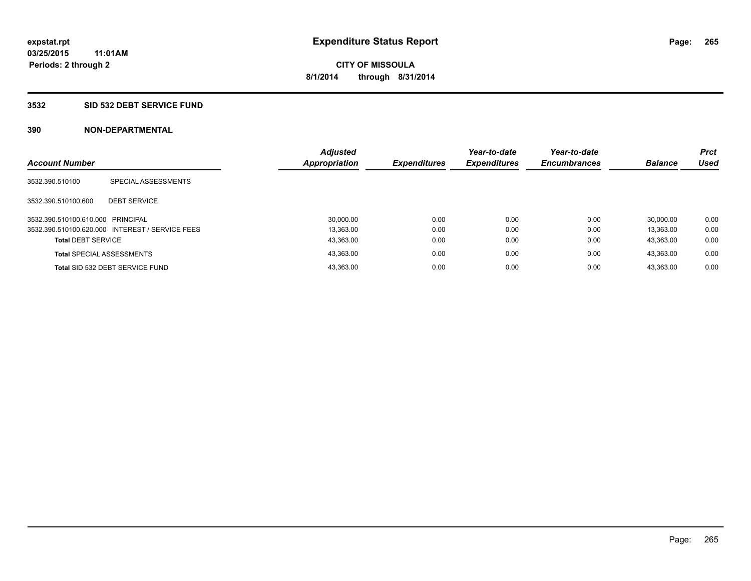# Expenditure Status Report

expstat.rpt
03/25/2015 11:01AM
Periods: 2 through 2

**CITY OF MISSOULA**
**8/1/2014 through 8/31/2014**

## 3532 SID 532 DEBT SERVICE FUND

### 390 NON-DEPARTMENTAL

| Account Number | | Adjusted Appropriation | Expenditures | Year-to-date Expenditures | Year-to-date Encumbrances | Balance | Prct Used |
|---|---|---|---|---|---|---|---|
| 3532.390.510100 | SPECIAL ASSESSMENTS | | | | | | |
| 3532.390.510100.600 | DEBT SERVICE | | | | | | |
| 3532.390.510100.610.000 | PRINCIPAL | 30,000.00 | 0.00 | 0.00 | 0.00 | 30,000.00 | 0.00 |
| 3532.390.510100.620.000 | INTEREST / SERVICE FEES | 13,363.00 | 0.00 | 0.00 | 0.00 | 13,363.00 | 0.00 |
| **Total** DEBT SERVICE | | 43,363.00 | 0.00 | 0.00 | 0.00 | 43,363.00 | 0.00 |
| **Total** SPECIAL ASSESSMENTS | | 43,363.00 | 0.00 | 0.00 | 0.00 | 43,363.00 | 0.00 |
| **Total** SID 532 DEBT SERVICE FUND | | 43,363.00 | 0.00 | 0.00 | 0.00 | 43,363.00 | 0.00 |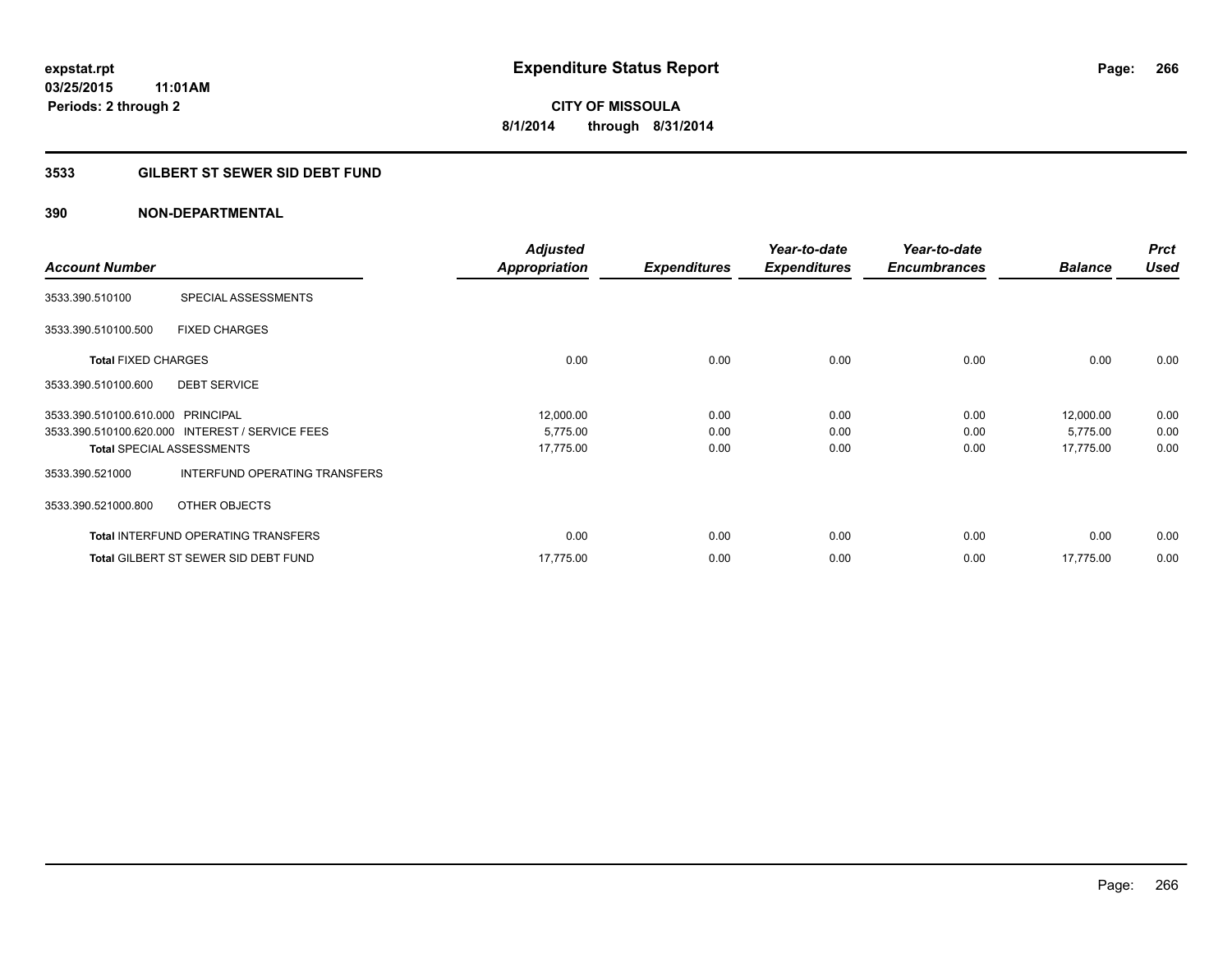# Expenditure Status Report

expstat.rpt
03/25/2015 11:01AM
Periods: 2 through 2

CITY OF MISSOULA
8/1/2014 through 8/31/2014

## 3533 GILBERT ST SEWER SID DEBT FUND

### 390 NON-DEPARTMENTAL

| Account Number | | Adjusted Appropriation | Expenditures | Year-to-date Expenditures | Year-to-date Encumbrances | Balance | Prct Used |
|---|---|---|---|---|---|---|---|
| 3533.390.510100 | SPECIAL ASSESSMENTS | | | | | | |
| 3533.390.510100.500 | FIXED CHARGES | | | | | | |
| **Total** FIXED CHARGES | | 0.00 | 0.00 | 0.00 | 0.00 | 0.00 | 0.00 |
| 3533.390.510100.600 | DEBT SERVICE | | | | | | |
| 3533.390.510100.610.000 | PRINCIPAL | 12,000.00 | 0.00 | 0.00 | 0.00 | 12,000.00 | 0.00 |
| 3533.390.510100.620.000 | INTEREST / SERVICE FEES | 5,775.00 | 0.00 | 0.00 | 0.00 | 5,775.00 | 0.00 |
| **Total** SPECIAL ASSESSMENTS | | 17,775.00 | 0.00 | 0.00 | 0.00 | 17,775.00 | 0.00 |
| 3533.390.521000 | INTERFUND OPERATING TRANSFERS | | | | | | |
| 3533.390.521000.800 | OTHER OBJECTS | | | | | | |
| **Total** INTERFUND OPERATING TRANSFERS | | 0.00 | 0.00 | 0.00 | 0.00 | 0.00 | 0.00 |
| **Total** GILBERT ST SEWER SID DEBT FUND | | 17,775.00 | 0.00 | 0.00 | 0.00 | 17,775.00 | 0.00 |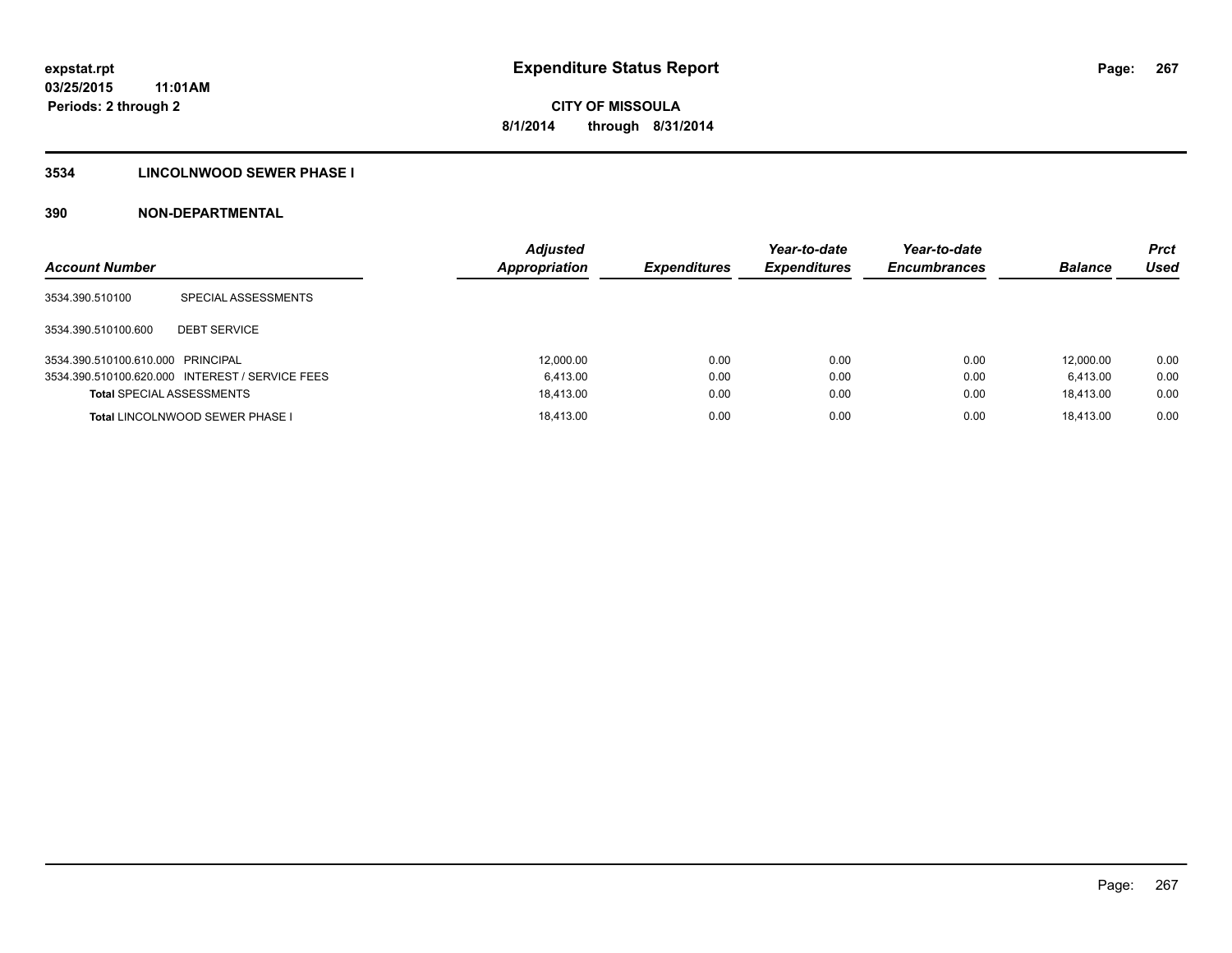expstat.rpt
03/25/2015 11:01AM
Periods: 2 through 2

# Expenditure Status Report

CITY OF MISSOULA
8/1/2014 through 8/31/2014

## 3534 LINCOLNWOOD SEWER PHASE I

### 390 NON-DEPARTMENTAL

| Account Number | | Adjusted Appropriation | Expenditures | Year-to-date Expenditures | Year-to-date Encumbrances | Balance | Prct Used |
|---|---|---|---|---|---|---|---|
| 3534.390.510100 | SPECIAL ASSESSMENTS | | | | | | |
| 3534.390.510100.600 | DEBT SERVICE | | | | | | |
| 3534.390.510100.610.000 | PRINCIPAL | 12,000.00 | 0.00 | 0.00 | 0.00 | 12,000.00 | 0.00 |
| 3534.390.510100.620.000 | INTEREST / SERVICE FEES | 6,413.00 | 0.00 | 0.00 | 0.00 | 6,413.00 | 0.00 |
| **Total** SPECIAL ASSESSMENTS | | 18,413.00 | 0.00 | 0.00 | 0.00 | 18,413.00 | 0.00 |
| **Total** LINCOLNWOOD SEWER PHASE I | | 18,413.00 | 0.00 | 0.00 | 0.00 | 18,413.00 | 0.00 |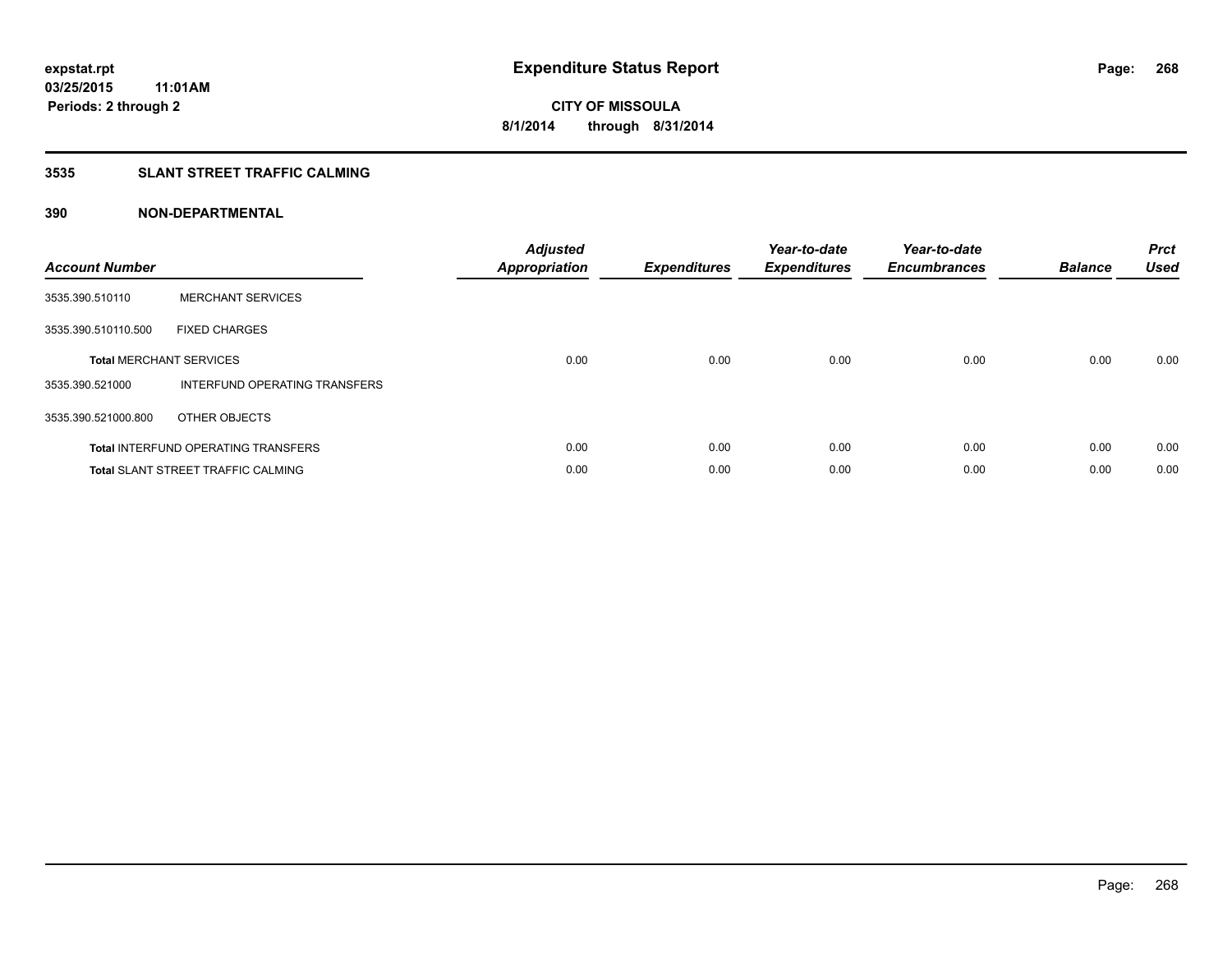# Expenditure Status Report

expstat.rpt
03/25/2015 11:01AM
Periods: 2 through 2

CITY OF MISSOULA
8/1/2014 through 8/31/2014

## 3535 SLANT STREET TRAFFIC CALMING

## 390 NON-DEPARTMENTAL

| Account Number | | Adjusted Appropriation | Expenditures | Year-to-date Expenditures | Year-to-date Encumbrances | Balance | Prct Used |
|---|---|---|---|---|---|---|---|
| 3535.390.510110 | MERCHANT SERVICES | | | | | | |
| 3535.390.510110.500 | FIXED CHARGES | | | | | | |
| **Total** MERCHANT SERVICES | | 0.00 | 0.00 | 0.00 | 0.00 | 0.00 | 0.00 |
| 3535.390.521000 | INTERFUND OPERATING TRANSFERS | | | | | | |
| 3535.390.521000.800 | OTHER OBJECTS | | | | | | |
| **Total** INTERFUND OPERATING TRANSFERS | | 0.00 | 0.00 | 0.00 | 0.00 | 0.00 | 0.00 |
| **Total** SLANT STREET TRAFFIC CALMING | | 0.00 | 0.00 | 0.00 | 0.00 | 0.00 | 0.00 |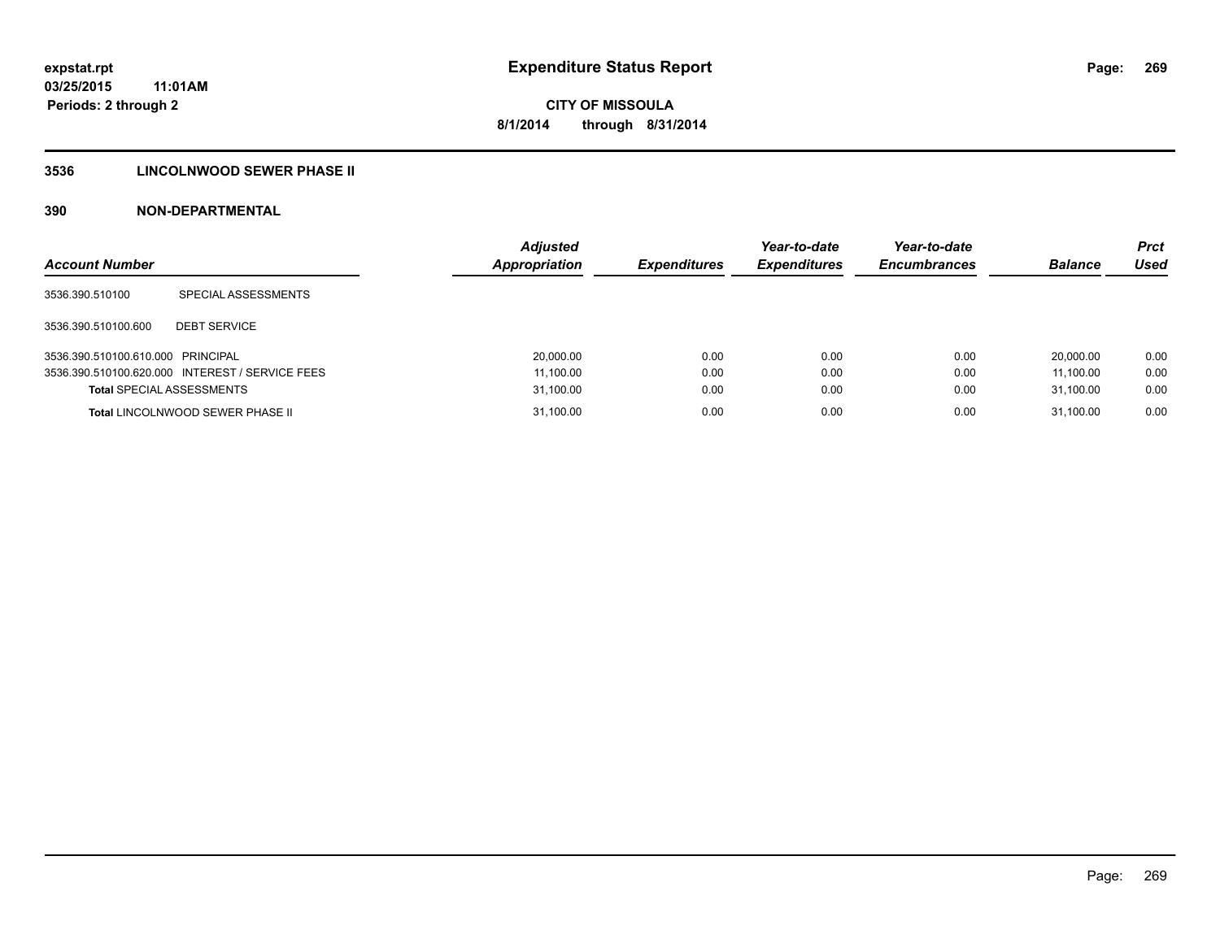# Expenditure Status Report

expstat.rpt
03/25/2015 11:01AM
Periods: 2 through 2

CITY OF MISSOULA
8/1/2014 through 8/31/2014

## 3536 LINCOLNWOOD SEWER PHASE II

### 390 NON-DEPARTMENTAL

| Account Number | | Adjusted Appropriation | Expenditures | Year-to-date Expenditures | Year-to-date Encumbrances | Balance | Prct Used |
|---|---|---|---|---|---|---|---|
| 3536.390.510100 | SPECIAL ASSESSMENTS | | | | | | |
| 3536.390.510100.600 | DEBT SERVICE | | | | | | |
| 3536.390.510100.610.000 | PRINCIPAL | 20,000.00 | 0.00 | 0.00 | 0.00 | 20,000.00 | 0.00 |
| 3536.390.510100.620.000 | INTEREST / SERVICE FEES | 11,100.00 | 0.00 | 0.00 | 0.00 | 11,100.00 | 0.00 |
| **Total** SPECIAL ASSESSMENTS | | 31,100.00 | 0.00 | 0.00 | 0.00 | 31,100.00 | 0.00 |
| **Total** LINCOLNWOOD SEWER PHASE II | | 31,100.00 | 0.00 | 0.00 | 0.00 | 31,100.00 | 0.00 |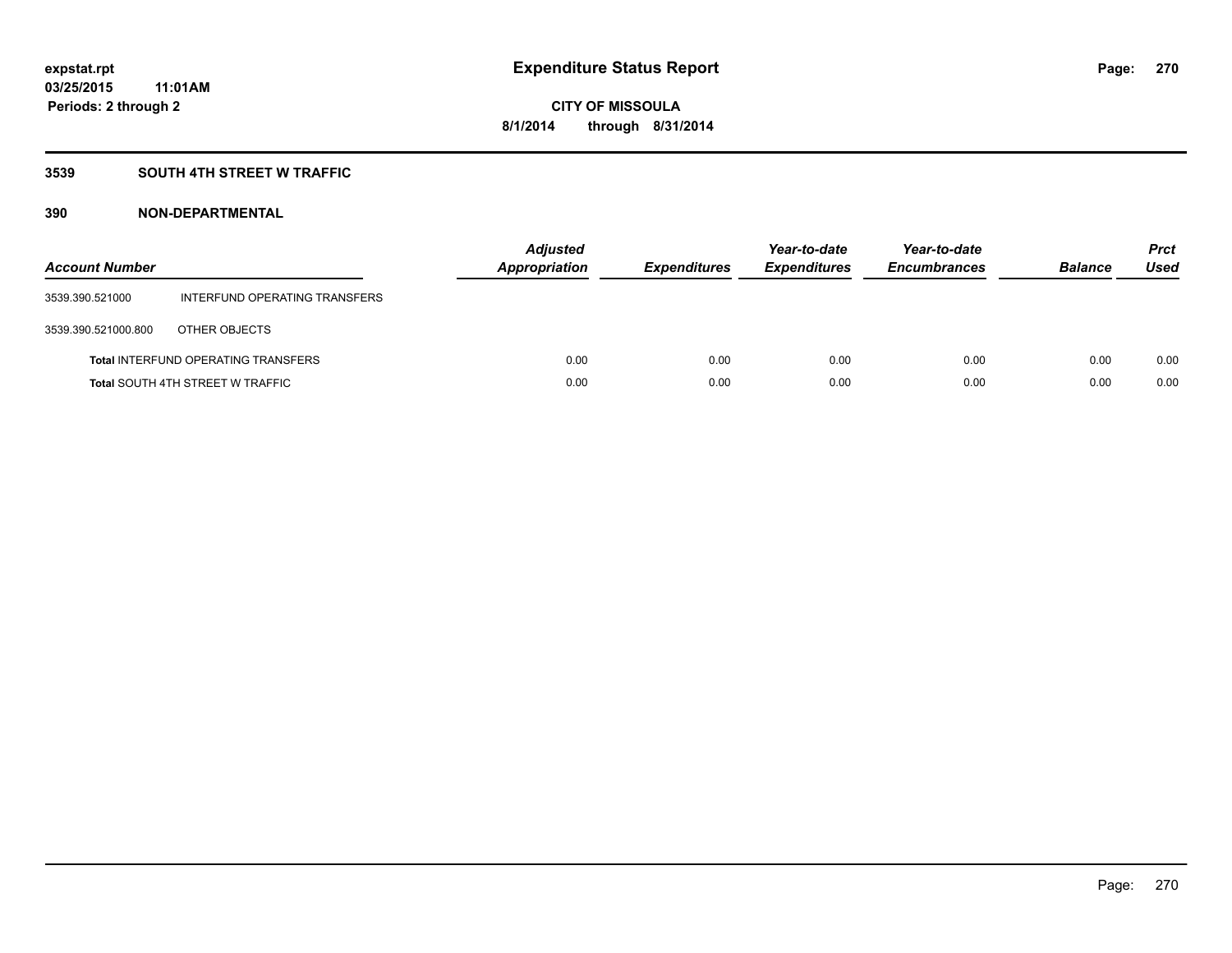**expstat.rpt**
**03/25/2015 11:01AM**
**Periods: 2 through 2**

# Expenditure Status Report

**CITY OF MISSOULA**
**8/1/2014 through 8/31/2014**

## 3539 SOUTH 4TH STREET W TRAFFIC

## 390 NON-DEPARTMENTAL

| Account Number | | *Adjusted Appropriation* | *Expenditures* | *Year-to-date Expenditures* | *Year-to-date Encumbrances* | *Balance* | *Prct Used* |
|---|---|---|---|---|---|---|---|
| 3539.390.521000 | INTERFUND OPERATING TRANSFERS | | | | | | |
| 3539.390.521000.800 | OTHER OBJECTS | | | | | | |
| **Total** INTERFUND OPERATING TRANSFERS | | 0.00 | 0.00 | 0.00 | 0.00 | 0.00 | 0.00 |
| **Total** SOUTH 4TH STREET W TRAFFIC | | 0.00 | 0.00 | 0.00 | 0.00 | 0.00 | 0.00 |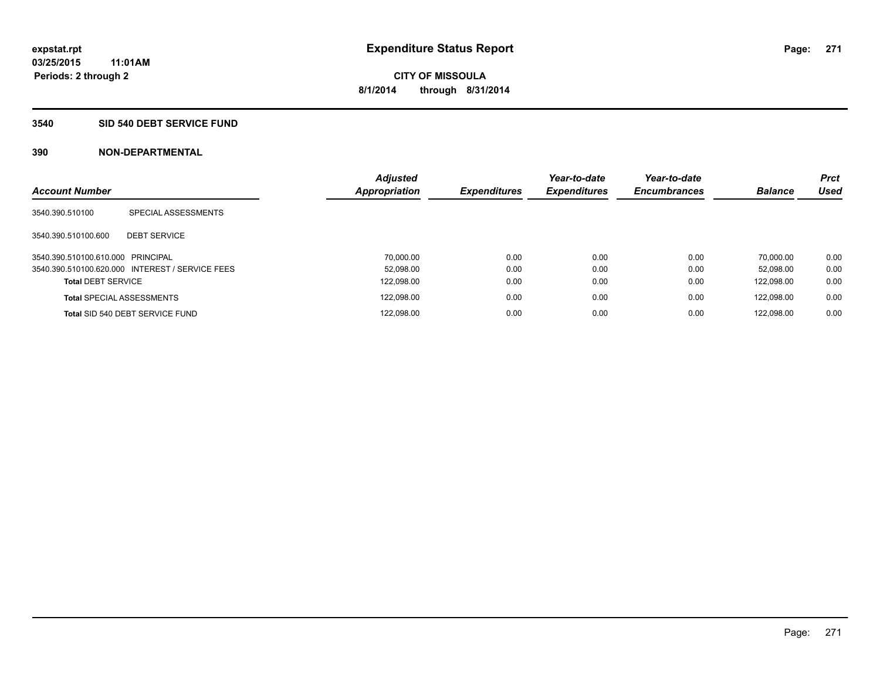# Expenditure Status Report

**CITY OF MISSOULA**
**8/1/2014 through 8/31/2014**

expstat.rpt
03/25/2015 11:01AM
Periods: 2 through 2

## 3540 SID 540 DEBT SERVICE FUND

### 390 NON-DEPARTMENTAL

| Account Number | | Adjusted Appropriation | Expenditures | Year-to-date Expenditures | Year-to-date Encumbrances | Balance | Prct Used |
|---|---|---|---|---|---|---|---|
| 3540.390.510100 | SPECIAL ASSESSMENTS | | | | | | |
| 3540.390.510100.600 | DEBT SERVICE | | | | | | |
| 3540.390.510100.610.000 | PRINCIPAL | 70,000.00 | 0.00 | 0.00 | 0.00 | 70,000.00 | 0.00 |
| 3540.390.510100.620.000 | INTEREST / SERVICE FEES | 52,098.00 | 0.00 | 0.00 | 0.00 | 52,098.00 | 0.00 |
| **Total** DEBT SERVICE | | 122,098.00 | 0.00 | 0.00 | 0.00 | 122,098.00 | 0.00 |
| **Total** SPECIAL ASSESSMENTS | | 122,098.00 | 0.00 | 0.00 | 0.00 | 122,098.00 | 0.00 |
| **Total** SID 540 DEBT SERVICE FUND | | 122,098.00 | 0.00 | 0.00 | 0.00 | 122,098.00 | 0.00 |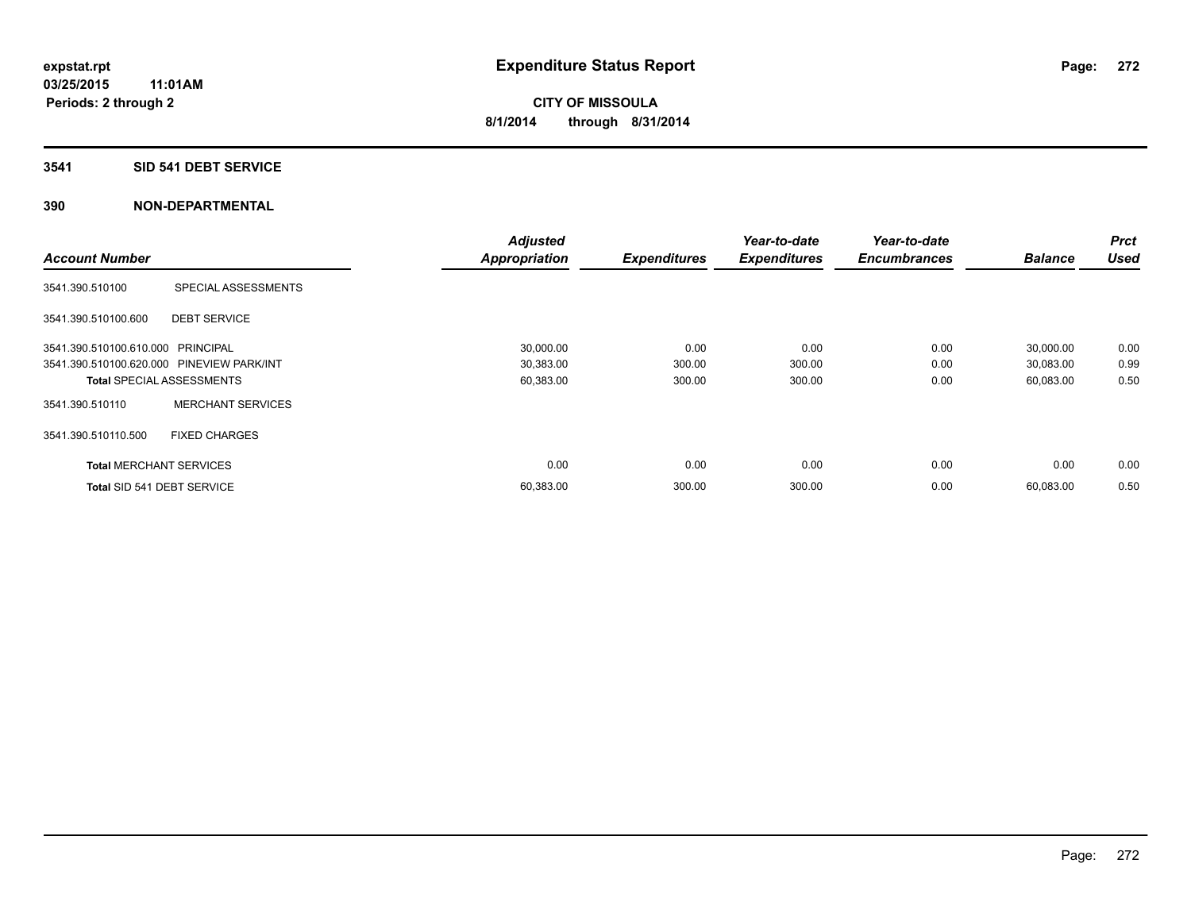# Expenditure Status Report

**CITY OF MISSOULA**
**8/1/2014 through 8/31/2014**

expstat.rpt
03/25/2015 11:01AM
Periods: 2 through 2

## 3541 SID 541 DEBT SERVICE

## 390 NON-DEPARTMENTAL

| Account Number | | Adjusted Appropriation | Expenditures | Year-to-date Expenditures | Year-to-date Encumbrances | Balance | Prct Used |
|---|---|---|---|---|---|---|---|
| 3541.390.510100 | SPECIAL ASSESSMENTS | | | | | | |
| 3541.390.510100.600 | DEBT SERVICE | | | | | | |
| 3541.390.510100.610.000 | PRINCIPAL | 30,000.00 | 0.00 | 0.00 | 0.00 | 30,000.00 | 0.00 |
| 3541.390.510100.620.000 | PINEVIEW PARK/INT | 30,383.00 | 300.00 | 300.00 | 0.00 | 30,083.00 | 0.99 |
| **Total** SPECIAL ASSESSMENTS | | 60,383.00 | 300.00 | 300.00 | 0.00 | 60,083.00 | 0.50 |
| 3541.390.510110 | MERCHANT SERVICES | | | | | | |
| 3541.390.510110.500 | FIXED CHARGES | | | | | | |
| **Total** MERCHANT SERVICES | | 0.00 | 0.00 | 0.00 | 0.00 | 0.00 | 0.00 |
| **Total** SID 541 DEBT SERVICE | | 60,383.00 | 300.00 | 300.00 | 0.00 | 60,083.00 | 0.50 |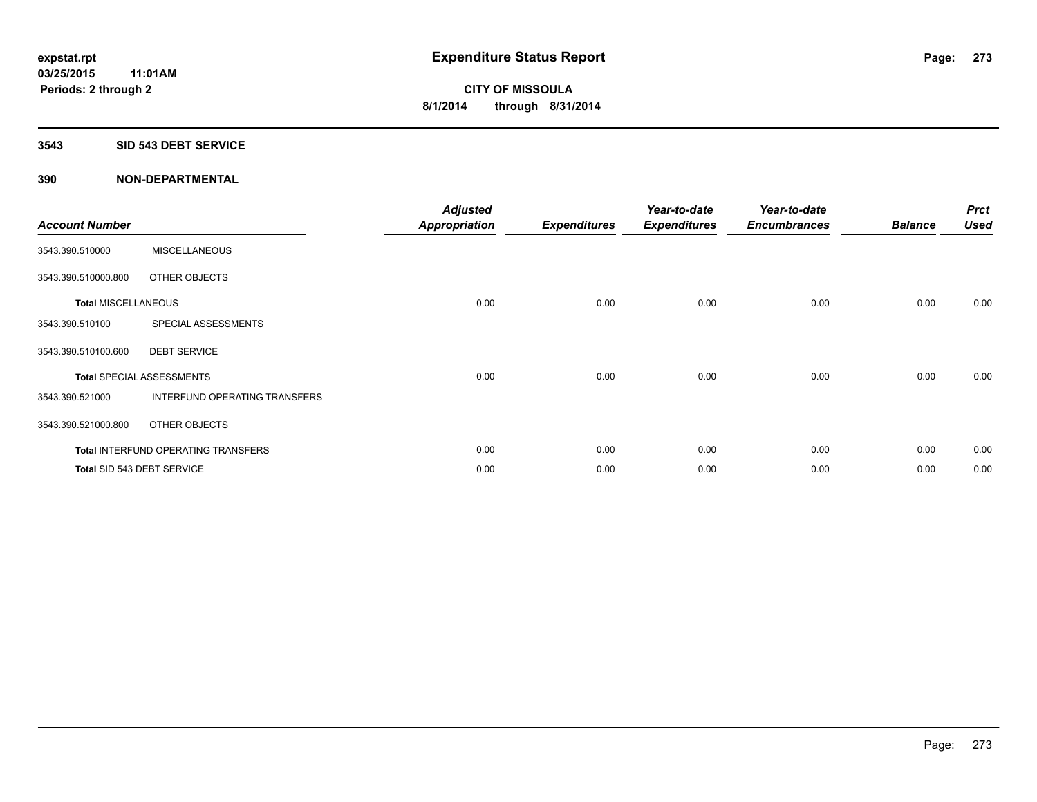# Expenditure Status Report

expstat.rpt
03/25/2015 11:01AM
Periods: 2 through 2

**CITY OF MISSOULA**
**8/1/2014 through 8/31/2014**

## 3543 SID 543 DEBT SERVICE

### 390 NON-DEPARTMENTAL

| Account Number | | Adjusted Appropriation | Expenditures | Year-to-date Expenditures | Year-to-date Encumbrances | Balance | Prct Used |
|---|---|---|---|---|---|---|---|
| 3543.390.510000 | MISCELLANEOUS | | | | | | |
| 3543.390.510000.800 | OTHER OBJECTS | | | | | | |
| **Total** MISCELLANEOUS | | 0.00 | 0.00 | 0.00 | 0.00 | 0.00 | 0.00 |
| 3543.390.510100 | SPECIAL ASSESSMENTS | | | | | | |
| 3543.390.510100.600 | DEBT SERVICE | | | | | | |
| **Total** SPECIAL ASSESSMENTS | | 0.00 | 0.00 | 0.00 | 0.00 | 0.00 | 0.00 |
| 3543.390.521000 | INTERFUND OPERATING TRANSFERS | | | | | | |
| 3543.390.521000.800 | OTHER OBJECTS | | | | | | |
| **Total** INTERFUND OPERATING TRANSFERS | | 0.00 | 0.00 | 0.00 | 0.00 | 0.00 | 0.00 |
| **Total** SID 543 DEBT SERVICE | | 0.00 | 0.00 | 0.00 | 0.00 | 0.00 | 0.00 |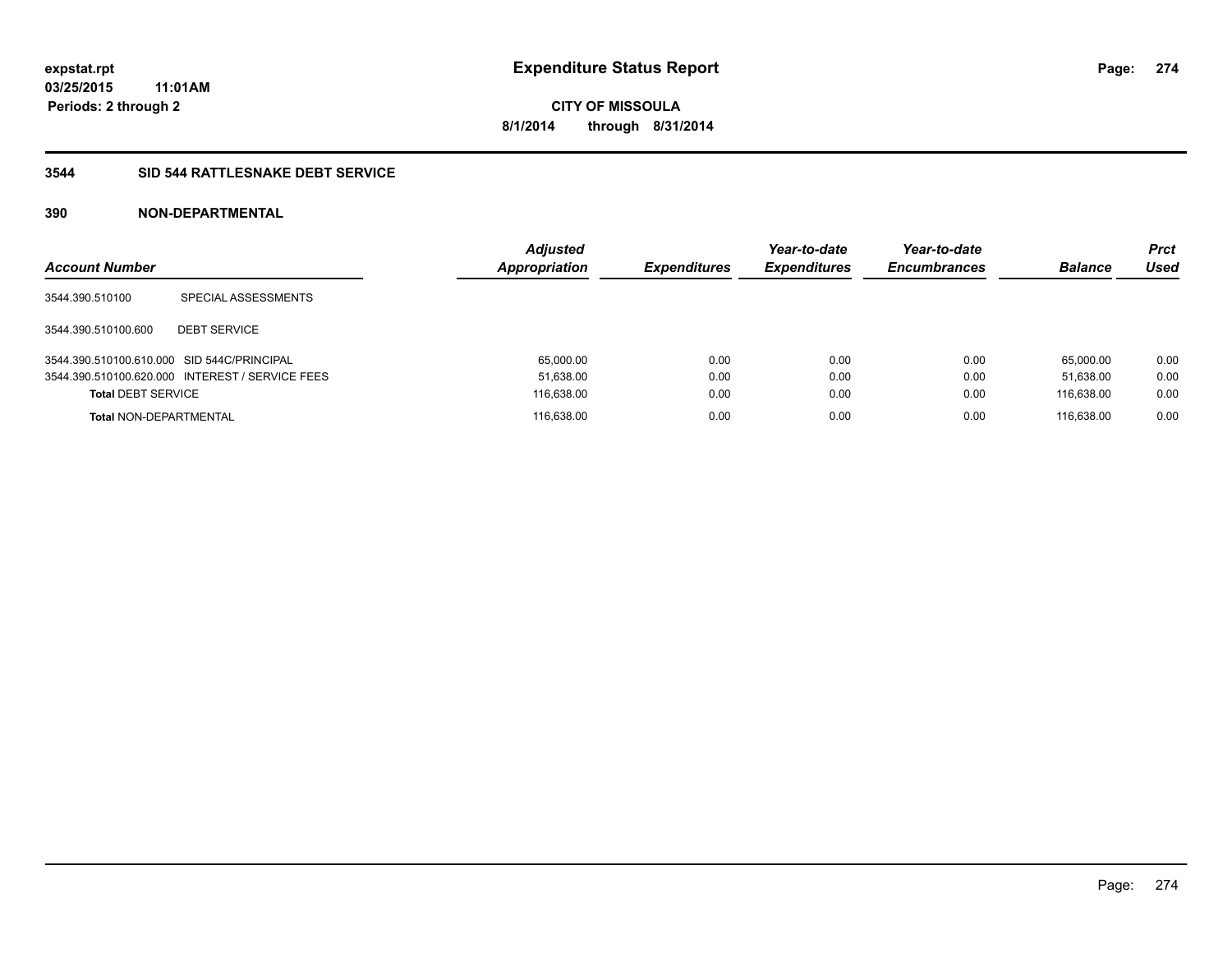**expstat.rpt**
**03/25/2015 11:01AM**
**Periods: 2 through 2**

# Expenditure Status Report

**CITY OF MISSOULA**
**8/1/2014 through 8/31/2014**

## 3544 SID 544 RATTLESNAKE DEBT SERVICE

### 390 NON-DEPARTMENTAL

| Account Number | | Adjusted Appropriation | Expenditures | Year-to-date Expenditures | Year-to-date Encumbrances | Balance | Prct Used |
|---|---|---|---|---|---|---|---|
| 3544.390.510100 | SPECIAL ASSESSMENTS | | | | | | |
| 3544.390.510100.600 | DEBT SERVICE | | | | | | |
| 3544.390.510100.610.000 | SID 544C/PRINCIPAL | 65,000.00 | 0.00 | 0.00 | 0.00 | 65,000.00 | 0.00 |
| 3544.390.510100.620.000 | INTEREST / SERVICE FEES | 51,638.00 | 0.00 | 0.00 | 0.00 | 51,638.00 | 0.00 |
| **Total** DEBT SERVICE | | 116,638.00 | 0.00 | 0.00 | 0.00 | 116,638.00 | 0.00 |
| **Total** NON-DEPARTMENTAL | | 116,638.00 | 0.00 | 0.00 | 0.00 | 116,638.00 | 0.00 |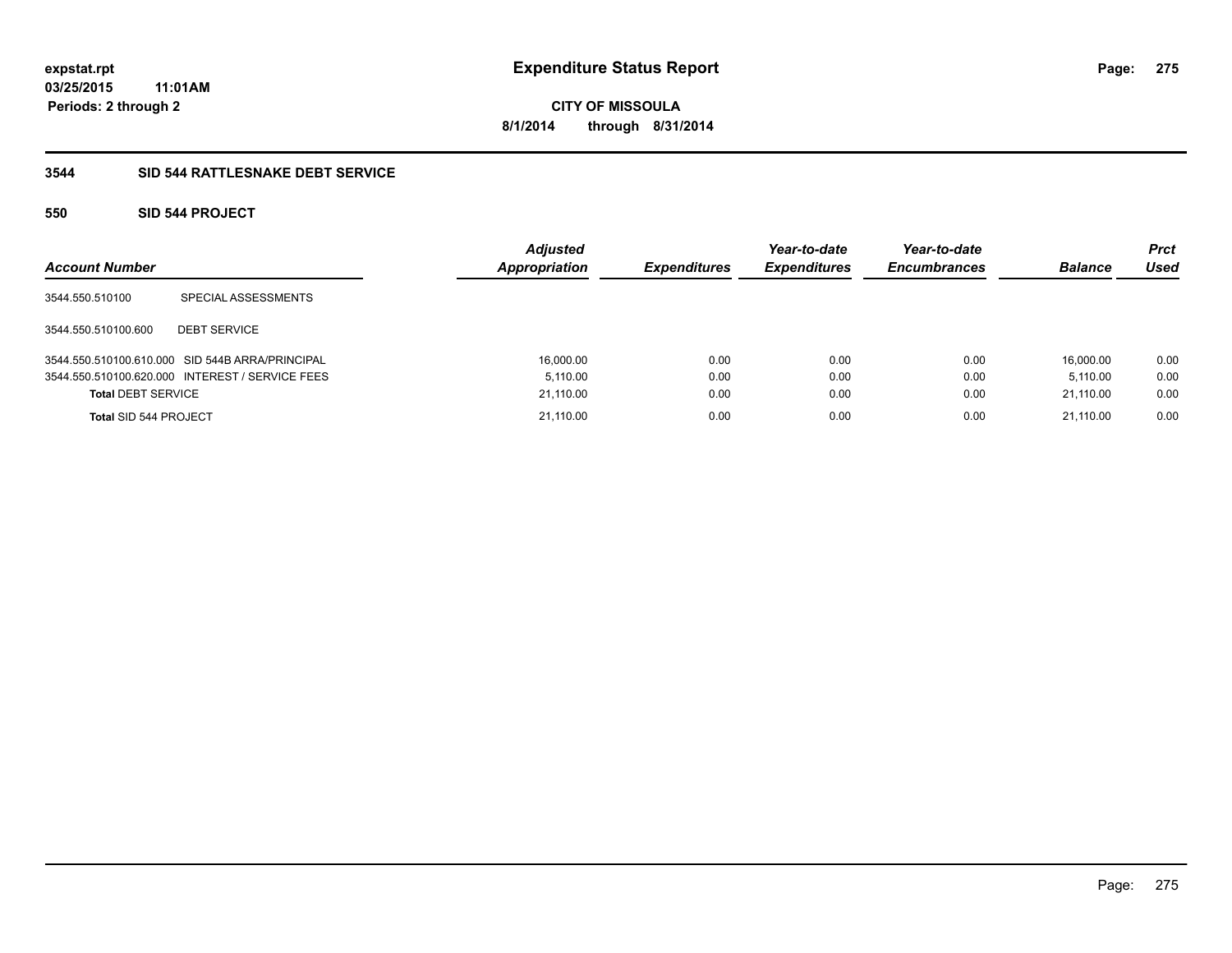**expstat.rpt**
**03/25/2015 11:01AM**
**Periods: 2 through 2**

# Expenditure Status Report

**CITY OF MISSOULA**
**8/1/2014 through 8/31/2014**

## 3544 SID 544 RATTLESNAKE DEBT SERVICE

### 550 SID 544 PROJECT

| Account Number | | Adjusted Appropriation | Expenditures | Year-to-date Expenditures | Year-to-date Encumbrances | Balance | Prct Used |
|---|---|---|---|---|---|---|---|
| 3544.550.510100 | SPECIAL ASSESSMENTS | | | | | | |
| 3544.550.510100.600 | DEBT SERVICE | | | | | | |
| 3544.550.510100.610.000 | SID 544B ARRA/PRINCIPAL | 16,000.00 | 0.00 | 0.00 | 0.00 | 16,000.00 | 0.00 |
| 3544.550.510100.620.000 | INTEREST / SERVICE FEES | 5,110.00 | 0.00 | 0.00 | 0.00 | 5,110.00 | 0.00 |
| **Total** DEBT SERVICE | | 21,110.00 | 0.00 | 0.00 | 0.00 | 21,110.00 | 0.00 |
| **Total** SID 544 PROJECT | | 21,110.00 | 0.00 | 0.00 | 0.00 | 21,110.00 | 0.00 |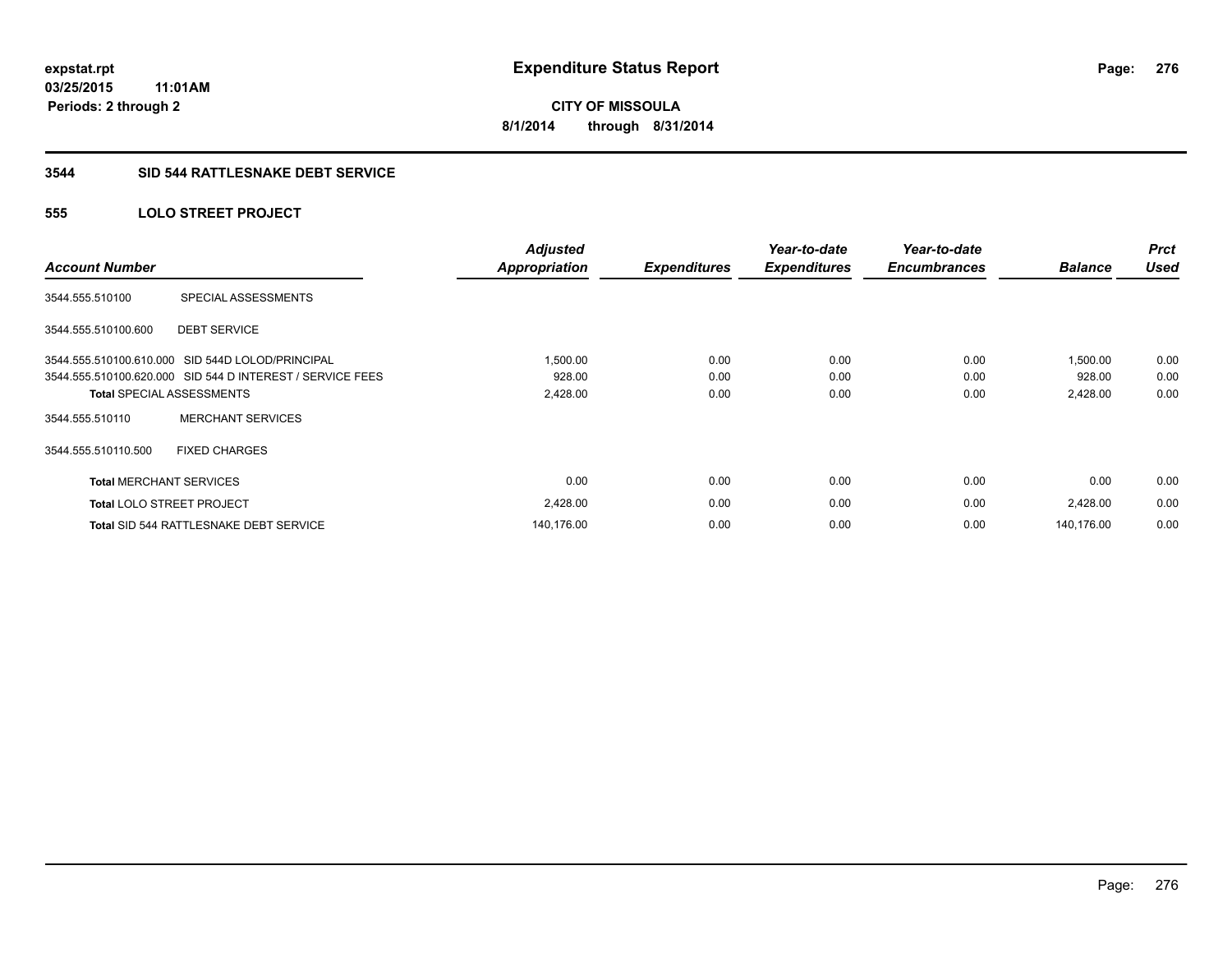# Expenditure Status Report

expstat.rpt
03/25/2015 11:01AM
Periods: 2 through 2

**CITY OF MISSOULA**
**8/1/2014 through 8/31/2014**

## 3544 SID 544 RATTLESNAKE DEBT SERVICE

### 555 LOLO STREET PROJECT

| Account Number | | Adjusted Appropriation | Expenditures | Year-to-date Expenditures | Year-to-date Encumbrances | Balance | Prct Used |
|---|---|---|---|---|---|---|---|
| 3544.555.510100 | SPECIAL ASSESSMENTS | | | | | | |
| 3544.555.510100.600 | DEBT SERVICE | | | | | | |
| 3544.555.510100.610.000 | SID 544D LOLOD/PRINCIPAL | 1,500.00 | 0.00 | 0.00 | 0.00 | 1,500.00 | 0.00 |
| 3544.555.510100.620.000 | SID 544 D INTEREST / SERVICE FEES | 928.00 | 0.00 | 0.00 | 0.00 | 928.00 | 0.00 |
| **Total** SPECIAL ASSESSMENTS | | 2,428.00 | 0.00 | 0.00 | 0.00 | 2,428.00 | 0.00 |
| 3544.555.510110 | MERCHANT SERVICES | | | | | | |
| 3544.555.510110.500 | FIXED CHARGES | | | | | | |
| **Total** MERCHANT SERVICES | | 0.00 | 0.00 | 0.00 | 0.00 | 0.00 | 0.00 |
| **Total** LOLO STREET PROJECT | | 2,428.00 | 0.00 | 0.00 | 0.00 | 2,428.00 | 0.00 |
| **Total** SID 544 RATTLESNAKE DEBT SERVICE | | 140,176.00 | 0.00 | 0.00 | 0.00 | 140,176.00 | 0.00 |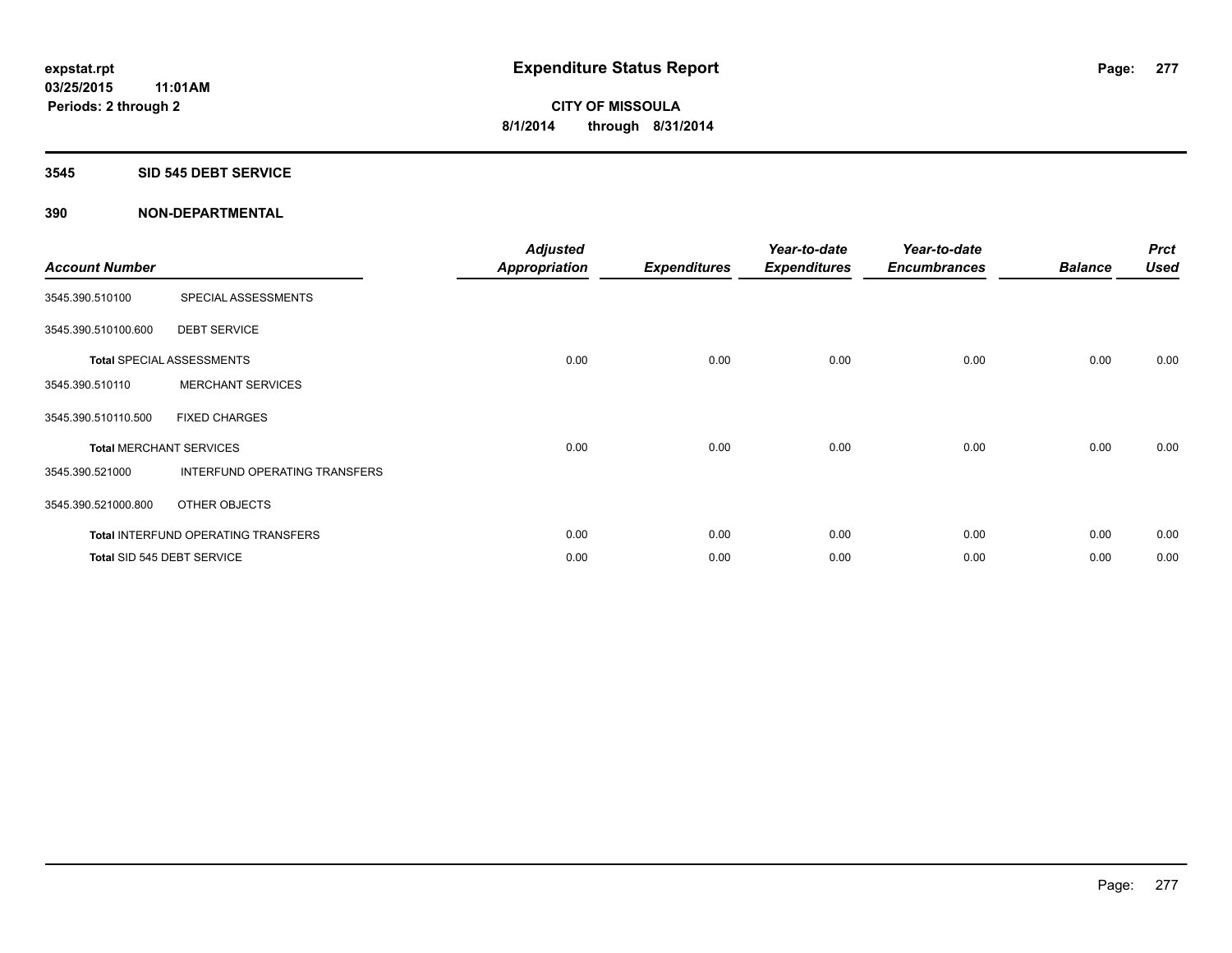**expstat.rpt**
**03/25/2015 11:01AM**
**Periods: 2 through 2**

# Expenditure Status Report

**CITY OF MISSOULA**
**8/1/2014 through 8/31/2014**

## 3545 SID 545 DEBT SERVICE

## 390 NON-DEPARTMENTAL

| Account Number | | Adjusted Appropriation | Expenditures | Year-to-date Expenditures | Year-to-date Encumbrances | Balance | Prct Used |
|---|---|---|---|---|---|---|---|
| 3545.390.510100 | SPECIAL ASSESSMENTS | | | | | | |
| 3545.390.510100.600 | DEBT SERVICE | | | | | | |
| **Total** SPECIAL ASSESSMENTS | | 0.00 | 0.00 | 0.00 | 0.00 | 0.00 | 0.00 |
| 3545.390.510110 | MERCHANT SERVICES | | | | | | |
| 3545.390.510110.500 | FIXED CHARGES | | | | | | |
| **Total** MERCHANT SERVICES | | 0.00 | 0.00 | 0.00 | 0.00 | 0.00 | 0.00 |
| 3545.390.521000 | INTERFUND OPERATING TRANSFERS | | | | | | |
| 3545.390.521000.800 | OTHER OBJECTS | | | | | | |
| **Total** INTERFUND OPERATING TRANSFERS | | 0.00 | 0.00 | 0.00 | 0.00 | 0.00 | 0.00 |
| **Total** SID 545 DEBT SERVICE | | 0.00 | 0.00 | 0.00 | 0.00 | 0.00 | 0.00 |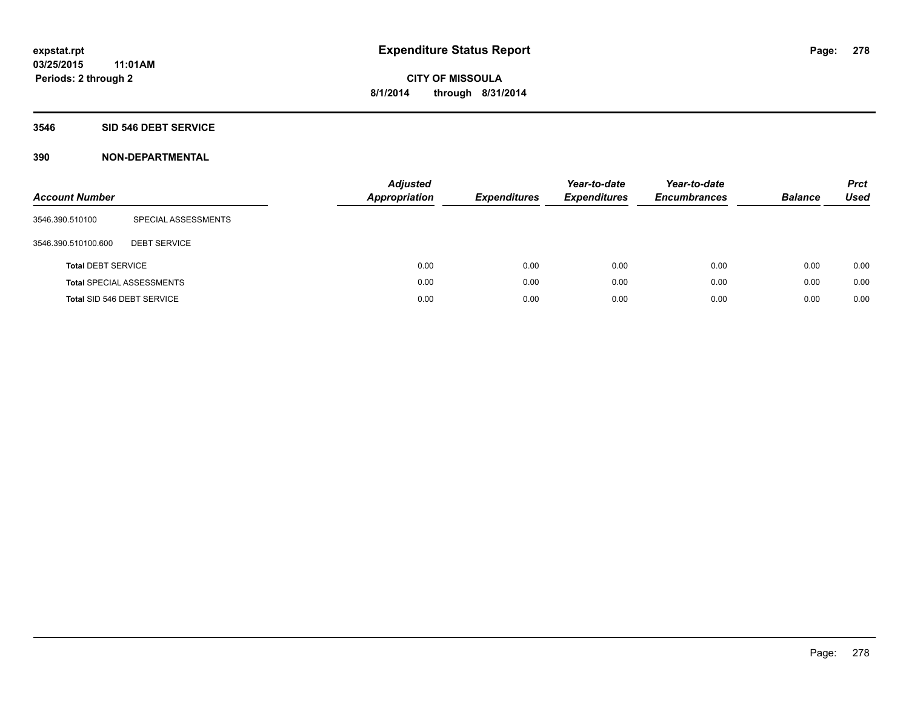# Expenditure Status Report

expstat.rpt
03/25/2015 11:01AM
Periods: 2 through 2

CITY OF MISSOULA
8/1/2014 through 8/31/2014

## 3546 SID 546 DEBT SERVICE

## 390 NON-DEPARTMENTAL

| Account Number | | Adjusted Appropriation | Expenditures | Year-to-date Expenditures | Year-to-date Encumbrances | Balance | Prct Used |
|---|---|---|---|---|---|---|---|
| 3546.390.510100 | SPECIAL ASSESSMENTS | | | | | | |
| 3546.390.510100.600 | DEBT SERVICE | | | | | | |
| **Total** DEBT SERVICE | | 0.00 | 0.00 | 0.00 | 0.00 | 0.00 | 0.00 |
| **Total** SPECIAL ASSESSMENTS | | 0.00 | 0.00 | 0.00 | 0.00 | 0.00 | 0.00 |
| **Total** SID 546 DEBT SERVICE | | 0.00 | 0.00 | 0.00 | 0.00 | 0.00 | 0.00 |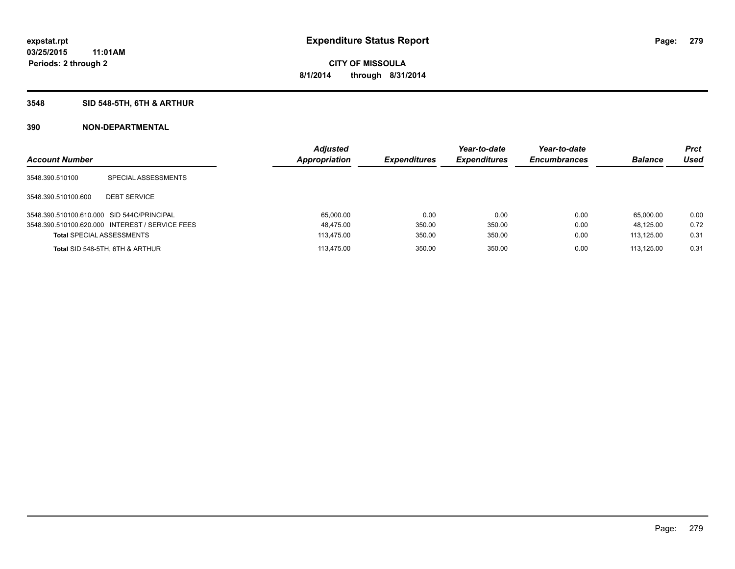expstat.rpt
03/25/2015 11:01AM
Periods: 2 through 2

# Expenditure Status Report

**CITY OF MISSOULA**
**8/1/2014 through 8/31/2014**

## 3548 SID 548-5TH, 6TH & ARTHUR

## 390 NON-DEPARTMENTAL

| Account Number | | Adjusted Appropriation | Expenditures | Year-to-date Expenditures | Year-to-date Encumbrances | Balance | Prct Used |
|---|---|---|---|---|---|---|---|
| 3548.390.510100 | SPECIAL ASSESSMENTS | | | | | | |
| 3548.390.510100.600 | DEBT SERVICE | | | | | | |
| 3548.390.510100.610.000 | SID 544C/PRINCIPAL | 65,000.00 | 0.00 | 0.00 | 0.00 | 65,000.00 | 0.00 |
| 3548.390.510100.620.000 | INTEREST / SERVICE FEES | 48,475.00 | 350.00 | 350.00 | 0.00 | 48,125.00 | 0.72 |
| **Total** SPECIAL ASSESSMENTS | | 113,475.00 | 350.00 | 350.00 | 0.00 | 113,125.00 | 0.31 |
| **Total** SID 548-5TH, 6TH & ARTHUR | | 113,475.00 | 350.00 | 350.00 | 0.00 | 113,125.00 | 0.31 |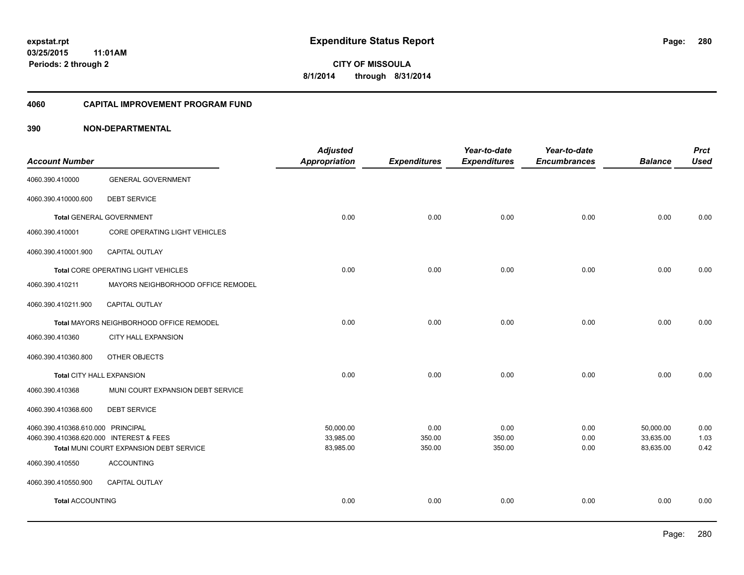**expstat.rpt**
**03/25/2015 11:01AM**
**Periods: 2 through 2**

# Expenditure Status Report

**CITY OF MISSOULA**
**8/1/2014 through 8/31/2014**

## 4060 CAPITAL IMPROVEMENT PROGRAM FUND

## 390 NON-DEPARTMENTAL

| Account Number | | Adjusted Appropriation | Expenditures | Year-to-date Expenditures | Year-to-date Encumbrances | Balance | Prct Used |
|---|---|---|---|---|---|---|---|
| 4060.390.410000 | GENERAL GOVERNMENT | | | | | | |
| 4060.390.410000.600 | DEBT SERVICE | | | | | | |
| **Total** GENERAL GOVERNMENT | | 0.00 | 0.00 | 0.00 | 0.00 | 0.00 | 0.00 |
| 4060.390.410001 | CORE OPERATING LIGHT VEHICLES | | | | | | |
| 4060.390.410001.900 | CAPITAL OUTLAY | | | | | | |
| **Total** CORE OPERATING LIGHT VEHICLES | | 0.00 | 0.00 | 0.00 | 0.00 | 0.00 | 0.00 |
| 4060.390.410211 | MAYORS NEIGHBORHOOD OFFICE REMODEL | | | | | | |
| 4060.390.410211.900 | CAPITAL OUTLAY | | | | | | |
| **Total** MAYORS NEIGHBORHOOD OFFICE REMODEL | | 0.00 | 0.00 | 0.00 | 0.00 | 0.00 | 0.00 |
| 4060.390.410360 | CITY HALL EXPANSION | | | | | | |
| 4060.390.410360.800 | OTHER OBJECTS | | | | | | |
| **Total** CITY HALL EXPANSION | | 0.00 | 0.00 | 0.00 | 0.00 | 0.00 | 0.00 |
| 4060.390.410368 | MUNI COURT EXPANSION DEBT SERVICE | | | | | | |
| 4060.390.410368.600 | DEBT SERVICE | | | | | | |
| 4060.390.410368.610.000 | PRINCIPAL | 50,000.00 | 0.00 | 0.00 | 0.00 | 50,000.00 | 0.00 |
| 4060.390.410368.620.000 | INTEREST & FEES | 33,985.00 | 350.00 | 350.00 | 0.00 | 33,635.00 | 1.03 |
| **Total** MUNI COURT EXPANSION DEBT SERVICE | | 83,985.00 | 350.00 | 350.00 | 0.00 | 83,635.00 | 0.42 |
| 4060.390.410550 | ACCOUNTING | | | | | | |
| 4060.390.410550.900 | CAPITAL OUTLAY | | | | | | |
| **Total** ACCOUNTING | | 0.00 | 0.00 | 0.00 | 0.00 | 0.00 | 0.00 |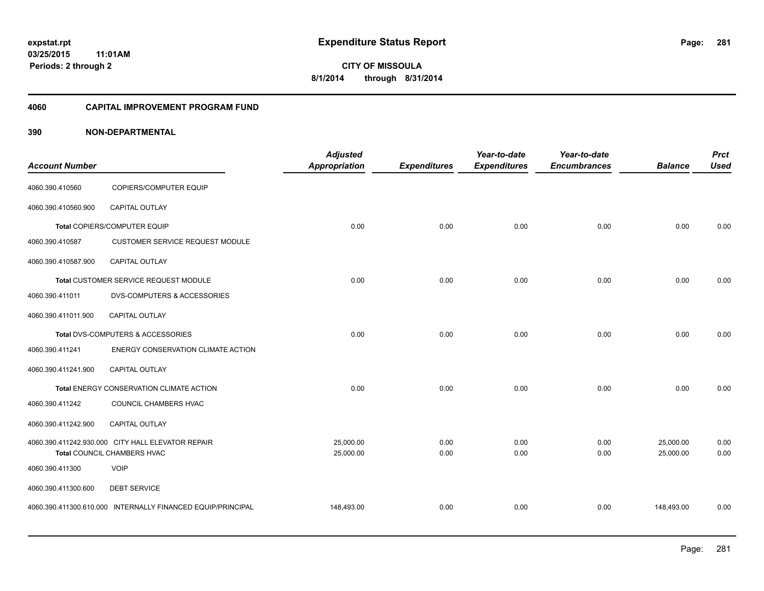expstat.rpt
03/25/2015 11:01AM
Periods: 2 through 2

# Expenditure Status Report

**CITY OF MISSOULA**
**8/1/2014 through 8/31/2014**

## 4060 CAPITAL IMPROVEMENT PROGRAM FUND

## 390 NON-DEPARTMENTAL

| Account Number | | Adjusted Appropriation | Expenditures | Year-to-date Expenditures | Year-to-date Encumbrances | Balance | Prct Used |
|---|---|---|---|---|---|---|---|
| 4060.390.410560 | COPIERS/COMPUTER EQUIP | | | | | | |
| 4060.390.410560.900 | CAPITAL OUTLAY | | | | | | |
| | **Total** COPIERS/COMPUTER EQUIP | 0.00 | 0.00 | 0.00 | 0.00 | 0.00 | 0.00 |
| 4060.390.410587 | CUSTOMER SERVICE REQUEST MODULE | | | | | | |
| 4060.390.410587.900 | CAPITAL OUTLAY | | | | | | |
| | **Total** CUSTOMER SERVICE REQUEST MODULE | 0.00 | 0.00 | 0.00 | 0.00 | 0.00 | 0.00 |
| 4060.390.411011 | DVS-COMPUTERS & ACCESSORIES | | | | | | |
| 4060.390.411011.900 | CAPITAL OUTLAY | | | | | | |
| | **Total** DVS-COMPUTERS & ACCESSORIES | 0.00 | 0.00 | 0.00 | 0.00 | 0.00 | 0.00 |
| 4060.390.411241 | ENERGY CONSERVATION CLIMATE ACTION | | | | | | |
| 4060.390.411241.900 | CAPITAL OUTLAY | | | | | | |
| | **Total** ENERGY CONSERVATION CLIMATE ACTION | 0.00 | 0.00 | 0.00 | 0.00 | 0.00 | 0.00 |
| 4060.390.411242 | COUNCIL CHAMBERS HVAC | | | | | | |
| 4060.390.411242.900 | CAPITAL OUTLAY | | | | | | |
| 4060.390.411242.930.000 | CITY HALL ELEVATOR REPAIR | 25,000.00 | 0.00 | 0.00 | 0.00 | 25,000.00 | 0.00 |
| | **Total** COUNCIL CHAMBERS HVAC | 25,000.00 | 0.00 | 0.00 | 0.00 | 25,000.00 | 0.00 |
| 4060.390.411300 | VOIP | | | | | | |
| 4060.390.411300.600 | DEBT SERVICE | | | | | | |
| 4060.390.411300.610.000 | INTERNALLY FINANCED EQUIP/PRINCIPAL | 148,493.00 | 0.00 | 0.00 | 0.00 | 148,493.00 | 0.00 |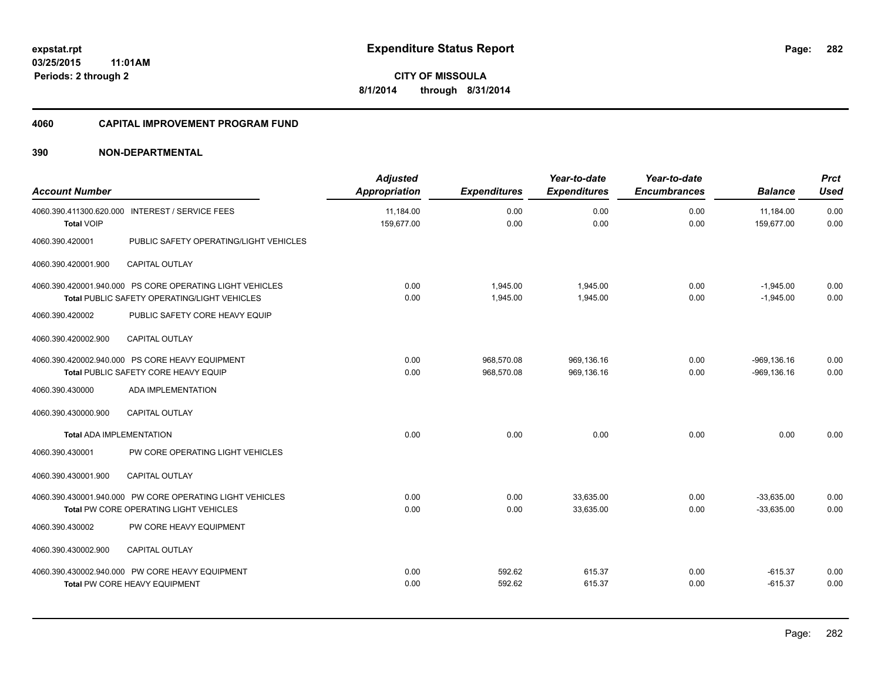**expstat.rpt**
**03/25/2015 11:01AM**
**Periods: 2 through 2**

# Expenditure Status Report

**CITY OF MISSOULA**
**8/1/2014 through 8/31/2014**

## 4060 CAPITAL IMPROVEMENT PROGRAM FUND

### 390 NON-DEPARTMENTAL

| Account Number | | Adjusted Appropriation | Expenditures | Year-to-date Expenditures | Year-to-date Encumbrances | Balance | Prct Used |
|---|---|---|---|---|---|---|---|
| 4060.390.411300.620.000 | INTEREST / SERVICE FEES | 11,184.00 | 0.00 | 0.00 | 0.00 | 11,184.00 | 0.00 |
| **Total** VOIP | | 159,677.00 | 0.00 | 0.00 | 0.00 | 159,677.00 | 0.00 |
| 4060.390.420001 | PUBLIC SAFETY OPERATING/LIGHT VEHICLES | | | | | | |
| 4060.390.420001.900 | CAPITAL OUTLAY | | | | | | |
| 4060.390.420001.940.000 | PS CORE OPERATING LIGHT VEHICLES | 0.00 | 1,945.00 | 1,945.00 | 0.00 | -1,945.00 | 0.00 |
| **Total** PUBLIC SAFETY OPERATING/LIGHT VEHICLES | | 0.00 | 1,945.00 | 1,945.00 | 0.00 | -1,945.00 | 0.00 |
| 4060.390.420002 | PUBLIC SAFETY CORE HEAVY EQUIP | | | | | | |
| 4060.390.420002.900 | CAPITAL OUTLAY | | | | | | |
| 4060.390.420002.940.000 | PS CORE HEAVY EQUIPMENT | 0.00 | 968,570.08 | 969,136.16 | 0.00 | -969,136.16 | 0.00 |
| **Total** PUBLIC SAFETY CORE HEAVY EQUIP | | 0.00 | 968,570.08 | 969,136.16 | 0.00 | -969,136.16 | 0.00 |
| 4060.390.430000 | ADA IMPLEMENTATION | | | | | | |
| 4060.390.430000.900 | CAPITAL OUTLAY | | | | | | |
| **Total** ADA IMPLEMENTATION | | 0.00 | 0.00 | 0.00 | 0.00 | 0.00 | 0.00 |
| 4060.390.430001 | PW CORE OPERATING LIGHT VEHICLES | | | | | | |
| 4060.390.430001.900 | CAPITAL OUTLAY | | | | | | |
| 4060.390.430001.940.000 | PW CORE OPERATING LIGHT VEHICLES | 0.00 | 0.00 | 33,635.00 | 0.00 | -33,635.00 | 0.00 |
| **Total** PW CORE OPERATING LIGHT VEHICLES | | 0.00 | 0.00 | 33,635.00 | 0.00 | -33,635.00 | 0.00 |
| 4060.390.430002 | PW CORE HEAVY EQUIPMENT | | | | | | |
| 4060.390.430002.900 | CAPITAL OUTLAY | | | | | | |
| 4060.390.430002.940.000 | PW CORE HEAVY EQUIPMENT | 0.00 | 592.62 | 615.37 | 0.00 | -615.37 | 0.00 |
| **Total** PW CORE HEAVY EQUIPMENT | | 0.00 | 592.62 | 615.37 | 0.00 | -615.37 | 0.00 |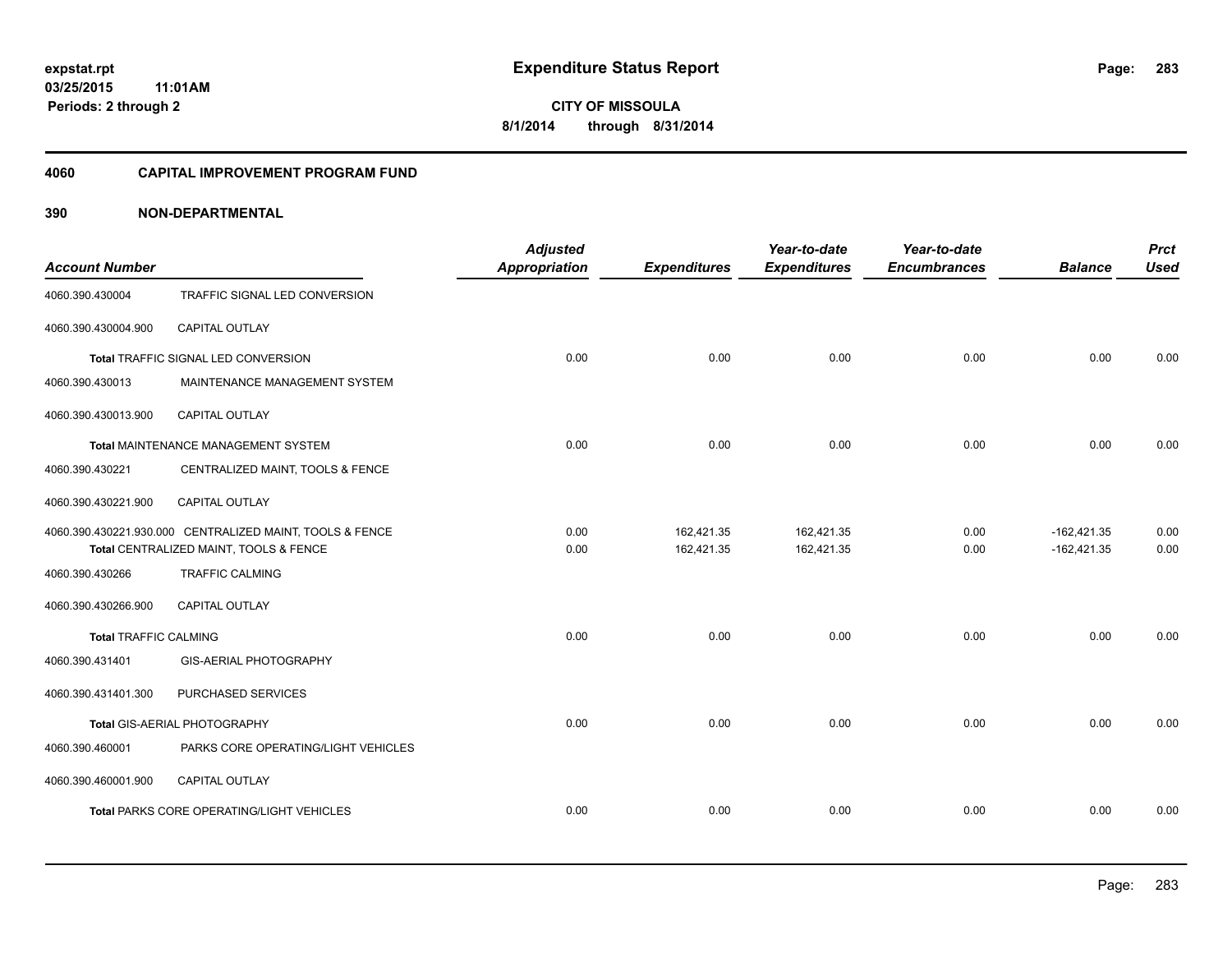# Expenditure Status Report

expstat.rpt
03/25/2015 11:01AM
Periods: 2 through 2

**CITY OF MISSOULA**
**8/1/2014 through 8/31/2014**

## 4060 CAPITAL IMPROVEMENT PROGRAM FUND

### 390 NON-DEPARTMENTAL

| Account Number | | Adjusted Appropriation | Expenditures | Year-to-date Expenditures | Year-to-date Encumbrances | Balance | Prct Used |
|---|---|---|---|---|---|---|---|
| 4060.390.430004 | TRAFFIC SIGNAL LED CONVERSION | | | | | | |
| 4060.390.430004.900 | CAPITAL OUTLAY | | | | | | |
| **Total** TRAFFIC SIGNAL LED CONVERSION | | 0.00 | 0.00 | 0.00 | 0.00 | 0.00 | 0.00 |
| 4060.390.430013 | MAINTENANCE MANAGEMENT SYSTEM | | | | | | |
| 4060.390.430013.900 | CAPITAL OUTLAY | | | | | | |
| **Total** MAINTENANCE MANAGEMENT SYSTEM | | 0.00 | 0.00 | 0.00 | 0.00 | 0.00 | 0.00 |
| 4060.390.430221 | CENTRALIZED MAINT, TOOLS & FENCE | | | | | | |
| 4060.390.430221.900 | CAPITAL OUTLAY | | | | | | |
| 4060.390.430221.930.000 | CENTRALIZED MAINT, TOOLS & FENCE | 0.00 | 162,421.35 | 162,421.35 | 0.00 | -162,421.35 | 0.00 |
| **Total** CENTRALIZED MAINT, TOOLS & FENCE | | 0.00 | 162,421.35 | 162,421.35 | 0.00 | -162,421.35 | 0.00 |
| 4060.390.430266 | TRAFFIC CALMING | | | | | | |
| 4060.390.430266.900 | CAPITAL OUTLAY | | | | | | |
| **Total** TRAFFIC CALMING | | 0.00 | 0.00 | 0.00 | 0.00 | 0.00 | 0.00 |
| 4060.390.431401 | GIS-AERIAL PHOTOGRAPHY | | | | | | |
| 4060.390.431401.300 | PURCHASED SERVICES | | | | | | |
| **Total** GIS-AERIAL PHOTOGRAPHY | | 0.00 | 0.00 | 0.00 | 0.00 | 0.00 | 0.00 |
| 4060.390.460001 | PARKS CORE OPERATING/LIGHT VEHICLES | | | | | | |
| 4060.390.460001.900 | CAPITAL OUTLAY | | | | | | |
| **Total** PARKS CORE OPERATING/LIGHT VEHICLES | | 0.00 | 0.00 | 0.00 | 0.00 | 0.00 | 0.00 |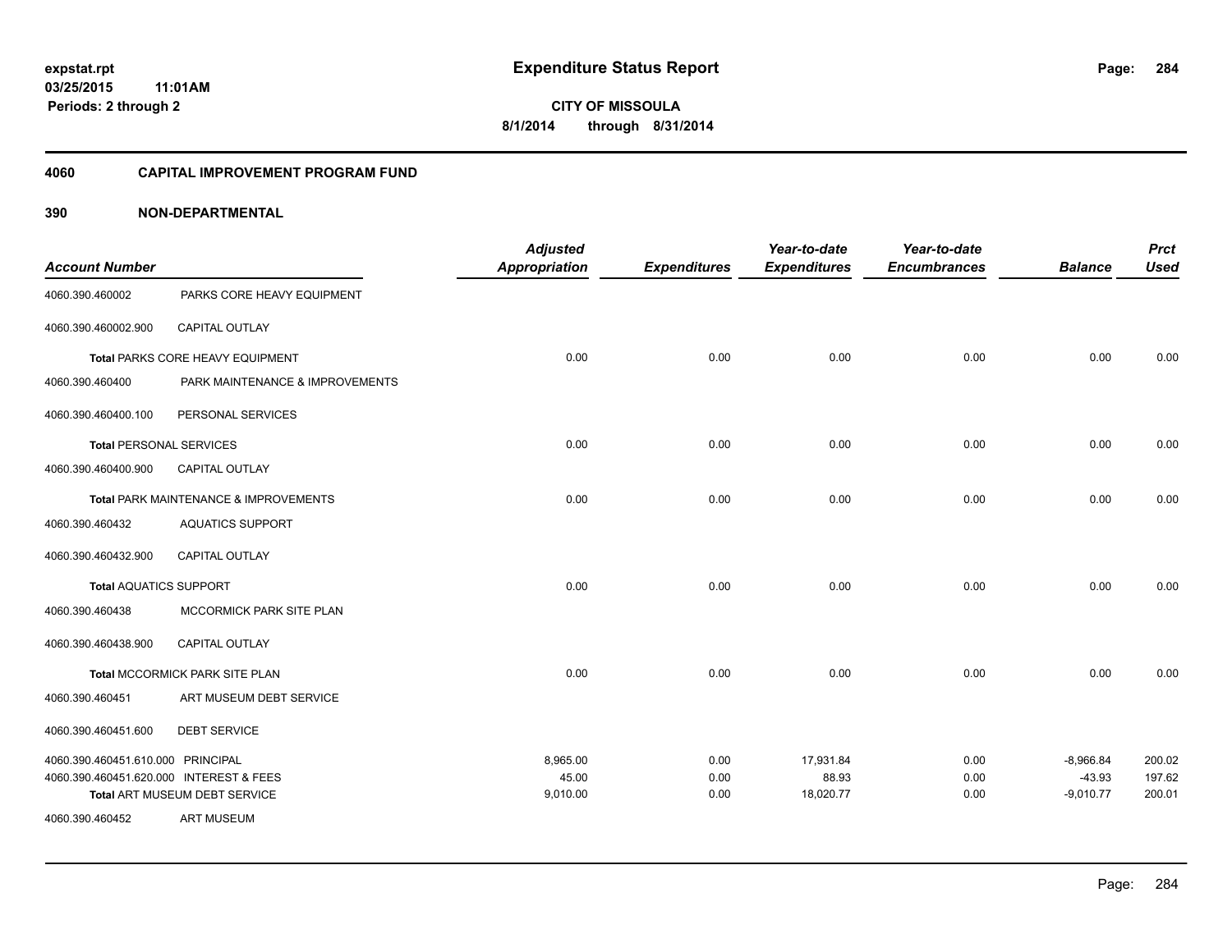**Expenditure Status Report**

**CITY OF MISSOULA**

**8/1/2014 through 8/31/2014**

expstat.rpt
03/25/2015 11:01AM
Periods: 2 through 2

## 4060 CAPITAL IMPROVEMENT PROGRAM FUND

### 390 NON-DEPARTMENTAL

| Account Number | | Adjusted Appropriation | Expenditures | Year-to-date Expenditures | Year-to-date Encumbrances | Balance | Prct Used |
|---|---|---|---|---|---|---|---|
| 4060.390.460002 | PARKS CORE HEAVY EQUIPMENT | | | | | | |
| 4060.390.460002.900 | CAPITAL OUTLAY | | | | | | |
| **Total** PARKS CORE HEAVY EQUIPMENT | | 0.00 | 0.00 | 0.00 | 0.00 | 0.00 | 0.00 |
| 4060.390.460400 | PARK MAINTENANCE & IMPROVEMENTS | | | | | | |
| 4060.390.460400.100 | PERSONAL SERVICES | | | | | | |
| **Total** PERSONAL SERVICES | | 0.00 | 0.00 | 0.00 | 0.00 | 0.00 | 0.00 |
| 4060.390.460400.900 | CAPITAL OUTLAY | | | | | | |
| **Total** PARK MAINTENANCE & IMPROVEMENTS | | 0.00 | 0.00 | 0.00 | 0.00 | 0.00 | 0.00 |
| 4060.390.460432 | AQUATICS SUPPORT | | | | | | |
| 4060.390.460432.900 | CAPITAL OUTLAY | | | | | | |
| **Total** AQUATICS SUPPORT | | 0.00 | 0.00 | 0.00 | 0.00 | 0.00 | 0.00 |
| 4060.390.460438 | MCCORMICK PARK SITE PLAN | | | | | | |
| 4060.390.460438.900 | CAPITAL OUTLAY | | | | | | |
| **Total** MCCORMICK PARK SITE PLAN | | 0.00 | 0.00 | 0.00 | 0.00 | 0.00 | 0.00 |
| 4060.390.460451 | ART MUSEUM DEBT SERVICE | | | | | | |
| 4060.390.460451.600 | DEBT SERVICE | | | | | | |
| 4060.390.460451.610.000 | PRINCIPAL | 8,965.00 | 0.00 | 17,931.84 | 0.00 | -8,966.84 | 200.02 |
| 4060.390.460451.620.000 | INTEREST & FEES | 45.00 | 0.00 | 88.93 | 0.00 | -43.93 | 197.62 |
| **Total** ART MUSEUM DEBT SERVICE | | 9,010.00 | 0.00 | 18,020.77 | 0.00 | -9,010.77 | 200.01 |
| 4060.390.460452 | ART MUSEUM | | | | | | |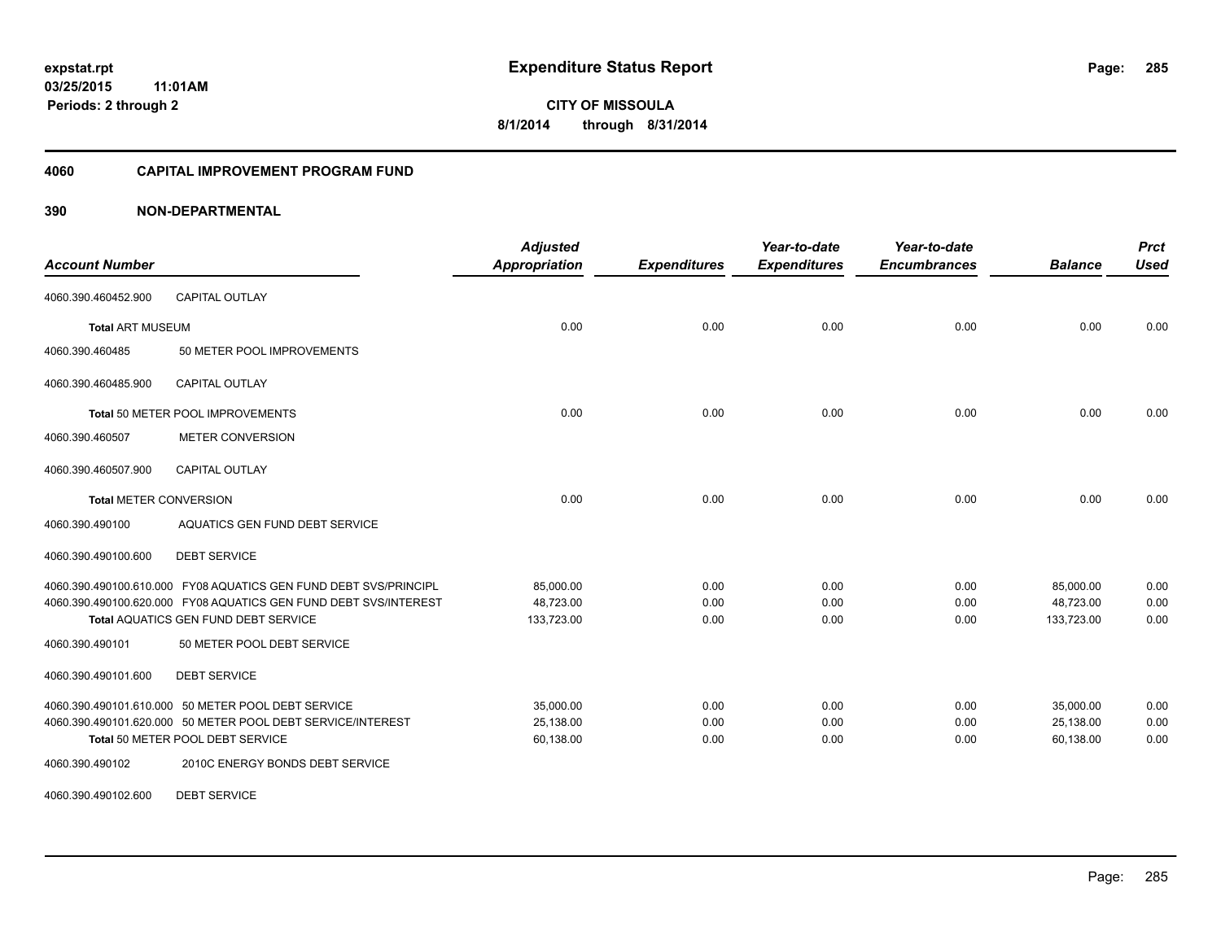**expstat.rpt**
**03/25/2015 11:01AM**
**Periods: 2 through 2**

# Expenditure Status Report

**CITY OF MISSOULA**
**8/1/2014 through 8/31/2014**

## 4060 CAPITAL IMPROVEMENT PROGRAM FUND

### 390 NON-DEPARTMENTAL

| Account Number | | Adjusted Appropriation | Expenditures | Year-to-date Expenditures | Year-to-date Encumbrances | Balance | Prct Used |
|---|---|---|---|---|---|---|---|
| 4060.390.460452.900 | CAPITAL OUTLAY | | | | | | |
| **Total** ART MUSEUM | | 0.00 | 0.00 | 0.00 | 0.00 | 0.00 | 0.00 |
| 4060.390.460485 | 50 METER POOL IMPROVEMENTS | | | | | | |
| 4060.390.460485.900 | CAPITAL OUTLAY | | | | | | |
| **Total** 50 METER POOL IMPROVEMENTS | | 0.00 | 0.00 | 0.00 | 0.00 | 0.00 | 0.00 |
| 4060.390.460507 | METER CONVERSION | | | | | | |
| 4060.390.460507.900 | CAPITAL OUTLAY | | | | | | |
| **Total** METER CONVERSION | | 0.00 | 0.00 | 0.00 | 0.00 | 0.00 | 0.00 |
| 4060.390.490100 | AQUATICS GEN FUND DEBT SERVICE | | | | | | |
| 4060.390.490100.600 | DEBT SERVICE | | | | | | |
| 4060.390.490100.610.000 | FY08 AQUATICS GEN FUND DEBT SVS/PRINCIPL | 85,000.00 | 0.00 | 0.00 | 0.00 | 85,000.00 | 0.00 |
| 4060.390.490100.620.000 | FY08 AQUATICS GEN FUND DEBT SVS/INTEREST | 48,723.00 | 0.00 | 0.00 | 0.00 | 48,723.00 | 0.00 |
| **Total** AQUATICS GEN FUND DEBT SERVICE | | 133,723.00 | 0.00 | 0.00 | 0.00 | 133,723.00 | 0.00 |
| 4060.390.490101 | 50 METER POOL DEBT SERVICE | | | | | | |
| 4060.390.490101.600 | DEBT SERVICE | | | | | | |
| 4060.390.490101.610.000 | 50 METER POOL DEBT SERVICE | 35,000.00 | 0.00 | 0.00 | 0.00 | 35,000.00 | 0.00 |
| 4060.390.490101.620.000 | 50 METER POOL DEBT SERVICE/INTEREST | 25,138.00 | 0.00 | 0.00 | 0.00 | 25,138.00 | 0.00 |
| **Total** 50 METER POOL DEBT SERVICE | | 60,138.00 | 0.00 | 0.00 | 0.00 | 60,138.00 | 0.00 |
| 4060.390.490102 | 2010C ENERGY BONDS DEBT SERVICE | | | | | | |
| 4060.390.490102.600 | DEBT SERVICE | | | | | | |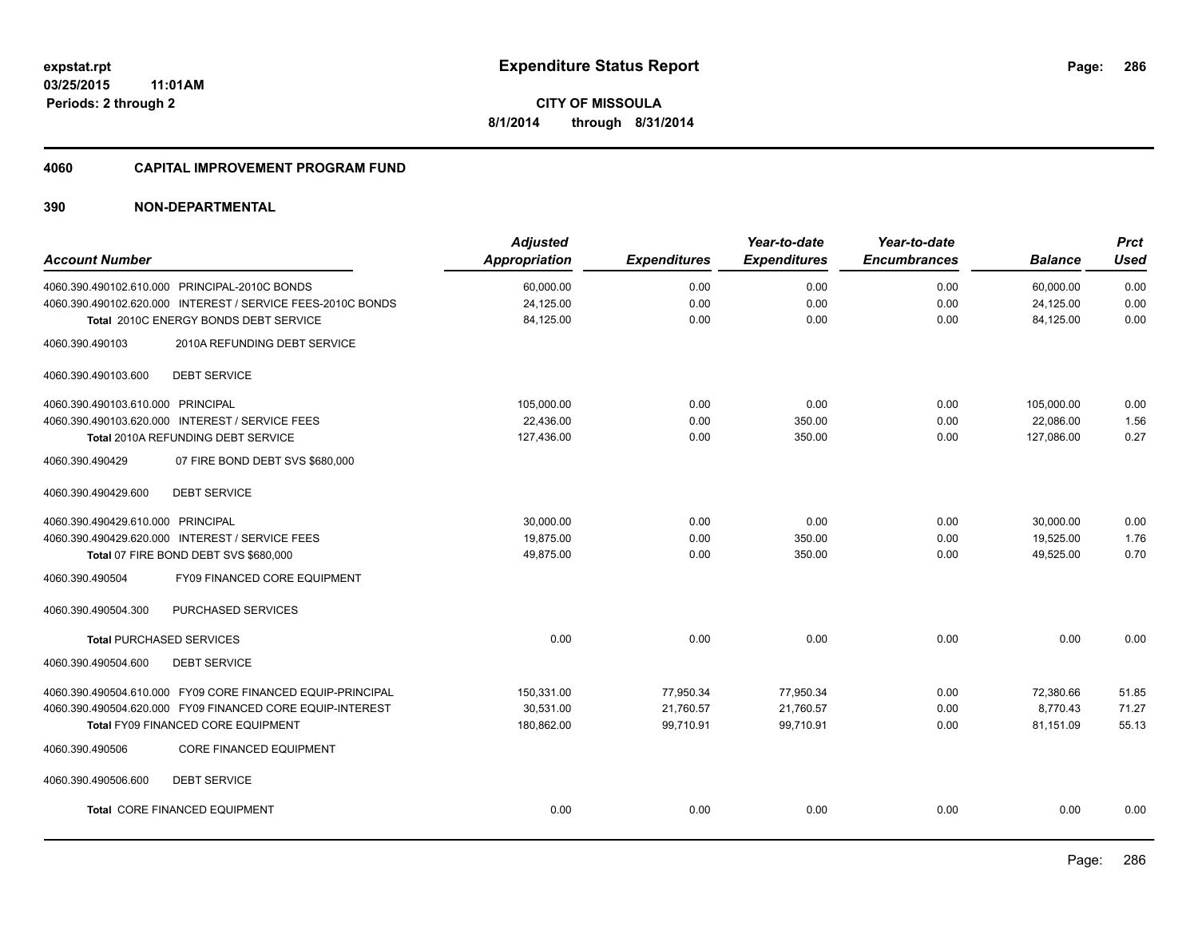**expstat.rpt**
**03/25/2015 11:01AM**
**Periods: 2 through 2**

# Expenditure Status Report

**CITY OF MISSOULA**
**8/1/2014 through 8/31/2014**

## 4060 CAPITAL IMPROVEMENT PROGRAM FUND

## 390 NON-DEPARTMENTAL

| Account Number | Adjusted Appropriation | Expenditures | Year-to-date Expenditures | Year-to-date Encumbrances | Balance | Prct Used |
|---|---|---|---|---|---|---|
| 4060.390.490102.610.000 PRINCIPAL-2010C BONDS | 60,000.00 | 0.00 | 0.00 | 0.00 | 60,000.00 | 0.00 |
| 4060.390.490102.620.000 INTEREST / SERVICE FEES-2010C BONDS | 24,125.00 | 0.00 | 0.00 | 0.00 | 24,125.00 | 0.00 |
| **Total 2010C ENERGY BONDS DEBT SERVICE** | 84,125.00 | 0.00 | 0.00 | 0.00 | 84,125.00 | 0.00 |
| 4060.390.490103 2010A REFUNDING DEBT SERVICE | | | | | | |
| 4060.390.490103.600 DEBT SERVICE | | | | | | |
| 4060.390.490103.610.000 PRINCIPAL | 105,000.00 | 0.00 | 0.00 | 0.00 | 105,000.00 | 0.00 |
| 4060.390.490103.620.000 INTEREST / SERVICE FEES | 22,436.00 | 0.00 | 350.00 | 0.00 | 22,086.00 | 1.56 |
| **Total 2010A REFUNDING DEBT SERVICE** | 127,436.00 | 0.00 | 350.00 | 0.00 | 127,086.00 | 0.27 |
| 4060.390.490429 07 FIRE BOND DEBT SVS $680,000 | | | | | | |
| 4060.390.490429.600 DEBT SERVICE | | | | | | |
| 4060.390.490429.610.000 PRINCIPAL | 30,000.00 | 0.00 | 0.00 | 0.00 | 30,000.00 | 0.00 |
| 4060.390.490429.620.000 INTEREST / SERVICE FEES | 19,875.00 | 0.00 | 350.00 | 0.00 | 19,525.00 | 1.76 |
| **Total 07 FIRE BOND DEBT SVS $680,000** | 49,875.00 | 0.00 | 350.00 | 0.00 | 49,525.00 | 0.70 |
| 4060.390.490504 FY09 FINANCED CORE EQUIPMENT | | | | | | |
| 4060.390.490504.300 PURCHASED SERVICES | | | | | | |
| **Total PURCHASED SERVICES** | 0.00 | 0.00 | 0.00 | 0.00 | 0.00 | 0.00 |
| 4060.390.490504.600 DEBT SERVICE | | | | | | |
| 4060.390.490504.610.000 FY09 CORE FINANCED EQUIP-PRINCIPAL | 150,331.00 | 77,950.34 | 77,950.34 | 0.00 | 72,380.66 | 51.85 |
| 4060.390.490504.620.000 FY09 FINANCED CORE EQUIP-INTEREST | 30,531.00 | 21,760.57 | 21,760.57 | 0.00 | 8,770.43 | 71.27 |
| **Total FY09 FINANCED CORE EQUIPMENT** | 180,862.00 | 99,710.91 | 99,710.91 | 0.00 | 81,151.09 | 55.13 |
| 4060.390.490506 CORE FINANCED EQUIPMENT | | | | | | |
| 4060.390.490506.600 DEBT SERVICE | | | | | | |
| **Total CORE FINANCED EQUIPMENT** | 0.00 | 0.00 | 0.00 | 0.00 | 0.00 | 0.00 |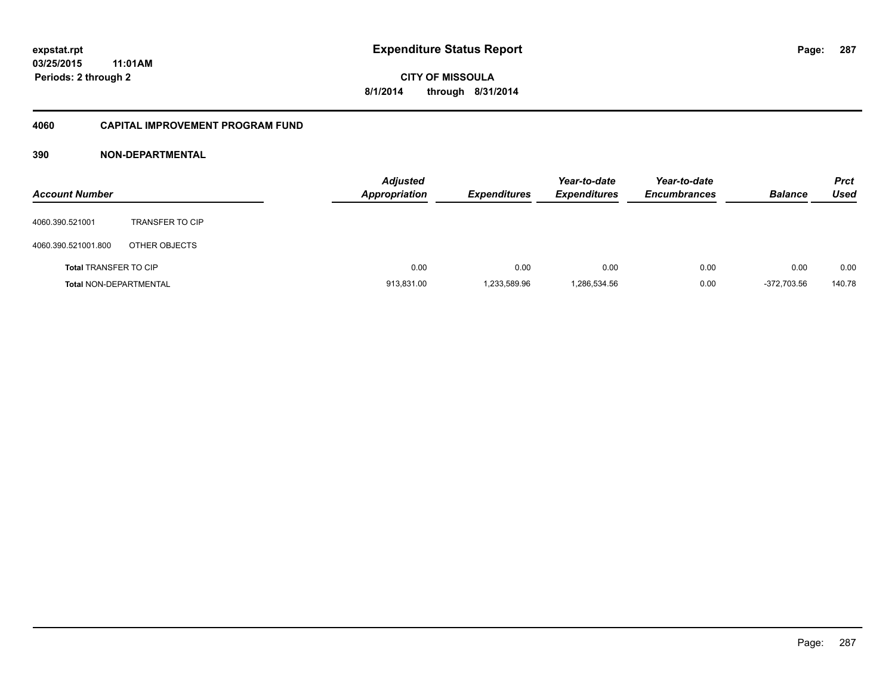**expstat.rpt**
**03/25/2015 11:01AM**
**Periods: 2 through 2**

# Expenditure Status Report

**CITY OF MISSOULA**
**8/1/2014 through 8/31/2014**

## 4060 CAPITAL IMPROVEMENT PROGRAM FUND

### 390 NON-DEPARTMENTAL

| Account Number | | Adjusted Appropriation | Expenditures | Year-to-date Expenditures | Year-to-date Encumbrances | Balance | Prct Used |
|---|---|---|---|---|---|---|---|
| 4060.390.521001 | TRANSFER TO CIP | | | | | | |
| 4060.390.521001.800 | OTHER OBJECTS | | | | | | |
| **Total** TRANSFER TO CIP | | 0.00 | 0.00 | 0.00 | 0.00 | 0.00 | 0.00 |
| **Total** NON-DEPARTMENTAL | | 913,831.00 | 1,233,589.96 | 1,286,534.56 | 0.00 | -372,703.56 | 140.78 |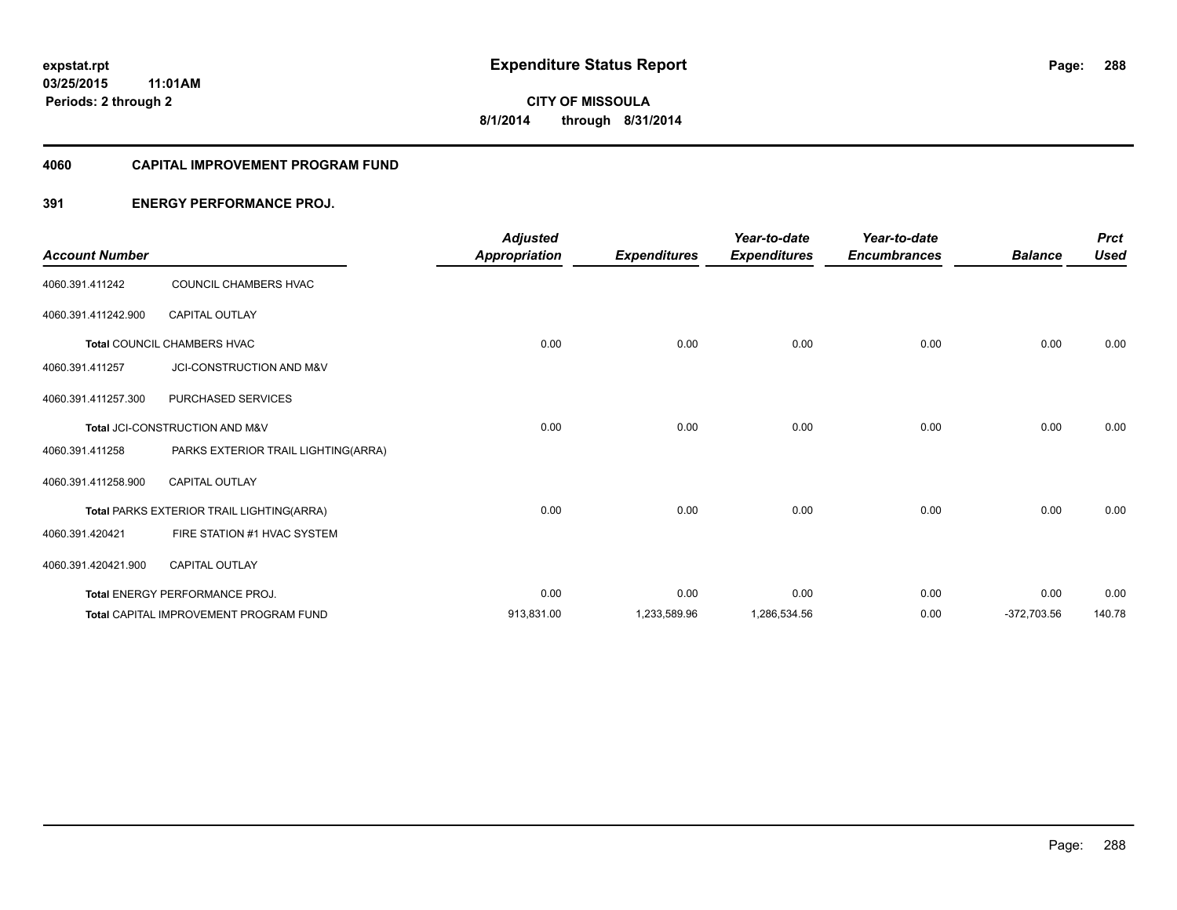**expstat.rpt**
**03/25/2015 11:01AM**
**Periods: 2 through 2**

# Expenditure Status Report

**CITY OF MISSOULA**
**8/1/2014 through 8/31/2014**

## 4060 CAPITAL IMPROVEMENT PROGRAM FUND

### 391 ENERGY PERFORMANCE PROJ.

| Account Number | | Adjusted Appropriation | Expenditures | Year-to-date Expenditures | Year-to-date Encumbrances | Balance | Prct Used |
|---|---|---|---|---|---|---|---|
| 4060.391.411242 | COUNCIL CHAMBERS HVAC | | | | | | |
| 4060.391.411242.900 | CAPITAL OUTLAY | | | | | | |
| **Total** COUNCIL CHAMBERS HVAC | | 0.00 | 0.00 | 0.00 | 0.00 | 0.00 | 0.00 |
| 4060.391.411257 | JCI-CONSTRUCTION AND M&V | | | | | | |
| 4060.391.411257.300 | PURCHASED SERVICES | | | | | | |
| **Total** JCI-CONSTRUCTION AND M&V | | 0.00 | 0.00 | 0.00 | 0.00 | 0.00 | 0.00 |
| 4060.391.411258 | PARKS EXTERIOR TRAIL LIGHTING(ARRA) | | | | | | |
| 4060.391.411258.900 | CAPITAL OUTLAY | | | | | | |
| **Total** PARKS EXTERIOR TRAIL LIGHTING(ARRA) | | 0.00 | 0.00 | 0.00 | 0.00 | 0.00 | 0.00 |
| 4060.391.420421 | FIRE STATION #1 HVAC SYSTEM | | | | | | |
| 4060.391.420421.900 | CAPITAL OUTLAY | | | | | | |
| **Total** ENERGY PERFORMANCE PROJ. | | 0.00 | 0.00 | 0.00 | 0.00 | 0.00 | 0.00 |
| **Total** CAPITAL IMPROVEMENT PROGRAM FUND | | 913,831.00 | 1,233,589.96 | 1,286,534.56 | 0.00 | -372,703.56 | 140.78 |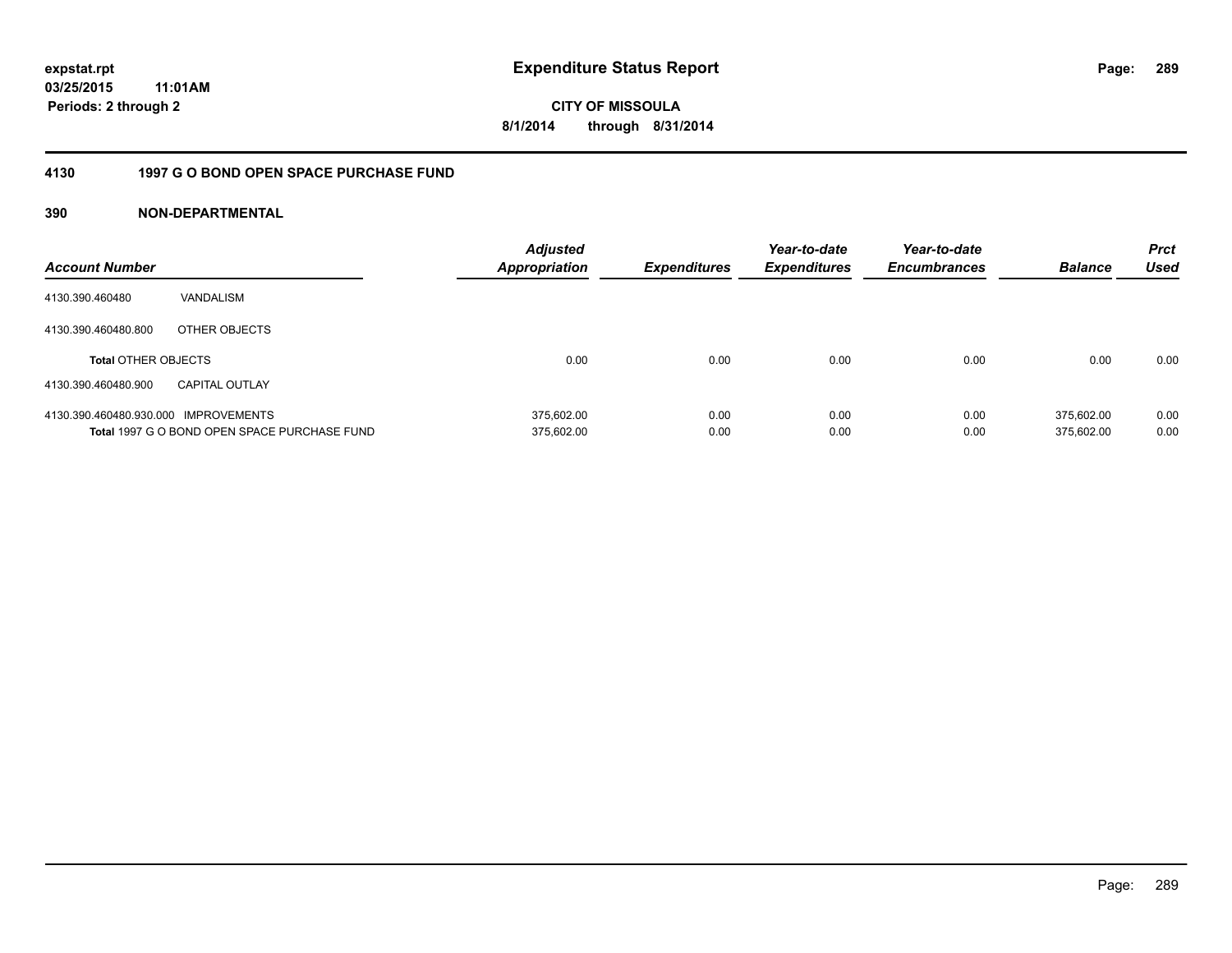**expstat.rpt**
**03/25/2015 11:01AM**
**Periods: 2 through 2**

# Expenditure Status Report

**CITY OF MISSOULA**
**8/1/2014 through 8/31/2014**

## 4130 1997 G O BOND OPEN SPACE PURCHASE FUND

### 390 NON-DEPARTMENTAL

| Account Number | | Adjusted Appropriation | Expenditures | Year-to-date Expenditures | Year-to-date Encumbrances | Balance | Prct Used |
|---|---|---|---|---|---|---|---|
| 4130.390.460480 | VANDALISM | | | | | | |
| 4130.390.460480.800 | OTHER OBJECTS | | | | | | |
| **Total** OTHER OBJECTS | | 0.00 | 0.00 | 0.00 | 0.00 | 0.00 | 0.00 |
| 4130.390.460480.900 | CAPITAL OUTLAY | | | | | | |
| 4130.390.460480.930.000 | IMPROVEMENTS | 375,602.00 | 0.00 | 0.00 | 0.00 | 375,602.00 | 0.00 |
| **Total** 1997 G O BOND OPEN SPACE PURCHASE FUND | | 375,602.00 | 0.00 | 0.00 | 0.00 | 375,602.00 | 0.00 |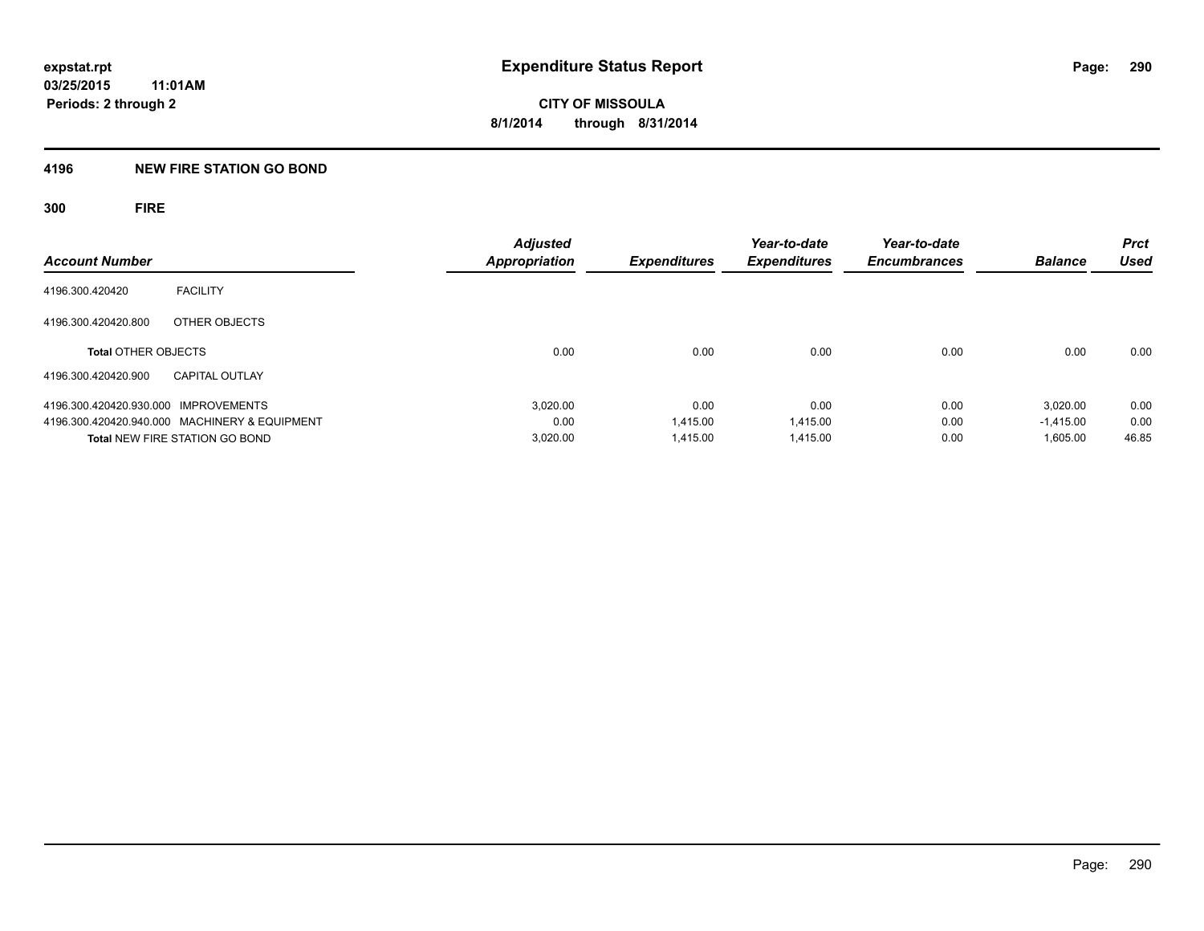# Expenditure Status Report

expstat.rpt
03/25/2015 11:01AM
Periods: 2 through 2

CITY OF MISSOULA
8/1/2014 through 8/31/2014

## 4196 NEW FIRE STATION GO BOND

### 300 FIRE

| Account Number | | Adjusted Appropriation | Expenditures | Year-to-date Expenditures | Year-to-date Encumbrances | Balance | Prct Used |
|---|---|---|---|---|---|---|---|
| 4196.300.420420 | FACILITY | | | | | | |
| 4196.300.420420.800 | OTHER OBJECTS | | | | | | |
| **Total** OTHER OBJECTS | | 0.00 | 0.00 | 0.00 | 0.00 | 0.00 | 0.00 |
| 4196.300.420420.900 | CAPITAL OUTLAY | | | | | | |
| 4196.300.420420.930.000 | IMPROVEMENTS | 3,020.00 | 0.00 | 0.00 | 0.00 | 3,020.00 | 0.00 |
| 4196.300.420420.940.000 | MACHINERY & EQUIPMENT | 0.00 | 1,415.00 | 1,415.00 | 0.00 | -1,415.00 | 0.00 |
| **Total** NEW FIRE STATION GO BOND | | 3,020.00 | 1,415.00 | 1,415.00 | 0.00 | 1,605.00 | 46.85 |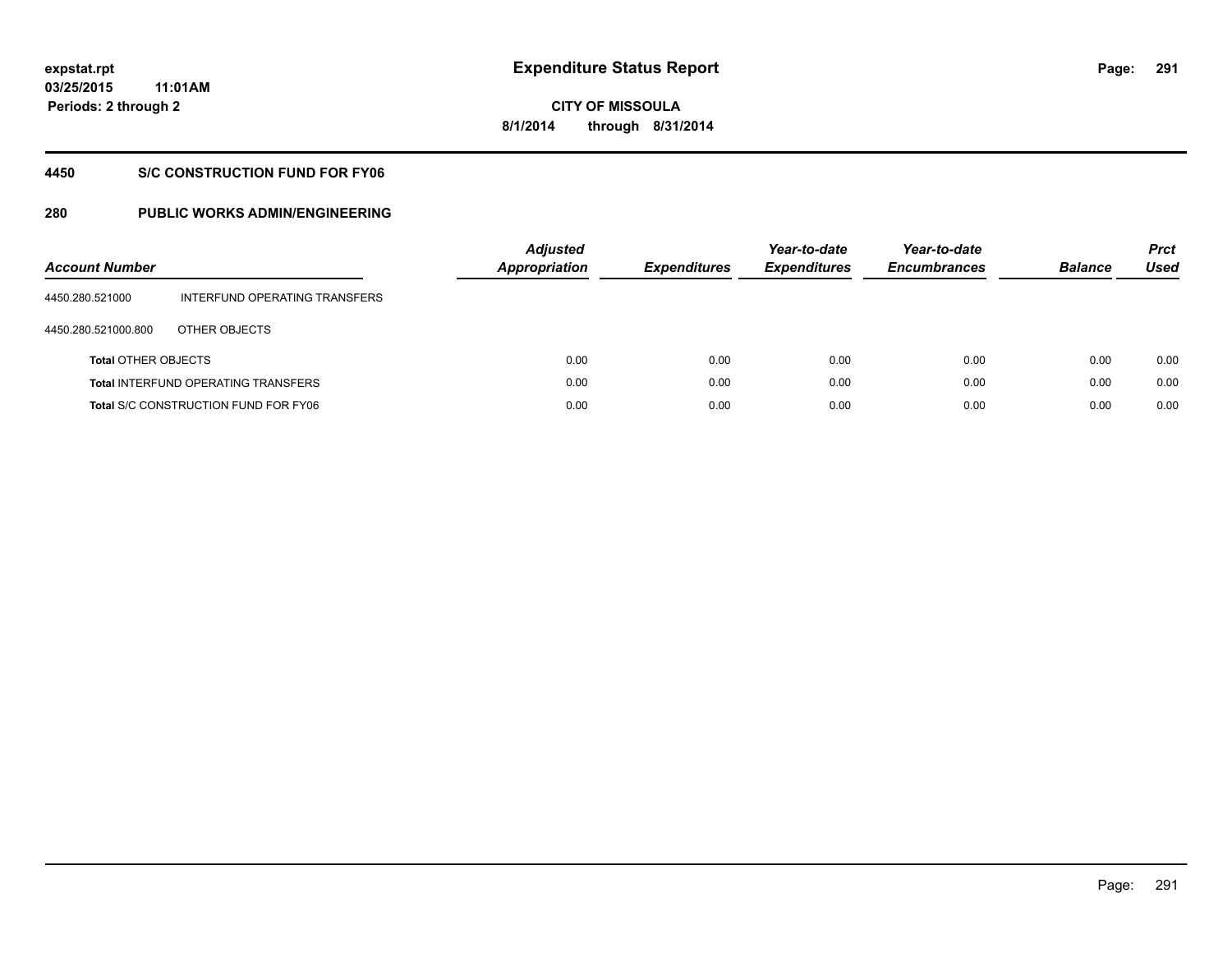# Expenditure Status Report

expstat.rpt
03/25/2015 11:01AM
Periods: 2 through 2

CITY OF MISSOULA
8/1/2014 through 8/31/2014

## 4450 S/C CONSTRUCTION FUND FOR FY06

## 280 PUBLIC WORKS ADMIN/ENGINEERING

| Account Number | | Adjusted Appropriation | Expenditures | Year-to-date Expenditures | Year-to-date Encumbrances | Balance | Prct Used |
|---|---|---|---|---|---|---|---|
| 4450.280.521000 | INTERFUND OPERATING TRANSFERS | | | | | | |
| 4450.280.521000.800 | OTHER OBJECTS | | | | | | |
| **Total** OTHER OBJECTS | | 0.00 | 0.00 | 0.00 | 0.00 | 0.00 | 0.00 |
| **Total** INTERFUND OPERATING TRANSFERS | | 0.00 | 0.00 | 0.00 | 0.00 | 0.00 | 0.00 |
| **Total** S/C CONSTRUCTION FUND FOR FY06 | | 0.00 | 0.00 | 0.00 | 0.00 | 0.00 | 0.00 |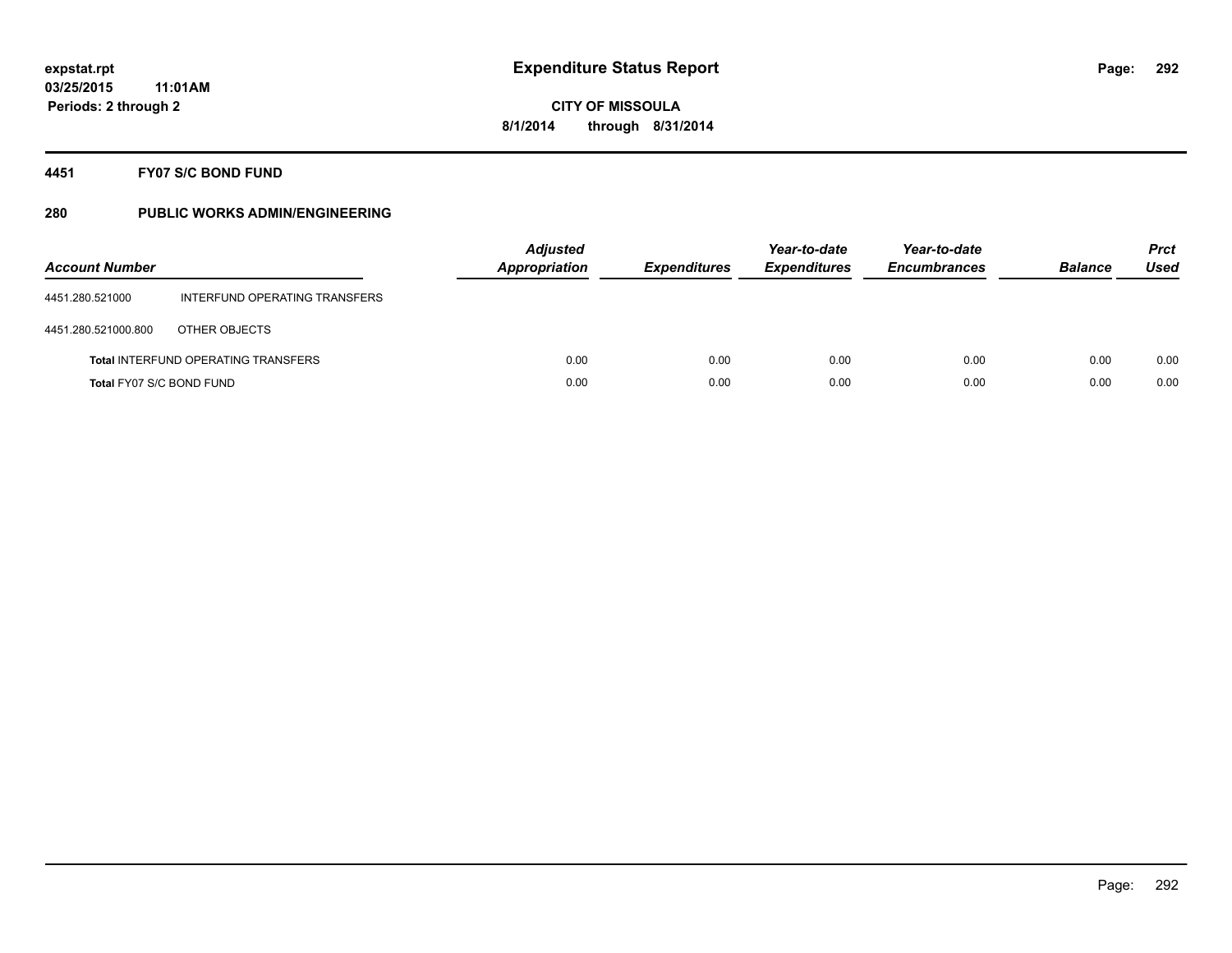# Expenditure Status Report

expstat.rpt
03/25/2015 11:01AM
Periods: 2 through 2

CITY OF MISSOULA
8/1/2014 through 8/31/2014

## 4451 FY07 S/C BOND FUND

## 280 PUBLIC WORKS ADMIN/ENGINEERING

| Account Number | | Adjusted Appropriation | Expenditures | Year-to-date Expenditures | Year-to-date Encumbrances | Balance | Prct Used |
|---|---|---|---|---|---|---|---|
| 4451.280.521000 | INTERFUND OPERATING TRANSFERS | | | | | | |
| 4451.280.521000.800 | OTHER OBJECTS | | | | | | |
| Total INTERFUND OPERATING TRANSFERS | | 0.00 | 0.00 | 0.00 | 0.00 | 0.00 | 0.00 |
| Total FY07 S/C BOND FUND | | 0.00 | 0.00 | 0.00 | 0.00 | 0.00 | 0.00 |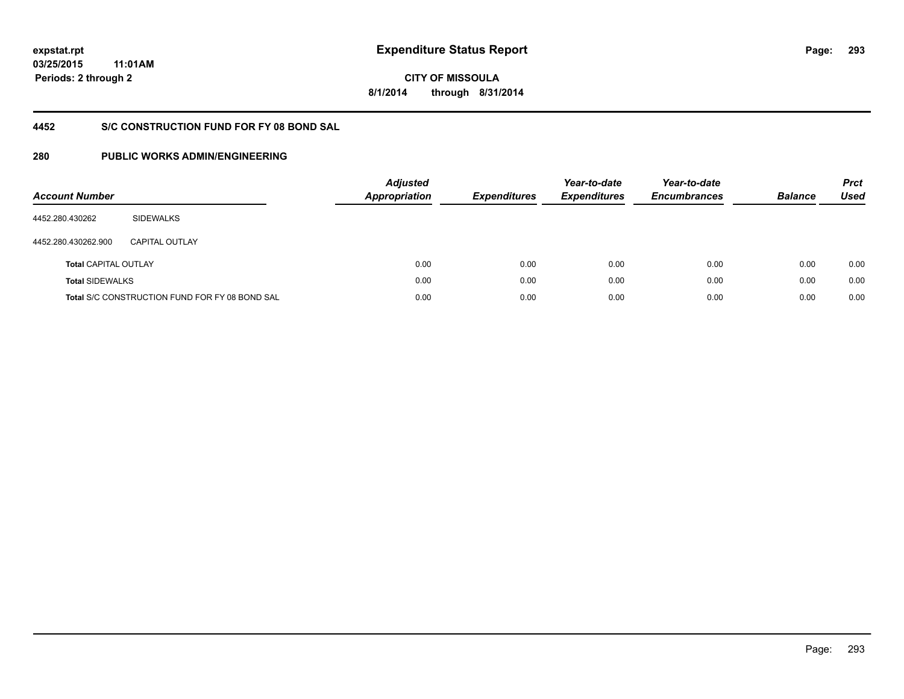# Expenditure Status Report

expstat.rpt
03/25/2015 11:01AM
Periods: 2 through 2

CITY OF MISSOULA
8/1/2014 through 8/31/2014

## 4452 S/C CONSTRUCTION FUND FOR FY 08 BOND SAL

### 280 PUBLIC WORKS ADMIN/ENGINEERING

| Account Number | | Adjusted Appropriation | Expenditures | Year-to-date Expenditures | Year-to-date Encumbrances | Balance | Prct Used |
|---|---|---|---|---|---|---|---|
| 4452.280.430262 | SIDEWALKS | | | | | | |
| 4452.280.430262.900 | CAPITAL OUTLAY | | | | | | |
| **Total** CAPITAL OUTLAY | | 0.00 | 0.00 | 0.00 | 0.00 | 0.00 | 0.00 |
| **Total** SIDEWALKS | | 0.00 | 0.00 | 0.00 | 0.00 | 0.00 | 0.00 |
| **Total** S/C CONSTRUCTION FUND FOR FY 08 BOND SAL | | 0.00 | 0.00 | 0.00 | 0.00 | 0.00 | 0.00 |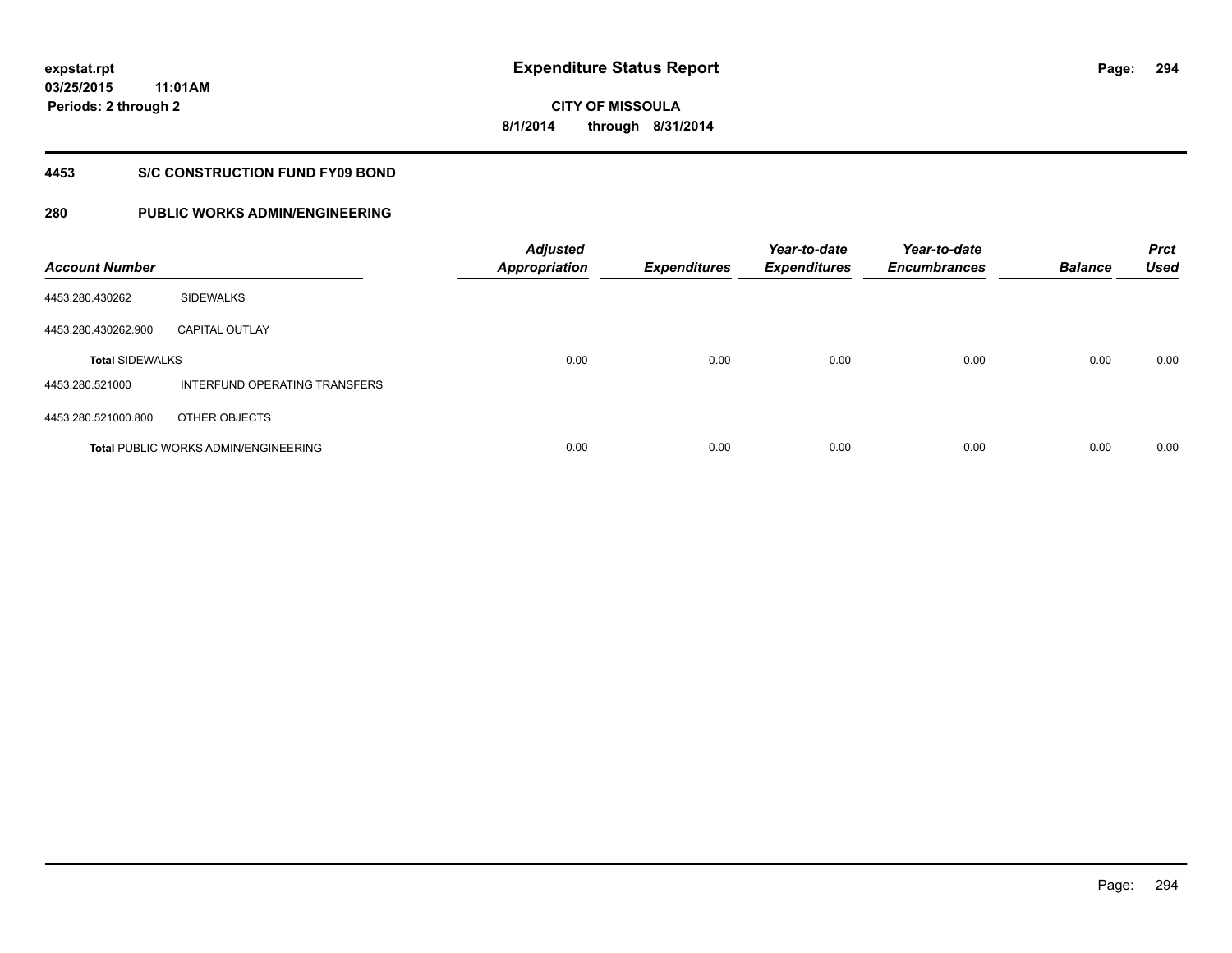# Expenditure Status Report

expstat.rpt
03/25/2015 11:01AM
Periods: 2 through 2

**CITY OF MISSOULA**
**8/1/2014 through 8/31/2014**

## 4453 S/C CONSTRUCTION FUND FY09 BOND

## 280 PUBLIC WORKS ADMIN/ENGINEERING

| Account Number | | Adjusted Appropriation | Expenditures | Year-to-date Expenditures | Year-to-date Encumbrances | Balance | Prct Used |
|---|---|---|---|---|---|---|---|
| 4453.280.430262 | SIDEWALKS | | | | | | |
| 4453.280.430262.900 | CAPITAL OUTLAY | | | | | | |
| **Total** SIDEWALKS | | 0.00 | 0.00 | 0.00 | 0.00 | 0.00 | 0.00 |
| 4453.280.521000 | INTERFUND OPERATING TRANSFERS | | | | | | |
| 4453.280.521000.800 | OTHER OBJECTS | | | | | | |
| **Total** PUBLIC WORKS ADMIN/ENGINEERING | | 0.00 | 0.00 | 0.00 | 0.00 | 0.00 | 0.00 |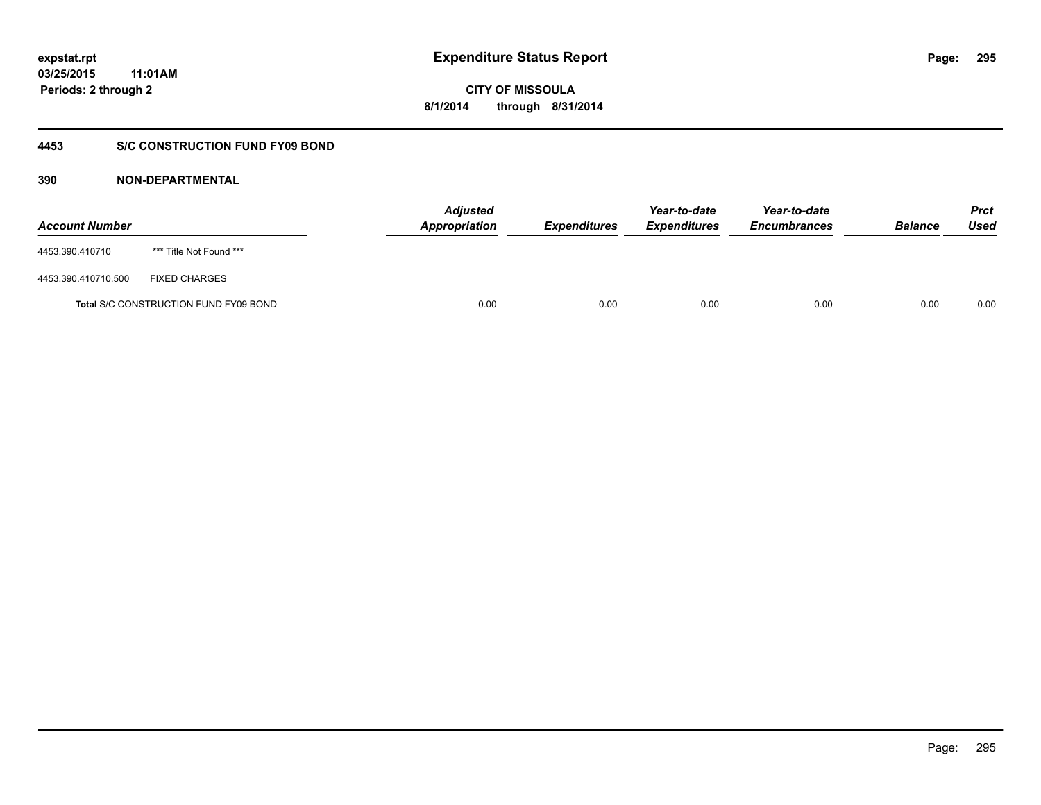**expstat.rpt**
**03/25/2015 11:01AM**
**Periods: 2 through 2**

# Expenditure Status Report

**CITY OF MISSOULA**
**8/1/2014 through 8/31/2014**

## 4453 S/C CONSTRUCTION FUND FY09 BOND

### 390 NON-DEPARTMENTAL

| Account Number | | Adjusted Appropriation | Expenditures | Year-to-date Expenditures | Year-to-date Encumbrances | Balance | Prct Used |
|---|---|---|---|---|---|---|---|
| 4453.390.410710 | *** Title Not Found *** | | | | | | |
| 4453.390.410710.500 | FIXED CHARGES | | | | | | |
| **Total** S/C CONSTRUCTION FUND FY09 BOND | | 0.00 | 0.00 | 0.00 | 0.00 | 0.00 | 0.00 |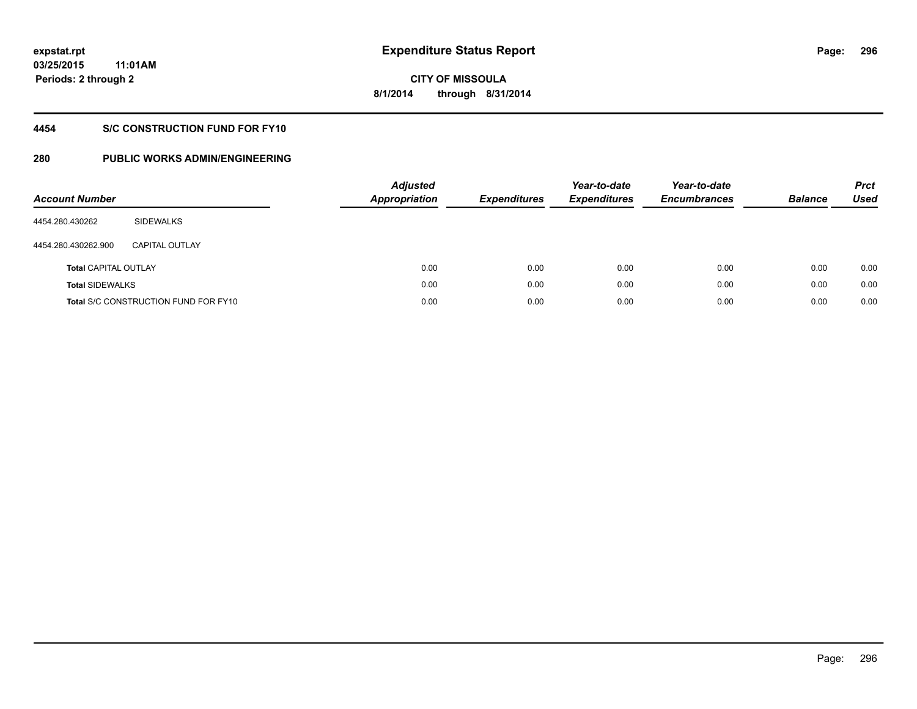**expstat.rpt**
**03/25/2015 11:01AM**
**Periods: 2 through 2**

# Expenditure Status Report

**CITY OF MISSOULA**
**8/1/2014 through 8/31/2014**

## 4454 S/C CONSTRUCTION FUND FOR FY10

## 280 PUBLIC WORKS ADMIN/ENGINEERING

| Account Number | | Adjusted Appropriation | Expenditures | Year-to-date Expenditures | Year-to-date Encumbrances | Balance | Prct Used |
|---|---|---|---|---|---|---|---|
| 4454.280.430262 | SIDEWALKS | | | | | | |
| 4454.280.430262.900 | CAPITAL OUTLAY | | | | | | |
| **Total** CAPITAL OUTLAY | | 0.00 | 0.00 | 0.00 | 0.00 | 0.00 | 0.00 |
| **Total** SIDEWALKS | | 0.00 | 0.00 | 0.00 | 0.00 | 0.00 | 0.00 |
| **Total** S/C CONSTRUCTION FUND FOR FY10 | | 0.00 | 0.00 | 0.00 | 0.00 | 0.00 | 0.00 |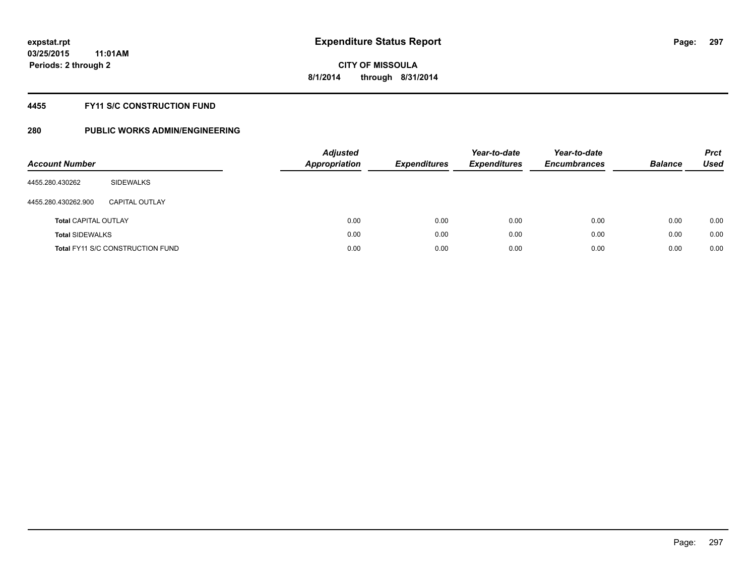**expstat.rpt**
**03/25/2015 11:01AM**
**Periods: 2 through 2**

# Expenditure Status Report

**CITY OF MISSOULA**
**8/1/2014 through 8/31/2014**

## 4455 FY11 S/C CONSTRUCTION FUND

## 280 PUBLIC WORKS ADMIN/ENGINEERING

| Account Number | | Adjusted Appropriation | Expenditures | Year-to-date Expenditures | Year-to-date Encumbrances | Balance | Prct Used |
|---|---|---|---|---|---|---|---|
| 4455.280.430262 | SIDEWALKS | | | | | | |
| 4455.280.430262.900 | CAPITAL OUTLAY | | | | | | |
| **Total** CAPITAL OUTLAY | | 0.00 | 0.00 | 0.00 | 0.00 | 0.00 | 0.00 |
| **Total** SIDEWALKS | | 0.00 | 0.00 | 0.00 | 0.00 | 0.00 | 0.00 |
| **Total** FY11 S/C CONSTRUCTION FUND | | 0.00 | 0.00 | 0.00 | 0.00 | 0.00 | 0.00 |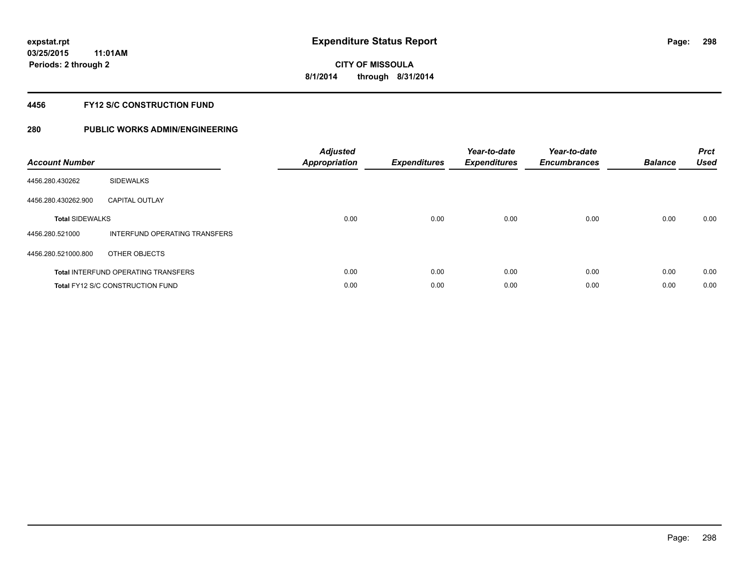**expstat.rpt**
**03/25/2015 11:01AM**
**Periods: 2 through 2**

# Expenditure Status Report

**CITY OF MISSOULA**
**8/1/2014 through 8/31/2014**

## 4456 FY12 S/C CONSTRUCTION FUND

## 280 PUBLIC WORKS ADMIN/ENGINEERING

| Account Number | | *Adjusted Appropriation* | *Expenditures* | *Year-to-date Expenditures* | *Year-to-date Encumbrances* | *Balance* | *Prct Used* |
|---|---|---|---|---|---|---|---|
| 4456.280.430262 | SIDEWALKS | | | | | | |
| 4456.280.430262.900 | CAPITAL OUTLAY | | | | | | |
| **Total** SIDEWALKS | | 0.00 | 0.00 | 0.00 | 0.00 | 0.00 | 0.00 |
| 4456.280.521000 | INTERFUND OPERATING TRANSFERS | | | | | | |
| 4456.280.521000.800 | OTHER OBJECTS | | | | | | |
| **Total** INTERFUND OPERATING TRANSFERS | | 0.00 | 0.00 | 0.00 | 0.00 | 0.00 | 0.00 |
| **Total** FY12 S/C CONSTRUCTION FUND | | 0.00 | 0.00 | 0.00 | 0.00 | 0.00 | 0.00 |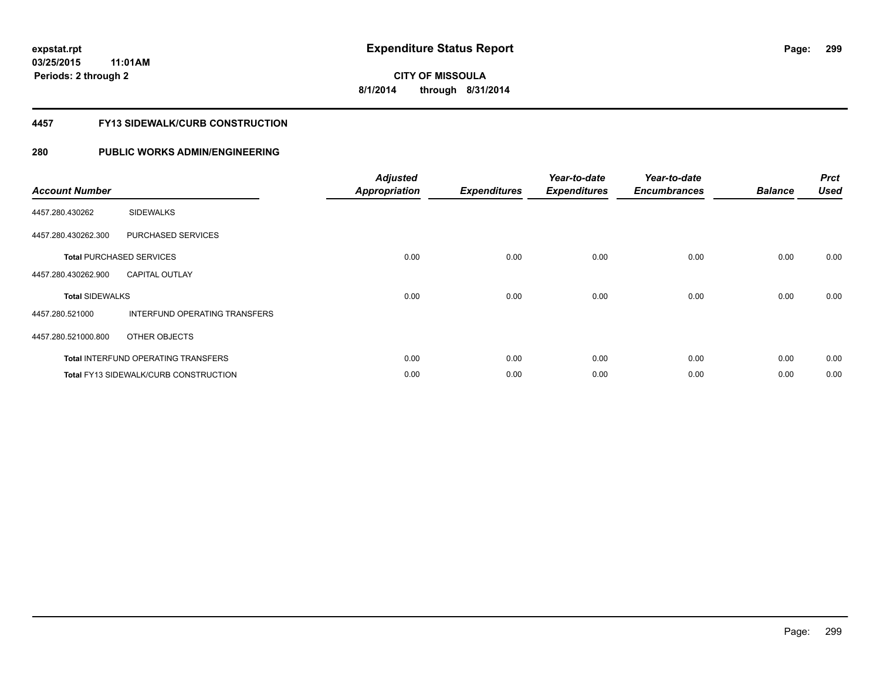**expstat.rpt**
**03/25/2015 11:01AM**
**Periods: 2 through 2**

# Expenditure Status Report

**CITY OF MISSOULA**
**8/1/2014 through 8/31/2014**

## 4457 FY13 SIDEWALK/CURB CONSTRUCTION

## 280 PUBLIC WORKS ADMIN/ENGINEERING

| Account Number | | Adjusted Appropriation | Expenditures | Year-to-date Expenditures | Year-to-date Encumbrances | Balance | Prct Used |
|---|---|---|---|---|---|---|---|
| 4457.280.430262 | SIDEWALKS | | | | | | |
| 4457.280.430262.300 | PURCHASED SERVICES | | | | | | |
| **Total** PURCHASED SERVICES | | 0.00 | 0.00 | 0.00 | 0.00 | 0.00 | 0.00 |
| 4457.280.430262.900 | CAPITAL OUTLAY | | | | | | |
| **Total** SIDEWALKS | | 0.00 | 0.00 | 0.00 | 0.00 | 0.00 | 0.00 |
| 4457.280.521000 | INTERFUND OPERATING TRANSFERS | | | | | | |
| 4457.280.521000.800 | OTHER OBJECTS | | | | | | |
| **Total** INTERFUND OPERATING TRANSFERS | | 0.00 | 0.00 | 0.00 | 0.00 | 0.00 | 0.00 |
| **Total** FY13 SIDEWALK/CURB CONSTRUCTION | | 0.00 | 0.00 | 0.00 | 0.00 | 0.00 | 0.00 |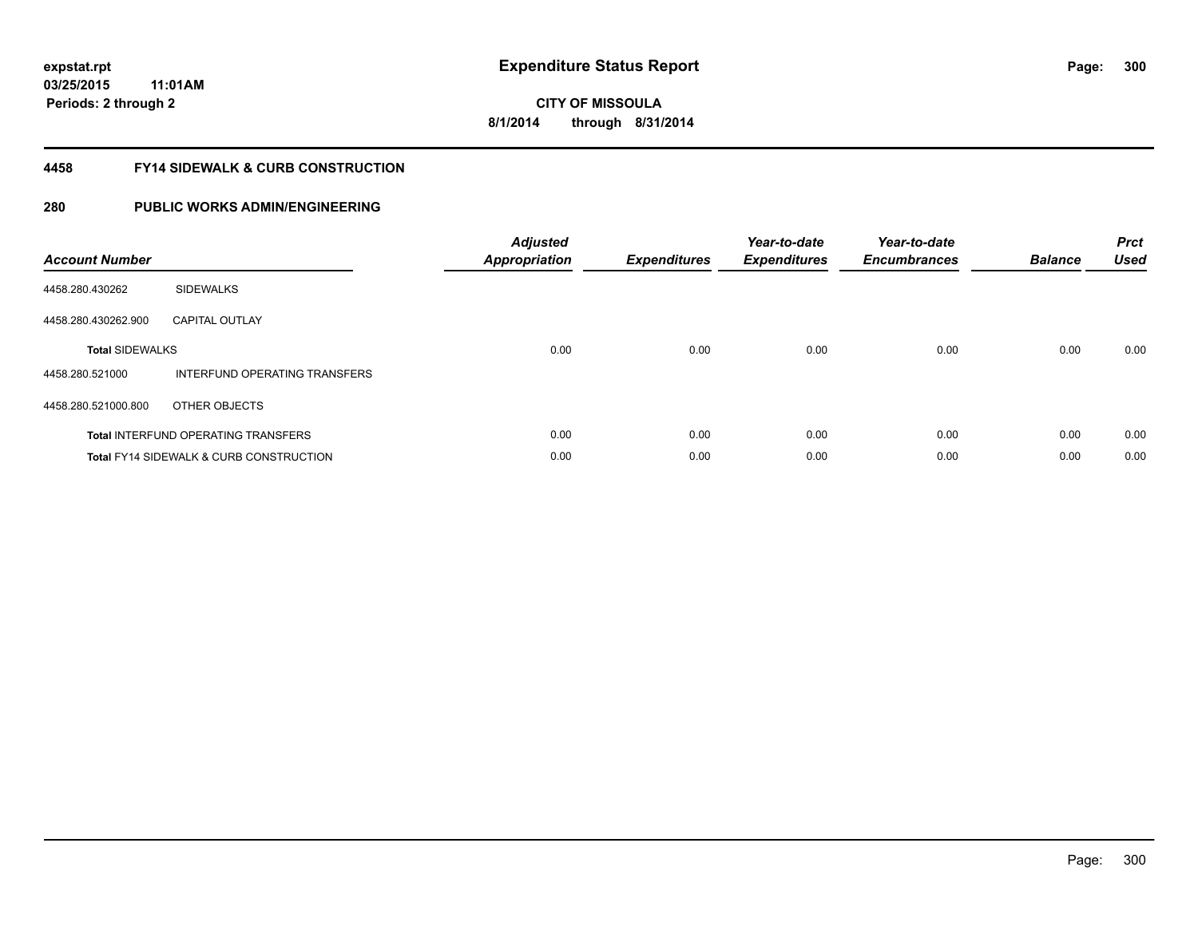**expstat.rpt**
**03/25/2015 11:01AM**
**Periods: 2 through 2**

# Expenditure Status Report

**CITY OF MISSOULA**
**8/1/2014 through 8/31/2014**

## 4458 FY14 SIDEWALK & CURB CONSTRUCTION

## 280 PUBLIC WORKS ADMIN/ENGINEERING

| Account Number | | Adjusted Appropriation | Expenditures | Year-to-date Expenditures | Year-to-date Encumbrances | Balance | Prct Used |
|---|---|---|---|---|---|---|---|
| 4458.280.430262 | SIDEWALKS | | | | | | |
| 4458.280.430262.900 | CAPITAL OUTLAY | | | | | | |
| **Total** SIDEWALKS | | 0.00 | 0.00 | 0.00 | 0.00 | 0.00 | 0.00 |
| 4458.280.521000 | INTERFUND OPERATING TRANSFERS | | | | | | |
| 4458.280.521000.800 | OTHER OBJECTS | | | | | | |
| **Total** INTERFUND OPERATING TRANSFERS | | 0.00 | 0.00 | 0.00 | 0.00 | 0.00 | 0.00 |
| **Total** FY14 SIDEWALK & CURB CONSTRUCTION | | 0.00 | 0.00 | 0.00 | 0.00 | 0.00 | 0.00 |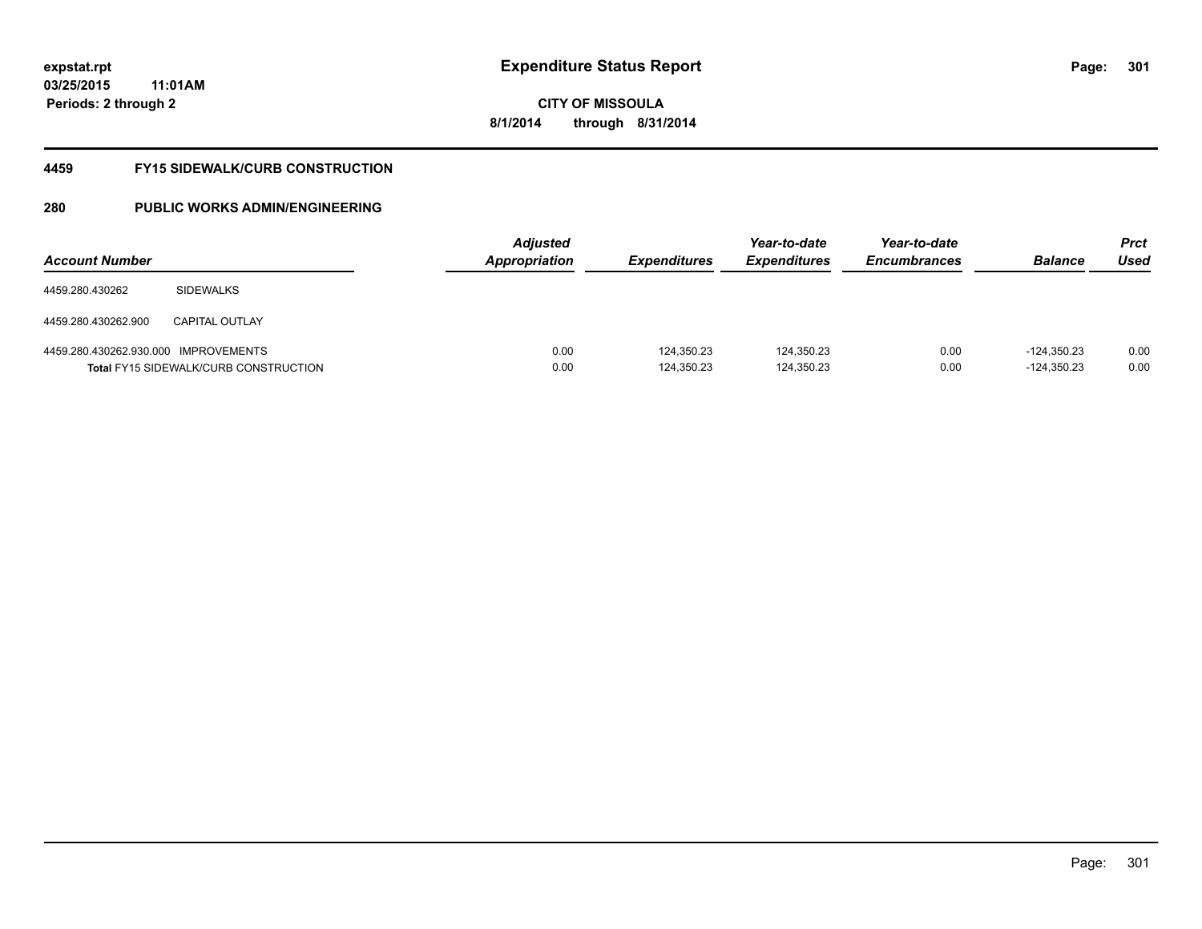**expstat.rpt**
**03/25/2015 11:01AM**
**Periods: 2 through 2**

# Expenditure Status Report

**CITY OF MISSOULA**
**8/1/2014 through 8/31/2014**

## 4459 FY15 SIDEWALK/CURB CONSTRUCTION

## 280 PUBLIC WORKS ADMIN/ENGINEERING

| Account Number | | Adjusted Appropriation | Expenditures | Year-to-date Expenditures | Year-to-date Encumbrances | Balance | Prct Used |
|---|---|---|---|---|---|---|---|
| 4459.280.430262 | SIDEWALKS | | | | | | |
| 4459.280.430262.900 | CAPITAL OUTLAY | | | | | | |
| 4459.280.430262.930.000 | IMPROVEMENTS | 0.00 | 124,350.23 | 124,350.23 | 0.00 | -124,350.23 | 0.00 |
| **Total** FY15 SIDEWALK/CURB CONSTRUCTION | | 0.00 | 124,350.23 | 124,350.23 | 0.00 | -124,350.23 | 0.00 |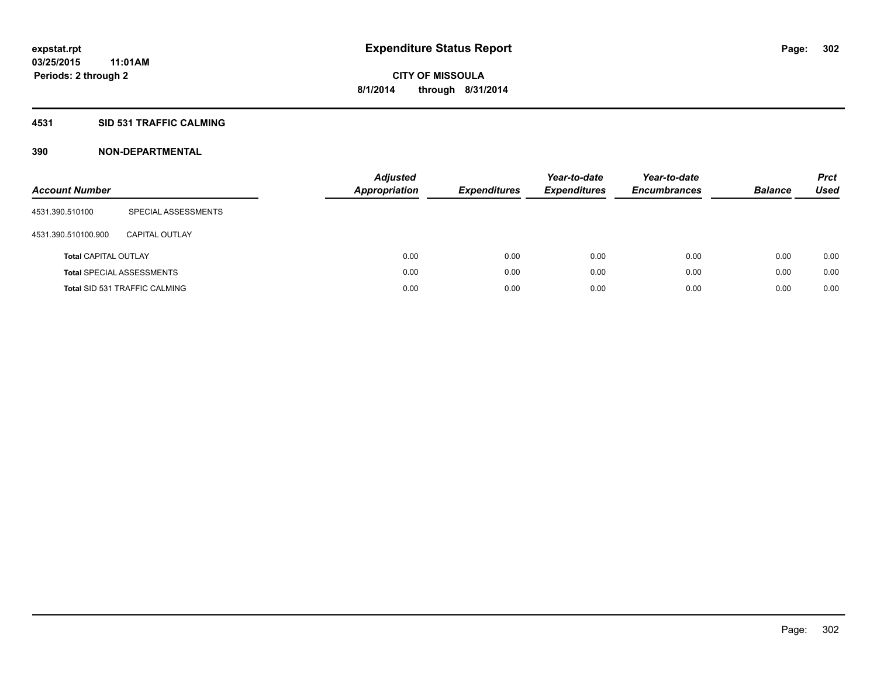# Expenditure Status Report

expstat.rpt
03/25/2015 11:01AM
Periods: 2 through 2

**CITY OF MISSOULA**
**8/1/2014 through 8/31/2014**

## 4531 SID 531 TRAFFIC CALMING

## 390 NON-DEPARTMENTAL

| Account Number | | Adjusted Appropriation | Expenditures | Year-to-date Expenditures | Year-to-date Encumbrances | Balance | Prct Used |
|---|---|---|---|---|---|---|---|
| 4531.390.510100 | SPECIAL ASSESSMENTS | | | | | | |
| 4531.390.510100.900 | CAPITAL OUTLAY | | | | | | |
| **Total** CAPITAL OUTLAY | | 0.00 | 0.00 | 0.00 | 0.00 | 0.00 | 0.00 |
| **Total** SPECIAL ASSESSMENTS | | 0.00 | 0.00 | 0.00 | 0.00 | 0.00 | 0.00 |
| **Total** SID 531 TRAFFIC CALMING | | 0.00 | 0.00 | 0.00 | 0.00 | 0.00 | 0.00 |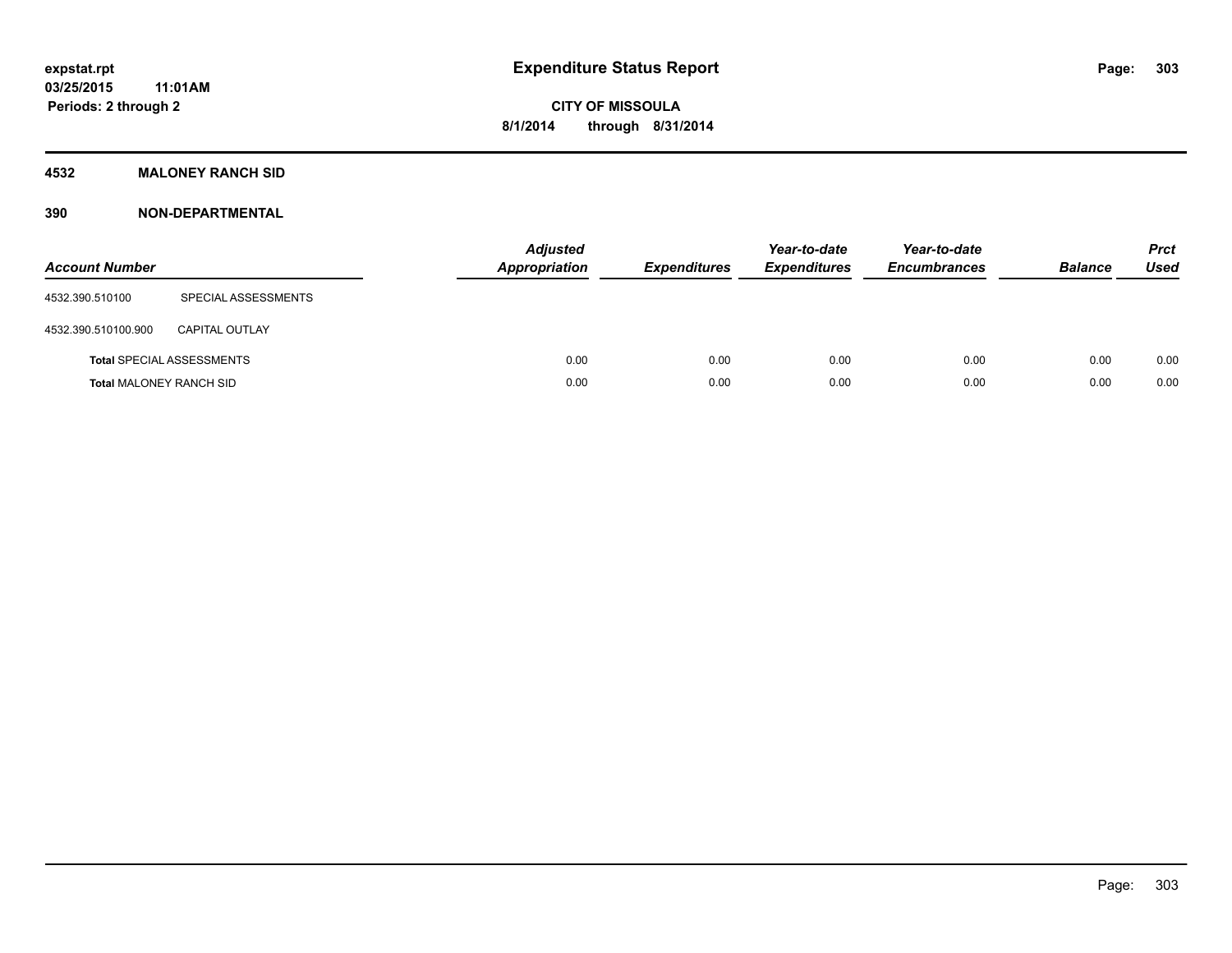expstat.rpt
03/25/2015 11:01AM
Periods: 2 through 2

# Expenditure Status Report

CITY OF MISSOULA
8/1/2014 through 8/31/2014

## 4532 MALONEY RANCH SID

## 390 NON-DEPARTMENTAL

| Account Number | | Adjusted Appropriation | Expenditures | Year-to-date Expenditures | Year-to-date Encumbrances | Balance | Prct Used |
|---|---|---|---|---|---|---|---|
| 4532.390.510100 | SPECIAL ASSESSMENTS | | | | | | |
| 4532.390.510100.900 | CAPITAL OUTLAY | | | | | | |
| **Total** SPECIAL ASSESSMENTS | | 0.00 | 0.00 | 0.00 | 0.00 | 0.00 | 0.00 |
| **Total** MALONEY RANCH SID | | 0.00 | 0.00 | 0.00 | 0.00 | 0.00 | 0.00 |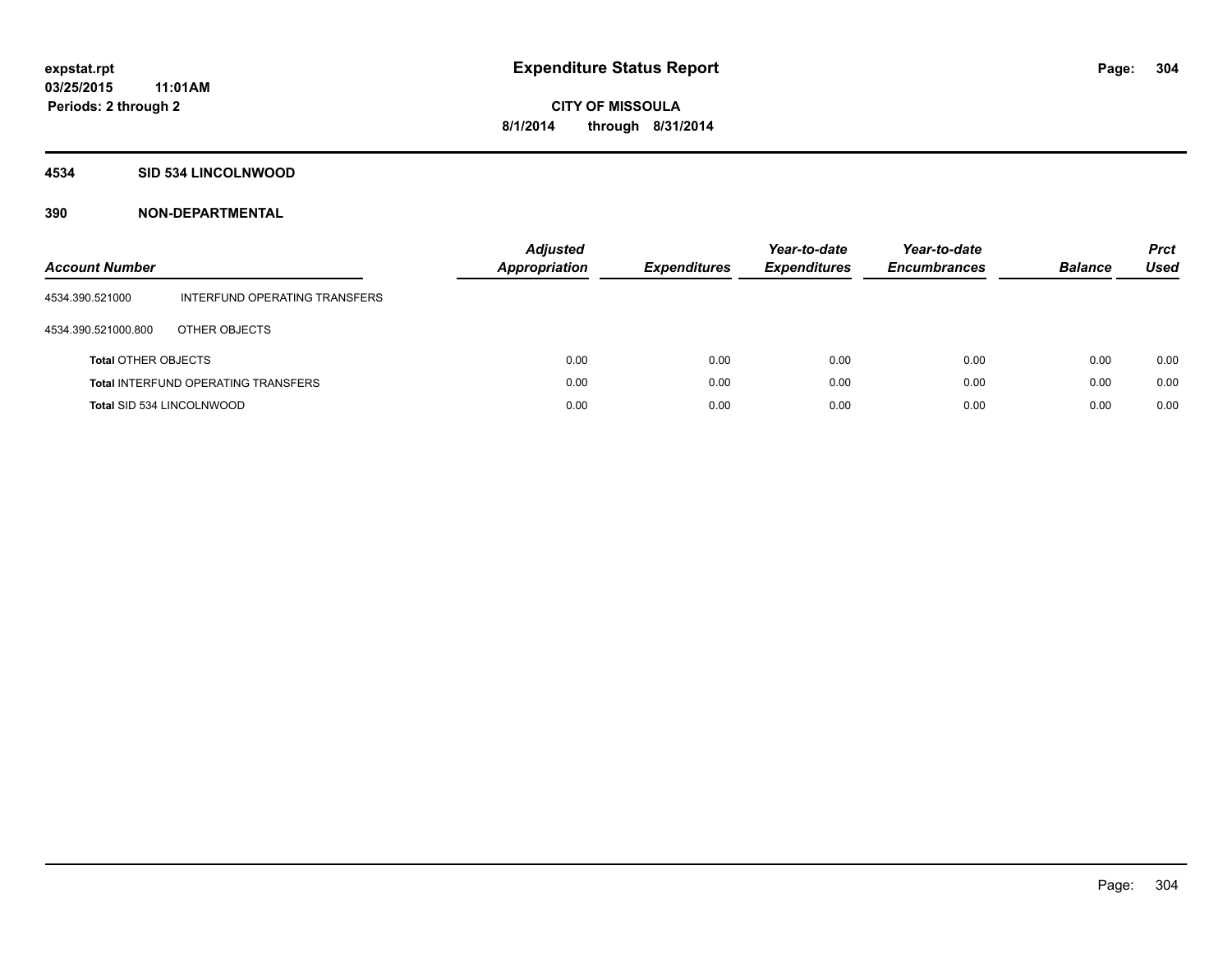**expstat.rpt**
**03/25/2015 11:01AM**
**Periods: 2 through 2**

# Expenditure Status Report

**CITY OF MISSOULA**
**8/1/2014 through 8/31/2014**

## 4534 SID 534 LINCOLNWOOD

## 390 NON-DEPARTMENTAL

| Account Number | | Adjusted Appropriation | Expenditures | Year-to-date Expenditures | Year-to-date Encumbrances | Balance | Prct Used |
|---|---|---|---|---|---|---|---|
| 4534.390.521000 | INTERFUND OPERATING TRANSFERS | | | | | | |
| 4534.390.521000.800 | OTHER OBJECTS | | | | | | |
| **Total** OTHER OBJECTS | | 0.00 | 0.00 | 0.00 | 0.00 | 0.00 | 0.00 |
| **Total** INTERFUND OPERATING TRANSFERS | | 0.00 | 0.00 | 0.00 | 0.00 | 0.00 | 0.00 |
| **Total** SID 534 LINCOLNWOOD | | 0.00 | 0.00 | 0.00 | 0.00 | 0.00 | 0.00 |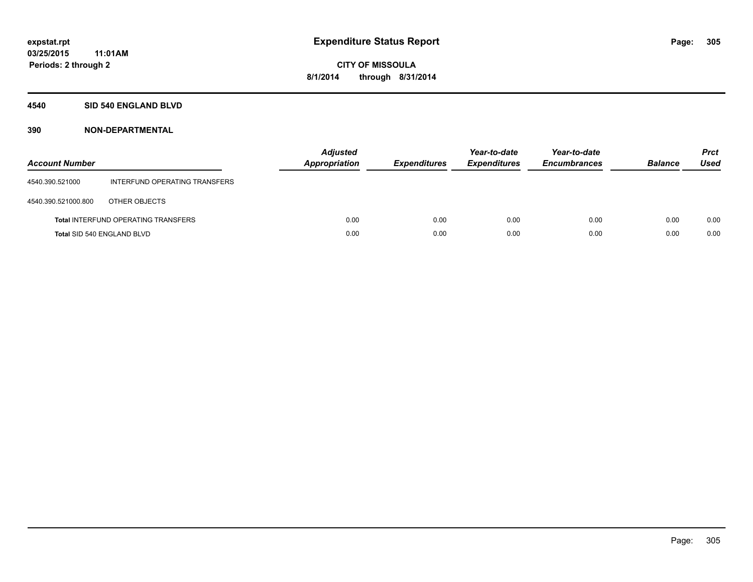**expstat.rpt**
**03/25/2015 11:01AM**
**Periods: 2 through 2**

# Expenditure Status Report

**CITY OF MISSOULA**
**8/1/2014 through 8/31/2014**

## 4540 SID 540 ENGLAND BLVD

## 390 NON-DEPARTMENTAL

| Account Number | | Adjusted Appropriation | Expenditures | Year-to-date Expenditures | Year-to-date Encumbrances | Balance | Prct Used |
|---|---|---|---|---|---|---|---|
| 4540.390.521000 | INTERFUND OPERATING TRANSFERS | | | | | | |
| 4540.390.521000.800 | OTHER OBJECTS | | | | | | |
| **Total** INTERFUND OPERATING TRANSFERS | | 0.00 | 0.00 | 0.00 | 0.00 | 0.00 | 0.00 |
| **Total** SID 540 ENGLAND BLVD | | 0.00 | 0.00 | 0.00 | 0.00 | 0.00 | 0.00 |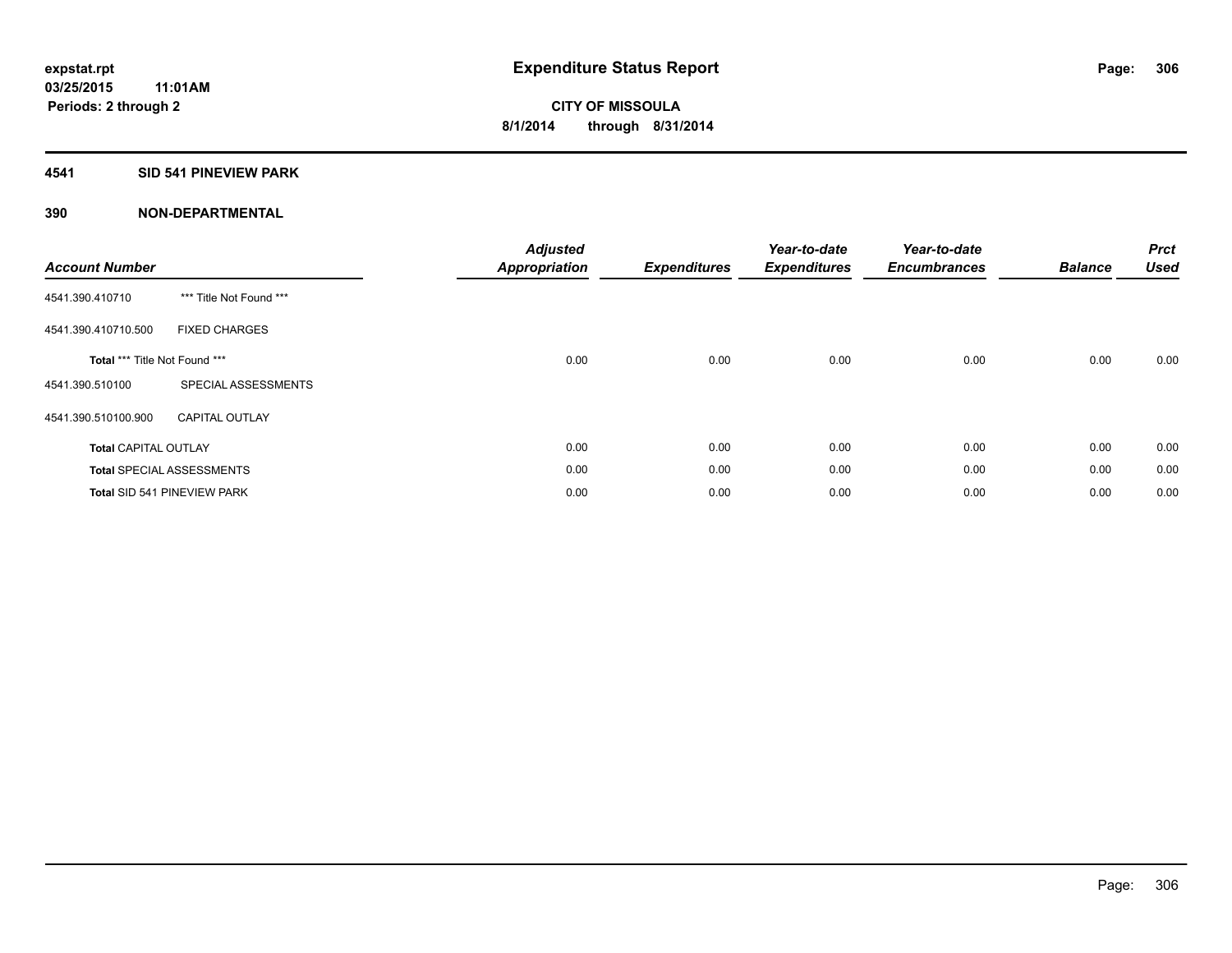**expstat.rpt**
**03/25/2015 11:01AM**
**Periods: 2 through 2**

# Expenditure Status Report

**CITY OF MISSOULA**
**8/1/2014 through 8/31/2014**

## 4541 SID 541 PINEVIEW PARK

## 390 NON-DEPARTMENTAL

| Account Number | | Adjusted Appropriation | Expenditures | Year-to-date Expenditures | Year-to-date Encumbrances | Balance | Prct Used |
|---|---|---|---|---|---|---|---|
| 4541.390.410710 | *** Title Not Found *** | | | | | | |
| 4541.390.410710.500 | FIXED CHARGES | | | | | | |
| **Total** *** Title Not Found *** | | 0.00 | 0.00 | 0.00 | 0.00 | 0.00 | 0.00 |
| 4541.390.510100 | SPECIAL ASSESSMENTS | | | | | | |
| 4541.390.510100.900 | CAPITAL OUTLAY | | | | | | |
| **Total** CAPITAL OUTLAY | | 0.00 | 0.00 | 0.00 | 0.00 | 0.00 | 0.00 |
| **Total** SPECIAL ASSESSMENTS | | 0.00 | 0.00 | 0.00 | 0.00 | 0.00 | 0.00 |
| **Total** SID 541 PINEVIEW PARK | | 0.00 | 0.00 | 0.00 | 0.00 | 0.00 | 0.00 |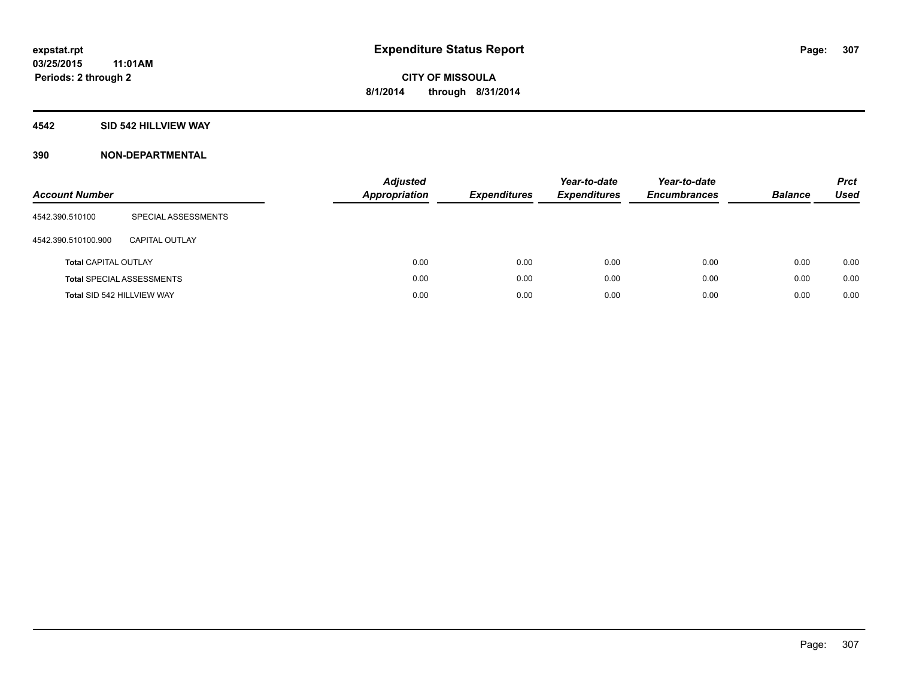expstat.rpt
03/25/2015 11:01AM
Periods: 2 through 2

# Expenditure Status Report

CITY OF MISSOULA
8/1/2014 through 8/31/2014

## 4542 SID 542 HILLVIEW WAY

## 390 NON-DEPARTMENTAL

| Account Number | | Adjusted Appropriation | Expenditures | Year-to-date Expenditures | Year-to-date Encumbrances | Balance | Prct Used |
|---|---|---|---|---|---|---|---|
| 4542.390.510100 | SPECIAL ASSESSMENTS | | | | | | |
| 4542.390.510100.900 | CAPITAL OUTLAY | | | | | | |
| **Total** CAPITAL OUTLAY | | 0.00 | 0.00 | 0.00 | 0.00 | 0.00 | 0.00 |
| **Total** SPECIAL ASSESSMENTS | | 0.00 | 0.00 | 0.00 | 0.00 | 0.00 | 0.00 |
| **Total** SID 542 HILLVIEW WAY | | 0.00 | 0.00 | 0.00 | 0.00 | 0.00 | 0.00 |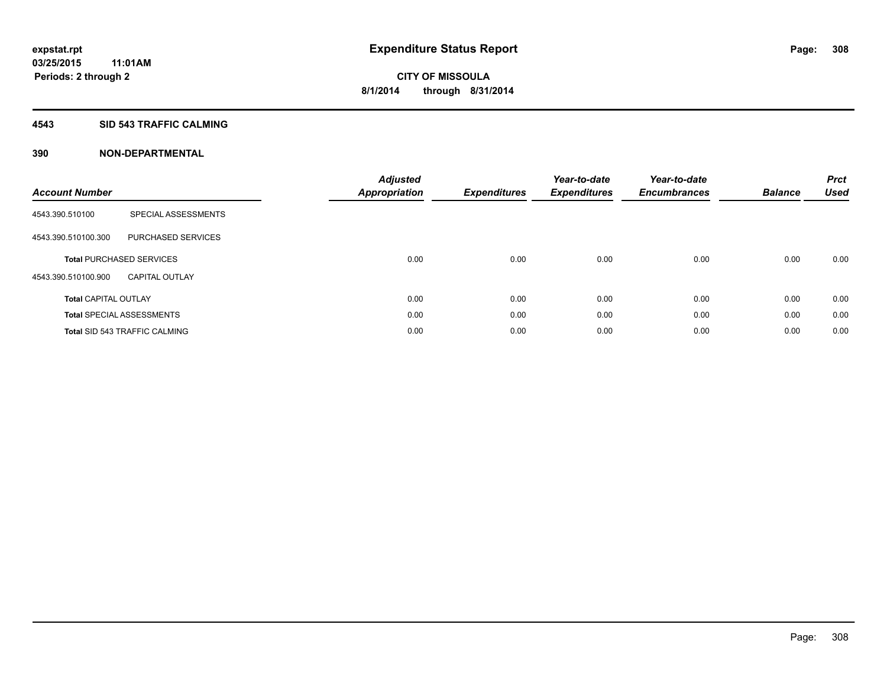# Expenditure Status Report

expstat.rpt
03/25/2015 11:01AM
Periods: 2 through 2

CITY OF MISSOULA
8/1/2014 through 8/31/2014

## 4543 SID 543 TRAFFIC CALMING

## 390 NON-DEPARTMENTAL

| Account Number | | Adjusted Appropriation | Expenditures | Year-to-date Expenditures | Year-to-date Encumbrances | Balance | Prct Used |
|---|---|---|---|---|---|---|---|
| 4543.390.510100 | SPECIAL ASSESSMENTS | | | | | | |
| 4543.390.510100.300 | PURCHASED SERVICES | | | | | | |
| **Total** PURCHASED SERVICES | | 0.00 | 0.00 | 0.00 | 0.00 | 0.00 | 0.00 |
| 4543.390.510100.900 | CAPITAL OUTLAY | | | | | | |
| **Total** CAPITAL OUTLAY | | 0.00 | 0.00 | 0.00 | 0.00 | 0.00 | 0.00 |
| **Total** SPECIAL ASSESSMENTS | | 0.00 | 0.00 | 0.00 | 0.00 | 0.00 | 0.00 |
| **Total** SID 543 TRAFFIC CALMING | | 0.00 | 0.00 | 0.00 | 0.00 | 0.00 | 0.00 |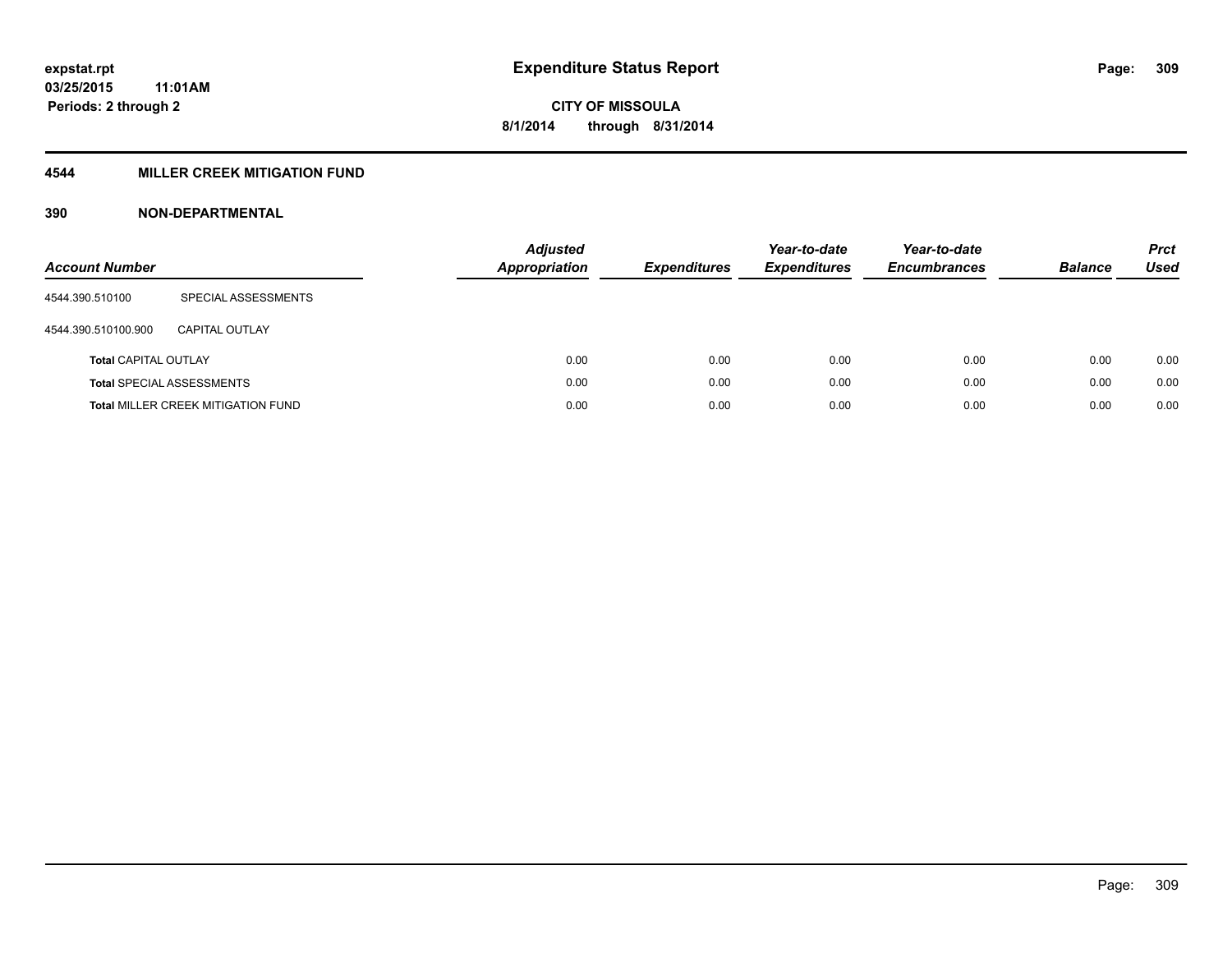# Expenditure Status Report

**CITY OF MISSOULA**

**8/1/2014 through 8/31/2014**

expstat.rpt
03/25/2015 11:01AM
Periods: 2 through 2

## 4544 MILLER CREEK MITIGATION FUND

### 390 NON-DEPARTMENTAL

| Account Number | | Adjusted Appropriation | Expenditures | Year-to-date Expenditures | Year-to-date Encumbrances | Balance | Prct Used |
|---|---|---|---|---|---|---|---|
| 4544.390.510100 | SPECIAL ASSESSMENTS | | | | | | |
| 4544.390.510100.900 | CAPITAL OUTLAY | | | | | | |
| **Total** CAPITAL OUTLAY | | 0.00 | 0.00 | 0.00 | 0.00 | 0.00 | 0.00 |
| **Total** SPECIAL ASSESSMENTS | | 0.00 | 0.00 | 0.00 | 0.00 | 0.00 | 0.00 |
| **Total** MILLER CREEK MITIGATION FUND | | 0.00 | 0.00 | 0.00 | 0.00 | 0.00 | 0.00 |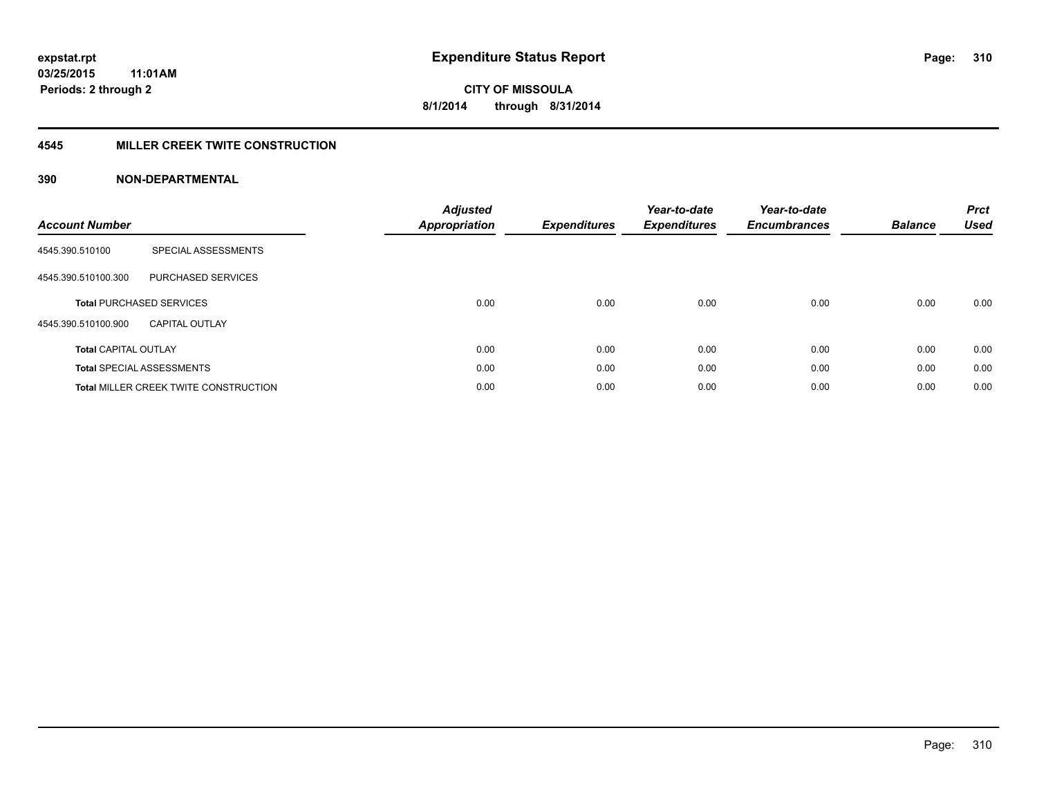# Expenditure Status Report

**CITY OF MISSOULA**
**8/1/2014 through 8/31/2014**

expstat.rpt
03/25/2015 11:01AM
Periods: 2 through 2

## 4545 MILLER CREEK TWITE CONSTRUCTION

### 390 NON-DEPARTMENTAL

| Account Number | | Adjusted Appropriation | Expenditures | Year-to-date Expenditures | Year-to-date Encumbrances | Balance | Prct Used |
|---|---|---|---|---|---|---|---|
| 4545.390.510100 | SPECIAL ASSESSMENTS | | | | | | |
| 4545.390.510100.300 | PURCHASED SERVICES | | | | | | |
| **Total** PURCHASED SERVICES | | 0.00 | 0.00 | 0.00 | 0.00 | 0.00 | 0.00 |
| 4545.390.510100.900 | CAPITAL OUTLAY | | | | | | |
| **Total** CAPITAL OUTLAY | | 0.00 | 0.00 | 0.00 | 0.00 | 0.00 | 0.00 |
| **Total** SPECIAL ASSESSMENTS | | 0.00 | 0.00 | 0.00 | 0.00 | 0.00 | 0.00 |
| **Total** MILLER CREEK TWITE CONSTRUCTION | | 0.00 | 0.00 | 0.00 | 0.00 | 0.00 | 0.00 |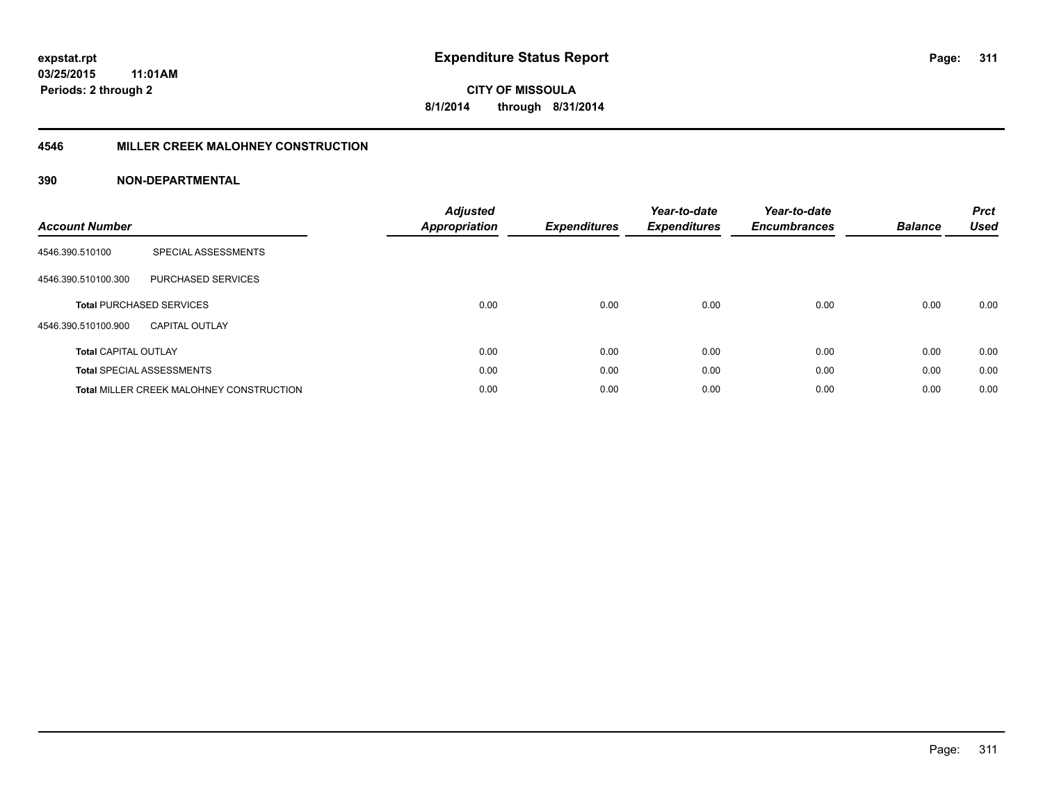**expstat.rpt**
**03/25/2015 11:01AM**
**Periods: 2 through 2**

# Expenditure Status Report

**CITY OF MISSOULA**
**8/1/2014 through 8/31/2014**

## 4546 MILLER CREEK MALOHNEY CONSTRUCTION

### 390 NON-DEPARTMENTAL

| Account Number | | Adjusted Appropriation | Expenditures | Year-to-date Expenditures | Year-to-date Encumbrances | Balance | Prct Used |
|---|---|---|---|---|---|---|---|
| 4546.390.510100 | SPECIAL ASSESSMENTS | | | | | | |
| 4546.390.510100.300 | PURCHASED SERVICES | | | | | | |
| **Total** PURCHASED SERVICES | | 0.00 | 0.00 | 0.00 | 0.00 | 0.00 | 0.00 |
| 4546.390.510100.900 | CAPITAL OUTLAY | | | | | | |
| **Total** CAPITAL OUTLAY | | 0.00 | 0.00 | 0.00 | 0.00 | 0.00 | 0.00 |
| **Total** SPECIAL ASSESSMENTS | | 0.00 | 0.00 | 0.00 | 0.00 | 0.00 | 0.00 |
| **Total** MILLER CREEK MALOHNEY CONSTRUCTION | | 0.00 | 0.00 | 0.00 | 0.00 | 0.00 | 0.00 |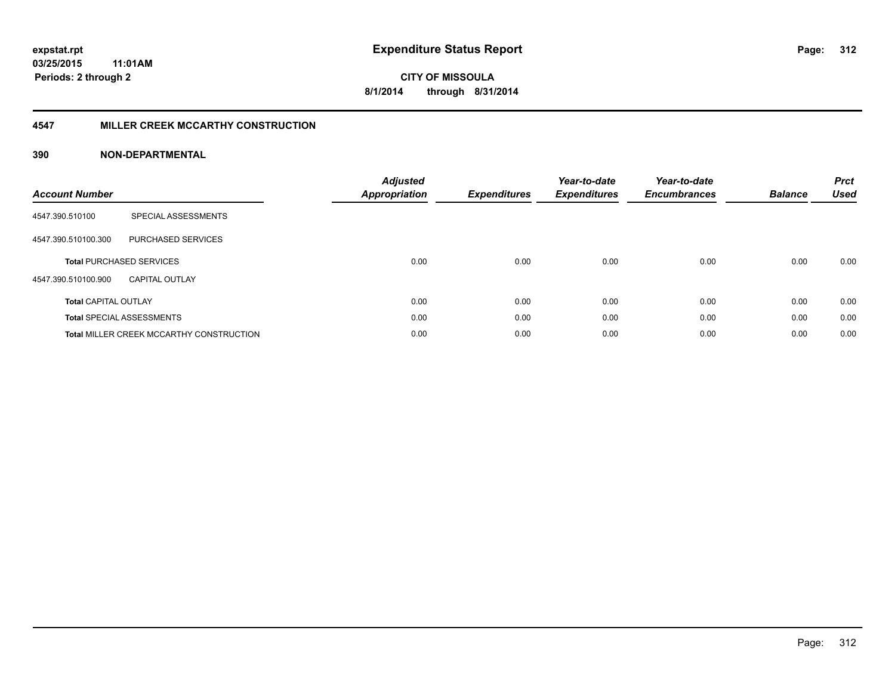# Expenditure Status Report

expstat.rpt
03/25/2015 11:01AM
Periods: 2 through 2

**CITY OF MISSOULA**
**8/1/2014 through 8/31/2014**

## 4547 MILLER CREEK MCCARTHY CONSTRUCTION

### 390 NON-DEPARTMENTAL

| Account Number | | Adjusted Appropriation | Expenditures | Year-to-date Expenditures | Year-to-date Encumbrances | Balance | Prct Used |
|---|---|---|---|---|---|---|---|
| 4547.390.510100 | SPECIAL ASSESSMENTS | | | | | | |
| 4547.390.510100.300 | PURCHASED SERVICES | | | | | | |
| **Total** PURCHASED SERVICES | | 0.00 | 0.00 | 0.00 | 0.00 | 0.00 | 0.00 |
| 4547.390.510100.900 | CAPITAL OUTLAY | | | | | | |
| **Total** CAPITAL OUTLAY | | 0.00 | 0.00 | 0.00 | 0.00 | 0.00 | 0.00 |
| **Total** SPECIAL ASSESSMENTS | | 0.00 | 0.00 | 0.00 | 0.00 | 0.00 | 0.00 |
| **Total** MILLER CREEK MCCARTHY CONSTRUCTION | | 0.00 | 0.00 | 0.00 | 0.00 | 0.00 | 0.00 |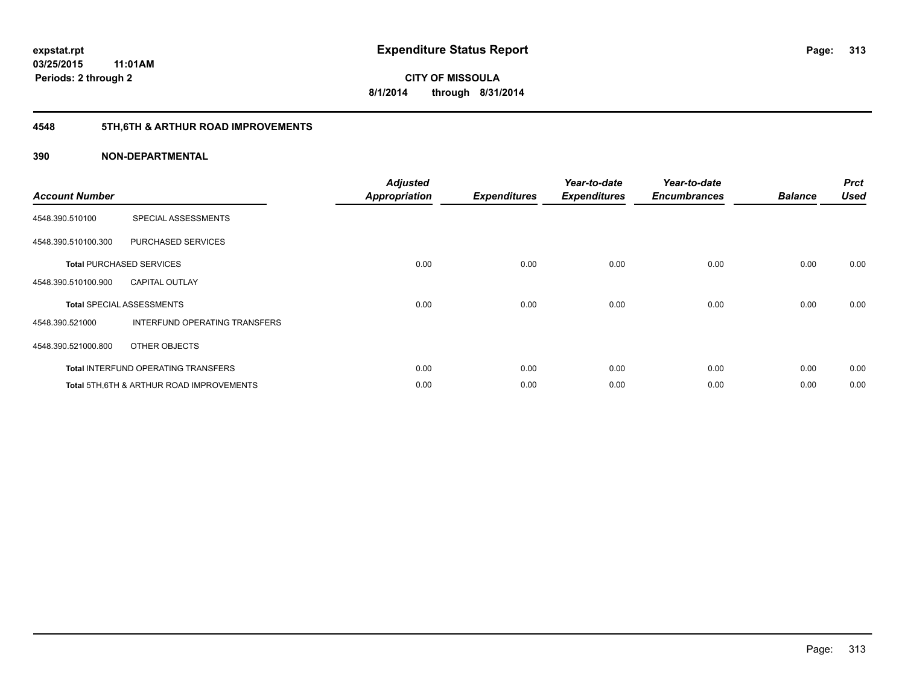# Expenditure Status Report

**CITY OF MISSOULA**

**8/1/2014 through 8/31/2014**

**expstat.rpt**
**03/25/2015 11:01AM**
**Periods: 2 through 2**

## 4548 5TH,6TH & ARTHUR ROAD IMPROVEMENTS

### 390 NON-DEPARTMENTAL

| Account Number | | Adjusted Appropriation | Expenditures | Year-to-date Expenditures | Year-to-date Encumbrances | Balance | Prct Used |
|---|---|---|---|---|---|---|---|
| 4548.390.510100 | SPECIAL ASSESSMENTS | | | | | | |
| 4548.390.510100.300 | PURCHASED SERVICES | | | | | | |
| **Total** PURCHASED SERVICES | | 0.00 | 0.00 | 0.00 | 0.00 | 0.00 | 0.00 |
| 4548.390.510100.900 | CAPITAL OUTLAY | | | | | | |
| **Total** SPECIAL ASSESSMENTS | | 0.00 | 0.00 | 0.00 | 0.00 | 0.00 | 0.00 |
| 4548.390.521000 | INTERFUND OPERATING TRANSFERS | | | | | | |
| 4548.390.521000.800 | OTHER OBJECTS | | | | | | |
| **Total** INTERFUND OPERATING TRANSFERS | | 0.00 | 0.00 | 0.00 | 0.00 | 0.00 | 0.00 |
| **Total** 5TH,6TH & ARTHUR ROAD IMPROVEMENTS | | 0.00 | 0.00 | 0.00 | 0.00 | 0.00 | 0.00 |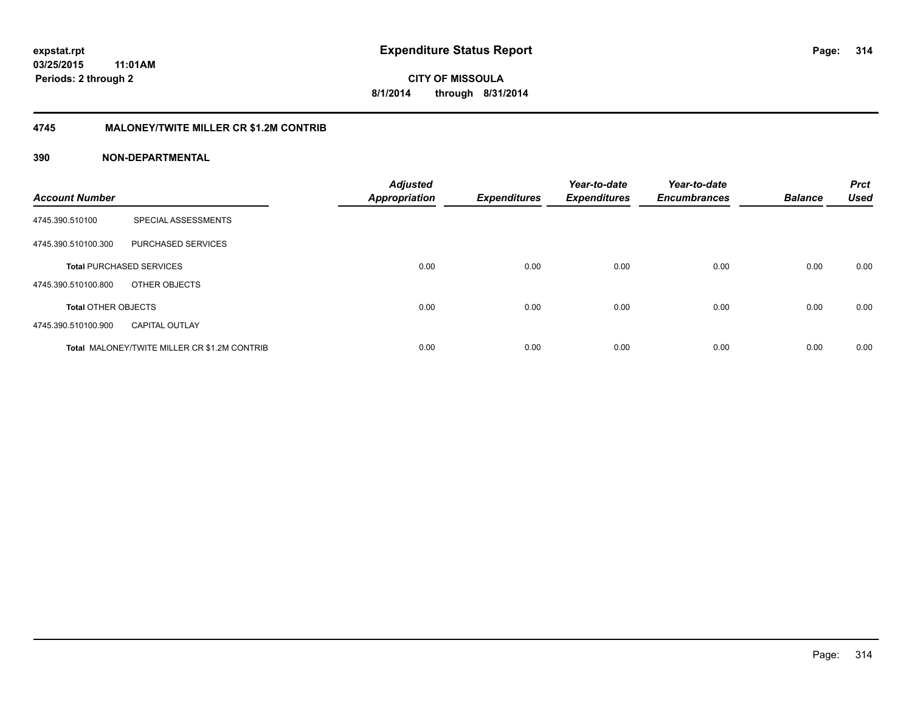# Expenditure Status Report

expstat.rpt
03/25/2015 11:01AM
Periods: 2 through 2

CITY OF MISSOULA
8/1/2014 through 8/31/2014

## 4745 MALONEY/TWITE MILLER CR $1.2M CONTRIB

### 390 NON-DEPARTMENTAL

| Account Number | | Adjusted Appropriation | Expenditures | Year-to-date Expenditures | Year-to-date Encumbrances | Balance | Prct Used |
|---|---|---|---|---|---|---|---|
| 4745.390.510100 | SPECIAL ASSESSMENTS | | | | | | |
| 4745.390.510100.300 | PURCHASED SERVICES | | | | | | |
| **Total** PURCHASED SERVICES | | 0.00 | 0.00 | 0.00 | 0.00 | 0.00 | 0.00 |
| 4745.390.510100.800 | OTHER OBJECTS | | | | | | |
| **Total** OTHER OBJECTS | | 0.00 | 0.00 | 0.00 | 0.00 | 0.00 | 0.00 |
| 4745.390.510100.900 | CAPITAL OUTLAY | | | | | | |
| **Total** MALONEY/TWITE MILLER CR $1.2M CONTRIB | | 0.00 | 0.00 | 0.00 | 0.00 | 0.00 | 0.00 |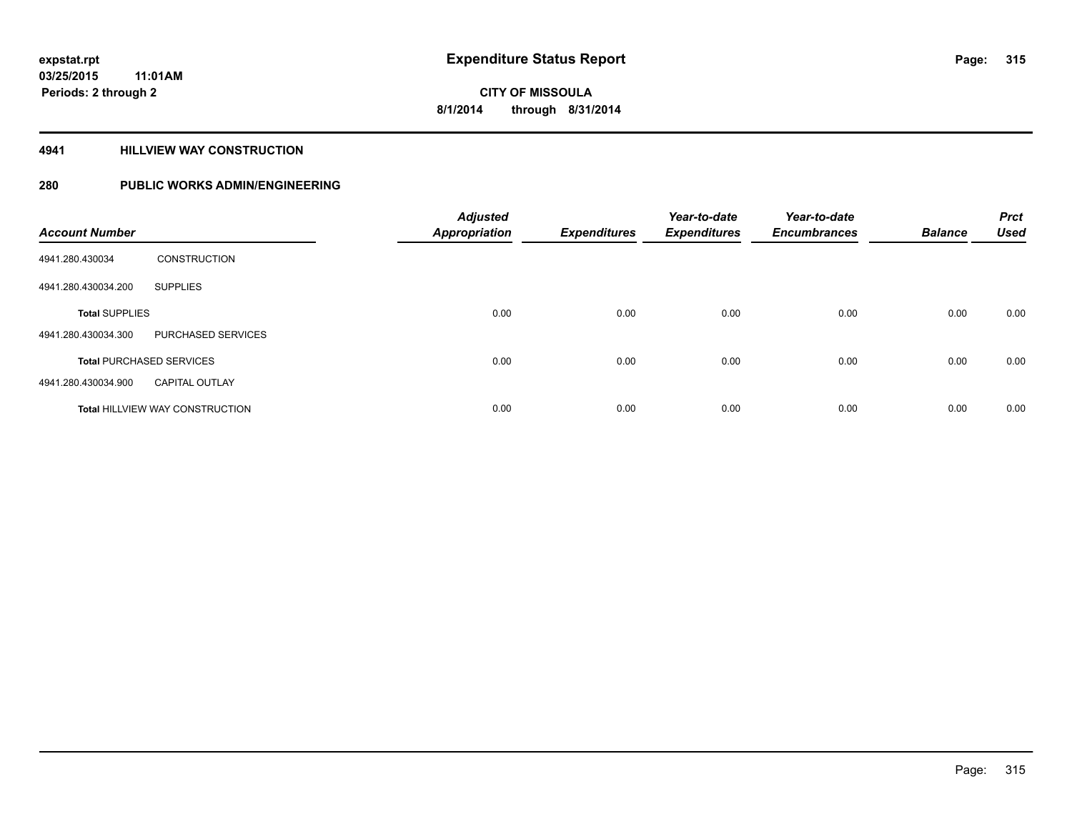# Expenditure Status Report

expstat.rpt
03/25/2015 11:01AM
Periods: 2 through 2

CITY OF MISSOULA
8/1/2014 through 8/31/2014

## 4941 HILLVIEW WAY CONSTRUCTION

## 280 PUBLIC WORKS ADMIN/ENGINEERING

| Account Number | | Adjusted Appropriation | Expenditures | Year-to-date Expenditures | Year-to-date Encumbrances | Balance | Prct Used |
|---|---|---|---|---|---|---|---|
| 4941.280.430034 | CONSTRUCTION | | | | | | |
| 4941.280.430034.200 | SUPPLIES | | | | | | |
| **Total** SUPPLIES | | 0.00 | 0.00 | 0.00 | 0.00 | 0.00 | 0.00 |
| 4941.280.430034.300 | PURCHASED SERVICES | | | | | | |
| **Total** PURCHASED SERVICES | | 0.00 | 0.00 | 0.00 | 0.00 | 0.00 | 0.00 |
| 4941.280.430034.900 | CAPITAL OUTLAY | | | | | | |
| **Total** HILLVIEW WAY CONSTRUCTION | | 0.00 | 0.00 | 0.00 | 0.00 | 0.00 | 0.00 |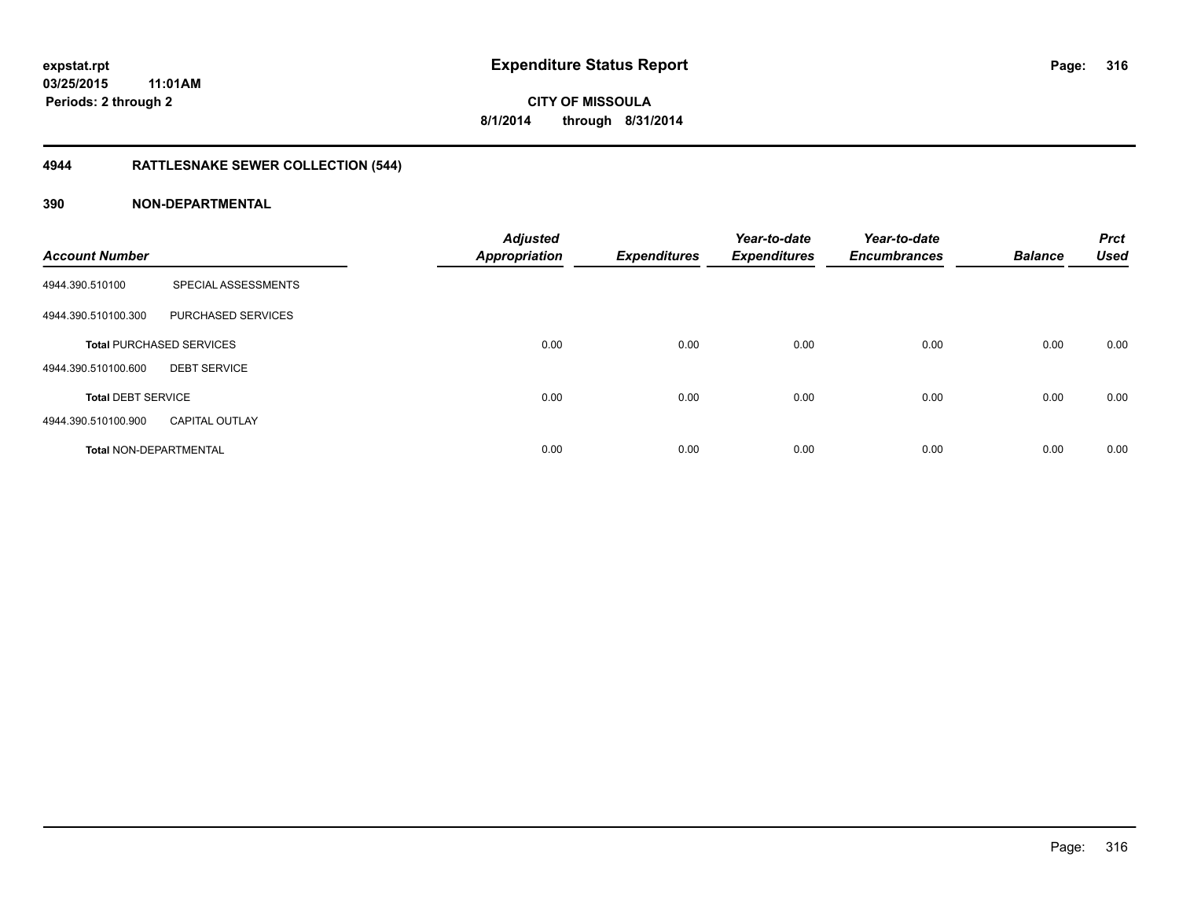expstat.rpt
03/25/2015 11:01AM
Periods: 2 through 2

# Expenditure Status Report

CITY OF MISSOULA
8/1/2014 through 8/31/2014

## 4944 RATTLESNAKE SEWER COLLECTION (544)

## 390 NON-DEPARTMENTAL

| Account Number | | Adjusted Appropriation | Expenditures | Year-to-date Expenditures | Year-to-date Encumbrances | Balance | Prct Used |
|---|---|---|---|---|---|---|---|
| 4944.390.510100 | SPECIAL ASSESSMENTS | | | | | | |
| 4944.390.510100.300 | PURCHASED SERVICES | | | | | | |
| **Total** PURCHASED SERVICES | | 0.00 | 0.00 | 0.00 | 0.00 | 0.00 | 0.00 |
| 4944.390.510100.600 | DEBT SERVICE | | | | | | |
| **Total** DEBT SERVICE | | 0.00 | 0.00 | 0.00 | 0.00 | 0.00 | 0.00 |
| 4944.390.510100.900 | CAPITAL OUTLAY | | | | | | |
| **Total** NON-DEPARTMENTAL | | 0.00 | 0.00 | 0.00 | 0.00 | 0.00 | 0.00 |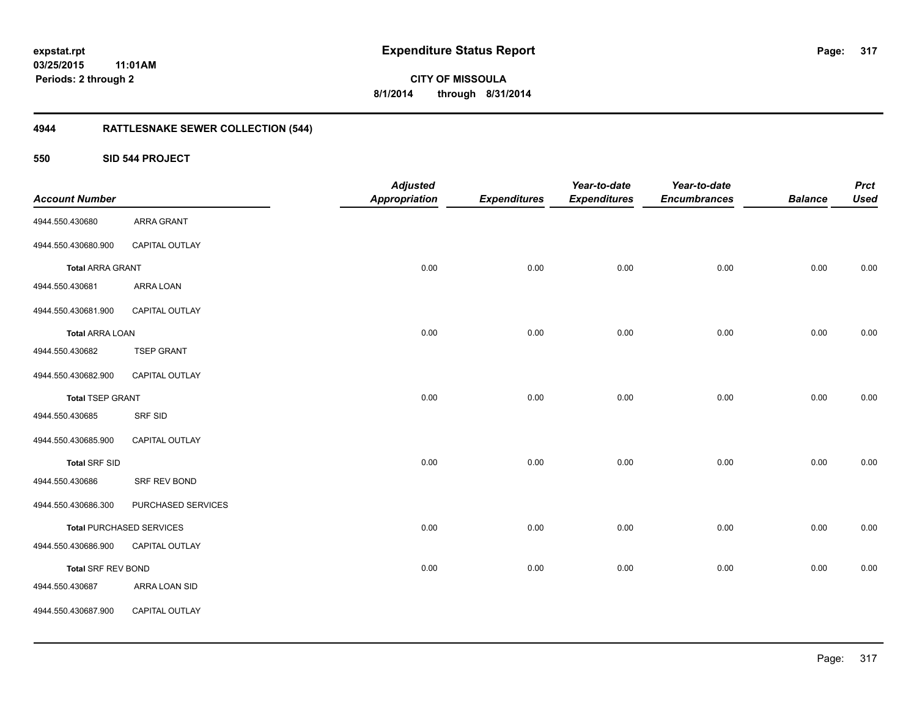**expstat.rpt**
**03/25/2015 11:01AM**
**Periods: 2 through 2**

# Expenditure Status Report

**CITY OF MISSOULA**
**8/1/2014 through 8/31/2014**

## 4944 RATTLESNAKE SEWER COLLECTION (544)

### 550 SID 544 PROJECT

| Account Number | | Adjusted Appropriation | Expenditures | Year-to-date Expenditures | Year-to-date Encumbrances | Balance | Prct Used |
|---|---|---|---|---|---|---|---|
| 4944.550.430680 | ARRA GRANT | | | | | | |
| 4944.550.430680.900 | CAPITAL OUTLAY | | | | | | |
| **Total** ARRA GRANT | | 0.00 | 0.00 | 0.00 | 0.00 | 0.00 | 0.00 |
| 4944.550.430681 | ARRA LOAN | | | | | | |
| 4944.550.430681.900 | CAPITAL OUTLAY | | | | | | |
| **Total** ARRA LOAN | | 0.00 | 0.00 | 0.00 | 0.00 | 0.00 | 0.00 |
| 4944.550.430682 | TSEP GRANT | | | | | | |
| 4944.550.430682.900 | CAPITAL OUTLAY | | | | | | |
| **Total** TSEP GRANT | | 0.00 | 0.00 | 0.00 | 0.00 | 0.00 | 0.00 |
| 4944.550.430685 | SRF SID | | | | | | |
| 4944.550.430685.900 | CAPITAL OUTLAY | | | | | | |
| **Total** SRF SID | | 0.00 | 0.00 | 0.00 | 0.00 | 0.00 | 0.00 |
| 4944.550.430686 | SRF REV BOND | | | | | | |
| 4944.550.430686.300 | PURCHASED SERVICES | | | | | | |
| **Total** PURCHASED SERVICES | | 0.00 | 0.00 | 0.00 | 0.00 | 0.00 | 0.00 |
| 4944.550.430686.900 | CAPITAL OUTLAY | | | | | | |
| **Total** SRF REV BOND | | 0.00 | 0.00 | 0.00 | 0.00 | 0.00 | 0.00 |
| 4944.550.430687 | ARRA LOAN SID | | | | | | |
| 4944.550.430687.900 | CAPITAL OUTLAY | | | | | | |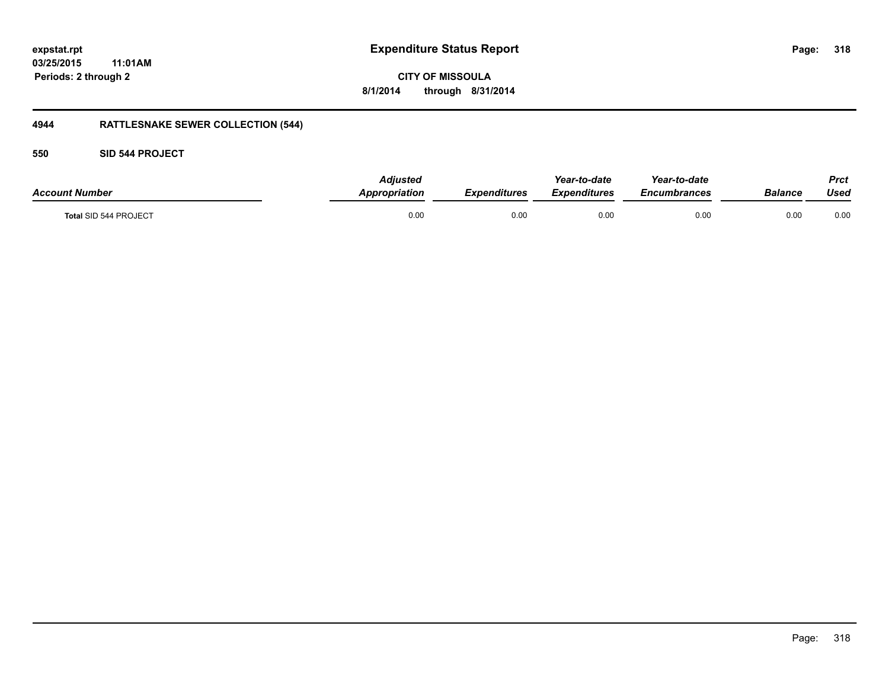expstat.rpt
03/25/2015 11:01AM
Periods: 2 through 2

# Expenditure Status Report

CITY OF MISSOULA
8/1/2014 through 8/31/2014

## 4944 RATTLESNAKE SEWER COLLECTION (544)

### 550 SID 544 PROJECT

| Account Number | Adjusted Appropriation | Expenditures | Year-to-date Expenditures | Year-to-date Encumbrances | Balance | Prct Used |
|---|---|---|---|---|---|---|
| Total SID 544 PROJECT | 0.00 | 0.00 | 0.00 | 0.00 | 0.00 | 0.00 |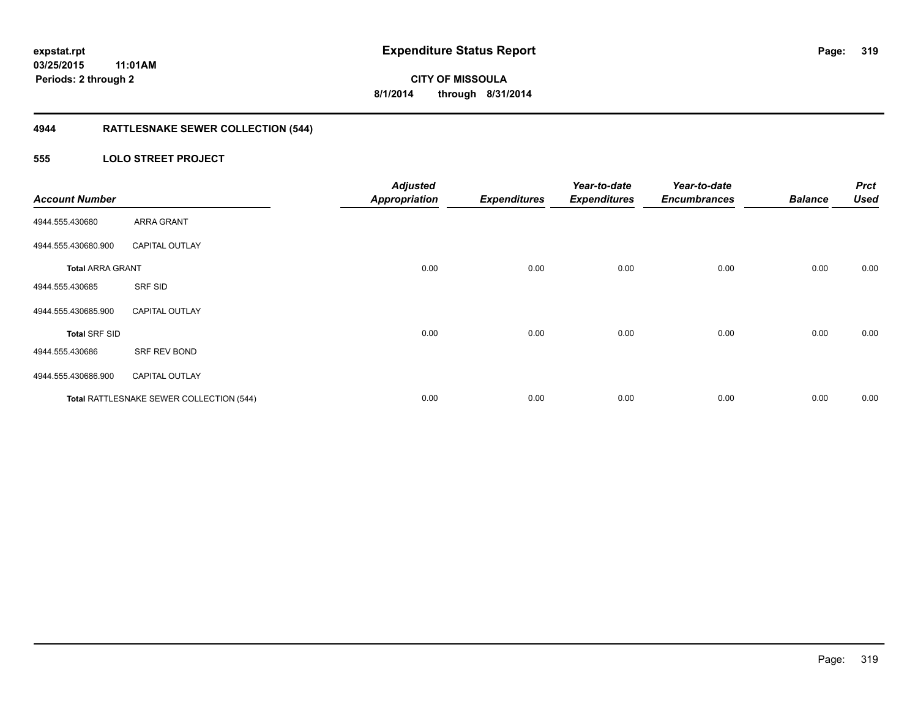**expstat.rpt**
**03/25/2015 11:01AM**
**Periods: 2 through 2**

# Expenditure Status Report

**CITY OF MISSOULA**
**8/1/2014 through 8/31/2014**

## 4944 RATTLESNAKE SEWER COLLECTION (544)

### 555 LOLO STREET PROJECT

| Account Number | | Adjusted Appropriation | Expenditures | Year-to-date Expenditures | Year-to-date Encumbrances | Balance | Prct Used |
|---|---|---|---|---|---|---|---|
| 4944.555.430680 | ARRA GRANT | | | | | | |
| 4944.555.430680.900 | CAPITAL OUTLAY | | | | | | |
| **Total** ARRA GRANT | | 0.00 | 0.00 | 0.00 | 0.00 | 0.00 | 0.00 |
| 4944.555.430685 | SRF SID | | | | | | |
| 4944.555.430685.900 | CAPITAL OUTLAY | | | | | | |
| **Total** SRF SID | | 0.00 | 0.00 | 0.00 | 0.00 | 0.00 | 0.00 |
| 4944.555.430686 | SRF REV BOND | | | | | | |
| 4944.555.430686.900 | CAPITAL OUTLAY | | | | | | |
| **Total** RATTLESNAKE SEWER COLLECTION (544) | | 0.00 | 0.00 | 0.00 | 0.00 | 0.00 | 0.00 |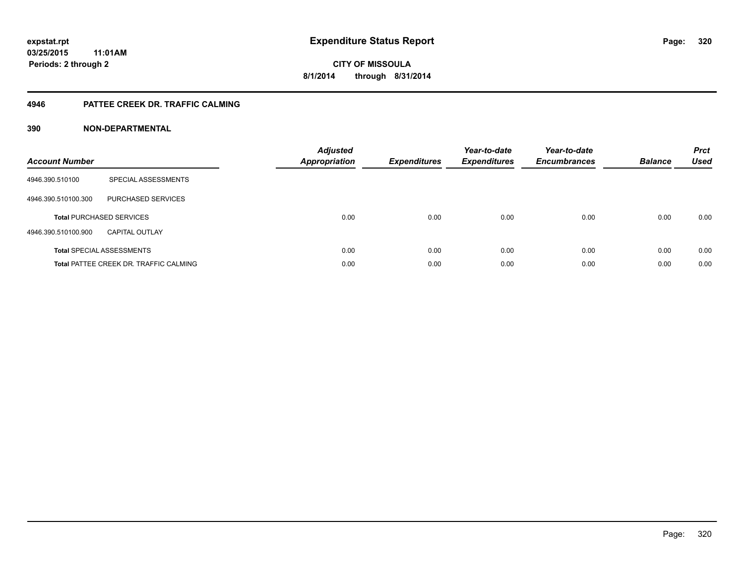# Expenditure Status Report

expstat.rpt
03/25/2015 11:01AM
Periods: 2 through 2

CITY OF MISSOULA
8/1/2014 through 8/31/2014

## 4946 PATTEE CREEK DR. TRAFFIC CALMING

### 390 NON-DEPARTMENTAL

| Account Number | | *Adjusted Appropriation* | *Expenditures* | *Year-to-date Expenditures* | *Year-to-date Encumbrances* | *Balance* | *Prct Used* |
|---|---|---|---|---|---|---|---|
| 4946.390.510100 | SPECIAL ASSESSMENTS | | | | | | |
| 4946.390.510100.300 | PURCHASED SERVICES | | | | | | |
| **Total** PURCHASED SERVICES | | 0.00 | 0.00 | 0.00 | 0.00 | 0.00 | 0.00 |
| 4946.390.510100.900 | CAPITAL OUTLAY | | | | | | |
| **Total** SPECIAL ASSESSMENTS | | 0.00 | 0.00 | 0.00 | 0.00 | 0.00 | 0.00 |
| **Total** PATTEE CREEK DR. TRAFFIC CALMING | | 0.00 | 0.00 | 0.00 | 0.00 | 0.00 | 0.00 |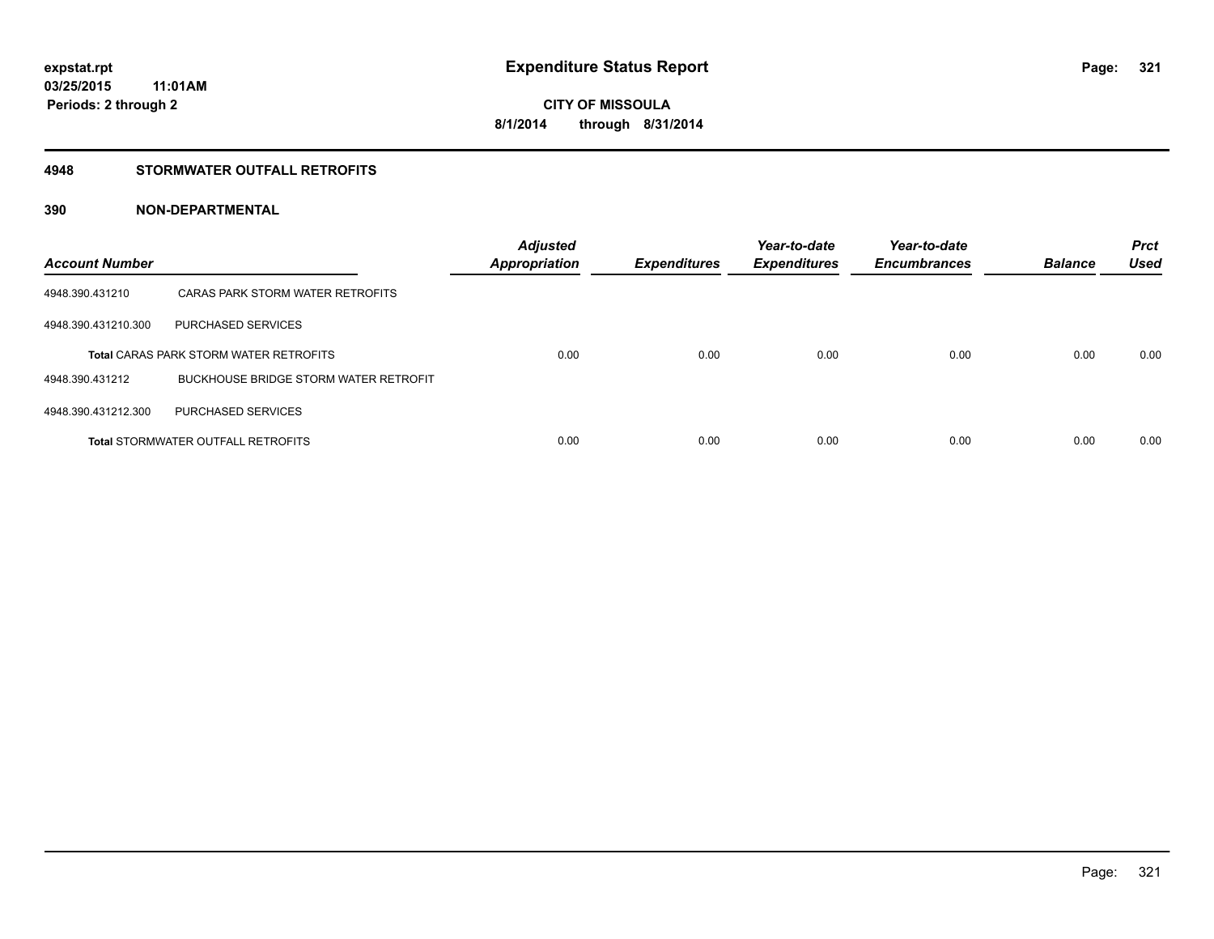# Expenditure Status Report

expstat.rpt
03/25/2015 11:01AM
Periods: 2 through 2

**CITY OF MISSOULA**
**8/1/2014 through 8/31/2014**

## 4948 STORMWATER OUTFALL RETROFITS

### 390 NON-DEPARTMENTAL

| Account Number | | Adjusted Appropriation | Expenditures | Year-to-date Expenditures | Year-to-date Encumbrances | Balance | Prct Used |
|---|---|---|---|---|---|---|---|
| 4948.390.431210 | CARAS PARK STORM WATER RETROFITS | | | | | | |
| 4948.390.431210.300 | PURCHASED SERVICES | | | | | | |
| **Total** CARAS PARK STORM WATER RETROFITS | | 0.00 | 0.00 | 0.00 | 0.00 | 0.00 | 0.00 |
| 4948.390.431212 | BUCKHOUSE BRIDGE STORM WATER RETROFIT | | | | | | |
| 4948.390.431212.300 | PURCHASED SERVICES | | | | | | |
| **Total** STORMWATER OUTFALL RETROFITS | | 0.00 | 0.00 | 0.00 | 0.00 | 0.00 | 0.00 |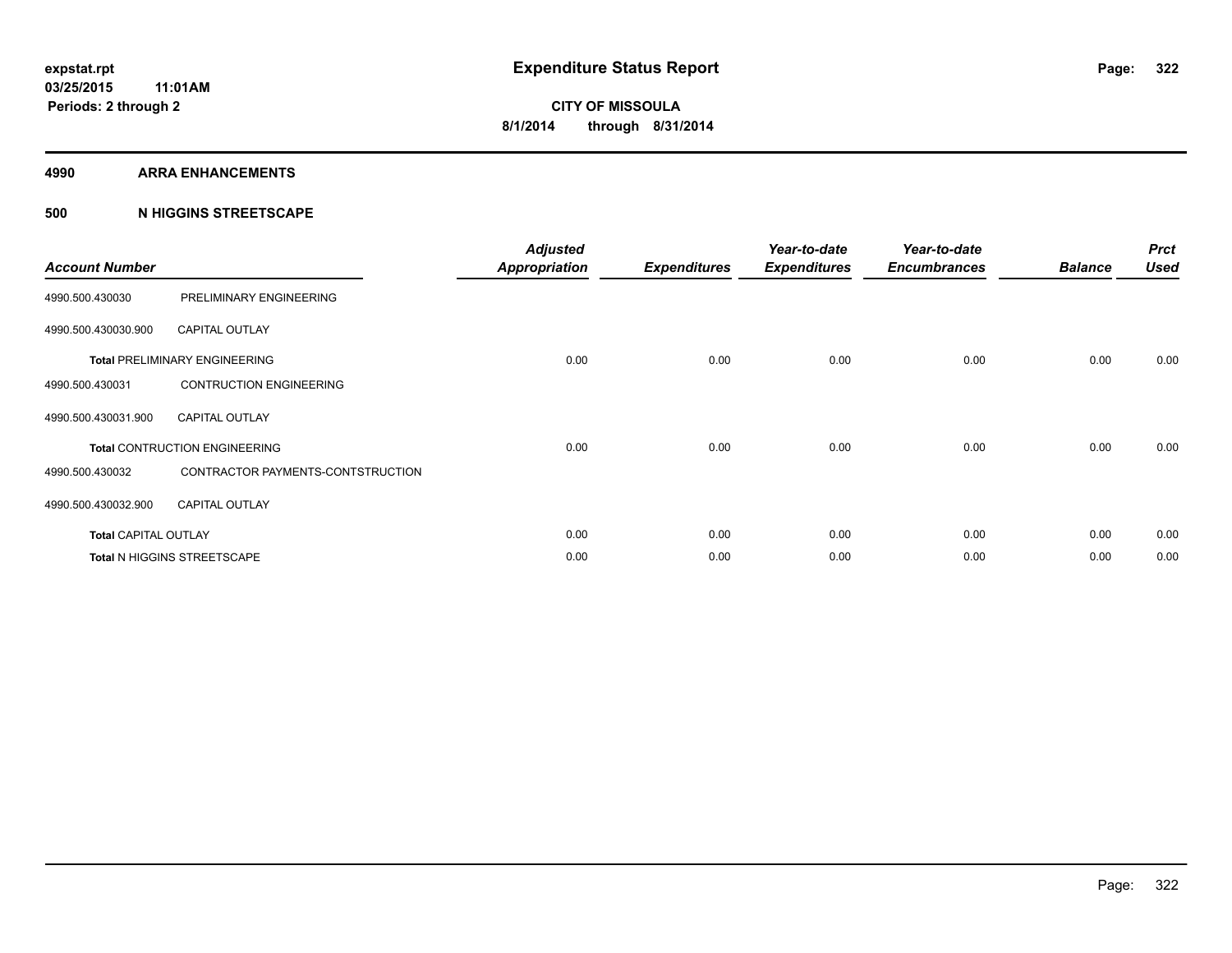**expstat.rpt**
**03/25/2015 11:01AM**
**Periods: 2 through 2**

# Expenditure Status Report

**CITY OF MISSOULA**
**8/1/2014 through 8/31/2014**

## 4990 ARRA ENHANCEMENTS

## 500 N HIGGINS STREETSCAPE

| Account Number | | Adjusted Appropriation | Expenditures | Year-to-date Expenditures | Year-to-date Encumbrances | Balance | Prct Used |
|---|---|---|---|---|---|---|---|
| 4990.500.430030 | PRELIMINARY ENGINEERING | | | | | | |
| 4990.500.430030.900 | CAPITAL OUTLAY | | | | | | |
| **Total** PRELIMINARY ENGINEERING | | 0.00 | 0.00 | 0.00 | 0.00 | 0.00 | 0.00 |
| 4990.500.430031 | CONTRUCTION ENGINEERING | | | | | | |
| 4990.500.430031.900 | CAPITAL OUTLAY | | | | | | |
| **Total** CONTRUCTION ENGINEERING | | 0.00 | 0.00 | 0.00 | 0.00 | 0.00 | 0.00 |
| 4990.500.430032 | CONTRACTOR PAYMENTS-CONTSTRUCTION | | | | | | |
| 4990.500.430032.900 | CAPITAL OUTLAY | | | | | | |
| **Total** CAPITAL OUTLAY | | 0.00 | 0.00 | 0.00 | 0.00 | 0.00 | 0.00 |
| **Total** N HIGGINS STREETSCAPE | | 0.00 | 0.00 | 0.00 | 0.00 | 0.00 | 0.00 |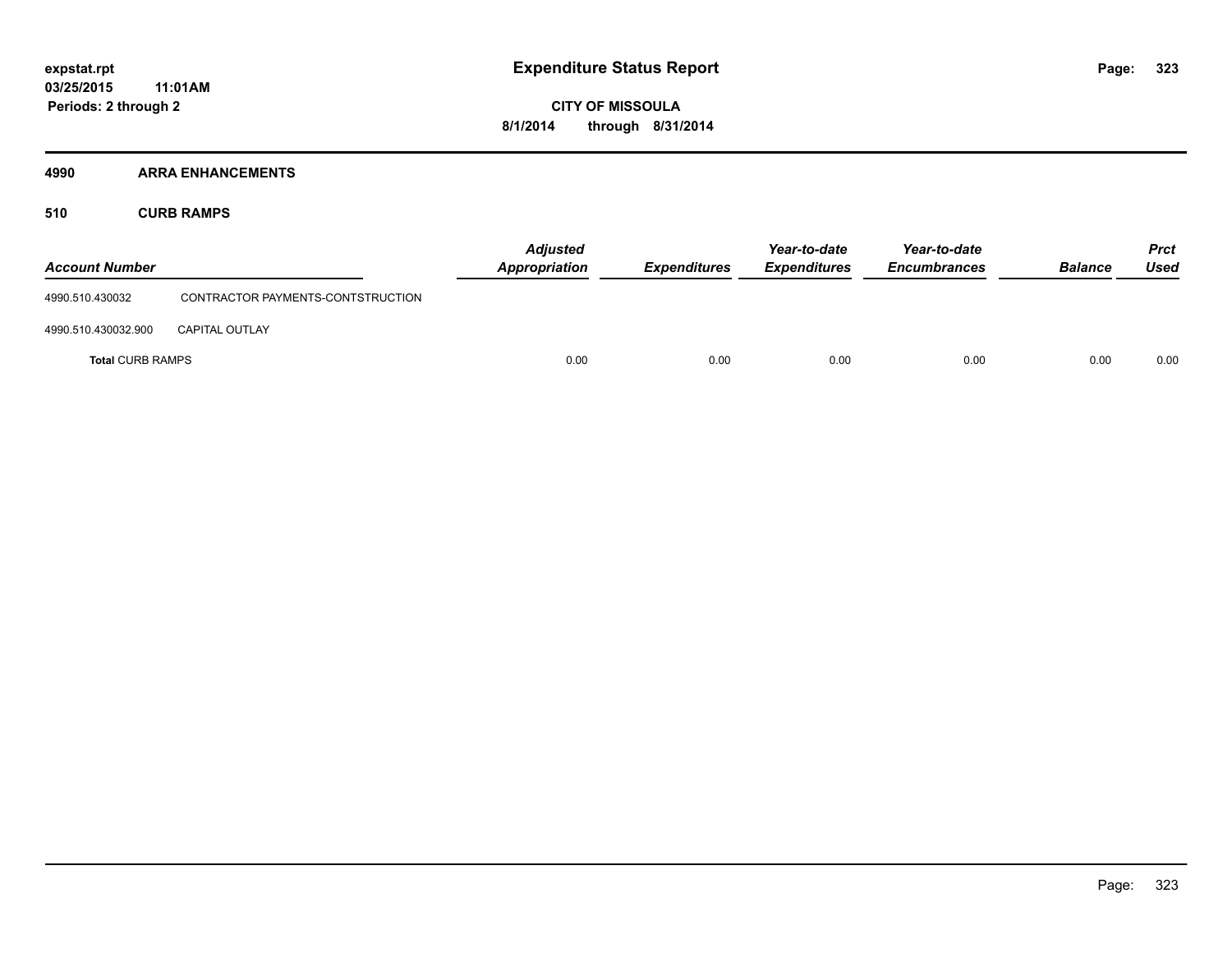**Expenditure Status Report**

**CITY OF MISSOULA**

**8/1/2014 through 8/31/2014**

expstat.rpt
03/25/2015 11:01AM
Periods: 2 through 2

## 4990 ARRA ENHANCEMENTS

### 510 CURB RAMPS

| Account Number | | Adjusted Appropriation | Expenditures | Year-to-date Expenditures | Year-to-date Encumbrances | Balance | Prct Used |
|---|---|---|---|---|---|---|---|
| 4990.510.430032 | CONTRACTOR PAYMENTS-CONTSTRUCTION | | | | | | |
| 4990.510.430032.900 | CAPITAL OUTLAY | | | | | | |
| **Total** CURB RAMPS | | 0.00 | 0.00 | 0.00 | 0.00 | 0.00 | 0.00 |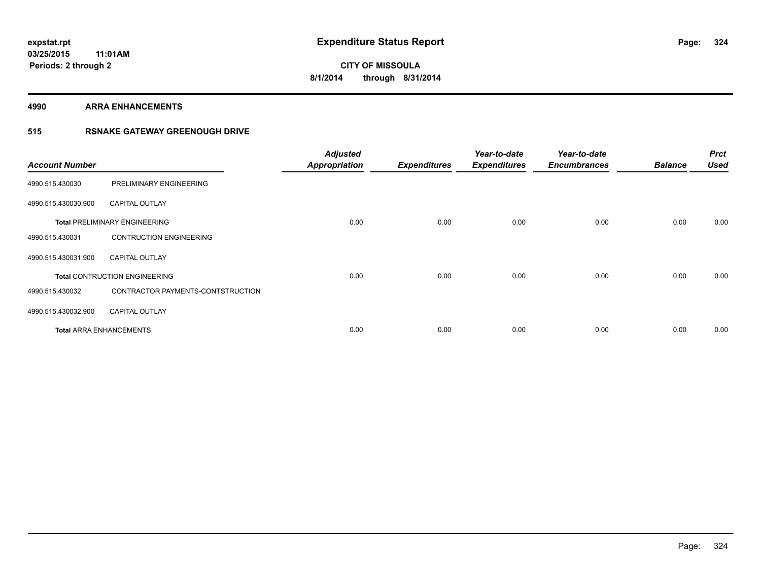**expstat.rpt**
**03/25/2015 11:01AM**
**Periods: 2 through 2**

# Expenditure Status Report

**CITY OF MISSOULA**
**8/1/2014 through 8/31/2014**

## 4990 ARRA ENHANCEMENTS

## 515 RSNAKE GATEWAY GREENOUGH DRIVE

| Account Number | | Adjusted Appropriation | Expenditures | Year-to-date Expenditures | Year-to-date Encumbrances | Balance | Prct Used |
|---|---|---|---|---|---|---|---|
| 4990.515.430030 | PRELIMINARY ENGINEERING | | | | | | |
| 4990.515.430030.900 | CAPITAL OUTLAY | | | | | | |
| **Total** PRELIMINARY ENGINEERING | | 0.00 | 0.00 | 0.00 | 0.00 | 0.00 | 0.00 |
| 4990.515.430031 | CONTRUCTION ENGINEERING | | | | | | |
| 4990.515.430031.900 | CAPITAL OUTLAY | | | | | | |
| **Total** CONTRUCTION ENGINEERING | | 0.00 | 0.00 | 0.00 | 0.00 | 0.00 | 0.00 |
| 4990.515.430032 | CONTRACTOR PAYMENTS-CONTSTRUCTION | | | | | | |
| 4990.515.430032.900 | CAPITAL OUTLAY | | | | | | |
| **Total** ARRA ENHANCEMENTS | | 0.00 | 0.00 | 0.00 | 0.00 | 0.00 | 0.00 |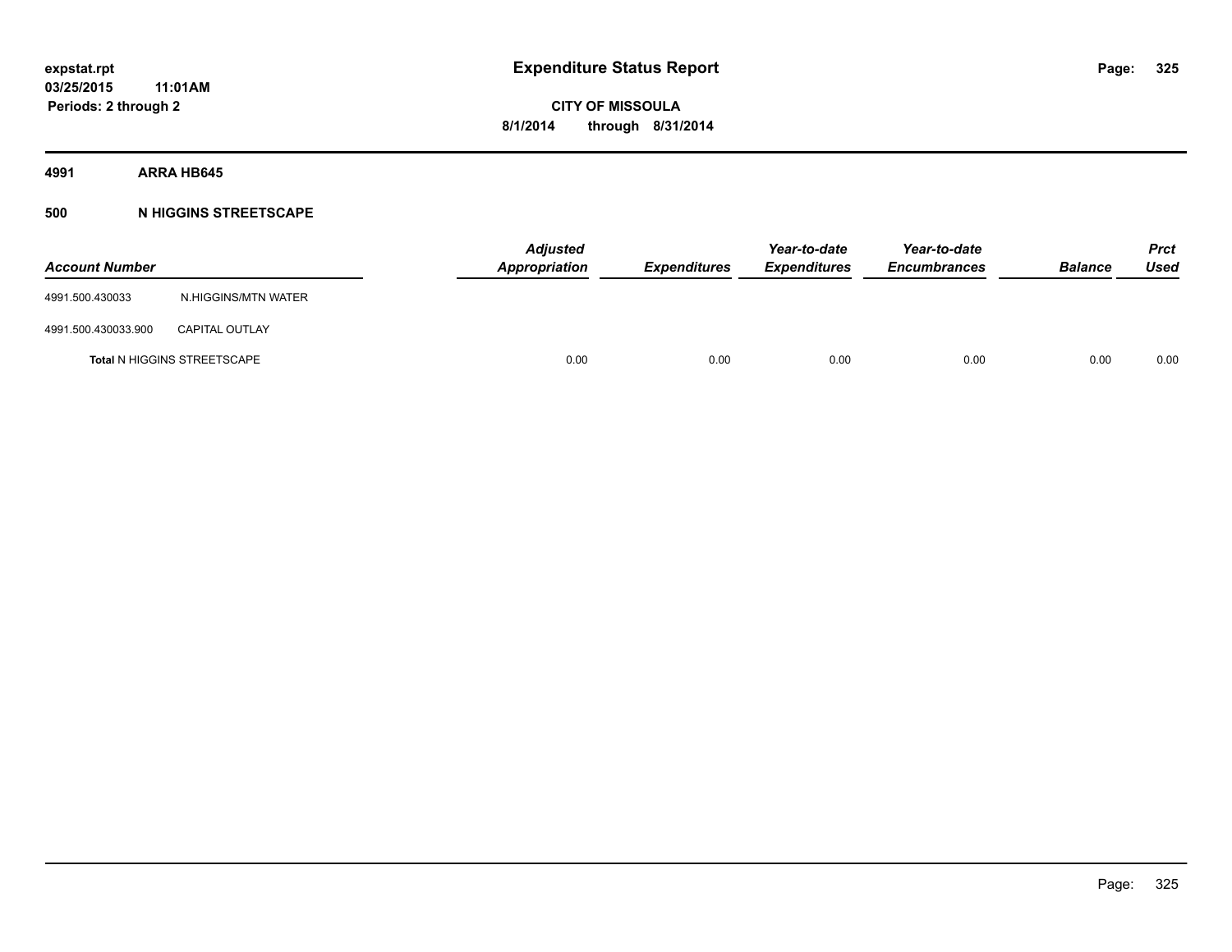expstat.rpt
03/25/2015 11:01AM
Periods: 2 through 2

# Expenditure Status Report

CITY OF MISSOULA
8/1/2014 through 8/31/2014

**4991 ARRA HB645**

**500 N HIGGINS STREETSCAPE**

| Account Number | | Adjusted Appropriation | Expenditures | Year-to-date Expenditures | Year-to-date Encumbrances | Balance | Prct Used |
|---|---|---|---|---|---|---|---|
| 4991.500.430033 | N.HIGGINS/MTN WATER | | | | | | |
| 4991.500.430033.900 | CAPITAL OUTLAY | | | | | | |
| **Total** N HIGGINS STREETSCAPE | | 0.00 | 0.00 | 0.00 | 0.00 | 0.00 | 0.00 |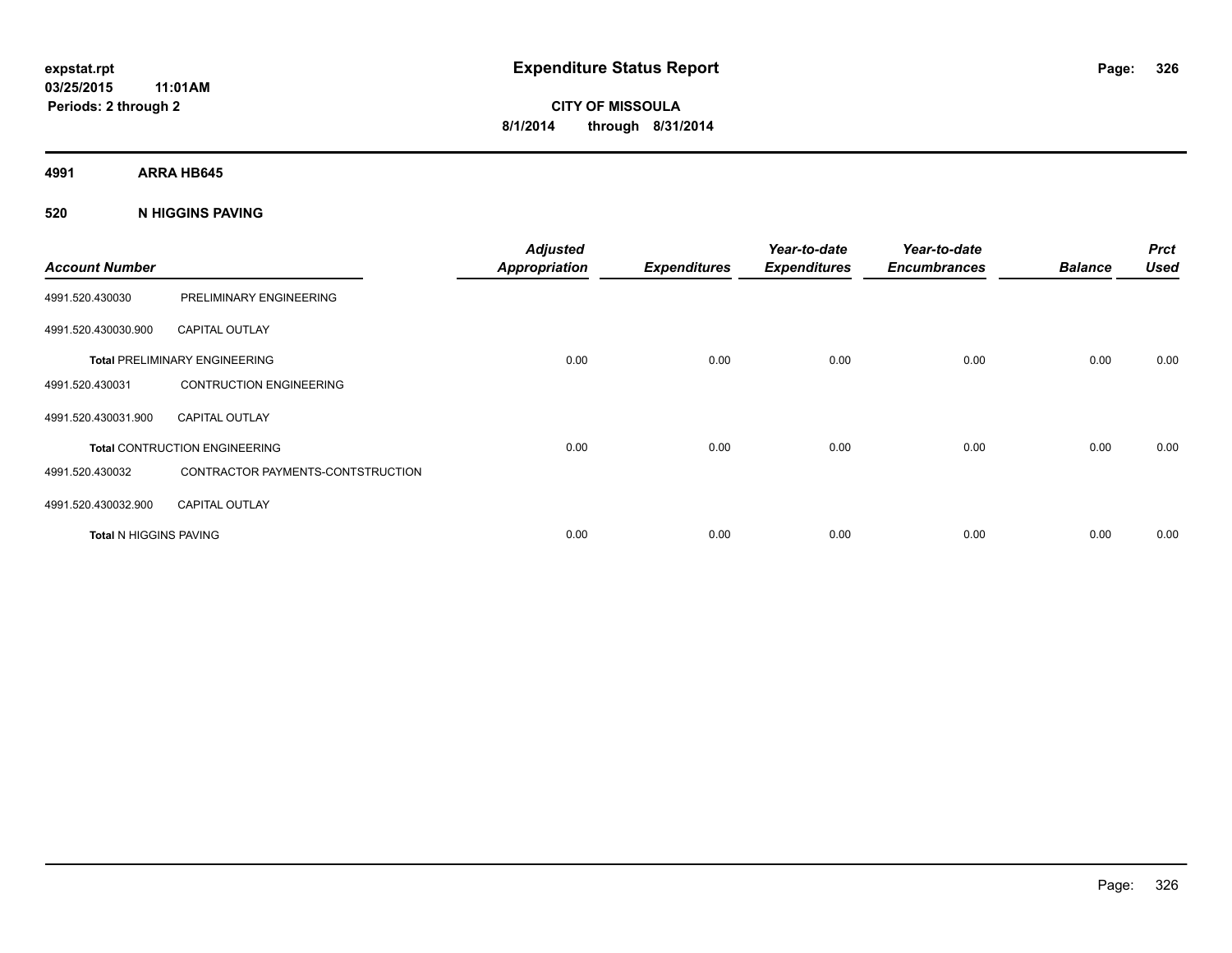# Expenditure Status Report

expstat.rpt
03/25/2015 11:01AM
Periods: 2 through 2

**CITY OF MISSOULA**
**8/1/2014 through 8/31/2014**

## 4991 ARRA HB645

### 520 N HIGGINS PAVING

| Account Number | | Adjusted Appropriation | Expenditures | Year-to-date Expenditures | Year-to-date Encumbrances | Balance | Prct Used |
|---|---|---|---|---|---|---|---|
| 4991.520.430030 | PRELIMINARY ENGINEERING | | | | | | |
| 4991.520.430030.900 | CAPITAL OUTLAY | | | | | | |
| **Total** PRELIMINARY ENGINEERING | | 0.00 | 0.00 | 0.00 | 0.00 | 0.00 | 0.00 |
| 4991.520.430031 | CONTRUCTION ENGINEERING | | | | | | |
| 4991.520.430031.900 | CAPITAL OUTLAY | | | | | | |
| **Total** CONTRUCTION ENGINEERING | | 0.00 | 0.00 | 0.00 | 0.00 | 0.00 | 0.00 |
| 4991.520.430032 | CONTRACTOR PAYMENTS-CONTSTRUCTION | | | | | | |
| 4991.520.430032.900 | CAPITAL OUTLAY | | | | | | |
| **Total** N HIGGINS PAVING | | 0.00 | 0.00 | 0.00 | 0.00 | 0.00 | 0.00 |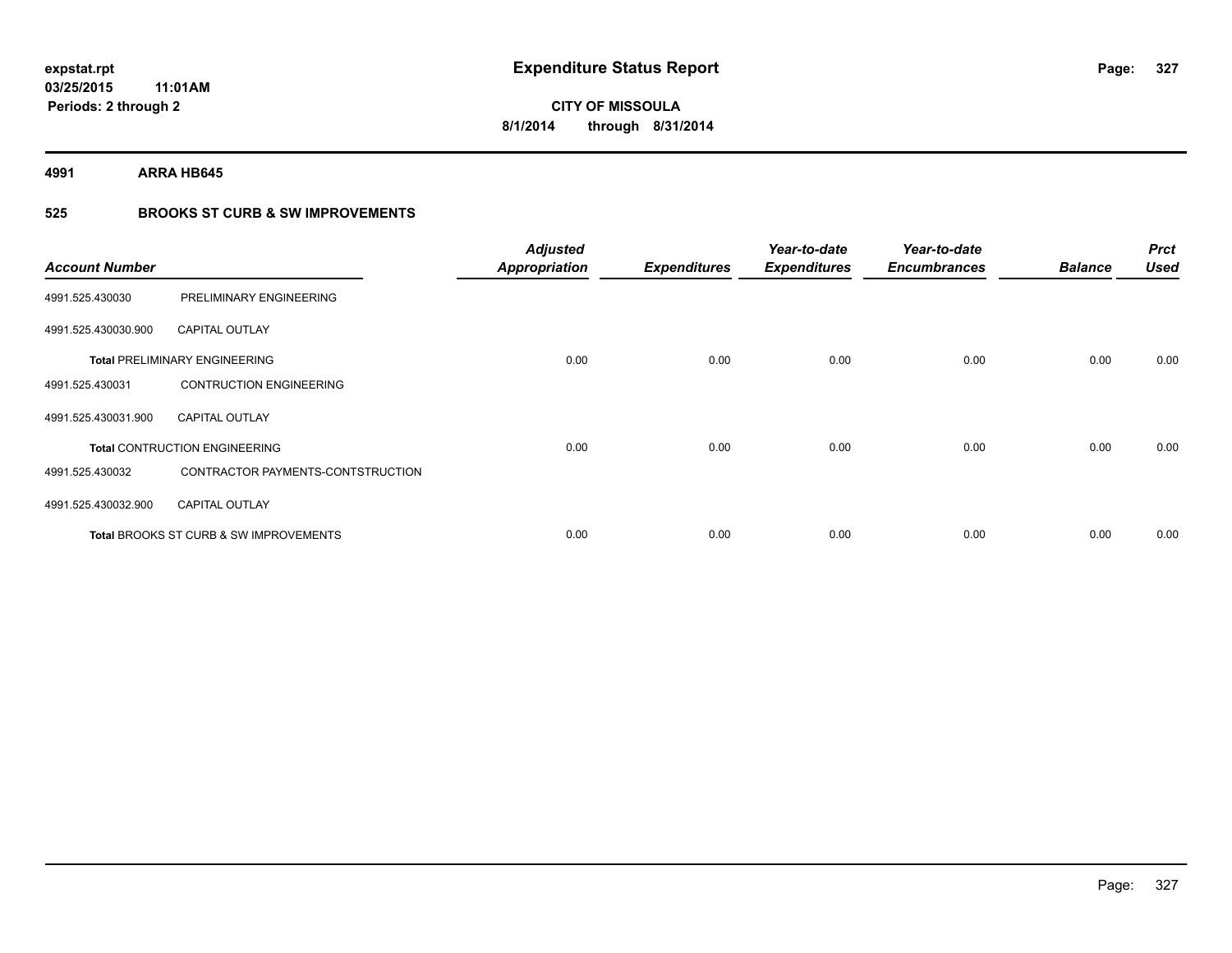**expstat.rpt**
**03/25/2015 11:01AM**
**Periods: 2 through 2**

# Expenditure Status Report

**CITY OF MISSOULA**
**8/1/2014 through 8/31/2014**

**4991 ARRA HB645**

## 525 BROOKS ST CURB & SW IMPROVEMENTS

| Account Number | | Adjusted Appropriation | Expenditures | Year-to-date Expenditures | Year-to-date Encumbrances | Balance | Prct Used |
|---|---|---|---|---|---|---|---|
| 4991.525.430030 | PRELIMINARY ENGINEERING | | | | | | |
| 4991.525.430030.900 | CAPITAL OUTLAY | | | | | | |
| **Total** PRELIMINARY ENGINEERING | | 0.00 | 0.00 | 0.00 | 0.00 | 0.00 | 0.00 |
| 4991.525.430031 | CONTRUCTION ENGINEERING | | | | | | |
| 4991.525.430031.900 | CAPITAL OUTLAY | | | | | | |
| **Total** CONTRUCTION ENGINEERING | | 0.00 | 0.00 | 0.00 | 0.00 | 0.00 | 0.00 |
| 4991.525.430032 | CONTRACTOR PAYMENTS-CONTSTRUCTION | | | | | | |
| 4991.525.430032.900 | CAPITAL OUTLAY | | | | | | |
| **Total** BROOKS ST CURB & SW IMPROVEMENTS | | 0.00 | 0.00 | 0.00 | 0.00 | 0.00 | 0.00 |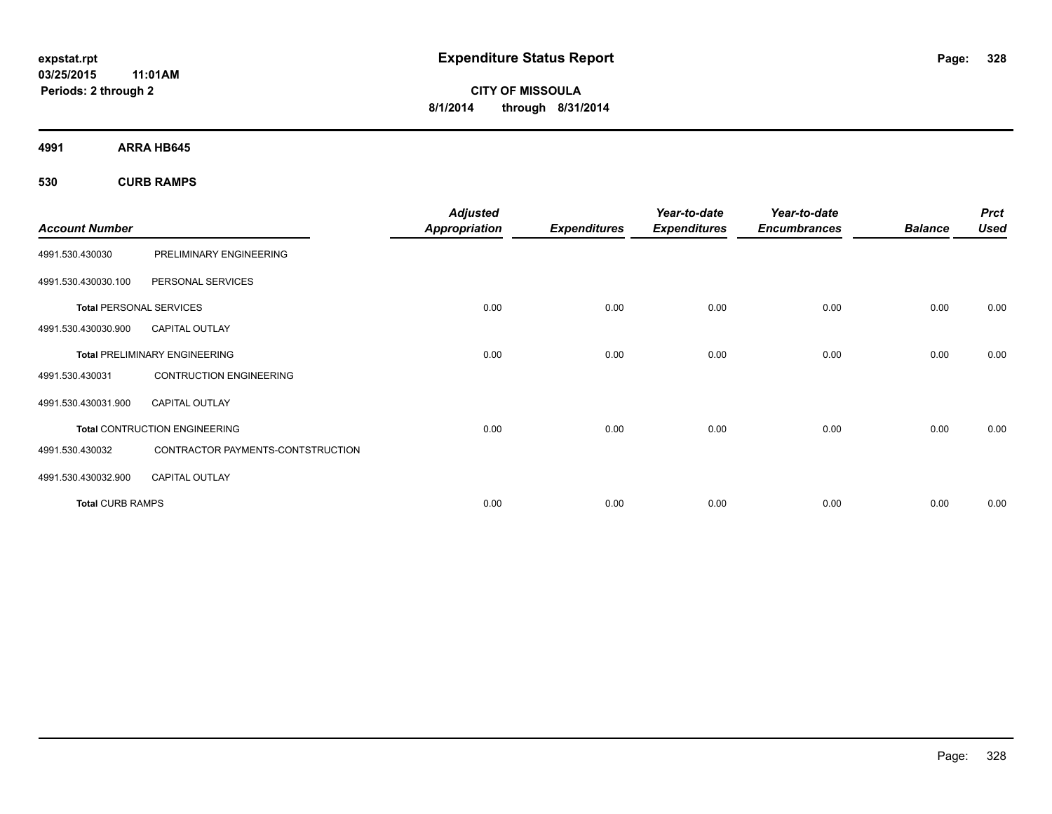# Expenditure Status Report

**CITY OF MISSOULA**

**8/1/2014 through 8/31/2014**

expstat.rpt
03/25/2015 11:01AM
Periods: 2 through 2

## 4991 ARRA HB645

### 530 CURB RAMPS

| Account Number | | Adjusted Appropriation | Expenditures | Year-to-date Expenditures | Year-to-date Encumbrances | Balance | Prct Used |
|---|---|---|---|---|---|---|---|
| 4991.530.430030 | PRELIMINARY ENGINEERING | | | | | | |
| 4991.530.430030.100 | PERSONAL SERVICES | | | | | | |
| **Total** PERSONAL SERVICES | | 0.00 | 0.00 | 0.00 | 0.00 | 0.00 | 0.00 |
| 4991.530.430030.900 | CAPITAL OUTLAY | | | | | | |
| **Total** PRELIMINARY ENGINEERING | | 0.00 | 0.00 | 0.00 | 0.00 | 0.00 | 0.00 |
| 4991.530.430031 | CONTRUCTION ENGINEERING | | | | | | |
| 4991.530.430031.900 | CAPITAL OUTLAY | | | | | | |
| **Total** CONTRUCTION ENGINEERING | | 0.00 | 0.00 | 0.00 | 0.00 | 0.00 | 0.00 |
| 4991.530.430032 | CONTRACTOR PAYMENTS-CONTSTRUCTION | | | | | | |
| 4991.530.430032.900 | CAPITAL OUTLAY | | | | | | |
| **Total** CURB RAMPS | | 0.00 | 0.00 | 0.00 | 0.00 | 0.00 | 0.00 |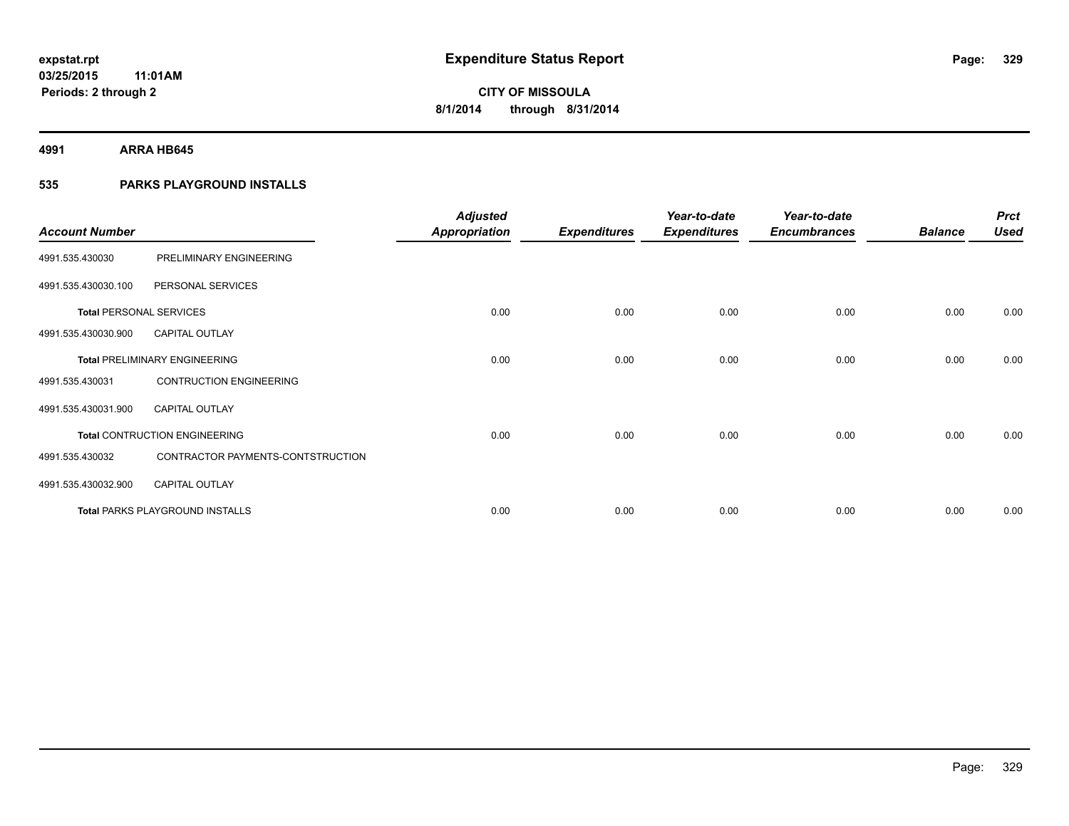**expstat.rpt**
**03/25/2015 11:01AM**
**Periods: 2 through 2**

# Expenditure Status Report

**CITY OF MISSOULA**
**8/1/2014 through 8/31/2014**

## 4991 ARRA HB645

### 535 PARKS PLAYGROUND INSTALLS

| Account Number | | Adjusted Appropriation | Expenditures | Year-to-date Expenditures | Year-to-date Encumbrances | Balance | Prct Used |
|---|---|---|---|---|---|---|---|
| 4991.535.430030 | PRELIMINARY ENGINEERING | | | | | | |
| 4991.535.430030.100 | PERSONAL SERVICES | | | | | | |
| **Total** PERSONAL SERVICES | | 0.00 | 0.00 | 0.00 | 0.00 | 0.00 | 0.00 |
| 4991.535.430030.900 | CAPITAL OUTLAY | | | | | | |
| **Total** PRELIMINARY ENGINEERING | | 0.00 | 0.00 | 0.00 | 0.00 | 0.00 | 0.00 |
| 4991.535.430031 | CONTRUCTION ENGINEERING | | | | | | |
| 4991.535.430031.900 | CAPITAL OUTLAY | | | | | | |
| **Total** CONTRUCTION ENGINEERING | | 0.00 | 0.00 | 0.00 | 0.00 | 0.00 | 0.00 |
| 4991.535.430032 | CONTRACTOR PAYMENTS-CONTSTRUCTION | | | | | | |
| 4991.535.430032.900 | CAPITAL OUTLAY | | | | | | |
| **Total** PARKS PLAYGROUND INSTALLS | | 0.00 | 0.00 | 0.00 | 0.00 | 0.00 | 0.00 |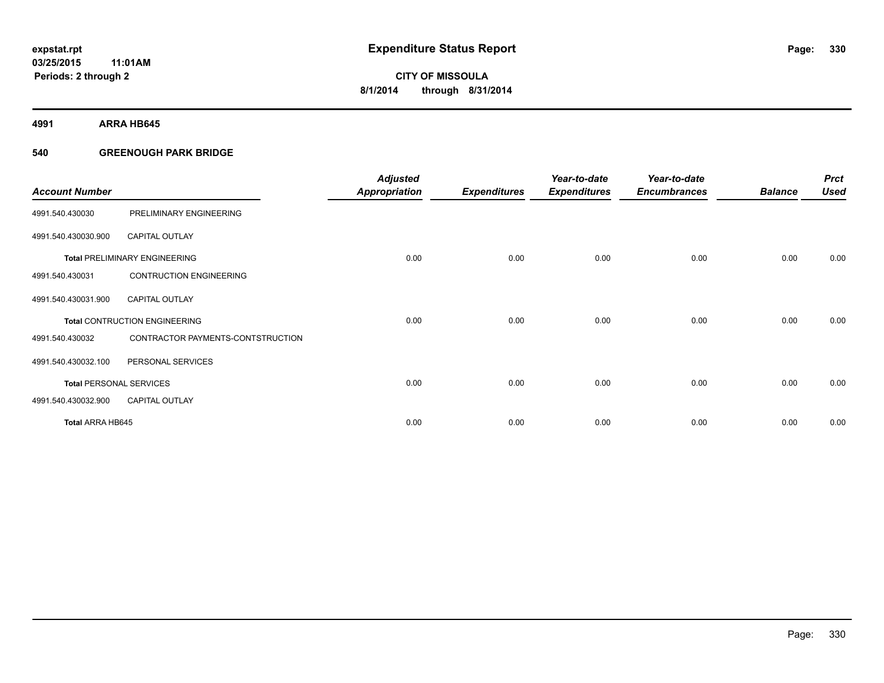# Expenditure Status Report

**CITY OF MISSOULA**
**8/1/2014 through 8/31/2014**

expstat.rpt
03/25/2015 11:01AM
Periods: 2 through 2

**4991 ARRA HB645**

**540 GREENOUGH PARK BRIDGE**

| Account Number | | Adjusted Appropriation | Expenditures | Year-to-date Expenditures | Year-to-date Encumbrances | Balance | Prct Used |
|---|---|---|---|---|---|---|---|
| 4991.540.430030 | PRELIMINARY ENGINEERING | | | | | | |
| 4991.540.430030.900 | CAPITAL OUTLAY | | | | | | |
| **Total** PRELIMINARY ENGINEERING | | 0.00 | 0.00 | 0.00 | 0.00 | 0.00 | 0.00 |
| 4991.540.430031 | CONTRUCTION ENGINEERING | | | | | | |
| 4991.540.430031.900 | CAPITAL OUTLAY | | | | | | |
| **Total** CONTRUCTION ENGINEERING | | 0.00 | 0.00 | 0.00 | 0.00 | 0.00 | 0.00 |
| 4991.540.430032 | CONTRACTOR PAYMENTS-CONTSTRUCTION | | | | | | |
| 4991.540.430032.100 | PERSONAL SERVICES | | | | | | |
| **Total** PERSONAL SERVICES | | 0.00 | 0.00 | 0.00 | 0.00 | 0.00 | 0.00 |
| 4991.540.430032.900 | CAPITAL OUTLAY | | | | | | |
| **Total** ARRA HB645 | | 0.00 | 0.00 | 0.00 | 0.00 | 0.00 | 0.00 |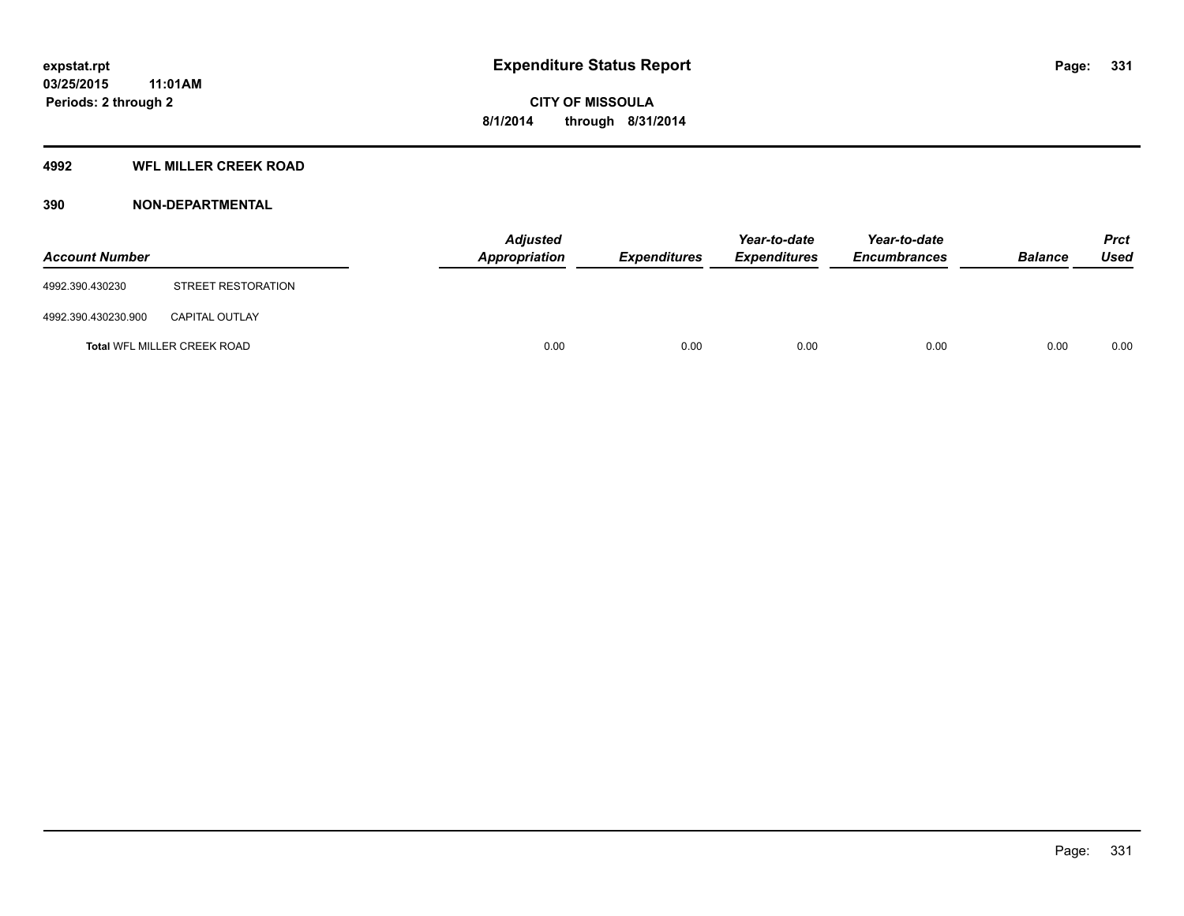# Expenditure Status Report

expstat.rpt
03/25/2015 11:01AM
Periods: 2 through 2

CITY OF MISSOULA
8/1/2014 through 8/31/2014

## 4992 WFL MILLER CREEK ROAD

### 390 NON-DEPARTMENTAL

| Account Number | | Adjusted Appropriation | Expenditures | Year-to-date Expenditures | Year-to-date Encumbrances | Balance | Prct Used |
|---|---|---|---|---|---|---|---|
| 4992.390.430230 | STREET RESTORATION | | | | | | |
| 4992.390.430230.900 | CAPITAL OUTLAY | | | | | | |
| **Total** WFL MILLER CREEK ROAD | | 0.00 | 0.00 | 0.00 | 0.00 | 0.00 | 0.00 |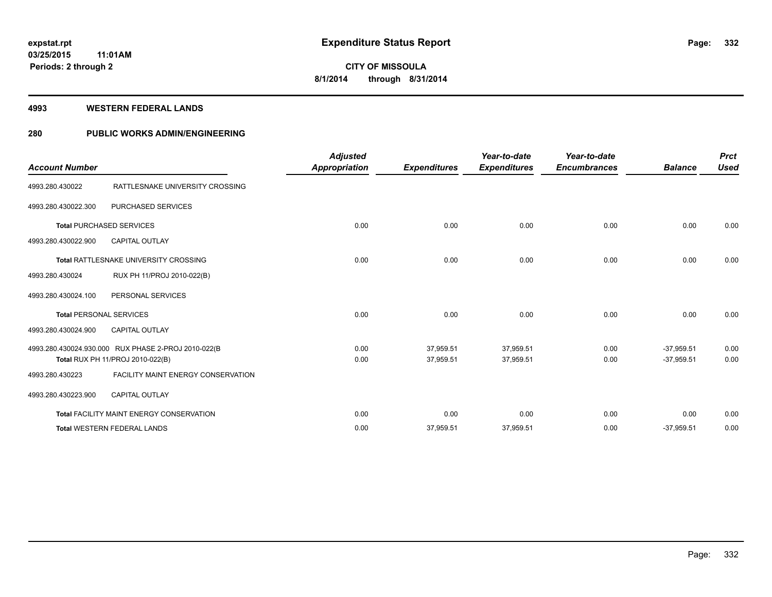**expstat.rpt**
**03/25/2015 11:01AM**
**Periods: 2 through 2**

# Expenditure Status Report

**CITY OF MISSOULA**
**8/1/2014 through 8/31/2014**

## 4993 WESTERN FEDERAL LANDS

## 280 PUBLIC WORKS ADMIN/ENGINEERING

| Account Number | | Adjusted Appropriation | Expenditures | Year-to-date Expenditures | Year-to-date Encumbrances | Balance | Prct Used |
|---|---|---|---|---|---|---|---|
| 4993.280.430022 | RATTLESNAKE UNIVERSITY CROSSING | | | | | | |
| 4993.280.430022.300 | PURCHASED SERVICES | | | | | | |
| **Total** PURCHASED SERVICES | | 0.00 | 0.00 | 0.00 | 0.00 | 0.00 | 0.00 |
| 4993.280.430022.900 | CAPITAL OUTLAY | | | | | | |
| **Total** RATTLESNAKE UNIVERSITY CROSSING | | 0.00 | 0.00 | 0.00 | 0.00 | 0.00 | 0.00 |
| 4993.280.430024 | RUX PH 11/PROJ 2010-022(B) | | | | | | |
| 4993.280.430024.100 | PERSONAL SERVICES | | | | | | |
| **Total** PERSONAL SERVICES | | 0.00 | 0.00 | 0.00 | 0.00 | 0.00 | 0.00 |
| 4993.280.430024.900 | CAPITAL OUTLAY | | | | | | |
| 4993.280.430024.930.000 | RUX PHASE 2-PROJ 2010-022(B | 0.00 | 37,959.51 | 37,959.51 | 0.00 | -37,959.51 | 0.00 |
| **Total** RUX PH 11/PROJ 2010-022(B) | | 0.00 | 37,959.51 | 37,959.51 | 0.00 | -37,959.51 | 0.00 |
| 4993.280.430223 | FACILITY MAINT ENERGY CONSERVATION | | | | | | |
| 4993.280.430223.900 | CAPITAL OUTLAY | | | | | | |
| **Total** FACILITY MAINT ENERGY CONSERVATION | | 0.00 | 0.00 | 0.00 | 0.00 | 0.00 | 0.00 |
| **Total** WESTERN FEDERAL LANDS | | 0.00 | 37,959.51 | 37,959.51 | 0.00 | -37,959.51 | 0.00 |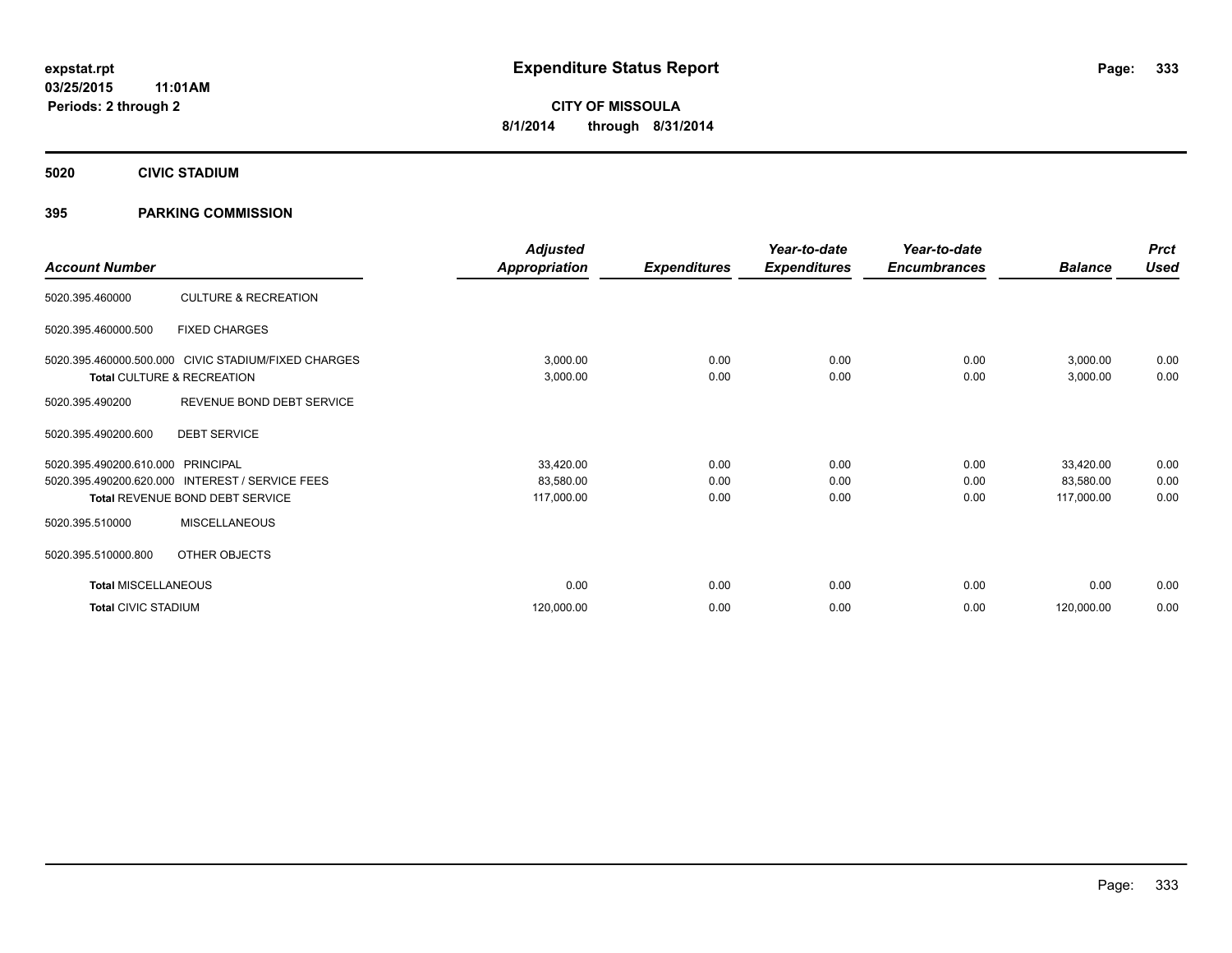**expstat.rpt**
**03/25/2015 11:01AM**
**Periods: 2 through 2**

# Expenditure Status Report

**CITY OF MISSOULA**
**8/1/2014 through 8/31/2014**

## 5020 CIVIC STADIUM

### 395 PARKING COMMISSION

| Account Number | | Adjusted Appropriation | Expenditures | Year-to-date Expenditures | Year-to-date Encumbrances | Balance | Prct Used |
|---|---|---|---|---|---|---|---|
| 5020.395.460000 | CULTURE & RECREATION | | | | | | |
| 5020.395.460000.500 | FIXED CHARGES | | | | | | |
| 5020.395.460000.500.000 | CIVIC STADIUM/FIXED CHARGES | 3,000.00 | 0.00 | 0.00 | 0.00 | 3,000.00 | 0.00 |
| **Total** CULTURE & RECREATION | | 3,000.00 | 0.00 | 0.00 | 0.00 | 3,000.00 | 0.00 |
| 5020.395.490200 | REVENUE BOND DEBT SERVICE | | | | | | |
| 5020.395.490200.600 | DEBT SERVICE | | | | | | |
| 5020.395.490200.610.000 | PRINCIPAL | 33,420.00 | 0.00 | 0.00 | 0.00 | 33,420.00 | 0.00 |
| 5020.395.490200.620.000 | INTEREST / SERVICE FEES | 83,580.00 | 0.00 | 0.00 | 0.00 | 83,580.00 | 0.00 |
| **Total** REVENUE BOND DEBT SERVICE | | 117,000.00 | 0.00 | 0.00 | 0.00 | 117,000.00 | 0.00 |
| 5020.395.510000 | MISCELLANEOUS | | | | | | |
| 5020.395.510000.800 | OTHER OBJECTS | | | | | | |
| **Total** MISCELLANEOUS | | 0.00 | 0.00 | 0.00 | 0.00 | 0.00 | 0.00 |
| **Total** CIVIC STADIUM | | 120,000.00 | 0.00 | 0.00 | 0.00 | 120,000.00 | 0.00 |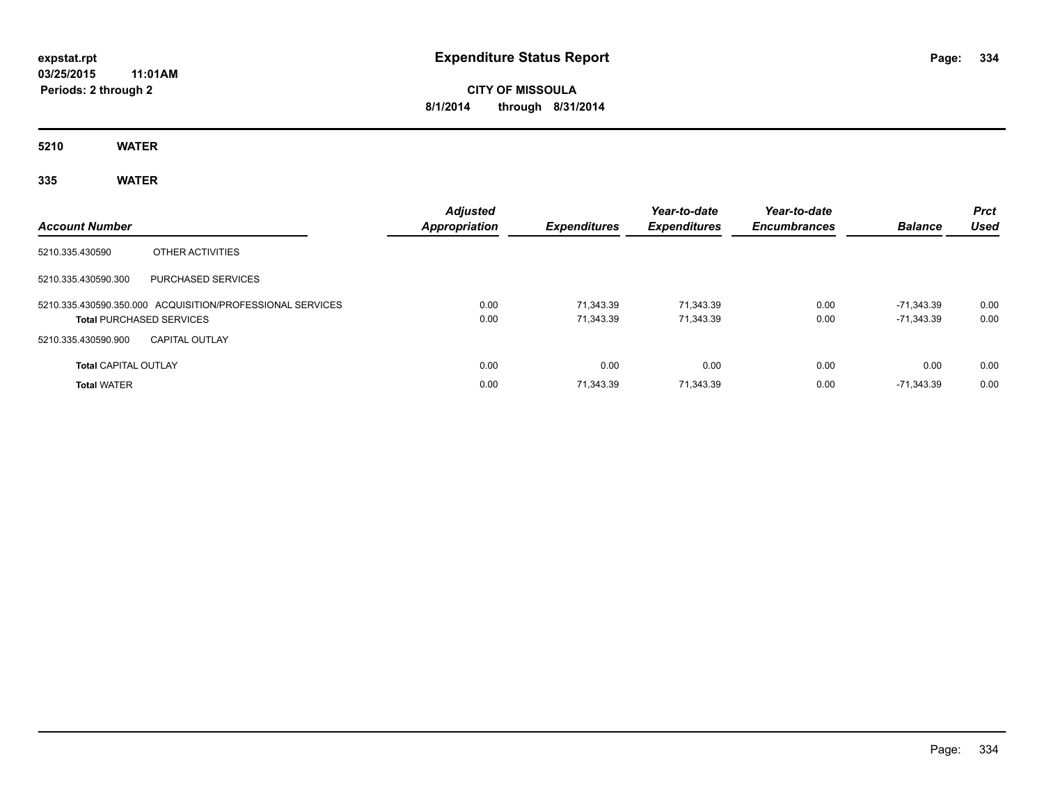expstat.rpt
03/25/2015 11:01AM
Periods: 2 through 2

# Expenditure Status Report

CITY OF MISSOULA
8/1/2014 through 8/31/2014

## 5210 WATER

### 335 WATER

| Account Number | | Adjusted Appropriation | Expenditures | Year-to-date Expenditures | Year-to-date Encumbrances | Balance | Prct Used |
|---|---|---|---|---|---|---|---|
| 5210.335.430590 | OTHER ACTIVITIES | | | | | | |
| 5210.335.430590.300 | PURCHASED SERVICES | | | | | | |
| 5210.335.430590.350.000 | ACQUISITION/PROFESSIONAL SERVICES | 0.00 | 71,343.39 | 71,343.39 | 0.00 | -71,343.39 | 0.00 |
| **Total** PURCHASED SERVICES | | 0.00 | 71,343.39 | 71,343.39 | 0.00 | -71,343.39 | 0.00 |
| 5210.335.430590.900 | CAPITAL OUTLAY | | | | | | |
| **Total** CAPITAL OUTLAY | | 0.00 | 0.00 | 0.00 | 0.00 | 0.00 | 0.00 |
| **Total** WATER | | 0.00 | 71,343.39 | 71,343.39 | 0.00 | -71,343.39 | 0.00 |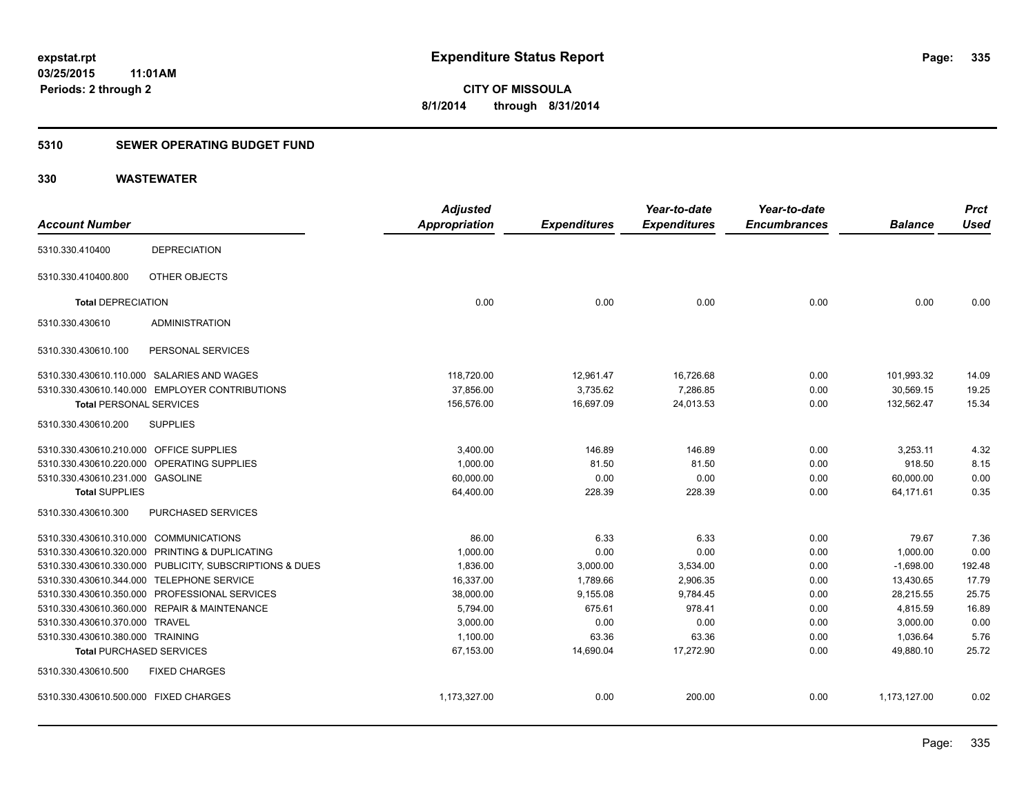# Expenditure Status Report

**CITY OF MISSOULA**

**8/1/2014 through 8/31/2014**

expstat.rpt
03/25/2015 11:01AM
Periods: 2 through 2

## 5310 SEWER OPERATING BUDGET FUND

## 330 WASTEWATER

| Account Number | | Adjusted Appropriation | Expenditures | Year-to-date Expenditures | Year-to-date Encumbrances | Balance | Prct Used |
|---|---|---|---|---|---|---|---|
| 5310.330.410400 | DEPRECIATION | | | | | | |
| 5310.330.410400.800 | OTHER OBJECTS | | | | | | |
| **Total** DEPRECIATION | | 0.00 | 0.00 | 0.00 | 0.00 | 0.00 | 0.00 |
| 5310.330.430610 | ADMINISTRATION | | | | | | |
| 5310.330.430610.100 | PERSONAL SERVICES | | | | | | |
| 5310.330.430610.110.000 | SALARIES AND WAGES | 118,720.00 | 12,961.47 | 16,726.68 | 0.00 | 101,993.32 | 14.09 |
| 5310.330.430610.140.000 | EMPLOYER CONTRIBUTIONS | 37,856.00 | 3,735.62 | 7,286.85 | 0.00 | 30,569.15 | 19.25 |
| **Total** PERSONAL SERVICES | | 156,576.00 | 16,697.09 | 24,013.53 | 0.00 | 132,562.47 | 15.34 |
| 5310.330.430610.200 | SUPPLIES | | | | | | |
| 5310.330.430610.210.000 | OFFICE SUPPLIES | 3,400.00 | 146.89 | 146.89 | 0.00 | 3,253.11 | 4.32 |
| 5310.330.430610.220.000 | OPERATING SUPPLIES | 1,000.00 | 81.50 | 81.50 | 0.00 | 918.50 | 8.15 |
| 5310.330.430610.231.000 | GASOLINE | 60,000.00 | 0.00 | 0.00 | 0.00 | 60,000.00 | 0.00 |
| **Total** SUPPLIES | | 64,400.00 | 228.39 | 228.39 | 0.00 | 64,171.61 | 0.35 |
| 5310.330.430610.300 | PURCHASED SERVICES | | | | | | |
| 5310.330.430610.310.000 | COMMUNICATIONS | 86.00 | 6.33 | 6.33 | 0.00 | 79.67 | 7.36 |
| 5310.330.430610.320.000 | PRINTING & DUPLICATING | 1,000.00 | 0.00 | 0.00 | 0.00 | 1,000.00 | 0.00 |
| 5310.330.430610.330.000 | PUBLICITY, SUBSCRIPTIONS & DUES | 1,836.00 | 3,000.00 | 3,534.00 | 0.00 | -1,698.00 | 192.48 |
| 5310.330.430610.344.000 | TELEPHONE SERVICE | 16,337.00 | 1,789.66 | 2,906.35 | 0.00 | 13,430.65 | 17.79 |
| 5310.330.430610.350.000 | PROFESSIONAL SERVICES | 38,000.00 | 9,155.08 | 9,784.45 | 0.00 | 28,215.55 | 25.75 |
| 5310.330.430610.360.000 | REPAIR & MAINTENANCE | 5,794.00 | 675.61 | 978.41 | 0.00 | 4,815.59 | 16.89 |
| 5310.330.430610.370.000 | TRAVEL | 3,000.00 | 0.00 | 0.00 | 0.00 | 3,000.00 | 0.00 |
| 5310.330.430610.380.000 | TRAINING | 1,100.00 | 63.36 | 63.36 | 0.00 | 1,036.64 | 5.76 |
| **Total** PURCHASED SERVICES | | 67,153.00 | 14,690.04 | 17,272.90 | 0.00 | 49,880.10 | 25.72 |
| 5310.330.430610.500 | FIXED CHARGES | | | | | | |
| 5310.330.430610.500.000 | FIXED CHARGES | 1,173,327.00 | 0.00 | 200.00 | 0.00 | 1,173,127.00 | 0.02 |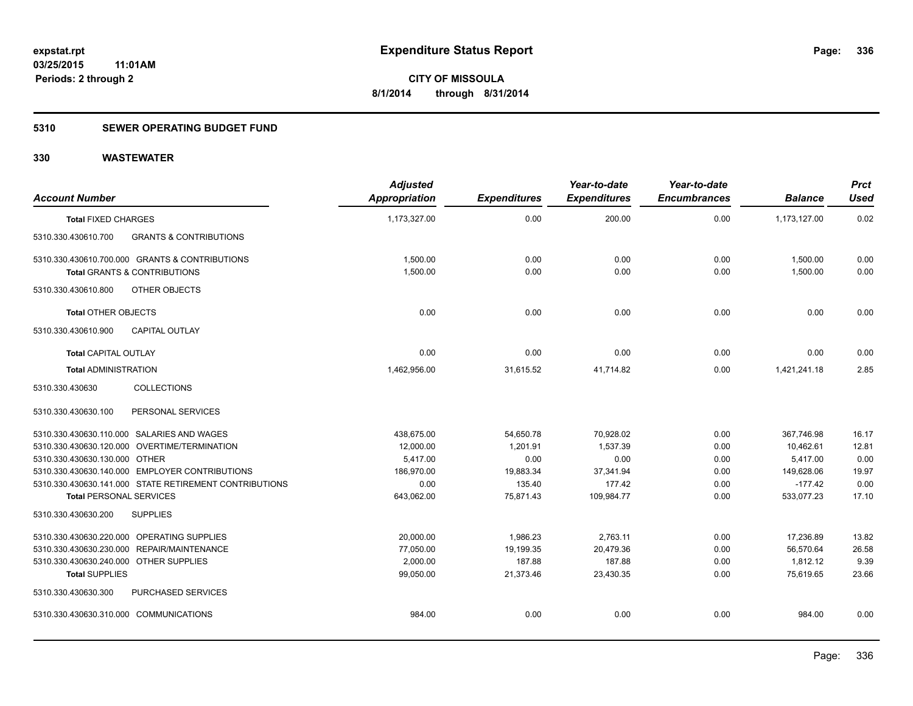**expstat.rpt**
**03/25/2015 11:01AM**
**Periods: 2 through 2**

# Expenditure Status Report

**CITY OF MISSOULA**
**8/1/2014 through 8/31/2014**

## 5310 SEWER OPERATING BUDGET FUND

## 330 WASTEWATER

| Account Number | Adjusted Appropriation | Expenditures | Year-to-date Expenditures | Year-to-date Encumbrances | Balance | Prct Used |
|---|---|---|---|---|---|---|
| **Total** FIXED CHARGES | 1,173,327.00 | 0.00 | 200.00 | 0.00 | 1,173,127.00 | 0.02 |
| 5310.330.430610.700 GRANTS & CONTRIBUTIONS | | | | | | |
| 5310.330.430610.700.000 GRANTS & CONTRIBUTIONS | 1,500.00 | 0.00 | 0.00 | 0.00 | 1,500.00 | 0.00 |
| **Total** GRANTS & CONTRIBUTIONS | 1,500.00 | 0.00 | 0.00 | 0.00 | 1,500.00 | 0.00 |
| 5310.330.430610.800 OTHER OBJECTS | | | | | | |
| **Total** OTHER OBJECTS | 0.00 | 0.00 | 0.00 | 0.00 | 0.00 | 0.00 |
| 5310.330.430610.900 CAPITAL OUTLAY | | | | | | |
| **Total** CAPITAL OUTLAY | 0.00 | 0.00 | 0.00 | 0.00 | 0.00 | 0.00 |
| **Total** ADMINISTRATION | 1,462,956.00 | 31,615.52 | 41,714.82 | 0.00 | 1,421,241.18 | 2.85 |
| 5310.330.430630 COLLECTIONS | | | | | | |
| 5310.330.430630.100 PERSONAL SERVICES | | | | | | |
| 5310.330.430630.110.000 SALARIES AND WAGES | 438,675.00 | 54,650.78 | 70,928.02 | 0.00 | 367,746.98 | 16.17 |
| 5310.330.430630.120.000 OVERTIME/TERMINATION | 12,000.00 | 1,201.91 | 1,537.39 | 0.00 | 10,462.61 | 12.81 |
| 5310.330.430630.130.000 OTHER | 5,417.00 | 0.00 | 0.00 | 0.00 | 5,417.00 | 0.00 |
| 5310.330.430630.140.000 EMPLOYER CONTRIBUTIONS | 186,970.00 | 19,883.34 | 37,341.94 | 0.00 | 149,628.06 | 19.97 |
| 5310.330.430630.141.000 STATE RETIREMENT CONTRIBUTIONS | 0.00 | 135.40 | 177.42 | 0.00 | -177.42 | 0.00 |
| **Total** PERSONAL SERVICES | 643,062.00 | 75,871.43 | 109,984.77 | 0.00 | 533,077.23 | 17.10 |
| 5310.330.430630.200 SUPPLIES | | | | | | |
| 5310.330.430630.220.000 OPERATING SUPPLIES | 20,000.00 | 1,986.23 | 2,763.11 | 0.00 | 17,236.89 | 13.82 |
| 5310.330.430630.230.000 REPAIR/MAINTENANCE | 77,050.00 | 19,199.35 | 20,479.36 | 0.00 | 56,570.64 | 26.58 |
| 5310.330.430630.240.000 OTHER SUPPLIES | 2,000.00 | 187.88 | 187.88 | 0.00 | 1,812.12 | 9.39 |
| **Total** SUPPLIES | 99,050.00 | 21,373.46 | 23,430.35 | 0.00 | 75,619.65 | 23.66 |
| 5310.330.430630.300 PURCHASED SERVICES | | | | | | |
| 5310.330.430630.310.000 COMMUNICATIONS | 984.00 | 0.00 | 0.00 | 0.00 | 984.00 | 0.00 |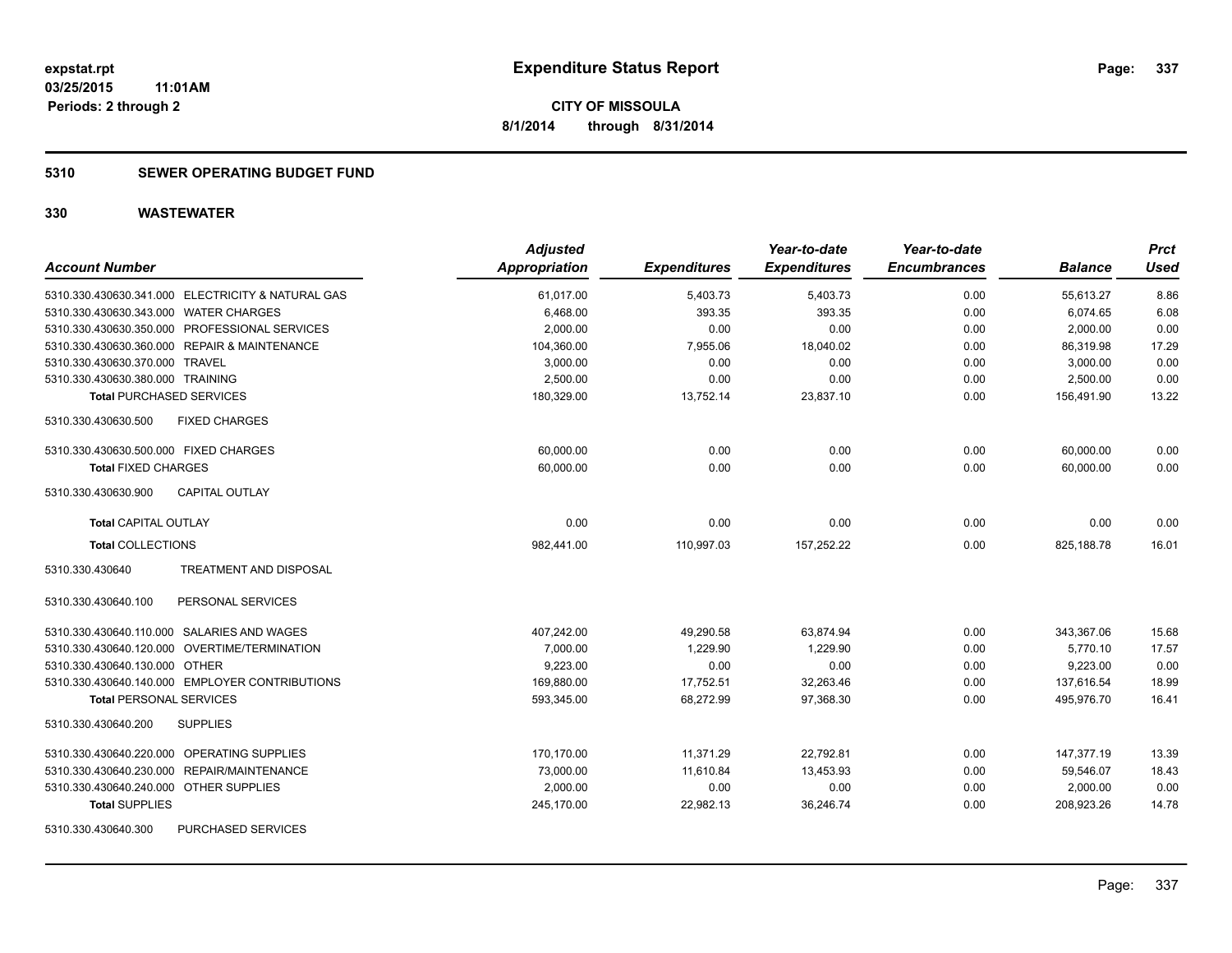**expstat.rpt**
**03/25/2015 11:01AM**
**Periods: 2 through 2**

# Expenditure Status Report

**CITY OF MISSOULA**
**8/1/2014 through 8/31/2014**

## 5310 SEWER OPERATING BUDGET FUND

## 330 WASTEWATER

| Account Number | Adjusted Appropriation | Expenditures | Year-to-date Expenditures | Year-to-date Encumbrances | Balance | Prct Used |
|---|---|---|---|---|---|---|
| 5310.330.430630.341.000 ELECTRICITY & NATURAL GAS | 61,017.00 | 5,403.73 | 5,403.73 | 0.00 | 55,613.27 | 8.86 |
| 5310.330.430630.343.000 WATER CHARGES | 6,468.00 | 393.35 | 393.35 | 0.00 | 6,074.65 | 6.08 |
| 5310.330.430630.350.000 PROFESSIONAL SERVICES | 2,000.00 | 0.00 | 0.00 | 0.00 | 2,000.00 | 0.00 |
| 5310.330.430630.360.000 REPAIR & MAINTENANCE | 104,360.00 | 7,955.06 | 18,040.02 | 0.00 | 86,319.98 | 17.29 |
| 5310.330.430630.370.000 TRAVEL | 3,000.00 | 0.00 | 0.00 | 0.00 | 3,000.00 | 0.00 |
| 5310.330.430630.380.000 TRAINING | 2,500.00 | 0.00 | 0.00 | 0.00 | 2,500.00 | 0.00 |
| **Total** PURCHASED SERVICES | 180,329.00 | 13,752.14 | 23,837.10 | 0.00 | 156,491.90 | 13.22 |
| 5310.330.430630.500 FIXED CHARGES | | | | | | |
| 5310.330.430630.500.000 FIXED CHARGES | 60,000.00 | 0.00 | 0.00 | 0.00 | 60,000.00 | 0.00 |
| **Total** FIXED CHARGES | 60,000.00 | 0.00 | 0.00 | 0.00 | 60,000.00 | 0.00 |
| 5310.330.430630.900 CAPITAL OUTLAY | | | | | | |
| **Total** CAPITAL OUTLAY | 0.00 | 0.00 | 0.00 | 0.00 | 0.00 | 0.00 |
| **Total** COLLECTIONS | 982,441.00 | 110,997.03 | 157,252.22 | 0.00 | 825,188.78 | 16.01 |
| 5310.330.430640 TREATMENT AND DISPOSAL | | | | | | |
| 5310.330.430640.100 PERSONAL SERVICES | | | | | | |
| 5310.330.430640.110.000 SALARIES AND WAGES | 407,242.00 | 49,290.58 | 63,874.94 | 0.00 | 343,367.06 | 15.68 |
| 5310.330.430640.120.000 OVERTIME/TERMINATION | 7,000.00 | 1,229.90 | 1,229.90 | 0.00 | 5,770.10 | 17.57 |
| 5310.330.430640.130.000 OTHER | 9,223.00 | 0.00 | 0.00 | 0.00 | 9,223.00 | 0.00 |
| 5310.330.430640.140.000 EMPLOYER CONTRIBUTIONS | 169,880.00 | 17,752.51 | 32,263.46 | 0.00 | 137,616.54 | 18.99 |
| **Total** PERSONAL SERVICES | 593,345.00 | 68,272.99 | 97,368.30 | 0.00 | 495,976.70 | 16.41 |
| 5310.330.430640.200 SUPPLIES | | | | | | |
| 5310.330.430640.220.000 OPERATING SUPPLIES | 170,170.00 | 11,371.29 | 22,792.81 | 0.00 | 147,377.19 | 13.39 |
| 5310.330.430640.230.000 REPAIR/MAINTENANCE | 73,000.00 | 11,610.84 | 13,453.93 | 0.00 | 59,546.07 | 18.43 |
| 5310.330.430640.240.000 OTHER SUPPLIES | 2,000.00 | 0.00 | 0.00 | 0.00 | 2,000.00 | 0.00 |
| **Total** SUPPLIES | 245,170.00 | 22,982.13 | 36,246.74 | 0.00 | 208,923.26 | 14.78 |
| 5310.330.430640.300 PURCHASED SERVICES | | | | | | |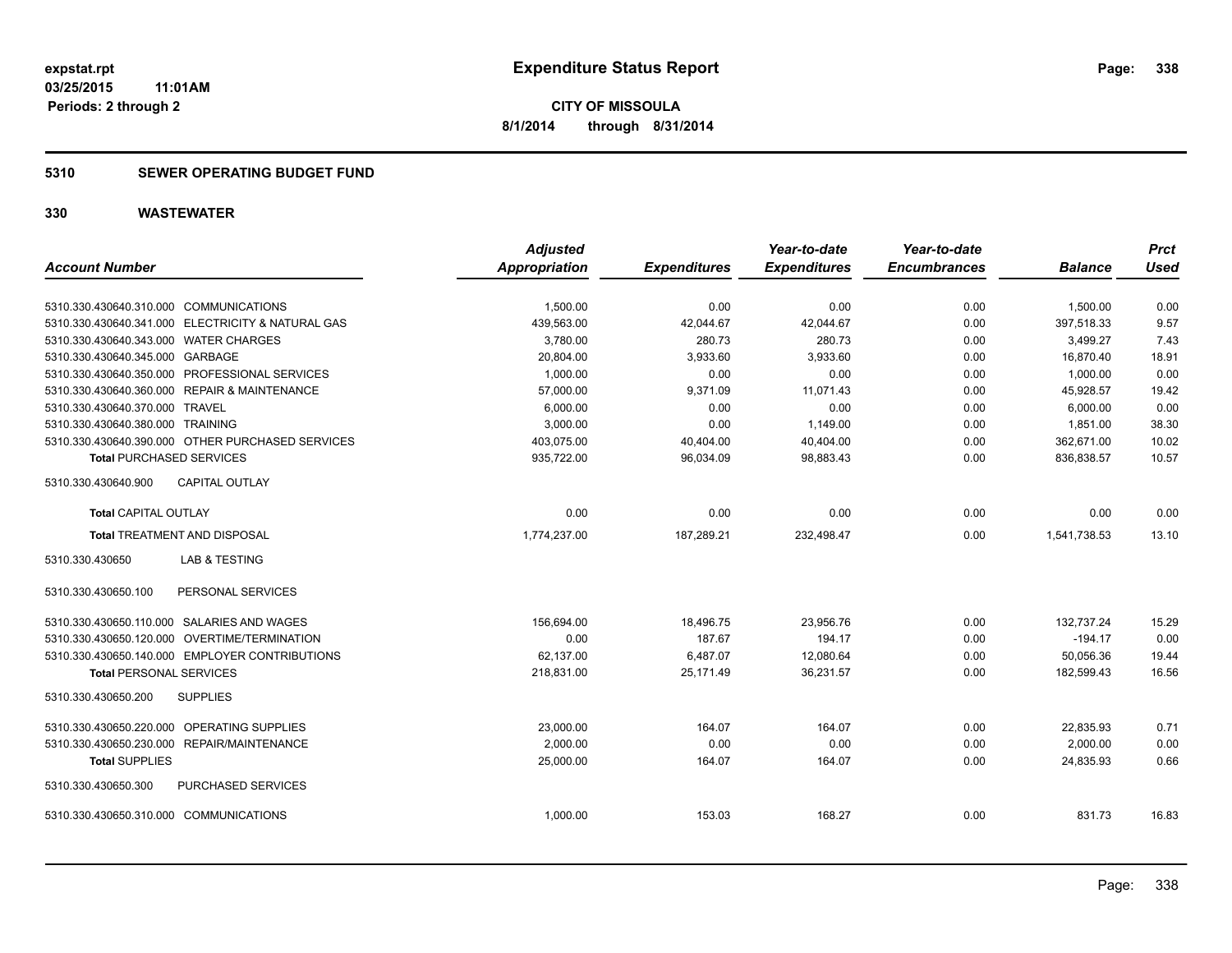# Expenditure Status Report

expstat.rpt
03/25/2015 11:01AM
Periods: 2 through 2

**CITY OF MISSOULA**
**8/1/2014 through 8/31/2014**

## 5310 SEWER OPERATING BUDGET FUND

## 330 WASTEWATER

| Account Number | | Adjusted Appropriation | Expenditures | Year-to-date Expenditures | Year-to-date Encumbrances | Balance | Prct Used |
|---|---|---|---|---|---|---|---|
| 5310.330.430640.310.000 | COMMUNICATIONS | 1,500.00 | 0.00 | 0.00 | 0.00 | 1,500.00 | 0.00 |
| 5310.330.430640.341.000 | ELECTRICITY & NATURAL GAS | 439,563.00 | 42,044.67 | 42,044.67 | 0.00 | 397,518.33 | 9.57 |
| 5310.330.430640.343.000 | WATER CHARGES | 3,780.00 | 280.73 | 280.73 | 0.00 | 3,499.27 | 7.43 |
| 5310.330.430640.345.000 | GARBAGE | 20,804.00 | 3,933.60 | 3,933.60 | 0.00 | 16,870.40 | 18.91 |
| 5310.330.430640.350.000 | PROFESSIONAL SERVICES | 1,000.00 | 0.00 | 0.00 | 0.00 | 1,000.00 | 0.00 |
| 5310.330.430640.360.000 | REPAIR & MAINTENANCE | 57,000.00 | 9,371.09 | 11,071.43 | 0.00 | 45,928.57 | 19.42 |
| 5310.330.430640.370.000 | TRAVEL | 6,000.00 | 0.00 | 0.00 | 0.00 | 6,000.00 | 0.00 |
| 5310.330.430640.380.000 | TRAINING | 3,000.00 | 0.00 | 1,149.00 | 0.00 | 1,851.00 | 38.30 |
| 5310.330.430640.390.000 | OTHER PURCHASED SERVICES | 403,075.00 | 40,404.00 | 40,404.00 | 0.00 | 362,671.00 | 10.02 |
| **Total** PURCHASED SERVICES | | 935,722.00 | 96,034.09 | 98,883.43 | 0.00 | 836,838.57 | 10.57 |
| 5310.330.430640.900 | CAPITAL OUTLAY | | | | | | |
| **Total** CAPITAL OUTLAY | | 0.00 | 0.00 | 0.00 | 0.00 | 0.00 | 0.00 |
| **Total** TREATMENT AND DISPOSAL | | 1,774,237.00 | 187,289.21 | 232,498.47 | 0.00 | 1,541,738.53 | 13.10 |
| 5310.330.430650 | LAB & TESTING | | | | | | |
| 5310.330.430650.100 | PERSONAL SERVICES | | | | | | |
| 5310.330.430650.110.000 | SALARIES AND WAGES | 156,694.00 | 18,496.75 | 23,956.76 | 0.00 | 132,737.24 | 15.29 |
| 5310.330.430650.120.000 | OVERTIME/TERMINATION | 0.00 | 187.67 | 194.17 | 0.00 | -194.17 | 0.00 |
| 5310.330.430650.140.000 | EMPLOYER CONTRIBUTIONS | 62,137.00 | 6,487.07 | 12,080.64 | 0.00 | 50,056.36 | 19.44 |
| **Total** PERSONAL SERVICES | | 218,831.00 | 25,171.49 | 36,231.57 | 0.00 | 182,599.43 | 16.56 |
| 5310.330.430650.200 | SUPPLIES | | | | | | |
| 5310.330.430650.220.000 | OPERATING SUPPLIES | 23,000.00 | 164.07 | 164.07 | 0.00 | 22,835.93 | 0.71 |
| 5310.330.430650.230.000 | REPAIR/MAINTENANCE | 2,000.00 | 0.00 | 0.00 | 0.00 | 2,000.00 | 0.00 |
| **Total** SUPPLIES | | 25,000.00 | 164.07 | 164.07 | 0.00 | 24,835.93 | 0.66 |
| 5310.330.430650.300 | PURCHASED SERVICES | | | | | | |
| 5310.330.430650.310.000 | COMMUNICATIONS | 1,000.00 | 153.03 | 168.27 | 0.00 | 831.73 | 16.83 |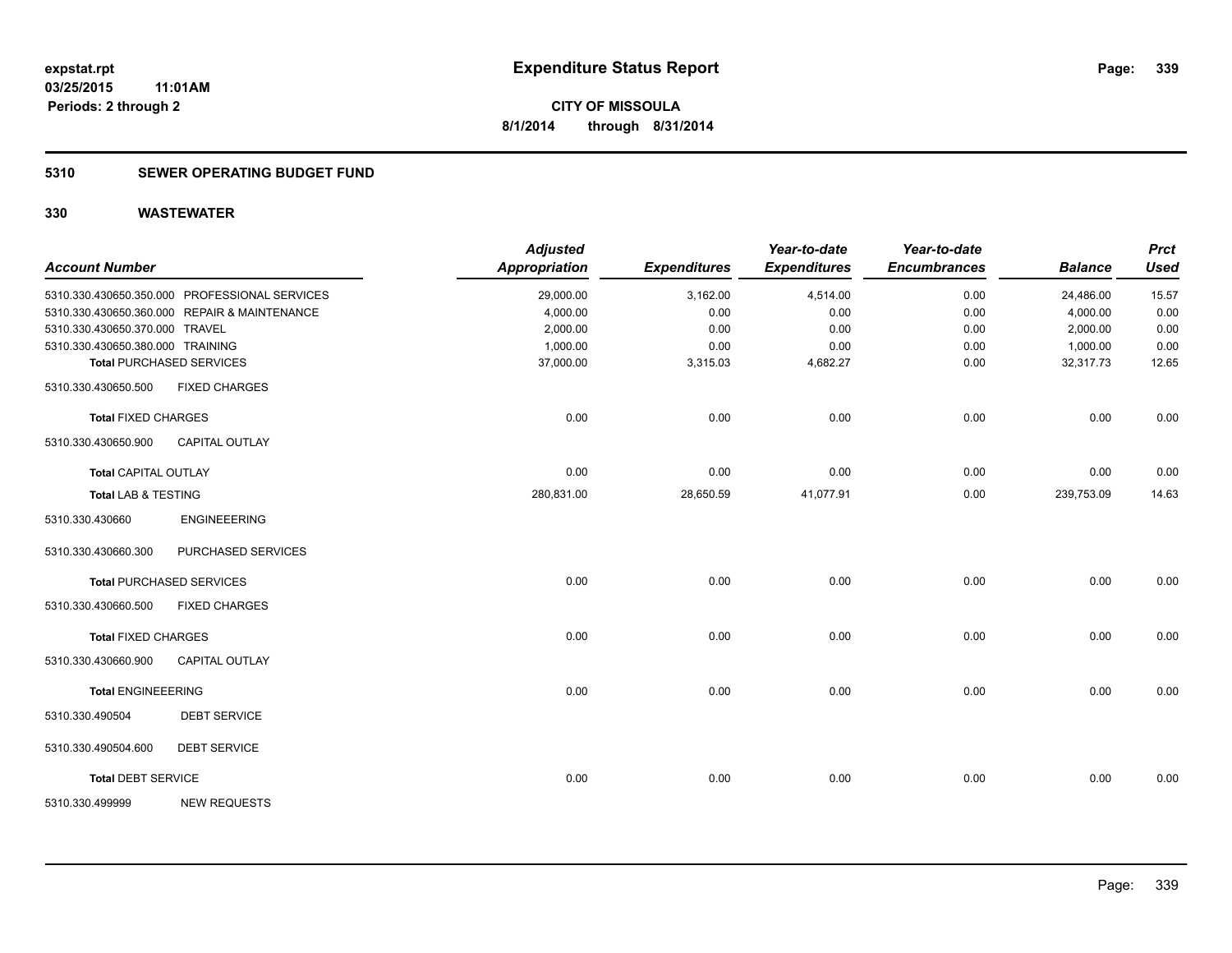**expstat.rpt**
**03/25/2015 11:01AM**
**Periods: 2 through 2**

# Expenditure Status Report

**CITY OF MISSOULA**
**8/1/2014 through 8/31/2014**

## 5310 SEWER OPERATING BUDGET FUND

## 330 WASTEWATER

| Account Number | | Adjusted Appropriation | Expenditures | Year-to-date Expenditures | Year-to-date Encumbrances | Balance | Prct Used |
|---|---|---|---|---|---|---|---|
| 5310.330.430650.350.000 | PROFESSIONAL SERVICES | 29,000.00 | 3,162.00 | 4,514.00 | 0.00 | 24,486.00 | 15.57 |
| 5310.330.430650.360.000 | REPAIR & MAINTENANCE | 4,000.00 | 0.00 | 0.00 | 0.00 | 4,000.00 | 0.00 |
| 5310.330.430650.370.000 | TRAVEL | 2,000.00 | 0.00 | 0.00 | 0.00 | 2,000.00 | 0.00 |
| 5310.330.430650.380.000 | TRAINING | 1,000.00 | 0.00 | 0.00 | 0.00 | 1,000.00 | 0.00 |
| **Total** PURCHASED SERVICES | | 37,000.00 | 3,315.03 | 4,682.27 | 0.00 | 32,317.73 | 12.65 |
| 5310.330.430650.500 | FIXED CHARGES | | | | | | |
| **Total** FIXED CHARGES | | 0.00 | 0.00 | 0.00 | 0.00 | 0.00 | 0.00 |
| 5310.330.430650.900 | CAPITAL OUTLAY | | | | | | |
| **Total** CAPITAL OUTLAY | | 0.00 | 0.00 | 0.00 | 0.00 | 0.00 | 0.00 |
| **Total** LAB & TESTING | | 280,831.00 | 28,650.59 | 41,077.91 | 0.00 | 239,753.09 | 14.63 |
| 5310.330.430660 | ENGINEEERING | | | | | | |
| 5310.330.430660.300 | PURCHASED SERVICES | | | | | | |
| **Total** PURCHASED SERVICES | | 0.00 | 0.00 | 0.00 | 0.00 | 0.00 | 0.00 |
| 5310.330.430660.500 | FIXED CHARGES | | | | | | |
| **Total** FIXED CHARGES | | 0.00 | 0.00 | 0.00 | 0.00 | 0.00 | 0.00 |
| 5310.330.430660.900 | CAPITAL OUTLAY | | | | | | |
| **Total** ENGINEEERING | | 0.00 | 0.00 | 0.00 | 0.00 | 0.00 | 0.00 |
| 5310.330.490504 | DEBT SERVICE | | | | | | |
| 5310.330.490504.600 | DEBT SERVICE | | | | | | |
| **Total** DEBT SERVICE | | 0.00 | 0.00 | 0.00 | 0.00 | 0.00 | 0.00 |
| 5310.330.499999 | NEW REQUESTS | | | | | | |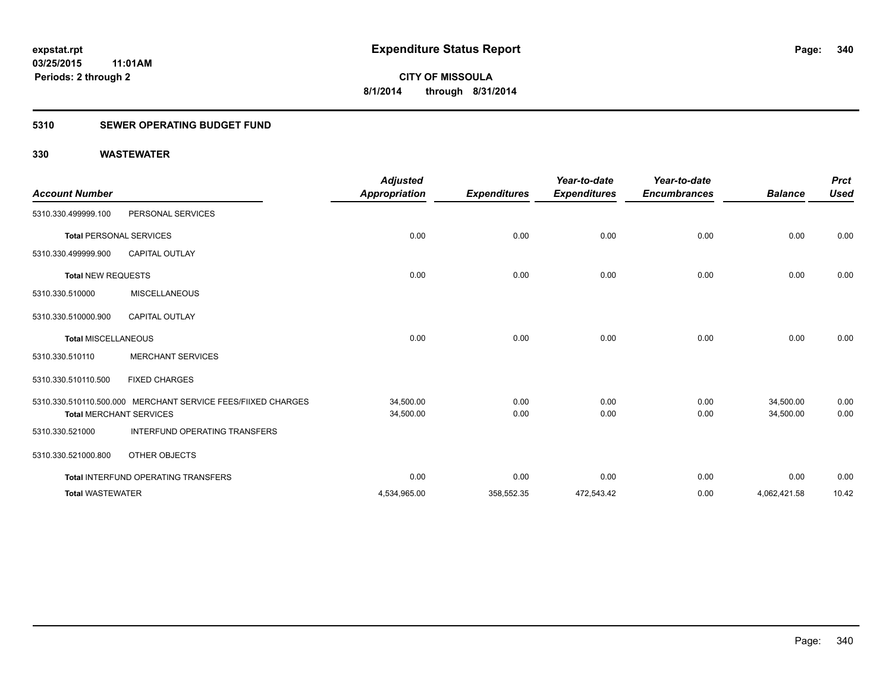**expstat.rpt**
**03/25/2015 11:01AM**
**Periods: 2 through 2**

# Expenditure Status Report

**CITY OF MISSOULA**
**8/1/2014 through 8/31/2014**

## 5310 SEWER OPERATING BUDGET FUND

### 330 WASTEWATER

| Account Number | | *Adjusted Appropriation* | *Expenditures* | *Year-to-date Expenditures* | *Year-to-date Encumbrances* | *Balance* | *Prct Used* |
|---|---|---|---|---|---|---|---|
| 5310.330.499999.100 | PERSONAL SERVICES | | | | | | |
| **Total** PERSONAL SERVICES | | 0.00 | 0.00 | 0.00 | 0.00 | 0.00 | 0.00 |
| 5310.330.499999.900 | CAPITAL OUTLAY | | | | | | |
| **Total** NEW REQUESTS | | 0.00 | 0.00 | 0.00 | 0.00 | 0.00 | 0.00 |
| 5310.330.510000 | MISCELLANEOUS | | | | | | |
| 5310.330.510000.900 | CAPITAL OUTLAY | | | | | | |
| **Total** MISCELLANEOUS | | 0.00 | 0.00 | 0.00 | 0.00 | 0.00 | 0.00 |
| 5310.330.510110 | MERCHANT SERVICES | | | | | | |
| 5310.330.510110.500 | FIXED CHARGES | | | | | | |
| 5310.330.510110.500.000 | MERCHANT SERVICE FEES/FIIXED CHARGES | 34,500.00 | 0.00 | 0.00 | 0.00 | 34,500.00 | 0.00 |
| **Total** MERCHANT SERVICES | | 34,500.00 | 0.00 | 0.00 | 0.00 | 34,500.00 | 0.00 |
| 5310.330.521000 | INTERFUND OPERATING TRANSFERS | | | | | | |
| 5310.330.521000.800 | OTHER OBJECTS | | | | | | |
| **Total** INTERFUND OPERATING TRANSFERS | | 0.00 | 0.00 | 0.00 | 0.00 | 0.00 | 0.00 |
| **Total** WASTEWATER | | 4,534,965.00 | 358,552.35 | 472,543.42 | 0.00 | 4,062,421.58 | 10.42 |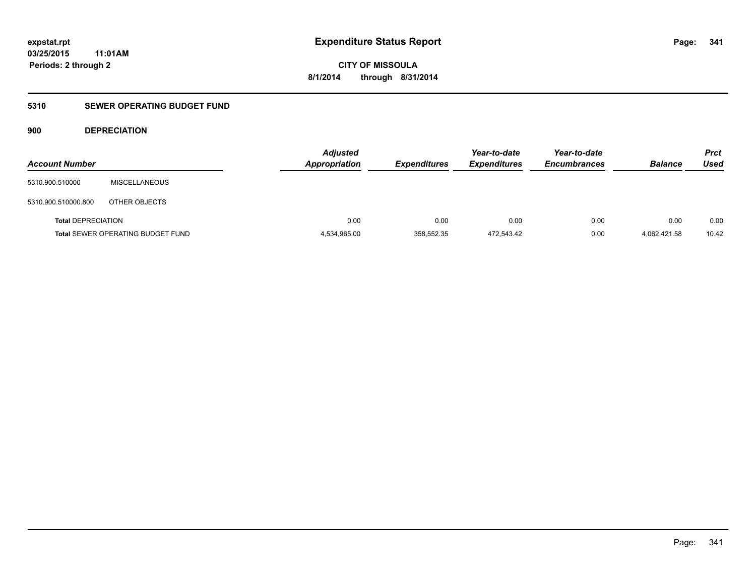expstat.rpt
03/25/2015 11:01AM
Periods: 2 through 2

# Expenditure Status Report

CITY OF MISSOULA
8/1/2014 through 8/31/2014

## 5310 SEWER OPERATING BUDGET FUND

### 900 DEPRECIATION

| Account Number | | Adjusted Appropriation | Expenditures | Year-to-date Expenditures | Year-to-date Encumbrances | Balance | Prct Used |
|---|---|---|---|---|---|---|---|
| 5310.900.510000 | MISCELLANEOUS | | | | | | |
| 5310.900.510000.800 | OTHER OBJECTS | | | | | | |
| **Total** DEPRECIATION | | 0.00 | 0.00 | 0.00 | 0.00 | 0.00 | 0.00 |
| **Total** SEWER OPERATING BUDGET FUND | | 4,534,965.00 | 358,552.35 | 472,543.42 | 0.00 | 4,062,421.58 | 10.42 |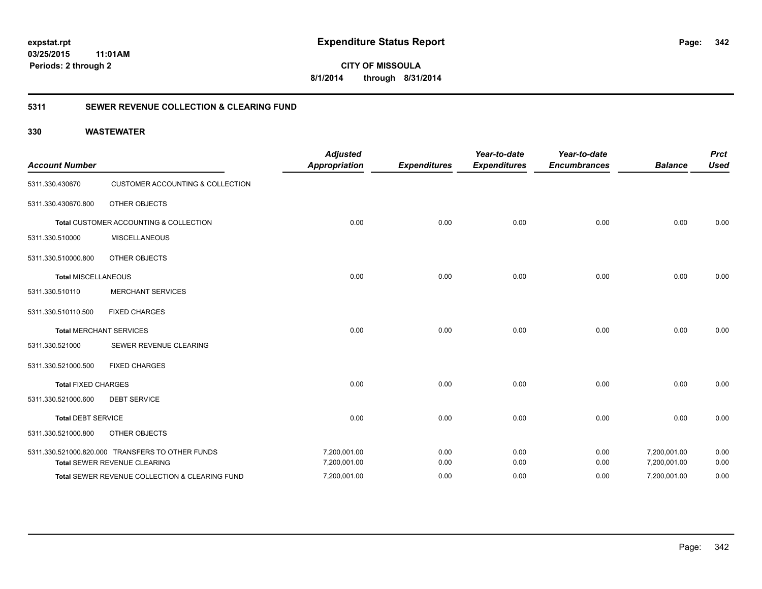**expstat.rpt**
**03/25/2015 11:01AM**
**Periods: 2 through 2**

# Expenditure Status Report

**CITY OF MISSOULA**
**8/1/2014 through 8/31/2014**

## 5311 SEWER REVENUE COLLECTION & CLEARING FUND

### 330 WASTEWATER

| Account Number | | Adjusted Appropriation | Expenditures | Year-to-date Expenditures | Year-to-date Encumbrances | Balance | Prct Used |
|---|---|---|---|---|---|---|---|
| 5311.330.430670 | CUSTOMER ACCOUNTING & COLLECTION | | | | | | |
| 5311.330.430670.800 | OTHER OBJECTS | | | | | | |
| **Total** CUSTOMER ACCOUNTING & COLLECTION | | 0.00 | 0.00 | 0.00 | 0.00 | 0.00 | 0.00 |
| 5311.330.510000 | MISCELLANEOUS | | | | | | |
| 5311.330.510000.800 | OTHER OBJECTS | | | | | | |
| **Total** MISCELLANEOUS | | 0.00 | 0.00 | 0.00 | 0.00 | 0.00 | 0.00 |
| 5311.330.510110 | MERCHANT SERVICES | | | | | | |
| 5311.330.510110.500 | FIXED CHARGES | | | | | | |
| **Total** MERCHANT SERVICES | | 0.00 | 0.00 | 0.00 | 0.00 | 0.00 | 0.00 |
| 5311.330.521000 | SEWER REVENUE CLEARING | | | | | | |
| 5311.330.521000.500 | FIXED CHARGES | | | | | | |
| **Total** FIXED CHARGES | | 0.00 | 0.00 | 0.00 | 0.00 | 0.00 | 0.00 |
| 5311.330.521000.600 | DEBT SERVICE | | | | | | |
| **Total** DEBT SERVICE | | 0.00 | 0.00 | 0.00 | 0.00 | 0.00 | 0.00 |
| 5311.330.521000.800 | OTHER OBJECTS | | | | | | |
| 5311.330.521000.820.000 | TRANSFERS TO OTHER FUNDS | 7,200,001.00 | 0.00 | 0.00 | 0.00 | 7,200,001.00 | 0.00 |
| **Total** SEWER REVENUE CLEARING | | 7,200,001.00 | 0.00 | 0.00 | 0.00 | 7,200,001.00 | 0.00 |
| **Total** SEWER REVENUE COLLECTION & CLEARING FUND | | 7,200,001.00 | 0.00 | 0.00 | 0.00 | 7,200,001.00 | 0.00 |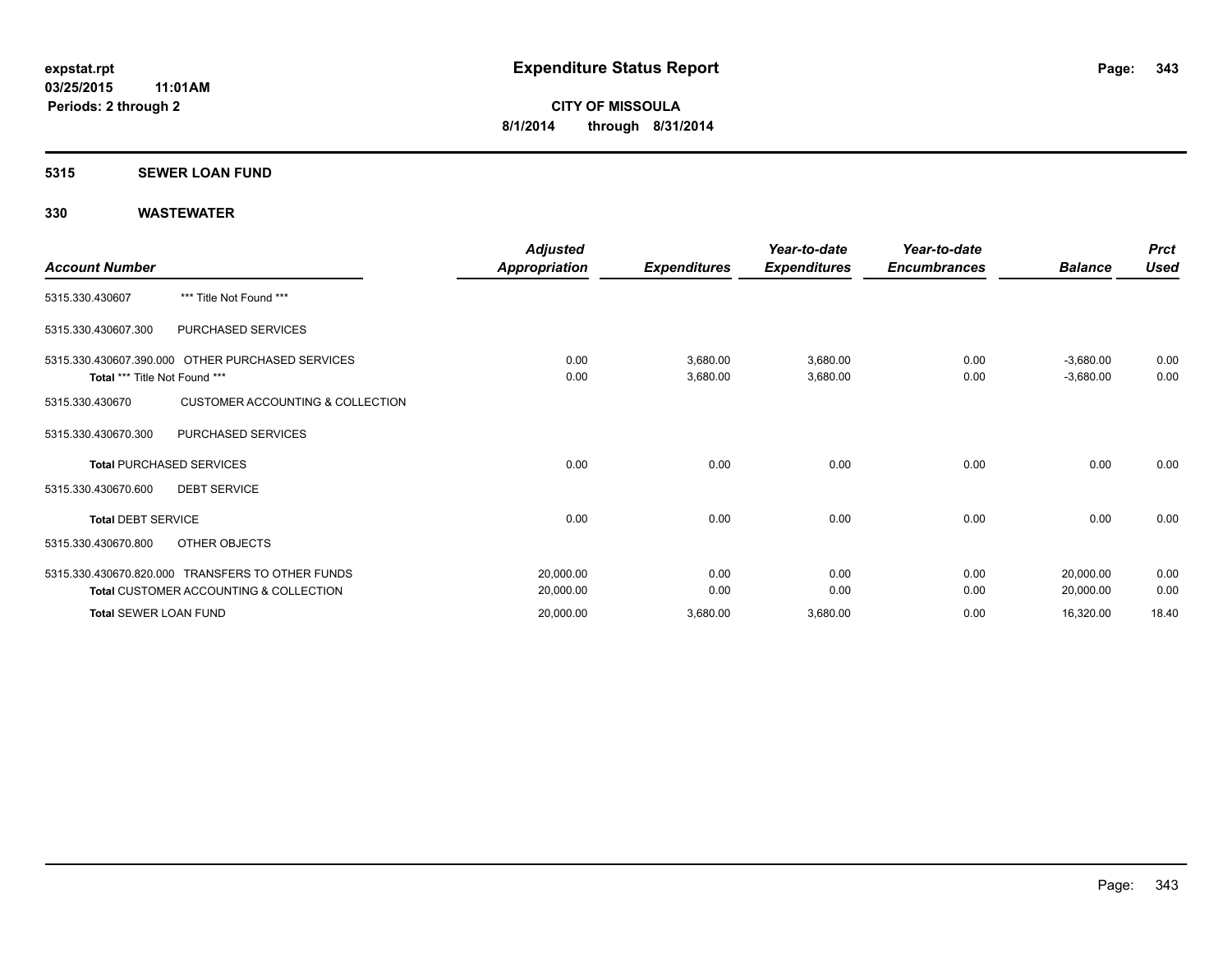**expstat.rpt**
**03/25/2015 11:01AM**
**Periods: 2 through 2**

# Expenditure Status Report

**CITY OF MISSOULA**
**8/1/2014 through 8/31/2014**

## 5315 SEWER LOAN FUND

## 330 WASTEWATER

| Account Number | | Adjusted Appropriation | Expenditures | Year-to-date Expenditures | Year-to-date Encumbrances | Balance | Prct Used |
|---|---|---|---|---|---|---|---|
| 5315.330.430607 | *** Title Not Found *** | | | | | | |
| 5315.330.430607.300 | PURCHASED SERVICES | | | | | | |
| 5315.330.430607.390.000 | OTHER PURCHASED SERVICES | 0.00 | 3,680.00 | 3,680.00 | 0.00 | -3,680.00 | 0.00 |
| **Total** *** Title Not Found *** | | 0.00 | 3,680.00 | 3,680.00 | 0.00 | -3,680.00 | 0.00 |
| 5315.330.430670 | CUSTOMER ACCOUNTING & COLLECTION | | | | | | |
| 5315.330.430670.300 | PURCHASED SERVICES | | | | | | |
| **Total** PURCHASED SERVICES | | 0.00 | 0.00 | 0.00 | 0.00 | 0.00 | 0.00 |
| 5315.330.430670.600 | DEBT SERVICE | | | | | | |
| **Total** DEBT SERVICE | | 0.00 | 0.00 | 0.00 | 0.00 | 0.00 | 0.00 |
| 5315.330.430670.800 | OTHER OBJECTS | | | | | | |
| 5315.330.430670.820.000 | TRANSFERS TO OTHER FUNDS | 20,000.00 | 0.00 | 0.00 | 0.00 | 20,000.00 | 0.00 |
| **Total** CUSTOMER ACCOUNTING & COLLECTION | | 20,000.00 | 0.00 | 0.00 | 0.00 | 20,000.00 | 0.00 |
| **Total** SEWER LOAN FUND | | 20,000.00 | 3,680.00 | 3,680.00 | 0.00 | 16,320.00 | 18.40 |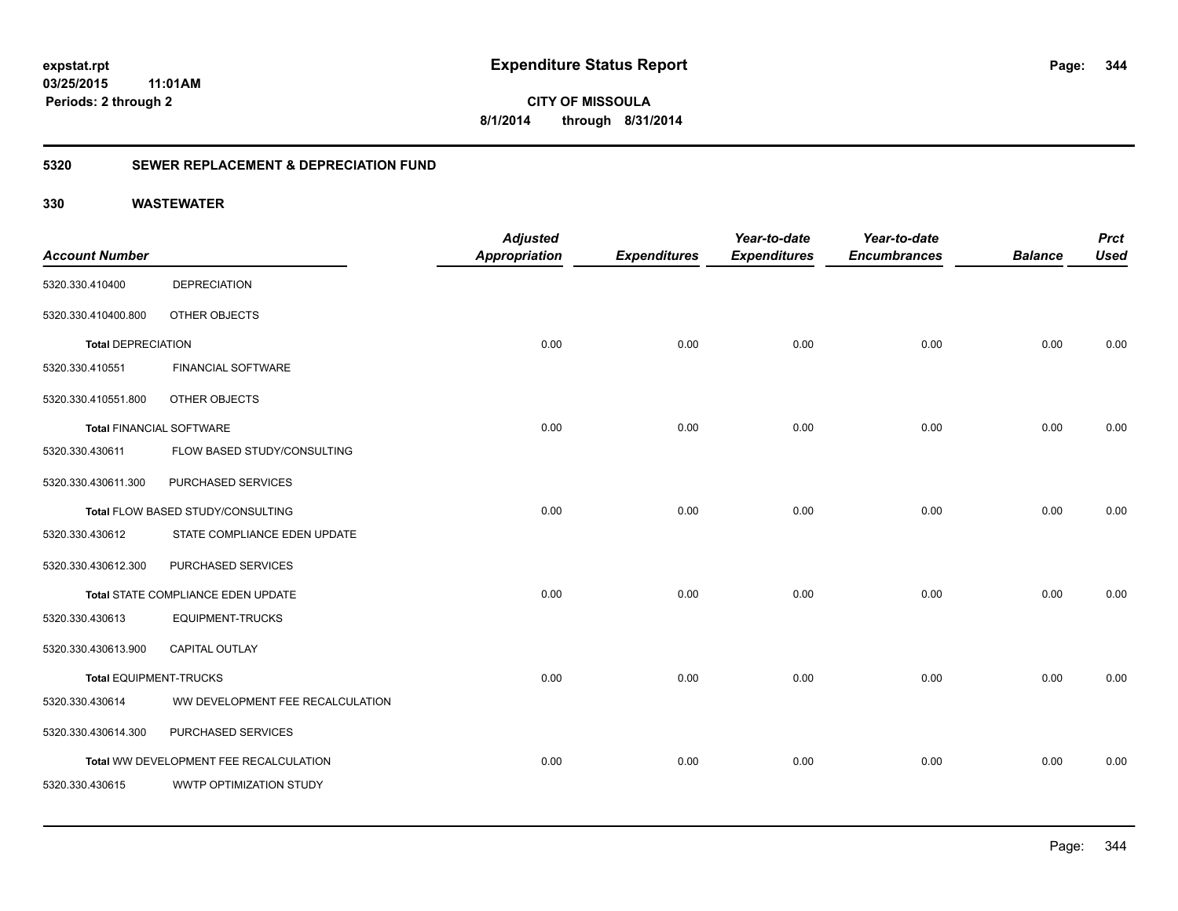**expstat.rpt**
**03/25/2015 11:01AM**
**Periods: 2 through 2**

# Expenditure Status Report

**CITY OF MISSOULA**
**8/1/2014 through 8/31/2014**

## 5320 SEWER REPLACEMENT & DEPRECIATION FUND

## 330 WASTEWATER

| Account Number | | Adjusted Appropriation | Expenditures | Year-to-date Expenditures | Year-to-date Encumbrances | Balance | Prct Used |
|---|---|---|---|---|---|---|---|
| 5320.330.410400 | DEPRECIATION | | | | | | |
| 5320.330.410400.800 | OTHER OBJECTS | | | | | | |
| **Total** DEPRECIATION | | 0.00 | 0.00 | 0.00 | 0.00 | 0.00 | 0.00 |
| 5320.330.410551 | FINANCIAL SOFTWARE | | | | | | |
| 5320.330.410551.800 | OTHER OBJECTS | | | | | | |
| **Total** FINANCIAL SOFTWARE | | 0.00 | 0.00 | 0.00 | 0.00 | 0.00 | 0.00 |
| 5320.330.430611 | FLOW BASED STUDY/CONSULTING | | | | | | |
| 5320.330.430611.300 | PURCHASED SERVICES | | | | | | |
| **Total** FLOW BASED STUDY/CONSULTING | | 0.00 | 0.00 | 0.00 | 0.00 | 0.00 | 0.00 |
| 5320.330.430612 | STATE COMPLIANCE EDEN UPDATE | | | | | | |
| 5320.330.430612.300 | PURCHASED SERVICES | | | | | | |
| **Total** STATE COMPLIANCE EDEN UPDATE | | 0.00 | 0.00 | 0.00 | 0.00 | 0.00 | 0.00 |
| 5320.330.430613 | EQUIPMENT-TRUCKS | | | | | | |
| 5320.330.430613.900 | CAPITAL OUTLAY | | | | | | |
| **Total** EQUIPMENT-TRUCKS | | 0.00 | 0.00 | 0.00 | 0.00 | 0.00 | 0.00 |
| 5320.330.430614 | WW DEVELOPMENT FEE RECALCULATION | | | | | | |
| 5320.330.430614.300 | PURCHASED SERVICES | | | | | | |
| **Total** WW DEVELOPMENT FEE RECALCULATION | | 0.00 | 0.00 | 0.00 | 0.00 | 0.00 | 0.00 |
| 5320.330.430615 | WWTP OPTIMIZATION STUDY | | | | | | |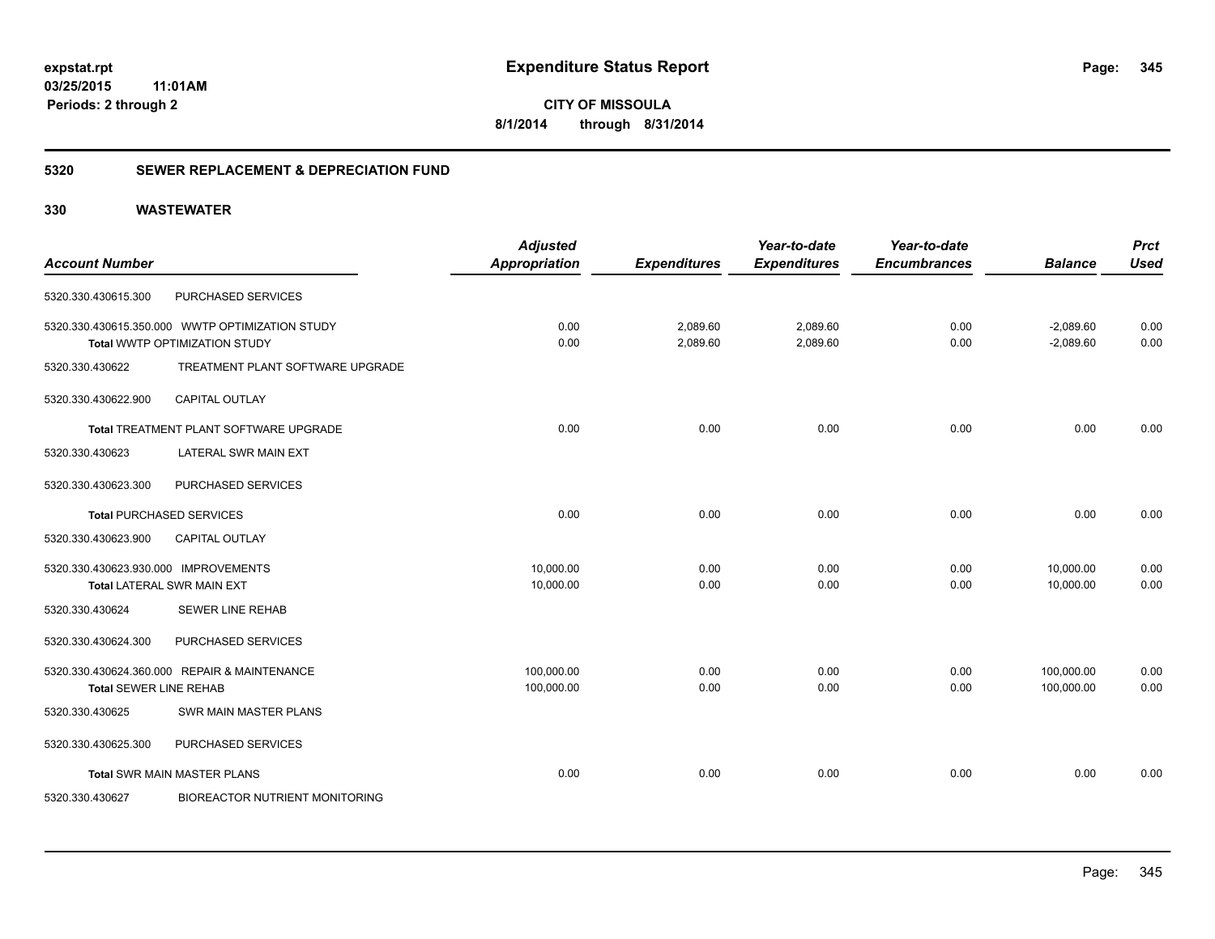expstat.rpt
03/25/2015 11:01AM
Periods: 2 through 2

# Expenditure Status Report

**CITY OF MISSOULA**
**8/1/2014 through 8/31/2014**

## 5320 SEWER REPLACEMENT & DEPRECIATION FUND

## 330 WASTEWATER

| Account Number | | Adjusted Appropriation | Expenditures | Year-to-date Expenditures | Year-to-date Encumbrances | Balance | Prct Used |
|---|---|---|---|---|---|---|---|
| 5320.330.430615.300 | PURCHASED SERVICES | | | | | | |
| 5320.330.430615.350.000 | WWTP OPTIMIZATION STUDY | 0.00 | 2,089.60 | 2,089.60 | 0.00 | -2,089.60 | 0.00 |
| Total WWTP OPTIMIZATION STUDY | | 0.00 | 2,089.60 | 2,089.60 | 0.00 | -2,089.60 | 0.00 |
| 5320.330.430622 | TREATMENT PLANT SOFTWARE UPGRADE | | | | | | |
| 5320.330.430622.900 | CAPITAL OUTLAY | | | | | | |
| Total TREATMENT PLANT SOFTWARE UPGRADE | | 0.00 | 0.00 | 0.00 | 0.00 | 0.00 | 0.00 |
| 5320.330.430623 | LATERAL SWR MAIN EXT | | | | | | |
| 5320.330.430623.300 | PURCHASED SERVICES | | | | | | |
| Total PURCHASED SERVICES | | 0.00 | 0.00 | 0.00 | 0.00 | 0.00 | 0.00 |
| 5320.330.430623.900 | CAPITAL OUTLAY | | | | | | |
| 5320.330.430623.930.000 | IMPROVEMENTS | 10,000.00 | 0.00 | 0.00 | 0.00 | 10,000.00 | 0.00 |
| Total LATERAL SWR MAIN EXT | | 10,000.00 | 0.00 | 0.00 | 0.00 | 10,000.00 | 0.00 |
| 5320.330.430624 | SEWER LINE REHAB | | | | | | |
| 5320.330.430624.300 | PURCHASED SERVICES | | | | | | |
| 5320.330.430624.360.000 | REPAIR & MAINTENANCE | 100,000.00 | 0.00 | 0.00 | 0.00 | 100,000.00 | 0.00 |
| Total SEWER LINE REHAB | | 100,000.00 | 0.00 | 0.00 | 0.00 | 100,000.00 | 0.00 |
| 5320.330.430625 | SWR MAIN MASTER PLANS | | | | | | |
| 5320.330.430625.300 | PURCHASED SERVICES | | | | | | |
| Total SWR MAIN MASTER PLANS | | 0.00 | 0.00 | 0.00 | 0.00 | 0.00 | 0.00 |
| 5320.330.430627 | BIOREACTOR NUTRIENT MONITORING | | | | | | |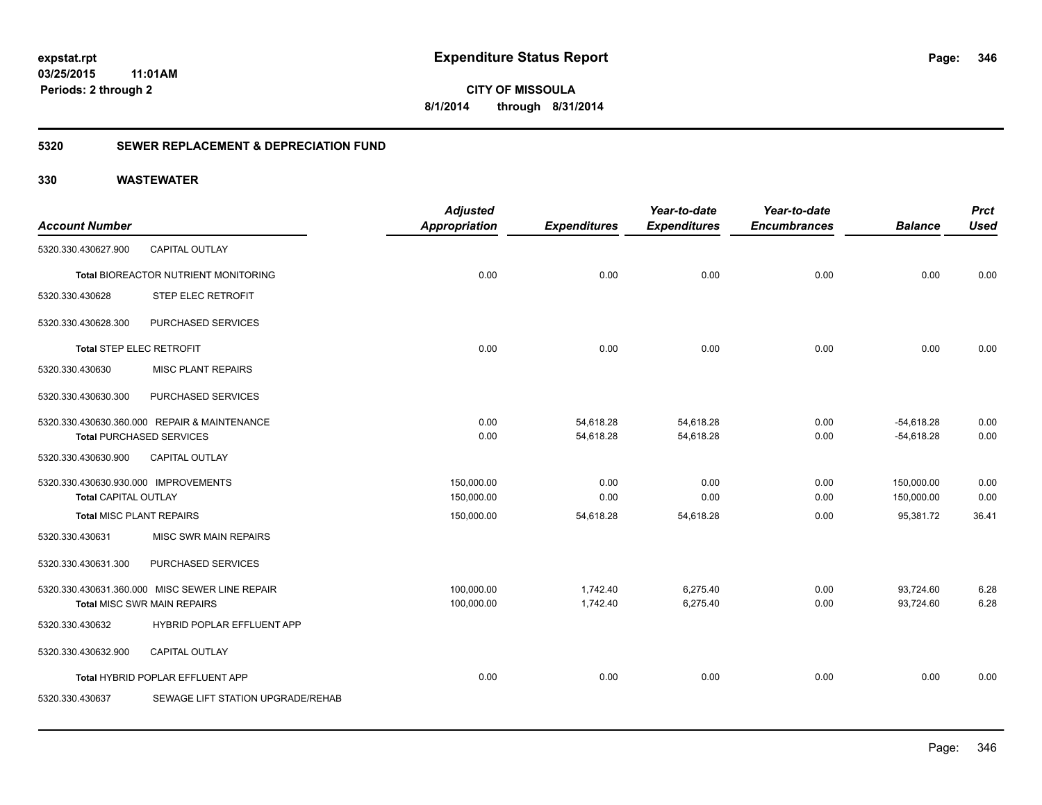# Expenditure Status Report

expstat.rpt
03/25/2015 11:01AM
Periods: 2 through 2

**CITY OF MISSOULA**
**8/1/2014 through 8/31/2014**

## 5320 SEWER REPLACEMENT & DEPRECIATION FUND

### 330 WASTEWATER

| Account Number | | Adjusted Appropriation | Expenditures | Year-to-date Expenditures | Year-to-date Encumbrances | Balance | Prct Used |
|---|---|---|---|---|---|---|---|
| 5320.330.430627.900 | CAPITAL OUTLAY | | | | | | |
| Total BIOREACTOR NUTRIENT MONITORING | | 0.00 | 0.00 | 0.00 | 0.00 | 0.00 | 0.00 |
| 5320.330.430628 | STEP ELEC RETROFIT | | | | | | |
| 5320.330.430628.300 | PURCHASED SERVICES | | | | | | |
| Total STEP ELEC RETROFIT | | 0.00 | 0.00 | 0.00 | 0.00 | 0.00 | 0.00 |
| 5320.330.430630 | MISC PLANT REPAIRS | | | | | | |
| 5320.330.430630.300 | PURCHASED SERVICES | | | | | | |
| 5320.330.430630.360.000 | REPAIR & MAINTENANCE | 0.00 | 54,618.28 | 54,618.28 | 0.00 | -54,618.28 | 0.00 |
| Total PURCHASED SERVICES | | 0.00 | 54,618.28 | 54,618.28 | 0.00 | -54,618.28 | 0.00 |
| 5320.330.430630.900 | CAPITAL OUTLAY | | | | | | |
| 5320.330.430630.930.000 | IMPROVEMENTS | 150,000.00 | 0.00 | 0.00 | 0.00 | 150,000.00 | 0.00 |
| Total CAPITAL OUTLAY | | 150,000.00 | 0.00 | 0.00 | 0.00 | 150,000.00 | 0.00 |
| Total MISC PLANT REPAIRS | | 150,000.00 | 54,618.28 | 54,618.28 | 0.00 | 95,381.72 | 36.41 |
| 5320.330.430631 | MISC SWR MAIN REPAIRS | | | | | | |
| 5320.330.430631.300 | PURCHASED SERVICES | | | | | | |
| 5320.330.430631.360.000 | MISC SEWER LINE REPAIR | 100,000.00 | 1,742.40 | 6,275.40 | 0.00 | 93,724.60 | 6.28 |
| Total MISC SWR MAIN REPAIRS | | 100,000.00 | 1,742.40 | 6,275.40 | 0.00 | 93,724.60 | 6.28 |
| 5320.330.430632 | HYBRID POPLAR EFFLUENT APP | | | | | | |
| 5320.330.430632.900 | CAPITAL OUTLAY | | | | | | |
| Total HYBRID POPLAR EFFLUENT APP | | 0.00 | 0.00 | 0.00 | 0.00 | 0.00 | 0.00 |
| 5320.330.430637 | SEWAGE LIFT STATION UPGRADE/REHAB | | | | | | |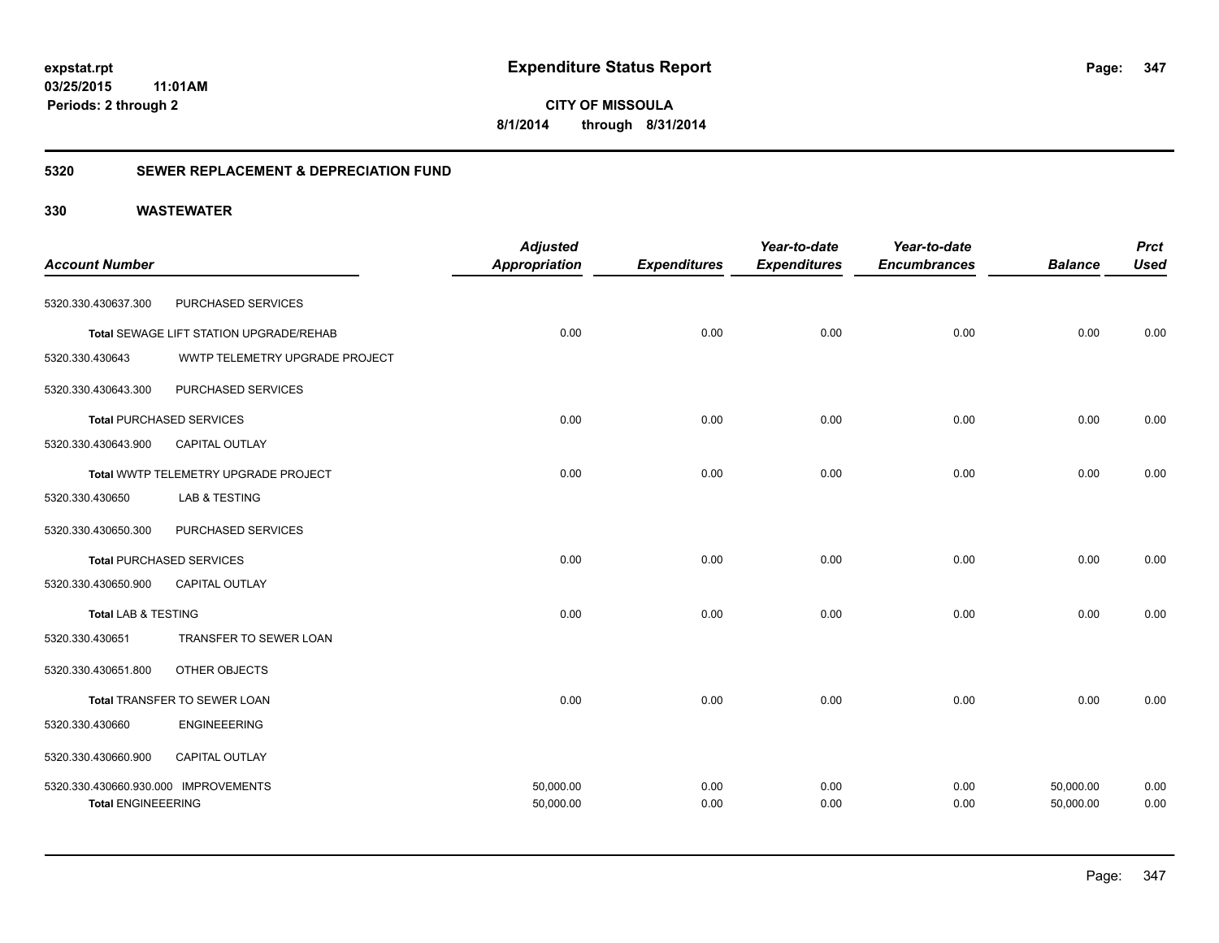**Expenditure Status Report**

**CITY OF MISSOULA**

**8/1/2014 through 8/31/2014**

expstat.rpt
03/25/2015 11:01AM
Periods: 2 through 2

## 5320 SEWER REPLACEMENT & DEPRECIATION FUND

## 330 WASTEWATER

| Account Number | | Adjusted Appropriation | Expenditures | Year-to-date Expenditures | Year-to-date Encumbrances | Balance | Prct Used |
|---|---|---|---|---|---|---|---|
| 5320.330.430637.300 | PURCHASED SERVICES | | | | | | |
| **Total** SEWAGE LIFT STATION UPGRADE/REHAB | | 0.00 | 0.00 | 0.00 | 0.00 | 0.00 | 0.00 |
| 5320.330.430643 | WWTP TELEMETRY UPGRADE PROJECT | | | | | | |
| 5320.330.430643.300 | PURCHASED SERVICES | | | | | | |
| **Total** PURCHASED SERVICES | | 0.00 | 0.00 | 0.00 | 0.00 | 0.00 | 0.00 |
| 5320.330.430643.900 | CAPITAL OUTLAY | | | | | | |
| **Total** WWTP TELEMETRY UPGRADE PROJECT | | 0.00 | 0.00 | 0.00 | 0.00 | 0.00 | 0.00 |
| 5320.330.430650 | LAB & TESTING | | | | | | |
| 5320.330.430650.300 | PURCHASED SERVICES | | | | | | |
| **Total** PURCHASED SERVICES | | 0.00 | 0.00 | 0.00 | 0.00 | 0.00 | 0.00 |
| 5320.330.430650.900 | CAPITAL OUTLAY | | | | | | |
| **Total** LAB & TESTING | | 0.00 | 0.00 | 0.00 | 0.00 | 0.00 | 0.00 |
| 5320.330.430651 | TRANSFER TO SEWER LOAN | | | | | | |
| 5320.330.430651.800 | OTHER OBJECTS | | | | | | |
| **Total** TRANSFER TO SEWER LOAN | | 0.00 | 0.00 | 0.00 | 0.00 | 0.00 | 0.00 |
| 5320.330.430660 | ENGINEEERING | | | | | | |
| 5320.330.430660.900 | CAPITAL OUTLAY | | | | | | |
| 5320.330.430660.930.000 | IMPROVEMENTS | 50,000.00 | 0.00 | 0.00 | 0.00 | 50,000.00 | 0.00 |
| **Total** ENGINEEERING | | 50,000.00 | 0.00 | 0.00 | 0.00 | 50,000.00 | 0.00 |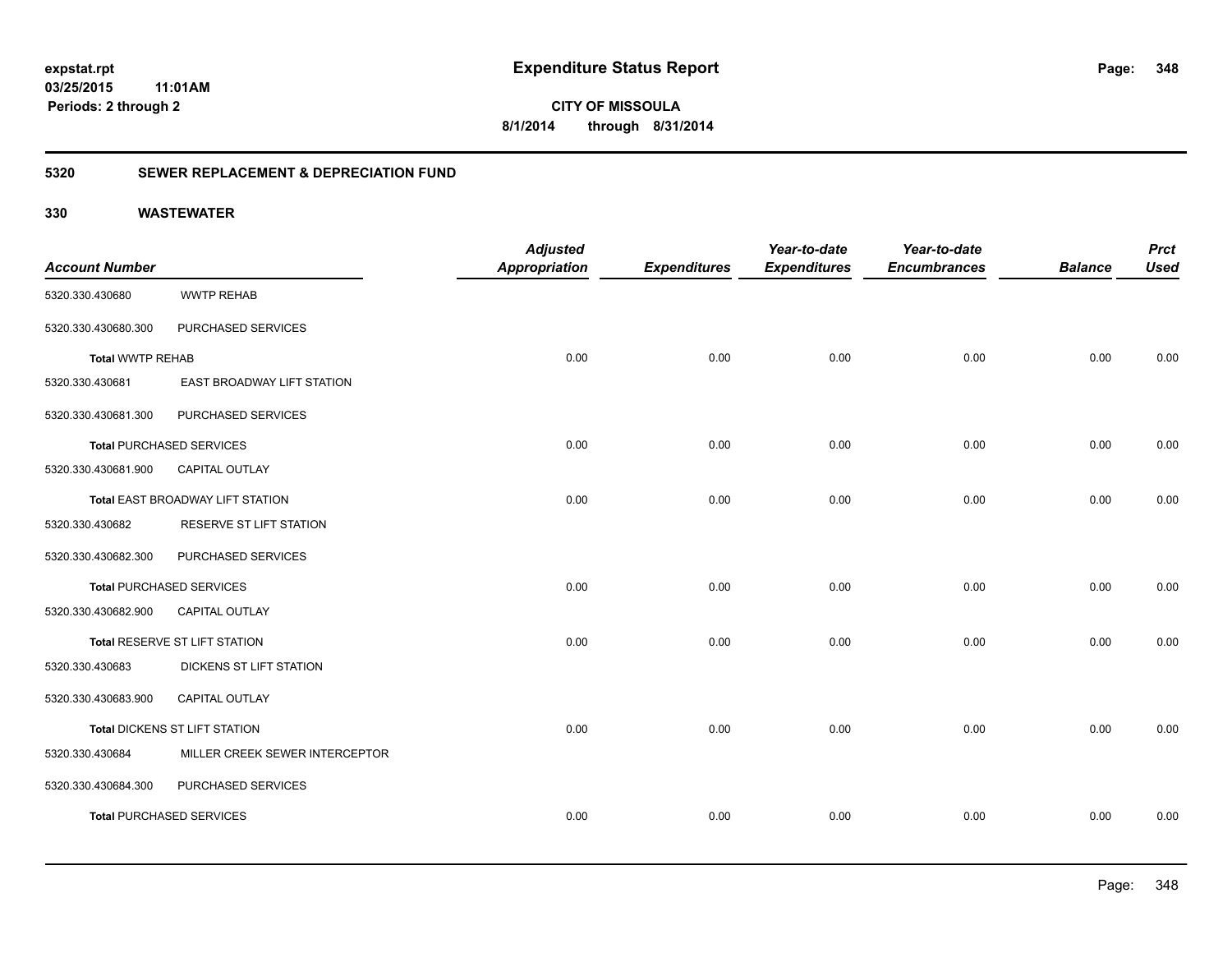**expstat.rpt**
**03/25/2015 11:01AM**
**Periods: 2 through 2**

# Expenditure Status Report

**CITY OF MISSOULA**
**8/1/2014 through 8/31/2014**

## 5320 SEWER REPLACEMENT & DEPRECIATION FUND

### 330 WASTEWATER

| Account Number | | Adjusted Appropriation | Expenditures | Year-to-date Expenditures | Year-to-date Encumbrances | Balance | Prct Used |
|---|---|---|---|---|---|---|---|
| 5320.330.430680 | WWTP REHAB | | | | | | |
| 5320.330.430680.300 | PURCHASED SERVICES | | | | | | |
| **Total** WWTP REHAB | | 0.00 | 0.00 | 0.00 | 0.00 | 0.00 | 0.00 |
| 5320.330.430681 | EAST BROADWAY LIFT STATION | | | | | | |
| 5320.330.430681.300 | PURCHASED SERVICES | | | | | | |
| **Total** PURCHASED SERVICES | | 0.00 | 0.00 | 0.00 | 0.00 | 0.00 | 0.00 |
| 5320.330.430681.900 | CAPITAL OUTLAY | | | | | | |
| **Total** EAST BROADWAY LIFT STATION | | 0.00 | 0.00 | 0.00 | 0.00 | 0.00 | 0.00 |
| 5320.330.430682 | RESERVE ST LIFT STATION | | | | | | |
| 5320.330.430682.300 | PURCHASED SERVICES | | | | | | |
| **Total** PURCHASED SERVICES | | 0.00 | 0.00 | 0.00 | 0.00 | 0.00 | 0.00 |
| 5320.330.430682.900 | CAPITAL OUTLAY | | | | | | |
| **Total** RESERVE ST LIFT STATION | | 0.00 | 0.00 | 0.00 | 0.00 | 0.00 | 0.00 |
| 5320.330.430683 | DICKENS ST LIFT STATION | | | | | | |
| 5320.330.430683.900 | CAPITAL OUTLAY | | | | | | |
| **Total** DICKENS ST LIFT STATION | | 0.00 | 0.00 | 0.00 | 0.00 | 0.00 | 0.00 |
| 5320.330.430684 | MILLER CREEK SEWER INTERCEPTOR | | | | | | |
| 5320.330.430684.300 | PURCHASED SERVICES | | | | | | |
| **Total** PURCHASED SERVICES | | 0.00 | 0.00 | 0.00 | 0.00 | 0.00 | 0.00 |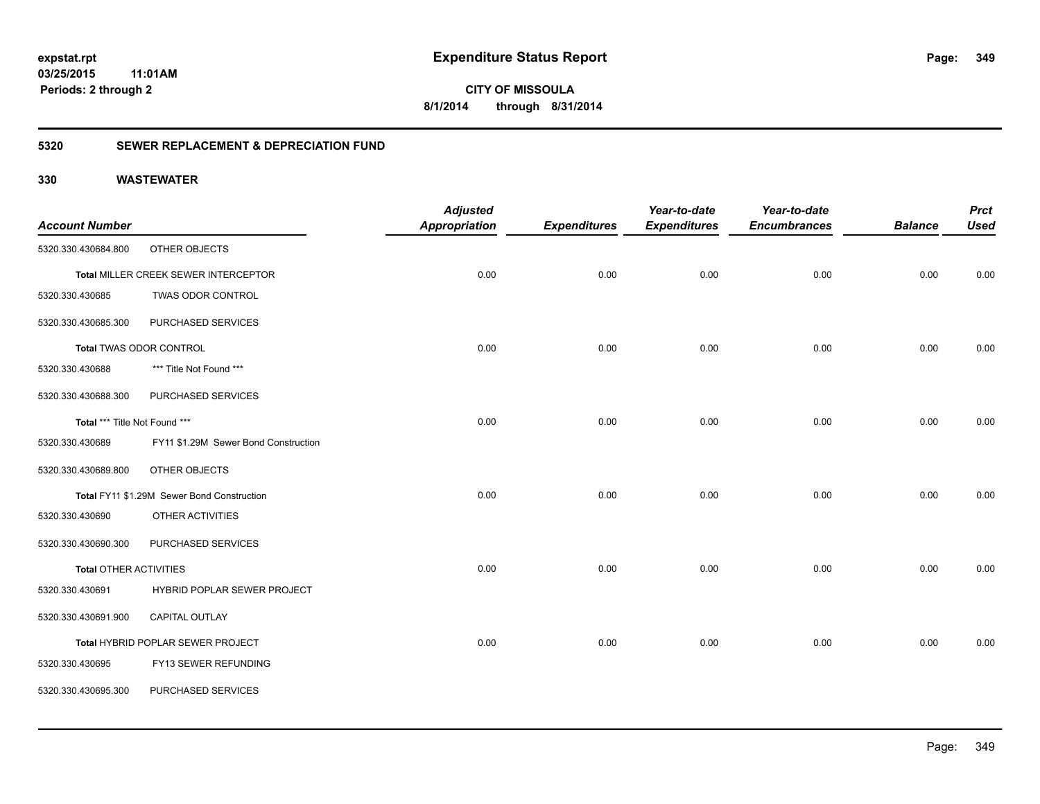# Expenditure Status Report

expstat.rpt
03/25/2015 11:01AM
Periods: 2 through 2

**CITY OF MISSOULA**
**8/1/2014 through 8/31/2014**

## 5320 SEWER REPLACEMENT & DEPRECIATION FUND

### 330 WASTEWATER

| Account Number | | Adjusted Appropriation | Expenditures | Year-to-date Expenditures | Year-to-date Encumbrances | Balance | Prct Used |
|---|---|---|---|---|---|---|---|
| 5320.330.430684.800 | OTHER OBJECTS | | | | | | |
| **Total** MILLER CREEK SEWER INTERCEPTOR | | 0.00 | 0.00 | 0.00 | 0.00 | 0.00 | 0.00 |
| 5320.330.430685 | TWAS ODOR CONTROL | | | | | | |
| 5320.330.430685.300 | PURCHASED SERVICES | | | | | | |
| **Total** TWAS ODOR CONTROL | | 0.00 | 0.00 | 0.00 | 0.00 | 0.00 | 0.00 |
| 5320.330.430688 | *** Title Not Found *** | | | | | | |
| 5320.330.430688.300 | PURCHASED SERVICES | | | | | | |
| **Total** *** Title Not Found *** | | 0.00 | 0.00 | 0.00 | 0.00 | 0.00 | 0.00 |
| 5320.330.430689 | FY11 $1.29M Sewer Bond Construction | | | | | | |
| 5320.330.430689.800 | OTHER OBJECTS | | | | | | |
| **Total** FY11 $1.29M Sewer Bond Construction | | 0.00 | 0.00 | 0.00 | 0.00 | 0.00 | 0.00 |
| 5320.330.430690 | OTHER ACTIVITIES | | | | | | |
| 5320.330.430690.300 | PURCHASED SERVICES | | | | | | |
| **Total** OTHER ACTIVITIES | | 0.00 | 0.00 | 0.00 | 0.00 | 0.00 | 0.00 |
| 5320.330.430691 | HYBRID POPLAR SEWER PROJECT | | | | | | |
| 5320.330.430691.900 | CAPITAL OUTLAY | | | | | | |
| **Total** HYBRID POPLAR SEWER PROJECT | | 0.00 | 0.00 | 0.00 | 0.00 | 0.00 | 0.00 |
| 5320.330.430695 | FY13 SEWER REFUNDING | | | | | | |
| 5320.330.430695.300 | PURCHASED SERVICES | | | | | | |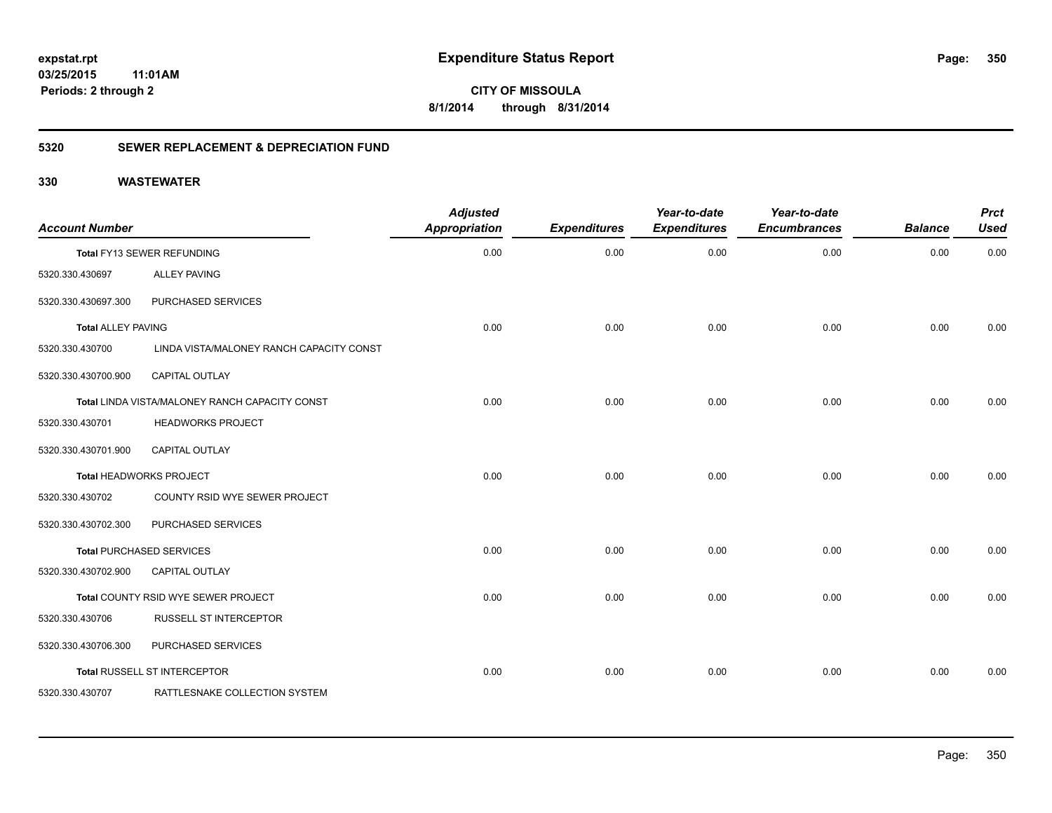**expstat.rpt**
**03/25/2015 11:01AM**
**Periods: 2 through 2**

# Expenditure Status Report

**CITY OF MISSOULA**
**8/1/2014 through 8/31/2014**

## 5320 SEWER REPLACEMENT & DEPRECIATION FUND

### 330 WASTEWATER

| Account Number | | Adjusted Appropriation | Expenditures | Year-to-date Expenditures | Year-to-date Encumbrances | Balance | Prct Used |
|---|---|---|---|---|---|---|---|
| Total FY13 SEWER REFUNDING | | 0.00 | 0.00 | 0.00 | 0.00 | 0.00 | 0.00 |
| 5320.330.430697 | ALLEY PAVING | | | | | | |
| 5320.330.430697.300 | PURCHASED SERVICES | | | | | | |
| Total ALLEY PAVING | | 0.00 | 0.00 | 0.00 | 0.00 | 0.00 | 0.00 |
| 5320.330.430700 | LINDA VISTA/MALONEY RANCH CAPACITY CONST | | | | | | |
| 5320.330.430700.900 | CAPITAL OUTLAY | | | | | | |
| Total LINDA VISTA/MALONEY RANCH CAPACITY CONST | | 0.00 | 0.00 | 0.00 | 0.00 | 0.00 | 0.00 |
| 5320.330.430701 | HEADWORKS PROJECT | | | | | | |
| 5320.330.430701.900 | CAPITAL OUTLAY | | | | | | |
| Total HEADWORKS PROJECT | | 0.00 | 0.00 | 0.00 | 0.00 | 0.00 | 0.00 |
| 5320.330.430702 | COUNTY RSID WYE SEWER PROJECT | | | | | | |
| 5320.330.430702.300 | PURCHASED SERVICES | | | | | | |
| Total PURCHASED SERVICES | | 0.00 | 0.00 | 0.00 | 0.00 | 0.00 | 0.00 |
| 5320.330.430702.900 | CAPITAL OUTLAY | | | | | | |
| Total COUNTY RSID WYE SEWER PROJECT | | 0.00 | 0.00 | 0.00 | 0.00 | 0.00 | 0.00 |
| 5320.330.430706 | RUSSELL ST INTERCEPTOR | | | | | | |
| 5320.330.430706.300 | PURCHASED SERVICES | | | | | | |
| Total RUSSELL ST INTERCEPTOR | | 0.00 | 0.00 | 0.00 | 0.00 | 0.00 | 0.00 |
| 5320.330.430707 | RATTLESNAKE COLLECTION SYSTEM | | | | | | |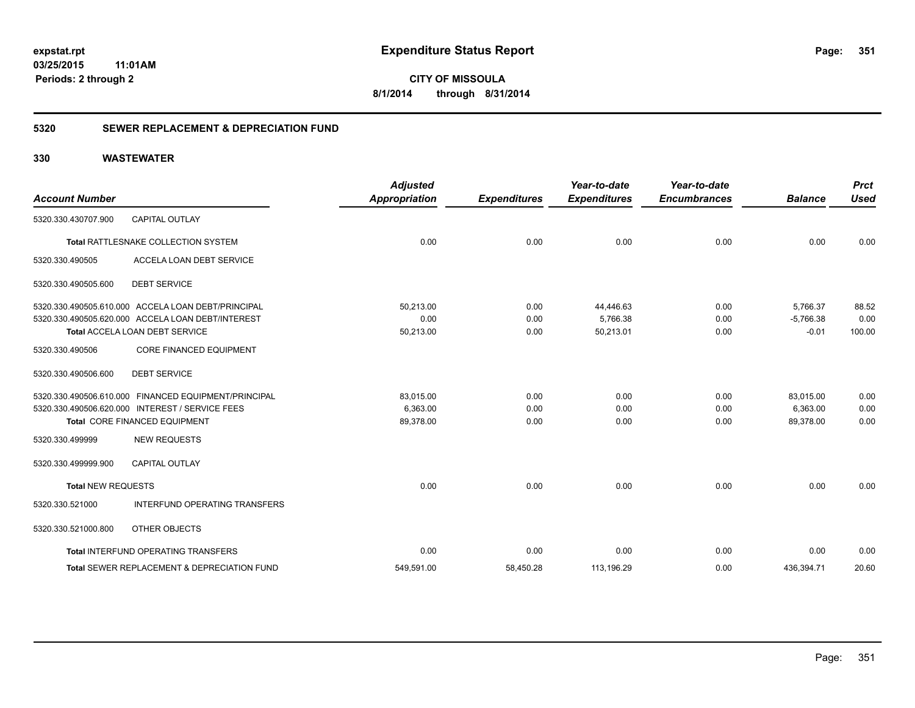**Expenditure Status Report**

**CITY OF MISSOULA**

**8/1/2014 through 8/31/2014**

expstat.rpt
03/25/2015 11:01AM
Periods: 2 through 2

## 5320 SEWER REPLACEMENT & DEPRECIATION FUND

### 330 WASTEWATER

| Account Number | | Adjusted Appropriation | Expenditures | Year-to-date Expenditures | Year-to-date Encumbrances | Balance | Prct Used |
|---|---|---|---|---|---|---|---|
| 5320.330.430707.900 | CAPITAL OUTLAY | | | | | | |
| **Total** RATTLESNAKE COLLECTION SYSTEM | | 0.00 | 0.00 | 0.00 | 0.00 | 0.00 | 0.00 |
| 5320.330.490505 | ACCELA LOAN DEBT SERVICE | | | | | | |
| 5320.330.490505.600 | DEBT SERVICE | | | | | | |
| 5320.330.490505.610.000 | ACCELA LOAN DEBT/PRINCIPAL | 50,213.00 | 0.00 | 44,446.63 | 0.00 | 5,766.37 | 88.52 |
| 5320.330.490505.620.000 | ACCELA LOAN DEBT/INTEREST | 0.00 | 0.00 | 5,766.38 | 0.00 | -5,766.38 | 0.00 |
| **Total** ACCELA LOAN DEBT SERVICE | | 50,213.00 | 0.00 | 50,213.01 | 0.00 | -0.01 | 100.00 |
| 5320.330.490506 | CORE FINANCED EQUIPMENT | | | | | | |
| 5320.330.490506.600 | DEBT SERVICE | | | | | | |
| 5320.330.490506.610.000 | FINANCED EQUIPMENT/PRINCIPAL | 83,015.00 | 0.00 | 0.00 | 0.00 | 83,015.00 | 0.00 |
| 5320.330.490506.620.000 | INTEREST / SERVICE FEES | 6,363.00 | 0.00 | 0.00 | 0.00 | 6,363.00 | 0.00 |
| **Total** CORE FINANCED EQUIPMENT | | 89,378.00 | 0.00 | 0.00 | 0.00 | 89,378.00 | 0.00 |
| 5320.330.499999 | NEW REQUESTS | | | | | | |
| 5320.330.499999.900 | CAPITAL OUTLAY | | | | | | |
| **Total** NEW REQUESTS | | 0.00 | 0.00 | 0.00 | 0.00 | 0.00 | 0.00 |
| 5320.330.521000 | INTERFUND OPERATING TRANSFERS | | | | | | |
| 5320.330.521000.800 | OTHER OBJECTS | | | | | | |
| **Total** INTERFUND OPERATING TRANSFERS | | 0.00 | 0.00 | 0.00 | 0.00 | 0.00 | 0.00 |
| **Total** SEWER REPLACEMENT & DEPRECIATION FUND | | 549,591.00 | 58,450.28 | 113,196.29 | 0.00 | 436,394.71 | 20.60 |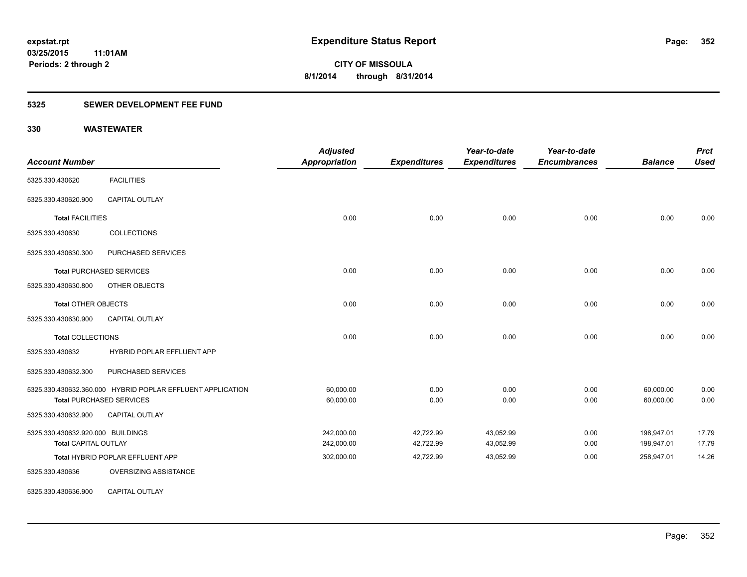# Expenditure Status Report

expstat.rpt
03/25/2015 11:01AM
Periods: 2 through 2

**CITY OF MISSOULA**
**8/1/2014 through 8/31/2014**

## 5325 SEWER DEVELOPMENT FEE FUND

### 330 WASTEWATER

| Account Number | | Adjusted Appropriation | Expenditures | Year-to-date Expenditures | Year-to-date Encumbrances | Balance | Prct Used |
|---|---|---|---|---|---|---|---|
| 5325.330.430620 | FACILITIES | | | | | | |
| 5325.330.430620.900 | CAPITAL OUTLAY | | | | | | |
| **Total** FACILITIES | | 0.00 | 0.00 | 0.00 | 0.00 | 0.00 | 0.00 |
| 5325.330.430630 | COLLECTIONS | | | | | | |
| 5325.330.430630.300 | PURCHASED SERVICES | | | | | | |
| **Total** PURCHASED SERVICES | | 0.00 | 0.00 | 0.00 | 0.00 | 0.00 | 0.00 |
| 5325.330.430630.800 | OTHER OBJECTS | | | | | | |
| **Total** OTHER OBJECTS | | 0.00 | 0.00 | 0.00 | 0.00 | 0.00 | 0.00 |
| 5325.330.430630.900 | CAPITAL OUTLAY | | | | | | |
| **Total** COLLECTIONS | | 0.00 | 0.00 | 0.00 | 0.00 | 0.00 | 0.00 |
| 5325.330.430632 | HYBRID POPLAR EFFLUENT APP | | | | | | |
| 5325.330.430632.300 | PURCHASED SERVICES | | | | | | |
| 5325.330.430632.360.000 | HYBRID POPLAR EFFLUENT APPLICATION | 60,000.00 | 0.00 | 0.00 | 0.00 | 60,000.00 | 0.00 |
| **Total** PURCHASED SERVICES | | 60,000.00 | 0.00 | 0.00 | 0.00 | 60,000.00 | 0.00 |
| 5325.330.430632.900 | CAPITAL OUTLAY | | | | | | |
| 5325.330.430632.920.000 | BUILDINGS | 242,000.00 | 42,722.99 | 43,052.99 | 0.00 | 198,947.01 | 17.79 |
| **Total** CAPITAL OUTLAY | | 242,000.00 | 42,722.99 | 43,052.99 | 0.00 | 198,947.01 | 17.79 |
| **Total** HYBRID POPLAR EFFLUENT APP | | 302,000.00 | 42,722.99 | 43,052.99 | 0.00 | 258,947.01 | 14.26 |
| 5325.330.430636 | OVERSIZING ASSISTANCE | | | | | | |
| 5325.330.430636.900 | CAPITAL OUTLAY | | | | | | |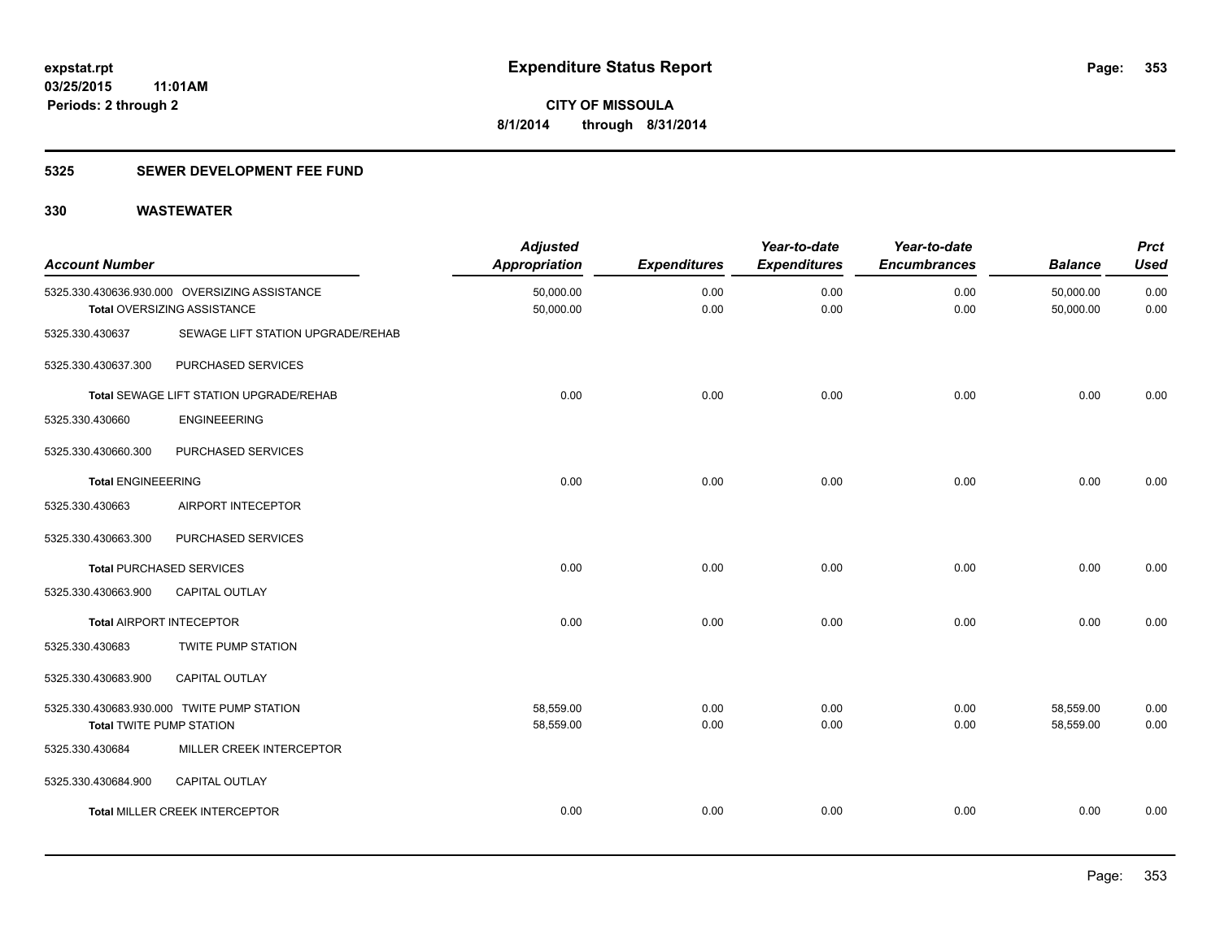# Expenditure Status Report

**CITY OF MISSOULA**

**8/1/2014 through 8/31/2014**

expstat.rpt
03/25/2015 11:01AM
Periods: 2 through 2

## 5325 SEWER DEVELOPMENT FEE FUND

## 330 WASTEWATER

| Account Number | | Adjusted Appropriation | Expenditures | Year-to-date Expenditures | Year-to-date Encumbrances | Balance | Prct Used |
|---|---|---|---|---|---|---|---|
| 5325.330.430636.930.000 | OVERSIZING ASSISTANCE | 50,000.00 | 0.00 | 0.00 | 0.00 | 50,000.00 | 0.00 |
| **Total** OVERSIZING ASSISTANCE | | 50,000.00 | 0.00 | 0.00 | 0.00 | 50,000.00 | 0.00 |
| 5325.330.430637 | SEWAGE LIFT STATION UPGRADE/REHAB | | | | | | |
| 5325.330.430637.300 | PURCHASED SERVICES | | | | | | |
| **Total** SEWAGE LIFT STATION UPGRADE/REHAB | | 0.00 | 0.00 | 0.00 | 0.00 | 0.00 | 0.00 |
| 5325.330.430660 | ENGINEEERING | | | | | | |
| 5325.330.430660.300 | PURCHASED SERVICES | | | | | | |
| **Total** ENGINEEERING | | 0.00 | 0.00 | 0.00 | 0.00 | 0.00 | 0.00 |
| 5325.330.430663 | AIRPORT INTECEPTOR | | | | | | |
| 5325.330.430663.300 | PURCHASED SERVICES | | | | | | |
| **Total** PURCHASED SERVICES | | 0.00 | 0.00 | 0.00 | 0.00 | 0.00 | 0.00 |
| 5325.330.430663.900 | CAPITAL OUTLAY | | | | | | |
| **Total** AIRPORT INTECEPTOR | | 0.00 | 0.00 | 0.00 | 0.00 | 0.00 | 0.00 |
| 5325.330.430683 | TWITE PUMP STATION | | | | | | |
| 5325.330.430683.900 | CAPITAL OUTLAY | | | | | | |
| 5325.330.430683.930.000 | TWITE PUMP STATION | 58,559.00 | 0.00 | 0.00 | 0.00 | 58,559.00 | 0.00 |
| **Total** TWITE PUMP STATION | | 58,559.00 | 0.00 | 0.00 | 0.00 | 58,559.00 | 0.00 |
| 5325.330.430684 | MILLER CREEK INTERCEPTOR | | | | | | |
| 5325.330.430684.900 | CAPITAL OUTLAY | | | | | | |
| **Total** MILLER CREEK INTERCEPTOR | | 0.00 | 0.00 | 0.00 | 0.00 | 0.00 | 0.00 |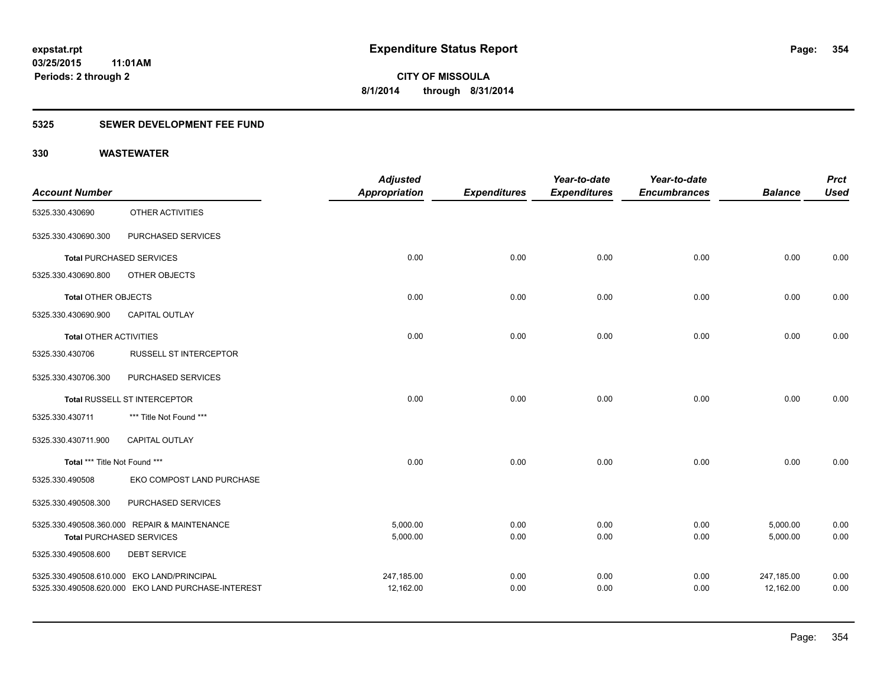**expstat.rpt**
**03/25/2015 11:01AM**
**Periods: 2 through 2**

# Expenditure Status Report

**CITY OF MISSOULA**
**8/1/2014 through 8/31/2014**

## 5325 SEWER DEVELOPMENT FEE FUND

## 330 WASTEWATER

| Account Number | | Adjusted Appropriation | Expenditures | Year-to-date Expenditures | Year-to-date Encumbrances | Balance | Prct Used |
|---|---|---|---|---|---|---|---|
| 5325.330.430690 | OTHER ACTIVITIES | | | | | | |
| 5325.330.430690.300 | PURCHASED SERVICES | | | | | | |
| **Total** PURCHASED SERVICES | | 0.00 | 0.00 | 0.00 | 0.00 | 0.00 | 0.00 |
| 5325.330.430690.800 | OTHER OBJECTS | | | | | | |
| **Total** OTHER OBJECTS | | 0.00 | 0.00 | 0.00 | 0.00 | 0.00 | 0.00 |
| 5325.330.430690.900 | CAPITAL OUTLAY | | | | | | |
| **Total** OTHER ACTIVITIES | | 0.00 | 0.00 | 0.00 | 0.00 | 0.00 | 0.00 |
| 5325.330.430706 | RUSSELL ST INTERCEPTOR | | | | | | |
| 5325.330.430706.300 | PURCHASED SERVICES | | | | | | |
| **Total** RUSSELL ST INTERCEPTOR | | 0.00 | 0.00 | 0.00 | 0.00 | 0.00 | 0.00 |
| 5325.330.430711 | *** Title Not Found *** | | | | | | |
| 5325.330.430711.900 | CAPITAL OUTLAY | | | | | | |
| **Total** *** Title Not Found *** | | 0.00 | 0.00 | 0.00 | 0.00 | 0.00 | 0.00 |
| 5325.330.490508 | EKO COMPOST LAND PURCHASE | | | | | | |
| 5325.330.490508.300 | PURCHASED SERVICES | | | | | | |
| 5325.330.490508.360.000 | REPAIR & MAINTENANCE | 5,000.00 | 0.00 | 0.00 | 0.00 | 5,000.00 | 0.00 |
| **Total** PURCHASED SERVICES | | 5,000.00 | 0.00 | 0.00 | 0.00 | 5,000.00 | 0.00 |
| 5325.330.490508.600 | DEBT SERVICE | | | | | | |
| 5325.330.490508.610.000 | EKO LAND/PRINCIPAL | 247,185.00 | 0.00 | 0.00 | 0.00 | 247,185.00 | 0.00 |
| 5325.330.490508.620.000 | EKO LAND PURCHASE-INTEREST | 12,162.00 | 0.00 | 0.00 | 0.00 | 12,162.00 | 0.00 |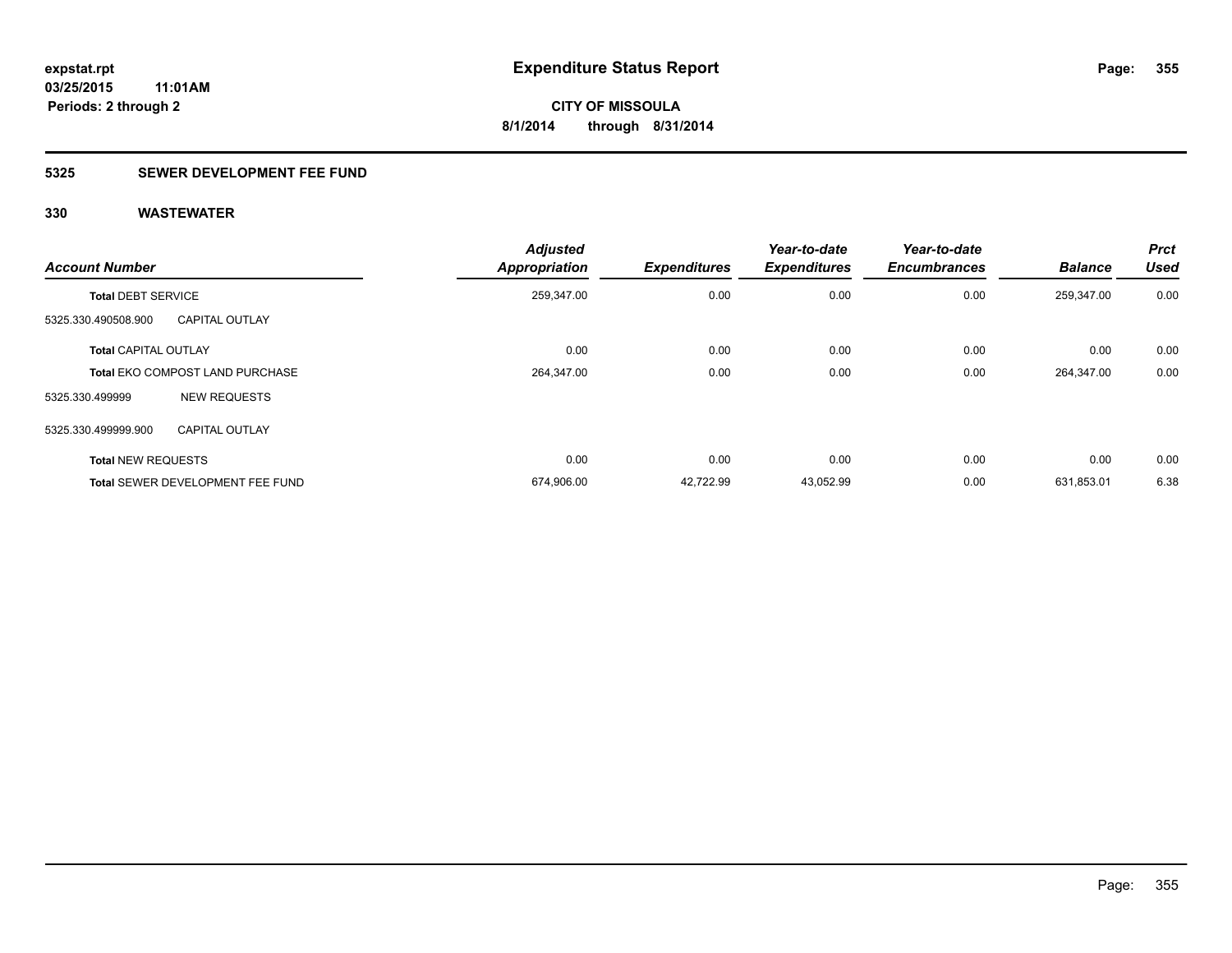# Expenditure Status Report

expstat.rpt
03/25/2015 11:01AM
Periods: 2 through 2

CITY OF MISSOULA
8/1/2014 through 8/31/2014

## 5325 SEWER DEVELOPMENT FEE FUND

### 330 WASTEWATER

| Account Number | | Adjusted Appropriation | Expenditures | Year-to-date Expenditures | Year-to-date Encumbrances | Balance | Prct Used |
|---|---|---|---|---|---|---|---|
| **Total** DEBT SERVICE | | 259,347.00 | 0.00 | 0.00 | 0.00 | 259,347.00 | 0.00 |
| 5325.330.490508.900 | CAPITAL OUTLAY | | | | | | |
| **Total** CAPITAL OUTLAY | | 0.00 | 0.00 | 0.00 | 0.00 | 0.00 | 0.00 |
| **Total** EKO COMPOST LAND PURCHASE | | 264,347.00 | 0.00 | 0.00 | 0.00 | 264,347.00 | 0.00 |
| 5325.330.499999 | NEW REQUESTS | | | | | | |
| 5325.330.499999.900 | CAPITAL OUTLAY | | | | | | |
| **Total** NEW REQUESTS | | 0.00 | 0.00 | 0.00 | 0.00 | 0.00 | 0.00 |
| **Total** SEWER DEVELOPMENT FEE FUND | | 674,906.00 | 42,722.99 | 43,052.99 | 0.00 | 631,853.01 | 6.38 |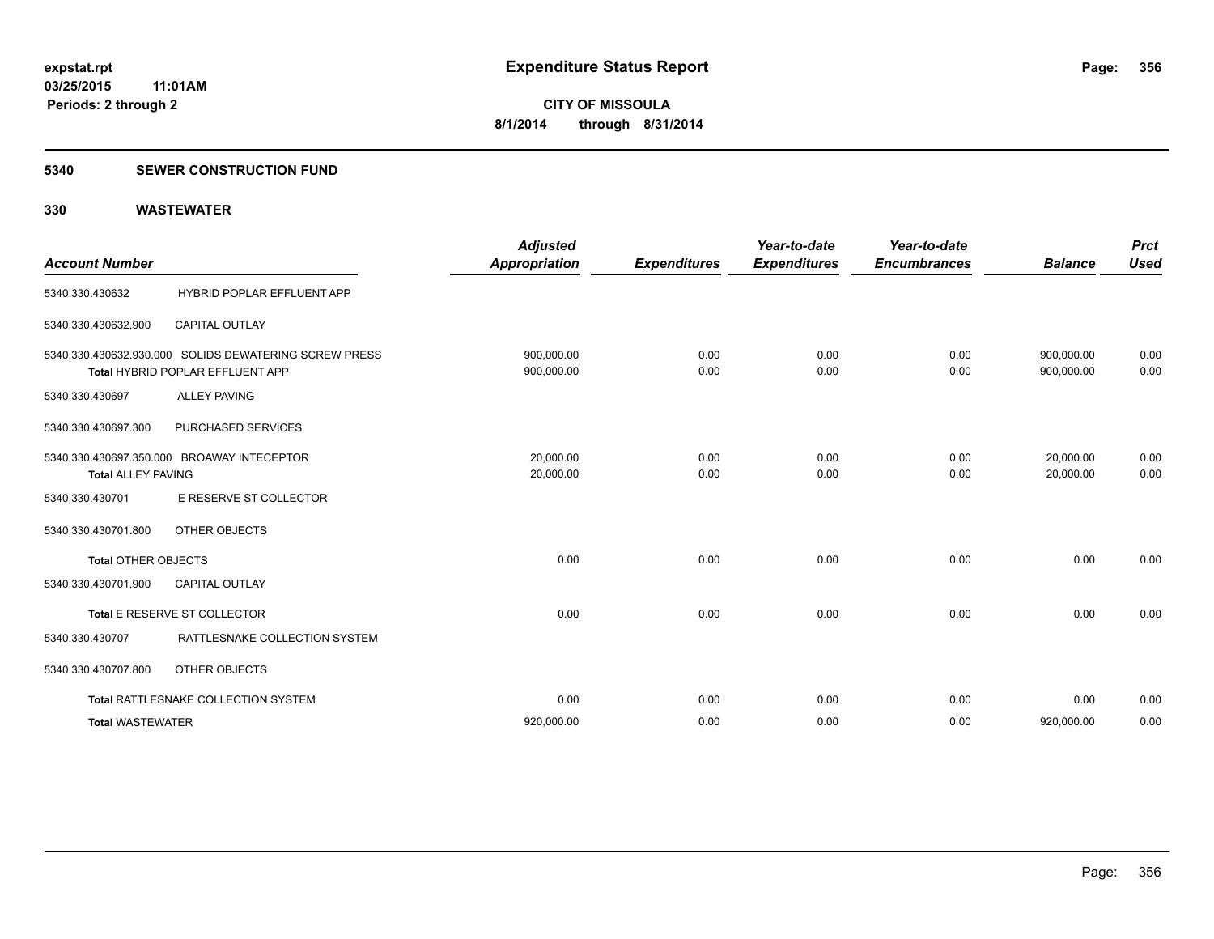expstat.rpt
03/25/2015 11:01AM
Periods: 2 through 2

# Expenditure Status Report

**CITY OF MISSOULA**
**8/1/2014 through 8/31/2014**

## 5340 SEWER CONSTRUCTION FUND

### 330 WASTEWATER

| Account Number | | Adjusted Appropriation | Expenditures | Year-to-date Expenditures | Year-to-date Encumbrances | Balance | Prct Used |
|---|---|---|---|---|---|---|---|
| 5340.330.430632 | HYBRID POPLAR EFFLUENT APP | | | | | | |
| 5340.330.430632.900 | CAPITAL OUTLAY | | | | | | |
| 5340.330.430632.930.000 | SOLIDS DEWATERING SCREW PRESS | 900,000.00 | 0.00 | 0.00 | 0.00 | 900,000.00 | 0.00 |
| **Total** HYBRID POPLAR EFFLUENT APP | | 900,000.00 | 0.00 | 0.00 | 0.00 | 900,000.00 | 0.00 |
| 5340.330.430697 | ALLEY PAVING | | | | | | |
| 5340.330.430697.300 | PURCHASED SERVICES | | | | | | |
| 5340.330.430697.350.000 | BROAWAY INTECEPTOR | 20,000.00 | 0.00 | 0.00 | 0.00 | 20,000.00 | 0.00 |
| **Total ALLEY PAVING** | | 20,000.00 | 0.00 | 0.00 | 0.00 | 20,000.00 | 0.00 |
| 5340.330.430701 | E RESERVE ST COLLECTOR | | | | | | |
| 5340.330.430701.800 | OTHER OBJECTS | | | | | | |
| **Total** OTHER OBJECTS | | 0.00 | 0.00 | 0.00 | 0.00 | 0.00 | 0.00 |
| 5340.330.430701.900 | CAPITAL OUTLAY | | | | | | |
| **Total** E RESERVE ST COLLECTOR | | 0.00 | 0.00 | 0.00 | 0.00 | 0.00 | 0.00 |
| 5340.330.430707 | RATTLESNAKE COLLECTION SYSTEM | | | | | | |
| 5340.330.430707.800 | OTHER OBJECTS | | | | | | |
| **Total** RATTLESNAKE COLLECTION SYSTEM | | 0.00 | 0.00 | 0.00 | 0.00 | 0.00 | 0.00 |
| **Total** WASTEWATER | | 920,000.00 | 0.00 | 0.00 | 0.00 | 920,000.00 | 0.00 |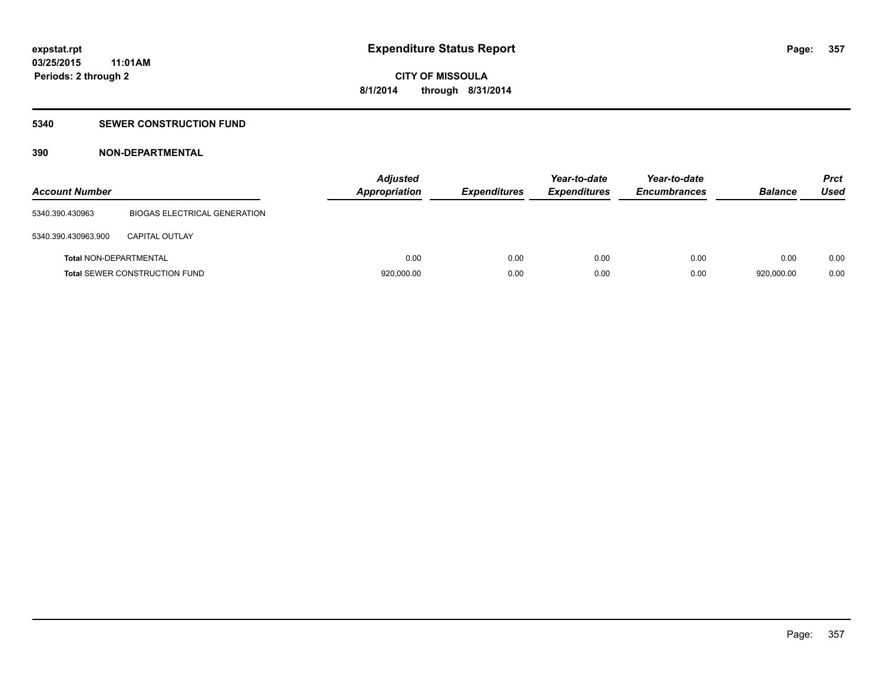**expstat.rpt**
**03/25/2015 11:01AM**
**Periods: 2 through 2**

# Expenditure Status Report

**CITY OF MISSOULA**
**8/1/2014 through 8/31/2014**

## 5340 SEWER CONSTRUCTION FUND

### 390 NON-DEPARTMENTAL

| Account Number | | Adjusted Appropriation | Expenditures | Year-to-date Expenditures | Year-to-date Encumbrances | Balance | Prct Used |
|---|---|---|---|---|---|---|---|
| 5340.390.430963 | BIOGAS ELECTRICAL GENERATION | | | | | | |
| 5340.390.430963.900 | CAPITAL OUTLAY | | | | | | |
| **Total** NON-DEPARTMENTAL | | 0.00 | 0.00 | 0.00 | 0.00 | 0.00 | 0.00 |
| **Total** SEWER CONSTRUCTION FUND | | 920,000.00 | 0.00 | 0.00 | 0.00 | 920,000.00 | 0.00 |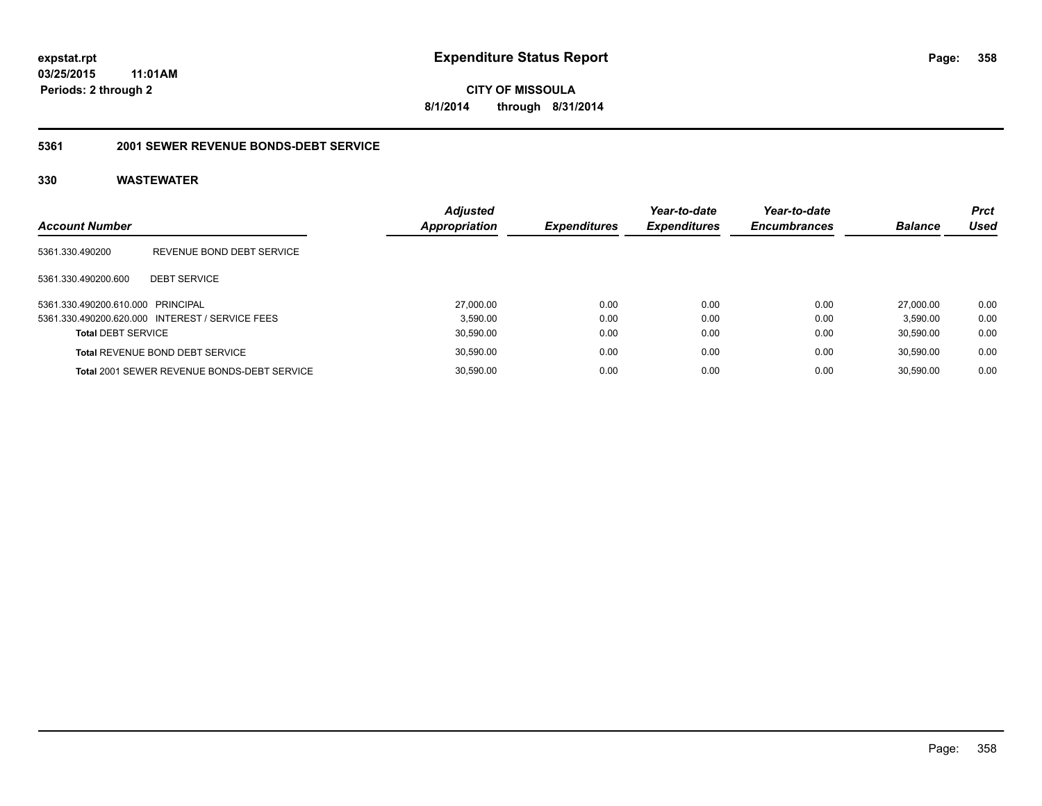# Expenditure Status Report

**expstat.rpt**
**03/25/2015 11:01AM**
**Periods: 2 through 2**

**CITY OF MISSOULA**
**8/1/2014 through 8/31/2014**

## 5361 2001 SEWER REVENUE BONDS-DEBT SERVICE

### 330 WASTEWATER

| Account Number | | Adjusted Appropriation | Expenditures | Year-to-date Expenditures | Year-to-date Encumbrances | Balance | Prct Used |
|---|---|---|---|---|---|---|---|
| 5361.330.490200 | REVENUE BOND DEBT SERVICE | | | | | | |
| 5361.330.490200.600 | DEBT SERVICE | | | | | | |
| 5361.330.490200.610.000 | PRINCIPAL | 27,000.00 | 0.00 | 0.00 | 0.00 | 27,000.00 | 0.00 |
| 5361.330.490200.620.000 | INTEREST / SERVICE FEES | 3,590.00 | 0.00 | 0.00 | 0.00 | 3,590.00 | 0.00 |
| **Total** DEBT SERVICE | | 30,590.00 | 0.00 | 0.00 | 0.00 | 30,590.00 | 0.00 |
| **Total** REVENUE BOND DEBT SERVICE | | 30,590.00 | 0.00 | 0.00 | 0.00 | 30,590.00 | 0.00 |
| **Total** 2001 SEWER REVENUE BONDS-DEBT SERVICE | | 30,590.00 | 0.00 | 0.00 | 0.00 | 30,590.00 | 0.00 |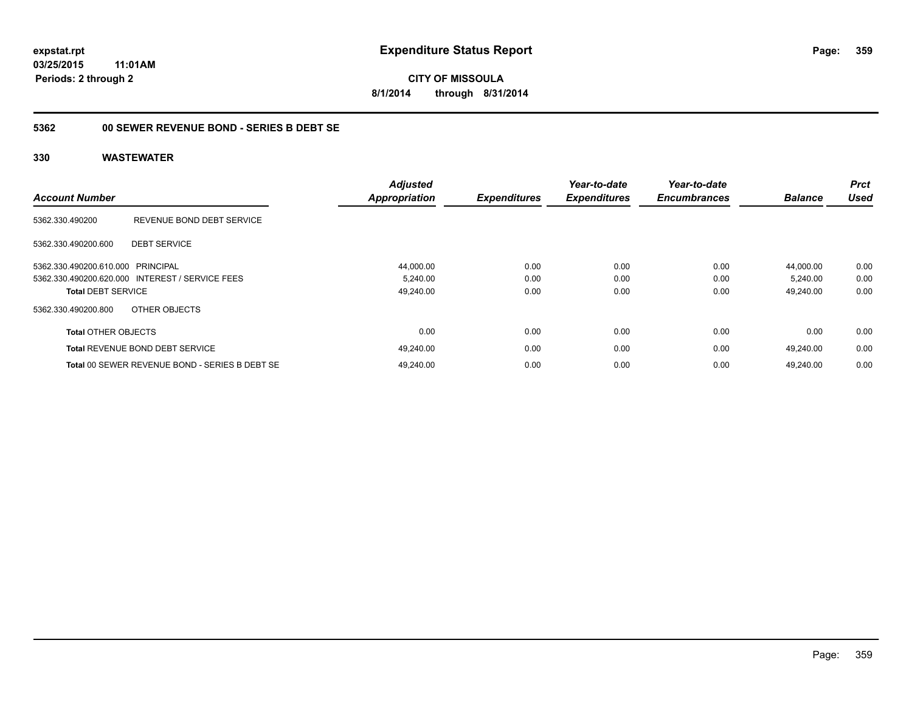# Expenditure Status Report

expstat.rpt
03/25/2015 11:01AM
Periods: 2 through 2

**CITY OF MISSOULA**
**8/1/2014 through 8/31/2014**

## 5362 00 SEWER REVENUE BOND - SERIES B DEBT SE

### 330 WASTEWATER

| Account Number | | Adjusted Appropriation | Expenditures | Year-to-date Expenditures | Year-to-date Encumbrances | Balance | Prct Used |
|---|---|---|---|---|---|---|---|
| 5362.330.490200 | REVENUE BOND DEBT SERVICE | | | | | | |
| 5362.330.490200.600 | DEBT SERVICE | | | | | | |
| 5362.330.490200.610.000 | PRINCIPAL | 44,000.00 | 0.00 | 0.00 | 0.00 | 44,000.00 | 0.00 |
| 5362.330.490200.620.000 | INTEREST / SERVICE FEES | 5,240.00 | 0.00 | 0.00 | 0.00 | 5,240.00 | 0.00 |
| **Total** DEBT SERVICE | | 49,240.00 | 0.00 | 0.00 | 0.00 | 49,240.00 | 0.00 |
| 5362.330.490200.800 | OTHER OBJECTS | | | | | | |
| **Total** OTHER OBJECTS | | 0.00 | 0.00 | 0.00 | 0.00 | 0.00 | 0.00 |
| **Total** REVENUE BOND DEBT SERVICE | | 49,240.00 | 0.00 | 0.00 | 0.00 | 49,240.00 | 0.00 |
| **Total** 00 SEWER REVENUE BOND - SERIES B DEBT SE | | 49,240.00 | 0.00 | 0.00 | 0.00 | 49,240.00 | 0.00 |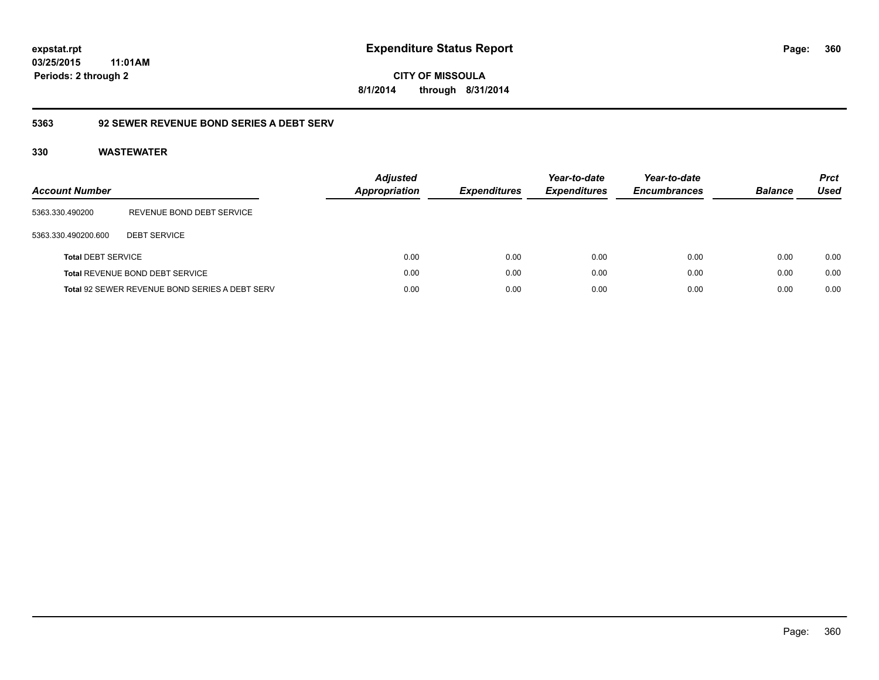# Expenditure Status Report

**CITY OF MISSOULA**

**8/1/2014 through 8/31/2014**

expstat.rpt
03/25/2015 11:01AM
Periods: 2 through 2

## 5363 92 SEWER REVENUE BOND SERIES A DEBT SERV

### 330 WASTEWATER

| Account Number | | Adjusted Appropriation | Expenditures | Year-to-date Expenditures | Year-to-date Encumbrances | Balance | Prct Used |
|---|---|---|---|---|---|---|---|
| 5363.330.490200 | REVENUE BOND DEBT SERVICE | | | | | | |
| 5363.330.490200.600 | DEBT SERVICE | | | | | | |
| **Total** DEBT SERVICE | | 0.00 | 0.00 | 0.00 | 0.00 | 0.00 | 0.00 |
| **Total** REVENUE BOND DEBT SERVICE | | 0.00 | 0.00 | 0.00 | 0.00 | 0.00 | 0.00 |
| **Total** 92 SEWER REVENUE BOND SERIES A DEBT SERV | | 0.00 | 0.00 | 0.00 | 0.00 | 0.00 | 0.00 |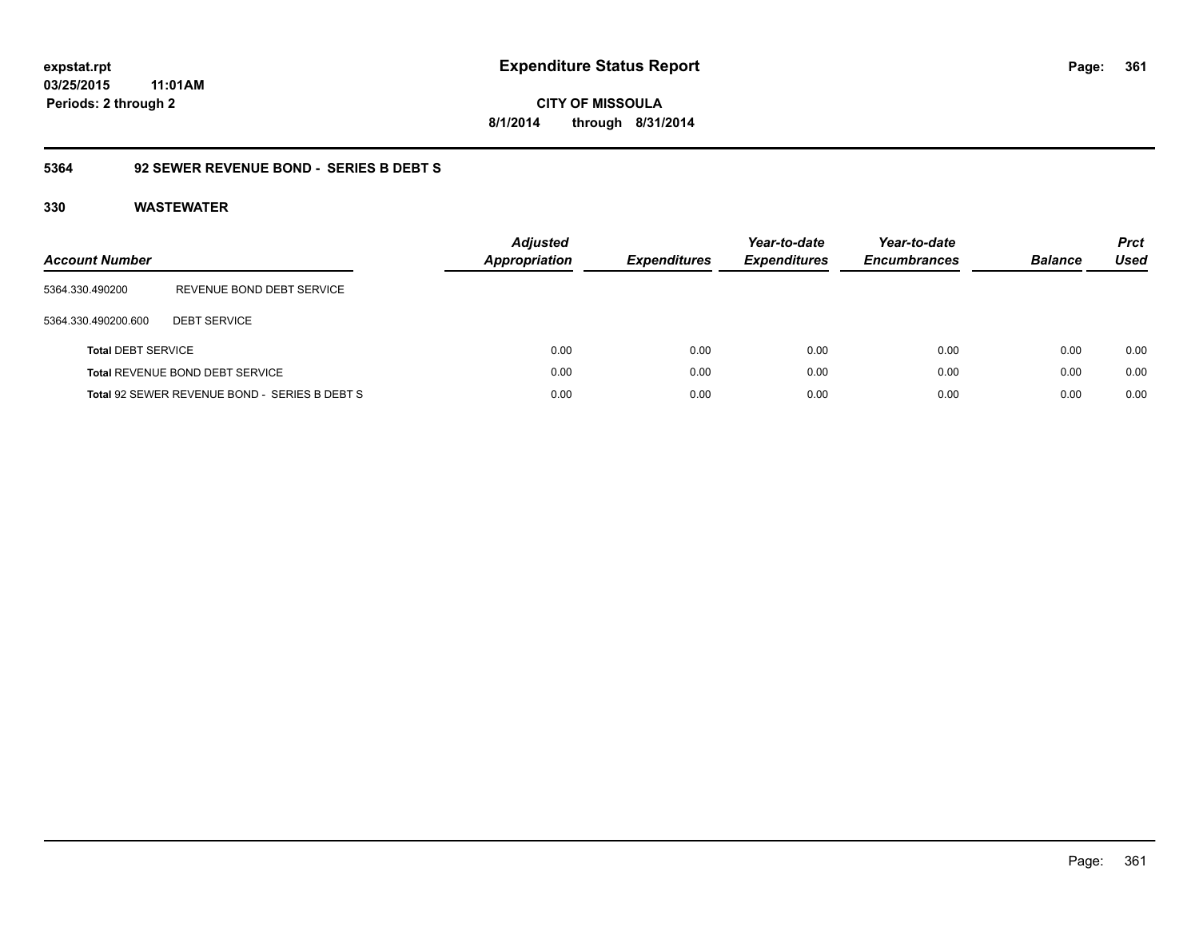**expstat.rpt**
**03/25/2015 11:01AM**
**Periods: 2 through 2**

# Expenditure Status Report

**CITY OF MISSOULA**
**8/1/2014 through 8/31/2014**

## 5364 92 SEWER REVENUE BOND - SERIES B DEBT S

### 330 WASTEWATER

| Account Number | | Adjusted Appropriation | Expenditures | Year-to-date Expenditures | Year-to-date Encumbrances | Balance | Prct Used |
|---|---|---|---|---|---|---|---|
| 5364.330.490200 | REVENUE BOND DEBT SERVICE | | | | | | |
| 5364.330.490200.600 | DEBT SERVICE | | | | | | |
| **Total** DEBT SERVICE | | 0.00 | 0.00 | 0.00 | 0.00 | 0.00 | 0.00 |
| **Total** REVENUE BOND DEBT SERVICE | | 0.00 | 0.00 | 0.00 | 0.00 | 0.00 | 0.00 |
| **Total** 92 SEWER REVENUE BOND - SERIES B DEBT S | | 0.00 | 0.00 | 0.00 | 0.00 | 0.00 | 0.00 |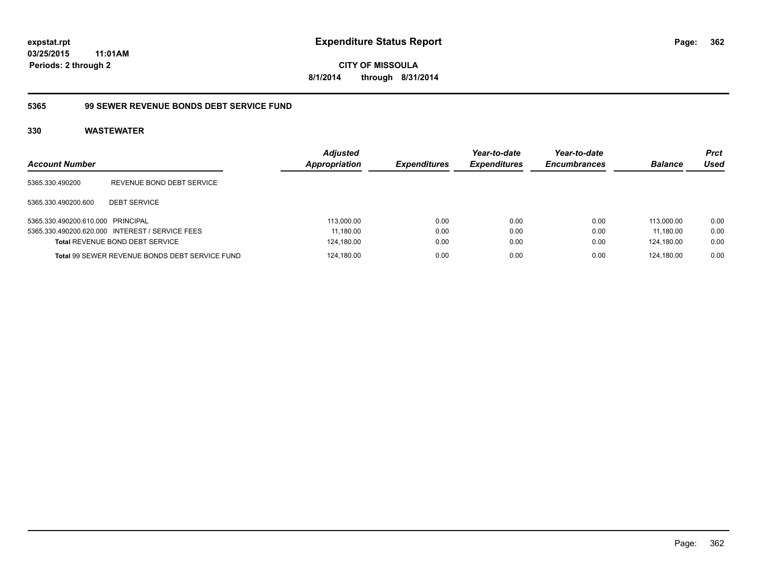# Expenditure Status Report

expstat.rpt
03/25/2015 11:01AM
Periods: 2 through 2

CITY OF MISSOULA
8/1/2014 through 8/31/2014

## 5365 99 SEWER REVENUE BONDS DEBT SERVICE FUND

### 330 WASTEWATER

| Account Number | | Adjusted Appropriation | Expenditures | Year-to-date Expenditures | Year-to-date Encumbrances | Balance | Prct Used |
|---|---|---|---|---|---|---|---|
| 5365.330.490200 | REVENUE BOND DEBT SERVICE | | | | | | |
| 5365.330.490200.600 | DEBT SERVICE | | | | | | |
| 5365.330.490200.610.000 | PRINCIPAL | 113,000.00 | 0.00 | 0.00 | 0.00 | 113,000.00 | 0.00 |
| 5365.330.490200.620.000 | INTEREST / SERVICE FEES | 11,180.00 | 0.00 | 0.00 | 0.00 | 11,180.00 | 0.00 |
| **Total** REVENUE BOND DEBT SERVICE | | 124,180.00 | 0.00 | 0.00 | 0.00 | 124,180.00 | 0.00 |
| **Total** 99 SEWER REVENUE BONDS DEBT SERVICE FUND | | 124,180.00 | 0.00 | 0.00 | 0.00 | 124,180.00 | 0.00 |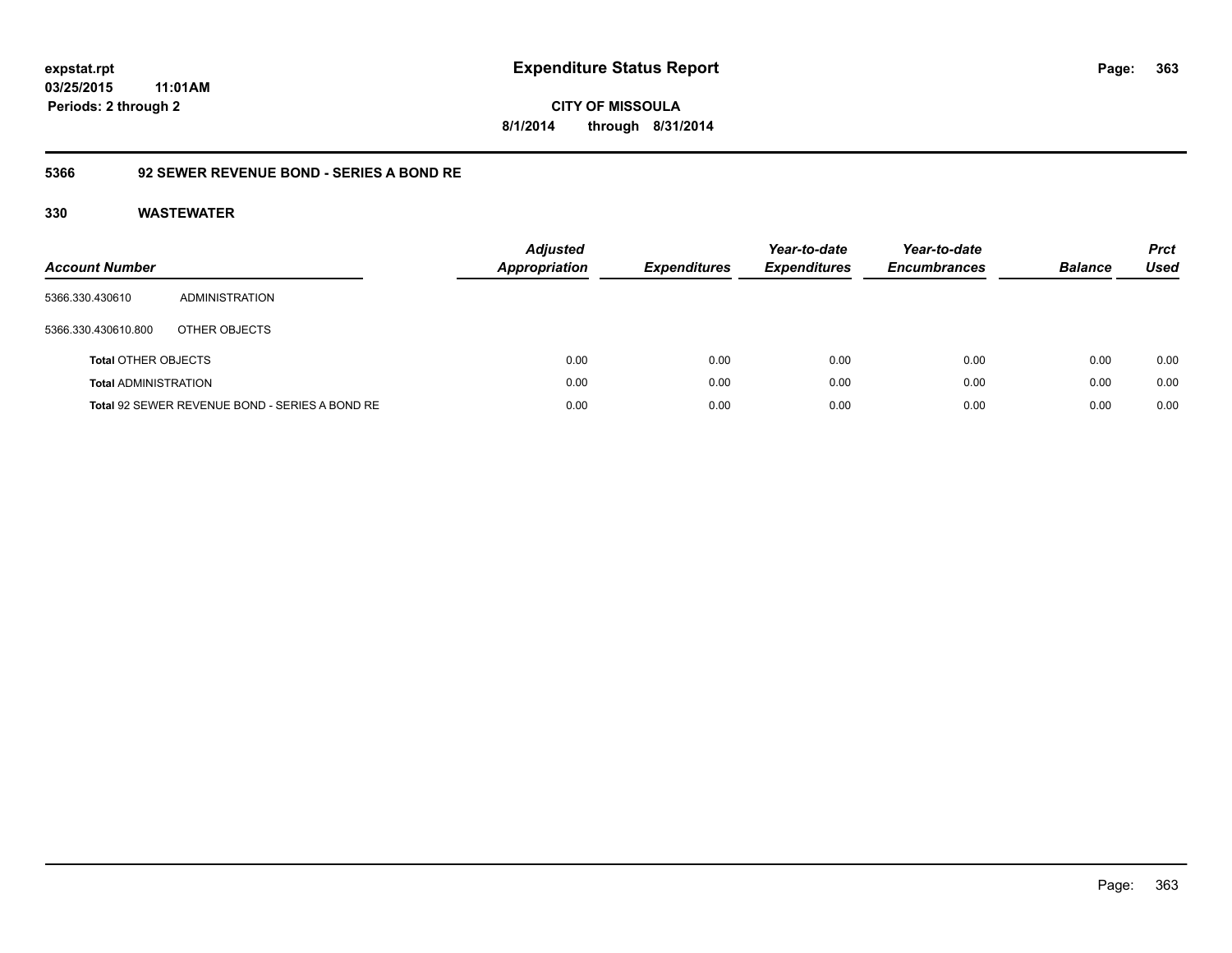# Expenditure Status Report

expstat.rpt
03/25/2015 11:01AM
Periods: 2 through 2

CITY OF MISSOULA
8/1/2014 through 8/31/2014

## 5366 92 SEWER REVENUE BOND - SERIES A BOND RE

### 330 WASTEWATER

| Account Number | | Adjusted Appropriation | Expenditures | Year-to-date Expenditures | Year-to-date Encumbrances | Balance | Prct Used |
|---|---|---|---|---|---|---|---|
| 5366.330.430610 | ADMINISTRATION | | | | | | |
| 5366.330.430610.800 | OTHER OBJECTS | | | | | | |
| **Total** OTHER OBJECTS | | 0.00 | 0.00 | 0.00 | 0.00 | 0.00 | 0.00 |
| **Total** ADMINISTRATION | | 0.00 | 0.00 | 0.00 | 0.00 | 0.00 | 0.00 |
| **Total** 92 SEWER REVENUE BOND - SERIES A BOND RE | | 0.00 | 0.00 | 0.00 | 0.00 | 0.00 | 0.00 |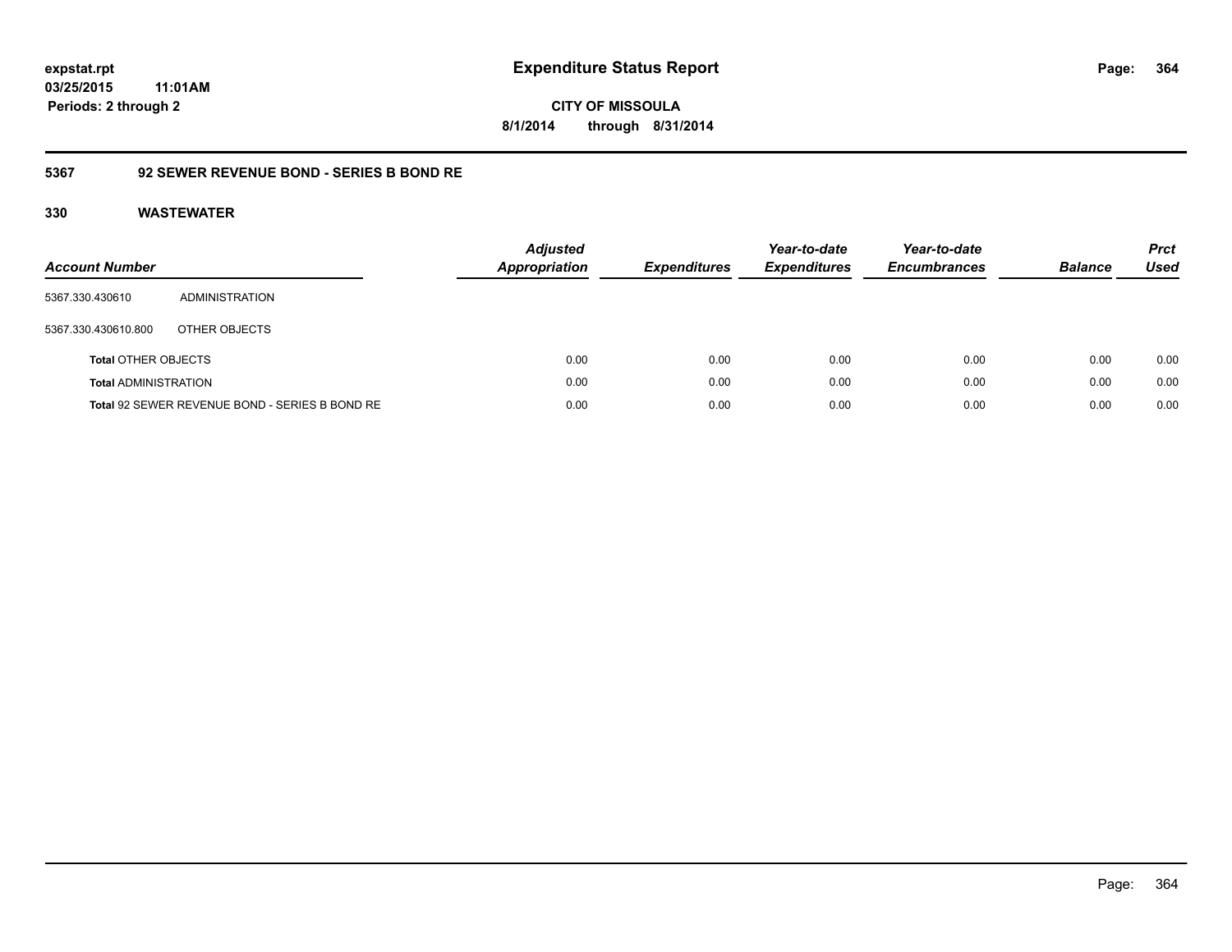expstat.rpt
03/25/2015 11:01AM
Periods: 2 through 2

# Expenditure Status Report

CITY OF MISSOULA
8/1/2014 through 8/31/2014

## 5367 92 SEWER REVENUE BOND - SERIES B BOND RE

### 330 WASTEWATER

| Account Number | | Adjusted Appropriation | Expenditures | Year-to-date Expenditures | Year-to-date Encumbrances | Balance | Prct Used |
|---|---|---|---|---|---|---|---|
| 5367.330.430610 | ADMINISTRATION | | | | | | |
| 5367.330.430610.800 | OTHER OBJECTS | | | | | | |
| **Total** OTHER OBJECTS | | 0.00 | 0.00 | 0.00 | 0.00 | 0.00 | 0.00 |
| **Total** ADMINISTRATION | | 0.00 | 0.00 | 0.00 | 0.00 | 0.00 | 0.00 |
| **Total** 92 SEWER REVENUE BOND - SERIES B BOND RE | | 0.00 | 0.00 | 0.00 | 0.00 | 0.00 | 0.00 |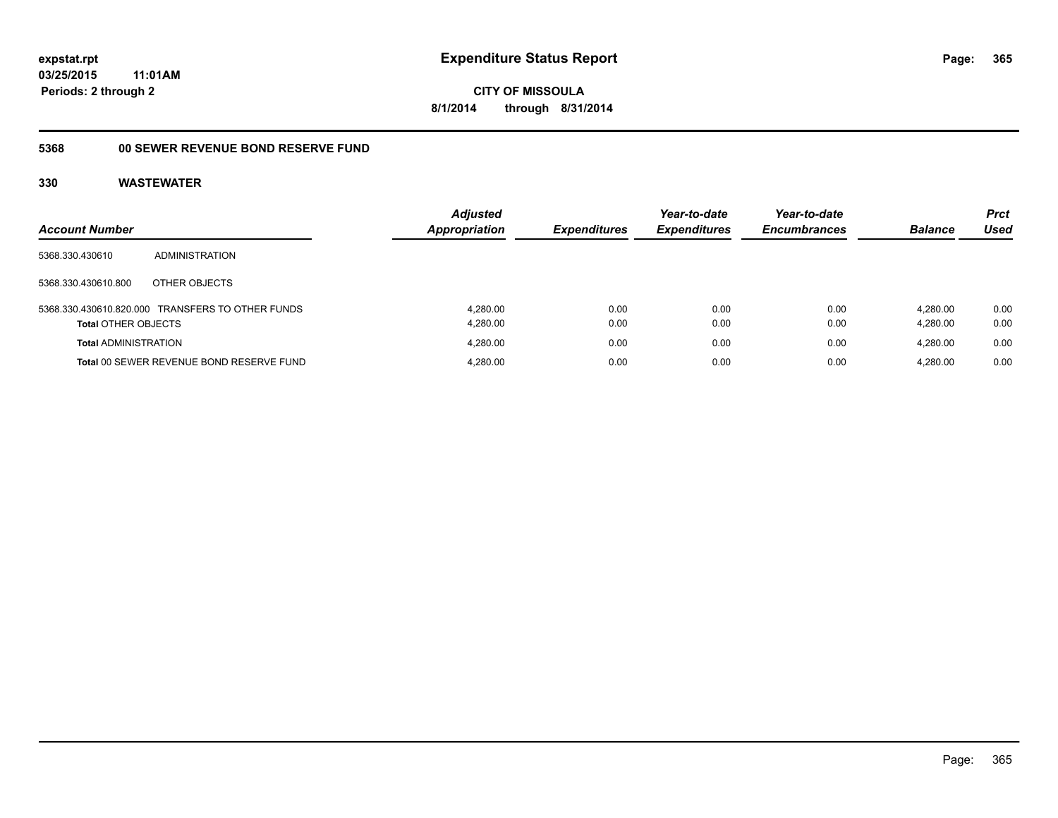**expstat.rpt**
**03/25/2015 11:01AM**
**Periods: 2 through 2**

# Expenditure Status Report

**CITY OF MISSOULA**
**8/1/2014 through 8/31/2014**

## 5368 00 SEWER REVENUE BOND RESERVE FUND

## 330 WASTEWATER

| Account Number | | Adjusted Appropriation | Expenditures | Year-to-date Expenditures | Year-to-date Encumbrances | Balance | Prct Used |
|---|---|---|---|---|---|---|---|
| 5368.330.430610 | ADMINISTRATION | | | | | | |
| 5368.330.430610.800 | OTHER OBJECTS | | | | | | |
| 5368.330.430610.820.000 | TRANSFERS TO OTHER FUNDS | 4,280.00 | 0.00 | 0.00 | 0.00 | 4,280.00 | 0.00 |
| **Total** OTHER OBJECTS | | 4,280.00 | 0.00 | 0.00 | 0.00 | 4,280.00 | 0.00 |
| **Total** ADMINISTRATION | | 4,280.00 | 0.00 | 0.00 | 0.00 | 4,280.00 | 0.00 |
| **Total** 00 SEWER REVENUE BOND RESERVE FUND | | 4,280.00 | 0.00 | 0.00 | 0.00 | 4,280.00 | 0.00 |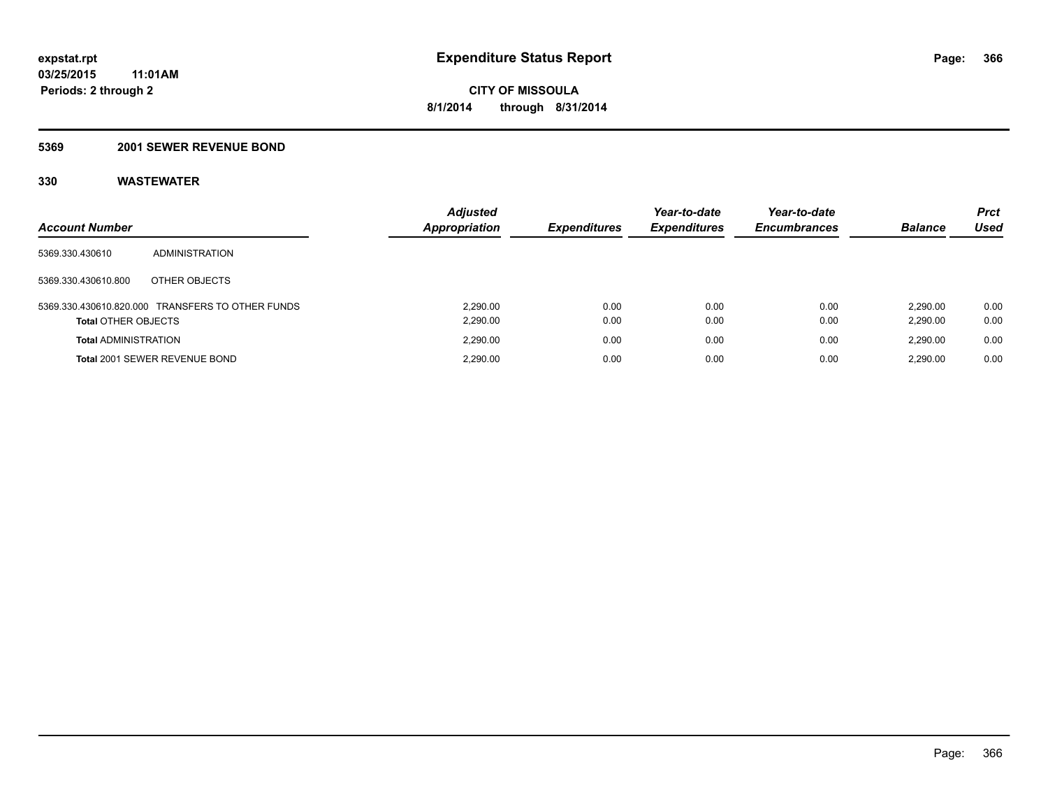**expstat.rpt**
**03/25/2015 11:01AM**
**Periods: 2 through 2**

# Expenditure Status Report

**CITY OF MISSOULA**
**8/1/2014 through 8/31/2014**

## 5369 2001 SEWER REVENUE BOND

### 330 WASTEWATER

| Account Number | | Adjusted Appropriation | Expenditures | Year-to-date Expenditures | Year-to-date Encumbrances | Balance | Prct Used |
|---|---|---|---|---|---|---|---|
| 5369.330.430610 | ADMINISTRATION | | | | | | |
| 5369.330.430610.800 | OTHER OBJECTS | | | | | | |
| 5369.330.430610.820.000 | TRANSFERS TO OTHER FUNDS | 2,290.00 | 0.00 | 0.00 | 0.00 | 2,290.00 | 0.00 |
| **Total** OTHER OBJECTS | | 2,290.00 | 0.00 | 0.00 | 0.00 | 2,290.00 | 0.00 |
| **Total** ADMINISTRATION | | 2,290.00 | 0.00 | 0.00 | 0.00 | 2,290.00 | 0.00 |
| **Total** 2001 SEWER REVENUE BOND | | 2,290.00 | 0.00 | 0.00 | 0.00 | 2,290.00 | 0.00 |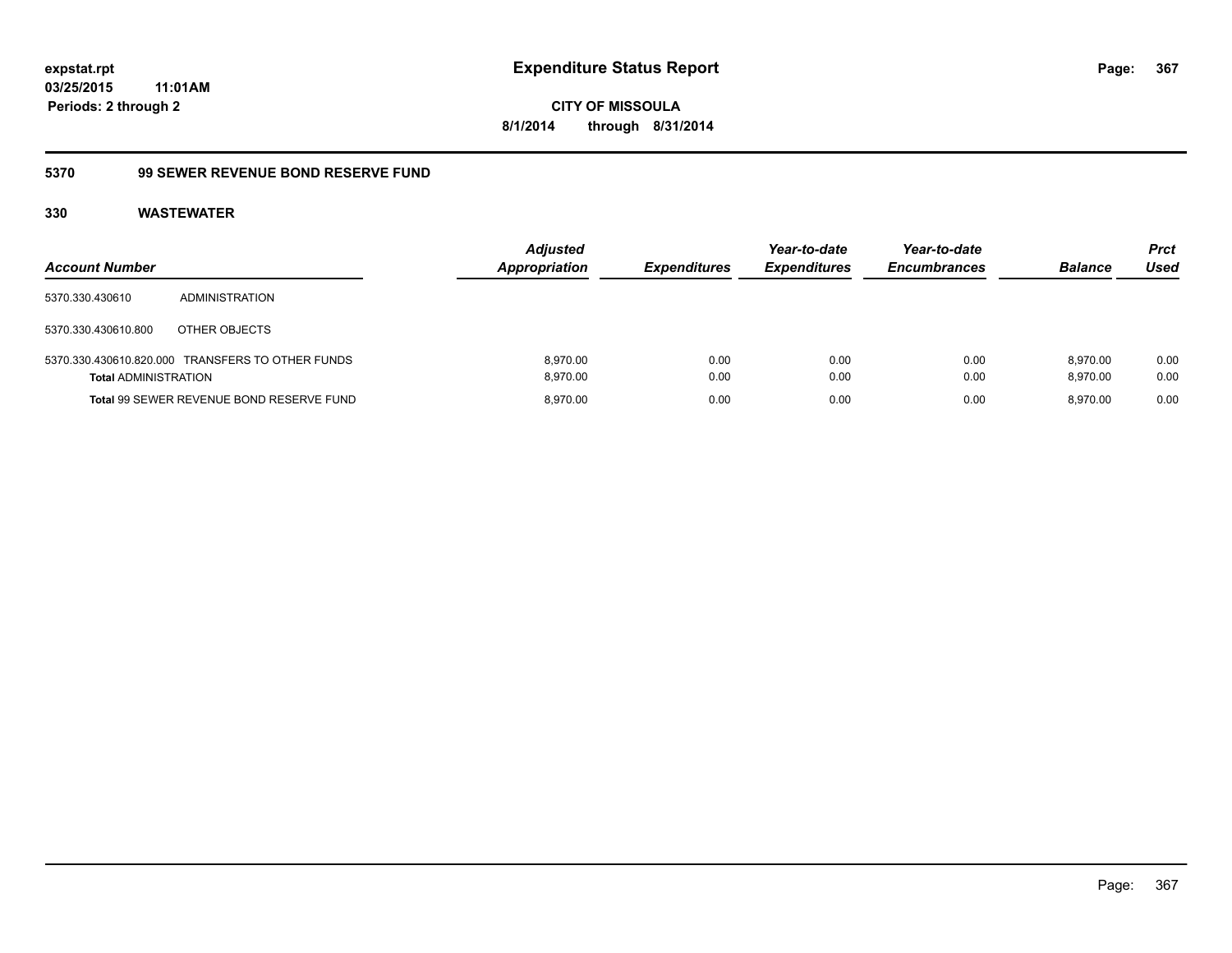# Expenditure Status Report

**expstat.rpt**
**03/25/2015 11:01AM**
**Periods: 2 through 2**

**CITY OF MISSOULA**
**8/1/2014 through 8/31/2014**

## 5370 99 SEWER REVENUE BOND RESERVE FUND

### 330 WASTEWATER

| Account Number | | Adjusted Appropriation | Expenditures | Year-to-date Expenditures | Year-to-date Encumbrances | Balance | Prct Used |
|---|---|---|---|---|---|---|---|
| 5370.330.430610 | ADMINISTRATION | | | | | | |
| 5370.330.430610.800 | OTHER OBJECTS | | | | | | |
| 5370.330.430610.820.000 | TRANSFERS TO OTHER FUNDS | 8,970.00 | 0.00 | 0.00 | 0.00 | 8,970.00 | 0.00 |
| **Total** ADMINISTRATION | | 8,970.00 | 0.00 | 0.00 | 0.00 | 8,970.00 | 0.00 |
| **Total** 99 SEWER REVENUE BOND RESERVE FUND | | 8,970.00 | 0.00 | 0.00 | 0.00 | 8,970.00 | 0.00 |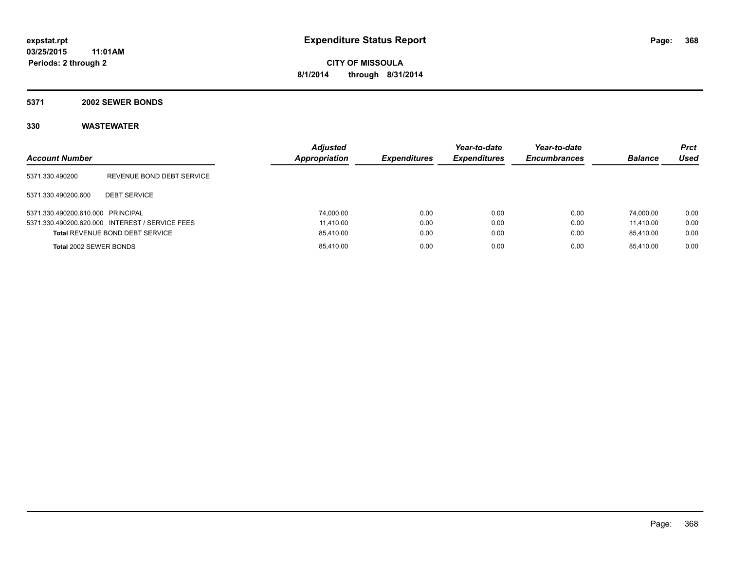expstat.rpt
03/25/2015 11:01AM
Periods: 2 through 2

# Expenditure Status Report

CITY OF MISSOULA
8/1/2014 through 8/31/2014

## 5371 2002 SEWER BONDS

### 330 WASTEWATER

| Account Number | | Adjusted Appropriation | Expenditures | Year-to-date Expenditures | Year-to-date Encumbrances | Balance | Prct Used |
|---|---|---|---|---|---|---|---|
| 5371.330.490200 | REVENUE BOND DEBT SERVICE | | | | | | |
| 5371.330.490200.600 | DEBT SERVICE | | | | | | |
| 5371.330.490200.610.000 | PRINCIPAL | 74,000.00 | 0.00 | 0.00 | 0.00 | 74,000.00 | 0.00 |
| 5371.330.490200.620.000 | INTEREST / SERVICE FEES | 11,410.00 | 0.00 | 0.00 | 0.00 | 11,410.00 | 0.00 |
| **Total** REVENUE BOND DEBT SERVICE | | 85,410.00 | 0.00 | 0.00 | 0.00 | 85,410.00 | 0.00 |
| **Total** 2002 SEWER BONDS | | 85,410.00 | 0.00 | 0.00 | 0.00 | 85,410.00 | 0.00 |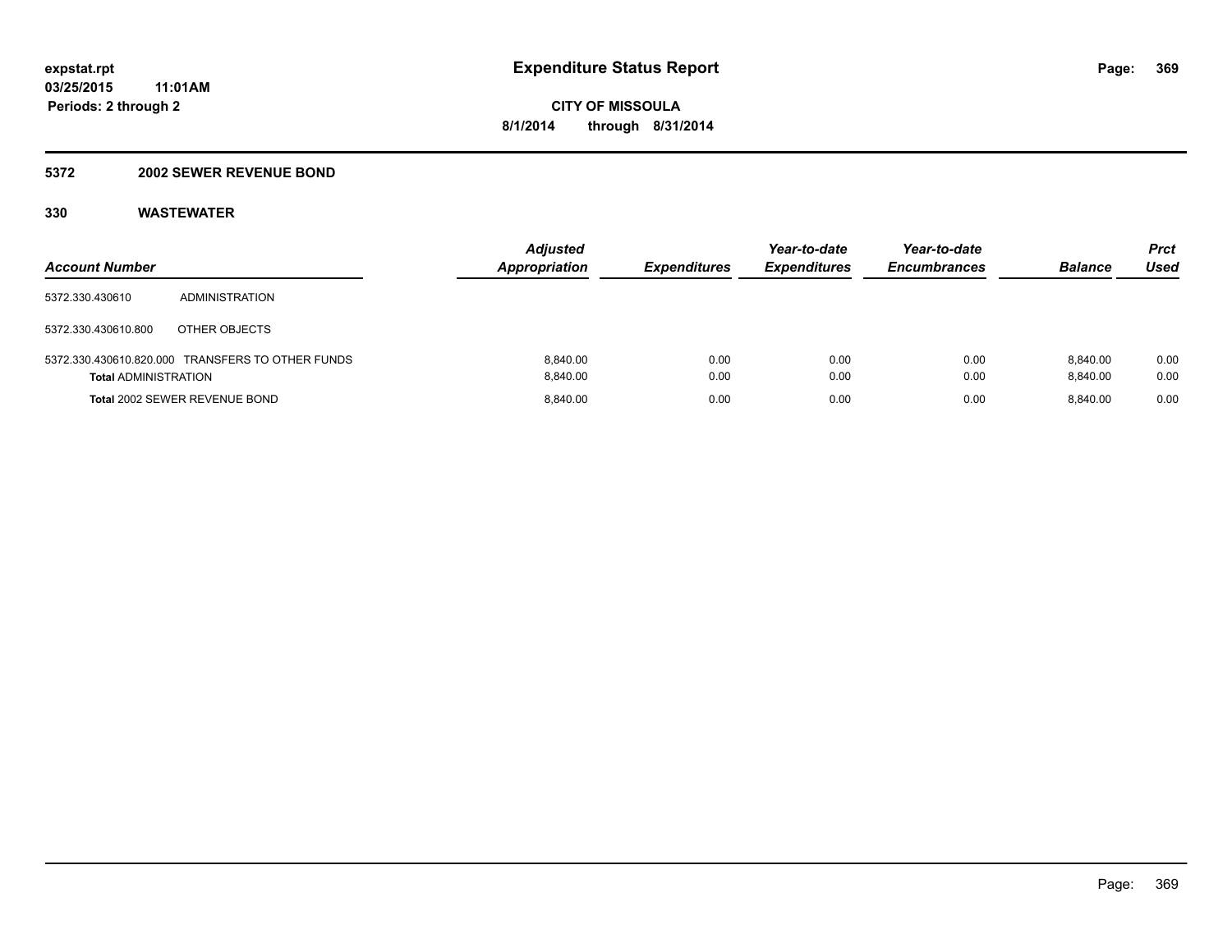**expstat.rpt**
**03/25/2015 11:01AM**
**Periods: 2 through 2**

# Expenditure Status Report

**CITY OF MISSOULA**
**8/1/2014 through 8/31/2014**

## 5372 2002 SEWER REVENUE BOND

### 330 WASTEWATER

| Account Number | | Adjusted Appropriation | Expenditures | Year-to-date Expenditures | Year-to-date Encumbrances | Balance | Prct Used |
|---|---|---|---|---|---|---|---|
| 5372.330.430610 | ADMINISTRATION | | | | | | |
| 5372.330.430610.800 | OTHER OBJECTS | | | | | | |
| 5372.330.430610.820.000 | TRANSFERS TO OTHER FUNDS | 8,840.00 | 0.00 | 0.00 | 0.00 | 8,840.00 | 0.00 |
| **Total** ADMINISTRATION | | 8,840.00 | 0.00 | 0.00 | 0.00 | 8,840.00 | 0.00 |
| **Total** 2002 SEWER REVENUE BOND | | 8,840.00 | 0.00 | 0.00 | 0.00 | 8,840.00 | 0.00 |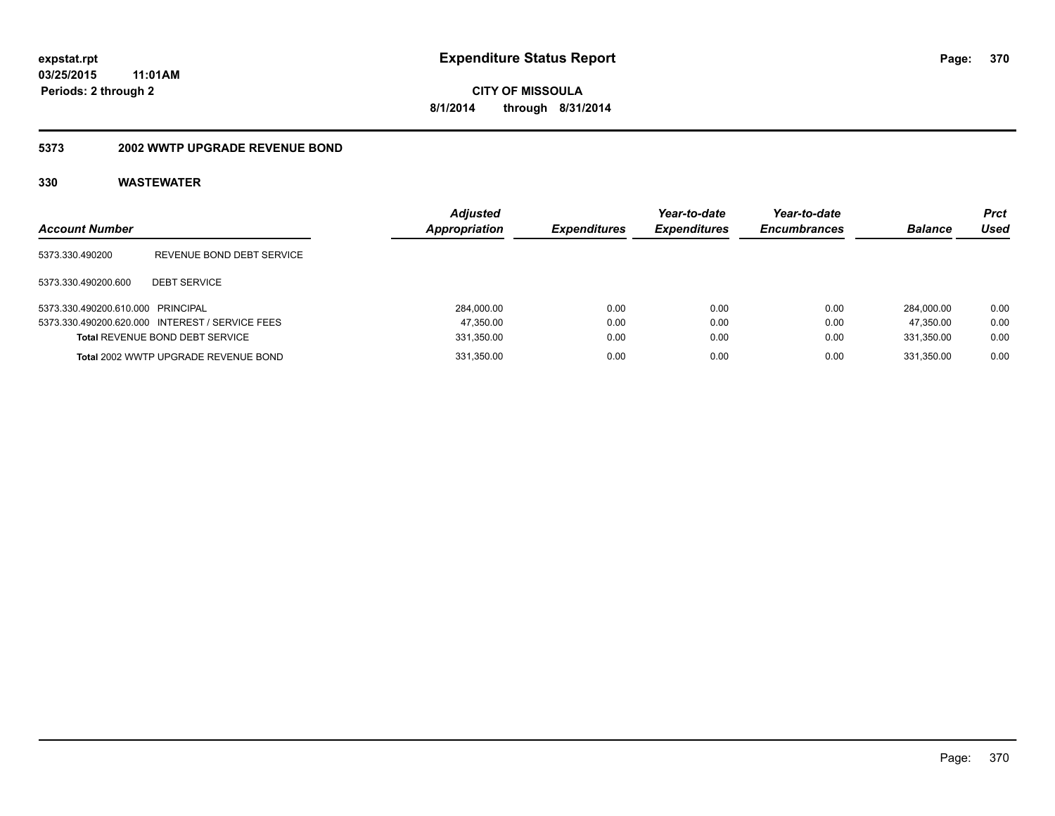# Expenditure Status Report

expstat.rpt
03/25/2015 11:01AM
Periods: 2 through 2

**CITY OF MISSOULA**
**8/1/2014 through 8/31/2014**

## 5373 2002 WWTP UPGRADE REVENUE BOND

### 330 WASTEWATER

| Account Number | | Adjusted Appropriation | Expenditures | Year-to-date Expenditures | Year-to-date Encumbrances | Balance | Prct Used |
|---|---|---|---|---|---|---|---|
| 5373.330.490200 | REVENUE BOND DEBT SERVICE | | | | | | |
| 5373.330.490200.600 | DEBT SERVICE | | | | | | |
| 5373.330.490200.610.000 | PRINCIPAL | 284,000.00 | 0.00 | 0.00 | 0.00 | 284,000.00 | 0.00 |
| 5373.330.490200.620.000 | INTEREST / SERVICE FEES | 47,350.00 | 0.00 | 0.00 | 0.00 | 47,350.00 | 0.00 |
| **Total** REVENUE BOND DEBT SERVICE | | 331,350.00 | 0.00 | 0.00 | 0.00 | 331,350.00 | 0.00 |
| **Total** 2002 WWTP UPGRADE REVENUE BOND | | 331,350.00 | 0.00 | 0.00 | 0.00 | 331,350.00 | 0.00 |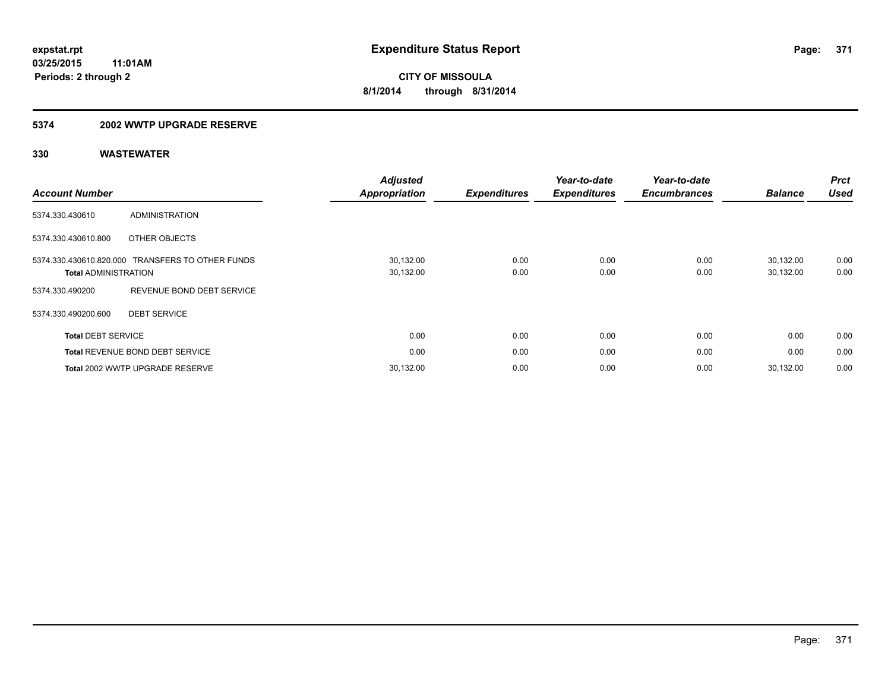# Expenditure Status Report

expstat.rpt
03/25/2015 11:01AM
Periods: 2 through 2

**CITY OF MISSOULA**
**8/1/2014 through 8/31/2014**

## 5374 2002 WWTP UPGRADE RESERVE

### 330 WASTEWATER

| Account Number | | Adjusted Appropriation | Expenditures | Year-to-date Expenditures | Year-to-date Encumbrances | Balance | Prct Used |
|---|---|---|---|---|---|---|---|
| 5374.330.430610 | ADMINISTRATION | | | | | | |
| 5374.330.430610.800 | OTHER OBJECTS | | | | | | |
| 5374.330.430610.820.000 | TRANSFERS TO OTHER FUNDS | 30,132.00 | 0.00 | 0.00 | 0.00 | 30,132.00 | 0.00 |
| **Total** ADMINISTRATION | | 30,132.00 | 0.00 | 0.00 | 0.00 | 30,132.00 | 0.00 |
| 5374.330.490200 | REVENUE BOND DEBT SERVICE | | | | | | |
| 5374.330.490200.600 | DEBT SERVICE | | | | | | |
| **Total** DEBT SERVICE | | 0.00 | 0.00 | 0.00 | 0.00 | 0.00 | 0.00 |
| **Total** REVENUE BOND DEBT SERVICE | | 0.00 | 0.00 | 0.00 | 0.00 | 0.00 | 0.00 |
| **Total** 2002 WWTP UPGRADE RESERVE | | 30,132.00 | 0.00 | 0.00 | 0.00 | 30,132.00 | 0.00 |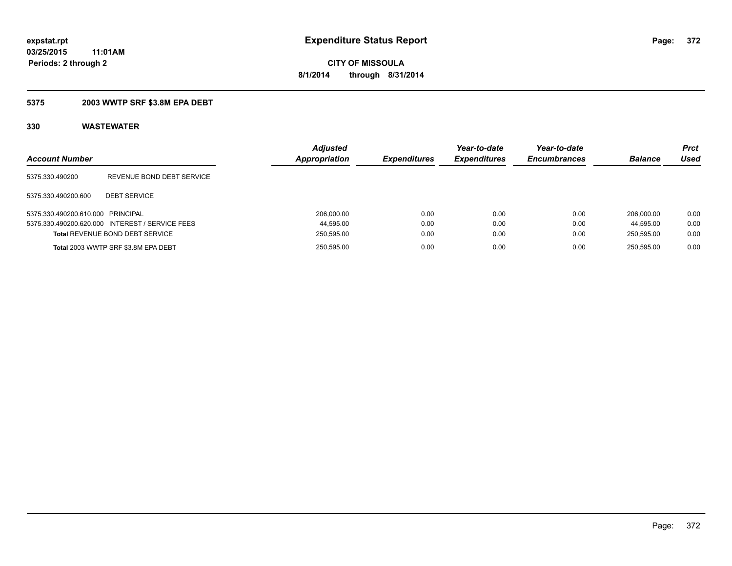expstat.rpt
03/25/2015 11:01AM
Periods: 2 through 2

# Expenditure Status Report

CITY OF MISSOULA
8/1/2014 through 8/31/2014

### 5375 2003 WWTP SRF $3.8M EPA DEBT

### 330 WASTEWATER

| Account Number | | Adjusted Appropriation | Expenditures | Year-to-date Expenditures | Year-to-date Encumbrances | Balance | Prct Used |
|---|---|---|---|---|---|---|---|
| 5375.330.490200 | REVENUE BOND DEBT SERVICE | | | | | | |
| 5375.330.490200.600 | DEBT SERVICE | | | | | | |
| 5375.330.490200.610.000 | PRINCIPAL | 206,000.00 | 0.00 | 0.00 | 0.00 | 206,000.00 | 0.00 |
| 5375.330.490200.620.000 | INTEREST / SERVICE FEES | 44,595.00 | 0.00 | 0.00 | 0.00 | 44,595.00 | 0.00 |
| **Total** REVENUE BOND DEBT SERVICE | | 250,595.00 | 0.00 | 0.00 | 0.00 | 250,595.00 | 0.00 |
| **Total** 2003 WWTP SRF $3.8M EPA DEBT | | 250,595.00 | 0.00 | 0.00 | 0.00 | 250,595.00 | 0.00 |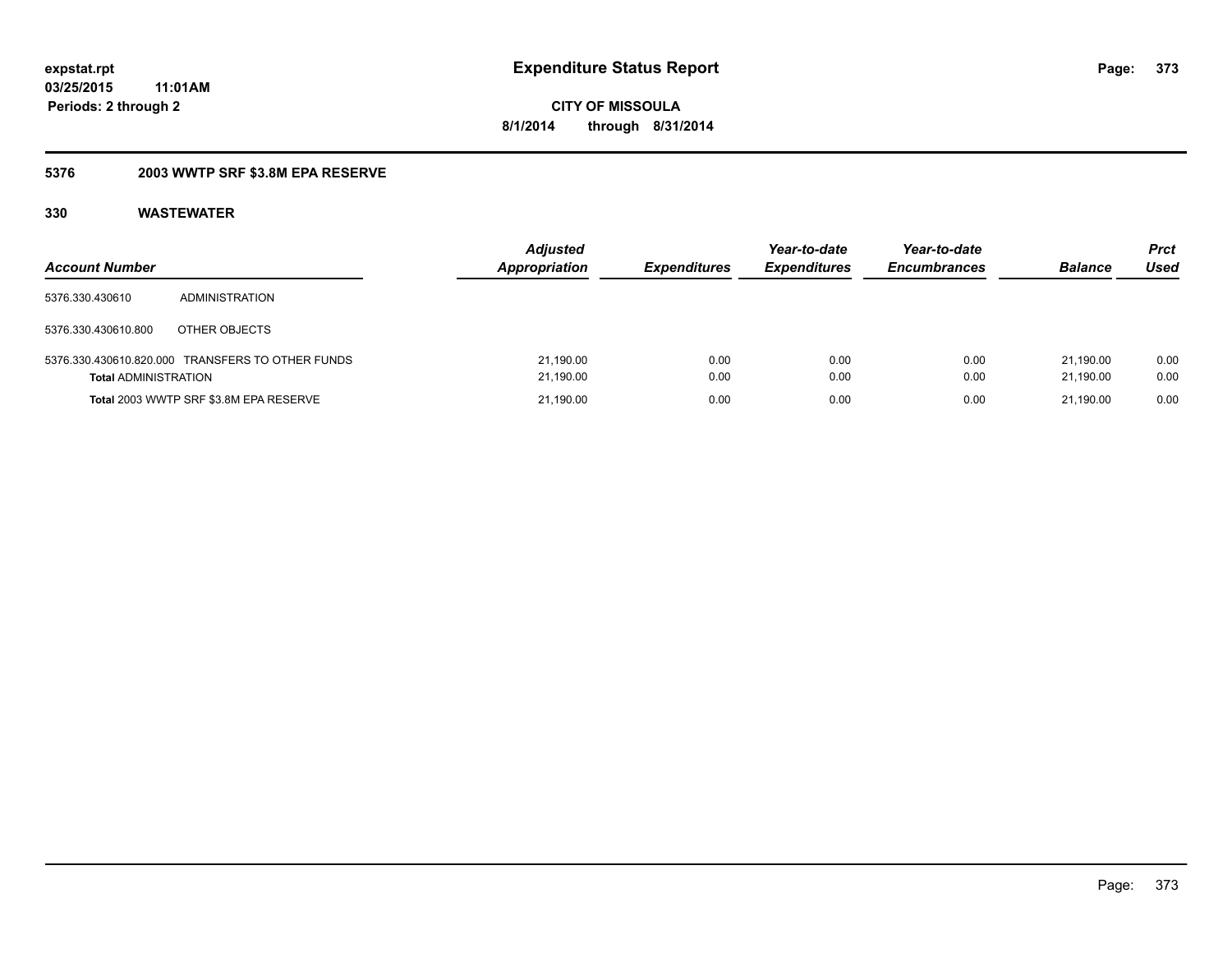**expstat.rpt**
**03/25/2015 11:01AM**
**Periods: 2 through 2**

# Expenditure Status Report

**CITY OF MISSOULA**
**8/1/2014 through 8/31/2014**

## 5376 2003 WWTP SRF $3.8M EPA RESERVE

### 330 WASTEWATER

| Account Number | | Adjusted Appropriation | Expenditures | Year-to-date Expenditures | Year-to-date Encumbrances | Balance | Prct Used |
|---|---|---|---|---|---|---|---|
| 5376.330.430610 | ADMINISTRATION | | | | | | |
| 5376.330.430610.800 | OTHER OBJECTS | | | | | | |
| 5376.330.430610.820.000 | TRANSFERS TO OTHER FUNDS | 21,190.00 | 0.00 | 0.00 | 0.00 | 21,190.00 | 0.00 |
| **Total** ADMINISTRATION | | 21,190.00 | 0.00 | 0.00 | 0.00 | 21,190.00 | 0.00 |
| **Total** 2003 WWTP SRF $3.8M EPA RESERVE | | 21,190.00 | 0.00 | 0.00 | 0.00 | 21,190.00 | 0.00 |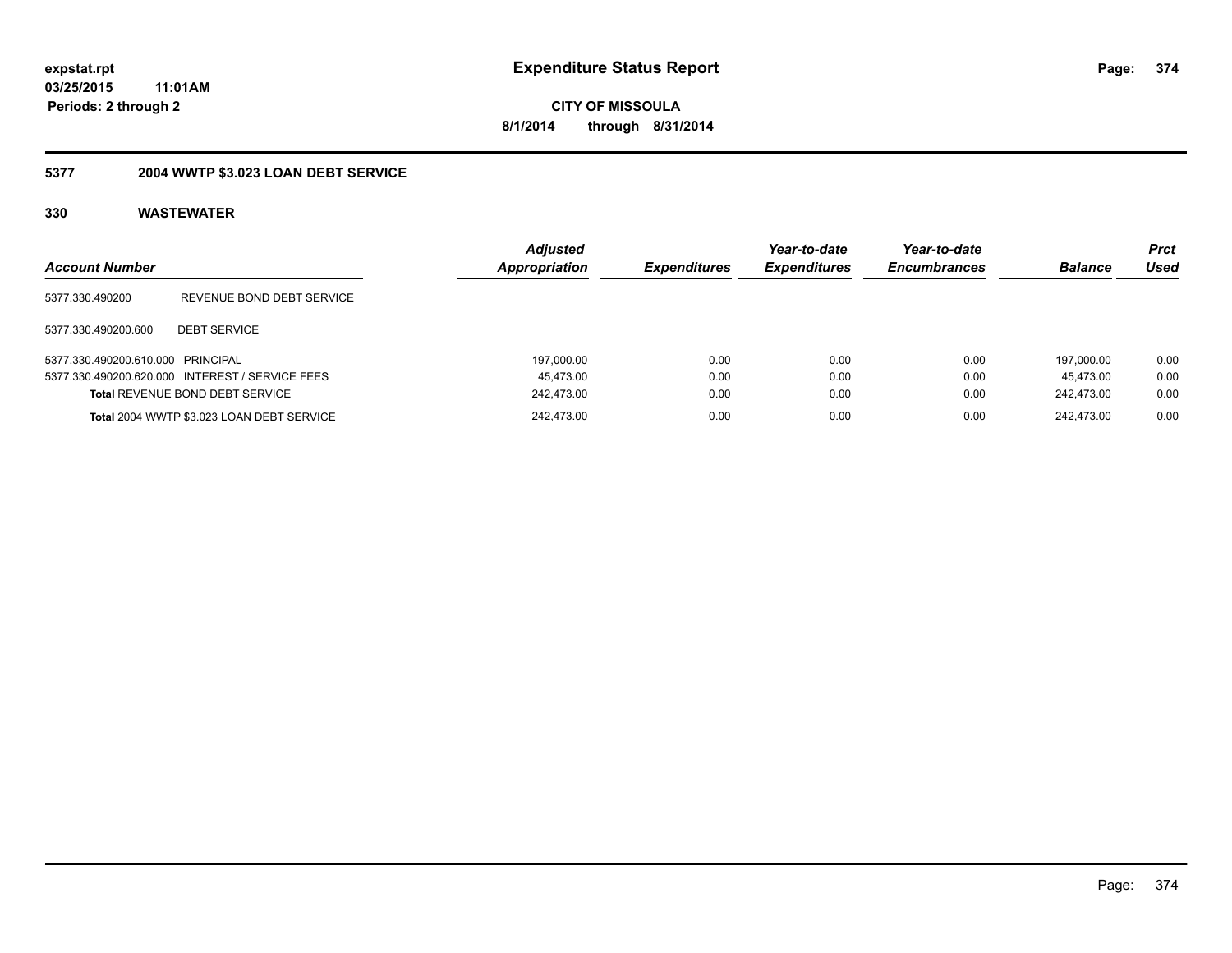**expstat.rpt**
**03/25/2015 11:01AM**
**Periods: 2 through 2**

# Expenditure Status Report

**CITY OF MISSOULA**
**8/1/2014 through 8/31/2014**

## 5377 2004 WWTP $3.023 LOAN DEBT SERVICE

### 330 WASTEWATER

| Account Number | | Adjusted Appropriation | Expenditures | Year-to-date Expenditures | Year-to-date Encumbrances | Balance | Prct Used |
|---|---|---|---|---|---|---|---|
| 5377.330.490200 | REVENUE BOND DEBT SERVICE | | | | | | |
| 5377.330.490200.600 | DEBT SERVICE | | | | | | |
| 5377.330.490200.610.000 | PRINCIPAL | 197,000.00 | 0.00 | 0.00 | 0.00 | 197,000.00 | 0.00 |
| 5377.330.490200.620.000 | INTEREST / SERVICE FEES | 45,473.00 | 0.00 | 0.00 | 0.00 | 45,473.00 | 0.00 |
| **Total** REVENUE BOND DEBT SERVICE | | 242,473.00 | 0.00 | 0.00 | 0.00 | 242,473.00 | 0.00 |
| **Total** 2004 WWTP $3.023 LOAN DEBT SERVICE | | 242,473.00 | 0.00 | 0.00 | 0.00 | 242,473.00 | 0.00 |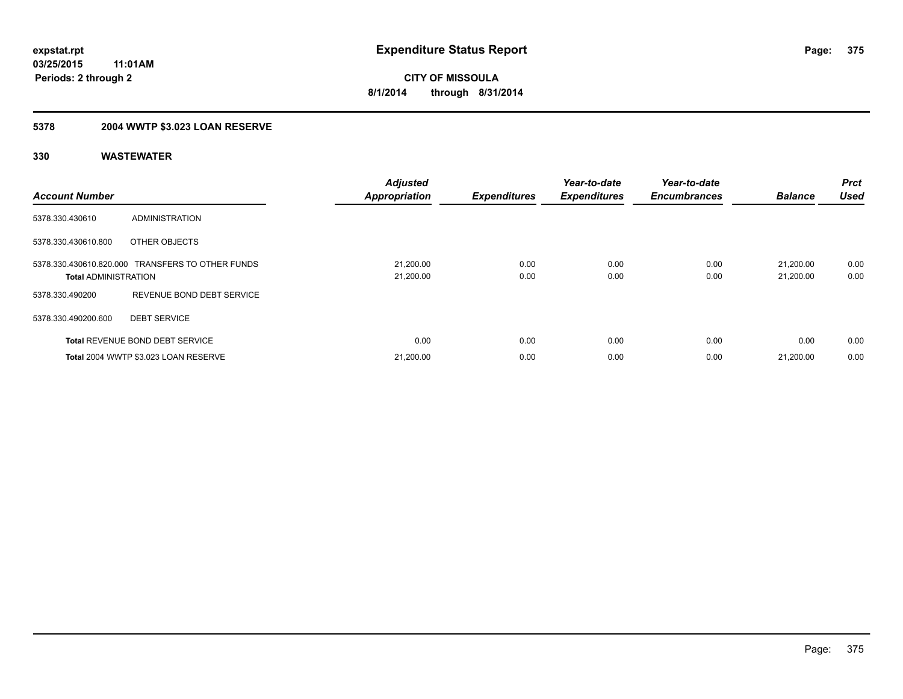# Expenditure Status Report

expstat.rpt
03/25/2015 11:01AM
Periods: 2 through 2

**CITY OF MISSOULA**
**8/1/2014 through 8/31/2014**

## 5378 2004 WWTP $3.023 LOAN RESERVE

### 330 WASTEWATER

| Account Number | | Adjusted Appropriation | Expenditures | Year-to-date Expenditures | Year-to-date Encumbrances | Balance | Prct Used |
|---|---|---|---|---|---|---|---|
| 5378.330.430610 | ADMINISTRATION | | | | | | |
| 5378.330.430610.800 | OTHER OBJECTS | | | | | | |
| 5378.330.430610.820.000 | TRANSFERS TO OTHER FUNDS | 21,200.00 | 0.00 | 0.00 | 0.00 | 21,200.00 | 0.00 |
| **Total** ADMINISTRATION | | 21,200.00 | 0.00 | 0.00 | 0.00 | 21,200.00 | 0.00 |
| 5378.330.490200 | REVENUE BOND DEBT SERVICE | | | | | | |
| 5378.330.490200.600 | DEBT SERVICE | | | | | | |
| **Total** REVENUE BOND DEBT SERVICE | | 0.00 | 0.00 | 0.00 | 0.00 | 0.00 | 0.00 |
| **Total** 2004 WWTP $3.023 LOAN RESERVE | | 21,200.00 | 0.00 | 0.00 | 0.00 | 21,200.00 | 0.00 |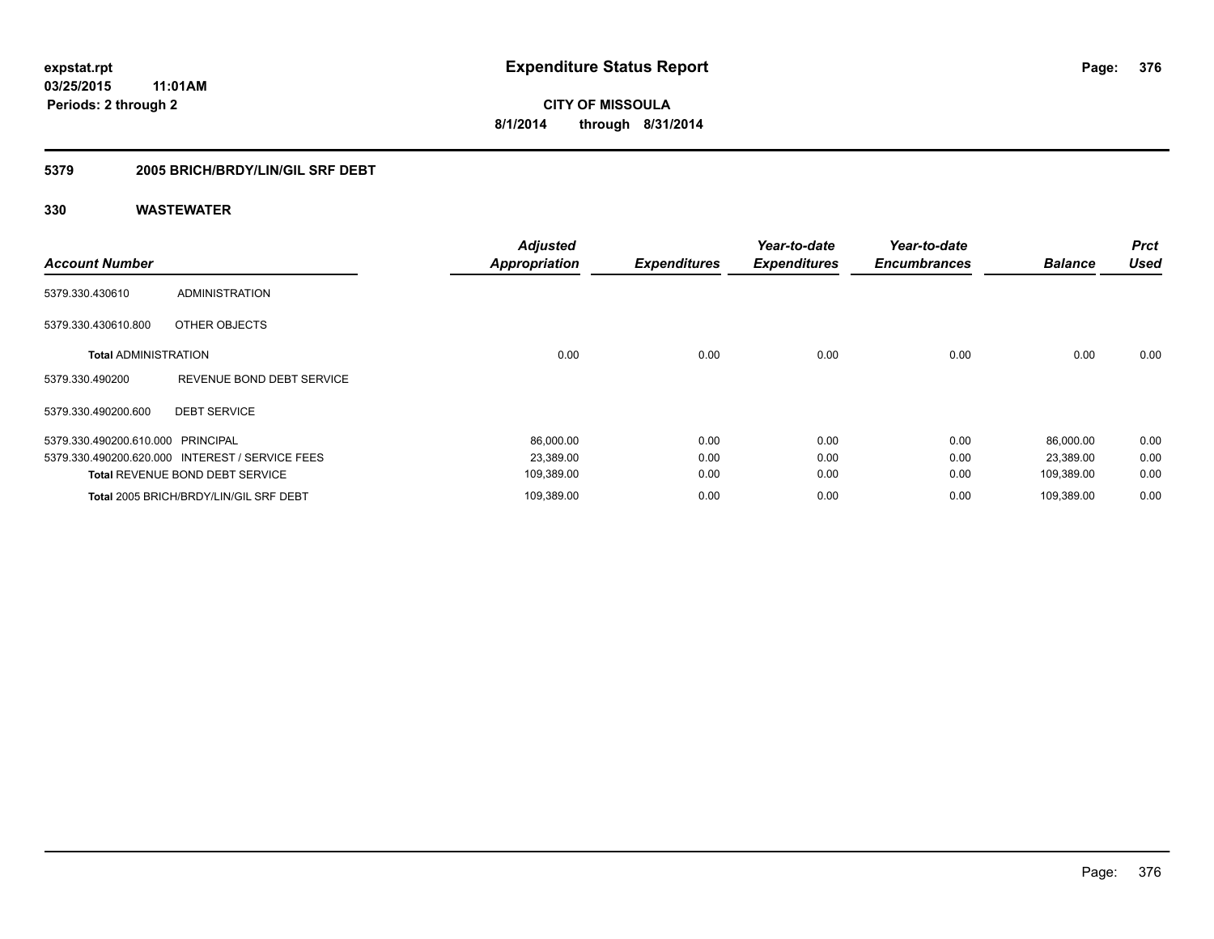**expstat.rpt**
**03/25/2015 11:01AM**
**Periods: 2 through 2**

# Expenditure Status Report

**CITY OF MISSOULA**
**8/1/2014 through 8/31/2014**

## 5379 2005 BRICH/BRDY/LIN/GIL SRF DEBT

### 330 WASTEWATER

| Account Number | | Adjusted Appropriation | Expenditures | Year-to-date Expenditures | Year-to-date Encumbrances | Balance | Prct Used |
|---|---|---|---|---|---|---|---|
| 5379.330.430610 | ADMINISTRATION | | | | | | |
| 5379.330.430610.800 | OTHER OBJECTS | | | | | | |
| **Total** ADMINISTRATION | | 0.00 | 0.00 | 0.00 | 0.00 | 0.00 | 0.00 |
| 5379.330.490200 | REVENUE BOND DEBT SERVICE | | | | | | |
| 5379.330.490200.600 | DEBT SERVICE | | | | | | |
| 5379.330.490200.610.000 | PRINCIPAL | 86,000.00 | 0.00 | 0.00 | 0.00 | 86,000.00 | 0.00 |
| 5379.330.490200.620.000 | INTEREST / SERVICE FEES | 23,389.00 | 0.00 | 0.00 | 0.00 | 23,389.00 | 0.00 |
| **Total** REVENUE BOND DEBT SERVICE | | 109,389.00 | 0.00 | 0.00 | 0.00 | 109,389.00 | 0.00 |
| **Total** 2005 BRICH/BRDY/LIN/GIL SRF DEBT | | 109,389.00 | 0.00 | 0.00 | 0.00 | 109,389.00 | 0.00 |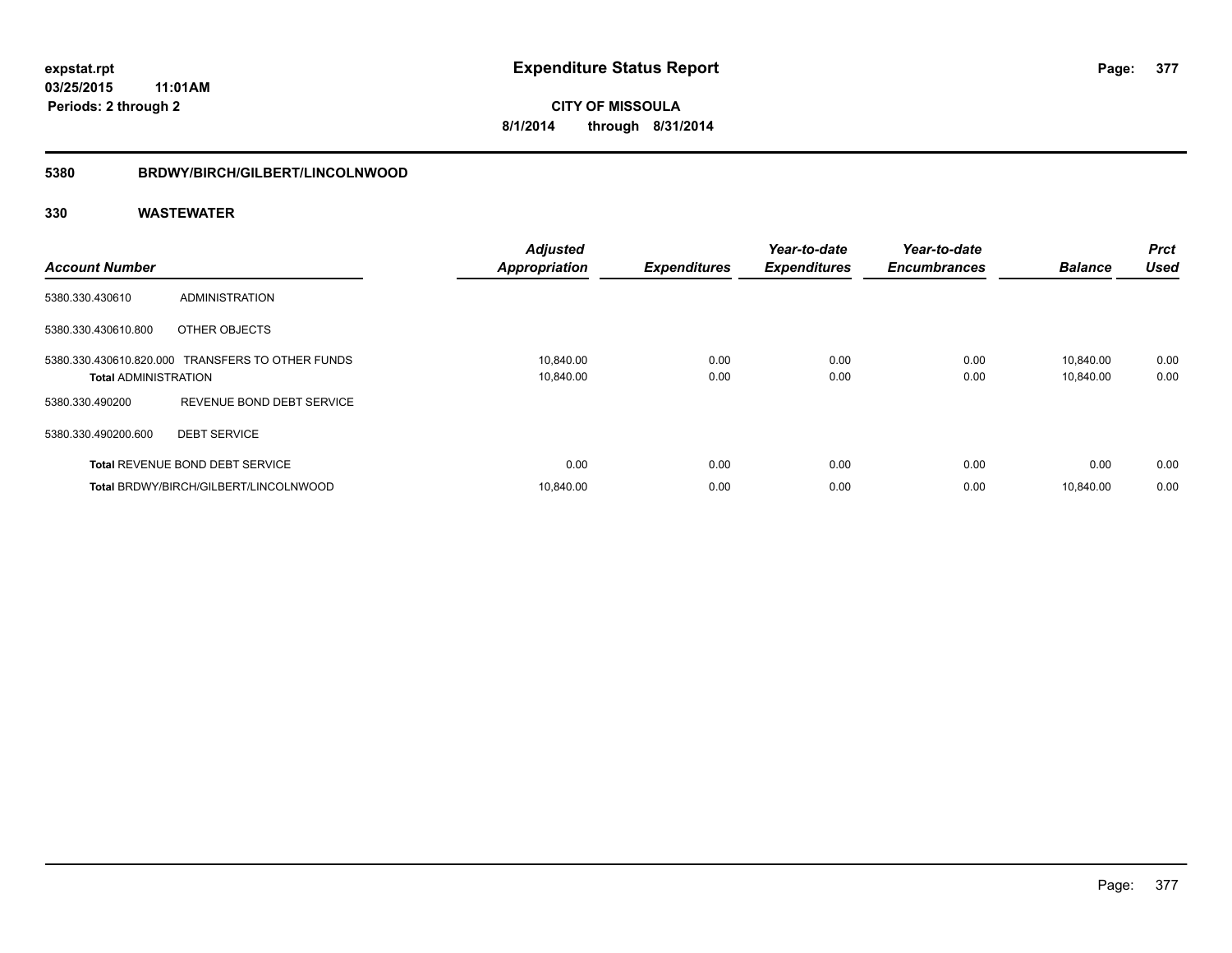**expstat.rpt**
**03/25/2015 11:01AM**
**Periods: 2 through 2**

# Expenditure Status Report

**CITY OF MISSOULA**
**8/1/2014 through 8/31/2014**

## 5380 BRDWY/BIRCH/GILBERT/LINCOLNWOOD

## 330 WASTEWATER

| Account Number | | Adjusted Appropriation | Expenditures | Year-to-date Expenditures | Year-to-date Encumbrances | Balance | Prct Used |
|---|---|---|---|---|---|---|---|
| 5380.330.430610 | ADMINISTRATION | | | | | | |
| 5380.330.430610.800 | OTHER OBJECTS | | | | | | |
| 5380.330.430610.820.000 | TRANSFERS TO OTHER FUNDS | 10,840.00 | 0.00 | 0.00 | 0.00 | 10,840.00 | 0.00 |
| **Total** ADMINISTRATION | | 10,840.00 | 0.00 | 0.00 | 0.00 | 10,840.00 | 0.00 |
| 5380.330.490200 | REVENUE BOND DEBT SERVICE | | | | | | |
| 5380.330.490200.600 | DEBT SERVICE | | | | | | |
| **Total** REVENUE BOND DEBT SERVICE | | 0.00 | 0.00 | 0.00 | 0.00 | 0.00 | 0.00 |
| **Total** BRDWY/BIRCH/GILBERT/LINCOLNWOOD | | 10,840.00 | 0.00 | 0.00 | 0.00 | 10,840.00 | 0.00 |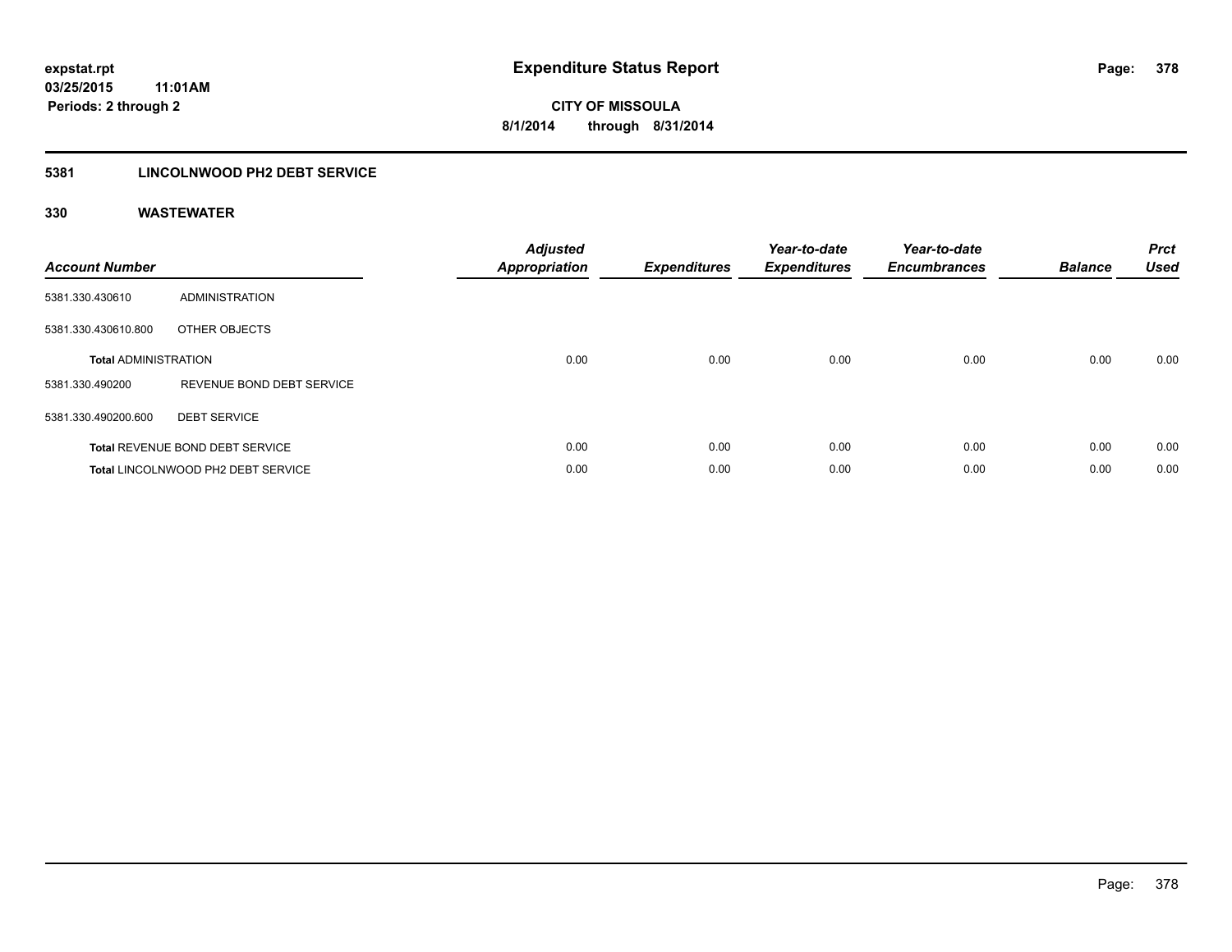**expstat.rpt**
**03/25/2015 11:01AM**
**Periods: 2 through 2**

# Expenditure Status Report

**CITY OF MISSOULA**
**8/1/2014 through 8/31/2014**

## 5381 LINCOLNWOOD PH2 DEBT SERVICE

### 330 WASTEWATER

| Account Number | | Adjusted Appropriation | Expenditures | Year-to-date Expenditures | Year-to-date Encumbrances | Balance | Prct Used |
|---|---|---|---|---|---|---|---|
| 5381.330.430610 | ADMINISTRATION | | | | | | |
| 5381.330.430610.800 | OTHER OBJECTS | | | | | | |
| **Total** ADMINISTRATION | | 0.00 | 0.00 | 0.00 | 0.00 | 0.00 | 0.00 |
| 5381.330.490200 | REVENUE BOND DEBT SERVICE | | | | | | |
| 5381.330.490200.600 | DEBT SERVICE | | | | | | |
| **Total** REVENUE BOND DEBT SERVICE | | 0.00 | 0.00 | 0.00 | 0.00 | 0.00 | 0.00 |
| **Total** LINCOLNWOOD PH2 DEBT SERVICE | | 0.00 | 0.00 | 0.00 | 0.00 | 0.00 | 0.00 |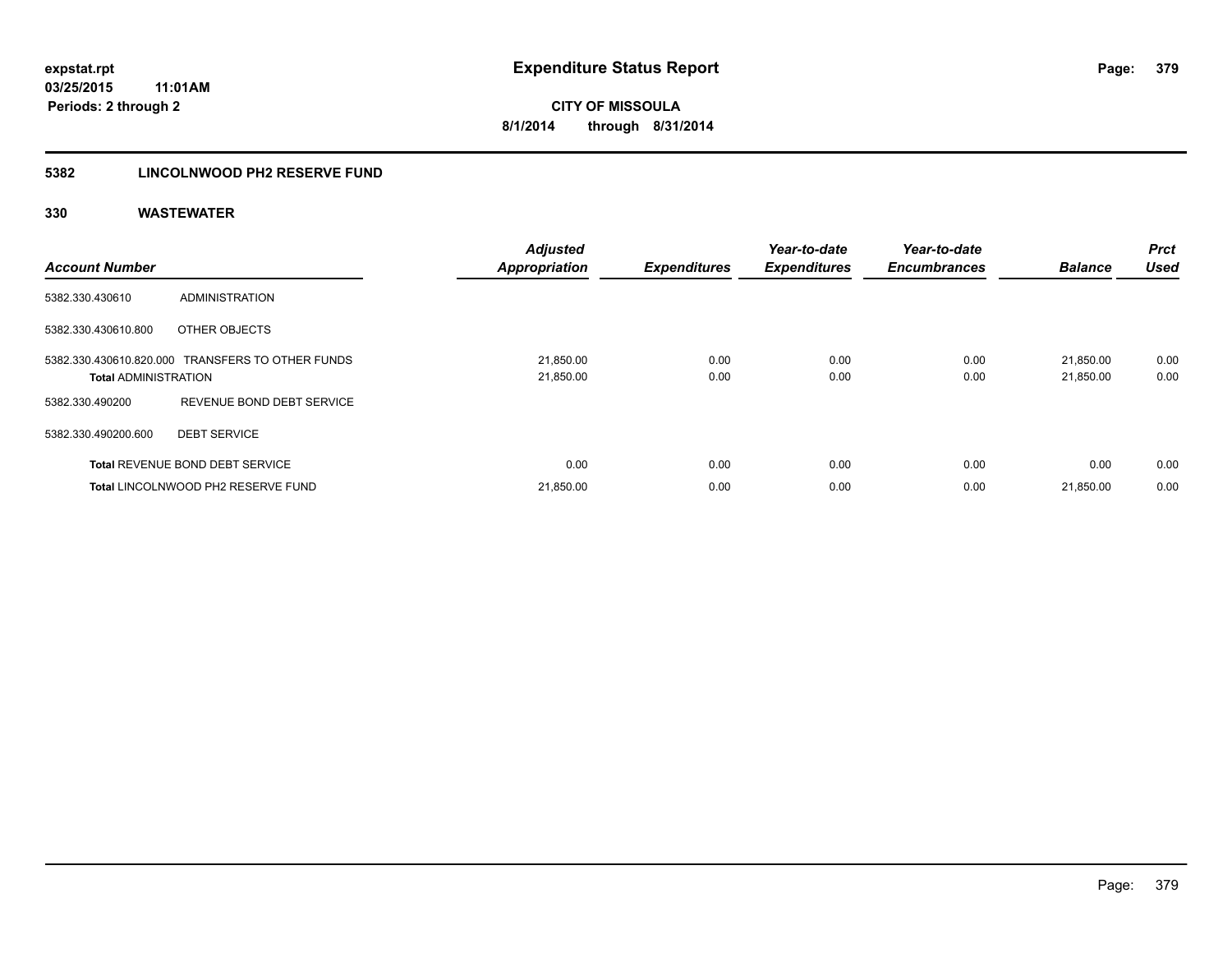**expstat.rpt**
**03/25/2015 11:01AM**
**Periods: 2 through 2**

# Expenditure Status Report

**CITY OF MISSOULA**
**8/1/2014 through 8/31/2014**

## 5382 LINCOLNWOOD PH2 RESERVE FUND

### 330 WASTEWATER

| Account Number | | Adjusted Appropriation | Expenditures | Year-to-date Expenditures | Year-to-date Encumbrances | Balance | Prct Used |
|---|---|---|---|---|---|---|---|
| 5382.330.430610 | ADMINISTRATION | | | | | | |
| 5382.330.430610.800 | OTHER OBJECTS | | | | | | |
| 5382.330.430610.820.000 | TRANSFERS TO OTHER FUNDS | 21,850.00 | 0.00 | 0.00 | 0.00 | 21,850.00 | 0.00 |
| **Total** ADMINISTRATION | | 21,850.00 | 0.00 | 0.00 | 0.00 | 21,850.00 | 0.00 |
| 5382.330.490200 | REVENUE BOND DEBT SERVICE | | | | | | |
| 5382.330.490200.600 | DEBT SERVICE | | | | | | |
| **Total** REVENUE BOND DEBT SERVICE | | 0.00 | 0.00 | 0.00 | 0.00 | 0.00 | 0.00 |
| **Total** LINCOLNWOOD PH2 RESERVE FUND | | 21,850.00 | 0.00 | 0.00 | 0.00 | 21,850.00 | 0.00 |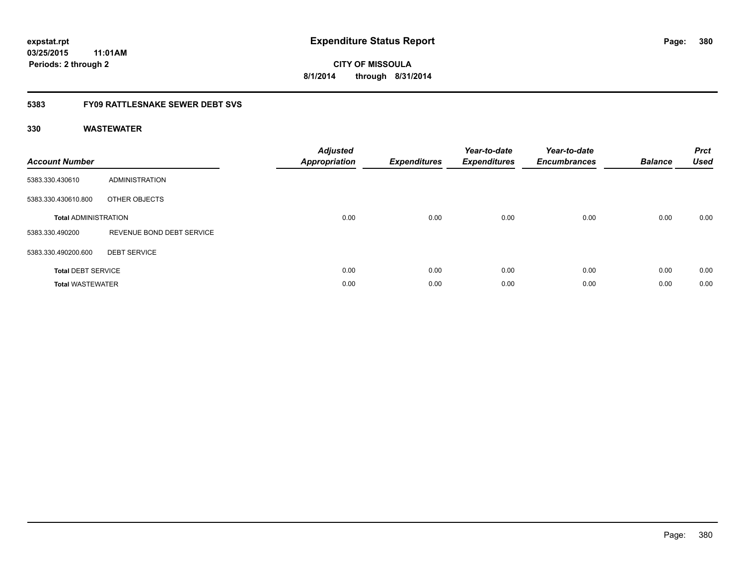expstat.rpt
03/25/2015 11:01AM
Periods: 2 through 2

# Expenditure Status Report

CITY OF MISSOULA
8/1/2014 through 8/31/2014

## 5383 FY09 RATTLESNAKE SEWER DEBT SVS

## 330 WASTEWATER

| Account Number | | Adjusted Appropriation | Expenditures | Year-to-date Expenditures | Year-to-date Encumbrances | Balance | Prct Used |
|---|---|---|---|---|---|---|---|
| 5383.330.430610 | ADMINISTRATION | | | | | | |
| 5383.330.430610.800 | OTHER OBJECTS | | | | | | |
| **Total** ADMINISTRATION | | 0.00 | 0.00 | 0.00 | 0.00 | 0.00 | 0.00 |
| 5383.330.490200 | REVENUE BOND DEBT SERVICE | | | | | | |
| 5383.330.490200.600 | DEBT SERVICE | | | | | | |
| **Total** DEBT SERVICE | | 0.00 | 0.00 | 0.00 | 0.00 | 0.00 | 0.00 |
| **Total** WASTEWATER | | 0.00 | 0.00 | 0.00 | 0.00 | 0.00 | 0.00 |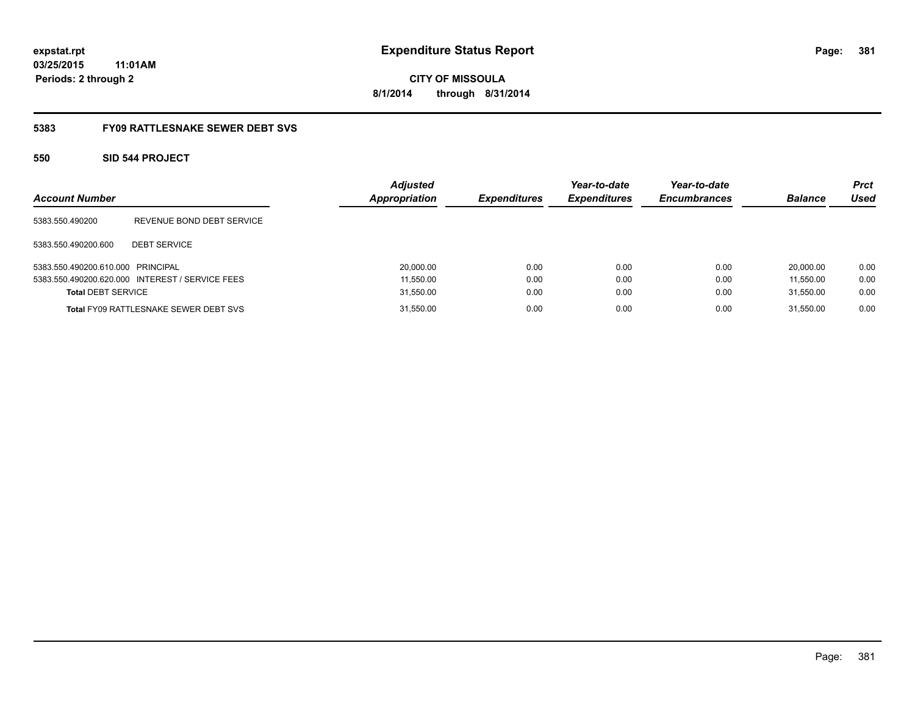# Expenditure Status Report

**CITY OF MISSOULA**
**8/1/2014 through 8/31/2014**

expstat.rpt
03/25/2015 11:01AM
Periods: 2 through 2

## 5383 FY09 RATTLESNAKE SEWER DEBT SVS

### 550 SID 544 PROJECT

| Account Number | | Adjusted Appropriation | Expenditures | Year-to-date Expenditures | Year-to-date Encumbrances | Balance | Prct Used |
|---|---|---|---|---|---|---|---|
| 5383.550.490200 | REVENUE BOND DEBT SERVICE | | | | | | |
| 5383.550.490200.600 | DEBT SERVICE | | | | | | |
| 5383.550.490200.610.000 | PRINCIPAL | 20,000.00 | 0.00 | 0.00 | 0.00 | 20,000.00 | 0.00 |
| 5383.550.490200.620.000 | INTEREST / SERVICE FEES | 11,550.00 | 0.00 | 0.00 | 0.00 | 11,550.00 | 0.00 |
| **Total** DEBT SERVICE | | 31,550.00 | 0.00 | 0.00 | 0.00 | 31,550.00 | 0.00 |
| **Total** FY09 RATTLESNAKE SEWER DEBT SVS | | 31,550.00 | 0.00 | 0.00 | 0.00 | 31,550.00 | 0.00 |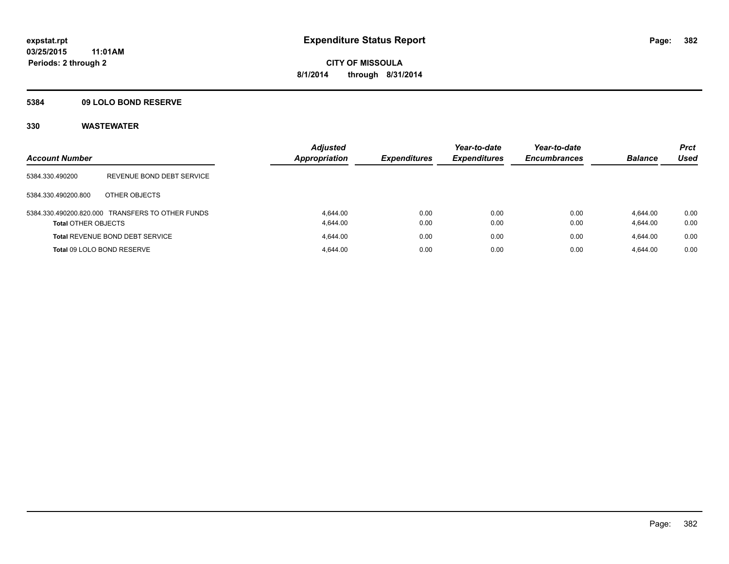# Expenditure Status Report

**CITY OF MISSOULA**

**8/1/2014 through 8/31/2014**

expstat.rpt
03/25/2015 11:01AM
Periods: 2 through 2

## 5384 09 LOLO BOND RESERVE

## 330 WASTEWATER

| Account Number | | Adjusted Appropriation | Expenditures | Year-to-date Expenditures | Year-to-date Encumbrances | Balance | Prct Used |
|---|---|---|---|---|---|---|---|
| 5384.330.490200 | REVENUE BOND DEBT SERVICE | | | | | | |
| 5384.330.490200.800 | OTHER OBJECTS | | | | | | |
| 5384.330.490200.820.000 | TRANSFERS TO OTHER FUNDS | 4,644.00 | 0.00 | 0.00 | 0.00 | 4,644.00 | 0.00 |
| **Total** OTHER OBJECTS | | 4,644.00 | 0.00 | 0.00 | 0.00 | 4,644.00 | 0.00 |
| **Total** REVENUE BOND DEBT SERVICE | | 4,644.00 | 0.00 | 0.00 | 0.00 | 4,644.00 | 0.00 |
| **Total** 09 LOLO BOND RESERVE | | 4,644.00 | 0.00 | 0.00 | 0.00 | 4,644.00 | 0.00 |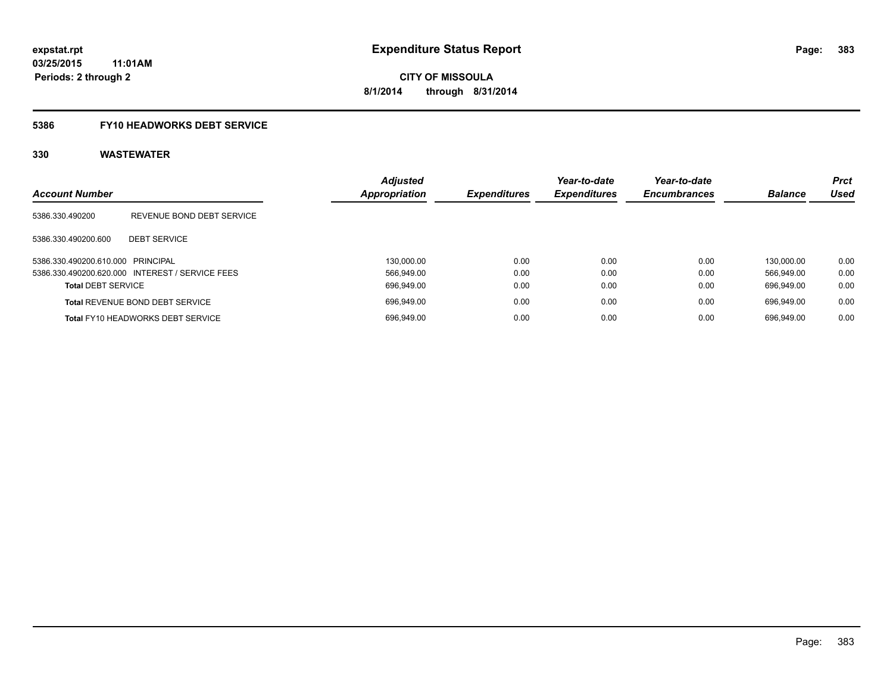# Expenditure Status Report

expstat.rpt
03/25/2015 11:01AM
Periods: 2 through 2

**CITY OF MISSOULA**
**8/1/2014 through 8/31/2014**

## 5386 FY10 HEADWORKS DEBT SERVICE

### 330 WASTEWATER

| Account Number | | Adjusted Appropriation | Expenditures | Year-to-date Expenditures | Year-to-date Encumbrances | Balance | Prct Used |
|---|---|---|---|---|---|---|---|
| 5386.330.490200 | REVENUE BOND DEBT SERVICE | | | | | | |
| 5386.330.490200.600 | DEBT SERVICE | | | | | | |
| 5386.330.490200.610.000 | PRINCIPAL | 130,000.00 | 0.00 | 0.00 | 0.00 | 130,000.00 | 0.00 |
| 5386.330.490200.620.000 | INTEREST / SERVICE FEES | 566,949.00 | 0.00 | 0.00 | 0.00 | 566,949.00 | 0.00 |
| **Total** DEBT SERVICE | | 696,949.00 | 0.00 | 0.00 | 0.00 | 696,949.00 | 0.00 |
| **Total** REVENUE BOND DEBT SERVICE | | 696,949.00 | 0.00 | 0.00 | 0.00 | 696,949.00 | 0.00 |
| **Total** FY10 HEADWORKS DEBT SERVICE | | 696,949.00 | 0.00 | 0.00 | 0.00 | 696,949.00 | 0.00 |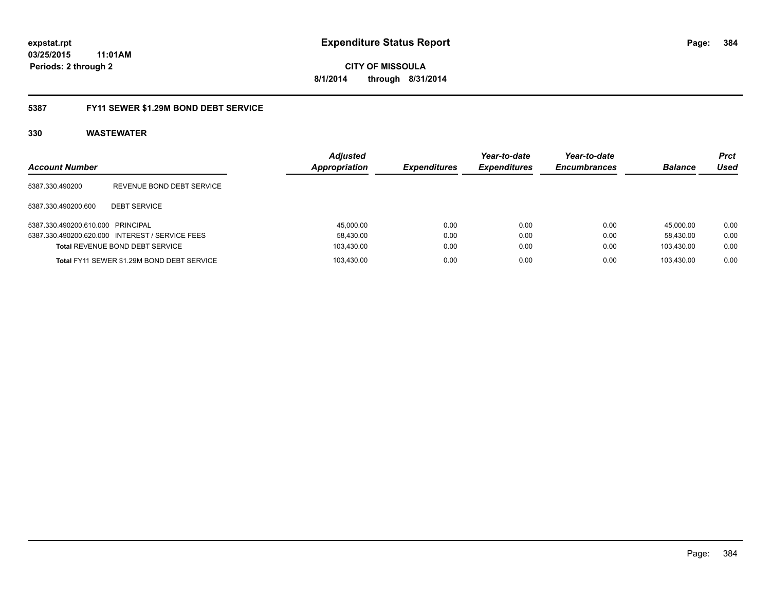**expstat.rpt**
**03/25/2015 11:01AM**
**Periods: 2 through 2**

# Expenditure Status Report

**CITY OF MISSOULA**
**8/1/2014 through 8/31/2014**

## 5387 FY11 SEWER $1.29M BOND DEBT SERVICE

### 330 WASTEWATER

| Account Number | | Adjusted Appropriation | Expenditures | Year-to-date Expenditures | Year-to-date Encumbrances | Balance | Prct Used |
|---|---|---|---|---|---|---|---|
| 5387.330.490200 | REVENUE BOND DEBT SERVICE | | | | | | |
| 5387.330.490200.600 | DEBT SERVICE | | | | | | |
| 5387.330.490200.610.000 | PRINCIPAL | 45,000.00 | 0.00 | 0.00 | 0.00 | 45,000.00 | 0.00 |
| 5387.330.490200.620.000 | INTEREST / SERVICE FEES | 58,430.00 | 0.00 | 0.00 | 0.00 | 58,430.00 | 0.00 |
| **Total** REVENUE BOND DEBT SERVICE | | 103,430.00 | 0.00 | 0.00 | 0.00 | 103,430.00 | 0.00 |
| **Total** FY11 SEWER $1.29M BOND DEBT SERVICE | | 103,430.00 | 0.00 | 0.00 | 0.00 | 103,430.00 | 0.00 |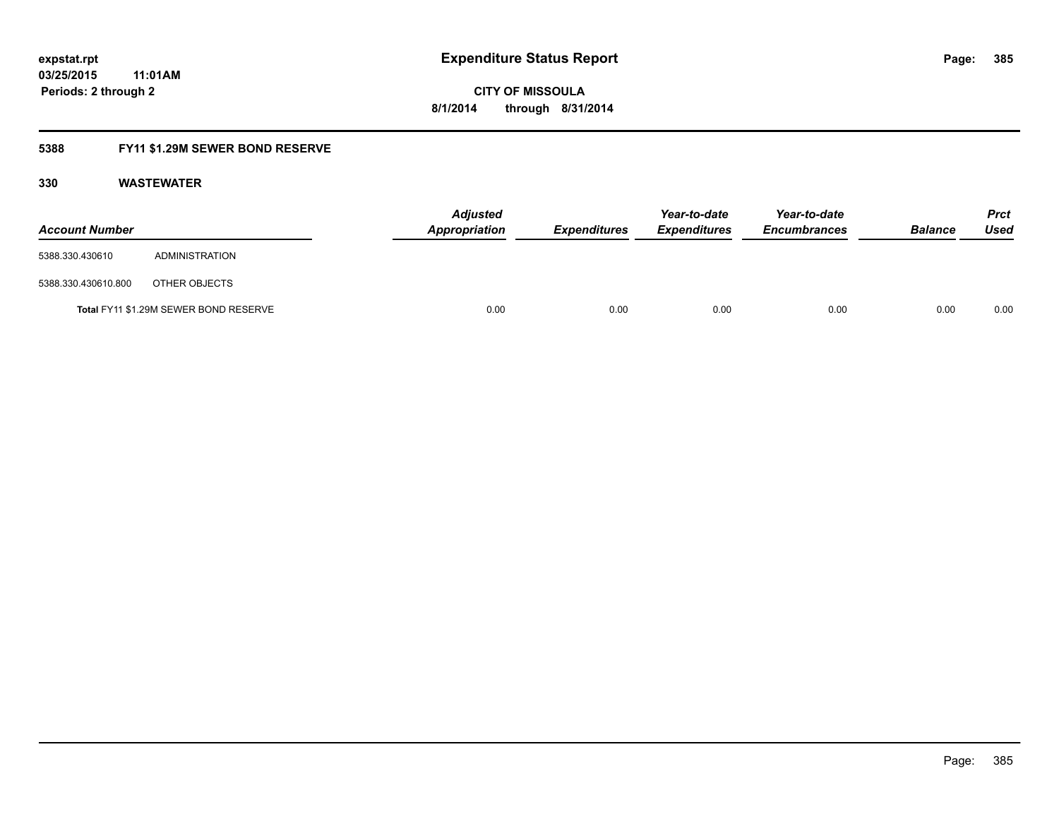**expstat.rpt**
**03/25/2015 11:01AM**
**Periods: 2 through 2**

# Expenditure Status Report

**CITY OF MISSOULA**
**8/1/2014 through 8/31/2014**

## 5388 FY11 $1.29M SEWER BOND RESERVE

### 330 WASTEWATER

| Account Number | | Adjusted Appropriation | Expenditures | Year-to-date Expenditures | Year-to-date Encumbrances | Balance | Prct Used |
|---|---|---|---|---|---|---|---|
| 5388.330.430610 | ADMINISTRATION | | | | | | |
| 5388.330.430610.800 | OTHER OBJECTS | | | | | | |
| Total FY11 $1.29M SEWER BOND RESERVE | | 0.00 | 0.00 | 0.00 | 0.00 | 0.00 | 0.00 |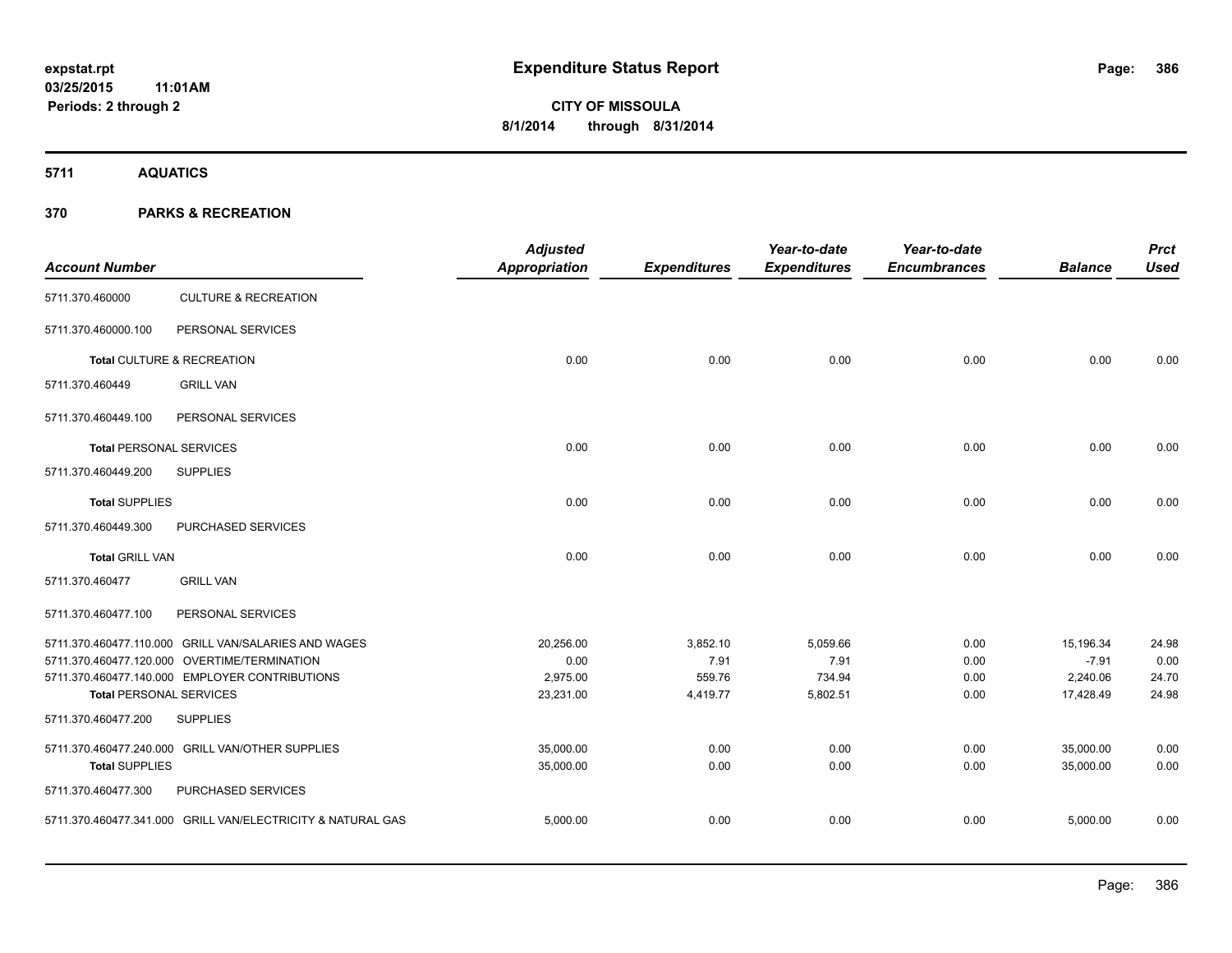**expstat.rpt**
**03/25/2015 11:01AM**
**Periods: 2 through 2**

# Expenditure Status Report

**CITY OF MISSOULA**
**8/1/2014 through 8/31/2014**

## 5711 AQUATICS

## 370 PARKS & RECREATION

| Account Number | | Adjusted Appropriation | Expenditures | Year-to-date Expenditures | Year-to-date Encumbrances | Balance | Prct Used |
|---|---|---|---|---|---|---|---|
| 5711.370.460000 | CULTURE & RECREATION | | | | | | |
| 5711.370.460000.100 | PERSONAL SERVICES | | | | | | |
| **Total** CULTURE & RECREATION | | 0.00 | 0.00 | 0.00 | 0.00 | 0.00 | 0.00 |
| 5711.370.460449 | GRILL VAN | | | | | | |
| 5711.370.460449.100 | PERSONAL SERVICES | | | | | | |
| **Total** PERSONAL SERVICES | | 0.00 | 0.00 | 0.00 | 0.00 | 0.00 | 0.00 |
| 5711.370.460449.200 | SUPPLIES | | | | | | |
| **Total** SUPPLIES | | 0.00 | 0.00 | 0.00 | 0.00 | 0.00 | 0.00 |
| 5711.370.460449.300 | PURCHASED SERVICES | | | | | | |
| **Total** GRILL VAN | | 0.00 | 0.00 | 0.00 | 0.00 | 0.00 | 0.00 |
| 5711.370.460477 | GRILL VAN | | | | | | |
| 5711.370.460477.100 | PERSONAL SERVICES | | | | | | |
| 5711.370.460477.110.000 | GRILL VAN/SALARIES AND WAGES | 20,256.00 | 3,852.10 | 5,059.66 | 0.00 | 15,196.34 | 24.98 |
| 5711.370.460477.120.000 | OVERTIME/TERMINATION | 0.00 | 7.91 | 7.91 | 0.00 | -7.91 | 0.00 |
| 5711.370.460477.140.000 | EMPLOYER CONTRIBUTIONS | 2,975.00 | 559.76 | 734.94 | 0.00 | 2,240.06 | 24.70 |
| **Total** PERSONAL SERVICES | | 23,231.00 | 4,419.77 | 5,802.51 | 0.00 | 17,428.49 | 24.98 |
| 5711.370.460477.200 | SUPPLIES | | | | | | |
| 5711.370.460477.240.000 | GRILL VAN/OTHER SUPPLIES | 35,000.00 | 0.00 | 0.00 | 0.00 | 35,000.00 | 0.00 |
| **Total** SUPPLIES | | 35,000.00 | 0.00 | 0.00 | 0.00 | 35,000.00 | 0.00 |
| 5711.370.460477.300 | PURCHASED SERVICES | | | | | | |
| 5711.370.460477.341.000 | GRILL VAN/ELECTRICITY & NATURAL GAS | 5,000.00 | 0.00 | 0.00 | 0.00 | 5,000.00 | 0.00 |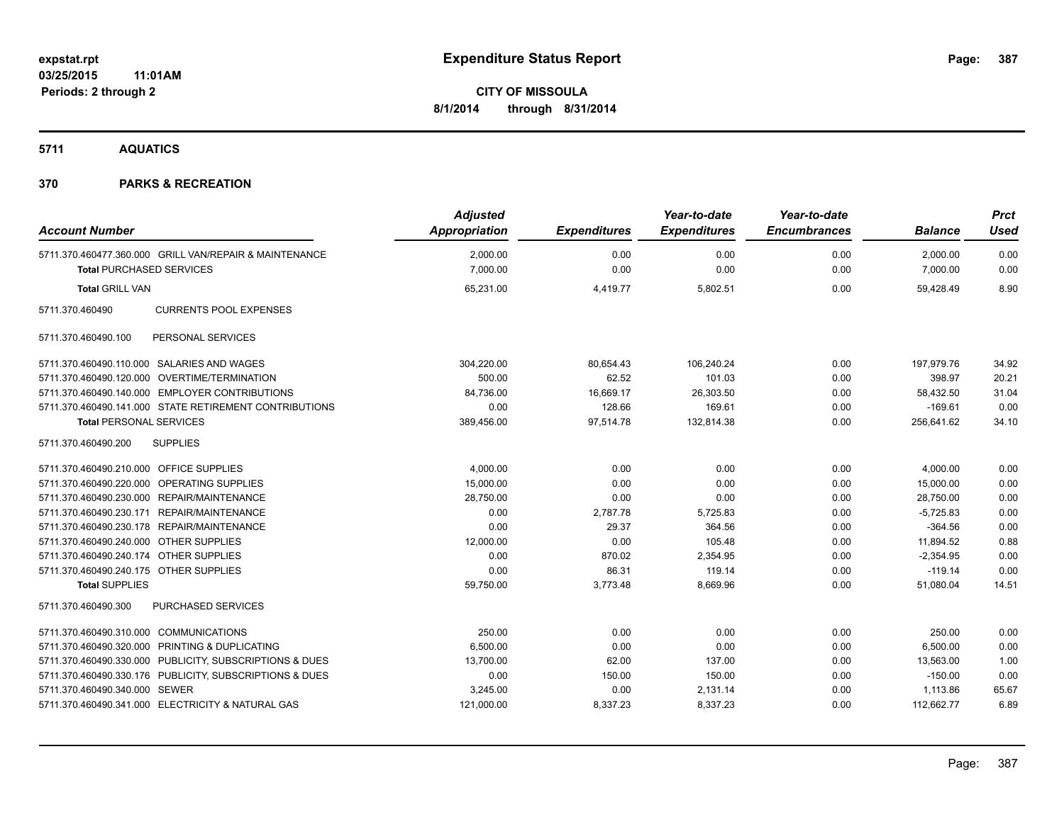**expstat.rpt**
**03/25/2015 11:01AM**
**Periods: 2 through 2**

# Expenditure Status Report

**CITY OF MISSOULA**
**8/1/2014 through 8/31/2014**

## 5711 AQUATICS

## 370 PARKS & RECREATION

| Account Number | Adjusted Appropriation | Expenditures | Year-to-date Expenditures | Year-to-date Encumbrances | Balance | Prct Used |
|---|---|---|---|---|---|---|
| 5711.370.460477.360.000 GRILL VAN/REPAIR & MAINTENANCE | 2,000.00 | 0.00 | 0.00 | 0.00 | 2,000.00 | 0.00 |
| **Total** PURCHASED SERVICES | 7,000.00 | 0.00 | 0.00 | 0.00 | 7,000.00 | 0.00 |
| **Total** GRILL VAN | 65,231.00 | 4,419.77 | 5,802.51 | 0.00 | 59,428.49 | 8.90 |
| 5711.370.460490 CURRENTS POOL EXPENSES | | | | | | |
| 5711.370.460490.100 PERSONAL SERVICES | | | | | | |
| 5711.370.460490.110.000 SALARIES AND WAGES | 304,220.00 | 80,654.43 | 106,240.24 | 0.00 | 197,979.76 | 34.92 |
| 5711.370.460490.120.000 OVERTIME/TERMINATION | 500.00 | 62.52 | 101.03 | 0.00 | 398.97 | 20.21 |
| 5711.370.460490.140.000 EMPLOYER CONTRIBUTIONS | 84,736.00 | 16,669.17 | 26,303.50 | 0.00 | 58,432.50 | 31.04 |
| 5711.370.460490.141.000 STATE RETIREMENT CONTRIBUTIONS | 0.00 | 128.66 | 169.61 | 0.00 | -169.61 | 0.00 |
| **Total** PERSONAL SERVICES | 389,456.00 | 97,514.78 | 132,814.38 | 0.00 | 256,641.62 | 34.10 |
| 5711.370.460490.200 SUPPLIES | | | | | | |
| 5711.370.460490.210.000 OFFICE SUPPLIES | 4,000.00 | 0.00 | 0.00 | 0.00 | 4,000.00 | 0.00 |
| 5711.370.460490.220.000 OPERATING SUPPLIES | 15,000.00 | 0.00 | 0.00 | 0.00 | 15,000.00 | 0.00 |
| 5711.370.460490.230.000 REPAIR/MAINTENANCE | 28,750.00 | 0.00 | 0.00 | 0.00 | 28,750.00 | 0.00 |
| 5711.370.460490.230.171 REPAIR/MAINTENANCE | 0.00 | 2,787.78 | 5,725.83 | 0.00 | -5,725.83 | 0.00 |
| 5711.370.460490.230.178 REPAIR/MAINTENANCE | 0.00 | 29.37 | 364.56 | 0.00 | -364.56 | 0.00 |
| 5711.370.460490.240.000 OTHER SUPPLIES | 12,000.00 | 0.00 | 105.48 | 0.00 | 11,894.52 | 0.88 |
| 5711.370.460490.240.174 OTHER SUPPLIES | 0.00 | 870.02 | 2,354.95 | 0.00 | -2,354.95 | 0.00 |
| 5711.370.460490.240.175 OTHER SUPPLIES | 0.00 | 86.31 | 119.14 | 0.00 | -119.14 | 0.00 |
| **Total** SUPPLIES | 59,750.00 | 3,773.48 | 8,669.96 | 0.00 | 51,080.04 | 14.51 |
| 5711.370.460490.300 PURCHASED SERVICES | | | | | | |
| 5711.370.460490.310.000 COMMUNICATIONS | 250.00 | 0.00 | 0.00 | 0.00 | 250.00 | 0.00 |
| 5711.370.460490.320.000 PRINTING & DUPLICATING | 6,500.00 | 0.00 | 0.00 | 0.00 | 6,500.00 | 0.00 |
| 5711.370.460490.330.000 PUBLICITY, SUBSCRIPTIONS & DUES | 13,700.00 | 62.00 | 137.00 | 0.00 | 13,563.00 | 1.00 |
| 5711.370.460490.330.176 PUBLICITY, SUBSCRIPTIONS & DUES | 0.00 | 150.00 | 150.00 | 0.00 | -150.00 | 0.00 |
| 5711.370.460490.340.000 SEWER | 3,245.00 | 0.00 | 2,131.14 | 0.00 | 1,113.86 | 65.67 |
| 5711.370.460490.341.000 ELECTRICITY & NATURAL GAS | 121,000.00 | 8,337.23 | 8,337.23 | 0.00 | 112,662.77 | 6.89 |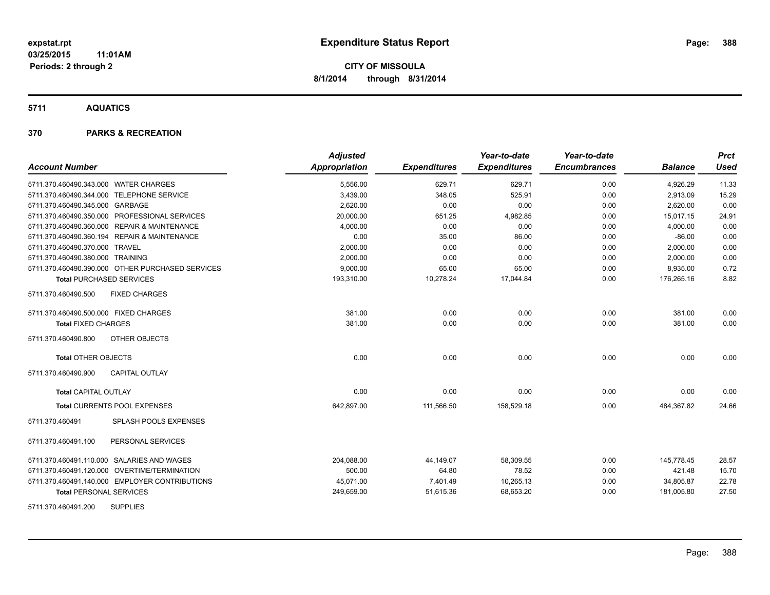# Expenditure Status Report

expstat.rpt
03/25/2015 11:01AM
Periods: 2 through 2

**CITY OF MISSOULA**
**8/1/2014 through 8/31/2014**

## 5711 AQUATICS

## 370 PARKS & RECREATION

| Account Number | Adjusted Appropriation | Expenditures | Year-to-date Expenditures | Year-to-date Encumbrances | Balance | Prct Used |
|---|---|---|---|---|---|---|
| 5711.370.460490.343.000 WATER CHARGES | 5,556.00 | 629.71 | 629.71 | 0.00 | 4,926.29 | 11.33 |
| 5711.370.460490.344.000 TELEPHONE SERVICE | 3,439.00 | 348.05 | 525.91 | 0.00 | 2,913.09 | 15.29 |
| 5711.370.460490.345.000 GARBAGE | 2,620.00 | 0.00 | 0.00 | 0.00 | 2,620.00 | 0.00 |
| 5711.370.460490.350.000 PROFESSIONAL SERVICES | 20,000.00 | 651.25 | 4,982.85 | 0.00 | 15,017.15 | 24.91 |
| 5711.370.460490.360.000 REPAIR & MAINTENANCE | 4,000.00 | 0.00 | 0.00 | 0.00 | 4,000.00 | 0.00 |
| 5711.370.460490.360.194 REPAIR & MAINTENANCE | 0.00 | 35.00 | 86.00 | 0.00 | -86.00 | 0.00 |
| 5711.370.460490.370.000 TRAVEL | 2,000.00 | 0.00 | 0.00 | 0.00 | 2,000.00 | 0.00 |
| 5711.370.460490.380.000 TRAINING | 2,000.00 | 0.00 | 0.00 | 0.00 | 2,000.00 | 0.00 |
| 5711.370.460490.390.000 OTHER PURCHASED SERVICES | 9,000.00 | 65.00 | 65.00 | 0.00 | 8,935.00 | 0.72 |
| **Total** PURCHASED SERVICES | 193,310.00 | 10,278.24 | 17,044.84 | 0.00 | 176,265.16 | 8.82 |
| 5711.370.460490.500 FIXED CHARGES | | | | | | |
| 5711.370.460490.500.000 FIXED CHARGES | 381.00 | 0.00 | 0.00 | 0.00 | 381.00 | 0.00 |
| **Total** FIXED CHARGES | 381.00 | 0.00 | 0.00 | 0.00 | 381.00 | 0.00 |
| 5711.370.460490.800 OTHER OBJECTS | | | | | | |
| **Total** OTHER OBJECTS | 0.00 | 0.00 | 0.00 | 0.00 | 0.00 | 0.00 |
| 5711.370.460490.900 CAPITAL OUTLAY | | | | | | |
| **Total** CAPITAL OUTLAY | 0.00 | 0.00 | 0.00 | 0.00 | 0.00 | 0.00 |
| **Total** CURRENTS POOL EXPENSES | 642,897.00 | 111,566.50 | 158,529.18 | 0.00 | 484,367.82 | 24.66 |
| 5711.370.460491 SPLASH POOLS EXPENSES | | | | | | |
| 5711.370.460491.100 PERSONAL SERVICES | | | | | | |
| 5711.370.460491.110.000 SALARIES AND WAGES | 204,088.00 | 44,149.07 | 58,309.55 | 0.00 | 145,778.45 | 28.57 |
| 5711.370.460491.120.000 OVERTIME/TERMINATION | 500.00 | 64.80 | 78.52 | 0.00 | 421.48 | 15.70 |
| 5711.370.460491.140.000 EMPLOYER CONTRIBUTIONS | 45,071.00 | 7,401.49 | 10,265.13 | 0.00 | 34,805.87 | 22.78 |
| **Total** PERSONAL SERVICES | 249,659.00 | 51,615.36 | 68,653.20 | 0.00 | 181,005.80 | 27.50 |
| 5711.370.460491.200 SUPPLIES | | | | | | |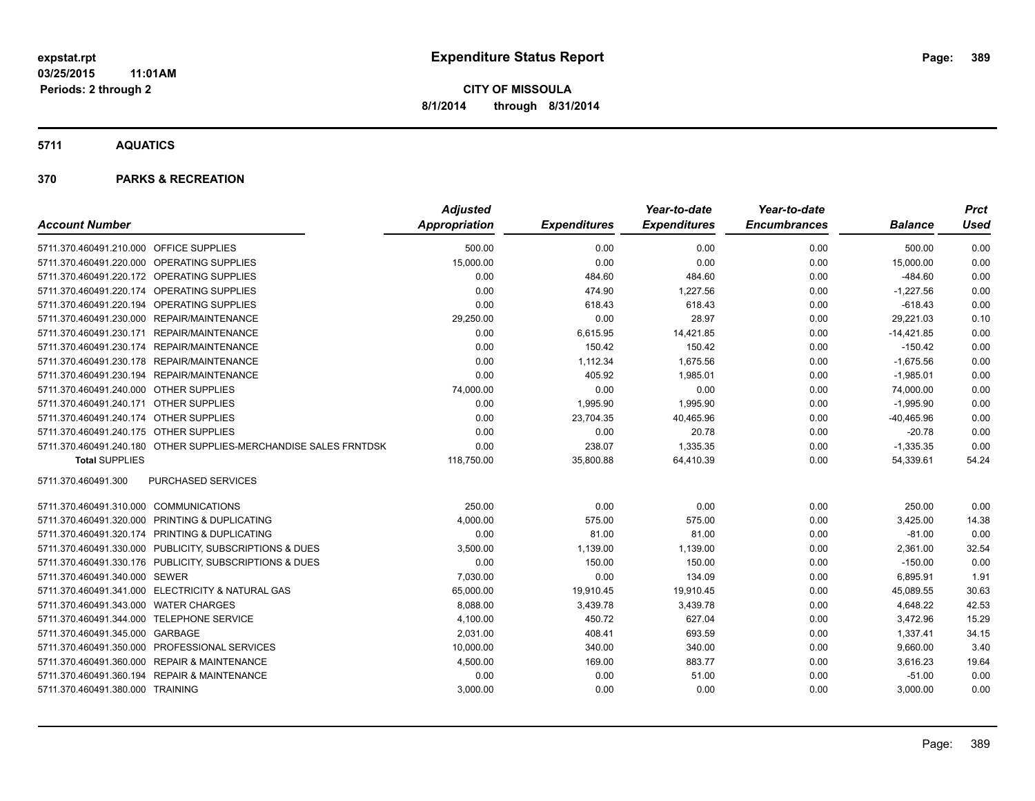**expstat.rpt**
**03/25/2015 11:01AM**
**Periods: 2 through 2**

# Expenditure Status Report

**CITY OF MISSOULA**
**8/1/2014 through 8/31/2014**

## 5711 AQUATICS

## 370 PARKS & RECREATION

| Account Number | | *Adjusted Appropriation* | *Expenditures* | *Year-to-date Expenditures* | *Year-to-date Encumbrances* | *Balance* | *Prct Used* |
|---|---|---|---|---|---|---|---|
| 5711.370.460491.210.000 | OFFICE SUPPLIES | 500.00 | 0.00 | 0.00 | 0.00 | 500.00 | 0.00 |
| 5711.370.460491.220.000 | OPERATING SUPPLIES | 15,000.00 | 0.00 | 0.00 | 0.00 | 15,000.00 | 0.00 |
| 5711.370.460491.220.172 | OPERATING SUPPLIES | 0.00 | 484.60 | 484.60 | 0.00 | -484.60 | 0.00 |
| 5711.370.460491.220.174 | OPERATING SUPPLIES | 0.00 | 474.90 | 1,227.56 | 0.00 | -1,227.56 | 0.00 |
| 5711.370.460491.220.194 | OPERATING SUPPLIES | 0.00 | 618.43 | 618.43 | 0.00 | -618.43 | 0.00 |
| 5711.370.460491.230.000 | REPAIR/MAINTENANCE | 29,250.00 | 0.00 | 28.97 | 0.00 | 29,221.03 | 0.10 |
| 5711.370.460491.230.171 | REPAIR/MAINTENANCE | 0.00 | 6,615.95 | 14,421.85 | 0.00 | -14,421.85 | 0.00 |
| 5711.370.460491.230.174 | REPAIR/MAINTENANCE | 0.00 | 150.42 | 150.42 | 0.00 | -150.42 | 0.00 |
| 5711.370.460491.230.178 | REPAIR/MAINTENANCE | 0.00 | 1,112.34 | 1,675.56 | 0.00 | -1,675.56 | 0.00 |
| 5711.370.460491.230.194 | REPAIR/MAINTENANCE | 0.00 | 405.92 | 1,985.01 | 0.00 | -1,985.01 | 0.00 |
| 5711.370.460491.240.000 | OTHER SUPPLIES | 74,000.00 | 0.00 | 0.00 | 0.00 | 74,000.00 | 0.00 |
| 5711.370.460491.240.171 | OTHER SUPPLIES | 0.00 | 1,995.90 | 1,995.90 | 0.00 | -1,995.90 | 0.00 |
| 5711.370.460491.240.174 | OTHER SUPPLIES | 0.00 | 23,704.35 | 40,465.96 | 0.00 | -40,465.96 | 0.00 |
| 5711.370.460491.240.175 | OTHER SUPPLIES | 0.00 | 0.00 | 20.78 | 0.00 | -20.78 | 0.00 |
| 5711.370.460491.240.180 | OTHER SUPPLIES-MERCHANDISE SALES FRNTDSK | 0.00 | 238.07 | 1,335.35 | 0.00 | -1,335.35 | 0.00 |
| **Total SUPPLIES** | | 118,750.00 | 35,800.88 | 64,410.39 | 0.00 | 54,339.61 | 54.24 |
| 5711.370.460491.300 | PURCHASED SERVICES | | | | | | |
| 5711.370.460491.310.000 | COMMUNICATIONS | 250.00 | 0.00 | 0.00 | 0.00 | 250.00 | 0.00 |
| 5711.370.460491.320.000 | PRINTING & DUPLICATING | 4,000.00 | 575.00 | 575.00 | 0.00 | 3,425.00 | 14.38 |
| 5711.370.460491.320.174 | PRINTING & DUPLICATING | 0.00 | 81.00 | 81.00 | 0.00 | -81.00 | 0.00 |
| 5711.370.460491.330.000 | PUBLICITY, SUBSCRIPTIONS & DUES | 3,500.00 | 1,139.00 | 1,139.00 | 0.00 | 2,361.00 | 32.54 |
| 5711.370.460491.330.176 | PUBLICITY, SUBSCRIPTIONS & DUES | 0.00 | 150.00 | 150.00 | 0.00 | -150.00 | 0.00 |
| 5711.370.460491.340.000 | SEWER | 7,030.00 | 0.00 | 134.09 | 0.00 | 6,895.91 | 1.91 |
| 5711.370.460491.341.000 | ELECTRICITY & NATURAL GAS | 65,000.00 | 19,910.45 | 19,910.45 | 0.00 | 45,089.55 | 30.63 |
| 5711.370.460491.343.000 | WATER CHARGES | 8,088.00 | 3,439.78 | 3,439.78 | 0.00 | 4,648.22 | 42.53 |
| 5711.370.460491.344.000 | TELEPHONE SERVICE | 4,100.00 | 450.72 | 627.04 | 0.00 | 3,472.96 | 15.29 |
| 5711.370.460491.345.000 | GARBAGE | 2,031.00 | 408.41 | 693.59 | 0.00 | 1,337.41 | 34.15 |
| 5711.370.460491.350.000 | PROFESSIONAL SERVICES | 10,000.00 | 340.00 | 340.00 | 0.00 | 9,660.00 | 3.40 |
| 5711.370.460491.360.000 | REPAIR & MAINTENANCE | 4,500.00 | 169.00 | 883.77 | 0.00 | 3,616.23 | 19.64 |
| 5711.370.460491.360.194 | REPAIR & MAINTENANCE | 0.00 | 0.00 | 51.00 | 0.00 | -51.00 | 0.00 |
| 5711.370.460491.380.000 | TRAINING | 3,000.00 | 0.00 | 0.00 | 0.00 | 3,000.00 | 0.00 |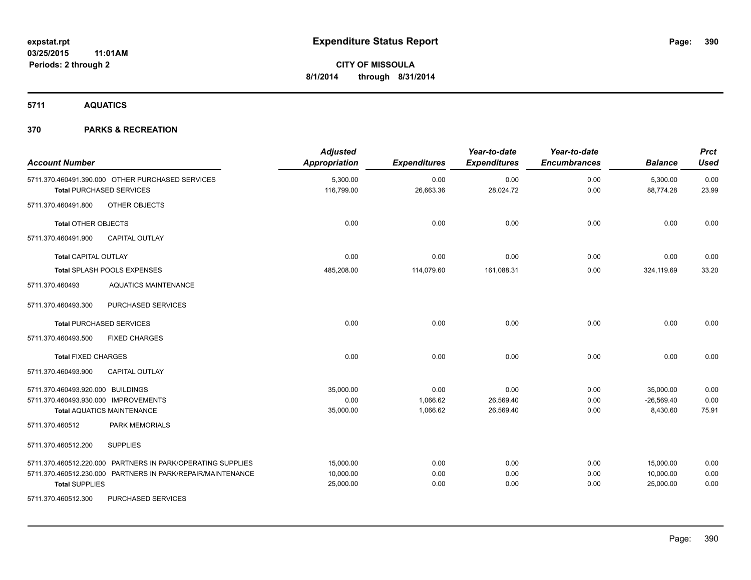# Expenditure Status Report

**CITY OF MISSOULA**
**8/1/2014 through 8/31/2014**

expstat.rpt
03/25/2015 11:01AM
Periods: 2 through 2

## 5711 AQUATICS

## 370 PARKS & RECREATION

| Account Number | Adjusted Appropriation | Expenditures | Year-to-date Expenditures | Year-to-date Encumbrances | Balance | Prct Used |
|---|---|---|---|---|---|---|
| 5711.370.460491.390.000 OTHER PURCHASED SERVICES | 5,300.00 | 0.00 | 0.00 | 0.00 | 5,300.00 | 0.00 |
| **Total** PURCHASED SERVICES | 116,799.00 | 26,663.36 | 28,024.72 | 0.00 | 88,774.28 | 23.99 |
| 5711.370.460491.800 OTHER OBJECTS | | | | | | |
| **Total** OTHER OBJECTS | 0.00 | 0.00 | 0.00 | 0.00 | 0.00 | 0.00 |
| 5711.370.460491.900 CAPITAL OUTLAY | | | | | | |
| **Total** CAPITAL OUTLAY | 0.00 | 0.00 | 0.00 | 0.00 | 0.00 | 0.00 |
| **Total** SPLASH POOLS EXPENSES | 485,208.00 | 114,079.60 | 161,088.31 | 0.00 | 324,119.69 | 33.20 |
| 5711.370.460493 AQUATICS MAINTENANCE | | | | | | |
| 5711.370.460493.300 PURCHASED SERVICES | | | | | | |
| **Total** PURCHASED SERVICES | 0.00 | 0.00 | 0.00 | 0.00 | 0.00 | 0.00 |
| 5711.370.460493.500 FIXED CHARGES | | | | | | |
| **Total** FIXED CHARGES | 0.00 | 0.00 | 0.00 | 0.00 | 0.00 | 0.00 |
| 5711.370.460493.900 CAPITAL OUTLAY | | | | | | |
| 5711.370.460493.920.000 BUILDINGS | 35,000.00 | 0.00 | 0.00 | 0.00 | 35,000.00 | 0.00 |
| 5711.370.460493.930.000 IMPROVEMENTS | 0.00 | 1,066.62 | 26,569.40 | 0.00 | -26,569.40 | 0.00 |
| **Total** AQUATICS MAINTENANCE | 35,000.00 | 1,066.62 | 26,569.40 | 0.00 | 8,430.60 | 75.91 |
| 5711.370.460512 PARK MEMORIALS | | | | | | |
| 5711.370.460512.200 SUPPLIES | | | | | | |
| 5711.370.460512.220.000 PARTNERS IN PARK/OPERATING SUPPLIES | 15,000.00 | 0.00 | 0.00 | 0.00 | 15,000.00 | 0.00 |
| 5711.370.460512.230.000 PARTNERS IN PARK/REPAIR/MAINTENANCE | 10,000.00 | 0.00 | 0.00 | 0.00 | 10,000.00 | 0.00 |
| **Total** SUPPLIES | 25,000.00 | 0.00 | 0.00 | 0.00 | 25,000.00 | 0.00 |
| 5711.370.460512.300 PURCHASED SERVICES | | | | | | |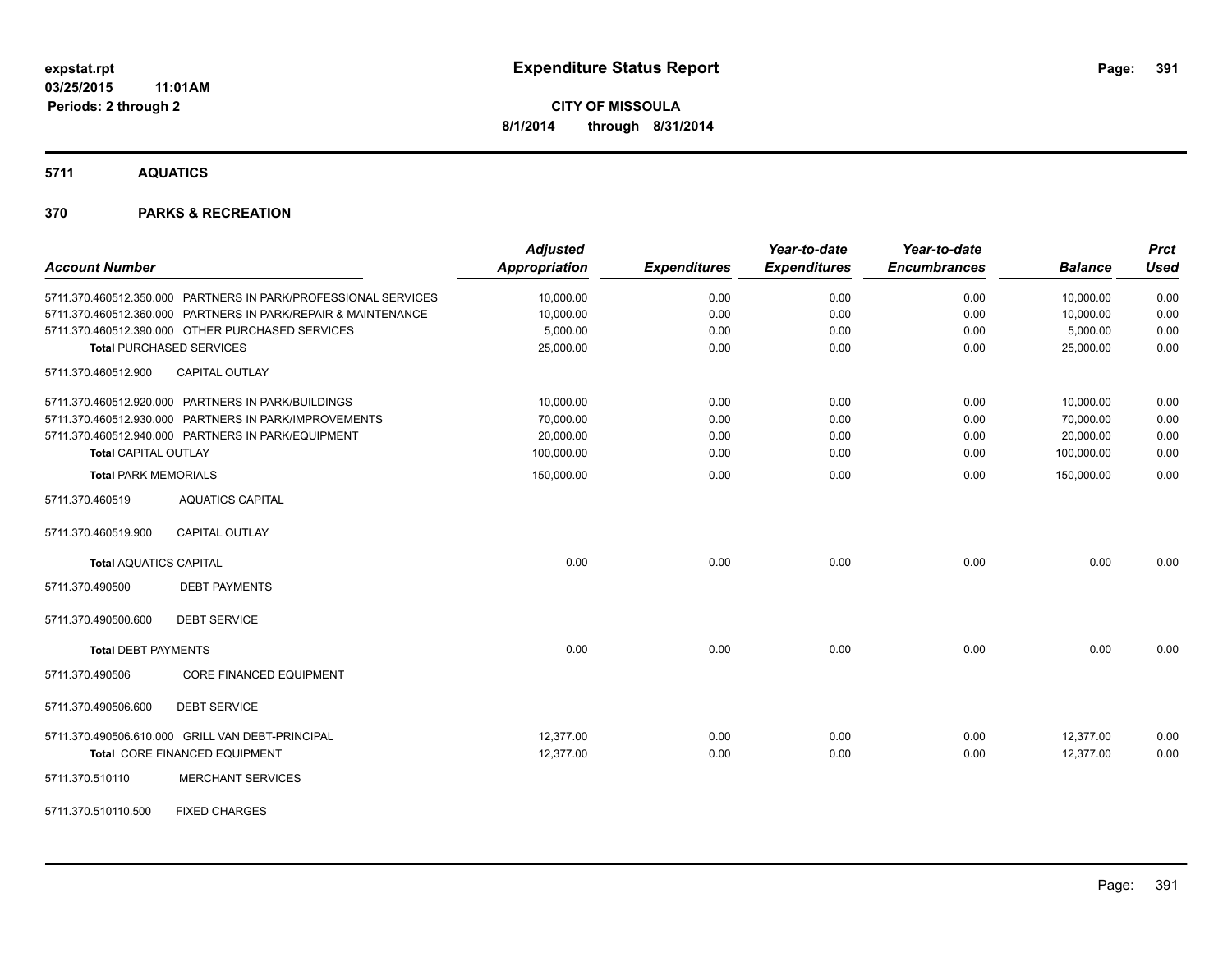**Expenditure Status Report**

**CITY OF MISSOULA**
**8/1/2014 through 8/31/2014**

expstat.rpt
03/25/2015 11:01AM
Periods: 2 through 2

## 5711 AQUATICS

## 370 PARKS & RECREATION

| Account Number | Adjusted Appropriation | Expenditures | Year-to-date Expenditures | Year-to-date Encumbrances | Balance | Prct Used |
|---|---|---|---|---|---|---|
| 5711.370.460512.350.000 PARTNERS IN PARK/PROFESSIONAL SERVICES | 10,000.00 | 0.00 | 0.00 | 0.00 | 10,000.00 | 0.00 |
| 5711.370.460512.360.000 PARTNERS IN PARK/REPAIR & MAINTENANCE | 10,000.00 | 0.00 | 0.00 | 0.00 | 10,000.00 | 0.00 |
| 5711.370.460512.390.000 OTHER PURCHASED SERVICES | 5,000.00 | 0.00 | 0.00 | 0.00 | 5,000.00 | 0.00 |
| **Total** PURCHASED SERVICES | 25,000.00 | 0.00 | 0.00 | 0.00 | 25,000.00 | 0.00 |
| 5711.370.460512.900 CAPITAL OUTLAY | | | | | | |
| 5711.370.460512.920.000 PARTNERS IN PARK/BUILDINGS | 10,000.00 | 0.00 | 0.00 | 0.00 | 10,000.00 | 0.00 |
| 5711.370.460512.930.000 PARTNERS IN PARK/IMPROVEMENTS | 70,000.00 | 0.00 | 0.00 | 0.00 | 70,000.00 | 0.00 |
| 5711.370.460512.940.000 PARTNERS IN PARK/EQUIPMENT | 20,000.00 | 0.00 | 0.00 | 0.00 | 20,000.00 | 0.00 |
| **Total** CAPITAL OUTLAY | 100,000.00 | 0.00 | 0.00 | 0.00 | 100,000.00 | 0.00 |
| **Total** PARK MEMORIALS | 150,000.00 | 0.00 | 0.00 | 0.00 | 150,000.00 | 0.00 |
| 5711.370.460519 AQUATICS CAPITAL | | | | | | |
| 5711.370.460519.900 CAPITAL OUTLAY | | | | | | |
| **Total** AQUATICS CAPITAL | 0.00 | 0.00 | 0.00 | 0.00 | 0.00 | 0.00 |
| 5711.370.490500 DEBT PAYMENTS | | | | | | |
| 5711.370.490500.600 DEBT SERVICE | | | | | | |
| **Total** DEBT PAYMENTS | 0.00 | 0.00 | 0.00 | 0.00 | 0.00 | 0.00 |
| 5711.370.490506 CORE FINANCED EQUIPMENT | | | | | | |
| 5711.370.490506.600 DEBT SERVICE | | | | | | |
| 5711.370.490506.610.000 GRILL VAN DEBT-PRINCIPAL | 12,377.00 | 0.00 | 0.00 | 0.00 | 12,377.00 | 0.00 |
| **Total** CORE FINANCED EQUIPMENT | 12,377.00 | 0.00 | 0.00 | 0.00 | 12,377.00 | 0.00 |
| 5711.370.510110 MERCHANT SERVICES | | | | | | |
| 5711.370.510110.500 FIXED CHARGES | | | | | | |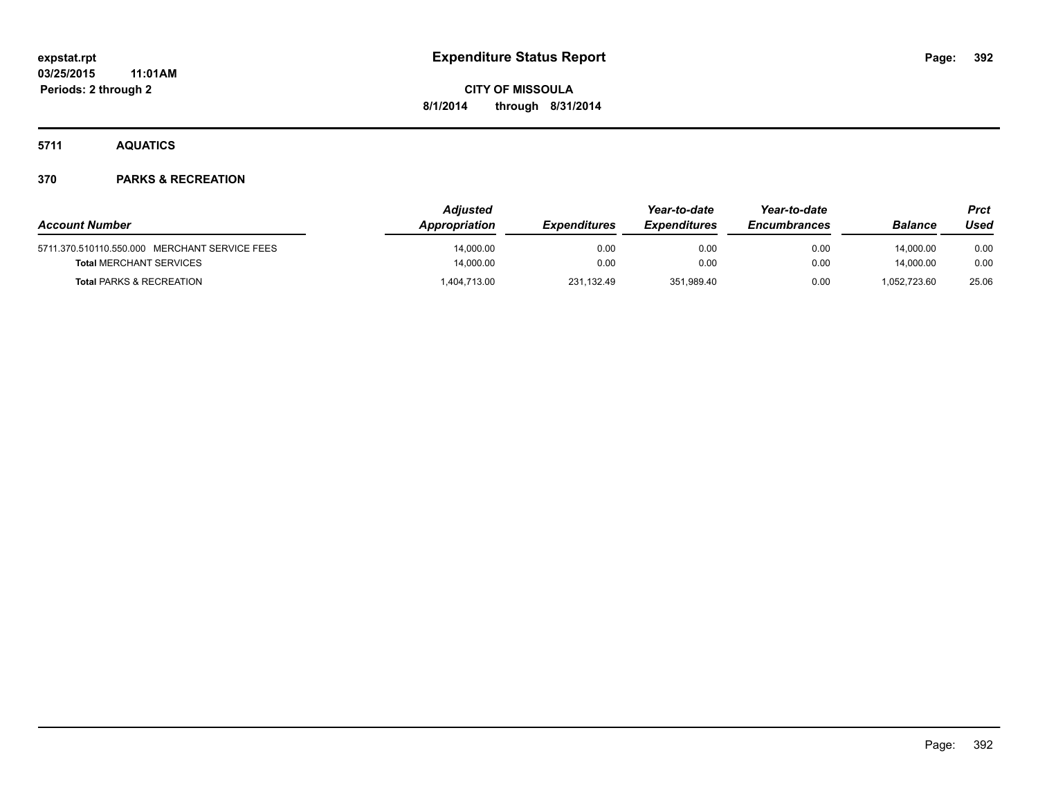**expstat.rpt**
**03/25/2015 11:01AM**
**Periods: 2 through 2**

# Expenditure Status Report

**CITY OF MISSOULA**
**8/1/2014 through 8/31/2014**

## 5711 AQUATICS

## 370 PARKS & RECREATION

| Account Number | Adjusted Appropriation | Expenditures | Year-to-date Expenditures | Year-to-date Encumbrances | Balance | Prct Used |
|---|---|---|---|---|---|---|
| 5711.370.510110.550.000 MERCHANT SERVICE FEES | 14,000.00 | 0.00 | 0.00 | 0.00 | 14,000.00 | 0.00 |
| **Total** MERCHANT SERVICES | 14,000.00 | 0.00 | 0.00 | 0.00 | 14,000.00 | 0.00 |
| **Total** PARKS & RECREATION | 1,404,713.00 | 231,132.49 | 351,989.40 | 0.00 | 1,052,723.60 | 25.06 |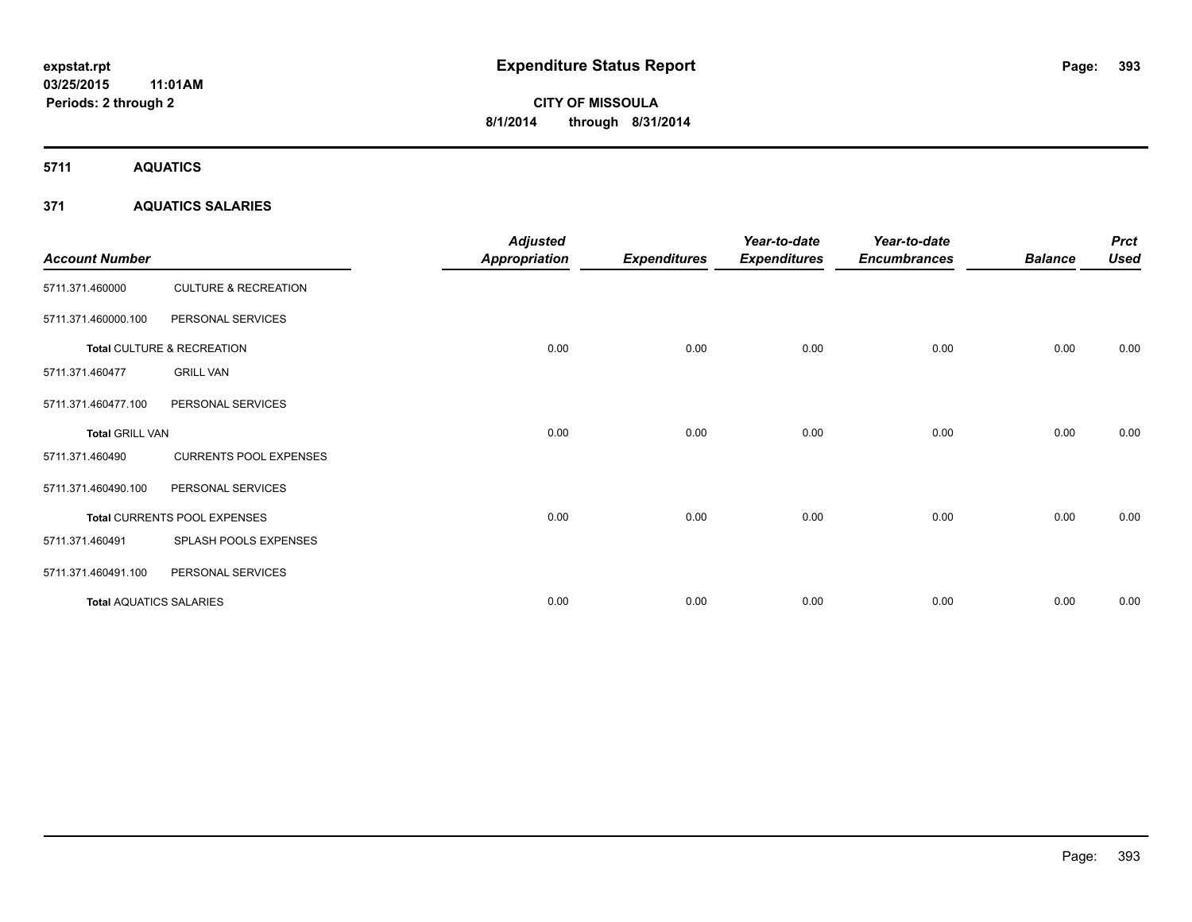**expstat.rpt**
**03/25/2015 11:01AM**
**Periods: 2 through 2**

# Expenditure Status Report

**CITY OF MISSOULA**
**8/1/2014 through 8/31/2014**

## 5711 AQUATICS

### 371 AQUATICS SALARIES

| Account Number | | Adjusted Appropriation | Expenditures | Year-to-date Expenditures | Year-to-date Encumbrances | Balance | Prct Used |
|---|---|---|---|---|---|---|---|
| 5711.371.460000 | CULTURE & RECREATION | | | | | | |
| 5711.371.460000.100 | PERSONAL SERVICES | | | | | | |
| **Total** CULTURE & RECREATION | | 0.00 | 0.00 | 0.00 | 0.00 | 0.00 | 0.00 |
| 5711.371.460477 | GRILL VAN | | | | | | |
| 5711.371.460477.100 | PERSONAL SERVICES | | | | | | |
| **Total** GRILL VAN | | 0.00 | 0.00 | 0.00 | 0.00 | 0.00 | 0.00 |
| 5711.371.460490 | CURRENTS POOL EXPENSES | | | | | | |
| 5711.371.460490.100 | PERSONAL SERVICES | | | | | | |
| **Total** CURRENTS POOL EXPENSES | | 0.00 | 0.00 | 0.00 | 0.00 | 0.00 | 0.00 |
| 5711.371.460491 | SPLASH POOLS EXPENSES | | | | | | |
| 5711.371.460491.100 | PERSONAL SERVICES | | | | | | |
| **Total** AQUATICS SALARIES | | 0.00 | 0.00 | 0.00 | 0.00 | 0.00 | 0.00 |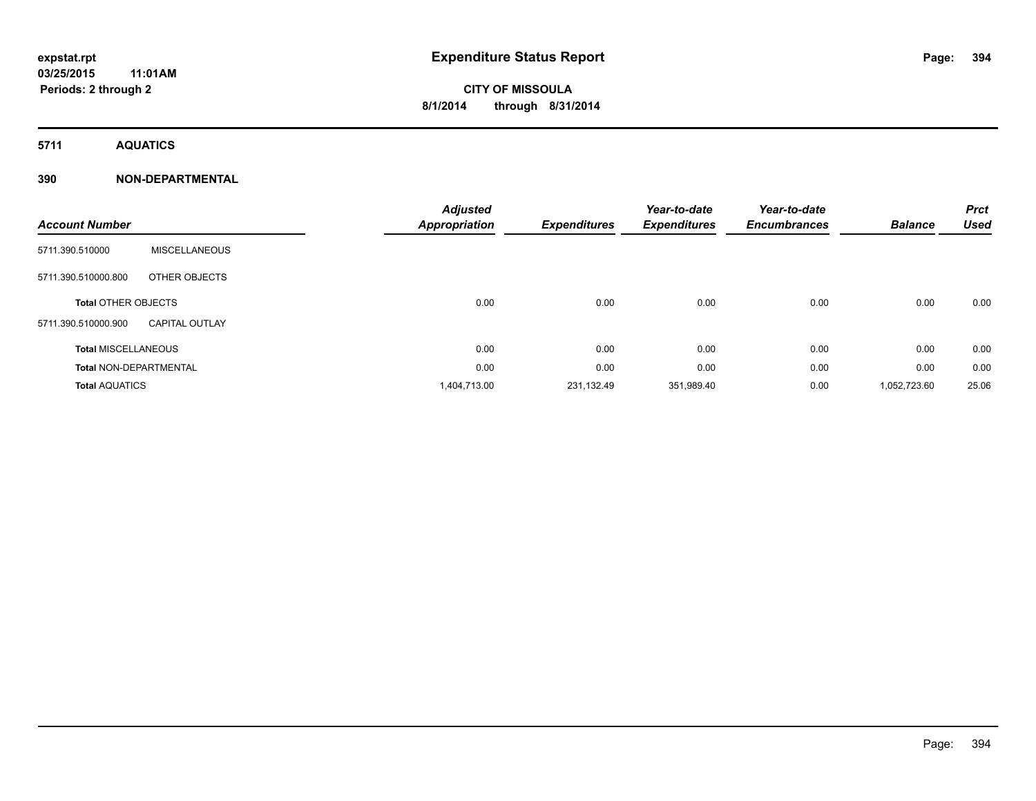# Expenditure Status Report

expstat.rpt
03/25/2015 11:01AM
Periods: 2 through 2

CITY OF MISSOULA
8/1/2014 through 8/31/2014

## 5711 AQUATICS

### 390 NON-DEPARTMENTAL

| Account Number | | Adjusted Appropriation | Expenditures | Year-to-date Expenditures | Year-to-date Encumbrances | Balance | Prct Used |
|---|---|---|---|---|---|---|---|
| 5711.390.510000 | MISCELLANEOUS | | | | | | |
| 5711.390.510000.800 | OTHER OBJECTS | | | | | | |
| **Total** OTHER OBJECTS | | 0.00 | 0.00 | 0.00 | 0.00 | 0.00 | 0.00 |
| 5711.390.510000.900 | CAPITAL OUTLAY | | | | | | |
| **Total** MISCELLANEOUS | | 0.00 | 0.00 | 0.00 | 0.00 | 0.00 | 0.00 |
| **Total** NON-DEPARTMENTAL | | 0.00 | 0.00 | 0.00 | 0.00 | 0.00 | 0.00 |
| **Total** AQUATICS | | 1,404,713.00 | 231,132.49 | 351,989.40 | 0.00 | 1,052,723.60 | 25.06 |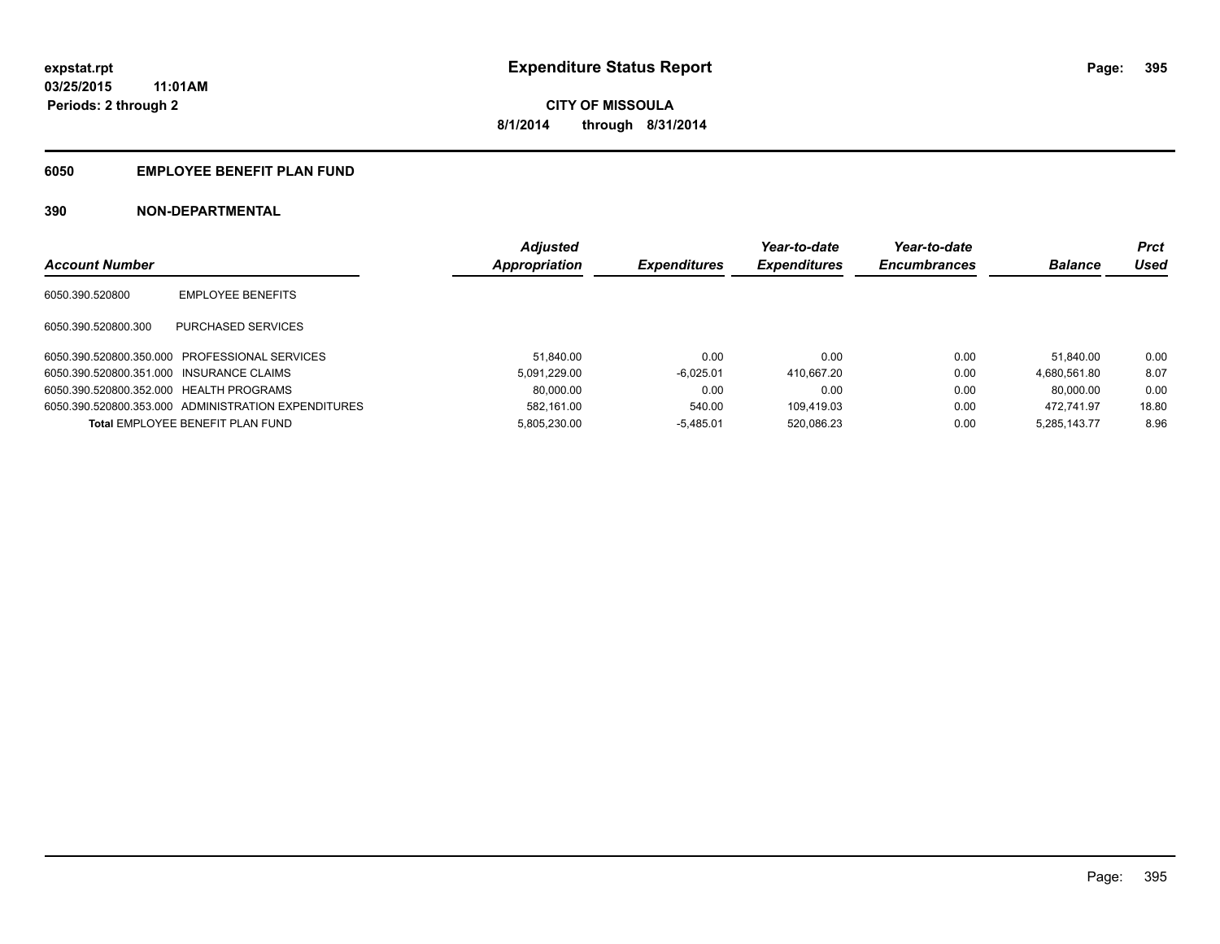expstat.rpt
03/25/2015 11:01AM
Periods: 2 through 2

# Expenditure Status Report

**CITY OF MISSOULA**
**8/1/2014 through 8/31/2014**

## 6050 EMPLOYEE BENEFIT PLAN FUND

### 390 NON-DEPARTMENTAL

| Account Number | | Adjusted Appropriation | Expenditures | Year-to-date Expenditures | Year-to-date Encumbrances | Balance | Prct Used |
|---|---|---|---|---|---|---|---|
| 6050.390.520800 | EMPLOYEE BENEFITS | | | | | | |
| 6050.390.520800.300 | PURCHASED SERVICES | | | | | | |
| 6050.390.520800.350.000 | PROFESSIONAL SERVICES | 51,840.00 | 0.00 | 0.00 | 0.00 | 51,840.00 | 0.00 |
| 6050.390.520800.351.000 | INSURANCE CLAIMS | 5,091,229.00 | -6,025.01 | 410,667.20 | 0.00 | 4,680,561.80 | 8.07 |
| 6050.390.520800.352.000 | HEALTH PROGRAMS | 80,000.00 | 0.00 | 0.00 | 0.00 | 80,000.00 | 0.00 |
| 6050.390.520800.353.000 | ADMINISTRATION EXPENDITURES | 582,161.00 | 540.00 | 109,419.03 | 0.00 | 472,741.97 | 18.80 |
| **Total** EMPLOYEE BENEFIT PLAN FUND | | 5,805,230.00 | -5,485.01 | 520,086.23 | 0.00 | 5,285,143.77 | 8.96 |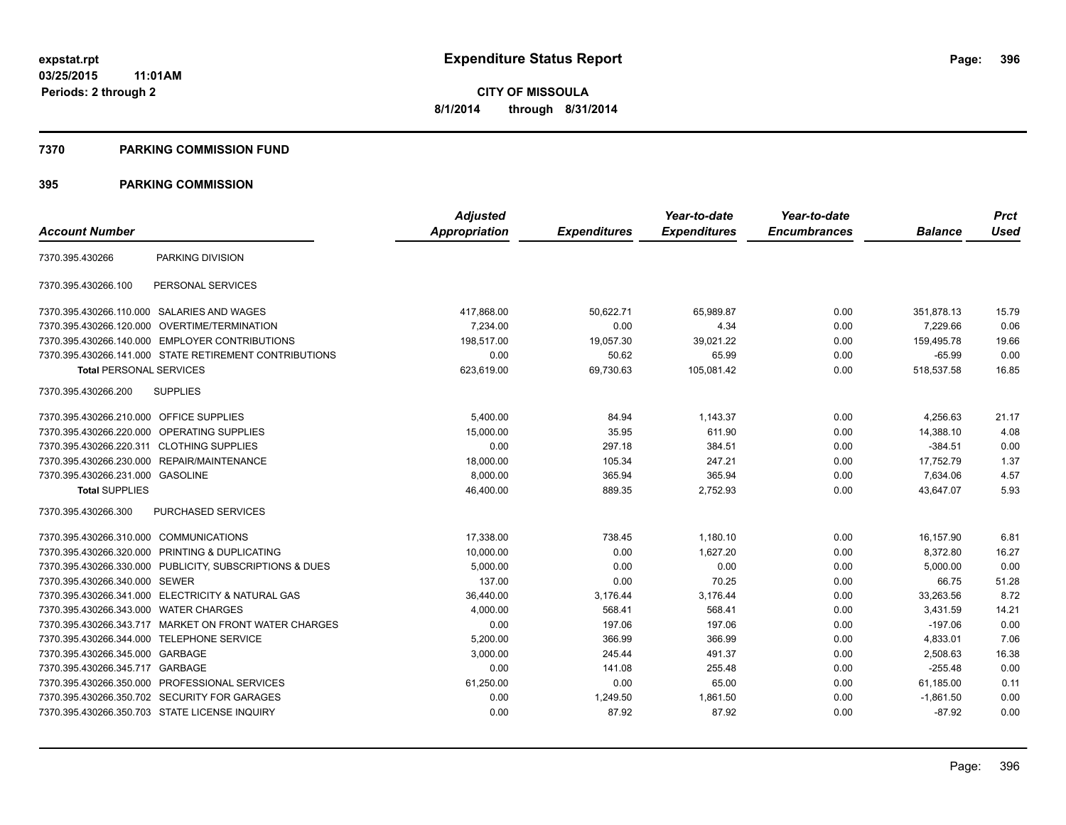expstat.rpt
03/25/2015 11:01AM
Periods: 2 through 2

# Expenditure Status Report

CITY OF MISSOULA
8/1/2014 through 8/31/2014

## 7370 PARKING COMMISSION FUND

## 395 PARKING COMMISSION

| Account Number | | Adjusted Appropriation | Expenditures | Year-to-date Expenditures | Year-to-date Encumbrances | Balance | Prct Used |
|---|---|---|---|---|---|---|---|
| 7370.395.430266 | PARKING DIVISION | | | | | | |
| 7370.395.430266.100 | PERSONAL SERVICES | | | | | | |
| 7370.395.430266.110.000 | SALARIES AND WAGES | 417,868.00 | 50,622.71 | 65,989.87 | 0.00 | 351,878.13 | 15.79 |
| 7370.395.430266.120.000 | OVERTIME/TERMINATION | 7,234.00 | 0.00 | 4.34 | 0.00 | 7,229.66 | 0.06 |
| 7370.395.430266.140.000 | EMPLOYER CONTRIBUTIONS | 198,517.00 | 19,057.30 | 39,021.22 | 0.00 | 159,495.78 | 19.66 |
| 7370.395.430266.141.000 | STATE RETIREMENT CONTRIBUTIONS | 0.00 | 50.62 | 65.99 | 0.00 | -65.99 | 0.00 |
| **Total** PERSONAL SERVICES | | 623,619.00 | 69,730.63 | 105,081.42 | 0.00 | 518,537.58 | 16.85 |
| 7370.395.430266.200 | SUPPLIES | | | | | | |
| 7370.395.430266.210.000 | OFFICE SUPPLIES | 5,400.00 | 84.94 | 1,143.37 | 0.00 | 4,256.63 | 21.17 |
| 7370.395.430266.220.000 | OPERATING SUPPLIES | 15,000.00 | 35.95 | 611.90 | 0.00 | 14,388.10 | 4.08 |
| 7370.395.430266.220.311 | CLOTHING SUPPLIES | 0.00 | 297.18 | 384.51 | 0.00 | -384.51 | 0.00 |
| 7370.395.430266.230.000 | REPAIR/MAINTENANCE | 18,000.00 | 105.34 | 247.21 | 0.00 | 17,752.79 | 1.37 |
| 7370.395.430266.231.000 | GASOLINE | 8,000.00 | 365.94 | 365.94 | 0.00 | 7,634.06 | 4.57 |
| **Total** SUPPLIES | | 46,400.00 | 889.35 | 2,752.93 | 0.00 | 43,647.07 | 5.93 |
| 7370.395.430266.300 | PURCHASED SERVICES | | | | | | |
| 7370.395.430266.310.000 | COMMUNICATIONS | 17,338.00 | 738.45 | 1,180.10 | 0.00 | 16,157.90 | 6.81 |
| 7370.395.430266.320.000 | PRINTING & DUPLICATING | 10,000.00 | 0.00 | 1,627.20 | 0.00 | 8,372.80 | 16.27 |
| 7370.395.430266.330.000 | PUBLICITY, SUBSCRIPTIONS & DUES | 5,000.00 | 0.00 | 0.00 | 0.00 | 5,000.00 | 0.00 |
| 7370.395.430266.340.000 | SEWER | 137.00 | 0.00 | 70.25 | 0.00 | 66.75 | 51.28 |
| 7370.395.430266.341.000 | ELECTRICITY & NATURAL GAS | 36,440.00 | 3,176.44 | 3,176.44 | 0.00 | 33,263.56 | 8.72 |
| 7370.395.430266.343.000 | WATER CHARGES | 4,000.00 | 568.41 | 568.41 | 0.00 | 3,431.59 | 14.21 |
| 7370.395.430266.343.717 | MARKET ON FRONT WATER CHARGES | 0.00 | 197.06 | 197.06 | 0.00 | -197.06 | 0.00 |
| 7370.395.430266.344.000 | TELEPHONE SERVICE | 5,200.00 | 366.99 | 366.99 | 0.00 | 4,833.01 | 7.06 |
| 7370.395.430266.345.000 | GARBAGE | 3,000.00 | 245.44 | 491.37 | 0.00 | 2,508.63 | 16.38 |
| 7370.395.430266.345.717 | GARBAGE | 0.00 | 141.08 | 255.48 | 0.00 | -255.48 | 0.00 |
| 7370.395.430266.350.000 | PROFESSIONAL SERVICES | 61,250.00 | 0.00 | 65.00 | 0.00 | 61,185.00 | 0.11 |
| 7370.395.430266.350.702 | SECURITY FOR GARAGES | 0.00 | 1,249.50 | 1,861.50 | 0.00 | -1,861.50 | 0.00 |
| 7370.395.430266.350.703 | STATE LICENSE INQUIRY | 0.00 | 87.92 | 87.92 | 0.00 | -87.92 | 0.00 |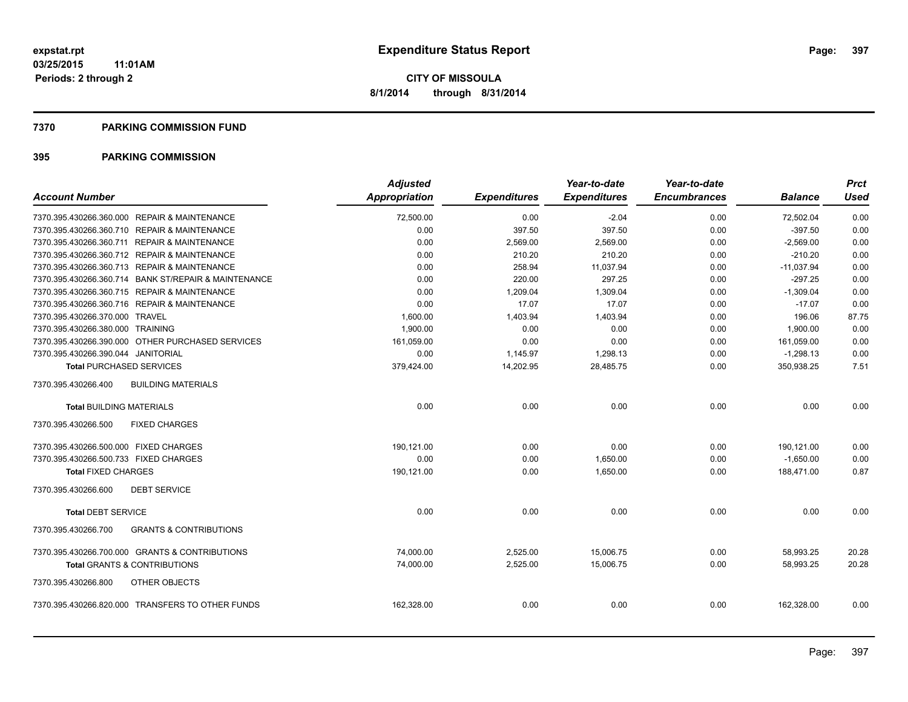**expstat.rpt**
**03/25/2015 11:01AM**
**Periods: 2 through 2**

# Expenditure Status Report

**CITY OF MISSOULA**
**8/1/2014 through 8/31/2014**

## 7370 PARKING COMMISSION FUND

## 395 PARKING COMMISSION

| Account Number | Adjusted Appropriation | Expenditures | Year-to-date Expenditures | Year-to-date Encumbrances | Balance | Prct Used |
|---|---|---|---|---|---|---|
| 7370.395.430266.360.000 REPAIR & MAINTENANCE | 72,500.00 | 0.00 | -2.04 | 0.00 | 72,502.04 | 0.00 |
| 7370.395.430266.360.710 REPAIR & MAINTENANCE | 0.00 | 397.50 | 397.50 | 0.00 | -397.50 | 0.00 |
| 7370.395.430266.360.711 REPAIR & MAINTENANCE | 0.00 | 2,569.00 | 2,569.00 | 0.00 | -2,569.00 | 0.00 |
| 7370.395.430266.360.712 REPAIR & MAINTENANCE | 0.00 | 210.20 | 210.20 | 0.00 | -210.20 | 0.00 |
| 7370.395.430266.360.713 REPAIR & MAINTENANCE | 0.00 | 258.94 | 11,037.94 | 0.00 | -11,037.94 | 0.00 |
| 7370.395.430266.360.714 BANK ST/REPAIR & MAINTENANCE | 0.00 | 220.00 | 297.25 | 0.00 | -297.25 | 0.00 |
| 7370.395.430266.360.715 REPAIR & MAINTENANCE | 0.00 | 1,209.04 | 1,309.04 | 0.00 | -1,309.04 | 0.00 |
| 7370.395.430266.360.716 REPAIR & MAINTENANCE | 0.00 | 17.07 | 17.07 | 0.00 | -17.07 | 0.00 |
| 7370.395.430266.370.000 TRAVEL | 1,600.00 | 1,403.94 | 1,403.94 | 0.00 | 196.06 | 87.75 |
| 7370.395.430266.380.000 TRAINING | 1,900.00 | 0.00 | 0.00 | 0.00 | 1,900.00 | 0.00 |
| 7370.395.430266.390.000 OTHER PURCHASED SERVICES | 161,059.00 | 0.00 | 0.00 | 0.00 | 161,059.00 | 0.00 |
| 7370.395.430266.390.044 JANITORIAL | 0.00 | 1,145.97 | 1,298.13 | 0.00 | -1,298.13 | 0.00 |
| **Total** PURCHASED SERVICES | 379,424.00 | 14,202.95 | 28,485.75 | 0.00 | 350,938.25 | 7.51 |
| 7370.395.430266.400 BUILDING MATERIALS | | | | | | |
| **Total** BUILDING MATERIALS | 0.00 | 0.00 | 0.00 | 0.00 | 0.00 | 0.00 |
| 7370.395.430266.500 FIXED CHARGES | | | | | | |
| 7370.395.430266.500.000 FIXED CHARGES | 190,121.00 | 0.00 | 0.00 | 0.00 | 190,121.00 | 0.00 |
| 7370.395.430266.500.733 FIXED CHARGES | 0.00 | 0.00 | 1,650.00 | 0.00 | -1,650.00 | 0.00 |
| **Total** FIXED CHARGES | 190,121.00 | 0.00 | 1,650.00 | 0.00 | 188,471.00 | 0.87 |
| 7370.395.430266.600 DEBT SERVICE | | | | | | |
| **Total** DEBT SERVICE | 0.00 | 0.00 | 0.00 | 0.00 | 0.00 | 0.00 |
| 7370.395.430266.700 GRANTS & CONTRIBUTIONS | | | | | | |
| 7370.395.430266.700.000 GRANTS & CONTRIBUTIONS | 74,000.00 | 2,525.00 | 15,006.75 | 0.00 | 58,993.25 | 20.28 |
| **Total** GRANTS & CONTRIBUTIONS | 74,000.00 | 2,525.00 | 15,006.75 | 0.00 | 58,993.25 | 20.28 |
| 7370.395.430266.800 OTHER OBJECTS | | | | | | |
| 7370.395.430266.820.000 TRANSFERS TO OTHER FUNDS | 162,328.00 | 0.00 | 0.00 | 0.00 | 162,328.00 | 0.00 |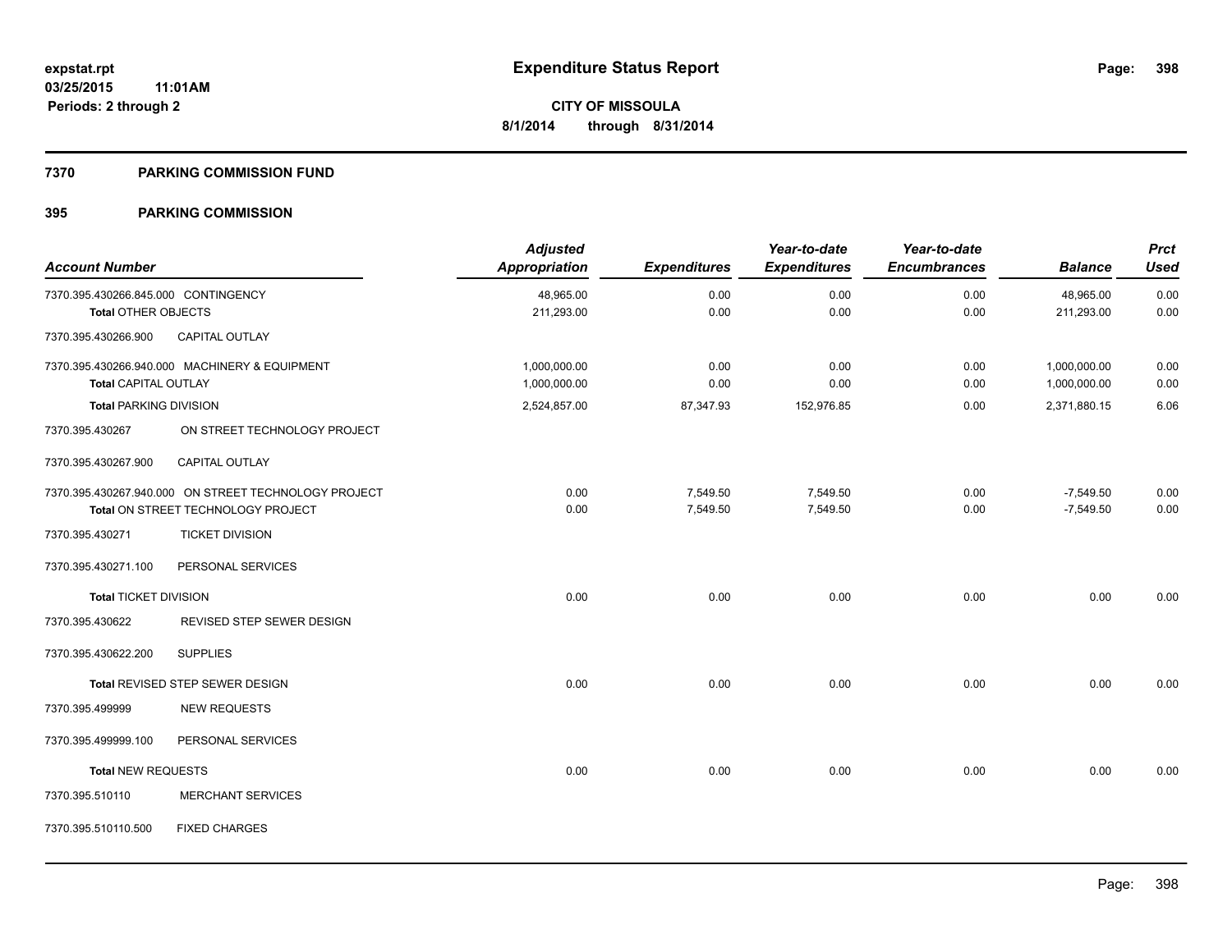**expstat.rpt**
**03/25/2015 11:01AM**
**Periods: 2 through 2**

# Expenditure Status Report

**CITY OF MISSOULA**
**8/1/2014 through 8/31/2014**

## 7370 PARKING COMMISSION FUND

## 395 PARKING COMMISSION

| Account Number | | Adjusted Appropriation | Expenditures | Year-to-date Expenditures | Year-to-date Encumbrances | Balance | Prct Used |
|---|---|---|---|---|---|---|---|
| 7370.395.430266.845.000 | CONTINGENCY | 48,965.00 | 0.00 | 0.00 | 0.00 | 48,965.00 | 0.00 |
| **Total** OTHER OBJECTS | | 211,293.00 | 0.00 | 0.00 | 0.00 | 211,293.00 | 0.00 |
| 7370.395.430266.900 | CAPITAL OUTLAY | | | | | | |
| 7370.395.430266.940.000 | MACHINERY & EQUIPMENT | 1,000,000.00 | 0.00 | 0.00 | 0.00 | 1,000,000.00 | 0.00 |
| **Total** CAPITAL OUTLAY | | 1,000,000.00 | 0.00 | 0.00 | 0.00 | 1,000,000.00 | 0.00 |
| **Total** PARKING DIVISION | | 2,524,857.00 | 87,347.93 | 152,976.85 | 0.00 | 2,371,880.15 | 6.06 |
| 7370.395.430267 | ON STREET TECHNOLOGY PROJECT | | | | | | |
| 7370.395.430267.900 | CAPITAL OUTLAY | | | | | | |
| 7370.395.430267.940.000 | ON STREET TECHNOLOGY PROJECT | 0.00 | 7,549.50 | 7,549.50 | 0.00 | -7,549.50 | 0.00 |
| **Total** ON STREET TECHNOLOGY PROJECT | | 0.00 | 7,549.50 | 7,549.50 | 0.00 | -7,549.50 | 0.00 |
| 7370.395.430271 | TICKET DIVISION | | | | | | |
| 7370.395.430271.100 | PERSONAL SERVICES | | | | | | |
| **Total** TICKET DIVISION | | 0.00 | 0.00 | 0.00 | 0.00 | 0.00 | 0.00 |
| 7370.395.430622 | REVISED STEP SEWER DESIGN | | | | | | |
| 7370.395.430622.200 | SUPPLIES | | | | | | |
| **Total** REVISED STEP SEWER DESIGN | | 0.00 | 0.00 | 0.00 | 0.00 | 0.00 | 0.00 |
| 7370.395.499999 | NEW REQUESTS | | | | | | |
| 7370.395.499999.100 | PERSONAL SERVICES | | | | | | |
| **Total** NEW REQUESTS | | 0.00 | 0.00 | 0.00 | 0.00 | 0.00 | 0.00 |
| 7370.395.510110 | MERCHANT SERVICES | | | | | | |
| 7370.395.510110.500 | FIXED CHARGES | | | | | | |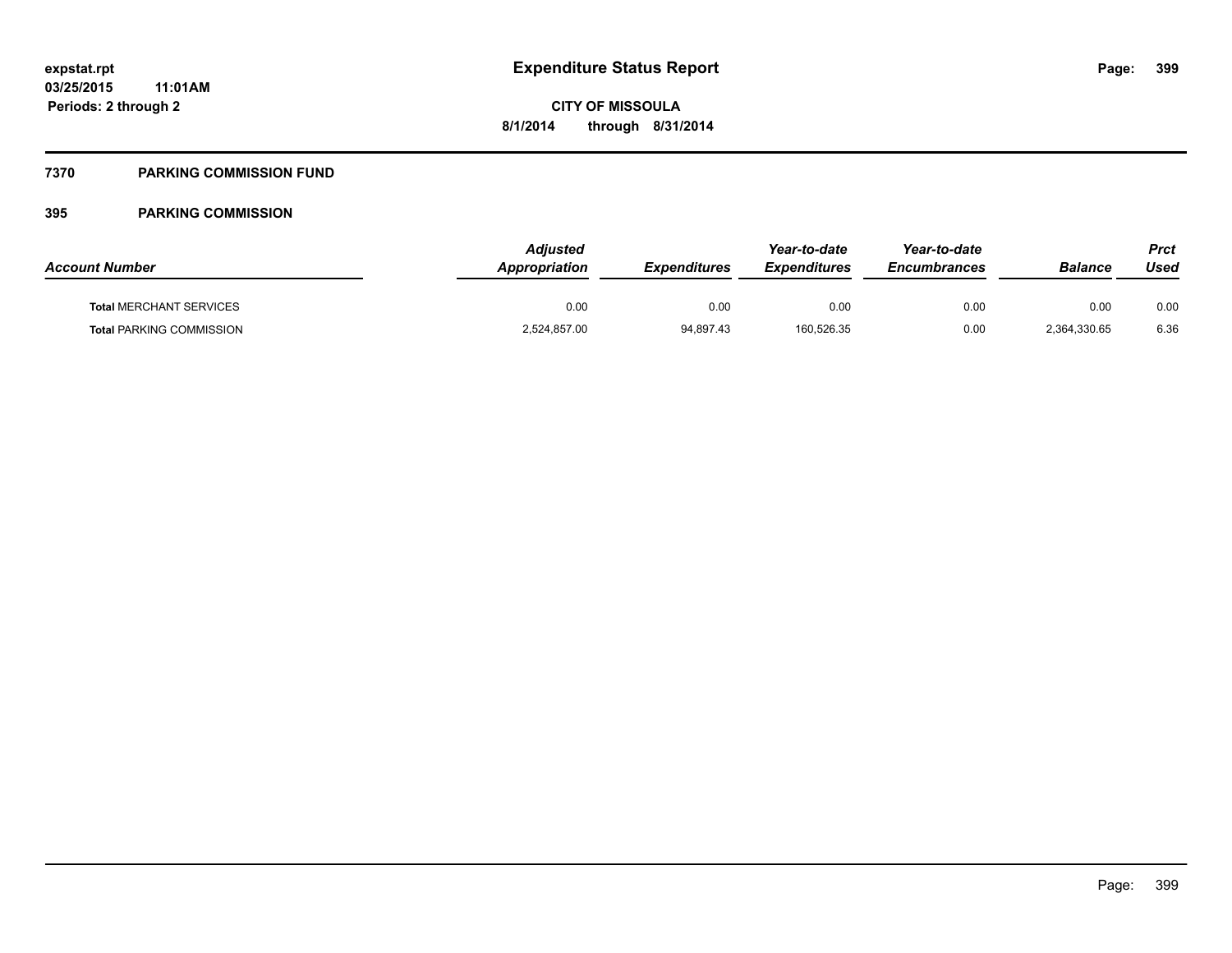**expstat.rpt**
**03/25/2015 11:01AM**
**Periods: 2 through 2**

# Expenditure Status Report

**CITY OF MISSOULA**
**8/1/2014 through 8/31/2014**

## 7370 PARKING COMMISSION FUND

### 395 PARKING COMMISSION

| Account Number | Adjusted Appropriation | Expenditures | Year-to-date Expenditures | Year-to-date Encumbrances | Balance | Prct Used |
|---|---|---|---|---|---|---|
| **Total** MERCHANT SERVICES | 0.00 | 0.00 | 0.00 | 0.00 | 0.00 | 0.00 |
| **Total** PARKING COMMISSION | 2,524,857.00 | 94,897.43 | 160,526.35 | 0.00 | 2,364,330.65 | 6.36 |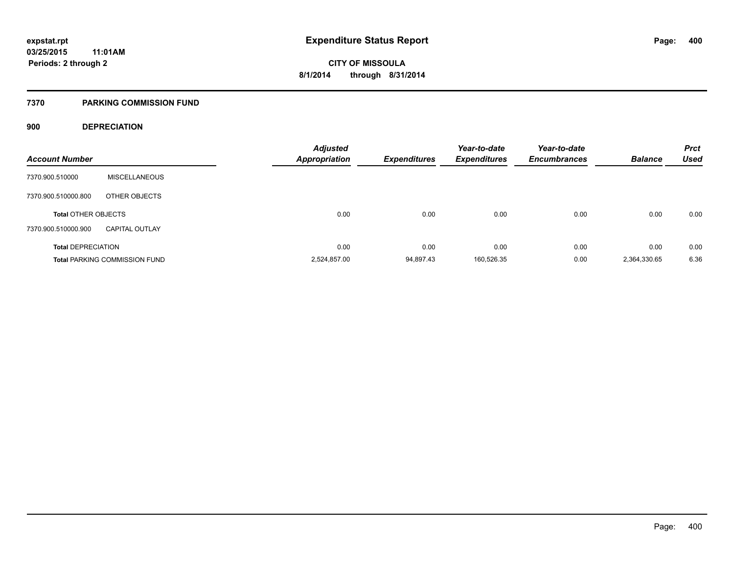# Expenditure Status Report

expstat.rpt
03/25/2015 11:01AM
Periods: 2 through 2

CITY OF MISSOULA
8/1/2014 through 8/31/2014

## 7370 PARKING COMMISSION FUND

### 900 DEPRECIATION

| Account Number | | Adjusted Appropriation | Expenditures | Year-to-date Expenditures | Year-to-date Encumbrances | Balance | Prct Used |
|---|---|---|---|---|---|---|---|
| 7370.900.510000 | MISCELLANEOUS | | | | | | |
| 7370.900.510000.800 | OTHER OBJECTS | | | | | | |
| **Total** OTHER OBJECTS | | 0.00 | 0.00 | 0.00 | 0.00 | 0.00 | 0.00 |
| 7370.900.510000.900 | CAPITAL OUTLAY | | | | | | |
| **Total** DEPRECIATION | | 0.00 | 0.00 | 0.00 | 0.00 | 0.00 | 0.00 |
| **Total** PARKING COMMISSION FUND | | 2,524,857.00 | 94,897.43 | 160,526.35 | 0.00 | 2,364,330.65 | 6.36 |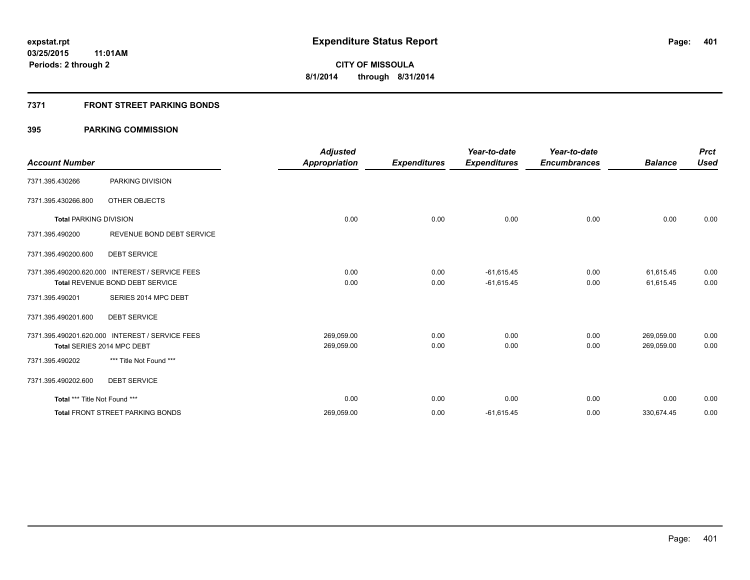**expstat.rpt**
**03/25/2015 11:01AM**
**Periods: 2 through 2**

# Expenditure Status Report

**CITY OF MISSOULA**
**8/1/2014 through 8/31/2014**

## 7371 FRONT STREET PARKING BONDS

### 395 PARKING COMMISSION

| Account Number | | Adjusted Appropriation | Expenditures | Year-to-date Expenditures | Year-to-date Encumbrances | Balance | Prct Used |
|---|---|---|---|---|---|---|---|
| 7371.395.430266 | PARKING DIVISION | | | | | | |
| 7371.395.430266.800 | OTHER OBJECTS | | | | | | |
| **Total** PARKING DIVISION | | 0.00 | 0.00 | 0.00 | 0.00 | 0.00 | 0.00 |
| 7371.395.490200 | REVENUE BOND DEBT SERVICE | | | | | | |
| 7371.395.490200.600 | DEBT SERVICE | | | | | | |
| 7371.395.490200.620.000 | INTEREST / SERVICE FEES | 0.00 | 0.00 | -61,615.45 | 0.00 | 61,615.45 | 0.00 |
| **Total** REVENUE BOND DEBT SERVICE | | 0.00 | 0.00 | -61,615.45 | 0.00 | 61,615.45 | 0.00 |
| 7371.395.490201 | SERIES 2014 MPC DEBT | | | | | | |
| 7371.395.490201.600 | DEBT SERVICE | | | | | | |
| 7371.395.490201.620.000 | INTEREST / SERVICE FEES | 269,059.00 | 0.00 | 0.00 | 0.00 | 269,059.00 | 0.00 |
| **Total** SERIES 2014 MPC DEBT | | 269,059.00 | 0.00 | 0.00 | 0.00 | 269,059.00 | 0.00 |
| 7371.395.490202 | *** Title Not Found *** | | | | | | |
| 7371.395.490202.600 | DEBT SERVICE | | | | | | |
| **Total** *** Title Not Found *** | | 0.00 | 0.00 | 0.00 | 0.00 | 0.00 | 0.00 |
| **Total** FRONT STREET PARKING BONDS | | 269,059.00 | 0.00 | -61,615.45 | 0.00 | 330,674.45 | 0.00 |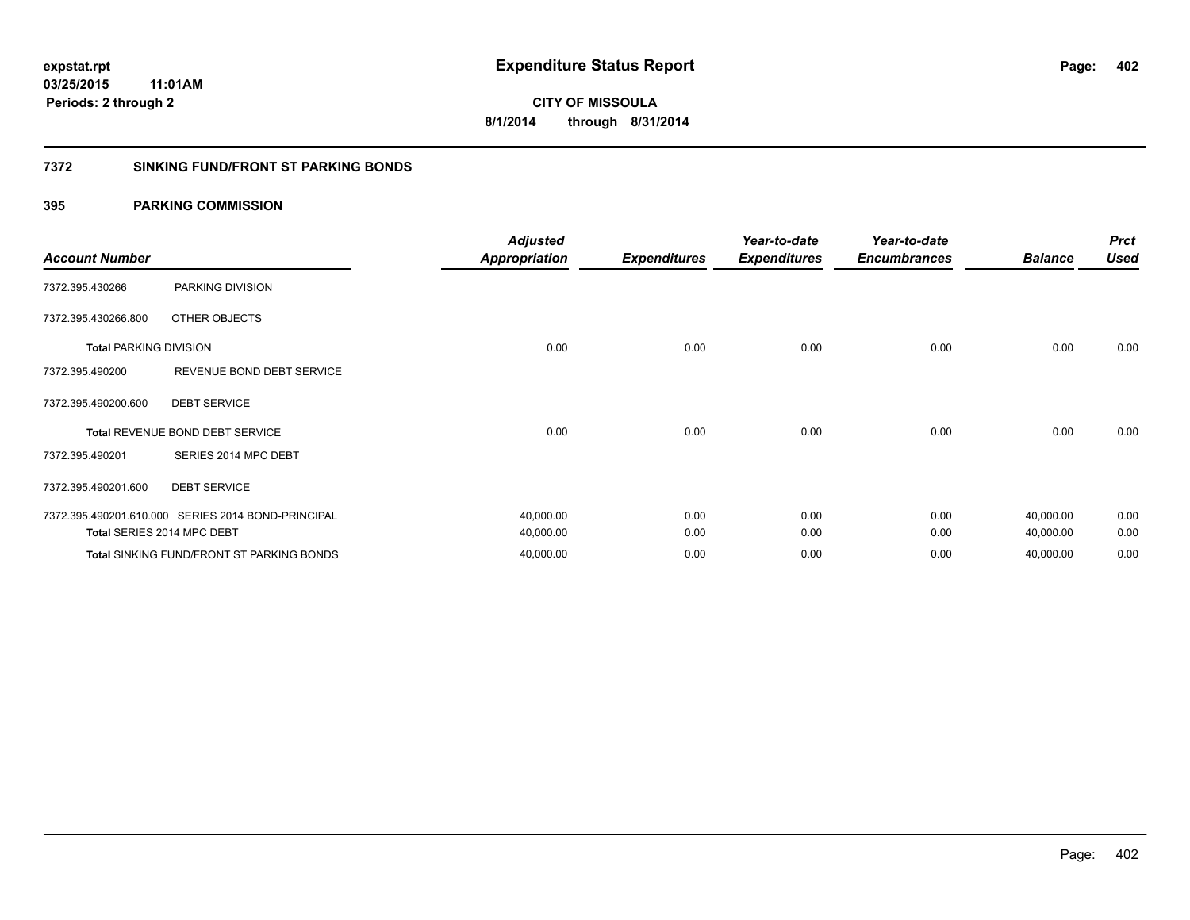# Expenditure Status Report

expstat.rpt
03/25/2015 11:01AM
Periods: 2 through 2

CITY OF MISSOULA
8/1/2014 through 8/31/2014

## 7372 SINKING FUND/FRONT ST PARKING BONDS

### 395 PARKING COMMISSION

| Account Number | | Adjusted Appropriation | Expenditures | Year-to-date Expenditures | Year-to-date Encumbrances | Balance | Prct Used |
|---|---|---|---|---|---|---|---|
| 7372.395.430266 | PARKING DIVISION | | | | | | |
| 7372.395.430266.800 | OTHER OBJECTS | | | | | | |
| **Total** PARKING DIVISION | | 0.00 | 0.00 | 0.00 | 0.00 | 0.00 | 0.00 |
| 7372.395.490200 | REVENUE BOND DEBT SERVICE | | | | | | |
| 7372.395.490200.600 | DEBT SERVICE | | | | | | |
| **Total** REVENUE BOND DEBT SERVICE | | 0.00 | 0.00 | 0.00 | 0.00 | 0.00 | 0.00 |
| 7372.395.490201 | SERIES 2014 MPC DEBT | | | | | | |
| 7372.395.490201.600 | DEBT SERVICE | | | | | | |
| 7372.395.490201.610.000 | SERIES 2014 BOND-PRINCIPAL | 40,000.00 | 0.00 | 0.00 | 0.00 | 40,000.00 | 0.00 |
| **Total** SERIES 2014 MPC DEBT | | 40,000.00 | 0.00 | 0.00 | 0.00 | 40,000.00 | 0.00 |
| **Total** SINKING FUND/FRONT ST PARKING BONDS | | 40,000.00 | 0.00 | 0.00 | 0.00 | 40,000.00 | 0.00 |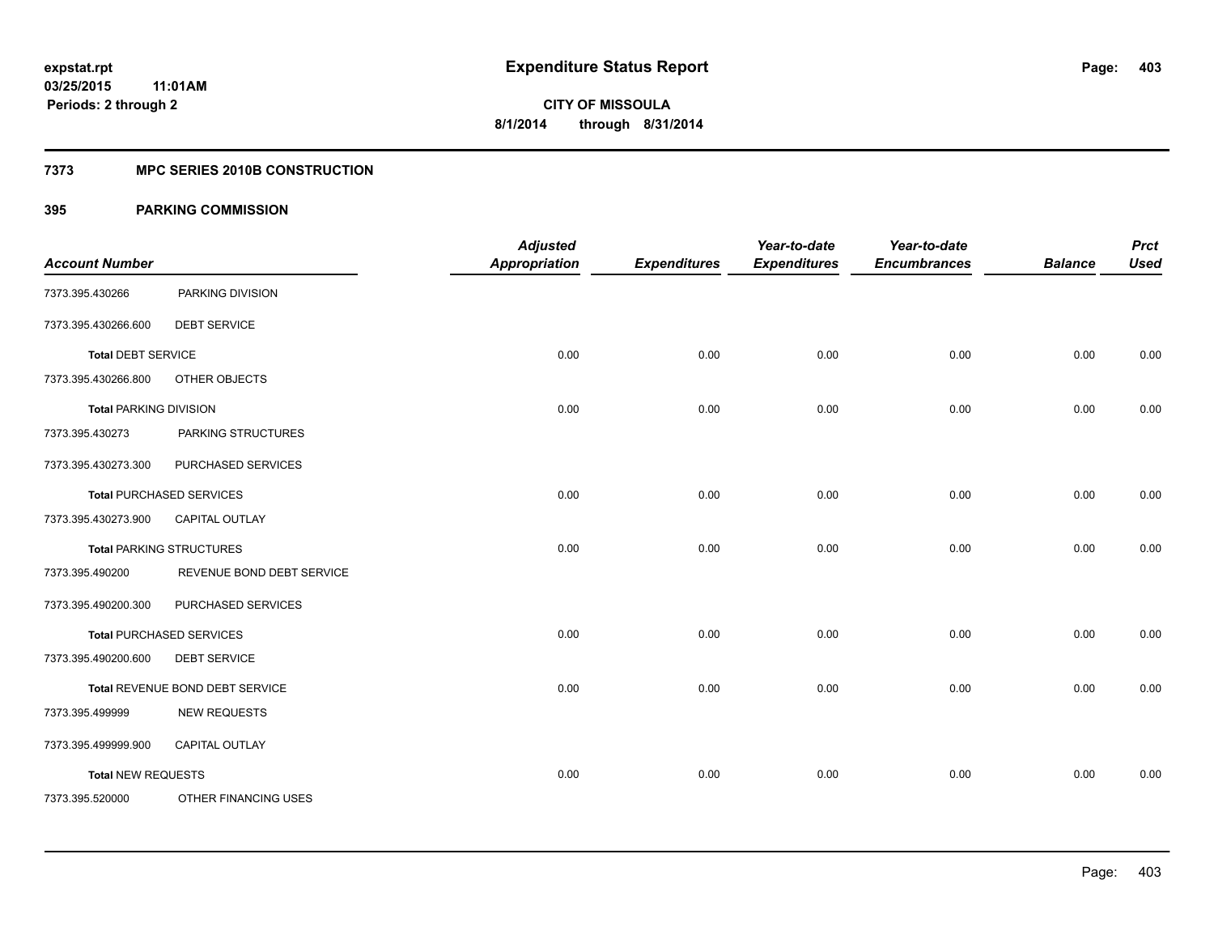**expstat.rpt**
**03/25/2015 11:01AM**
**Periods: 2 through 2**

# Expenditure Status Report

**CITY OF MISSOULA**
**8/1/2014 through 8/31/2014**

## 7373 MPC SERIES 2010B CONSTRUCTION

### 395 PARKING COMMISSION

| Account Number | | Adjusted Appropriation | Expenditures | Year-to-date Expenditures | Year-to-date Encumbrances | Balance | Prct Used |
|---|---|---|---|---|---|---|---|
| 7373.395.430266 | PARKING DIVISION | | | | | | |
| 7373.395.430266.600 | DEBT SERVICE | | | | | | |
| **Total** DEBT SERVICE | | 0.00 | 0.00 | 0.00 | 0.00 | 0.00 | 0.00 |
| 7373.395.430266.800 | OTHER OBJECTS | | | | | | |
| **Total** PARKING DIVISION | | 0.00 | 0.00 | 0.00 | 0.00 | 0.00 | 0.00 |
| 7373.395.430273 | PARKING STRUCTURES | | | | | | |
| 7373.395.430273.300 | PURCHASED SERVICES | | | | | | |
| **Total** PURCHASED SERVICES | | 0.00 | 0.00 | 0.00 | 0.00 | 0.00 | 0.00 |
| 7373.395.430273.900 | CAPITAL OUTLAY | | | | | | |
| **Total** PARKING STRUCTURES | | 0.00 | 0.00 | 0.00 | 0.00 | 0.00 | 0.00 |
| 7373.395.490200 | REVENUE BOND DEBT SERVICE | | | | | | |
| 7373.395.490200.300 | PURCHASED SERVICES | | | | | | |
| **Total** PURCHASED SERVICES | | 0.00 | 0.00 | 0.00 | 0.00 | 0.00 | 0.00 |
| 7373.395.490200.600 | DEBT SERVICE | | | | | | |
| **Total** REVENUE BOND DEBT SERVICE | | 0.00 | 0.00 | 0.00 | 0.00 | 0.00 | 0.00 |
| 7373.395.499999 | NEW REQUESTS | | | | | | |
| 7373.395.499999.900 | CAPITAL OUTLAY | | | | | | |
| **Total** NEW REQUESTS | | 0.00 | 0.00 | 0.00 | 0.00 | 0.00 | 0.00 |
| 7373.395.520000 | OTHER FINANCING USES | | | | | | |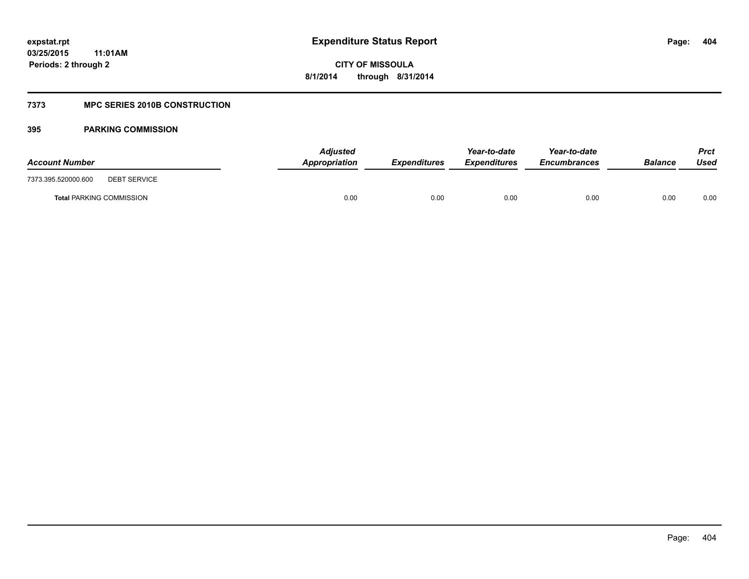# Expenditure Status Report

expstat.rpt
03/25/2015 11:01AM
Periods: 2 through 2

**CITY OF MISSOULA**
**8/1/2014 through 8/31/2014**

## 7373 MPC SERIES 2010B CONSTRUCTION

### 395 PARKING COMMISSION

| Account Number | | Adjusted Appropriation | Expenditures | Year-to-date Expenditures | Year-to-date Encumbrances | Balance | Prct Used |
|---|---|---|---|---|---|---|---|
| 7373.395.520000.600 | DEBT SERVICE | | | | | | |
| **Total** PARKING COMMISSION | | 0.00 | 0.00 | 0.00 | 0.00 | 0.00 | 0.00 |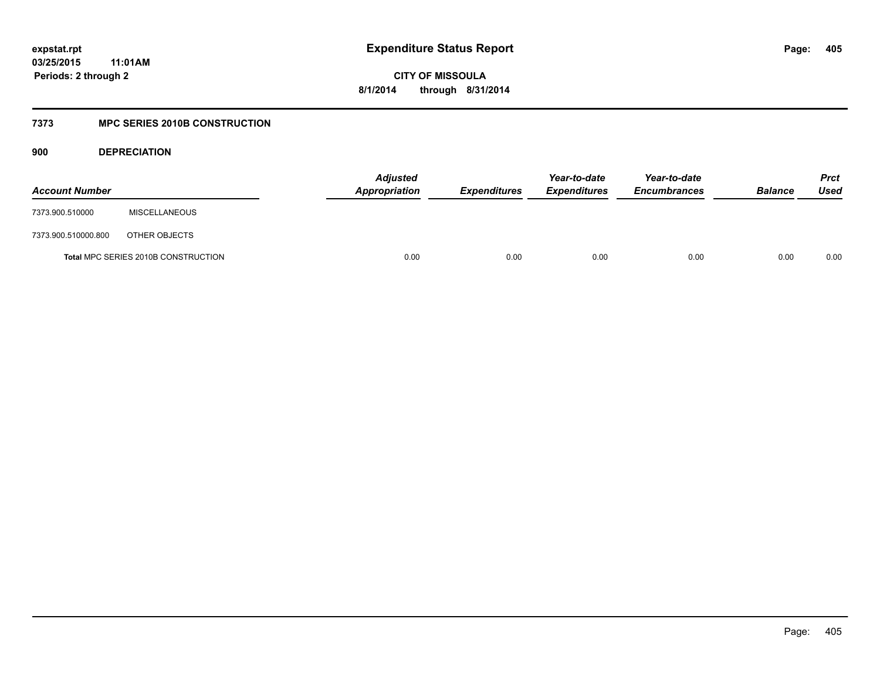# Expenditure Status Report

expstat.rpt
03/25/2015 11:01AM
Periods: 2 through 2

CITY OF MISSOULA
8/1/2014 through 8/31/2014

## 7373 MPC SERIES 2010B CONSTRUCTION

### 900 DEPRECIATION

| Account Number | | Adjusted Appropriation | Expenditures | Year-to-date Expenditures | Year-to-date Encumbrances | Balance | Prct Used |
|---|---|---|---|---|---|---|---|
| 7373.900.510000 | MISCELLANEOUS | | | | | | |
| 7373.900.510000.800 | OTHER OBJECTS | | | | | | |
| **Total** MPC SERIES 2010B CONSTRUCTION | | 0.00 | 0.00 | 0.00 | 0.00 | 0.00 | 0.00 |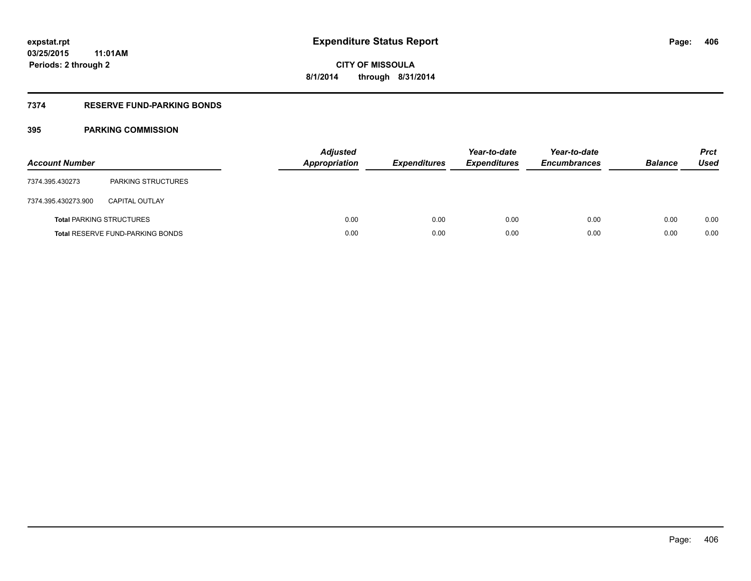# Expenditure Status Report

expstat.rpt
03/25/2015 11:01AM
Periods: 2 through 2

CITY OF MISSOULA
8/1/2014 through 8/31/2014

## 7374 RESERVE FUND-PARKING BONDS

### 395 PARKING COMMISSION

| Account Number | | Adjusted Appropriation | Expenditures | Year-to-date Expenditures | Year-to-date Encumbrances | Balance | Prct Used |
|---|---|---|---|---|---|---|---|
| 7374.395.430273 | PARKING STRUCTURES | | | | | | |
| 7374.395.430273.900 | CAPITAL OUTLAY | | | | | | |
| **Total** PARKING STRUCTURES | | 0.00 | 0.00 | 0.00 | 0.00 | 0.00 | 0.00 |
| **Total** RESERVE FUND-PARKING BONDS | | 0.00 | 0.00 | 0.00 | 0.00 | 0.00 | 0.00 |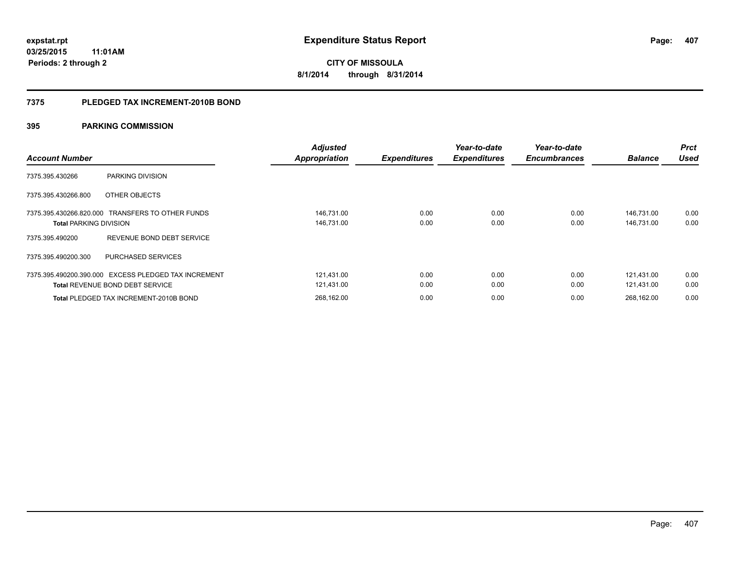**expstat.rpt**
**03/25/2015 11:01AM**
**Periods: 2 through 2**

# Expenditure Status Report

**CITY OF MISSOULA**
**8/1/2014 through 8/31/2014**

## 7375 PLEDGED TAX INCREMENT-2010B BOND

### 395 PARKING COMMISSION

| Account Number | | Adjusted Appropriation | Expenditures | Year-to-date Expenditures | Year-to-date Encumbrances | Balance | Prct Used |
|---|---|---|---|---|---|---|---|
| 7375.395.430266 | PARKING DIVISION | | | | | | |
| 7375.395.430266.800 | OTHER OBJECTS | | | | | | |
| 7375.395.430266.820.000 | TRANSFERS TO OTHER FUNDS | 146,731.00 | 0.00 | 0.00 | 0.00 | 146,731.00 | 0.00 |
| **Total** PARKING DIVISION | | 146,731.00 | 0.00 | 0.00 | 0.00 | 146,731.00 | 0.00 |
| 7375.395.490200 | REVENUE BOND DEBT SERVICE | | | | | | |
| 7375.395.490200.300 | PURCHASED SERVICES | | | | | | |
| 7375.395.490200.390.000 | EXCESS PLEDGED TAX INCREMENT | 121,431.00 | 0.00 | 0.00 | 0.00 | 121,431.00 | 0.00 |
| **Total** REVENUE BOND DEBT SERVICE | | 121,431.00 | 0.00 | 0.00 | 0.00 | 121,431.00 | 0.00 |
| **Total** PLEDGED TAX INCREMENT-2010B BOND | | 268,162.00 | 0.00 | 0.00 | 0.00 | 268,162.00 | 0.00 |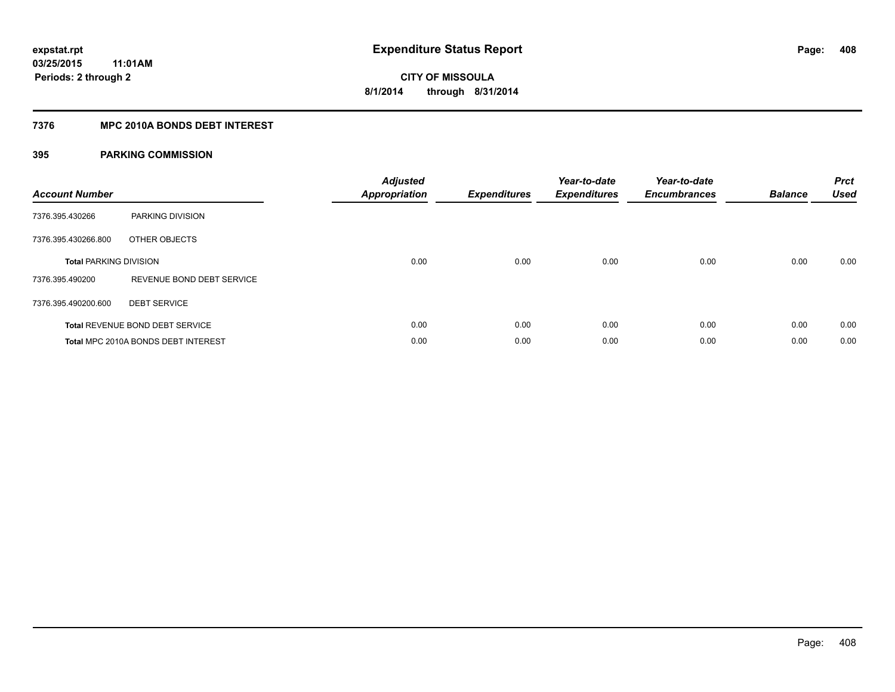# Expenditure Status Report

expstat.rpt
03/25/2015 11:01AM
Periods: 2 through 2

CITY OF MISSOULA
8/1/2014 through 8/31/2014

## 7376 MPC 2010A BONDS DEBT INTEREST

### 395 PARKING COMMISSION

| Account Number | | Adjusted Appropriation | Expenditures | Year-to-date Expenditures | Year-to-date Encumbrances | Balance | Prct Used |
|---|---|---|---|---|---|---|---|
| 7376.395.430266 | PARKING DIVISION | | | | | | |
| 7376.395.430266.800 | OTHER OBJECTS | | | | | | |
| **Total** PARKING DIVISION | | 0.00 | 0.00 | 0.00 | 0.00 | 0.00 | 0.00 |
| 7376.395.490200 | REVENUE BOND DEBT SERVICE | | | | | | |
| 7376.395.490200.600 | DEBT SERVICE | | | | | | |
| **Total** REVENUE BOND DEBT SERVICE | | 0.00 | 0.00 | 0.00 | 0.00 | 0.00 | 0.00 |
| **Total** MPC 2010A BONDS DEBT INTEREST | | 0.00 | 0.00 | 0.00 | 0.00 | 0.00 | 0.00 |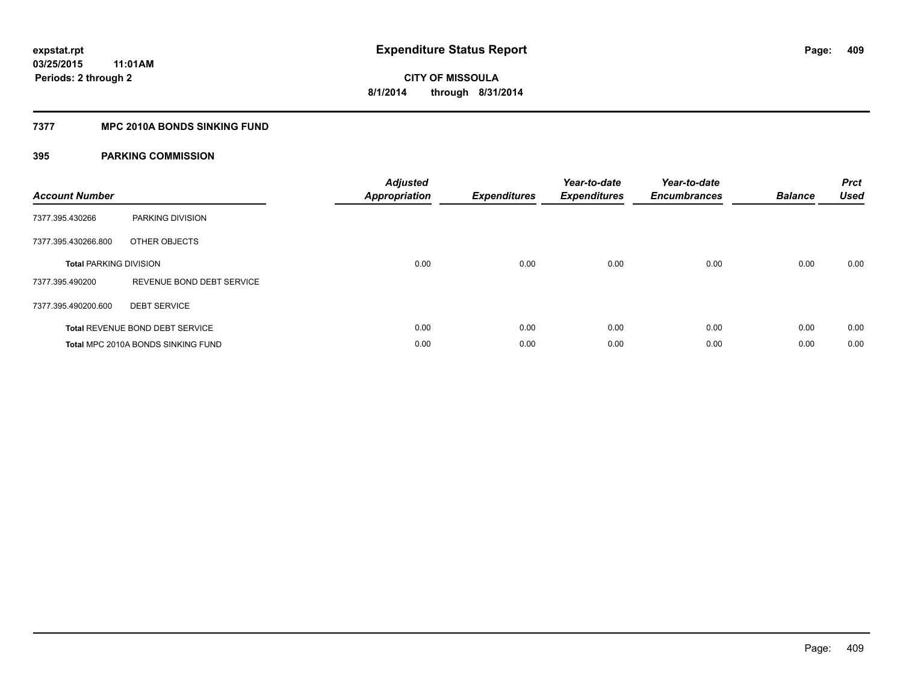# Expenditure Status Report

expstat.rpt
03/25/2015 11:01AM
Periods: 2 through 2

CITY OF MISSOULA
8/1/2014 through 8/31/2014

## 7377 MPC 2010A BONDS SINKING FUND

### 395 PARKING COMMISSION

| Account Number | | Adjusted Appropriation | Expenditures | Year-to-date Expenditures | Year-to-date Encumbrances | Balance | Prct Used |
|---|---|---|---|---|---|---|---|
| 7377.395.430266 | PARKING DIVISION | | | | | | |
| 7377.395.430266.800 | OTHER OBJECTS | | | | | | |
| **Total** PARKING DIVISION | | 0.00 | 0.00 | 0.00 | 0.00 | 0.00 | 0.00 |
| 7377.395.490200 | REVENUE BOND DEBT SERVICE | | | | | | |
| 7377.395.490200.600 | DEBT SERVICE | | | | | | |
| **Total** REVENUE BOND DEBT SERVICE | | 0.00 | 0.00 | 0.00 | 0.00 | 0.00 | 0.00 |
| **Total** MPC 2010A BONDS SINKING FUND | | 0.00 | 0.00 | 0.00 | 0.00 | 0.00 | 0.00 |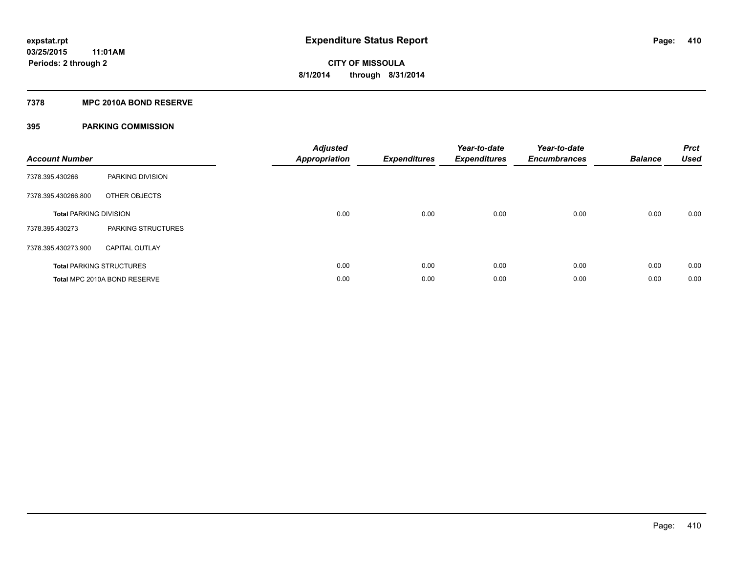# Expenditure Status Report

expstat.rpt
03/25/2015 11:01AM
Periods: 2 through 2

CITY OF MISSOULA
8/1/2014 through 8/31/2014

## 7378 MPC 2010A BOND RESERVE

### 395 PARKING COMMISSION

| Account Number | | Adjusted Appropriation | Expenditures | Year-to-date Expenditures | Year-to-date Encumbrances | Balance | Prct Used |
|---|---|---|---|---|---|---|---|
| 7378.395.430266 | PARKING DIVISION | | | | | | |
| 7378.395.430266.800 | OTHER OBJECTS | | | | | | |
| **Total** PARKING DIVISION | | 0.00 | 0.00 | 0.00 | 0.00 | 0.00 | 0.00 |
| 7378.395.430273 | PARKING STRUCTURES | | | | | | |
| 7378.395.430273.900 | CAPITAL OUTLAY | | | | | | |
| **Total** PARKING STRUCTURES | | 0.00 | 0.00 | 0.00 | 0.00 | 0.00 | 0.00 |
| **Total** MPC 2010A BOND RESERVE | | 0.00 | 0.00 | 0.00 | 0.00 | 0.00 | 0.00 |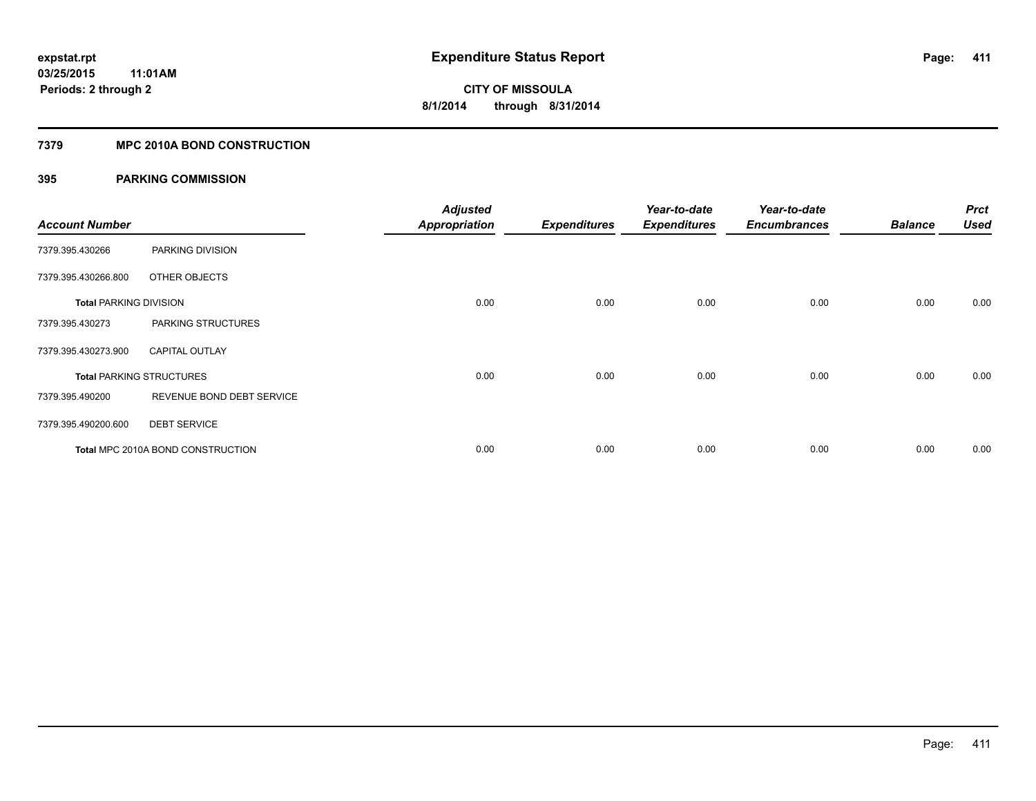**expstat.rpt**
**03/25/2015 11:01AM**
**Periods: 2 through 2**

# Expenditure Status Report

**CITY OF MISSOULA**
**8/1/2014 through 8/31/2014**

## 7379 MPC 2010A BOND CONSTRUCTION

### 395 PARKING COMMISSION

| Account Number | | Adjusted Appropriation | Expenditures | Year-to-date Expenditures | Year-to-date Encumbrances | Balance | Prct Used |
|---|---|---|---|---|---|---|---|
| 7379.395.430266 | PARKING DIVISION | | | | | | |
| 7379.395.430266.800 | OTHER OBJECTS | | | | | | |
| **Total** PARKING DIVISION | | 0.00 | 0.00 | 0.00 | 0.00 | 0.00 | 0.00 |
| 7379.395.430273 | PARKING STRUCTURES | | | | | | |
| 7379.395.430273.900 | CAPITAL OUTLAY | | | | | | |
| **Total** PARKING STRUCTURES | | 0.00 | 0.00 | 0.00 | 0.00 | 0.00 | 0.00 |
| 7379.395.490200 | REVENUE BOND DEBT SERVICE | | | | | | |
| 7379.395.490200.600 | DEBT SERVICE | | | | | | |
| **Total** MPC 2010A BOND CONSTRUCTION | | 0.00 | 0.00 | 0.00 | 0.00 | 0.00 | 0.00 |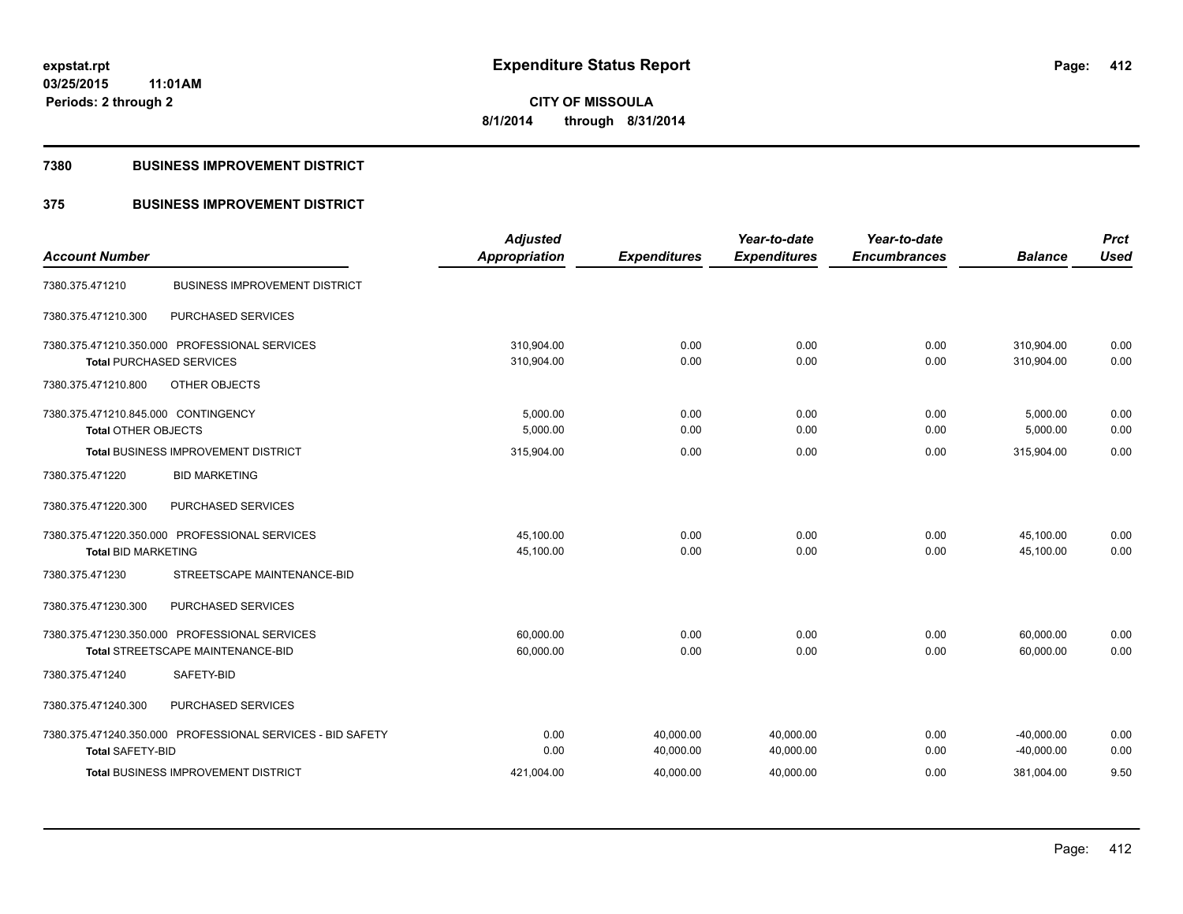# Expenditure Status Report

expstat.rpt
03/25/2015 11:01AM
Periods: 2 through 2

**CITY OF MISSOULA**
**8/1/2014 through 8/31/2014**

## 7380 BUSINESS IMPROVEMENT DISTRICT

## 375 BUSINESS IMPROVEMENT DISTRICT

| Account Number | | Adjusted Appropriation | Expenditures | Year-to-date Expenditures | Year-to-date Encumbrances | Balance | Prct Used |
|---|---|---|---|---|---|---|---|
| 7380.375.471210 | BUSINESS IMPROVEMENT DISTRICT | | | | | | |
| 7380.375.471210.300 | PURCHASED SERVICES | | | | | | |
| 7380.375.471210.350.000 | PROFESSIONAL SERVICES | 310,904.00 | 0.00 | 0.00 | 0.00 | 310,904.00 | 0.00 |
| Total PURCHASED SERVICES | | 310,904.00 | 0.00 | 0.00 | 0.00 | 310,904.00 | 0.00 |
| 7380.375.471210.800 | OTHER OBJECTS | | | | | | |
| 7380.375.471210.845.000 | CONTINGENCY | 5,000.00 | 0.00 | 0.00 | 0.00 | 5,000.00 | 0.00 |
| Total OTHER OBJECTS | | 5,000.00 | 0.00 | 0.00 | 0.00 | 5,000.00 | 0.00 |
| Total BUSINESS IMPROVEMENT DISTRICT | | 315,904.00 | 0.00 | 0.00 | 0.00 | 315,904.00 | 0.00 |
| 7380.375.471220 | BID MARKETING | | | | | | |
| 7380.375.471220.300 | PURCHASED SERVICES | | | | | | |
| 7380.375.471220.350.000 | PROFESSIONAL SERVICES | 45,100.00 | 0.00 | 0.00 | 0.00 | 45,100.00 | 0.00 |
| Total BID MARKETING | | 45,100.00 | 0.00 | 0.00 | 0.00 | 45,100.00 | 0.00 |
| 7380.375.471230 | STREETSCAPE MAINTENANCE-BID | | | | | | |
| 7380.375.471230.300 | PURCHASED SERVICES | | | | | | |
| 7380.375.471230.350.000 | PROFESSIONAL SERVICES | 60,000.00 | 0.00 | 0.00 | 0.00 | 60,000.00 | 0.00 |
| Total STREETSCAPE MAINTENANCE-BID | | 60,000.00 | 0.00 | 0.00 | 0.00 | 60,000.00 | 0.00 |
| 7380.375.471240 | SAFETY-BID | | | | | | |
| 7380.375.471240.300 | PURCHASED SERVICES | | | | | | |
| 7380.375.471240.350.000 | PROFESSIONAL SERVICES - BID SAFETY | 0.00 | 40,000.00 | 40,000.00 | 0.00 | -40,000.00 | 0.00 |
| Total SAFETY-BID | | 0.00 | 40,000.00 | 40,000.00 | 0.00 | -40,000.00 | 0.00 |
| Total BUSINESS IMPROVEMENT DISTRICT | | 421,004.00 | 40,000.00 | 40,000.00 | 0.00 | 381,004.00 | 9.50 |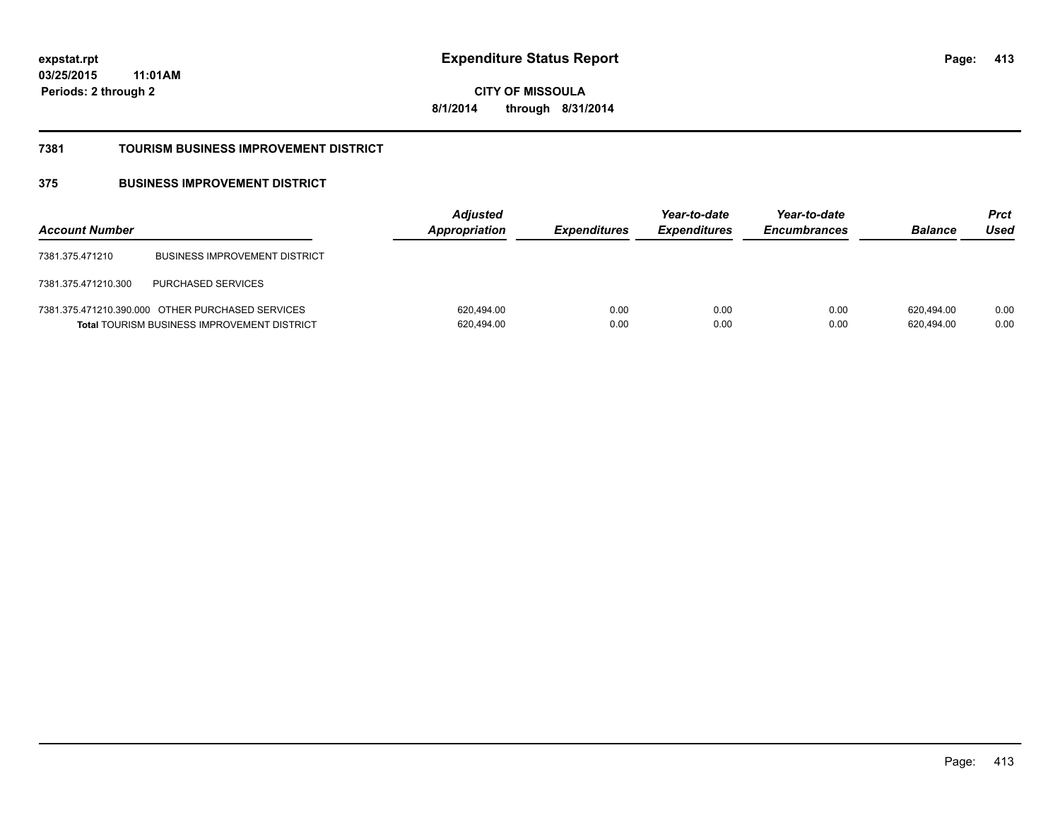expstat.rpt
03/25/2015 11:01AM
Periods: 2 through 2

# Expenditure Status Report

**CITY OF MISSOULA**
**8/1/2014 through 8/31/2014**

## 7381 TOURISM BUSINESS IMPROVEMENT DISTRICT

## 375 BUSINESS IMPROVEMENT DISTRICT

| Account Number | | Adjusted Appropriation | Expenditures | Year-to-date Expenditures | Year-to-date Encumbrances | Balance | Prct Used |
|---|---|---|---|---|---|---|---|
| 7381.375.471210 | BUSINESS IMPROVEMENT DISTRICT | | | | | | |
| 7381.375.471210.300 | PURCHASED SERVICES | | | | | | |
| 7381.375.471210.390.000 | OTHER PURCHASED SERVICES | 620,494.00 | 0.00 | 0.00 | 0.00 | 620,494.00 | 0.00 |
| **Total** TOURISM BUSINESS IMPROVEMENT DISTRICT | | 620,494.00 | 0.00 | 0.00 | 0.00 | 620,494.00 | 0.00 |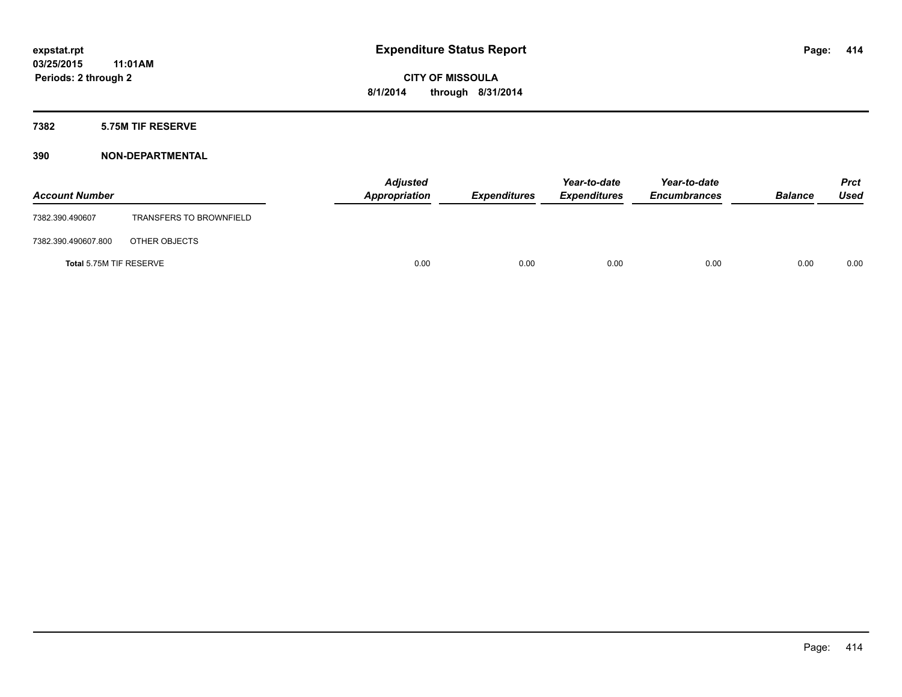# Expenditure Status Report

**CITY OF MISSOULA**

**8/1/2014 through 8/31/2014**

expstat.rpt
03/25/2015 11:01AM
Periods: 2 through 2

## 7382 5.75M TIF RESERVE

## 390 NON-DEPARTMENTAL

| Account Number | | Adjusted Appropriation | Expenditures | Year-to-date Expenditures | Year-to-date Encumbrances | Balance | Prct Used |
|---|---|---|---|---|---|---|---|
| 7382.390.490607 | TRANSFERS TO BROWNFIELD | | | | | | |
| 7382.390.490607.800 | OTHER OBJECTS | | | | | | |
| Total 5.75M TIF RESERVE | | 0.00 | 0.00 | 0.00 | 0.00 | 0.00 | 0.00 |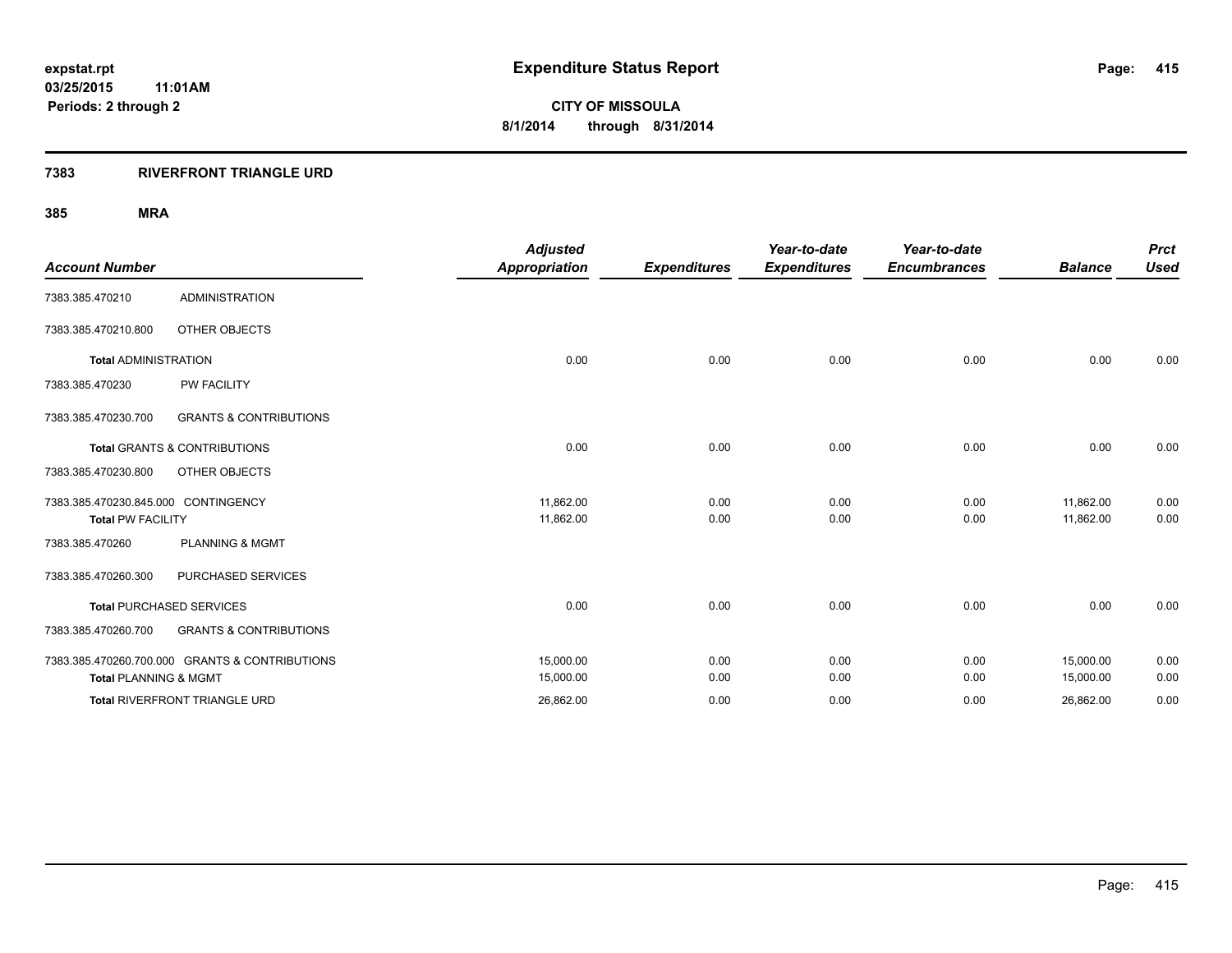**expstat.rpt**
**03/25/2015 11:01AM**
**Periods: 2 through 2**

# Expenditure Status Report

**CITY OF MISSOULA**
**8/1/2014 through 8/31/2014**

## 7383 RIVERFRONT TRIANGLE URD

### 385 MRA

| Account Number | | Adjusted Appropriation | Expenditures | Year-to-date Expenditures | Year-to-date Encumbrances | Balance | Prct Used |
|---|---|---|---|---|---|---|---|
| 7383.385.470210 | ADMINISTRATION | | | | | | |
| 7383.385.470210.800 | OTHER OBJECTS | | | | | | |
| **Total** ADMINISTRATION | | 0.00 | 0.00 | 0.00 | 0.00 | 0.00 | 0.00 |
| 7383.385.470230 | PW FACILITY | | | | | | |
| 7383.385.470230.700 | GRANTS & CONTRIBUTIONS | | | | | | |
| **Total** GRANTS & CONTRIBUTIONS | | 0.00 | 0.00 | 0.00 | 0.00 | 0.00 | 0.00 |
| 7383.385.470230.800 | OTHER OBJECTS | | | | | | |
| 7383.385.470230.845.000 | CONTINGENCY | 11,862.00 | 0.00 | 0.00 | 0.00 | 11,862.00 | 0.00 |
| **Total** PW FACILITY | | 11,862.00 | 0.00 | 0.00 | 0.00 | 11,862.00 | 0.00 |
| 7383.385.470260 | PLANNING & MGMT | | | | | | |
| 7383.385.470260.300 | PURCHASED SERVICES | | | | | | |
| **Total** PURCHASED SERVICES | | 0.00 | 0.00 | 0.00 | 0.00 | 0.00 | 0.00 |
| 7383.385.470260.700 | GRANTS & CONTRIBUTIONS | | | | | | |
| 7383.385.470260.700.000 | GRANTS & CONTRIBUTIONS | 15,000.00 | 0.00 | 0.00 | 0.00 | 15,000.00 | 0.00 |
| **Total** PLANNING & MGMT | | 15,000.00 | 0.00 | 0.00 | 0.00 | 15,000.00 | 0.00 |
| **Total** RIVERFRONT TRIANGLE URD | | 26,862.00 | 0.00 | 0.00 | 0.00 | 26,862.00 | 0.00 |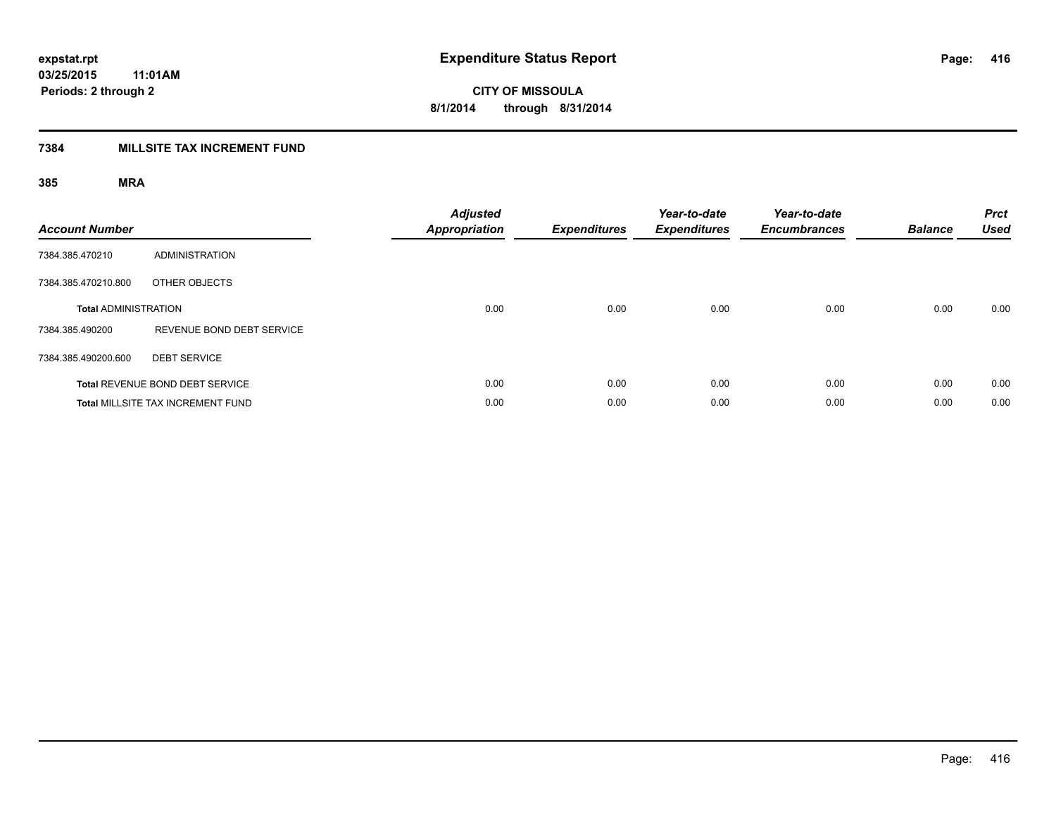# Expenditure Status Report

expstat.rpt
03/25/2015 11:01AM
Periods: 2 through 2

CITY OF MISSOULA
8/1/2014 through 8/31/2014

## 7384 MILLSITE TAX INCREMENT FUND

### 385 MRA

| Account Number | | Adjusted Appropriation | Expenditures | Year-to-date Expenditures | Year-to-date Encumbrances | Balance | Prct Used |
|---|---|---|---|---|---|---|---|
| 7384.385.470210 | ADMINISTRATION | | | | | | |
| 7384.385.470210.800 | OTHER OBJECTS | | | | | | |
| **Total** ADMINISTRATION | | 0.00 | 0.00 | 0.00 | 0.00 | 0.00 | 0.00 |
| 7384.385.490200 | REVENUE BOND DEBT SERVICE | | | | | | |
| 7384.385.490200.600 | DEBT SERVICE | | | | | | |
| **Total** REVENUE BOND DEBT SERVICE | | 0.00 | 0.00 | 0.00 | 0.00 | 0.00 | 0.00 |
| **Total** MILLSITE TAX INCREMENT FUND | | 0.00 | 0.00 | 0.00 | 0.00 | 0.00 | 0.00 |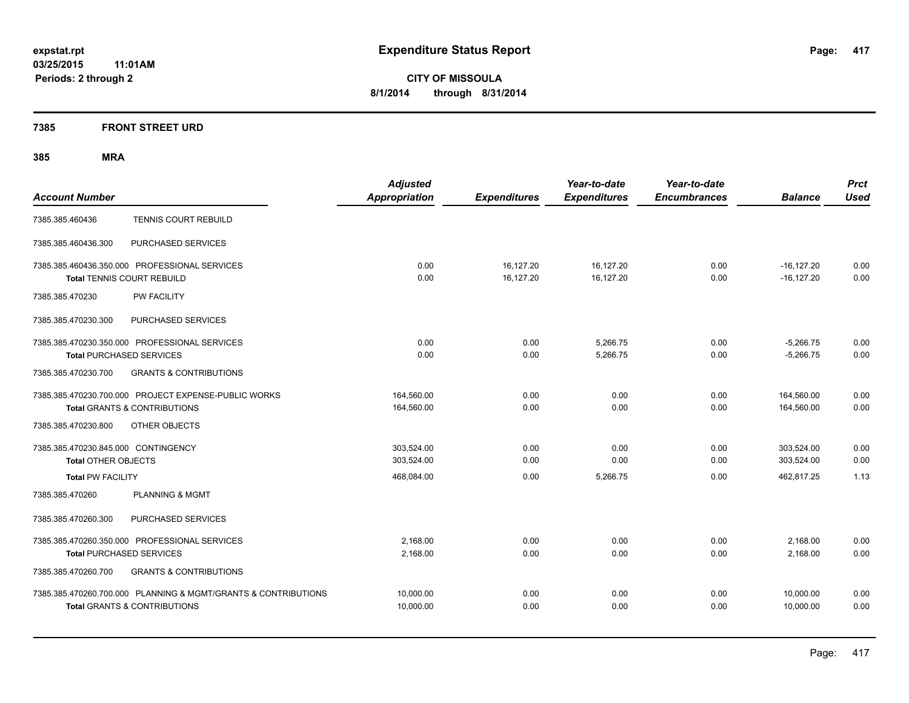**expstat.rpt**
**03/25/2015 11:01AM**
**Periods: 2 through 2**

# Expenditure Status Report

**CITY OF MISSOULA**
**8/1/2014 through 8/31/2014**

## 7385 FRONT STREET URD

### 385 MRA

| Account Number | | Adjusted Appropriation | Expenditures | Year-to-date Expenditures | Year-to-date Encumbrances | Balance | Prct Used |
|---|---|---|---|---|---|---|---|
| 7385.385.460436 | TENNIS COURT REBUILD | | | | | | |
| 7385.385.460436.300 | PURCHASED SERVICES | | | | | | |
| 7385.385.460436.350.000 | PROFESSIONAL SERVICES | 0.00 | 16,127.20 | 16,127.20 | 0.00 | -16,127.20 | 0.00 |
| **Total** TENNIS COURT REBUILD | | 0.00 | 16,127.20 | 16,127.20 | 0.00 | -16,127.20 | 0.00 |
| 7385.385.470230 | PW FACILITY | | | | | | |
| 7385.385.470230.300 | PURCHASED SERVICES | | | | | | |
| 7385.385.470230.350.000 | PROFESSIONAL SERVICES | 0.00 | 0.00 | 5,266.75 | 0.00 | -5,266.75 | 0.00 |
| **Total** PURCHASED SERVICES | | 0.00 | 0.00 | 5,266.75 | 0.00 | -5,266.75 | 0.00 |
| 7385.385.470230.700 | GRANTS & CONTRIBUTIONS | | | | | | |
| 7385.385.470230.700.000 | PROJECT EXPENSE-PUBLIC WORKS | 164,560.00 | 0.00 | 0.00 | 0.00 | 164,560.00 | 0.00 |
| **Total** GRANTS & CONTRIBUTIONS | | 164,560.00 | 0.00 | 0.00 | 0.00 | 164,560.00 | 0.00 |
| 7385.385.470230.800 | OTHER OBJECTS | | | | | | |
| 7385.385.470230.845.000 | CONTINGENCY | 303,524.00 | 0.00 | 0.00 | 0.00 | 303,524.00 | 0.00 |
| **Total** OTHER OBJECTS | | 303,524.00 | 0.00 | 0.00 | 0.00 | 303,524.00 | 0.00 |
| **Total** PW FACILITY | | 468,084.00 | 0.00 | 5,266.75 | 0.00 | 462,817.25 | 1.13 |
| 7385.385.470260 | PLANNING & MGMT | | | | | | |
| 7385.385.470260.300 | PURCHASED SERVICES | | | | | | |
| 7385.385.470260.350.000 | PROFESSIONAL SERVICES | 2,168.00 | 0.00 | 0.00 | 0.00 | 2,168.00 | 0.00 |
| **Total** PURCHASED SERVICES | | 2,168.00 | 0.00 | 0.00 | 0.00 | 2,168.00 | 0.00 |
| 7385.385.470260.700 | GRANTS & CONTRIBUTIONS | | | | | | |
| 7385.385.470260.700.000 | PLANNING & MGMT/GRANTS & CONTRIBUTIONS | 10,000.00 | 0.00 | 0.00 | 0.00 | 10,000.00 | 0.00 |
| **Total** GRANTS & CONTRIBUTIONS | | 10,000.00 | 0.00 | 0.00 | 0.00 | 10,000.00 | 0.00 |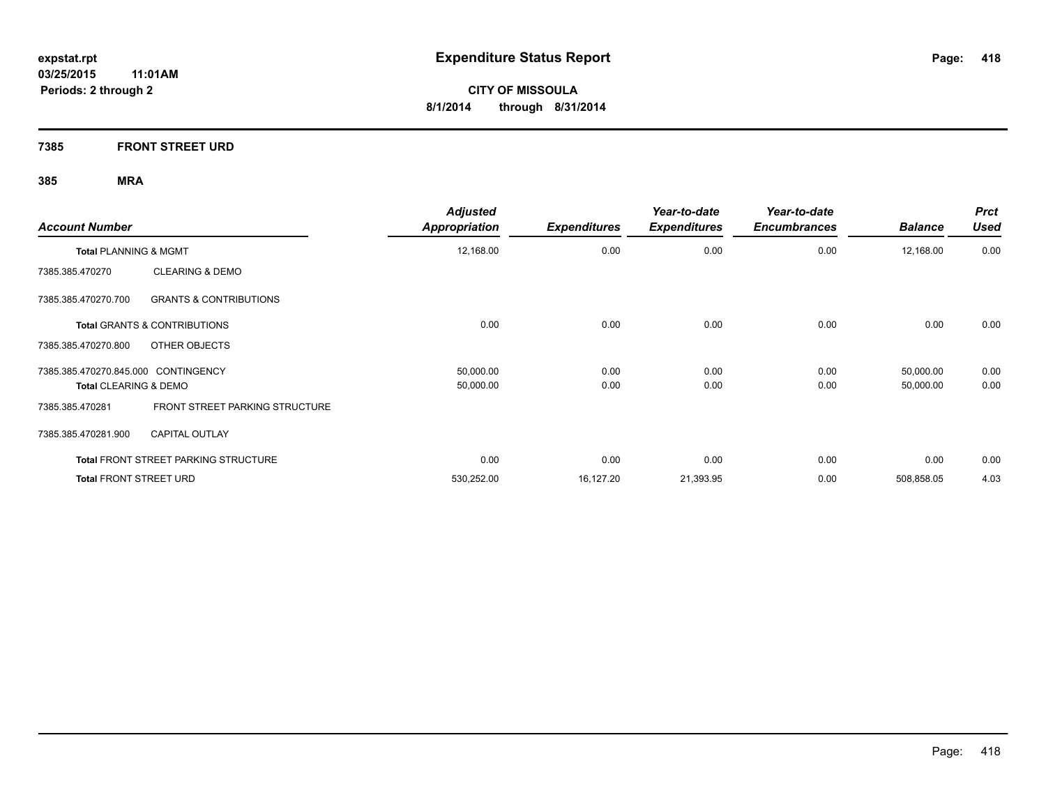# Expenditure Status Report

expstat.rpt
03/25/2015 11:01AM
Periods: 2 through 2

**CITY OF MISSOULA**
**8/1/2014 through 8/31/2014**

## 7385 FRONT STREET URD

### 385 MRA

| Account Number | | Adjusted Appropriation | Expenditures | Year-to-date Expenditures | Year-to-date Encumbrances | Balance | Prct Used |
|---|---|---|---|---|---|---|---|
| **Total** PLANNING & MGMT | | 12,168.00 | 0.00 | 0.00 | 0.00 | 12,168.00 | 0.00 |
| 7385.385.470270 | CLEARING & DEMO | | | | | | |
| 7385.385.470270.700 | GRANTS & CONTRIBUTIONS | | | | | | |
| **Total** GRANTS & CONTRIBUTIONS | | 0.00 | 0.00 | 0.00 | 0.00 | 0.00 | 0.00 |
| 7385.385.470270.800 | OTHER OBJECTS | | | | | | |
| 7385.385.470270.845.000 | CONTINGENCY | 50,000.00 | 0.00 | 0.00 | 0.00 | 50,000.00 | 0.00 |
| **Total** CLEARING & DEMO | | 50,000.00 | 0.00 | 0.00 | 0.00 | 50,000.00 | 0.00 |
| 7385.385.470281 | FRONT STREET PARKING STRUCTURE | | | | | | |
| 7385.385.470281.900 | CAPITAL OUTLAY | | | | | | |
| **Total** FRONT STREET PARKING STRUCTURE | | 0.00 | 0.00 | 0.00 | 0.00 | 0.00 | 0.00 |
| **Total** FRONT STREET URD | | 530,252.00 | 16,127.20 | 21,393.95 | 0.00 | 508,858.05 | 4.03 |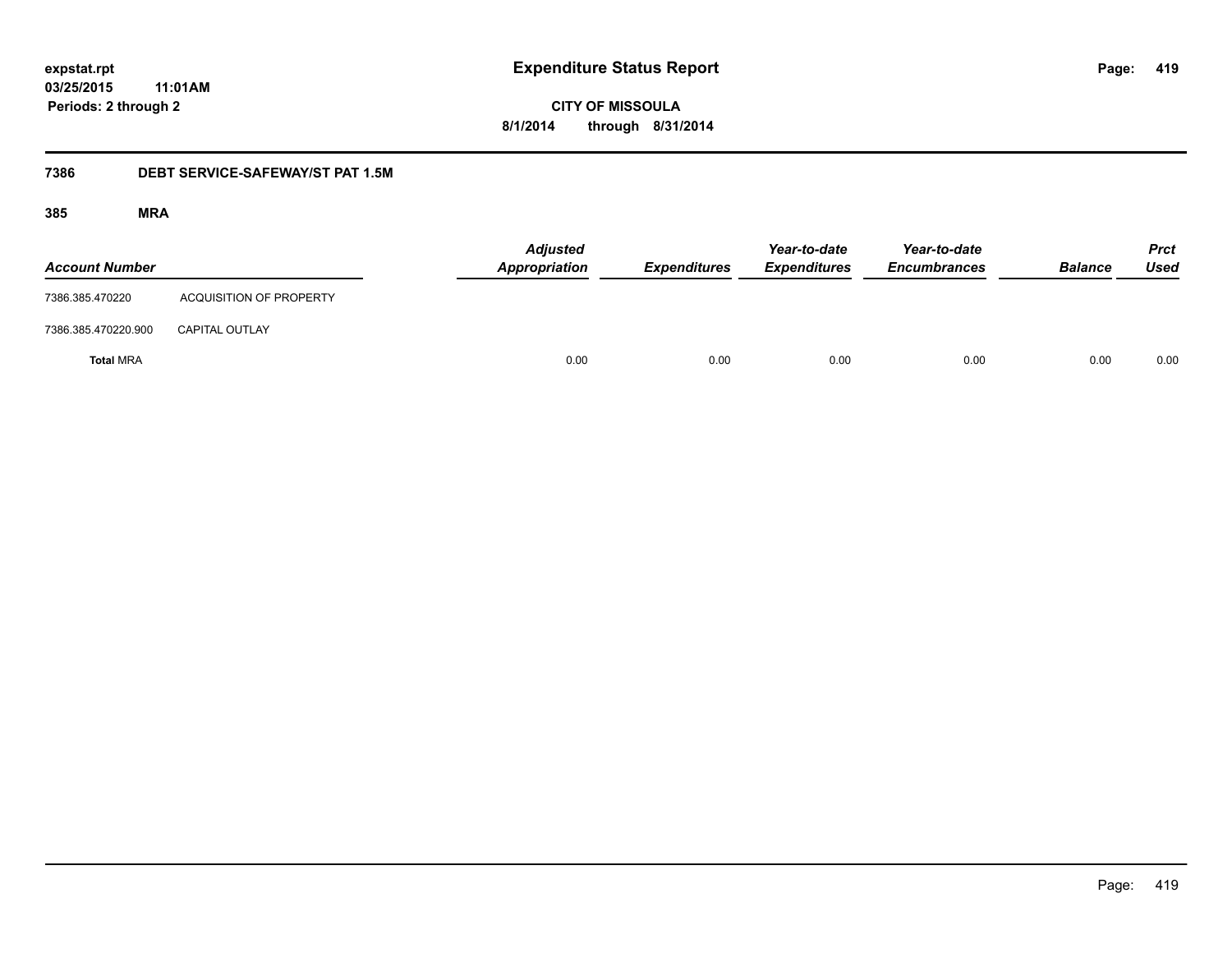**Expenditure Status Report**

**CITY OF MISSOULA**

**8/1/2014 through 8/31/2014**

expstat.rpt
03/25/2015 11:01AM
Periods: 2 through 2

## 7386 DEBT SERVICE-SAFEWAY/ST PAT 1.5M

### 385 MRA

| Account Number | | Adjusted Appropriation | Expenditures | Year-to-date Expenditures | Year-to-date Encumbrances | Balance | Prct Used |
|---|---|---|---|---|---|---|---|
| 7386.385.470220 | ACQUISITION OF PROPERTY | | | | | | |
| 7386.385.470220.900 | CAPITAL OUTLAY | | | | | | |
| **Total** MRA | | 0.00 | 0.00 | 0.00 | 0.00 | 0.00 | 0.00 |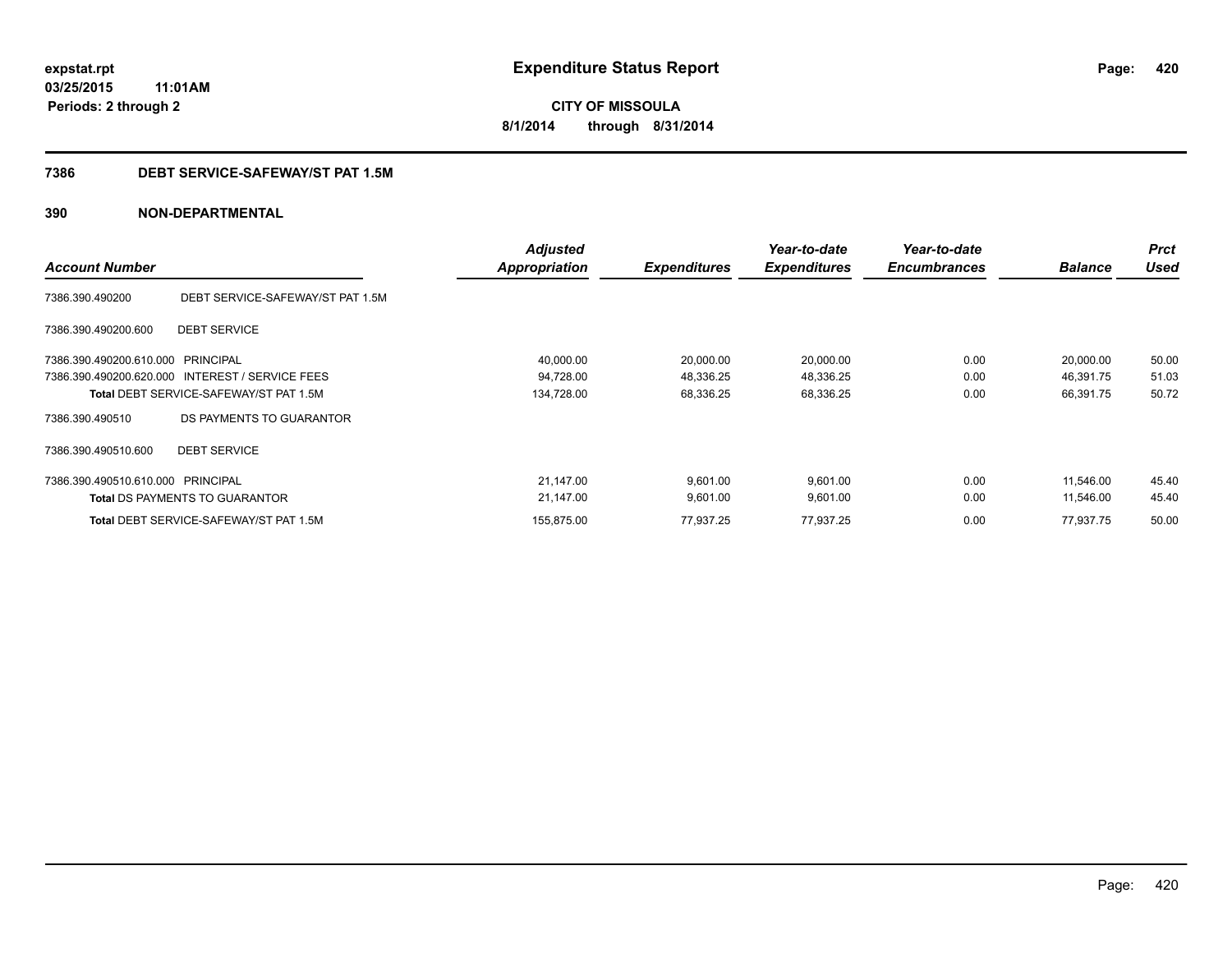expstat.rpt
03/25/2015 11:01AM
Periods: 2 through 2

# Expenditure Status Report

CITY OF MISSOULA
8/1/2014 through 8/31/2014

## 7386 DEBT SERVICE-SAFEWAY/ST PAT 1.5M

## 390 NON-DEPARTMENTAL

| Account Number | | Adjusted Appropriation | Expenditures | Year-to-date Expenditures | Year-to-date Encumbrances | Balance | Prct Used |
|---|---|---|---|---|---|---|---|
| 7386.390.490200 | DEBT SERVICE-SAFEWAY/ST PAT 1.5M | | | | | | |
| 7386.390.490200.600 | DEBT SERVICE | | | | | | |
| 7386.390.490200.610.000 | PRINCIPAL | 40,000.00 | 20,000.00 | 20,000.00 | 0.00 | 20,000.00 | 50.00 |
| 7386.390.490200.620.000 | INTEREST / SERVICE FEES | 94,728.00 | 48,336.25 | 48,336.25 | 0.00 | 46,391.75 | 51.03 |
| **Total** DEBT SERVICE-SAFEWAY/ST PAT 1.5M | | 134,728.00 | 68,336.25 | 68,336.25 | 0.00 | 66,391.75 | 50.72 |
| 7386.390.490510 | DS PAYMENTS TO GUARANTOR | | | | | | |
| 7386.390.490510.600 | DEBT SERVICE | | | | | | |
| 7386.390.490510.610.000 | PRINCIPAL | 21,147.00 | 9,601.00 | 9,601.00 | 0.00 | 11,546.00 | 45.40 |
| **Total** DS PAYMENTS TO GUARANTOR | | 21,147.00 | 9,601.00 | 9,601.00 | 0.00 | 11,546.00 | 45.40 |
| **Total** DEBT SERVICE-SAFEWAY/ST PAT 1.5M | | 155,875.00 | 77,937.25 | 77,937.25 | 0.00 | 77,937.75 | 50.00 |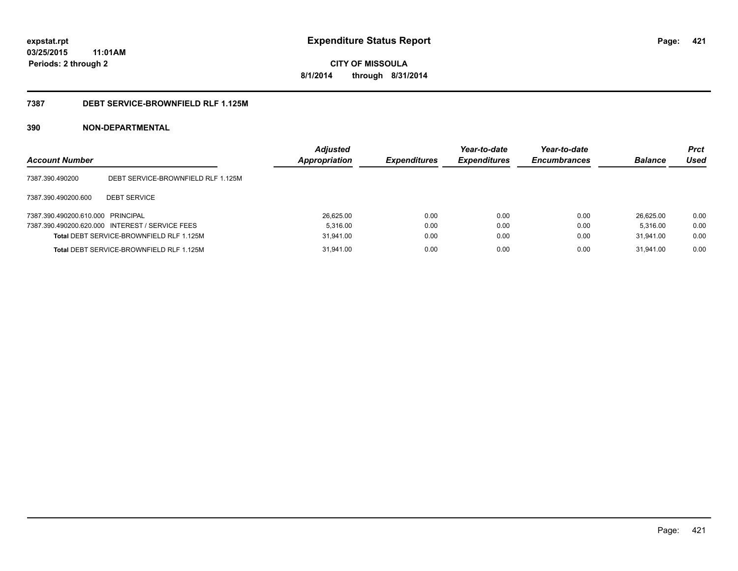**expstat.rpt**
**03/25/2015 11:01AM**
**Periods: 2 through 2**

# Expenditure Status Report

**CITY OF MISSOULA**
**8/1/2014 through 8/31/2014**

## 7387 DEBT SERVICE-BROWNFIELD RLF 1.125M

## 390 NON-DEPARTMENTAL

| Account Number | | Adjusted Appropriation | Expenditures | Year-to-date Expenditures | Year-to-date Encumbrances | Balance | Prct Used |
|---|---|---|---|---|---|---|---|
| 7387.390.490200 | DEBT SERVICE-BROWNFIELD RLF 1.125M | | | | | | |
| 7387.390.490200.600 | DEBT SERVICE | | | | | | |
| 7387.390.490200.610.000 | PRINCIPAL | 26,625.00 | 0.00 | 0.00 | 0.00 | 26,625.00 | 0.00 |
| 7387.390.490200.620.000 | INTEREST / SERVICE FEES | 5,316.00 | 0.00 | 0.00 | 0.00 | 5,316.00 | 0.00 |
| **Total** DEBT SERVICE-BROWNFIELD RLF 1.125M | | 31,941.00 | 0.00 | 0.00 | 0.00 | 31,941.00 | 0.00 |
| **Total** DEBT SERVICE-BROWNFIELD RLF 1.125M | | 31,941.00 | 0.00 | 0.00 | 0.00 | 31,941.00 | 0.00 |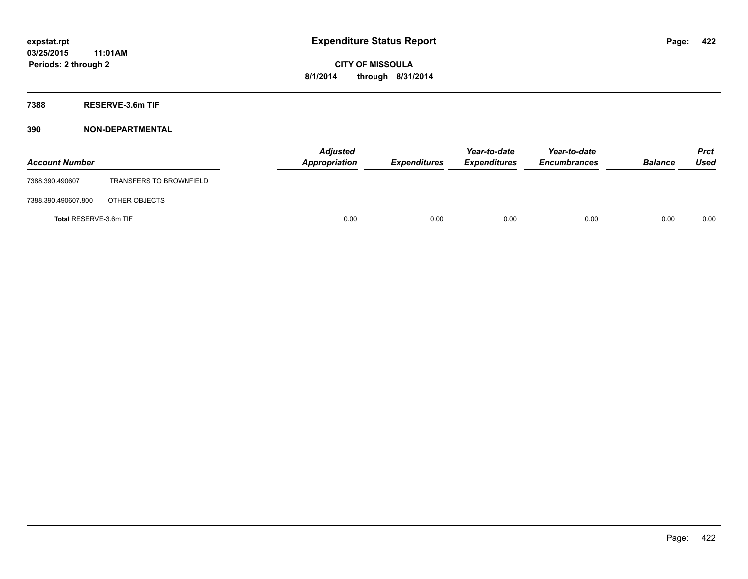# Expenditure Status Report

expstat.rpt
03/25/2015 11:01AM
Periods: 2 through 2

**CITY OF MISSOULA**
**8/1/2014 through 8/31/2014**

## 7388 RESERVE-3.6m TIF

### 390 NON-DEPARTMENTAL

| Account Number | | Adjusted Appropriation | Expenditures | Year-to-date Expenditures | Year-to-date Encumbrances | Balance | Prct Used |
|---|---|---|---|---|---|---|---|
| 7388.390.490607 | TRANSFERS TO BROWNFIELD | | | | | | |
| 7388.390.490607.800 | OTHER OBJECTS | | | | | | |
| **Total** RESERVE-3.6m TIF | | 0.00 | 0.00 | 0.00 | 0.00 | 0.00 | 0.00 |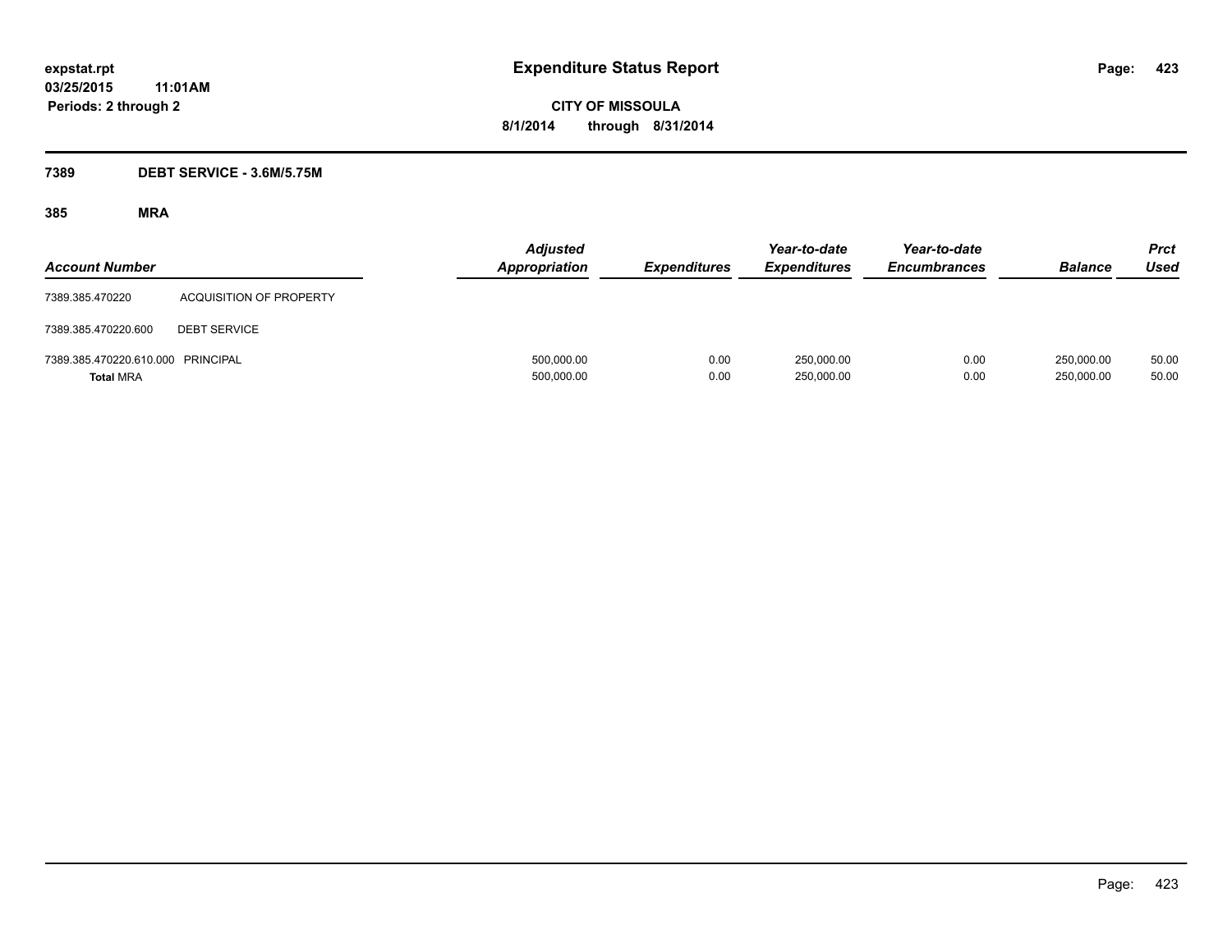**expstat.rpt**
**03/25/2015 11:01AM**
**Periods: 2 through 2**

# Expenditure Status Report

**CITY OF MISSOULA**
**8/1/2014 through 8/31/2014**

## 7389 DEBT SERVICE - 3.6M/5.75M

### 385 MRA

| Account Number | | Adjusted Appropriation | Expenditures | Year-to-date Expenditures | Year-to-date Encumbrances | Balance | Prct Used |
|---|---|---|---|---|---|---|---|
| 7389.385.470220 | ACQUISITION OF PROPERTY | | | | | | |
| 7389.385.470220.600 | DEBT SERVICE | | | | | | |
| 7389.385.470220.610.000 | PRINCIPAL | 500,000.00 | 0.00 | 250,000.00 | 0.00 | 250,000.00 | 50.00 |
| **Total** MRA | | 500,000.00 | 0.00 | 250,000.00 | 0.00 | 250,000.00 | 50.00 |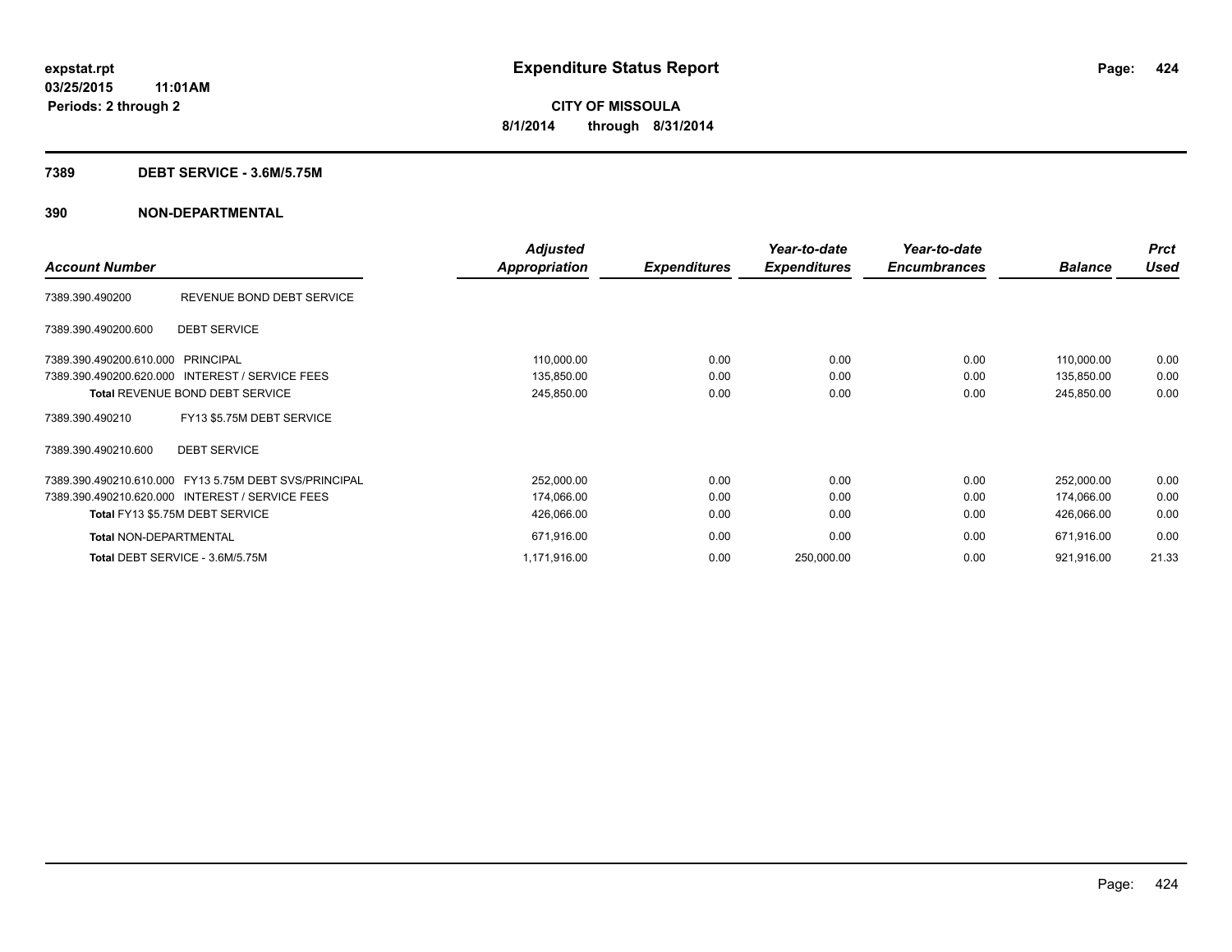**expstat.rpt**
**03/25/2015 11:01AM**
**Periods: 2 through 2**

# Expenditure Status Report

**CITY OF MISSOULA**
**8/1/2014 through 8/31/2014**

## 7389 DEBT SERVICE - 3.6M/5.75M

## 390 NON-DEPARTMENTAL

| Account Number | | Adjusted Appropriation | Expenditures | Year-to-date Expenditures | Year-to-date Encumbrances | Balance | Prct Used |
|---|---|---|---|---|---|---|---|
| 7389.390.490200 | REVENUE BOND DEBT SERVICE | | | | | | |
| 7389.390.490200.600 | DEBT SERVICE | | | | | | |
| 7389.390.490200.610.000 | PRINCIPAL | 110,000.00 | 0.00 | 0.00 | 0.00 | 110,000.00 | 0.00 |
| 7389.390.490200.620.000 | INTEREST / SERVICE FEES | 135,850.00 | 0.00 | 0.00 | 0.00 | 135,850.00 | 0.00 |
| **Total** REVENUE BOND DEBT SERVICE | | 245,850.00 | 0.00 | 0.00 | 0.00 | 245,850.00 | 0.00 |
| 7389.390.490210 | FY13 $5.75M DEBT SERVICE | | | | | | |
| 7389.390.490210.600 | DEBT SERVICE | | | | | | |
| 7389.390.490210.610.000 | FY13 5.75M DEBT SVS/PRINCIPAL | 252,000.00 | 0.00 | 0.00 | 0.00 | 252,000.00 | 0.00 |
| 7389.390.490210.620.000 | INTEREST / SERVICE FEES | 174,066.00 | 0.00 | 0.00 | 0.00 | 174,066.00 | 0.00 |
| **Total** FY13 $5.75M DEBT SERVICE | | 426,066.00 | 0.00 | 0.00 | 0.00 | 426,066.00 | 0.00 |
| **Total** NON-DEPARTMENTAL | | 671,916.00 | 0.00 | 0.00 | 0.00 | 671,916.00 | 0.00 |
| **Total** DEBT SERVICE - 3.6M/5.75M | | 1,171,916.00 | 0.00 | 250,000.00 | 0.00 | 921,916.00 | 21.33 |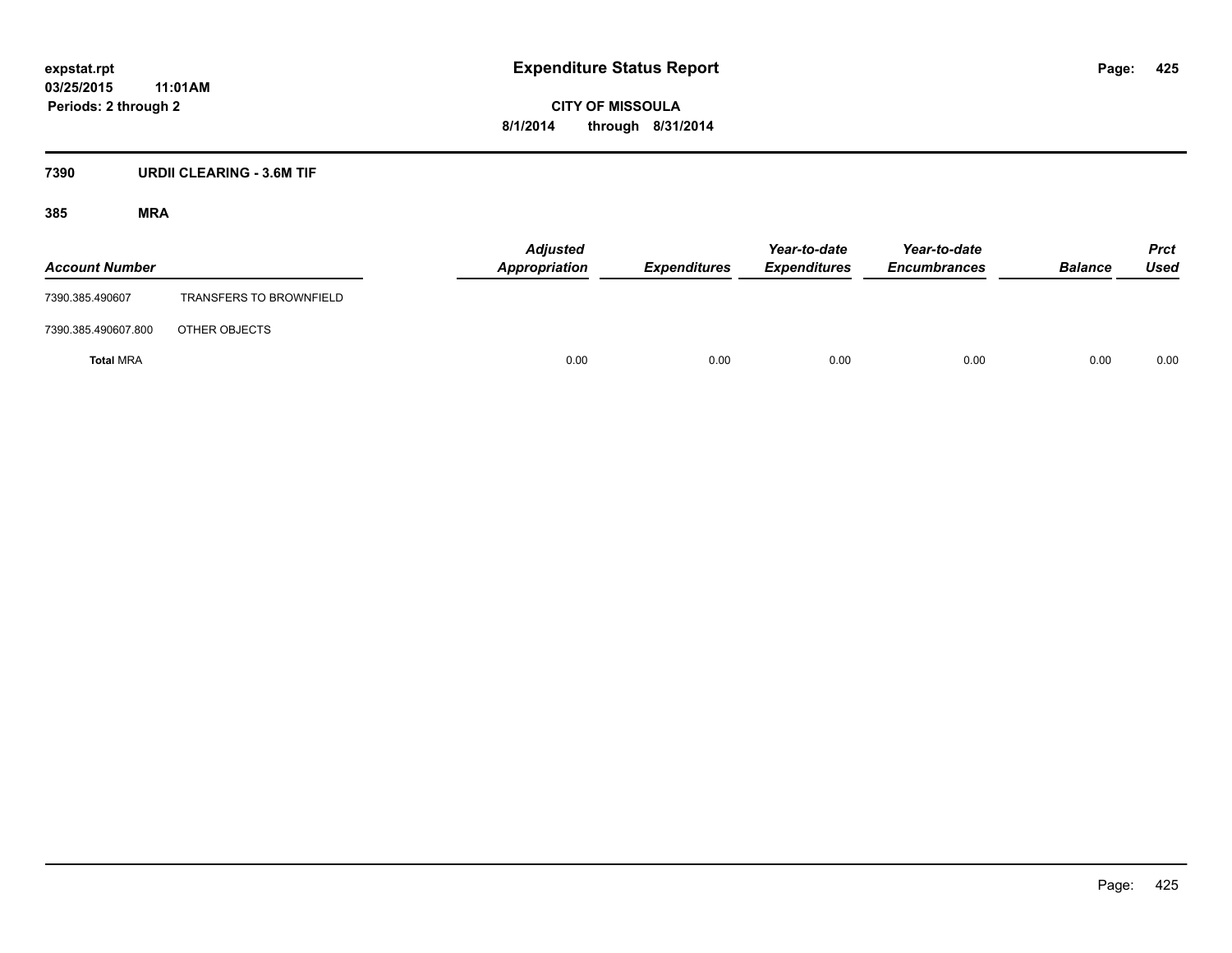# Expenditure Status Report

expstat.rpt
03/25/2015 11:01AM
Periods: 2 through 2

CITY OF MISSOULA
8/1/2014 through 8/31/2014

## 7390 URDII CLEARING - 3.6M TIF

### 385 MRA

| Account Number | | Adjusted Appropriation | Expenditures | Year-to-date Expenditures | Year-to-date Encumbrances | Balance | Prct Used |
|---|---|---|---|---|---|---|---|
| 7390.385.490607 | TRANSFERS TO BROWNFIELD | | | | | | |
| 7390.385.490607.800 | OTHER OBJECTS | | | | | | |
| **Total** MRA | | 0.00 | 0.00 | 0.00 | 0.00 | 0.00 | 0.00 |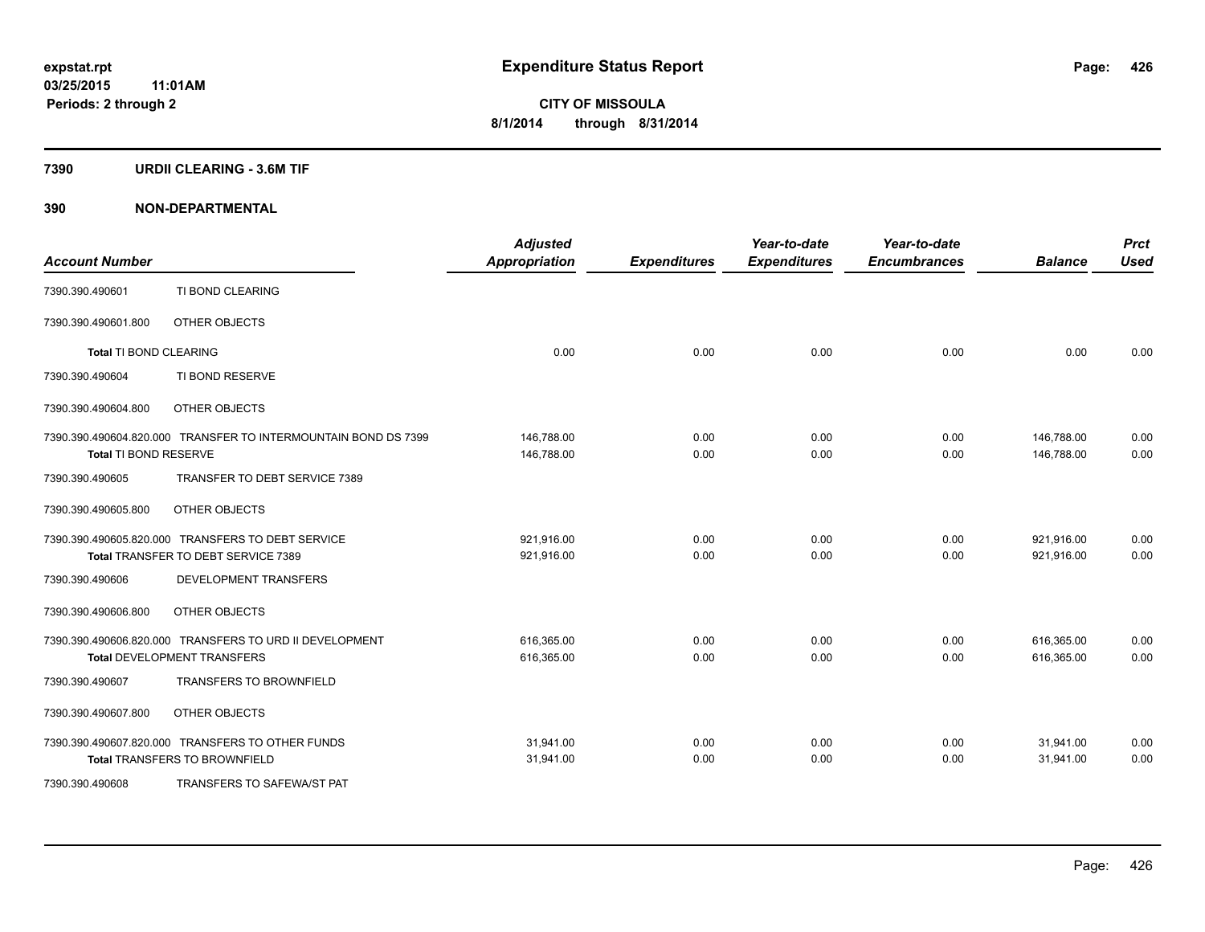**expstat.rpt**
**03/25/2015 11:01AM**
**Periods: 2 through 2**

# Expenditure Status Report

**CITY OF MISSOULA**
**8/1/2014 through 8/31/2014**

## 7390 URDII CLEARING - 3.6M TIF

## 390 NON-DEPARTMENTAL

| Account Number | | Adjusted Appropriation | Expenditures | Year-to-date Expenditures | Year-to-date Encumbrances | Balance | Prct Used |
|---|---|---|---|---|---|---|---|
| 7390.390.490601 | TI BOND CLEARING | | | | | | |
| 7390.390.490601.800 | OTHER OBJECTS | | | | | | |
| **Total** TI BOND CLEARING | | 0.00 | 0.00 | 0.00 | 0.00 | 0.00 | 0.00 |
| 7390.390.490604 | TI BOND RESERVE | | | | | | |
| 7390.390.490604.800 | OTHER OBJECTS | | | | | | |
| 7390.390.490604.820.000 | TRANSFER TO INTERMOUNTAIN BOND DS 7399 | 146,788.00 | 0.00 | 0.00 | 0.00 | 146,788.00 | 0.00 |
| **Total** TI BOND RESERVE | | 146,788.00 | 0.00 | 0.00 | 0.00 | 146,788.00 | 0.00 |
| 7390.390.490605 | TRANSFER TO DEBT SERVICE 7389 | | | | | | |
| 7390.390.490605.800 | OTHER OBJECTS | | | | | | |
| 7390.390.490605.820.000 | TRANSFERS TO DEBT SERVICE | 921,916.00 | 0.00 | 0.00 | 0.00 | 921,916.00 | 0.00 |
| **Total** TRANSFER TO DEBT SERVICE 7389 | | 921,916.00 | 0.00 | 0.00 | 0.00 | 921,916.00 | 0.00 |
| 7390.390.490606 | DEVELOPMENT TRANSFERS | | | | | | |
| 7390.390.490606.800 | OTHER OBJECTS | | | | | | |
| 7390.390.490606.820.000 | TRANSFERS TO URD II DEVELOPMENT | 616,365.00 | 0.00 | 0.00 | 0.00 | 616,365.00 | 0.00 |
| **Total** DEVELOPMENT TRANSFERS | | 616,365.00 | 0.00 | 0.00 | 0.00 | 616,365.00 | 0.00 |
| 7390.390.490607 | TRANSFERS TO BROWNFIELD | | | | | | |
| 7390.390.490607.800 | OTHER OBJECTS | | | | | | |
| 7390.390.490607.820.000 | TRANSFERS TO OTHER FUNDS | 31,941.00 | 0.00 | 0.00 | 0.00 | 31,941.00 | 0.00 |
| **Total** TRANSFERS TO BROWNFIELD | | 31,941.00 | 0.00 | 0.00 | 0.00 | 31,941.00 | 0.00 |
| 7390.390.490608 | TRANSFERS TO SAFEWA/ST PAT | | | | | | |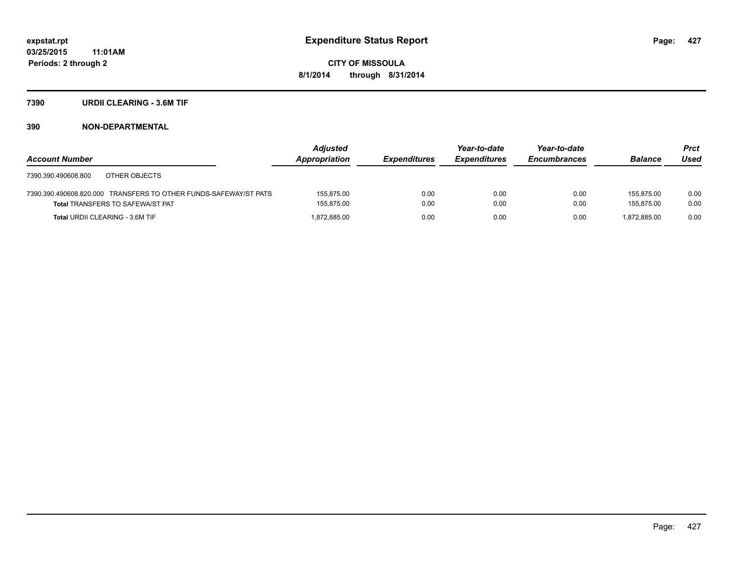**expstat.rpt**
**03/25/2015 11:01AM**
**Periods: 2 through 2**

# Expenditure Status Report

**CITY OF MISSOULA**
**8/1/2014 through 8/31/2014**

## 7390 URDII CLEARING - 3.6M TIF

## 390 NON-DEPARTMENTAL

| Account Number | Adjusted Appropriation | Expenditures | Year-to-date Expenditures | Year-to-date Encumbrances | Balance | Prct Used |
|---|---|---|---|---|---|---|
| 7390.390.490608.800 OTHER OBJECTS | | | | | | |
| 7390.390.490608.820.000 TRANSFERS TO OTHER FUNDS-SAFEWAY/ST PATS | 155,875.00 | 0.00 | 0.00 | 0.00 | 155,875.00 | 0.00 |
| **Total** TRANSFERS TO SAFEWA/ST PAT | 155,875.00 | 0.00 | 0.00 | 0.00 | 155,875.00 | 0.00 |
| **Total** URDII CLEARING - 3.6M TIF | 1,872,885.00 | 0.00 | 0.00 | 0.00 | 1,872,885.00 | 0.00 |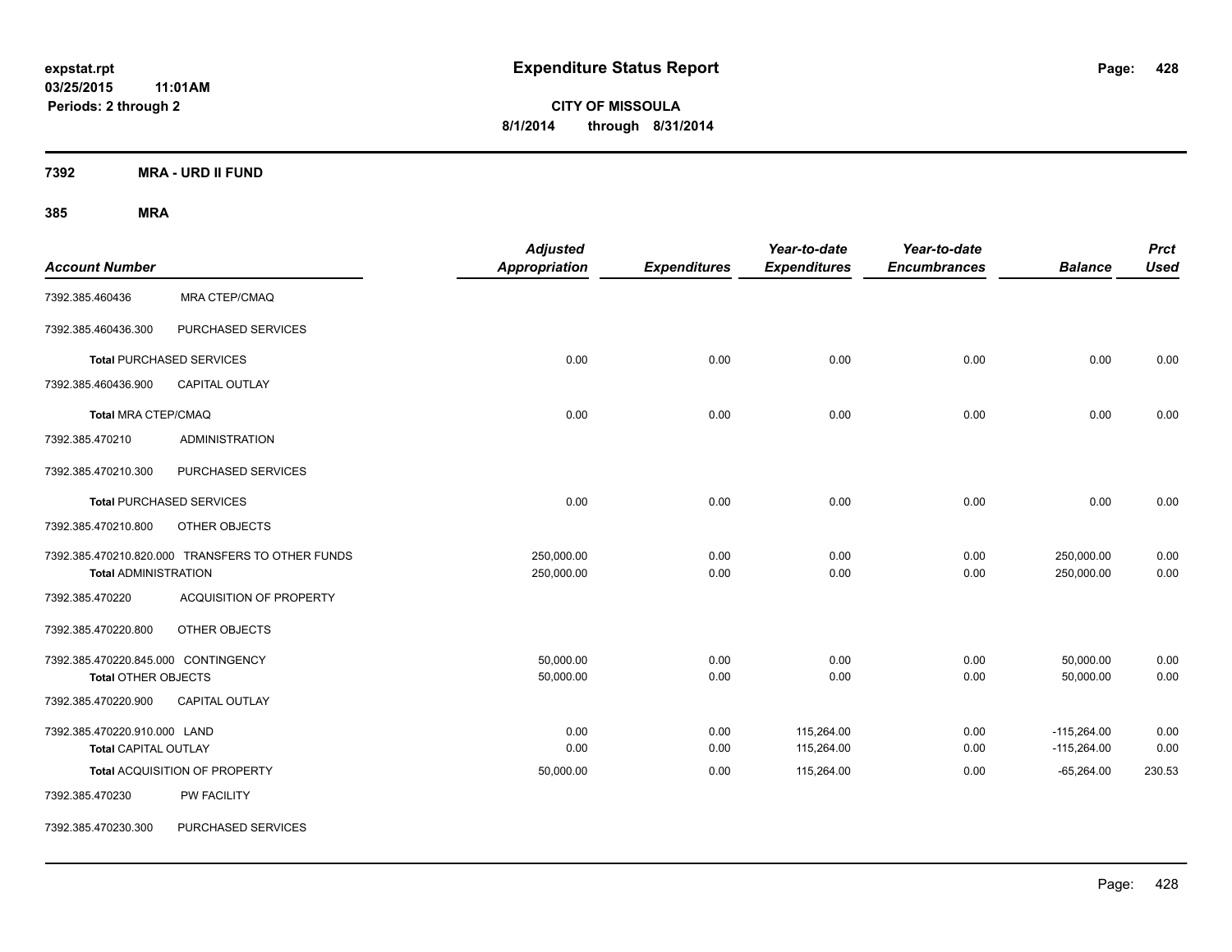# Expenditure Status Report

expstat.rpt
03/25/2015 11:01AM
Periods: 2 through 2

**CITY OF MISSOULA**
**8/1/2014 through 8/31/2014**

**7392 MRA - URD II FUND**

**385 MRA**

| Account Number | | Adjusted Appropriation | Expenditures | Year-to-date Expenditures | Year-to-date Encumbrances | Balance | Prct Used |
|---|---|---|---|---|---|---|---|
| 7392.385.460436 | MRA CTEP/CMAQ | | | | | | |
| 7392.385.460436.300 | PURCHASED SERVICES | | | | | | |
| **Total** PURCHASED SERVICES | | 0.00 | 0.00 | 0.00 | 0.00 | 0.00 | 0.00 |
| 7392.385.460436.900 | CAPITAL OUTLAY | | | | | | |
| **Total MRA CTEP/CMAQ** | | 0.00 | 0.00 | 0.00 | 0.00 | 0.00 | 0.00 |
| 7392.385.470210 | ADMINISTRATION | | | | | | |
| 7392.385.470210.300 | PURCHASED SERVICES | | | | | | |
| **Total** PURCHASED SERVICES | | 0.00 | 0.00 | 0.00 | 0.00 | 0.00 | 0.00 |
| 7392.385.470210.800 | OTHER OBJECTS | | | | | | |
| 7392.385.470210.820.000 | TRANSFERS TO OTHER FUNDS | 250,000.00 | 0.00 | 0.00 | 0.00 | 250,000.00 | 0.00 |
| **Total ADMINISTRATION** | | 250,000.00 | 0.00 | 0.00 | 0.00 | 250,000.00 | 0.00 |
| 7392.385.470220 | ACQUISITION OF PROPERTY | | | | | | |
| 7392.385.470220.800 | OTHER OBJECTS | | | | | | |
| 7392.385.470220.845.000 | CONTINGENCY | 50,000.00 | 0.00 | 0.00 | 0.00 | 50,000.00 | 0.00 |
| **Total** OTHER OBJECTS | | 50,000.00 | 0.00 | 0.00 | 0.00 | 50,000.00 | 0.00 |
| 7392.385.470220.900 | CAPITAL OUTLAY | | | | | | |
| 7392.385.470220.910.000 | LAND | 0.00 | 0.00 | 115,264.00 | 0.00 | -115,264.00 | 0.00 |
| **Total** CAPITAL OUTLAY | | 0.00 | 0.00 | 115,264.00 | 0.00 | -115,264.00 | 0.00 |
| **Total** ACQUISITION OF PROPERTY | | 50,000.00 | 0.00 | 115,264.00 | 0.00 | -65,264.00 | 230.53 |
| 7392.385.470230 | PW FACILITY | | | | | | |
| 7392.385.470230.300 | PURCHASED SERVICES | | | | | | |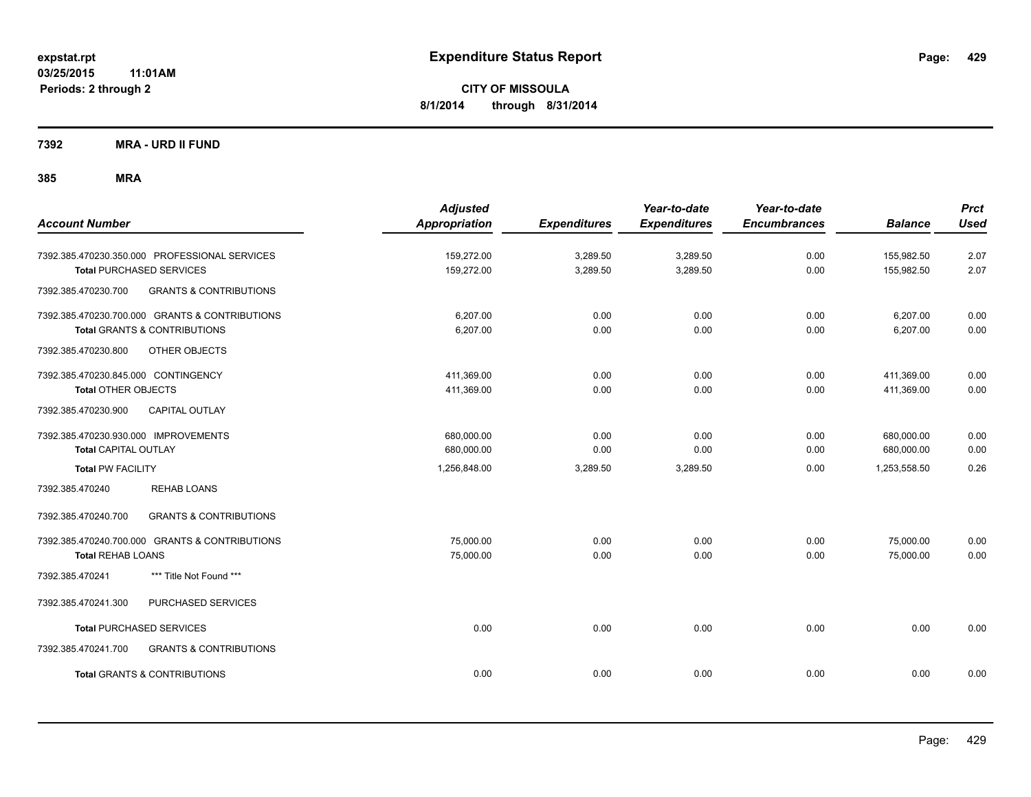**expstat.rpt**
**03/25/2015 11:01AM**
**Periods: 2 through 2**

# Expenditure Status Report

**CITY OF MISSOULA**
**8/1/2014 through 8/31/2014**

**7392 MRA - URD II FUND**

**385 MRA**

| Account Number | Adjusted Appropriation | Expenditures | Year-to-date Expenditures | Year-to-date Encumbrances | Balance | Prct Used |
|---|---|---|---|---|---|---|
| 7392.385.470230.350.000 PROFESSIONAL SERVICES | 159,272.00 | 3,289.50 | 3,289.50 | 0.00 | 155,982.50 | 2.07 |
| **Total** PURCHASED SERVICES | 159,272.00 | 3,289.50 | 3,289.50 | 0.00 | 155,982.50 | 2.07 |
| 7392.385.470230.700 GRANTS & CONTRIBUTIONS | | | | | | |
| 7392.385.470230.700.000 GRANTS & CONTRIBUTIONS | 6,207.00 | 0.00 | 0.00 | 0.00 | 6,207.00 | 0.00 |
| **Total** GRANTS & CONTRIBUTIONS | 6,207.00 | 0.00 | 0.00 | 0.00 | 6,207.00 | 0.00 |
| 7392.385.470230.800 OTHER OBJECTS | | | | | | |
| 7392.385.470230.845.000 CONTINGENCY | 411,369.00 | 0.00 | 0.00 | 0.00 | 411,369.00 | 0.00 |
| **Total** OTHER OBJECTS | 411,369.00 | 0.00 | 0.00 | 0.00 | 411,369.00 | 0.00 |
| 7392.385.470230.900 CAPITAL OUTLAY | | | | | | |
| 7392.385.470230.930.000 IMPROVEMENTS | 680,000.00 | 0.00 | 0.00 | 0.00 | 680,000.00 | 0.00 |
| **Total** CAPITAL OUTLAY | 680,000.00 | 0.00 | 0.00 | 0.00 | 680,000.00 | 0.00 |
| **Total** PW FACILITY | 1,256,848.00 | 3,289.50 | 3,289.50 | 0.00 | 1,253,558.50 | 0.26 |
| 7392.385.470240 REHAB LOANS | | | | | | |
| 7392.385.470240.700 GRANTS & CONTRIBUTIONS | | | | | | |
| 7392.385.470240.700.000 GRANTS & CONTRIBUTIONS | 75,000.00 | 0.00 | 0.00 | 0.00 | 75,000.00 | 0.00 |
| **Total** REHAB LOANS | 75,000.00 | 0.00 | 0.00 | 0.00 | 75,000.00 | 0.00 |
| 7392.385.470241 *** Title Not Found *** | | | | | | |
| 7392.385.470241.300 PURCHASED SERVICES | | | | | | |
| **Total** PURCHASED SERVICES | 0.00 | 0.00 | 0.00 | 0.00 | 0.00 | 0.00 |
| 7392.385.470241.700 GRANTS & CONTRIBUTIONS | | | | | | |
| **Total** GRANTS & CONTRIBUTIONS | 0.00 | 0.00 | 0.00 | 0.00 | 0.00 | 0.00 |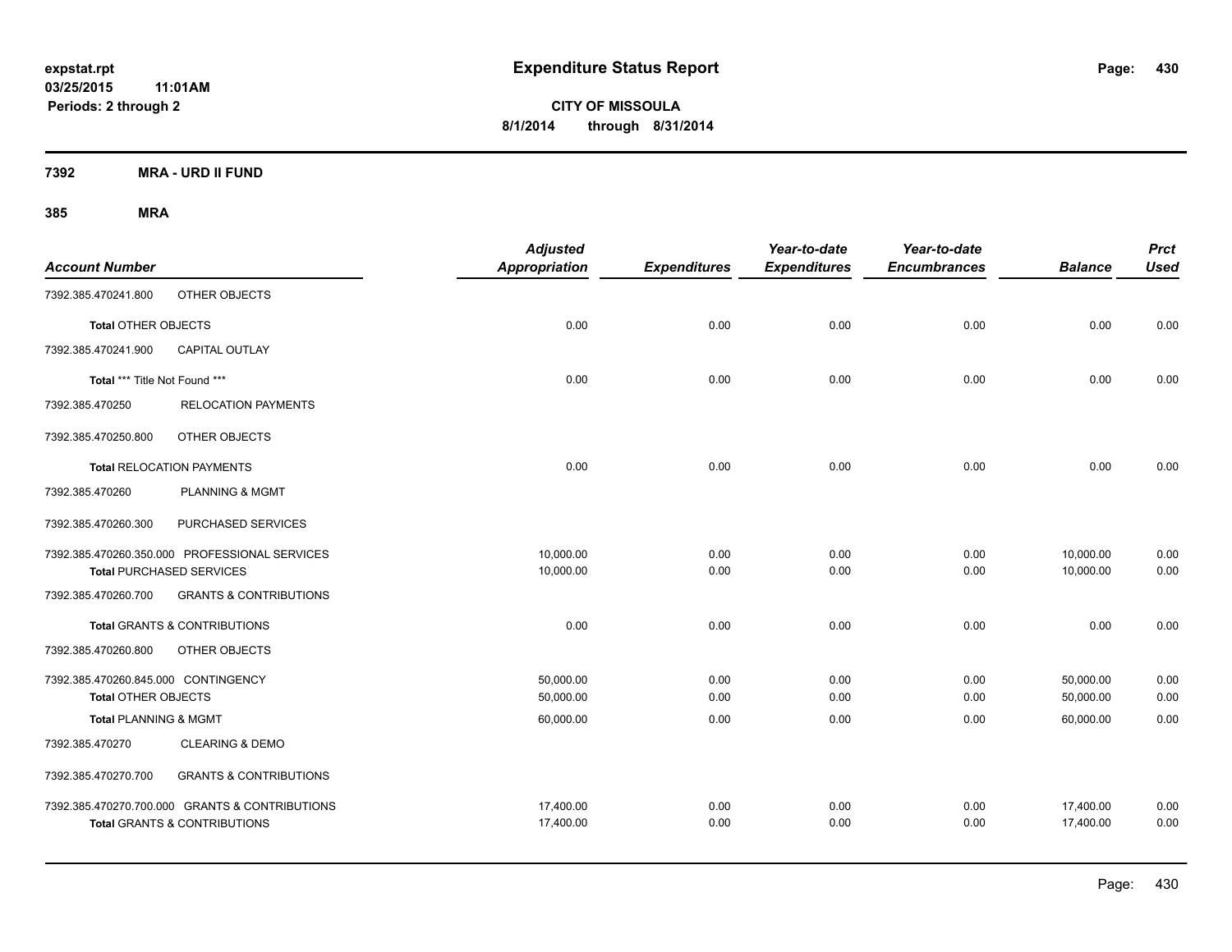**expstat.rpt**
**03/25/2015 11:01AM**
**Periods: 2 through 2**

# Expenditure Status Report

**CITY OF MISSOULA**
**8/1/2014 through 8/31/2014**

## 7392 MRA - URD II FUND

## 385 MRA

| Account Number | | Adjusted Appropriation | Expenditures | Year-to-date Expenditures | Year-to-date Encumbrances | Balance | Prct Used |
|---|---|---|---|---|---|---|---|
| 7392.385.470241.800 | OTHER OBJECTS | | | | | | |
| **Total** OTHER OBJECTS | | 0.00 | 0.00 | 0.00 | 0.00 | 0.00 | 0.00 |
| 7392.385.470241.900 | CAPITAL OUTLAY | | | | | | |
| **Total** *** Title Not Found *** | | 0.00 | 0.00 | 0.00 | 0.00 | 0.00 | 0.00 |
| 7392.385.470250 | RELOCATION PAYMENTS | | | | | | |
| 7392.385.470250.800 | OTHER OBJECTS | | | | | | |
| **Total** RELOCATION PAYMENTS | | 0.00 | 0.00 | 0.00 | 0.00 | 0.00 | 0.00 |
| 7392.385.470260 | PLANNING & MGMT | | | | | | |
| 7392.385.470260.300 | PURCHASED SERVICES | | | | | | |
| 7392.385.470260.350.000 | PROFESSIONAL SERVICES | 10,000.00 | 0.00 | 0.00 | 0.00 | 10,000.00 | 0.00 |
| **Total** PURCHASED SERVICES | | 10,000.00 | 0.00 | 0.00 | 0.00 | 10,000.00 | 0.00 |
| 7392.385.470260.700 | GRANTS & CONTRIBUTIONS | | | | | | |
| **Total** GRANTS & CONTRIBUTIONS | | 0.00 | 0.00 | 0.00 | 0.00 | 0.00 | 0.00 |
| 7392.385.470260.800 | OTHER OBJECTS | | | | | | |
| 7392.385.470260.845.000 | CONTINGENCY | 50,000.00 | 0.00 | 0.00 | 0.00 | 50,000.00 | 0.00 |
| **Total** OTHER OBJECTS | | 50,000.00 | 0.00 | 0.00 | 0.00 | 50,000.00 | 0.00 |
| **Total** PLANNING & MGMT | | 60,000.00 | 0.00 | 0.00 | 0.00 | 60,000.00 | 0.00 |
| 7392.385.470270 | CLEARING & DEMO | | | | | | |
| 7392.385.470270.700 | GRANTS & CONTRIBUTIONS | | | | | | |
| 7392.385.470270.700.000 | GRANTS & CONTRIBUTIONS | 17,400.00 | 0.00 | 0.00 | 0.00 | 17,400.00 | 0.00 |
| **Total** GRANTS & CONTRIBUTIONS | | 17,400.00 | 0.00 | 0.00 | 0.00 | 17,400.00 | 0.00 |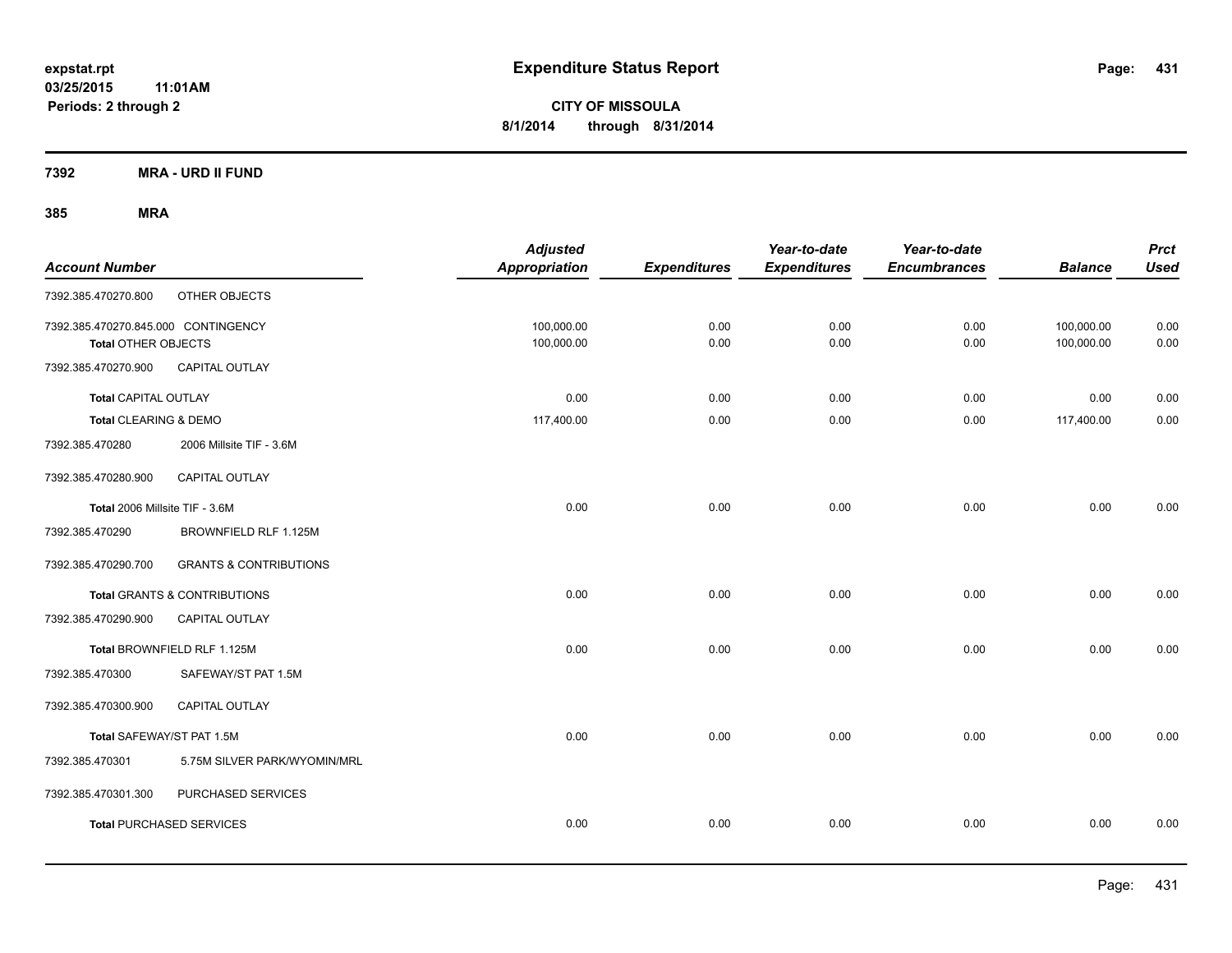**expstat.rpt**
**03/25/2015 11:01AM**
**Periods: 2 through 2**

# Expenditure Status Report

**CITY OF MISSOULA**
**8/1/2014 through 8/31/2014**

## 7392 MRA - URD II FUND

### 385 MRA

| Account Number | | Adjusted Appropriation | Expenditures | Year-to-date Expenditures | Year-to-date Encumbrances | Balance | Prct Used |
|---|---|---|---|---|---|---|---|
| 7392.385.470270.800 | OTHER OBJECTS | | | | | | |
| 7392.385.470270.845.000 | CONTINGENCY | 100,000.00 | 0.00 | 0.00 | 0.00 | 100,000.00 | 0.00 |
| **Total** OTHER OBJECTS | | 100,000.00 | 0.00 | 0.00 | 0.00 | 100,000.00 | 0.00 |
| 7392.385.470270.900 | CAPITAL OUTLAY | | | | | | |
| **Total** CAPITAL OUTLAY | | 0.00 | 0.00 | 0.00 | 0.00 | 0.00 | 0.00 |
| **Total** CLEARING & DEMO | | 117,400.00 | 0.00 | 0.00 | 0.00 | 117,400.00 | 0.00 |
| 7392.385.470280 | 2006 Millsite TIF - 3.6M | | | | | | |
| 7392.385.470280.900 | CAPITAL OUTLAY | | | | | | |
| **Total** 2006 Millsite TIF - 3.6M | | 0.00 | 0.00 | 0.00 | 0.00 | 0.00 | 0.00 |
| 7392.385.470290 | BROWNFIELD RLF 1.125M | | | | | | |
| 7392.385.470290.700 | GRANTS & CONTRIBUTIONS | | | | | | |
| **Total** GRANTS & CONTRIBUTIONS | | 0.00 | 0.00 | 0.00 | 0.00 | 0.00 | 0.00 |
| 7392.385.470290.900 | CAPITAL OUTLAY | | | | | | |
| **Total** BROWNFIELD RLF 1.125M | | 0.00 | 0.00 | 0.00 | 0.00 | 0.00 | 0.00 |
| 7392.385.470300 | SAFEWAY/ST PAT 1.5M | | | | | | |
| 7392.385.470300.900 | CAPITAL OUTLAY | | | | | | |
| **Total** SAFEWAY/ST PAT 1.5M | | 0.00 | 0.00 | 0.00 | 0.00 | 0.00 | 0.00 |
| 7392.385.470301 | 5.75M SILVER PARK/WYOMIN/MRL | | | | | | |
| 7392.385.470301.300 | PURCHASED SERVICES | | | | | | |
| **Total** PURCHASED SERVICES | | 0.00 | 0.00 | 0.00 | 0.00 | 0.00 | 0.00 |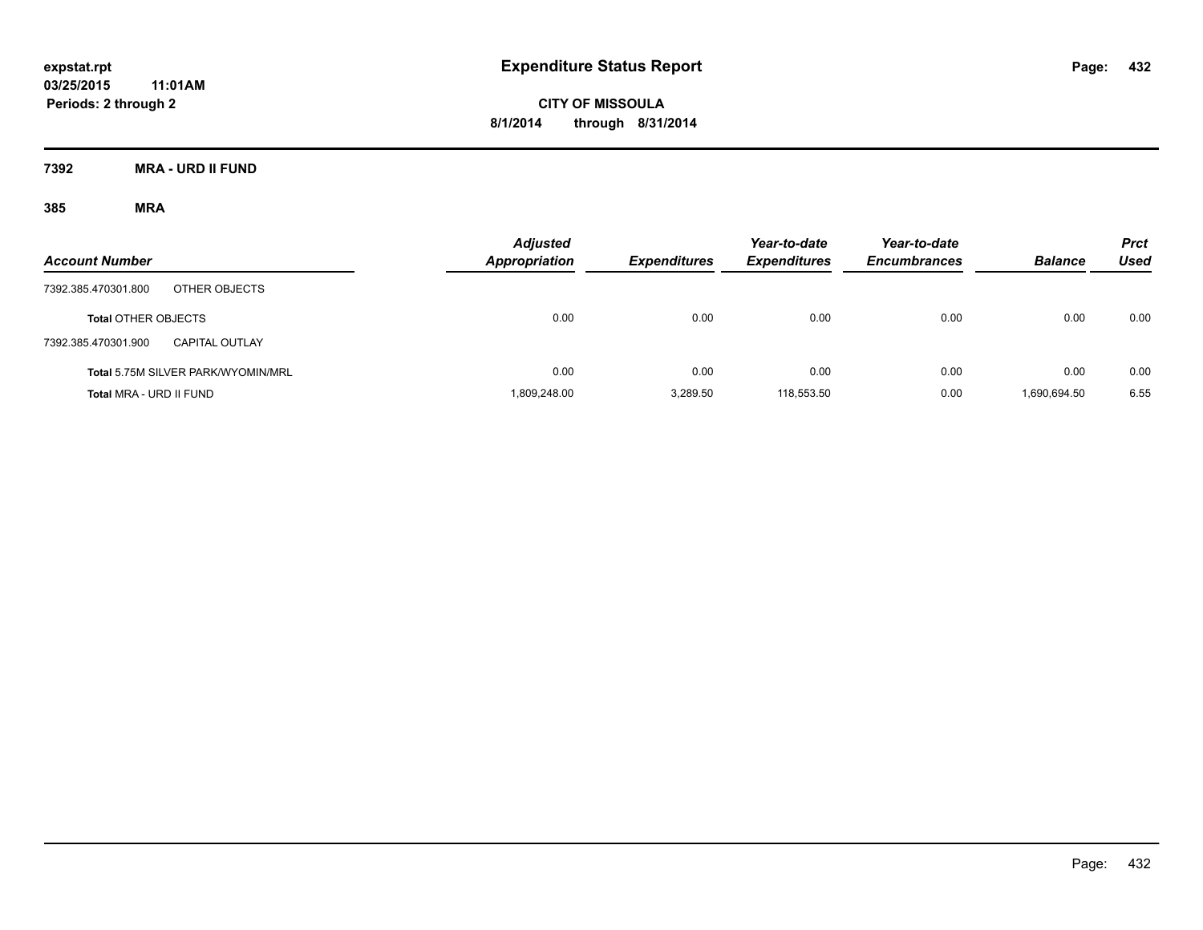# Expenditure Status Report

expstat.rpt
03/25/2015 11:01AM
Periods: 2 through 2

**CITY OF MISSOULA**
**8/1/2014 through 8/31/2014**

## 7392 MRA - URD II FUND

### 385 MRA

| Account Number | | Adjusted Appropriation | Expenditures | Year-to-date Expenditures | Year-to-date Encumbrances | Balance | Prct Used |
|---|---|---|---|---|---|---|---|
| 7392.385.470301.800 | OTHER OBJECTS | | | | | | |
| **Total OTHER OBJECTS** | | 0.00 | 0.00 | 0.00 | 0.00 | 0.00 | 0.00 |
| 7392.385.470301.900 | CAPITAL OUTLAY | | | | | | |
| **Total 5.75M SILVER PARK/WYOMIN/MRL** | | 0.00 | 0.00 | 0.00 | 0.00 | 0.00 | 0.00 |
| **Total MRA - URD II FUND** | | 1,809,248.00 | 3,289.50 | 118,553.50 | 0.00 | 1,690,694.50 | 6.55 |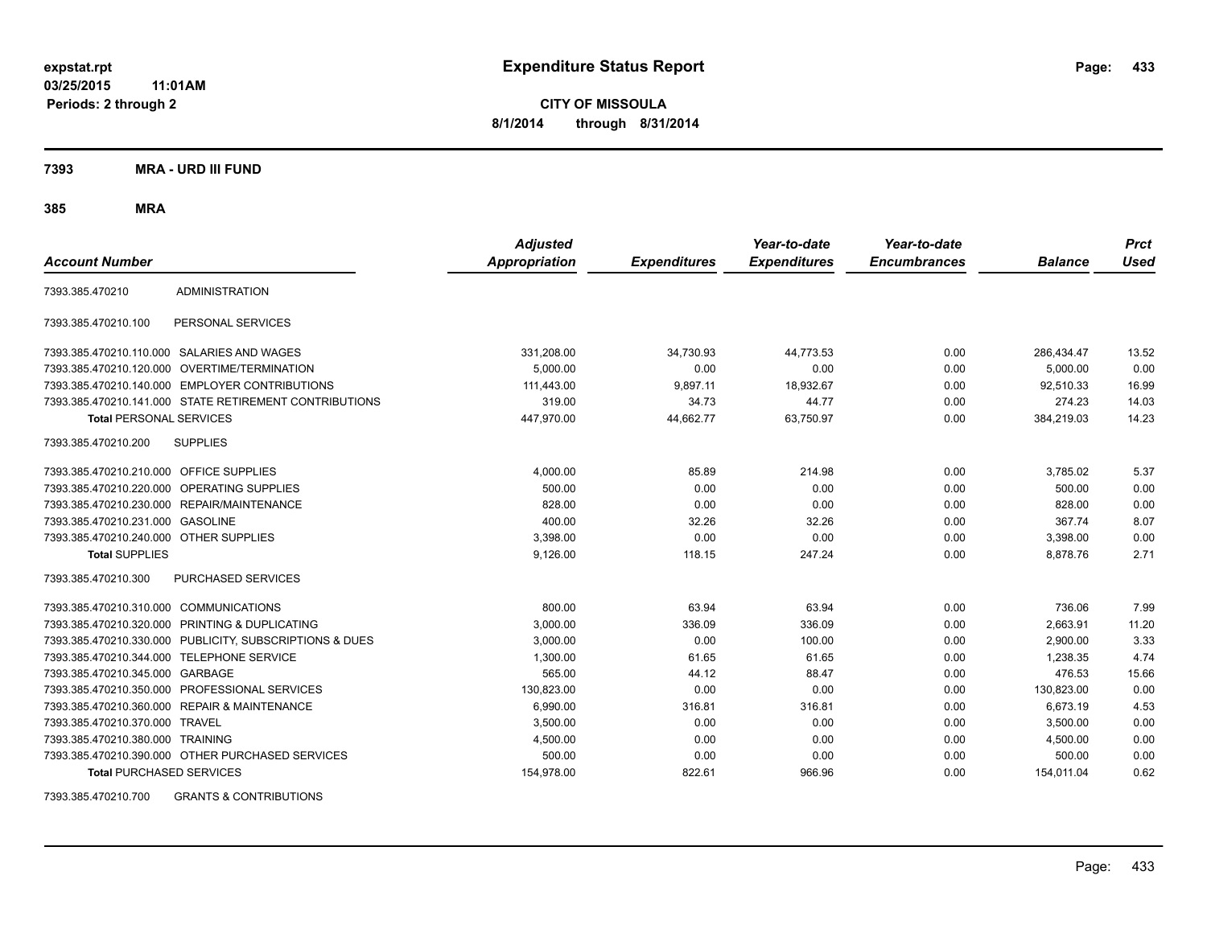# Expenditure Status Report

expstat.rpt
03/25/2015 11:01AM
Periods: 2 through 2

**CITY OF MISSOULA**
**8/1/2014 through 8/31/2014**

## 7393 MRA - URD III FUND

### 385 MRA

| Account Number | | Adjusted Appropriation | Expenditures | Year-to-date Expenditures | Year-to-date Encumbrances | Balance | Prct Used |
|---|---|---|---|---|---|---|---|
| 7393.385.470210 | ADMINISTRATION | | | | | | |
| 7393.385.470210.100 | PERSONAL SERVICES | | | | | | |
| 7393.385.470210.110.000 | SALARIES AND WAGES | 331,208.00 | 34,730.93 | 44,773.53 | 0.00 | 286,434.47 | 13.52 |
| 7393.385.470210.120.000 | OVERTIME/TERMINATION | 5,000.00 | 0.00 | 0.00 | 0.00 | 5,000.00 | 0.00 |
| 7393.385.470210.140.000 | EMPLOYER CONTRIBUTIONS | 111,443.00 | 9,897.11 | 18,932.67 | 0.00 | 92,510.33 | 16.99 |
| 7393.385.470210.141.000 | STATE RETIREMENT CONTRIBUTIONS | 319.00 | 34.73 | 44.77 | 0.00 | 274.23 | 14.03 |
| **Total** PERSONAL SERVICES | | 447,970.00 | 44,662.77 | 63,750.97 | 0.00 | 384,219.03 | 14.23 |
| 7393.385.470210.200 | SUPPLIES | | | | | | |
| 7393.385.470210.210.000 | OFFICE SUPPLIES | 4,000.00 | 85.89 | 214.98 | 0.00 | 3,785.02 | 5.37 |
| 7393.385.470210.220.000 | OPERATING SUPPLIES | 500.00 | 0.00 | 0.00 | 0.00 | 500.00 | 0.00 |
| 7393.385.470210.230.000 | REPAIR/MAINTENANCE | 828.00 | 0.00 | 0.00 | 0.00 | 828.00 | 0.00 |
| 7393.385.470210.231.000 | GASOLINE | 400.00 | 32.26 | 32.26 | 0.00 | 367.74 | 8.07 |
| 7393.385.470210.240.000 | OTHER SUPPLIES | 3,398.00 | 0.00 | 0.00 | 0.00 | 3,398.00 | 0.00 |
| **Total** SUPPLIES | | 9,126.00 | 118.15 | 247.24 | 0.00 | 8,878.76 | 2.71 |
| 7393.385.470210.300 | PURCHASED SERVICES | | | | | | |
| 7393.385.470210.310.000 | COMMUNICATIONS | 800.00 | 63.94 | 63.94 | 0.00 | 736.06 | 7.99 |
| 7393.385.470210.320.000 | PRINTING & DUPLICATING | 3,000.00 | 336.09 | 336.09 | 0.00 | 2,663.91 | 11.20 |
| 7393.385.470210.330.000 | PUBLICITY, SUBSCRIPTIONS & DUES | 3,000.00 | 0.00 | 100.00 | 0.00 | 2,900.00 | 3.33 |
| 7393.385.470210.344.000 | TELEPHONE SERVICE | 1,300.00 | 61.65 | 61.65 | 0.00 | 1,238.35 | 4.74 |
| 7393.385.470210.345.000 | GARBAGE | 565.00 | 44.12 | 88.47 | 0.00 | 476.53 | 15.66 |
| 7393.385.470210.350.000 | PROFESSIONAL SERVICES | 130,823.00 | 0.00 | 0.00 | 0.00 | 130,823.00 | 0.00 |
| 7393.385.470210.360.000 | REPAIR & MAINTENANCE | 6,990.00 | 316.81 | 316.81 | 0.00 | 6,673.19 | 4.53 |
| 7393.385.470210.370.000 | TRAVEL | 3,500.00 | 0.00 | 0.00 | 0.00 | 3,500.00 | 0.00 |
| 7393.385.470210.380.000 | TRAINING | 4,500.00 | 0.00 | 0.00 | 0.00 | 4,500.00 | 0.00 |
| 7393.385.470210.390.000 | OTHER PURCHASED SERVICES | 500.00 | 0.00 | 0.00 | 0.00 | 500.00 | 0.00 |
| **Total** PURCHASED SERVICES | | 154,978.00 | 822.61 | 966.96 | 0.00 | 154,011.04 | 0.62 |
| 7393.385.470210.700 | GRANTS & CONTRIBUTIONS | | | | | | |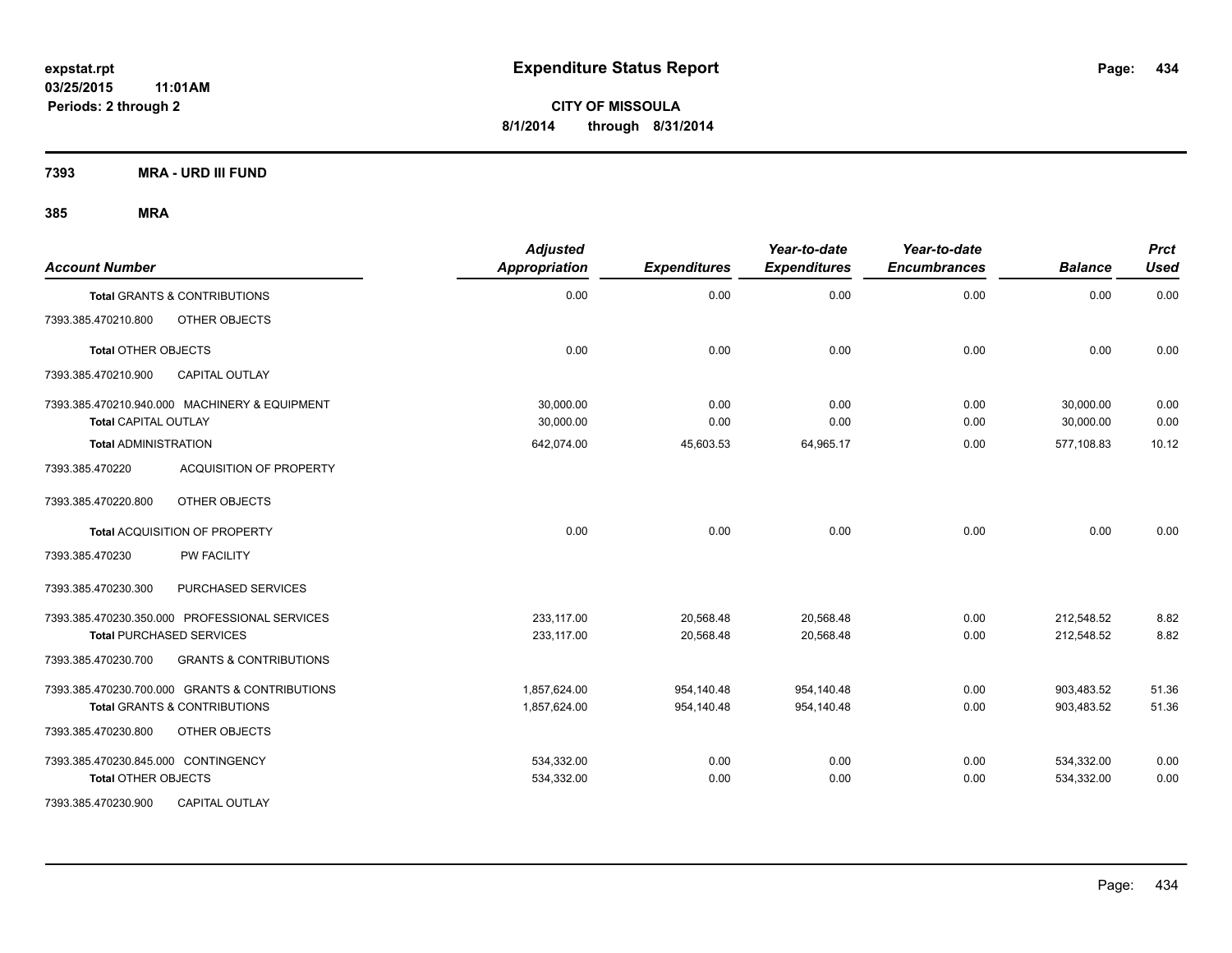# Expenditure Status Report

**CITY OF MISSOULA**

**8/1/2014 through 8/31/2014**

expstat.rpt
03/25/2015 11:01AM
Periods: 2 through 2

**7393 MRA - URD III FUND**

**385 MRA**

| Account Number | | Adjusted Appropriation | Expenditures | Year-to-date Expenditures | Year-to-date Encumbrances | Balance | Prct Used |
|---|---|---|---|---|---|---|---|
| **Total** GRANTS & CONTRIBUTIONS | | 0.00 | 0.00 | 0.00 | 0.00 | 0.00 | 0.00 |
| 7393.385.470210.800 | OTHER OBJECTS | | | | | | |
| **Total** OTHER OBJECTS | | 0.00 | 0.00 | 0.00 | 0.00 | 0.00 | 0.00 |
| 7393.385.470210.900 | CAPITAL OUTLAY | | | | | | |
| 7393.385.470210.940.000 | MACHINERY & EQUIPMENT | 30,000.00 | 0.00 | 0.00 | 0.00 | 30,000.00 | 0.00 |
| **Total** CAPITAL OUTLAY | | 30,000.00 | 0.00 | 0.00 | 0.00 | 30,000.00 | 0.00 |
| **Total** ADMINISTRATION | | 642,074.00 | 45,603.53 | 64,965.17 | 0.00 | 577,108.83 | 10.12 |
| 7393.385.470220 | ACQUISITION OF PROPERTY | | | | | | |
| 7393.385.470220.800 | OTHER OBJECTS | | | | | | |
| **Total** ACQUISITION OF PROPERTY | | 0.00 | 0.00 | 0.00 | 0.00 | 0.00 | 0.00 |
| 7393.385.470230 | PW FACILITY | | | | | | |
| 7393.385.470230.300 | PURCHASED SERVICES | | | | | | |
| 7393.385.470230.350.000 | PROFESSIONAL SERVICES | 233,117.00 | 20,568.48 | 20,568.48 | 0.00 | 212,548.52 | 8.82 |
| **Total** PURCHASED SERVICES | | 233,117.00 | 20,568.48 | 20,568.48 | 0.00 | 212,548.52 | 8.82 |
| 7393.385.470230.700 | GRANTS & CONTRIBUTIONS | | | | | | |
| 7393.385.470230.700.000 | GRANTS & CONTRIBUTIONS | 1,857,624.00 | 954,140.48 | 954,140.48 | 0.00 | 903,483.52 | 51.36 |
| **Total** GRANTS & CONTRIBUTIONS | | 1,857,624.00 | 954,140.48 | 954,140.48 | 0.00 | 903,483.52 | 51.36 |
| 7393.385.470230.800 | OTHER OBJECTS | | | | | | |
| 7393.385.470230.845.000 | CONTINGENCY | 534,332.00 | 0.00 | 0.00 | 0.00 | 534,332.00 | 0.00 |
| **Total** OTHER OBJECTS | | 534,332.00 | 0.00 | 0.00 | 0.00 | 534,332.00 | 0.00 |
| 7393.385.470230.900 | CAPITAL OUTLAY | | | | | | |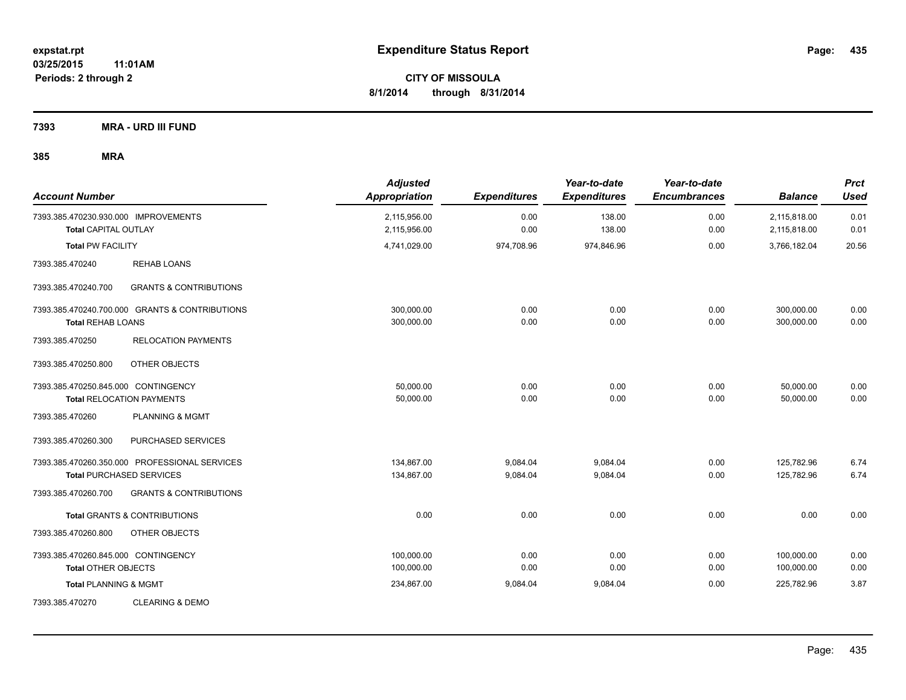**expstat.rpt**
**03/25/2015 11:01AM**
**Periods: 2 through 2**

# Expenditure Status Report

**CITY OF MISSOULA**
**8/1/2014 through 8/31/2014**

## 7393 MRA - URD III FUND

### 385 MRA

| Account Number | | Adjusted Appropriation | Expenditures | Year-to-date Expenditures | Year-to-date Encumbrances | Balance | Prct Used |
|---|---|---|---|---|---|---|---|
| 7393.385.470230.930.000 | IMPROVEMENTS | 2,115,956.00 | 0.00 | 138.00 | 0.00 | 2,115,818.00 | 0.01 |
| **Total** CAPITAL OUTLAY | | 2,115,956.00 | 0.00 | 138.00 | 0.00 | 2,115,818.00 | 0.01 |
| **Total** PW FACILITY | | 4,741,029.00 | 974,708.96 | 974,846.96 | 0.00 | 3,766,182.04 | 20.56 |
| 7393.385.470240 | REHAB LOANS | | | | | | |
| 7393.385.470240.700 | GRANTS & CONTRIBUTIONS | | | | | | |
| 7393.385.470240.700.000 | GRANTS & CONTRIBUTIONS | 300,000.00 | 0.00 | 0.00 | 0.00 | 300,000.00 | 0.00 |
| **Total** REHAB LOANS | | 300,000.00 | 0.00 | 0.00 | 0.00 | 300,000.00 | 0.00 |
| 7393.385.470250 | RELOCATION PAYMENTS | | | | | | |
| 7393.385.470250.800 | OTHER OBJECTS | | | | | | |
| 7393.385.470250.845.000 | CONTINGENCY | 50,000.00 | 0.00 | 0.00 | 0.00 | 50,000.00 | 0.00 |
| **Total** RELOCATION PAYMENTS | | 50,000.00 | 0.00 | 0.00 | 0.00 | 50,000.00 | 0.00 |
| 7393.385.470260 | PLANNING & MGMT | | | | | | |
| 7393.385.470260.300 | PURCHASED SERVICES | | | | | | |
| 7393.385.470260.350.000 | PROFESSIONAL SERVICES | 134,867.00 | 9,084.04 | 9,084.04 | 0.00 | 125,782.96 | 6.74 |
| **Total** PURCHASED SERVICES | | 134,867.00 | 9,084.04 | 9,084.04 | 0.00 | 125,782.96 | 6.74 |
| 7393.385.470260.700 | GRANTS & CONTRIBUTIONS | | | | | | |
| **Total** GRANTS & CONTRIBUTIONS | | 0.00 | 0.00 | 0.00 | 0.00 | 0.00 | 0.00 |
| 7393.385.470260.800 | OTHER OBJECTS | | | | | | |
| 7393.385.470260.845.000 | CONTINGENCY | 100,000.00 | 0.00 | 0.00 | 0.00 | 100,000.00 | 0.00 |
| **Total** OTHER OBJECTS | | 100,000.00 | 0.00 | 0.00 | 0.00 | 100,000.00 | 0.00 |
| **Total** PLANNING & MGMT | | 234,867.00 | 9,084.04 | 9,084.04 | 0.00 | 225,782.96 | 3.87 |
| 7393.385.470270 | CLEARING & DEMO | | | | | | |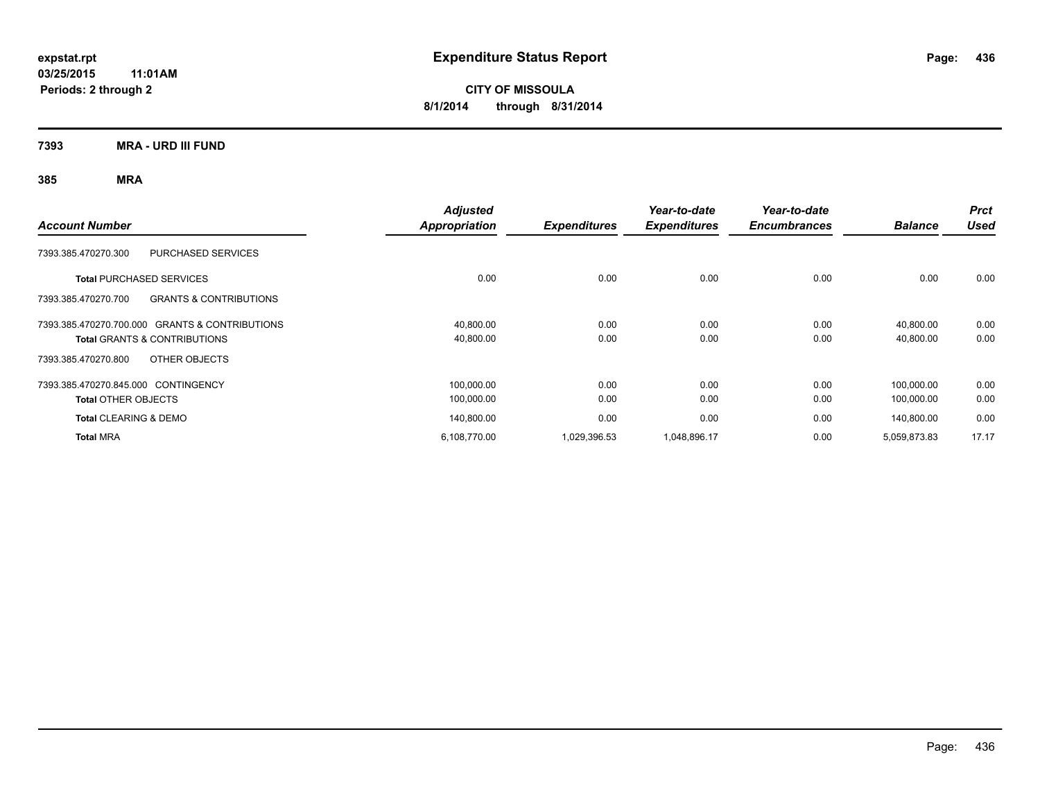**expstat.rpt**
**03/25/2015 11:01AM**
**Periods: 2 through 2**

# Expenditure Status Report

**CITY OF MISSOULA**
**8/1/2014 through 8/31/2014**

## 7393 MRA - URD III FUND

### 385 MRA

| Account Number | Adjusted Appropriation | Expenditures | Year-to-date Expenditures | Year-to-date Encumbrances | Balance | Prct Used |
|---|---|---|---|---|---|---|
| 7393.385.470270.300 PURCHASED SERVICES | | | | | | |
| **Total** PURCHASED SERVICES | 0.00 | 0.00 | 0.00 | 0.00 | 0.00 | 0.00 |
| 7393.385.470270.700 GRANTS & CONTRIBUTIONS | | | | | | |
| 7393.385.470270.700.000 GRANTS & CONTRIBUTIONS | 40,800.00 | 0.00 | 0.00 | 0.00 | 40,800.00 | 0.00 |
| **Total** GRANTS & CONTRIBUTIONS | 40,800.00 | 0.00 | 0.00 | 0.00 | 40,800.00 | 0.00 |
| 7393.385.470270.800 OTHER OBJECTS | | | | | | |
| 7393.385.470270.845.000 CONTINGENCY | 100,000.00 | 0.00 | 0.00 | 0.00 | 100,000.00 | 0.00 |
| **Total** OTHER OBJECTS | 100,000.00 | 0.00 | 0.00 | 0.00 | 100,000.00 | 0.00 |
| **Total** CLEARING & DEMO | 140,800.00 | 0.00 | 0.00 | 0.00 | 140,800.00 | 0.00 |
| **Total** MRA | 6,108,770.00 | 1,029,396.53 | 1,048,896.17 | 0.00 | 5,059,873.83 | 17.17 |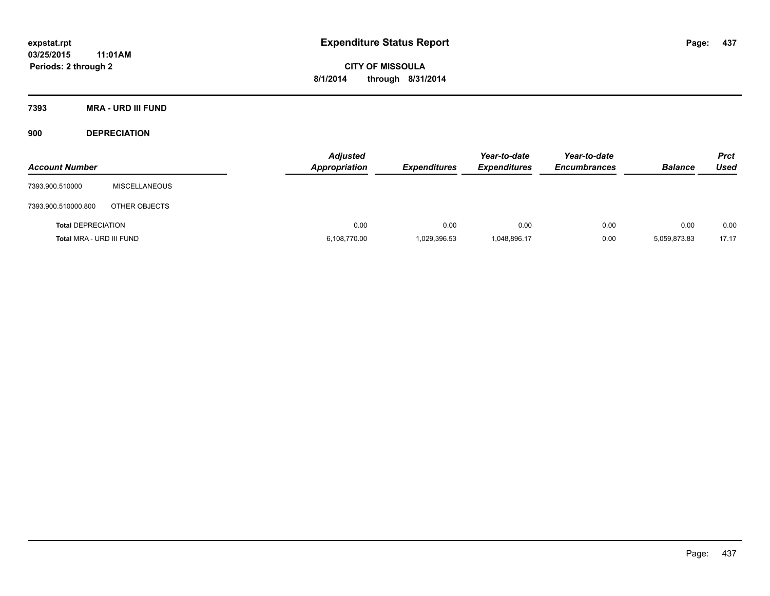**expstat.rpt**
**03/25/2015 11:01AM**
**Periods: 2 through 2**

# Expenditure Status Report

**CITY OF MISSOULA**
**8/1/2014 through 8/31/2014**

## 7393 MRA - URD III FUND

### 900 DEPRECIATION

| Account Number | | Adjusted Appropriation | Expenditures | Year-to-date Expenditures | Year-to-date Encumbrances | Balance | Prct Used |
|---|---|---|---|---|---|---|---|
| 7393.900.510000 | MISCELLANEOUS | | | | | | |
| 7393.900.510000.800 | OTHER OBJECTS | | | | | | |
| **Total** DEPRECIATION | | 0.00 | 0.00 | 0.00 | 0.00 | 0.00 | 0.00 |
| **Total** MRA - URD III FUND | | 6,108,770.00 | 1,029,396.53 | 1,048,896.17 | 0.00 | 5,059,873.83 | 17.17 |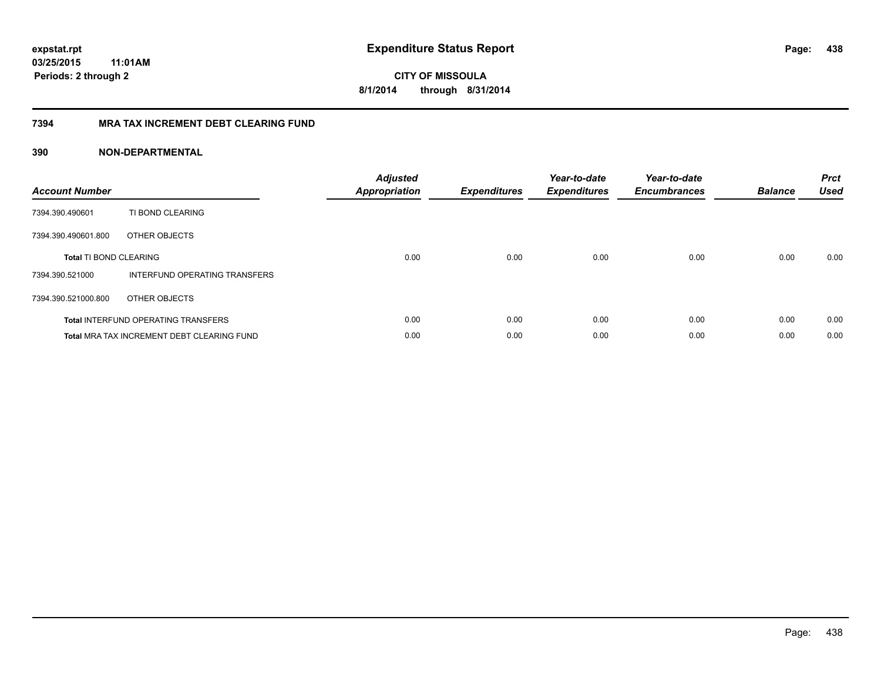# Expenditure Status Report

expstat.rpt
03/25/2015 11:01AM
Periods: 2 through 2

**CITY OF MISSOULA**
**8/1/2014 through 8/31/2014**

## 7394 MRA TAX INCREMENT DEBT CLEARING FUND

### 390 NON-DEPARTMENTAL

| Account Number | | Adjusted Appropriation | Expenditures | Year-to-date Expenditures | Year-to-date Encumbrances | Balance | Prct Used |
|---|---|---|---|---|---|---|---|
| 7394.390.490601 | TI BOND CLEARING | | | | | | |
| 7394.390.490601.800 | OTHER OBJECTS | | | | | | |
| **Total** TI BOND CLEARING | | 0.00 | 0.00 | 0.00 | 0.00 | 0.00 | 0.00 |
| 7394.390.521000 | INTERFUND OPERATING TRANSFERS | | | | | | |
| 7394.390.521000.800 | OTHER OBJECTS | | | | | | |
| **Total** INTERFUND OPERATING TRANSFERS | | 0.00 | 0.00 | 0.00 | 0.00 | 0.00 | 0.00 |
| **Total** MRA TAX INCREMENT DEBT CLEARING FUND | | 0.00 | 0.00 | 0.00 | 0.00 | 0.00 | 0.00 |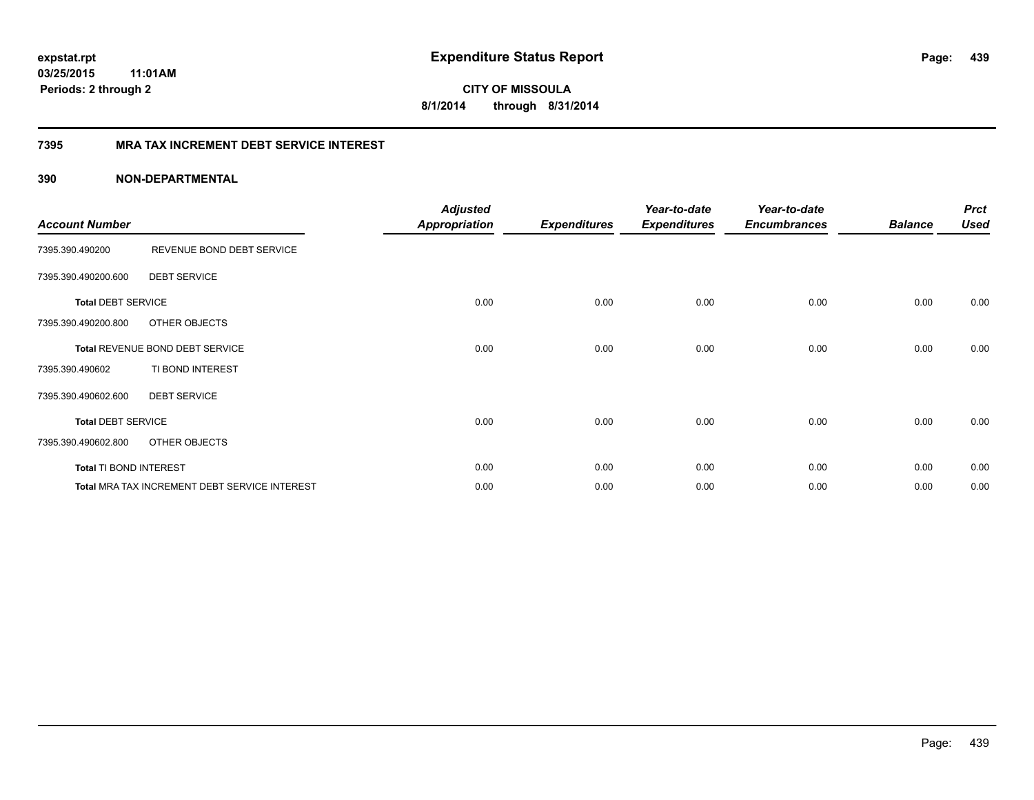**expstat.rpt**
**03/25/2015 11:01AM**
**Periods: 2 through 2**

# Expenditure Status Report

**CITY OF MISSOULA**
**8/1/2014 through 8/31/2014**

## 7395 MRA TAX INCREMENT DEBT SERVICE INTEREST

### 390 NON-DEPARTMENTAL

| Account Number | | Adjusted Appropriation | Expenditures | Year-to-date Expenditures | Year-to-date Encumbrances | Balance | Prct Used |
|---|---|---|---|---|---|---|---|
| 7395.390.490200 | REVENUE BOND DEBT SERVICE | | | | | | |
| 7395.390.490200.600 | DEBT SERVICE | | | | | | |
| **Total** DEBT SERVICE | | 0.00 | 0.00 | 0.00 | 0.00 | 0.00 | 0.00 |
| 7395.390.490200.800 | OTHER OBJECTS | | | | | | |
| **Total** REVENUE BOND DEBT SERVICE | | 0.00 | 0.00 | 0.00 | 0.00 | 0.00 | 0.00 |
| 7395.390.490602 | TI BOND INTEREST | | | | | | |
| 7395.390.490602.600 | DEBT SERVICE | | | | | | |
| **Total** DEBT SERVICE | | 0.00 | 0.00 | 0.00 | 0.00 | 0.00 | 0.00 |
| 7395.390.490602.800 | OTHER OBJECTS | | | | | | |
| **Total** TI BOND INTEREST | | 0.00 | 0.00 | 0.00 | 0.00 | 0.00 | 0.00 |
| **Total** MRA TAX INCREMENT DEBT SERVICE INTEREST | | 0.00 | 0.00 | 0.00 | 0.00 | 0.00 | 0.00 |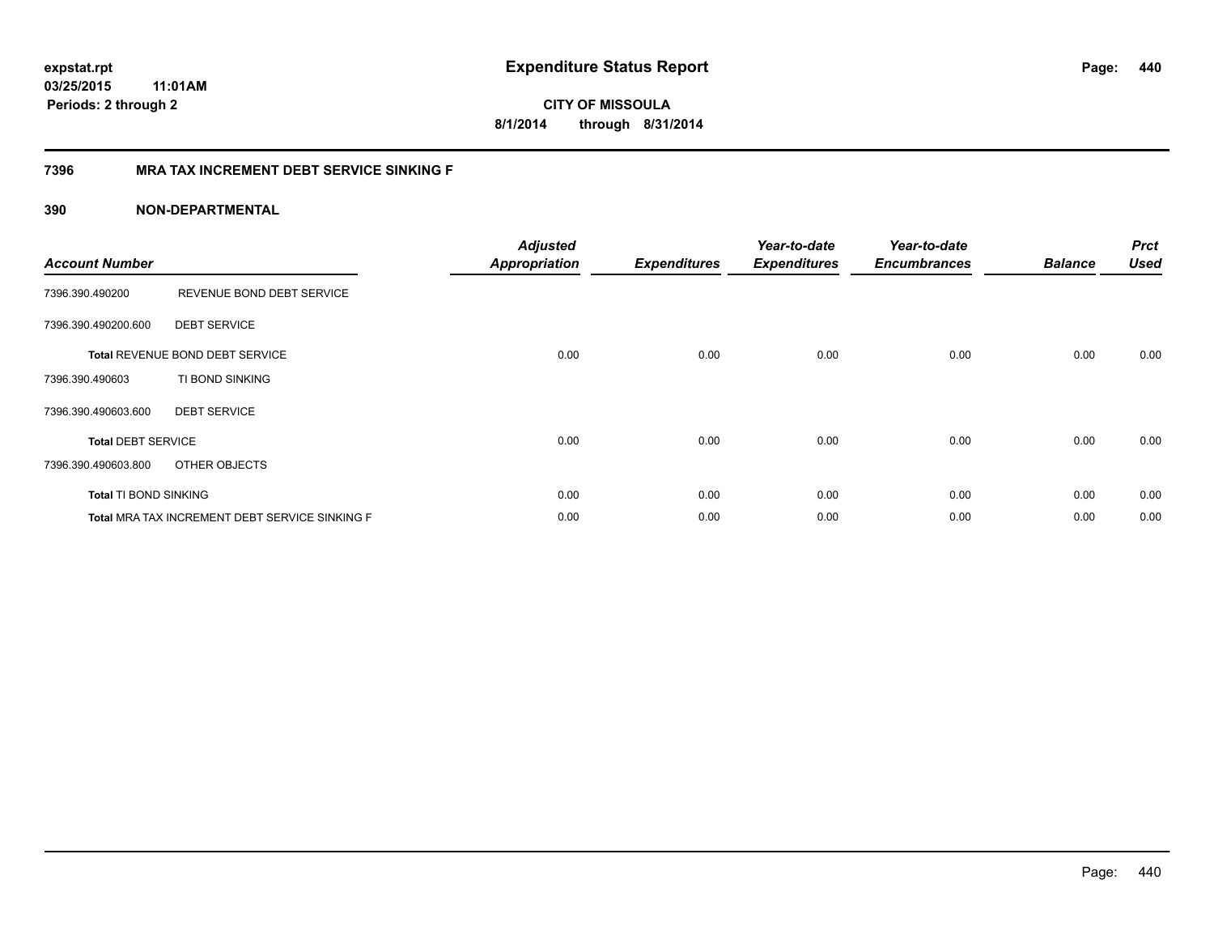# Expenditure Status Report

expstat.rpt
03/25/2015 11:01AM
Periods: 2 through 2

CITY OF MISSOULA
8/1/2014 through 8/31/2014

## 7396 MRA TAX INCREMENT DEBT SERVICE SINKING F

### 390 NON-DEPARTMENTAL

| Account Number | | Adjusted Appropriation | Expenditures | Year-to-date Expenditures | Year-to-date Encumbrances | Balance | Prct Used |
|---|---|---|---|---|---|---|---|
| 7396.390.490200 | REVENUE BOND DEBT SERVICE | | | | | | |
| 7396.390.490200.600 | DEBT SERVICE | | | | | | |
| **Total** REVENUE BOND DEBT SERVICE | | 0.00 | 0.00 | 0.00 | 0.00 | 0.00 | 0.00 |
| 7396.390.490603 | TI BOND SINKING | | | | | | |
| 7396.390.490603.600 | DEBT SERVICE | | | | | | |
| **Total** DEBT SERVICE | | 0.00 | 0.00 | 0.00 | 0.00 | 0.00 | 0.00 |
| 7396.390.490603.800 | OTHER OBJECTS | | | | | | |
| **Total** TI BOND SINKING | | 0.00 | 0.00 | 0.00 | 0.00 | 0.00 | 0.00 |
| **Total** MRA TAX INCREMENT DEBT SERVICE SINKING F | | 0.00 | 0.00 | 0.00 | 0.00 | 0.00 | 0.00 |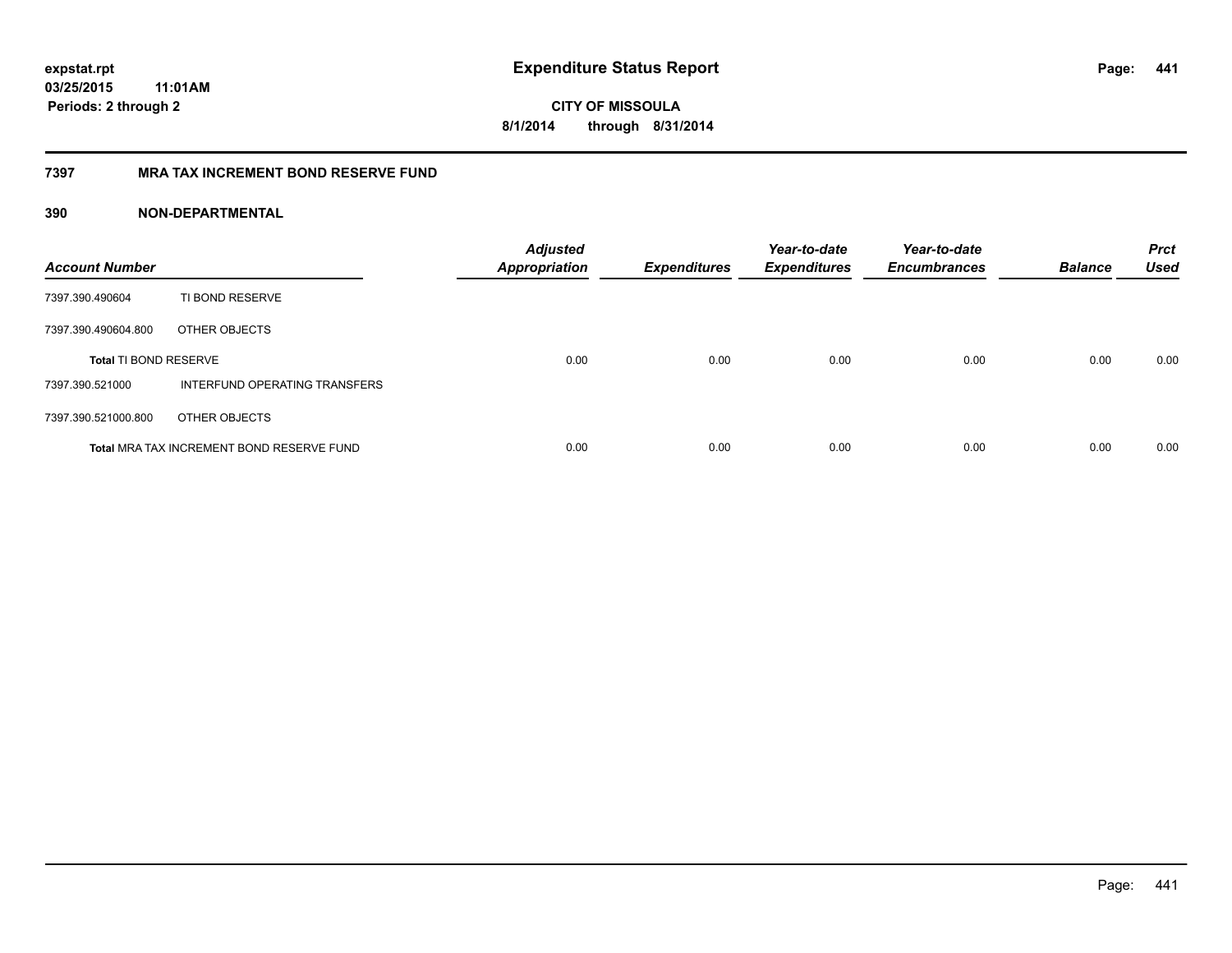# Expenditure Status Report

expstat.rpt
03/25/2015 11:01AM
Periods: 2 through 2

CITY OF MISSOULA
8/1/2014 through 8/31/2014

## 7397 MRA TAX INCREMENT BOND RESERVE FUND

### 390 NON-DEPARTMENTAL

| Account Number | | Adjusted Appropriation | Expenditures | Year-to-date Expenditures | Year-to-date Encumbrances | Balance | Prct Used |
|---|---|---|---|---|---|---|---|
| 7397.390.490604 | TI BOND RESERVE | | | | | | |
| 7397.390.490604.800 | OTHER OBJECTS | | | | | | |
| **Total** TI BOND RESERVE | | 0.00 | 0.00 | 0.00 | 0.00 | 0.00 | 0.00 |
| 7397.390.521000 | INTERFUND OPERATING TRANSFERS | | | | | | |
| 7397.390.521000.800 | OTHER OBJECTS | | | | | | |
| **Total** MRA TAX INCREMENT BOND RESERVE FUND | | 0.00 | 0.00 | 0.00 | 0.00 | 0.00 | 0.00 |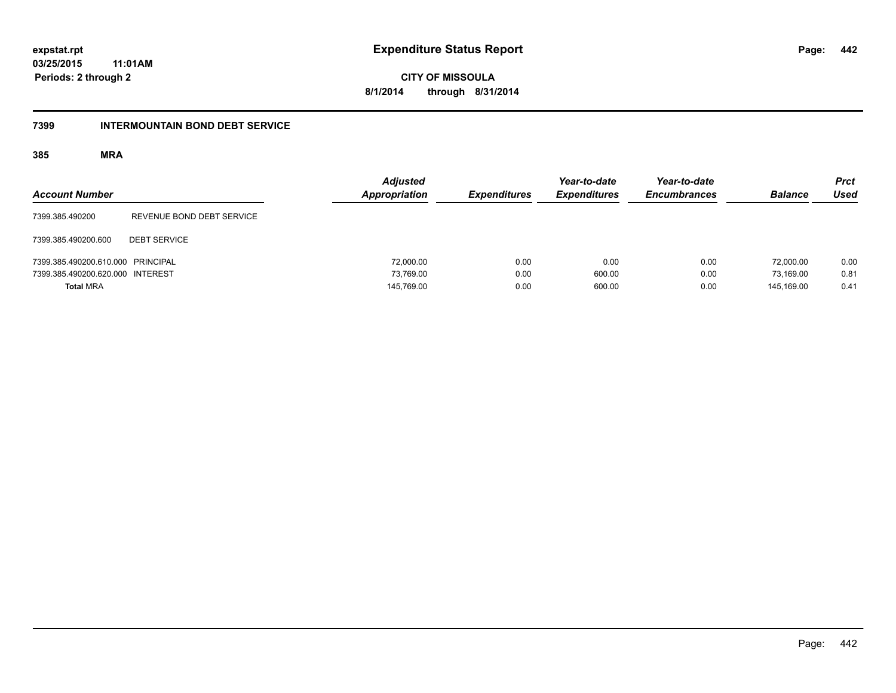**expstat.rpt**
**03/25/2015 11:01AM**
**Periods: 2 through 2**

# Expenditure Status Report

**CITY OF MISSOULA**
**8/1/2014 through 8/31/2014**

## 7399 INTERMOUNTAIN BOND DEBT SERVICE

### 385 MRA

| Account Number | | Adjusted Appropriation | Expenditures | Year-to-date Expenditures | Year-to-date Encumbrances | Balance | Prct Used |
|---|---|---|---|---|---|---|---|
| 7399.385.490200 | REVENUE BOND DEBT SERVICE | | | | | | |
| 7399.385.490200.600 | DEBT SERVICE | | | | | | |
| 7399.385.490200.610.000 | PRINCIPAL | 72,000.00 | 0.00 | 0.00 | 0.00 | 72,000.00 | 0.00 |
| 7399.385.490200.620.000 | INTEREST | 73,769.00 | 0.00 | 600.00 | 0.00 | 73,169.00 | 0.81 |
| **Total** MRA | | 145,769.00 | 0.00 | 600.00 | 0.00 | 145,169.00 | 0.41 |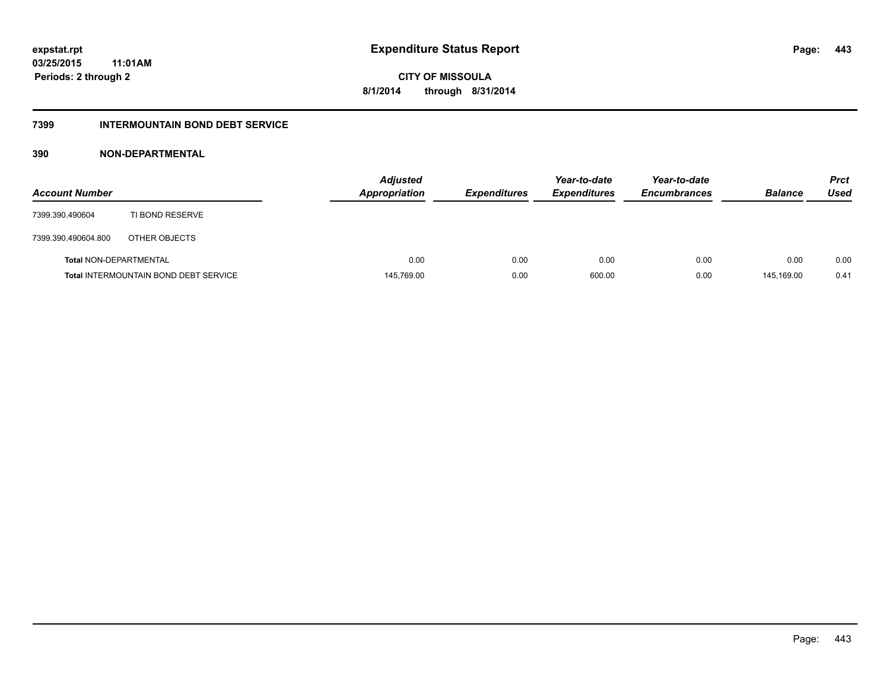# Expenditure Status Report

expstat.rpt
03/25/2015 11:01AM
Periods: 2 through 2

CITY OF MISSOULA
8/1/2014 through 8/31/2014

## 7399 INTERMOUNTAIN BOND DEBT SERVICE

### 390 NON-DEPARTMENTAL

| Account Number | | Adjusted Appropriation | Expenditures | Year-to-date Expenditures | Year-to-date Encumbrances | Balance | Prct Used |
|---|---|---|---|---|---|---|---|
| 7399.390.490604 | TI BOND RESERVE | | | | | | |
| 7399.390.490604.800 | OTHER OBJECTS | | | | | | |
| **Total** NON-DEPARTMENTAL | | 0.00 | 0.00 | 0.00 | 0.00 | 0.00 | 0.00 |
| **Total** INTERMOUNTAIN BOND DEBT SERVICE | | 145,769.00 | 0.00 | 600.00 | 0.00 | 145,169.00 | 0.41 |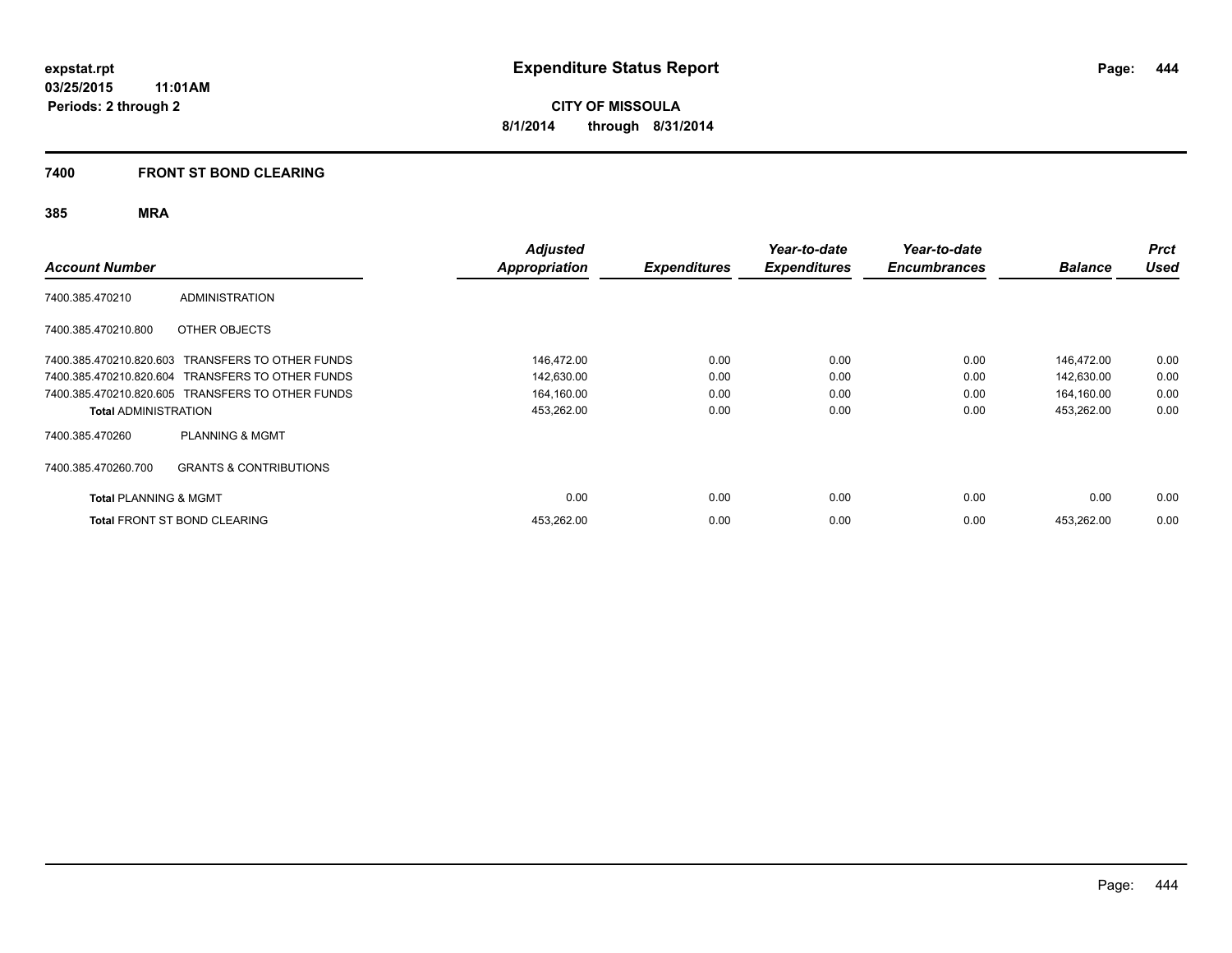# Expenditure Status Report

expstat.rpt
03/25/2015 11:01AM
Periods: 2 through 2

**CITY OF MISSOULA**
**8/1/2014 through 8/31/2014**

## 7400 FRONT ST BOND CLEARING

### 385 MRA

| Account Number | | Adjusted Appropriation | Expenditures | Year-to-date Expenditures | Year-to-date Encumbrances | Balance | Prct Used |
|---|---|---|---|---|---|---|---|
| 7400.385.470210 | ADMINISTRATION | | | | | | |
| 7400.385.470210.800 | OTHER OBJECTS | | | | | | |
| 7400.385.470210.820.603 | TRANSFERS TO OTHER FUNDS | 146,472.00 | 0.00 | 0.00 | 0.00 | 146,472.00 | 0.00 |
| 7400.385.470210.820.604 | TRANSFERS TO OTHER FUNDS | 142,630.00 | 0.00 | 0.00 | 0.00 | 142,630.00 | 0.00 |
| 7400.385.470210.820.605 | TRANSFERS TO OTHER FUNDS | 164,160.00 | 0.00 | 0.00 | 0.00 | 164,160.00 | 0.00 |
| **Total** ADMINISTRATION | | 453,262.00 | 0.00 | 0.00 | 0.00 | 453,262.00 | 0.00 |
| 7400.385.470260 | PLANNING & MGMT | | | | | | |
| 7400.385.470260.700 | GRANTS & CONTRIBUTIONS | | | | | | |
| **Total** PLANNING & MGMT | | 0.00 | 0.00 | 0.00 | 0.00 | 0.00 | 0.00 |
| **Total** FRONT ST BOND CLEARING | | 453,262.00 | 0.00 | 0.00 | 0.00 | 453,262.00 | 0.00 |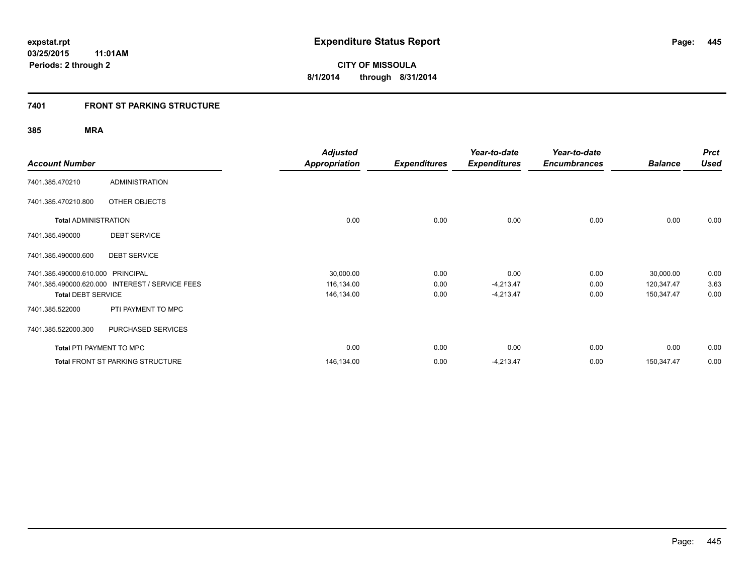**expstat.rpt**
**03/25/2015 11:01AM**
**Periods: 2 through 2**

# Expenditure Status Report

**CITY OF MISSOULA**
**8/1/2014 through 8/31/2014**

## 7401 FRONT ST PARKING STRUCTURE

### 385 MRA

| Account Number | | Adjusted Appropriation | Expenditures | Year-to-date Expenditures | Year-to-date Encumbrances | Balance | Prct Used |
|---|---|---|---|---|---|---|---|
| 7401.385.470210 | ADMINISTRATION | | | | | | |
| 7401.385.470210.800 | OTHER OBJECTS | | | | | | |
| **Total** ADMINISTRATION | | 0.00 | 0.00 | 0.00 | 0.00 | 0.00 | 0.00 |
| 7401.385.490000 | DEBT SERVICE | | | | | | |
| 7401.385.490000.600 | DEBT SERVICE | | | | | | |
| 7401.385.490000.610.000 | PRINCIPAL | 30,000.00 | 0.00 | 0.00 | 0.00 | 30,000.00 | 0.00 |
| 7401.385.490000.620.000 | INTEREST / SERVICE FEES | 116,134.00 | 0.00 | -4,213.47 | 0.00 | 120,347.47 | 3.63 |
| **Total** DEBT SERVICE | | 146,134.00 | 0.00 | -4,213.47 | 0.00 | 150,347.47 | 0.00 |
| 7401.385.522000 | PTI PAYMENT TO MPC | | | | | | |
| 7401.385.522000.300 | PURCHASED SERVICES | | | | | | |
| **Total** PTI PAYMENT TO MPC | | 0.00 | 0.00 | 0.00 | 0.00 | 0.00 | 0.00 |
| **Total** FRONT ST PARKING STRUCTURE | | 146,134.00 | 0.00 | -4,213.47 | 0.00 | 150,347.47 | 0.00 |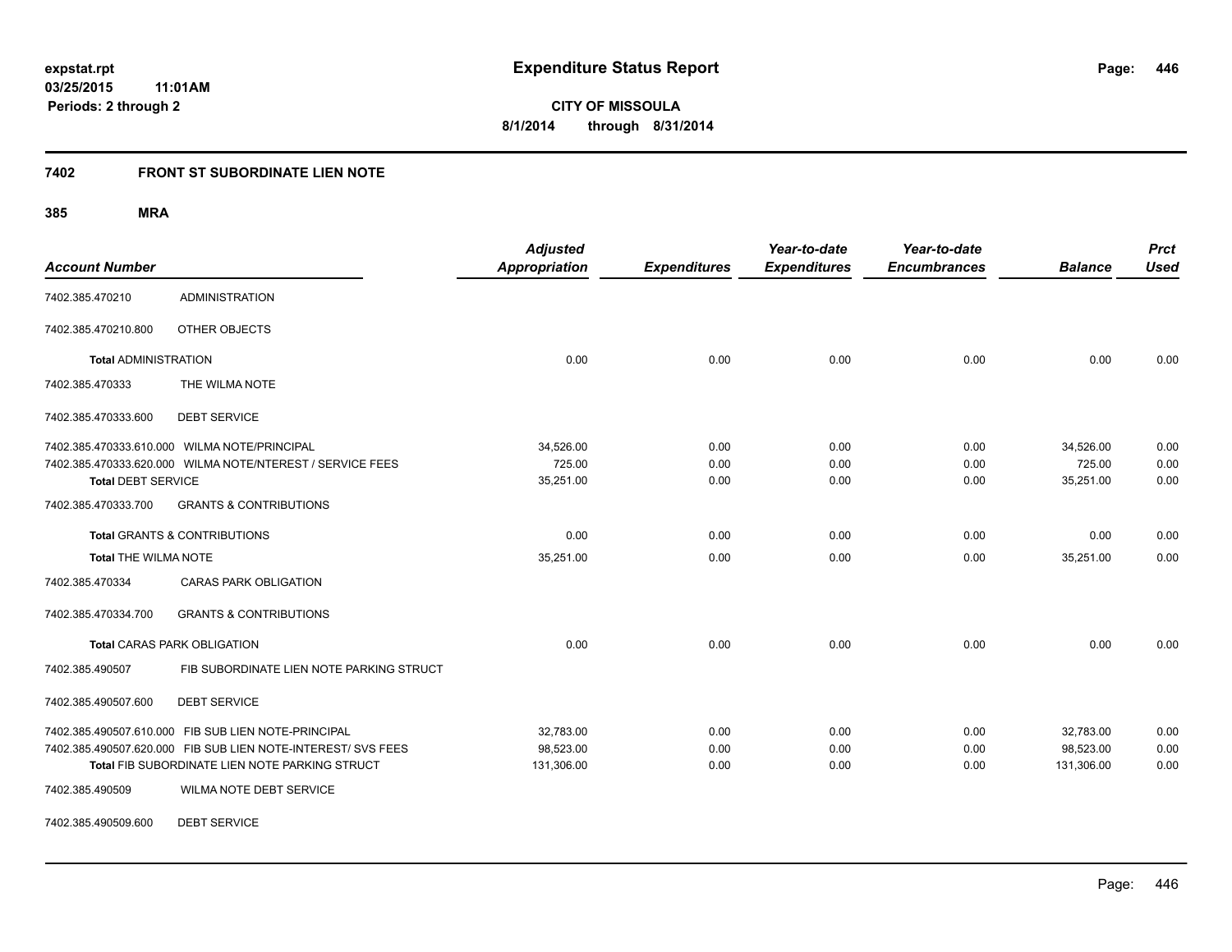# Expenditure Status Report

expstat.rpt
03/25/2015 11:01AM
Periods: 2 through 2

**CITY OF MISSOULA**
**8/1/2014 through 8/31/2014**

## 7402 FRONT ST SUBORDINATE LIEN NOTE

### 385 MRA

| Account Number | | Adjusted Appropriation | Expenditures | Year-to-date Expenditures | Year-to-date Encumbrances | Balance | Prct Used |
|---|---|---|---|---|---|---|---|
| 7402.385.470210 | ADMINISTRATION | | | | | | |
| 7402.385.470210.800 | OTHER OBJECTS | | | | | | |
| **Total** ADMINISTRATION | | 0.00 | 0.00 | 0.00 | 0.00 | 0.00 | 0.00 |
| 7402.385.470333 | THE WILMA NOTE | | | | | | |
| 7402.385.470333.600 | DEBT SERVICE | | | | | | |
| 7402.385.470333.610.000 | WILMA NOTE/PRINCIPAL | 34,526.00 | 0.00 | 0.00 | 0.00 | 34,526.00 | 0.00 |
| 7402.385.470333.620.000 | WILMA NOTE/NTEREST / SERVICE FEES | 725.00 | 0.00 | 0.00 | 0.00 | 725.00 | 0.00 |
| **Total** DEBT SERVICE | | 35,251.00 | 0.00 | 0.00 | 0.00 | 35,251.00 | 0.00 |
| 7402.385.470333.700 | GRANTS & CONTRIBUTIONS | | | | | | |
| **Total** GRANTS & CONTRIBUTIONS | | 0.00 | 0.00 | 0.00 | 0.00 | 0.00 | 0.00 |
| **Total** THE WILMA NOTE | | 35,251.00 | 0.00 | 0.00 | 0.00 | 35,251.00 | 0.00 |
| 7402.385.470334 | CARAS PARK OBLIGATION | | | | | | |
| 7402.385.470334.700 | GRANTS & CONTRIBUTIONS | | | | | | |
| **Total** CARAS PARK OBLIGATION | | 0.00 | 0.00 | 0.00 | 0.00 | 0.00 | 0.00 |
| 7402.385.490507 | FIB SUBORDINATE LIEN NOTE PARKING STRUCT | | | | | | |
| 7402.385.490507.600 | DEBT SERVICE | | | | | | |
| 7402.385.490507.610.000 | FIB SUB LIEN NOTE-PRINCIPAL | 32,783.00 | 0.00 | 0.00 | 0.00 | 32,783.00 | 0.00 |
| 7402.385.490507.620.000 | FIB SUB LIEN NOTE-INTEREST/ SVS FEES | 98,523.00 | 0.00 | 0.00 | 0.00 | 98,523.00 | 0.00 |
| **Total** FIB SUBORDINATE LIEN NOTE PARKING STRUCT | | 131,306.00 | 0.00 | 0.00 | 0.00 | 131,306.00 | 0.00 |
| 7402.385.490509 | WILMA NOTE DEBT SERVICE | | | | | | |
| 7402.385.490509.600 | DEBT SERVICE | | | | | | |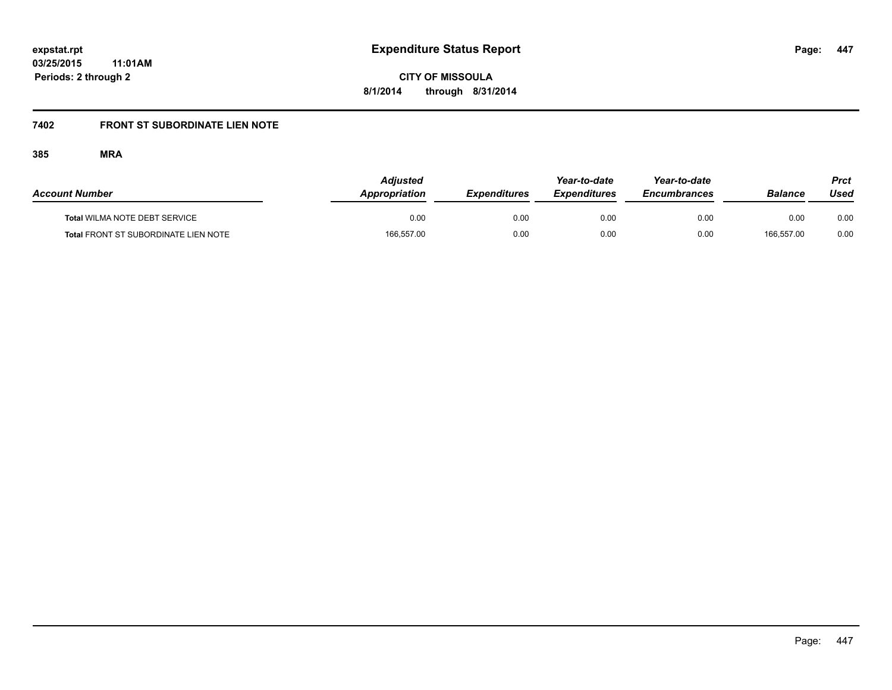**Expenditure Status Report**

**CITY OF MISSOULA**

**8/1/2014 through 8/31/2014**

expstat.rpt
03/25/2015 11:01AM
Periods: 2 through 2

## 7402 FRONT ST SUBORDINATE LIEN NOTE

### 385 MRA

| Account Number | Adjusted Appropriation | Expenditures | Year-to-date Expenditures | Year-to-date Encumbrances | Balance | Prct Used |
|---|---|---|---|---|---|---|
| **Total** WILMA NOTE DEBT SERVICE | 0.00 | 0.00 | 0.00 | 0.00 | 0.00 | 0.00 |
| **Total** FRONT ST SUBORDINATE LIEN NOTE | 166,557.00 | 0.00 | 0.00 | 0.00 | 166,557.00 | 0.00 |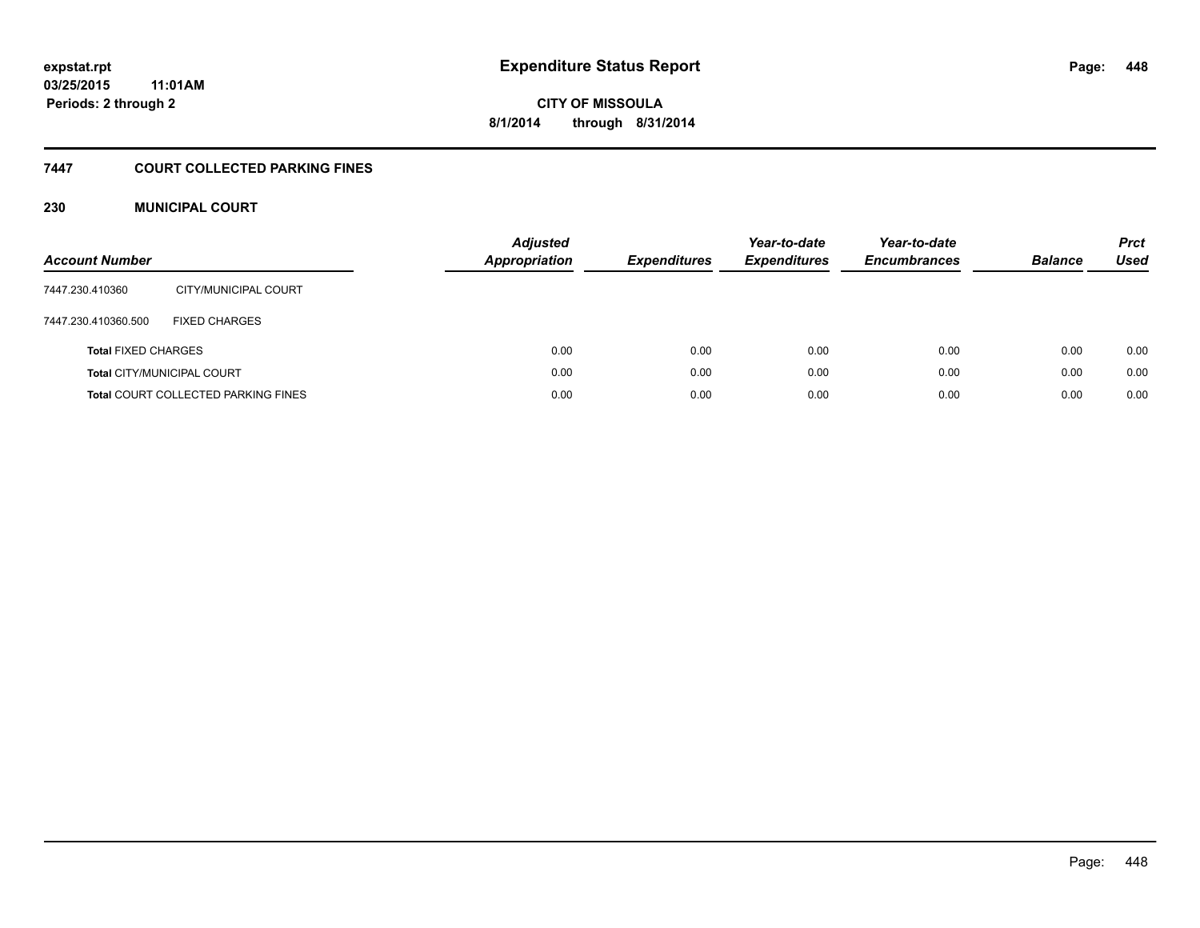expstat.rpt
03/25/2015 11:01AM
Periods: 2 through 2

# Expenditure Status Report

CITY OF MISSOULA
8/1/2014 through 8/31/2014

## 7447 COURT COLLECTED PARKING FINES

## 230 MUNICIPAL COURT

| Account Number | | Adjusted Appropriation | Expenditures | Year-to-date Expenditures | Year-to-date Encumbrances | Balance | Prct Used |
|---|---|---|---|---|---|---|---|
| 7447.230.410360 | CITY/MUNICIPAL COURT | | | | | | |
| 7447.230.410360.500 | FIXED CHARGES | | | | | | |
| **Total** FIXED CHARGES | | 0.00 | 0.00 | 0.00 | 0.00 | 0.00 | 0.00 |
| **Total** CITY/MUNICIPAL COURT | | 0.00 | 0.00 | 0.00 | 0.00 | 0.00 | 0.00 |
| **Total** COURT COLLECTED PARKING FINES | | 0.00 | 0.00 | 0.00 | 0.00 | 0.00 | 0.00 |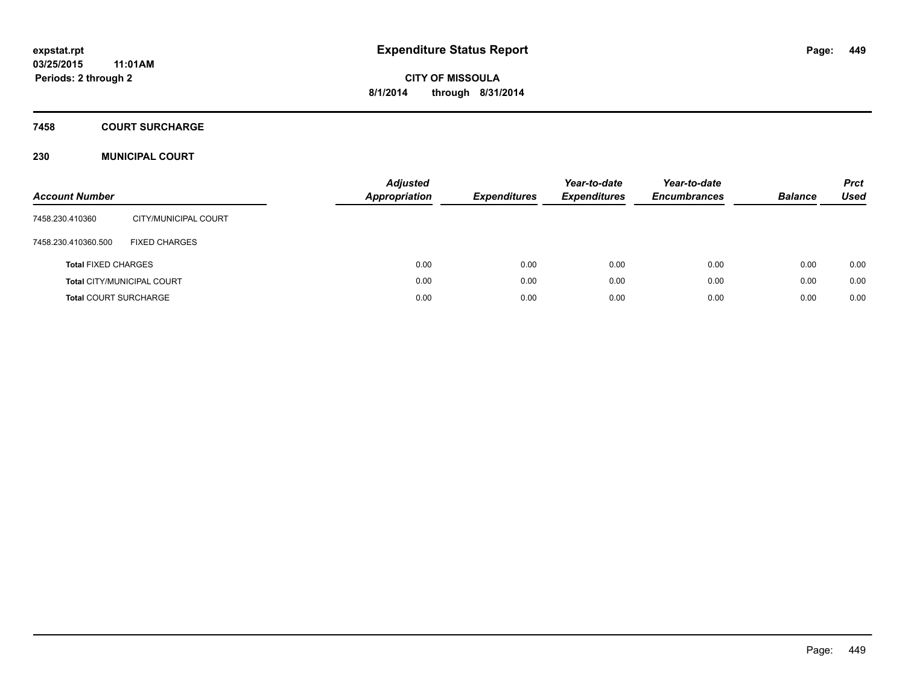# Expenditure Status Report

**expstat.rpt**
**03/25/2015 11:01AM**
**Periods: 2 through 2**

**CITY OF MISSOULA**
**8/1/2014 through 8/31/2014**

## 7458 COURT SURCHARGE

## 230 MUNICIPAL COURT

| Account Number | | Adjusted Appropriation | Expenditures | Year-to-date Expenditures | Year-to-date Encumbrances | Balance | Prct Used |
|---|---|---|---|---|---|---|---|
| 7458.230.410360 | CITY/MUNICIPAL COURT | | | | | | |
| 7458.230.410360.500 | FIXED CHARGES | | | | | | |
| **Total** FIXED CHARGES | | 0.00 | 0.00 | 0.00 | 0.00 | 0.00 | 0.00 |
| **Total** CITY/MUNICIPAL COURT | | 0.00 | 0.00 | 0.00 | 0.00 | 0.00 | 0.00 |
| **Total** COURT SURCHARGE | | 0.00 | 0.00 | 0.00 | 0.00 | 0.00 | 0.00 |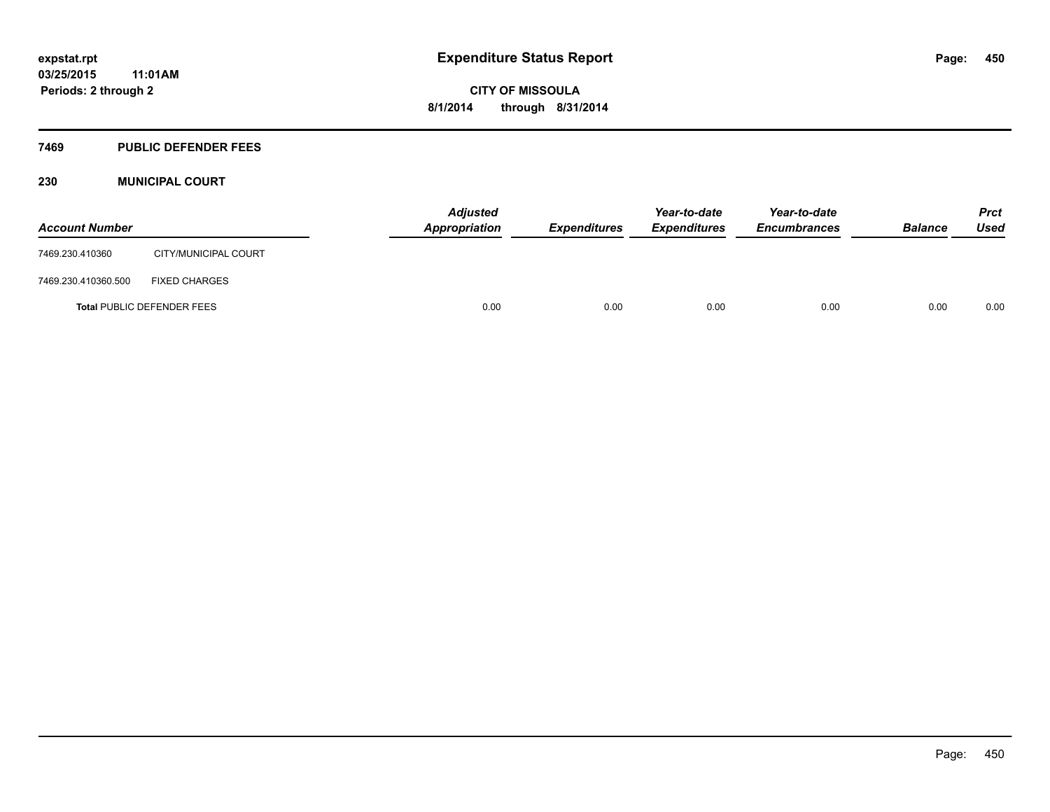# Expenditure Status Report

expstat.rpt
03/25/2015 11:01AM
Periods: 2 through 2

**CITY OF MISSOULA**
**8/1/2014 through 8/31/2014**

## 7469 PUBLIC DEFENDER FEES

### 230 MUNICIPAL COURT

| Account Number | | Adjusted Appropriation | Expenditures | Year-to-date Expenditures | Year-to-date Encumbrances | Balance | Prct Used |
|---|---|---|---|---|---|---|---|
| 7469.230.410360 | CITY/MUNICIPAL COURT | | | | | | |
| 7469.230.410360.500 | FIXED CHARGES | | | | | | |
| **Total** PUBLIC DEFENDER FEES | | 0.00 | 0.00 | 0.00 | 0.00 | 0.00 | 0.00 |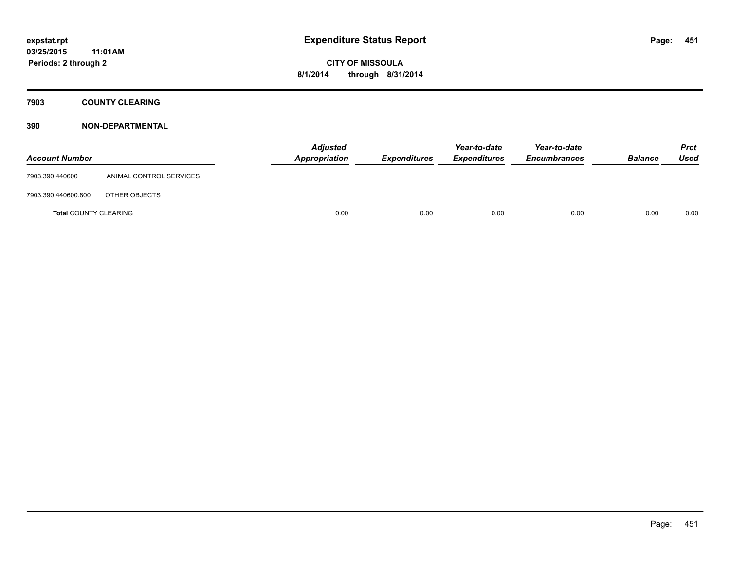**Expenditure Status Report**

**CITY OF MISSOULA**

**8/1/2014 through 8/31/2014**

expstat.rpt
03/25/2015 11:01AM
Periods: 2 through 2

## 7903 COUNTY CLEARING

### 390 NON-DEPARTMENTAL

| Account Number | | Adjusted Appropriation | Expenditures | Year-to-date Expenditures | Year-to-date Encumbrances | Balance | Prct Used |
|---|---|---|---|---|---|---|---|
| 7903.390.440600 | ANIMAL CONTROL SERVICES | | | | | | |
| 7903.390.440600.800 | OTHER OBJECTS | | | | | | |
| **Total** COUNTY CLEARING | | 0.00 | 0.00 | 0.00 | 0.00 | 0.00 | 0.00 |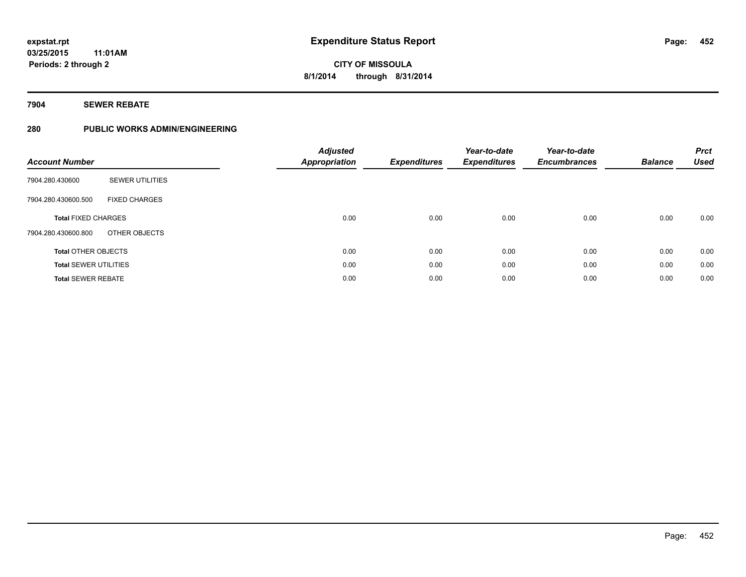# Expenditure Status Report

expstat.rpt
03/25/2015 11:01AM
Periods: 2 through 2

CITY OF MISSOULA
8/1/2014 through 8/31/2014

## 7904 SEWER REBATE

### 280 PUBLIC WORKS ADMIN/ENGINEERING

| Account Number | | Adjusted Appropriation | Expenditures | Year-to-date Expenditures | Year-to-date Encumbrances | Balance | Prct Used |
|---|---|---|---|---|---|---|---|
| 7904.280.430600 | SEWER UTILITIES | | | | | | |
| 7904.280.430600.500 | FIXED CHARGES | | | | | | |
| **Total** FIXED CHARGES | | 0.00 | 0.00 | 0.00 | 0.00 | 0.00 | 0.00 |
| 7904.280.430600.800 | OTHER OBJECTS | | | | | | |
| **Total** OTHER OBJECTS | | 0.00 | 0.00 | 0.00 | 0.00 | 0.00 | 0.00 |
| **Total** SEWER UTILITIES | | 0.00 | 0.00 | 0.00 | 0.00 | 0.00 | 0.00 |
| **Total** SEWER REBATE | | 0.00 | 0.00 | 0.00 | 0.00 | 0.00 | 0.00 |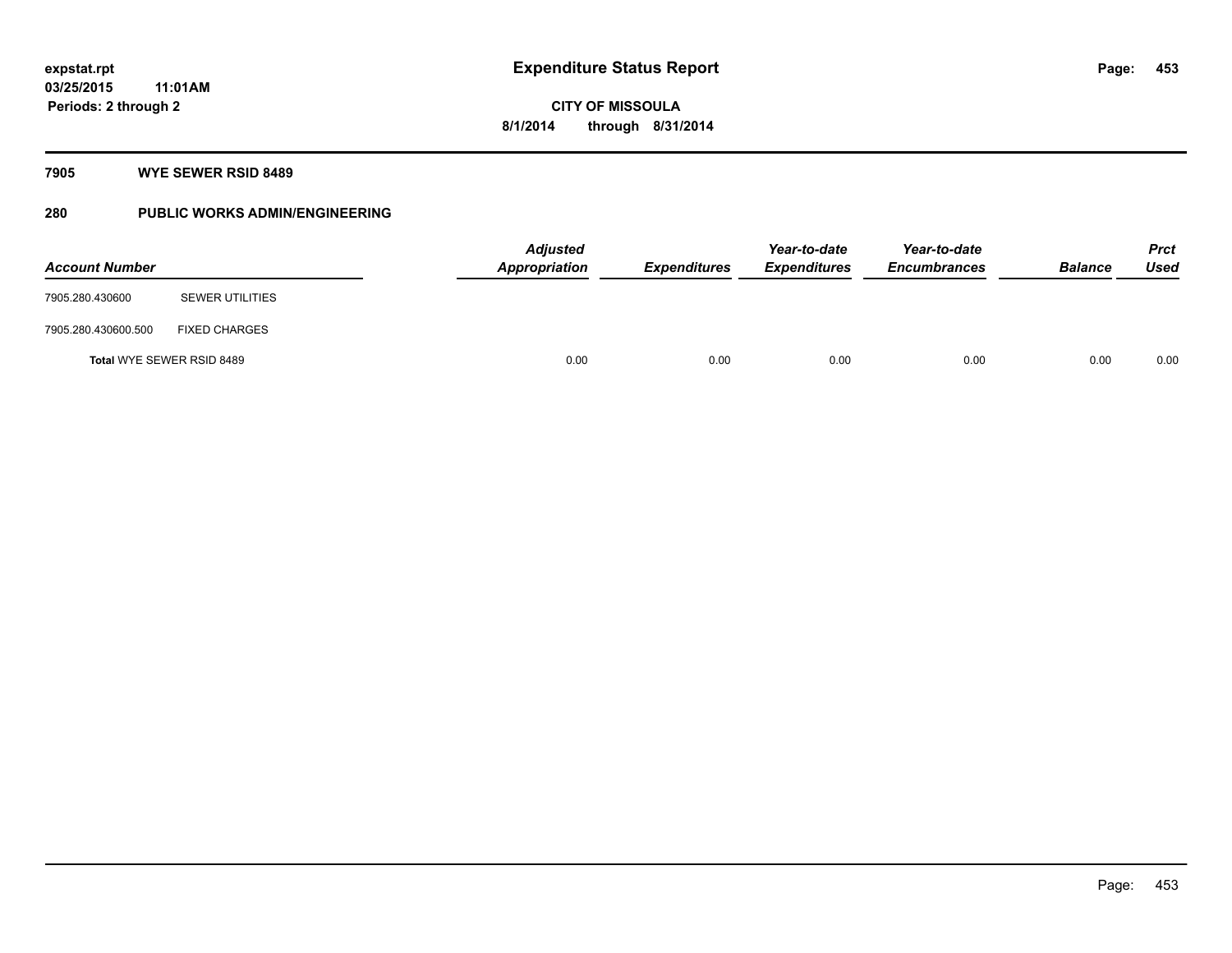# Expenditure Status Report

**CITY OF MISSOULA**

**8/1/2014 through 8/31/2014**

expstat.rpt
03/25/2015 11:01AM
Periods: 2 through 2

## 7905 WYE SEWER RSID 8489

## 280 PUBLIC WORKS ADMIN/ENGINEERING

| Account Number | | Adjusted Appropriation | Expenditures | Year-to-date Expenditures | Year-to-date Encumbrances | Balance | Prct Used |
|---|---|---|---|---|---|---|---|
| 7905.280.430600 | SEWER UTILITIES | | | | | | |
| 7905.280.430600.500 | FIXED CHARGES | | | | | | |
| **Total** WYE SEWER RSID 8489 | | 0.00 | 0.00 | 0.00 | 0.00 | 0.00 | 0.00 |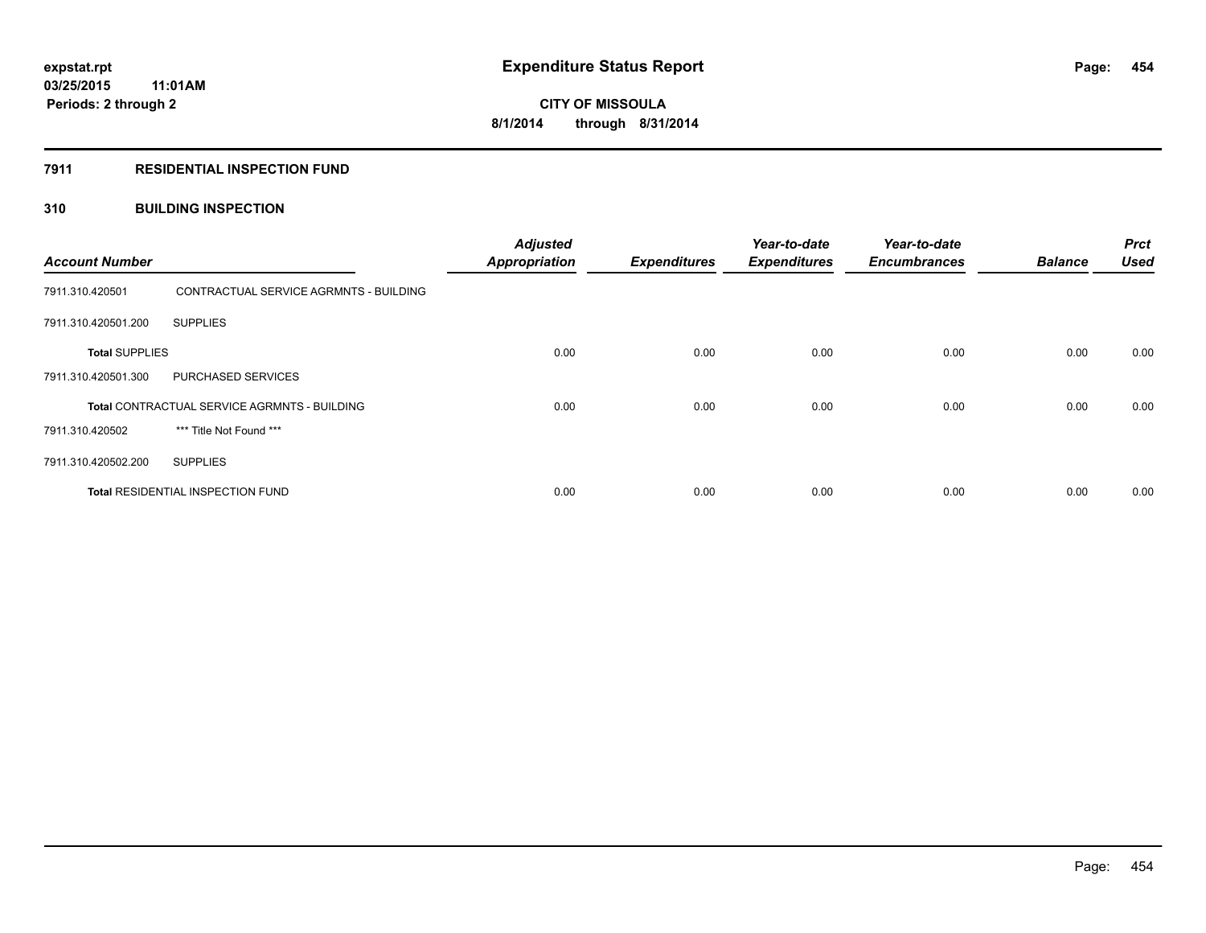**expstat.rpt**
**03/25/2015 11:01AM**
**Periods: 2 through 2**

# Expenditure Status Report

**CITY OF MISSOULA**
**8/1/2014 through 8/31/2014**

## 7911 RESIDENTIAL INSPECTION FUND

## 310 BUILDING INSPECTION

| Account Number | | Adjusted Appropriation | Expenditures | Year-to-date Expenditures | Year-to-date Encumbrances | Balance | Prct Used |
|---|---|---|---|---|---|---|---|
| 7911.310.420501 | CONTRACTUAL SERVICE AGRMNTS - BUILDING | | | | | | |
| 7911.310.420501.200 | SUPPLIES | | | | | | |
| **Total** SUPPLIES | | 0.00 | 0.00 | 0.00 | 0.00 | 0.00 | 0.00 |
| 7911.310.420501.300 | PURCHASED SERVICES | | | | | | |
| **Total** CONTRACTUAL SERVICE AGRMNTS - BUILDING | | 0.00 | 0.00 | 0.00 | 0.00 | 0.00 | 0.00 |
| 7911.310.420502 | *** Title Not Found *** | | | | | | |
| 7911.310.420502.200 | SUPPLIES | | | | | | |
| **Total** RESIDENTIAL INSPECTION FUND | | 0.00 | 0.00 | 0.00 | 0.00 | 0.00 | 0.00 |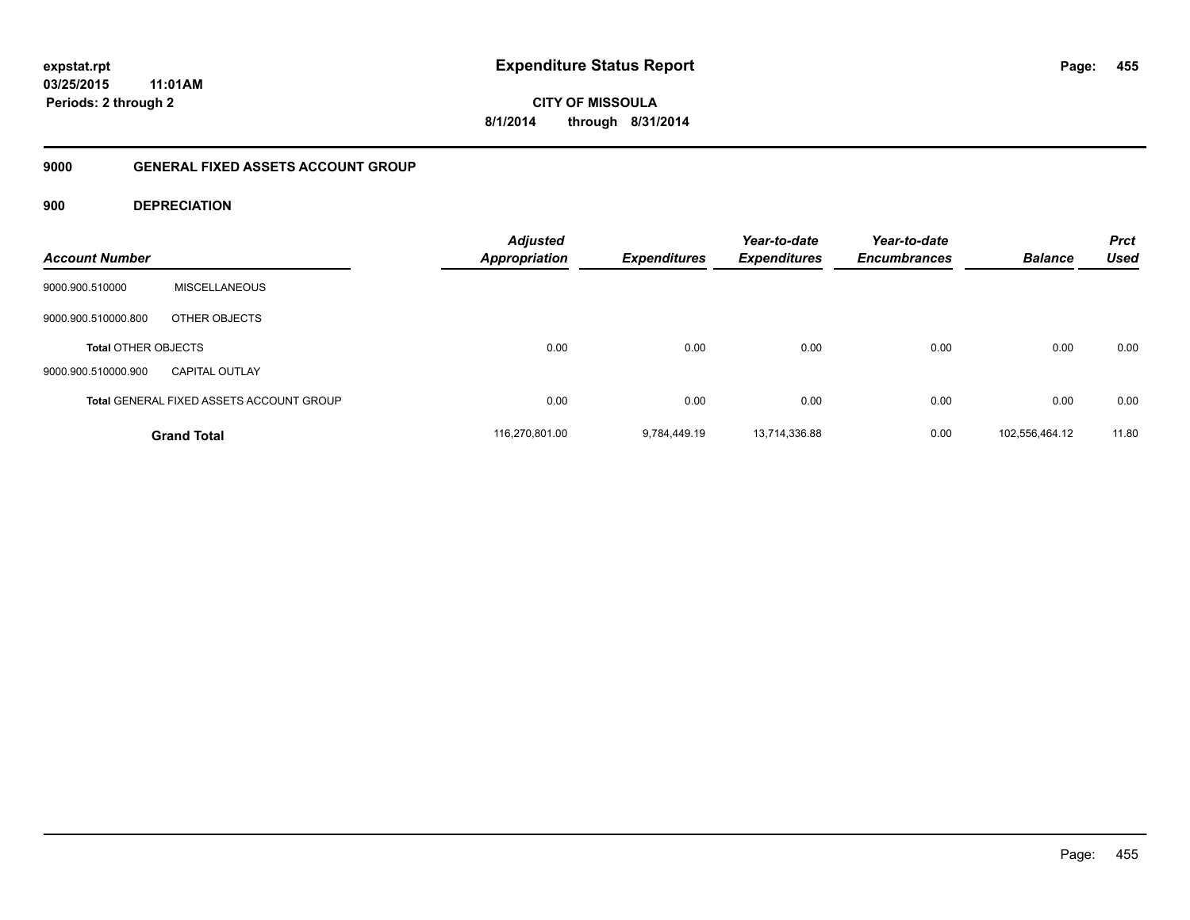**expstat.rpt**
**03/25/2015 11:01AM**
**Periods: 2 through 2**

# Expenditure Status Report

**CITY OF MISSOULA**
**8/1/2014 through 8/31/2014**

## 9000 GENERAL FIXED ASSETS ACCOUNT GROUP

### 900 DEPRECIATION

| Account Number | | Adjusted Appropriation | Expenditures | Year-to-date Expenditures | Year-to-date Encumbrances | Balance | Prct Used |
|---|---|---|---|---|---|---|---|
| 9000.900.510000 | MISCELLANEOUS | | | | | | |
| 9000.900.510000.800 | OTHER OBJECTS | | | | | | |
| **Total** OTHER OBJECTS | | 0.00 | 0.00 | 0.00 | 0.00 | 0.00 | 0.00 |
| 9000.900.510000.900 | CAPITAL OUTLAY | | | | | | |
| **Total** GENERAL FIXED ASSETS ACCOUNT GROUP | | 0.00 | 0.00 | 0.00 | 0.00 | 0.00 | 0.00 |
| **Grand Total** | | 116,270,801.00 | 9,784,449.19 | 13,714,336.88 | 0.00 | 102,556,464.12 | 11.80 |